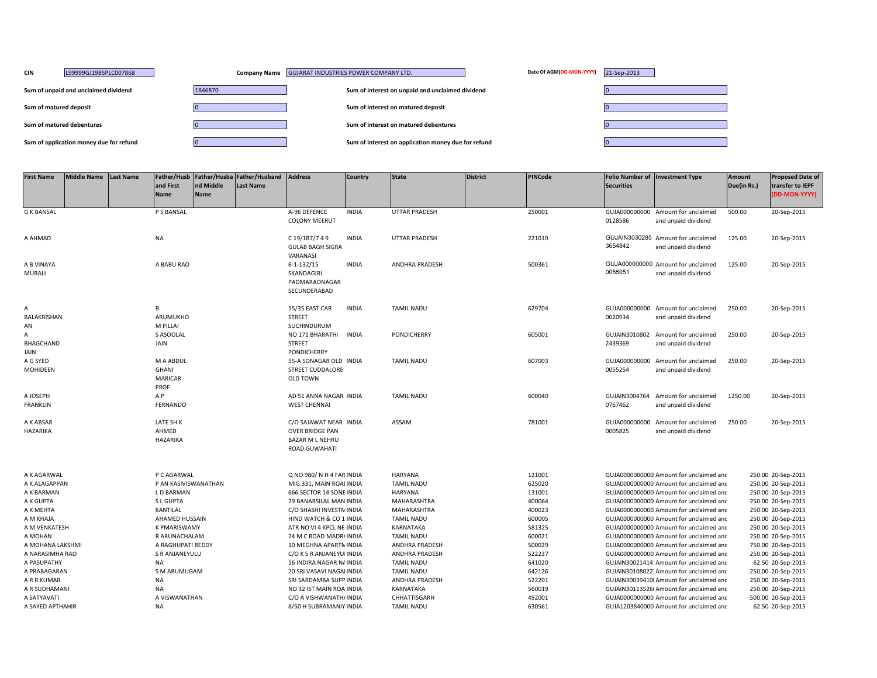| CIN | L99999GJ1985PLC007868 | Company Name | GUJARAT INDUSTRIES POWER COMPANY LTD. | Date Of AGM(DD-MON-YYYY) | 21-Sep-2013 |
|---|---|---|---|---|---|

| | | | |
|---|---|---|---|
| Sum of unpaid and unclaimed dividend | 1846870 | Sum of interest on unpaid and unclaimed dividend | 0 |
| Sum of matured deposit | 0 | Sum of interest on matured deposit | 0 |
| Sum of matured debentures | 0 | Sum of interest on matured debentures | 0 |
| Sum of application money due for refund | 0 | Sum of interest on application money due for refund | 0 |

| First Name | Middle Name | Last Name | Father/Husband First Name | Father/Husband Middle Name | Father/Husband Last Name | Address | Country | State | District | PINCode | Folio Number of Securities | Investment Type | Amount Due(in Rs.) | Proposed Date of transfer to IEPF (DD-MON-YYYY) |
|---|---|---|---|---|---|---|---|---|---|---|---|---|---|---|
| G K BANSAL | | | P S BANSAL | | | A-96 DEFENCE COLONY MEERUT | INDIA | UTTAR PRADESH | | 250001 | GUJA000000000 0128586 | Amount for unclaimed and unpaid dividend | 500.00 | 20-Sep-2015 |
| A AHMAD | | | NA | | | C 19/1B7/7 4 9 GULAB BAGH SIGRA VARANASI | INDIA | UTTAR PRADESH | | 221010 | GUJAIN3030285 3654842 | Amount for unclaimed and unpaid dividend | 125.00 | 20-Sep-2015 |
| A B VINAYA MURALI | | | A BABU RAO | | | 6-1-132/15 SKANDAGIRI PADMARAONAGAR SECUNDERABAD | INDIA | ANDHRA PRADESH | | 500361 | GUJA000000000 0055051 | Amount for unclaimed and unpaid dividend | 125.00 | 20-Sep-2015 |
| A BALAKRISHAN AN | | | B ARUMUKHO M PILLAI | | | 15/35 EAST CAR STREET SUCHINDURUM | INDIA | TAMIL NADU | | 629704 | GUJA000000000 0020934 | Amount for unclaimed and unpaid dividend | 250.00 | 20-Sep-2015 |
| A BHAGCHAND JAIN | | | S ASOOLAL JAIN | | | NO 171 BHARATHI STREET PONDICHERRY | INDIA | PONDICHERRY | | 605001 | GUJAIN3010802 2439369 | Amount for unclaimed and unpaid dividend | 250.00 | 20-Sep-2015 |
| A G SYED MOHIDEEN | | | M A ABDUL GHANI MARICAR PROF | | | 55-A SONAGAR OLD STREET CUDDALORE OLD TOWN | INDIA | TAMIL NADU | | 607003 | GUJA000000000 0055254 | Amount for unclaimed and unpaid dividend | 250.00 | 20-Sep-2015 |
| A JOSEPH FRANKLIN | | | A P FERNANDO | | | AD 51 ANNA NAGAR WEST CHENNAI | INDIA | TAMIL NADU | | 600040 | GUJAIN3004764 0767462 | Amount for unclaimed and unpaid dividend | 1250.00 | 20-Sep-2015 |
| A K ABSAR HAZARIKA | | | LATE SH K AHMED HAZARIKA | | | C/O SAJAWAT NEAR OVER BRIDGE PAN BAZAR M L NEHRU ROAD GUWAHATI | INDIA | ASSAM | | 781001 | GUJA000000000 0005825 | Amount for unclaimed and unpaid dividend | 250.00 | 20-Sep-2015 |
| A K AGARWAL | | | P C AGARWAL | | | Q NO 980/ N H 4 FAR | INDIA | HARYANA | | 121001 | GUJA0000000000 | Amount for unclaimed and | 250.00 | 20-Sep-2015 |
| A K ALAGAPPAN | | | P AN KASIVISWANATHAN | | | MIG.331, MAIN ROAI | INDIA | TAMIL NADU | | 625020 | GUJA0000000000 | Amount for unclaimed and | 250.00 | 20-Sep-2015 |
| A K BARMAN | | | L D BARMAN | | | 666 SECTOR 14 SONE | INDIA | HARYANA | | 131001 | GUJA0000000000 | Amount for unclaimed and | 250.00 | 20-Sep-2015 |
| A K GUPTA | | | S L GUPTA | | | 29 BANARSILAL MAN | INDIA | MAHARASHTRA | | 400064 | GUJA0000000000 | Amount for unclaimed and | 250.00 | 20-Sep-2015 |
| A K MEHTA | | | KANTILAL | | | C/O SHASHI INVESTN | INDIA | MAHARASHTRA | | 400023 | GUJA0000000000 | Amount for unclaimed and | 250.00 | 20-Sep-2015 |
| A M KHAJA | | | AHAMED HUSSAIN | | | HIND WATCH & CO 1 | INDIA | TAMIL NADU | | 600005 | GUJA0000000000 | Amount for unclaimed and | 250.00 | 20-Sep-2015 |
| A M VENKATESH | | | K PMARISWAMY | | | ATR NO VI 4 KPCL NE | INDIA | KARNATAKA | | 581325 | GUJA0000000000 | Amount for unclaimed and | 250.00 | 20-Sep-2015 |
| A MOHAN | | | R ARUNACHALAM | | | 24 M C ROAD MADR/ | INDIA | TAMIL NADU | | 600021 | GUJA0000000000 | Amount for unclaimed and | 250.00 | 20-Sep-2015 |
| A MOHANA LAKSHMI | | | A RAGHUPATI REDDY | | | 10 MEGHNA APARTN | INDIA | ANDHRA PRADESH | | 500029 | GUJA0000000000 | Amount for unclaimed and | 750.00 | 20-Sep-2015 |
| A NARASIMHA RAO | | | S R ANJANEYULU | | | C/O K S R ANJANEYUI | INDIA | ANDHRA PRADESH | | 522237 | GUJA0000000000 | Amount for unclaimed and | 250.00 | 20-Sep-2015 |
| A PASUPATHY | | | NA | | | 16 INDIRA NAGAR N/ | INDIA | TAMIL NADU | | 641020 | GUJAIN30021414 | Amount for unclaimed and | 62.50 | 20-Sep-2015 |
| A PRABAGARAN | | | S M ARUMUGAM | | | 20 SRI VASAVI NAGAI | INDIA | TAMIL NADU | | 642126 | GUJAIN30108022 | Amount for unclaimed and | 250.00 | 20-Sep-2015 |
| A R R KUMAR | | | NA | | | SRI SARDAMBA SUPP | INDIA | ANDHRA PRADESH | | 522201 | GUJAIN30039410 | Amount for unclaimed and | 250.00 | 20-Sep-2015 |
| A R SUDHAMANI | | | NA | | | NO 32 IST MAIN ROA | INDIA | KARNATAKA | | 560019 | GUJAIN30113526 | Amount for unclaimed and | 250.00 | 20-Sep-2015 |
| A SATYAVATI | | | A VISWANATHAN | | | C/O A VISHWANATH/ | INDIA | CHHATTISGARH | | 492001 | GUJA0000000000 | Amount for unclaimed and | 500.00 | 20-Sep-2015 |
| A SAYED APTHAHIR | | | NA | | | 8/50 H SUBRAMANIY | INDIA | TAMIL NADU | | 630561 | GUJA1203840000 | Amount for unclaimed and | 62.50 | 20-Sep-2015 |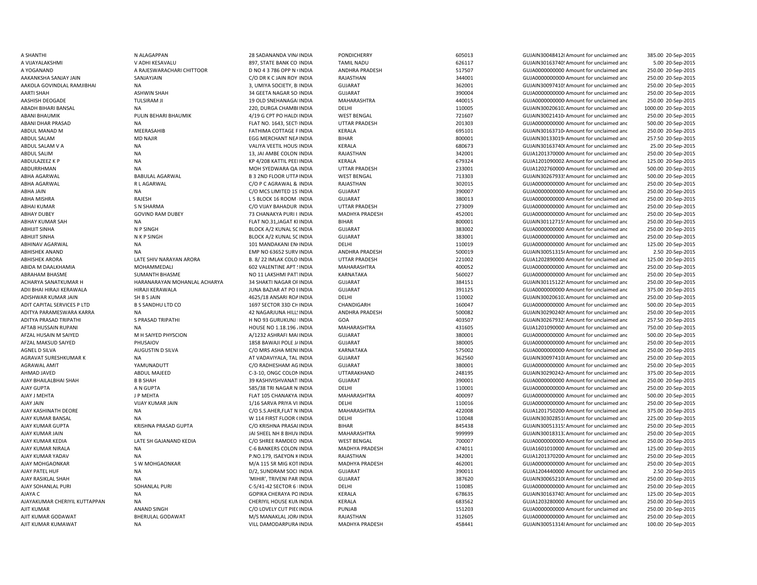| | | | | | | | | | |
|---|---|---|---|---|---|---|---|---|---|
| A SHANTHI | N ALAGAPPAN | 28 SADANANDA VIN/ | INDIA | PONDICHERRY | 605013 | GUJAIN30048412( | Amount for unclaimed anc | 385.00 | 20-Sep-2015 |
| A VIJAYALAKSHMI | V ADHI KESAVALU | 897, STATE BANK CO | INDIA | TAMIL NADU | 626117 | GUJAIN30163740! | Amount for unclaimed anc | 5.00 | 20-Sep-2015 |
| A YOGANAND | A RAJESWARACHARI CHITTOOR | D NO 4 3 786 OPP N | INDIA | ANDHRA PRADESH | 517507 | GUJA0000000000 | Amount for unclaimed anc | 250.00 | 20-Sep-2015 |
| AAKANKSHA SANJAY JAIN | SANJAYJAIN | C/O DR K C JAIN ROY | INDIA | RAJASTHAN | 344001 | GUJA0000000000 | Amount for unclaimed anc | 250.00 | 20-Sep-2015 |
| AAKOLA GOVINDLAL RAMJIBHAI | NA | 3, UMIYA SOCIETY, B | INDIA | GUJARAT | 362001 | GUJAIN30097410! | Amount for unclaimed anc | 250.00 | 20-Sep-2015 |
| AARTI SHAH | ASHWIN SHAH | 34 GEETA NAGAR SO | INDIA | GUJARAT | 390004 | GUJA0000000000 | Amount for unclaimed anc | 250.00 | 20-Sep-2015 |
| AASHISH DEOGADE | TULSIRAM JI | 19 OLD SNEHANAGA | INDIA | MAHARASHTRA | 440015 | GUJA0000000000 | Amount for unclaimed anc | 250.00 | 20-Sep-2015 |
| ABADH BIHARI BANSAL | NA | 220, DURGA CHAMBI | INDIA | DELHI | 110005 | GUJAIN30020610 | Amount for unclaimed anc | 1000.00 | 20-Sep-2015 |
| ABANI BHAUMIK | PULIN BEHARI BHAUMIK | 4/19 G CPT PO HALD | INDIA | WEST BENGAL | 721607 | GUJAIN30021410 | Amount for unclaimed anc | 250.00 | 20-Sep-2015 |
| ABANI DHAR PRASAD | NA | FLAT NO. 1643, SECT | INDIA | UTTAR PRADESH | 201303 | GUJA0000000000 | Amount for unclaimed anc | 500.00 | 20-Sep-2015 |
| ABDUL MANAD M | MEERASAHIB | FATHIMA COTTAGE F | INDIA | KERALA | 695101 | GUJAIN30163710 | Amount for unclaimed anc | 250.00 | 20-Sep-2015 |
| ABDUL SALAM | MD NAJIR | EGG MERCHANT NEA | INDIA | BIHAR | 800001 | GUJAIN30133019 | Amount for unclaimed anc | 257.50 | 20-Sep-2015 |
| ABDUL SALAM V A | NA | VALIYA VEETIL HOUS | INDIA | KERALA | 680673 | GUJAIN30163740 | Amount for unclaimed anc | 25.00 | 20-Sep-2015 |
| ABDUL SALIM | NA | 13, JAI AMBE COLON | INDIA | RAJASTHAN | 342001 | GUJA1201370000 | Amount for unclaimed anc | 250.00 | 20-Sep-2015 |
| ABDULAZEEZ K P | NA | KP 4/208 KATTIL PEE | INDIA | KERALA | 679324 | GUJA1201090002 | Amount for unclaimed anc | 125.00 | 20-Sep-2015 |
| ABDURRHMAN | NA | MOH SYEDWARA QA | INDIA | UTTAR PRADESH | 233001 | GUJA1202760000 | Amount for unclaimed anc | 500.00 | 20-Sep-2015 |
| ABHA AGARWAL | BABULAL AGARWAL | B 3 2ND FLOOR UTTA | INDIA | WEST BENGAL | 713303 | GUJAIN30267933 | Amount for unclaimed anc | 500.00 | 20-Sep-2015 |
| ABHA AGARWAL | R L AGARWAL | C/O P C AGRAWAL & | INDIA | RAJASTHAN | 302015 | GUJA0000000000 | Amount for unclaimed anc | 250.00 | 20-Sep-2015 |
| ABHA JAIN | NA | C/O MCS LIMITED 1S | INDIA | GUJARAT | 390007 | GUJA0000000000 | Amount for unclaimed anc | 250.00 | 20-Sep-2015 |
| ABHA MISHRA | RAJESH | L 5 BLOCK 16 ROOM | INDIA | GUJARAT | 380013 | GUJA0000000000 | Amount for unclaimed anc | 250.00 | 20-Sep-2015 |
| ABHAI KUMAR | S N SHARMA | C/O VIJAY BAHADUR | INDIA | UTTAR PRADESH | 273009 | GUJA0000000000 | Amount for unclaimed anc | 250.00 | 20-Sep-2015 |
| ABHAY DUBEY | GOVIND RAM DUBEY | 73 CHANAKYA PURI I | INDIA | MADHYA PRADESH | 452001 | GUJA0000000000 | Amount for unclaimed anc | 250.00 | 20-Sep-2015 |
| ABHAY KUMAR SAH | NA | FLAT NO.31,JAGAT KI | INDIA | BIHAR | 800001 | GUJAIN30112715 | Amount for unclaimed anc | 250.00 | 20-Sep-2015 |
| ABHIJIT SINHA | N P SINGH | BLOCK A/2 KUNAL SC | INDIA | GUJARAT | 383002 | GUJA0000000000 | Amount for unclaimed anc | 250.00 | 20-Sep-2015 |
| ABHIJIT SINHA | N K P SINGH | BLOCK A/2 KUNAL SC | INDIA | GUJARAT | 383001 | GUJA0000000000 | Amount for unclaimed anc | 250.00 | 20-Sep-2015 |
| ABHINAV AGARWAL | NA | 101 MANDAKANI EN | INDIA | DELHI | 110019 | GUJA0000000000 | Amount for unclaimed anc | 125.00 | 20-Sep-2015 |
| ABHISHEK ANAND | NA | EMP NO 63652 SURV | INDIA | ANDHRA PRADESH | 500019 | GUJAIN30051315 | Amount for unclaimed anc | 2.50 | 20-Sep-2015 |
| ABHISHEK ARORA | LATE SHIV NARAYAN ARORA | B. 8/ 22 IMLAK COLO | INDIA | UTTAR PRADESH | 221002 | GUJA1202890000 | Amount for unclaimed anc | 125.00 | 20-Sep-2015 |
| ABIDA M DAALKHAMIA | MOHAMMEDALI | 602 VALENTINE APT | INDIA | MAHARASHTRA | 400052 | GUJA0000000000 | Amount for unclaimed anc | 250.00 | 20-Sep-2015 |
| ABRAHAM BHASME | SUMANTH BHASME | NO 11 LAKSHMI PATT | INDIA | KARNATAKA | 560027 | GUJA0000000000 | Amount for unclaimed anc | 250.00 | 20-Sep-2015 |
| ACHARYA SANATKUMAR H | HARANARAYAN MOHANLAL ACHARYA | 34 SHAKTI NAGAR OI | INDIA | GUJARAT | 384151 | GUJAIN30115122 | Amount for unclaimed anc | 250.00 | 20-Sep-2015 |
| ADII BHAI HIRAJI KERAWALA | HIRAJI KERAWALA | JUNA BAZIAR AT PO | INDIA | GUJARAT | 391125 | GUJA0000000000 | Amount for unclaimed anc | 375.00 | 20-Sep-2015 |
| ADISHWAR KUMAR JAIN | SH B S JAIN | 4625/18 ANSARI ROA | INDIA | DELHI | 110002 | GUJAIN30020610 | Amount for unclaimed anc | 250.00 | 20-Sep-2015 |
| ADIT CAPITAL SERVICES P LTD | B S SANDHU LTD CO | 1697 SECTOR 33D CH | INDIA | CHANDIGARH | 160047 | GUJA0000000000 | Amount for unclaimed anc | 500.00 | 20-Sep-2015 |
| ADITYA PARAMESWARA KARRA | NA | 42 NAGARJUNA HILLS | INDIA | ANDHRA PRADESH | 500082 | GUJAIN30290240 | Amount for unclaimed anc | 250.00 | 20-Sep-2015 |
| ADITYA PRASAD TRIPATHI | S PRASAD TRIPATHI | H NO 93 GURUKUNJ | INDIA | GOA | 403507 | GUJAIN30267932 | Amount for unclaimed anc | 257.50 | 20-Sep-2015 |
| AFTAB HUSSAIN RUPANI | NA | HOUSE NO 1.18.196 | INDIA | MAHARASHTRA | 431605 | GUJA1201090000 | Amount for unclaimed anc | 750.00 | 20-Sep-2015 |
| AFZAL HUSAIN M SAIYED | M H SAIYED PHYSCION | A/1232 ASHRAFI MAI | INDIA | GUJARAT | 380001 | GUJA0000000000 | Amount for unclaimed anc | 500.00 | 20-Sep-2015 |
| AFZAL MAKSUD SAIYED | PHUSAIOV | 1858 BAWAJI POLE J | INDIA | GUJARAT | 380005 | GUJA0000000000 | Amount for unclaimed anc | 250.00 | 20-Sep-2015 |
| AGNEL D SILVA | AUGUSTIN D SILVA | C/O MRS ASHA MEN | INDIA | KARNATAKA | 575002 | GUJA0000000000 | Amount for unclaimed anc | 250.00 | 20-Sep-2015 |
| AGRAVAT SURESHKUMAR K | NA | AT VADAVIYALA, TAL | INDIA | GUJARAT | 362560 | GUJAIN30097410 | Amount for unclaimed anc | 250.00 | 20-Sep-2015 |
| AGRAWAL AMIT | YAMUNADUTT | C/O RADHESHAM AG | INDIA | GUJARAT | 380001 | GUJA0000000000 | Amount for unclaimed anc | 250.00 | 20-Sep-2015 |
| AHMAD JAVED | ABDUL MAJEED | C-3-10, ONGC COLON | INDIA | UTTARAKHAND | 248195 | GUJAIN30290242 | Amount for unclaimed anc | 375.00 | 20-Sep-2015 |
| AJAY BHAILALBHAI SHAH | B B SHAH | 39 KASHIVISHVANAT | INDIA | GUJARAT | 390001 | GUJA0000000000 | Amount for unclaimed anc | 250.00 | 20-Sep-2015 |
| AJAY GUPTA | A N GUPTA | 585/38 TRI NAGAR N | INDIA | DELHI | 110001 | GUJA0000000000 | Amount for unclaimed anc | 250.00 | 20-Sep-2015 |
| AJAY J MEHTA | J P MEHTA | FLAT 105 CHANAKYA | INDIA | MAHARASHTRA | 400097 | GUJA0000000000 | Amount for unclaimed anc | 500.00 | 20-Sep-2015 |
| AJAY JAIN | VIJAY KUMAR JAIN | 1/16 SARVA PRIYA VI | INDIA | DELHI | 110016 | GUJA0000000000 | Amount for unclaimed anc | 250.00 | 20-Sep-2015 |
| AJAY KASHINATH DEORE | NA | C/O S.S.AHER,FLAT N | INDIA | MAHARASHTRA | 422008 | GUJA1201750200 | Amount for unclaimed anc | 375.00 | 20-Sep-2015 |
| AJAY KUMAR BANSAL | NA | W 114 FIRST FLOOR | INDIA | DELHI | 110048 | GUJAIN30302851 | Amount for unclaimed anc | 225.00 | 20-Sep-2015 |
| AJAY KUMAR GUPTA | KRISHNA PRASAD GUPTA | C/O KRISHNA PRASAI | INDIA | BIHAR | 845438 | GUJAIN30051315 | Amount for unclaimed anc | 250.00 | 20-Sep-2015 |
| AJAY KUMAR JAIN | NA | JAI SHEEL NH 8 BHUV | INDIA | MAHARASHTRA | 999999 | GUJAIN30018313 | Amount for unclaimed anc | 250.00 | 20-Sep-2015 |
| AJAY KUMAR KEDIA | LATE SH GAJANAND KEDIA | C/O SHREE RAMDEO | INDIA | WEST BENGAL | 700007 | GUJA0000000000 | Amount for unclaimed anc | 250.00 | 20-Sep-2015 |
| AJAY KUMAR NIRALA | NA | C-6 BANKERS COLON | INDIA | MADHYA PRADESH | 474011 | GUJA1601010000 | Amount for unclaimed anc | 125.00 | 20-Sep-2015 |
| AJAY KUMAR YADAV | NA | P.NO.179, ISAEYON K | INDIA | RAJASTHAN | 342001 | GUJA1201370200 | Amount for unclaimed anc | 250.00 | 20-Sep-2015 |
| AJAY MOHGAONKAR | S W MOHGAONKAR | M/A 115 SR MIG KOT | INDIA | MADHYA PRADESH | 462001 | GUJA0000000000 | Amount for unclaimed anc | 250.00 | 20-Sep-2015 |
| AJAY PATEL HUF | NA | D/2, SUNDRAM SOCI | INDIA | GUJARAT | 390011 | GUJA1204440000 | Amount for unclaimed anc | 2.50 | 20-Sep-2015 |
| AJAY RASIKLAL SHAH | NA | 'MIHIR', TRIVENI PAR | INDIA | GUJARAT | 387620 | GUJAIN30065210 | Amount for unclaimed anc | 250.00 | 20-Sep-2015 |
| AJAY SOHANLAL PURI | SOHANLAL PURI | C-5/41-42 SECTOR 6 | INDIA | DELHI | 110085 | GUJA0000000000 | Amount for unclaimed anc | 250.00 | 20-Sep-2015 |
| AJAYA C | NA | GOPIKA CHERAYA PO | INDIA | KERALA | 678635 | GUJAIN30163740 | Amount for unclaimed anc | 125.00 | 20-Sep-2015 |
| AJAYAKUMAR CHERIYIL KUTTAPPAN | NA | CHERIYIL HOUSE KUN | INDIA | KERALA | 683562 | GUJA1203280000 | Amount for unclaimed anc | 250.00 | 20-Sep-2015 |
| AJIT KUMAR | ANAND SINGH | C/O LOVELY CUT PIEC | INDIA | PUNJAB | 151203 | GUJA0000000000 | Amount for unclaimed anc | 250.00 | 20-Sep-2015 |
| AJIT KUMAR GODAWAT | BHERULAL GODAWAT | M/S MANAKLAL JOR/ | INDIA | RAJASTHAN | 312605 | GUJA0000000000 | Amount for unclaimed anc | 250.00 | 20-Sep-2015 |
| AJIT KUMAR KUMAWAT | NA | VILL DAMODARPURA | INDIA | MADHYA PRADESH | 458441 | GUJAIN30051314 | Amount for unclaimed anc | 100.00 | 20-Sep-2015 |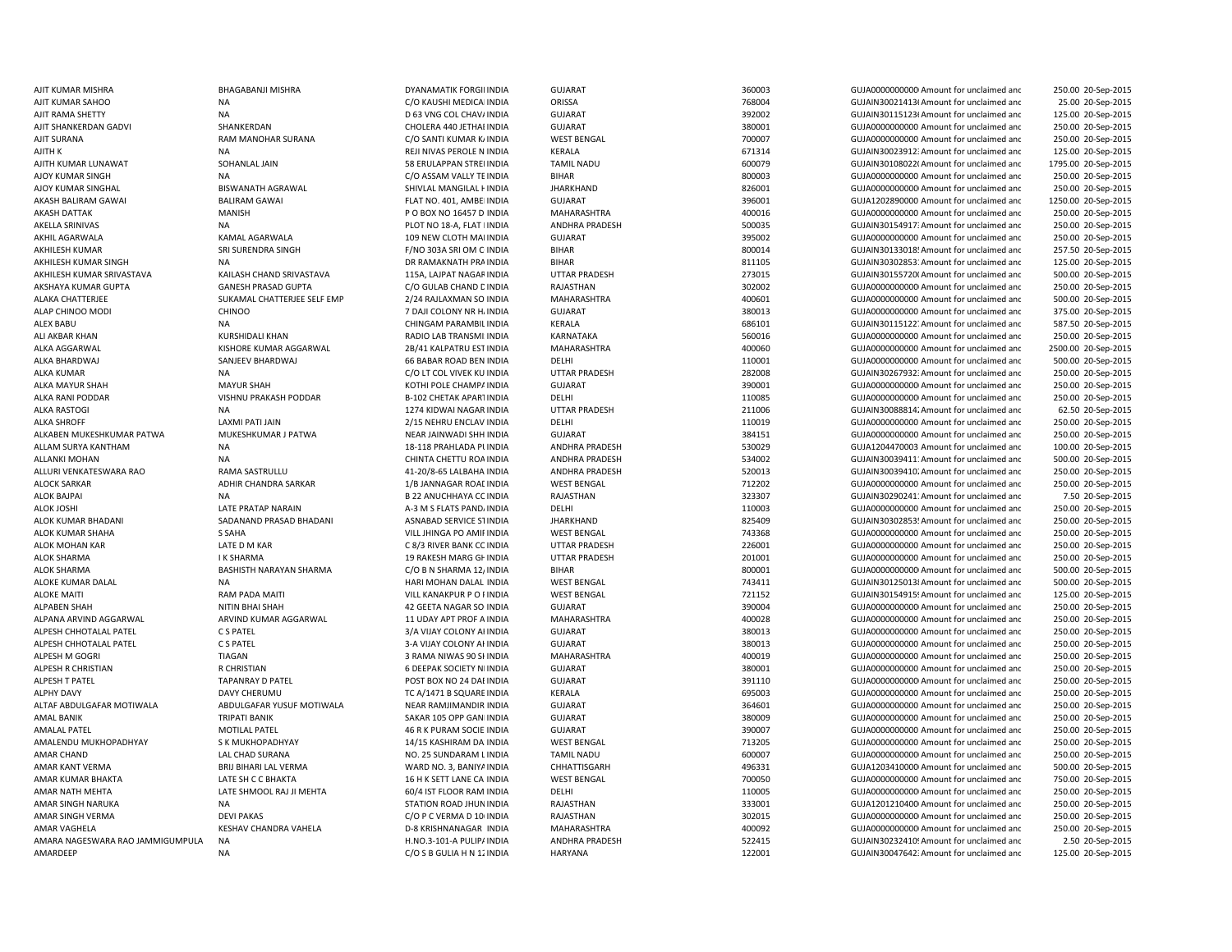| | | | | | | | | | |
|---|---|---|---|---|---|---|---|---|---|
| AJIT KUMAR MISHRA | BHAGABANJI MISHRA | DYANAMATIK FORGII INDIA | | GUJARAT | 360003 | GUJA0000000000 | Amount for unclaimed and | 250.00 | 20-Sep-2015 |
| AJIT KUMAR SAHOO | NA | C/O KAUSHI MEDICA | INDIA | ORISSA | 768004 | GUJAIN30021413 | Amount for unclaimed and | 25.00 | 20-Sep-2015 |
| AJIT RAMA SHETTY | NA | D 63 VNG COL CHAV | INDIA | GUJARAT | 392002 | GUJAIN30115123 | Amount for unclaimed and | 125.00 | 20-Sep-2015 |
| AJIT SHANKERDAN GADVI | SHANKERDAN | CHOLERA 440 JETHAI | INDIA | GUJARAT | 380001 | GUJA0000000000 | Amount for unclaimed and | 250.00 | 20-Sep-2015 |
| AJIT SURANA | RAM MANOHAR SURANA | C/O SANTI KUMAR K | INDIA | WEST BENGAL | 700007 | GUJA0000000000 | Amount for unclaimed and | 250.00 | 20-Sep-2015 |
| AJITH K | NA | REJI NIVAS PEROLE N | INDIA | KERALA | 671314 | GUJAIN30023912 | Amount for unclaimed and | 125.00 | 20-Sep-2015 |
| AJITH KUMAR LUNAWAT | SOHANLAL JAIN | 58 ERULAPPAN STREI | INDIA | TAMIL NADU | 600079 | GUJAIN30108022 | Amount for unclaimed and | 1795.00 | 20-Sep-2015 |
| AJOY KUMAR SINGH | NA | C/O ASSAM VALLY TE | INDIA | BIHAR | 800003 | GUJA0000000000 | Amount for unclaimed and | 250.00 | 20-Sep-2015 |
| AJOY KUMAR SINGHAL | BISWANATH AGRAWAL | SHIVLAL MANGILAL H | INDIA | JHARKHAND | 826001 | GUJA0000000000 | Amount for unclaimed and | 250.00 | 20-Sep-2015 |
| AKASH BALIRAM GAWAI | BALIRAM GAWAI | FLAT NO. 401, AMBE | INDIA | GUJARAT | 396001 | GUJA1202890000 | Amount for unclaimed and | 1250.00 | 20-Sep-2015 |
| AKASH DATTAK | MANISH | P O BOX NO 16457 D | INDIA | MAHARASHTRA | 400016 | GUJA0000000000 | Amount for unclaimed and | 250.00 | 20-Sep-2015 |
| AKELLA SRINIVAS | NA | PLOT NO 18-A, FLAT | INDIA | ANDHRA PRADESH | 500035 | GUJAIN30154917 | Amount for unclaimed and | 250.00 | 20-Sep-2015 |
| AKHIL AGARWALA | KAMAL AGARWALA | 109 NEW CLOTH MAI | INDIA | GUJARAT | 395002 | GUJA0000000000 | Amount for unclaimed and | 250.00 | 20-Sep-2015 |
| AKHILESH KUMAR | SRI SURENDRA SINGH | F/NO 303A SRI OM C | INDIA | BIHAR | 800014 | GUJAIN30133018 | Amount for unclaimed and | 257.50 | 20-Sep-2015 |
| AKHILESH KUMAR SINGH | NA | DR RAMAKNATH PRA | INDIA | BIHAR | 811105 | GUJAIN30302853 | Amount for unclaimed and | 125.00 | 20-Sep-2015 |
| AKHILESH KUMAR SRIVASTAVA | KAILASH CHAND SRIVASTAVA | 115A, LAJPAT NAGAR | INDIA | UTTAR PRADESH | 273015 | GUJAIN30155720 | Amount for unclaimed and | 500.00 | 20-Sep-2015 |
| AKSHAYA KUMAR GUPTA | GANESH PRASAD GUPTA | C/O GULAB CHAND E | INDIA | RAJASTHAN | 302002 | GUJA0000000000 | Amount for unclaimed and | 250.00 | 20-Sep-2015 |
| ALAKA CHATTERJEE | SUKAMAL CHATTERJEE SELF EMP | 2/24 RAJLAXMAN SO | INDIA | MAHARASHTRA | 400601 | GUJA0000000000 | Amount for unclaimed and | 500.00 | 20-Sep-2015 |
| ALAP CHINOO MODI | CHINOO | 7 DAJI COLONY NR H | INDIA | GUJARAT | 380013 | GUJA0000000000 | Amount for unclaimed and | 375.00 | 20-Sep-2015 |
| ALEX BABU | NA | CHINGAM PARAMBIL | INDIA | KERALA | 686101 | GUJAIN30115122 | Amount for unclaimed and | 587.50 | 20-Sep-2015 |
| ALI AKBAR KHAN | KURSHIDALI KHAN | RADIO LAB TRANSMI | INDIA | KARNATAKA | 560016 | GUJA0000000000 | Amount for unclaimed and | 250.00 | 20-Sep-2015 |
| ALKA AGGARWAL | KISHORE KUMAR AGGARWAL | 2B/41 KALPATRU EST | INDIA | MAHARASHTRA | 400060 | GUJA0000000000 | Amount for unclaimed and | 2500.00 | 20-Sep-2015 |
| ALKA BHARDWAJ | SANJEEV BHARDWAJ | 66 BABAR ROAD BEN | INDIA | DELHI | 110001 | GUJA0000000000 | Amount for unclaimed and | 500.00 | 20-Sep-2015 |
| ALKA KUMAR | NA | C/O LT COL VIVEK KU | INDIA | UTTAR PRADESH | 282008 | GUJAIN30267932 | Amount for unclaimed and | 250.00 | 20-Sep-2015 |
| ALKA MAYUR SHAH | MAYUR SHAH | KOTHI POLE CHAMP | INDIA | GUJARAT | 390001 | GUJA0000000000 | Amount for unclaimed and | 250.00 | 20-Sep-2015 |
| ALKA RANI PODDAR | VISHNU PRAKASH PODDAR | B-102 CHETAK APART | INDIA | DELHI | 110085 | GUJA0000000000 | Amount for unclaimed and | 250.00 | 20-Sep-2015 |
| ALKA RASTOGI | NA | 1274 KIDWAI NAGAR | INDIA | UTTAR PRADESH | 211006 | GUJAIN30088814 | Amount for unclaimed and | 62.50 | 20-Sep-2015 |
| ALKA SHROFF | LAXMI PATI JAIN | 2/15 NEHRU ENCLAV | INDIA | DELHI | 110019 | GUJA0000000000 | Amount for unclaimed and | 250.00 | 20-Sep-2015 |
| ALKABEN MUKESHKUMAR PATWA | MUKESHKUMAR J PATWA | NEAR JAINWADI SHH | INDIA | GUJARAT | 384151 | GUJA0000000000 | Amount for unclaimed and | 250.00 | 20-Sep-2015 |
| ALLAM SURYA KANTHAM | NA | 18-118 PRAHLADA P | INDIA | ANDHRA PRADESH | 530029 | GUJA1204470003 | Amount for unclaimed and | 100.00 | 20-Sep-2015 |
| ALLANKI MOHAN | NA | CHINTA CHETTU ROA | INDIA | ANDHRA PRADESH | 534002 | GUJAIN30039411 | Amount for unclaimed and | 500.00 | 20-Sep-2015 |
| ALLURI VENKATESWARA RAO | RAMA SASTRULLU | 41-20/8-65 LALBAHA | INDIA | ANDHRA PRADESH | 520013 | GUJAIN30039410 | Amount for unclaimed and | 250.00 | 20-Sep-2015 |
| ALOCK SARKAR | ADHIR CHANDRA SARKAR | 1/B JANNAGAR ROAD | INDIA | WEST BENGAL | 712202 | GUJA0000000000 | Amount for unclaimed and | 250.00 | 20-Sep-2015 |
| ALOK BAJPAI | NA | B 22 ANUCHHAYA CC | INDIA | RAJASTHAN | 323307 | GUJAIN30290241 | Amount for unclaimed and | 7.50 | 20-Sep-2015 |
| ALOK JOSHI | LATE PRATAP NARAIN | A-3 M S FLATS PAND | INDIA | DELHI | 110003 | GUJA0000000000 | Amount for unclaimed and | 250.00 | 20-Sep-2015 |
| ALOK KUMAR BHADANI | SADANAND PRASAD BHADANI | ASNABAD SERVICE ST | INDIA | JHARKHAND | 825409 | GUJAIN30302853 | Amount for unclaimed and | 250.00 | 20-Sep-2015 |
| ALOK KUMAR SHAHA | S SAHA | VILL JHINGA PO AMI | INDIA | WEST BENGAL | 743368 | GUJA0000000000 | Amount for unclaimed and | 250.00 | 20-Sep-2015 |
| ALOK MOHAN KAR | LATE D M KAR | C 8/3 RIVER BANK CC | INDIA | UTTAR PRADESH | 226001 | GUJA0000000000 | Amount for unclaimed and | 250.00 | 20-Sep-2015 |
| ALOK SHARMA | I K SHARMA | 19 RAKESH MARG GH | INDIA | UTTAR PRADESH | 201001 | GUJA0000000000 | Amount for unclaimed and | 250.00 | 20-Sep-2015 |
| ALOK SHARMA | BASHISTH NARAYAN SHARMA | C/O B N SHARMA 12 | INDIA | BIHAR | 800001 | GUJA0000000000 | Amount for unclaimed and | 500.00 | 20-Sep-2015 |
| ALOKE KUMAR DALAL | NA | HARI MOHAN DALAL | INDIA | WEST BENGAL | 743411 | GUJAIN30125013 | Amount for unclaimed and | 500.00 | 20-Sep-2015 |
| ALOKE MAITI | RAM PADA MAITI | VILL KANAKPUR P O I | INDIA | WEST BENGAL | 721152 | GUJAIN30154915 | Amount for unclaimed and | 125.00 | 20-Sep-2015 |
| ALPABEN SHAH | NITIN BHAI SHAH | 42 GEETA NAGAR SO | INDIA | GUJARAT | 390004 | GUJA0000000000 | Amount for unclaimed and | 250.00 | 20-Sep-2015 |
| ALPANA ARVIND AGGARWAL | ARVIND KUMAR AGGARWAL | 11 UDAY APT PROF A | INDIA | MAHARASHTRA | 400028 | GUJA0000000000 | Amount for unclaimed and | 250.00 | 20-Sep-2015 |
| ALPESH CHHOTALAL PATEL | C S PATEL | 3/A VIJAY COLONY A | INDIA | GUJARAT | 380013 | GUJA0000000000 | Amount for unclaimed and | 250.00 | 20-Sep-2015 |
| ALPESH CHHOTALAL PATEL | C S PATEL | 3-A VIJAY COLONY A | INDIA | GUJARAT | 380013 | GUJA0000000000 | Amount for unclaimed and | 250.00 | 20-Sep-2015 |
| ALPESH M GOGRI | TIAGAN | 3 RAMA NIWAS 90 S | INDIA | MAHARASHTRA | 400019 | GUJA0000000000 | Amount for unclaimed and | 250.00 | 20-Sep-2015 |
| ALPESH R CHRISTIAN | R CHRISTIAN | 6 DEEPAK SOCIETY N | INDIA | GUJARAT | 380001 | GUJA0000000000 | Amount for unclaimed and | 250.00 | 20-Sep-2015 |
| ALPESH T PATEL | TAPANRAY D PATEL | POST BOX NO 24 DA | INDIA | GUJARAT | 391110 | GUJA0000000000 | Amount for unclaimed and | 250.00 | 20-Sep-2015 |
| ALPHY DAVY | DAVY CHERUMU | TC A/1471 B SQUARE | INDIA | KERALA | 695003 | GUJA0000000000 | Amount for unclaimed and | 250.00 | 20-Sep-2015 |
| ALTAF ABDULGAFAR MOTIWALA | ABDULGAFAR YUSUF MOTIWALA | NEAR RAMJIMANDIR | INDIA | GUJARAT | 364601 | GUJA0000000000 | Amount for unclaimed and | 250.00 | 20-Sep-2015 |
| AMAL BANIK | TRIPATI BANIK | SAKAR 105 OPP GAN | INDIA | GUJARAT | 380009 | GUJA0000000000 | Amount for unclaimed and | 250.00 | 20-Sep-2015 |
| AMALAL PATEL | MOTILAL PATEL | 46 R K PURAM SOCIE | INDIA | GUJARAT | 390007 | GUJA0000000000 | Amount for unclaimed and | 250.00 | 20-Sep-2015 |
| AMALENDU MUKHOPADHYAY | S K MUKHOPADHYAY | 14/15 KASHIRAM DA | INDIA | WEST BENGAL | 713205 | GUJA0000000000 | Amount for unclaimed and | 250.00 | 20-Sep-2015 |
| AMAR CHAND | LAL CHAD SURANA | NO. 25 SUNDARAM L | INDIA | TAMIL NADU | 600007 | GUJA0000000000 | Amount for unclaimed and | 250.00 | 20-Sep-2015 |
| AMAR KANT VERMA | BRIJ BIHARI LAL VERMA | WARD NO. 3, BANIYA | INDIA | CHHATTISGARH | 496331 | GUJA1203410000 | Amount for unclaimed and | 500.00 | 20-Sep-2015 |
| AMAR KUMAR BHAKTA | LATE SH C C BHAKTA | 16 H K SETT LANE CA | INDIA | WEST BENGAL | 700050 | GUJA0000000000 | Amount for unclaimed and | 750.00 | 20-Sep-2015 |
| AMAR NATH MEHTA | LATE SHMOOL RAJ JI MEHTA | 60/4 IST FLOOR RAM | INDIA | DELHI | 110005 | GUJA0000000000 | Amount for unclaimed and | 250.00 | 20-Sep-2015 |
| AMAR SINGH NARUKA | NA | STATION ROAD JHUN | INDIA | RAJASTHAN | 333001 | GUJA1201210400 | Amount for unclaimed and | 250.00 | 20-Sep-2015 |
| AMAR SINGH VERMA | DEVI PAKAS | C/O P C VERMA D 10 | INDIA | RAJASTHAN | 302015 | GUJA0000000000 | Amount for unclaimed and | 250.00 | 20-Sep-2015 |
| AMAR VAGHELA | KESHAV CHANDRA VAHELA | D-8 KRISHNANAGAR | INDIA | MAHARASHTRA | 400092 | GUJA0000000000 | Amount for unclaimed and | 250.00 | 20-Sep-2015 |
| AMARA NAGESWARA RAO JAMMIGUMPULA | NA | H.NO.3-101-A PULIP | INDIA | ANDHRA PRADESH | 522415 | GUJAIN30232410 | Amount for unclaimed and | 2.50 | 20-Sep-2015 |
| AMARDEEP | NA | C/O S B GULIA H N 1 | INDIA | HARYANA | 122001 | GUJAIN30047642 | Amount for unclaimed and | 125.00 | 20-Sep-2015 |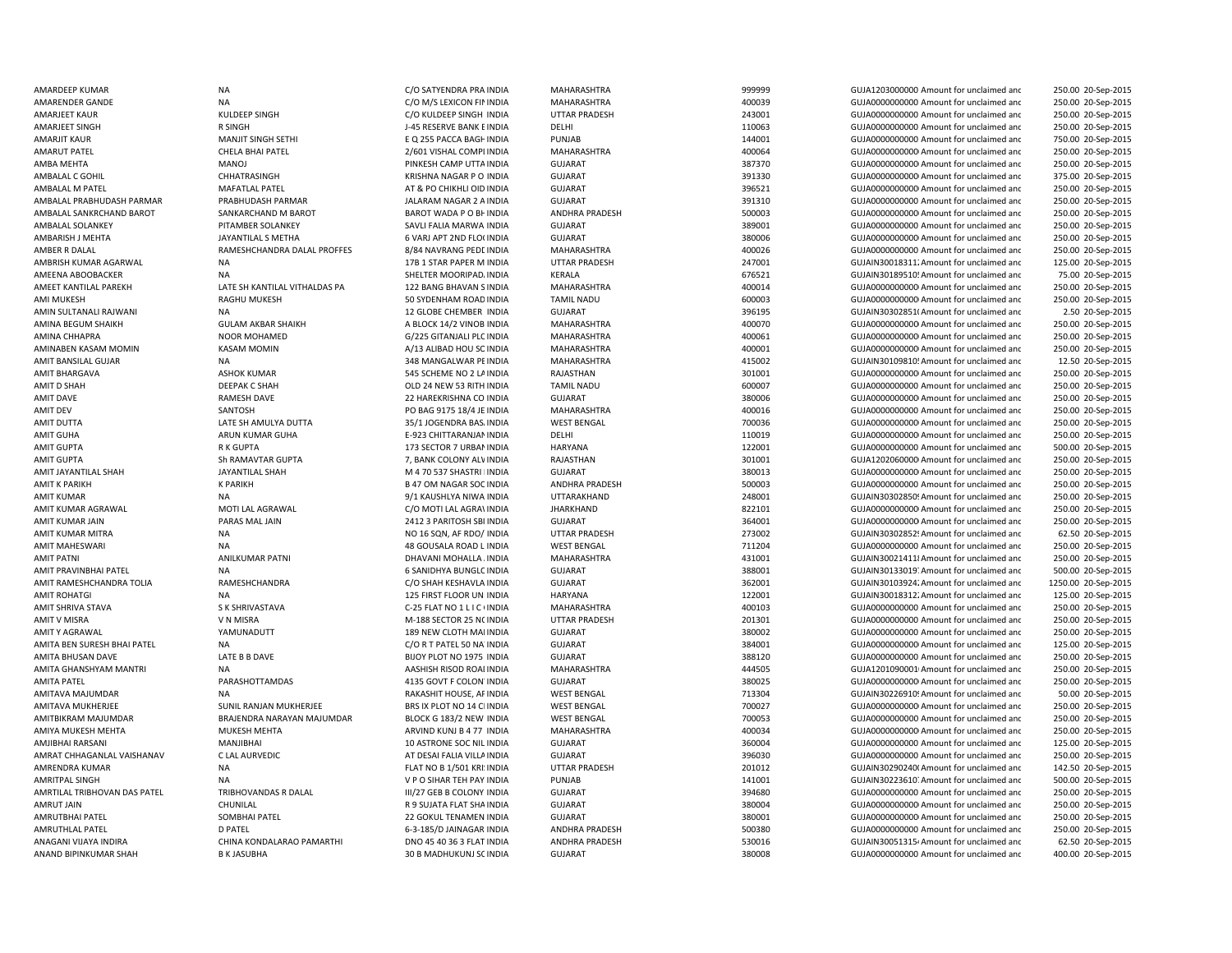| | | | | | | | | |
|---|---|---|---|---|---|---|---|---|
| AMARDEEP KUMAR | NA | C/O SATYENDRA PRA INDIA | MAHARASHTRA | 999999 | GUJA1203000000 Amount for unclaimed anc | 250.00 | 20-Sep-2015 |
| AMARENDER GANDE | NA | C/O M/S LEXICON FII INDIA | MAHARASHTRA | 400039 | GUJA0000000000 Amount for unclaimed anc | 250.00 | 20-Sep-2015 |
| AMARJEET KAUR | KULDEEP SINGH | C/O KULDEEP SINGH INDIA | UTTAR PRADESH | 243001 | GUJA0000000000 Amount for unclaimed anc | 250.00 | 20-Sep-2015 |
| AMARJEET SINGH | R SINGH | J-45 RESERVE BANK E INDIA | DELHI | 110063 | GUJA0000000000 Amount for unclaimed anc | 250.00 | 20-Sep-2015 |
| AMARJIT KAUR | MANJIT SINGH SETHI | E Q 255 PACCA BAGH INDIA | PUNJAB | 144001 | GUJA0000000000 Amount for unclaimed anc | 750.00 | 20-Sep-2015 |
| AMARUT PATEL | CHELA BHAI PATEL | 2/601 VISHAL COMPI INDIA | MAHARASHTRA | 400064 | GUJA0000000000 Amount for unclaimed anc | 250.00 | 20-Sep-2015 |
| AMBA MEHTA | MANOJ | PINKESH CAMP UTTA INDIA | GUJARAT | 387370 | GUJA0000000000 Amount for unclaimed anc | 250.00 | 20-Sep-2015 |
| AMBALAL C GOHIL | CHHATRASINGH | KRISHNA NAGAR P O INDIA | GUJARAT | 391330 | GUJA0000000000 Amount for unclaimed anc | 375.00 | 20-Sep-2015 |
| AMBALAL M PATEL | MAFATLAL PATEL | AT & PO CHIKHLI OID INDIA | GUJARAT | 396521 | GUJA0000000000 Amount for unclaimed anc | 250.00 | 20-Sep-2015 |
| AMBALAL PRABHUDASH PARMAR | PRABHUDASH PARMAR | JALARAM NAGAR 2 A INDIA | GUJARAT | 391310 | GUJA0000000000 Amount for unclaimed anc | 250.00 | 20-Sep-2015 |
| AMBALAL SANKRCHAND BAROT | SANKARCHAND M BAROT | BAROT WADA P O BH INDIA | ANDHRA PRADESH | 500003 | GUJA0000000000 Amount for unclaimed anc | 250.00 | 20-Sep-2015 |
| AMBALAL SOLANKEY | PITAMBER SOLANKEY | SAVLI FALIA MARWA INDIA | GUJARAT | 389001 | GUJA0000000000 Amount for unclaimed anc | 250.00 | 20-Sep-2015 |
| AMBARISH J MEHTA | JAYANTILAL S METHA | 6 VARJ APT 2ND FLO( INDIA | GUJARAT | 380006 | GUJA0000000000 Amount for unclaimed anc | 250.00 | 20-Sep-2015 |
| AMBER R DALAL | RAMESHCHANDRA DALAL PROFFES | 8/84 NAVRANG PEDI INDIA | MAHARASHTRA | 400026 | GUJA0000000000 Amount for unclaimed anc | 250.00 | 20-Sep-2015 |
| AMBRISH KUMAR AGARWAL | NA | 17B 1 STAR PAPER M INDIA | UTTAR PRADESH | 247001 | GUJAIN30018311 Amount for unclaimed anc | 125.00 | 20-Sep-2015 |
| AMEENA ABOOBACKER | NA | SHELTER MOORIPAD. INDIA | KERALA | 676521 | GUJAIN30189510 Amount for unclaimed anc | 75.00 | 20-Sep-2015 |
| AMEET KANTILAL PAREKH | LATE SH KANTILAL VITHALDAS PA | 122 BANG BHAVAN S INDIA | MAHARASHTRA | 400014 | GUJA0000000000 Amount for unclaimed anc | 250.00 | 20-Sep-2015 |
| AMI MUKESH | RAGHU MUKESH | 50 SYDENHAM ROAD INDIA | TAMIL NADU | 600003 | GUJA0000000000 Amount for unclaimed anc | 250.00 | 20-Sep-2015 |
| AMIN SULTANALI RAJWANI | NA | 12 GLOBE CHEMBER INDIA | GUJARAT | 396195 | GUJAIN30302851 Amount for unclaimed anc | 2.50 | 20-Sep-2015 |
| AMINA BEGUM SHAIKH | GULAM AKBAR SHAIKH | A BLOCK 14/2 VINOB INDIA | MAHARASHTRA | 400070 | GUJA0000000000 Amount for unclaimed anc | 250.00 | 20-Sep-2015 |
| AMINA CHHAPRA | NOOR MOHAMED | G/225 GITANJALI PLC INDIA | MAHARASHTRA | 400061 | GUJA0000000000 Amount for unclaimed anc | 250.00 | 20-Sep-2015 |
| AMINABEN KASAM MOMIN | KASAM MOMIN | A/13 ALIBAD HOU SC INDIA | MAHARASHTRA | 400001 | GUJA0000000000 Amount for unclaimed anc | 250.00 | 20-Sep-2015 |
| AMIT BANSILAL GUJAR | NA | 348 MANGALWAR PE INDIA | MAHARASHTRA | 415002 | GUJAIN30109810 Amount for unclaimed anc | 12.50 | 20-Sep-2015 |
| AMIT BHARGAVA | ASHOK KUMAR | 545 SCHEME NO 2 LA INDIA | RAJASTHAN | 301001 | GUJA0000000000 Amount for unclaimed anc | 250.00 | 20-Sep-2015 |
| AMIT D SHAH | DEEPAK C SHAH | OLD 24 NEW 53 RITH INDIA | TAMIL NADU | 600007 | GUJA0000000000 Amount for unclaimed anc | 250.00 | 20-Sep-2015 |
| AMIT DAVE | RAMESH DAVE | 22 HAREKRISHNA CO INDIA | GUJARAT | 380006 | GUJA0000000000 Amount for unclaimed anc | 250.00 | 20-Sep-2015 |
| AMIT DEV | SANTOSH | PO BAG 9175 18/4 JE INDIA | MAHARASHTRA | 400016 | GUJA0000000000 Amount for unclaimed anc | 250.00 | 20-Sep-2015 |
| AMIT DUTTA | LATE SH AMULYA DUTTA | 35/1 JOGENDRA BAS. INDIA | WEST BENGAL | 700036 | GUJA0000000000 Amount for unclaimed anc | 250.00 | 20-Sep-2015 |
| AMIT GUHA | ARUN KUMAR GUHA | E-923 CHITTARANJAN INDIA | DELHI | 110019 | GUJA0000000000 Amount for unclaimed anc | 250.00 | 20-Sep-2015 |
| AMIT GUPTA | R K GUPTA | 173 SECTOR 7 URBAN INDIA | HARYANA | 122001 | GUJA0000000000 Amount for unclaimed anc | 500.00 | 20-Sep-2015 |
| AMIT GUPTA | Sh RAMAVTAR GUPTA | 7, BANK COLONY ALV INDIA | RAJASTHAN | 301001 | GUJA1202060000 Amount for unclaimed anc | 250.00 | 20-Sep-2015 |
| AMIT JAYANTILAL SHAH | JAYANTILAL SHAH | M 4 70 537 SHASTRI INDIA | GUJARAT | 380013 | GUJA0000000000 Amount for unclaimed anc | 250.00 | 20-Sep-2015 |
| AMIT K PARIKH | K PARIKH | B 47 OM NAGAR SOC INDIA | ANDHRA PRADESH | 500003 | GUJA0000000000 Amount for unclaimed anc | 250.00 | 20-Sep-2015 |
| AMIT KUMAR | NA | 9/1 KAUSHLYA NIWA INDIA | UTTARAKHAND | 248001 | GUJAIN30302850 Amount for unclaimed anc | 250.00 | 20-Sep-2015 |
| AMIT KUMAR AGRAWAL | MOTI LAL AGRAWAL | C/O MOTI LAL AGRAV INDIA | JHARKHAND | 822101 | GUJA0000000000 Amount for unclaimed anc | 250.00 | 20-Sep-2015 |
| AMIT KUMAR JAIN | PARAS MAL JAIN | 2412 3 PARITOSH SBI INDIA | GUJARAT | 364001 | GUJA0000000000 Amount for unclaimed anc | 250.00 | 20-Sep-2015 |
| AMIT KUMAR MITRA | NA | NO 16 SQN, AF RDO/ INDIA | UTTAR PRADESH | 273002 | GUJAIN30302852 Amount for unclaimed anc | 62.50 | 20-Sep-2015 |
| AMIT MAHESWARI | NA | 48 GOUSALA ROAD L INDIA | WEST BENGAL | 711204 | GUJA0000000000 Amount for unclaimed anc | 250.00 | 20-Sep-2015 |
| AMIT PATNI | ANILKUMAR PATNI | DHAVANI MOHALLA . INDIA | MAHARASHTRA | 431001 | GUJAIN30021411 Amount for unclaimed anc | 250.00 | 20-Sep-2015 |
| AMIT PRAVINBHAI PATEL | NA | 6 SANIDHYA BUNGLC INDIA | GUJARAT | 388001 | GUJAIN30133019 Amount for unclaimed anc | 500.00 | 20-Sep-2015 |
| AMIT RAMESHCHANDRA TOLIA | RAMESHCHANDRA | C/O SHAH KESHAVLA INDIA | GUJARAT | 362001 | GUJAIN30103924 Amount for unclaimed anc | 1250.00 | 20-Sep-2015 |
| AMIT ROHATGI | NA | 125 FIRST FLOOR UN INDIA | HARYANA | 122001 | GUJAIN30018312 Amount for unclaimed anc | 125.00 | 20-Sep-2015 |
| AMIT SHRIVA STAVA | S K SHRIVASTAVA | C-25 FLAT NO 1 L I C INDIA | MAHARASHTRA | 400103 | GUJA0000000000 Amount for unclaimed anc | 250.00 | 20-Sep-2015 |
| AMIT V MISRA | V N MISRA | M-188 SECTOR 25 NC INDIA | UTTAR PRADESH | 201301 | GUJA0000000000 Amount for unclaimed anc | 250.00 | 20-Sep-2015 |
| AMIT Y AGRAWAL | YAMUNADUTT | 189 NEW CLOTH MAI INDIA | GUJARAT | 380002 | GUJA0000000000 Amount for unclaimed anc | 250.00 | 20-Sep-2015 |
| AMITA BEN SURESH BHAI PATEL | NA | C/O R T PATEL 50 NA INDIA | GUJARAT | 384001 | GUJA0000000000 Amount for unclaimed anc | 125.00 | 20-Sep-2015 |
| AMITA BHUSAN DAVE | LATE B B DAVE | BIJOY PLOT NO 1975 INDIA | GUJARAT | 388120 | GUJA0000000000 Amount for unclaimed anc | 250.00 | 20-Sep-2015 |
| AMITA GHANSHYAM MANTRI | NA | AASHISH RISOD ROAI INDIA | MAHARASHTRA | 444505 | GUJA1201090001 Amount for unclaimed anc | 250.00 | 20-Sep-2015 |
| AMITA PATEL | PARASHOTTAMDAS | 4135 GOVT F COLON INDIA | GUJARAT | 380025 | GUJA0000000000 Amount for unclaimed anc | 250.00 | 20-Sep-2015 |
| AMITAVA MAJUMDAR | NA | RAKASHIT HOUSE, AF INDIA | WEST BENGAL | 713304 | GUJAIN30226910 Amount for unclaimed anc | 50.00 | 20-Sep-2015 |
| AMITAVA MUKHERJEE | SUNIL RANJAN MUKHERJEE | BRS IX PLOT NO 14 C INDIA | WEST BENGAL | 700027 | GUJA0000000000 Amount for unclaimed anc | 250.00 | 20-Sep-2015 |
| AMITBIKRAM MAJUMDAR | BRAJENDRA NARAYAN MAJUMDAR | BLOCK G 183/2 NEW INDIA | WEST BENGAL | 700053 | GUJA0000000000 Amount for unclaimed anc | 250.00 | 20-Sep-2015 |
| AMIYA MUKESH MEHTA | MUKESH MEHTA | ARVIND KUNJ B 4 77 INDIA | MAHARASHTRA | 400034 | GUJA0000000000 Amount for unclaimed anc | 250.00 | 20-Sep-2015 |
| AMJIBHAI RARSANI | MANJIBHAI | 10 ASTRONE SOC NIL INDIA | GUJARAT | 360004 | GUJA0000000000 Amount for unclaimed anc | 125.00 | 20-Sep-2015 |
| AMRAT CHHAGANLAL VAISHANAV | C LAL AURVEDIC | AT DESAI FALIA VILLA INDIA | GUJARAT | 396030 | GUJA0000000000 Amount for unclaimed anc | 250.00 | 20-Sep-2015 |
| AMRENDRA KUMAR | NA | FLAT NO B 1/501 KRI INDIA | UTTAR PRADESH | 201012 | GUJAIN30290240 Amount for unclaimed anc | 142.50 | 20-Sep-2015 |
| AMRITPAL SINGH | NA | V P O SIHAR TEH PAY INDIA | PUNJAB | 141001 | GUJAIN30223610 Amount for unclaimed anc | 500.00 | 20-Sep-2015 |
| AMRTILAL TRIBHOVAN DAS PATEL | TRIBHOVANDAS R DALAL | III/27 GEB B COLONY INDIA | GUJARAT | 394680 | GUJA0000000000 Amount for unclaimed anc | 250.00 | 20-Sep-2015 |
| AMRUT JAIN | CHUNILAL | R 9 SUJATA FLAT SHA INDIA | GUJARAT | 380004 | GUJA0000000000 Amount for unclaimed anc | 250.00 | 20-Sep-2015 |
| AMRUTBHAI PATEL | SOMBHAI PATEL | 22 GOKUL TENAMEN INDIA | GUJARAT | 380001 | GUJA0000000000 Amount for unclaimed anc | 250.00 | 20-Sep-2015 |
| AMRUTHLAL PATEL | D PATEL | 6-3-185/D JAINAGAR INDIA | ANDHRA PRADESH | 500380 | GUJA0000000000 Amount for unclaimed anc | 250.00 | 20-Sep-2015 |
| ANAGANI VIJAYA INDIRA | CHINA KONDALARAO PAMARTHI | DNO 45 40 36 3 FLAT INDIA | ANDHRA PRADESH | 530016 | GUJAIN30051315 Amount for unclaimed anc | 62.50 | 20-Sep-2015 |
| ANAND BIPINKUMAR SHAH | B K JASUBHA | 30 B MADHUKUNJ SC INDIA | GUJARAT | 380008 | GUJA0000000000 Amount for unclaimed anc | 400.00 | 20-Sep-2015 |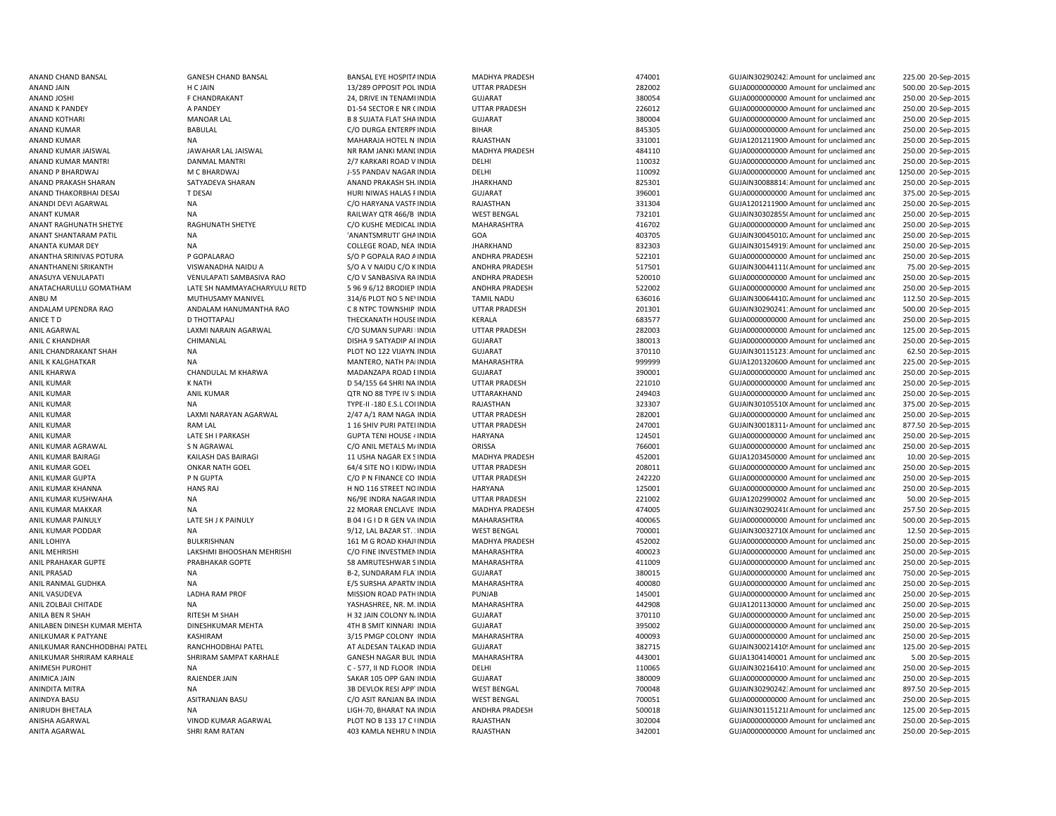| | | | | | | | | | |
|---|---|---|---|---|---|---|---|---|---|
| ANAND CHAND BANSAL | GANESH CHAND BANSAL | BANSAL EYE HOSPITA INDIA | | MADHYA PRADESH | 474001 | GUJAIN30290242 Amount for unclaimed and | | 225.00 | 20-Sep-2015 |
| ANAND JAIN | H C JAIN | 13/289 OPPOSIT POL INDIA | | UTTAR PRADESH | 282002 | GUJA0000000000 Amount for unclaimed and | | 500.00 | 20-Sep-2015 |
| ANAND JOSHI | F CHANDRAKANT | 24, DRIVE IN TENAMI INDIA | | GUJARAT | 380054 | GUJA0000000000 Amount for unclaimed and | | 250.00 | 20-Sep-2015 |
| ANAND K PANDEY | A PANDEY | D1-54 SECTOR E NR ( INDIA | | UTTAR PRADESH | 226012 | GUJA0000000000 Amount for unclaimed and | | 250.00 | 20-Sep-2015 |
| ANAND KOTHARI | MANOAR LAL | B 8 SUJATA FLAT SHA INDIA | | GUJARAT | 380004 | GUJA0000000000 Amount for unclaimed and | | 250.00 | 20-Sep-2015 |
| ANAND KUMAR | BABULAL | C/O DURGA ENTERPF INDIA | | BIHAR | 845305 | GUJA0000000000 Amount for unclaimed and | | 250.00 | 20-Sep-2015 |
| ANAND KUMAR | NA | MAHARAJA HOTEL N INDIA | | RAJASTHAN | 331001 | GUJA1201211900 Amount for unclaimed and | | 250.00 | 20-Sep-2015 |
| ANAND KUMAR JAISWAL | JAWAHAR LAL JAISWAL | NR RAM JANKI MANI INDIA | | MADHYA PRADESH | 484110 | GUJA0000000000 Amount for unclaimed and | | 250.00 | 20-Sep-2015 |
| ANAND KUMAR MANTRI | DANMAL MANTRI | 2/7 KARKARI ROAD V INDIA | | DELHI | 110032 | GUJA0000000000 Amount for unclaimed and | | 250.00 | 20-Sep-2015 |
| ANAND P BHARDWAJ | M C BHARDWAJ | J-55 PANDAV NAGAR INDIA | | DELHI | 110092 | GUJA0000000000 Amount for unclaimed and | | 1250.00 | 20-Sep-2015 |
| ANAND PRAKASH SHARAN | SATYADEVA SHARAN | ANAND PRAKASH SH. INDIA | | JHARKHAND | 825301 | GUJAIN30088814 Amount for unclaimed and | | 250.00 | 20-Sep-2015 |
| ANAND THAKORBHAI DESAI | T DESAI | HURI NIWAS HALAS F INDIA | | GUJARAT | 396001 | GUJA0000000000 Amount for unclaimed and | | 375.00 | 20-Sep-2015 |
| ANANDI DEVI AGARWAL | NA | C/O HARYANA VASTF INDIA | | RAJASTHAN | 331304 | GUJA1201211900 Amount for unclaimed and | | 250.00 | 20-Sep-2015 |
| ANANT KUMAR | NA | RAILWAY QTR 466/B INDIA | | WEST BENGAL | 732101 | GUJAIN30302855 Amount for unclaimed and | | 250.00 | 20-Sep-2015 |
| ANANT RAGHUNATH SHETYE | RAGHUNATH SHETYE | C/O KUSHE MEDICAL INDIA | | MAHARASHTRA | 416702 | GUJA0000000000 Amount for unclaimed and | | 250.00 | 20-Sep-2015 |
| ANANT SHANTARAM PATIL | NA | 'ANANTSMRUTI' GHA INDIA | | GOA | 403705 | GUJAIN30045010 Amount for unclaimed and | | 250.00 | 20-Sep-2015 |
| ANANTA KUMAR DEY | NA | COLLEGE ROAD, NEA INDIA | | JHARKHAND | 832303 | GUJAIN30154919 Amount for unclaimed and | | 250.00 | 20-Sep-2015 |
| ANANTHA SRINIVAS POTURA | P GOPALARAO | S/O P GOPALA RAO A INDIA | | ANDHRA PRADESH | 522101 | GUJA0000000000 Amount for unclaimed and | | 250.00 | 20-Sep-2015 |
| ANANTHANENI SRIKANTH | VISWANADHA NAIDU A | S/O A V NAIDU C/O K INDIA | | ANDHRA PRADESH | 517501 | GUJAIN30044110 Amount for unclaimed and | | 75.00 | 20-Sep-2015 |
| ANASUYA VENULAPATI | VENULAPATI SAMBASIVA RAO | C/O V SANBASIVA RA INDIA | | ANDHRA PRADESH | 520010 | GUJA0000000000 Amount for unclaimed and | | 250.00 | 20-Sep-2015 |
| ANATACHARULLU GOMATHAM | LATE SH NAMMAYACHARYULU RETD | 5 96 9 6/12 BRODIEP INDIA | | ANDHRA PRADESH | 522002 | GUJA0000000000 Amount for unclaimed and | | 250.00 | 20-Sep-2015 |
| ANBU M | MUTHUSAMY MANIVEL | 314/6 PLOT NO 5 NE INDIA | | TAMIL NADU | 636016 | GUJAIN30064410 Amount for unclaimed and | | 112.50 | 20-Sep-2015 |
| ANDALAM UPENDRA RAO | ANDALAM HANUMANTHA RAO | C 8 NTPC TOWNSHIP INDIA | | UTTAR PRADESH | 201301 | GUJAIN30290241 Amount for unclaimed and | | 500.00 | 20-Sep-2015 |
| ANICE T D | D THOTTAPALI | THECKANATH HOUSE INDIA | | KERALA | 683577 | GUJA0000000000 Amount for unclaimed and | | 250.00 | 20-Sep-2015 |
| ANIL AGARWAL | LAXMI NARAIN AGARWAL | C/O SUMAN SUPARI INDIA | | UTTAR PRADESH | 282003 | GUJA0000000000 Amount for unclaimed and | | 125.00 | 20-Sep-2015 |
| ANIL C KHANDHAR | CHIMANLAL | DISHA 9 SATYADIP AF INDIA | | GUJARAT | 380013 | GUJA0000000000 Amount for unclaimed and | | 250.00 | 20-Sep-2015 |
| ANIL CHANDRAKANT SHAH | NA | PLOT NO 122 VIJAYN INDIA | | GUJARAT | 370110 | GUJAIN30115123 Amount for unclaimed and | | 62.50 | 20-Sep-2015 |
| ANIL K KALGHATKAR | NA | MANTERO, NATH PAI INDIA | | MAHARASHTRA | 999999 | GUJA1201320600 Amount for unclaimed and | | 225.00 | 20-Sep-2015 |
| ANIL KHARWA | CHANDULAL M KHARWA | MADANZAPA ROAD E INDIA | | GUJARAT | 390001 | GUJA0000000000 Amount for unclaimed and | | 250.00 | 20-Sep-2015 |
| ANIL KUMAR | K NATH | D 54/155 64 SHRI NA INDIA | | UTTAR PRADESH | 221010 | GUJA0000000000 Amount for unclaimed and | | 250.00 | 20-Sep-2015 |
| ANIL KUMAR | ANIL KUMAR | QTR NO 88 TYPE IV S INDIA | | UTTARAKHAND | 249403 | GUJA0000000000 Amount for unclaimed and | | 250.00 | 20-Sep-2015 |
| ANIL KUMAR | NA | TYPE-II -180 E.S.L COI INDIA | | RAJASTHAN | 323307 | GUJAIN30105510 Amount for unclaimed and | | 375.00 | 20-Sep-2015 |
| ANIL KUMAR | LAXMI NARAYAN AGARWAL | 2/47 A/1 RAM NAGA INDIA | | UTTAR PRADESH | 282001 | GUJA0000000000 Amount for unclaimed and | | 250.00 | 20-Sep-2015 |
| ANIL KUMAR | RAM LAL | 1 16 SHIV PURI PATEI INDIA | | UTTAR PRADESH | 247001 | GUJAIN30018311 Amount for unclaimed and | | 877.50 | 20-Sep-2015 |
| ANIL KUMAR | LATE SH I PARKASH | GUPTA TENI HOUSE INDIA | | HARYANA | 124501 | GUJA0000000000 Amount for unclaimed and | | 250.00 | 20-Sep-2015 |
| ANIL KUMAR AGRAWAL | S N AGRAWAL | C/O ANIL METALS M/ INDIA | | ORISSA | 766001 | GUJA0000000000 Amount for unclaimed and | | 250.00 | 20-Sep-2015 |
| ANIL KUMAR BAIRAGI | KAILASH DAS BAIRAGI | 11 USHA NAGAR EX S INDIA | | MADHYA PRADESH | 452001 | GUJA1203450000 Amount for unclaimed and | | 10.00 | 20-Sep-2015 |
| ANIL KUMAR GOEL | ONKAR NATH GOEL | 64/4 SITE NO I KIDW/ INDIA | | UTTAR PRADESH | 208011 | GUJA0000000000 Amount for unclaimed and | | 250.00 | 20-Sep-2015 |
| ANIL KUMAR GUPTA | P N GUPTA | C/O P N FINANCE CO INDIA | | UTTAR PRADESH | 242220 | GUJA0000000000 Amount for unclaimed and | | 250.00 | 20-Sep-2015 |
| ANIL KUMAR KHANNA | HANS RAJ | H NO 116 STREET NO INDIA | | HARYANA | 125001 | GUJA0000000000 Amount for unclaimed and | | 250.00 | 20-Sep-2015 |
| ANIL KUMAR KUSHWAHA | NA | N6/9E INDRA NAGAR INDIA | | UTTAR PRADESH | 221002 | GUJA1202990002 Amount for unclaimed and | | 50.00 | 20-Sep-2015 |
| ANIL KUMAR MAKKAR | NA | 22 MORAR ENCLAVE INDIA | | MADHYA PRADESH | 474005 | GUJAIN30290241 Amount for unclaimed and | | 257.50 | 20-Sep-2015 |
| ANIL KUMAR PAINULY | LATE SH J K PAINULY | B 04 I G I D R GEN VA INDIA | | MAHARASHTRA | 400065 | GUJA0000000000 Amount for unclaimed and | | 500.00 | 20-Sep-2015 |
| ANIL KUMAR PODDAR | NA | 9/12, LAL BAZAR ST. INDIA | | WEST BENGAL | 700001 | GUJAIN30032710 Amount for unclaimed and | | 12.50 | 20-Sep-2015 |
| ANIL LOHIYA | BULKRISHNAN | 161 M G ROAD KHAJI INDIA | | MADHYA PRADESH | 452002 | GUJA0000000000 Amount for unclaimed and | | 250.00 | 20-Sep-2015 |
| ANIL MEHRISHI | LAKSHMI BHOOSHAN MEHRISHI | C/O FINE INVESTMEN INDIA | | MAHARASHTRA | 400023 | GUJA0000000000 Amount for unclaimed and | | 250.00 | 20-Sep-2015 |
| ANIL PRAHAKAR GUPTE | PRABHAKAR GOPTE | 58 AMRUTESHWAR S INDIA | | MAHARASHTRA | 411009 | GUJA0000000000 Amount for unclaimed and | | 250.00 | 20-Sep-2015 |
| ANIL PRASAD | NA | B-2, SUNDARAM FLA INDIA | | GUJARAT | 380015 | GUJA0000000000 Amount for unclaimed and | | 750.00 | 20-Sep-2015 |
| ANIL RANMAL GUDHKA | NA | E/5 SURSHA APARTM INDIA | | MAHARASHTRA | 400080 | GUJA0000000000 Amount for unclaimed and | | 250.00 | 20-Sep-2015 |
| ANIL VASUDEVA | LADHA RAM PROF | MISSION ROAD PATH INDIA | | PUNJAB | 145001 | GUJA0000000000 Amount for unclaimed and | | 250.00 | 20-Sep-2015 |
| ANIL ZOLBAJI CHITADE | NA | YASHASHREE, NR. M. INDIA | | MAHARASHTRA | 442908 | GUJA1201130000 Amount for unclaimed and | | 250.00 | 20-Sep-2015 |
| ANILA BEN R SHAH | RITESH M SHAH | H 32 JAIN COLONY N. INDIA | | GUJARAT | 370110 | GUJA0000000000 Amount for unclaimed and | | 250.00 | 20-Sep-2015 |
| ANILABEN DINESH KUMAR MEHTA | DINESHKUMAR MEHTA | 4TH B SMIT KINNARI INDIA | | GUJARAT | 395002 | GUJA0000000000 Amount for unclaimed and | | 250.00 | 20-Sep-2015 |
| ANILKUMAR K PATYANE | KASHIRAM | 3/15 PMGP COLONY INDIA | | MAHARASHTRA | 400093 | GUJA0000000000 Amount for unclaimed and | | 250.00 | 20-Sep-2015 |
| ANILKUMAR RANCHHODBHAI PATEL | RANCHHODBHAI PATEL | AT ALDESAN TALKAD INDIA | | GUJARAT | 382715 | GUJAIN30021410 Amount for unclaimed and | | 125.00 | 20-Sep-2015 |
| ANILKUMAR SHRIRAM KARHALE | SHRIRAM SAMPAT KARHALE | GANESH NAGAR BUL INDIA | | MAHARASHTRA | 443001 | GUJA1304140001 Amount for unclaimed and | | 5.00 | 20-Sep-2015 |
| ANIMESH PUROHIT | NA | C - 577, II ND FLOOR INDIA | | DELHI | 110065 | GUJAIN30216410 Amount for unclaimed and | | 250.00 | 20-Sep-2015 |
| ANIMICA JAIN | RAJENDER JAIN | SAKAR 105 OPP GAN INDIA | | GUJARAT | 380009 | GUJA0000000000 Amount for unclaimed and | | 250.00 | 20-Sep-2015 |
| ANINDITA MITRA | NA | 3B DEVLOK RESI APP INDIA | | WEST BENGAL | 700048 | GUJAIN30290242 Amount for unclaimed and | | 897.50 | 20-Sep-2015 |
| ANINDYA BASU | ASITRANJAN BASU | C/O ASIT RANJAN BA INDIA | | WEST BENGAL | 700051 | GUJA0000000000 Amount for unclaimed and | | 250.00 | 20-Sep-2015 |
| ANIRUDH BHETALA | NA | LIGH-70, BHARAT NA INDIA | | ANDHRA PRADESH | 500018 | GUJAIN30115121 Amount for unclaimed and | | 125.00 | 20-Sep-2015 |
| ANISHA AGARWAL | VINOD KUMAR AGARWAL | PLOT NO B 133 17 C I INDIA | | RAJASTHAN | 302004 | GUJA0000000000 Amount for unclaimed and | | 250.00 | 20-Sep-2015 |
| ANITA AGARWAL | SHRI RAM RATAN | 403 KAMLA NEHRU N INDIA | | RAJASTHAN | 342001 | GUJA0000000000 Amount for unclaimed and | | 250.00 | 20-Sep-2015 |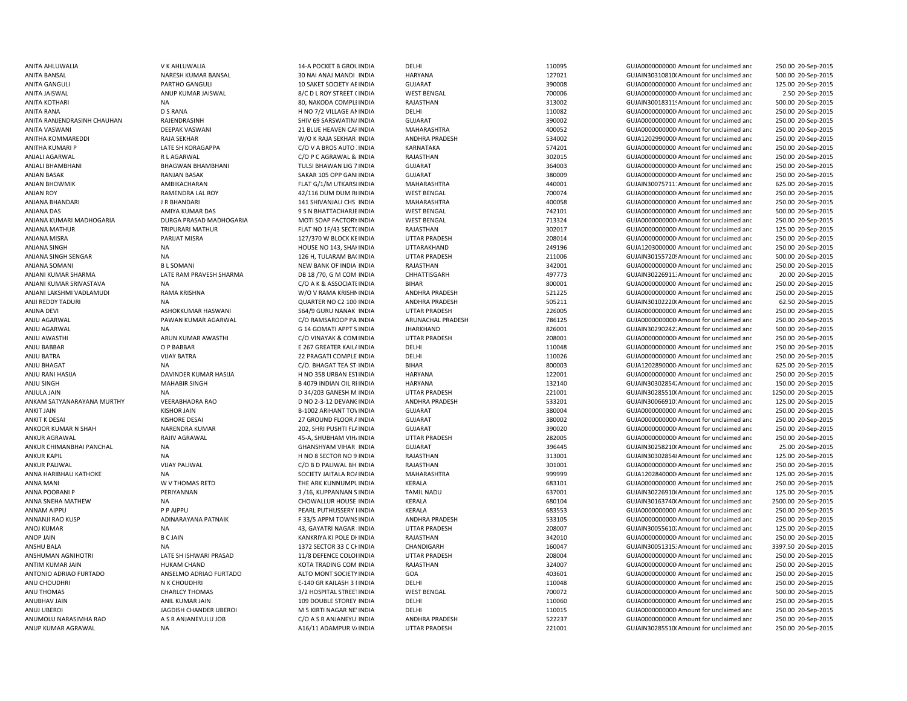| | | | | | | | | | |
|---|---|---|---|---|---|---|---|---|---|
| ANITA AHLUWALIA | V K AHLUWALIA | 14-A POCKET B GROL INDIA | DELHI | 110095 | GUJA0000000000 | Amount for unclaimed anc | 250.00 | 20-Sep-2015 |
| ANITA BANSAL | NARESH KUMAR BANSAL | 30 NAI ANAJ MANDI INDIA | HARYANA | 127021 | GUJAIN30310810( | Amount for unclaimed anc | 500.00 | 20-Sep-2015 |
| ANITA GANGULI | PARTHO GANGULI | 10 SAKET SOCIETY AE INDIA | GUJARAT | 390008 | GUJA0000000000 | Amount for unclaimed anc | 125.00 | 20-Sep-2015 |
| ANITA JAISWAL | ANUP KUMAR JAISWAL | 8/C D L ROY STREET ( INDIA | WEST BENGAL | 700006 | GUJA0000000000 | Amount for unclaimed anc | 2.50 | 20-Sep-2015 |
| ANITA KOTHARI | NA | 80, NAKODA COMPLI INDIA | RAJASTHAN | 313002 | GUJAIN30018311! | Amount for unclaimed anc | 500.00 | 20-Sep-2015 |
| ANITA RANA | D S RANA | H NO 7/2 VILLAGE AI INDIA | DELHI | 110082 | GUJA0000000000 | Amount for unclaimed anc | 250.00 | 20-Sep-2015 |
| ANITA RANJENDRASINH CHAUHAN | RAJENDRASINH | SHIV 69 SARSWATIN/ INDIA | GUJARAT | 390002 | GUJA0000000000 | Amount for unclaimed anc | 250.00 | 20-Sep-2015 |
| ANITA VASWANI | DEEPAK VASWANI | 21 BLUE HEAVEN CAI INDIA | MAHARASHTRA | 400052 | GUJA0000000000 | Amount for unclaimed anc | 250.00 | 20-Sep-2015 |
| ANITHA KOMMAREDDI | RAJA SEKHAR | W/O K RAJA SEKHAR INDIA | ANDHRA PRADESH | 534002 | GUJA1202990000 | Amount for unclaimed anc | 250.00 | 20-Sep-2015 |
| ANITHA KUMARI P | LATE SH KORAGAPPA | C/O V A BROS AUTO INDIA | KARNATAKA | 574201 | GUJA0000000000 | Amount for unclaimed anc | 250.00 | 20-Sep-2015 |
| ANJALI AGARWAL | R L AGARWAL | C/O P C AGRAWAL & INDIA | RAJASTHAN | 302015 | GUJA0000000000 | Amount for unclaimed anc | 250.00 | 20-Sep-2015 |
| ANJALI BHAMBHANI | BHAGWAN BHAMBHANI | TULSI BHAWAN LIG 7 INDIA | GUJARAT | 364003 | GUJA0000000000 | Amount for unclaimed anc | 250.00 | 20-Sep-2015 |
| ANJAN BASAK | RANJAN BASAK | SAKAR 105 OPP GANI INDIA | GUJARAT | 380009 | GUJA0000000000 | Amount for unclaimed anc | 250.00 | 20-Sep-2015 |
| ANJAN BHOWMIK | AMBIKACHARAN | FLAT G/1/M UTKARSI INDIA | MAHARASHTRA | 440001 | GUJAIN30075711 | Amount for unclaimed anc | 625.00 | 20-Sep-2015 |
| ANJAN ROY | RAMENDRA LAL ROY | 42/116 DUM DUM R INDIA | WEST BENGAL | 700074 | GUJA0000000000 | Amount for unclaimed anc | 250.00 | 20-Sep-2015 |
| ANJANA BHANDARI | J R BHANDARI | 141 SHIVANJALI CHS INDIA | MAHARASHTRA | 400058 | GUJA0000000000 | Amount for unclaimed anc | 250.00 | 20-Sep-2015 |
| ANJANA DAS | AMIYA KUMAR DAS | 9 S N BHATTACHARJE INDIA | WEST BENGAL | 742101 | GUJA0000000000 | Amount for unclaimed anc | 500.00 | 20-Sep-2015 |
| ANJANA KUMARI MADHOGARIA | DURGA PRASAD MADHOGARIA | MOTI SOAP FACTORY INDIA | WEST BENGAL | 713324 | GUJA0000000000 | Amount for unclaimed anc | 250.00 | 20-Sep-2015 |
| ANJANA MATHUR | TRIPURARI MATHUR | FLAT NO 1F/43 SECT( INDIA | RAJASTHAN | 302017 | GUJA0000000000 | Amount for unclaimed anc | 125.00 | 20-Sep-2015 |
| ANJANA MISRA | PARIJAT MISRA | 127/370 W BLOCK KE INDIA | UTTAR PRADESH | 208014 | GUJA0000000000 | Amount for unclaimed anc | 250.00 | 20-Sep-2015 |
| ANJANA SINGH | NA | HOUSE NO 143, SHAI INDIA | UTTARAKHAND | 249196 | GUJA1203000000 | Amount for unclaimed anc | 250.00 | 20-Sep-2015 |
| ANJANA SINGH SENGAR | NA | 126 H, TULARAM BA( INDIA | UTTAR PRADESH | 211006 | GUJAIN30155729! | Amount for unclaimed anc | 500.00 | 20-Sep-2015 |
| ANJANA SOMANI | B L SOMANI | NEW BANK OF INDIA INDIA | RAJASTHAN | 342001 | GUJA0000000000 | Amount for unclaimed anc | 250.00 | 20-Sep-2015 |
| ANJANI KUMAR SHARMA | LATE RAM PRAVESH SHARMA | DB 18 /70, G M COM INDIA | CHHATTISGARH | 497773 | GUJAIN30226911 | Amount for unclaimed anc | 20.00 | 20-Sep-2015 |
| ANJANI KUMAR SRIVASTAVA | NA | C/O A K & ASSOCIATI INDIA | BIHAR | 800001 | GUJA0000000000 | Amount for unclaimed anc | 250.00 | 20-Sep-2015 |
| ANJANI LAKSHMI VADLAMUDI | RAMA KRISHNA | W/O V RAMA KRISHN INDIA | ANDHRA PRADESH | 521225 | GUJA0000000000 | Amount for unclaimed anc | 250.00 | 20-Sep-2015 |
| ANJI REDDY TADURI | NA | QUARTER NO C2 100 INDIA | ANDHRA PRADESH | 505211 | GUJAIN30102220( | Amount for unclaimed anc | 62.50 | 20-Sep-2015 |
| ANJNA DEVI | ASHOKKUMAR HASWANI | 564/9 GURU NANAK INDIA | UTTAR PRADESH | 226005 | GUJA0000000000 | Amount for unclaimed anc | 250.00 | 20-Sep-2015 |
| ANJU AGARWAL | PAWAN KUMAR AGARWAL | C/O RAMSAROOP PA INDIA | ARUNACHAL PRADESH | 786125 | GUJA0000000000 | Amount for unclaimed anc | 250.00 | 20-Sep-2015 |
| ANJU AGARWAL | NA | G 14 GOMATI APPT S INDIA | JHARKHAND | 826001 | GUJAIN30290242 | Amount for unclaimed anc | 500.00 | 20-Sep-2015 |
| ANJU AWASTHI | ARUN KUMAR AWASTHI | C/O VINAYAK & COM INDIA | UTTAR PRADESH | 208001 | GUJA0000000000 | Amount for unclaimed anc | 250.00 | 20-Sep-2015 |
| ANJU BABBAR | O P BABBAR | E 267 GREATER KAIL/ INDIA | DELHI | 110048 | GUJA0000000000 | Amount for unclaimed anc | 250.00 | 20-Sep-2015 |
| ANJU BATRA | VIJAY BATRA | 22 PRAGATI COMPLE INDIA | DELHI | 110026 | GUJA0000000000 | Amount for unclaimed anc | 250.00 | 20-Sep-2015 |
| ANJU BHAGAT | NA | C/O. BHAGAT TEA ST INDIA | BIHAR | 800003 | GUJA1202890000 | Amount for unclaimed anc | 625.00 | 20-Sep-2015 |
| ANJU RANI HASIJA | DAVINDER KUMAR HASIJA | H NO 358 URBAN EST INDIA | HARYANA | 122001 | GUJA0000000000 | Amount for unclaimed anc | 250.00 | 20-Sep-2015 |
| ANJU SINGH | MAHABIR SINGH | B 4079 INDIAN OIL RI INDIA | HARYANA | 132140 | GUJAIN30302854 | Amount for unclaimed anc | 150.00 | 20-Sep-2015 |
| ANJULA JAIN | NA | D 34/203 GANESH M INDIA | UTTAR PRADESH | 221001 | GUJAIN30285510( | Amount for unclaimed anc | 1250.00 | 20-Sep-2015 |
| ANKAM SATYANARAYANA MURTHY | VEERABHADRA RAO | D NO 2-3-12 DEVANC INDIA | ANDHRA PRADESH | 533201 | GUJAIN30066910 | Amount for unclaimed anc | 125.00 | 20-Sep-2015 |
| ANKIT JAIN | KISHOR JAIN | B-1002 ARIHANT TO\ INDIA | GUJARAT | 380004 | GUJA0000000000 | Amount for unclaimed anc | 250.00 | 20-Sep-2015 |
| ANKIT K DESAI | KISHORE DESAI | 27 GROUND FLOOR / INDIA | GUJARAT | 380002 | GUJA0000000000 | Amount for unclaimed anc | 250.00 | 20-Sep-2015 |
| ANKOOR KUMAR N SHAH | NARENDRA KUMAR | 202, SHRI PUSHTI FL/ INDIA | GUJARAT | 390020 | GUJA0000000000 | Amount for unclaimed anc | 250.00 | 20-Sep-2015 |
| ANKUR AGRAWAL | RAJIV AGRAWAL | 45-A, SHUBHAM VIH/ INDIA | UTTAR PRADESH | 282005 | GUJA0000000000 | Amount for unclaimed anc | 250.00 | 20-Sep-2015 |
| ANKUR CHIMANBHAI PANCHAL | NA | GHANSHYAM VIHAR INDIA | GUJARAT | 396445 | GUJAIN30258210( | Amount for unclaimed anc | 25.00 | 20-Sep-2015 |
| ANKUR KAPIL | NA | H NO 8 SECTOR NO 9 INDIA | RAJASTHAN | 313001 | GUJAIN30302854 | Amount for unclaimed anc | 125.00 | 20-Sep-2015 |
| ANKUR PALIWAL | VIJAY PALIWAL | C/O B D PALIWAL BH INDIA | RAJASTHAN | 301001 | GUJA0000000000 | Amount for unclaimed anc | 250.00 | 20-Sep-2015 |
| ANNA HARIBHAU KATHOKE | NA | SOCIETY JAITALA RO/ INDIA | MAHARASHTRA | 999999 | GUJA1202840000 | Amount for unclaimed anc | 125.00 | 20-Sep-2015 |
| ANNA MANI | W V THOMAS RETD | THE ARK KUNNUMPL INDIA | KERALA | 683101 | GUJA0000000000 | Amount for unclaimed anc | 250.00 | 20-Sep-2015 |
| ANNA POORANI P | PERIYANNAN | 3 /16, KUPPANNAN S INDIA | TAMIL NADU | 637001 | GUJAIN30226910( | Amount for unclaimed anc | 125.00 | 20-Sep-2015 |
| ANNA SNEHA MATHEW | NA | CHOWALLUR HOUSE INDIA | KERALA | 680104 | GUJAIN30163740( | Amount for unclaimed anc | 2500.00 | 20-Sep-2015 |
| ANNAM AIPPU | P P AIPPU | PEARL PUTHUSSERY I INDIA | KERALA | 683553 | GUJA0000000000 | Amount for unclaimed anc | 250.00 | 20-Sep-2015 |
| ANNANJI RAO KUSP | ADINARAYANA PATNAIK | F 33/5 APPM TOWNS INDIA | ANDHRA PRADESH | 533105 | GUJA0000000000 | Amount for unclaimed anc | 250.00 | 20-Sep-2015 |
| ANOJ KUMAR | NA | 43, GAYATRI NAGAR INDIA | UTTAR PRADESH | 208007 | GUJAIN30055610 | Amount for unclaimed anc | 125.00 | 20-Sep-2015 |
| ANOP JAIN | B C JAIN | KANKRIYA KI POLE DI INDIA | RAJASTHAN | 342010 | GUJA0000000000 | Amount for unclaimed anc | 250.00 | 20-Sep-2015 |
| ANSHU BALA | NA | 1372 SECTOR 33 C CI INDIA | CHANDIGARH | 160047 | GUJAIN30051315 | Amount for unclaimed anc | 3397.50 | 20-Sep-2015 |
| ANSHUMAN AGNIHOTRI | LATE SH ISHWARI PRASAD | 11/8 DEFENCE COLOI INDIA | UTTAR PRADESH | 208004 | GUJA0000000000 | Amount for unclaimed anc | 250.00 | 20-Sep-2015 |
| ANTIM KUMAR JAIN | HUKAM CHAND | KOTA TRADING COM INDIA | RAJASTHAN | 324007 | GUJA0000000000 | Amount for unclaimed anc | 250.00 | 20-Sep-2015 |
| ANTONIO ADRIAO FURTADO | ANSELMO ADRIAO FURTADO | ALTO MONT SOCIETY INDIA | GOA | 403601 | GUJA0000000000 | Amount for unclaimed anc | 250.00 | 20-Sep-2015 |
| ANU CHOUDHRI | N K CHOUDHRI | E-140 GR KAILASH 3 I INDIA | DELHI | 110048 | GUJA0000000000 | Amount for unclaimed anc | 250.00 | 20-Sep-2015 |
| ANU THOMAS | CHARLCY THOMAS | 3/2 HOSPITAL STREE' INDIA | WEST BENGAL | 700072 | GUJA0000000000 | Amount for unclaimed anc | 500.00 | 20-Sep-2015 |
| ANUBHAV JAIN | ANIL KUMAR JAIN | 109 DOUBLE STOREY INDIA | DELHI | 110060 | GUJA0000000000 | Amount for unclaimed anc | 250.00 | 20-Sep-2015 |
| ANUJ UBEROI | JAGDISH CHANDER UBEROI | M 5 KIRTI NAGAR NE' INDIA | DELHI | 110015 | GUJA0000000000 | Amount for unclaimed anc | 250.00 | 20-Sep-2015 |
| ANUMOLU NARASIMHA RAO | A S R ANJANEYULU JOB | C/O A S R ANJANEYU INDIA | ANDHRA PRADESH | 522237 | GUJA0000000000 | Amount for unclaimed anc | 250.00 | 20-Sep-2015 |
| ANUP KUMAR AGRAWAL | NA | A16/11 ADAMPUR V/ INDIA | UTTAR PRADESH | 221001 | GUJAIN30285510( | Amount for unclaimed anc | 250.00 | 20-Sep-2015 |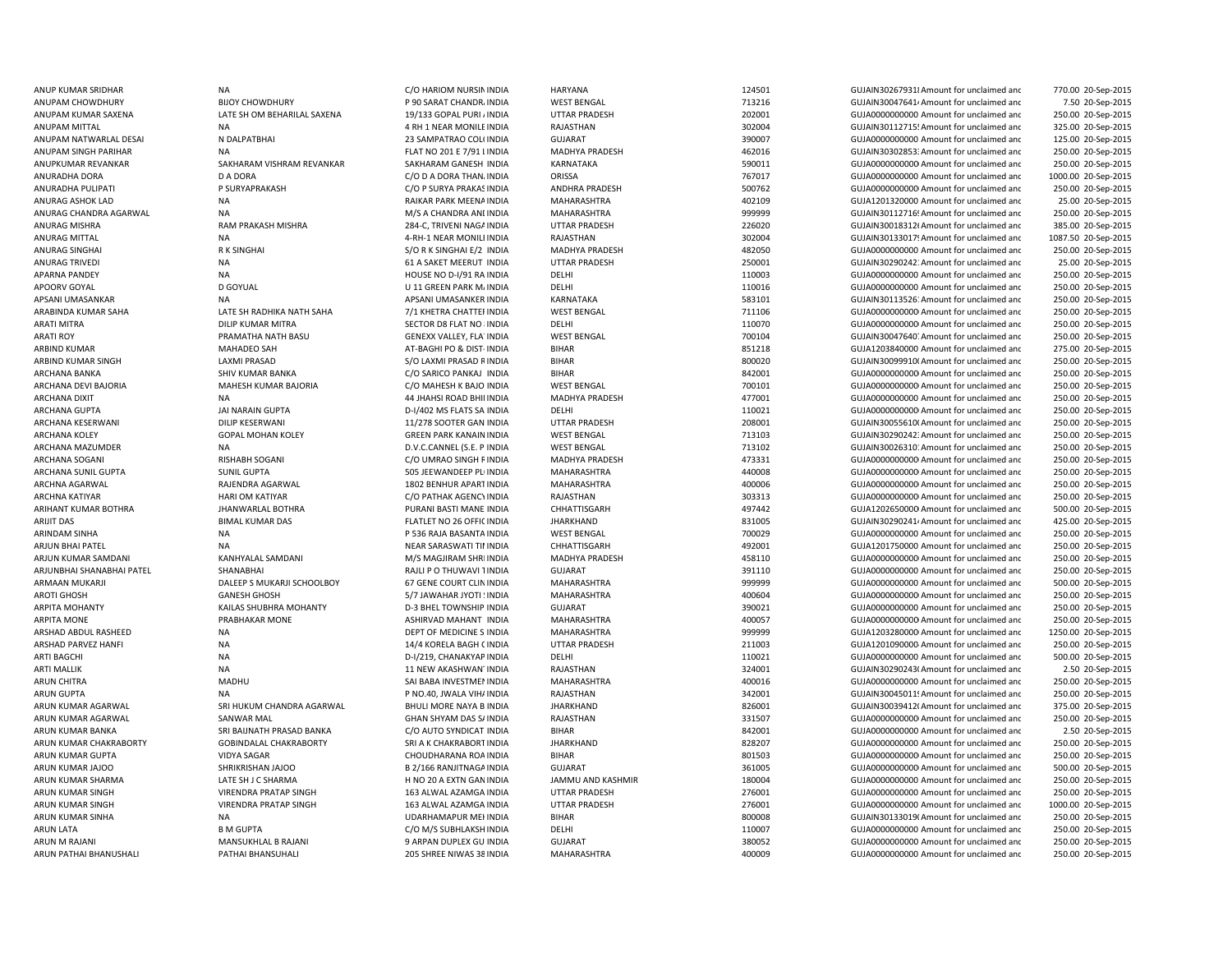| | | | | | | | | | |
|---|---|---|---|---|---|---|---|---|---|
| ANUP KUMAR SRIDHAR | NA | C/O HARIOM NURSIN | INDIA | HARYANA | 124501 | GUJAIN30267931 | Amount for unclaimed and | 770.00 | 20-Sep-2015 |
| ANUPAM CHOWDHURY | BIJOY CHOWDHURY | P 90 SARAT CHANDR | INDIA | WEST BENGAL | 713216 | GUJAIN30047641 | Amount for unclaimed and | 7.50 | 20-Sep-2015 |
| ANUPAM KUMAR SAXENA | LATE SH OM BEHARILAL SAXENA | 19/133 GOPAL PURI | INDIA | UTTAR PRADESH | 202001 | GUJA0000000000 | Amount for unclaimed and | 250.00 | 20-Sep-2015 |
| ANUPAM MITTAL | NA | 4 RH 1 NEAR MONILE | INDIA | RAJASTHAN | 302004 | GUJAIN30112715 | Amount for unclaimed and | 325.00 | 20-Sep-2015 |
| ANUPAM NATWARLAL DESAI | N DALPATBHAI | 23 SAMPATRAO COL | INDIA | GUJARAT | 390007 | GUJA0000000000 | Amount for unclaimed and | 125.00 | 20-Sep-2015 |
| ANUPAM SINGH PARIHAR | NA | FLAT NO 201 E 7/91 | INDIA | MADHYA PRADESH | 462016 | GUJAIN30302853 | Amount for unclaimed and | 250.00 | 20-Sep-2015 |
| ANUPKUMAR REVANKAR | SAKHARAM VISHRAM REVANKAR | SAKHARAM GANESH | INDIA | KARNATAKA | 590011 | GUJA0000000000 | Amount for unclaimed and | 250.00 | 20-Sep-2015 |
| ANURADHA DORA | D A DORA | C/O D A DORA THAN | INDIA | ORISSA | 767017 | GUJA0000000000 | Amount for unclaimed and | 1000.00 | 20-Sep-2015 |
| ANURADHA PULIPATI | P SURYAPRAKASH | C/O P SURYA PRAKAS | INDIA | ANDHRA PRADESH | 500762 | GUJA0000000000 | Amount for unclaimed and | 250.00 | 20-Sep-2015 |
| ANURAG ASHOK LAD | NA | RAIKAR PARK MEENA | INDIA | MAHARASHTRA | 402109 | GUJA1201320000 | Amount for unclaimed and | 25.00 | 20-Sep-2015 |
| ANURAG CHANDRA AGARWAL | NA | M/S A CHANDRA AND | INDIA | MAHARASHTRA | 999999 | GUJAIN30112716 | Amount for unclaimed and | 250.00 | 20-Sep-2015 |
| ANURAG MISHRA | RAM PRAKASH MISHRA | 284-C, TRIVENI NAGA | INDIA | UTTAR PRADESH | 226020 | GUJAIN30018312 | Amount for unclaimed and | 385.00 | 20-Sep-2015 |
| ANURAG MITTAL | NA | 4-RH-1 NEAR MONILI | INDIA | RAJASTHAN | 302004 | GUJAIN30133017 | Amount for unclaimed and | 1087.50 | 20-Sep-2015 |
| ANURAG SINGHAI | R K SINGHAI | S/O R K SINGHAI E/2 | INDIA | MADHYA PRADESH | 482050 | GUJA0000000000 | Amount for unclaimed and | 250.00 | 20-Sep-2015 |
| ANURAG TRIVEDI | NA | 61 A SAKET MEERUT | INDIA | UTTAR PRADESH | 250001 | GUJAIN30290242 | Amount for unclaimed and | 25.00 | 20-Sep-2015 |
| APARNA PANDEY | NA | HOUSE NO D-I/91 RA | INDIA | DELHI | 110003 | GUJA0000000000 | Amount for unclaimed and | 250.00 | 20-Sep-2015 |
| APOORV GOYAL | D GOYUAL | U 11 GREEN PARK M | INDIA | DELHI | 110016 | GUJA0000000000 | Amount for unclaimed and | 250.00 | 20-Sep-2015 |
| APSANI UMASANKAR | NA | APSANI UMASANKER | INDIA | KARNATAKA | 583101 | GUJAIN30113526 | Amount for unclaimed and | 250.00 | 20-Sep-2015 |
| ARABINDA KUMAR SAHA | LATE SH RADHIKA NATH SAHA | 7/1 KHETRA CHATTEI | INDIA | WEST BENGAL | 711106 | GUJA0000000000 | Amount for unclaimed and | 250.00 | 20-Sep-2015 |
| ARATI MITRA | DILIP KUMAR MITRA | SECTOR D8 FLAT NO | INDIA | DELHI | 110070 | GUJA0000000000 | Amount for unclaimed and | 250.00 | 20-Sep-2015 |
| ARATI ROY | PRAMATHA NATH BASU | GENEXX VALLEY, FLA | INDIA | WEST BENGAL | 700104 | GUJAIN30047640 | Amount for unclaimed and | 250.00 | 20-Sep-2015 |
| ARBIND KUMAR | MAHADEO SAH | AT-BAGHI PO & DIST | INDIA | BIHAR | 851218 | GUJA1203840000 | Amount for unclaimed and | 275.00 | 20-Sep-2015 |
| ARBIND KUMAR SINGH | LAXMI PRASAD | S/O LAXMI PRASAD R | INDIA | BIHAR | 800020 | GUJAIN30099910 | Amount for unclaimed and | 250.00 | 20-Sep-2015 |
| ARCHANA BANKA | SHIV KUMAR BANKA | C/O SARICO PANKAJ | INDIA | BIHAR | 842001 | GUJA0000000000 | Amount for unclaimed and | 250.00 | 20-Sep-2015 |
| ARCHANA DEVI BAJORIA | MAHESH KUMAR BAJORIA | C/O MAHESH K BAJO | INDIA | WEST BENGAL | 700101 | GUJA0000000000 | Amount for unclaimed and | 250.00 | 20-Sep-2015 |
| ARCHANA DIXIT | NA | 44 JHAHSI ROAD BHI | INDIA | MADHYA PRADESH | 477001 | GUJA0000000000 | Amount for unclaimed and | 250.00 | 20-Sep-2015 |
| ARCHANA GUPTA | JAI NARAIN GUPTA | D-I/402 MS FLATS SA | INDIA | DELHI | 110021 | GUJA0000000000 | Amount for unclaimed and | 250.00 | 20-Sep-2015 |
| ARCHANA KESERWANI | DILIP KESERWANI | 11/278 SOOTER GAN | INDIA | UTTAR PRADESH | 208001 | GUJAIN30055610 | Amount for unclaimed and | 250.00 | 20-Sep-2015 |
| ARCHANA KOLEY | GOPAL MOHAN KOLEY | GREEN PARK KANAIN | INDIA | WEST BENGAL | 713103 | GUJAIN30290242 | Amount for unclaimed and | 250.00 | 20-Sep-2015 |
| ARCHANA MAZUMDER | NA | D.V.C.CANNEL (S.E. P | INDIA | WEST BENGAL | 713102 | GUJAIN30026310 | Amount for unclaimed and | 250.00 | 20-Sep-2015 |
| ARCHANA SOGANI | RISHABH SOGANI | C/O UMRAO SINGH F | INDIA | MADHYA PRADESH | 473331 | GUJA0000000000 | Amount for unclaimed and | 250.00 | 20-Sep-2015 |
| ARCHANA SUNIL GUPTA | SUNIL GUPTA | 505 JEEWANDEEP PL | INDIA | MAHARASHTRA | 440008 | GUJA0000000000 | Amount for unclaimed and | 250.00 | 20-Sep-2015 |
| ARCHNA AGARWAL | RAJENDRA AGARWAL | 1802 BENHUR APART | INDIA | MAHARASHTRA | 400006 | GUJA0000000000 | Amount for unclaimed and | 250.00 | 20-Sep-2015 |
| ARCHNA KATIYAR | HARI OM KATIYAR | C/O PATHAK AGENCY | INDIA | RAJASTHAN | 303313 | GUJA0000000000 | Amount for unclaimed and | 250.00 | 20-Sep-2015 |
| ARIHANT KUMAR BOTHRA | JHANWARLAL BOTHRA | PURANI BASTI MANE | INDIA | CHHATTISGARH | 497442 | GUJA1202650000 | Amount for unclaimed and | 500.00 | 20-Sep-2015 |
| ARIJIT DAS | BIMAL KUMAR DAS | FLATLET NO 26 OFFIC | INDIA | JHARKHAND | 831005 | GUJAIN30290241 | Amount for unclaimed and | 425.00 | 20-Sep-2015 |
| ARINDAM SINHA | NA | P 536 RAJA BASANTA | INDIA | WEST BENGAL | 700029 | GUJA0000000000 | Amount for unclaimed and | 250.00 | 20-Sep-2015 |
| ARJUN BHAI PATEL | NA | NEAR SARASWATI TI | INDIA | CHHATTISGARH | 492001 | GUJA1201750000 | Amount for unclaimed and | 250.00 | 20-Sep-2015 |
| ARJUN KUMAR SAMDANI | KANHYALAL SAMDANI | M/S MAGJIRAM SHRI | INDIA | MADHYA PRADESH | 458110 | GUJA0000000000 | Amount for unclaimed and | 250.00 | 20-Sep-2015 |
| ARJUNBHAI SHANABHAI PATEL | SHANABHAI | RAJLI P O THUWAVI T | INDIA | GUJARAT | 391110 | GUJA0000000000 | Amount for unclaimed and | 250.00 | 20-Sep-2015 |
| ARMAAN MUKARJI | DALEEP S MUKARJI SCHOOLBOY | 67 GENE COURT CLIN | INDIA | MAHARASHTRA | 999999 | GUJA0000000000 | Amount for unclaimed and | 500.00 | 20-Sep-2015 |
| AROTI GHOSH | GANESH GHOSH | 5/7 JAWAHAR JYOTI | INDIA | MAHARASHTRA | 400604 | GUJA0000000000 | Amount for unclaimed and | 250.00 | 20-Sep-2015 |
| ARPITA MOHANTY | KAILAS SHUBHRA MOHANTY | D-3 BHEL TOWNSHIP | INDIA | GUJARAT | 390021 | GUJA0000000000 | Amount for unclaimed and | 250.00 | 20-Sep-2015 |
| ARPITA MONE | PRABHAKAR MONE | ASHIRVAD MAHANT | INDIA | MAHARASHTRA | 400057 | GUJA0000000000 | Amount for unclaimed and | 250.00 | 20-Sep-2015 |
| ARSHAD ABDUL RASHEED | NA | DEPT OF MEDICINE S | INDIA | MAHARASHTRA | 999999 | GUJA1203280000 | Amount for unclaimed and | 1250.00 | 20-Sep-2015 |
| ARSHAD PARVEZ HANFI | NA | 14/4 KORELA BAGH ( | INDIA | UTTAR PRADESH | 211003 | GUJA1201090000 | Amount for unclaimed and | 250.00 | 20-Sep-2015 |
| ARTI BAGCHI | NA | D-I/219, CHANAKYAP | INDIA | DELHI | 110021 | GUJA0000000000 | Amount for unclaimed and | 500.00 | 20-Sep-2015 |
| ARTI MALLIK | NA | 11 NEW AKASHWAN | INDIA | RAJASTHAN | 324001 | GUJAIN30290243 | Amount for unclaimed and | 2.50 | 20-Sep-2015 |
| ARUN CHITRA | MADHU | SAI BABA INVESTMEI | INDIA | MAHARASHTRA | 400016 | GUJA0000000000 | Amount for unclaimed and | 250.00 | 20-Sep-2015 |
| ARUN GUPTA | NA | P NO.40, JWALA VIH | INDIA | RAJASTHAN | 342001 | GUJAIN30045011 | Amount for unclaimed and | 250.00 | 20-Sep-2015 |
| ARUN KUMAR AGARWAL | SRI HUKUM CHANDRA AGARWAL | BHULI MORE NAYA B | INDIA | JHARKHAND | 826001 | GUJAIN30039412 | Amount for unclaimed and | 375.00 | 20-Sep-2015 |
| ARUN KUMAR AGARWAL | SANWAR MAL | GHAN SHYAM DAS S | INDIA | RAJASTHAN | 331507 | GUJA0000000000 | Amount for unclaimed and | 250.00 | 20-Sep-2015 |
| ARUN KUMAR BANKA | SRI BAIJNATH PRASAD BANKA | C/O AUTO SYNDICAT | INDIA | BIHAR | 842001 | GUJA0000000000 | Amount for unclaimed and | 2.50 | 20-Sep-2015 |
| ARUN KUMAR CHAKRABORTY | GOBINDALAL CHAKRABORTY | SRI A K CHAKRABORT | INDIA | JHARKHAND | 828207 | GUJA0000000000 | Amount for unclaimed and | 250.00 | 20-Sep-2015 |
| ARUN KUMAR GUPTA | VIDYA SAGAR | CHOUDHARANA ROA | INDIA | BIHAR | 801503 | GUJA0000000000 | Amount for unclaimed and | 250.00 | 20-Sep-2015 |
| ARUN KUMAR JAJOO | SHRIKRISHAN JAJOO | B 2/166 RANJITNAGA | INDIA | GUJARAT | 361005 | GUJA0000000000 | Amount for unclaimed and | 500.00 | 20-Sep-2015 |
| ARUN KUMAR SHARMA | LATE SH J C SHARMA | H NO 20 A EXTN GAN | INDIA | JAMMU AND KASHMIR | 180004 | GUJA0000000000 | Amount for unclaimed and | 250.00 | 20-Sep-2015 |
| ARUN KUMAR SINGH | VIRENDRA PRATAP SINGH | 163 ALWAL AZAMGA | INDIA | UTTAR PRADESH | 276001 | GUJA0000000000 | Amount for unclaimed and | 250.00 | 20-Sep-2015 |
| ARUN KUMAR SINGH | VIRENDRA PRATAP SINGH | 163 ALWAL AZAMGA | INDIA | UTTAR PRADESH | 276001 | GUJA0000000000 | Amount for unclaimed and | 1000.00 | 20-Sep-2015 |
| ARUN KUMAR SINHA | NA | UDARHAMAPUR MEI | INDIA | BIHAR | 800008 | GUJAIN30133019 | Amount for unclaimed and | 250.00 | 20-Sep-2015 |
| ARUN LATA | B M GUPTA | C/O M/S SUBHLAKSH | INDIA | DELHI | 110007 | GUJA0000000000 | Amount for unclaimed and | 250.00 | 20-Sep-2015 |
| ARUN M RAJANI | MANSUKHLAL B RAJANI | 9 ARPAN DUPLEX GU | INDIA | GUJARAT | 380052 | GUJA0000000000 | Amount for unclaimed and | 250.00 | 20-Sep-2015 |
| ARUN PATHAI BHANUSHALI | PATHAI BHANSUHALI | 205 SHREE NIWAS 38 | INDIA | MAHARASHTRA | 400009 | GUJA0000000000 | Amount for unclaimed and | 250.00 | 20-Sep-2015 |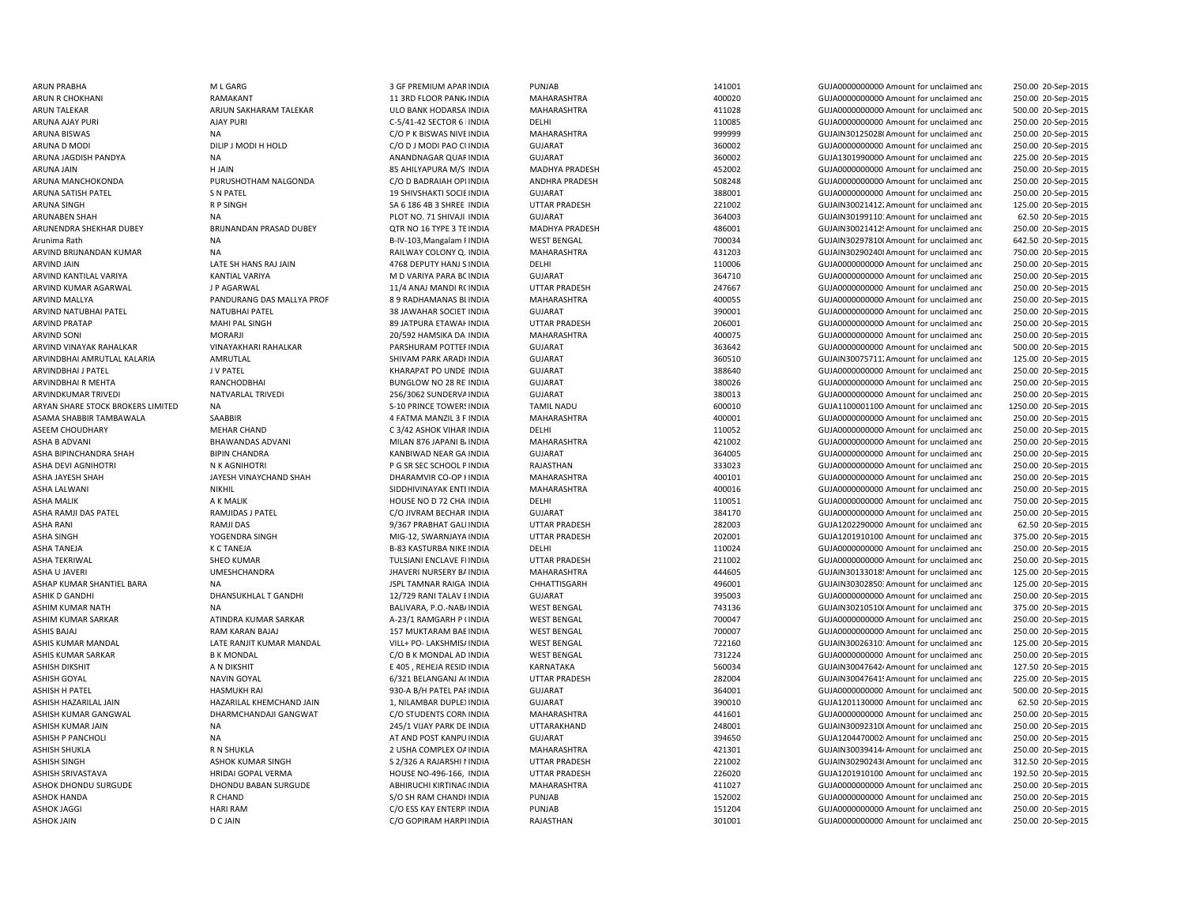| | | | | | | | | | |
|---|---|---|---|---|---|---|---|---|---|
| ARUN PRABHA | M L GARG | 3 GF PREMIUM APAR INDIA | | PUNJAB | 141001 | GUJA0000000000 Amount for unclaimed and | 250.00 | 20-Sep-2015 |
| ARUN R CHOKHANI | RAMAKANT | 11 3RD FLOOR PANK/ INDIA | | MAHARASHTRA | 400020 | GUJA0000000000 Amount for unclaimed and | 250.00 | 20-Sep-2015 |
| ARUN TALEKAR | ARJUN SAKHARAM TALEKAR | ULO BANK HODARSA INDIA | | MAHARASHTRA | 411028 | GUJA0000000000 Amount for unclaimed and | 500.00 | 20-Sep-2015 |
| ARUNA AJAY PURI | AJAY PURI | C-5/41-42 SECTOR 6 INDIA | | DELHI | 110085 | GUJA0000000000 Amount for unclaimed and | 250.00 | 20-Sep-2015 |
| ARUNA BISWAS | NA | C/O P K BISWAS NIVE INDIA | | MAHARASHTRA | 999999 | GUJAIN30125028 Amount for unclaimed and | 250.00 | 20-Sep-2015 |
| ARUNA D MODI | DILIP J MODI H HOLD | C/O D J MODI PAO C INDIA | | GUJARAT | 360002 | GUJA0000000000 Amount for unclaimed and | 250.00 | 20-Sep-2015 |
| ARUNA JAGDISH PANDYA | NA | ANANDNAGAR QUAF INDIA | | GUJARAT | 360002 | GUJA1301990000 Amount for unclaimed and | 225.00 | 20-Sep-2015 |
| ARUNA JAIN | H JAIN | 85 AHILYAPURA M/S INDIA | | MADHYA PRADESH | 452002 | GUJA0000000000 Amount for unclaimed and | 250.00 | 20-Sep-2015 |
| ARUNA MANCHOKONDA | PURUSHOTHAM NALGONDA | C/O D BADRAIAH OP INDIA | | ANDHRA PRADESH | 508248 | GUJA0000000000 Amount for unclaimed and | 250.00 | 20-Sep-2015 |
| ARUNA SATISH PATEL | S N PATEL | 19 SHIVSHAKTI SOCIE INDIA | | GUJARAT | 388001 | GUJA0000000000 Amount for unclaimed and | 250.00 | 20-Sep-2015 |
| ARUNA SINGH | R P SINGH | SA 6 186 4B 3 SHREE INDIA | | UTTAR PRADESH | 221002 | GUJAIN30021412 Amount for unclaimed and | 125.00 | 20-Sep-2015 |
| ARUNABEN SHAH | NA | PLOT NO. 71 SHIVAJI INDIA | | GUJARAT | 364003 | GUJAIN30199110 Amount for unclaimed and | 62.50 | 20-Sep-2015 |
| ARUNENDRA SHEKHAR DUBEY | BRIJNANDAN PRASAD DUBEY | QTR NO 16 TYPE 3 TE INDIA | | MADHYA PRADESH | 486001 | GUJAIN30021412 Amount for unclaimed and | 250.00 | 20-Sep-2015 |
| Arunima Rath | NA | B-IV-103,Mangalam I INDIA | | WEST BENGAL | 700034 | GUJAIN30297810 Amount for unclaimed and | 642.50 | 20-Sep-2015 |
| ARVIND BRIJNANDAN KUMAR | NA | RAILWAY COLONY Q. INDIA | | MAHARASHTRA | 431203 | GUJAIN30290240 Amount for unclaimed and | 750.00 | 20-Sep-2015 |
| ARVIND JAIN | LATE SH HANS RAJ JAIN | 4768 DEPUTY HANJ S INDIA | | DELHI | 110006 | GUJA0000000000 Amount for unclaimed and | 250.00 | 20-Sep-2015 |
| ARVIND KANTILAL VARIYA | KANTIAL VARIYA | M D VARIYA PARA BC INDIA | | GUJARAT | 364710 | GUJA0000000000 Amount for unclaimed and | 250.00 | 20-Sep-2015 |
| ARVIND KUMAR AGARWAL | J P AGARWAL | 11/4 ANAJ MANDI R INDIA | | UTTAR PRADESH | 247667 | GUJA0000000000 Amount for unclaimed and | 250.00 | 20-Sep-2015 |
| ARVIND MALLYA | PANDURANG DAS MALLYA PROF | 8 9 RADHAMANAS B INDIA | | MAHARASHTRA | 400055 | GUJA0000000000 Amount for unclaimed and | 250.00 | 20-Sep-2015 |
| ARVIND NATUBHAI PATEL | NATUBHAI PATEL | 38 JAWAHAR SOCIET INDIA | | GUJARAT | 390001 | GUJA0000000000 Amount for unclaimed and | 250.00 | 20-Sep-2015 |
| ARVIND PRATAP | MAHI PAL SINGH | 89 JATPURA ETAWAH INDIA | | UTTAR PRADESH | 206001 | GUJA0000000000 Amount for unclaimed and | 250.00 | 20-Sep-2015 |
| ARVIND SONI | MORARJI | 20/592 HAMSIKA DA INDIA | | MAHARASHTRA | 400075 | GUJA0000000000 Amount for unclaimed and | 250.00 | 20-Sep-2015 |
| ARVIND VINAYAK RAHALKAR | VINAYAKHARI RAHALKAR | PARSHURAM POTTEF INDIA | | GUJARAT | 363642 | GUJA0000000000 Amount for unclaimed and | 500.00 | 20-Sep-2015 |
| ARVINDBHAI AMRUTLAL KALARIA | AMRUTLAL | SHIVAM PARK ARADI INDIA | | GUJARAT | 360510 | GUJAIN30075711 Amount for unclaimed and | 125.00 | 20-Sep-2015 |
| ARVINDBHAI J PATEL | J V PATEL | KHARAPAT PO UNDE INDIA | | GUJARAT | 388640 | GUJA0000000000 Amount for unclaimed and | 250.00 | 20-Sep-2015 |
| ARVINDBHAI R MEHTA | RANCHODBHAI | BUNGLOW NO 28 RE INDIA | | GUJARAT | 380026 | GUJA0000000000 Amount for unclaimed and | 250.00 | 20-Sep-2015 |
| ARVINDKUMAR TRIVEDI | NATVARLAL TRIVEDI | 256/3062 SUNDERVA INDIA | | GUJARAT | 380013 | GUJA0000000000 Amount for unclaimed and | 250.00 | 20-Sep-2015 |
| ARYAN SHARE STOCK BROKERS LIMITED | NA | S-10 PRINCE TOWERS INDIA | | TAMIL NADU | 600010 | GUJA1100001100 Amount for unclaimed and | 1250.00 | 20-Sep-2015 |
| ASAMA SHABBIR TAMBAWALA | SAABBIR | 4 FATMA MANZIL 3 F INDIA | | MAHARASHTRA | 400001 | GUJA0000000000 Amount for unclaimed and | 250.00 | 20-Sep-2015 |
| ASEEM CHOUDHARY | MEHAR CHAND | C 3/42 ASHOK VIHAR INDIA | | DELHI | 110052 | GUJA0000000000 Amount for unclaimed and | 250.00 | 20-Sep-2015 |
| ASHA B ADVANI | BHAWANDAS ADVANI | MILAN 876 JAPANI B INDIA | | MAHARASHTRA | 421002 | GUJA0000000000 Amount for unclaimed and | 250.00 | 20-Sep-2015 |
| ASHA BIPINCHANDRA SHAH | BIPIN CHANDRA | KANBIWAD NEAR GA INDIA | | GUJARAT | 364005 | GUJA0000000000 Amount for unclaimed and | 250.00 | 20-Sep-2015 |
| ASHA DEVI AGNIHOTRI | N K AGNIHOTRI | P G SR SEC SCHOOL P INDIA | | RAJASTHAN | 333023 | GUJA0000000000 Amount for unclaimed and | 250.00 | 20-Sep-2015 |
| ASHA JAYESH SHAH | JAYESH VINAYCHAND SHAH | DHARAMVIR CO-OP I INDIA | | MAHARASHTRA | 400101 | GUJA0000000000 Amount for unclaimed and | 250.00 | 20-Sep-2015 |
| ASHA LALWANI | NIKHIL | SIDDHIVINAYAK ENTI INDIA | | MAHARASHTRA | 400016 | GUJA0000000000 Amount for unclaimed and | 250.00 | 20-Sep-2015 |
| ASHA MALIK | A K MALIK | HOUSE NO D 72 CHA INDIA | | DELHI | 110051 | GUJA0000000000 Amount for unclaimed and | 750.00 | 20-Sep-2015 |
| ASHA RAMJI DAS PATEL | RAMJIDAS J PATEL | C/O JIVRAM BECHAR INDIA | | GUJARAT | 384170 | GUJA0000000000 Amount for unclaimed and | 250.00 | 20-Sep-2015 |
| ASHA RANI | RAMJI DAS | 9/367 PRABHAT GALI INDIA | | UTTAR PRADESH | 282003 | GUJA1202290000 Amount for unclaimed and | 62.50 | 20-Sep-2015 |
| ASHA SINGH | YOGENDRA SINGH | MIG-12, SWARNJAYA INDIA | | UTTAR PRADESH | 202001 | GUJA1201910100 Amount for unclaimed and | 375.00 | 20-Sep-2015 |
| ASHA TANEJA | K C TANEJA | B-83 KASTURBA NIKE INDIA | | DELHI | 110024 | GUJA0000000000 Amount for unclaimed and | 250.00 | 20-Sep-2015 |
| ASHA TEKRIWAL | SHEO KUMAR | TULSIANI ENCLAVE FI INDIA | | UTTAR PRADESH | 211002 | GUJA0000000000 Amount for unclaimed and | 250.00 | 20-Sep-2015 |
| ASHA U JAVERI | UMESHCHANDRA | JHAVERI NURSERY B/ INDIA | | MAHARASHTRA | 444605 | GUJAIN30133018 Amount for unclaimed and | 125.00 | 20-Sep-2015 |
| ASHAP KUMAR SHANTIEL BARA | NA | JSPL TAMNAR RAIGA INDIA | | CHHATTISGARH | 496001 | GUJAIN30302850 Amount for unclaimed and | 125.00 | 20-Sep-2015 |
| ASHIK D GANDHI | DHANSUKHLAL T GANDHI | 12/729 RANI TALAV E INDIA | | GUJARAT | 395003 | GUJA0000000000 Amount for unclaimed and | 250.00 | 20-Sep-2015 |
| ASHIM KUMAR NATH | NA | BALIVARA, P.O.-NAB/ INDIA | | WEST BENGAL | 743136 | GUJAIN30210510 Amount for unclaimed and | 375.00 | 20-Sep-2015 |
| ASHIM KUMAR SARKAR | ATINDRA KUMAR SARKAR | A-23/1 RAMGARH P INDIA | | WEST BENGAL | 700047 | GUJA0000000000 Amount for unclaimed and | 250.00 | 20-Sep-2015 |
| ASHIS BAJAJ | RAM KARAN BAJAJ | 157 MUKTARAM BAE INDIA | | WEST BENGAL | 700007 | GUJA0000000000 Amount for unclaimed and | 250.00 | 20-Sep-2015 |
| ASHIS KUMAR MANDAL | LATE RANJIT KUMAR MANDAL | VILL+ PO- LAKSHMIS/ INDIA | | WEST BENGAL | 722160 | GUJAIN30026310 Amount for unclaimed and | 125.00 | 20-Sep-2015 |
| ASHIS KUMAR SARKAR | B K MONDAL | C/O B K MONDAL AD INDIA | | WEST BENGAL | 731224 | GUJA0000000000 Amount for unclaimed and | 250.00 | 20-Sep-2015 |
| ASHISH DIKSHIT | A N DIKSHIT | E 405 , REHEJA RESID INDIA | | KARNATAKA | 560034 | GUJAIN30047642 Amount for unclaimed and | 127.50 | 20-Sep-2015 |
| ASHISH GOYAL | NAVIN GOYAL | 6/321 BELANGANJ A INDIA | | UTTAR PRADESH | 282004 | GUJAIN30047641 Amount for unclaimed and | 225.00 | 20-Sep-2015 |
| ASHISH H PATEL | HASMUKH RAI | 930-A B/H PATEL PAF INDIA | | GUJARAT | 364001 | GUJA0000000000 Amount for unclaimed and | 500.00 | 20-Sep-2015 |
| ASHISH HAZARILAL JAIN | HAZARILAL KHEMCHAND JAIN | 1, NILAMBAR DUPLE INDIA | | GUJARAT | 390010 | GUJA1201130000 Amount for unclaimed and | 62.50 | 20-Sep-2015 |
| ASHISH KUMAR GANGWAL | DHARMCHANDAJI GANGWAT | C/O STUDENTS CORN INDIA | | MAHARASHTRA | 441601 | GUJA0000000000 Amount for unclaimed and | 250.00 | 20-Sep-2015 |
| ASHISH KUMAR JAIN | NA | 245/1 VIJAY PARK DE INDIA | | UTTARAKHAND | 248001 | GUJAIN30092310 Amount for unclaimed and | 250.00 | 20-Sep-2015 |
| ASHISH P PANCHOLI | NA | AT AND POST KANPU INDIA | | GUJARAT | 394650 | GUJA1204470002 Amount for unclaimed and | 250.00 | 20-Sep-2015 |
| ASHISH SHUKLA | R N SHUKLA | 2 USHA COMPLEX O/ INDIA | | MAHARASHTRA | 421301 | GUJAIN30039414 Amount for unclaimed and | 250.00 | 20-Sep-2015 |
| ASHISH SINGH | ASHOK KUMAR SINGH | S 2/326 A RAJARSHI I INDIA | | UTTAR PRADESH | 221002 | GUJAIN30290243 Amount for unclaimed and | 312.50 | 20-Sep-2015 |
| ASHISH SRIVASTAVA | HRIDAI GOPAL VERMA | HOUSE NO-496-166, INDIA | | UTTAR PRADESH | 226020 | GUJA1201910100 Amount for unclaimed and | 192.50 | 20-Sep-2015 |
| ASHOK DHONDU SURGUDE | DHONDU BABAN SURGUDE | ABHIRUCHI KIRTINAC INDIA | | MAHARASHTRA | 411027 | GUJA0000000000 Amount for unclaimed and | 250.00 | 20-Sep-2015 |
| ASHOK HANDA | R CHAND | S/O SH RAM CHANDI INDIA | | PUNJAB | 152002 | GUJA0000000000 Amount for unclaimed and | 250.00 | 20-Sep-2015 |
| ASHOK JAGGI | HARI RAM | C/O ESS KAY ENTERP INDIA | | PUNJAB | 151204 | GUJA0000000000 Amount for unclaimed and | 250.00 | 20-Sep-2015 |
| ASHOK JAIN | D C JAIN | C/O GOPIRAM HARPI INDIA | | RAJASTHAN | 301001 | GUJA0000000000 Amount for unclaimed and | 250.00 | 20-Sep-2015 |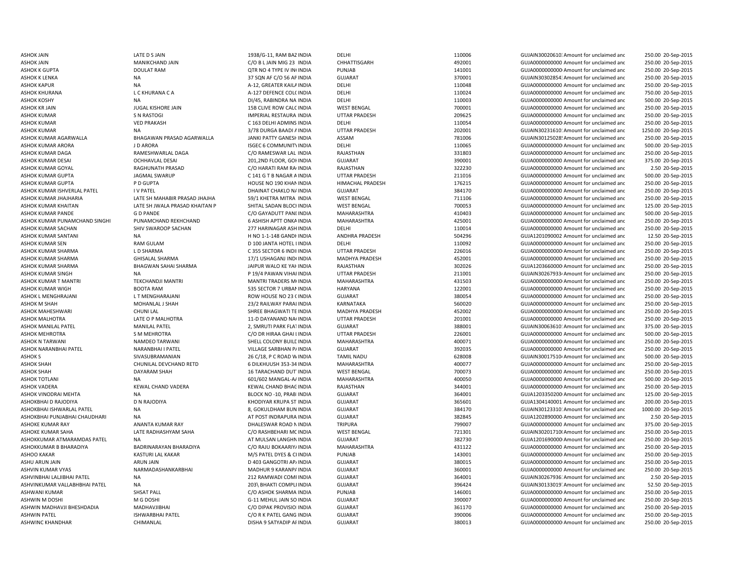| | | | | | | | | | |
|---|---|---|---|---|---|---|---|---|---|
| ASHOK JAIN | LATE D S JAIN | 1938/G-11, RAM BAZ INDIA | | DELHI | 110006 | GUJAIN30020610 | Amount for unclaimed and | 250.00 | 20-Sep-2015 |
| ASHOK JAIN | MANIKCHAND JAIN | C/O B L JAIN MIG 23 | INDIA | CHHATTISGARH | 492001 | GUJA0000000000 | Amount for unclaimed and | 250.00 | 20-Sep-2015 |
| ASHOK K GUPTA | DOULAT RAM | QTR NO 4 TYPE IV IN | INDIA | PUNJAB | 141001 | GUJA0000000000 | Amount for unclaimed and | 250.00 | 20-Sep-2015 |
| ASHOK K LENKA | NA | 37 SQN AF C/O 56 AF | INDIA | GUJARAT | 370001 | GUJAIN30302854 | Amount for unclaimed and | 250.00 | 20-Sep-2015 |
| ASHOK KAPUR | NA | A-12, GREATER KAILA | INDIA | DELHI | 110048 | GUJA0000000000 | Amount for unclaimed and | 250.00 | 20-Sep-2015 |
| ASHOK KHURANA | L C KHURANA C A | A-127 DEFENCE COLC | INDIA | DELHI | 110024 | GUJA0000000000 | Amount for unclaimed and | 750.00 | 20-Sep-2015 |
| ASHOK KOSHY | NA | DI/45, RABINDRA NA | INDIA | DELHI | 110003 | GUJA0000000000 | Amount for unclaimed and | 500.00 | 20-Sep-2015 |
| ASHOK KR JAIN | JUGAL KISHORE JAIN | 15B CLIVE ROW CALC | INDIA | WEST BENGAL | 700001 | GUJA0000000000 | Amount for unclaimed and | 250.00 | 20-Sep-2015 |
| ASHOK KUMAR | S N RASTOGI | IMPERIAL RESTAURA | INDIA | UTTAR PRADESH | 209625 | GUJA0000000000 | Amount for unclaimed and | 250.00 | 20-Sep-2015 |
| ASHOK KUMAR | VED PRAKASH | C 163 DELHI ADMINS | INDIA | DELHI | 110054 | GUJA0000000000 | Amount for unclaimed and | 250.00 | 20-Sep-2015 |
| ASHOK KUMAR | NA | 3/78 DURGA BAADI A | INDIA | UTTAR PRADESH | 202001 | GUJAIN30231610 | Amount for unclaimed and | 1250.00 | 20-Sep-2015 |
| ASHOK KUMAR AGARWALLA | BHAGAWAN PRASAD AGARWALLA | JANKI PATTY GANESH | INDIA | ASSAM | 781006 | GUJAIN30125028 | Amount for unclaimed and | 250.00 | 20-Sep-2015 |
| ASHOK KUMAR ARORA | J D ARORA | ISGEC 6 COMMUNITY | INDIA | DELHI | 110065 | GUJA0000000000 | Amount for unclaimed and | 500.00 | 20-Sep-2015 |
| ASHOK KUMAR DAGA | RAMESHWARLAL DAGA | C/O RAMESWAR LAL | INDIA | RAJASTHAN | 331803 | GUJA0000000000 | Amount for unclaimed and | 250.00 | 20-Sep-2015 |
| ASHOK KUMAR DESAI | OCHHAVLAL DESAI | 201,2ND FLOOR, GOI | INDIA | GUJARAT | 390001 | GUJA0000000000 | Amount for unclaimed and | 375.00 | 20-Sep-2015 |
| ASHOK KUMAR GOYAL | RAGHUNATH PRASAD | C/O HARATI RAM RA | INDIA | RAJASTHAN | 322230 | GUJA0000000000 | Amount for unclaimed and | 2.50 | 20-Sep-2015 |
| ASHOK KUMAR GUPTA | JAGMAL SWARUP | C 141 G T B NAGAR A | INDIA | UTTAR PRADESH | 211016 | GUJA0000000000 | Amount for unclaimed and | 500.00 | 20-Sep-2015 |
| ASHOK KUMAR GUPTA | P D GUPTA | HOUSE NO 190 KHAN | INDIA | HIMACHAL PRADESH | 176215 | GUJA0000000000 | Amount for unclaimed and | 250.00 | 20-Sep-2015 |
| ASHOK KUMAR ISHVERLAL PATEL | I V PATEL | DHAINAT CHAKLO NA | INDIA | GUJARAT | 384170 | GUJA0000000000 | Amount for unclaimed and | 250.00 | 20-Sep-2015 |
| ASHOK KUMAR JHAJHARIA | LATE SH MAHABIR PRASAD JHAJHA | 59/1 KHETRA MITRA | INDIA | WEST BENGAL | 711106 | GUJA0000000000 | Amount for unclaimed and | 250.00 | 20-Sep-2015 |
| ASHOK KUMAR KHAITAN | LATE SH JWALA PRASAD KHAITAN P | SHITAL SADAN BLOCI | INDIA | WEST BENGAL | 700053 | GUJA0000000000 | Amount for unclaimed and | 125.00 | 20-Sep-2015 |
| ASHOK KUMAR PANDE | G D PANDE | C/O GAYADUTT PANI | INDIA | MAHARASHTRA | 410403 | GUJA0000000000 | Amount for unclaimed and | 500.00 | 20-Sep-2015 |
| ASHOK KUMAR PUNAMCHAND SINGHI | PUNAMCHAND REKHCHAND | 6 ASHISH APTT ONKA | INDIA | MAHARASHTRA | 425001 | GUJA0000000000 | Amount for unclaimed and | 250.00 | 20-Sep-2015 |
| ASHOK KUMAR SACHAN | SHIV SWAROOP SACHAN | 277 HARINAGAR ASH | INDIA | DELHI | 110014 | GUJA0000000000 | Amount for unclaimed and | 250.00 | 20-Sep-2015 |
| ASHOK KUMAR SANTANI | NA | H NO 1-1-148 GANDH | INDIA | ANDHRA PRADESH | 504296 | GUJA1201090002 | Amount for unclaimed and | 12.50 | 20-Sep-2015 |
| ASHOK KUMAR SEN | RAM GULAM | D 100 JANTA HOTEL I | INDIA | DELHI | 110092 | GUJA0000000000 | Amount for unclaimed and | 250.00 | 20-Sep-2015 |
| ASHOK KUMAR SHARMA | L D SHARMA | C 355 SECTOR 6 INDI | INDIA | UTTAR PRADESH | 226016 | GUJA0000000000 | Amount for unclaimed and | 250.00 | 20-Sep-2015 |
| ASHOK KUMAR SHARMA | GHISALAL SHARMA | 17/1 USHAGANJ INDI | INDIA | MADHYA PRADESH | 452001 | GUJA0000000000 | Amount for unclaimed and | 250.00 | 20-Sep-2015 |
| ASHOK KUMAR SHARMA | BHAGWAN SAHAI SHARMA | JAIPUR WALO KE YAH | INDIA | RAJASTHAN | 302026 | GUJA1203660000 | Amount for unclaimed and | 250.00 | 20-Sep-2015 |
| ASHOK KUMAR SINGH | NA | P 19/4 PAWAN VIHAI | INDIA | UTTAR PRADESH | 211001 | GUJAIN30267933 | Amount for unclaimed and | 250.00 | 20-Sep-2015 |
| ASHOK KUMAR T MANTRI | TEKCHANDJI MANTRI | MANTRI TRADERS M | INDIA | MAHARASHTRA | 431503 | GUJA0000000000 | Amount for unclaimed and | 250.00 | 20-Sep-2015 |
| ASHOK KUMAR WIGH | BOOTA RAM | 535 SECTOR 7 URBAN | INDIA | HARYANA | 122001 | GUJA0000000000 | Amount for unclaimed and | 250.00 | 20-Sep-2015 |
| ASHOK L MENGHRAJANI | L T MENGHARAJANI | ROW HOUSE NO 23 C | INDIA | GUJARAT | 380054 | GUJA0000000000 | Amount for unclaimed and | 250.00 | 20-Sep-2015 |
| ASHOK M SHAH | MOHANLAL J SHAH | 23/2 RAILWAY PARAI | INDIA | KARNATAKA | 560020 | GUJA0000000000 | Amount for unclaimed and | 250.00 | 20-Sep-2015 |
| ASHOK MAHESHWARI | CHUNI LAL | SHREE BHAGWATI TE | INDIA | MADHYA PRADESH | 452002 | GUJA0000000000 | Amount for unclaimed and | 250.00 | 20-Sep-2015 |
| ASHOK MALHOTRA | LATE O P MALHOTRA | 11-D DAYANAND NA | INDIA | UTTAR PRADESH | 201001 | GUJA0000000000 | Amount for unclaimed and | 250.00 | 20-Sep-2015 |
| ASHOK MANILAL PATEL | MANILAL PATEL | 2, SMRUTI PARK FLAT | INDIA | GUJARAT | 388001 | GUJAIN30063610 | Amount for unclaimed and | 375.00 | 20-Sep-2015 |
| ASHOK MEHROTRA | S M MEHROTRA | C/O DR HIRAA GHAI I | INDIA | UTTAR PRADESH | 226001 | GUJA0000000000 | Amount for unclaimed and | 500.00 | 20-Sep-2015 |
| ASHOK N TARWANI | NAMDEO TARWANI | SHELL COLONY BUILD | INDIA | MAHARASHTRA | 400071 | GUJA0000000000 | Amount for unclaimed and | 250.00 | 20-Sep-2015 |
| ASHOK NARANBHAI PATEL | NARANBHAI I PATEL | VILLAGE SARBHAN P | INDIA | GUJARAT | 392035 | GUJA0000000000 | Amount for unclaimed and | 250.00 | 20-Sep-2015 |
| ASHOK S | SIVASUBRAMANIAN | 26 C/18, P C ROAD W | INDIA | TAMIL NADU | 628008 | GUJAIN30017510 | Amount for unclaimed and | 500.00 | 20-Sep-2015 |
| ASHOK SHAH | CHUNILAL DEVCHAND RETD | 6 DILKHUUSH 353-34 | INDIA | MAHARASHTRA | 400077 | GUJA0000000000 | Amount for unclaimed and | 250.00 | 20-Sep-2015 |
| ASHOK SHAH | DAYARAM SHAH | 16 TARACHAND DUT | INDIA | WEST BENGAL | 700073 | GUJA0000000000 | Amount for unclaimed and | 250.00 | 20-Sep-2015 |
| ASHOK TOTLANI | NA | 601/602 MANGAL-A | INDIA | MAHARASHTRA | 400050 | GUJA0000000000 | Amount for unclaimed and | 500.00 | 20-Sep-2015 |
| ASHOK VADERA | KEWAL CHAND VADERA | KEWAL CHAND BHAG | INDIA | RAJASTHAN | 344001 | GUJA0000000000 | Amount for unclaimed and | 250.00 | 20-Sep-2015 |
| ASHOK VINODRAI MEHTA | NA | BLOCK NO -10, PRABI | INDIA | GUJARAT | 364001 | GUJA1203350200 | Amount for unclaimed and | 125.00 | 20-Sep-2015 |
| ASHOKBHAI D RAJODIYA | D N RAJODIYA | KHODIYAR KRUPA ST | INDIA | GUJARAT | 365601 | GUJA1304140001 | Amount for unclaimed and | 200.00 | 20-Sep-2015 |
| ASHOKBHAI ISHWARLAL PATEL | NA | 8, GOKULDHAM BUN | INDIA | GUJARAT | 384170 | GUJAIN30123310 | Amount for unclaimed and | 1000.00 | 20-Sep-2015 |
| ASHOKBHAI PUNJABHAI CHAUDHARI | NA | AT POST INDRAPURA | INDIA | GUJARAT | 382845 | GUJA1202890000 | Amount for unclaimed and | 2.50 | 20-Sep-2015 |
| ASHOKE KUMAR RAY | ANANTA KUMAR RAY | DHALESWAR ROAD N | INDIA | TRIPURA | 799007 | GUJA0000000000 | Amount for unclaimed and | 375.00 | 20-Sep-2015 |
| ASHOKE KUMAR SAHA | LATE RADHASHYAM SAHA | C/O RASHBEHARI MC | INDIA | WEST BENGAL | 721301 | GUJAIN30201710 | Amount for unclaimed and | 250.00 | 20-Sep-2015 |
| ASHOKKUMAR ATMARAMDAS PATEL | NA | AT MULSAN LANGHN | INDIA | GUJARAT | 382730 | GUJA1201690000 | Amount for unclaimed and | 250.00 | 20-Sep-2015 |
| ASHOKKUMAR B BHARADIYA | BADRINARAYAN BHARADIYA | C/O RAJU BOKAARIYA | INDIA | MAHARASHTRA | 431122 | GUJA0000000000 | Amount for unclaimed and | 250.00 | 20-Sep-2015 |
| ASHOO KAKAR | KASTURI LAL KAKAR | M/S PATEL DYES & CI | INDIA | PUNJAB | 143001 | GUJA0000000000 | Amount for unclaimed and | 250.00 | 20-Sep-2015 |
| ASHU ARUN JAIN | ARUN JAIN | D 403 GANGOTRI AP | INDIA | GUJARAT | 380015 | GUJA0000000000 | Amount for unclaimed and | 250.00 | 20-Sep-2015 |
| ASHVIN KUMAR VYAS | NARMADASHANKARBHAI | MADHUR 9 KARANPA | INDIA | GUJARAT | 360001 | GUJA0000000000 | Amount for unclaimed and | 250.00 | 20-Sep-2015 |
| ASHVINBHAI LALJIBHAI PATEL | NA | 212 RAMWADI COMI | INDIA | GUJARAT | 364001 | GUJAIN30267936 | Amount for unclaimed and | 2.50 | 20-Sep-2015 |
| ASHVINKUMAR VALLABHBHAI PATEL | NA | 203\ BHAKTI COMPLI | INDIA | GUJARAT | 396424 | GUJAIN30133019 | Amount for unclaimed and | 52.50 | 20-Sep-2015 |
| ASHWANI KUMAR | SHSAT PALL | C/O ASHOK SHARMA | INDIA | PUNJAB | 146001 | GUJA0000000000 | Amount for unclaimed and | 250.00 | 20-Sep-2015 |
| ASHWIN M DOSHI | M G DOSHI | G-11 MEHUL JAIN SO | INDIA | GUJARAT | 390007 | GUJA0000000000 | Amount for unclaimed and | 250.00 | 20-Sep-2015 |
| ASHWIN MADHAVJI BHESHDADIA | MADHAVJIBHAI | C/O DIPAK PROVISIO | INDIA | GUJARAT | 361170 | GUJA0000000000 | Amount for unclaimed and | 250.00 | 20-Sep-2015 |
| ASHWIN PATEL | ISHWARBHAI PATEL | C/O R K PATEL GANG | INDIA | GUJARAT | 390006 | GUJA0000000000 | Amount for unclaimed and | 250.00 | 20-Sep-2015 |
| ASHWINC KHANDHAR | CHIMANLAL | DISHA 9 SATYADIP A | INDIA | GUJARAT | 380013 | GUJA0000000000 | Amount for unclaimed and | 250.00 | 20-Sep-2015 |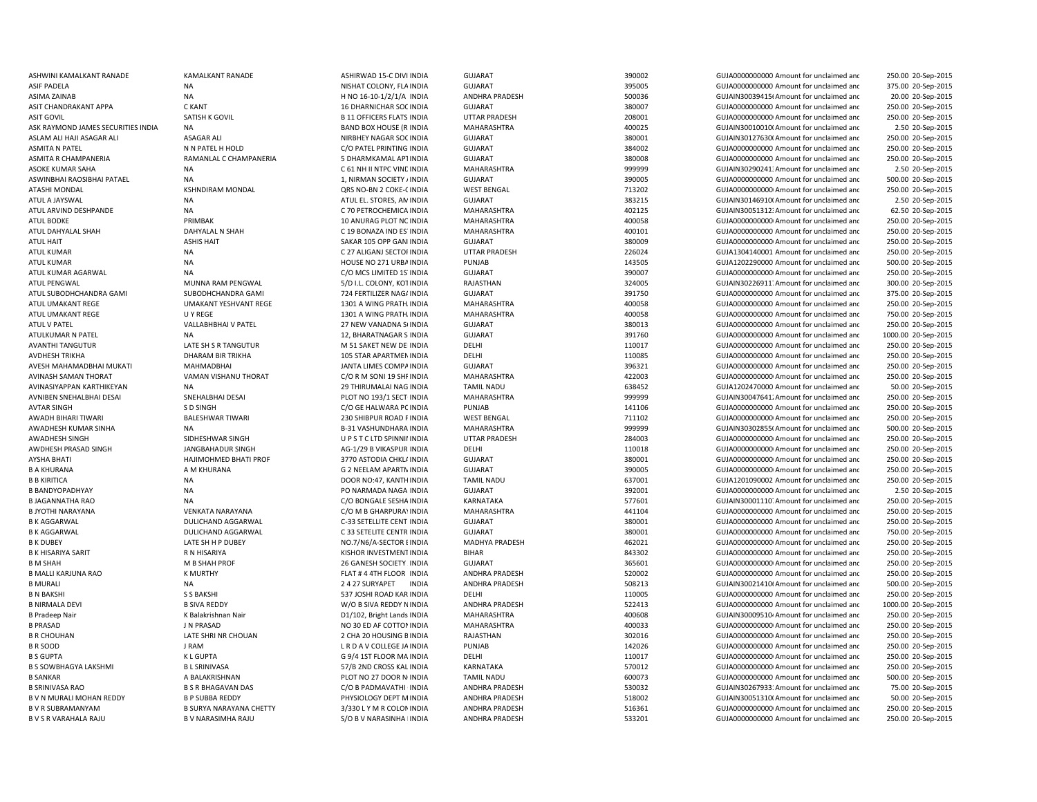| | | | | | | | | |
|---|---|---|---|---|---|---|---|---|
| ASHWINI KAMALKANT RANADE | KAMALKANT RANADE | ASHIRWAD 15-C DIVI INDIA | GUJARAT | 390002 | GUJA0000000000 Amount for unclaimed and | 250.00 | 20-Sep-2015 |
| ASIF PADELA | NA | NISHAT COLONY, FLA INDIA | GUJARAT | 395005 | GUJA0000000000 Amount for unclaimed and | 375.00 | 20-Sep-2015 |
| ASIMA ZAINAB | NA | H NO 16-10-1/2/1/A INDIA | ANDHRA PRADESH | 500036 | GUJAIN30039415 Amount for unclaimed and | 20.00 | 20-Sep-2015 |
| ASIT CHANDRAKANT APPA | C KANT | 16 DHARNICHAR SOC INDIA | GUJARAT | 380007 | GUJA0000000000 Amount for unclaimed and | 250.00 | 20-Sep-2015 |
| ASIT GOVIL | SATISH K GOVIL | B 11 OFFICERS FLATS INDIA | UTTAR PRADESH | 208001 | GUJA0000000000 Amount for unclaimed and | 250.00 | 20-Sep-2015 |
| ASK RAYMOND JAMES SECURITIES INDIA | NA | BAND BOX HOUSE (R INDIA | MAHARASHTRA | 400025 | GUJAIN30010010 Amount for unclaimed and | 2.50 | 20-Sep-2015 |
| ASLAM ALI HAJI ASAGAR ALI | ASAGAR ALI | NIRBHEY NAGAR SOC INDIA | GUJARAT | 380001 | GUJAIN30127630 Amount for unclaimed and | 250.00 | 20-Sep-2015 |
| ASMITA N PATEL | N N PATEL H HOLD | C/O PATEL PRINTING INDIA | GUJARAT | 384002 | GUJA0000000000 Amount for unclaimed and | 250.00 | 20-Sep-2015 |
| ASMITA R CHAMPANERIA | RAMANLAL C CHAMPANERIA | 5 DHARMKAMAL APT INDIA | GUJARAT | 380008 | GUJA0000000000 Amount for unclaimed and | 250.00 | 20-Sep-2015 |
| ASOKE KUMAR SAHA | NA | C 61 NH II NTPC VINC INDIA | MAHARASHTRA | 999999 | GUJAIN30290241 Amount for unclaimed and | 2.50 | 20-Sep-2015 |
| ASWINBHAI RAOSIBHAI PATAEL | NA | 1, NIRMAN SOCIETY / INDIA | GUJARAT | 390005 | GUJA0000000000 Amount for unclaimed and | 500.00 | 20-Sep-2015 |
| ATASHI MONDAL | KSHNDIRAM MONDAL | QRS NO-BN 2 COKE-( INDIA | WEST BENGAL | 713202 | GUJA0000000000 Amount for unclaimed and | 250.00 | 20-Sep-2015 |
| ATUL A JAYSWAL | NA | ATUL EL. STORES, AN INDIA | GUJARAT | 383215 | GUJAIN30146910 Amount for unclaimed and | 2.50 | 20-Sep-2015 |
| ATUL ARVIND DESHPANDE | NA | C 70 PETROCHEMICA INDIA | MAHARASHTRA | 402125 | GUJAIN30051312 Amount for unclaimed and | 62.50 | 20-Sep-2015 |
| ATUL BODKE | PRIMBAK | 10 ANURAG PLOT NC INDIA | MAHARASHTRA | 400058 | GUJA0000000000 Amount for unclaimed and | 250.00 | 20-Sep-2015 |
| ATUL DAHYALAL SHAH | DAHYALAL N SHAH | C 19 BONAZA IND ES' INDIA | MAHARASHTRA | 400101 | GUJA0000000000 Amount for unclaimed and | 250.00 | 20-Sep-2015 |
| ATUL HAIT | ASHIS HAIT | SAKAR 105 OPP GANI INDIA | GUJARAT | 380009 | GUJA0000000000 Amount for unclaimed and | 250.00 | 20-Sep-2015 |
| ATUL KUMAR | NA | C 27 ALIGANJ SECTOI INDIA | UTTAR PRADESH | 226024 | GUJA1304140001 Amount for unclaimed and | 250.00 | 20-Sep-2015 |
| ATUL KUMAR | NA | HOUSE NO 271 URBA INDIA | PUNJAB | 143505 | GUJA1202290000 Amount for unclaimed and | 500.00 | 20-Sep-2015 |
| ATUL KUMAR AGARWAL | NA | C/O MCS LIMITED 1S INDIA | GUJARAT | 390007 | GUJA0000000000 Amount for unclaimed and | 250.00 | 20-Sep-2015 |
| ATUL PENGWAL | MUNNA RAM PENGWAL | 5/D I.L. COLONY, KOT INDIA | RAJASTHAN | 324005 | GUJAIN30226911 Amount for unclaimed and | 300.00 | 20-Sep-2015 |
| ATUL SUBODHCHANDRA GAMI | SUBODHCHANDRA GAMI | 724 FERTILIZER NAG/ INDIA | GUJARAT | 391750 | GUJA0000000000 Amount for unclaimed and | 375.00 | 20-Sep-2015 |
| ATUL UMAKANT REGE | UMAKANT YESHVANT REGE | 1301 A WING PRATH. INDIA | MAHARASHTRA | 400058 | GUJA0000000000 Amount for unclaimed and | 250.00 | 20-Sep-2015 |
| ATUL UMAKANT REGE | U Y REGE | 1301 A WING PRATH. INDIA | MAHARASHTRA | 400058 | GUJA0000000000 Amount for unclaimed and | 750.00 | 20-Sep-2015 |
| ATUL V PATEL | VALLABHBHAI V PATEL | 27 NEW VANADNA SI INDIA | GUJARAT | 380013 | GUJA0000000000 Amount for unclaimed and | 250.00 | 20-Sep-2015 |
| ATULKUMAR N PATEL | NA | 12, BHARATNAGAR S INDIA | GUJARAT | 391760 | GUJA0000000000 Amount for unclaimed and | 1000.00 | 20-Sep-2015 |
| AVANTHI TANGUTUR | LATE SH S R TANGUTUR | M 51 SAKET NEW DE INDIA | DELHI | 110017 | GUJA0000000000 Amount for unclaimed and | 250.00 | 20-Sep-2015 |
| AVDHESH TRIKHA | DHARAM BIR TRIKHA | 105 STAR APARTMEN INDIA | DELHI | 110085 | GUJA0000000000 Amount for unclaimed and | 250.00 | 20-Sep-2015 |
| AVESH MAHAMADBHAI MUKATI | MAHMADBHAI | JANTA LIMES COMPA INDIA | GUJARAT | 396321 | GUJA0000000000 Amount for unclaimed and | 250.00 | 20-Sep-2015 |
| AVINASH SAMAN THORAT | VAMAN VISHANU THORAT | C/O R M SONI 19 SHI INDIA | MAHARASHTRA | 422003 | GUJA0000000000 Amount for unclaimed and | 250.00 | 20-Sep-2015 |
| AVINASIYAPPAN KARTHIKEYAN | NA | 29 THIRUMALAI NAG INDIA | TAMIL NADU | 638452 | GUJA1202470000 Amount for unclaimed and | 50.00 | 20-Sep-2015 |
| AVNIBEN SNEHALBHAI DESAI | SNEHALBHAI DESAI | PLOT NO 193/1 SECT INDIA | MAHARASHTRA | 999999 | GUJAIN30047641 Amount for unclaimed and | 250.00 | 20-Sep-2015 |
| AVTAR SINGH | S D SINGH | C/O GE HALWARA PC INDIA | PUNJAB | 141106 | GUJA0000000000 Amount for unclaimed and | 250.00 | 20-Sep-2015 |
| AWADH BIHARI TIWARI | BALESHWAR TIWARI | 230 SHIBPUR ROAD F INDIA | WEST BENGAL | 711102 | GUJA0000000000 Amount for unclaimed and | 250.00 | 20-Sep-2015 |
| AWADHESH KUMAR SINHA | NA | B-31 VASHUNDHARA INDIA | MAHARASHTRA | 999999 | GUJAIN30302855 Amount for unclaimed and | 500.00 | 20-Sep-2015 |
| AWADHESH SINGH | SIDHESHWAR SINGH | U P S T C LTD SPINNII INDIA | UTTAR PRADESH | 284003 | GUJA0000000000 Amount for unclaimed and | 250.00 | 20-Sep-2015 |
| AWDHESH PRASAD SINGH | JANGBAHADUR SINGH | AG-1/29 B VIKASPUR INDIA | DELHI | 110018 | GUJA0000000000 Amount for unclaimed and | 250.00 | 20-Sep-2015 |
| AYSHA BHATI | HAJIMOHMED BHATI PROF | 3770 ASTODIA CHKL/ INDIA | GUJARAT | 380001 | GUJA0000000000 Amount for unclaimed and | 250.00 | 20-Sep-2015 |
| B A KHURANA | A M KHURANA | G 2 NEELAM APARTN INDIA | GUJARAT | 390005 | GUJA0000000000 Amount for unclaimed and | 250.00 | 20-Sep-2015 |
| B B KIRITICA | NA | DOOR NO:47, KANTH INDIA | TAMIL NADU | 637001 | GUJA1201090002 Amount for unclaimed and | 250.00 | 20-Sep-2015 |
| B BANDYOPADHYAY | NA | PO NARMADA NAGA INDIA | GUJARAT | 392001 | GUJA0000000000 Amount for unclaimed and | 2.50 | 20-Sep-2015 |
| B JAGANNATHA RAO | NA | C/O BONGALE SESHA INDIA | KARNATAKA | 577601 | GUJAIN30001110 Amount for unclaimed and | 250.00 | 20-Sep-2015 |
| B JYOTHI NARAYANA | VENKATA NARAYANA | C/O M B GHARPURA\ INDIA | MAHARASHTRA | 441104 | GUJA0000000000 Amount for unclaimed and | 250.00 | 20-Sep-2015 |
| B K AGGARWAL | DULICHAND AGGARWAL | C-33 SETELLITE CENT INDIA | GUJARAT | 380001 | GUJA0000000000 Amount for unclaimed and | 250.00 | 20-Sep-2015 |
| B K AGGARWAL | DULICHAND AGGARWAL | C 33 SETELITE CENTR INDIA | GUJARAT | 380001 | GUJA0000000000 Amount for unclaimed and | 750.00 | 20-Sep-2015 |
| B K DUBEY | LATE SH H P DUBEY | NO.7/N6/A-SECTOR I INDIA | MADHYA PRADESH | 462021 | GUJA0000000000 Amount for unclaimed and | 250.00 | 20-Sep-2015 |
| B K HISARIYA SARIT | R N HISARIYA | KISHOR INVESTMENT INDIA | BIHAR | 843302 | GUJA0000000000 Amount for unclaimed and | 250.00 | 20-Sep-2015 |
| B M SHAH | M B SHAH PROF | 26 GANESH SOCIETY INDIA | GUJARAT | 365601 | GUJA0000000000 Amount for unclaimed and | 250.00 | 20-Sep-2015 |
| B MALLI KARJUNA RAO | K MURTHY | FLAT # 4 4TH FLOOR INDIA | ANDHRA PRADESH | 520002 | GUJA0000000000 Amount for unclaimed and | 250.00 | 20-Sep-2015 |
| B MURALI | NA | 2 4 27 SURYAPET INDIA | ANDHRA PRADESH | 508213 | GUJAIN30021410 Amount for unclaimed and | 500.00 | 20-Sep-2015 |
| B N BAKSHI | S S BAKSHI | 537 JOSHI ROAD KAR INDIA | DELHI | 110005 | GUJA0000000000 Amount for unclaimed and | 250.00 | 20-Sep-2015 |
| B NIRMALA DEVI | B SIVA REDDY | W/O B SIVA REDDY N INDIA | ANDHRA PRADESH | 522413 | GUJA0000000000 Amount for unclaimed and | 1000.00 | 20-Sep-2015 |
| B Pradeep Nair | K Balakrishnan Nair | D1/102, Bright Lands INDIA | MAHARASHTRA | 400608 | GUJAIN30009510 Amount for unclaimed and | 250.00 | 20-Sep-2015 |
| B PRASAD | J N PRASAD | NO 30 ED AF COTTOI INDIA | MAHARASHTRA | 400033 | GUJA0000000000 Amount for unclaimed and | 250.00 | 20-Sep-2015 |
| B R CHOUHAN | LATE SHRI NR CHOUAN | 2 CHA 20 HOUSING B INDIA | RAJASTHAN | 302016 | GUJA0000000000 Amount for unclaimed and | 250.00 | 20-Sep-2015 |
| B R SOOD | J RAM | L R D A V COLLEGE JA INDIA | PUNJAB | 142026 | GUJA0000000000 Amount for unclaimed and | 250.00 | 20-Sep-2015 |
| B S GUPTA | K L GUPTA | G 9/4 1ST FLOOR MA INDIA | DELHI | 110017 | GUJA0000000000 Amount for unclaimed and | 250.00 | 20-Sep-2015 |
| B S SOWBHAGYA LAKSHMI | B L SRINIVASA | 57/B 2ND CROSS KAL INDIA | KARNATAKA | 570012 | GUJA0000000000 Amount for unclaimed and | 250.00 | 20-Sep-2015 |
| B SANKAR | A BALAKRISHNAN | PLOT NO 27 DOOR N INDIA | TAMIL NADU | 600073 | GUJA0000000000 Amount for unclaimed and | 500.00 | 20-Sep-2015 |
| B SRINIVASA RAO | B S R BHAGAVAN DAS | C/O B PADMAVATHI INDIA | ANDHRA PRADESH | 530032 | GUJAIN30267933 Amount for unclaimed and | 75.00 | 20-Sep-2015 |
| B V N MURALI MOHAN REDDY | B P SUBBA REDDY | PHYSIOLOGY DEPT M INDIA | ANDHRA PRADESH | 518002 | GUJAIN30051310 Amount for unclaimed and | 50.00 | 20-Sep-2015 |
| B V R SUBRAMANYAM | B SURYA NARAYANA CHETTY | 3/330 L Y M R COLON INDIA | ANDHRA PRADESH | 516361 | GUJA0000000000 Amount for unclaimed and | 250.00 | 20-Sep-2015 |
| B V S R VARAHALA RAJU | B V NARASIMHA RAJU | S/O B V NARASINHA INDIA | ANDHRA PRADESH | 533201 | GUJA0000000000 Amount for unclaimed and | 250.00 | 20-Sep-2015 |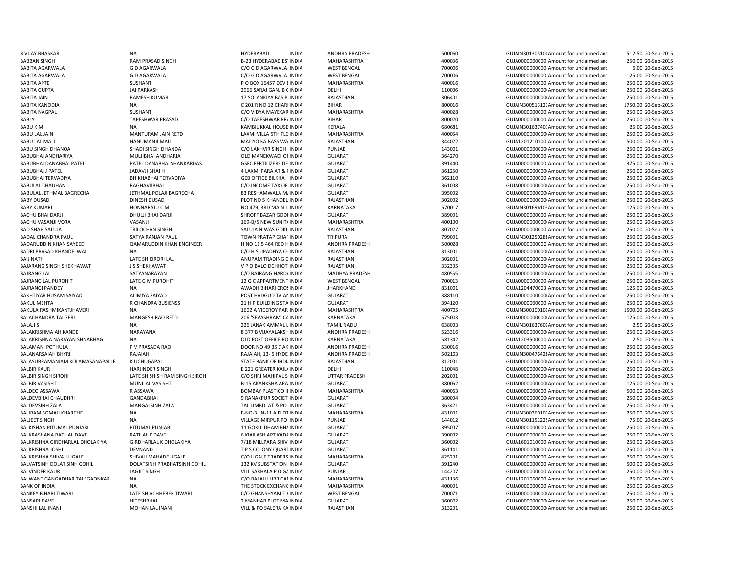| | | | | | | | | |
|---|---|---|---|---|---|---|---|---|
| B VIJAY BHASKAR | NA | HYDERABAD | INDIA | ANDHRA PRADESH | 500060 | GUJAIN30130510( Amount for unclaimed anc | 512.50 | 20-Sep-2015 |
| BABBAN SINGH | RAM PRASAD SINGH | B-23 HYDERABAD ES' | INDIA | MAHARASHTRA | 400036 | GUJA0000000000 Amount for unclaimed anc | 250.00 | 20-Sep-2015 |
| BABITA AGARWALA | G D AGARWALA | C/O G D AGARWALA | INDIA | WEST BENGAL | 700006 | GUJA0000000000 Amount for unclaimed anc | 5.00 | 20-Sep-2015 |
| BABITA AGARWALA | G D AGARWALA | C/O G D AGARWALA | INDIA | WEST BENGAL | 700006 | GUJA0000000000 Amount for unclaimed anc | 25.00 | 20-Sep-2015 |
| BABITA APTE | SUSHANT | P O BOX 16457 DEV I | INDIA | MAHARASHTRA | 400016 | GUJA0000000000 Amount for unclaimed anc | 250.00 | 20-Sep-2015 |
| BABITA GUPTA | JAI PARKASH | 2966 SARAJ GANJ B ( | INDIA | DELHI | 110006 | GUJA0000000000 Amount for unclaimed anc | 250.00 | 20-Sep-2015 |
| BABITA JAIN | RAMESH KUMAR | 17 SOLANKIYA BAS P. | INDIA | RAJASTHAN | 306401 | GUJA0000000000 Amount for unclaimed anc | 250.00 | 20-Sep-2015 |
| BABITA KANODIA | NA | C 201 R NO 12 CHARI | INDIA | BIHAR | 800016 | GUJAIN30051312 Amount for unclaimed anc | 1750.00 | 20-Sep-2015 |
| BABITA NAGPAL | SUSHANT | C/O VIDYA MAYEKAR | INDIA | MAHARASHTRA | 400028 | GUJA0000000000 Amount for unclaimed anc | 250.00 | 20-Sep-2015 |
| BABLY | TAPESHWAR PRASAD | C/O TAPESHWAR PR/ | INDIA | BIHAR | 800020 | GUJA0000000000 Amount for unclaimed anc | 250.00 | 20-Sep-2015 |
| BABU K M | NA | KAMBILIKKAL HOUSE | INDIA | KERALA | 680681 | GUJAIN30163740 Amount for unclaimed anc | 25.00 | 20-Sep-2015 |
| BABU LAL JAIN | MANTURAM JAIN RETD | LAXMI VILLA 5TH FLC | INDIA | MAHARASHTRA | 400054 | GUJA0000000000 Amount for unclaimed anc | 250.00 | 20-Sep-2015 |
| BABU LAL MALI | HANUMANJI MALI | MALIYO KA BASS WA | INDIA | RAJASTHAN | 344022 | GUJA1201210100 Amount for unclaimed anc | 500.00 | 20-Sep-2015 |
| BABU SINGH DHANOA | SHADI SINGH DHANDA | C/O LAKHVIR SINGH I | INDIA | PUNJAB | 143001 | GUJA0000000000 Amount for unclaimed anc | 250.00 | 20-Sep-2015 |
| BABUBHAI ANDHARIYA | MULJIBHAI ANDHARIA | OLD MANEKWADI OF | INDIA | GUJARAT | 364270 | GUJA0000000000 Amount for unclaimed anc | 250.00 | 20-Sep-2015 |
| BABUBHAI DANABHAI PATEL | PATEL DANABHAI SHANKARDAS | GSFC FERTILIZERS DE | INDIA | GUJARAT | 391440 | GUJA0000000000 Amount for unclaimed anc | 375.00 | 20-Sep-2015 |
| BABUBHAI J PATEL | JADAVJI BHAI H | 4 LAXMI PARA AT & F | INDIA | GUJARAT | 361250 | GUJA0000000000 Amount for unclaimed anc | 250.00 | 20-Sep-2015 |
| BABUBHAI TERVADIYA | BHIKHABHAI TERVADIYA | GEB OFFICE BILKHA | INDIA | GUJARAT | 362110 | GUJA0000000000 Amount for unclaimed anc | 250.00 | 20-Sep-2015 |
| BABULAL CHAUHAN | RAGHAVJIBHAI | C/O INCOME TAX OF | INDIA | GUJARAT | 361008 | GUJA0000000000 Amount for unclaimed anc | 250.00 | 20-Sep-2015 |
| BABULAL JETHMAL BAGRECHA | JETHMAL POLAJI BAGRECHA | 83 RESHAMWALA M/ | INDIA | GUJARAT | 395002 | GUJA0000000000 Amount for unclaimed anc | 250.00 | 20-Sep-2015 |
| BABY DUSAD | DINESH DUSAD | PLOT NO 5 KHANDEL | INDIA | RAJASTHAN | 302002 | GUJA0000000000 Amount for unclaimed anc | 250.00 | 20-Sep-2015 |
| BABY KUMARI | HONNARAJU C M | NO.479, 3RD MAIN 1 | INDIA | KARNATAKA | 570017 | GUJAIN30169610 Amount for unclaimed anc | 125.00 | 20-Sep-2015 |
| BACHU BHAI DARJI | DHULJI BHAI DARJI | SHROFF BAZAR GODI | INDIA | GUJARAT | 389001 | GUJA0000000000 Amount for unclaimed anc | 250.00 | 20-Sep-2015 |
| BACHU VASANJI VORA | VASANJI | 169-B/5 NEW SUNIT/ | INDIA | MAHARASHTRA | 400100 | GUJA0000000000 Amount for unclaimed anc | 250.00 | 20-Sep-2015 |
| BAD SHAH SALUJA | TRILOCHAN SINGH | SALUJA NIWAS GOKL | INDIA | RAJASTHAN | 307027 | GUJA0000000000 Amount for unclaimed anc | 250.00 | 20-Sep-2015 |
| BADAL CHANDRA PAUL | SATYA RANJAN PAUL | TOWN PRATAP GHAF | INDIA | TRIPURA | 799001 | GUJAIN30125028 Amount for unclaimed anc | 250.00 | 20-Sep-2015 |
| BADARUDDIN KHAN SAYEED | QAMARUDDIN KHAN ENGINEER | H NO 11 5 464 RED H | INDIA | ANDHRA PRADESH | 500028 | GUJA0000000000 Amount for unclaimed anc | 250.00 | 20-Sep-2015 |
| BADRI PRASAD KHANDELWAL | NA | C/O H S UPADHYA O- | INDIA | RAJASTHAN | 313001 | GUJA0000000000 Amount for unclaimed anc | 250.00 | 20-Sep-2015 |
| BAIJ NATH | LATE SH KIRORI LAL | ANUPAM TRADING C | INDIA | RAJASTHAN | 302001 | GUJA0000000000 Amount for unclaimed anc | 250.00 | 20-Sep-2015 |
| BAJARANG SINGH SHEKHAWAT | J S SHEKHAWAT | V P O BALO DCHHOT | INDIA | RAJASTHAN | 332305 | GUJA0000000000 Amount for unclaimed anc | 250.00 | 20-Sep-2015 |
| BAJRANG LAL | SATYANARAYAN | C/O BAJRANG HARD\ | INDIA | MADHYA PRADESH | 480555 | GUJA0000000000 Amount for unclaimed anc | 250.00 | 20-Sep-2015 |
| BAJRANG LAL PUROHIT | LATE G M PUROHIT | 12 G C APPARTMENT | INDIA | WEST BENGAL | 700013 | GUJA0000000000 Amount for unclaimed anc | 250.00 | 20-Sep-2015 |
| BAJRANGI PANDEY | NA | AWADH BIHARI CROS | INDIA | JHARKHAND | 831001 | GUJA1204470003 Amount for unclaimed anc | 125.00 | 20-Sep-2015 |
| BAKHTIYAR HUSAM SAIYAD | ALIMIYA SAIYAD | POST HADGUD TA AN | INDIA | GUJARAT | 388110 | GUJA0000000000 Amount for unclaimed anc | 250.00 | 20-Sep-2015 |
| BAKUL MEHTA | R CHANDRA BUSIENSS | 21 H P BUILDING STA | INDIA | GUJARAT | 394120 | GUJA0000000000 Amount for unclaimed anc | 250.00 | 20-Sep-2015 |
| BAKULA RASHMIKANTJHAVERI | NA | 1602 A VICEROY PAR | INDIA | MAHARASHTRA | 400705 | GUJAIN30010010( Amount for unclaimed anc | 1500.00 | 20-Sep-2015 |
| BALACHANDRA TALGERI | MANGESH RAO RETD | 206 'SEVASHRAM' C/ | INDIA | KARNATAKA | 575003 | GUJA0000000000 Amount for unclaimed anc | 125.00 | 20-Sep-2015 |
| BALAJI S | NA | 226 JANAKIAMMAL L | INDIA | TAMIL NADU | 638003 | GUJAIN30163760( Amount for unclaimed anc | 2.50 | 20-Sep-2015 |
| BALAKRISHMAIAH KANDE | NARAYANA | 8 377 B VIJAYALAKSH | INDIA | ANDHRA PRADESH | 523316 | GUJA0000000000 Amount for unclaimed anc | 250.00 | 20-Sep-2015 |
| BALAKRISHNA NARAYAN SHNABHAG | NA | OLD POST OFFICE RO | INDIA | KARNATAKA | 581342 | GUJA1203500000 Amount for unclaimed anc | 2.50 | 20-Sep-2015 |
| BALAMANI POTHULA | P V PRASADA RAO | DOOR NO 49 35 7 AK | INDIA | ANDHRA PRADESH | 530016 | GUJA0000000000 Amount for unclaimed anc | 250.00 | 20-Sep-2015 |
| BALANARSAIAH BHYRI | RAJAIAH | RAJAIAH, 13- 5 HYDE | INDIA | ANDHRA PRADESH | 502103 | GUJAIN30047642 Amount for unclaimed anc | 200.00 | 20-Sep-2015 |
| BALASUBRAMANIAM KOLAMASANAPALLE | K UCHUGAPAL | STATE BANK OF INDI | INDIA | RAJASTHAN | 312001 | GUJA0000000000 Amount for unclaimed anc | 250.00 | 20-Sep-2015 |
| BALBIR KAUR | HARJINDER SINGH | E 221 GREATER KAIL/ | INDIA | DELHI | 110048 | GUJA0000000000 Amount for unclaimed anc | 250.00 | 20-Sep-2015 |
| BALBIR SINGH SIROHI | LATE SH SHISH RAM SINGH SIROH | C/O SHRI MAHIPAL S | INDIA | UTTAR PRADESH | 202001 | GUJA0000000000 Amount for unclaimed anc | 250.00 | 20-Sep-2015 |
| BALBIR VASISHT | MUNILAL VASISHT | B-15 AKANKSHA APA | INDIA | GUJARAT | 380052 | GUJA0000000000 Amount for unclaimed anc | 125.00 | 20-Sep-2015 |
| BALDEO ASSAWA | R ASSAWA | BOMBAY PLASTICO II | INDIA | MAHARASHTRA | 400063 | GUJA0000000000 Amount for unclaimed anc | 500.00 | 20-Sep-2015 |
| BALDEVBHAI CHAUDHRI | GANDABHAI | 9 RANAKPUR SOCIET | INDIA | GUJARAT | 380004 | GUJA0000000000 Amount for unclaimed anc | 250.00 | 20-Sep-2015 |
| BALDEVSINH ZALA | MANGALSINH ZALA | TAL LIMBDI AT & PO | INDIA | GUJARAT | 363421 | GUJA0000000000 Amount for unclaimed anc | 250.00 | 20-Sep-2015 |
| BALIRAM SOMAJI KHARCHE | NA | F-NO-3 , N-11 A PLOT | INDIA | MAHARASHTRA | 431001 | GUJAIN30036010 Amount for unclaimed anc | 250.00 | 20-Sep-2015 |
| BALJEET SINGH | NA | VILLAGE MIRPUR PO | INDIA | PUNJAB | 144012 | GUJAIN30115122 Amount for unclaimed anc | 75.00 | 20-Sep-2015 |
| BALKISHAN PITUMAL PUNJABI | PITUMAL PUNJABI | 11 GOKULDHAM BH/ | INDIA | GUJARAT | 395007 | GUJA0000000000 Amount for unclaimed anc | 250.00 | 20-Sep-2015 |
| BALKRASHANA RATILAL DAVE | RATILAL K DAVE | 6 KIAILASH APT KAD/ | INDIA | GUJARAT | 390002 | GUJA0000000000 Amount for unclaimed anc | 250.00 | 20-Sep-2015 |
| BALKRISHNA GIRDHARLAL DHOLAKIYA | GIRDHARLAL K DHOLAKIYA | 7/18 MILLPARA SHIV. | INDIA | GUJARAT | 360002 | GUJA1601010000 Amount for unclaimed anc | 250.00 | 20-Sep-2015 |
| BALKRISHNA JOSHI | DEVNAND | T P S COLONY QUART | INDIA | GUJARAT | 361141 | GUJA0000000000 Amount for unclaimed anc | 250.00 | 20-Sep-2015 |
| BALKRISHNA SHIVAJI UGALE | SHIVAJI MAHADE UGALE | C/O UGALE TRADERS | INDIA | MAHARASHTRA | 425201 | GUJA0000000000 Amount for unclaimed anc | 750.00 | 20-Sep-2015 |
| BALVATSINH DOLAT SINH GOHIL | DOLATSINH PRABHATSINH GOHIL | 132 KV SUBSTATION | INDIA | GUJARAT | 391240 | GUJA0000000000 Amount for unclaimed anc | 500.00 | 20-Sep-2015 |
| BALVINDER KAUR | JAGJIT SINGH | VILL SARHALA P O G/ | INDIA | PUNJAB | 144207 | GUJA0000000000 Amount for unclaimed anc | 250.00 | 20-Sep-2015 |
| BALWANT GANGADHAR TALEGAONKAR | NA | C/O BALAJI LUBRICAI | INDIA | MAHARASHTRA | 431136 | GUJA1201060000 Amount for unclaimed anc | 25.00 | 20-Sep-2015 |
| BANK OF INDIA | NA | THE STOCK EXCHANC | INDIA | MAHARASHTRA | 400001 | GUJA0000000000 Amount for unclaimed anc | 250.00 | 20-Sep-2015 |
| BANKEY BIHARI TIWARI | LATE SH ACHHEBER TIWARI | C/O GHANSHYAM TI\ | INDIA | WEST BENGAL | 700071 | GUJA0000000000 Amount for unclaimed anc | 250.00 | 20-Sep-2015 |
| BANSARI DAVE | HITESHBHAI | 2 MANHAR PLOT MA | INDIA | GUJARAT | 360002 | GUJA0000000000 Amount for unclaimed anc | 250.00 | 20-Sep-2015 |
| BANSHI LAL INANI | MOHAN LAL INANI | VILL & PO SALERA KA | INDIA | RAJASTHAN | 313201 | GUJA0000000000 Amount for unclaimed anc | 250.00 | 20-Sep-2015 |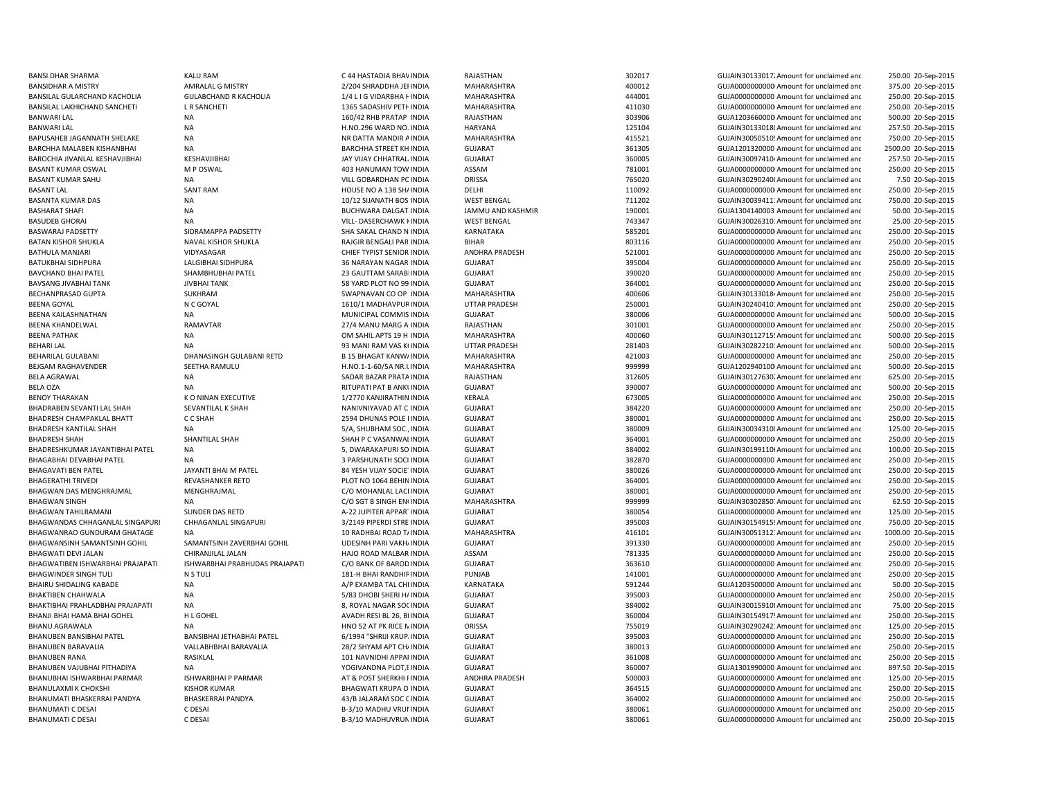| | | | | | | | | | |
|---|---|---|---|---|---|---|---|---|---|
| BANSI DHAR SHARMA | KALU RAM | C 44 HASTADIA BHAV INDIA | RAJASTHAN | 302017 | GUJAIN30133017 Amount for unclaimed and | 250.00 | 20-Sep-2015 |
| BANSIDHAR A MISTRY | AMRALAL G MISTRY | 2/204 SHRADDHA JEI INDIA | MAHARASHTRA | 400012 | GUJA00000000000 Amount for unclaimed and | 375.00 | 20-Sep-2015 |
| BANSILAL GULARCHAND KACHOLIA | GULABCHAND R KACHOLIA | 1/4 L I G VIDARBHA H INDIA | MAHARASHTRA | 444001 | GUJA0000000000 Amount for unclaimed and | 250.00 | 20-Sep-2015 |
| BANSILAL LAKHICHAND SANCHETI | L R SANCHETI | 1365 SADASHIV PETH INDIA | MAHARASHTRA | 411030 | GUJA00000000000 Amount for unclaimed and | 250.00 | 20-Sep-2015 |
| BANWARI LAL | NA | 160/42 RHB PRATAP INDIA | RAJASTHAN | 303906 | GUJA12036600000 Amount for unclaimed and | 500.00 | 20-Sep-2015 |
| BANWARI LAL | NA | H.NO.296 WARD NO. INDIA | HARYANA | 125104 | GUJAIN30133018 Amount for unclaimed and | 257.50 | 20-Sep-2015 |
| BAPUSAHEB JAGANNATH SHELAKE | NA | NR DATTA MANDIR A INDIA | MAHARASHTRA | 415521 | GUJAIN30050510 Amount for unclaimed and | 750.00 | 20-Sep-2015 |
| BARCHHA MALABEN KISHANBHAI | NA | BARCHHA STREET KH INDIA | GUJARAT | 361305 | GUJA1201320000 Amount for unclaimed and | 2500.00 | 20-Sep-2015 |
| BAROCHIA JIVANLAL KESHAVJIBHAI | KESHAVJIBHAI | JAY VIJAY CHHATRAL INDIA | GUJARAT | 360005 | GUJAIN30097410 Amount for unclaimed and | 257.50 | 20-Sep-2015 |
| BASANT KUMAR OSWAL | M P OSWAL | 403 HANUMAN TOW INDIA | ASSAM | 781001 | GUJA00000000000 Amount for unclaimed and | 250.00 | 20-Sep-2015 |
| BASANT KUMAR SAHU | NA | VILL GOBARDHAN PC INDIA | ORISSA | 765020 | GUJAIN30290240 Amount for unclaimed and | 7.50 | 20-Sep-2015 |
| BASANT LAL | SANT RAM | HOUSE NO A 138 SH/ INDIA | DELHI | 110092 | GUJA00000000000 Amount for unclaimed and | 250.00 | 20-Sep-2015 |
| BASANTA KUMAR DAS | NA | 10/12 SIJANATH BOS INDIA | WEST BENGAL | 711202 | GUJAIN30039411 Amount for unclaimed and | 750.00 | 20-Sep-2015 |
| BASHARAT SHAFI | NA | BUCHWARA DALGAT INDIA | JAMMU AND KASHMIR | 190001 | GUJA1304140003 Amount for unclaimed and | 50.00 | 20-Sep-2015 |
| BASUDEB GHORAI | NA | VILL- DASERCHAWK I INDIA | WEST BENGAL | 743347 | GUJAIN30026310 Amount for unclaimed and | 25.00 | 20-Sep-2015 |
| BASWARAJ PADSETTY | SIDRAMAPPA PADSETTY | SHA SAKAL CHAND N INDIA | KARNATAKA | 585201 | GUJA00000000000 Amount for unclaimed and | 250.00 | 20-Sep-2015 |
| BATAN KISHOR SHUKLA | NAVAL KISHOR SHUKLA | RAJGIR BENGALI PAR INDIA | BIHAR | 803116 | GUJA0000000000 Amount for unclaimed and | 250.00 | 20-Sep-2015 |
| BATHULA MANJARI | VIDYASAGAR | CHIEF TYPIST SENIOR INDIA | ANDHRA PRADESH | 521001 | GUJA0000000000 Amount for unclaimed and | 250.00 | 20-Sep-2015 |
| BATUKBHAI SIDHPURA | LALGIBHAI SIDHPURA | 36 NARAYAN NAGAR INDIA | GUJARAT | 395004 | GUJA00000000000 Amount for unclaimed and | 250.00 | 20-Sep-2015 |
| BAVCHAND BHAI PATEL | SHAMBHUBHAI PATEL | 23 GAUTTAM SARABI INDIA | GUJARAT | 390020 | GUJA0000000000 Amount for unclaimed and | 250.00 | 20-Sep-2015 |
| BAVSANG JIVABHAI TANK | JIVBHAI TANK | 58 YARD PLOT NO 99 INDIA | GUJARAT | 364001 | GUJA00000000000 Amount for unclaimed and | 250.00 | 20-Sep-2015 |
| BECHANPRASAD GUPTA | SUKHRAM | SWAPNAVAN CO OP INDIA | MAHARASHTRA | 400606 | GUJAIN30133018 Amount for unclaimed and | 250.00 | 20-Sep-2015 |
| BEENA GOYAL | N C GOYAL | 1610/1 MADHAVPUR INDIA | UTTAR PRADESH | 250001 | GUJAIN30240410 Amount for unclaimed and | 250.00 | 20-Sep-2015 |
| BEENA KAILASHNATHAN | NA | MUNICIPAL COMMIS INDIA | GUJARAT | 380006 | GUJA0000000000 Amount for unclaimed and | 500.00 | 20-Sep-2015 |
| BEENA KHANDELWAL | RAMAVTAR | 27/4 MANU MARG A INDIA | RAJASTHAN | 301001 | GUJA00000000000 Amount for unclaimed and | 250.00 | 20-Sep-2015 |
| BEENA PATHAK | NA | OM SAHIL APTS 19 H INDIA | MAHARASHTRA | 400060 | GUJAIN30112715 Amount for unclaimed and | 500.00 | 20-Sep-2015 |
| BEHARI LAL | NA | 93 MANI RAM VAS KI INDIA | UTTAR PRADESH | 281403 | GUJAIN30282210 Amount for unclaimed and | 500.00 | 20-Sep-2015 |
| BEHARILAL GULABANI | DHANASINGH GULABANI RETD | B 15 BHAGAT KANW/ INDIA | MAHARASHTRA | 421003 | GUJA0000000000 Amount for unclaimed and | 250.00 | 20-Sep-2015 |
| BEJGAM RAGHAVENDER | SEETHA RAMULU | H.NO.1-1-60/5A NR.I INDIA | MAHARASHTRA | 999999 | GUJA12029401000 Amount for unclaimed and | 500.00 | 20-Sep-2015 |
| BELA AGRAWAL | NA | SADAR BAZAR PRATA INDIA | RAJASTHAN | 312605 | GUJAIN30127630 Amount for unclaimed and | 625.00 | 20-Sep-2015 |
| BELA OZA | NA | RITUPATI PAT B ANKI INDIA | GUJARAT | 390007 | GUJA0000000000 Amount for unclaimed and | 500.00 | 20-Sep-2015 |
| BENOY THARAKAN | K O NINAN EXECUTIVE | 1/2770 KANJIRATHIN INDIA | KERALA | 673005 | GUJA0000000000 Amount for unclaimed and | 250.00 | 20-Sep-2015 |
| BHADRABEN SEVANTI LAL SHAH | SEVANTILAL K SHAH | NANIVNIYAVAD AT C INDIA | GUJARAT | 384220 | GUJA00000000000 Amount for unclaimed and | 250.00 | 20-Sep-2015 |
| BHADRESH CHAMPAKLAL BHATT | C C SHAH | 2594 DHUNAS POLE I INDIA | GUJARAT | 380001 | GUJA0000000000 Amount for unclaimed and | 250.00 | 20-Sep-2015 |
| BHADRESH KANTILAL SHAH | NA | 5/A, SHUBHAM SOC., INDIA | GUJARAT | 380009 | GUJAIN30034310 Amount for unclaimed and | 125.00 | 20-Sep-2015 |
| BHADRESH SHAH | SHANTILAL SHAH | SHAH P C VASANWAI INDIA | GUJARAT | 364001 | GUJA00000000000 Amount for unclaimed and | 250.00 | 20-Sep-2015 |
| BHADRESHKUMAR JAYANTIBHAI PATEL | NA | 5, DWARAKAPURI SO INDIA | GUJARAT | 384002 | GUJAIN30199110 Amount for unclaimed and | 100.00 | 20-Sep-2015 |
| BHAGABHAI DEVABHAI PATEL | NA | 3 PARSHUNATH SOCI INDIA | GUJARAT | 382870 | GUJA0000000000 Amount for unclaimed and | 250.00 | 20-Sep-2015 |
| BHAGAVATI BEN PATEL | JAYANTI BHAI M PATEL | 84 YESH VIJAY SOCIE INDIA | GUJARAT | 380026 | GUJA00000000000 Amount for unclaimed and | 250.00 | 20-Sep-2015 |
| BHAGERATHI TRIVEDI | REVASHANKER RETD | PLOT NO 1064 BEHIN INDIA | GUJARAT | 364001 | GUJA00000000000 Amount for unclaimed and | 250.00 | 20-Sep-2015 |
| BHAGWAN DAS MENGHRAJMAL | MENGHRAJMAL | C/O MOHANLAL LACI INDIA | GUJARAT | 380001 | GUJA00000000000 Amount for unclaimed and | 250.00 | 20-Sep-2015 |
| BHAGWAN SINGH | NA | C/O SGT B SINGH EN INDIA | MAHARASHTRA | 999999 | GUJAIN30302850 Amount for unclaimed and | 62.50 | 20-Sep-2015 |
| BHAGWAN TAHILRAMANI | SUNDER DAS RETD | A-22 JUPITER APPAR INDIA | GUJARAT | 380054 | GUJA0000000000 Amount for unclaimed and | 125.00 | 20-Sep-2015 |
| BHAGWANDAS CHHAGANLAL SINGAPURI | CHHAGANLAL SINGAPURI | 3/2149 PIPERDI STRE INDIA | GUJARAT | 395003 | GUJAIN30154915 Amount for unclaimed and | 750.00 | 20-Sep-2015 |
| BHAGWANRAO GUNDURAM GHATAGE | NA | 10 RADHBAI ROAD T/ INDIA | MAHARASHTRA | 416101 | GUJAIN30051312 Amount for unclaimed and | 1000.00 | 20-Sep-2015 |
| BHAGWANSINH SAMANTSINH GOHIL | SAMANTSINH ZAVERBHAI GOHIL | UDESINH PARI VAKH/ INDIA | GUJARAT | 391330 | GUJA0000000000 Amount for unclaimed and | 250.00 | 20-Sep-2015 |
| BHAGWATI DEVI JALAN | CHIRANJILAL JALAN | HAJO ROAD MALBAR INDIA | ASSAM | 781335 | GUJA00000000000 Amount for unclaimed and | 250.00 | 20-Sep-2015 |
| BHAGWATIBEN ISHWARBHAI PRAJAPATI | ISHWARBHAI PRABHUDAS PRAJAPATI | C/O BANK OF BAROD INDIA | GUJARAT | 363610 | GUJA0000000000 Amount for unclaimed and | 250.00 | 20-Sep-2015 |
| BHAGWINDER SINGH TULI | N S TULI | 181-H BHAI RANDHIF INDIA | PUNJAB | 141001 | GUJA0000000000 Amount for unclaimed and | 250.00 | 20-Sep-2015 |
| BHAIRU SHIDALING KABADE | NA | A/P EXAMBA TAL CHI INDIA | KARNATAKA | 591244 | GUJA1203500000 Amount for unclaimed and | 50.00 | 20-Sep-2015 |
| BHAKTIBEN CHAHWALA | NA | 5/83 DHOBI SHERI H/ INDIA | GUJARAT | 395003 | GUJA00000000000 Amount for unclaimed and | 250.00 | 20-Sep-2015 |
| BHAKTIBHAI PRAHLADBHAI PRAJAPATI | NA | 8, ROYAL NAGAR SOC INDIA | GUJARAT | 384002 | GUJAIN30015910 Amount for unclaimed and | 75.00 | 20-Sep-2015 |
| BHANJI BHAI HAMA BHAI GOHEL | H L GOHEL | AVADH RESI BL 26, BI INDIA | GUJARAT | 360004 | GUJAIN30154917 Amount for unclaimed and | 250.00 | 20-Sep-2015 |
| BHANU AGRAWALA | NA | HNO 52 AT PK RICE N INDIA | ORISSA | 755019 | GUJAIN30290242 Amount for unclaimed and | 125.00 | 20-Sep-2015 |
| BHANUBEN BANSIBHAI PATEL | BANSIBHAI JETHABHAI PATEL | 6/1994 "SHRIJI KRUP. INDIA | GUJARAT | 395003 | GUJA00000000000 Amount for unclaimed and | 250.00 | 20-Sep-2015 |
| BHANUBEN BARAVALIA | VALLABHBHAI BARAVALIA | 28/2 SHYAM APT CH/ INDIA | GUJARAT | 380013 | GUJA00000000000 Amount for unclaimed and | 250.00 | 20-Sep-2015 |
| BHANUBEN RANA | RASIKLAL | 101 NAVNIDHI APPAI INDIA | GUJARAT | 361008 | GUJA00000000000 Amount for unclaimed and | 250.00 | 20-Sep-2015 |
| BHANUBEN VAJUBHAI PITHADIYA | NA | YOGIVANDNA PLOT,E INDIA | GUJARAT | 360007 | GUJA1301990000 Amount for unclaimed and | 897.50 | 20-Sep-2015 |
| BHANUBHAI ISHWARBHAI PARMAR | ISHWARBHAI P PARMAR | AT & POST SHERKHI I INDIA | ANDHRA PRADESH | 500003 | GUJA0000000000 Amount for unclaimed and | 125.00 | 20-Sep-2015 |
| BHANULAXMI K CHOKSHI | KISHOR KUMAR | BHAGWATI KRUPA O INDIA | GUJARAT | 364515 | GUJA00000000000 Amount for unclaimed and | 250.00 | 20-Sep-2015 |
| BHANUMATI BHASKERRAI PANDYA | BHASKERRAI PANDYA | 43/B JALARAM SOC C INDIA | GUJARAT | 364002 | GUJA0000000000 Amount for unclaimed and | 250.00 | 20-Sep-2015 |
| BHANUMATI C DESAI | C DESAI | B-3/10 MADHU VRUI INDIA | GUJARAT | 380061 | GUJA0000000000 Amount for unclaimed and | 250.00 | 20-Sep-2015 |
| BHANUMATI C DESAI | C DESAI | B-3/10 MADHUVRUN INDIA | GUJARAT | 380061 | GUJA0000000000 Amount for unclaimed and | 250.00 | 20-Sep-2015 |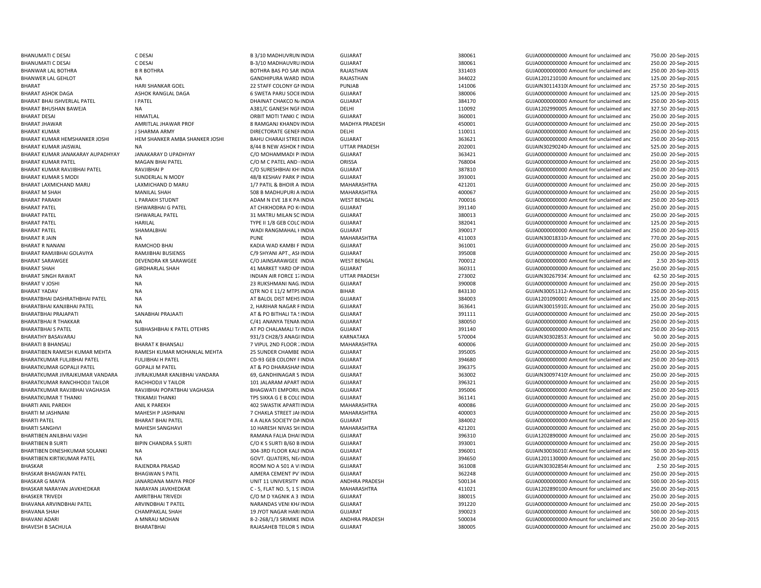| | | | | | | | | |
|---|---|---|---|---|---|---|---|---|
| BHANUMATI C DESAI | C DESAI | B 3/10 MADHUVRUN INDIA | GUJARAT | 380061 | GUJA0000000000 | Amount for unclaimed and | 750.00 | 20-Sep-2015 |
| BHANUMATI C DESAI | C DESAI | B-3/10 MADHAUVRU INDIA | GUJARAT | 380061 | GUJA0000000000 | Amount for unclaimed and | 250.00 | 20-Sep-2015 |
| BHANWAR LAL BOTHRA | B R BOTHRA | BOTHRA BAS PO SAR INDIA | RAJASTHAN | 331403 | GUJA0000000000 | Amount for unclaimed and | 250.00 | 20-Sep-2015 |
| BHANWER LAL GEHLOT | NA | GANDHIPURA WARD INDIA | RAJASTHAN | 344022 | GUJA1201210100 | Amount for unclaimed and | 125.00 | 20-Sep-2015 |
| BHARAT | HARI SHANKAR GOEL | 22 STAFF COLONY GN INDIA | PUNJAB | 141006 | GUJAIN30114310( | Amount for unclaimed and | 257.50 | 20-Sep-2015 |
| BHARAT ASHOK DAGA | ASHOK RANGLAL DAGA | 6 SWETA PARU SOCII INDIA | GUJARAT | 380006 | GUJA0000000000 | Amount for unclaimed and | 125.00 | 20-Sep-2015 |
| BHARAT BHAI ISHVERLAL PATEL | I PATEL | DHAINAT CHAKCO N/ INDIA | GUJARAT | 384170 | GUJA0000000000 | Amount for unclaimed and | 250.00 | 20-Sep-2015 |
| BHARAT BHUSHAN BAWEJA | NA | A381/C GANESH NGF INDIA | DELHI | 110092 | GUJA1202990005 | Amount for unclaimed and | 327.50 | 20-Sep-2015 |
| BHARAT DESAI | HIMATLAL | ORBIT MOTI TANKI C INDIA | GUJARAT | 360001 | GUJA0000000000 | Amount for unclaimed and | 250.00 | 20-Sep-2015 |
| BHARAT JHAWAR | AMRITLAL JHAWAR PROF | 8 RAMGANJ KHANDV INDIA | MADHYA PRADESH | 450001 | GUJA0000000000 | Amount for unclaimed and | 250.00 | 20-Sep-2015 |
| BHARAT KUMAR | J SHARMA ARMY | DIRECTORATE GENEF INDIA | DELHI | 110011 | GUJA0000000000 | Amount for unclaimed and | 250.00 | 20-Sep-2015 |
| BHARAT KUMAR HEMSHANKER JOSHI | HEM SHANKER AMBA SHANKER JOSHI | BAHU CHARAJI STREE INDIA | GUJARAT | 363621 | GUJA0000000000 | Amount for unclaimed and | 250.00 | 20-Sep-2015 |
| BHARAT KUMAR JAISWAL | NA | 8/44 B NEW ASHOK N INDIA | UTTAR PRADESH | 202001 | GUJAIN30290240 | Amount for unclaimed and | 525.00 | 20-Sep-2015 |
| BHARAT KUMAR JANAKARAY AUPADHYAY | JANAKARAY D UPADHYAY | C/O MOHAMMADI P INDIA | GUJARAT | 363421 | GUJA0000000000 | Amount for unclaimed and | 250.00 | 20-Sep-2015 |
| BHARAT KUMAR PATEL | MAGAN BHAI PATEL | C/O M C PATEL AND INDIA | ORISSA | 768004 | GUJA0000000000 | Amount for unclaimed and | 250.00 | 20-Sep-2015 |
| BHARAT KUMAR RAVJIBHAI PATEL | RAVJIBHAI P | C/O SURESHBHAI KH INDIA | GUJARAT | 387810 | GUJA0000000000 | Amount for unclaimed and | 250.00 | 20-Sep-2015 |
| BHARAT KUMAR S MODI | SUNDERLAL N MODY | 48/B KESHAV PARK P INDIA | GUJARAT | 393001 | GUJA0000000000 | Amount for unclaimed and | 250.00 | 20-Sep-2015 |
| BHARAT LAXMICHAND MARU | LAXMICHAND D MARU | 1/7 PATIL & BHOIR A INDIA | MAHARASHTRA | 421201 | GUJA0000000000 | Amount for unclaimed and | 250.00 | 20-Sep-2015 |
| BHARAT M SHAH | MANILAL SHAH | 508 B MADHUPURI A INDIA | MAHARASHTRA | 400067 | GUJA0000000000 | Amount for unclaimed and | 250.00 | 20-Sep-2015 |
| BHARAT PARAKH | L PARAKH STUDNT | ADAM N EVE 18 K PA INDIA | WEST BENGAL | 700016 | GUJA0000000000 | Amount for unclaimed and | 250.00 | 20-Sep-2015 |
| BHARAT PATEL | ISHWARBHAI G PATEL | AT CHIKHODRA PO K INDIA | GUJARAT | 391140 | GUJA0000000000 | Amount for unclaimed and | 250.00 | 20-Sep-2015 |
| BHARAT PATEL | ISHWARLAL PATEL | 31 MATRU MILAN SC INDIA | GUJARAT | 380013 | GUJA0000000000 | Amount for unclaimed and | 250.00 | 20-Sep-2015 |
| BHARAT PATEL | HARILAL | TYPE II 1/8 GEB COLC INDIA | GUJARAT | 382041 | GUJA0000000000 | Amount for unclaimed and | 125.00 | 20-Sep-2015 |
| BHARAT PATEL | SHAMALBHAI | WADI RANGMAHAL I INDIA | GUJARAT | 390017 | GUJA0000000000 | Amount for unclaimed and | 250.00 | 20-Sep-2015 |
| BHARAT R JAIN | NA | PUNE INDIA | MAHARASHTRA | 411003 | GUJAIN30018310 | Amount for unclaimed and | 770.00 | 20-Sep-2015 |
| BHARAT R NANANI | RAMCHOD BHAI | KADIA WAD KAMBI F INDIA | GUJARAT | 361001 | GUJA0000000000 | Amount for unclaimed and | 250.00 | 20-Sep-2015 |
| BHARAT RAMJIBHAI GOLAVIYA | RAMJIBHAI BUSIENSS | C/9 SHYANI APT., ASI INDIA | GUJARAT | 395008 | GUJA0000000000 | Amount for unclaimed and | 250.00 | 20-Sep-2015 |
| BHARAT SARAWGEE | DEVENDRA KR SARAWGEE | C/O JAINSARAWGEE INDIA | WEST BENGAL | 700012 | GUJA0000000000 | Amount for unclaimed and | 2.50 | 20-Sep-2015 |
| BHARAT SHAH | GIRDHARLAL SHAH | 41 MARKET YARD OP INDIA | GUJARAT | 360311 | GUJA0000000000 | Amount for unclaimed and | 250.00 | 20-Sep-2015 |
| BHARAT SINGH RAWAT | NA | INDIAN AIR FORCE 17 INDIA | UTTAR PRADESH | 273002 | GUJAIN30267934 | Amount for unclaimed and | 62.50 | 20-Sep-2015 |
| BHARAT V JOSHI | NA | 23 RUKSHMANI NAG INDIA | GUJARAT | 390008 | GUJA0000000000 | Amount for unclaimed and | 250.00 | 20-Sep-2015 |
| BHARAT YADAV | NA | QTR NO E 11/2 MTPS INDIA | BIHAR | 843130 | GUJAIN30051312 | Amount for unclaimed and | 250.00 | 20-Sep-2015 |
| BHARATBHAI DASHRATHBHAI PATEL | NA | AT BALOL DIST MEHS INDIA | GUJARAT | 384003 | GUJA1201090001 | Amount for unclaimed and | 125.00 | 20-Sep-2015 |
| BHARATBHAI KANJIBHAI PATEL | NA | 2, HARIHAR NAGAR F INDIA | GUJARAT | 363641 | GUJAIN30015910 | Amount for unclaimed and | 250.00 | 20-Sep-2015 |
| BHARATBHAI PRAJAPATI | SANABHAI PRAJAATI | AT & PO BITHALI TA S INDIA | GUJARAT | 391111 | GUJA0000000000 | Amount for unclaimed and | 250.00 | 20-Sep-2015 |
| BHARATBHAI R THAKKAR | NA | C/41 ANANYA TENAN INDIA | GUJARAT | 380050 | GUJA0000000000 | Amount for unclaimed and | 250.00 | 20-Sep-2015 |
| BHARATBHAI S PATEL | SUBHASHBHAI K PATEL OTEHRS | AT PO CHALAMALI T/ INDIA | GUJARAT | 391140 | GUJA0000000000 | Amount for unclaimed and | 250.00 | 20-Sep-2015 |
| BHARATHY BASAVARAJ | NA | 931/3 CH28/3 ANAGI INDIA | KARNATAKA | 570004 | GUJAIN30302853 | Amount for unclaimed and | 50.00 | 20-Sep-2015 |
| BHARATI B BHANSALI | BHARAT K BHANSALI | 7 VIPUL 2ND FLOOR INDIA | MAHARASHTRA | 400006 | GUJA0000000000 | Amount for unclaimed and | 250.00 | 20-Sep-2015 |
| BHARATIBEN RAMESH KUMAR MEHTA | RAMESH KUMAR MOHANLAL MEHTA | 25 SUNDER CHAMBE INDIA | GUJARAT | 395005 | GUJA0000000000 | Amount for unclaimed and | 250.00 | 20-Sep-2015 |
| BHARATKUMAR FULJIBHAI PATEL | FULJIBHAI H PATEL | CD-93 GEB COLONY F INDIA | GUJARAT | 394680 | GUJA0000000000 | Amount for unclaimed and | 250.00 | 20-Sep-2015 |
| BHARATKUMAR GOPALJI PATEL | GOPALJI M PATEL | AT & PO DHARASHAI INDIA | GUJARAT | 396375 | GUJA0000000000 | Amount for unclaimed and | 250.00 | 20-Sep-2015 |
| BHARATKUMAR JIVRAJKUMAR VANDARA | JIVRAJKUMAR KANJIBHAI VANDARA | 69, GANDHINAGAR S INDIA | GUJARAT | 363002 | GUJAIN30097410 | Amount for unclaimed and | 250.00 | 20-Sep-2015 |
| BHARATKUMAR RANCHHODJI TAILOR | RACHHODJI V TAILOR | 101 JALARAM APART INDIA | GUJARAT | 396321 | GUJA0000000000 | Amount for unclaimed and | 250.00 | 20-Sep-2015 |
| BHARATKUMAR RAVJIBHAI VAGHASIA | RAVJIBHAI POPATBHAI VAGHASIA | BHAGWATI EMPORIU INDIA | GUJARAT | 395006 | GUJA0000000000 | Amount for unclaimed and | 250.00 | 20-Sep-2015 |
| BHARATKUMAR T THANKI | TRIKAMJI THANKI | TPS SIKKA G E B COLC INDIA | GUJARAT | 361141 | GUJA0000000000 | Amount for unclaimed and | 250.00 | 20-Sep-2015 |
| BHARTI ANIL PAREKH | ANIL K PAREKH | 402 SWASTIK APARTI INDIA | MAHARASHTRA | 400086 | GUJA0000000000 | Amount for unclaimed and | 250.00 | 20-Sep-2015 |
| BHARTI M JASHNANI | MAHESH P JASHNANI | 7 CHAKLA STREET JAI INDIA | MAHARASHTRA | 400003 | GUJA0000000000 | Amount for unclaimed and | 250.00 | 20-Sep-2015 |
| BHARTI PATEL | BHARAT BHAI PATEL | 4 A ALKA SOCIETY DA INDIA | GUJARAT | 384002 | GUJA0000000000 | Amount for unclaimed and | 250.00 | 20-Sep-2015 |
| BHARTI SANGHVI | MAHESH SANGHAVI | 10 HARESH NIVAS SH INDIA | MAHARASHTRA | 421201 | GUJA0000000000 | Amount for unclaimed and | 250.00 | 20-Sep-2015 |
| BHARTIBEN ANILBHAI VASHI | NA | RAMANA FALIA DHAI INDIA | GUJARAT | 396310 | GUJA1202890000 | Amount for unclaimed and | 250.00 | 20-Sep-2015 |
| BHARTIBEN B SURTI | BIPIN CHANDRA S SURTI | C/O K S SURTI B/60 B INDIA | GUJARAT | 393001 | GUJA0000000000 | Amount for unclaimed and | 250.00 | 20-Sep-2015 |
| BHARTIBEN DINESHKUMAR SOLANKI | NA | 304-3RD FLOOR KALF INDIA | GUJARAT | 396001 | GUJAIN30036010 | Amount for unclaimed and | 50.00 | 20-Sep-2015 |
| BHARTIBEN KIRTIKUMAR PATEL | NA | GOVT. QUATERS, NE/ INDIA | GUJARAT | 394650 | GUJA1201130000 | Amount for unclaimed and | 250.00 | 20-Sep-2015 |
| BHASKAR | RAJENDRA PRASAD | ROOM NO A 501 A VI INDIA | GUJARAT | 361008 | GUJAIN30302854 | Amount for unclaimed and | 2.50 | 20-Sep-2015 |
| BHASKAR BHAGWAN PATEL | BHAGWAN S PATIL | AJMERA CEMENT PV INDIA | GUJARAT | 362248 | GUJA0000000000 | Amount for unclaimed and | 250.00 | 20-Sep-2015 |
| BHASKAR G MAIYA | JANARDANA MAIYA PROF | UNIT 11 UNIVERSITY INDIA | ANDHRA PRADESH | 500134 | GUJA0000000000 | Amount for unclaimed and | 500.00 | 20-Sep-2015 |
| BHASKAR NARAYAN JAVKHEDKAR | NARAYAN JAVKHEDKAR | C - 5, FLAT NO. 5, 1 S INDIA | MAHARASHTRA | 411021 | GUJA1202890100 | Amount for unclaimed and | 250.00 | 20-Sep-2015 |
| BHASKER TRIVEDI | AMRITBHAI TRIVEDI | C/O M D YAGNIK A 3 INDIA | GUJARAT | 380015 | GUJA0000000000 | Amount for unclaimed and | 250.00 | 20-Sep-2015 |
| BHAVANA ARVINDBHAI PATEL | ARVINDBHAI T PATEL | NARANDAS VENI KH/ INDIA | GUJARAT | 391220 | GUJA0000000000 | Amount for unclaimed and | 250.00 | 20-Sep-2015 |
| BHAVANA SHAH | CHAMPAKLAL SHAH | 19 JYOT NAGAR HARI INDIA | GUJARAT | 390023 | GUJA0000000000 | Amount for unclaimed and | 500.00 | 20-Sep-2015 |
| BHAVANI ADARI | A MNRAU MOHAN | 8-2-268/1/3 SRIMIKE INDIA | ANDHRA PRADESH | 500034 | GUJA0000000000 | Amount for unclaimed and | 250.00 | 20-Sep-2015 |
| BHAVESH B SACHULA | BHARATBHAI | RAJASAHEB TEILOR S INDIA | GUJARAT | 380005 | GUJA0000000000 | Amount for unclaimed and | 250.00 | 20-Sep-2015 |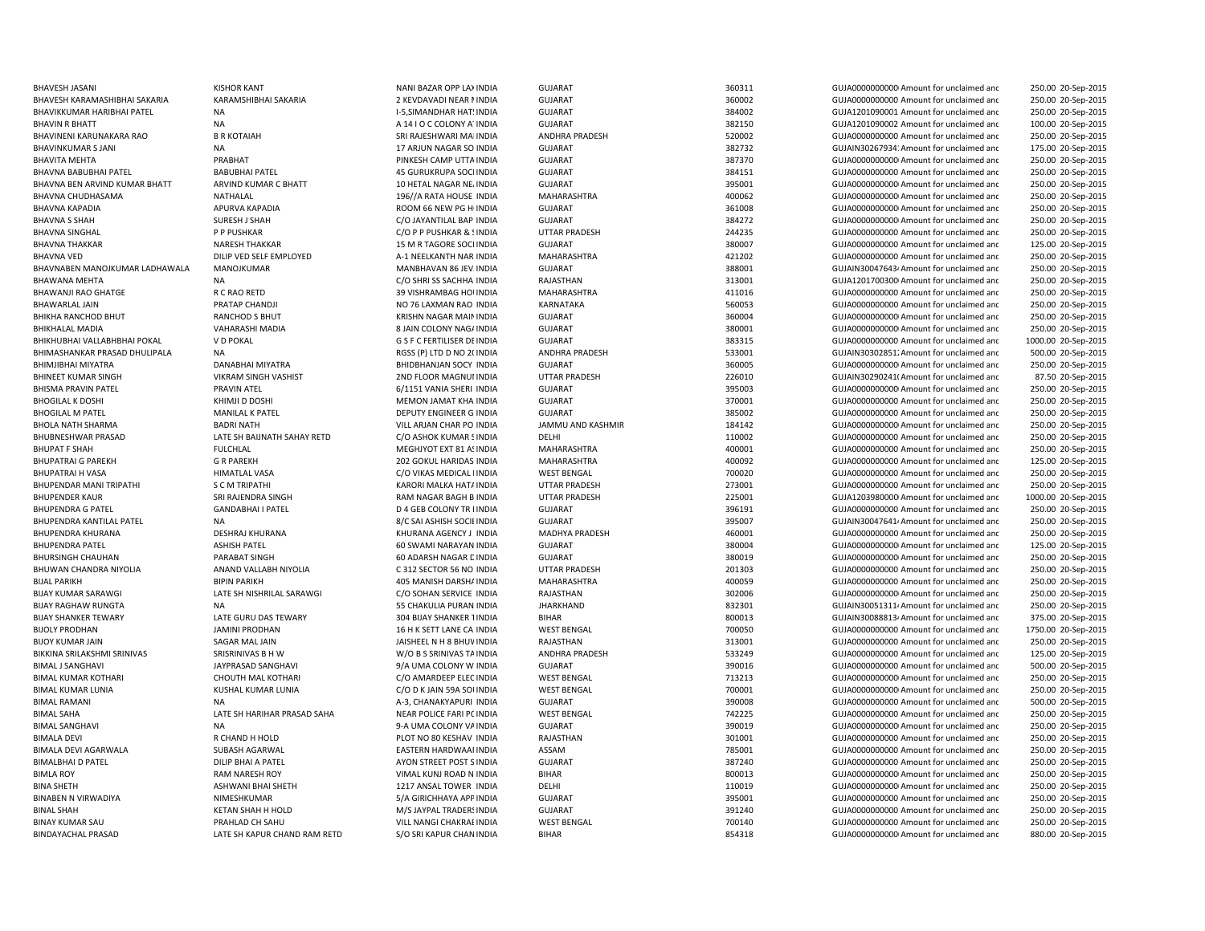| | | | | | | | | | |
|---|---|---|---|---|---|---|---|---|---|
| BHAVESH JASANI | KISHOR KANT | NANI BAZAR OPP LAX | INDIA | GUJARAT | 360311 | GUJA0000000000 | Amount for unclaimed and | 250.00 | 20-Sep-2015 |
| BHAVESH KARAMASHIBHAI SAKARIA | KARAMSHIBHAI SAKARIA | 2 KEVDAVADI NEAR I | INDIA | GUJARAT | 360002 | GUJA0000000000 | Amount for unclaimed and | 250.00 | 20-Sep-2015 |
| BHAVIKKUMAR HARIBHAI PATEL | NA | I-5,SIMANDHAR HAT | INDIA | GUJARAT | 384002 | GUJA1201090001 | Amount for unclaimed and | 250.00 | 20-Sep-2015 |
| BHAVIN R BHATT | NA | A 14 I O C COLONY A | INDIA | GUJARAT | 382150 | GUJA1201090002 | Amount for unclaimed and | 100.00 | 20-Sep-2015 |
| BHAVINENI KARUNAKARA RAO | B R KOTAIAH | SRI RAJESHWARI MA | INDIA | ANDHRA PRADESH | 520002 | GUJA0000000000 | Amount for unclaimed and | 250.00 | 20-Sep-2015 |
| BHAVINKUMAR S JANI | NA | 17 ARJUN NAGAR SO | INDIA | GUJARAT | 382732 | GUJAIN30267934 | Amount for unclaimed and | 175.00 | 20-Sep-2015 |
| BHAVITA MEHTA | PRABHAT | PINKESH CAMP UTTA | INDIA | GUJARAT | 387370 | GUJA0000000000 | Amount for unclaimed and | 250.00 | 20-Sep-2015 |
| BHAVNA BABUBHAI PATEL | BABUBHAI PATEL | 45 GURUKRUPA SOCI | INDIA | GUJARAT | 384151 | GUJA0000000000 | Amount for unclaimed and | 250.00 | 20-Sep-2015 |
| BHAVNA BEN ARVIND KUMAR BHATT | ARVIND KUMAR C BHATT | 10 HETAL NAGAR NE | INDIA | GUJARAT | 395001 | GUJA0000000000 | Amount for unclaimed and | 250.00 | 20-Sep-2015 |
| BHAVNA CHUDHASAMA | NATHALAL | 196//A RATA HOUSE | INDIA | MAHARASHTRA | 400062 | GUJA0000000000 | Amount for unclaimed and | 250.00 | 20-Sep-2015 |
| BHAVNA KAPADIA | APURVA KAPADIA | ROOM 66 NEW PG H | INDIA | GUJARAT | 361008 | GUJA0000000000 | Amount for unclaimed and | 250.00 | 20-Sep-2015 |
| BHAVNA S SHAH | SURESH J SHAH | C/O JAYANTILAL BAP | INDIA | GUJARAT | 384272 | GUJA0000000000 | Amount for unclaimed and | 250.00 | 20-Sep-2015 |
| BHAVNA SINGHAL | P P PUSHKAR | C/O P P PUSHKAR & | INDIA | UTTAR PRADESH | 244235 | GUJA0000000000 | Amount for unclaimed and | 250.00 | 20-Sep-2015 |
| BHAVNA THAKKAR | NARESH THAKKAR | 15 M R TAGORE SOCI | INDIA | GUJARAT | 380007 | GUJA0000000000 | Amount for unclaimed and | 125.00 | 20-Sep-2015 |
| BHAVNA VED | DILIP VED SELF EMPLOYED | A-1 NEELKANTH NAR | INDIA | MAHARASHTRA | 421202 | GUJA0000000000 | Amount for unclaimed and | 250.00 | 20-Sep-2015 |
| BHAVNABEN MANOJKUMAR LADHAWALA | MANOJKUMAR | MANBHAVAN 86 JEV | INDIA | GUJARAT | 388001 | GUJAIN30047643 | Amount for unclaimed and | 250.00 | 20-Sep-2015 |
| BHAWANA MEHTA | NA | C/O SHRI SS SACHHA | INDIA | RAJASTHAN | 313001 | GUJA1201700300 | Amount for unclaimed and | 250.00 | 20-Sep-2015 |
| BHAWANJI RAO GHATGE | R C RAO RETD | 39 VISHRAMBAG HO | INDIA | MAHARASHTRA | 411016 | GUJA0000000000 | Amount for unclaimed and | 250.00 | 20-Sep-2015 |
| BHAWARLAL JAIN | PRATAP CHANDJI | NO 76 LAXMAN RAO | INDIA | KARNATAKA | 560053 | GUJA0000000000 | Amount for unclaimed and | 250.00 | 20-Sep-2015 |
| BHIKHA RANCHOD BHUT | RANCHOD S BHUT | KRISHN NAGAR MAIN | INDIA | GUJARAT | 360004 | GUJA0000000000 | Amount for unclaimed and | 250.00 | 20-Sep-2015 |
| BHIKHALAL MADIA | VAHARASHI MADIA | 8 JAIN COLONY NAG | INDIA | GUJARAT | 380001 | GUJA0000000000 | Amount for unclaimed and | 250.00 | 20-Sep-2015 |
| BHIKHUBHAI VALLABHBHAI POKAL | V D POKAL | G S F C FERTILISER DE | INDIA | GUJARAT | 383315 | GUJA0000000000 | Amount for unclaimed and | 1000.00 | 20-Sep-2015 |
| BHIMASHANKAR PRASAD DHULIPALA | NA | RGSS (P) LTD D NO 2( | INDIA | ANDHRA PRADESH | 533001 | GUJAIN30302851 | Amount for unclaimed and | 500.00 | 20-Sep-2015 |
| BHIMJIBHAI MIYATRA | DANABHAI MIYATRA | BHIDBHANJAN SOCY | INDIA | GUJARAT | 360005 | GUJA0000000000 | Amount for unclaimed and | 250.00 | 20-Sep-2015 |
| BHINEET KUMAR SINGH | VIKRAM SINGH VASHIST | 2ND FLOOR MAGNU | INDIA | UTTAR PRADESH | 226010 | GUJAIN30290241 | Amount for unclaimed and | 87.50 | 20-Sep-2015 |
| BHISMA PRAVIN PATEL | PRAVIN ATEL | 6/1151 VANIA SHERI | INDIA | GUJARAT | 395003 | GUJA0000000000 | Amount for unclaimed and | 250.00 | 20-Sep-2015 |
| BHOGILAL K DOSHI | KHIMJI D DOSHI | MEMON JAMAT KHA | INDIA | GUJARAT | 370001 | GUJA0000000000 | Amount for unclaimed and | 250.00 | 20-Sep-2015 |
| BHOGILAL M PATEL | MANILAL K PATEL | DEPUTY ENGINEER G | INDIA | GUJARAT | 385002 | GUJA0000000000 | Amount for unclaimed and | 250.00 | 20-Sep-2015 |
| BHOLA NATH SHARMA | BADRI NATH | VILL ARJAN CHAR PO | INDIA | JAMMU AND KASHMIR | 184142 | GUJA0000000000 | Amount for unclaimed and | 250.00 | 20-Sep-2015 |
| BHUBNESHWAR PRASAD | LATE SH BAIJNATH SAHAY RETD | C/O ASHOK KUMAR S | INDIA | DELHI | 110002 | GUJA0000000000 | Amount for unclaimed and | 250.00 | 20-Sep-2015 |
| BHUPAT F SHAH | FULCHLAL | MEGHJYOT EXT 81 A | INDIA | MAHARASHTRA | 400001 | GUJA0000000000 | Amount for unclaimed and | 250.00 | 20-Sep-2015 |
| BHUPATRAI G PAREKH | G R PAREKH | 202 GOKUL HARIDAS | INDIA | MAHARASHTRA | 400092 | GUJA0000000000 | Amount for unclaimed and | 125.00 | 20-Sep-2015 |
| BHUPATRAI H VASA | HIMATLAL VASA | C/O VIKAS MEDICAL I | INDIA | WEST BENGAL | 700020 | GUJA0000000000 | Amount for unclaimed and | 250.00 | 20-Sep-2015 |
| BHUPENDAR MANI TRIPATHI | S C M TRIPATHI | KARORI MALKA HAT | INDIA | UTTAR PRADESH | 273001 | GUJA0000000000 | Amount for unclaimed and | 250.00 | 20-Sep-2015 |
| BHUPENDER KAUR | SRI RAJENDRA SINGH | RAM NAGAR BAGH B | INDIA | UTTAR PRADESH | 225001 | GUJA1203980000 | Amount for unclaimed and | 1000.00 | 20-Sep-2015 |
| BHUPENDRA G PATEL | GANDABHAI I PATEL | D 4 GEB COLONY TR I | INDIA | GUJARAT | 396191 | GUJA0000000000 | Amount for unclaimed and | 250.00 | 20-Sep-2015 |
| BHUPENDRA KANTILAL PATEL | NA | 8/C SAI ASHISH SOCI | INDIA | GUJARAT | 395007 | GUJAIN30047641 | Amount for unclaimed and | 250.00 | 20-Sep-2015 |
| BHUPENDRA KHURANA | DESHRAJ KHURANA | KHURANA AGENCY J | INDIA | MADHYA PRADESH | 460001 | GUJA0000000000 | Amount for unclaimed and | 250.00 | 20-Sep-2015 |
| BHUPENDRA PATEL | ASHISH PATEL | 60 SWAMI NARAYAN | INDIA | GUJARAT | 380004 | GUJA0000000000 | Amount for unclaimed and | 125.00 | 20-Sep-2015 |
| BHURSINGH CHAUHAN | PARABAT SINGH | 60 ADARSH NAGAR D | INDIA | GUJARAT | 380019 | GUJA0000000000 | Amount for unclaimed and | 250.00 | 20-Sep-2015 |
| BHUWAN CHANDRA NIYOLIA | ANAND VALLABH NIYOLIA | C 312 SECTOR 56 NO | INDIA | UTTAR PRADESH | 201303 | GUJA0000000000 | Amount for unclaimed and | 250.00 | 20-Sep-2015 |
| BIJAL PARIKH | BIPIN PARIKH | 405 MANISH DARSHA | INDIA | MAHARASHTRA | 400059 | GUJA0000000000 | Amount for unclaimed and | 250.00 | 20-Sep-2015 |
| BIJAY KUMAR SARAWGI | LATE SH NISHRILAL SARAWGI | C/O SOHAN SERVICE | INDIA | RAJASTHAN | 302006 | GUJA0000000000 | Amount for unclaimed and | 250.00 | 20-Sep-2015 |
| BIJAY RAGHAW RUNGTA | NA | 55 CHAKULIA PURAN | INDIA | JHARKHAND | 832301 | GUJAIN30051311 | Amount for unclaimed and | 250.00 | 20-Sep-2015 |
| BIJAY SHANKER TEWARY | LATE GURU DAS TEWARY | 304 BIJAY SHANKER T | INDIA | BIHAR | 800013 | GUJAIN30088813 | Amount for unclaimed and | 375.00 | 20-Sep-2015 |
| BIJOLY PRODHAN | JAMINI PRODHAN | 16 H K SETT LANE CA | INDIA | WEST BENGAL | 700050 | GUJA0000000000 | Amount for unclaimed and | 1750.00 | 20-Sep-2015 |
| BIJOY KUMAR JAIN | SAGAR MAL JAIN | JAISHEEL N H 8 BHUV | INDIA | RAJASTHAN | 313001 | GUJA0000000000 | Amount for unclaimed and | 250.00 | 20-Sep-2015 |
| BIKKINA SRILAKSHMI SRINIVAS | SRISRINIVAS B H W | W/O B S SRINIVAS TA | INDIA | ANDHRA PRADESH | 533249 | GUJA0000000000 | Amount for unclaimed and | 125.00 | 20-Sep-2015 |
| BIMAL J SANGHAVI | JAYPRASAD SANGHAVI | 9/A UMA COLONY W | INDIA | GUJARAT | 390016 | GUJA0000000000 | Amount for unclaimed and | 500.00 | 20-Sep-2015 |
| BIMAL KUMAR KOTHARI | CHOUTH MAL KOTHARI | C/O AMARDEEP ELEC | INDIA | WEST BENGAL | 713213 | GUJA0000000000 | Amount for unclaimed and | 250.00 | 20-Sep-2015 |
| BIMAL KUMAR LUNIA | KUSHAL KUMAR LUNIA | C/O D K JAIN 59A SO | INDIA | WEST BENGAL | 700001 | GUJA0000000000 | Amount for unclaimed and | 250.00 | 20-Sep-2015 |
| BIMAL RAMANI | NA | A-3, CHANAKYAPURI | INDIA | GUJARAT | 390008 | GUJA0000000000 | Amount for unclaimed and | 500.00 | 20-Sep-2015 |
| BIMAL SAHA | LATE SH HARIHAR PRASAD SAHA | NEAR POLICE FARI PO | INDIA | WEST BENGAL | 742225 | GUJA0000000000 | Amount for unclaimed and | 250.00 | 20-Sep-2015 |
| BIMAL SANGHAVI | NA | 9-A UMA COLONY VA | INDIA | GUJARAT | 390019 | GUJA0000000000 | Amount for unclaimed and | 250.00 | 20-Sep-2015 |
| BIMALA DEVI | R CHAND H HOLD | PLOT NO 80 KESHAV | INDIA | RAJASTHAN | 301001 | GUJA0000000000 | Amount for unclaimed and | 250.00 | 20-Sep-2015 |
| BIMALA DEVI AGARWALA | SUBASH AGARWAL | EASTERN HARDWAA | INDIA | ASSAM | 785001 | GUJA0000000000 | Amount for unclaimed and | 250.00 | 20-Sep-2015 |
| BIMALBHAI D PATEL | DILIP BHAI A PATEL | AYON STREET POST S | INDIA | GUJARAT | 387240 | GUJA0000000000 | Amount for unclaimed and | 250.00 | 20-Sep-2015 |
| BIMLA ROY | RAM NARESH ROY | VIMAL KUNJ ROAD N | INDIA | BIHAR | 800013 | GUJA0000000000 | Amount for unclaimed and | 250.00 | 20-Sep-2015 |
| BINA SHETH | ASHWANI BHAI SHETH | 1217 ANSAL TOWER | INDIA | DELHI | 110019 | GUJA0000000000 | Amount for unclaimed and | 250.00 | 20-Sep-2015 |
| BINABEN N VIRWADIYA | NIMESHKUMAR | 5/A GIRICHHAYA APP | INDIA | GUJARAT | 395001 | GUJA0000000000 | Amount for unclaimed and | 250.00 | 20-Sep-2015 |
| BINAL SHAH | KETAN SHAH H HOLD | M/S JAYPAL TRADERS | INDIA | GUJARAT | 391240 | GUJA0000000000 | Amount for unclaimed and | 250.00 | 20-Sep-2015 |
| BINAY KUMAR SAU | PRAHLAD CH SAHU | VILL NANGI CHAKRAE | INDIA | WEST BENGAL | 700140 | GUJA0000000000 | Amount for unclaimed and | 250.00 | 20-Sep-2015 |
| BINDAYACHAL PRASAD | LATE SH KAPUR CHAND RAM RETD | S/O SRI KAPUR CHAN | INDIA | BIHAR | 854318 | GUJA0000000000 | Amount for unclaimed and | 880.00 | 20-Sep-2015 |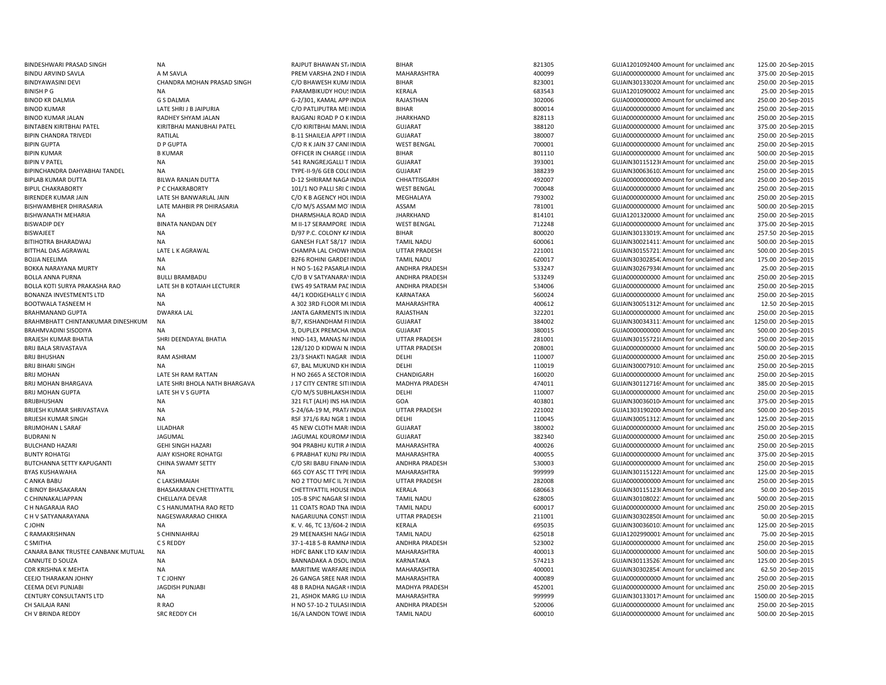| | | | | | | | | | |
|---|---|---|---|---|---|---|---|---|---|
| BINDESHWARI PRASAD SINGH | NA | RAJPUT BHAWAN ST/ INDIA | BIHAR | 821305 | GUJA1201092400 Amount for unclaimed anc | 125.00 | 20-Sep-2015 |
| BINDU ARVIND SAVLA | A M SAVLA | PREM VARSHA 2ND F INDIA | MAHARASHTRA | 400099 | GUJA0000000000 Amount for unclaimed anc | 375.00 | 20-Sep-2015 |
| BINDYAWASINI DEVI | CHANDRA MOHAN PRASAD SINGH | C/O BHAWESH KUM/ INDIA | BIHAR | 823001 | GUJAIN30133020 Amount for unclaimed anc | 250.00 | 20-Sep-2015 |
| BINISH P G | NA | PARAMBIKUDY HOUS INDIA | KERALA | 683543 | GUJA1201090002 Amount for unclaimed anc | 25.00 | 20-Sep-2015 |
| BINOD KR DALMIA | G S DALMIA | G-2/301, KAMAL APP INDIA | RAJASTHAN | 302006 | GUJA0000000000 Amount for unclaimed anc | 250.00 | 20-Sep-2015 |
| BINOD KUMAR | LATE SHRI J B JAIPURIA | C/O PATLIPUTRA ME INDIA | BIHAR | 800014 | GUJA0000000000 Amount for unclaimed anc | 250.00 | 20-Sep-2015 |
| BINOD KUMAR JALAN | RADHEY SHYAM JALAN | RAJGANJ ROAD P O K INDIA | JHARKHAND | 828113 | GUJA0000000000 Amount for unclaimed anc | 250.00 | 20-Sep-2015 |
| BINTABEN KIRITBHAI PATEL | KIRITBHAI MANUBHAI PATEL | C/O KIRITBHAI MANU INDIA | GUJARAT | 388120 | GUJA0000000000 Amount for unclaimed anc | 375.00 | 20-Sep-2015 |
| BIPIN CHANDRA TRIVEDI | RATILAL | B-11 SHAILEJA APPT I INDIA | GUJARAT | 380007 | GUJA0000000000 Amount for unclaimed anc | 250.00 | 20-Sep-2015 |
| BIPIN GUPTA | D P GUPTA | C/O R K JAIN 37 CANI INDIA | WEST BENGAL | 700001 | GUJA0000000000 Amount for unclaimed anc | 250.00 | 20-Sep-2015 |
| BIPIN KUMAR | B KUMAR | OFFICER IN CHARGE I INDIA | BIHAR | 801110 | GUJA0000000000 Amount for unclaimed anc | 500.00 | 20-Sep-2015 |
| BIPIN V PATEL | NA | 541 RANGREJGALLI T INDIA | GUJARAT | 393001 | GUJAIN30115123 Amount for unclaimed anc | 250.00 | 20-Sep-2015 |
| BIPINCHANDRA DAHYABHAI TANDEL | NA | TYPE-II-9/6 GEB COL INDIA | GUJARAT | 388239 | GUJAIN30063610 Amount for unclaimed anc | 250.00 | 20-Sep-2015 |
| BIPLAB KUMAR DUTTA | BILWA RANJAN DUTTA | D-12 SHRIRAM NAGA INDIA | CHHATTISGARH | 492007 | GUJA0000000000 Amount for unclaimed anc | 250.00 | 20-Sep-2015 |
| BIPUL CHAKRABORTY | P C CHAKRABORTY | 101/1 NO PALLI SRI C INDIA | WEST BENGAL | 700048 | GUJA0000000000 Amount for unclaimed anc | 250.00 | 20-Sep-2015 |
| BIRENDER KUMAR JAIN | LATE SH BANWARLAL JAIN | C/O K B AGENCY HOU INDIA | MEGHALAYA | 793002 | GUJA0000000000 Amount for unclaimed anc | 250.00 | 20-Sep-2015 |
| BISHWAMBHER DHIRASARIA | LATE MAHBIR PR DHIRASARIA | C/O M/S ASSAM MO INDIA | ASSAM | 781001 | GUJA0000000000 Amount for unclaimed anc | 500.00 | 20-Sep-2015 |
| BISHWANATH MEHARIA | NA | DHARMSHALA ROAD INDIA | JHARKHAND | 814101 | GUJA1201320000 Amount for unclaimed anc | 250.00 | 20-Sep-2015 |
| BISWADIP DEY | BINATA NANDAN DEY | M II-17 SERAMPORE INDIA | WEST BENGAL | 712248 | GUJA0000000000 Amount for unclaimed anc | 375.00 | 20-Sep-2015 |
| BISWAJEET | NA | D/97 P.C. COLONY K/ INDIA | BIHAR | 800020 | GUJAIN30133019 Amount for unclaimed anc | 257.50 | 20-Sep-2015 |
| BITIHOTRA BHARADWAJ | NA | GANESH FLAT 58/17 INDIA | TAMIL NADU | 600061 | GUJAIN30021411 Amount for unclaimed anc | 500.00 | 20-Sep-2015 |
| BITTHAL DAS AGRAWAL | LATE L K AGRAWAL | CHAMPA LAL CHOWI INDIA | UTTAR PRADESH | 221001 | GUJAIN30155721 Amount for unclaimed anc | 500.00 | 20-Sep-2015 |
| BOJJA NEELIMA | NA | B2F6 ROHINI GARDEI INDIA | TAMIL NADU | 620017 | GUJAIN30302854 Amount for unclaimed anc | 175.00 | 20-Sep-2015 |
| BOKKA NARAYANA MURTY | NA | H NO 5-162 PASARLA INDIA | ANDHRA PRADESH | 533247 | GUJAIN30267934 Amount for unclaimed anc | 25.00 | 20-Sep-2015 |
| BOLLA ANNA PURNA | BULLI BRAMBADU | C/O B V SATYANARA INDIA | ANDHRA PRADESH | 533249 | GUJA0000000000 Amount for unclaimed anc | 250.00 | 20-Sep-2015 |
| BOLLA KOTI SURYA PRAKASHA RAO | LATE SH B KOTAIAH LECTURER | EWS 49 SATRAM PAL INDIA | ANDHRA PRADESH | 534006 | GUJA0000000000 Amount for unclaimed anc | 250.00 | 20-Sep-2015 |
| BONANZA INVESTMENTS LTD | NA | 44/1 KODIGEHALLY G INDIA | KARNATAKA | 560024 | GUJA0000000000 Amount for unclaimed anc | 250.00 | 20-Sep-2015 |
| BOOTWALA TASNEEM H | NA | A 302 3RD FLOOR MI INDIA | MAHARASHTRA | 400612 | GUJAIN30051312 Amount for unclaimed anc | 12.50 | 20-Sep-2015 |
| BRAHMANAND GUPTA | DWARKA LAL | JANTA GARMENTS IN INDIA | RAJASTHAN | 322201 | GUJA0000000000 Amount for unclaimed anc | 250.00 | 20-Sep-2015 |
| BRAHMBHATT CHINTANKUMAR DINESHKUM | NA | B/7, KISHANDHAM FI INDIA | GUJARAT | 384002 | GUJAIN30034311 Amount for unclaimed anc | 1250.00 | 20-Sep-2015 |
| BRAHMVADINI SISODIYA | NA | 3, DUPLEX PREMCHA INDIA | GUJARAT | 380015 | GUJA0000000000 Amount for unclaimed anc | 500.00 | 20-Sep-2015 |
| BRAJESH KUMAR BHATIA | SHRI DEENDAYAL BHATIA | HNO-143, MANAS N/ INDIA | UTTAR PRADESH | 281001 | GUJAIN30155721 Amount for unclaimed anc | 250.00 | 20-Sep-2015 |
| BRIJ BALA SRIVASTAVA | NA | 128/120 D KIDWAI N INDIA | UTTAR PRADESH | 208001 | GUJA0000000000 Amount for unclaimed anc | 500.00 | 20-Sep-2015 |
| BRIJ BHUSHAN | RAM ASHRAM | 23/3 SHAKTI NAGAR INDIA | DELHI | 110007 | GUJA0000000000 Amount for unclaimed anc | 250.00 | 20-Sep-2015 |
| BRIJ BIHARI SINGH | NA | 67, BAL MUKUND KH INDIA | DELHI | 110019 | GUJAIN30007910 Amount for unclaimed anc | 250.00 | 20-Sep-2015 |
| BRIJ MOHAN | LATE SH RAM RATTAN | H NO 2665 A SECTOR INDIA | CHANDIGARH | 160020 | GUJA0000000000 Amount for unclaimed anc | 250.00 | 20-Sep-2015 |
| BRIJ MOHAN BHARGAVA | LATE SHRI BHOLA NATH BHARGAVA | J 17 CITY CENTRE SITI INDIA | MADHYA PRADESH | 474011 | GUJAIN30112716 Amount for unclaimed anc | 385.00 | 20-Sep-2015 |
| BRIJ MOHAN GUPTA | LATE SH V S GUPTA | C/O M/S SUBHLAKSH INDIA | DELHI | 110007 | GUJA0000000000 Amount for unclaimed anc | 250.00 | 20-Sep-2015 |
| BRIJBHUSHAN | NA | 321 FLT (ALH) INS HA INDIA | GOA | 403801 | GUJAIN30036010 Amount for unclaimed anc | 375.00 | 20-Sep-2015 |
| BRIJESH KUMAR SHRIVASTAVA | NA | S-24/6A-19 M, PRAT/ INDIA | UTTAR PRADESH | 221002 | GUJA1303190200 Amount for unclaimed anc | 500.00 | 20-Sep-2015 |
| BRIJESH KUMAR SINGH | NA | RSF 371/6 RAJ NGR 1 INDIA | DELHI | 110045 | GUJAIN30051312 Amount for unclaimed anc | 125.00 | 20-Sep-2015 |
| BRIJMOHAN L SARAF | LILADHAR | 45 NEW CLOTH MARI INDIA | GUJARAT | 380002 | GUJA0000000000 Amount for unclaimed anc | 250.00 | 20-Sep-2015 |
| BUDRANI N | JAGUMAL | JAGUMAL KOUROMA INDIA | GUJARAT | 382340 | GUJA0000000000 Amount for unclaimed anc | 250.00 | 20-Sep-2015 |
| BULCHAND HAZARI | GEHI SINGH HAZARI | 904 PRABHU KUTIR A INDIA | MAHARASHTRA | 400026 | GUJA0000000000 Amount for unclaimed anc | 250.00 | 20-Sep-2015 |
| BUNTY ROHATGI | AJAY KISHORE ROHATGI | 6 PRABHAT KUNJ PR/ INDIA | MAHARASHTRA | 400055 | GUJA0000000000 Amount for unclaimed anc | 375.00 | 20-Sep-2015 |
| BUTCHANNA SETTY KAPUGANTI | CHINA SWAMY SETTY | C/O SRI BABU FINAN INDIA | ANDHRA PRADESH | 530003 | GUJA0000000000 Amount for unclaimed anc | 250.00 | 20-Sep-2015 |
| BYAS KUSHAWAHA | NA | 665 COY ASC TT TYPE INDIA | MAHARASHTRA | 999999 | GUJAIN30115122 Amount for unclaimed anc | 125.00 | 20-Sep-2015 |
| C ANKA BABU | C LAKSHMAIAH | NO 2 TTOU MFC IL 7 INDIA | UTTAR PRADESH | 282008 | GUJA0000000000 Amount for unclaimed anc | 250.00 | 20-Sep-2015 |
| C BINOY BHASAKARAN | BHASAKARAN CHETTIYATTIL | CHETTIYATTIL HOUSE INDIA | KERALA | 680663 | GUJAIN30115123 Amount for unclaimed anc | 50.00 | 20-Sep-2015 |
| C CHINNAKALIAPPAN | CHELLAIYA DEVAR | 105-B SPIC NAGAR SF INDIA | TAMIL NADU | 628005 | GUJAIN30108022 Amount for unclaimed anc | 500.00 | 20-Sep-2015 |
| C H NAGARAJA RAO | C S HANUMATHA RAO RETD | 11 COATS ROAD TNA INDIA | TAMIL NADU | 600017 | GUJA0000000000 Amount for unclaimed anc | 250.00 | 20-Sep-2015 |
| C H V SATYANARAYANA | NAGESWARARAO CHIKKA | NAGARJUNA CONST INDIA | UTTAR PRADESH | 211001 | GUJAIN30302850 Amount for unclaimed anc | 50.00 | 20-Sep-2015 |
| C JOHN | NA | K. V. 46, TC 13/604-2 INDIA | KERALA | 695035 | GUJAIN30036010 Amount for unclaimed anc | 125.00 | 20-Sep-2015 |
| C RAMAKRISHNAN | S CHINNIAHRAJ | 29 MEENAKSHI NAG/ INDIA | TAMIL NADU | 625018 | GUJA1202990001 Amount for unclaimed anc | 75.00 | 20-Sep-2015 |
| C SMITHA | C S REDDY | 37-1-418 5-B RAMNA INDIA | ANDHRA PRADESH | 523002 | GUJA0000000000 Amount for unclaimed anc | 250.00 | 20-Sep-2015 |
| CANARA BANK TRUSTEE CANBANK MUTUAL | NA | HDFC BANK LTD KAM INDIA | MAHARASHTRA | 400013 | GUJA0000000000 Amount for unclaimed anc | 500.00 | 20-Sep-2015 |
| CANNUTE D SOUZA | NA | BANNADAKA A DSOL INDIA | KARNATAKA | 574213 | GUJAIN30113526 Amount for unclaimed anc | 125.00 | 20-Sep-2015 |
| CDR KRISHNA K MEHTA | NA | MARITIME WARFARE INDIA | MAHARASHTRA | 400001 | GUJAIN30302854 Amount for unclaimed anc | 62.50 | 20-Sep-2015 |
| CEEJO THARAKAN JOHNY | T C JOHNY | 26 GANGA SREE NAR INDIA | MAHARASHTRA | 400089 | GUJA0000000000 Amount for unclaimed anc | 250.00 | 20-Sep-2015 |
| CEEMA DEVI PUNJABI | JAGDISH PUNJABI | 48 B RADHA NAGAR I INDIA | MADHYA PRADESH | 452001 | GUJA0000000000 Amount for unclaimed anc | 250.00 | 20-Sep-2015 |
| CENTURY CONSULTANTS LTD | NA | 21, ASHOK MARG LU INDIA | MAHARASHTRA | 999999 | GUJAIN30133017 Amount for unclaimed anc | 1500.00 | 20-Sep-2015 |
| CH SAILAJA RANI | R RAO | H NO 57-10-2 TULASI INDIA | ANDHRA PRADESH | 520006 | GUJA0000000000 Amount for unclaimed anc | 250.00 | 20-Sep-2015 |
| CH V BRINDA REDDY | SRC REDDY CH | 16/A LANDON TOWE INDIA | TAMIL NADU | 600010 | GUJA0000000000 Amount for unclaimed anc | 500.00 | 20-Sep-2015 |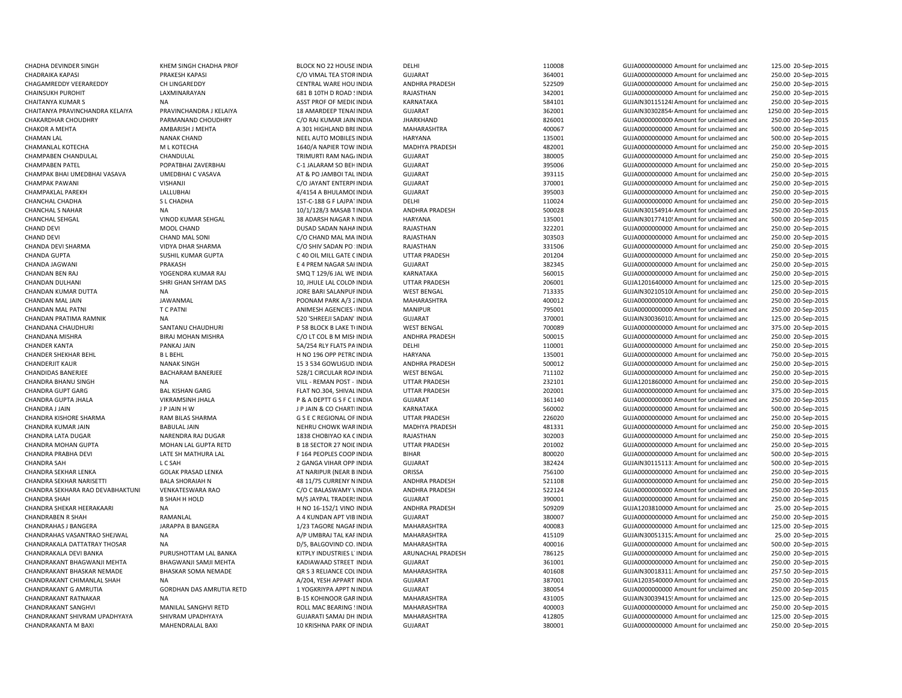| | | | | | | | | |
|---|---|---|---|---|---|---|---|---|
| CHADHA DEVINDER SINGH | KHEM SINGH CHADHA PROF | BLOCK NO 22 HOUSE INDIA | DELHI | 110008 | GUJA0000000000 Amount for unclaimed and | 125.00 | 20-Sep-2015 |
| CHADRAIKA KAPASI | PRAKESH KAPASI | C/O VIMAL TEA STOR INDIA | GUJARAT | 364001 | GUJA0000000000 Amount for unclaimed and | 250.00 | 20-Sep-2015 |
| CHAGAMREDDY VEERAREDDY | CH LINGAREDDY | CENTRAL WARE HOU INDIA | ANDHRA PRADESH | 522509 | GUJA0000000000 Amount for unclaimed and | 250.00 | 20-Sep-2015 |
| CHAINSUKH PUROHIT | LAXMINARAYAN | 681 B 10TH D ROAD S INDIA | RAJASTHAN | 342001 | GUJA0000000000 Amount for unclaimed and | 250.00 | 20-Sep-2015 |
| CHAITANYA KUMAR S | NA | ASST PROF OF MEDIC INDIA | KARNATAKA | 584101 | GUJAIN30115124I Amount for unclaimed and | 250.00 | 20-Sep-2015 |
| CHAITANYA PRAVINCHANDRA KELAIYA | PRAVINCHANDRA J KELAIYA | 18 AMARDEEP TENAI INDIA | GUJARAT | 362001 | GUJAIN30302854 Amount for unclaimed and | 1250.00 | 20-Sep-2015 |
| CHAKARDHAR CHOUDHRY | PARMANAND CHOUDHRY | C/O RAJ KUMAR JAIN INDIA | JHARKHAND | 826001 | GUJA0000000000 Amount for unclaimed and | 250.00 | 20-Sep-2015 |
| CHAKOR A MEHTA | AMBARISH J MEHTA | A 301 HIGHLAND BRE INDIA | MAHARASHTRA | 400067 | GUJA0000000000 Amount for unclaimed and | 500.00 | 20-Sep-2015 |
| CHAMAN LAL | NANAK CHAND | NEEL AUTO MOBILES INDIA | HARYANA | 135001 | GUJA0000000000 Amount for unclaimed and | 500.00 | 20-Sep-2015 |
| CHAMANLAL KOTECHA | M L KOTECHA | 1640/A NAPIER TOW INDIA | MADHYA PRADESH | 482001 | GUJA0000000000 Amount for unclaimed and | 250.00 | 20-Sep-2015 |
| CHAMPABEN CHANDULAL | CHANDULAL | TRIMURTI RAM NAG INDIA | GUJARAT | 380005 | GUJA0000000000 Amount for unclaimed and | 250.00 | 20-Sep-2015 |
| CHAMPABEN PATEL | POPATBHAI ZAVERBHAI | C-1 JALARAM SO BEH INDIA | GUJARAT | 395006 | GUJA0000000000 Amount for unclaimed and | 250.00 | 20-Sep-2015 |
| CHAMPAK BHAI UMEDBHAI VASAVA | UMEDBHAI C VASAVA | AT & PO JAMBOI TAL INDIA | GUJARAT | 393115 | GUJA0000000000 Amount for unclaimed and | 250.00 | 20-Sep-2015 |
| CHAMPAK PAWANI | VISHANJI | C/O JAYANT ENTERPI INDIA | GUJARAT | 370001 | GUJA0000000000 Amount for unclaimed and | 250.00 | 20-Sep-2015 |
| CHAMPAKLAL PAREKH | LALLUBHAI | 4/4154 A BHULAMOI INDIA | GUJARAT | 395003 | GUJA0000000000 Amount for unclaimed and | 250.00 | 20-Sep-2015 |
| CHANCHAL CHADHA | S L CHADHA | 1ST-C-188 G F LAJPA INDIA | DELHI | 110024 | GUJA0000000000 Amount for unclaimed and | 250.00 | 20-Sep-2015 |
| CHANCHAL S NAHAR | NA | 10/1/128/3 MASAB T INDIA | ANDHRA PRADESH | 500028 | GUJAIN30154914 Amount for unclaimed and | 250.00 | 20-Sep-2015 |
| CHANCHAL SEHGAL | VINOD KUMAR SEHGAL | 38 ADARSH NAGAR N INDIA | HARYANA | 135001 | GUJAIN30177410 Amount for unclaimed and | 500.00 | 20-Sep-2015 |
| CHAND DEVI | MOOL CHAND | DUSAD SADAN NAHA INDIA | RAJASTHAN | 322201 | GUJA0000000000 Amount for unclaimed and | 250.00 | 20-Sep-2015 |
| CHAND DEVI | CHAND MAL SONI | C/O CHAND MAL MA INDIA | RAJASTHAN | 303503 | GUJA0000000000 Amount for unclaimed and | 250.00 | 20-Sep-2015 |
| CHANDA DEVI SHARMA | VIDYA DHAR SHARMA | C/O SHIV SADAN PO INDIA | RAJASTHAN | 331506 | GUJA0000000000 Amount for unclaimed and | 250.00 | 20-Sep-2015 |
| CHANDA GUPTA | SUSHIL KUMAR GUPTA | C 40 OIL MILL GATE C INDIA | UTTAR PRADESH | 201204 | GUJA0000000000 Amount for unclaimed and | 250.00 | 20-Sep-2015 |
| CHANDA JAGWANI | PRAKASH | E 4 PREM NAGAR SAI INDIA | GUJARAT | 382345 | GUJA0000000000 Amount for unclaimed and | 250.00 | 20-Sep-2015 |
| CHANDAN BEN RAJ | YOGENDRA KUMAR RAJ | SMQ T 129/6 JAL WE INDIA | KARNATAKA | 560015 | GUJA0000000000 Amount for unclaimed and | 250.00 | 20-Sep-2015 |
| CHANDAN DULHANI | SHRI GHAN SHYAM DAS | 10, JHULE LAL COLON INDIA | UTTAR PRADESH | 206001 | GUJA1201640000 Amount for unclaimed and | 125.00 | 20-Sep-2015 |
| CHANDAN KUMAR DUTTA | NA | JORE BARI SALANPUI INDIA | WEST BENGAL | 713335 | GUJAIN30210510 Amount for unclaimed and | 250.00 | 20-Sep-2015 |
| CHANDAN MAL JAIN | JAWANMAL | POONAM PARK A/3 2 INDIA | MAHARASHTRA | 400012 | GUJA0000000000 Amount for unclaimed and | 250.00 | 20-Sep-2015 |
| CHANDAN MAL PATNI | T C PATNI | ANIMESH AGENCIES INDIA | MANIPUR | 795001 | GUJA0000000000 Amount for unclaimed and | 250.00 | 20-Sep-2015 |
| CHANDAN PRATIMA RAMNIK | NA | 520 'SHREEJI SADAN' INDIA | GUJARAT | 370001 | GUJAIN30036010 Amount for unclaimed and | 125.00 | 20-Sep-2015 |
| CHANDANA CHAUDHURI | SANTANU CHAUDHURI | P 58 BLOCK B LAKE T INDIA | WEST BENGAL | 700089 | GUJA0000000000 Amount for unclaimed and | 375.00 | 20-Sep-2015 |
| CHANDANA MISHRA | BIRAJ MOHAN MISHRA | C/O LT COL B M MISH INDIA | ANDHRA PRADESH | 500015 | GUJA0000000000 Amount for unclaimed and | 250.00 | 20-Sep-2015 |
| CHANDER KANTA | PANKAJ JAIN | 5A/254 RLY FLATS PA INDIA | DELHI | 110001 | GUJA0000000000 Amount for unclaimed and | 250.00 | 20-Sep-2015 |
| CHANDER SHEKHAR BEHL | B L BEHL | H NO 196 OPP PETRC INDIA | HARYANA | 135001 | GUJA0000000000 Amount for unclaimed and | 750.00 | 20-Sep-2015 |
| CHANDERJIT KAUR | NANAK SINGH | 15 3 534 GOWLIGUD INDIA | ANDHRA PRADESH | 500012 | GUJA0000000000 Amount for unclaimed and | 250.00 | 20-Sep-2015 |
| CHANDIDAS BANERJEE | BACHARAM BANERJEE | 528/1 CIRCULAR ROA INDIA | WEST BENGAL | 711102 | GUJA0000000000 Amount for unclaimed and | 250.00 | 20-Sep-2015 |
| CHANDRA BHANU SINGH | NA | VILL - REMAN POST - INDIA | UTTAR PRADESH | 232101 | GUJA1201860000 Amount for unclaimed and | 250.00 | 20-Sep-2015 |
| CHANDRA GUPT GARG | BAL KISHAN GARG | FLAT NO.304, SHIVAL INDIA | UTTAR PRADESH | 202001 | GUJA0000000000 Amount for unclaimed and | 375.00 | 20-Sep-2015 |
| CHANDRA GUPTA JHALA | VIKRAMSINH JHALA | P & A DEPTT G S F C L INDIA | GUJARAT | 361140 | GUJA0000000000 Amount for unclaimed and | 250.00 | 20-Sep-2015 |
| CHANDRA J JAIN | J P JAIN H W | J P JAIN & CO CHARTI INDIA | KARNATAKA | 560002 | GUJA0000000000 Amount for unclaimed and | 500.00 | 20-Sep-2015 |
| CHANDRA KISHORE SHARMA | RAM BILAS SHARMA | G S E C REGIONAL OF INDIA | UTTAR PRADESH | 226020 | GUJA0000000000 Amount for unclaimed and | 250.00 | 20-Sep-2015 |
| CHANDRA KUMAR JAIN | BABULAL JAIN | NEHRU CHOWK WAR INDIA | MADHYA PRADESH | 481331 | GUJA0000000000 Amount for unclaimed and | 250.00 | 20-Sep-2015 |
| CHANDRA LATA DUGAR | NARENDRA RAJ DUGAR | 1838 CHOBIYAO KA C INDIA | RAJASTHAN | 302003 | GUJA0000000000 Amount for unclaimed and | 250.00 | 20-Sep-2015 |
| CHANDRA MOHAN GUPTA | MOHAN LAL GUPTA RETD | B 18 SECTOR 27 NOIE INDIA | UTTAR PRADESH | 201002 | GUJA0000000000 Amount for unclaimed and | 250.00 | 20-Sep-2015 |
| CHANDRA PRABHA DEVI | LATE SH MATHURA LAL | F 164 PEOPLES COOP INDIA | BIHAR | 800020 | GUJA0000000000 Amount for unclaimed and | 500.00 | 20-Sep-2015 |
| CHANDRA SAH | L C SAH | 2 GANGA VIHAR OPP INDIA | GUJARAT | 382424 | GUJAIN30115113 Amount for unclaimed and | 500.00 | 20-Sep-2015 |
| CHANDRA SEKHAR LENKA | GOLAK PRASAD LENKA | AT NARIPUR (NEAR B INDIA | ORISSA | 756100 | GUJA0000000000 Amount for unclaimed and | 250.00 | 20-Sep-2015 |
| CHANDRA SEKHAR NARISETTI | BALA SHORAIAH N | 48 11/75 CURRENY N INDIA | ANDHRA PRADESH | 521108 | GUJA0000000000 Amount for unclaimed and | 250.00 | 20-Sep-2015 |
| CHANDRA SEKHARA RAO DEVABHAKTUNI | VENKATESWARA RAO | C/O C BALASWAMY \ INDIA | ANDHRA PRADESH | 522124 | GUJA0000000000 Amount for unclaimed and | 250.00 | 20-Sep-2015 |
| CHANDRA SHAH | B SHAH H HOLD | M/S JAYPAL TRADERS INDIA | GUJARAT | 390001 | GUJA0000000000 Amount for unclaimed and | 250.00 | 20-Sep-2015 |
| CHANDRA SHEKAR HEERAKAARI | NA | H NO 16-152/1 VINO INDIA | ANDHRA PRADESH | 509209 | GUJA1203810000 Amount for unclaimed and | 25.00 | 20-Sep-2015 |
| CHANDRABEN R SHAH | RAMANLAL | A 4 KUNDAN APT VIB INDIA | GUJARAT | 380007 | GUJA0000000000 Amount for unclaimed and | 250.00 | 20-Sep-2015 |
| CHANDRAHAS J BANGERA | JARAPPA B BANGERA | 1/23 TAGORE NAGAF INDIA | MAHARASHTRA | 400083 | GUJA0000000000 Amount for unclaimed and | 125.00 | 20-Sep-2015 |
| CHANDRAHAS VASANTRAO SHEJWAL | NA | A/P UMBRAJ TAL KAF INDIA | MAHARASHTRA | 415109 | GUJAIN30051315 Amount for unclaimed and | 25.00 | 20-Sep-2015 |
| CHANDRAKALA DATTATRAY THOSAR | NA | D/5, BALGOVIND CO. INDIA | MAHARASHTRA | 400016 | GUJA0000000000 Amount for unclaimed and | 500.00 | 20-Sep-2015 |
| CHANDRAKALA DEVI BANKA | PURUSHOTTAM LAL BANKA | KITPLY INDUSTRIES L INDIA | ARUNACHAL PRADESH | 786125 | GUJA0000000000 Amount for unclaimed and | 250.00 | 20-Sep-2015 |
| CHANDRAKANT BHAGWANJI MEHTA | BHAGWANJI SAMJI MEHTA | KADIAWAAD STREET INDIA | GUJARAT | 361001 | GUJA0000000000 Amount for unclaimed and | 250.00 | 20-Sep-2015 |
| CHANDRAKANT BHASKAR NEMADE | BHASKAR SOMA NEMADE | QR S 3 RELIANCE COL INDIA | MAHARASHTRA | 401608 | GUJAIN30018311 Amount for unclaimed and | 257.50 | 20-Sep-2015 |
| CHANDRAKANT CHIMANLAL SHAH | NA | A/204, YESH APPART INDIA | GUJARAT | 387001 | GUJA1203540000 Amount for unclaimed and | 250.00 | 20-Sep-2015 |
| CHANDRAKANT G AMRUTIA | GORDHAN DAS AMRUTIA RETD | 1 YOGKRIYPA APPT N INDIA | GUJARAT | 380054 | GUJA0000000000 Amount for unclaimed and | 250.00 | 20-Sep-2015 |
| CHANDRAKANT RATNAKAR | NA | B-15 KOHINOOR GAR INDIA | MAHARASHTRA | 431005 | GUJAIN30039415 Amount for unclaimed and | 125.00 | 20-Sep-2015 |
| CHANDRAKANT SANGHVI | MANILAL SANGHVI RETD | ROLL MAC BEARING S INDIA | MAHARASHTRA | 400003 | GUJA0000000000 Amount for unclaimed and | 250.00 | 20-Sep-2015 |
| CHANDRAKANT SHIVRAM UPADHYAYA | SHIVRAM UPADHYAYA | GUJARATI SAMAJ DH INDIA | MAHARASHTRA | 412805 | GUJA0000000000 Amount for unclaimed and | 125.00 | 20-Sep-2015 |
| CHANDRAKANTA M BAXI | MAHENDRALAL BAXI | 10 KRISHNA PARK OF INDIA | GUJARAT | 380001 | GUJA0000000000 Amount for unclaimed and | 250.00 | 20-Sep-2015 |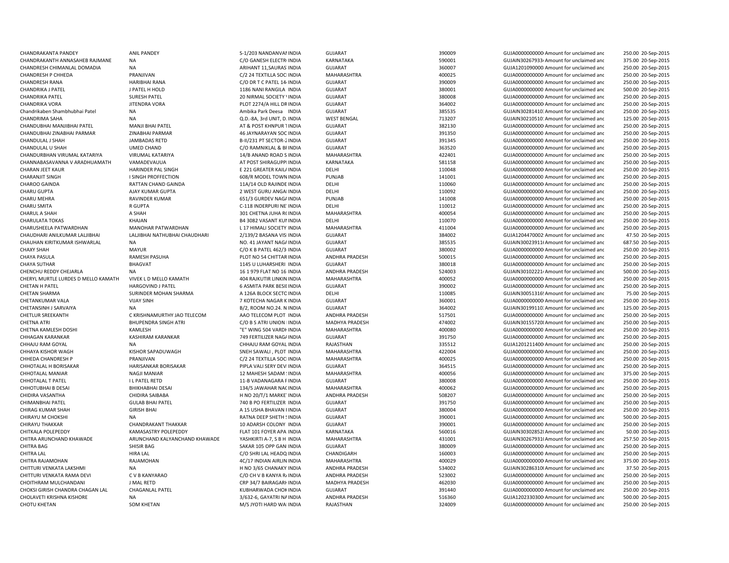| | | | | | | | | | |
|---|---|---|---|---|---|---|---|---|---|
| CHANDRAKANTA PANDEY | ANIL PANDEY | S-1/203 NANDANVAI INDIA | GUJARAT | 390009 | GUJA0000000000 Amount for unclaimed and | 250.00 | 20-Sep-2015 |
| CHANDRAKANTH ANNASAHEB RAJMANE | NA | C/O GANESH ELECTR INDIA | KARNATAKA | 590001 | GUJAIN30267933 Amount for unclaimed and | 375.00 | 20-Sep-2015 |
| CHANDRESH CHIMANLAL DOMADIA | NA | ARIHANT 11,SAURAS INDIA | GUJARAT | 360007 | GUJA1201090000 Amount for unclaimed and | 250.00 | 20-Sep-2015 |
| CHANDRESH P CHHEDA | PRANJIVAN | C/2 24 TEXTILLA SOC INDIA | MAHARASHTRA | 400025 | GUJA0000000000 Amount for unclaimed and | 250.00 | 20-Sep-2015 |
| CHANDRESH RANA | HARIBHAI RANA | C/O DR T C PATEL 14 INDIA | GUJARAT | 390009 | GUJA0000000000 Amount for unclaimed and | 250.00 | 20-Sep-2015 |
| CHANDRIKA J PATEL | J PATEL H HOLD | 1186 NANI RANGILA INDIA | GUJARAT | 380001 | GUJA0000000000 Amount for unclaimed and | 500.00 | 20-Sep-2015 |
| CHANDRIKA PATEL | SURESH PATEL | 20 NIRMAL SOCIETY INDIA | GUJARAT | 380008 | GUJA0000000000 Amount for unclaimed and | 250.00 | 20-Sep-2015 |
| CHANDRIKA VORA | JITENDRA VORA | PLOT 2274/A HILL DR INDIA | GUJARAT | 364002 | GUJA0000000000 Amount for unclaimed and | 250.00 | 20-Sep-2015 |
| Chandrikaben Shambhubhai Patel | NA | Ambika Park Deesa INDIA | GUJARAT | 385535 | GUJAIN30281410 Amount for unclaimed and | 250.00 | 20-Sep-2015 |
| CHANDRIMA SAHA | NA | Q.D.-8A, 3rd UNIT, D. INDIA | WEST BENGAL | 713207 | GUJAIN30210510 Amount for unclaimed and | 125.00 | 20-Sep-2015 |
| CHANDUBHAI MANJIBHAI PATEL | MANJI BHAI PATEL | AT & POST KHNPUR INDIA | GUJARAT | 382130 | GUJA0000000000 Amount for unclaimed and | 250.00 | 20-Sep-2015 |
| CHANDUBHAI ZINABHAI PARMAR | ZINABHAI PARMAR | 46 JAYNARAYAN SOC INDIA | GUJARAT | 391350 | GUJA0000000000 Amount for unclaimed and | 250.00 | 20-Sep-2015 |
| CHANDULAL J SHAH | JAMBADAS RETD | B-II/231 PT SECTOR-2 INDIA | GUJARAT | 391345 | GUJA0000000000 Amount for unclaimed and | 250.00 | 20-Sep-2015 |
| CHANDULAL U SHAH | UMED CHAND | C/O RAMNIKLAL & BI INDIA | GUJARAT | 363520 | GUJA0000000000 Amount for unclaimed and | 250.00 | 20-Sep-2015 |
| CHANDURBHAN VIRUMAL KATARIYA | VIRUMAL KATARIYA | 14/B ANAND ROAD S INDIA | MAHARASHTRA | 422401 | GUJA0000000000 Amount for unclaimed and | 250.00 | 20-Sep-2015 |
| CHANNABASAVANNA V ARADHUAMATH | VAMADEVAUUA | AT POST SHIRAGUPPI INDIA | KARNATAKA | 581158 | GUJA0000000000 Amount for unclaimed and | 250.00 | 20-Sep-2015 |
| CHARAN JEET KAUR | HARINDER PAL SINGH | E 221 GREATER KAIL INDIA | DELHI | 110048 | GUJA0000000000 Amount for unclaimed and | 250.00 | 20-Sep-2015 |
| CHARANJIT SINGH | I SINGH PROFFECTION | 608/R MODEL TOWN INDIA | PUNJAB | 141001 | GUJA0000000000 Amount for unclaimed and | 250.00 | 20-Sep-2015 |
| CHAROO GAINDA | RATTAN CHAND GAINDA | 11A/14 OLD RAJINDE INDIA | DELHI | 110060 | GUJA0000000000 Amount for unclaimed and | 250.00 | 20-Sep-2015 |
| CHARU GUPTA | AJAY KUMAR GUPTA | 2 WEST GURU ANGAI INDIA | DELHI | 110092 | GUJA0000000000 Amount for unclaimed and | 250.00 | 20-Sep-2015 |
| CHARU MEHRA | RAVINDER KUMAR | 651/3 GURDEV NAGA INDIA | PUNJAB | 141008 | GUJA0000000000 Amount for unclaimed and | 250.00 | 20-Sep-2015 |
| CHARU SMITA | R GUPTA | C-118 INDERPURI NE INDIA | DELHI | 110012 | GUJA0000000000 Amount for unclaimed and | 250.00 | 20-Sep-2015 |
| CHARUL A SHAH | A SHAH | 301 CHETNA JUHA R INDIA | MAHARASHTRA | 400054 | GUJA0000000000 Amount for unclaimed and | 250.00 | 20-Sep-2015 |
| CHARULATA TOKAS | KHAJAN | B4 3082 VASANT KUI INDIA | DELHI | 110070 | GUJA0000000000 Amount for unclaimed and | 250.00 | 20-Sep-2015 |
| CHARUSHEELA PATWARDHAN | MANOHAR PATWARDHAN | L 17 HIMALI SOCIETY INDIA | MAHARASHTRA | 411004 | GUJA0000000000 Amount for unclaimed and | 250.00 | 20-Sep-2015 |
| CHAUDHARI ANILKUMAR LALJIBHAI | LALJIBHAI NATHUBHAI CHAUDHARI | 2/139/2 BASANA VIS INDIA | GUJARAT | 384002 | GUJA1204470002 Amount for unclaimed and | 47.50 | 20-Sep-2015 |
| CHAUHAN KIRITKUMAR ISHWARLAL | NA | NO. 41 JAYANT NAGA INDIA | GUJARAT | 385535 | GUJAIN30023911 Amount for unclaimed and | 687.50 | 20-Sep-2015 |
| CHAXY SHAH | MAYUR | C/O K B PATEL 462/3 INDIA | GUJARAT | 380002 | GUJA0000000000 Amount for unclaimed and | 250.00 | 20-Sep-2015 |
| CHAYA PASULA | RAMESH PASUHA | PLOT NO 54 CHITTAR INDIA | ANDHRA PRADESH | 500015 | GUJA0000000000 Amount for unclaimed and | 250.00 | 20-Sep-2015 |
| CHAYA SUTHAR | BHAGVAT | 1145 U LUHARSHERI INDIA | GUJARAT | 380018 | GUJA0000000000 Amount for unclaimed and | 250.00 | 20-Sep-2015 |
| CHENCHU REDDY CHEJARLA | NA | 16 1 979 FLAT NO 16 INDIA | ANDHRA PRADESH | 524003 | GUJAIN30102221 Amount for unclaimed and | 500.00 | 20-Sep-2015 |
| CHERYL MURTLE LURDES D MELLO KAMATH | VIVEK L D MELLO KAMATH | 404 RAJKUTIR LINKIN INDIA | MAHARASHTRA | 400052 | GUJA0000000000 Amount for unclaimed and | 250.00 | 20-Sep-2015 |
| CHETAN H PATEL | HARGOVIND J PATEL | 6 ASMITA PARK BESI INDIA | GUJARAT | 390002 | GUJA0000000000 Amount for unclaimed and | 250.00 | 20-Sep-2015 |
| CHETAN SHARMA | SURINDER MOHAN SHARMA | A 126A BLOCK SECTC INDIA | DELHI | 110085 | GUJAIN30051316 Amount for unclaimed and | 75.00 | 20-Sep-2015 |
| CHETANKUMAR VALA | VIJAY SINH | 7 KOTECHA NAGAR K INDIA | GUJARAT | 360001 | GUJA0000000000 Amount for unclaimed and | 250.00 | 20-Sep-2015 |
| CHETANSINH J SARVAIYA | NA | B/2, ROOM NO.24. N INDIA | GUJARAT | 364002 | GUJAIN30199110 Amount for unclaimed and | 125.00 | 20-Sep-2015 |
| CHETLUR SREEKANTH | C KRISHNAMURTHY JAO TELECOM | AAO TELECOM PLOT INDIA | ANDHRA PRADESH | 517501 | GUJA0000000000 Amount for unclaimed and | 250.00 | 20-Sep-2015 |
| CHETNA ATRI | BHUPENDRA SINGH ATRI | C/O B S ATRI UNION INDIA | MADHYA PRADESH | 474002 | GUJAIN30155720 Amount for unclaimed and | 250.00 | 20-Sep-2015 |
| CHETNA KAMLESH DOSHI | KAMLESH | "E" WING 504 VARDH INDIA | MAHARASHTRA | 400080 | GUJA0000000000 Amount for unclaimed and | 250.00 | 20-Sep-2015 |
| CHHAGAN KARANKAR | KASHIRAM KARANKAR | 749 FERTILIZER NAGA INDIA | GUJARAT | 391750 | GUJA0000000000 Amount for unclaimed and | 250.00 | 20-Sep-2015 |
| CHHAJU RAM GOYAL | NA | CHHAJU RAM GOYAL INDIA | RAJASTHAN | 335512 | GUJA1201211400 Amount for unclaimed and | 250.00 | 20-Sep-2015 |
| CHHAYA KISHOR WAGH | KISHOR SAPADUWAGH | SNEH SAWALI , PLOT INDIA | MAHARASHTRA | 422004 | GUJA0000000000 Amount for unclaimed and | 250.00 | 20-Sep-2015 |
| CHHEDA CHANDRESH P | PRANJIVAN | C/2 24 TEXTILLA SOC INDIA | MAHARASHTRA | 400025 | GUJA0000000000 Amount for unclaimed and | 250.00 | 20-Sep-2015 |
| CHHOTALAL H BORISAKAR | HARISANKAR BORISAKAR | PIPLA VALI SERY DEV INDIA | GUJARAT | 364515 | GUJA0000000000 Amount for unclaimed and | 250.00 | 20-Sep-2015 |
| CHHOTALAL MANIAR | NAGJI MANIAR | 12 MAHESH SADAM INDIA | MAHARASHTRA | 400056 | GUJA0000000000 Amount for unclaimed and | 375.00 | 20-Sep-2015 |
| CHHOTALAL T PATEL | I L PATEL RETD | 11-B VADANAGARA F INDIA | GUJARAT | 380008 | GUJA0000000000 Amount for unclaimed and | 250.00 | 20-Sep-2015 |
| CHHOTUBHAI B DESAI | BHIKHABHAI DESAI | 134/5 JAWAHAR NAC INDIA | MAHARASHTRA | 400062 | GUJA0000000000 Amount for unclaimed and | 250.00 | 20-Sep-2015 |
| CHIDIRA VASANTHA | CHIDIRA SAIBABA | H NO 20/T/1 MARKE INDIA | ANDHRA PRADESH | 508207 | GUJA0000000000 Amount for unclaimed and | 250.00 | 20-Sep-2015 |
| CHIMANBHAI PATEL | GULAB BHAI PATEL | 740 B PO FERTILIZER INDIA | GUJARAT | 391750 | GUJA0000000000 Amount for unclaimed and | 250.00 | 20-Sep-2015 |
| CHIRAG KUMAR SHAH | GIRISH BHAI | A 15 USHA BHAVAN I INDIA | GUJARAT | 380004 | GUJA0000000000 Amount for unclaimed and | 250.00 | 20-Sep-2015 |
| CHIRAYU M CHOKSHI | NA | RATNA DEEP SHETH INDIA | GUJARAT | 390001 | GUJA0000000000 Amount for unclaimed and | 500.00 | 20-Sep-2015 |
| CHIRAYU THAKKAR | CHANDRAKANT THAKKAR | 10 ADARSH COLONY INDIA | GUJARAT | 390001 | GUJA0000000000 Amount for unclaimed and | 250.00 | 20-Sep-2015 |
| CHITKALA POLEPEDDY | KAMASASTRY POLEPEDDY | FLAT 101 FOYER APA INDIA | KARNATAKA | 560016 | GUJAIN30302852 Amount for unclaimed and | 50.00 | 20-Sep-2015 |
| CHITRA ARUNCHAND KHAWADE | ARUNCHAND KALYANCHAND KHAWADE | YASHKIRTI A-7, S B H INDIA | MAHARASHTRA | 431001 | GUJAIN30267931 Amount for unclaimed and | 257.50 | 20-Sep-2015 |
| CHITRA BAG | SHISIR BAG | SAKAR 105 OPP GAN INDIA | GUJARAT | 380009 | GUJA0000000000 Amount for unclaimed and | 250.00 | 20-Sep-2015 |
| CHITRA LAL | HIRA LAL | C/O SHRI LAL HEADQ INDIA | CHANDIGARH | 160003 | GUJA0000000000 Amount for unclaimed and | 250.00 | 20-Sep-2015 |
| CHITRA RAJAMOHAN | RAJAMOHAN | 4C/17 INDIAN AIRLIN INDIA | MAHARASHTRA | 400029 | GUJA0000000000 Amount for unclaimed and | 375.00 | 20-Sep-2015 |
| CHITTURI VENKATA LAKSHMI | NA | H NO 3/65 CHANAKY INDIA | ANDHRA PRADESH | 534002 | GUJAIN30286310 Amount for unclaimed and | 37.50 | 20-Sep-2015 |
| CHITTURI VENKATA RAMA DEVI | C V B KANYARAO | C/O CH V B KANYA R INDIA | ANDHRA PRADESH | 523002 | GUJA0000000000 Amount for unclaimed and | 250.00 | 20-Sep-2015 |
| CHOITHRAM MULCHANDANI | J MAL RETD | CRP 34/7 BAIRAGARH INDIA | MADHYA PRADESH | 462030 | GUJA0000000000 Amount for unclaimed and | 250.00 | 20-Sep-2015 |
| CHOKSI GIRISH CHANDRA CHAGAN LAL | CHAGANLAL PATEL | KUBHARWADA CHOK INDIA | GUJARAT | 391440 | GUJA0000000000 Amount for unclaimed and | 250.00 | 20-Sep-2015 |
| CHOLAVETI KRISHNA KISHORE | NA | 3/632-6, GAYATRI NA INDIA | ANDHRA PRADESH | 516360 | GUJA1202330300 Amount for unclaimed and | 500.00 | 20-Sep-2015 |
| CHOTU KHETAN | SOM KHETAN | M/S JYOTI HARD WA INDIA | RAJASTHAN | 324009 | GUJA0000000000 Amount for unclaimed and | 250.00 | 20-Sep-2015 |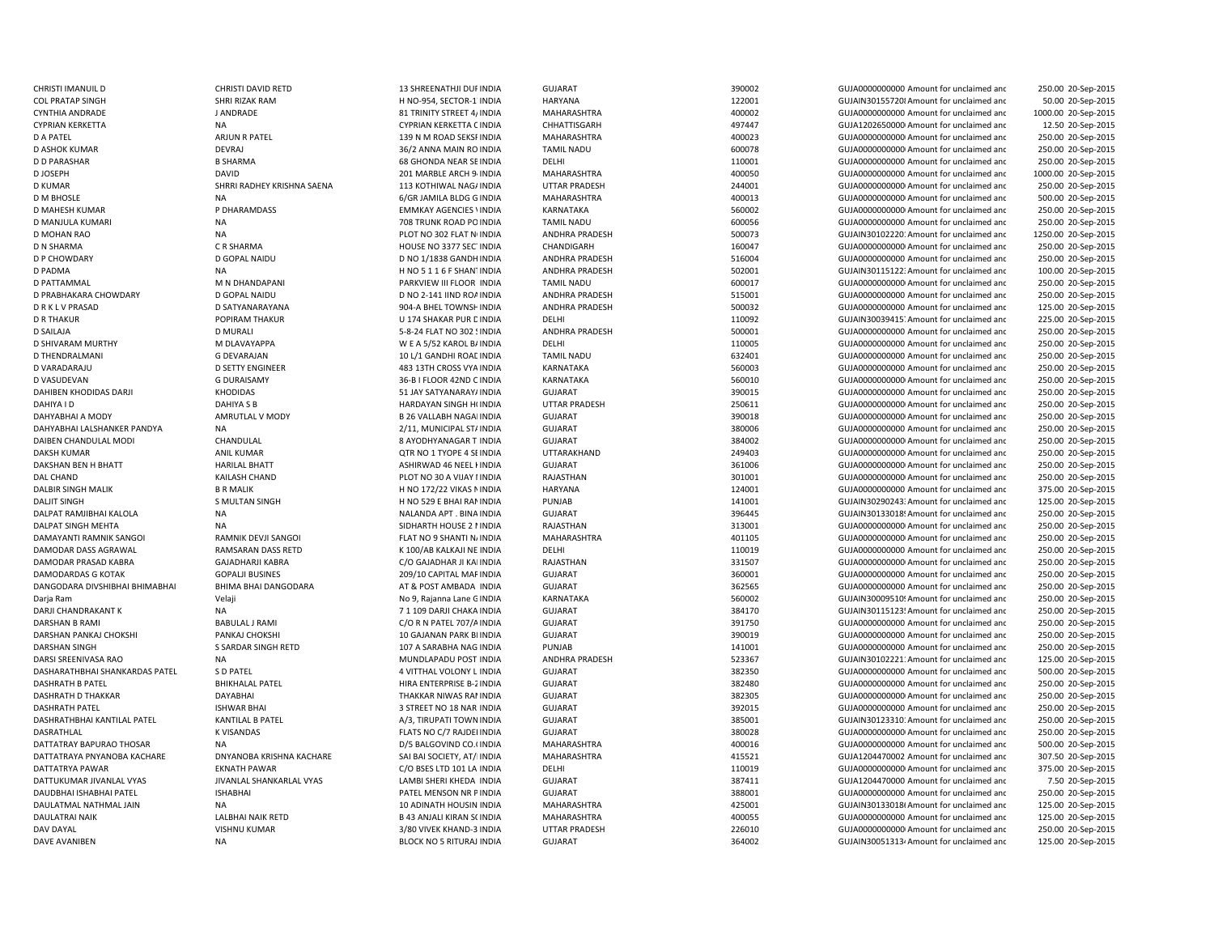| | | | | | | | | | |
|---|---|---|---|---|---|---|---|---|---|
| CHRISTI IMANUIL D | CHRISTI DAVID RETD | 13 SHREENATHJI DUF INDIA | | GUJARAT | 390002 | GUJA0000000000 Amount for unclaimed and | 250.00 | 20-Sep-2015 |
| COL PRATAP SINGH | SHRI RIZAK RAM | H NO-954, SECTOR-1 INDIA | | HARYANA | 122001 | GUJAIN30155720 Amount for unclaimed and | 50.00 | 20-Sep-2015 |
| CYNTHIA ANDRADE | J ANDRADE | 81 TRINITY STREET 4/ INDIA | | MAHARASHTRA | 400002 | GUJA0000000000 Amount for unclaimed and | 1000.00 | 20-Sep-2015 |
| CYPRIAN KERKETTA | NA | CYPRIAN KERKETTA C INDIA | | CHHATTISGARH | 497447 | GUJA1202650000 Amount for unclaimed and | 12.50 | 20-Sep-2015 |
| D A PATEL | ARJUN R PATEL | 139 N M ROAD SEKSF INDIA | | MAHARASHTRA | 400023 | GUJA0000000000 Amount for unclaimed and | 250.00 | 20-Sep-2015 |
| D ASHOK KUMAR | DEVRAJ | 36/2 ANNA MAIN RO INDIA | | TAMIL NADU | 600078 | GUJA0000000000 Amount for unclaimed and | 250.00 | 20-Sep-2015 |
| D D PARASHAR | B SHARMA | 68 GHONDA NEAR SE INDIA | | DELHI | 110001 | GUJA0000000000 Amount for unclaimed and | 250.00 | 20-Sep-2015 |
| D JOSEPH | DAVID | 201 MARBLE ARCH 9 INDIA | | MAHARASHTRA | 400050 | GUJA0000000000 Amount for unclaimed and | 1000.00 | 20-Sep-2015 |
| D KUMAR | SHRRI RADHEY KRISHNA SAENA | 113 KOTHIWAL NAG/ INDIA | | UTTAR PRADESH | 244001 | GUJA0000000000 Amount for unclaimed and | 250.00 | 20-Sep-2015 |
| D M BHOSLE | NA | 6/GR JAMILA BLDG G INDIA | | MAHARASHTRA | 400013 | GUJA0000000000 Amount for unclaimed and | 500.00 | 20-Sep-2015 |
| D MAHESH KUMAR | P DHARAMDASS | EMMKAY AGENCIES \ INDIA | | KARNATAKA | 560002 | GUJA0000000000 Amount for unclaimed and | 250.00 | 20-Sep-2015 |
| D MANJULA KUMARI | NA | 708 TRUNK ROAD PO INDIA | | TAMIL NADU | 600056 | GUJA0000000000 Amount for unclaimed and | 250.00 | 20-Sep-2015 |
| D MOHAN RAO | NA | PLOT NO 302 FLAT N INDIA | | ANDHRA PRADESH | 500073 | GUJAIN30102220 Amount for unclaimed and | 1250.00 | 20-Sep-2015 |
| D N SHARMA | C R SHARMA | HOUSE NO 3377 SEC INDIA | | CHANDIGARH | 160047 | GUJA0000000000 Amount for unclaimed and | 250.00 | 20-Sep-2015 |
| D P CHOWDARY | D GOPAL NAIDU | D NO 1/1838 GANDH INDIA | | ANDHRA PRADESH | 516004 | GUJA0000000000 Amount for unclaimed and | 250.00 | 20-Sep-2015 |
| D PADMA | NA | H NO 5 1 1 6 F SHAN INDIA | | ANDHRA PRADESH | 502001 | GUJAIN30115122 Amount for unclaimed and | 100.00 | 20-Sep-2015 |
| D PATTAMMAL | M N DHANDAPANI | PARKVIEW III FLOOR INDIA | | TAMIL NADU | 600017 | GUJA0000000000 Amount for unclaimed and | 250.00 | 20-Sep-2015 |
| D PRABHAKARA CHOWDARY | D GOPAL NAIDU | D NO 2-141 IIND ROA INDIA | | ANDHRA PRADESH | 515001 | GUJA0000000000 Amount for unclaimed and | 250.00 | 20-Sep-2015 |
| D R K L V PRASAD | D SATYANARAYANA | 904-A BHEL TOWNSH INDIA | | ANDHRA PRADESH | 500032 | GUJA0000000000 Amount for unclaimed and | 125.00 | 20-Sep-2015 |
| D R THAKUR | POPIRAM THAKUR | U 174 SHAKAR PUR D INDIA | | DELHI | 110092 | GUJAIN30039415 Amount for unclaimed and | 225.00 | 20-Sep-2015 |
| D SAILAJA | D MURALI | 5-8-24 FLAT NO 302 S INDIA | | ANDHRA PRADESH | 500001 | GUJA0000000000 Amount for unclaimed and | 250.00 | 20-Sep-2015 |
| D SHIVARAM MURTHY | M DLAVAYAPPA | W E A 5/52 KAROL B/ INDIA | | DELHI | 110005 | GUJA0000000000 Amount for unclaimed and | 250.00 | 20-Sep-2015 |
| D THENDRALMANI | G DEVARAJAN | 10 L/1 GANDHI ROAD INDIA | | TAMIL NADU | 632401 | GUJA0000000000 Amount for unclaimed and | 250.00 | 20-Sep-2015 |
| D VARADARAJU | D SETTY ENGINEER | 483 13TH CROSS VYA INDIA | | KARNATAKA | 560003 | GUJA0000000000 Amount for unclaimed and | 250.00 | 20-Sep-2015 |
| D VASUDEVAN | G DURAISAMY | 36-B I FLOOR 42ND C INDIA | | KARNATAKA | 560010 | GUJA0000000000 Amount for unclaimed and | 250.00 | 20-Sep-2015 |
| DAHIBEN KHODIDAS DARJI | KHODIDAS | 51 JAY SATYANARAY/ INDIA | | GUJARAT | 390015 | GUJA0000000000 Amount for unclaimed and | 250.00 | 20-Sep-2015 |
| DAHIYA I D | DAHIYA S B | HARDAYAN SINGH H INDIA | | UTTAR PRADESH | 250611 | GUJA0000000000 Amount for unclaimed and | 250.00 | 20-Sep-2015 |
| DAHYABHAI A MODY | AMRUTLAL V MODY | B 26 VALLABH NAGAI INDIA | | GUJARAT | 390018 | GUJA0000000000 Amount for unclaimed and | 250.00 | 20-Sep-2015 |
| DAHYABHAI LALSHANKER PANDYA | NA | 2/11, MUNICIPAL ST/ INDIA | | GUJARAT | 380006 | GUJA0000000000 Amount for unclaimed and | 250.00 | 20-Sep-2015 |
| DAIBEN CHANDULAL MODI | CHANDULAL | 8 AYODHYANAGAR T INDIA | | GUJARAT | 384002 | GUJA0000000000 Amount for unclaimed and | 250.00 | 20-Sep-2015 |
| DAKSH KUMAR | ANIL KUMAR | QTR NO 1 TYOPE 4 SE INDIA | | UTTARAKHAND | 249403 | GUJA0000000000 Amount for unclaimed and | 250.00 | 20-Sep-2015 |
| DAKSHAN BEN H BHATT | HARILAL BHATT | ASHIRWAD 46 NEEL I INDIA | | GUJARAT | 361006 | GUJA0000000000 Amount for unclaimed and | 250.00 | 20-Sep-2015 |
| DAL CHAND | KAILASH CHAND | PLOT NO 30 A VIJAY I INDIA | | RAJASTHAN | 301001 | GUJA0000000000 Amount for unclaimed and | 250.00 | 20-Sep-2015 |
| DALBIR SINGH MALIK | B R MALIK | H NO 172/22 VIKAS N INDIA | | HARYANA | 124001 | GUJA0000000000 Amount for unclaimed and | 375.00 | 20-Sep-2015 |
| DALJIT SINGH | S MULTAN SINGH | H NO 529 E BHAI RAI INDIA | | PUNJAB | 141001 | GUJAIN30290243 Amount for unclaimed and | 125.00 | 20-Sep-2015 |
| DALPAT RAMJIBHAI KALOLA | NA | NALANDA APT . BINA INDIA | | GUJARAT | 396445 | GUJAIN30133018 Amount for unclaimed and | 250.00 | 20-Sep-2015 |
| DALPAT SINGH MEHTA | NA | SIDHARTH HOUSE 2 I INDIA | | RAJASTHAN | 313001 | GUJA0000000000 Amount for unclaimed and | 250.00 | 20-Sep-2015 |
| DAMAYANTI RAMNIK SANGOI | RAMNIK DEVJI SANGOI | FLAT NO 9 SHANTI N/ INDIA | | MAHARASHTRA | 401105 | GUJA0000000000 Amount for unclaimed and | 250.00 | 20-Sep-2015 |
| DAMODAR DASS AGRAWAL | RAMSARAN DASS RETD | K 100/AB KALKAJI NE INDIA | | DELHI | 110019 | GUJA0000000000 Amount for unclaimed and | 250.00 | 20-Sep-2015 |
| DAMODAR PRASAD KABRA | GAJADHARJI KABRA | C/O GAJADHAR JI KAI INDIA | | RAJASTHAN | 331507 | GUJA0000000000 Amount for unclaimed and | 250.00 | 20-Sep-2015 |
| DAMODARDAS G KOTAK | GOPALJI BUSINES | 209/10 CAPITAL MAF INDIA | | GUJARAT | 360001 | GUJA0000000000 Amount for unclaimed and | 250.00 | 20-Sep-2015 |
| DANGODARA DIVSHIBHAI BHIMABHAI | BHIMA BHAI DANGODARA | AT & POST AMBADA INDIA | | GUJARAT | 362565 | GUJA0000000000 Amount for unclaimed and | 250.00 | 20-Sep-2015 |
| Darja Ram | Velaji | No 9, Rajanna Lane G INDIA | | KARNATAKA | 560002 | GUJAIN30009510 Amount for unclaimed and | 250.00 | 20-Sep-2015 |
| DARJI CHANDRAKANT K | NA | 7 1 109 DARJI CHAKA INDIA | | GUJARAT | 384170 | GUJAIN30115123 Amount for unclaimed and | 250.00 | 20-Sep-2015 |
| DARSHAN B RAMI | BABULAL J RAMI | C/O R N PATEL 707/A INDIA | | GUJARAT | 391750 | GUJA0000000000 Amount for unclaimed and | 250.00 | 20-Sep-2015 |
| DARSHAN PANKAJ CHOKSHI | PANKAJ CHOKSHI | 10 GAJANAN PARK BI INDIA | | GUJARAT | 390019 | GUJA0000000000 Amount for unclaimed and | 250.00 | 20-Sep-2015 |
| DARSHAN SINGH | S SARDAR SINGH RETD | 107 A SARABHA NAG INDIA | | PUNJAB | 141001 | GUJA0000000000 Amount for unclaimed and | 250.00 | 20-Sep-2015 |
| DARSI SREENIVASA RAO | NA | MUNDLAPADU POST INDIA | | ANDHRA PRADESH | 523367 | GUJAIN30102221 Amount for unclaimed and | 125.00 | 20-Sep-2015 |
| DASHARATHBHAI SHANKARDAS PATEL | S D PATEL | 4 VITTHAL VOLONY L INDIA | | GUJARAT | 382350 | GUJA0000000000 Amount for unclaimed and | 500.00 | 20-Sep-2015 |
| DASHRATH B PATEL | BHIKHALAL PATEL | HIRA ENTERPRISE B-2 INDIA | | GUJARAT | 382480 | GUJA0000000000 Amount for unclaimed and | 250.00 | 20-Sep-2015 |
| DASHRATH D THAKKAR | DAYABHAI | THAKKAR NIWAS RAI INDIA | | GUJARAT | 382305 | GUJA0000000000 Amount for unclaimed and | 250.00 | 20-Sep-2015 |
| DASHRATH PATEL | ISHWAR BHAI | 3 STREET NO 18 NAR INDIA | | GUJARAT | 392015 | GUJA0000000000 Amount for unclaimed and | 250.00 | 20-Sep-2015 |
| DASHRATHBHAI KANTILAL PATEL | KANTILAL B PATEL | A/3, TIRUPATI TOWN INDIA | | GUJARAT | 385001 | GUJAIN30123310 Amount for unclaimed and | 250.00 | 20-Sep-2015 |
| DASRATHLAL | K VISANDAS | FLATS NO C/7 RAJDEI INDIA | | GUJARAT | 380028 | GUJA0000000000 Amount for unclaimed and | 250.00 | 20-Sep-2015 |
| DATTATRAY BAPURAO THOSAR | NA | D/5 BALGOVIND CO.( INDIA | | MAHARASHTRA | 400016 | GUJA0000000000 Amount for unclaimed and | 500.00 | 20-Sep-2015 |
| DATTATRAYA PNYANOBA KACHARE | DNYANOBA KRISHNA KACHARE | SAI BAI SOCIETY, AT/ INDIA | | MAHARASHTRA | 415521 | GUJA1204470002 Amount for unclaimed and | 307.50 | 20-Sep-2015 |
| DATTATRYA PAWAR | EKNATH PAWAR | C/O BSES LTD 101 LA INDIA | | DELHI | 110019 | GUJA0000000000 Amount for unclaimed and | 375.00 | 20-Sep-2015 |
| DATTUKUMAR JIVANLAL VYAS | JIVANLAL SHANKARLAL VYAS | LAMBI SHERI KHEDA INDIA | | GUJARAT | 387411 | GUJA1204470000 Amount for unclaimed and | 7.50 | 20-Sep-2015 |
| DAUDBHAI ISHABHAI PATEL | ISHABHAI | PATEL MENSON NR F INDIA | | GUJARAT | 388001 | GUJA0000000000 Amount for unclaimed and | 250.00 | 20-Sep-2015 |
| DAULATMAL NATHMAL JAIN | NA | 10 ADINATH HOUSIN INDIA | | MAHARASHTRA | 425001 | GUJAIN30133018 Amount for unclaimed and | 125.00 | 20-Sep-2015 |
| DAULATRAI NAIK | LALBHAI NAIK RETD | B 43 ANJALI KIRAN S( INDIA | | MAHARASHTRA | 400055 | GUJA0000000000 Amount for unclaimed and | 125.00 | 20-Sep-2015 |
| DAV DAYAL | VISHNU KUMAR | 3/80 VIVEK KHAND-3 INDIA | | UTTAR PRADESH | 226010 | GUJA0000000000 Amount for unclaimed and | 250.00 | 20-Sep-2015 |
| DAVE AVANIBEN | NA | BLOCK NO 5 RITURAJ INDIA | | GUJARAT | 364002 | GUJAIN30051313 Amount for unclaimed and | 125.00 | 20-Sep-2015 |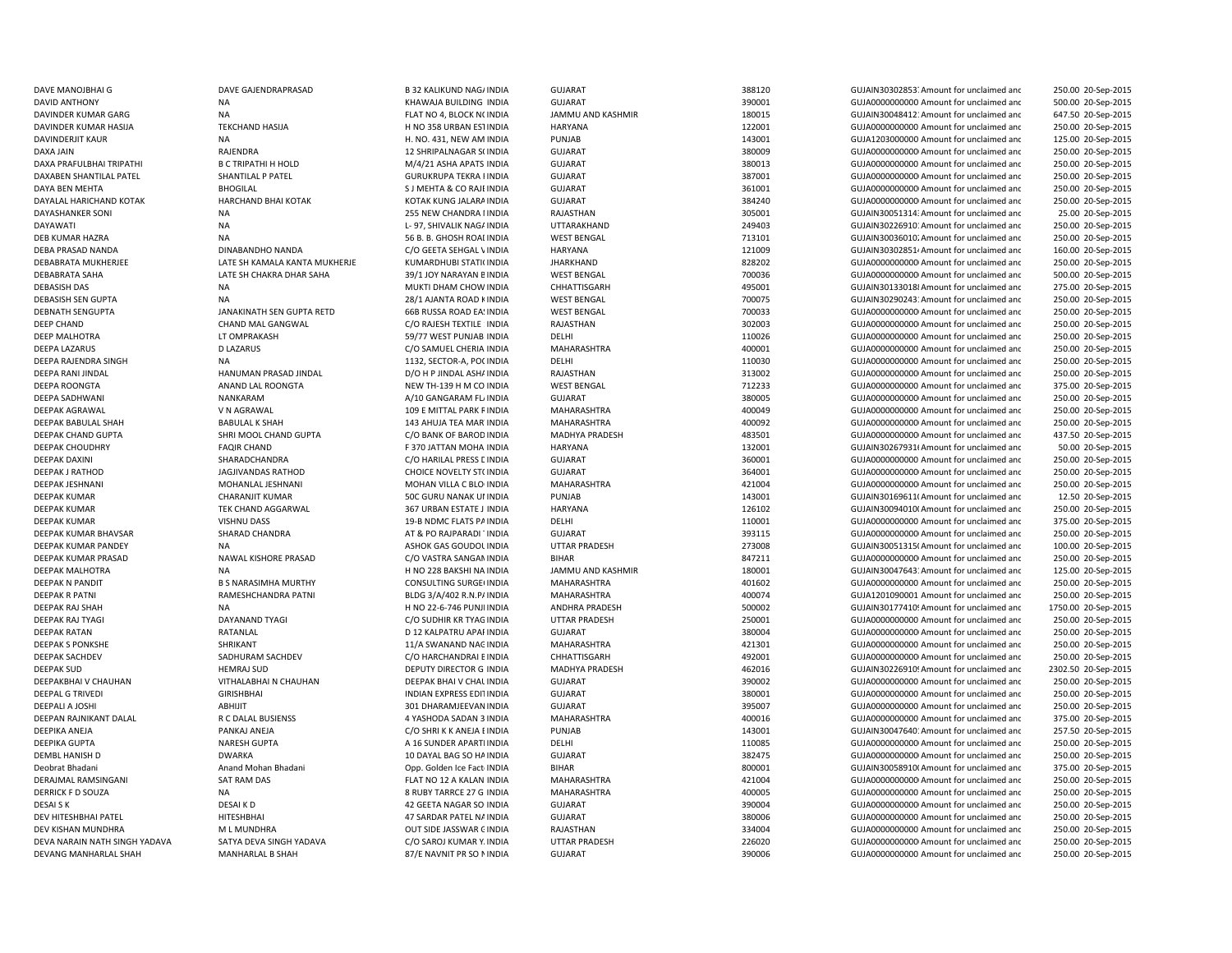| | | | | | | | | |
|---|---|---|---|---|---|---|---|---|
| DAVE MANOJBHAI G | DAVE GAJENDRAPRASAD | B 32 KALIKUND NAG/ | INDIA | GUJARAT | 388120 | GUJAIN30302853 | Amount for unclaimed and | 250.00 20-Sep-2015 |
| DAVID ANTHONY | NA | KHAWAJA BUILDING | INDIA | GUJARAT | 390001 | GUJA0000000000 | Amount for unclaimed and | 500.00 20-Sep-2015 |
| DAVINDER KUMAR GARG | NA | FLAT NO 4, BLOCK N( | INDIA | JAMMU AND KASHMIR | 180015 | GUJAIN30048412 | Amount for unclaimed and | 647.50 20-Sep-2015 |
| DAVINDER KUMAR HASIJA | TEKCHAND HASIJA | H NO 358 URBAN EST | INDIA | HARYANA | 122001 | GUJA0000000000 | Amount for unclaimed and | 250.00 20-Sep-2015 |
| DAVINDERJIT KAUR | NA | H. NO. 431, NEW AM | INDIA | PUNJAB | 143001 | GUJA1203000000 | Amount for unclaimed and | 125.00 20-Sep-2015 |
| DAXA JAIN | RAJENDRA | 12 SHRIPALNAGAR S( | INDIA | GUJARAT | 380009 | GUJA0000000000 | Amount for unclaimed and | 250.00 20-Sep-2015 |
| DAXA PRAFULBHAI TRIPATHI | B C TRIPATHI H HOLD | M/4/21 ASHA APATS | INDIA | GUJARAT | 380013 | GUJA0000000000 | Amount for unclaimed and | 250.00 20-Sep-2015 |
| DAXABEN SHANTILAL PATEL | SHANTILAL P PATEL | GURUKRUPA TEKRA I | INDIA | GUJARAT | 387001 | GUJA0000000000 | Amount for unclaimed and | 250.00 20-Sep-2015 |
| DAYA BEN MEHTA | BHOGILAL | S J MEHTA & CO RAJ | INDIA | GUJARAT | 361001 | GUJA0000000000 | Amount for unclaimed and | 250.00 20-Sep-2015 |
| DAYALAL HARICHAND KOTAK | HARCHAND BHAI KOTAK | KOTAK KUNG JALARA | INDIA | GUJARAT | 384240 | GUJA0000000000 | Amount for unclaimed and | 250.00 20-Sep-2015 |
| DAYASHANKER SONI | NA | 255 NEW CHANDRA I | INDIA | RAJASTHAN | 305001 | GUJAIN30051314 | Amount for unclaimed and | 25.00 20-Sep-2015 |
| DAYAWATI | NA | L- 97, SHIVALIK NAG/ | INDIA | UTTARAKHAND | 249403 | GUJAIN30226910 | Amount for unclaimed and | 250.00 20-Sep-2015 |
| DEB KUMAR HAZRA | NA | 56 B. B. GHOSH ROAI | INDIA | WEST BENGAL | 713101 | GUJAIN30036010 | Amount for unclaimed and | 250.00 20-Sep-2015 |
| DEBA PRASAD NANDA | DINABANDHO NANDA | C/O GEETA SEHGAL V | INDIA | HARYANA | 121009 | GUJAIN30302851 | Amount for unclaimed and | 160.00 20-Sep-2015 |
| DEBABRATA MUKHERJEE | LATE SH KAMALA KANTA MUKHERJE | KUMARDHUBI STATI( | INDIA | JHARKHAND | 828202 | GUJA0000000000 | Amount for unclaimed and | 250.00 20-Sep-2015 |
| DEBABRATA SAHA | LATE SH CHAKRA DHAR SAHA | 39/1 JOY NARAYAN E | INDIA | WEST BENGAL | 700036 | GUJA0000000000 | Amount for unclaimed and | 500.00 20-Sep-2015 |
| DEBASISH DAS | NA | MUKTI DHAM CHOW | INDIA | CHHATTISGARH | 495001 | GUJAIN30133018 | Amount for unclaimed and | 275.00 20-Sep-2015 |
| DEBASISH SEN GUPTA | NA | 28/1 AJANTA ROAD I | INDIA | WEST BENGAL | 700075 | GUJAIN30290243 | Amount for unclaimed and | 250.00 20-Sep-2015 |
| DEBNATH SENGUPTA | JANAKINATH SEN GUPTA RETD | 66B RUSSA ROAD EA | INDIA | WEST BENGAL | 700033 | GUJA0000000000 | Amount for unclaimed and | 250.00 20-Sep-2015 |
| DEEP CHAND | CHAND MAL GANGWAL | C/O RAJESH TEXTILE | INDIA | RAJASTHAN | 302003 | GUJA0000000000 | Amount for unclaimed and | 250.00 20-Sep-2015 |
| DEEP MALHOTRA | LT OMPRAKASH | 59/77 WEST PUNJAB | INDIA | DELHI | 110026 | GUJA0000000000 | Amount for unclaimed and | 250.00 20-Sep-2015 |
| DEEPA LAZARUS | D LAZARUS | C/O SAMUEL CHERIA | INDIA | MAHARASHTRA | 400001 | GUJA0000000000 | Amount for unclaimed and | 250.00 20-Sep-2015 |
| DEEPA RAJENDRA SINGH | NA | 1132, SECTOR-A, PO( | INDIA | DELHI | 110030 | GUJA0000000000 | Amount for unclaimed and | 250.00 20-Sep-2015 |
| DEEPA RANI JINDAL | HANUMAN PRASAD JINDAL | D/O H P JINDAL ASH/ | INDIA | RAJASTHAN | 313002 | GUJA0000000000 | Amount for unclaimed and | 250.00 20-Sep-2015 |
| DEEPA ROONGTA | ANAND LAL ROONGTA | NEW TH-139 H M CO | INDIA | WEST BENGAL | 712233 | GUJA0000000000 | Amount for unclaimed and | 375.00 20-Sep-2015 |
| DEEPA SADHWANI | NANKARAM | A/10 GANGARAM FL/ | INDIA | GUJARAT | 380005 | GUJA0000000000 | Amount for unclaimed and | 250.00 20-Sep-2015 |
| DEEPAK AGRAWAL | V N AGRAWAL | 109 E MITTAL PARK F | INDIA | MAHARASHTRA | 400049 | GUJA0000000000 | Amount for unclaimed and | 250.00 20-Sep-2015 |
| DEEPAK BABULAL SHAH | BABULAL K SHAH | 143 AHUJA TEA MAR | INDIA | MAHARASHTRA | 400092 | GUJA0000000000 | Amount for unclaimed and | 250.00 20-Sep-2015 |
| DEEPAK CHAND GUPTA | SHRI MOOL CHAND GUPTA | C/O BANK OF BAROD | INDIA | MADHYA PRADESH | 483501 | GUJA0000000000 | Amount for unclaimed and | 437.50 20-Sep-2015 |
| DEEPAK CHOUDHRY | FAQIR CHAND | F 370 JATTAN MOHA | INDIA | HARYANA | 132001 | GUJAIN30267931 | Amount for unclaimed and | 50.00 20-Sep-2015 |
| DEEPAK DAXINI | SHARADCHANDRA | C/O HARILAL PRESS L | INDIA | GUJARAT | 360001 | GUJA0000000000 | Amount for unclaimed and | 250.00 20-Sep-2015 |
| DEEPAK J RATHOD | JAGJIVANDAS RATHOD | CHOICE NOVELTY ST( | INDIA | GUJARAT | 364001 | GUJA0000000000 | Amount for unclaimed and | 250.00 20-Sep-2015 |
| DEEPAK JESHNANI | MOHANLAL JESHNANI | MOHAN VILLA C BLO | INDIA | MAHARASHTRA | 421004 | GUJA0000000000 | Amount for unclaimed and | 250.00 20-Sep-2015 |
| DEEPAK KUMAR | CHARANJIT KUMAR | 50C GURU NANAK UI | INDIA | PUNJAB | 143001 | GUJAIN30169611 | Amount for unclaimed and | 12.50 20-Sep-2015 |
| DEEPAK KUMAR | TEK CHAND AGGARWAL | 367 URBAN ESTATE J | INDIA | HARYANA | 126102 | GUJAIN30094010 | Amount for unclaimed and | 250.00 20-Sep-2015 |
| DEEPAK KUMAR | VISHNU DASS | 19-B NDMC FLATS P/ | INDIA | DELHI | 110001 | GUJA0000000000 | Amount for unclaimed and | 375.00 20-Sep-2015 |
| DEEPAK KUMAR BHAVSAR | SHARAD CHANDRA | AT & PO RAJPARADI | INDIA | GUJARAT | 393115 | GUJA0000000000 | Amount for unclaimed and | 250.00 20-Sep-2015 |
| DEEPAK KUMAR PANDEY | NA | ASHOK GAS GOUDOI | INDIA | UTTAR PRADESH | 273008 | GUJAIN30051315 | Amount for unclaimed and | 100.00 20-Sep-2015 |
| DEEPAK KUMAR PRASAD | NAWAL KISHORE PRASAD | C/O VASTRA SANGAI | INDIA | BIHAR | 847211 | GUJA0000000000 | Amount for unclaimed and | 250.00 20-Sep-2015 |
| DEEPAK MALHOTRA | NA | H NO 228 BAKSHI NA | INDIA | JAMMU AND KASHMIR | 180001 | GUJAIN30047643 | Amount for unclaimed and | 125.00 20-Sep-2015 |
| DEEPAK N PANDIT | B S NARASIMHA MURTHY | CONSULTING SURGE | INDIA | MAHARASHTRA | 401602 | GUJA0000000000 | Amount for unclaimed and | 250.00 20-Sep-2015 |
| DEEPAK R PATNI | RAMESHCHANDRA PATNI | BLDG 3/A/402 R.N.P/ | INDIA | MAHARASHTRA | 400074 | GUJA1201090001 | Amount for unclaimed and | 250.00 20-Sep-2015 |
| DEEPAK RAJ SHAH | NA | H NO 22-6-746 PUNJ | INDIA | ANDHRA PRADESH | 500002 | GUJAIN30177410 | Amount for unclaimed and | 1750.00 20-Sep-2015 |
| DEEPAK RAJ TYAGI | DAYANAND TYAGI | C/O SUDHIR KR TYAG | INDIA | UTTAR PRADESH | 250001 | GUJA0000000000 | Amount for unclaimed and | 250.00 20-Sep-2015 |
| DEEPAK RATAN | RATANLAL | D 12 KALPATRU APAI | INDIA | GUJARAT | 380004 | GUJA0000000000 | Amount for unclaimed and | 250.00 20-Sep-2015 |
| DEEPAK S PONKSHE | SHRIKANT | 11/A SWANAND NAC | INDIA | MAHARASHTRA | 421301 | GUJA0000000000 | Amount for unclaimed and | 250.00 20-Sep-2015 |
| DEEPAK SACHDEV | SADHURAM SACHDEV | C/O HARCHANDRAI E | INDIA | CHHATTISGARH | 492001 | GUJA0000000000 | Amount for unclaimed and | 250.00 20-Sep-2015 |
| DEEPAK SUD | HEMRAJ SUD | DEPUTY DIRECTOR G | INDIA | MADHYA PRADESH | 462016 | GUJAIN30226910 | Amount for unclaimed and | 2302.50 20-Sep-2015 |
| DEEPAKBHAI V CHAUHAN | VITHALABHAI N CHAUHAN | DEEPAK BHAI V CHAL | INDIA | GUJARAT | 390002 | GUJA0000000000 | Amount for unclaimed and | 250.00 20-Sep-2015 |
| DEEPAL G TRIVEDI | GIRISHBHAI | INDIAN EXPRESS EDI | INDIA | GUJARAT | 380001 | GUJA0000000000 | Amount for unclaimed and | 250.00 20-Sep-2015 |
| DEEPALI A JOSHI | ABHIJIT | 301 DHARAMJEEVAN | INDIA | GUJARAT | 395007 | GUJA0000000000 | Amount for unclaimed and | 250.00 20-Sep-2015 |
| DEEPAN RAJNIKANT DALAL | R C DALAL BUSIENSS | 4 YASHODA SADAN 3 | INDIA | MAHARASHTRA | 400016 | GUJA0000000000 | Amount for unclaimed and | 375.00 20-Sep-2015 |
| DEEPIKA ANEJA | PANKAJ ANEJA | C/O SHRI K K ANEJA E | INDIA | PUNJAB | 143001 | GUJAIN30047640 | Amount for unclaimed and | 257.50 20-Sep-2015 |
| DEEPIKA GUPTA | NARESH GUPTA | A 16 SUNDER APARTI | INDIA | DELHI | 110085 | GUJA0000000000 | Amount for unclaimed and | 250.00 20-Sep-2015 |
| DEMBL HANISH D | DWARKA | 10 DAYAL BAG SO HA | INDIA | GUJARAT | 382475 | GUJA0000000000 | Amount for unclaimed and | 250.00 20-Sep-2015 |
| Deobrat Bhadani | Anand Mohan Bhadani | Opp. Golden Ice Fact | INDIA | BIHAR | 800001 | GUJAIN30058910 | Amount for unclaimed and | 375.00 20-Sep-2015 |
| DERAJMAL RAMSINGANI | SAT RAM DAS | FLAT NO 12 A KALAN | INDIA | MAHARASHTRA | 421004 | GUJA0000000000 | Amount for unclaimed and | 250.00 20-Sep-2015 |
| DERRICK F D SOUZA | NA | 8 RUBY TARRCE 27 G | INDIA | MAHARASHTRA | 400005 | GUJA0000000000 | Amount for unclaimed and | 250.00 20-Sep-2015 |
| DESAI S K | DESAI K D | 42 GEETA NAGAR SO | INDIA | GUJARAT | 390004 | GUJA0000000000 | Amount for unclaimed and | 250.00 20-Sep-2015 |
| DEV HITESHBHAI PATEL | HITESHBHAI | 47 SARDAR PATEL N/ | INDIA | GUJARAT | 380006 | GUJA0000000000 | Amount for unclaimed and | 250.00 20-Sep-2015 |
| DEV KISHAN MUNDHRA | M L MUNDHRA | OUT SIDE JASSWAR ( | INDIA | RAJASTHAN | 334004 | GUJA0000000000 | Amount for unclaimed and | 250.00 20-Sep-2015 |
| DEVA NARAIN NATH SINGH YADAVA | SATYA DEVA SINGH YADAVA | C/O SAROJ KUMAR Y. | INDIA | UTTAR PRADESH | 226020 | GUJA0000000000 | Amount for unclaimed and | 250.00 20-Sep-2015 |
| DEVANG MANHARLAL SHAH | MANHARLAL B SHAH | 87/E NAVNIT PR SO I | INDIA | GUJARAT | 390006 | GUJA0000000000 | Amount for unclaimed and | 250.00 20-Sep-2015 |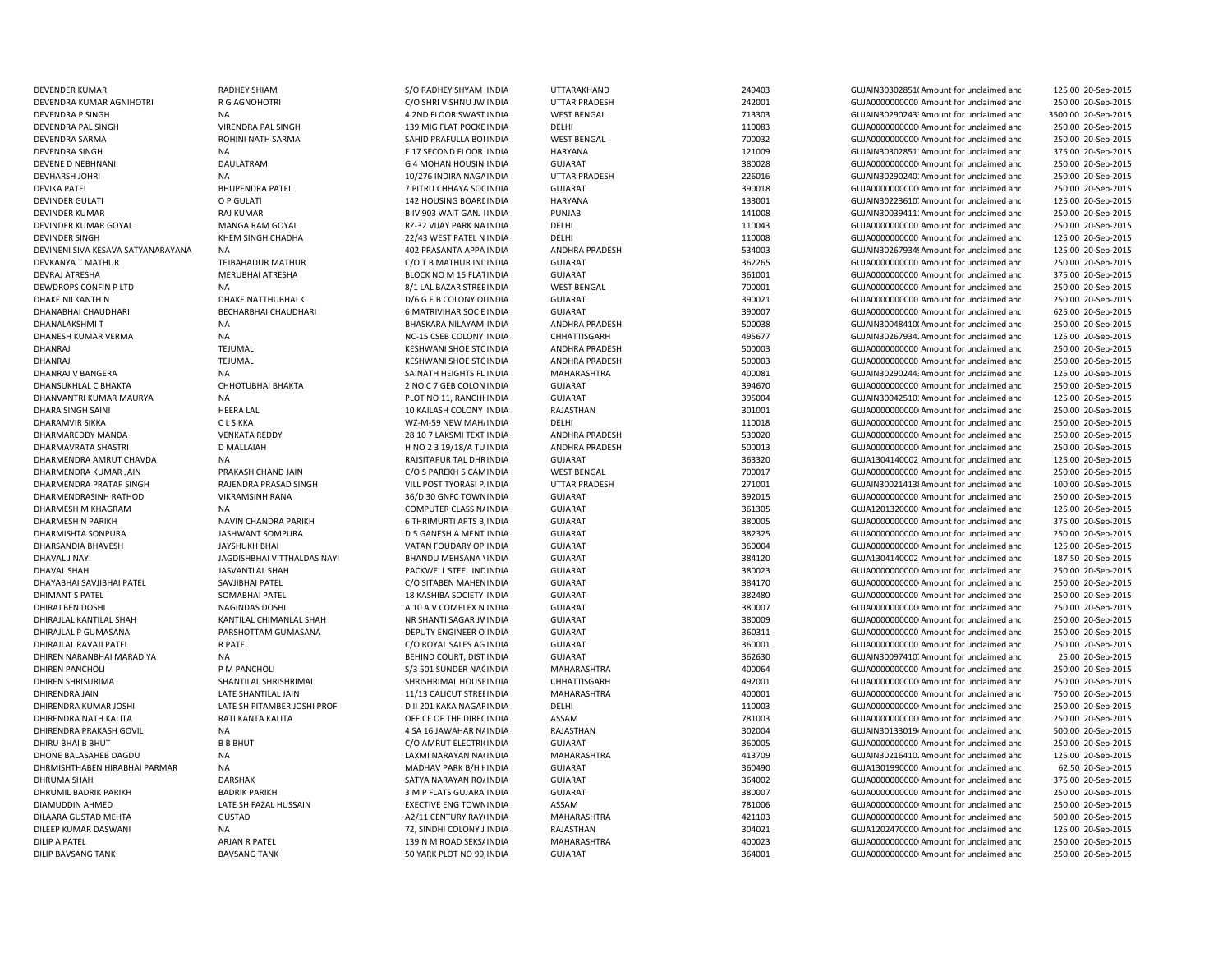| | | | | | | | | | |
|---|---|---|---|---|---|---|---|---|---|
| DEVENDER KUMAR | RADHEY SHIAM | S/O RADHEY SHYAM | INDIA | UTTARAKHAND | 249403 | GUJAIN30302851( | Amount for unclaimed and | 125.00 | 20-Sep-2015 |
| DEVENDRA KUMAR AGNIHOTRI | R G AGNOHOTRI | C/O SHRI VISHNU JW | INDIA | UTTAR PRADESH | 242001 | GUJA0000000000 | Amount for unclaimed and | 250.00 | 20-Sep-2015 |
| DEVENDRA P SINGH | NA | 4 2ND FLOOR SWAST | INDIA | WEST BENGAL | 713303 | GUJAIN30290243 | Amount for unclaimed and | 3500.00 | 20-Sep-2015 |
| DEVENDRA PAL SINGH | VIRENDRA PAL SINGH | 139 MIG FLAT POCKE | INDIA | DELHI | 110083 | GUJA0000000000 | Amount for unclaimed and | 250.00 | 20-Sep-2015 |
| DEVENDRA SARMA | ROHINI NATH SARMA | SAHID PRAFULLA BOI | INDIA | WEST BENGAL | 700032 | GUJA0000000000 | Amount for unclaimed and | 250.00 | 20-Sep-2015 |
| DEVENDRA SINGH | NA | E 17 SECOND FLOOR | INDIA | HARYANA | 121009 | GUJAIN30302851 | Amount for unclaimed and | 375.00 | 20-Sep-2015 |
| DEVENE D NEBHNANI | DAULATRAM | G 4 MOHAN HOUSIN | INDIA | GUJARAT | 380028 | GUJA0000000000 | Amount for unclaimed and | 250.00 | 20-Sep-2015 |
| DEVHARSH JOHRI | NA | 10/276 INDIRA NAGA | INDIA | UTTAR PRADESH | 226016 | GUJAIN30290240 | Amount for unclaimed and | 250.00 | 20-Sep-2015 |
| DEVIKA PATEL | BHUPENDRA PATEL | 7 PITRU CHHAYA SOC | INDIA | GUJARAT | 390018 | GUJA0000000000 | Amount for unclaimed and | 250.00 | 20-Sep-2015 |
| DEVINDER GULATI | O P GULATI | 142 HOUSING BOARI | INDIA | HARYANA | 133001 | GUJAIN30223610 | Amount for unclaimed and | 125.00 | 20-Sep-2015 |
| DEVINDER KUMAR | RAJ KUMAR | B IV 903 WAIT GANJ I | INDIA | PUNJAB | 141008 | GUJAIN30039411 | Amount for unclaimed and | 250.00 | 20-Sep-2015 |
| DEVINDER KUMAR GOYAL | MANGA RAM GOYAL | RZ-32 VIJAY PARK NA | INDIA | DELHI | 110043 | GUJA0000000000 | Amount for unclaimed and | 250.00 | 20-Sep-2015 |
| DEVINDER SINGH | KHEM SINGH CHADHA | 22/43 WEST PATEL N | INDIA | DELHI | 110008 | GUJA0000000000 | Amount for unclaimed and | 125.00 | 20-Sep-2015 |
| DEVINENI SIVA KESAVA SATYANARAYANA | NA | 402 PRASANTA APPA | INDIA | ANDHRA PRADESH | 534003 | GUJAIN30267934 | Amount for unclaimed and | 125.00 | 20-Sep-2015 |
| DEVKANYA T MATHUR | TEJBAHADUR MATHUR | C/O T B MATHUR INC | INDIA | GUJARAT | 362265 | GUJA0000000000 | Amount for unclaimed and | 250.00 | 20-Sep-2015 |
| DEVRAJ ATRESHA | MERUBHAI ATRESHA | BLOCK NO M 15 FLAT | INDIA | GUJARAT | 361001 | GUJA0000000000 | Amount for unclaimed and | 375.00 | 20-Sep-2015 |
| DEWDROPS CONFIN P LTD | NA | 8/1 LAL BAZAR STREE | INDIA | WEST BENGAL | 700001 | GUJA0000000000 | Amount for unclaimed and | 250.00 | 20-Sep-2015 |
| DHAKE NILKANTH N | DHAKE NATTHUBHAI K | D/6 G E B COLONY OI | INDIA | GUJARAT | 390021 | GUJA0000000000 | Amount for unclaimed and | 250.00 | 20-Sep-2015 |
| DHANABHAI CHAUDHARI | BECHARBHAI CHAUDHARI | 6 MATRIVIHAR SOC E | INDIA | GUJARAT | 390007 | GUJA0000000000 | Amount for unclaimed and | 625.00 | 20-Sep-2015 |
| DHANALAKSHMI T | NA | BHASKARA NILAYAM | INDIA | ANDHRA PRADESH | 500038 | GUJAIN30048410( | Amount for unclaimed and | 250.00 | 20-Sep-2015 |
| DHANESH KUMAR VERMA | NA | NC-15 CSEB COLONY | INDIA | CHHATTISGARH | 495677 | GUJAIN30267934 | Amount for unclaimed and | 125.00 | 20-Sep-2015 |
| DHANRAJ | TEJUMAL | KESHWANI SHOE STC | INDIA | ANDHRA PRADESH | 500003 | GUJA0000000000 | Amount for unclaimed and | 250.00 | 20-Sep-2015 |
| DHANRAJ | TEJUMAL | KESHWANI SHOE STC | INDIA | ANDHRA PRADESH | 500003 | GUJA0000000000 | Amount for unclaimed and | 250.00 | 20-Sep-2015 |
| DHANRAJ V BANGERA | NA | SAINATH HEIGHTS FL | INDIA | MAHARASHTRA | 400081 | GUJAIN30290244 | Amount for unclaimed and | 125.00 | 20-Sep-2015 |
| DHANSUKHLAL C BHAKTA | CHHOTUBHAI BHAKTA | 2 NO C 7 GEB COLON | INDIA | GUJARAT | 394670 | GUJA0000000000 | Amount for unclaimed and | 250.00 | 20-Sep-2015 |
| DHANVANTRI KUMAR MAURYA | NA | PLOT NO 11, RANCHI | INDIA | GUJARAT | 395004 | GUJAIN30042510 | Amount for unclaimed and | 125.00 | 20-Sep-2015 |
| DHARA SINGH SAINI | HEERA LAL | 10 KAILASH COLONY | INDIA | RAJASTHAN | 301001 | GUJA0000000000 | Amount for unclaimed and | 250.00 | 20-Sep-2015 |
| DHARAMVIR SIKKA | C L SIKKA | WZ-M-59 NEW MAH | INDIA | DELHI | 110018 | GUJA0000000000 | Amount for unclaimed and | 250.00 | 20-Sep-2015 |
| DHARMAREDDY MANDA | VENKATA REDDY | 28 10 7 LAKSMI TEXT | INDIA | ANDHRA PRADESH | 530020 | GUJA0000000000 | Amount for unclaimed and | 250.00 | 20-Sep-2015 |
| DHARMAVRATA SHASTRI | D MALLAIAH | H NO 2 3 19/18/A TU | INDIA | ANDHRA PRADESH | 500013 | GUJA0000000000 | Amount for unclaimed and | 250.00 | 20-Sep-2015 |
| DHARMENDRA AMRUT CHAVDA | NA | RAJSITAPUR TAL DHR | INDIA | GUJARAT | 363320 | GUJA1304140002 | Amount for unclaimed and | 125.00 | 20-Sep-2015 |
| DHARMENDRA KUMAR JAIN | PRAKASH CHAND JAIN | C/O S PAREKH 5 CAM | INDIA | WEST BENGAL | 700017 | GUJA0000000000 | Amount for unclaimed and | 250.00 | 20-Sep-2015 |
| DHARMENDRA PRATAP SINGH | RAJENDRA PRASAD SINGH | VILL POST TYORASI P | INDIA | UTTAR PRADESH | 271001 | GUJAIN30021413 | Amount for unclaimed and | 100.00 | 20-Sep-2015 |
| DHARMENDRASINH RATHOD | VIKRAMSINH RANA | 36/D 30 GNFC TOWN | INDIA | GUJARAT | 392015 | GUJA0000000000 | Amount for unclaimed and | 250.00 | 20-Sep-2015 |
| DHARMESH M KHAGRAM | NA | COMPUTER CLASS N | INDIA | GUJARAT | 361305 | GUJA1201320000 | Amount for unclaimed and | 125.00 | 20-Sep-2015 |
| DHARMESH N PARIKH | NAVIN CHANDRA PARIKH | 6 THRIMURTI APTS B | INDIA | GUJARAT | 380005 | GUJA0000000000 | Amount for unclaimed and | 375.00 | 20-Sep-2015 |
| DHARMISHTA SONPURA | JASHWANT SOMPURA | D 5 GANESH A MENT | INDIA | GUJARAT | 382325 | GUJA0000000000 | Amount for unclaimed and | 250.00 | 20-Sep-2015 |
| DHARSANDIA BHAVESH | JAYSHUKH BHAI | VATAN FOUDARY OP | INDIA | GUJARAT | 360004 | GUJA0000000000 | Amount for unclaimed and | 125.00 | 20-Sep-2015 |
| DHAVAL J NAYI | JAGDISHBHAI VITTHALDAS NAYI | BHANDU MEHSANA | INDIA | GUJARAT | 384120 | GUJA1304140002 | Amount for unclaimed and | 187.50 | 20-Sep-2015 |
| DHAVAL SHAH | JASVANTLAL SHAH | PACKWELL STEEL INC | INDIA | GUJARAT | 380023 | GUJA0000000000 | Amount for unclaimed and | 250.00 | 20-Sep-2015 |
| DHAYABHAI SAVJIBHAI PATEL | SAVJIBHAI PATEL | C/O SITABEN MAHEN | INDIA | GUJARAT | 384170 | GUJA0000000000 | Amount for unclaimed and | 250.00 | 20-Sep-2015 |
| DHIMANT S PATEL | SOMABHAI PATEL | 18 KASHIBA SOCIETY | INDIA | GUJARAT | 382480 | GUJA0000000000 | Amount for unclaimed and | 250.00 | 20-Sep-2015 |
| DHIRAJ BEN DOSHI | NAGINDAS DOSHI | A 10 A V COMPLEX N | INDIA | GUJARAT | 380007 | GUJA0000000000 | Amount for unclaimed and | 250.00 | 20-Sep-2015 |
| DHIRAJLAL KANTILAL SHAH | KANTILAL CHIMANLAL SHAH | NR SHANTI SAGAR JV | INDIA | GUJARAT | 380009 | GUJA0000000000 | Amount for unclaimed and | 250.00 | 20-Sep-2015 |
| DHIRAJLAL P GUMASANA | PARSHOTTAM GUMASANA | DEPUTY ENGINEER O | INDIA | GUJARAT | 360311 | GUJA0000000000 | Amount for unclaimed and | 250.00 | 20-Sep-2015 |
| DHIRAJLAL RAVAJI PATEL | R PATEL | C/O ROYAL SALES AG | INDIA | GUJARAT | 360001 | GUJA0000000000 | Amount for unclaimed and | 250.00 | 20-Sep-2015 |
| DHIREN NARANBHAI MARADIYA | NA | BEHIND COURT, DIST | INDIA | GUJARAT | 362630 | GUJAIN30097410 | Amount for unclaimed and | 25.00 | 20-Sep-2015 |
| DHIREN PANCHOLI | P M PANCHOLI | S/3 501 SUNDER NAC | INDIA | MAHARASHTRA | 400064 | GUJA0000000000 | Amount for unclaimed and | 250.00 | 20-Sep-2015 |
| DHIREN SHRISURIMA | SHANTILAL SHRISHRIMAL | SHRISHRIMAL HOUSE | INDIA | CHHATTISGARH | 492001 | GUJA0000000000 | Amount for unclaimed and | 250.00 | 20-Sep-2015 |
| DHIRENDRA JAIN | LATE SHANTILAL JAIN | 11/13 CALICUT STREI | INDIA | MAHARASHTRA | 400001 | GUJA0000000000 | Amount for unclaimed and | 750.00 | 20-Sep-2015 |
| DHIRENDRA KUMAR JOSHI | LATE SH PITAMBER JOSHI PROF | D II 201 KAKA NAGAF | INDIA | DELHI | 110003 | GUJA0000000000 | Amount for unclaimed and | 250.00 | 20-Sep-2015 |
| DHIRENDRA NATH KALITA | RATI KANTA KALITA | OFFICE OF THE DIREC | INDIA | ASSAM | 781003 | GUJA0000000000 | Amount for unclaimed and | 250.00 | 20-Sep-2015 |
| DHIRENDRA PRAKASH GOVIL | NA | 4 SA 16 JAWAHAR N | INDIA | RAJASTHAN | 302004 | GUJAIN30133019 | Amount for unclaimed and | 500.00 | 20-Sep-2015 |
| DHIRU BHAI B BHUT | B B BHUT | C/O AMRUT ELECTRI | INDIA | GUJARAT | 360005 | GUJA0000000000 | Amount for unclaimed and | 250.00 | 20-Sep-2015 |
| DHONE BALASAHEB DAGDU | NA | LAXMI NARAYAN NA | INDIA | MAHARASHTRA | 413709 | GUJAIN30216410 | Amount for unclaimed and | 125.00 | 20-Sep-2015 |
| DHRMISHTHABEN HIRABHAI PARMAR | NA | MADHAV PARK B/H I | INDIA | GUJARAT | 360490 | GUJA1301990000 | Amount for unclaimed and | 62.50 | 20-Sep-2015 |
| DHRUMA SHAH | DARSHAK | SATYA NARAYAN RO | INDIA | GUJARAT | 364002 | GUJA0000000000 | Amount for unclaimed and | 375.00 | 20-Sep-2015 |
| DHRUMIL BADRIK PARIKH | BADRIK PARIKH | 3 M P FLATS GUJARA | INDIA | GUJARAT | 380007 | GUJA0000000000 | Amount for unclaimed and | 250.00 | 20-Sep-2015 |
| DIAMUDDIN AHMED | LATE SH FAZAL HUSSAIN | EXECTIVE ENG TOWN | INDIA | ASSAM | 781006 | GUJA0000000000 | Amount for unclaimed and | 250.00 | 20-Sep-2015 |
| DILAARA GUSTAD MEHTA | GUSTAD | A2/11 CENTURY RAY | INDIA | MAHARASHTRA | 421103 | GUJA0000000000 | Amount for unclaimed and | 500.00 | 20-Sep-2015 |
| DILEEP KUMAR DASWANI | NA | 72, SINDHI COLONY J | INDIA | RAJASTHAN | 304021 | GUJA1202470000 | Amount for unclaimed and | 125.00 | 20-Sep-2015 |
| DILIP A PATEL | ARJAN R PATEL | 139 N M ROAD SEKS | INDIA | MAHARASHTRA | 400023 | GUJA0000000000 | Amount for unclaimed and | 250.00 | 20-Sep-2015 |
| DILIP BAVSANG TANK | BAVSANG TANK | 50 YARK PLOT NO 99 | INDIA | GUJARAT | 364001 | GUJA0000000000 | Amount for unclaimed and | 250.00 | 20-Sep-2015 |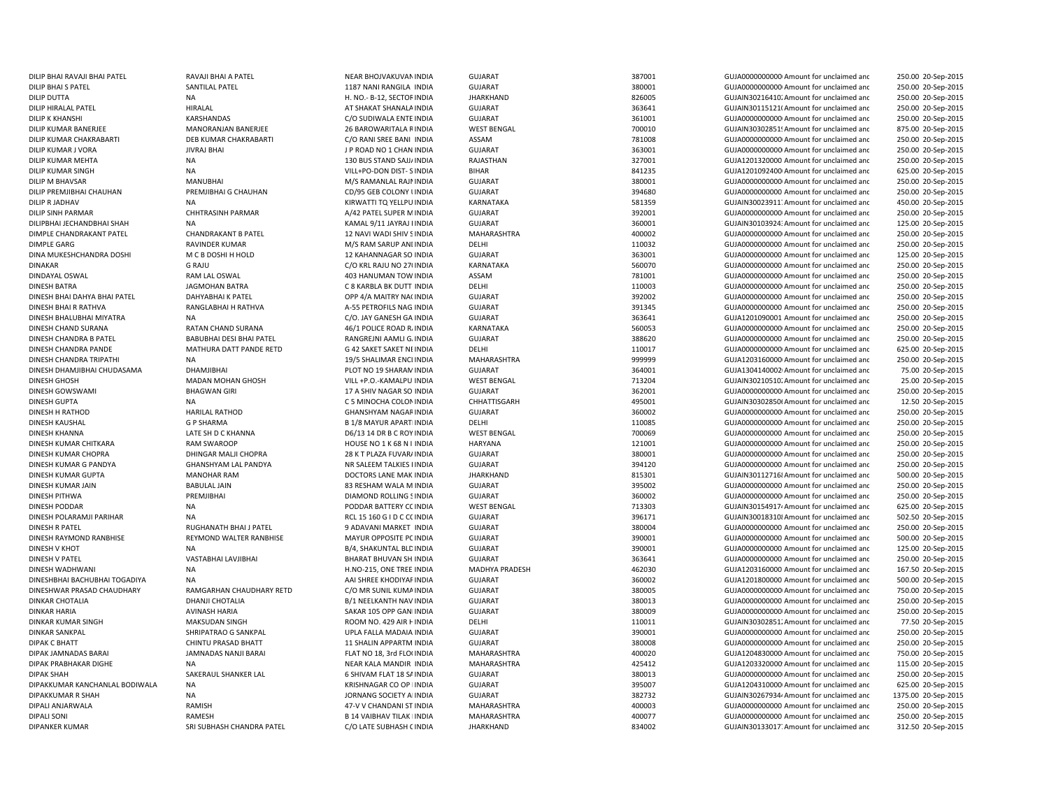| | | | | | | | | | |
|---|---|---|---|---|---|---|---|---|---|
| DILIP BHAI RAVAJI BHAI PATEL | RAVAJI BHAI A PATEL | NEAR BHOJVAKUVAN | INDIA | GUJARAT | 387001 | GUJA0000000000 | Amount for unclaimed and | 250.00 | 20-Sep-2015 |
| DILIP BHAI S PATEL | SANTILAL PATEL | 1187 NANI RANGILA | INDIA | GUJARAT | 380001 | GUJA0000000000 | Amount for unclaimed and | 250.00 | 20-Sep-2015 |
| DILIP DUTTA | NA | H. NO.- B-12, SECTOR | INDIA | JHARKHAND | 826005 | GUJAIN30216410 | Amount for unclaimed and | 250.00 | 20-Sep-2015 |
| DILIP HIRALAL PATEL | HIRALAL | AT SHAKAT SHANALA | INDIA | GUJARAT | 363641 | GUJAIN30115121 | Amount for unclaimed and | 250.00 | 20-Sep-2015 |
| DILIP K KHANSHI | KARSHANDAS | C/O SUDIWALA ENTE | INDIA | GUJARAT | 361001 | GUJA0000000000 | Amount for unclaimed and | 250.00 | 20-Sep-2015 |
| DILIP KUMAR BANERJEE | MANORANJAN BANERJEE | 26 BAROWARITALA R | INDIA | WEST BENGAL | 700010 | GUJAIN30302851 | Amount for unclaimed and | 875.00 | 20-Sep-2015 |
| DILIP KUMAR CHAKRABARTI | DEB KUMAR CHAKRABARTI | C/O RANI SREE BANI | INDIA | ASSAM | 781008 | GUJA0000000000 | Amount for unclaimed and | 250.00 | 20-Sep-2015 |
| DILIP KUMAR J VORA | JIVRAJ BHAI | J P ROAD NO 1 CHAN | INDIA | GUJARAT | 363001 | GUJA0000000000 | Amount for unclaimed and | 250.00 | 20-Sep-2015 |
| DILIP KUMAR MEHTA | NA | 130 BUS STAND SAJJ | INDIA | RAJASTHAN | 327001 | GUJA1201320000 | Amount for unclaimed and | 250.00 | 20-Sep-2015 |
| DILIP KUMAR SINGH | NA | VILL+PO-DON DIST- S | INDIA | BIHAR | 841235 | GUJA1201092400 | Amount for unclaimed and | 625.00 | 20-Sep-2015 |
| DILIP M BHAVSAR | MANUBHAI | M/S RAMANLAL RAJ | INDIA | GUJARAT | 380001 | GUJA0000000000 | Amount for unclaimed and | 250.00 | 20-Sep-2015 |
| DILIP PREMJIBHAI CHAUHAN | PREMJIBHAI G CHAUHAN | CD/95 GEB COLONY | INDIA | GUJARAT | 394680 | GUJA0000000000 | Amount for unclaimed and | 250.00 | 20-Sep-2015 |
| DILIP R JADHAV | NA | KIRWATTI TQ YELLPU | INDIA | KARNATAKA | 581359 | GUJAIN30023911 | Amount for unclaimed and | 450.00 | 20-Sep-2015 |
| DILIP SINH PARMAR | CHHTRASINH PARMAR | A/42 PATEL SUPER M | INDIA | GUJARAT | 392001 | GUJA0000000000 | Amount for unclaimed and | 250.00 | 20-Sep-2015 |
| DILIPBHAI JECHANDBHAI SHAH | NA | KAMAL 9/11 JAYRAJ | INDIA | GUJARAT | 360001 | GUJAIN30103924 | Amount for unclaimed and | 125.00 | 20-Sep-2015 |
| DIMPLE CHANDRAKANT PATEL | CHANDRAKANT B PATEL | 12 NAVI WADI SHIV S | INDIA | MAHARASHTRA | 400002 | GUJA0000000000 | Amount for unclaimed and | 250.00 | 20-Sep-2015 |
| DIMPLE GARG | RAVINDER KUMAR | M/S RAM SARUP AN | INDIA | DELHI | 110032 | GUJA0000000000 | Amount for unclaimed and | 250.00 | 20-Sep-2015 |
| DINA MUKESHCHANDRA DOSHI | M C B DOSHI H HOLD | 12 KAHANNAGAR SO | INDIA | GUJARAT | 363001 | GUJA0000000000 | Amount for unclaimed and | 125.00 | 20-Sep-2015 |
| DINAKAR | G RAJU | C/O KRL RAJU NO 27 | INDIA | KARNATAKA | 560070 | GUJA0000000000 | Amount for unclaimed and | 250.00 | 20-Sep-2015 |
| DINDAYAL OSWAL | RAM LAL OSWAL | 403 HANUMAN TOW | INDIA | ASSAM | 781001 | GUJA0000000000 | Amount for unclaimed and | 250.00 | 20-Sep-2015 |
| DINESH BATRA | JAGMOHAN BATRA | C 8 KARBLA BK DUTT | INDIA | DELHI | 110003 | GUJA0000000000 | Amount for unclaimed and | 250.00 | 20-Sep-2015 |
| DINESH BHAI DAHYA BHAI PATEL | DAHYABHAI K PATEL | OPP 4/A MAITRY NA | INDIA | GUJARAT | 392002 | GUJA0000000000 | Amount for unclaimed and | 250.00 | 20-Sep-2015 |
| DINESH BHAI R RATHVA | RANGLABHAI H RATHVA | A-55 PETROFILS NAG | INDIA | GUJARAT | 391345 | GUJA0000000000 | Amount for unclaimed and | 250.00 | 20-Sep-2015 |
| DINESH BHALUBHAI MIYATRA | NA | C/O. JAY GANESH GA | INDIA | GUJARAT | 363641 | GUJA1201090001 | Amount for unclaimed and | 250.00 | 20-Sep-2015 |
| DINESH CHAND SURANA | RATAN CHAND SURANA | 46/1 POLICE ROAD R | INDIA | KARNATAKA | 560053 | GUJA0000000000 | Amount for unclaimed and | 250.00 | 20-Sep-2015 |
| DINESH CHANDRA B PATEL | BABUBHAI DESI BHAI PATEL | RANGREJNI AAMLI G | INDIA | GUJARAT | 388620 | GUJA0000000000 | Amount for unclaimed and | 250.00 | 20-Sep-2015 |
| DINESH CHANDRA PANDE | MATHURA DATT PANDE RETD | G 42 SAKET SAKET N | INDIA | DELHI | 110017 | GUJA0000000000 | Amount for unclaimed and | 625.00 | 20-Sep-2015 |
| DINESH CHANDRA TRIPATHI | NA | 19/5 SHALIMAR ENC | INDIA | MAHARASHTRA | 999999 | GUJA1203160000 | Amount for unclaimed and | 250.00 | 20-Sep-2015 |
| DINESH DHAMJIBHAI CHUDASAMA | DHAMJIBHAI | PLOT NO 19 SHARAN | INDIA | GUJARAT | 364001 | GUJA1304140002 | Amount for unclaimed and | 75.00 | 20-Sep-2015 |
| DINESH GHOSH | MADAN MOHAN GHOSH | VILL +P.O.-KAMALPU | INDIA | WEST BENGAL | 713204 | GUJAIN30210510 | Amount for unclaimed and | 25.00 | 20-Sep-2015 |
| DINESH GOWSWAMI | BHAGWAN GIRI | 17 A SHIV NAGAR SO | INDIA | GUJARAT | 362001 | GUJA0000000000 | Amount for unclaimed and | 250.00 | 20-Sep-2015 |
| DINESH GUPTA | NA | C 5 MINOCHA COLON | INDIA | CHHATTISGARH | 495001 | GUJAIN30302850 | Amount for unclaimed and | 12.50 | 20-Sep-2015 |
| DINESH H RATHOD | HARILAL RATHOD | GHANSHYAM NAGAR | INDIA | GUJARAT | 360002 | GUJA0000000000 | Amount for unclaimed and | 250.00 | 20-Sep-2015 |
| DINESH KAUSHAL | G P SHARMA | B 1/8 MAYUR APART | INDIA | DELHI | 110085 | GUJA0000000000 | Amount for unclaimed and | 250.00 | 20-Sep-2015 |
| DINESH KHANNA | LATE SH D C KHANNA | D6/13 14 DR B C ROY | INDIA | WEST BENGAL | 700069 | GUJA0000000000 | Amount for unclaimed and | 250.00 | 20-Sep-2015 |
| DINESH KUMAR CHITKARA | RAM SWAROOP | HOUSE NO 1 K 68 N I | INDIA | HARYANA | 121001 | GUJA0000000000 | Amount for unclaimed and | 250.00 | 20-Sep-2015 |
| DINESH KUMAR CHOPRA | DHINGAR MALJI CHOPRA | 28 K T PLAZA FUVAR | INDIA | GUJARAT | 380001 | GUJA0000000000 | Amount for unclaimed and | 250.00 | 20-Sep-2015 |
| DINESH KUMAR G PANDYA | GHANSHYAM LAL PANDYA | NR SALEEM TALKIES | INDIA | GUJARAT | 394120 | GUJA0000000000 | Amount for unclaimed and | 250.00 | 20-Sep-2015 |
| DINESH KUMAR GUPTA | MANOHAR RAM | DOCTORS LANE MAK | INDIA | JHARKHAND | 815301 | GUJAIN30112716 | Amount for unclaimed and | 500.00 | 20-Sep-2015 |
| DINESH KUMAR JAIN | BABULAL JAIN | 83 RESHAM WALA M | INDIA | GUJARAT | 395002 | GUJA0000000000 | Amount for unclaimed and | 250.00 | 20-Sep-2015 |
| DINESH PITHWA | PREMJIBHAI | DIAMOND ROLLING S | INDIA | GUJARAT | 360002 | GUJA0000000000 | Amount for unclaimed and | 250.00 | 20-Sep-2015 |
| DINESH PODDAR | NA | PODDAR BATTERY C | INDIA | WEST BENGAL | 713303 | GUJAIN30154917 | Amount for unclaimed and | 625.00 | 20-Sep-2015 |
| DINESH POLARAMJI PARIHAR | NA | RCL 15 160 G I D C C | INDIA | GUJARAT | 396171 | GUJAIN30018310 | Amount for unclaimed and | 502.50 | 20-Sep-2015 |
| DINESH R PATEL | RUGHANATH BHAI J PATEL | 9 ADAVANI MARKET | INDIA | GUJARAT | 380004 | GUJA0000000000 | Amount for unclaimed and | 250.00 | 20-Sep-2015 |
| DINESH RAYMOND RANBHISE | REYMOND WALTER RANBHISE | MAYUR OPPOSITE P | INDIA | GUJARAT | 390001 | GUJA0000000000 | Amount for unclaimed and | 500.00 | 20-Sep-2015 |
| DINESH V KHOT | NA | B/4, SHAKUNTAL BL | INDIA | GUJARAT | 390001 | GUJA0000000000 | Amount for unclaimed and | 125.00 | 20-Sep-2015 |
| DINESH V PATEL | VASTABHAI LAVJIBHAI | BHARAT BHUVAN SH | INDIA | GUJARAT | 363641 | GUJA0000000000 | Amount for unclaimed and | 250.00 | 20-Sep-2015 |
| DINESH WADHWANI | NA | H.NO-215, ONE TREE | INDIA | MADHYA PRADESH | 462030 | GUJA1203160000 | Amount for unclaimed and | 167.50 | 20-Sep-2015 |
| DINESHBHAI BACHUBHAI TOGADIYA | NA | AAI SHREE KHODIYA | INDIA | GUJARAT | 360002 | GUJA1201800000 | Amount for unclaimed and | 500.00 | 20-Sep-2015 |
| DINESHWAR PRASAD CHAUDHARY | RAMGARHAN CHAUDHARY RETD | C/O MR SUNIL KUMA | INDIA | GUJARAT | 380005 | GUJA0000000000 | Amount for unclaimed and | 750.00 | 20-Sep-2015 |
| DINKAR CHOTALIA | DHANJI CHOTALIA | B/1 NEELKANTH NAV | INDIA | GUJARAT | 380013 | GUJA0000000000 | Amount for unclaimed and | 250.00 | 20-Sep-2015 |
| DINKAR HARIA | AVINASH HARIA | SAKAR 105 OPP GAN | INDIA | GUJARAT | 380009 | GUJA0000000000 | Amount for unclaimed and | 250.00 | 20-Sep-2015 |
| DINKAR KUMAR SINGH | MAKSUDAN SINGH | ROOM NO. 429 AIR H | INDIA | DELHI | 110011 | GUJAIN30302851 | Amount for unclaimed and | 77.50 | 20-Sep-2015 |
| DINKAR SANKPAL | SHRIPATRAO G SANKPAL | UPLA FALLA MADAIA | INDIA | GUJARAT | 390001 | GUJA0000000000 | Amount for unclaimed and | 250.00 | 20-Sep-2015 |
| DIPAK C BHATT | CHINTU PRASAD BHATT | 11 SHALIN APPARTM | INDIA | GUJARAT | 380008 | GUJA0000000000 | Amount for unclaimed and | 250.00 | 20-Sep-2015 |
| DIPAK JAMNADAS BARAI | JAMNADAS NANJI BARAI | FLAT NO 18, 3rd FLO | INDIA | MAHARASHTRA | 400020 | GUJA1204830000 | Amount for unclaimed and | 750.00 | 20-Sep-2015 |
| DIPAK PRABHAKAR DIGHE | NA | NEAR KALA MANDIR | INDIA | MAHARASHTRA | 425412 | GUJA1203320000 | Amount for unclaimed and | 115.00 | 20-Sep-2015 |
| DIPAK SHAH | SAKERAUL SHANKER LAL | 6 SHIVAM FLAT 18 S | INDIA | GUJARAT | 380013 | GUJA0000000000 | Amount for unclaimed and | 250.00 | 20-Sep-2015 |
| DIPAKKUMAR KANCHANLAL BODIWALA | NA | KRISHNAGAR CO OP | INDIA | GUJARAT | 395007 | GUJA1204310000 | Amount for unclaimed and | 625.00 | 20-Sep-2015 |
| DIPAKKUMAR R SHAH | NA | JORNANG SOCIETY A | INDIA | GUJARAT | 382732 | GUJAIN30267934 | Amount for unclaimed and | 1375.00 | 20-Sep-2015 |
| DIPALI ANJARWALA | RAMISH | 47-V V CHANDANI ST | INDIA | MAHARASHTRA | 400003 | GUJA0000000000 | Amount for unclaimed and | 250.00 | 20-Sep-2015 |
| DIPALI SONI | RAMESH | B 14 VAIBHAV TILAK | INDIA | MAHARASHTRA | 400077 | GUJA0000000000 | Amount for unclaimed and | 250.00 | 20-Sep-2015 |
| DIPANKER KUMAR | SRI SUBHASH CHANDRA PATEL | C/O LATE SUBHASH C | INDIA | JHARKHAND | 834002 | GUJAIN30133017 | Amount for unclaimed and | 312.50 | 20-Sep-2015 |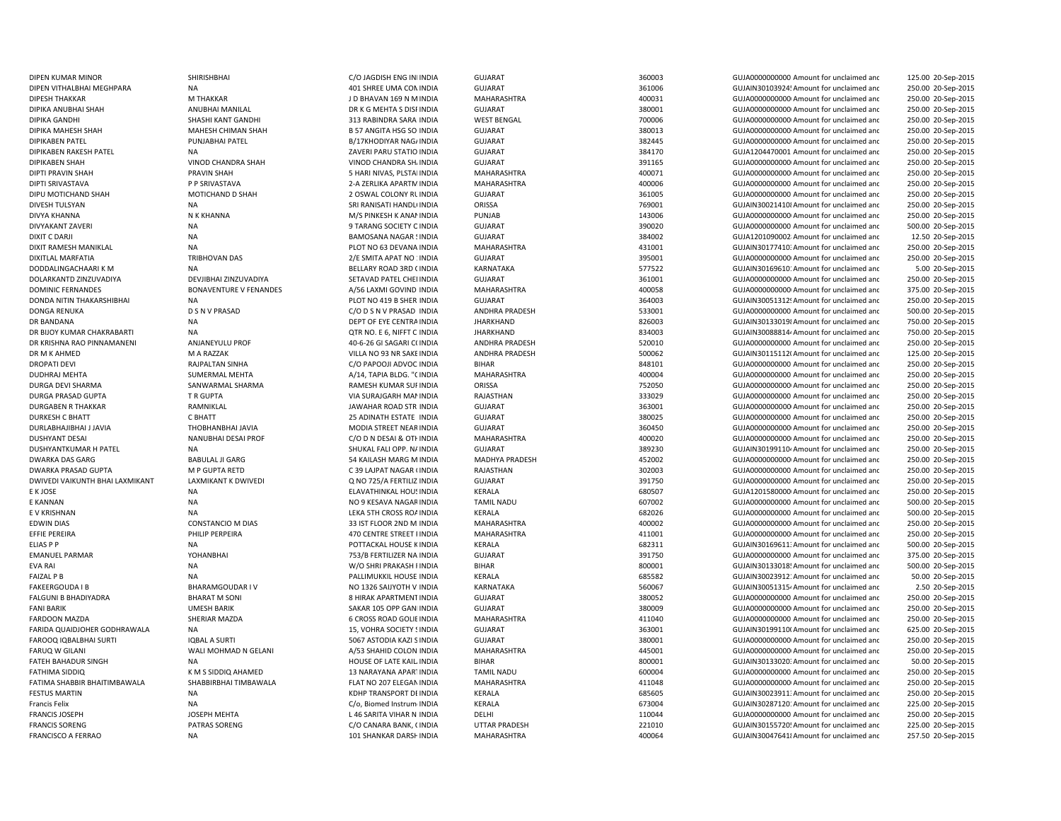| | | | | | | | | | |
|---|---|---|---|---|---|---|---|---|---|
| DIPEN KUMAR MINOR | SHIRISHBHAI | C/O JAGDISH ENG INI INDIA | GUJARAT | 360003 | GUJA0000000000 | Amount for unclaimed and | 125.00 | 20-Sep-2015 |
| DIPEN VITHALBHAI MEGHPARA | NA | 401 SHREE UMA CON INDIA | GUJARAT | 361006 | GUJAIN30103924! | Amount for unclaimed and | 250.00 | 20-Sep-2015 |
| DIPESH THAKKAR | M THAKKAR | J D BHAVAN 169 N M INDIA | MAHARASHTRA | 400031 | GUJA0000000000 | Amount for unclaimed and | 250.00 | 20-Sep-2015 |
| DIPIKA ANUBHAI SHAH | ANUBHAI MANILAL | DR K G MEHTA S DISI INDIA | GUJARAT | 380001 | GUJA0000000000 | Amount for unclaimed and | 250.00 | 20-Sep-2015 |
| DIPIKA GANDHI | SHASHI KANT GANDHI | 313 RABINDRA SARA INDIA | WEST BENGAL | 700006 | GUJA0000000000 | Amount for unclaimed and | 250.00 | 20-Sep-2015 |
| DIPIKA MAHESH SHAH | MAHESH CHIMAN SHAH | B 57 ANGITA HSG SO INDIA | GUJARAT | 380013 | GUJA0000000000 | Amount for unclaimed and | 250.00 | 20-Sep-2015 |
| DIPIKABEN PATEL | PUNJABHAI PATEL | B/17KHODIYAR NAG/ INDIA | GUJARAT | 382445 | GUJA0000000000 | Amount for unclaimed and | 250.00 | 20-Sep-2015 |
| DIPIKABEN RAKESH PATEL | NA | ZAVERI PARU STATIO INDIA | GUJARAT | 384170 | GUJA1204470001 | Amount for unclaimed and | 250.00 | 20-Sep-2015 |
| DIPIKABEN SHAH | VINOD CHANDRA SHAH | VINOD CHANDRA SH. INDIA | GUJARAT | 391165 | GUJA0000000000 | Amount for unclaimed and | 250.00 | 20-Sep-2015 |
| DIPTI PRAVIN SHAH | PRAVIN SHAH | 5 HARI NIVAS, PLSTAI INDIA | MAHARASHTRA | 400071 | GUJA0000000000 | Amount for unclaimed and | 250.00 | 20-Sep-2015 |
| DIPTI SRIVASTAVA | P P SRIVASTAVA | 2-A ZERLIKA APARTM INDIA | MAHARASHTRA | 400006 | GUJA0000000000 | Amount for unclaimed and | 250.00 | 20-Sep-2015 |
| DIPU MOTICHAND SHAH | MOTICHAND D SHAH | 2 OSWAL COLONY RL INDIA | GUJARAT | 361005 | GUJA0000000000 | Amount for unclaimed and | 250.00 | 20-Sep-2015 |
| DIVESH TULSYAN | NA | SRI RANISATI HANDLI INDIA | ORISSA | 769001 | GUJAIN30021410! | Amount for unclaimed and | 250.00 | 20-Sep-2015 |
| DIVYA KHANNA | N K KHANNA | M/S PINKESH K ANAI INDIA | PUNJAB | 143006 | GUJA0000000000 | Amount for unclaimed and | 250.00 | 20-Sep-2015 |
| DIVYAKANT ZAVERI | NA | 9 TARANG SOCIETY C INDIA | GUJARAT | 390020 | GUJA0000000000 | Amount for unclaimed and | 500.00 | 20-Sep-2015 |
| DIXIT C DARJI | NA | BAMOSANA NAGAR ! INDIA | GUJARAT | 384002 | GUJA1201090002 | Amount for unclaimed and | 12.50 | 20-Sep-2015 |
| DIXIT RAMESH MANIKLAL | NA | PLOT NO 63 DEVANA INDIA | MAHARASHTRA | 431001 | GUJAIN30177410! | Amount for unclaimed and | 250.00 | 20-Sep-2015 |
| DIXITLAL MARFATIA | TRIBHOVAN DAS | 2/E SMITA APAT NO INDIA | GUJARAT | 395001 | GUJA0000000000 | Amount for unclaimed and | 250.00 | 20-Sep-2015 |
| DODDALINGACHAARI K M | NA | BELLARY ROAD 3RD ( INDIA | KARNATAKA | 577522 | GUJAIN30169610! | Amount for unclaimed and | 5.00 | 20-Sep-2015 |
| DOLARKANTD ZINZUVADIYA | DEVJIBHAI ZINZUVADIYA | SETAVAD PATEL CHEI INDIA | GUJARAT | 361001 | GUJA0000000000 | Amount for unclaimed and | 250.00 | 20-Sep-2015 |
| DOMINIC FERNANDES | BONAVENTURE V FENANDES | A/56 LAXMI GOVIND INDIA | MAHARASHTRA | 400058 | GUJA0000000000 | Amount for unclaimed and | 375.00 | 20-Sep-2015 |
| DONDA NITIN THAKARSHIBHAI | NA | PLOT NO 419 B SHER INDIA | GUJARAT | 364003 | GUJAIN30051312! | Amount for unclaimed and | 250.00 | 20-Sep-2015 |
| DONGA RENUKA | D S N V PRASAD | C/O D S N V PRASAD INDIA | ANDHRA PRADESH | 533001 | GUJA0000000000 | Amount for unclaimed and | 500.00 | 20-Sep-2015 |
| DR BANDANA | NA | DEPT OF EYE CENTRA INDIA | JHARKHAND | 826003 | GUJAIN30133019! | Amount for unclaimed and | 750.00 | 20-Sep-2015 |
| DR BIJOY KUMAR CHAKRABARTI | NA | QTR NO. E 6, NIFFT C INDIA | JHARKHAND | 834003 | GUJAIN30088814! | Amount for unclaimed and | 750.00 | 20-Sep-2015 |
| DR KRISHNA RAO PINNAMANENI | ANJANEYULU PROF | 40-6-26 GI SAGARI C( INDIA | ANDHRA PRADESH | 520010 | GUJA0000000000 | Amount for unclaimed and | 250.00 | 20-Sep-2015 |
| DR M K AHMED | M A RAZZAK | VILLA NO 93 NR SAKE INDIA | ANDHRA PRADESH | 500062 | GUJAIN30115112! | Amount for unclaimed and | 125.00 | 20-Sep-2015 |
| DROPATI DEVI | RAJPALTAN SINHA | C/O PAPOOJI ADVOC INDIA | BIHAR | 848101 | GUJA0000000000 | Amount for unclaimed and | 250.00 | 20-Sep-2015 |
| DUDHRAJ MEHTA | SUMERMAL MEHTA | A/14, TAPIA BLDG. "( INDIA | MAHARASHTRA | 400004 | GUJA0000000000 | Amount for unclaimed and | 250.00 | 20-Sep-2015 |
| DURGA DEVI SHARMA | SANWARMAL SHARMA | RAMESH KUMAR SUI INDIA | ORISSA | 752050 | GUJA0000000000 | Amount for unclaimed and | 250.00 | 20-Sep-2015 |
| DURGA PRASAD GUPTA | T R GUPTA | VIA SURAJGARH MAI INDIA | RAJASTHAN | 333029 | GUJA0000000000 | Amount for unclaimed and | 250.00 | 20-Sep-2015 |
| DURGABEN R THAKKAR | RAMNIKLAL | JAWAHAR ROAD STR INDIA | GUJARAT | 363001 | GUJA0000000000 | Amount for unclaimed and | 250.00 | 20-Sep-2015 |
| DURKESH C BHATT | C BHATT | 25 ADINATH ESTATE INDIA | GUJARAT | 380025 | GUJA0000000000 | Amount for unclaimed and | 250.00 | 20-Sep-2015 |
| DURLABHAJIBHAI J JAVIA | THOBHANBHAI JAVIA | MODIA STREET NEAR INDIA | GUJARAT | 360450 | GUJA0000000000 | Amount for unclaimed and | 250.00 | 20-Sep-2015 |
| DUSHYANT DESAI | NANUBHAI DESAI PROF | C/O D N DESAI & OTI INDIA | MAHARASHTRA | 400020 | GUJA0000000000 | Amount for unclaimed and | 250.00 | 20-Sep-2015 |
| DUSHYANTKUMAR H PATEL | NA | SHUKAL FALI OPP. N/ INDIA | GUJARAT | 389230 | GUJAIN30199110! | Amount for unclaimed and | 250.00 | 20-Sep-2015 |
| DWARKA DAS GARG | BABULAL JI GARG | 54 KAILASH MARG M INDIA | MADHYA PRADESH | 452002 | GUJA0000000000 | Amount for unclaimed and | 250.00 | 20-Sep-2015 |
| DWARKA PRASAD GUPTA | M P GUPTA RETD | C 39 LAJPAT NAGAR ( INDIA | RAJASTHAN | 302003 | GUJA0000000000 | Amount for unclaimed and | 250.00 | 20-Sep-2015 |
| DWIVEDI VAIKUNTH BHAI LAXMIKANT | LAXMIKANT K DWIVEDI | Q NO 725/A FERTILIZ INDIA | GUJARAT | 391750 | GUJA0000000000 | Amount for unclaimed and | 250.00 | 20-Sep-2015 |
| E K JOSE | NA | ELAVATHINKAL HOU! INDIA | KERALA | 680507 | GUJA1201580000 | Amount for unclaimed and | 250.00 | 20-Sep-2015 |
| E KANNAN | NA | NO 9 KESAVA NAGAR INDIA | TAMIL NADU | 607002 | GUJA0000000000 | Amount for unclaimed and | 500.00 | 20-Sep-2015 |
| E V KRISHNAN | NA | LEKA 5TH CROSS RO/ INDIA | KERALA | 682026 | GUJA0000000000 | Amount for unclaimed and | 500.00 | 20-Sep-2015 |
| EDWIN DIAS | CONSTANCIO M DIAS | 33 IST FLOOR 2ND M INDIA | MAHARASHTRA | 400002 | GUJA0000000000 | Amount for unclaimed and | 250.00 | 20-Sep-2015 |
| EFFIE PEREIRA | PHILIP PERPEIRA | 470 CENTRE STREET I INDIA | MAHARASHTRA | 411001 | GUJA0000000000 | Amount for unclaimed and | 250.00 | 20-Sep-2015 |
| ELIAS P P | NA | POTTACKAL HOUSE K INDIA | KERALA | 682311 | GUJAIN30169611! | Amount for unclaimed and | 500.00 | 20-Sep-2015 |
| EMANUEL PARMAR | YOHANBHAI | 753/B FERTILIZER NA INDIA | GUJARAT | 391750 | GUJA0000000000 | Amount for unclaimed and | 375.00 | 20-Sep-2015 |
| EVA RAI | NA | W/O SHRI PRAKASH I INDIA | BIHAR | 800001 | GUJAIN30133018! | Amount for unclaimed and | 500.00 | 20-Sep-2015 |
| FAIZAL P B | NA | PALLIMUKKIL HOUSE INDIA | KERALA | 685582 | GUJAIN30023912! | Amount for unclaimed and | 50.00 | 20-Sep-2015 |
| FAKEERGOUDA I B | BHARAMGOUDAR I V | NO 1326 SAIJYOTH V INDIA | KARNATAKA | 560067 | GUJAIN30051315! | Amount for unclaimed and | 2.50 | 20-Sep-2015 |
| FALGUNI B BHADIYADRA | BHARAT M SONI | 8 HIRAK APARTMENT INDIA | GUJARAT | 380052 | GUJA0000000000 | Amount for unclaimed and | 250.00 | 20-Sep-2015 |
| FANI BARIK | UMESH BARIK | SAKAR 105 OPP GANI INDIA | GUJARAT | 380009 | GUJA0000000000 | Amount for unclaimed and | 250.00 | 20-Sep-2015 |
| FARDOON MAZDA | SHERIAR MAZDA | 6 CROSS ROAD GOLIE INDIA | MAHARASHTRA | 411040 | GUJA0000000000 | Amount for unclaimed and | 250.00 | 20-Sep-2015 |
| FARIDA QUAIDJOHER GODHRAWALA | NA | 15, VOHRA SOCIETY ! INDIA | GUJARAT | 363001 | GUJAIN30199110! | Amount for unclaimed and | 625.00 | 20-Sep-2015 |
| FAROOQ IQBALBHAI SURTI | IQBAL A SURTI | 5067 ASTODIA KAZI S INDIA | GUJARAT | 380001 | GUJA0000000000 | Amount for unclaimed and | 250.00 | 20-Sep-2015 |
| FARUQ W GILANI | WALI MOHMAD N GELANI | A/53 SHAHID COLON INDIA | MAHARASHTRA | 445001 | GUJA0000000000 | Amount for unclaimed and | 250.00 | 20-Sep-2015 |
| FATEH BAHADUR SINGH | NA | HOUSE OF LATE KAIL INDIA | BIHAR | 800001 | GUJAIN30133020! | Amount for unclaimed and | 50.00 | 20-Sep-2015 |
| FATHIMA SIDDIQ | K M S SIDDIQ AHAMED | 13 NARAYANA APAR' INDIA | TAMIL NADU | 600004 | GUJA0000000000 | Amount for unclaimed and | 250.00 | 20-Sep-2015 |
| FATIMA SHABBIR BHAITIMBAWALA | SHABBIRBHAI TIMBAWALA | FLAT NO 207 ELEGAN INDIA | MAHARASHTRA | 411048 | GUJA0000000000 | Amount for unclaimed and | 250.00 | 20-Sep-2015 |
| FESTUS MARTIN | NA | KDHP TRANSPORT DI INDIA | KERALA | 685605 | GUJAIN30023911! | Amount for unclaimed and | 250.00 | 20-Sep-2015 |
| Francis Felix | NA | C/o, Biomed Instrum INDIA | KERALA | 673004 | GUJAIN30287120! | Amount for unclaimed and | 225.00 | 20-Sep-2015 |
| FRANCIS JOSEPH | JOSEPH MEHTA | L 46 SARITA VIHAR N INDIA | DELHI | 110044 | GUJA0000000000 | Amount for unclaimed and | 250.00 | 20-Sep-2015 |
| FRANCIS SORENG | PATRAS SORENG | C/O CANARA BANK, ( INDIA | UTTAR PRADESH | 221010 | GUJAIN30155720! | Amount for unclaimed and | 225.00 | 20-Sep-2015 |
| FRANCISCO A FERRAO | NA | 101 SHANKAR DARSH INDIA | MAHARASHTRA | 400064 | GUJAIN30047641! | Amount for unclaimed and | 257.50 | 20-Sep-2015 |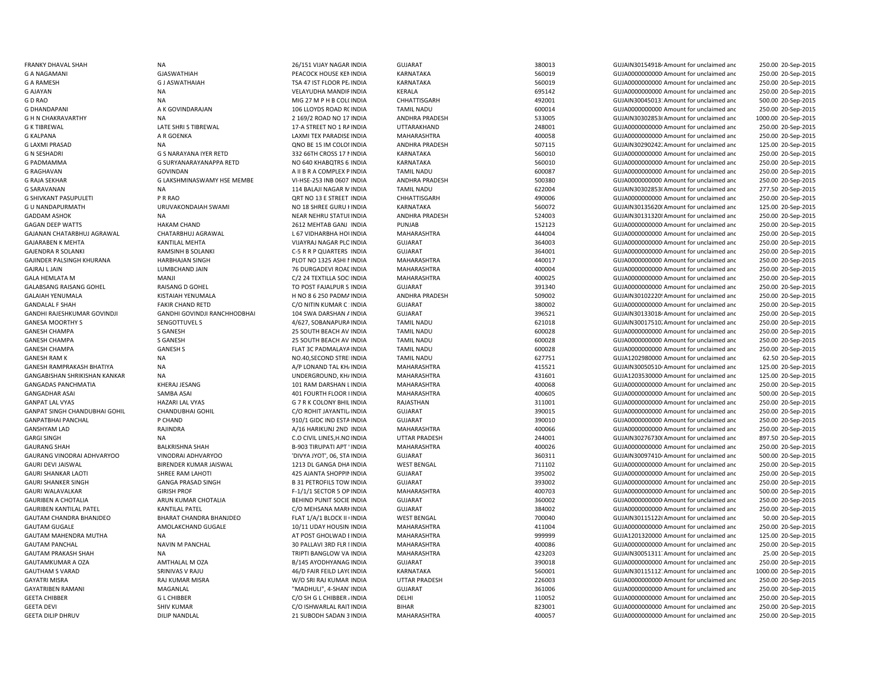| | | | | | | | | |
|---|---|---|---|---|---|---|---|---|
| FRANKY DHAVAL SHAH | NA | 26/151 VIJAY NAGAR INDIA | GUJARAT | 380013 | GUJAIN30154918 | Amount for unclaimed and | 250.00 | 20-Sep-2015 |
| G A NAGAMANI | GJASWATHIAH | PEACOCK HOUSE KEI INDIA | KARNATAKA | 560019 | GUJA0000000000 | Amount for unclaimed and | 250.00 | 20-Sep-2015 |
| G A RAMESH | G J ASWATHAIAH | TSA 47 IST FLOOR PE INDIA | KARNATAKA | 560019 | GUJA0000000000 | Amount for unclaimed and | 250.00 | 20-Sep-2015 |
| G AJAYAN | NA | VELAYUDHA MANDIF INDIA | KERALA | 695142 | GUJA0000000000 | Amount for unclaimed and | 250.00 | 20-Sep-2015 |
| G D RAO | NA | MIG 27 M P H B COL INDIA | CHHATTISGARH | 492001 | GUJAIN30045013 | Amount for unclaimed and | 500.00 | 20-Sep-2015 |
| G DHANDAPANI | A K GOVINDARAJAN | 106 LLOYDS ROAD R INDIA | TAMIL NADU | 600014 | GUJA0000000000 | Amount for unclaimed and | 250.00 | 20-Sep-2015 |
| G H N CHAKRAVARTHY | NA | 2 169/2 ROAD NO 17 INDIA | ANDHRA PRADESH | 533005 | GUJAIN30302853 | Amount for unclaimed and | 1000.00 | 20-Sep-2015 |
| G K TIBREWAL | LATE SHRI S TIBREWAL | 17-A STREET NO 1 R INDIA | UTTARAKHAND | 248001 | GUJA0000000000 | Amount for unclaimed and | 250.00 | 20-Sep-2015 |
| G KALPANA | A R GOENKA | LAXMI TEX PARADISE INDIA | MAHARASHTRA | 400058 | GUJA0000000000 | Amount for unclaimed and | 250.00 | 20-Sep-2015 |
| G LAXMI PRASAD | NA | QNO BE 15 IM COLOI INDIA | ANDHRA PRADESH | 507115 | GUJAIN30290242 | Amount for unclaimed and | 125.00 | 20-Sep-2015 |
| G N SESHADRI | G S NARAYANA IYER RETD | 332 66TH CROSS 17 INDIA | KARNATAKA | 560010 | GUJA0000000000 | Amount for unclaimed and | 250.00 | 20-Sep-2015 |
| G PADMAMMA | G SURYANARAYANAPPA RETD | NO 640 KHABQTRS 6 INDIA | KARNATAKA | 560010 | GUJA0000000000 | Amount for unclaimed and | 250.00 | 20-Sep-2015 |
| G RAGHAVAN | GOVINDAN | A II B R A COMPLEX P INDIA | TAMIL NADU | 600087 | GUJA0000000000 | Amount for unclaimed and | 250.00 | 20-Sep-2015 |
| G RAJA SEKHAR | G LAKSHMINASWAMY HSE MEMBE | VI-HSE-253 INB 0607 INDIA | ANDHRA PRADESH | 500380 | GUJA0000000000 | Amount for unclaimed and | 250.00 | 20-Sep-2015 |
| G SARAVANAN | NA | 114 BALAJI NAGAR M INDIA | TAMIL NADU | 622004 | GUJAIN30302853 | Amount for unclaimed and | 277.50 | 20-Sep-2015 |
| G SHIVKANT PASUPULETI | P R RAO | QRT NO 13 E STREET INDIA | CHHATTISGARH | 490006 | GUJA0000000000 | Amount for unclaimed and | 250.00 | 20-Sep-2015 |
| G U NANDAPURMATH | URUVAKONDAIAH SWAMI | NO 18 SHREE GURU I INDIA | KARNATAKA | 560072 | GUJAIN30135620 | Amount for unclaimed and | 125.00 | 20-Sep-2015 |
| GADDAM ASHOK | NA | NEAR NEHRU STATUI INDIA | ANDHRA PRADESH | 524003 | GUJAIN30131320 | Amount for unclaimed and | 250.00 | 20-Sep-2015 |
| GAGAN DEEP WATTS | HAKAM CHAND | 2612 MEHTAB GANJ INDIA | PUNJAB | 152123 | GUJA0000000000 | Amount for unclaimed and | 250.00 | 20-Sep-2015 |
| GAJANAN CHATARBHUJ AGRAWAL | CHATARBHUJ AGRAWAL | L 67 VIDHARBHA HOI INDIA | MAHARASHTRA | 444004 | GUJA0000000000 | Amount for unclaimed and | 250.00 | 20-Sep-2015 |
| GAJARABEN K MEHTA | KANTILAL MEHTA | VIJAYRAJ NAGAR PLC INDIA | GUJARAT | 364003 | GUJA0000000000 | Amount for unclaimed and | 250.00 | 20-Sep-2015 |
| GAJENDRA R SOLANKI | RAMSINH B SOLANKI | C-5 R R P QUARTERS INDIA | GUJARAT | 364001 | GUJA0000000000 | Amount for unclaimed and | 250.00 | 20-Sep-2015 |
| GAJINDER PALSINGH KHURANA | HARBHAJAN SINGH | PLOT NO 1325 ASHI I INDIA | MAHARASHTRA | 440017 | GUJA0000000000 | Amount for unclaimed and | 250.00 | 20-Sep-2015 |
| GAJRAJ L JAIN | LUMBCHAND JAIN | 76 DURGADEVI ROAD INDIA | MAHARASHTRA | 400004 | GUJA0000000000 | Amount for unclaimed and | 250.00 | 20-Sep-2015 |
| GALA HEMLATA M | MANJI | C/2 24 TEXTILLA SOC INDIA | MAHARASHTRA | 400025 | GUJA0000000000 | Amount for unclaimed and | 250.00 | 20-Sep-2015 |
| GALABSANG RAISANG GOHEL | RAISANG D GOHEL | TO POST FAJALPUR S INDIA | GUJARAT | 391340 | GUJA0000000000 | Amount for unclaimed and | 250.00 | 20-Sep-2015 |
| GALAIAH YENUMALA | KISTAIAH YENUMALA | H NO 8 6 250 PADMA INDIA | ANDHRA PRADESH | 509002 | GUJAIN30102220 | Amount for unclaimed and | 250.00 | 20-Sep-2015 |
| GANDALAL F SHAH | FAKIR CHAND RETD | C/O NITIN KUMAR C INDIA | GUJARAT | 380002 | GUJA0000000000 | Amount for unclaimed and | 250.00 | 20-Sep-2015 |
| GANDHI RAJESHKUMAR GOVINDJI | GANDHI GOVINDJI RANCHHODBHAI | 104 SWA DARSHAN A INDIA | GUJARAT | 396521 | GUJAIN30133018 | Amount for unclaimed and | 250.00 | 20-Sep-2015 |
| GANESA MOORTHY S | SENGOTTUVEL S | 4/627, SOBANAPURA INDIA | TAMIL NADU | 621018 | GUJAIN30017510 | Amount for unclaimed and | 250.00 | 20-Sep-2015 |
| GANESH CHAMPA | S GANESH | 25 SOUTH BEACH AV INDIA | TAMIL NADU | 600028 | GUJA0000000000 | Amount for unclaimed and | 250.00 | 20-Sep-2015 |
| GANESH CHAMPA | S GANESH | 25 SOUTH BEACH AV INDIA | TAMIL NADU | 600028 | GUJA0000000000 | Amount for unclaimed and | 250.00 | 20-Sep-2015 |
| GANESH CHAMPA | GANESH S | FLAT 3C PADMALAYA INDIA | TAMIL NADU | 600028 | GUJA0000000000 | Amount for unclaimed and | 250.00 | 20-Sep-2015 |
| GANESH RAM K | NA | NO.40,SECOND STRE INDIA | TAMIL NADU | 627751 | GUJA1202980000 | Amount for unclaimed and | 62.50 | 20-Sep-2015 |
| GANESH RAMPRAKASH BHATIYA | NA | A/P LONAND TAL KH INDIA | MAHARASHTRA | 415521 | GUJAIN30050510 | Amount for unclaimed and | 125.00 | 20-Sep-2015 |
| GANGABISHAN SHRIKISHAN KANKAR | NA | UNDERGROUND, KH INDIA | MAHARASHTRA | 431601 | GUJA1203530000 | Amount for unclaimed and | 125.00 | 20-Sep-2015 |
| GANGADAS PANCHMATIA | KHERAJ JESANG | 101 RAM DARSHAN L INDIA | MAHARASHTRA | 400068 | GUJA0000000000 | Amount for unclaimed and | 250.00 | 20-Sep-2015 |
| GANGADHAR ASAI | SAMBA ASAI | 401 FOURTH FLOOR I INDIA | MAHARASHTRA | 400605 | GUJA0000000000 | Amount for unclaimed and | 500.00 | 20-Sep-2015 |
| GANPAT LAL VYAS | HAZARI LAL VYAS | G 7 R K COLONY BHIL INDIA | RAJASTHAN | 311001 | GUJA0000000000 | Amount for unclaimed and | 250.00 | 20-Sep-2015 |
| GANPAT SINGH CHANDUBHAI GOHIL | CHANDUBHAI GOHIL | C/O ROHIT JAYANTIL INDIA | GUJARAT | 390015 | GUJA0000000000 | Amount for unclaimed and | 250.00 | 20-Sep-2015 |
| GANPATBHAI PANCHAL | P CHAND | 910/1 GIDC IND ESTA INDIA | GUJARAT | 390010 | GUJA0000000000 | Amount for unclaimed and | 250.00 | 20-Sep-2015 |
| GANSHYAM LAD | RAJINDRA | A/16 HARIKUNJ 2ND INDIA | MAHARASHTRA | 400066 | GUJA0000000000 | Amount for unclaimed and | 250.00 | 20-Sep-2015 |
| GARGI SINGH | NA | C.O CIVIL LINES,H.NO INDIA | UTTAR PRADESH | 244001 | GUJAIN30276730 | Amount for unclaimed and | 897.50 | 20-Sep-2015 |
| GAURANG SHAH | BALKRISHNA SHAH | B-903 TIRUPATI APT INDIA | MAHARASHTRA | 400026 | GUJA0000000000 | Amount for unclaimed and | 250.00 | 20-Sep-2015 |
| GAURANG VINODRAI ADHVARYOO | VINODRAI ADHVARYOO | 'DIVYA JYOT', 06, STA INDIA | GUJARAT | 360311 | GUJAIN30097410 | Amount for unclaimed and | 500.00 | 20-Sep-2015 |
| GAURI DEVI JAISWAL | BIRENDER KUMAR JAISWAL | 1213 DL GANGA DHA INDIA | WEST BENGAL | 711102 | GUJA0000000000 | Amount for unclaimed and | 250.00 | 20-Sep-2015 |
| GAURI SHANKAR LAOTI | SHREE RAM LAHOTI | 425 AJANTA SHOPPIN INDIA | GUJARAT | 395002 | GUJA0000000000 | Amount for unclaimed and | 250.00 | 20-Sep-2015 |
| GAURI SHANKER SINGH | GANGA PRASAD SINGH | B 31 PETROFILS TOW INDIA | GUJARAT | 393002 | GUJA0000000000 | Amount for unclaimed and | 250.00 | 20-Sep-2015 |
| GAURI WALAVALKAR | GIRISH PROF | F-1/1/1 SECTOR 5 OP INDIA | MAHARASHTRA | 400703 | GUJA0000000000 | Amount for unclaimed and | 500.00 | 20-Sep-2015 |
| GAURIBEN A CHOTALIA | ARUN KUMAR CHOTALIA | BEHIND PUNIT SOCIE INDIA | GUJARAT | 360002 | GUJA0000000000 | Amount for unclaimed and | 250.00 | 20-Sep-2015 |
| GAURIBEN KANTILAL PATEL | KANTILAL PATEL | C/O MEHSANA MARI INDIA | GUJARAT | 384002 | GUJA0000000000 | Amount for unclaimed and | 250.00 | 20-Sep-2015 |
| GAUTAM CHANDRA BHANJDEO | BHARAT CHANDRA BHANJDEO | FLAT 1/A/1 BLOCK II INDIA | WEST BENGAL | 700040 | GUJAIN30115122 | Amount for unclaimed and | 50.00 | 20-Sep-2015 |
| GAUTAM GUGALE | AMOLAKCHAND GUGALE | 10/11 UDAY HOUSIN INDIA | MAHARASHTRA | 411004 | GUJA0000000000 | Amount for unclaimed and | 250.00 | 20-Sep-2015 |
| GAUTAM MAHENDRA MUTHA | NA | AT POST GHOLWAD I INDIA | MAHARASHTRA | 999999 | GUJA1201320000 | Amount for unclaimed and | 125.00 | 20-Sep-2015 |
| GAUTAM PANCHAL | NAVIN M PANCHAL | 30 PALLAVI 3RD FLR I INDIA | MAHARASHTRA | 400086 | GUJA0000000000 | Amount for unclaimed and | 250.00 | 20-Sep-2015 |
| GAUTAM PRAKASH SHAH | NA | TRIPTI BANGLOW VA INDIA | MAHARASHTRA | 423203 | GUJAIN30051311 | Amount for unclaimed and | 25.00 | 20-Sep-2015 |
| GAUTAMKUMAR A OZA | AMTHALAL M OZA | B/145 AYODHYANAG INDIA | GUJARAT | 390018 | GUJA0000000000 | Amount for unclaimed and | 250.00 | 20-Sep-2015 |
| GAUTHAM S VARAD | SRINIVAS V RAJU | 46/D FAIR FEILD LAY INDIA | KARNATAKA | 560001 | GUJAIN30115112 | Amount for unclaimed and | 1000.00 | 20-Sep-2015 |
| GAYATRI MISRA | RAJ KUMAR MISRA | W/O SRI RAJ KUMAR INDIA | UTTAR PRADESH | 226003 | GUJA0000000000 | Amount for unclaimed and | 250.00 | 20-Sep-2015 |
| GAYATRIBEN RAMANI | MAGANLAL | "MADHULI", 4-SHAN INDIA | GUJARAT | 361006 | GUJA0000000000 | Amount for unclaimed and | 250.00 | 20-Sep-2015 |
| GEETA CHIBBER | G L CHIBBER | C/O SH G L CHIBBER INDIA | DELHI | 110052 | GUJA0000000000 | Amount for unclaimed and | 250.00 | 20-Sep-2015 |
| GEETA DEVI | SHIV KUMAR | C/O ISHWARLAL RAIT INDIA | BIHAR | 823001 | GUJA0000000000 | Amount for unclaimed and | 250.00 | 20-Sep-2015 |
| GEETA DILIP DHRUV | DILIP NANDLAL | 21 SUBODH SADAN 3 INDIA | MAHARASHTRA | 400057 | GUJA0000000000 | Amount for unclaimed and | 250.00 | 20-Sep-2015 |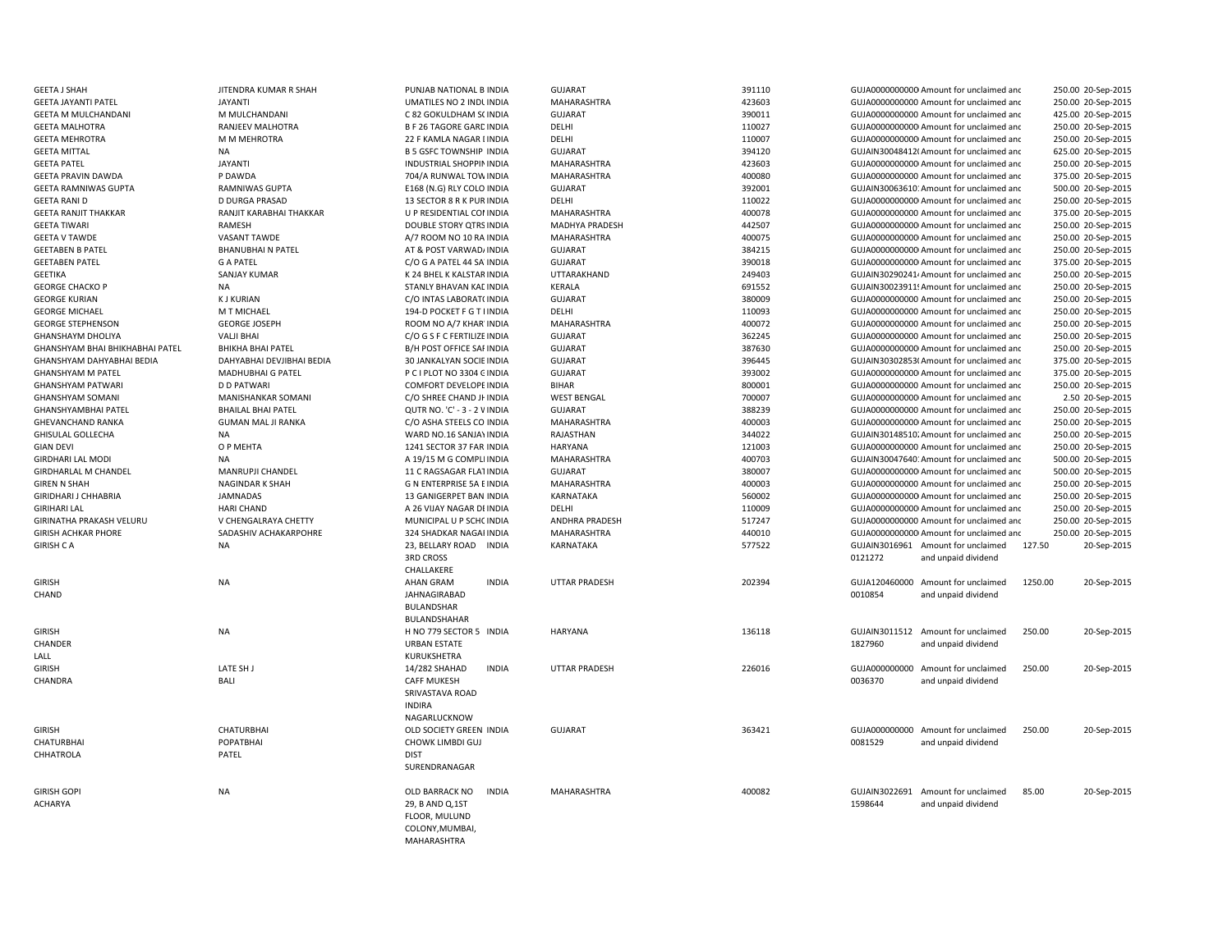| | | | | | | | | | |
|---|---|---|---|---|---|---|---|---|---|
| GEETA J SHAH | JITENDRA KUMAR R SHAH | PUNJAB NATIONAL B INDIA | GUJARAT | 391110 | GUJA0000000000 | Amount for unclaimed anc | 250.00 | 20-Sep-2015 |
| GEETA JAYANTI PATEL | JAYANTI | UMATILES NO 2 INDL INDIA | MAHARASHTRA | 423603 | GUJA0000000000 | Amount for unclaimed anc | 250.00 | 20-Sep-2015 |
| GEETA M MULCHANDANI | M MULCHANDANI | C 82 GOKULDHAM S( INDIA | GUJARAT | 390011 | GUJA0000000000 | Amount for unclaimed anc | 425.00 | 20-Sep-2015 |
| GEETA MALHOTRA | RANJEEV MALHOTRA | B F 26 TAGORE GARD INDIA | DELHI | 110027 | GUJA0000000000 | Amount for unclaimed anc | 250.00 | 20-Sep-2015 |
| GEETA MEHROTRA | M M MEHROTRA | 22 F KAMLA NAGAR I INDIA | DELHI | 110007 | GUJA0000000000 | Amount for unclaimed anc | 250.00 | 20-Sep-2015 |
| GEETA MITTAL | NA | B 5 GSFC TOWNSHIP INDIA | GUJARAT | 394120 | GUJAIN30048412( | Amount for unclaimed anc | 625.00 | 20-Sep-2015 |
| GEETA PATEL | JAYANTI | INDUSTRIAL SHOPPIN INDIA | MAHARASHTRA | 423603 | GUJA0000000000 | Amount for unclaimed anc | 250.00 | 20-Sep-2015 |
| GEETA PRAVIN DAWDA | P DAWDA | 704/A RUNWAL TOW INDIA | MAHARASHTRA | 400080 | GUJA0000000000 | Amount for unclaimed anc | 375.00 | 20-Sep-2015 |
| GEETA RAMNIWAS GUPTA | RAMNIWAS GUPTA | E168 (N.G) RLY COLO INDIA | GUJARAT | 392001 | GUJAIN30063610 | Amount for unclaimed anc | 500.00 | 20-Sep-2015 |
| GEETA RANI D | D DURGA PRASAD | 13 SECTOR 8 R K PUR INDIA | DELHI | 110022 | GUJA0000000000 | Amount for unclaimed anc | 250.00 | 20-Sep-2015 |
| GEETA RANJIT THAKKAR | RANJIT KARABHAI THAKKAR | U P RESIDENTIAL COI INDIA | MAHARASHTRA | 400078 | GUJA0000000000 | Amount for unclaimed anc | 375.00 | 20-Sep-2015 |
| GEETA TIWARI | RAMESH | DOUBLE STORY QTRS INDIA | MADHYA PRADESH | 442507 | GUJA0000000000 | Amount for unclaimed anc | 250.00 | 20-Sep-2015 |
| GEETA V TAWDE | VASANT TAWDE | A/7 ROOM NO 10 RA INDIA | MAHARASHTRA | 400075 | GUJA0000000000 | Amount for unclaimed anc | 250.00 | 20-Sep-2015 |
| GEETABEN B PATEL | BHANUBHAI N PATEL | AT & POST VARWAD INDIA | GUJARAT | 384215 | GUJA0000000000 | Amount for unclaimed anc | 250.00 | 20-Sep-2015 |
| GEETABEN PATEL | G A PATEL | C/O G A PATEL 44 SA INDIA | GUJARAT | 390018 | GUJA0000000000 | Amount for unclaimed anc | 375.00 | 20-Sep-2015 |
| GEETIKA | SANJAY KUMAR | K 24 BHEL K KALSTAR INDIA | UTTARAKHAND | 249403 | GUJAIN30290241 | Amount for unclaimed anc | 250.00 | 20-Sep-2015 |
| GEORGE CHACKO P | NA | STANLY BHAVAN KAL INDIA | KERALA | 691552 | GUJAIN30023911 | Amount for unclaimed anc | 250.00 | 20-Sep-2015 |
| GEORGE KURIAN | K J KURIAN | C/O INTAS LABORAT( INDIA | GUJARAT | 380009 | GUJA0000000000 | Amount for unclaimed anc | 250.00 | 20-Sep-2015 |
| GEORGE MICHAEL | M T MICHAEL | 194-D POCKET F G T I INDIA | DELHI | 110093 | GUJA0000000000 | Amount for unclaimed anc | 250.00 | 20-Sep-2015 |
| GEORGE STEPHENSON | GEORGE JOSEPH | ROOM NO A/7 KHAR INDIA | MAHARASHTRA | 400072 | GUJA0000000000 | Amount for unclaimed anc | 250.00 | 20-Sep-2015 |
| GHANSHAYM DHOLIYA | VALJI BHAI | C/O G S F C FERTILIZE INDIA | GUJARAT | 362245 | GUJA0000000000 | Amount for unclaimed anc | 250.00 | 20-Sep-2015 |
| GHANSHYAM BHAI BHIKHABHAI PATEL | BHIKHA BHAI PATEL | B/H POST OFFICE SAI INDIA | GUJARAT | 387630 | GUJA0000000000 | Amount for unclaimed anc | 250.00 | 20-Sep-2015 |
| GHANSHYAM DAHYABHAI BEDIA | DAHYABHAI DEVJIBHAI BEDIA | 30 JANKALYAN SOCIE INDIA | GUJARAT | 396445 | GUJAIN30302853( | Amount for unclaimed anc | 375.00 | 20-Sep-2015 |
| GHANSHYAM M PATEL | MADHUBHAI G PATEL | P C I PLOT NO 3304 C INDIA | GUJARAT | 393002 | GUJA0000000000 | Amount for unclaimed anc | 375.00 | 20-Sep-2015 |
| GHANSHYAM PATWARI | D D PATWARI | COMFORT DEVELOPE INDIA | BIHAR | 800001 | GUJA0000000000 | Amount for unclaimed anc | 250.00 | 20-Sep-2015 |
| GHANSHYAM SOMANI | MANISHANKAR SOMANI | C/O SHREE CHAND JI INDIA | WEST BENGAL | 700007 | GUJA0000000000 | Amount for unclaimed anc | 2.50 | 20-Sep-2015 |
| GHANSHYAMBHAI PATEL | BHAILAL BHAI PATEL | QUTR NO. 'C' - 3 - 2 V INDIA | GUJARAT | 388239 | GUJA0000000000 | Amount for unclaimed anc | 250.00 | 20-Sep-2015 |
| GHEVANCHAND RANKA | GUMAN MAL JI RANKA | C/O ASHA STEELS CO INDIA | MAHARASHTRA | 400003 | GUJA0000000000 | Amount for unclaimed anc | 250.00 | 20-Sep-2015 |
| GHISULAL GOLLECHA | NA | WARD NO.16 SANJAY INDIA | RAJASTHAN | 344022 | GUJAIN30148510 | Amount for unclaimed anc | 250.00 | 20-Sep-2015 |
| GIAN DEVI | O P MEHTA | 1241 SECTOR 37 FAR INDIA | HARYANA | 121003 | GUJA0000000000 | Amount for unclaimed anc | 250.00 | 20-Sep-2015 |
| GIRDHARI LAL MODI | NA | A 19/15 M G COMPLI INDIA | MAHARASHTRA | 400703 | GUJAIN30047640 | Amount for unclaimed anc | 500.00 | 20-Sep-2015 |
| GIRDHARLAL M CHANDEL | MANRUPJI CHANDEL | 11 C RAGSAGAR FLAT INDIA | GUJARAT | 380007 | GUJA0000000000 | Amount for unclaimed anc | 500.00 | 20-Sep-2015 |
| GIREN N SHAH | NAGINDAR K SHAH | G N ENTERPRISE 5A E INDIA | MAHARASHTRA | 400003 | GUJA0000000000 | Amount for unclaimed anc | 250.00 | 20-Sep-2015 |
| GIRIDHARI J CHHABRIA | JAMNADAS | 13 GANIGERPET BAN INDIA | KARNATAKA | 560002 | GUJA0000000000 | Amount for unclaimed anc | 250.00 | 20-Sep-2015 |
| GIRIHARI LAL | HARI CHAND | A 26 VIJAY NAGAR DI INDIA | DELHI | 110009 | GUJA0000000000 | Amount for unclaimed anc | 250.00 | 20-Sep-2015 |
| GIRINATHA PRAKASH VELURU | V CHENGALRAYA CHETTY | MUNICIPAL U P SCHC INDIA | ANDHRA PRADESH | 517247 | GUJA0000000000 | Amount for unclaimed anc | 250.00 | 20-Sep-2015 |
| GIRISH ACHKAR PHORE | SADASHIV ACHAKARPOHRE | 324 SHADKAR NAGAI INDIA | MAHARASHTRA | 440010 | GUJA0000000000 | Amount for unclaimed anc | 250.00 | 20-Sep-2015 |
| GIRISH C A | NA | 23, BELLARY ROAD 3RD CROSS CHALLAKERE INDIA | KARNATAKA | 577522 | GUJAIN3016961 0121272 | Amount for unclaimed and unpaid dividend | 127.50 | 20-Sep-2015 |
| GIRISH CHAND | NA | AHAN GRAM JAHNAGIRABAD BULANDSHAR BULANDSHAHAR INDIA | UTTAR PRADESH | 202394 | GUJA120460000 0010854 | Amount for unclaimed and unpaid dividend | 1250.00 | 20-Sep-2015 |
| GIRISH CHANDER LALL | NA | H NO 779 SECTOR 5 URBAN ESTATE KURUKSHETRA INDIA | HARYANA | 136118 | GUJAIN3011512 1827960 | Amount for unclaimed and unpaid dividend | 250.00 | 20-Sep-2015 |
| GIRISH CHANDRA | LATE SH J BALI | 14/282 SHAHAD CAFF MUKESH SRIVASTAVA ROAD INDIRA NAGARLUCKNOW INDIA | UTTAR PRADESH | 226016 | GUJA000000000 0036370 | Amount for unclaimed and unpaid dividend | 250.00 | 20-Sep-2015 |
| GIRISH CHATURBHAI CHHATROLA | CHATURBHAI POPATBHAI PATEL | OLD SOCIETY GREEN CHOWK LIMBDI GUJ DIST SURENDRANAGAR INDIA | GUJARAT | 363421 | GUJA000000000 0081529 | Amount for unclaimed and unpaid dividend | 250.00 | 20-Sep-2015 |
| GIRISH GOPI ACHARYA | NA | OLD BARRACK NO 29, B AND Q,1ST FLOOR, MULUND COLONY,MUMBAI, MAHARASHTRA INDIA | MAHARASHTRA | 400082 | GUJAIN3022691 1598644 | Amount for unclaimed and unpaid dividend | 85.00 | 20-Sep-2015 |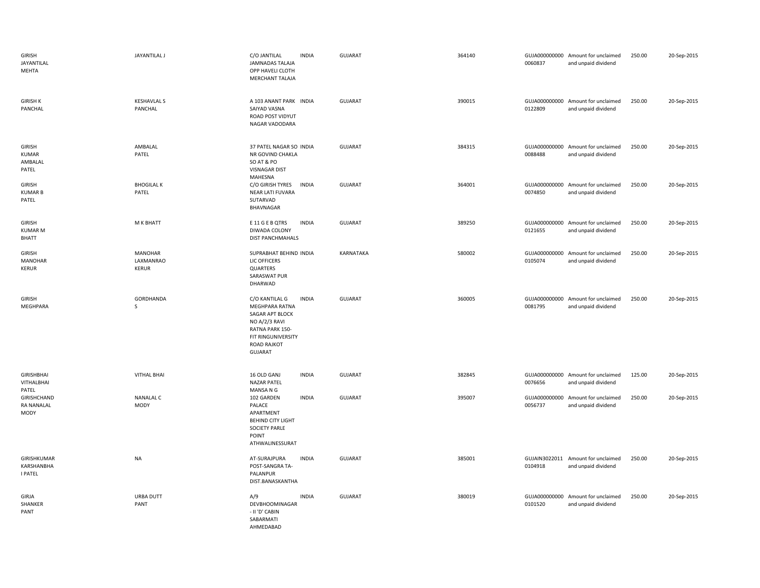| | | | | | | | | | |
|---|---|---|---|---|---|---|---|---|---|
| GIRISH JAYANTILAL MEHTA | JAYANTILAL J | C/O JANTILAL JAMNADAS TALAJA OPP HAVELI CLOTH MERCHANT TALAJA | INDIA | GUJARAT | 364140 | GUJA000000000 0060837 | Amount for unclaimed and unpaid dividend | 250.00 | 20-Sep-2015 |
| GIRISH K PANCHAL | KESHAVLAL S PANCHAL | A 103 ANANT PARK SAIYAD VASNA ROAD POST VIDYUT NAGAR VADODARA | INDIA | GUJARAT | 390015 | GUJA000000000 0122809 | Amount for unclaimed and unpaid dividend | 250.00 | 20-Sep-2015 |
| GIRISH KUMAR AMBALAL PATEL | AMBALAL PATEL | 37 PATEL NAGAR SO NR GOVIND CHAKLA SO AT & PO VISNAGAR DIST MAHESNA | INDIA | GUJARAT | 384315 | GUJA000000000 0088488 | Amount for unclaimed and unpaid dividend | 250.00 | 20-Sep-2015 |
| GIRISH KUMAR B PATEL | BHOGILAL K PATEL | C/O GIRISH TYRES NEAR LATI FUVARA SUTARVAD BHAVNAGAR | INDIA | GUJARAT | 364001 | GUJA000000000 0074850 | Amount for unclaimed and unpaid dividend | 250.00 | 20-Sep-2015 |
| GIRISH KUMAR M BHATT | M K BHATT | E 11 G E B QTRS DIWADA COLONY DIST PANCHMAHALS | INDIA | GUJARAT | 389250 | GUJA000000000 0121655 | Amount for unclaimed and unpaid dividend | 250.00 | 20-Sep-2015 |
| GIRISH MANOHAR KERUR | MANOHAR LAXMANRAO KERUR | SUPRABHAT BEHIND LIC OFFICERS QUARTERS SARASWAT PUR DHARWAD | INDIA | KARNATAKA | 580002 | GUJA000000000 0105074 | Amount for unclaimed and unpaid dividend | 250.00 | 20-Sep-2015 |
| GIRISH MEGHPARA | GORDHANDA S | C/O KANTILAL G MEGHPARA RATNA SAGAR APT BLOCK NO A/2/3 RAVI RATNA PARK 150-FIT RINGUNIVERSITY ROAD RAJKOT GUJARAT | INDIA | GUJARAT | 360005 | GUJA000000000 0081795 | Amount for unclaimed and unpaid dividend | 250.00 | 20-Sep-2015 |
| GIRISHBHAI VITHALBHAI PATEL | VITHAL BHAI | 16 OLD GANJ NAZAR PATEL MANSA N G | INDIA | GUJARAT | 382845 | GUJA000000000 0076656 | Amount for unclaimed and unpaid dividend | 125.00 | 20-Sep-2015 |
| GIRISHCHAND RA NANALAL MODY | NANALAL C MODY | 102 GARDEN PALACE APARTMENT BEHIND CITY LIGHT SOCIETY PARLE POINT ATHWALINESSURAT | INDIA | GUJARAT | 395007 | GUJA000000000 0056737 | Amount for unclaimed and unpaid dividend | 250.00 | 20-Sep-2015 |
| GIRISHKUMAR KARSHANBHA I PATEL | NA | AT-SURAJPURA POST-SANGRA TA-PALANPUR DIST.BANASKANTHA | INDIA | GUJARAT | 385001 | GUJAIN3022011 0104918 | Amount for unclaimed and unpaid dividend | 250.00 | 20-Sep-2015 |
| GIRJA SHANKER PANT | URBA DUTT PANT | A/9 DEVBHOOMINAGAR - II 'D' CABIN SABARMATI AHMEDABAD | INDIA | GUJARAT | 380019 | GUJA000000000 0101520 | Amount for unclaimed and unpaid dividend | 250.00 | 20-Sep-2015 |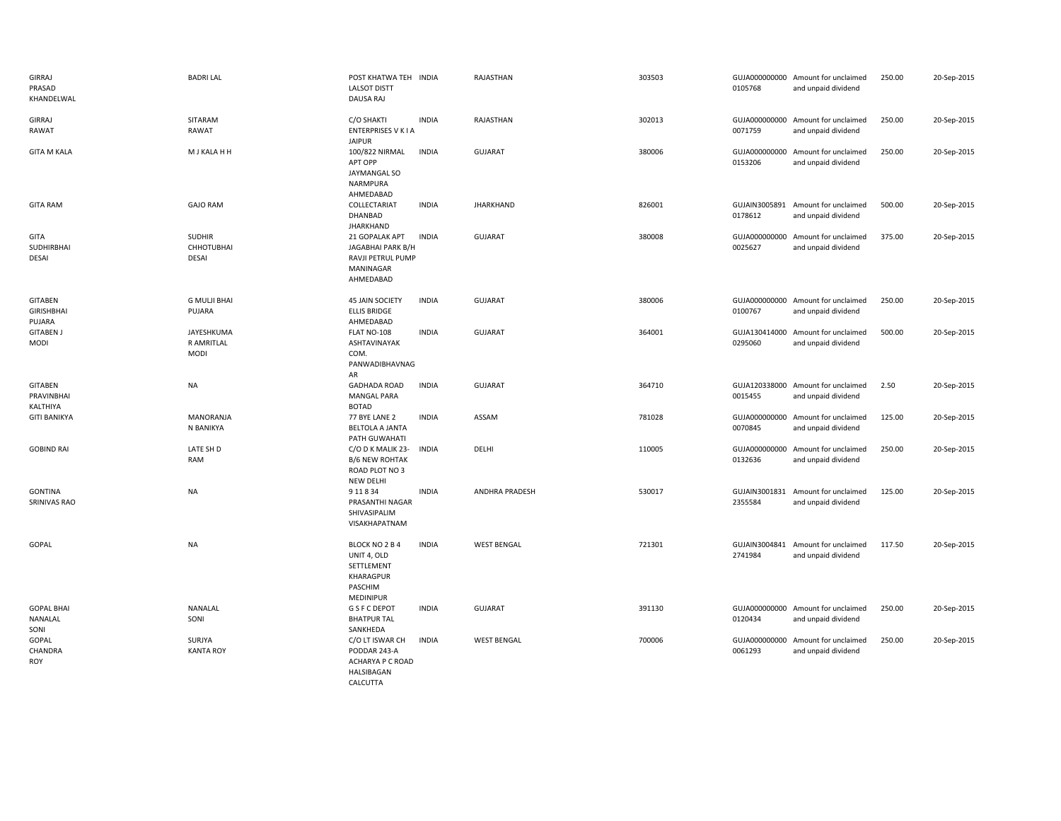| | | | | | | | | | |
|---|---|---|---|---|---|---|---|---|---|
| GIRRAJ PRASAD KHANDELWAL | BADRI LAL | POST KHATWA TEH LALSOT DISTT DAUSA RAJ | INDIA | RAJASTHAN | 303503 | GUJA000000000 0105768 | Amount for unclaimed and unpaid dividend | 250.00 | 20-Sep-2015 |
| GIRRAJ RAWAT | SITARAM RAWAT | C/O SHAKTI ENTERPRISES V K I A JAIPUR | INDIA | RAJASTHAN | 302013 | GUJA000000000 0071759 | Amount for unclaimed and unpaid dividend | 250.00 | 20-Sep-2015 |
| GITA M KALA | M J KALA H H | 100/822 NIRMAL APT OPP JAYMANGAL SO NARMPURA AHMEDABAD | INDIA | GUJARAT | 380006 | GUJA000000000 0153206 | Amount for unclaimed and unpaid dividend | 250.00 | 20-Sep-2015 |
| GITA RAM | GAJO RAM | COLLECTARIAT DHANBAD JHARKHAND | INDIA | JHARKHAND | 826001 | GUJAIN3005891 0178612 | Amount for unclaimed and unpaid dividend | 500.00 | 20-Sep-2015 |
| GITA SUDHIRBHAI DESAI | SUDHIR CHHOTUBHAI DESAI | 21 GOPALAK APT JAGABHAI PARK B/H RAVJI PETRUL PUMP MANINAGAR AHMEDABAD | INDIA | GUJARAT | 380008 | GUJA000000000 0025627 | Amount for unclaimed and unpaid dividend | 375.00 | 20-Sep-2015 |
| GITABEN GIRISHBHAI PUJARA | G MULJI BHAI PUJARA | 45 JAIN SOCIETY ELLIS BRIDGE AHMEDABAD | INDIA | GUJARAT | 380006 | GUJA000000000 0100767 | Amount for unclaimed and unpaid dividend | 250.00 | 20-Sep-2015 |
| GITABEN J MODI | JAYESHKUMA R AMRITLAL MODI | FLAT NO-108 ASHTAVINAYAK COM. PANWADIBHAVNAG AR | INDIA | GUJARAT | 364001 | GUJA130414000 0295060 | Amount for unclaimed and unpaid dividend | 500.00 | 20-Sep-2015 |
| GITABEN PRAVINBHAI KALTHIYA | NA | GADHADA ROAD MANGAL PARA BOTAD | INDIA | GUJARAT | 364710 | GUJA120338000 0015455 | Amount for unclaimed and unpaid dividend | 2.50 | 20-Sep-2015 |
| GITI BANIKYA | MANORANJA N BANIKYA | 77 BYE LANE 2 BELTOLA A JANTA PATH GUWAHATI | INDIA | ASSAM | 781028 | GUJA000000000 0070845 | Amount for unclaimed and unpaid dividend | 125.00 | 20-Sep-2015 |
| GOBIND RAI | LATE SH D RAM | C/O D K MALIK 23-B/6 NEW ROHTAK ROAD PLOT NO 3 NEW DELHI | INDIA | DELHI | 110005 | GUJA000000000 0132636 | Amount for unclaimed and unpaid dividend | 250.00 | 20-Sep-2015 |
| GONTINA SRINIVAS RAO | NA | 9 11 8 34 PRASANTHI NAGAR SHIVASIPALIM VISAKHAPATNAM | INDIA | ANDHRA PRADESH | 530017 | GUJAIN3001831 2355584 | Amount for unclaimed and unpaid dividend | 125.00 | 20-Sep-2015 |
| GOPAL | NA | BLOCK NO 2 B 4 UNIT 4, OLD SETTLEMENT KHARAGPUR PASCHIM MEDINIPUR | INDIA | WEST BENGAL | 721301 | GUJAIN3004841 2741984 | Amount for unclaimed and unpaid dividend | 117.50 | 20-Sep-2015 |
| GOPAL BHAI NANALAL SONI | NANALAL SONI | G S F C DEPOT BHATPUR TAL SANKHEDA | INDIA | GUJARAT | 391130 | GUJA000000000 0120434 | Amount for unclaimed and unpaid dividend | 250.00 | 20-Sep-2015 |
| GOPAL CHANDRA ROY | SURJYA KANTA ROY | C/O LT ISWAR CH PODDAR 243-A ACHARYA P C ROAD HALSIBAGAN CALCUTTA | INDIA | WEST BENGAL | 700006 | GUJA000000000 0061293 | Amount for unclaimed and unpaid dividend | 250.00 | 20-Sep-2015 |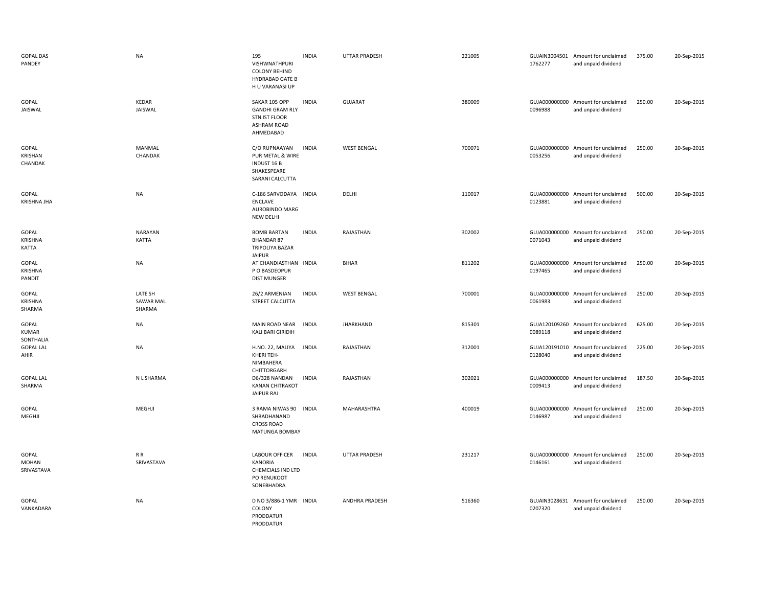| | | | | | | | | | |
|---|---|---|---|---|---|---|---|---|---|
| GOPAL DAS PANDEY | NA | 195 VISHWNATHPURI COLONY BEHIND HYDRABAD GATE B H U VARANASI UP | INDIA | UTTAR PRADESH | 221005 | GUJAIN3004501 1762277 | Amount for unclaimed and unpaid dividend | 375.00 | 20-Sep-2015 |
| GOPAL JAISWAL | KEDAR JAISWAL | SAKAR 105 OPP GANDHI GRAM RLY STN IST FLOOR ASHRAM ROAD AHMEDABAD | INDIA | GUJARAT | 380009 | GUJA000000000 0096988 | Amount for unclaimed and unpaid dividend | 250.00 | 20-Sep-2015 |
| GOPAL KRISHAN CHANDAK | MANMAL CHANDAK | C/O RUPNAAYAN PUR METAL & WIRE INDUST 16 B SHAKESPEARE SARANI CALCUTTA | INDIA | WEST BENGAL | 700071 | GUJA000000000 0053256 | Amount for unclaimed and unpaid dividend | 250.00 | 20-Sep-2015 |
| GOPAL KRISHNA JHA | NA | C-186 SARVODAYA ENCLAVE AUROBINDO MARG NEW DELHI | INDIA | DELHI | 110017 | GUJA000000000 0123881 | Amount for unclaimed and unpaid dividend | 500.00 | 20-Sep-2015 |
| GOPAL KRISHNA KATTA | NARAYAN KATTA | BOMB BARTAN BHANDAR 87 TRIPOLIYA BAZAR JAIPUR | INDIA | RAJASTHAN | 302002 | GUJA000000000 0071043 | Amount for unclaimed and unpaid dividend | 250.00 | 20-Sep-2015 |
| GOPAL KRISHNA PANDIT | NA | AT CHANDIASTHAN P O BASDEOPUR DIST MUNGER | INDIA | BIHAR | 811202 | GUJA000000000 0197465 | Amount for unclaimed and unpaid dividend | 250.00 | 20-Sep-2015 |
| GOPAL KRISHNA SHARMA | LATE SH SAWAR MAL SHARMA | 26/2 ARMENIAN STREET CALCUTTA | INDIA | WEST BENGAL | 700001 | GUJA000000000 0061983 | Amount for unclaimed and unpaid dividend | 250.00 | 20-Sep-2015 |
| GOPAL KUMAR SONTHALIA | NA | MAIN ROAD NEAR KALI BARI GIRIDIH | INDIA | JHARKHAND | 815301 | GUJA120109260 0089118 | Amount for unclaimed and unpaid dividend | 625.00 | 20-Sep-2015 |
| GOPAL LAL AHIR | NA | H.NO. 22, MALIYA KHERI TEH- NIMBAHERA CHITTORGARH | INDIA | RAJASTHAN | 312001 | GUJA120191010 0128040 | Amount for unclaimed and unpaid dividend | 225.00 | 20-Sep-2015 |
| GOPAL LAL SHARMA | N L SHARMA | D6/328 NANDAN KANAN CHITRAKOT JAIPUR RAJ | INDIA | RAJASTHAN | 302021 | GUJA000000000 0009413 | Amount for unclaimed and unpaid dividend | 187.50 | 20-Sep-2015 |
| GOPAL MEGHJI | MEGHJI | 3 RAMA NIWAS 90 SHRADHANAND CROSS ROAD MATUNGA BOMBAY | INDIA | MAHARASHTRA | 400019 | GUJA000000000 0146987 | Amount for unclaimed and unpaid dividend | 250.00 | 20-Sep-2015 |
| GOPAL MOHAN SRIVASTAVA | R R SRIVASTAVA | LABOUR OFFICER KANORIA CHEMCIALS IND LTD PO RENUKOOT SONEBHADRA | INDIA | UTTAR PRADESH | 231217 | GUJA000000000 0146161 | Amount for unclaimed and unpaid dividend | 250.00 | 20-Sep-2015 |
| GOPAL VANKADARA | NA | D NO 3/886-1 YMR COLONY PRODDATUR PRODDATUR | INDIA | ANDHRA PRADESH | 516360 | GUJAIN3028631 0207320 | Amount for unclaimed and unpaid dividend | 250.00 | 20-Sep-2015 |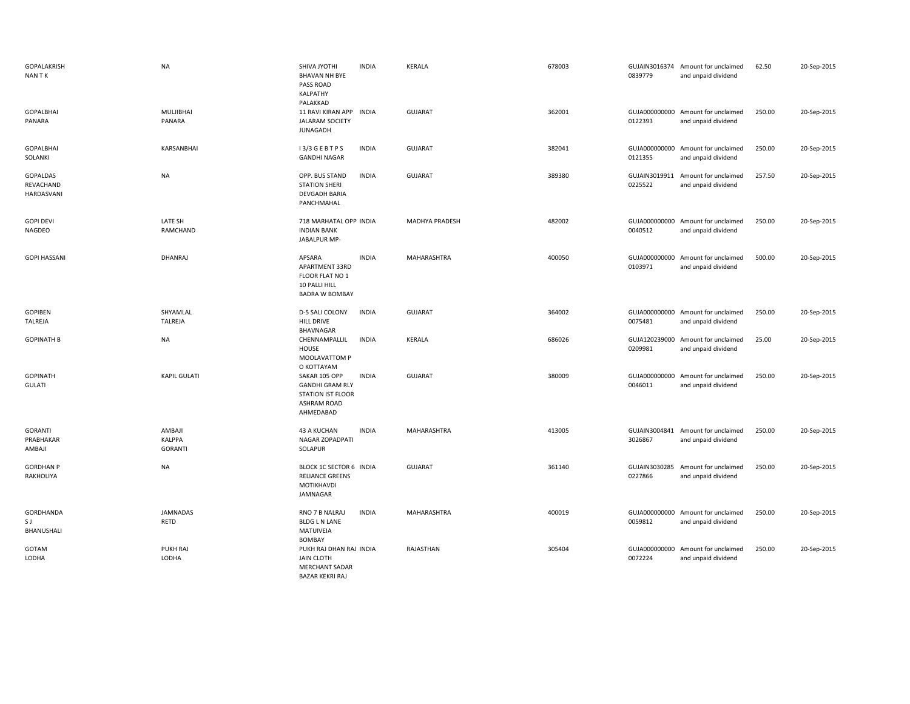| | | | | | | | | | |
|---|---|---|---|---|---|---|---|---|---|
| GOPALAKRISH NAN T K | NA | SHIVA JYOTHI BHAVAN NH BYE PASS ROAD KALPATHY PALAKKAD | INDIA | KERALA | 678003 | GUJAIN3016374 0839779 | Amount for unclaimed and unpaid dividend | 62.50 | 20-Sep-2015 |
| GOPALBHAI PANARA | MULJIBHAI PANARA | 11 RAVI KIRAN APP JALARAM SOCIETY JUNAGADH | INDIA | GUJARAT | 362001 | GUJA000000000 0122393 | Amount for unclaimed and unpaid dividend | 250.00 | 20-Sep-2015 |
| GOPALBHAI SOLANKI | KARSANBHAI | I 3/3 G E B T P S GANDHI NAGAR | INDIA | GUJARAT | 382041 | GUJA000000000 0121355 | Amount for unclaimed and unpaid dividend | 250.00 | 20-Sep-2015 |
| GOPALDAS REVACHAND HARDASVANI | NA | OPP. BUS STAND STATION SHERI DEVGADH BARIA PANCHMAHAL | INDIA | GUJARAT | 389380 | GUJAIN3019911 0225522 | Amount for unclaimed and unpaid dividend | 257.50 | 20-Sep-2015 |
| GOPI DEVI NAGDEO | LATE SH RAMCHAND | 718 MARHATAL OPP INDIAN BANK JABALPUR MP- | INDIA | MADHYA PRADESH | 482002 | GUJA000000000 0040512 | Amount for unclaimed and unpaid dividend | 250.00 | 20-Sep-2015 |
| GOPI HASSANI | DHANRAJ | APSARA APARTMENT 33RD FLOOR FLAT NO 1 10 PALLI HILL BADRA W BOMBAY | INDIA | MAHARASHTRA | 400050 | GUJA000000000 0103971 | Amount for unclaimed and unpaid dividend | 500.00 | 20-Sep-2015 |
| GOPIBEN TALREJA | SHYAMLAL TALREJA | D-5 SALI COLONY HILL DRIVE BHAVNAGAR | INDIA | GUJARAT | 364002 | GUJA000000000 0075481 | Amount for unclaimed and unpaid dividend | 250.00 | 20-Sep-2015 |
| GOPINATH B | NA | CHENNAMPALLIL HOUSE MOOLAVATTOM P O KOTTAYAM | INDIA | KERALA | 686026 | GUJA120239000 0209981 | Amount for unclaimed and unpaid dividend | 25.00 | 20-Sep-2015 |
| GOPINATH GULATI | KAPIL GULATI | SAKAR 105 OPP GANDHI GRAM RLY STATION IST FLOOR ASHRAM ROAD AHMEDABAD | INDIA | GUJARAT | 380009 | GUJA000000000 0046011 | Amount for unclaimed and unpaid dividend | 250.00 | 20-Sep-2015 |
| GORANTI PRABHAKAR AMBAJI | AMBAJI KALPPA GORANTI | 43 A KUCHAN NAGAR ZOPADPATI SOLAPUR | INDIA | MAHARASHTRA | 413005 | GUJAIN3004841 3026867 | Amount for unclaimed and unpaid dividend | 250.00 | 20-Sep-2015 |
| GORDHAN P RAKHOLIYA | NA | BLOCK 1C SECTOR 6 RELIANCE GREENS MOTIKHAVDI JAMNAGAR | INDIA | GUJARAT | 361140 | GUJAIN3030285 0227866 | Amount for unclaimed and unpaid dividend | 250.00 | 20-Sep-2015 |
| GORDHANDA S J BHANUSHALI | JAMNADAS RETD | RNO 7 B NALRAJ BLDG L N LANE MATUIVEIA BOMBAY | INDIA | MAHARASHTRA | 400019 | GUJA000000000 0059812 | Amount for unclaimed and unpaid dividend | 250.00 | 20-Sep-2015 |
| GOTAM LODHA | PUKH RAJ LODHA | PUKH RAJ DHAN RAJ JAIN CLOTH MERCHANT SADAR BAZAR KEKRI RAJ | INDIA | RAJASTHAN | 305404 | GUJA000000000 0072224 | Amount for unclaimed and unpaid dividend | 250.00 | 20-Sep-2015 |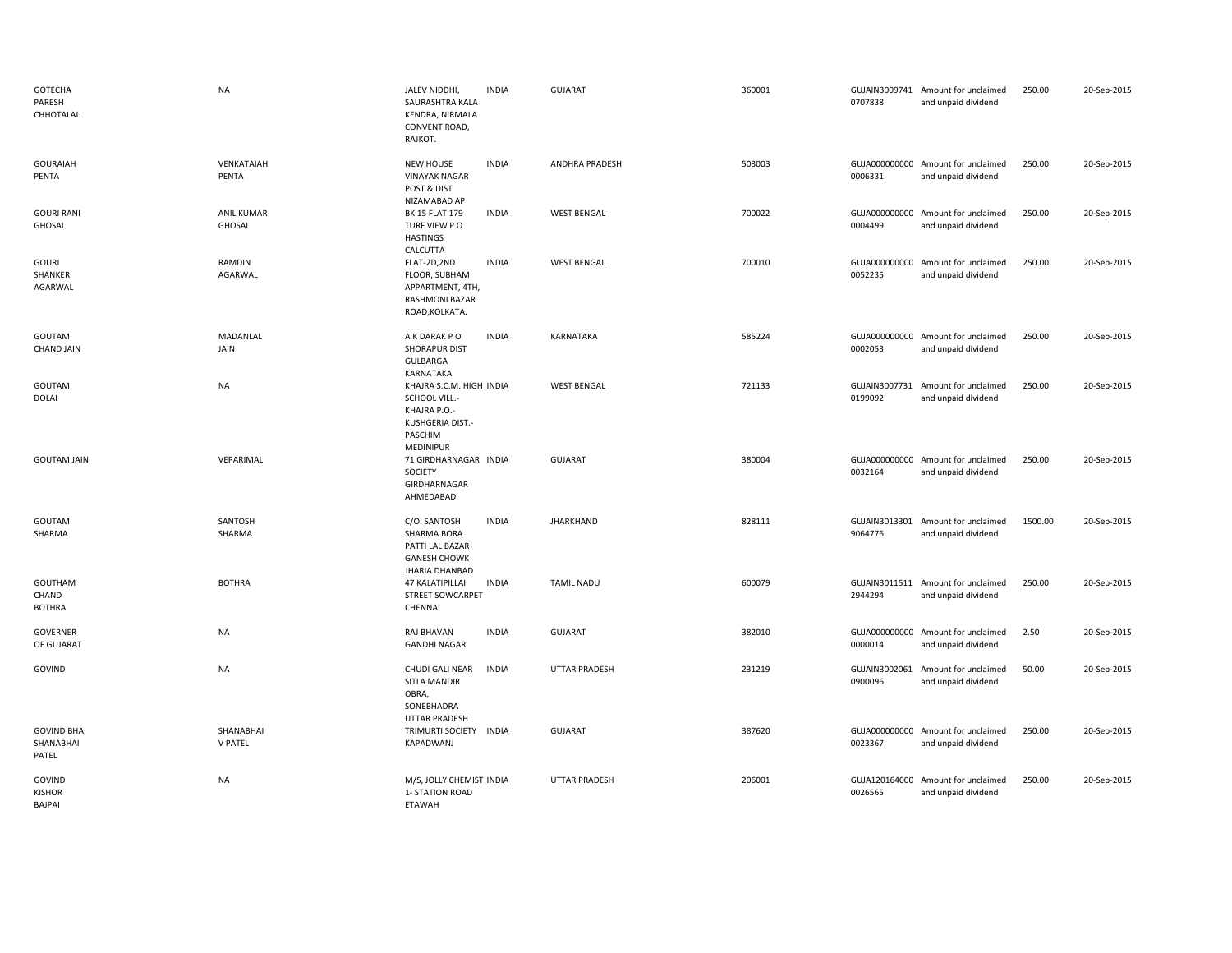| | | | | | | | | | |
|---|---|---|---|---|---|---|---|---|---|
| GOTECHA PARESH CHHOTALAL | NA | JALEV NIDDHI, SAURASHTRA KALA KENDRA, NIRMALA CONVENT ROAD, RAJKOT. | INDIA | GUJARAT | 360001 | GUJAIN3009741 0707838 | Amount for unclaimed and unpaid dividend | 250.00 | 20-Sep-2015 |
| GOURAIAH PENTA | VENKATAIAH PENTA | NEW HOUSE VINAYAK NAGAR POST & DIST NIZAMABAD AP | INDIA | ANDHRA PRADESH | 503003 | GUJA000000000 0006331 | Amount for unclaimed and unpaid dividend | 250.00 | 20-Sep-2015 |
| GOURI RANI GHOSAL | ANIL KUMAR GHOSAL | BK 15 FLAT 179 TURF VIEW P O HASTINGS CALCUTTA | INDIA | WEST BENGAL | 700022 | GUJA000000000 0004499 | Amount for unclaimed and unpaid dividend | 250.00 | 20-Sep-2015 |
| GOURI SHANKER AGARWAL | RAMDIN AGARWAL | FLAT-2D,2ND FLOOR, SUBHAM APPARTMENT, 4TH, RASHMONI BAZAR ROAD,KOLKATA. | INDIA | WEST BENGAL | 700010 | GUJA000000000 0052235 | Amount for unclaimed and unpaid dividend | 250.00 | 20-Sep-2015 |
| GOUTAM CHAND JAIN | MADANLAL JAIN | A K DARAK P O SHORAPUR DIST GULBARGA KARNATAKA | INDIA | KARNATAKA | 585224 | GUJA000000000 0002053 | Amount for unclaimed and unpaid dividend | 250.00 | 20-Sep-2015 |
| GOUTAM DOLAI | NA | KHAJRA S.C.M. HIGH SCHOOL VILL.- KHAJRA P.O.- KUSHGERIA DIST.- PASCHIM MEDINIPUR | INDIA | WEST BENGAL | 721133 | GUJAIN3007731 0199092 | Amount for unclaimed and unpaid dividend | 250.00 | 20-Sep-2015 |
| GOUTAM JAIN | VEPARIMAL | 71 GIRDHARNAGAR SOCIETY GIRDHARNAGAR AHMEDABAD | INDIA | GUJARAT | 380004 | GUJA000000000 0032164 | Amount for unclaimed and unpaid dividend | 250.00 | 20-Sep-2015 |
| GOUTAM SHARMA | SANTOSH SHARMA | C/O. SANTOSH SHARMA BORA PATTI LAL BAZAR GANESH CHOWK JHARIA DHANBAD | INDIA | JHARKHAND | 828111 | GUJAIN3013301 9064776 | Amount for unclaimed and unpaid dividend | 1500.00 | 20-Sep-2015 |
| GOUTHAM CHAND BOTHRA | BOTHRA | 47 KALATIPILLAI STREET SOWCARPET CHENNAI | INDIA | TAMIL NADU | 600079 | GUJAIN3011511 2944294 | Amount for unclaimed and unpaid dividend | 250.00 | 20-Sep-2015 |
| GOVERNER OF GUJARAT | NA | RAJ BHAVAN GANDHI NAGAR | INDIA | GUJARAT | 382010 | GUJA000000000 0000014 | Amount for unclaimed and unpaid dividend | 2.50 | 20-Sep-2015 |
| GOVIND | NA | CHUDI GALI NEAR SITLA MANDIR OBRA, SONEBHADRA UTTAR PRADESH | INDIA | UTTAR PRADESH | 231219 | GUJAIN3002061 0900096 | Amount for unclaimed and unpaid dividend | 50.00 | 20-Sep-2015 |
| GOVIND BHAI SHANABHAI PATEL | SHANABHAI V PATEL | TRIMURTI SOCIETY KAPADWANJ | INDIA | GUJARAT | 387620 | GUJA000000000 0023367 | Amount for unclaimed and unpaid dividend | 250.00 | 20-Sep-2015 |
| GOVIND KISHOR BAJPAI | NA | M/S, JOLLY CHEMIST 1- STATION ROAD ETAWAH | INDIA | UTTAR PRADESH | 206001 | GUJA120164000 0026565 | Amount for unclaimed and unpaid dividend | 250.00 | 20-Sep-2015 |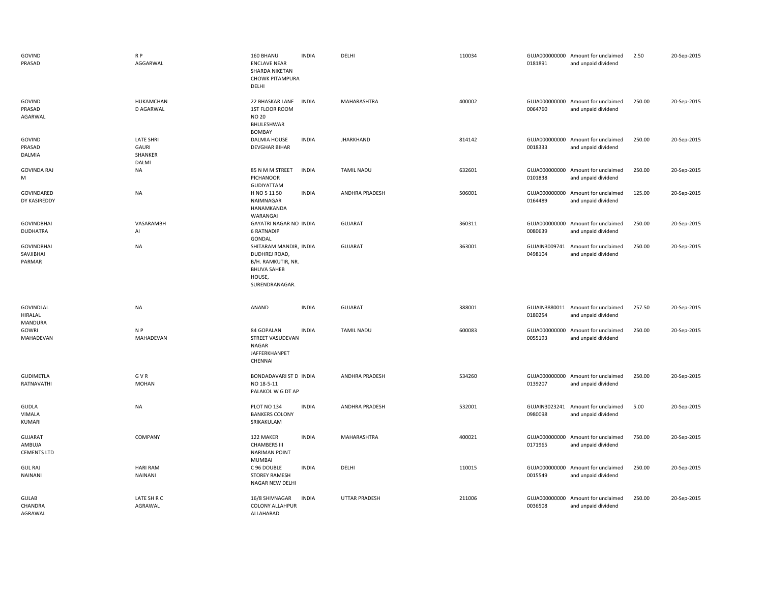| | | | | | | | | | |
|---|---|---|---|---|---|---|---|---|---|
| GOVIND PRASAD | R P AGGARWAL | 160 BHANU ENCLAVE NEAR SHARDA NIKETAN CHOWK PITAMPURA DELHI | INDIA | DELHI | 110034 | GUJA000000000 0181891 | Amount for unclaimed and unpaid dividend | 2.50 | 20-Sep-2015 |
| GOVIND PRASAD AGARWAL | HUKAMCHAN D AGARWAL | 22 BHASKAR LANE 1ST FLOOR ROOM NO 20 BHULESHWAR BOMBAY | INDIA | MAHARASHTRA | 400002 | GUJA000000000 0064760 | Amount for unclaimed and unpaid dividend | 250.00 | 20-Sep-2015 |
| GOVIND PRASAD DALMIA | LATE SHRI GAURI SHANKER DALMI | DALMIA HOUSE DEVGHAR BIHAR | INDIA | JHARKHAND | 814142 | GUJA000000000 0018333 | Amount for unclaimed and unpaid dividend | 250.00 | 20-Sep-2015 |
| GOVINDA RAJ M | NA | 85 N M M STREET PICHANOOR GUDIYATTAM | INDIA | TAMIL NADU | 632601 | GUJA000000000 0101838 | Amount for unclaimed and unpaid dividend | 250.00 | 20-Sep-2015 |
| GOVINDARED DY KASIREDDY | NA | H NO 5 11 50 NAIMNAGAR HANAMKANDA WARANGAI | INDIA | ANDHRA PRADESH | 506001 | GUJA000000000 0164489 | Amount for unclaimed and unpaid dividend | 125.00 | 20-Sep-2015 |
| GOVINDBHAI DUDHATRA | VASARAMBH AI | GAYATRI NAGAR NO 6 RATNADIP GONDAL | INDIA | GUJARAT | 360311 | GUJA000000000 0080639 | Amount for unclaimed and unpaid dividend | 250.00 | 20-Sep-2015 |
| GOVINDBHAI SAVJIBHAI PARMAR | NA | SHITARAM MANDIR, DUDHREJ ROAD, B/H. RAMKUTIR, NR. BHUVA SAHEB HOUSE, SURENDRANAGAR. | INDIA | GUJARAT | 363001 | GUJAIN3009741 0498104 | Amount for unclaimed and unpaid dividend | 250.00 | 20-Sep-2015 |
| GOVINDLAL HIRALAL MANDURA | NA | ANAND | INDIA | GUJARAT | 388001 | GUJAIN3880011 0180254 | Amount for unclaimed and unpaid dividend | 257.50 | 20-Sep-2015 |
| GOWRI MAHADEVAN | N P MAHADEVAN | 84 GOPALAN STREET VASUDEVAN NAGAR JAFFERKHANPET CHENNAI | INDIA | TAMIL NADU | 600083 | GUJA000000000 0055193 | Amount for unclaimed and unpaid dividend | 250.00 | 20-Sep-2015 |
| GUDIMETLA RATNAVATHI | G V R MOHAN | BONDADAVARI ST D NO 18-5-11 PALAKOL W G DT AP | INDIA | ANDHRA PRADESH | 534260 | GUJA000000000 0139207 | Amount for unclaimed and unpaid dividend | 250.00 | 20-Sep-2015 |
| GUDLA VIMALA KUMARI | NA | PLOT NO 134 BANKERS COLONY SRIKAKULAM | INDIA | ANDHRA PRADESH | 532001 | GUJAIN3023241 0980098 | Amount for unclaimed and unpaid dividend | 5.00 | 20-Sep-2015 |
| GUJARAT AMBUJA CEMENTS LTD | COMPANY | 122 MAKER CHAMBERS III NARIMAN POINT MUMBAI | INDIA | MAHARASHTRA | 400021 | GUJA000000000 0171965 | Amount for unclaimed and unpaid dividend | 750.00 | 20-Sep-2015 |
| GUL RAJ NAINANI | HARI RAM NAINANI | C 96 DOUBLE STOREY RAMESH NAGAR NEW DELHI | INDIA | DELHI | 110015 | GUJA000000000 0015549 | Amount for unclaimed and unpaid dividend | 250.00 | 20-Sep-2015 |
| GULAB CHANDRA AGRAWAL | LATE SH R C AGRAWAL | 16/8 SHIVNAGAR COLONY ALLAHPUR ALLAHABAD | INDIA | UTTAR PRADESH | 211006 | GUJA000000000 0036508 | Amount for unclaimed and unpaid dividend | 250.00 | 20-Sep-2015 |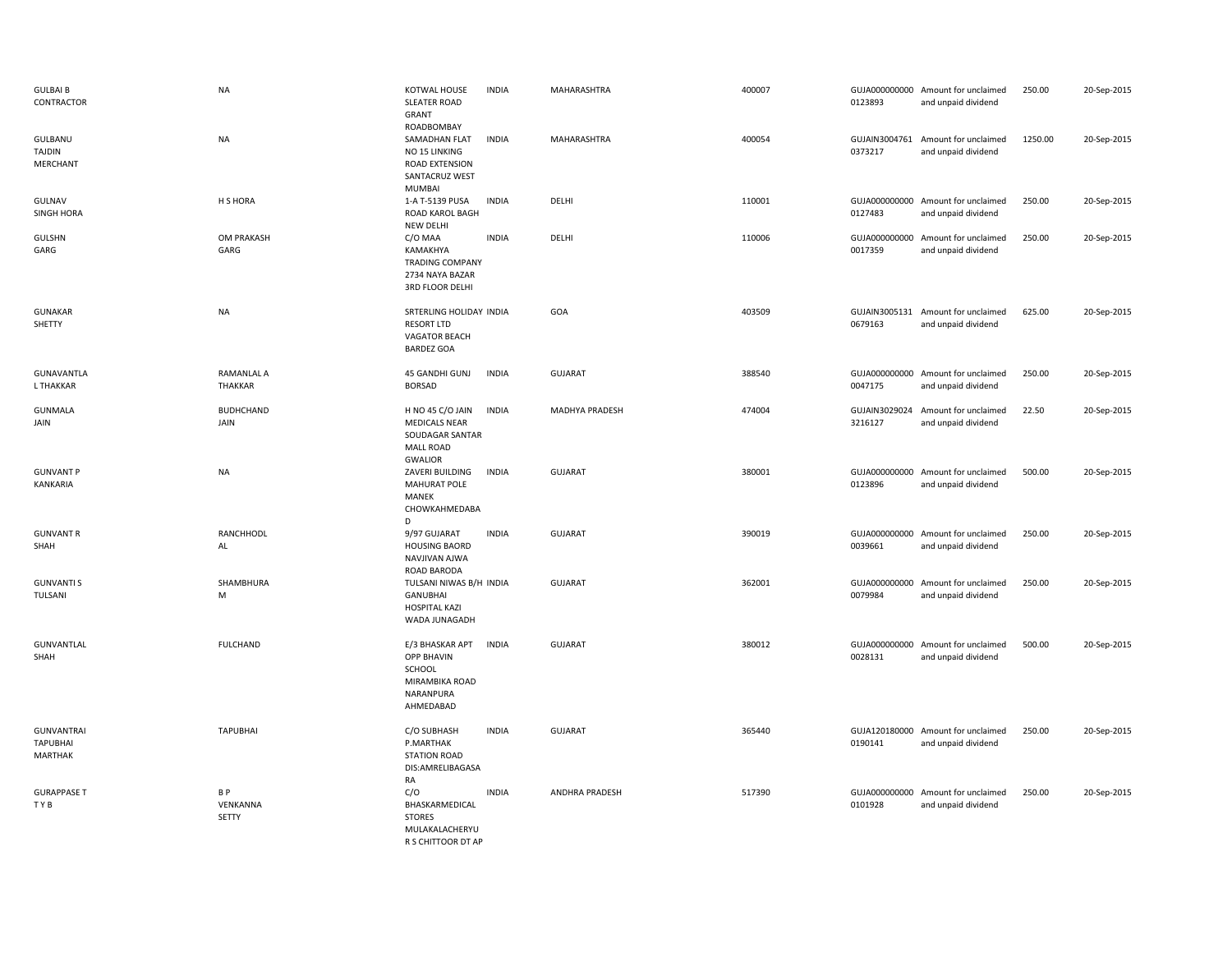| | | | | | | | | | |
|---|---|---|---|---|---|---|---|---|---|
| GULBAI B CONTRACTOR | NA | KOTWAL HOUSE SLEATER ROAD GRANT ROADBOMBAY | INDIA | MAHARASHTRA | 400007 | GUJA000000000 0123893 | Amount for unclaimed and unpaid dividend | 250.00 | 20-Sep-2015 |
| GULBANU TAJDIN MERCHANT | NA | SAMADHAN FLAT NO 15 LINKING ROAD EXTENSION SANTACRUZ WEST MUMBAI | INDIA | MAHARASHTRA | 400054 | GUJAIN3004761 0373217 | Amount for unclaimed and unpaid dividend | 1250.00 | 20-Sep-2015 |
| GULNAV SINGH HORA | H S HORA | 1-A T-5139 PUSA ROAD KAROL BAGH NEW DELHI | INDIA | DELHI | 110001 | GUJA000000000 0127483 | Amount for unclaimed and unpaid dividend | 250.00 | 20-Sep-2015 |
| GULSHN GARG | OM PRAKASH GARG | C/O MAA KAMAKHYA TRADING COMPANY 2734 NAYA BAZAR 3RD FLOOR DELHI | INDIA | DELHI | 110006 | GUJA000000000 0017359 | Amount for unclaimed and unpaid dividend | 250.00 | 20-Sep-2015 |
| GUNAKAR SHETTY | NA | SRTERLING HOLIDAY RESORT LTD VAGATOR BEACH BARDEZ GOA | INDIA | GOA | 403509 | GUJAIN3005131 0679163 | Amount for unclaimed and unpaid dividend | 625.00 | 20-Sep-2015 |
| GUNAVANTLA L THAKKAR | RAMANLAL A THAKKAR | 45 GANDHI GUNJ BORSAD | INDIA | GUJARAT | 388540 | GUJA000000000 0047175 | Amount for unclaimed and unpaid dividend | 250.00 | 20-Sep-2015 |
| GUNMALA JAIN | BUDHCHAND JAIN | H NO 45 C/O JAIN MEDICALS NEAR SOUDAGAR SANTAR MALL ROAD GWALIOR | INDIA | MADHYA PRADESH | 474004 | GUJAIN3029024 3216127 | Amount for unclaimed and unpaid dividend | 22.50 | 20-Sep-2015 |
| GUNVANT P KANKARIA | NA | ZAVERI BUILDING MAHURAT POLE MANEK CHOWKAHMEDABA D | INDIA | GUJARAT | 380001 | GUJA000000000 0123896 | Amount for unclaimed and unpaid dividend | 500.00 | 20-Sep-2015 |
| GUNVANT R SHAH | RANCHHODL AL | 9/97 GUJARAT HOUSING BAORD NAVJIVAN AJWA ROAD BARODA | INDIA | GUJARAT | 390019 | GUJA000000000 0039661 | Amount for unclaimed and unpaid dividend | 250.00 | 20-Sep-2015 |
| GUNVANTI S TULSANI | SHAMBHURA M | TULSANI NIWAS B/H GANUBHAI HOSPITAL KAZI WADA JUNAGADH | INDIA | GUJARAT | 362001 | GUJA000000000 0079984 | Amount for unclaimed and unpaid dividend | 250.00 | 20-Sep-2015 |
| GUNVANTLAL SHAH | FULCHAND | E/3 BHASKAR APT OPP BHAVIN SCHOOL MIRAMBIKA ROAD NARANPURA AHMEDABAD | INDIA | GUJARAT | 380012 | GUJA000000000 0028131 | Amount for unclaimed and unpaid dividend | 500.00 | 20-Sep-2015 |
| GUNVANTRAI TAPUBHAI MARTHAK | TAPUBHAI | C/O SUBHASH P.MARTHAK STATION ROAD DIS:AMRELIBAGASA RA | INDIA | GUJARAT | 365440 | GUJA120180000 0190141 | Amount for unclaimed and unpaid dividend | 250.00 | 20-Sep-2015 |
| GURAPPASE T T Y B | B P VENKANNA SETTY | C/O BHASKARMEDICAL STORES MULAKALACHERYU R S CHITTOOR DT AP | INDIA | ANDHRA PRADESH | 517390 | GUJA000000000 0101928 | Amount for unclaimed and unpaid dividend | 250.00 | 20-Sep-2015 |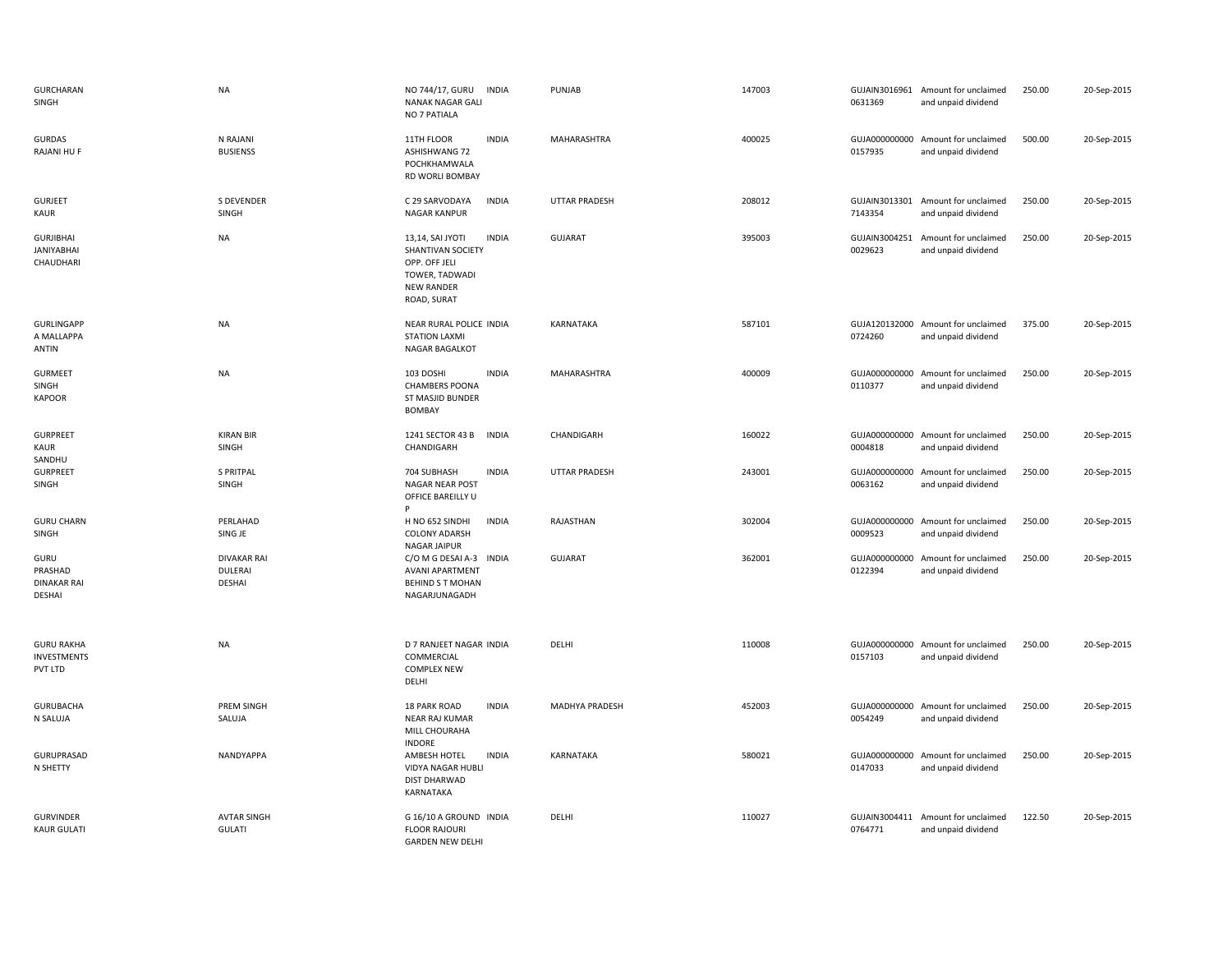| | | | | | | | | | |
|---|---|---|---|---|---|---|---|---|---|
| GURCHARAN SINGH | NA | NO 744/17, GURU NANAK NAGAR GALI NO 7 PATIALA | INDIA | PUNJAB | 147003 | GUJAIN30169610631369 | Amount for unclaimed and unpaid dividend | 250.00 | 20-Sep-2015 |
| GURDAS RAJANI HU F | N RAJANI BUSIENSS | 11TH FLOOR ASHISHWANG 72 POCHKHAMWALA RD WORLI BOMBAY | INDIA | MAHARASHTRA | 400025 | GUJA0000000000157935 | Amount for unclaimed and unpaid dividend | 500.00 | 20-Sep-2015 |
| GURJEET KAUR | S DEVENDER SINGH | C 29 SARVODAYA NAGAR KANPUR | INDIA | UTTAR PRADESH | 208012 | GUJAIN30133017143354 | Amount for unclaimed and unpaid dividend | 250.00 | 20-Sep-2015 |
| GURJIBHAI JANIYABHAI CHAUDHARI | NA | 13,14, SAI JYOTI SHANTIVAN SOCIETY OPP. OFF JELI TOWER, TADWADI NEW RANDER ROAD, SURAT | INDIA | GUJARAT | 395003 | GUJAIN30042510029623 | Amount for unclaimed and unpaid dividend | 250.00 | 20-Sep-2015 |
| GURLINGAPP A MALLAPPA ANTIN | NA | NEAR RURAL POLICE STATION LAXMI NAGAR BAGALKOT | INDIA | KARNATAKA | 587101 | GUJA1201320000724260 | Amount for unclaimed and unpaid dividend | 375.00 | 20-Sep-2015 |
| GURMEET SINGH KAPOOR | NA | 103 DOSHI CHAMBERS POONA ST MASJID BUNDER BOMBAY | INDIA | MAHARASHTRA | 400009 | GUJA0000000000110377 | Amount for unclaimed and unpaid dividend | 250.00 | 20-Sep-2015 |
| GURPREET KAUR SANDHU | KIRAN BIR SINGH | 1241 SECTOR 43 B CHANDIGARH | INDIA | CHANDIGARH | 160022 | GUJA0000000000004818 | Amount for unclaimed and unpaid dividend | 250.00 | 20-Sep-2015 |
| GURPREET SINGH | S PRITPAL SINGH | 704 SUBHASH NAGAR NEAR POST OFFICE BAREILLY U P | INDIA | UTTAR PRADESH | 243001 | GUJA0000000000063162 | Amount for unclaimed and unpaid dividend | 250.00 | 20-Sep-2015 |
| GURU CHARN SINGH | PERLAHAD SING JE | H NO 652 SINDHI COLONY ADARSH NAGAR JAIPUR | INDIA | RAJASTHAN | 302004 | GUJA0000000000009523 | Amount for unclaimed and unpaid dividend | 250.00 | 20-Sep-2015 |
| GURU PRASHAD DINAKAR RAI DESHAI | DIVAKAR RAI DULERAI DESHAI | C/O M G DESAI A-3 AVANI APARTMENT BEHIND S T MOHAN NAGARJUNAGADH | INDIA | GUJARAT | 362001 | GUJA0000000000122394 | Amount for unclaimed and unpaid dividend | 250.00 | 20-Sep-2015 |
| GURU RAKHA INVESTMENTS PVT LTD | NA | D 7 RANJEET NAGAR COMMERCIAL COMPLEX NEW DELHI | INDIA | DELHI | 110008 | GUJA0000000000157103 | Amount for unclaimed and unpaid dividend | 250.00 | 20-Sep-2015 |
| GURUBACHA N SALUJA | PREM SINGH SALUJA | 18 PARK ROAD NEAR RAJ KUMAR MILL CHOURAHA INDORE | INDIA | MADHYA PRADESH | 452003 | GUJA0000000000054249 | Amount for unclaimed and unpaid dividend | 250.00 | 20-Sep-2015 |
| GURUPRASAD N SHETTY | NANDYAPPA | AMBESH HOTEL VIDYA NAGAR HUBLI DIST DHARWAD KARNATAKA | INDIA | KARNATAKA | 580021 | GUJA0000000000147033 | Amount for unclaimed and unpaid dividend | 250.00 | 20-Sep-2015 |
| GURVINDER KAUR GULATI | AVTAR SINGH GULATI | G 16/10 A GROUND FLOOR RAJOURI GARDEN NEW DELHI | INDIA | DELHI | 110027 | GUJAIN30044110764771 | Amount for unclaimed and unpaid dividend | 122.50 | 20-Sep-2015 |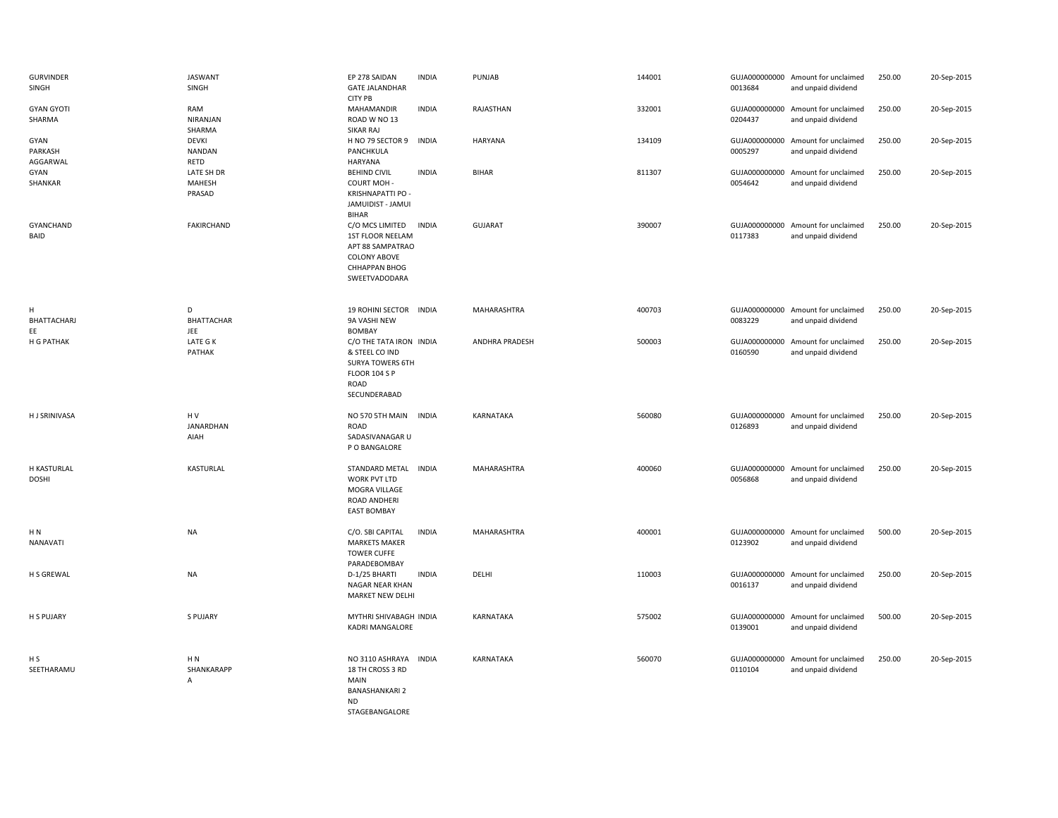| | | | | | | | | | |
|---|---|---|---|---|---|---|---|---|---|
| GURVINDER SINGH | JASWANT SINGH | EP 278 SAIDAN GATE JALANDHAR CITY PB | INDIA | PUNJAB | 144001 | GUJA000000000 0013684 | Amount for unclaimed and unpaid dividend | 250.00 | 20-Sep-2015 |
| GYAN GYOTI SHARMA | RAM NIRANJAN SHARMA | MAHAMANDIR ROAD W NO 13 SIKAR RAJ | INDIA | RAJASTHAN | 332001 | GUJA000000000 0204437 | Amount for unclaimed and unpaid dividend | 250.00 | 20-Sep-2015 |
| GYAN PARKASH AGGARWAL | DEVKI NANDAN RETD | H NO 79 SECTOR 9 PANCHKULA HARYANA | INDIA | HARYANA | 134109 | GUJA000000000 0005297 | Amount for unclaimed and unpaid dividend | 250.00 | 20-Sep-2015 |
| GYAN SHANKAR | LATE SH DR MAHESH PRASAD | BEHIND CIVIL COURT MOH - KRISHNAPATTI PO - JAMUIDIST - JAMUI BIHAR | INDIA | BIHAR | 811307 | GUJA000000000 0054642 | Amount for unclaimed and unpaid dividend | 250.00 | 20-Sep-2015 |
| GYANCHAND BAID | FAKIRCHAND | C/O MCS LIMITED 1ST FLOOR NEELAM APT 88 SAMPATRAO COLONY ABOVE CHHAPPAN BHOG SWEETVADODARA | INDIA | GUJARAT | 390007 | GUJA000000000 0117383 | Amount for unclaimed and unpaid dividend | 250.00 | 20-Sep-2015 |
| H BHATTACHARJEE | D BHATTACHARJEE | 19 ROHINI SECTOR 9A VASHI NEW BOMBAY | INDIA | MAHARASHTRA | 400703 | GUJA000000000 0083229 | Amount for unclaimed and unpaid dividend | 250.00 | 20-Sep-2015 |
| H G PATHAK | LATE G K PATHAK | C/O THE TATA IRON & STEEL CO IND SURYA TOWERS 6TH FLOOR 104 S P ROAD SECUNDERABAD | INDIA | ANDHRA PRADESH | 500003 | GUJA000000000 0160590 | Amount for unclaimed and unpaid dividend | 250.00 | 20-Sep-2015 |
| H J SRINIVASA | H V JANARDHAN AIAH | NO 570 5TH MAIN ROAD SADASIVANAGAR U P O BANGALORE | INDIA | KARNATAKA | 560080 | GUJA000000000 0126893 | Amount for unclaimed and unpaid dividend | 250.00 | 20-Sep-2015 |
| H KASTURLAL DOSHI | KASTURLAL | STANDARD METAL WORK PVT LTD MOGRA VILLAGE ROAD ANDHERI EAST BOMBAY | INDIA | MAHARASHTRA | 400060 | GUJA000000000 0056868 | Amount for unclaimed and unpaid dividend | 250.00 | 20-Sep-2015 |
| H N NANAVATI | NA | C/O. SBI CAPITAL MARKETS MAKER TOWER CUFFE PARADEBOMBAY | INDIA | MAHARASHTRA | 400001 | GUJA000000000 0123902 | Amount for unclaimed and unpaid dividend | 500.00 | 20-Sep-2015 |
| H S GREWAL | NA | D-1/25 BHARTI NAGAR NEAR KHAN MARKET NEW DELHI | INDIA | DELHI | 110003 | GUJA000000000 0016137 | Amount for unclaimed and unpaid dividend | 250.00 | 20-Sep-2015 |
| H S PUJARY | S PUJARY | MYTHRI SHIVABAGH KADRI MANGALORE | INDIA | KARNATAKA | 575002 | GUJA000000000 0139001 | Amount for unclaimed and unpaid dividend | 500.00 | 20-Sep-2015 |
| H S SEETHARAMU | H N SHANKARAPPA | NO 3110 ASHRAYA 18 TH CROSS 3 RD MAIN BANASHANKARI 2 ND STAGEBANGALORE | INDIA | KARNATAKA | 560070 | GUJA000000000 0110104 | Amount for unclaimed and unpaid dividend | 250.00 | 20-Sep-2015 |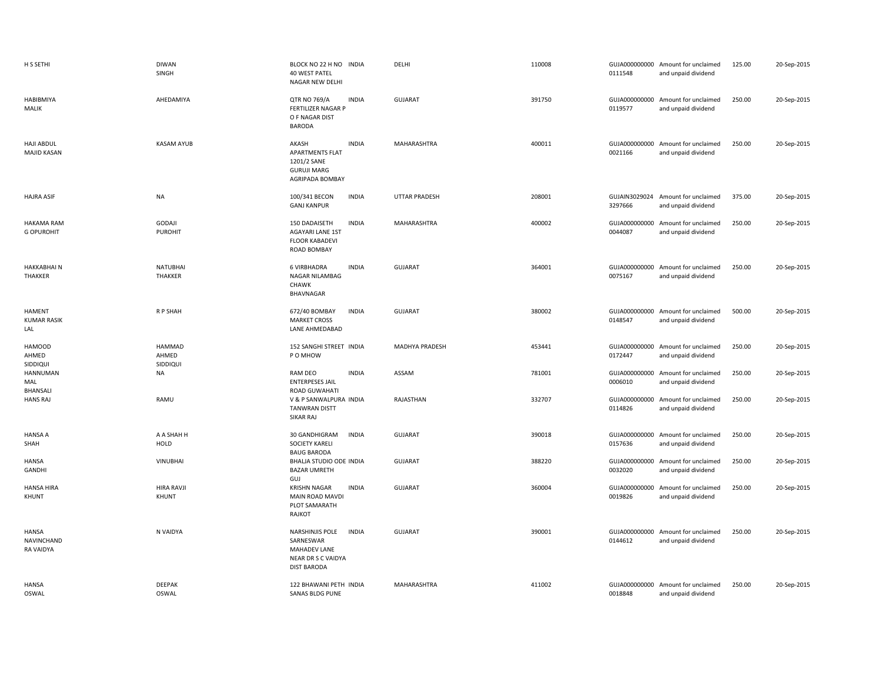| | | | | | | | | | |
|---|---|---|---|---|---|---|---|---|---|
| H S SETHI | DIWAN SINGH | BLOCK NO 22 H NO 40 WEST PATEL NAGAR NEW DELHI | INDIA | DELHI | 110008 | GUJA000000000 0111548 | Amount for unclaimed and unpaid dividend | 125.00 | 20-Sep-2015 |
| HABIBMIYA MALIK | AHEDAMIYA | QTR NO 769/A FERTILIZER NAGAR P O F NAGAR DIST BARODA | INDIA | GUJARAT | 391750 | GUJA000000000 0119577 | Amount for unclaimed and unpaid dividend | 250.00 | 20-Sep-2015 |
| HAJI ABDUL MAJID KASAN | KASAM AYUB | AKASH APARTMENTS FLAT 1201/2 SANE GURUJI MARG AGRIPADA BOMBAY | INDIA | MAHARASHTRA | 400011 | GUJA000000000 0021166 | Amount for unclaimed and unpaid dividend | 250.00 | 20-Sep-2015 |
| HAJRA ASIF | NA | 100/341 BECON GANJ KANPUR | INDIA | UTTAR PRADESH | 208001 | GUJAIN3029024 3297666 | Amount for unclaimed and unpaid dividend | 375.00 | 20-Sep-2015 |
| HAKAMA RAM G OPUROHIT | GODAJI PUROHIT | 150 DADAISETH AGAYARI LANE 1ST FLOOR KABADEVI ROAD BOMBAY | INDIA | MAHARASHTRA | 400002 | GUJA000000000 0044087 | Amount for unclaimed and unpaid dividend | 250.00 | 20-Sep-2015 |
| HAKKABHAI N THAKKER | NATUBHAI THAKKER | 6 VIRBHADRA NAGAR NILAMBAG CHAWK BHAVNAGAR | INDIA | GUJARAT | 364001 | GUJA000000000 0075167 | Amount for unclaimed and unpaid dividend | 250.00 | 20-Sep-2015 |
| HAMENT KUMAR RASIK LAL | R P SHAH | 672/40 BOMBAY MARKET CROSS LANE AHMEDABAD | INDIA | GUJARAT | 380002 | GUJA000000000 0148547 | Amount for unclaimed and unpaid dividend | 500.00 | 20-Sep-2015 |
| HAMOOD AHMED SIDDIQUI | HAMMAD AHMED SIDDIQUI | 152 SANGHI STREET P O MHOW | INDIA | MADHYA PRADESH | 453441 | GUJA000000000 0172447 | Amount for unclaimed and unpaid dividend | 250.00 | 20-Sep-2015 |
| HANNUMAN MAL BHANSALI | NA | RAM DEO ENTERPESES JAIL ROAD GUWAHATI | INDIA | ASSAM | 781001 | GUJA000000000 0006010 | Amount for unclaimed and unpaid dividend | 250.00 | 20-Sep-2015 |
| HANS RAJ | RAMU | V & P SANWALPURA TANWRAN DISTT SIKAR RAJ | INDIA | RAJASTHAN | 332707 | GUJA000000000 0114826 | Amount for unclaimed and unpaid dividend | 250.00 | 20-Sep-2015 |
| HANSA A SHAH | A A SHAH H HOLD | 30 GANDHIGRAM SOCIETY KARELI BAUG BARODA | INDIA | GUJARAT | 390018 | GUJA000000000 0157636 | Amount for unclaimed and unpaid dividend | 250.00 | 20-Sep-2015 |
| HANSA GANDHI | VINUBHAI | BHALJA STUDIO ODE BAZAR UMRETH GUJ | INDIA | GUJARAT | 388220 | GUJA000000000 0032020 | Amount for unclaimed and unpaid dividend | 250.00 | 20-Sep-2015 |
| HANSA HIRA KHUNT | HIRA RAVJI KHUNT | KRISHN NAGAR MAIN ROAD MAVDI PLOT SAMARATH RAJKOT | INDIA | GUJARAT | 360004 | GUJA000000000 0019826 | Amount for unclaimed and unpaid dividend | 250.00 | 20-Sep-2015 |
| HANSA NAVINCHAND RA VAIDYA | N VAIDYA | NARSHINJIS POLE SARNESWAR MAHADEV LANE NEAR DR S C VAIDYA DIST BARODA | INDIA | GUJARAT | 390001 | GUJA000000000 0144612 | Amount for unclaimed and unpaid dividend | 250.00 | 20-Sep-2015 |
| HANSA OSWAL | DEEPAK OSWAL | 122 BHAWANI PETH SANAS BLDG PUNE | INDIA | MAHARASHTRA | 411002 | GUJA000000000 0018848 | Amount for unclaimed and unpaid dividend | 250.00 | 20-Sep-2015 |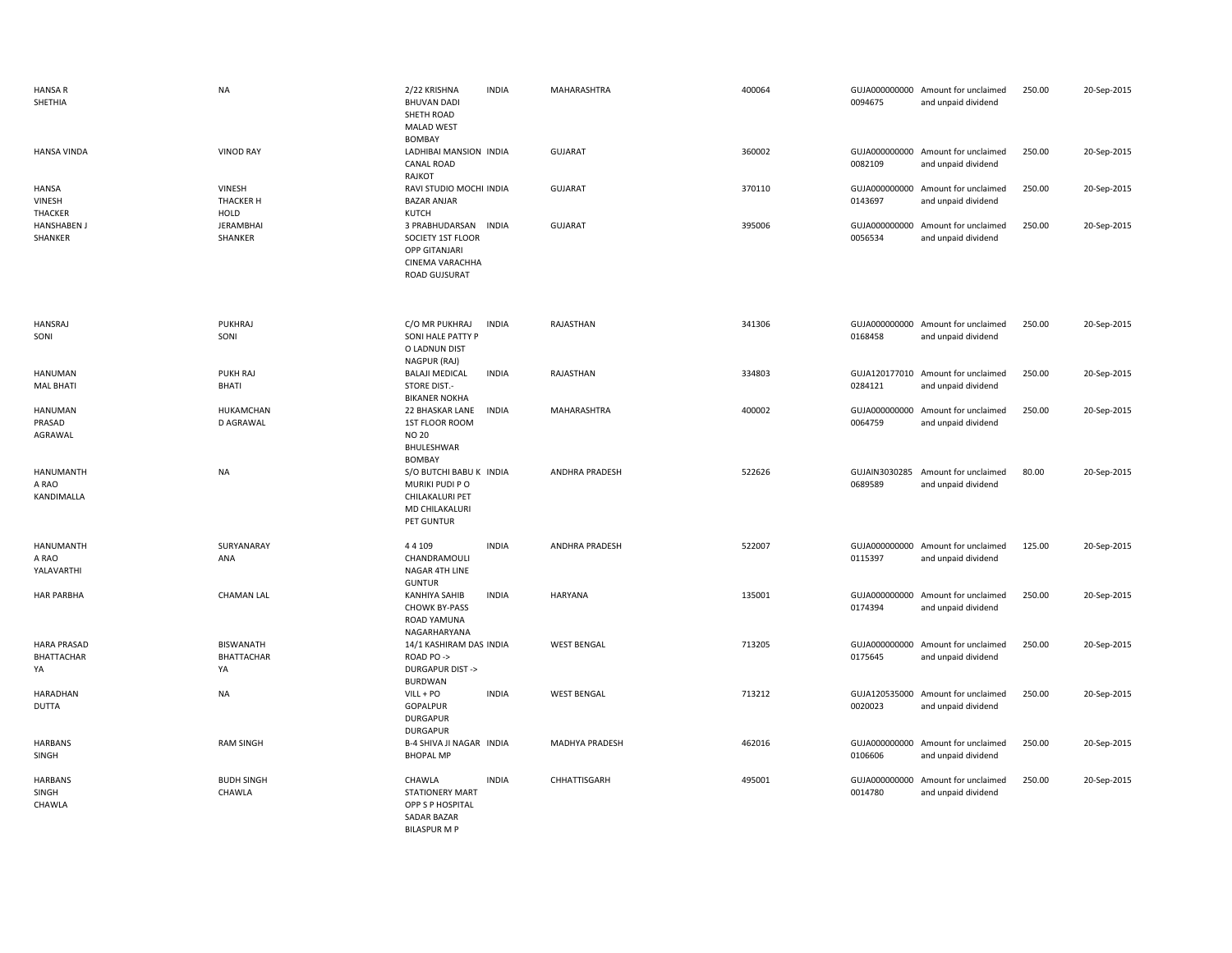| | | | | | | | | | |
|---|---|---|---|---|---|---|---|---|---|
| HANSA R SHETHIA | NA | 2/22 KRISHNA BHUVAN DADI SHETH ROAD MALAD WEST BOMBAY | INDIA | MAHARASHTRA | 400064 | GUJA000000000 0094675 | Amount for unclaimed and unpaid dividend | 250.00 | 20-Sep-2015 |
| HANSA VINDA | VINOD RAY | LADHIBAI MANSION CANAL ROAD RAJKOT | INDIA | GUJARAT | 360002 | GUJA000000000 0082109 | Amount for unclaimed and unpaid dividend | 250.00 | 20-Sep-2015 |
| HANSA VINESH THACKER | VINESH THACKER H HOLD | RAVI STUDIO MOCHI BAZAR ANJAR KUTCH | INDIA | GUJARAT | 370110 | GUJA000000000 0143697 | Amount for unclaimed and unpaid dividend | 250.00 | 20-Sep-2015 |
| HANSHABEN J SHANKER | JERAMBHAI SHANKER | 3 PRABHUDARSAN SOCIETY 1ST FLOOR OPP GITANJARI CINEMA VARACHHA ROAD GUJSURAT | INDIA | GUJARAT | 395006 | GUJA000000000 0056534 | Amount for unclaimed and unpaid dividend | 250.00 | 20-Sep-2015 |
| HANSRAJ SONI | PUKHRAJ SONI | C/O MR PUKHRAJ SONI HALE PATTY P O LADNUN DIST NAGPUR (RAJ) | INDIA | RAJASTHAN | 341306 | GUJA000000000 0168458 | Amount for unclaimed and unpaid dividend | 250.00 | 20-Sep-2015 |
| HANUMAN MAL BHATI | PUKH RAJ BHATI | BALAJI MEDICAL STORE DIST.- BIKANER NOKHA | INDIA | RAJASTHAN | 334803 | GUJA120177010 0284121 | Amount for unclaimed and unpaid dividend | 250.00 | 20-Sep-2015 |
| HANUMAN PRASAD AGRAWAL | HUKAMCHAN D AGRAWAL | 22 BHASKAR LANE 1ST FLOOR ROOM NO 20 BHULESHWAR BOMBAY | INDIA | MAHARASHTRA | 400002 | GUJA000000000 0064759 | Amount for unclaimed and unpaid dividend | 250.00 | 20-Sep-2015 |
| HANUMANTH A RAO KANDIMALLA | NA | S/O BUTCHI BABU K MURIKI PUDI P O CHILAKALURI PET MD CHILAKALURI PET GUNTUR | INDIA | ANDHRA PRADESH | 522626 | GUJAIN3030285 0689589 | Amount for unclaimed and unpaid dividend | 80.00 | 20-Sep-2015 |
| HANUMANTH A RAO YALAVARTHI | SURYANARAY ANA | 4 4 109 CHANDRAMOULI NAGAR 4TH LINE GUNTUR | INDIA | ANDHRA PRADESH | 522007 | GUJA000000000 0115397 | Amount for unclaimed and unpaid dividend | 125.00 | 20-Sep-2015 |
| HAR PARBHA | CHAMAN LAL | KANHIYA SAHIB CHOWK BY-PASS ROAD YAMUNA NAGARHARYANA | INDIA | HARYANA | 135001 | GUJA000000000 0174394 | Amount for unclaimed and unpaid dividend | 250.00 | 20-Sep-2015 |
| HARA PRASAD BHATTACHAR YA | BISWANATH BHATTACHAR YA | 14/1 KASHIRAM DAS ROAD PO -> DURGAPUR DIST -> BURDWAN | INDIA | WEST BENGAL | 713205 | GUJA000000000 0175645 | Amount for unclaimed and unpaid dividend | 250.00 | 20-Sep-2015 |
| HARADHAN DUTTA | NA | VILL + PO GOPALPUR DURGAPUR DURGAPUR | INDIA | WEST BENGAL | 713212 | GUJA120535000 0020023 | Amount for unclaimed and unpaid dividend | 250.00 | 20-Sep-2015 |
| HARBANS SINGH | RAM SINGH | B-4 SHIVA JI NAGAR BHOPAL MP | INDIA | MADHYA PRADESH | 462016 | GUJA000000000 0106606 | Amount for unclaimed and unpaid dividend | 250.00 | 20-Sep-2015 |
| HARBANS SINGH CHAWLA | BUDH SINGH CHAWLA | CHAWLA STATIONERY MART OPP S P HOSPITAL SADAR BAZAR BILASPUR M P | INDIA | CHHATTISGARH | 495001 | GUJA000000000 0014780 | Amount for unclaimed and unpaid dividend | 250.00 | 20-Sep-2015 |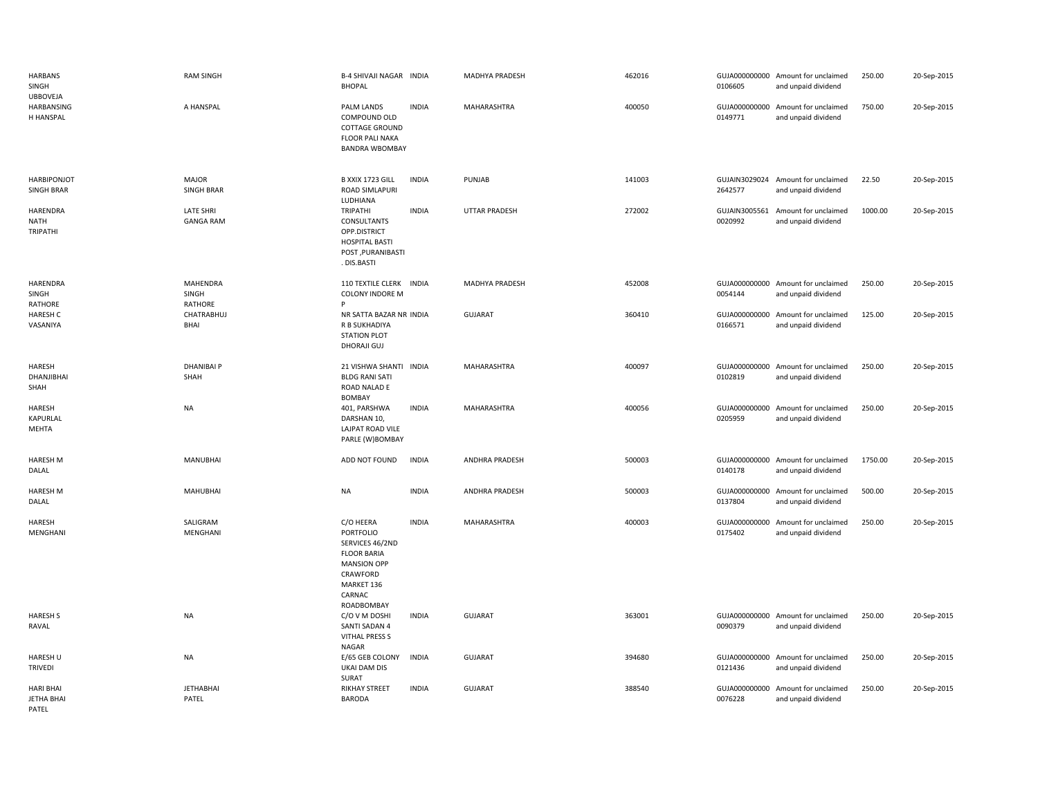| | | | | | | | | | |
|---|---|---|---|---|---|---|---|---|---|
| HARBANS SINGH UBBOVEJA | RAM SINGH | B-4 SHIVAJI NAGAR BHOPAL | INDIA | MADHYA PRADESH | 462016 | GUJA000000000 0106605 | Amount for unclaimed and unpaid dividend | 250.00 | 20-Sep-2015 |
| HARBANSING H HANSPAL | A HANSPAL | PALM LANDS COMPOUND OLD COTTAGE GROUND FLOOR PALI NAKA BANDRA WBOMBAY | INDIA | MAHARASHTRA | 400050 | GUJA000000000 0149771 | Amount for unclaimed and unpaid dividend | 750.00 | 20-Sep-2015 |
| HARBIPONJOT SINGH BRAR | MAJOR SINGH BRAR | B XXIX 1723 GILL ROAD SIMLAPURI LUDHIANA | INDIA | PUNJAB | 141003 | GUJAIN3029024 2642577 | Amount for unclaimed and unpaid dividend | 22.50 | 20-Sep-2015 |
| HARENDRA NATH TRIPATHI | LATE SHRI GANGA RAM | TRIPATHI CONSULTANTS OPP.DISTRICT HOSPITAL BASTI POST ,PURANIBASTI . DIS.BASTI | INDIA | UTTAR PRADESH | 272002 | GUJAIN3005561 0020992 | Amount for unclaimed and unpaid dividend | 1000.00 | 20-Sep-2015 |
| HARENDRA SINGH RATHORE | MAHENDRA SINGH RATHORE | 110 TEXTILE CLERK COLONY INDORE M P | INDIA | MADHYA PRADESH | 452008 | GUJA000000000 0054144 | Amount for unclaimed and unpaid dividend | 250.00 | 20-Sep-2015 |
| HARESH C VASANIYA | CHATRABHUJ BHAI | NR SATTA BAZAR NR R B SUKHADIYA STATION PLOT DHORAJI GUJ | INDIA | GUJARAT | 360410 | GUJA000000000 0166571 | Amount for unclaimed and unpaid dividend | 125.00 | 20-Sep-2015 |
| HARESH DHANJIBHAI SHAH | DHANIBAI P SHAH | 21 VISHWA SHANTI BLDG RANI SATI ROAD NALAD E BOMBAY | INDIA | MAHARASHTRA | 400097 | GUJA000000000 0102819 | Amount for unclaimed and unpaid dividend | 250.00 | 20-Sep-2015 |
| HARESH KAPURLAL MEHTA | NA | 401, PARSHWA DARSHAN 10, LAJPAT ROAD VILE PARLE (W)BOMBAY | INDIA | MAHARASHTRA | 400056 | GUJA000000000 0205959 | Amount for unclaimed and unpaid dividend | 250.00 | 20-Sep-2015 |
| HARESH M DALAL | MANUBHAI | ADD NOT FOUND | INDIA | ANDHRA PRADESH | 500003 | GUJA000000000 0140178 | Amount for unclaimed and unpaid dividend | 1750.00 | 20-Sep-2015 |
| HARESH M DALAL | MAHUBHAI | NA | INDIA | ANDHRA PRADESH | 500003 | GUJA000000000 0137804 | Amount for unclaimed and unpaid dividend | 500.00 | 20-Sep-2015 |
| HARESH MENGHANI | SALIGRAM MENGHANI | C/O HEERA PORTFOLIO SERVICES 46/2ND FLOOR BARIA MANSION OPP CRAWFORD MARKET 136 CARNAC ROADBOMBAY | INDIA | MAHARASHTRA | 400003 | GUJA000000000 0175402 | Amount for unclaimed and unpaid dividend | 250.00 | 20-Sep-2015 |
| HARESH S RAVAL | NA | C/O V M DOSHI SANTI SADAN 4 VITHAL PRESS S NAGAR | INDIA | GUJARAT | 363001 | GUJA000000000 0090379 | Amount for unclaimed and unpaid dividend | 250.00 | 20-Sep-2015 |
| HARESH U TRIVEDI | NA | E/65 GEB COLONY UKAI DAM DIS SURAT | INDIA | GUJARAT | 394680 | GUJA000000000 0121436 | Amount for unclaimed and unpaid dividend | 250.00 | 20-Sep-2015 |
| HARI BHAI JETHA BHAI PATEL | JETHABHAI PATEL | RIKHAY STREET BARODA | INDIA | GUJARAT | 388540 | GUJA000000000 0076228 | Amount for unclaimed and unpaid dividend | 250.00 | 20-Sep-2015 |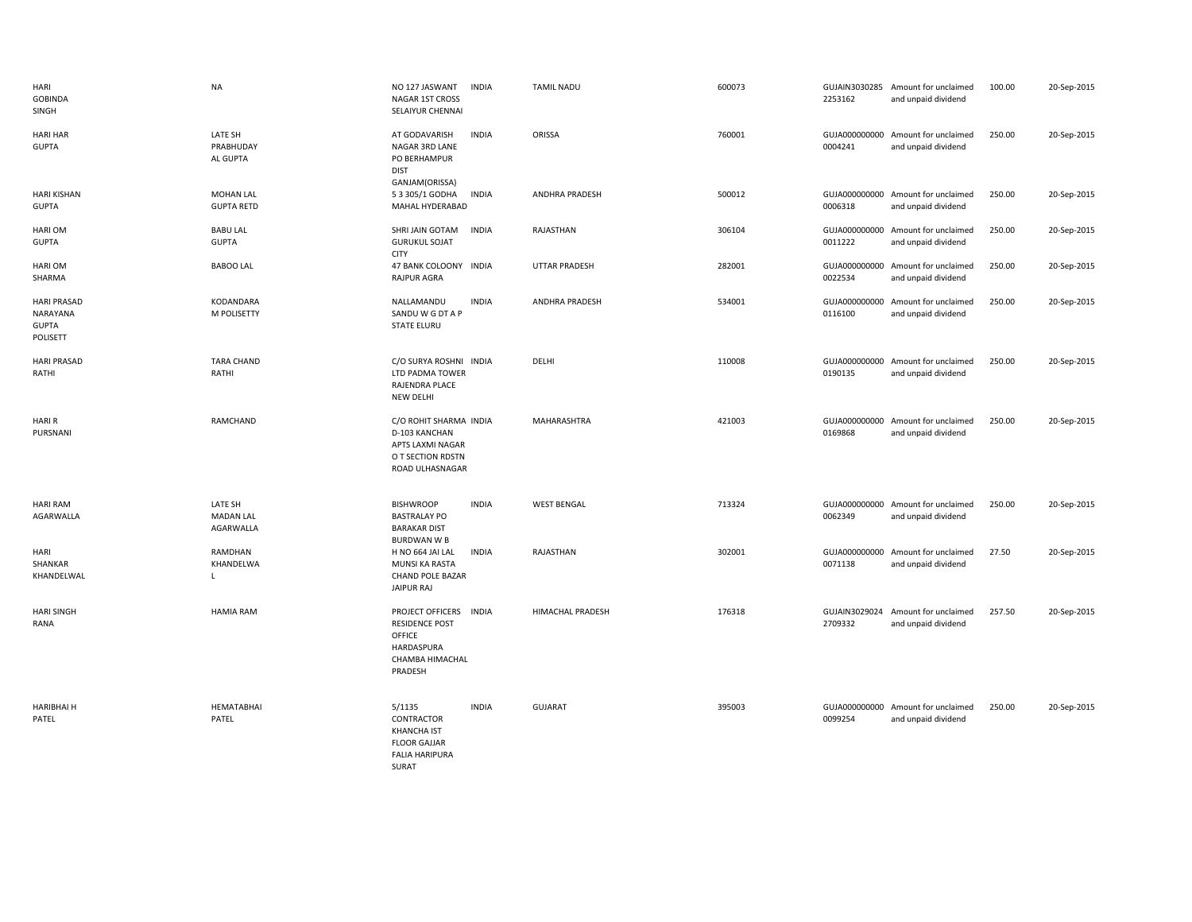| | | | | | | | | | |
|---|---|---|---|---|---|---|---|---|---|
| HARI GOBINDA SINGH | NA | NO 127 JASWANT NAGAR 1ST CROSS SELAIYUR CHENNAI | INDIA | TAMIL NADU | 600073 | GUJAIN3030285 2253162 | Amount for unclaimed and unpaid dividend | 100.00 | 20-Sep-2015 |
| HARI HAR GUPTA | LATE SH PRABHUDAY AL GUPTA | AT GODAVARISH NAGAR 3RD LANE PO BERHAMPUR DIST GANJAM(ORISSA) | INDIA | ORISSA | 760001 | GUJA000000000 0004241 | Amount for unclaimed and unpaid dividend | 250.00 | 20-Sep-2015 |
| HARI KISHAN GUPTA | MOHAN LAL GUPTA RETD | 5 3 305/1 GODHA MAHAL HYDERABAD | INDIA | ANDHRA PRADESH | 500012 | GUJA000000000 0006318 | Amount for unclaimed and unpaid dividend | 250.00 | 20-Sep-2015 |
| HARI OM GUPTA | BABU LAL GUPTA | SHRI JAIN GOTAM GURUKUL SOJAT CITY | INDIA | RAJASTHAN | 306104 | GUJA000000000 0011222 | Amount for unclaimed and unpaid dividend | 250.00 | 20-Sep-2015 |
| HARI OM SHARMA | BABOO LAL | 47 BANK COLOONY RAJPUR AGRA | INDIA | UTTAR PRADESH | 282001 | GUJA000000000 0022534 | Amount for unclaimed and unpaid dividend | 250.00 | 20-Sep-2015 |
| HARI PRASAD NARAYANA GUPTA POLISETT | KODANDARA M POLISETTY | NALLAMANDU SANDU W G DT A P STATE ELURU | INDIA | ANDHRA PRADESH | 534001 | GUJA000000000 0116100 | Amount for unclaimed and unpaid dividend | 250.00 | 20-Sep-2015 |
| HARI PRASAD RATHI | TARA CHAND RATHI | C/O SURYA ROSHNI LTD PADMA TOWER RAJENDRA PLACE NEW DELHI | INDIA | DELHI | 110008 | GUJA000000000 0190135 | Amount for unclaimed and unpaid dividend | 250.00 | 20-Sep-2015 |
| HARI R PURSNANI | RAMCHAND | C/O ROHIT SHARMA D-103 KANCHAN APTS LAXMI NAGAR O T SECTION RDSTN ROAD ULHASNAGAR | INDIA | MAHARASHTRA | 421003 | GUJA000000000 0169868 | Amount for unclaimed and unpaid dividend | 250.00 | 20-Sep-2015 |
| HARI RAM AGARWALLA | LATE SH MADAN LAL AGARWALLA | BISHWROOP BASTRALAY PO BARAKAR DIST BURDWAN W B | INDIA | WEST BENGAL | 713324 | GUJA000000000 0062349 | Amount for unclaimed and unpaid dividend | 250.00 | 20-Sep-2015 |
| HARI SHANKAR KHANDELWAL | RAMDHAN KHANDELWA L | H NO 664 JAI LAL MUNSI KA RASTA CHAND POLE BAZAR JAIPUR RAJ | INDIA | RAJASTHAN | 302001 | GUJA000000000 0071138 | Amount for unclaimed and unpaid dividend | 27.50 | 20-Sep-2015 |
| HARI SINGH RANA | HAMIA RAM | PROJECT OFFICERS RESIDENCE POST OFFICE HARDASPURA CHAMBA HIMACHAL PRADESH | INDIA | HIMACHAL PRADESH | 176318 | GUJAIN3029024 2709332 | Amount for unclaimed and unpaid dividend | 257.50 | 20-Sep-2015 |
| HARIBHAI H PATEL | HEMATABHAI PATEL | 5/1135 CONTRACTOR KHANCHA IST FLOOR GAJJAR FALIA HARIPURA SURAT | INDIA | GUJARAT | 395003 | GUJA000000000 0099254 | Amount for unclaimed and unpaid dividend | 250.00 | 20-Sep-2015 |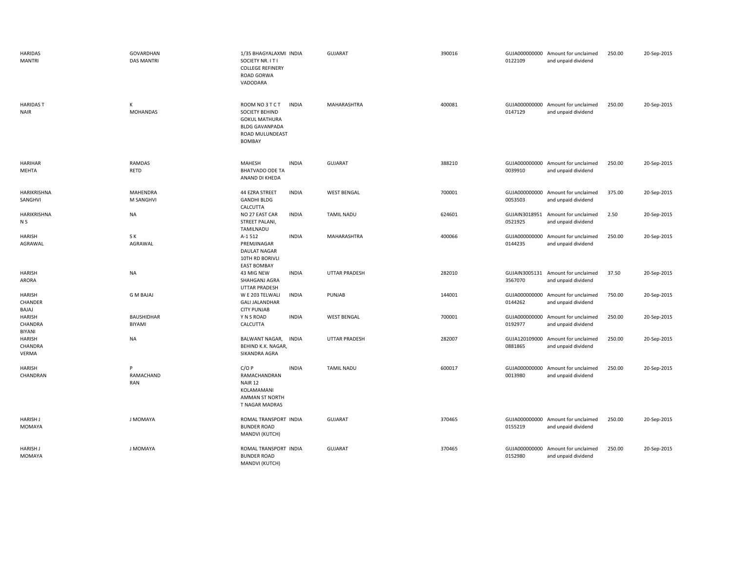| | | | | | | | | | |
|---|---|---|---|---|---|---|---|---|---|
| HARIDAS MANTRI | GOVARDHAN DAS MANTRI | 1/35 BHAGYALAXMI SOCIETY NR. I T I COLLEGE REFINERY ROAD GORWA VADODARA | INDIA | GUJARAT | 390016 | GUJA000000000 0122109 | Amount for unclaimed and unpaid dividend | 250.00 | 20-Sep-2015 |
| HARIDAS T NAIR | K MOHANDAS | ROOM NO 3 T C T SOCIETY BEHIND GOKUL MATHURA BLDG GAVANPADA ROAD MULUNDEAST BOMBAY | INDIA | MAHARASHTRA | 400081 | GUJA000000000 0147129 | Amount for unclaimed and unpaid dividend | 250.00 | 20-Sep-2015 |
| HARIHAR MEHTA | RAMDAS RETD | MAHESH BHATVADO ODE TA ANAND DI KHEDA | INDIA | GUJARAT | 388210 | GUJA000000000 0039910 | Amount for unclaimed and unpaid dividend | 250.00 | 20-Sep-2015 |
| HARIKRISHNA SANGHVI | MAHENDRA M SANGHVI | 44 EZRA STREET GANDHI BLDG CALCUTTA | INDIA | WEST BENGAL | 700001 | GUJA000000000 0053503 | Amount for unclaimed and unpaid dividend | 375.00 | 20-Sep-2015 |
| HARIKRISHNA N S | NA | NO 27 EAST CAR STREET PALANI, TAMILNADU | INDIA | TAMIL NADU | 624601 | GUJAIN3018951 0521925 | Amount for unclaimed and unpaid dividend | 2.50 | 20-Sep-2015 |
| HARISH AGRAWAL | S K AGRAWAL | A-1 512 PREMJINAGAR DAULAT NAGAR 10TH RD BORIVLI EAST BOMBAY | INDIA | MAHARASHTRA | 400066 | GUJA000000000 0144235 | Amount for unclaimed and unpaid dividend | 250.00 | 20-Sep-2015 |
| HARISH ARORA | NA | 43 MIG NEW SHAHGANJ AGRA UTTAR PRADESH | INDIA | UTTAR PRADESH | 282010 | GUJAIN3005131 3567070 | Amount for unclaimed and unpaid dividend | 37.50 | 20-Sep-2015 |
| HARISH CHANDER BAJAJ | G M BAJAJ | W E 203 TELWALI GALI JALANDHAR CITY PUNJAB | INDIA | PUNJAB | 144001 | GUJA000000000 0144262 | Amount for unclaimed and unpaid dividend | 750.00 | 20-Sep-2015 |
| HARISH CHANDRA BIYANI | BAUSHIDHAR BIYAMI | Y N S ROAD CALCUTTA | INDIA | WEST BENGAL | 700001 | GUJA000000000 0192977 | Amount for unclaimed and unpaid dividend | 250.00 | 20-Sep-2015 |
| HARISH CHANDRA VERMA | NA | BALWANT NAGAR, BEHIND K.K. NAGAR, SIKANDRA AGRA | INDIA | UTTAR PRADESH | 282007 | GUJA120109000 0881865 | Amount for unclaimed and unpaid dividend | 250.00 | 20-Sep-2015 |
| HARISH CHANDRAN | P RAMACHAND RAN | C/O P RAMACHANDRAN NAIR 12 KOLAMAMANI AMMAN ST NORTH T NAGAR MADRAS | INDIA | TAMIL NADU | 600017 | GUJA000000000 0013980 | Amount for unclaimed and unpaid dividend | 250.00 | 20-Sep-2015 |
| HARISH J MOMAYA | J MOMAYA | ROMAL TRANSPORT BUNDER ROAD MANDVI (KUTCH) | INDIA | GUJARAT | 370465 | GUJA000000000 0155219 | Amount for unclaimed and unpaid dividend | 250.00 | 20-Sep-2015 |
| HARISH J MOMAYA | J MOMAYA | ROMAL TRANSPORT BUNDER ROAD MANDVI (KUTCH) | INDIA | GUJARAT | 370465 | GUJA000000000 0152980 | Amount for unclaimed and unpaid dividend | 250.00 | 20-Sep-2015 |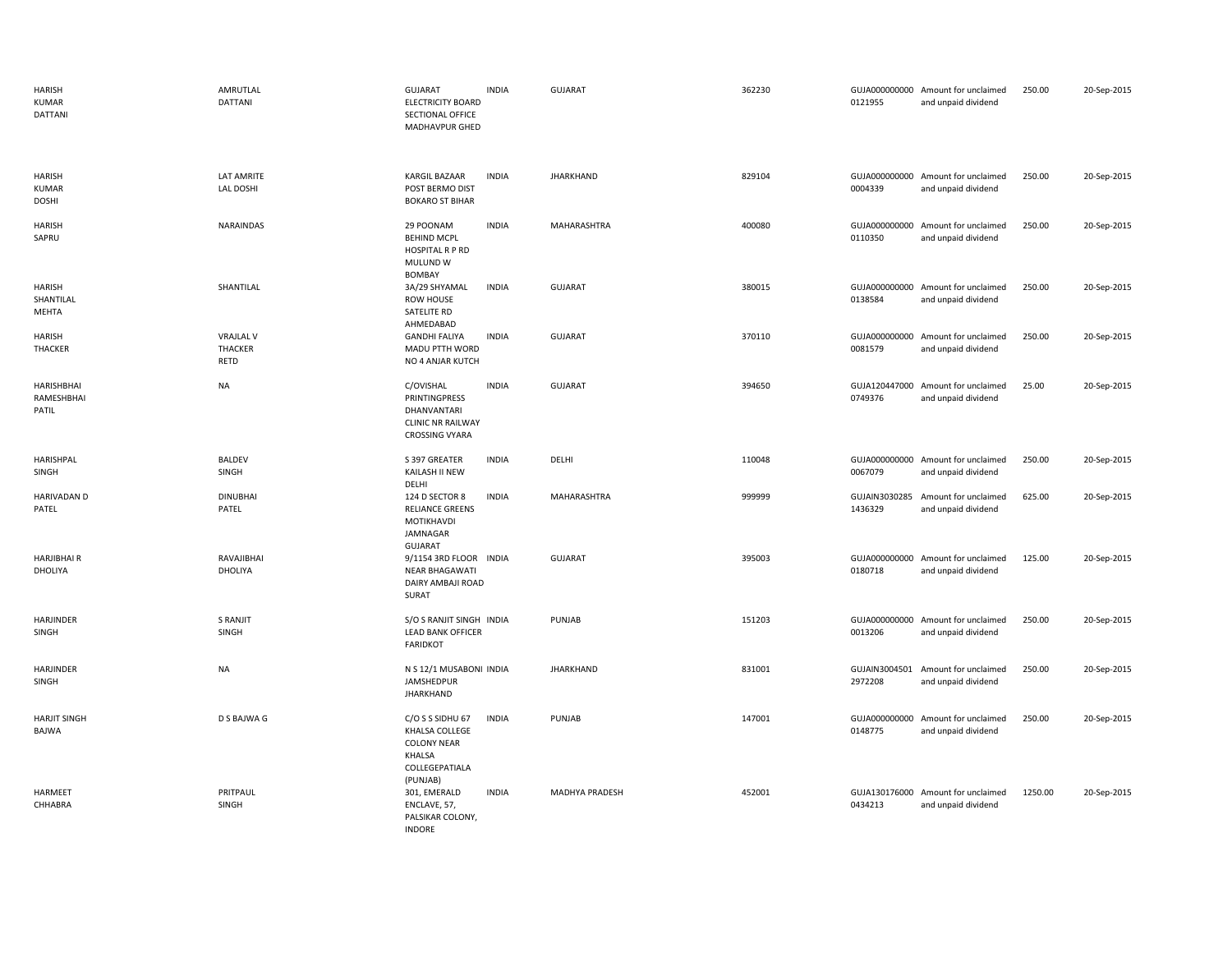| | | | | | | | | | |
|---|---|---|---|---|---|---|---|---|---|
| HARISH KUMAR DATTANI | AMRUTLAL DATTANI | GUJARAT ELECTRICITY BOARD SECTIONAL OFFICE MADHAVPUR GHED | INDIA | GUJARAT | 362230 | GUJA000000000 0121955 | Amount for unclaimed and unpaid dividend | 250.00 | 20-Sep-2015 |
| HARISH KUMAR DOSHI | LAT AMRITE LAL DOSHI | KARGIL BAZAAR POST BERMO DIST BOKARO ST BIHAR | INDIA | JHARKHAND | 829104 | GUJA000000000 0004339 | Amount for unclaimed and unpaid dividend | 250.00 | 20-Sep-2015 |
| HARISH SAPRU | NARAINDAS | 29 POONAM BEHIND MCPL HOSPITAL R P RD MULUND W BOMBAY | INDIA | MAHARASHTRA | 400080 | GUJA000000000 0110350 | Amount for unclaimed and unpaid dividend | 250.00 | 20-Sep-2015 |
| HARISH SHANTILAL MEHTA | SHANTILAL | 3A/29 SHYAMAL ROW HOUSE SATELITE RD AHMEDABAD | INDIA | GUJARAT | 380015 | GUJA000000000 0138584 | Amount for unclaimed and unpaid dividend | 250.00 | 20-Sep-2015 |
| HARISH THACKER | VRAJLAL V THACKER RETD | GANDHI FALIYA MADU PTTH WORD NO 4 ANJAR KUTCH | INDIA | GUJARAT | 370110 | GUJA000000000 0081579 | Amount for unclaimed and unpaid dividend | 250.00 | 20-Sep-2015 |
| HARISHBHAI RAMESHBHAI PATIL | NA | C/OVISHAL PRINTINGPRESS DHANVANTARI CLINIC NR RAILWAY CROSSING VYARA | INDIA | GUJARAT | 394650 | GUJA120447000 0749376 | Amount for unclaimed and unpaid dividend | 25.00 | 20-Sep-2015 |
| HARISHPAL SINGH | BALDEV SINGH | S 397 GREATER KAILASH II NEW DELHI | INDIA | DELHI | 110048 | GUJA000000000 0067079 | Amount for unclaimed and unpaid dividend | 250.00 | 20-Sep-2015 |
| HARIVADAN D PATEL | DINUBHAI PATEL | 124 D SECTOR 8 RELIANCE GREENS MOTIKHAVDI JAMNAGAR GUJARAT | INDIA | MAHARASHTRA | 999999 | GUJAIN3030285 1436329 | Amount for unclaimed and unpaid dividend | 625.00 | 20-Sep-2015 |
| HARJIBHAI R DHOLIYA | RAVAJIBHAI DHOLIYA | 9/1154 3RD FLOOR NEAR BHAGAWATI DAIRY AMBAJI ROAD SURAT | INDIA | GUJARAT | 395003 | GUJA000000000 0180718 | Amount for unclaimed and unpaid dividend | 125.00 | 20-Sep-2015 |
| HARJINDER SINGH | S RANJIT SINGH | S/O S RANJIT SINGH LEAD BANK OFFICER FARIDKOT | INDIA | PUNJAB | 151203 | GUJA000000000 0013206 | Amount for unclaimed and unpaid dividend | 250.00 | 20-Sep-2015 |
| HARJINDER SINGH | NA | N S 12/1 MUSABONI JAMSHEDPUR JHARKHAND | INDIA | JHARKHAND | 831001 | GUJAIN3004501 2972208 | Amount for unclaimed and unpaid dividend | 250.00 | 20-Sep-2015 |
| HARJIT SINGH BAJWA | D S BAJWA G | C/O S S SIDHU 67 KHALSA COLLEGE COLONY NEAR KHALSA COLLEGEPATIALA (PUNJAB) | INDIA | PUNJAB | 147001 | GUJA000000000 0148775 | Amount for unclaimed and unpaid dividend | 250.00 | 20-Sep-2015 |
| HARMEET CHHABRA | PRITPAUL SINGH | 301, EMERALD ENCLAVE, 57, PALSIKAR COLONY, INDORE | INDIA | MADHYA PRADESH | 452001 | GUJA130176000 0434213 | Amount for unclaimed and unpaid dividend | 1250.00 | 20-Sep-2015 |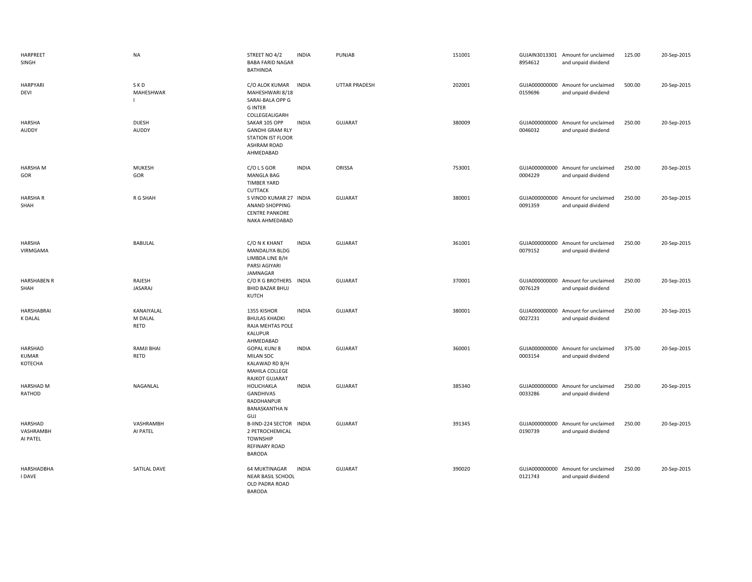| | | | | | | | | | |
|---|---|---|---|---|---|---|---|---|---|
| HARPREET SINGH | NA | STREET NO 4/2 BABA FARID NAGAR BATHINDA | INDIA | PUNJAB | 151001 | GUJAIN3013301 8954612 | Amount for unclaimed and unpaid dividend | 125.00 | 20-Sep-2015 |
| HARPYARI DEVI | S K D MAHESHWAR I | C/O ALOK KUMAR MAHESHWARI 8/18 SARAI-BALA OPP G G INTER COLLEGEALIGARH | INDIA | UTTAR PRADESH | 202001 | GUJA000000000 0159696 | Amount for unclaimed and unpaid dividend | 500.00 | 20-Sep-2015 |
| HARSHA AUDDY | DIJESH AUDDY | SAKAR 105 OPP GANDHI GRAM RLY STATION IST FLOOR ASHRAM ROAD AHMEDABAD | INDIA | GUJARAT | 380009 | GUJA000000000 0046032 | Amount for unclaimed and unpaid dividend | 250.00 | 20-Sep-2015 |
| HARSHA M GOR | MUKESH GOR | C/O L S GOR MANGLA BAG TIMBER YARD CUTTACK | INDIA | ORISSA | 753001 | GUJA000000000 0004229 | Amount for unclaimed and unpaid dividend | 250.00 | 20-Sep-2015 |
| HARSHA R SHAH | R G SHAH | S VINOD KUMAR 27 ANAND SHOPPING CENTRE PANKORE NAKA AHMEDABAD | INDIA | GUJARAT | 380001 | GUJA000000000 0091359 | Amount for unclaimed and unpaid dividend | 250.00 | 20-Sep-2015 |
| HARSHA VIRMGAMA | BABULAL | C/O N K KHANT MANDALIYA BLDG LIMBDA LINE B/H PARSI AGIYARI JAMNAGAR | INDIA | GUJARAT | 361001 | GUJA000000000 0079152 | Amount for unclaimed and unpaid dividend | 250.00 | 20-Sep-2015 |
| HARSHABEN R SHAH | RAJESH JASARAJ | C/O R G BROTHERS BHID BAZAR BHUJ KUTCH | INDIA | GUJARAT | 370001 | GUJA000000000 0076129 | Amount for unclaimed and unpaid dividend | 250.00 | 20-Sep-2015 |
| HARSHABRAI K DALAL | KANAIYALAL M DALAL RETD | 1355 KISHOR BHULAS KHADKI RAJA MEHTAS POLE KALUPUR AHMEDABAD | INDIA | GUJARAT | 380001 | GUJA000000000 0027231 | Amount for unclaimed and unpaid dividend | 250.00 | 20-Sep-2015 |
| HARSHAD KUMAR KOTECHA | RAMJI BHAI RETD | GOPAL KUNJ 8 MILAN SOC KALAWAD RD B/H MAHILA COLLEGE RAJKOT GUJARAT | INDIA | GUJARAT | 360001 | GUJA000000000 0003154 | Amount for unclaimed and unpaid dividend | 375.00 | 20-Sep-2015 |
| HARSHAD M RATHOD | NAGANLAL | HOLICHAKLA GANDHIVAS RADDHANPUR BANASKANTHA N GUJ | INDIA | GUJARAT | 385340 | GUJA000000000 0033286 | Amount for unclaimed and unpaid dividend | 250.00 | 20-Sep-2015 |
| HARSHAD VASHRAMBH AI PATEL | VASHRAMBH AI PATEL | B-IIND-224 SECTOR 2 PETROCHEMICAL TOWNSHIP REFINARY ROAD BARODA | INDIA | GUJARAT | 391345 | GUJA000000000 0190739 | Amount for unclaimed and unpaid dividend | 250.00 | 20-Sep-2015 |
| HARSHADBHA I DAVE | SATILAL DAVE | 64 MUKTINAGAR NEAR BASIL SCHOOL OLD PADRA ROAD BARODA | INDIA | GUJARAT | 390020 | GUJA000000000 0121743 | Amount for unclaimed and unpaid dividend | 250.00 | 20-Sep-2015 |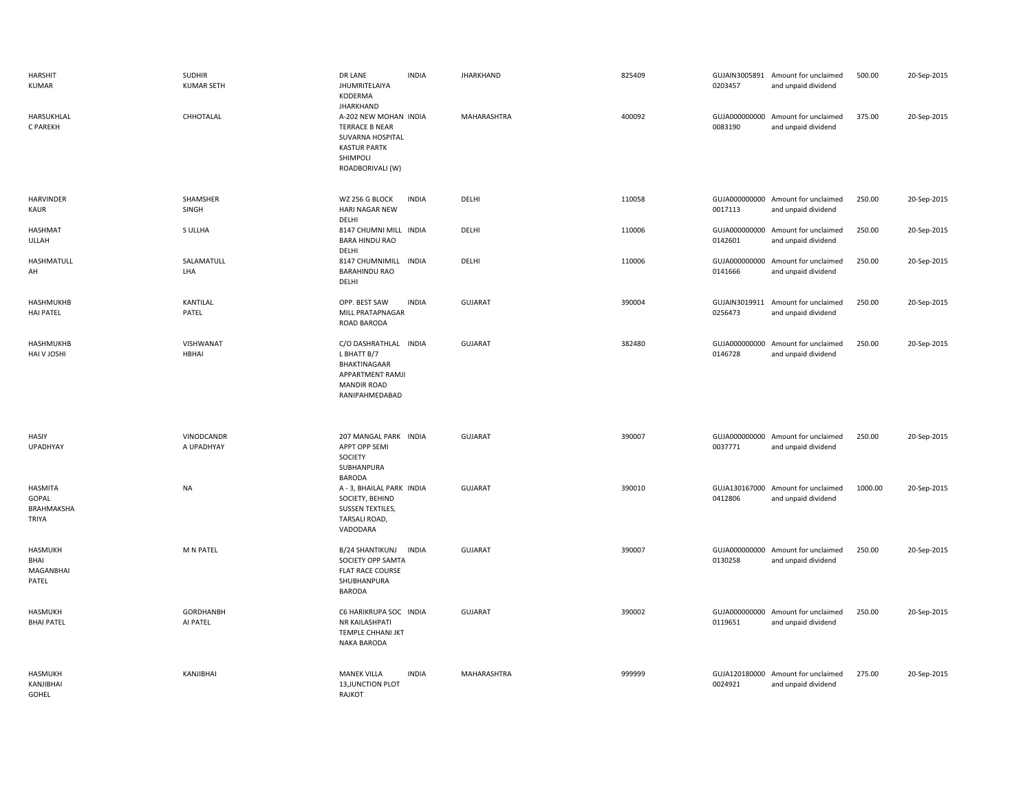| | | | | | | | | | |
|---|---|---|---|---|---|---|---|---|---|
| HARSHIT KUMAR | SUDHIR KUMAR SETH | DR LANE JHUMRITELAIYA KODERMA JHARKHAND | INDIA | JHARKHAND | 825409 | GUJAIN3005891 0203457 | Amount for unclaimed and unpaid dividend | 500.00 | 20-Sep-2015 |
| HARSUKHLAL C PAREKH | CHHOTALAL | A-202 NEW MOHAN TERRACE B NEAR SUVARNA HOSPITAL KASTUR PARTK SHIMPOLI ROADBORIVALI (W) | INDIA | MAHARASHTRA | 400092 | GUJA000000000 0083190 | Amount for unclaimed and unpaid dividend | 375.00 | 20-Sep-2015 |
| HARVINDER KAUR | SHAMSHER SINGH | WZ 256 G BLOCK HARI NAGAR NEW DELHI | INDIA | DELHI | 110058 | GUJA000000000 0017113 | Amount for unclaimed and unpaid dividend | 250.00 | 20-Sep-2015 |
| HASHMAT ULLAH | S ULLHA | 8147 CHUMNI MILL BARA HINDU RAO DELHI | INDIA | DELHI | 110006 | GUJA000000000 0142601 | Amount for unclaimed and unpaid dividend | 250.00 | 20-Sep-2015 |
| HASHMATULL AH | SALAMATULL LHA | 8147 CHUMNIMILL BARAHINDU RAO DELHI | INDIA | DELHI | 110006 | GUJA000000000 0141666 | Amount for unclaimed and unpaid dividend | 250.00 | 20-Sep-2015 |
| HASHMUKHB HAI PATEL | KANTILAL PATEL | OPP. BEST SAW MILL PRATAPNAGAR ROAD BARODA | INDIA | GUJARAT | 390004 | GUJAIN3019911 0256473 | Amount for unclaimed and unpaid dividend | 250.00 | 20-Sep-2015 |
| HASHMUKHB HAI V JOSHI | VISHWANAT HBHAI | C/O DASHRATHLAL L BHATT B/7 BHAKTINAGAAR APPARTMENT RAMJI MANDIR ROAD RANIPAHMEDABAD | INDIA | GUJARAT | 382480 | GUJA000000000 0146728 | Amount for unclaimed and unpaid dividend | 250.00 | 20-Sep-2015 |
| HASIY UPADHYAY | VINODCANDR A UPADHYAY | 207 MANGAL PARK APPT OPP SEMI SOCIETY SUBHANPURA BARODA | INDIA | GUJARAT | 390007 | GUJA000000000 0037771 | Amount for unclaimed and unpaid dividend | 250.00 | 20-Sep-2015 |
| HASMITA GOPAL BRAHMAKSHA TRIYA | NA | A - 3, BHAILAL PARK SOCIETY, BEHIND SUSSEN TEXTILES, TARSALI ROAD, VADODARA | INDIA | GUJARAT | 390010 | GUJA130167000 0412806 | Amount for unclaimed and unpaid dividend | 1000.00 | 20-Sep-2015 |
| HASMUKH BHAI MAGANBHAI PATEL | M N PATEL | B/24 SHANTIKUNJ SOCIETY OPP SAMTA FLAT RACE COURSE SHUBHANPURA BARODA | INDIA | GUJARAT | 390007 | GUJA000000000 0130258 | Amount for unclaimed and unpaid dividend | 250.00 | 20-Sep-2015 |
| HASMUKH BHAI PATEL | GORDHANBH AI PATEL | C6 HARIKRUPA SOC NR KAILASHPATI TEMPLE CHHANI JKT NAKA BARODA | INDIA | GUJARAT | 390002 | GUJA000000000 0119651 | Amount for unclaimed and unpaid dividend | 250.00 | 20-Sep-2015 |
| HASMUKH KANJIBHAI GOHEL | KANJIBHAI | MANEK VILLA 13,JUNCTION PLOT RAJKOT | INDIA | MAHARASHTRA | 999999 | GUJA120180000 0024921 | Amount for unclaimed and unpaid dividend | 275.00 | 20-Sep-2015 |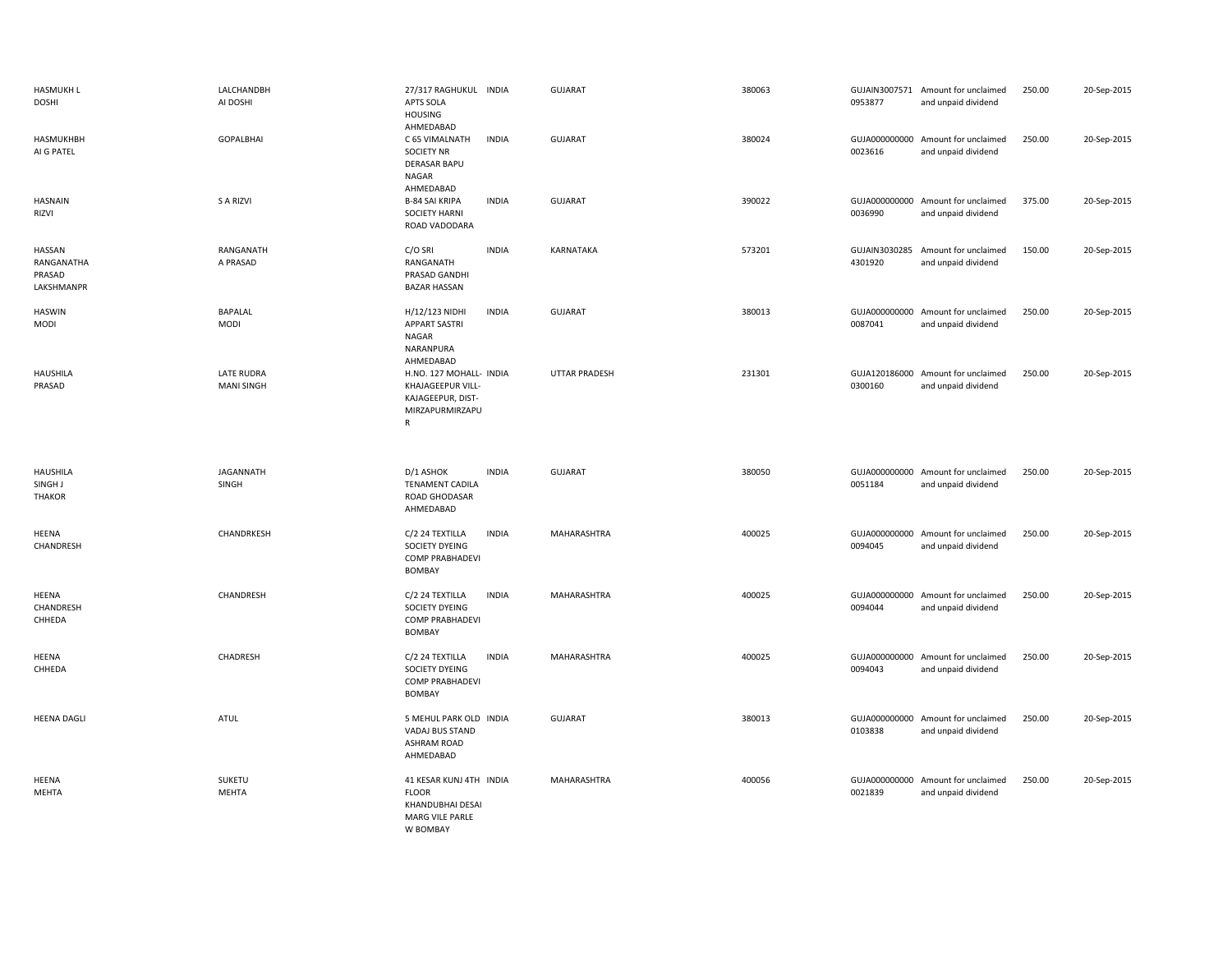| | | | | | | | | | |
|---|---|---|---|---|---|---|---|---|---|
| HASMUKH L DOSHI | LALCHANDBHAI DOSHI | 27/317 RAGHUKUL APTS SOLA HOUSING AHMEDABAD | INDIA | GUJARAT | 380063 | GUJAIN30075710953877 | Amount for unclaimed and unpaid dividend | 250.00 | 20-Sep-2015 |
| HASMUKHBHAI G PATEL | GOPALBHAI | C 65 VIMALNATH SOCIETY NR DERASAR BAPU NAGAR AHMEDABAD | INDIA | GUJARAT | 380024 | GUJA0000000000023616 | Amount for unclaimed and unpaid dividend | 250.00 | 20-Sep-2015 |
| HASNAIN RIZVI | S A RIZVI | B-84 SAI KRIPA SOCIETY HARNI ROAD VODADARA | INDIA | GUJARAT | 390022 | GUJA0000000000036990 | Amount for unclaimed and unpaid dividend | 375.00 | 20-Sep-2015 |
| HASSAN RANGANATHA PRASAD LAKSHMANPR | RANGANATH A PRASAD | C/O SRI RANGANATH PRASAD GANDHI BAZAR HASSAN | INDIA | KARNATAKA | 573201 | GUJAIN30302854301920 | Amount for unclaimed and unpaid dividend | 150.00 | 20-Sep-2015 |
| HASWIN MODI | BAPALAL MODI | H/12/123 NIDHI APPART SASTRI NAGAR NARANPURA AHMEDABAD | INDIA | GUJARAT | 380013 | GUJA0000000000087041 | Amount for unclaimed and unpaid dividend | 250.00 | 20-Sep-2015 |
| HAUSHILA PRASAD | LATE RUDRA MANI SINGH | H.NO. 127 MOHALL-KHAJAGEEPUR VILL-KAJAGEEPUR, DIST-MIRZAPURMIRZAPUR | INDIA | UTTAR PRADESH | 231301 | GUJA1201860000300160 | Amount for unclaimed and unpaid dividend | 250.00 | 20-Sep-2015 |
| HAUSHILA SINGH J THAKOR | JAGANNATH SINGH | D/1 ASHOK TENAMENT CADILA ROAD GHODASAR AHMEDABAD | INDIA | GUJARAT | 380050 | GUJA0000000000051184 | Amount for unclaimed and unpaid dividend | 250.00 | 20-Sep-2015 |
| HEENA CHANDRESH | CHANDRKESH | C/2 24 TEXTILLA SOCIETY DYEING COMP PRABHADEVI BOMBAY | INDIA | MAHARASHTRA | 400025 | GUJA0000000000094045 | Amount for unclaimed and unpaid dividend | 250.00 | 20-Sep-2015 |
| HEENA CHANDRESH CHHEDA | CHANDRESH | C/2 24 TEXTILLA SOCIETY DYEING COMP PRABHADEVI BOMBAY | INDIA | MAHARASHTRA | 400025 | GUJA0000000000094044 | Amount for unclaimed and unpaid dividend | 250.00 | 20-Sep-2015 |
| HEENA CHHEDA | CHADRESH | C/2 24 TEXTILLA SOCIETY DYEING COMP PRABHADEVI BOMBAY | INDIA | MAHARASHTRA | 400025 | GUJA0000000000094043 | Amount for unclaimed and unpaid dividend | 250.00 | 20-Sep-2015 |
| HEENA DAGLI | ATUL | 5 MEHUL PARK OLD VADAJ BUS STAND ASHRAM ROAD AHMEDABAD | INDIA | GUJARAT | 380013 | GUJA0000000000103838 | Amount for unclaimed and unpaid dividend | 250.00 | 20-Sep-2015 |
| HEENA MEHTA | SUKETU MEHTA | 41 KESAR KUNJ 4TH FLOOR KHANDUBHAI DESAI MARG VILE PARLE W BOMBAY | INDIA | MAHARASHTRA | 400056 | GUJA0000000000021839 | Amount for unclaimed and unpaid dividend | 250.00 | 20-Sep-2015 |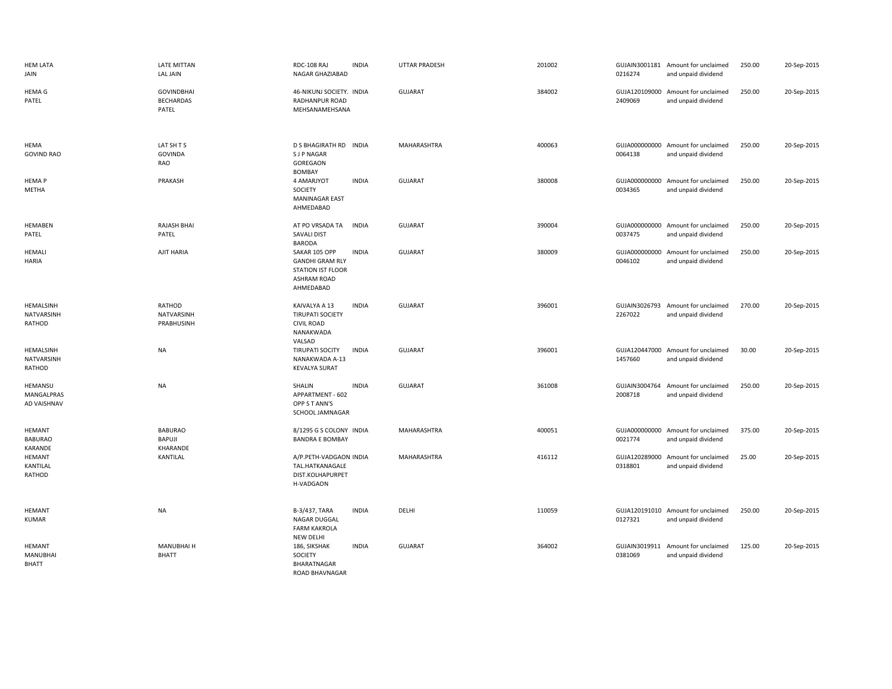| | | | | | | | | | |
|---|---|---|---|---|---|---|---|---|---|
| HEM LATA JAIN | LATE MITTAN LAL JAIN | RDC-108 RAJ NAGAR GHAZIABAD | INDIA | UTTAR PRADESH | 201002 | GUJAIN3001181 0216274 | Amount for unclaimed and unpaid dividend | 250.00 | 20-Sep-2015 |
| HEMA G PATEL | GOVINDBHAI BECHARDAS PATEL | 46-NIKUNJ SOCIETY. RADHANPUR ROAD MEHSANAMEHSANA | INDIA | GUJARAT | 384002 | GUJA120109000 2409069 | Amount for unclaimed and unpaid dividend | 250.00 | 20-Sep-2015 |
| HEMA GOVIND RAO | LAT SH T S GOVINDA RAO | D S BHAGIRATH RD S J P NAGAR GOREGAON BOMBAY | INDIA | MAHARASHTRA | 400063 | GUJA000000000 0064138 | Amount for unclaimed and unpaid dividend | 250.00 | 20-Sep-2015 |
| HEMA P METHA | PRAKASH | 4 AMARJYOT SOCIETY MANINAGAR EAST AHMEDABAD | INDIA | GUJARAT | 380008 | GUJA000000000 0034365 | Amount for unclaimed and unpaid dividend | 250.00 | 20-Sep-2015 |
| HEMABEN PATEL | RAJASH BHAI PATEL | AT PO VRSADA TA SAVALI DIST BARODA | INDIA | GUJARAT | 390004 | GUJA000000000 0037475 | Amount for unclaimed and unpaid dividend | 250.00 | 20-Sep-2015 |
| HEMALI HARIA | AJIT HARIA | SAKAR 105 OPP GANDHI GRAM RLY STATION IST FLOOR ASHRAM ROAD AHMEDABAD | INDIA | GUJARAT | 380009 | GUJA000000000 0046102 | Amount for unclaimed and unpaid dividend | 250.00 | 20-Sep-2015 |
| HEMALSINH NATVARSINH RATHOD | RATHOD NATVARSINH PRABHUSINH | KAIVALYA A 13 TIRUPATI SOCIETY CIVIL ROAD NANAKWADA VALSAD | INDIA | GUJARAT | 396001 | GUJAIN3026793 2267022 | Amount for unclaimed and unpaid dividend | 270.00 | 20-Sep-2015 |
| HEMALSINH NATVARSINH RATHOD | NA | TIRUPATI SOCITY NANAKWADA A-13 KEVALYA SURAT | INDIA | GUJARAT | 396001 | GUJA120447000 1457660 | Amount for unclaimed and unpaid dividend | 30.00 | 20-Sep-2015 |
| HEMANSU MANGALPRAS AD VAISHNAV | NA | SHALIN APPARTMENT - 602 OPP S T ANN'S SCHOOL JAMNAGAR | INDIA | GUJARAT | 361008 | GUJAIN3004764 2008718 | Amount for unclaimed and unpaid dividend | 250.00 | 20-Sep-2015 |
| HEMANT BABURAO KARANDE | BABURAO BAPUJI KHARANDE | 8/1295 G S COLONY BANDRA E BOMBAY | INDIA | MAHARASHTRA | 400051 | GUJA000000000 0021774 | Amount for unclaimed and unpaid dividend | 375.00 | 20-Sep-2015 |
| HEMANT KANTILAL RATHOD | KANTILAL | A/P.PETH-VADGAON TAL.HATKANAGALE DIST.KOLHAPURPET H-VADGAON | INDIA | MAHARASHTRA | 416112 | GUJA120289000 0318801 | Amount for unclaimed and unpaid dividend | 25.00 | 20-Sep-2015 |
| HEMANT KUMAR | NA | B-3/437, TARA NAGAR DUGGAL FARM KAKROLA NEW DELHI | INDIA | DELHI | 110059 | GUJA120191010 0127321 | Amount for unclaimed and unpaid dividend | 250.00 | 20-Sep-2015 |
| HEMANT MANUBHAI BHATT | MANUBHAI H BHATT | 186, SIKSHAK SOCIETY BHARATNAGAR ROAD BHAVNAGAR | INDIA | GUJARAT | 364002 | GUJAIN3019911 0381069 | Amount for unclaimed and unpaid dividend | 125.00 | 20-Sep-2015 |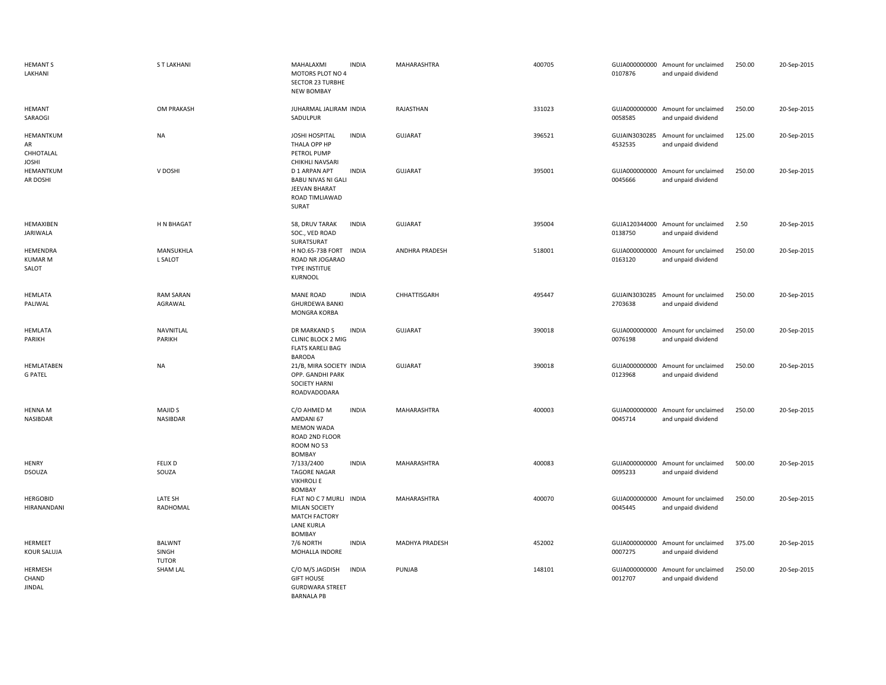| | | | | | | | | | |
|---|---|---|---|---|---|---|---|---|---|
| HEMANT S LAKHANI | S T LAKHANI | MAHALAXMI MOTORS PLOT NO 4 SECTOR 23 TURBHE NEW BOMBAY | INDIA | MAHARASHTRA | 400705 | GUJA000000000 0107876 | Amount for unclaimed and unpaid dividend | 250.00 | 20-Sep-2015 |
| HEMANT SARAOGI | OM PRAKASH | JUHARMAL JALIRAM SADULPUR | INDIA | RAJASTHAN | 331023 | GUJA000000000 0058585 | Amount for unclaimed and unpaid dividend | 250.00 | 20-Sep-2015 |
| HEMANTKUM AR CHHOTALAL JOSHI | NA | JOSHI HOSPITAL THALA OPP HP PETROL PUMP CHIKHLI NAVSARI | INDIA | GUJARAT | 396521 | GUJAIN3030285 4532535 | Amount for unclaimed and unpaid dividend | 125.00 | 20-Sep-2015 |
| HEMANTKUM AR DOSHI | V DOSHI | D 1 ARPAN APT BABU NIVAS NI GALI JEEVAN BHARAT ROAD TIMLIAWAD SURAT | INDIA | GUJARAT | 395001 | GUJA000000000 0045666 | Amount for unclaimed and unpaid dividend | 250.00 | 20-Sep-2015 |
| HEMAXIBEN JARIWALA | H N BHAGAT | 58, DRUV TARAK SOC., VED ROAD SURATSURAT | INDIA | GUJARAT | 395004 | GUJA120344000 0138750 | Amount for unclaimed and unpaid dividend | 2.50 | 20-Sep-2015 |
| HEMENDRA KUMAR M SALOT | MANSUKHLA L SALOT | H NO.65-73B FORT ROAD NR JOGARAO TYPE INSTITUE KURNOOL | INDIA | ANDHRA PRADESH | 518001 | GUJA000000000 0163120 | Amount for unclaimed and unpaid dividend | 250.00 | 20-Sep-2015 |
| HEMLATA PALIWAL | RAM SARAN AGRAWAL | MANE ROAD GHURDEWA BANKI MONGRA KORBA | INDIA | CHHATTISGARH | 495447 | GUJAIN3030285 2703638 | Amount for unclaimed and unpaid dividend | 250.00 | 20-Sep-2015 |
| HEMLATA PARIKH | NAVNITLAL PARIKH | DR MARKAND S CLINIC BLOCK 2 MIG FLATS KARELI BAG BARODA | INDIA | GUJARAT | 390018 | GUJA000000000 0076198 | Amount for unclaimed and unpaid dividend | 250.00 | 20-Sep-2015 |
| HEMLATABEN G PATEL | NA | 21/B, MIRA SOCIETY OPP. GANDHI PARK SOCIETY HARNI ROADVADODARA | INDIA | GUJARAT | 390018 | GUJA000000000 0123968 | Amount for unclaimed and unpaid dividend | 250.00 | 20-Sep-2015 |
| HENNA M NASIBDAR | MAJID S NASIBDAR | C/O AHMED M AMDANI 67 MEMON WADA ROAD 2ND FLOOR ROOM NO 53 BOMBAY | INDIA | MAHARASHTRA | 400003 | GUJA000000000 0045714 | Amount for unclaimed and unpaid dividend | 250.00 | 20-Sep-2015 |
| HENRY DSOUZA | FELIX D SOUZA | 7/133/2400 TAGORE NAGAR VIKHROLI E BOMBAY | INDIA | MAHARASHTRA | 400083 | GUJA000000000 0095233 | Amount for unclaimed and unpaid dividend | 500.00 | 20-Sep-2015 |
| HERGOBID HIRANANDANI | LATE SH RADHOMAL | FLAT NO C 7 MURLI MILAN SOCIETY MATCH FACTORY LANE KURLA BOMBAY | INDIA | MAHARASHTRA | 400070 | GUJA000000000 0045445 | Amount for unclaimed and unpaid dividend | 250.00 | 20-Sep-2015 |
| HERMEET KOUR SALUJA | BALWNT SINGH TUTOR | 7/6 NORTH MOHALLA INDORE | INDIA | MADHYA PRADESH | 452002 | GUJA000000000 0007275 | Amount for unclaimed and unpaid dividend | 375.00 | 20-Sep-2015 |
| HERMESH CHAND JINDAL | SHAM LAL | C/O M/S JAGDISH GIFT HOUSE GURDWARA STREET BARNALA PB | INDIA | PUNJAB | 148101 | GUJA000000000 0012707 | Amount for unclaimed and unpaid dividend | 250.00 | 20-Sep-2015 |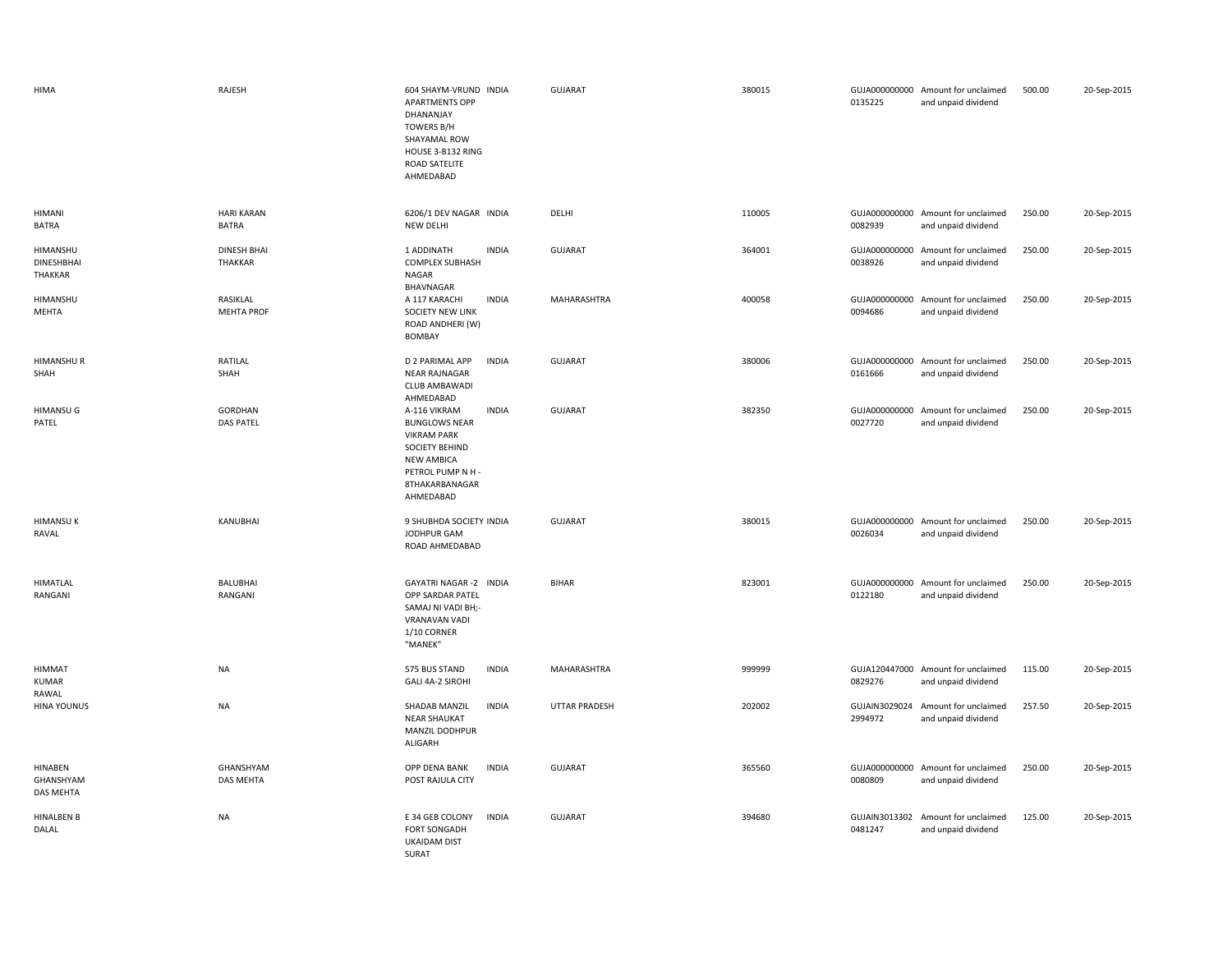| | | | | | | | | | |
|---|---|---|---|---|---|---|---|---|---|
| HIMA | RAJESH | 604 SHAYM-VRUND APARTMENTS OPP DHANANJAY TOWERS B/H SHAYAMAL ROW HOUSE 3-B132 RING ROAD SATELITE AHMEDABAD | INDIA | GUJARAT | 380015 | GUJA000000000 0135225 | Amount for unclaimed and unpaid dividend | 500.00 | 20-Sep-2015 |
| HIMANI BATRA | HARI KARAN BATRA | 6206/1 DEV NAGAR NEW DELHI | INDIA | DELHI | 110005 | GUJA000000000 0082939 | Amount for unclaimed and unpaid dividend | 250.00 | 20-Sep-2015 |
| HIMANSHU DINESHBHAI THAKKAR | DINESH BHAI THAKKAR | 1 ADDINATH COMPLEX SUBHASH NAGAR BHAVNAGAR | INDIA | GUJARAT | 364001 | GUJA000000000 0038926 | Amount for unclaimed and unpaid dividend | 250.00 | 20-Sep-2015 |
| HIMANSHU MEHTA | RASIKLAL MEHTA PROF | A 117 KARACHI SOCIETY NEW LINK ROAD ANDHERI (W) BOMBAY | INDIA | MAHARASHTRA | 400058 | GUJA000000000 0094686 | Amount for unclaimed and unpaid dividend | 250.00 | 20-Sep-2015 |
| HIMANSHU R SHAH | RATILAL SHAH | D 2 PARIMAL APP NEAR RAJNAGAR CLUB AMBAWADI AHMEDABAD | INDIA | GUJARAT | 380006 | GUJA000000000 0161666 | Amount for unclaimed and unpaid dividend | 250.00 | 20-Sep-2015 |
| HIMANSU G PATEL | GORDHAN DAS PATEL | A-116 VIKRAM BUNGLOWS NEAR VIKRAM PARK SOCIETY BEHIND NEW AMBICA PETROL PUMP N H - 8THAKARBANAGAR AHMEDABAD | INDIA | GUJARAT | 382350 | GUJA000000000 0027720 | Amount for unclaimed and unpaid dividend | 250.00 | 20-Sep-2015 |
| HIMANSU K RAVAL | KANUBHAI | 9 SHUBHDA SOCIETY JODHPUR GAM ROAD AHMEDABAD | INDIA | GUJARAT | 380015 | GUJA000000000 0026034 | Amount for unclaimed and unpaid dividend | 250.00 | 20-Sep-2015 |
| HIMATLAL RANGANI | BALUBHAI RANGANI | GAYATRI NAGAR -2 OPP SARDAR PATEL SAMAJ NI VADI BH;- VRANAVAN VADI 1/10 CORNER "MANEK" | INDIA | BIHAR | 823001 | GUJA000000000 0122180 | Amount for unclaimed and unpaid dividend | 250.00 | 20-Sep-2015 |
| HIMMAT KUMAR RAWAL | NA | 575 BUS STAND GALI 4A-2 SIROHI | INDIA | MAHARASHTRA | 999999 | GUJA120447000 0829276 | Amount for unclaimed and unpaid dividend | 115.00 | 20-Sep-2015 |
| HINA YOUNUS | NA | SHADAB MANZIL NEAR SHAUKAT MANZIL DODHPUR ALIGARH | INDIA | UTTAR PRADESH | 202002 | GUJAIN3029024 2994972 | Amount for unclaimed and unpaid dividend | 257.50 | 20-Sep-2015 |
| HINABEN GHANSHYAM DAS MEHTA | GHANSHYAM DAS MEHTA | OPP DENA BANK POST RAJULA CITY | INDIA | GUJARAT | 365560 | GUJA000000000 0080809 | Amount for unclaimed and unpaid dividend | 250.00 | 20-Sep-2015 |
| HINALBEN B DALAL | NA | E 34 GEB COLONY FORT SONGADH UKAIDAM DIST SURAT | INDIA | GUJARAT | 394680 | GUJAIN3013302 0481247 | Amount for unclaimed and unpaid dividend | 125.00 | 20-Sep-2015 |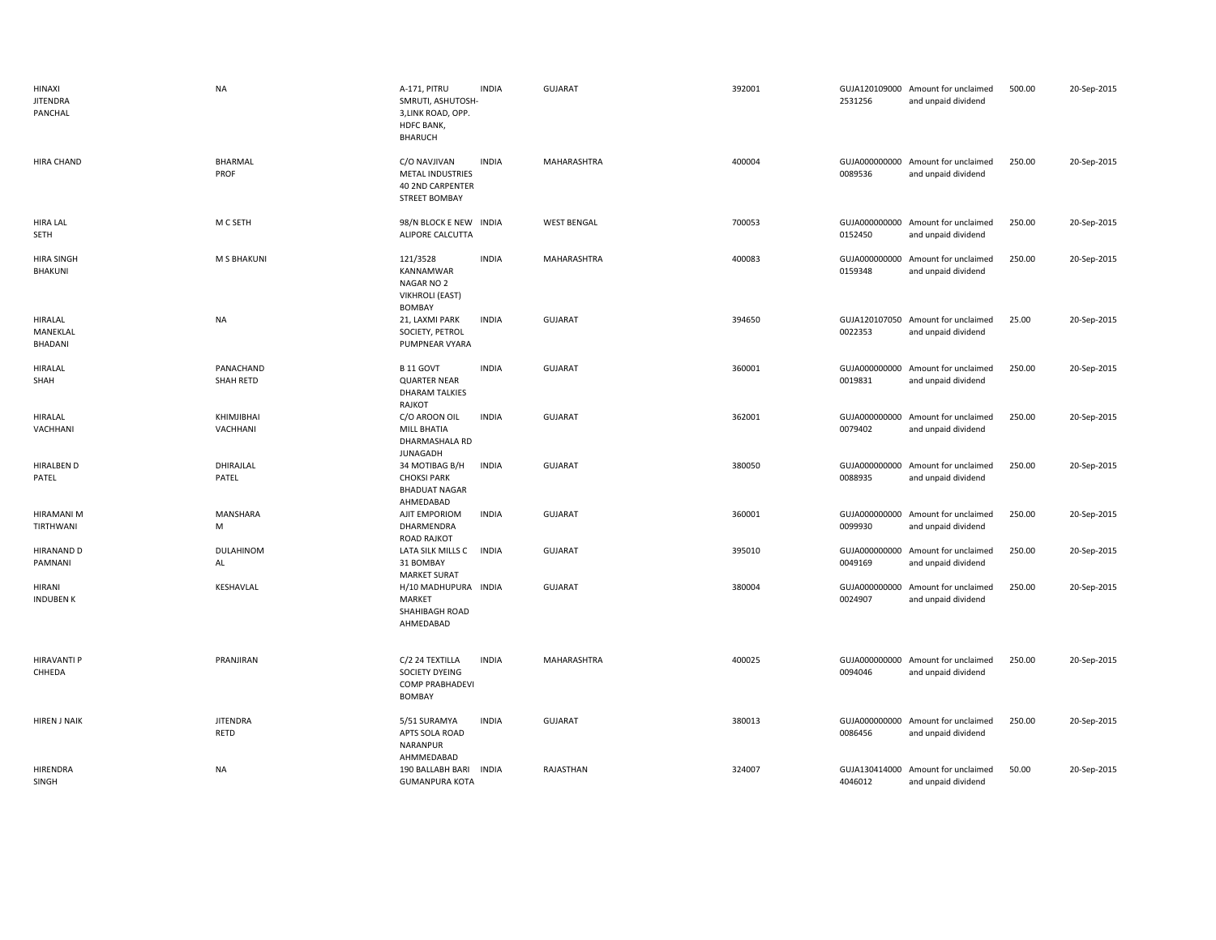| | | | | | | | | | |
|---|---|---|---|---|---|---|---|---|---|
| HINAXI JITENDRA PANCHAL | NA | A-171, PITRU SMRUTI, ASHUTOSH-3,LINK ROAD, OPP. HDFC BANK, BHARUCH | INDIA | GUJARAT | 392001 | GUJA120109000 2531256 | Amount for unclaimed and unpaid dividend | 500.00 | 20-Sep-2015 |
| HIRA CHAND | BHARMAL PROF | C/O NAVJIVAN METAL INDUSTRIES 40 2ND CARPENTER STREET BOMBAY | INDIA | MAHARASHTRA | 400004 | GUJA000000000 0089536 | Amount for unclaimed and unpaid dividend | 250.00 | 20-Sep-2015 |
| HIRA LAL SETH | M C SETH | 98/N BLOCK E NEW ALIPORE CALCUTTA | INDIA | WEST BENGAL | 700053 | GUJA000000000 0152450 | Amount for unclaimed and unpaid dividend | 250.00 | 20-Sep-2015 |
| HIRA SINGH BHAKUNI | M S BHAKUNI | 121/3528 KANNAMWAR NAGAR NO 2 VIKHROLI (EAST) BOMBAY | INDIA | MAHARASHTRA | 400083 | GUJA000000000 0159348 | Amount for unclaimed and unpaid dividend | 250.00 | 20-Sep-2015 |
| HIRALAL MANEKLAL BHADANI | NA | 21, LAXMI PARK SOCIETY, PETROL PUMPNEAR VYARA | INDIA | GUJARAT | 394650 | GUJA120107050 0022353 | Amount for unclaimed and unpaid dividend | 25.00 | 20-Sep-2015 |
| HIRALAL SHAH | PANACHAND SHAH RETD | B 11 GOVT QUARTER NEAR DHARAM TALKIES RAJKOT | INDIA | GUJARAT | 360001 | GUJA000000000 0019831 | Amount for unclaimed and unpaid dividend | 250.00 | 20-Sep-2015 |
| HIRALAL VACHHANI | KHIMJIBHAI VACHHANI | C/O AROON OIL MILL BHATIA DHARMASHALA RD JUNAGADH | INDIA | GUJARAT | 362001 | GUJA000000000 0079402 | Amount for unclaimed and unpaid dividend | 250.00 | 20-Sep-2015 |
| HIRALBEN D PATEL | DHIRAJLAL PATEL | 34 MOTIBAG B/H CHOKSI PARK BHADUAT NAGAR AHMEDABAD | INDIA | GUJARAT | 380050 | GUJA000000000 0088935 | Amount for unclaimed and unpaid dividend | 250.00 | 20-Sep-2015 |
| HIRAMANI M TIRTHWANI | MANSHARA M | AJIT EMPORIOM DHARMENDRA ROAD RAJKOT | INDIA | GUJARAT | 360001 | GUJA000000000 0099930 | Amount for unclaimed and unpaid dividend | 250.00 | 20-Sep-2015 |
| HIRANAND D PAMNANI | DULAHINOM AL | LATA SILK MILLS C 31 BOMBAY MARKET SURAT | INDIA | GUJARAT | 395010 | GUJA000000000 0049169 | Amount for unclaimed and unpaid dividend | 250.00 | 20-Sep-2015 |
| HIRANI INDUBEN K | KESHAVLAL | H/10 MADHUPURA MARKET SHAHIBAGH ROAD AHMEDABAD | INDIA | GUJARAT | 380004 | GUJA000000000 0024907 | Amount for unclaimed and unpaid dividend | 250.00 | 20-Sep-2015 |
| HIRAVANTI P CHHEDA | PRANJIRAN | C/2 24 TEXTILLA SOCIETY DYEING COMP PRABHADEVI BOMBAY | INDIA | MAHARASHTRA | 400025 | GUJA000000000 0094046 | Amount for unclaimed and unpaid dividend | 250.00 | 20-Sep-2015 |
| HIREN J NAIK | JITENDRA RETD | 5/51 SURAMYA APTS SOLA ROAD NARANPUR AHMMEDABAD | INDIA | GUJARAT | 380013 | GUJA000000000 0086456 | Amount for unclaimed and unpaid dividend | 250.00 | 20-Sep-2015 |
| HIRENDRA SINGH | NA | 190 BALLABH BARI GUMANPURA KOTA | INDIA | RAJASTHAN | 324007 | GUJA130414000 4046012 | Amount for unclaimed and unpaid dividend | 50.00 | 20-Sep-2015 |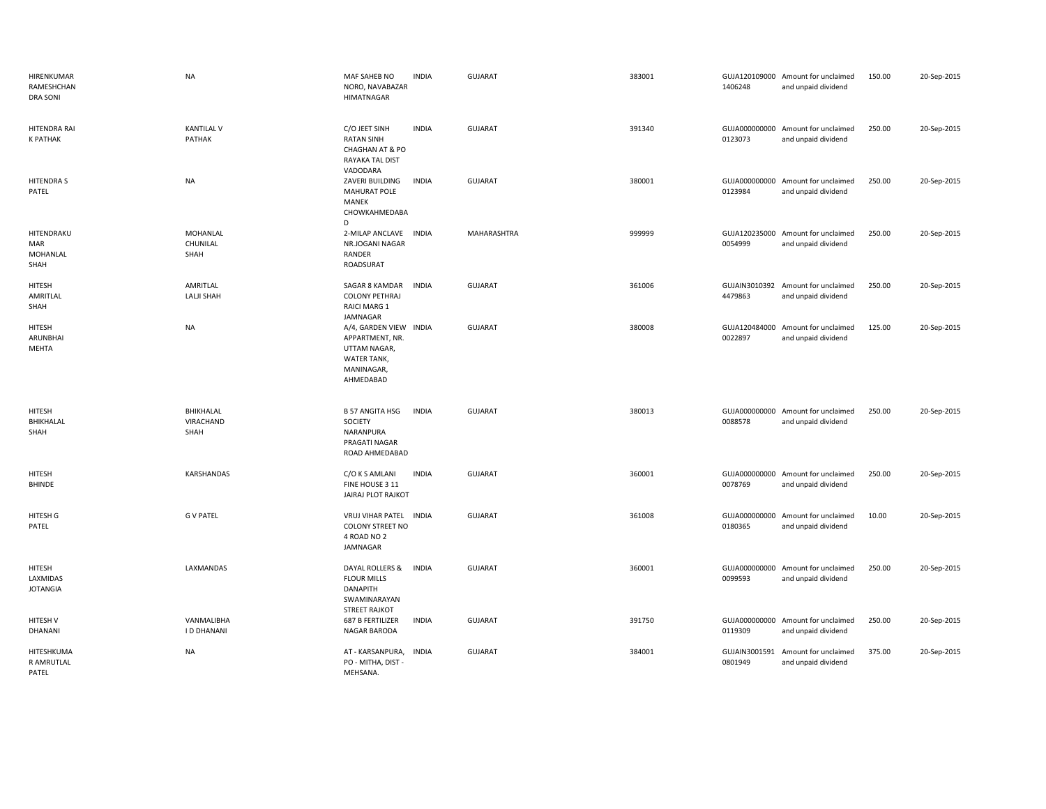| | | | | | | | | | |
|---|---|---|---|---|---|---|---|---|---|
| HIRENKUMAR RAMESHCHAN DRA SONI | NA | MAF SAHEB NO NORO, NAVABAZAR HIMATNAGAR | INDIA | GUJARAT | 383001 | GUJA120109000 1406248 | Amount for unclaimed and unpaid dividend | 150.00 | 20-Sep-2015 |
| HITENDRA RAI K PATHAK | KANTILAL V PATHAK | C/O JEET SINH RATAN SINH CHAGHAN AT & PO RAYAKA TAL DIST VADODARA | INDIA | GUJARAT | 391340 | GUJA000000000 0123073 | Amount for unclaimed and unpaid dividend | 250.00 | 20-Sep-2015 |
| HITENDRA S PATEL | NA | ZAVERI BUILDING MAHURAT POLE MANEK CHOWKAHMEDABA D | INDIA | GUJARAT | 380001 | GUJA000000000 0123984 | Amount for unclaimed and unpaid dividend | 250.00 | 20-Sep-2015 |
| HITENDRAKU MAR MOHANLAL SHAH | MOHANLAL CHUNILAL SHAH | 2-MILAP ANCLAVE NR.JOGANI NAGAR RANDER ROADSURAT | INDIA | MAHARASHTRA | 999999 | GUJA120235000 0054999 | Amount for unclaimed and unpaid dividend | 250.00 | 20-Sep-2015 |
| HITESH AMRITLAL SHAH | AMRITLAL LALJI SHAH | SAGAR 8 KAMDAR COLONY PETHRAJ RAICI MARG 1 JAMNAGAR | INDIA | GUJARAT | 361006 | GUJAIN3010392 4479863 | Amount for unclaimed and unpaid dividend | 250.00 | 20-Sep-2015 |
| HITESH ARUNBHAI MEHTA | NA | A/4, GARDEN VIEW APPARTMENT, NR. UTTAM NAGAR, WATER TANK, MANINAGAR, AHMEDABAD | INDIA | GUJARAT | 380008 | GUJA120484000 0022897 | Amount for unclaimed and unpaid dividend | 125.00 | 20-Sep-2015 |
| HITESH BHIKHALAL SHAH | BHIKHALAL VIRACHAND SHAH | B 57 ANGITA HSG SOCIETY NARANPURA PRAGATI NAGAR ROAD AHMEDABAD | INDIA | GUJARAT | 380013 | GUJA000000000 0088578 | Amount for unclaimed and unpaid dividend | 250.00 | 20-Sep-2015 |
| HITESH BHINDE | KARSHANDAS | C/O K S AMLANI FINE HOUSE 3 11 JAIRAJ PLOT RAJKOT | INDIA | GUJARAT | 360001 | GUJA000000000 0078769 | Amount for unclaimed and unpaid dividend | 250.00 | 20-Sep-2015 |
| HITESH G PATEL | G V PATEL | VRUJ VIHAR PATEL COLONY STREET NO 4 ROAD NO 2 JAMNAGAR | INDIA | GUJARAT | 361008 | GUJA000000000 0180365 | Amount for unclaimed and unpaid dividend | 10.00 | 20-Sep-2015 |
| HITESH LAXMIDAS JOTANGIA | LAXMANDAS | DAYAL ROLLERS & FLOUR MILLS DANAPITH SWAMINARAYAN STREET RAJKOT | INDIA | GUJARAT | 360001 | GUJA000000000 0099593 | Amount for unclaimed and unpaid dividend | 250.00 | 20-Sep-2015 |
| HITESH V DHANANI | VANMALIBHA I D DHANANI | 687 B FERTILIZER NAGAR BARODA | INDIA | GUJARAT | 391750 | GUJA000000000 0119309 | Amount for unclaimed and unpaid dividend | 250.00 | 20-Sep-2015 |
| HITESHKUMA R AMRUTLAL PATEL | NA | AT - KARSANPURA, PO - MITHA, DIST - MEHSANA. | INDIA | GUJARAT | 384001 | GUJAIN3001591 0801949 | Amount for unclaimed and unpaid dividend | 375.00 | 20-Sep-2015 |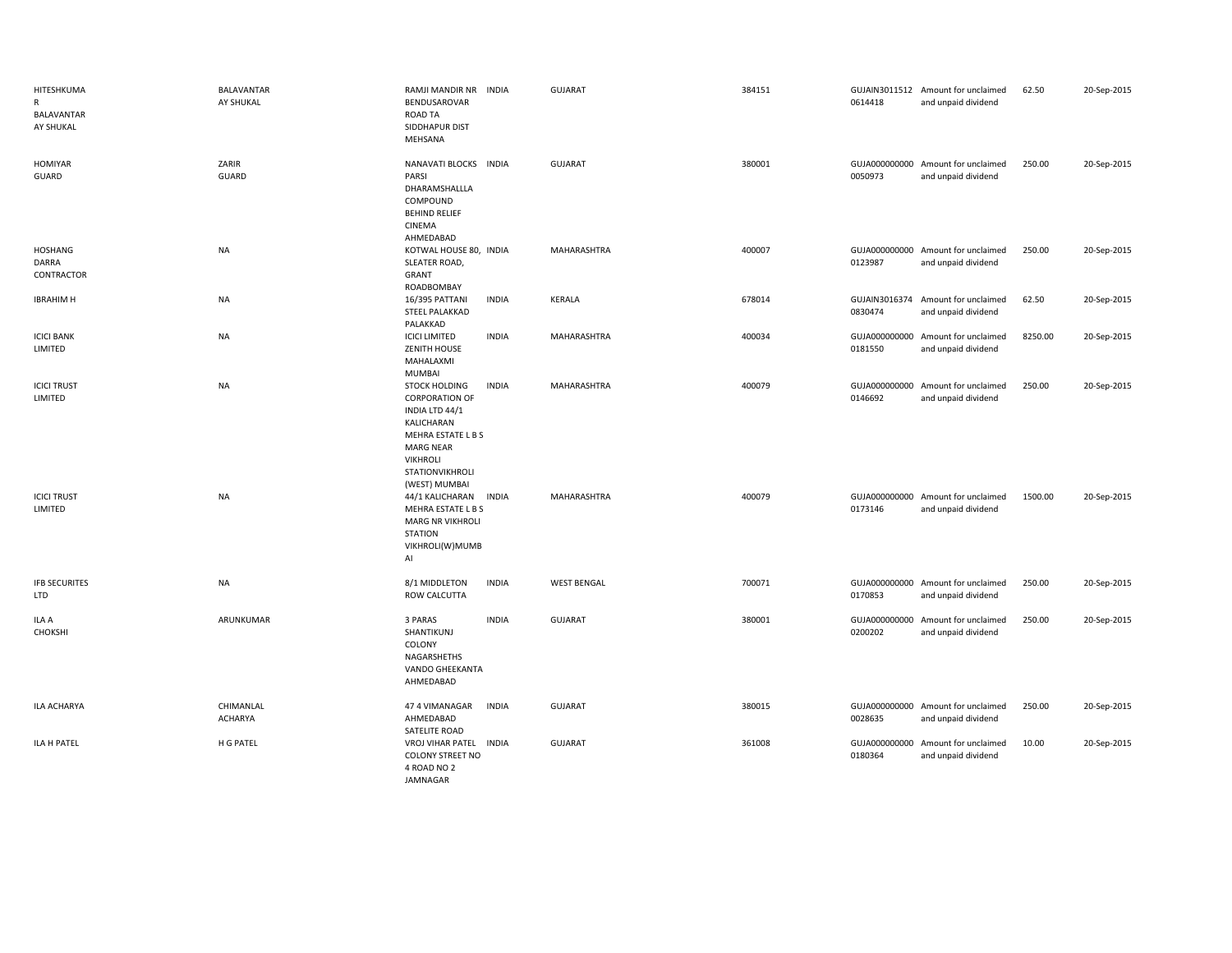| | | | | | | | | | |
|---|---|---|---|---|---|---|---|---|---|
| HITESHKUMAR BALAVANTAR AY SHUKAL | BALAVANTAR AY SHUKAL | RAMJI MANDIR NR BENDUSAROVAR ROAD TA SIDDHAPUR DIST MEHSANA | INDIA | GUJARAT | 384151 | GUJAIN30115120614418 | Amount for unclaimed and unpaid dividend | 62.50 | 20-Sep-2015 |
| HOMIYAR GUARD | ZARIR GUARD | NANAVATI BLOCKS PARSI DHARAMSHALLLA COMPOUND BEHIND RELIEF CINEMA AHMEDABAD | INDIA | GUJARAT | 380001 | GUJA0000000000050973 | Amount for unclaimed and unpaid dividend | 250.00 | 20-Sep-2015 |
| HOSHANG DARRA CONTRACTOR | NA | KOTWAL HOUSE 80, SLEATER ROAD, GRANT ROADBOMBAY | INDIA | MAHARASHTRA | 400007 | GUJA0000000000123987 | Amount for unclaimed and unpaid dividend | 250.00 | 20-Sep-2015 |
| IBRAHIM H | NA | 16/395 PATTANI STEEL PALAKKAD PALAKKAD | INDIA | KERALA | 678014 | GUJAIN30163740830474 | Amount for unclaimed and unpaid dividend | 62.50 | 20-Sep-2015 |
| ICICI BANK LIMITED | NA | ICICI LIMITED ZENITH HOUSE MAHALAXMI MUMBAI | INDIA | MAHARASHTRA | 400034 | GUJA0000000000181550 | Amount for unclaimed and unpaid dividend | 8250.00 | 20-Sep-2015 |
| ICICI TRUST LIMITED | NA | STOCK HOLDING CORPORATION OF INDIA LTD 44/1 KALICHARAN MEHRA ESTATE L B S MARG NEAR VIKHROLI STATIONVIKHROLI (WEST) MUMBAI | INDIA | MAHARASHTRA | 400079 | GUJA0000000000146692 | Amount for unclaimed and unpaid dividend | 250.00 | 20-Sep-2015 |
| ICICI TRUST LIMITED | NA | 44/1 KALICHARAN MEHRA ESTATE L B S MARG NR VIKHROLI STATION VIKHROLI(W)MUMBAI | INDIA | MAHARASHTRA | 400079 | GUJA0000000000173146 | Amount for unclaimed and unpaid dividend | 1500.00 | 20-Sep-2015 |
| IFB SECURITES LTD | NA | 8/1 MIDDLETON ROW CALCUTTA | INDIA | WEST BENGAL | 700071 | GUJA0000000000170853 | Amount for unclaimed and unpaid dividend | 250.00 | 20-Sep-2015 |
| ILA A CHOKSHI | ARUNKUMAR | 3 PARAS SHANTIKUNJ COLONY NAGARSHETHS VANDO GHEEKANTA AHMEDABAD | INDIA | GUJARAT | 380001 | GUJA0000000000200202 | Amount for unclaimed and unpaid dividend | 250.00 | 20-Sep-2015 |
| ILA ACHARYA | CHIMANLAL ACHARYA | 47 4 VIMANAGAR AHMEDABAD SATELITE ROAD | INDIA | GUJARAT | 380015 | GUJA0000000000028635 | Amount for unclaimed and unpaid dividend | 250.00 | 20-Sep-2015 |
| ILA H PATEL | H G PATEL | VROJ VIHAR PATEL COLONY STREET NO 4 ROAD NO 2 JAMNAGAR | INDIA | GUJARAT | 361008 | GUJA0000000000180364 | Amount for unclaimed and unpaid dividend | 10.00 | 20-Sep-2015 |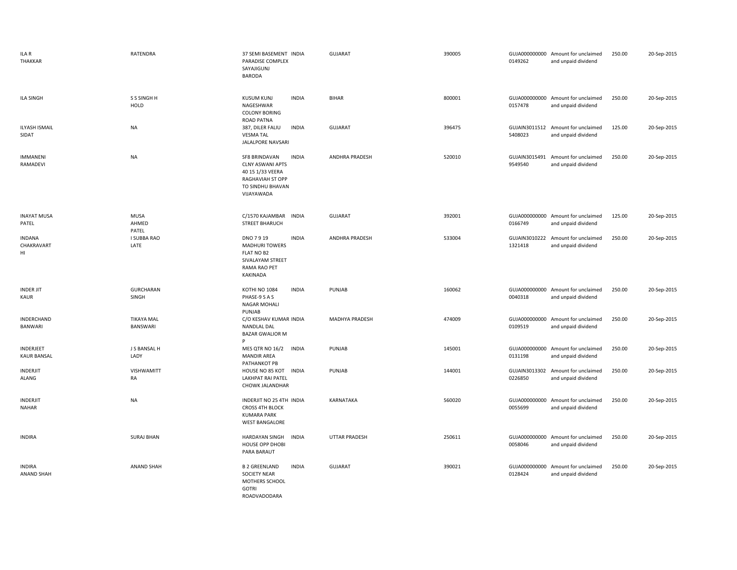| | | | | | | | | | |
|---|---|---|---|---|---|---|---|---|---|
| ILA R THAKKAR | RATENDRA | 37 SEMI BASEMENT PARADISE COMPLEX SAYAJIGUNJ BARODA | INDIA | GUJARAT | 390005 | GUJA000000000 0149262 | Amount for unclaimed and unpaid dividend | 250.00 | 20-Sep-2015 |
| ILA SINGH | S S SINGH H HOLD | KUSUM KUNJ NAGESHWAR COLONY BORING ROAD PATNA | INDIA | BIHAR | 800001 | GUJA000000000 0157478 | Amount for unclaimed and unpaid dividend | 250.00 | 20-Sep-2015 |
| ILYASH ISMAIL SIDAT | NA | 387, DILER FALIU VESMA TAL JALALPORE NAVSARI | INDIA | GUJARAT | 396475 | GUJAIN3011512 5408023 | Amount for unclaimed and unpaid dividend | 125.00 | 20-Sep-2015 |
| IMMANENI RAMADEVI | NA | SF8 BRINDAVAN CLNY ASWANI APTS 40 15 1/33 VEERA RAGHAVIAH ST OPP TO SINDHU BHAVAN VIJAYAWADA | INDIA | ANDHRA PRADESH | 520010 | GUJAIN3015491 9549540 | Amount for unclaimed and unpaid dividend | 250.00 | 20-Sep-2015 |
| INAYAT MUSA PATEL | MUSA AHMED PATEL | C/1570 KAJAMBAR STREET BHARUCH | INDIA | GUJARAT | 392001 | GUJA000000000 0166749 | Amount for unclaimed and unpaid dividend | 125.00 | 20-Sep-2015 |
| INDANA CHAKRAVARTHI | I SUBBA RAO LATE | DNO 7 9 19 MADHURI TOWERS FLAT NO B2 SIVALAYAM STREET RAMA RAO PET KAKINADA | INDIA | ANDHRA PRADESH | 533004 | GUJAIN3010222 1321418 | Amount for unclaimed and unpaid dividend | 250.00 | 20-Sep-2015 |
| INDER JIT KAUR | GURCHARAN SINGH | KOTHI NO 1084 PHASE-9 S A S NAGAR MOHALI PUNJAB | INDIA | PUNJAB | 160062 | GUJA000000000 0040318 | Amount for unclaimed and unpaid dividend | 250.00 | 20-Sep-2015 |
| INDERCHAND BANWARI | TIKAYA MAL BANSWARI | C/O KESHAV KUMAR NANDLAL DAL BAZAR GWALIOR M P | INDIA | MADHYA PRADESH | 474009 | GUJA000000000 0109519 | Amount for unclaimed and unpaid dividend | 250.00 | 20-Sep-2015 |
| INDERJEET KAUR BANSAL | J S BANSAL H LADY | MES QTR NO 16/2 MANDIR AREA PATHANKOT PB | INDIA | PUNJAB | 145001 | GUJA000000000 0131198 | Amount for unclaimed and unpaid dividend | 250.00 | 20-Sep-2015 |
| INDERJIT ALANG | VISHWAMITTRA | HOUSE NO 85 KOT LAKHPAT RAI PATEL CHOWK JALANDHAR | INDIA | PUNJAB | 144001 | GUJAIN3013302 0226850 | Amount for unclaimed and unpaid dividend | 250.00 | 20-Sep-2015 |
| INDERJIT NAHAR | NA | INDERJIT NO 25 4TH CROSS 4TH BLOCK KUMARA PARK WEST BANGALORE | INDIA | KARNATAKA | 560020 | GUJA000000000 0055699 | Amount for unclaimed and unpaid dividend | 250.00 | 20-Sep-2015 |
| INDIRA | SURAJ BHAN | HARDAYAN SINGH HOUSE OPP DHOBI PARA BARAUT | INDIA | UTTAR PRADESH | 250611 | GUJA000000000 0058046 | Amount for unclaimed and unpaid dividend | 250.00 | 20-Sep-2015 |
| INDIRA ANAND SHAH | ANAND SHAH | B 2 GREENLAND SOCIETY NEAR MOTHERS SCHOOL GOTRI ROADVADODARA | INDIA | GUJARAT | 390021 | GUJA000000000 0128424 | Amount for unclaimed and unpaid dividend | 250.00 | 20-Sep-2015 |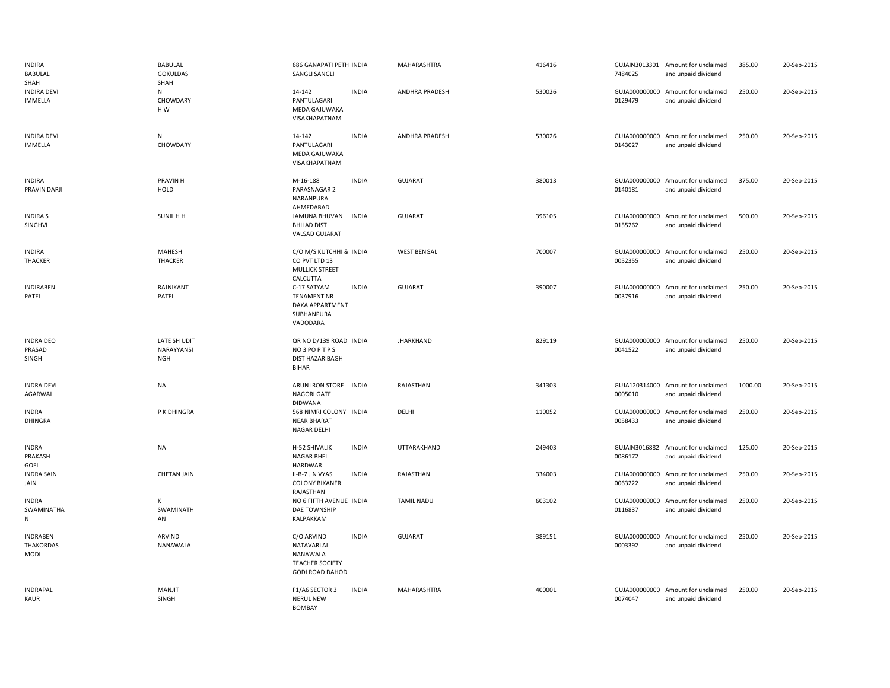| | | | | | | | | | |
|---|---|---|---|---|---|---|---|---|---|
| INDIRA BABULAL SHAH | BABULAL GOKULDAS SHAH | 686 GANAPATI PETH SANGLI SANGLI | INDIA | MAHARASHTRA | 416416 | GUJAIN30133017484025 | Amount for unclaimed and unpaid dividend | 385.00 | 20-Sep-2015 |
| INDIRA DEVI IMMELLA | N CHOWDARY H W | 14-142 PANTULAGARI MEDA GAJUWAKA VISAKHAPATNAM | INDIA | ANDHRA PRADESH | 530026 | GUJA0000000000129479 | Amount for unclaimed and unpaid dividend | 250.00 | 20-Sep-2015 |
| INDIRA DEVI IMMELLA | N CHOWDARY | 14-142 PANTULAGARI MEDA GAJUWAKA VISAKHAPATNAM | INDIA | ANDHRA PRADESH | 530026 | GUJA0000000000143027 | Amount for unclaimed and unpaid dividend | 250.00 | 20-Sep-2015 |
| INDIRA PRAVIN DARJI | PRAVIN H HOLD | M-16-188 PARASNAGAR 2 NARANPURA AHMEDABAD | INDIA | GUJARAT | 380013 | GUJA0000000000140181 | Amount for unclaimed and unpaid dividend | 375.00 | 20-Sep-2015 |
| INDIRA S SINGHVI | SUNIL H H | JAMUNA BHUVAN BHILAD DIST VALSAD GUJARAT | INDIA | GUJARAT | 396105 | GUJA0000000000155262 | Amount for unclaimed and unpaid dividend | 500.00 | 20-Sep-2015 |
| INDIRA THACKER | MAHESH THACKER | C/O M/S KUTCHHI & CO PVT LTD 13 MULLICK STREET CALCUTTA | INDIA | WEST BENGAL | 700007 | GUJA0000000000052355 | Amount for unclaimed and unpaid dividend | 250.00 | 20-Sep-2015 |
| INDIRABEN PATEL | RAJNIKANT PATEL | C-17 SATYAM TENAMENT NR DAXA APPARTMENT SUBHANPURA VADODARA | INDIA | GUJARAT | 390007 | GUJA0000000000037916 | Amount for unclaimed and unpaid dividend | 250.00 | 20-Sep-2015 |
| INDRA DEO PRASAD SINGH | LATE SH UDIT NARAYYANSI NGH | QR NO D/139 ROAD NO 3 PO P T P S DIST HAZARIBAGH BIHAR | INDIA | JHARKHAND | 829119 | GUJA0000000000041522 | Amount for unclaimed and unpaid dividend | 250.00 | 20-Sep-2015 |
| INDRA DEVI AGARWAL | NA | ARUN IRON STORE NAGORI GATE DIDWANA | INDIA | RAJASTHAN | 341303 | GUJA1203140000005010 | Amount for unclaimed and unpaid dividend | 1000.00 | 20-Sep-2015 |
| INDRA DHINGRA | P K DHINGRA | 568 NIMRI COLONY NEAR BHARAT NAGAR DELHI | INDIA | DELHI | 110052 | GUJA0000000000058433 | Amount for unclaimed and unpaid dividend | 250.00 | 20-Sep-2015 |
| INDRA PRAKASH GOEL | NA | H-52 SHIVALIK NAGAR BHEL HARDWAR | INDIA | UTTARAKHAND | 249403 | GUJAIN30168820086172 | Amount for unclaimed and unpaid dividend | 125.00 | 20-Sep-2015 |
| INDRA SAIN JAIN | CHETAN JAIN | II-B-7 J N VYAS COLONY BIKANER RAJASTHAN | INDIA | RAJASTHAN | 334003 | GUJA0000000000063222 | Amount for unclaimed and unpaid dividend | 250.00 | 20-Sep-2015 |
| INDRA SWAMINATHAN | K SWAMINATHAN | NO 6 FIFTH AVENUE DAE TOWNSHIP KALPAKKAM | INDIA | TAMIL NADU | 603102 | GUJA0000000000116837 | Amount for unclaimed and unpaid dividend | 250.00 | 20-Sep-2015 |
| INDRABEN THAKORDAS MODI | ARVIND NANAWALA | C/O ARVIND NATAVARLAL NANAWALA TEACHER SOCIETY GODI ROAD DAHOD | INDIA | GUJARAT | 389151 | GUJA0000000000003392 | Amount for unclaimed and unpaid dividend | 250.00 | 20-Sep-2015 |
| INDRAPAL KAUR | MANJIT SINGH | F1/A6 SECTOR 3 NERUL NEW BOMBAY | INDIA | MAHARASHTRA | 400001 | GUJA0000000000074047 | Amount for unclaimed and unpaid dividend | 250.00 | 20-Sep-2015 |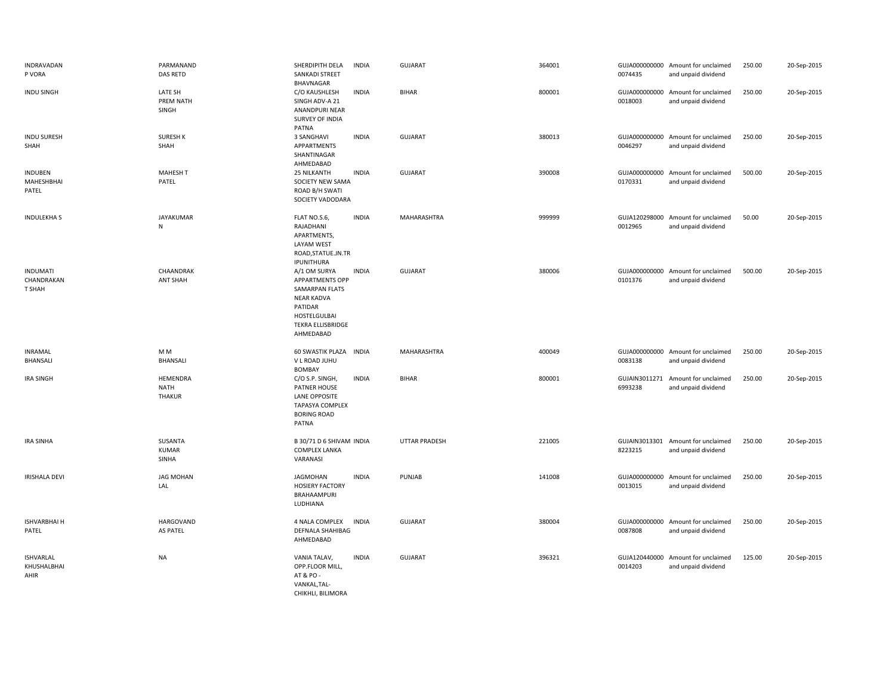| | | | | | | | | | |
|---|---|---|---|---|---|---|---|---|---|
| INDRAVADAN P VORA | PARMANAND DAS RETD | SHERDIPITH DELA SANKADI STREET BHAVNAGAR | INDIA | GUJARAT | 364001 | GUJA000000000 0074435 | Amount for unclaimed and unpaid dividend | 250.00 | 20-Sep-2015 |
| INDU SINGH | LATE SH PREM NATH SINGH | C/O KAUSHLESH SINGH ADV-A 21 ANANDPURI NEAR SURVEY OF INDIA PATNA | INDIA | BIHAR | 800001 | GUJA000000000 0018003 | Amount for unclaimed and unpaid dividend | 250.00 | 20-Sep-2015 |
| INDU SURESH SHAH | SURESH K SHAH | 3 SANGHAVI APPARTMENTS SHANTINAGAR AHMEDABAD | INDIA | GUJARAT | 380013 | GUJA000000000 0046297 | Amount for unclaimed and unpaid dividend | 250.00 | 20-Sep-2015 |
| INDUBEN MAHESHBHAI PATEL | MAHESH T PATEL | 25 NILKANTH SOCIETY NEW SAMA ROAD B/H SWATI SOCIETY VADODARA | INDIA | GUJARAT | 390008 | GUJA000000000 0170331 | Amount for unclaimed and unpaid dividend | 500.00 | 20-Sep-2015 |
| INDULEKHA S | JAYAKUMAR N | FLAT NO.S.6, RAJADHANI APARTMENTS, LAYAM WEST ROAD,STATUE.JN.TR IPUNITHURA | INDIA | MAHARASHTRA | 999999 | GUJA120298000 0012965 | Amount for unclaimed and unpaid dividend | 50.00 | 20-Sep-2015 |
| INDUMATI CHANDRAKAN T SHAH | CHAANDRAK ANT SHAH | A/1 OM SURYA APPARTMENTS OPP SAMARPAN FLATS NEAR KADVA PATIDAR HOSTELGULBAI TEKRA ELLISBRIDGE AHMEDABAD | INDIA | GUJARAT | 380006 | GUJA000000000 0101376 | Amount for unclaimed and unpaid dividend | 500.00 | 20-Sep-2015 |
| INRAMAL BHANSALI | M M BHANSALI | 60 SWASTIK PLAZA V L ROAD JUHU BOMBAY | INDIA | MAHARASHTRA | 400049 | GUJA000000000 0083138 | Amount for unclaimed and unpaid dividend | 250.00 | 20-Sep-2015 |
| IRA SINGH | HEMENDRA NATH THAKUR | C/O S.P. SINGH, PATNER HOUSE LANE OPPOSITE TAPASYA COMPLEX BORING ROAD PATNA | INDIA | BIHAR | 800001 | GUJAIN3011271 6993238 | Amount for unclaimed and unpaid dividend | 250.00 | 20-Sep-2015 |
| IRA SINHA | SUSANTA KUMAR SINHA | B 30/71 D 6 SHIVAM COMPLEX LANKA VARANASI | INDIA | UTTAR PRADESH | 221005 | GUJAIN3013301 8223215 | Amount for unclaimed and unpaid dividend | 250.00 | 20-Sep-2015 |
| IRISHALA DEVI | JAG MOHAN LAL | JAGMOHAN HOSIERY FACTORY BRAHAAMPURI LUDHIANA | INDIA | PUNJAB | 141008 | GUJA000000000 0013015 | Amount for unclaimed and unpaid dividend | 250.00 | 20-Sep-2015 |
| ISHVARBHAI H PATEL | HARGOVAND AS PATEL | 4 NALA COMPLEX DEFNALA SHAHIBAG AHMEDABAD | INDIA | GUJARAT | 380004 | GUJA000000000 0087808 | Amount for unclaimed and unpaid dividend | 250.00 | 20-Sep-2015 |
| ISHVARLAL KHUSHALBHAI AHIR | NA | VANIA TALAV, OPP.FLOOR MILL, AT & PO - VANKAL,TAL-CHIKHLI, BILIMORA | INDIA | GUJARAT | 396321 | GUJA120440000 0014203 | Amount for unclaimed and unpaid dividend | 125.00 | 20-Sep-2015 |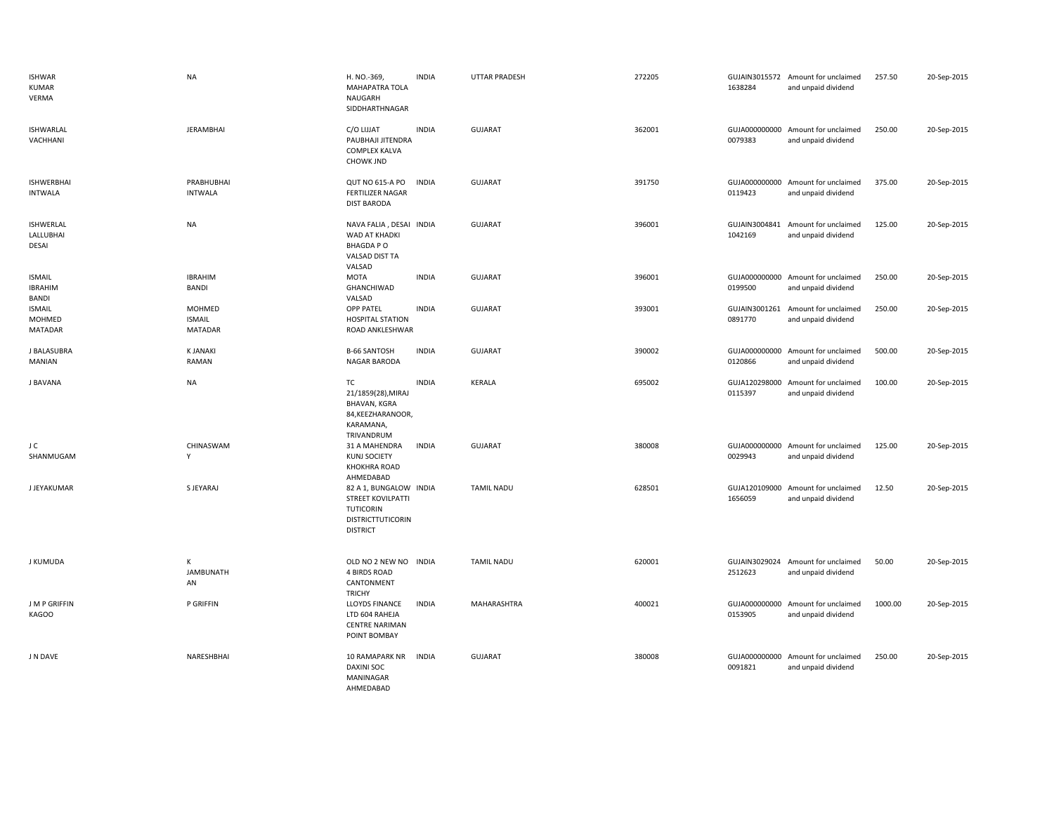| | | | | | | | | | |
|---|---|---|---|---|---|---|---|---|---|
| ISHWAR KUMAR VERMA | NA | H. NO.-369, MAHAPATRA TOLA NAUGARH SIDDHARTHNAGAR | INDIA | UTTAR PRADESH | 272205 | GUJAIN30155721638284 | Amount for unclaimed and unpaid dividend | 257.50 | 20-Sep-2015 |
| ISHWARLAL VACHHANI | JERAMBHAI | C/O LIJJAT PAUBHAJI JITENDRA COMPLEX KALVA CHOWK JND | INDIA | GUJARAT | 362001 | GUJA0000000000079383 | Amount for unclaimed and unpaid dividend | 250.00 | 20-Sep-2015 |
| ISHWERBHAI INTWALA | PRABHUBHAI INTWALA | QUT NO 615-A PO FERTILIZER NAGAR DIST BARODA | INDIA | GUJARAT | 391750 | GUJA0000000000119423 | Amount for unclaimed and unpaid dividend | 375.00 | 20-Sep-2015 |
| ISHWERLAL LALLUBHAI DESAI | NA | NAVA FALIA , DESAI WAD AT KHADKI BHAGDA P O VALSAD DIST TA VALSAD | INDIA | GUJARAT | 396001 | GUJAIN30048411042169 | Amount for unclaimed and unpaid dividend | 125.00 | 20-Sep-2015 |
| ISMAIL IBRAHIM BANDI | IBRAHIM BANDI | MOTA GHANCHIWAD VALSAD | INDIA | GUJARAT | 396001 | GUJA0000000000199500 | Amount for unclaimed and unpaid dividend | 250.00 | 20-Sep-2015 |
| ISMAIL MOHMED MATADAR | MOHMED ISMAIL MATADAR | OPP PATEL HOSPITAL STATION ROAD ANKLESHWAR | INDIA | GUJARAT | 393001 | GUJAIN30012610891770 | Amount for unclaimed and unpaid dividend | 250.00 | 20-Sep-2015 |
| J BALASUBRA MANIAN | K JANAKI RAMAN | B-66 SANTOSH NAGAR BARODA | INDIA | GUJARAT | 390002 | GUJA0000000000120866 | Amount for unclaimed and unpaid dividend | 500.00 | 20-Sep-2015 |
| J BAVANA | NA | TC 21/1859(28),MIRAJ BHAVAN, KGRA 84,KEEZHARANOOR, KARAMANA, TRIVANDRUM | INDIA | KERALA | 695002 | GUJA1202980000115397 | Amount for unclaimed and unpaid dividend | 100.00 | 20-Sep-2015 |
| J C SHANMUGAM | CHINASWAMY | 31 A MAHENDRA KUNJ SOCIETY KHOKHRA ROAD AHMEDABAD | INDIA | GUJARAT | 380008 | GUJA0000000000029943 | Amount for unclaimed and unpaid dividend | 125.00 | 20-Sep-2015 |
| J JEYAKUMAR | S JEYARAJ | 82 A 1, BUNGALOW STREET KOVILPATTI TUTICORIN DISTRICTTUTICORIN DISTRICT | INDIA | TAMIL NADU | 628501 | GUJA1201090001656059 | Amount for unclaimed and unpaid dividend | 12.50 | 20-Sep-2015 |
| J KUMUDA | K JAMBUNATHAN | OLD NO 2 NEW NO 4 BIRDS ROAD CANTONMENT TRICHY | INDIA | TAMIL NADU | 620001 | GUJAIN30290242512623 | Amount for unclaimed and unpaid dividend | 50.00 | 20-Sep-2015 |
| J M P GRIFFIN KAGOO | P GRIFFIN | LLOYDS FINANCE LTD 604 RAHEJA CENTRE NARIMAN POINT BOMBAY | INDIA | MAHARASHTRA | 400021 | GUJA0000000000153905 | Amount for unclaimed and unpaid dividend | 1000.00 | 20-Sep-2015 |
| J N DAVE | NARESHBHAI | 10 RAMAPARK NR DAXINI SOC MANINAGAR AHMEDABAD | INDIA | GUJARAT | 380008 | GUJA0000000000091821 | Amount for unclaimed and unpaid dividend | 250.00 | 20-Sep-2015 |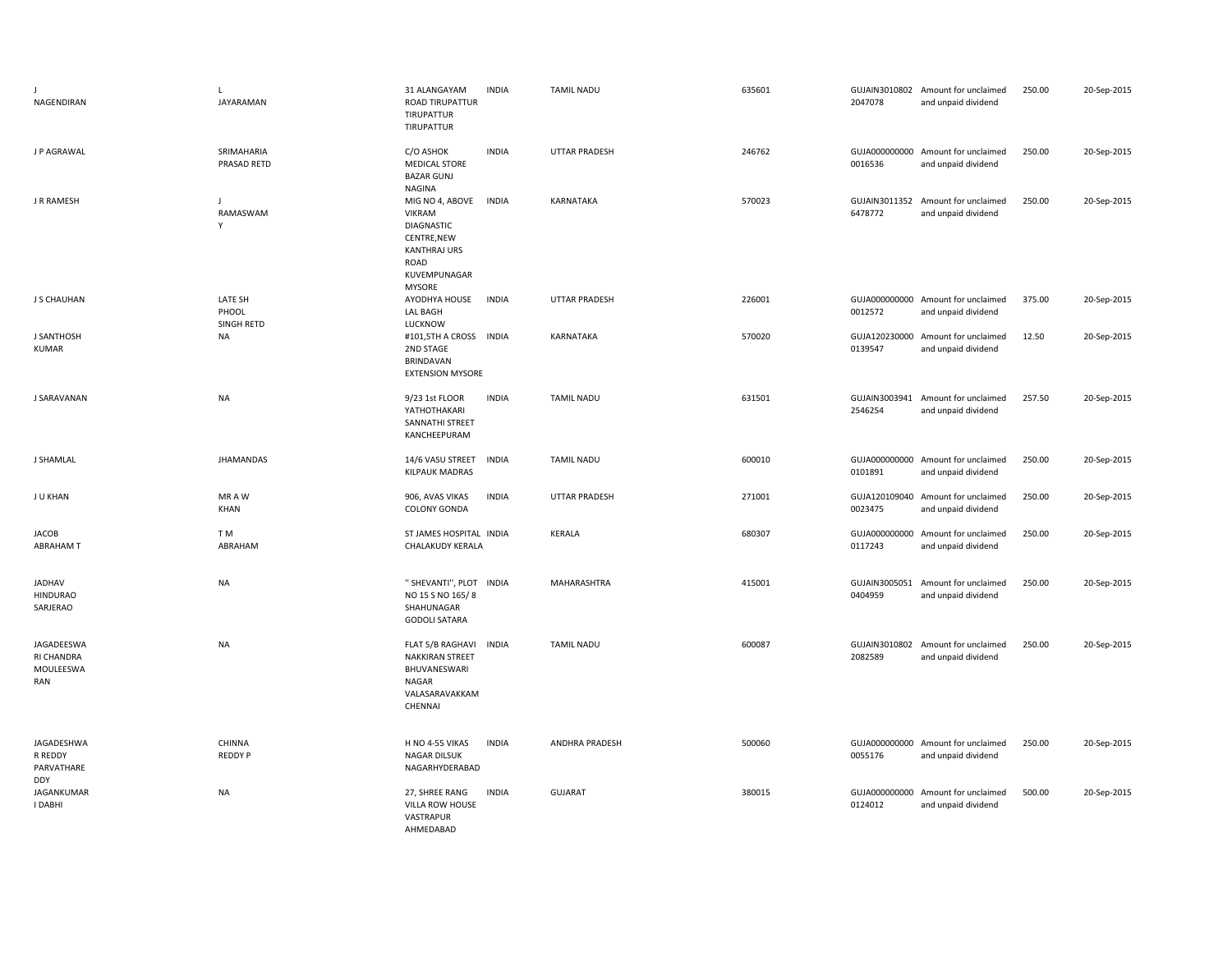| | | | | | | | | | |
|---|---|---|---|---|---|---|---|---|---|
| J NAGENDIRAN | L JAYARAMAN | 31 ALANGAYAM ROAD TIRUPATTUR TIRUPATTUR TIRUPATTUR | INDIA | TAMIL NADU | 635601 | GUJAIN30108022047078 | Amount for unclaimed and unpaid dividend | 250.00 | 20-Sep-2015 |
| J P AGRAWAL | SRIMAHARIA PRASAD RETD | C/O ASHOK MEDICAL STORE BAZAR GUNJ NAGINA | INDIA | UTTAR PRADESH | 246762 | GUJA0000000000016536 | Amount for unclaimed and unpaid dividend | 250.00 | 20-Sep-2015 |
| J R RAMESH | J RAMASWAMY | MIG NO 4, ABOVE VIKRAM DIAGNASTIC CENTRE,NEW KANTHRAJ URS ROAD KUVEMPUNAGAR MYSORE | INDIA | KARNATAKA | 570023 | GUJAIN30113526478772 | Amount for unclaimed and unpaid dividend | 250.00 | 20-Sep-2015 |
| J S CHAUHAN | LATE SH PHOOL SINGH RETD | AYODHYA HOUSE LAL BAGH LUCKNOW | INDIA | UTTAR PRADESH | 226001 | GUJA0000000000012572 | Amount for unclaimed and unpaid dividend | 375.00 | 20-Sep-2015 |
| J SANTHOSH KUMAR | NA | #101,5TH A CROSS 2ND STAGE BRINDAVAN EXTENSION MYSORE | INDIA | KARNATAKA | 570020 | GUJA1202300000139547 | Amount for unclaimed and unpaid dividend | 12.50 | 20-Sep-2015 |
| J SARAVANAN | NA | 9/23 1st FLOOR YATHOTHAKARI SANNATHI STREET KANCHEEPURAM | INDIA | TAMIL NADU | 631501 | GUJAIN30039412546254 | Amount for unclaimed and unpaid dividend | 257.50 | 20-Sep-2015 |
| J SHAMLAL | JHAMANDAS | 14/6 VASU STREET KILPAUK MADRAS | INDIA | TAMIL NADU | 600010 | GUJA0000000000101891 | Amount for unclaimed and unpaid dividend | 250.00 | 20-Sep-2015 |
| J U KHAN | MR A W KHAN | 906, AVAS VIKAS COLONY GONDA | INDIA | UTTAR PRADESH | 271001 | GUJA1201090400023475 | Amount for unclaimed and unpaid dividend | 250.00 | 20-Sep-2015 |
| JACOB ABRAHAM T | T M ABRAHAM | ST JAMES HOSPITAL CHALAKUDY KERALA | INDIA | KERALA | 680307 | GUJA0000000000117243 | Amount for unclaimed and unpaid dividend | 250.00 | 20-Sep-2015 |
| JADHAV HINDURAO SARJERAO | NA | " SHEVANTI", PLOT NO 15 S NO 165/ 8 SHAHUNAGAR GODOLI SATARA | INDIA | MAHARASHTRA | 415001 | GUJAIN30050510404959 | Amount for unclaimed and unpaid dividend | 250.00 | 20-Sep-2015 |
| JAGADEESWARI CHANDRA MOULEESWARAN | NA | FLAT 5/B RAGHAVI NAKKIRAN STREET BHUVANESWARI NAGAR VALASARAVAKKAM CHENNAI | INDIA | TAMIL NADU | 600087 | GUJAIN30108022082589 | Amount for unclaimed and unpaid dividend | 250.00 | 20-Sep-2015 |
| JAGADESHWAR REDDY PARVATHAREDDY | CHINNA REDDY P | H NO 4-55 VIKAS NAGAR DILSUK NAGARHYDERABAD | INDIA | ANDHRA PRADESH | 500060 | GUJA0000000000055176 | Amount for unclaimed and unpaid dividend | 250.00 | 20-Sep-2015 |
| JAGANKUMAR I DABHI | NA | 27, SHREE RANG VILLA ROW HOUSE VASTRAPUR AHMEDABAD | INDIA | GUJARAT | 380015 | GUJA0000000000124012 | Amount for unclaimed and unpaid dividend | 500.00 | 20-Sep-2015 |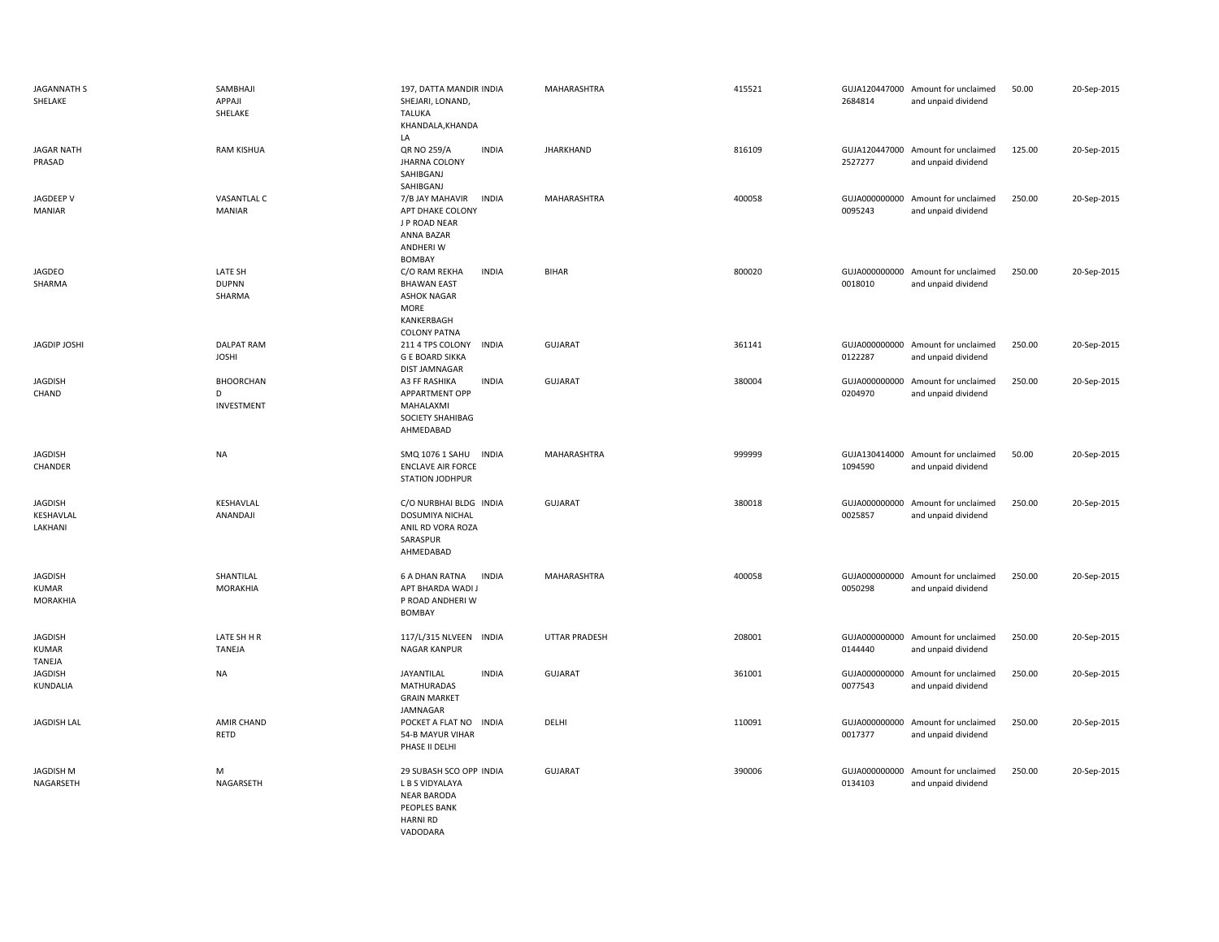| | | | | | | | | | |
|---|---|---|---|---|---|---|---|---|---|
| JAGANNATH S SHELAKE | SAMBHAJI APPAJI SHELAKE | 197, DATTA MANDIR SHEJARI, LONAND, TALUKA KHANDALA,KHANDALA | INDIA | MAHARASHTRA | 415521 | GUJA1204470002684814 | Amount for unclaimed and unpaid dividend | 50.00 | 20-Sep-2015 |
| JAGAR NATH PRASAD | RAM KISHUA | QR NO 259/A JHARNA COLONY SAHIBGANJ SAHIBGANJ | INDIA | JHARKHAND | 816109 | GUJA1204470002527277 | Amount for unclaimed and unpaid dividend | 125.00 | 20-Sep-2015 |
| JAGDEEP V MANIAR | VASANTLAL C MANIAR | 7/B JAY MAHAVIR APT DHAKE COLONY J P ROAD NEAR ANNA BAZAR ANDHERI W BOMBAY | INDIA | MAHARASHTRA | 400058 | GUJA0000000000095243 | Amount for unclaimed and unpaid dividend | 250.00 | 20-Sep-2015 |
| JAGDEO SHARMA | LATE SH DUPNN SHARMA | C/O RAM REKHA BHAWAN EAST ASHOK NAGAR MORE KANKERBAGH COLONY PATNA | INDIA | BIHAR | 800020 | GUJA0000000000018010 | Amount for unclaimed and unpaid dividend | 250.00 | 20-Sep-2015 |
| JAGDIP JOSHI | DALPAT RAM JOSHI | 211 4 TPS COLONY G E BOARD SIKKA DIST JAMNAGAR | INDIA | GUJARAT | 361141 | GUJA0000000000122287 | Amount for unclaimed and unpaid dividend | 250.00 | 20-Sep-2015 |
| JAGDISH CHAND | BHOORCHAN D INVESTMENT | A3 FF RASHIKA APPARTMENT OPP MAHALAXMI SOCIETY SHAHIBAG AHMEDABAD | INDIA | GUJARAT | 380004 | GUJA0000000000204970 | Amount for unclaimed and unpaid dividend | 250.00 | 20-Sep-2015 |
| JAGDISH CHANDER | NA | SMQ 1076 1 SAHU ENCLAVE AIR FORCE STATION JODHPUR | INDIA | MAHARASHTRA | 999999 | GUJA1304140001094590 | Amount for unclaimed and unpaid dividend | 50.00 | 20-Sep-2015 |
| JAGDISH KESHAVLAL LAKHANI | KESHAVLAL ANANDAJI | C/O NURBHAI BLDG DOSUMIYA NICHAL ANIL RD VORA ROZA SARASPUR AHMEDABAD | INDIA | GUJARAT | 380018 | GUJA0000000000025857 | Amount for unclaimed and unpaid dividend | 250.00 | 20-Sep-2015 |
| JAGDISH KUMAR MORAKHIA | SHANTILAL MORAKHIA | 6 A DHAN RATNA APT BHARDA WADI J P ROAD ANDHERI W BOMBAY | INDIA | MAHARASHTRA | 400058 | GUJA0000000000050298 | Amount for unclaimed and unpaid dividend | 250.00 | 20-Sep-2015 |
| JAGDISH KUMAR TANEJA | LATE SH H R TANEJA | 117/L/315 NLVEEN NAGAR KANPUR | INDIA | UTTAR PRADESH | 208001 | GUJA0000000000144440 | Amount for unclaimed and unpaid dividend | 250.00 | 20-Sep-2015 |
| JAGDISH KUNDALIA | NA | JAYANTILAL MATHURADAS GRAIN MARKET JAMNAGAR | INDIA | GUJARAT | 361001 | GUJA0000000000077543 | Amount for unclaimed and unpaid dividend | 250.00 | 20-Sep-2015 |
| JAGDISH LAL | AMIR CHAND RETD | POCKET A FLAT NO 54-B MAYUR VIHAR PHASE II DELHI | INDIA | DELHI | 110091 | GUJA0000000000017377 | Amount for unclaimed and unpaid dividend | 250.00 | 20-Sep-2015 |
| JAGDISH M NAGARSETH | M NAGARSETH | 29 SUBASH SCO OPP L B S VIDYALAYA NEAR BARODA PEOPLES BANK HARNI RD VADODARA | INDIA | GUJARAT | 390006 | GUJA0000000000134103 | Amount for unclaimed and unpaid dividend | 250.00 | 20-Sep-2015 |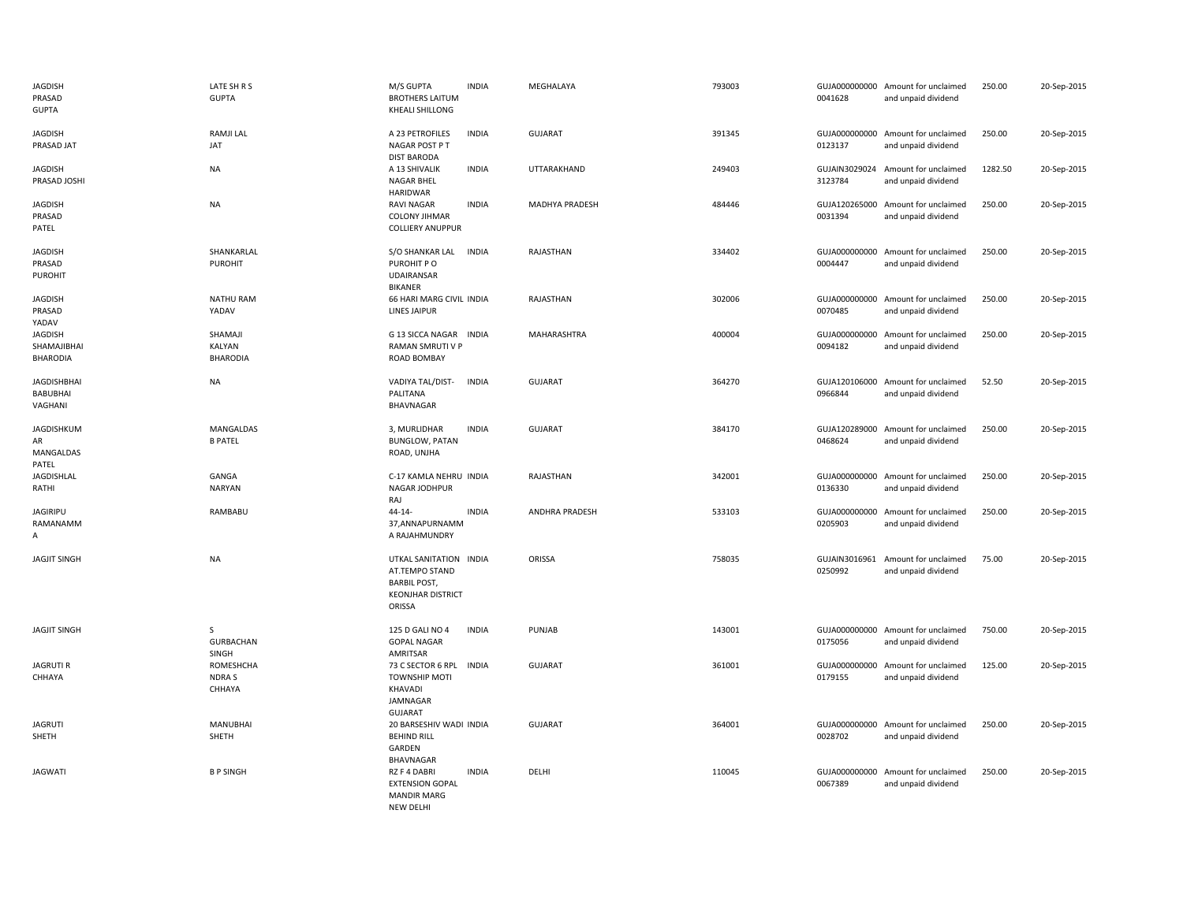| | | | | | | | | | |
|---|---|---|---|---|---|---|---|---|---|
| JAGDISH PRASAD GUPTA | LATE SH R S GUPTA | M/S GUPTA BROTHERS LAITUM KHEALI SHILLONG | INDIA | MEGHALAYA | 793003 | GUJA000000000 0041628 | Amount for unclaimed and unpaid dividend | 250.00 | 20-Sep-2015 |
| JAGDISH PRASAD JAT | RAMJI LAL JAT | A 23 PETROFILES NAGAR POST P T DIST BARODA | INDIA | GUJARAT | 391345 | GUJA000000000 0123137 | Amount for unclaimed and unpaid dividend | 250.00 | 20-Sep-2015 |
| JAGDISH PRASAD JOSHI | NA | A 13 SHIVALIK NAGAR BHEL HARIDWAR | INDIA | UTTARAKHAND | 249403 | GUJAIN3029024 3123784 | Amount for unclaimed and unpaid dividend | 1282.50 | 20-Sep-2015 |
| JAGDISH PRASAD PATEL | NA | RAVI NAGAR COLONY JIHMAR COLLIERY ANUPPUR | INDIA | MADHYA PRADESH | 484446 | GUJA120265000 0031394 | Amount for unclaimed and unpaid dividend | 250.00 | 20-Sep-2015 |
| JAGDISH PRASAD PUROHIT | SHANKARLAL PUROHIT | S/O SHANKAR LAL PUROHIT P O UDAIRANSAR BIKANER | INDIA | RAJASTHAN | 334402 | GUJA000000000 0004447 | Amount for unclaimed and unpaid dividend | 250.00 | 20-Sep-2015 |
| JAGDISH PRASAD YADAV | NATHU RAM YADAV | 66 HARI MARG CIVIL LINES JAIPUR | INDIA | RAJASTHAN | 302006 | GUJA000000000 0070485 | Amount for unclaimed and unpaid dividend | 250.00 | 20-Sep-2015 |
| JAGDISH SHAMAJIBHAI BHARODIA | SHAMAJI KALYAN BHARODIA | G 13 SICCA NAGAR RAMAN SMRUTI V P ROAD BOMBAY | INDIA | MAHARASHTRA | 400004 | GUJA000000000 0094182 | Amount for unclaimed and unpaid dividend | 250.00 | 20-Sep-2015 |
| JAGDISHBHAI BABUBHAI VAGHANI | NA | VADIYA TAL/DIST- PALITANA BHAVNAGAR | INDIA | GUJARAT | 364270 | GUJA120106000 0966844 | Amount for unclaimed and unpaid dividend | 52.50 | 20-Sep-2015 |
| JAGDISHKUM AR MANGALDAS PATEL | MANGALDAS B PATEL | 3, MURLIDHAR BUNGLOW, PATAN ROAD, UNJHA | INDIA | GUJARAT | 384170 | GUJA120289000 0468624 | Amount for unclaimed and unpaid dividend | 250.00 | 20-Sep-2015 |
| JAGDISHLAL RATHI | GANGA NARYAN | C-17 KAMLA NEHRU NAGAR JODHPUR RAJ | INDIA | RAJASTHAN | 342001 | GUJA000000000 0136330 | Amount for unclaimed and unpaid dividend | 250.00 | 20-Sep-2015 |
| JAGIRIPU RAMANAMM A | RAMBABU | 44-14- 37,ANNAPURNAMM A RAJAHMUNDRY | INDIA | ANDHRA PRADESH | 533103 | GUJA000000000 0205903 | Amount for unclaimed and unpaid dividend | 250.00 | 20-Sep-2015 |
| JAGJIT SINGH | NA | UTKAL SANITATION AT.TEMPO STAND BARBIL POST, KEONJHAR DISTRICT ORISSA | INDIA | ORISSA | 758035 | GUJAIN3016961 0250992 | Amount for unclaimed and unpaid dividend | 75.00 | 20-Sep-2015 |
| JAGJIT SINGH | S GURBACHAN SINGH | 125 D GALI NO 4 GOPAL NAGAR AMRITSAR | INDIA | PUNJAB | 143001 | GUJA000000000 0175056 | Amount for unclaimed and unpaid dividend | 750.00 | 20-Sep-2015 |
| JAGRUTI R CHHAYA | ROMESHCHA NDRA S CHHAYA | 73 C SECTOR 6 RPL TOWNSHIP MOTI KHAVADI JAMNAGAR GUJARAT | INDIA | GUJARAT | 361001 | GUJA000000000 0179155 | Amount for unclaimed and unpaid dividend | 125.00 | 20-Sep-2015 |
| JAGRUTI SHETH | MANUBHAI SHETH | 20 BARSESHIV WADI BEHIND RILL GARDEN BHAVNAGAR | INDIA | GUJARAT | 364001 | GUJA000000000 0028702 | Amount for unclaimed and unpaid dividend | 250.00 | 20-Sep-2015 |
| JAGWATI | B P SINGH | RZ F 4 DABRI EXTENSION GOPAL MANDIR MARG NEW DELHI | INDIA | DELHI | 110045 | GUJA000000000 0067389 | Amount for unclaimed and unpaid dividend | 250.00 | 20-Sep-2015 |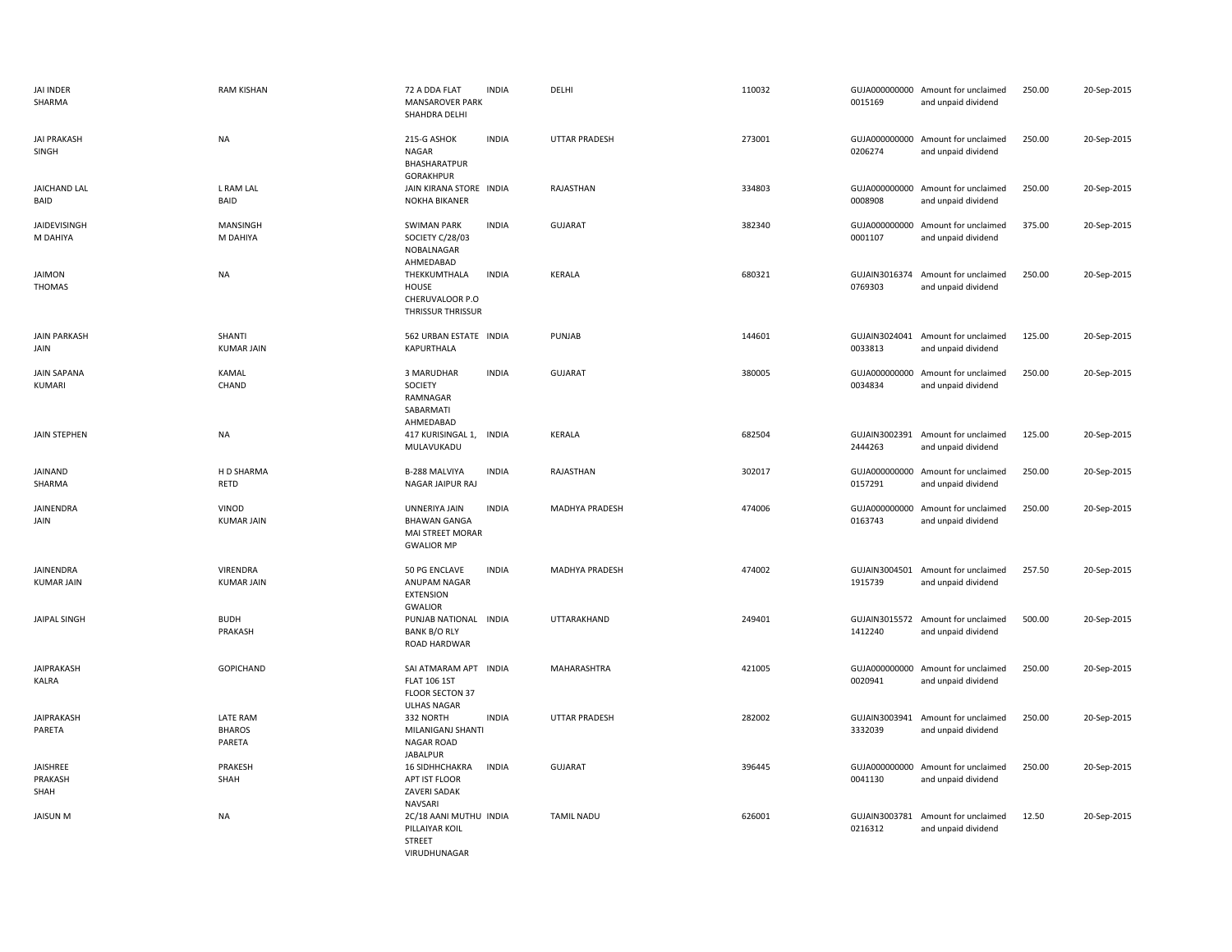| | | | | | | | | | |
|---|---|---|---|---|---|---|---|---|---|
| JAI INDER SHARMA | RAM KISHAN | 72 A DDA FLAT MANSAROVER PARK SHAHDRA DELHI | INDIA | DELHI | 110032 | GUJA000000000 0015169 | Amount for unclaimed and unpaid dividend | 250.00 | 20-Sep-2015 |
| JAI PRAKASH SINGH | NA | 215-G ASHOK NAGAR BHASHARATPUR GORAKHPUR | INDIA | UTTAR PRADESH | 273001 | GUJA000000000 0206274 | Amount for unclaimed and unpaid dividend | 250.00 | 20-Sep-2015 |
| JAICHAND LAL BAID | L RAM LAL BAID | JAIN KIRANA STORE NOKHA BIKANER | INDIA | RAJASTHAN | 334803 | GUJA000000000 0008908 | Amount for unclaimed and unpaid dividend | 250.00 | 20-Sep-2015 |
| JAIDEVISINGH M DAHIYA | MANSINGH M DAHIYA | SWIMAN PARK SOCIETY C/28/03 NOBALNAGAR AHMEDABAD | INDIA | GUJARAT | 382340 | GUJA000000000 0001107 | Amount for unclaimed and unpaid dividend | 375.00 | 20-Sep-2015 |
| JAIMON THOMAS | NA | THEKKUMTHALA HOUSE CHERUVALOOR P.O THRISSUR THRISSUR | INDIA | KERALA | 680321 | GUJAIN3016374 0769303 | Amount for unclaimed and unpaid dividend | 250.00 | 20-Sep-2015 |
| JAIN PARKASH JAIN | SHANTI KUMAR JAIN | 562 URBAN ESTATE KAPURTHALA | INDIA | PUNJAB | 144601 | GUJAIN3024041 0033813 | Amount for unclaimed and unpaid dividend | 125.00 | 20-Sep-2015 |
| JAIN SAPANA KUMARI | KAMAL CHAND | 3 MARUDHAR SOCIETY RAMNAGAR SABARMATI AHMEDABAD | INDIA | GUJARAT | 380005 | GUJA000000000 0034834 | Amount for unclaimed and unpaid dividend | 250.00 | 20-Sep-2015 |
| JAIN STEPHEN | NA | 417 KURISINGAL 1, MULAVUKADU | INDIA | KERALA | 682504 | GUJAIN3002391 2444263 | Amount for unclaimed and unpaid dividend | 125.00 | 20-Sep-2015 |
| JAINAND SHARMA | H D SHARMA RETD | B-288 MALVIYA NAGAR JAIPUR RAJ | INDIA | RAJASTHAN | 302017 | GUJA000000000 0157291 | Amount for unclaimed and unpaid dividend | 250.00 | 20-Sep-2015 |
| JAINENDRA JAIN | VINOD KUMAR JAIN | UNNERIYA JAIN BHAWAN GANGA MAI STREET MORAR GWALIOR MP | INDIA | MADHYA PRADESH | 474006 | GUJA000000000 0163743 | Amount for unclaimed and unpaid dividend | 250.00 | 20-Sep-2015 |
| JAINENDRA KUMAR JAIN | VIRENDRA KUMAR JAIN | 50 PG ENCLAVE ANUPAM NAGAR EXTENSION GWALIOR | INDIA | MADHYA PRADESH | 474002 | GUJAIN3004501 1915739 | Amount for unclaimed and unpaid dividend | 257.50 | 20-Sep-2015 |
| JAIPAL SINGH | BUDH PRAKASH | PUNJAB NATIONAL BANK B/O RLY ROAD HARDWAR | INDIA | UTTARAKHAND | 249401 | GUJAIN3015572 1412240 | Amount for unclaimed and unpaid dividend | 500.00 | 20-Sep-2015 |
| JAIPRAKASH KALRA | GOPICHAND | SAI ATMARAM APT FLAT 106 1ST FLOOR SECTON 37 ULHAS NAGAR | INDIA | MAHARASHTRA | 421005 | GUJA000000000 0020941 | Amount for unclaimed and unpaid dividend | 250.00 | 20-Sep-2015 |
| JAIPRAKASH PARETA | LATE RAM BHAROS PARETA | 332 NORTH MILANIGANJ SHANTI NAGAR ROAD JABALPUR | INDIA | UTTAR PRADESH | 282002 | GUJAIN3003941 3332039 | Amount for unclaimed and unpaid dividend | 250.00 | 20-Sep-2015 |
| JAISHREE PRAKASH SHAH | PRAKESH SHAH | 16 SIDHHCHAKRA APT IST FLOOR ZAVERI SADAK NAVSARI | INDIA | GUJARAT | 396445 | GUJA000000000 0041130 | Amount for unclaimed and unpaid dividend | 250.00 | 20-Sep-2015 |
| JAISUN M | NA | 2C/18 AANI MUTHU PILLAIYAR KOIL STREET VIRUDHUNAGAR | INDIA | TAMIL NADU | 626001 | GUJAIN3003781 0216312 | Amount for unclaimed and unpaid dividend | 12.50 | 20-Sep-2015 |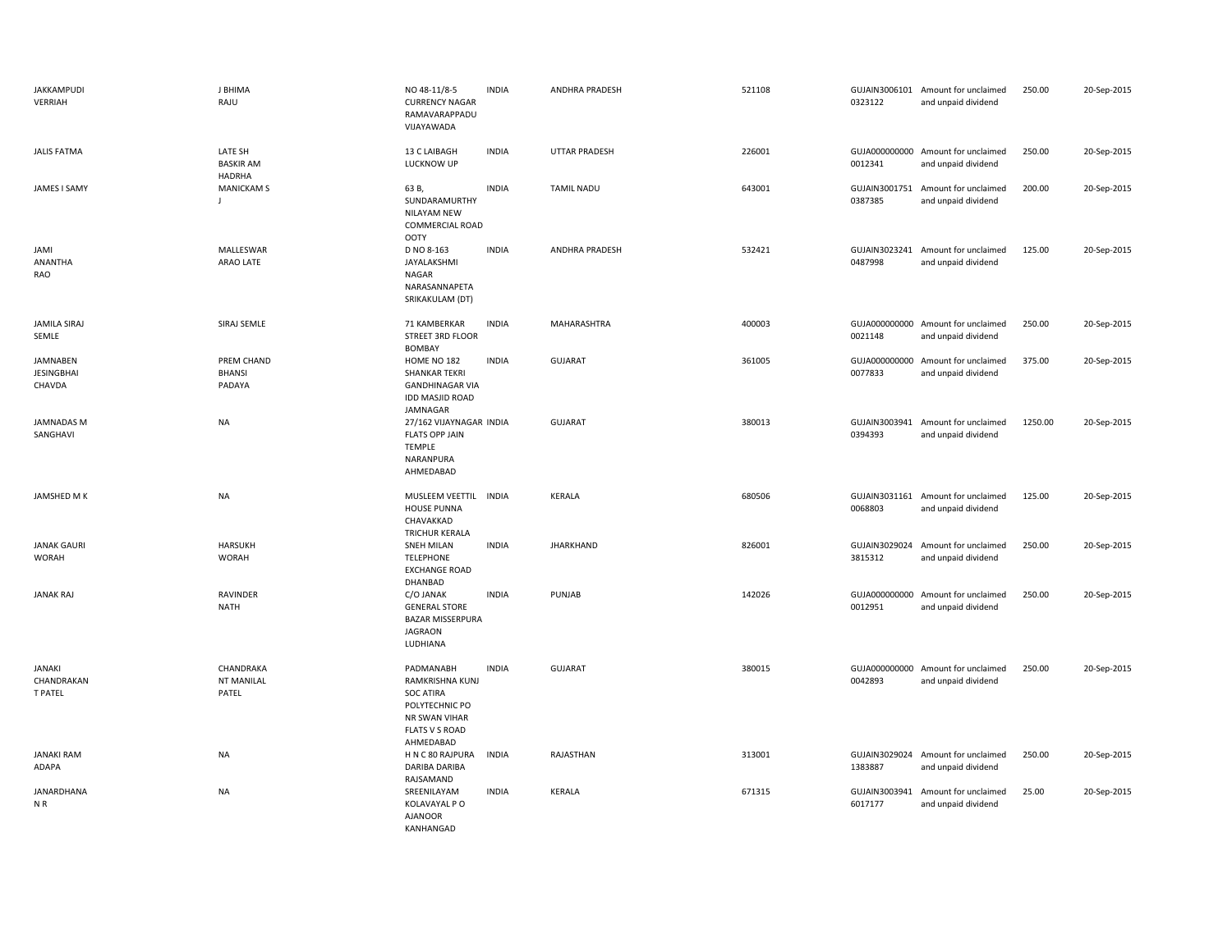| | | | | | | | | | |
|---|---|---|---|---|---|---|---|---|---|
| JAKKAMPUDI VERRIAH | J BHIMA RAJU | NO 48-11/8-5 CURRENCY NAGAR RAMAVARAPPADU VIJAYAWADA | INDIA | ANDHRA PRADESH | 521108 | GUJAIN3006101 0323122 | Amount for unclaimed and unpaid dividend | 250.00 | 20-Sep-2015 |
| JALIS FATMA | LATE SH BASKIR AM HADRHA | 13 C LAIBAGH LUCKNOW UP | INDIA | UTTAR PRADESH | 226001 | GUJA000000000 0012341 | Amount for unclaimed and unpaid dividend | 250.00 | 20-Sep-2015 |
| JAMES I SAMY | MANICKAM S J | 63 B, SUNDARAMURTHY NILAYAM NEW COMMERCIAL ROAD OOTY | INDIA | TAMIL NADU | 643001 | GUJAIN3001751 0387385 | Amount for unclaimed and unpaid dividend | 200.00 | 20-Sep-2015 |
| JAMI ANANTHA RAO | MALLESWAR ARAO LATE | D NO 8-163 JAYALAKSHMI NAGAR NARASANNAPETA SRIKAKULAM (DT) | INDIA | ANDHRA PRADESH | 532421 | GUJAIN3023241 0487998 | Amount for unclaimed and unpaid dividend | 125.00 | 20-Sep-2015 |
| JAMILA SIRAJ SEMLE | SIRAJ SEMLE | 71 KAMBERKAR STREET 3RD FLOOR BOMBAY | INDIA | MAHARASHTRA | 400003 | GUJA000000000 0021148 | Amount for unclaimed and unpaid dividend | 250.00 | 20-Sep-2015 |
| JAMNABEN JESINGBHAI CHAVDA | PREM CHAND BHANSI PADAYA | HOME NO 182 SHANKAR TEKRI GANDHINAGAR VIA IDD MASJID ROAD JAMNAGAR | INDIA | GUJARAT | 361005 | GUJA000000000 0077833 | Amount for unclaimed and unpaid dividend | 375.00 | 20-Sep-2015 |
| JAMNADAS M SANGHAVI | NA | 27/162 VIJAYNAGAR FLATS OPP JAIN TEMPLE NARANPURA AHMEDABAD | INDIA | GUJARAT | 380013 | GUJAIN3003941 0394393 | Amount for unclaimed and unpaid dividend | 1250.00 | 20-Sep-2015 |
| JAMSHED M K | NA | MUSLEEM VEETTIL HOUSE PUNNA CHAVAKKAD TRICHUR KERALA | INDIA | KERALA | 680506 | GUJAIN3031161 0068803 | Amount for unclaimed and unpaid dividend | 125.00 | 20-Sep-2015 |
| JANAK GAURI WORAH | HARSUKH WORAH | SNEH MILAN TELEPHONE EXCHANGE ROAD DHANBAD | INDIA | JHARKHAND | 826001 | GUJAIN3029024 3815312 | Amount for unclaimed and unpaid dividend | 250.00 | 20-Sep-2015 |
| JANAK RAJ | RAVINDER NATH | C/O JANAK GENERAL STORE BAZAR MISSERPURA JAGRAON LUDHIANA | INDIA | PUNJAB | 142026 | GUJA000000000 0012951 | Amount for unclaimed and unpaid dividend | 250.00 | 20-Sep-2015 |
| JANAKI CHANDRAKAN T PATEL | CHANDRAKA NT MANILAL PATEL | PADMANABH RAMKRISHNA KUNJ SOC ATIRA POLYTECHNIC PO NR SWAN VIHAR FLATS V S ROAD AHMEDABAD | INDIA | GUJARAT | 380015 | GUJA000000000 0042893 | Amount for unclaimed and unpaid dividend | 250.00 | 20-Sep-2015 |
| JANAKI RAM ADAPA | NA | H N C 80 RAJPURA DARIBA DARIBA RAJSAMAND | INDIA | RAJASTHAN | 313001 | GUJAIN3029024 1383887 | Amount for unclaimed and unpaid dividend | 250.00 | 20-Sep-2015 |
| JANARDHANA N R | NA | SREENILAYAM KOLAVAYAL P O AJANOOR KANHANGAD | INDIA | KERALA | 671315 | GUJAIN3003941 6017177 | Amount for unclaimed and unpaid dividend | 25.00 | 20-Sep-2015 |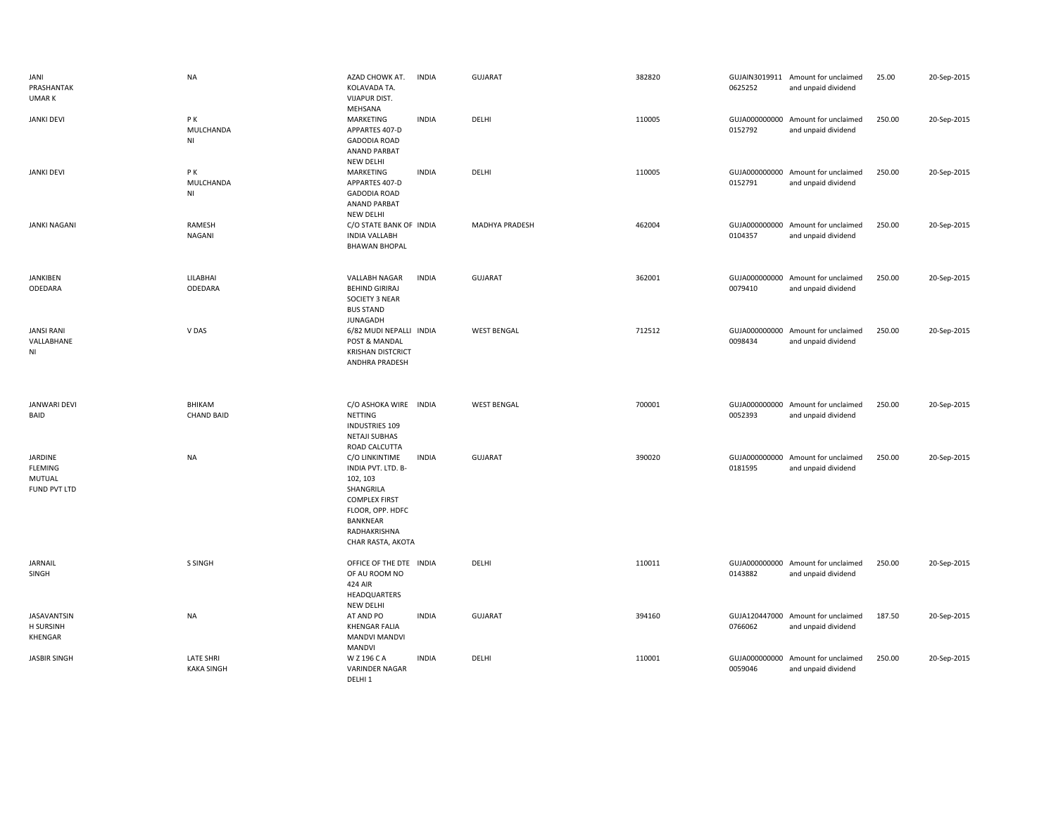| | | | | | | | | | |
|---|---|---|---|---|---|---|---|---|---|
| JANI PRASHANTAK UMAR K | NA | AZAD CHOWK AT. KOLAVADA TA. VIJAPUR DIST. MEHSANA | INDIA | GUJARAT | 382820 | GUJAIN3019911 0625252 | Amount for unclaimed and unpaid dividend | 25.00 | 20-Sep-2015 |
| JANKI DEVI | P K MULCHANDA NI | MARKETING APPARTES 407-D GADODIA ROAD ANAND PARBAT NEW DELHI | INDIA | DELHI | 110005 | GUJA000000000 0152792 | Amount for unclaimed and unpaid dividend | 250.00 | 20-Sep-2015 |
| JANKI DEVI | P K MULCHANDA NI | MARKETING APPARTES 407-D GADODIA ROAD ANAND PARBAT NEW DELHI | INDIA | DELHI | 110005 | GUJA000000000 0152791 | Amount for unclaimed and unpaid dividend | 250.00 | 20-Sep-2015 |
| JANKI NAGANI | RAMESH NAGANI | C/O STATE BANK OF INDIA VALLABH BHAWAN BHOPAL | INDIA | MADHYA PRADESH | 462004 | GUJA000000000 0104357 | Amount for unclaimed and unpaid dividend | 250.00 | 20-Sep-2015 |
| JANKIBEN ODEDARA | LILABHAI ODEDARA | VALLABH NAGAR BEHIND GIRIRAJ SOCIETY 3 NEAR BUS STAND JUNAGADH | INDIA | GUJARAT | 362001 | GUJA000000000 0079410 | Amount for unclaimed and unpaid dividend | 250.00 | 20-Sep-2015 |
| JANSI RANI VALLABHANE NI | V DAS | 6/82 MUDI NEPALLI POST & MANDAL KRISHAN DISTCRICT ANDHRA PRADESH | INDIA | WEST BENGAL | 712512 | GUJA000000000 0098434 | Amount for unclaimed and unpaid dividend | 250.00 | 20-Sep-2015 |
| JANWARI DEVI BAID | BHIKAM CHAND BAID | C/O ASHOKA WIRE NETTING INDUSTRIES 109 NETAJI SUBHAS ROAD CALCUTTA | INDIA | WEST BENGAL | 700001 | GUJA000000000 0052393 | Amount for unclaimed and unpaid dividend | 250.00 | 20-Sep-2015 |
| JARDINE FLEMING MUTUAL FUND PVT LTD | NA | C/O LINKINTIME INDIA PVT. LTD. B-102, 103 SHANGRILA COMPLEX FIRST FLOOR, OPP. HDFC BANKNEAR RADHAKRISHNA CHAR RASTA, AKOTA | INDIA | GUJARAT | 390020 | GUJA000000000 0181595 | Amount for unclaimed and unpaid dividend | 250.00 | 20-Sep-2015 |
| JARNAIL SINGH | S SINGH | OFFICE OF THE DTE OF AU ROOM NO 424 AIR HEADQUARTERS NEW DELHI | INDIA | DELHI | 110011 | GUJA000000000 0143882 | Amount for unclaimed and unpaid dividend | 250.00 | 20-Sep-2015 |
| JASAVANTSIN H SURSINH KHENGAR | NA | AT AND PO KHENGAR FALIA MANDVI MANDVI MANDVI | INDIA | GUJARAT | 394160 | GUJA120447000 0766062 | Amount for unclaimed and unpaid dividend | 187.50 | 20-Sep-2015 |
| JASBIR SINGH | LATE SHRI KAKA SINGH | W Z 196 C A VARINDER NAGAR DELHI 1 | INDIA | DELHI | 110001 | GUJA000000000 0059046 | Amount for unclaimed and unpaid dividend | 250.00 | 20-Sep-2015 |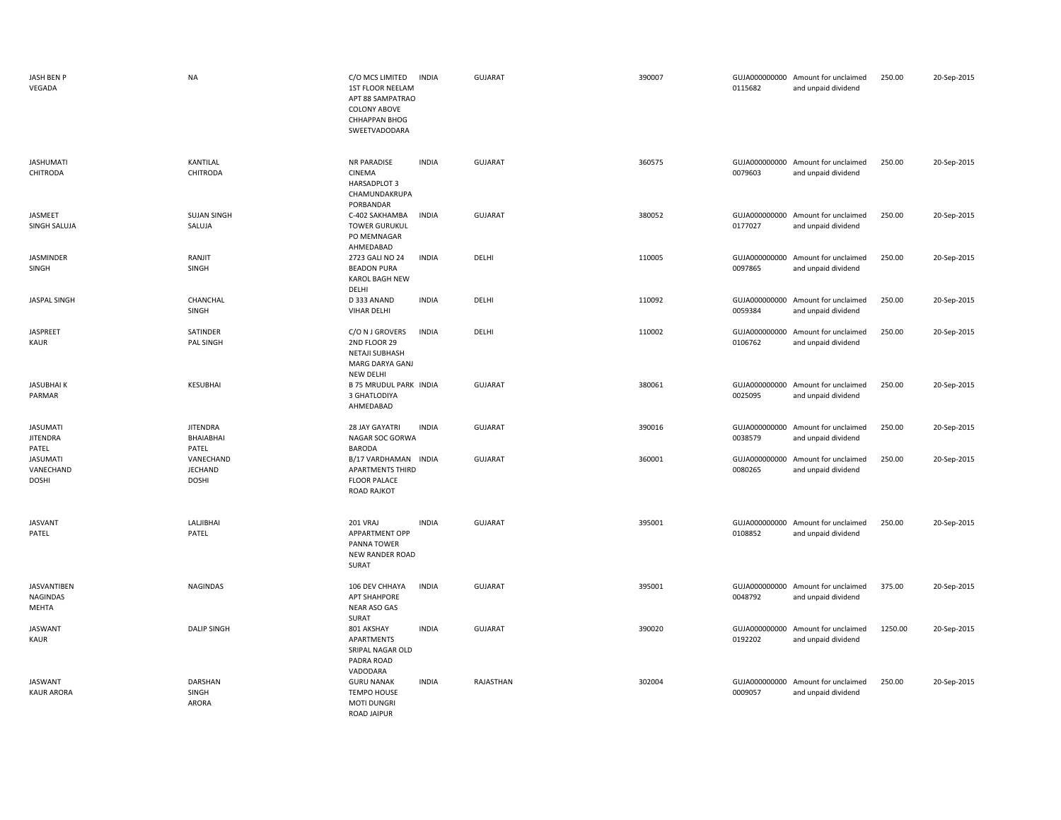| | | | | | | | | | |
|---|---|---|---|---|---|---|---|---|---|
| JASH BEN P VEGADA | NA | C/O MCS LIMITED 1ST FLOOR NEELAM APT 88 SAMPATRAO COLONY ABOVE CHHAPPAN BHOG SWEETVADODARA | INDIA | GUJARAT | 390007 | GUJA000000000 0115682 | Amount for unclaimed and unpaid dividend | 250.00 | 20-Sep-2015 |
| JASHUMATI CHITRODA | KANTILAL CHITRODA | NR PARADISE CINEMA HARSADPLOT 3 CHAMUNDAKRUPA PORBANDAR | INDIA | GUJARAT | 360575 | GUJA000000000 0079603 | Amount for unclaimed and unpaid dividend | 250.00 | 20-Sep-2015 |
| JASMEET SINGH SALUJA | SUJAN SINGH SALUJA | C-402 SAKHAMBA TOWER GURUKUL PO MEMNAGAR AHMEDABAD | INDIA | GUJARAT | 380052 | GUJA000000000 0177027 | Amount for unclaimed and unpaid dividend | 250.00 | 20-Sep-2015 |
| JASMINDER SINGH | RANJIT SINGH | 2723 GALI NO 24 BEADON PURA KAROL BAGH NEW DELHI | INDIA | DELHI | 110005 | GUJA000000000 0097865 | Amount for unclaimed and unpaid dividend | 250.00 | 20-Sep-2015 |
| JASPAL SINGH | CHANCHAL SINGH | D 333 ANAND VIHAR DELHI | INDIA | DELHI | 110092 | GUJA000000000 0059384 | Amount for unclaimed and unpaid dividend | 250.00 | 20-Sep-2015 |
| JASPREET KAUR | SATINDER PAL SINGH | C/O N J GROVERS 2ND FLOOR 29 NETAJI SUBHASH MARG DARYA GANJ NEW DELHI | INDIA | DELHI | 110002 | GUJA000000000 0106762 | Amount for unclaimed and unpaid dividend | 250.00 | 20-Sep-2015 |
| JASUBHAI K PARMAR | KESUBHAI | B 75 MRUDUL PARK 3 GHATLODIYA AHMEDABAD | INDIA | GUJARAT | 380061 | GUJA000000000 0025095 | Amount for unclaimed and unpaid dividend | 250.00 | 20-Sep-2015 |
| JASUMATI JITENDRA PATEL | JITENDRA BHAIABHAI PATEL | 28 JAY GAYATRI NAGAR SOC GORWA BARODA | INDIA | GUJARAT | 390016 | GUJA000000000 0038579 | Amount for unclaimed and unpaid dividend | 250.00 | 20-Sep-2015 |
| JASUMATI VANECHAND DOSHI | VANECHAND JECHAND DOSHI | B/17 VARDHAMAN APARTMENTS THIRD FLOOR PALACE ROAD RAJKOT | INDIA | GUJARAT | 360001 | GUJA000000000 0080265 | Amount for unclaimed and unpaid dividend | 250.00 | 20-Sep-2015 |
| JASVANT PATEL | LALJIBHAI PATEL | 201 VRAJ APPARTMENT OPP PANNA TOWER NEW RANDER ROAD SURAT | INDIA | GUJARAT | 395001 | GUJA000000000 0108852 | Amount for unclaimed and unpaid dividend | 250.00 | 20-Sep-2015 |
| JASVANTIBEN NAGINDAS MEHTA | NAGINDAS | 106 DEV CHHAYA APT SHAHPORE NEAR ASO GAS SURAT | INDIA | GUJARAT | 395001 | GUJA000000000 0048792 | Amount for unclaimed and unpaid dividend | 375.00 | 20-Sep-2015 |
| JASWANT KAUR | DALIP SINGH | 801 AKSHAY APARTMENTS SRIPAL NAGAR OLD PADRA ROAD VADODARA | INDIA | GUJARAT | 390020 | GUJA000000000 0192202 | Amount for unclaimed and unpaid dividend | 1250.00 | 20-Sep-2015 |
| JASWANT KAUR ARORA | DARSHAN SINGH ARORA | GURU NANAK TEMPO HOUSE MOTI DUNGRI ROAD JAIPUR | INDIA | RAJASTHAN | 302004 | GUJA000000000 0009057 | Amount for unclaimed and unpaid dividend | 250.00 | 20-Sep-2015 |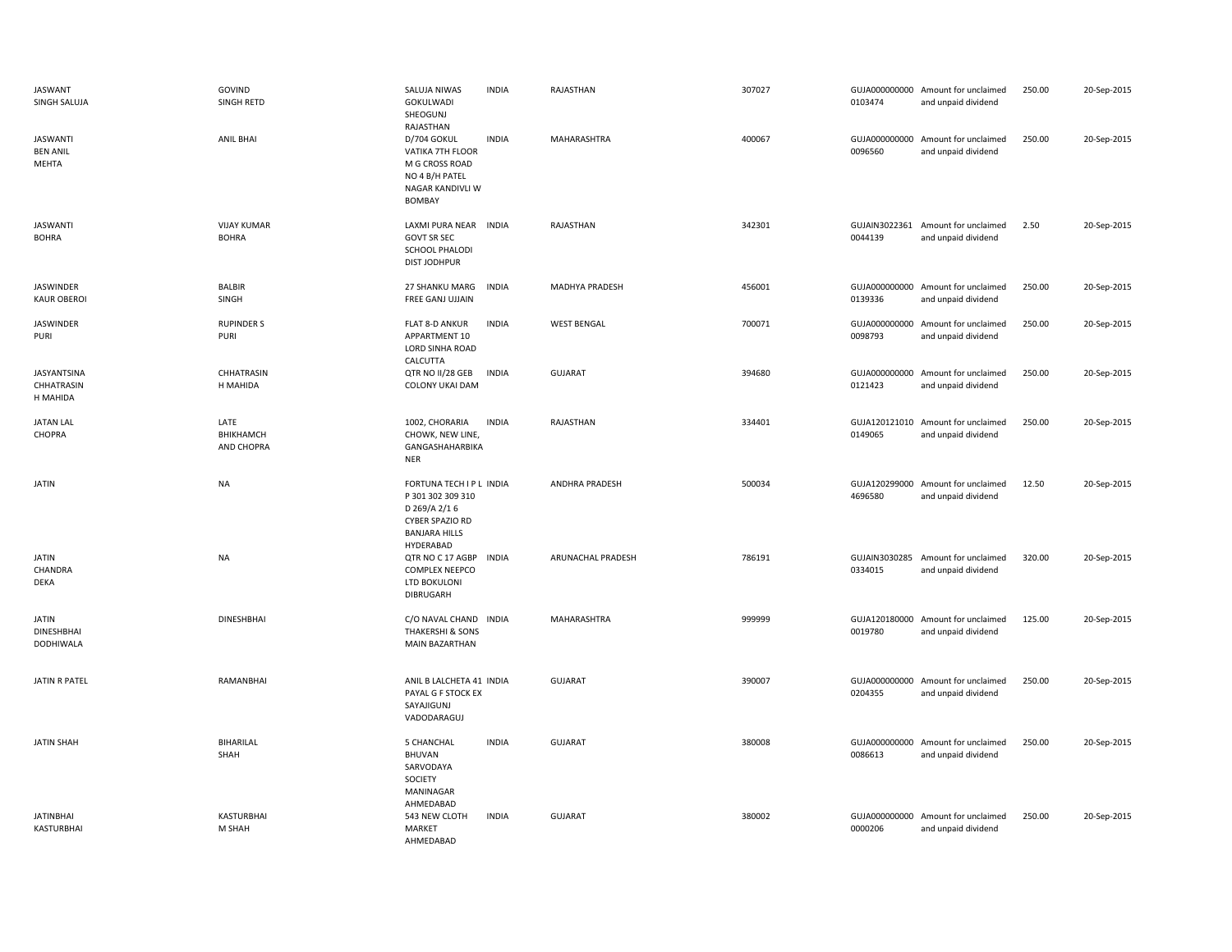| | | | | | | | | | |
|---|---|---|---|---|---|---|---|---|---|
| JASWANT SINGH SALUJA | GOVIND SINGH RETD | SALUJA NIWAS GOKULWADI SHEOGUNJ RAJASTHAN | INDIA | RAJASTHAN | 307027 | GUJA000000000 0103474 | Amount for unclaimed and unpaid dividend | 250.00 | 20-Sep-2015 |
| JASWANTI BEN ANIL MEHTA | ANIL BHAI | D/704 GOKUL VATIKA 7TH FLOOR M G CROSS ROAD NO 4 B/H PATEL NAGAR KANDIVLI W BOMBAY | INDIA | MAHARASHTRA | 400067 | GUJA000000000 0096560 | Amount for unclaimed and unpaid dividend | 250.00 | 20-Sep-2015 |
| JASWANTI BOHRA | VIJAY KUMAR BOHRA | LAXMI PURA NEAR GOVT SR SEC SCHOOL PHALODI DIST JODHPUR | INDIA | RAJASTHAN | 342301 | GUJAIN3022361 0044139 | Amount for unclaimed and unpaid dividend | 2.50 | 20-Sep-2015 |
| JASWINDER KAUR OBEROI | BALBIR SINGH | 27 SHANKU MARG FREE GANJ UJJAIN | INDIA | MADHYA PRADESH | 456001 | GUJA000000000 0139336 | Amount for unclaimed and unpaid dividend | 250.00 | 20-Sep-2015 |
| JASWINDER PURI | RUPINDER S PURI | FLAT 8-D ANKUR APPARTMENT 10 LORD SINHA ROAD CALCUTTA | INDIA | WEST BENGAL | 700071 | GUJA000000000 0098793 | Amount for unclaimed and unpaid dividend | 250.00 | 20-Sep-2015 |
| JASYANTSINA CHHATRASIN H MAHIDA | CHHATRASIN H MAHIDA | QTR NO II/28 GEB COLONY UKAI DAM | INDIA | GUJARAT | 394680 | GUJA000000000 0121423 | Amount for unclaimed and unpaid dividend | 250.00 | 20-Sep-2015 |
| JATAN LAL CHOPRA | LATE BHIKHAMCH AND CHOPRA | 1002, CHORARIA CHOWK, NEW LINE, GANGASHAHARBIKA NER | INDIA | RAJASTHAN | 334401 | GUJA120121010 0149065 | Amount for unclaimed and unpaid dividend | 250.00 | 20-Sep-2015 |
| JATIN | NA | FORTUNA TECH I P L P 301 302 309 310 D 269/A 2/1 6 CYBER SPAZIO RD BANJARA HILLS HYDERABAD | INDIA | ANDHRA PRADESH | 500034 | GUJA120299000 4696580 | Amount for unclaimed and unpaid dividend | 12.50 | 20-Sep-2015 |
| JATIN CHANDRA DEKA | NA | QTR NO C 17 AGBP COMPLEX NEEPCO LTD BOKULONI DIBRUGARH | INDIA | ARUNACHAL PRADESH | 786191 | GUJAIN3030285 0334015 | Amount for unclaimed and unpaid dividend | 320.00 | 20-Sep-2015 |
| JATIN DINESHBHAI DODHIWALA | DINESHBHAI | C/O NAVAL CHAND THAKERSHI & SONS MAIN BAZARTHAN | INDIA | MAHARASHTRA | 999999 | GUJA120180000 0019780 | Amount for unclaimed and unpaid dividend | 125.00 | 20-Sep-2015 |
| JATIN R PATEL | RAMANBHAI | ANIL B LALCHETA 41 PAYAL G F STOCK EX SAYAJIGUNJ VADODARAGUJ | INDIA | GUJARAT | 390007 | GUJA000000000 0204355 | Amount for unclaimed and unpaid dividend | 250.00 | 20-Sep-2015 |
| JATIN SHAH | BIHARILAL SHAH | 5 CHANCHAL BHUVAN SARVODAYA SOCIETY MANINAGAR AHMEDABAD | INDIA | GUJARAT | 380008 | GUJA000000000 0086613 | Amount for unclaimed and unpaid dividend | 250.00 | 20-Sep-2015 |
| JATINBHAI KASTURBHAI | KASTURBHAI M SHAH | 543 NEW CLOTH MARKET AHMEDABAD | INDIA | GUJARAT | 380002 | GUJA000000000 0000206 | Amount for unclaimed and unpaid dividend | 250.00 | 20-Sep-2015 |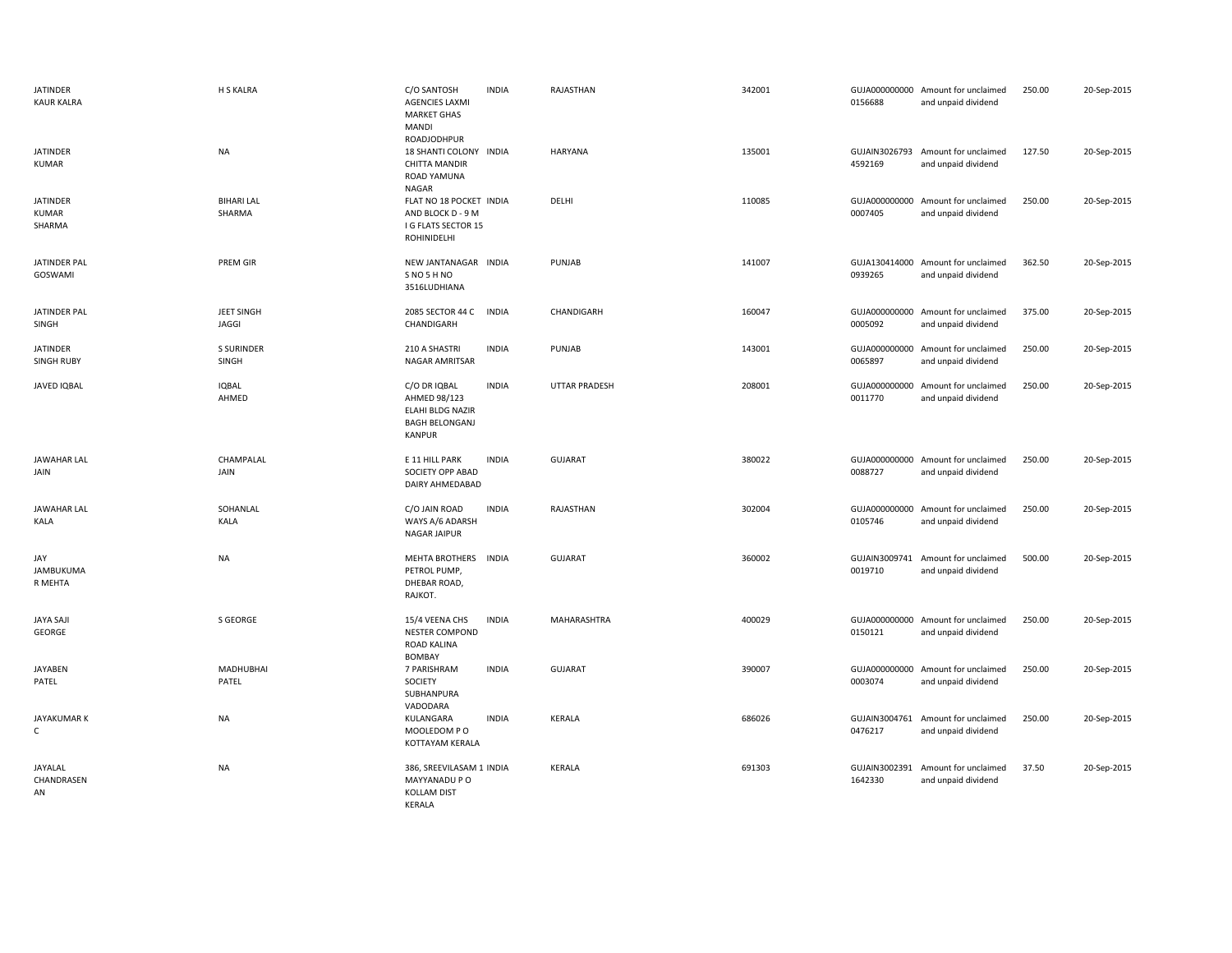| | | | | | | | | | |
|---|---|---|---|---|---|---|---|---|---|
| JATINDER KAUR KALRA | H S KALRA | C/O SANTOSH AGENCIES LAXMI MARKET GHAS MANDI ROADJODHPUR | INDIA | RAJASTHAN | 342001 | GUJA000000000 0156688 | Amount for unclaimed and unpaid dividend | 250.00 | 20-Sep-2015 |
| JATINDER KUMAR | NA | 18 SHANTI COLONY CHITTA MANDIR ROAD YAMUNA NAGAR | INDIA | HARYANA | 135001 | GUJAIN3026793 4592169 | Amount for unclaimed and unpaid dividend | 127.50 | 20-Sep-2015 |
| JATINDER KUMAR SHARMA | BIHARI LAL SHARMA | FLAT NO 18 POCKET AND BLOCK D - 9 M I G FLATS SECTOR 15 ROHINIDELHI | INDIA | DELHI | 110085 | GUJA000000000 0007405 | Amount for unclaimed and unpaid dividend | 250.00 | 20-Sep-2015 |
| JATINDER PAL GOSWAMI | PREM GIR | NEW JANTANAGAR S NO 5 H NO 3516LUDHIANA | INDIA | PUNJAB | 141007 | GUJA130414000 0939265 | Amount for unclaimed and unpaid dividend | 362.50 | 20-Sep-2015 |
| JATINDER PAL SINGH | JEET SINGH JAGGI | 2085 SECTOR 44 C CHANDIGARH | INDIA | CHANDIGARH | 160047 | GUJA000000000 0005092 | Amount for unclaimed and unpaid dividend | 375.00 | 20-Sep-2015 |
| JATINDER SINGH RUBY | S SURINDER SINGH | 210 A SHASTRI NAGAR AMRITSAR | INDIA | PUNJAB | 143001 | GUJA000000000 0065897 | Amount for unclaimed and unpaid dividend | 250.00 | 20-Sep-2015 |
| JAVED IQBAL | IQBAL AHMED | C/O DR IQBAL AHMED 98/123 ELAHI BLDG NAZIR BAGH BELONGANJ KANPUR | INDIA | UTTAR PRADESH | 208001 | GUJA000000000 0011770 | Amount for unclaimed and unpaid dividend | 250.00 | 20-Sep-2015 |
| JAWAHAR LAL JAIN | CHAMPALAL JAIN | E 11 HILL PARK SOCIETY OPP ABAD DAIRY AHMEDABAD | INDIA | GUJARAT | 380022 | GUJA000000000 0088727 | Amount for unclaimed and unpaid dividend | 250.00 | 20-Sep-2015 |
| JAWAHAR LAL KALA | SOHANLAL KALA | C/O JAIN ROAD WAYS A/6 ADARSH NAGAR JAIPUR | INDIA | RAJASTHAN | 302004 | GUJA000000000 0105746 | Amount for unclaimed and unpaid dividend | 250.00 | 20-Sep-2015 |
| JAY JAMBUKUMA R MEHTA | NA | MEHTA BROTHERS PETROL PUMP, DHEBAR ROAD, RAJKOT. | INDIA | GUJARAT | 360002 | GUJAIN3009741 0019710 | Amount for unclaimed and unpaid dividend | 500.00 | 20-Sep-2015 |
| JAYA SAJI GEORGE | S GEORGE | 15/4 VEENA CHS NESTER COMPOND ROAD KALINA BOMBAY | INDIA | MAHARASHTRA | 400029 | GUJA000000000 0150121 | Amount for unclaimed and unpaid dividend | 250.00 | 20-Sep-2015 |
| JAYABEN PATEL | MADHUBHAI PATEL | 7 PARISHRAM SOCIETY SUBHANPURA VADODARA | INDIA | GUJARAT | 390007 | GUJA000000000 0003074 | Amount for unclaimed and unpaid dividend | 250.00 | 20-Sep-2015 |
| JAYAKUMAR K C | NA | KULANGARA MOOLEDOM P O KOTTAYAM KERALA | INDIA | KERALA | 686026 | GUJAIN3004761 0476217 | Amount for unclaimed and unpaid dividend | 250.00 | 20-Sep-2015 |
| JAYALAL CHANDRASEN AN | NA | 386, SREEVILASAM 1 MAYYANADU P O KOLLAM DIST KERALA | INDIA | KERALA | 691303 | GUJAIN3002391 1642330 | Amount for unclaimed and unpaid dividend | 37.50 | 20-Sep-2015 |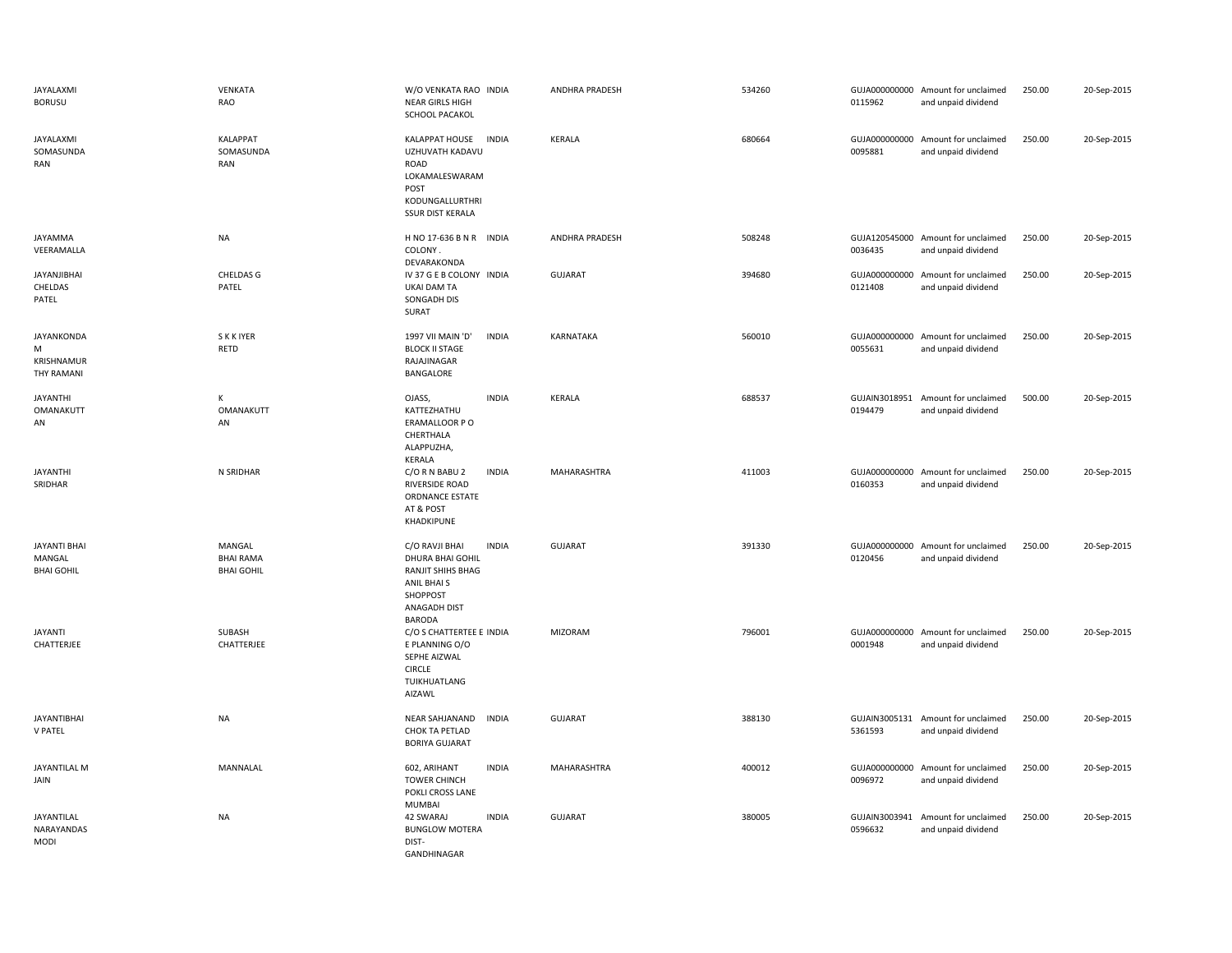| | | | | | | | | | | |
|---|---|---|---|---|---|---|---|---|---|---|
| JAYALAXMI BORUSU | VENKATA RAO | W/O VENKATA RAO NEAR GIRLS HIGH SCHOOL PACAKOL | INDIA | ANDHRA PRADESH | 534260 | | GUJA000000000 0115962 | Amount for unclaimed and unpaid dividend | 250.00 | 20-Sep-2015 |
| JAYALAXMI SOMASUNDA RAN | KALAPPAT SOMASUNDA RAN | KALAPPAT HOUSE UZHUVATH KADAVU ROAD LOKAMALESWARAM POST KODUNGALLURTHRI SSUR DIST KERALA | INDIA | KERALA | 680664 | | GUJA000000000 0095881 | Amount for unclaimed and unpaid dividend | 250.00 | 20-Sep-2015 |
| JAYAMMA VEERAMALLA | NA | H NO 17-636 B N R COLONY . DEVARAKONDA | INDIA | ANDHRA PRADESH | 508248 | | GUJA120545000 0036435 | Amount for unclaimed and unpaid dividend | 250.00 | 20-Sep-2015 |
| JAYANJIBHAI CHELDAS PATEL | CHELDAS G PATEL | IV 37 G E B COLONY UKAI DAM TA SONGADH DIS SURAT | INDIA | GUJARAT | 394680 | | GUJA000000000 0121408 | Amount for unclaimed and unpaid dividend | 250.00 | 20-Sep-2015 |
| JAYANKONDA M KRISHNAMUR THY RAMANI | S K K IYER RETD | 1997 VII MAIN 'D' BLOCK II STAGE RAJAJINAGAR BANGALORE | INDIA | KARNATAKA | 560010 | | GUJA000000000 0055631 | Amount for unclaimed and unpaid dividend | 250.00 | 20-Sep-2015 |
| JAYANTHI OMANAKUTT AN | K OMANAKUTT AN | OJASS, KATTEZHATHU ERAMALLOOR P O CHERTHALA ALAPPUZHA, KERALA | INDIA | KERALA | 688537 | | GUJAIN3018951 0194479 | Amount for unclaimed and unpaid dividend | 500.00 | 20-Sep-2015 |
| JAYANTHI SRIDHAR | N SRIDHAR | C/O R N BABU 2 RIVERSIDE ROAD ORDNANCE ESTATE AT & POST KHADKIPUNE | INDIA | MAHARASHTRA | 411003 | | GUJA000000000 0160353 | Amount for unclaimed and unpaid dividend | 250.00 | 20-Sep-2015 |
| JAYANTI BHAI MANGAL BHAI GOHIL | MANGAL BHAI RAMA BHAI GOHIL | C/O RAVJI BHAI DHURA BHAI GOHIL RANJIT SHIHS BHAG ANIL BHAI S SHOPPOST ANAGADH DIST BARODA | INDIA | GUJARAT | 391330 | | GUJA000000000 0120456 | Amount for unclaimed and unpaid dividend | 250.00 | 20-Sep-2015 |
| JAYANTI CHATTERJEE | SUBASH CHATTERJEE | C/O S CHATTERTEE E E PLANNING O/O SEPHE AIZWAL CIRCLE TUIKHUATLANG AIZAWL | INDIA | MIZORAM | 796001 | | GUJA000000000 0001948 | Amount for unclaimed and unpaid dividend | 250.00 | 20-Sep-2015 |
| JAYANTIBHAI V PATEL | NA | NEAR SAHJANAND CHOK TA PETLAD BORIYA GUJARAT | INDIA | GUJARAT | 388130 | | GUJAIN3005131 5361593 | Amount for unclaimed and unpaid dividend | 250.00 | 20-Sep-2015 |
| JAYANTILAL M JAIN | MANNALAL | 602, ARIHANT TOWER CHINCH POKLI CROSS LANE MUMBAI | INDIA | MAHARASHTRA | 400012 | | GUJA000000000 0096972 | Amount for unclaimed and unpaid dividend | 250.00 | 20-Sep-2015 |
| JAYANTILAL NARAYANDAS MODI | NA | 42 SWARAJ BUNGLOW MOTERA DIST- GANDHINAGAR | INDIA | GUJARAT | 380005 | | GUJAIN3003941 0596632 | Amount for unclaimed and unpaid dividend | 250.00 | 20-Sep-2015 |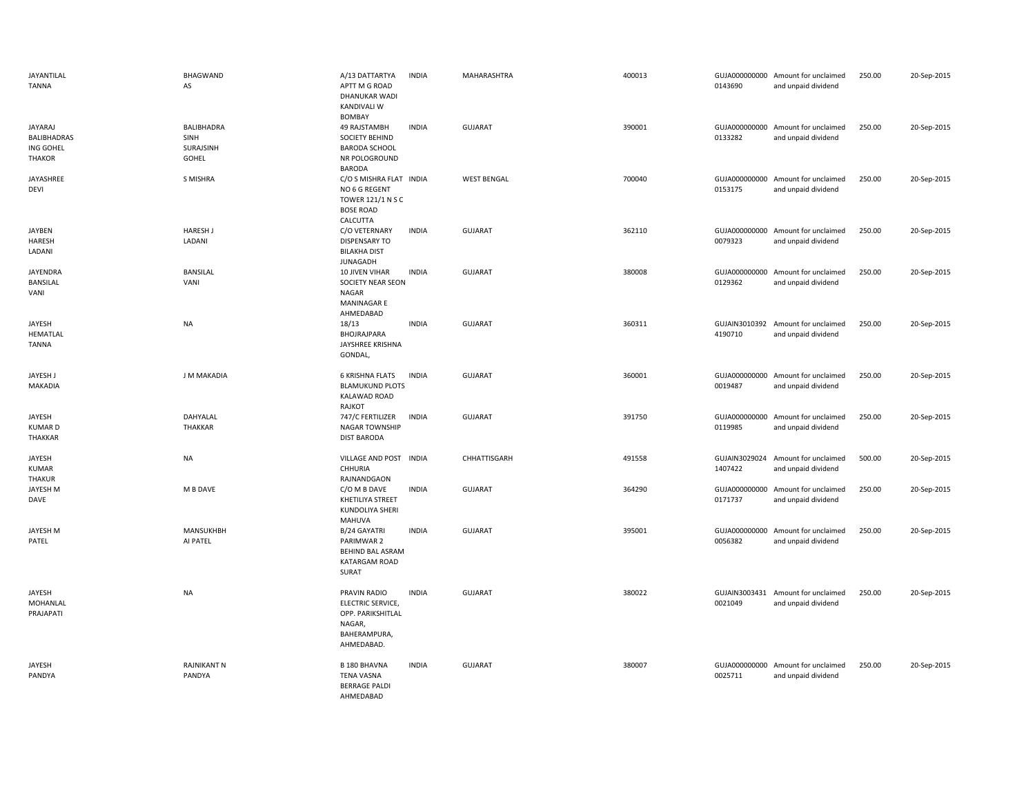| | | | | | | | | | |
|---|---|---|---|---|---|---|---|---|---|
| JAYANTILAL TANNA | BHAGWANDAS | A/13 DATTARTYA APTT M G ROAD DHANUKAR WADI KANDIVALI W BOMBAY | INDIA | MAHARASHTRA | 400013 | GUJA0000000000143690 | Amount for unclaimed and unpaid dividend | 250.00 | 20-Sep-2015 |
| JAYARAJ BALIBHADRAS ING GOHEL THAKOR | BALIBHADRA SINH SURAJSINH GOHEL | 49 RAJSTAMBH SOCIETY BEHIND BARODA SCHOOL NR POLOGROUND BARODA | INDIA | GUJARAT | 390001 | GUJA0000000000133282 | Amount for unclaimed and unpaid dividend | 250.00 | 20-Sep-2015 |
| JAYASHREE DEVI | S MISHRA | C/O S MISHRA FLAT NO 6 G REGENT TOWER 121/1 N S C BOSE ROAD CALCUTTA | INDIA | WEST BENGAL | 700040 | GUJA0000000000153175 | Amount for unclaimed and unpaid dividend | 250.00 | 20-Sep-2015 |
| JAYBEN HARESH LADANI | HARESH J LADANI | C/O VETERNARY DISPENSARY TO BILAKHA DIST JUNAGADH | INDIA | GUJARAT | 362110 | GUJA0000000000079323 | Amount for unclaimed and unpaid dividend | 250.00 | 20-Sep-2015 |
| JAYENDRA BANSILAL VANI | BANSILAL VANI | 10 JIVEN VIHAR SOCIETY NEAR SEON NAGAR MANINAGAR E AHMEDABAD | INDIA | GUJARAT | 380008 | GUJA0000000000129362 | Amount for unclaimed and unpaid dividend | 250.00 | 20-Sep-2015 |
| JAYESH HEMATLAL TANNA | NA | 18/13 BHOJRAJPARA JAYSHREE KRISHNA GONDAL, | INDIA | GUJARAT | 360311 | GUJAIN30103924190710 | Amount for unclaimed and unpaid dividend | 250.00 | 20-Sep-2015 |
| JAYESH J MAKADIA | J M MAKADIA | 6 KRISHNA FLATS BLAMUKUND PLOTS KALAWAD ROAD RAJKOT | INDIA | GUJARAT | 360001 | GUJA0000000000019487 | Amount for unclaimed and unpaid dividend | 250.00 | 20-Sep-2015 |
| JAYESH KUMAR D THAKKAR | DAHYALAL THAKKAR | 747/C FERTILIZER NAGAR TOWNSHIP DIST BARODA | INDIA | GUJARAT | 391750 | GUJA0000000000119985 | Amount for unclaimed and unpaid dividend | 250.00 | 20-Sep-2015 |
| JAYESH KUMAR THAKUR | NA | VILLAGE AND POST CHHURIA RAJNANDGAON | INDIA | CHHATTISGARH | 491558 | GUJAIN30290241407422 | Amount for unclaimed and unpaid dividend | 500.00 | 20-Sep-2015 |
| JAYESH M DAVE | M B DAVE | C/O M B DAVE KHETILIYA STREET KUNDOLIYA SHERI MAHUVA | INDIA | GUJARAT | 364290 | GUJA0000000000171737 | Amount for unclaimed and unpaid dividend | 250.00 | 20-Sep-2015 |
| JAYESH M PATEL | MANSUKHBHAI PATEL | B/24 GAYATRI PARIMWAR 2 BEHIND BAL ASRAM KATARGAM ROAD SURAT | INDIA | GUJARAT | 395001 | GUJA0000000000056382 | Amount for unclaimed and unpaid dividend | 250.00 | 20-Sep-2015 |
| JAYESH MOHANLAL PRAJAPATI | NA | PRAVIN RADIO ELECTRIC SERVICE, OPP. PARIKSHITLAL NAGAR, BAHERAMPURA, AHMEDABAD. | INDIA | GUJARAT | 380022 | GUJAIN30034310021049 | Amount for unclaimed and unpaid dividend | 250.00 | 20-Sep-2015 |
| JAYESH PANDYA | RAJNIKANT N PANDYA | B 180 BHAVNA TENA VASNA BERRAGE PALDI AHMEDABAD | INDIA | GUJARAT | 380007 | GUJA0000000000025711 | Amount for unclaimed and unpaid dividend | 250.00 | 20-Sep-2015 |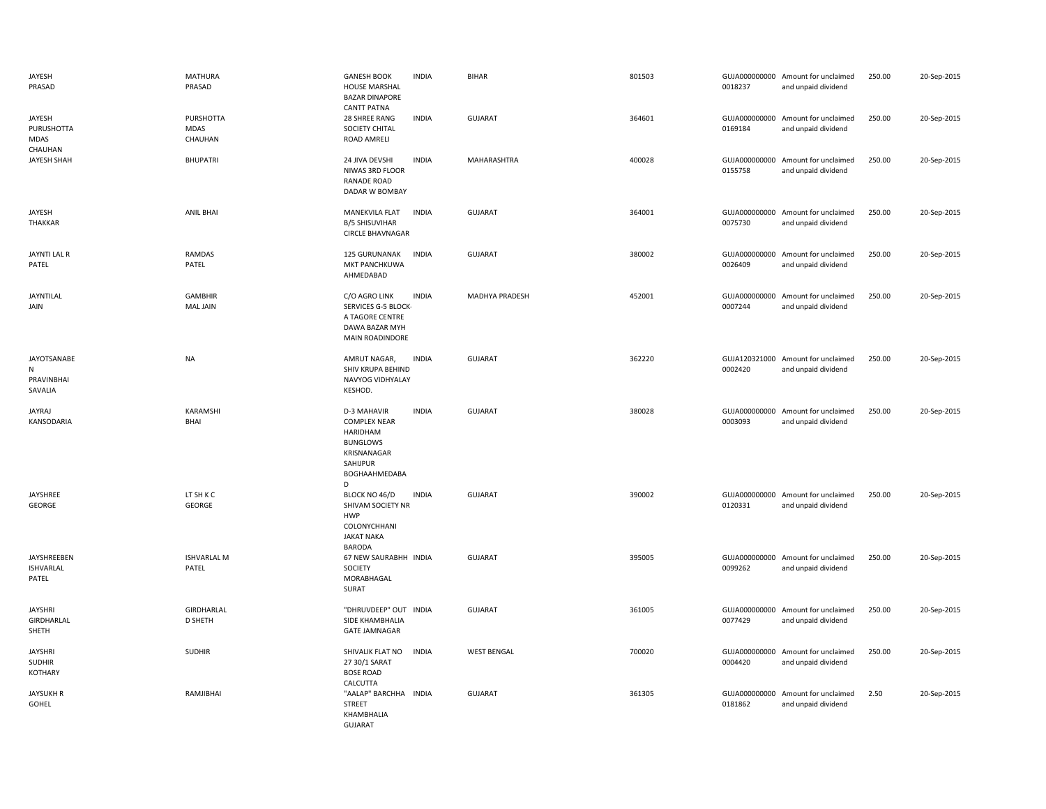| | | | | | | | | | |
|---|---|---|---|---|---|---|---|---|---|
| JAYESH PRASAD | MATHURA PRASAD | GANESH BOOK HOUSE MARSHAL BAZAR DINAPORE CANTT PATNA | INDIA | BIHAR | 801503 | GUJA000000000 0018237 | Amount for unclaimed and unpaid dividend | 250.00 | 20-Sep-2015 |
| JAYESH PURUSHOTTA MDAS CHAUHAN | PURSHOTTA MDAS CHAUHAN | 28 SHREE RANG SOCIETY CHITAL ROAD AMRELI | INDIA | GUJARAT | 364601 | GUJA000000000 0169184 | Amount for unclaimed and unpaid dividend | 250.00 | 20-Sep-2015 |
| JAYESH SHAH | BHUPATRI | 24 JIVA DEVSHI NIWAS 3RD FLOOR RANADE ROAD DADAR W BOMBAY | INDIA | MAHARASHTRA | 400028 | GUJA000000000 0155758 | Amount for unclaimed and unpaid dividend | 250.00 | 20-Sep-2015 |
| JAYESH THAKKAR | ANIL BHAI | MANEKVILA FLAT B/5 SHISUVIHAR CIRCLE BHAVNAGAR | INDIA | GUJARAT | 364001 | GUJA000000000 0075730 | Amount for unclaimed and unpaid dividend | 250.00 | 20-Sep-2015 |
| JAYNTI LAL R PATEL | RAMDAS PATEL | 125 GURUNANAK MKT PANCHKUWA AHMEDABAD | INDIA | GUJARAT | 380002 | GUJA000000000 0026409 | Amount for unclaimed and unpaid dividend | 250.00 | 20-Sep-2015 |
| JAYNTILAL JAIN | GAMBHIR MAL JAIN | C/O AGRO LINK SERVICES G-5 BLOCK-A TAGORE CENTRE DAWA BAZAR MYH MAIN ROADINDORE | INDIA | MADHYA PRADESH | 452001 | GUJA000000000 0007244 | Amount for unclaimed and unpaid dividend | 250.00 | 20-Sep-2015 |
| JAYOTSANABE N PRAVINBHAI SAVALIA | NA | AMRUT NAGAR, SHIV KRUPA BEHIND NAVYOG VIDHYALAY KESHOD. | INDIA | GUJARAT | 362220 | GUJA120321000 0002420 | Amount for unclaimed and unpaid dividend | 250.00 | 20-Sep-2015 |
| JAYRAJ KANSODARIA | KARAMSHI BHAI | D-3 MAHAVIR COMPLEX NEAR HARIDHAM BUNGLOWS KRISNANAGAR SAHIJPUR BOGHAAHMEDABA D | INDIA | GUJARAT | 380028 | GUJA000000000 0003093 | Amount for unclaimed and unpaid dividend | 250.00 | 20-Sep-2015 |
| JAYSHREE GEORGE | LT SH K C GEORGE | BLOCK NO 46/D SHIVAM SOCIETY NR HWP COLONYCHHANI JAKAT NAKA BARODA | INDIA | GUJARAT | 390002 | GUJA000000000 0120331 | Amount for unclaimed and unpaid dividend | 250.00 | 20-Sep-2015 |
| JAYSHREEBEN ISHVARLAL PATEL | ISHVARLAL M PATEL | 67 NEW SAURABHH SOCIETY MORABHAGAL SURAT | INDIA | GUJARAT | 395005 | GUJA000000000 0099262 | Amount for unclaimed and unpaid dividend | 250.00 | 20-Sep-2015 |
| JAYSHRI GIRDHARLAL SHETH | GIRDHARLAL D SHETH | "DHRUVDEEP" OUT SIDE KHAMBHALIA GATE JAMNAGAR | INDIA | GUJARAT | 361005 | GUJA000000000 0077429 | Amount for unclaimed and unpaid dividend | 250.00 | 20-Sep-2015 |
| JAYSHRI SUDHIR KOTHARY | SUDHIR | SHIVALIK FLAT NO 27 30/1 SARAT BOSE ROAD CALCUTTA | INDIA | WEST BENGAL | 700020 | GUJA000000000 0004420 | Amount for unclaimed and unpaid dividend | 250.00 | 20-Sep-2015 |
| JAYSUKH R GOHEL | RAMJIBHAI | "AALAP" BARCHHA STREET KHAMBHALIA GUJARAT | INDIA | GUJARAT | 361305 | GUJA000000000 0181862 | Amount for unclaimed and unpaid dividend | 2.50 | 20-Sep-2015 |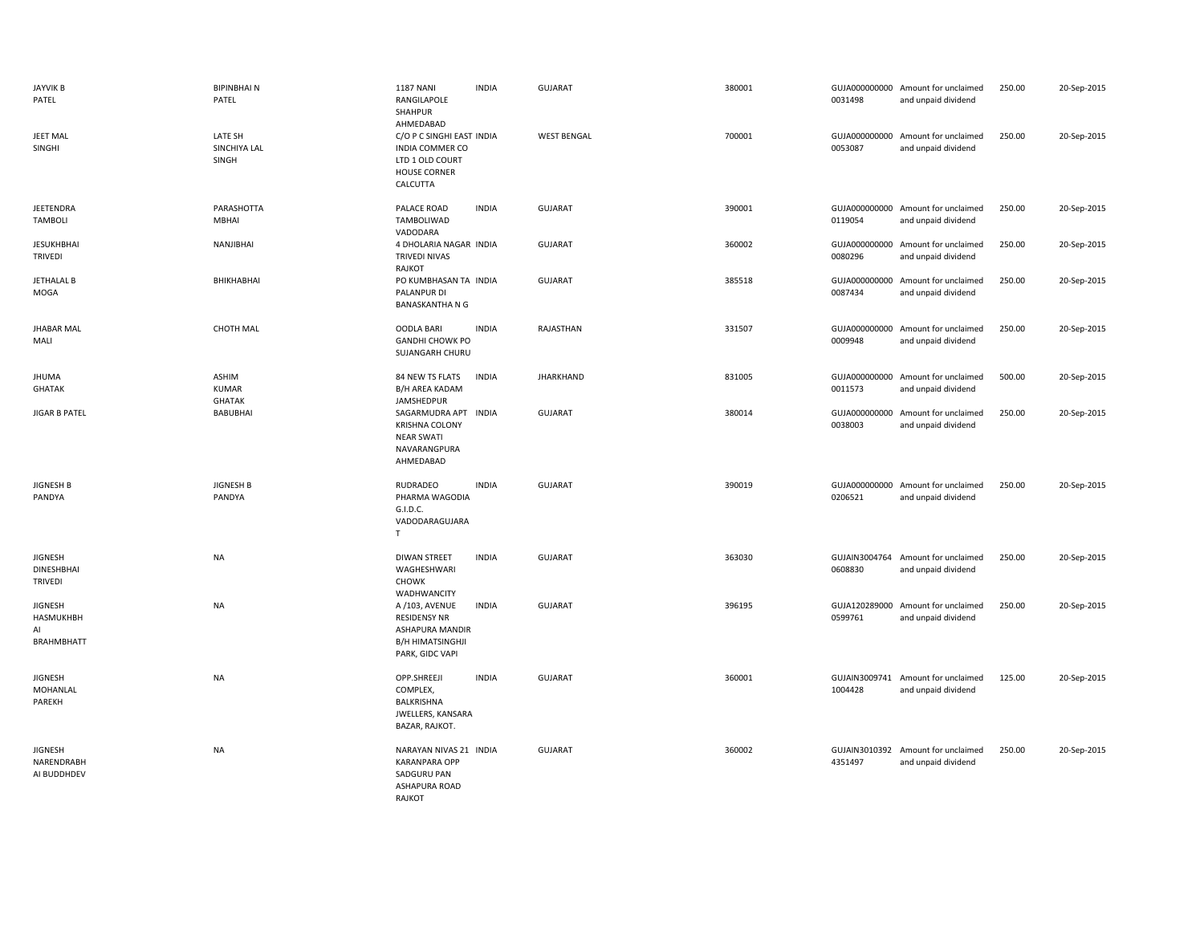| JAYVIK B PATEL | BIPINBHAI N PATEL | 1187 NANI RANGILAPOLE SHAHPUR AHMEDABAD | INDIA | GUJARAT | 380001 | GUJA000000000 0031498 | Amount for unclaimed and unpaid dividend | 250.00 | 20-Sep-2015 |
|---|---|---|---|---|---|---|---|---|---|
| JEET MAL SINGHI | LATE SH SINCHIYA LAL SINGH | C/O P C SINGHI EAST INDIA COMMER CO LTD 1 OLD COURT HOUSE CORNER CALCUTTA | INDIA | WEST BENGAL | 700001 | GUJA000000000 0053087 | Amount for unclaimed and unpaid dividend | 250.00 | 20-Sep-2015 |
| JEETENDRA TAMBOLI | PARASHOTTA MBHAI | PALACE ROAD TAMBOLIWAD VADODARA | INDIA | GUJARAT | 390001 | GUJA000000000 0119054 | Amount for unclaimed and unpaid dividend | 250.00 | 20-Sep-2015 |
| JESUKHBHAI TRIVEDI | NANJIBHAI | 4 DHOLARIA NAGAR TRIVEDI NIVAS RAJKOT | INDIA | GUJARAT | 360002 | GUJA000000000 0080296 | Amount for unclaimed and unpaid dividend | 250.00 | 20-Sep-2015 |
| JETHALAL B MOGA | BHIKHABHAI | PO KUMBHASAN TA PALANPUR DI BANASKANTHA N G | INDIA | GUJARAT | 385518 | GUJA000000000 0087434 | Amount for unclaimed and unpaid dividend | 250.00 | 20-Sep-2015 |
| JHABAR MAL MALI | CHOTH MAL | OODLA BARI GANDHI CHOWK PO SUJANGARH CHURU | INDIA | RAJASTHAN | 331507 | GUJA000000000 0009948 | Amount for unclaimed and unpaid dividend | 250.00 | 20-Sep-2015 |
| JHUMA GHATAK | ASHIM KUMAR GHATAK | 84 NEW TS FLATS B/H AREA KADAM JAMSHEDPUR | INDIA | JHARKHAND | 831005 | GUJA000000000 0011573 | Amount for unclaimed and unpaid dividend | 500.00 | 20-Sep-2015 |
| JIGAR B PATEL | BABUBHAI | SAGARMUDRA APT KRISHNA COLONY NEAR SWATI NAVARANGPURA AHMEDABAD | INDIA | GUJARAT | 380014 | GUJA000000000 0038003 | Amount for unclaimed and unpaid dividend | 250.00 | 20-Sep-2015 |
| JIGNESH B PANDYA | JIGNESH B PANDYA | RUDRADEO PHARMA WAGODIA G.I.D.C. VADODARAGUJARA T | INDIA | GUJARAT | 390019 | GUJA000000000 0206521 | Amount for unclaimed and unpaid dividend | 250.00 | 20-Sep-2015 |
| JIGNESH DINESHBHAI TRIVEDI | NA | DIWAN STREET WAGHESHWARI CHOWK WADHWANCITY | INDIA | GUJARAT | 363030 | GUJAIN3004764 0608830 | Amount for unclaimed and unpaid dividend | 250.00 | 20-Sep-2015 |
| JIGNESH HASMUKHBH AI BRAHMBHATT | NA | A /103, AVENUE RESIDENSY NR ASHAPURA MANDIR B/H HIMATSINGHJI PARK, GIDC VAPI | INDIA | GUJARAT | 396195 | GUJA120289000 0599761 | Amount for unclaimed and unpaid dividend | 250.00 | 20-Sep-2015 |
| JIGNESH MOHANLAL PAREKH | NA | OPP.SHREEJI COMPLEX, BALKRISHNA JWELLERS, KANSARA BAZAR, RAJKOT. | INDIA | GUJARAT | 360001 | GUJAIN3009741 1004428 | Amount for unclaimed and unpaid dividend | 125.00 | 20-Sep-2015 |
| JIGNESH NARENDRABH AI BUDDHDEV | NA | NARAYAN NIVAS 21 KARANPARA OPP SADGURU PAN ASHAPURA ROAD RAJKOT | INDIA | GUJARAT | 360002 | GUJAIN3010392 4351497 | Amount for unclaimed and unpaid dividend | 250.00 | 20-Sep-2015 |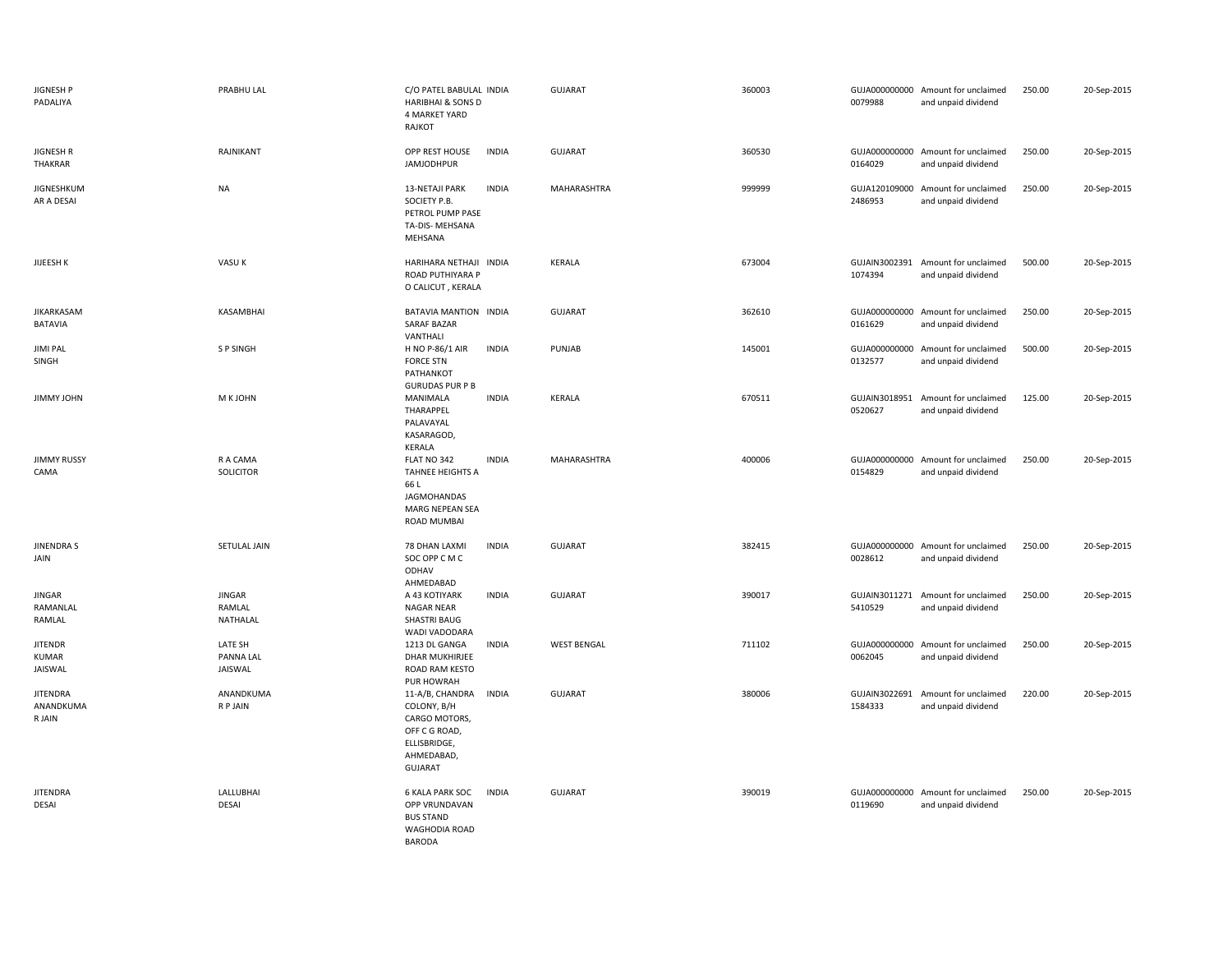| | | | | | | | | | |
|---|---|---|---|---|---|---|---|---|---|
| JIGNESH P PADALIYA | PRABHU LAL | C/O PATEL BABULAL HARIBHAI & SONS D 4 MARKET YARD RAJKOT | INDIA | GUJARAT | 360003 | GUJA000000000 0079988 | Amount for unclaimed and unpaid dividend | 250.00 | 20-Sep-2015 |
| JIGNESH R THAKRAR | RAJNIKANT | OPP REST HOUSE JAMJODHPUR | INDIA | GUJARAT | 360530 | GUJA000000000 0164029 | Amount for unclaimed and unpaid dividend | 250.00 | 20-Sep-2015 |
| JIGNESHKUMAR A DESAI | NA | 13-NETAJI PARK SOCIETY P.B. PETROL PUMP PASE TA-DIS- MEHSANA MEHSANA | INDIA | MAHARASHTRA | 999999 | GUJA120109000 2486953 | Amount for unclaimed and unpaid dividend | 250.00 | 20-Sep-2015 |
| JIJEESH K | VASU K | HARIHARA NETHAJI ROAD PUTHIYARA P O CALICUT , KERALA | INDIA | KERALA | 673004 | GUJAIN3002391 1074394 | Amount for unclaimed and unpaid dividend | 500.00 | 20-Sep-2015 |
| JIKARKASAM BATAVIA | KASAMBHAI | BATAVIA MANTION SARAF BAZAR VANTHALI | INDIA | GUJARAT | 362610 | GUJA000000000 0161629 | Amount for unclaimed and unpaid dividend | 250.00 | 20-Sep-2015 |
| JIMI PAL SINGH | S P SINGH | H NO P-86/1 AIR FORCE STN PATHANKOT GURUDAS PUR P B | INDIA | PUNJAB | 145001 | GUJA000000000 0132577 | Amount for unclaimed and unpaid dividend | 500.00 | 20-Sep-2015 |
| JIMMY JOHN | M K JOHN | MANIMALA THARAPPEL PALAVAYAL KASARAGOD, KERALA | INDIA | KERALA | 670511 | GUJAIN3018951 0520627 | Amount for unclaimed and unpaid dividend | 125.00 | 20-Sep-2015 |
| JIMMY RUSSY CAMA | R A CAMA SOLICITOR | FLAT NO 342 TAHNEE HEIGHTS A 66 L JAGMOHANDAS MARG NEPEAN SEA ROAD MUMBAI | INDIA | MAHARASHTRA | 400006 | GUJA000000000 0154829 | Amount for unclaimed and unpaid dividend | 250.00 | 20-Sep-2015 |
| JINENDRA S JAIN | SETULAL JAIN | 78 DHAN LAXMI SOC OPP C M C ODHAV AHMEDABAD | INDIA | GUJARAT | 382415 | GUJA000000000 0028612 | Amount for unclaimed and unpaid dividend | 250.00 | 20-Sep-2015 |
| JINGAR RAMANLAL RAMLAL | JINGAR RAMLAL NATHALAL | A 43 KOTIYARK NAGAR NEAR SHASTRI BAUG WADI VADODARA | INDIA | GUJARAT | 390017 | GUJAIN3011271 5410529 | Amount for unclaimed and unpaid dividend | 250.00 | 20-Sep-2015 |
| JITENDR KUMAR JAISWAL | LATE SH PANNA LAL JAISWAL | 1213 DL GANGA DHAR MUKHIRJEE ROAD RAM KESTO PUR HOWRAH | INDIA | WEST BENGAL | 711102 | GUJA000000000 0062045 | Amount for unclaimed and unpaid dividend | 250.00 | 20-Sep-2015 |
| JITENDRA ANANDKUMAR JAIN | ANANDKUMAR P JAIN | 11-A/B, CHANDRA COLONY, B/H CARGO MOTORS, OFF C G ROAD, ELLISBRIDGE, AHMEDABAD, GUJARAT | INDIA | GUJARAT | 380006 | GUJAIN3022691 1584333 | Amount for unclaimed and unpaid dividend | 220.00 | 20-Sep-2015 |
| JITENDRA DESAI | LALLUBHAI DESAI | 6 KALA PARK SOC OPP VRUNDAVAN BUS STAND WAGHODIA ROAD BARODA | INDIA | GUJARAT | 390019 | GUJA000000000 0119690 | Amount for unclaimed and unpaid dividend | 250.00 | 20-Sep-2015 |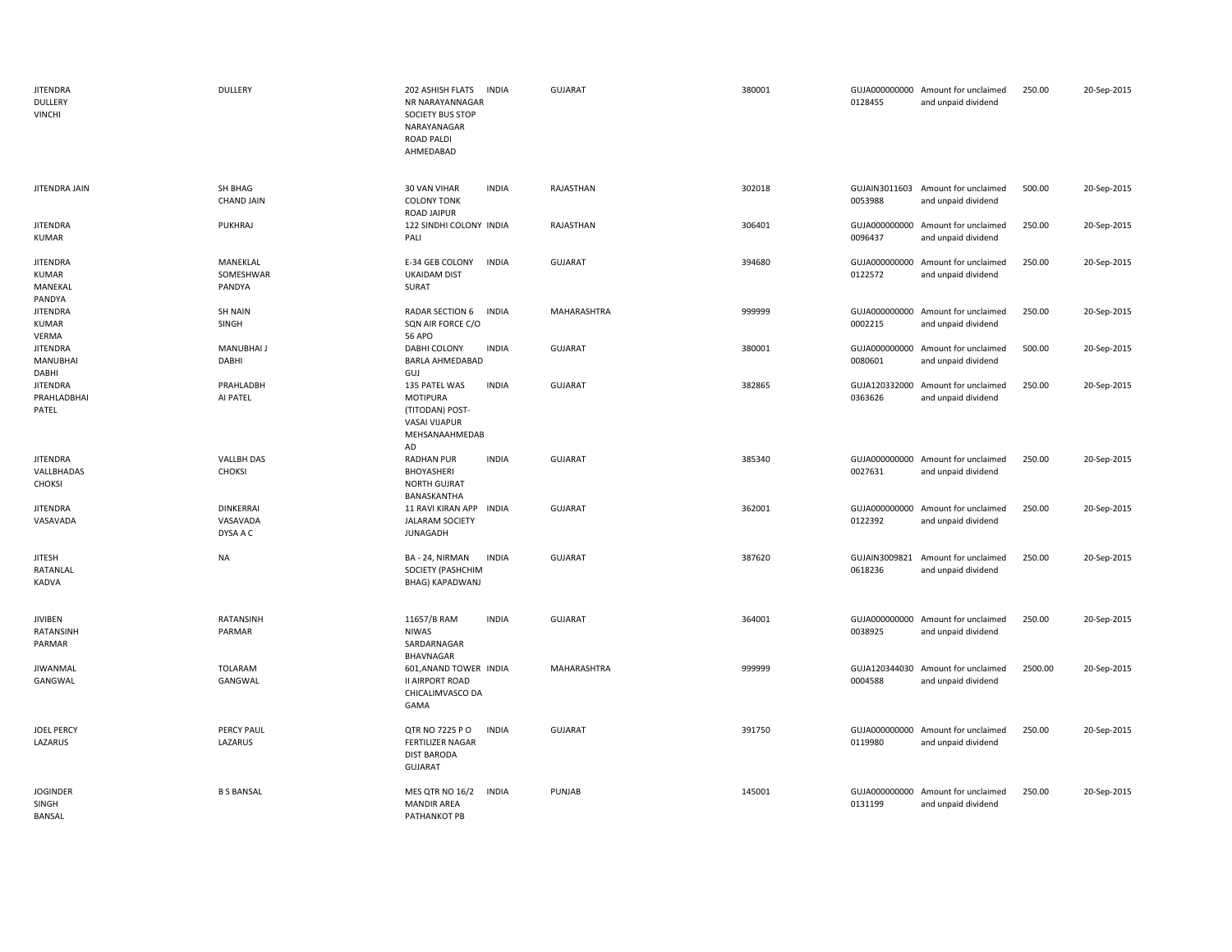| | | | | | | | | | |
|---|---|---|---|---|---|---|---|---|---|
| JITENDRA DULLERY VINCHI | DULLERY | 202 ASHISH FLATS NR NARAYANNAGAR SOCIETY BUS STOP NARAYANAGAR ROAD PALDI AHMEDABAD | INDIA | GUJARAT | 380001 | GUJA000000000 0128455 | Amount for unclaimed and unpaid dividend | 250.00 | 20-Sep-2015 |
| JITENDRA JAIN | SH BHAG CHAND JAIN | 30 VAN VIHAR COLONY TONK ROAD JAIPUR | INDIA | RAJASTHAN | 302018 | GUJAIN3011603 0053988 | Amount for unclaimed and unpaid dividend | 500.00 | 20-Sep-2015 |
| JITENDRA KUMAR | PUKHRAJ | 122 SINDHI COLONY PALI | INDIA | RAJASTHAN | 306401 | GUJA000000000 0096437 | Amount for unclaimed and unpaid dividend | 250.00 | 20-Sep-2015 |
| JITENDRA KUMAR MANEKAL PANDYA | MANEKLAL SOMESHWAR PANDYA | E-34 GEB COLONY UKAIDAM DIST SURAT | INDIA | GUJARAT | 394680 | GUJA000000000 0122572 | Amount for unclaimed and unpaid dividend | 250.00 | 20-Sep-2015 |
| JITENDRA KUMAR VERMA | SH NAIN SINGH | RADAR SECTION 6 SQN AIR FORCE C/O 56 APO | INDIA | MAHARASHTRA | 999999 | GUJA000000000 0002215 | Amount for unclaimed and unpaid dividend | 250.00 | 20-Sep-2015 |
| JITENDRA MANUBHAI DABHI | MANUBHAI J DABHI | DABHI COLONY BARLA AHMEDABAD GUJ | INDIA | GUJARAT | 380001 | GUJA000000000 0080601 | Amount for unclaimed and unpaid dividend | 500.00 | 20-Sep-2015 |
| JITENDRA PRAHLADBHAI PATEL | PRAHLADBH AI PATEL | 135 PATEL WAS MOTIPURA (TITODAN) POST-VASAI VIJAPUR MEHSANAAHMEDAB AD | INDIA | GUJARAT | 382865 | GUJA120332000 0363626 | Amount for unclaimed and unpaid dividend | 250.00 | 20-Sep-2015 |
| JITENDRA VALLBHADAS CHOKSI | VALLBH DAS CHOKSI | RADHAN PUR BHOYASHERI NORTH GUJRAT BANASKANTHA | INDIA | GUJARAT | 385340 | GUJA000000000 0027631 | Amount for unclaimed and unpaid dividend | 250.00 | 20-Sep-2015 |
| JITENDRA VASAVADA | DINKERRAI VASAVADA DYSA A C | 11 RAVI KIRAN APP JALARAM SOCIETY JUNAGADH | INDIA | GUJARAT | 362001 | GUJA000000000 0122392 | Amount for unclaimed and unpaid dividend | 250.00 | 20-Sep-2015 |
| JITESH RATANLAL KADVA | NA | BA - 24, NIRMAN SOCIETY (PASHCHIM BHAG) KAPADWANJ | INDIA | GUJARAT | 387620 | GUJAIN3009821 0618236 | Amount for unclaimed and unpaid dividend | 250.00 | 20-Sep-2015 |
| JIVIBEN RATANSINH PARMAR | RATANSINH PARMAR | 11657/B RAM NIWAS SARDARNAGAR BHAVNAGAR | INDIA | GUJARAT | 364001 | GUJA000000000 0038925 | Amount for unclaimed and unpaid dividend | 250.00 | 20-Sep-2015 |
| JIWANMAL GANGWAL | TOLARAM GANGWAL | 601,ANAND TOWER II AIRPORT ROAD CHICALIMVASCO DA GAMA | INDIA | MAHARASHTRA | 999999 | GUJA120344030 0004588 | Amount for unclaimed and unpaid dividend | 2500.00 | 20-Sep-2015 |
| JOEL PERCY LAZARUS | PERCY PAUL LAZARUS | QTR NO 7225 P O FERTILIZER NAGAR DIST BARODA GUJARAT | INDIA | GUJARAT | 391750 | GUJA000000000 0119980 | Amount for unclaimed and unpaid dividend | 250.00 | 20-Sep-2015 |
| JOGINDER SINGH BANSAL | B S BANSAL | MES QTR NO 16/2 MANDIR AREA PATHANKOT PB | INDIA | PUNJAB | 145001 | GUJA000000000 0131199 | Amount for unclaimed and unpaid dividend | 250.00 | 20-Sep-2015 |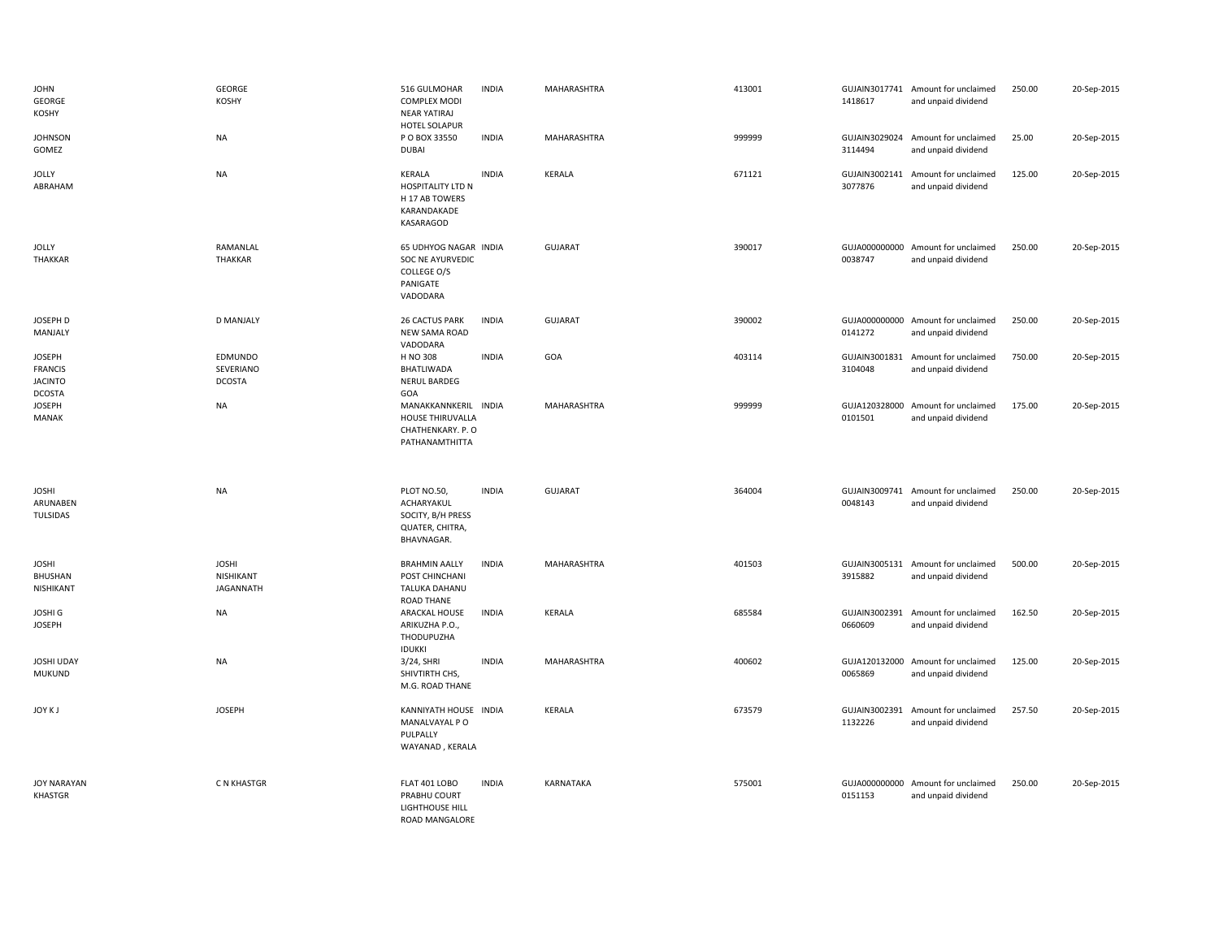| | | | | | | | | | |
|---|---|---|---|---|---|---|---|---|---|
| JOHN GEORGE KOSHY | GEORGE KOSHY | 516 GULMOHAR COMPLEX MODI NEAR YATIRAJ HOTEL SOLAPUR | INDIA | MAHARASHTRA | 413001 | GUJAIN3017741 1418617 | Amount for unclaimed and unpaid dividend | 250.00 | 20-Sep-2015 |
| JOHNSON GOMEZ | NA | P O BOX 33550 DUBAI | INDIA | MAHARASHTRA | 999999 | GUJAIN3029024 3114494 | Amount for unclaimed and unpaid dividend | 25.00 | 20-Sep-2015 |
| JOLLY ABRAHAM | NA | KERALA HOSPITALITY LTD N H 17 AB TOWERS KARANDAKADE KASARAGOD | INDIA | KERALA | 671121 | GUJAIN3002141 3077876 | Amount for unclaimed and unpaid dividend | 125.00 | 20-Sep-2015 |
| JOLLY THAKKAR | RAMANLAL THAKKAR | 65 UDHYOG NAGAR SOC NE AYURVEDIC COLLEGE O/S PANIGATE VADODARA | INDIA | GUJARAT | 390017 | GUJA000000000 0038747 | Amount for unclaimed and unpaid dividend | 250.00 | 20-Sep-2015 |
| JOSEPH D MANJALY | D MANJALY | 26 CACTUS PARK NEW SAMA ROAD VADODARA | INDIA | GUJARAT | 390002 | GUJA000000000 0141272 | Amount for unclaimed and unpaid dividend | 250.00 | 20-Sep-2015 |
| JOSEPH FRANCIS JACINTO DCOSTA | EDMUNDO SEVERIANO DCOSTA | H NO 308 BHATLIWADA NERUL BARDEG GOA | INDIA | GOA | 403114 | GUJAIN3001831 3104048 | Amount for unclaimed and unpaid dividend | 750.00 | 20-Sep-2015 |
| JOSEPH MANAK | NA | MANAKKANNKERIL HOUSE THIRUVALLA CHATHENKARY. P. O PATHANAMTHITTA | INDIA | MAHARASHTRA | 999999 | GUJA120328000 0101501 | Amount for unclaimed and unpaid dividend | 175.00 | 20-Sep-2015 |
| JOSHI ARUNABEN TULSIDAS | NA | PLOT NO.50, ACHARYAKUL SOCITY, B/H PRESS QUATER, CHITRA, BHAVNAGAR. | INDIA | GUJARAT | 364004 | GUJAIN3009741 0048143 | Amount for unclaimed and unpaid dividend | 250.00 | 20-Sep-2015 |
| JOSHI BHUSHAN NISHIKANT | JOSHI NISHIKANT JAGANNATH | BRAHMIN AALLY POST CHINCHANI TALUKA DAHANU ROAD THANE | INDIA | MAHARASHTRA | 401503 | GUJAIN3005131 3915882 | Amount for unclaimed and unpaid dividend | 500.00 | 20-Sep-2015 |
| JOSHI G JOSEPH | NA | ARACKAL HOUSE ARIKUZHA P.O., THODUPUZHA IDUKKI | INDIA | KERALA | 685584 | GUJAIN3002391 0660609 | Amount for unclaimed and unpaid dividend | 162.50 | 20-Sep-2015 |
| JOSHI UDAY MUKUND | NA | 3/24, SHRI SHIVTIRTH CHS, M.G. ROAD THANE | INDIA | MAHARASHTRA | 400602 | GUJA120132000 0065869 | Amount for unclaimed and unpaid dividend | 125.00 | 20-Sep-2015 |
| JOY K J | JOSEPH | KANNIYATH HOUSE MANALVAYAL P O PULPALLY WAYANAD , KERALA | INDIA | KERALA | 673579 | GUJAIN3002391 1132226 | Amount for unclaimed and unpaid dividend | 257.50 | 20-Sep-2015 |
| JOY NARAYAN KHASTGR | C N KHASTGR | FLAT 401 LOBO PRABHU COURT LIGHTHOUSE HILL ROAD MANGALORE | INDIA | KARNATAKA | 575001 | GUJA000000000 0151153 | Amount for unclaimed and unpaid dividend | 250.00 | 20-Sep-2015 |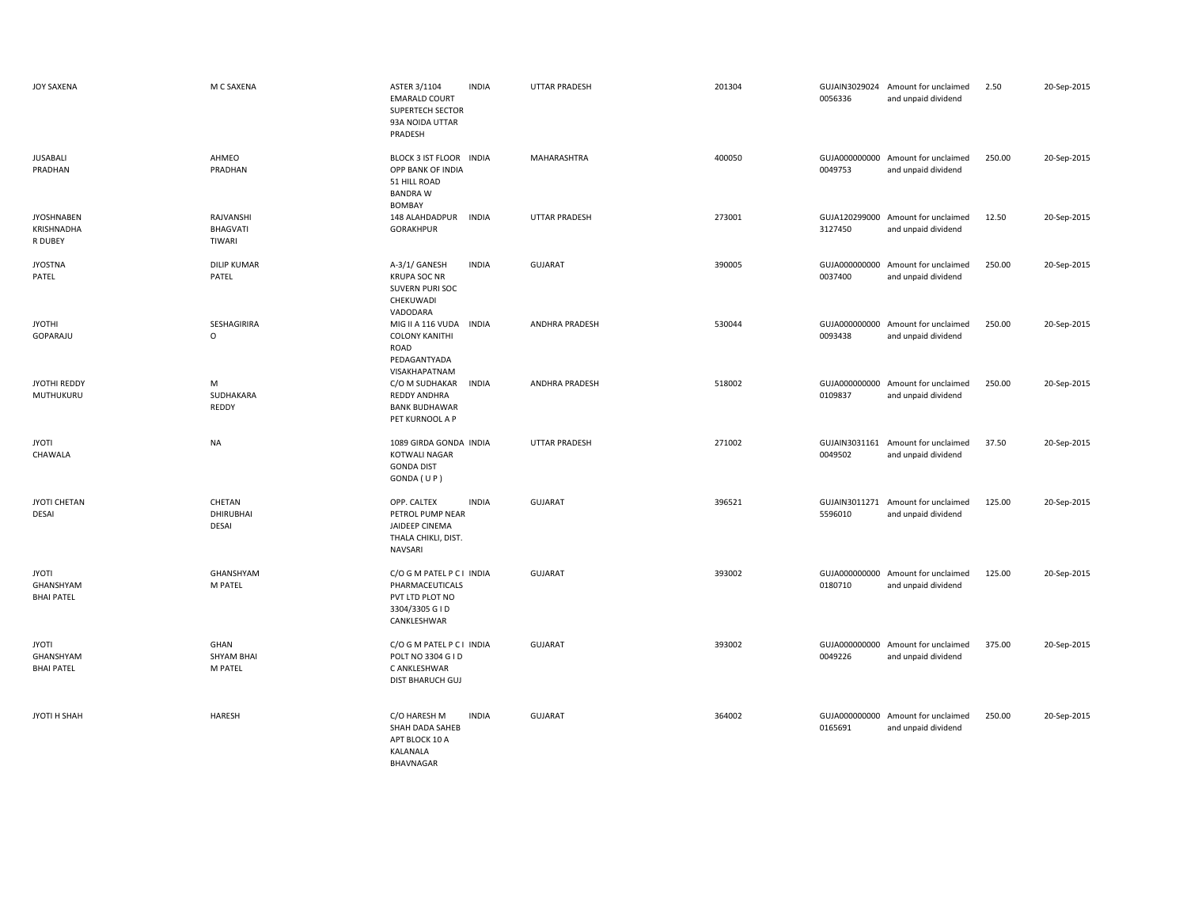| | | | | | | | | | |
|---|---|---|---|---|---|---|---|---|---|
| JOY SAXENA | M C SAXENA | ASTER 3/1104 EMARALD COURT SUPERTECH SECTOR 93A NOIDA UTTAR PRADESH | INDIA | UTTAR PRADESH | 201304 | GUJAIN3029024 0056336 | Amount for unclaimed and unpaid dividend | 2.50 | 20-Sep-2015 |
| JUSABALI PRADHAN | AHMEO PRADHAN | BLOCK 3 IST FLOOR OPP BANK OF INDIA 51 HILL ROAD BANDRA W BOMBAY | INDIA | MAHARASHTRA | 400050 | GUJA000000000 0049753 | Amount for unclaimed and unpaid dividend | 250.00 | 20-Sep-2015 |
| JYOSHNABEN KRISHNADHA R DUBEY | RAJVANSHI BHAGVATI TIWARI | 148 ALAHDADPUR GORAKHPUR | INDIA | UTTAR PRADESH | 273001 | GUJA120299000 3127450 | Amount for unclaimed and unpaid dividend | 12.50 | 20-Sep-2015 |
| JYOSTNA PATEL | DILIP KUMAR PATEL | A-3/1/ GANESH KRUPA SOC NR SUVERN PURI SOC CHEKUWADI VADODARA | INDIA | GUJARAT | 390005 | GUJA000000000 0037400 | Amount for unclaimed and unpaid dividend | 250.00 | 20-Sep-2015 |
| JYOTHI GOPARAJU | SESHAGIRIRA O | MIG II A 116 VUDA COLONY KANITHI ROAD PEDAGANTYADA VISAKHAPATNAM | INDIA | ANDHRA PRADESH | 530044 | GUJA000000000 0093438 | Amount for unclaimed and unpaid dividend | 250.00 | 20-Sep-2015 |
| JYOTHI REDDY MUTHUKURU | M SUDHAKARA REDDY | C/O M SUDHAKAR REDDY ANDHRA BANK BUDHAWAR PET KURNOOL A P | INDIA | ANDHRA PRADESH | 518002 | GUJA000000000 0109837 | Amount for unclaimed and unpaid dividend | 250.00 | 20-Sep-2015 |
| JYOTI CHAWALA | NA | 1089 GIRDA GONDA KOTWALI NAGAR GONDA DIST GONDA ( U P ) | INDIA | UTTAR PRADESH | 271002 | GUJAIN3031161 0049502 | Amount for unclaimed and unpaid dividend | 37.50 | 20-Sep-2015 |
| JYOTI CHETAN DESAI | CHETAN DHIRUBHAI DESAI | OPP. CALTEX PETROL PUMP NEAR JAIDEEP CINEMA THALA CHIKLI, DIST. NAVSARI | INDIA | GUJARAT | 396521 | GUJAIN3011271 5596010 | Amount for unclaimed and unpaid dividend | 125.00 | 20-Sep-2015 |
| JYOTI GHANSHYAM BHAI PATEL | GHANSHYAM M PATEL | C/O G M PATEL P C I PHARMACEUTICALS PVT LTD PLOT NO 3304/3305 G I D CANKLESHWAR | INDIA | GUJARAT | 393002 | GUJA000000000 0180710 | Amount for unclaimed and unpaid dividend | 125.00 | 20-Sep-2015 |
| JYOTI GHANSHYAM BHAI PATEL | GHAN SHYAM BHAI M PATEL | C/O G M PATEL P C I POLT NO 3304 G I D C ANKLESHWAR DIST BHARUCH GUJ | INDIA | GUJARAT | 393002 | GUJA000000000 0049226 | Amount for unclaimed and unpaid dividend | 375.00 | 20-Sep-2015 |
| JYOTI H SHAH | HARESH | C/O HARESH M SHAH DADA SAHEB APT BLOCK 10 A KALANALA BHAVNAGAR | INDIA | GUJARAT | 364002 | GUJA000000000 0165691 | Amount for unclaimed and unpaid dividend | 250.00 | 20-Sep-2015 |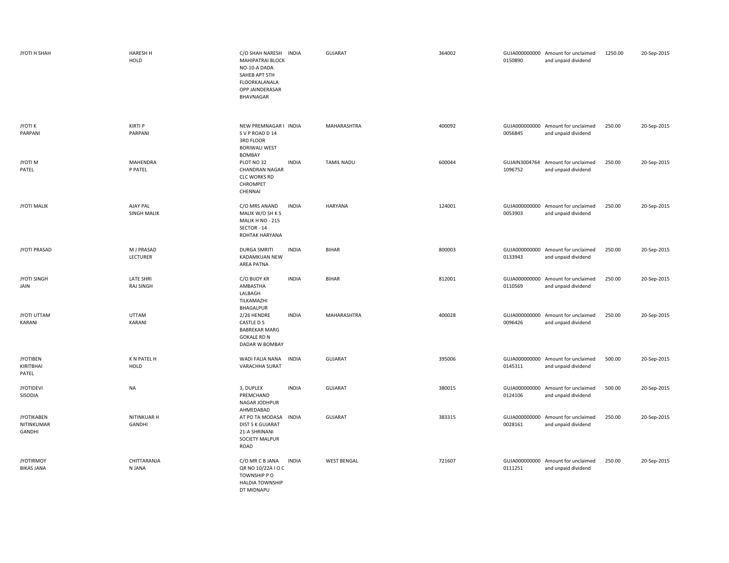| | | | | | | | | | |
|---|---|---|---|---|---|---|---|---|---|
| JYOTI H SHAH | HARESH H HOLD | C/O SHAH NARESH MAHIPATRAI BLOCK NO-10-A DADA SAHEB APT 5TH FLOORKALANALA OPP JAINDERASAR BHAVNAGAR | INDIA | GUJARAT | 364002 | GUJA000000000 0150890 | Amount for unclaimed and unpaid dividend | 1250.00 | 20-Sep-2015 |
| JYOTI K PARPANI | KIRTI P PARPANI | NEW PREMNAGAR I S V P ROAD D 14 3RD FLOOR BORIWALI WEST BOMBAY | INDIA | MAHARASHTRA | 400092 | GUJA000000000 0056845 | Amount for unclaimed and unpaid dividend | 250.00 | 20-Sep-2015 |
| JYOTI M PATEL | MAHENDRA P PATEL | PLOT NO 32 CHANDRAN NAGAR CLC WORKS RD CHROMPET CHENNAI | INDIA | TAMIL NADU | 600044 | GUJAIN3004764 1096752 | Amount for unclaimed and unpaid dividend | 250.00 | 20-Sep-2015 |
| JYOTI MALIK | AJAY PAL SINGH MALIK | C/O MRS ANAND MALIK W/O SH K S MALIK H NO - 215 SECTOR - 14 ROHTAK HARYANA | INDIA | HARYANA | 124001 | GUJA000000000 0053903 | Amount for unclaimed and unpaid dividend | 250.00 | 20-Sep-2015 |
| JYOTI PRASAD | M J PRASAD LECTURER | DURGA SMRITI KADAMKUAN NEW AREA PATNA | INDIA | BIHAR | 800003 | GUJA000000000 0133943 | Amount for unclaimed and unpaid dividend | 250.00 | 20-Sep-2015 |
| JYOTI SINGH JAIN | LATE SHRI RAJ SINGH | C/O BIJOY KR AMBASTHA LALBAGH TILKAMAZHI BHAGALPUR | INDIA | BIHAR | 812001 | GUJA000000000 0110569 | Amount for unclaimed and unpaid dividend | 250.00 | 20-Sep-2015 |
| JYOTI UTTAM KARANI | UTTAM KARANI | 2/26 HENDRE CASTLE D S BABREKAR MARG GOKALE RD N DADAR W BOMBAY | INDIA | MAHARASHTRA | 400028 | GUJA000000000 0096426 | Amount for unclaimed and unpaid dividend | 250.00 | 20-Sep-2015 |
| JYOTIBEN KIRITBHAI PATEL | K N PATEL H HOLD | WADI FALIA NANA VARACHHA SURAT | INDIA | GUJARAT | 395006 | GUJA000000000 0145311 | Amount for unclaimed and unpaid dividend | 500.00 | 20-Sep-2015 |
| JYOTIDEVI SISODIA | NA | 3, DUPLEX PREMCHAND NAGAR JODHPUR AHMEDABAD | INDIA | GUJARAT | 380015 | GUJA000000000 0124106 | Amount for unclaimed and unpaid dividend | 500.00 | 20-Sep-2015 |
| JYOTIKABEN NITINKUMAR GANDHI | NITINKUAR H GANDHI | AT PO TA MODASA DIST S K GUJARAT 21-A SHRINANI SOCIETY MALPUR ROAD | INDIA | GUJARAT | 383315 | GUJA000000000 0028161 | Amount for unclaimed and unpaid dividend | 250.00 | 20-Sep-2015 |
| JYOTIRMOY BIKAS JANA | CHITTARANJA N JANA | C/O MR C B JANA QR NO 10/22A I O C TOWNSHIP P O HALDIA TOWNSHIP DT MIDNAPU | INDIA | WEST BENGAL | 721607 | GUJA000000000 0111251 | Amount for unclaimed and unpaid dividend | 250.00 | 20-Sep-2015 |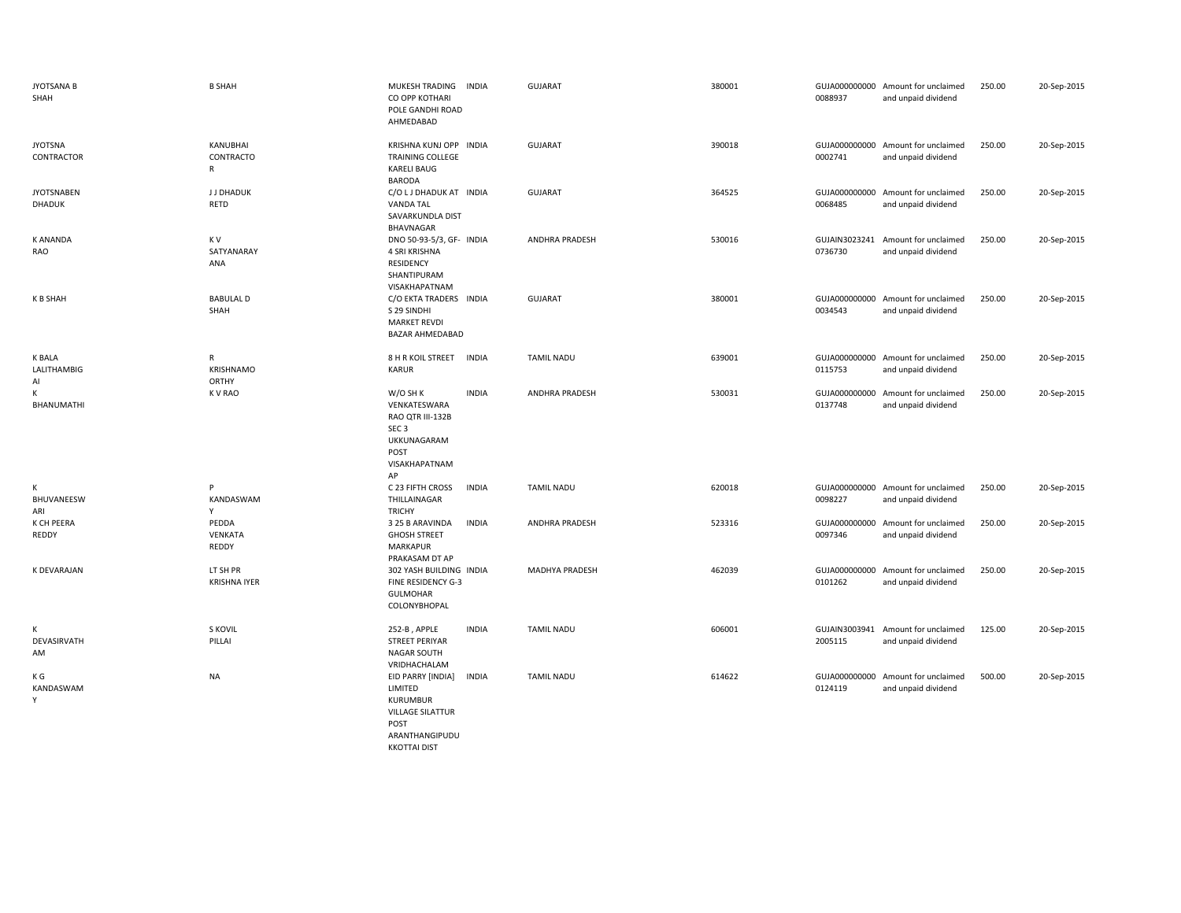| | | | | | | | | | |
|---|---|---|---|---|---|---|---|---|---|
| JYOTSANA B SHAH | B SHAH | MUKESH TRADING CO OPP KOTHARI POLE GANDHI ROAD AHMEDABAD | INDIA | GUJARAT | 380001 | GUJA000000000 0088937 | Amount for unclaimed and unpaid dividend | 250.00 | 20-Sep-2015 |
| JYOTSNA CONTRACTOR | KANUBHAI CONTRACTO R | KRISHNA KUNJ OPP TRAINING COLLEGE KARELI BAUG BARODA | INDIA | GUJARAT | 390018 | GUJA000000000 0002741 | Amount for unclaimed and unpaid dividend | 250.00 | 20-Sep-2015 |
| JYOTSNABEN DHADUK | J J DHADUK RETD | C/O L J DHADUK AT VANDA TAL SAVARKUNDLA DIST BHAVNAGAR | INDIA | GUJARAT | 364525 | GUJA000000000 0068485 | Amount for unclaimed and unpaid dividend | 250.00 | 20-Sep-2015 |
| K ANANDA RAO | K V SATYANARAY ANA | DNO 50-93-5/3, GF-4 SRI KRISHNA RESIDENCY SHANTIPURAM VISAKHAPATNAM | INDIA | ANDHRA PRADESH | 530016 | GUJAIN3023241 0736730 | Amount for unclaimed and unpaid dividend | 250.00 | 20-Sep-2015 |
| K B SHAH | BABULAL D SHAH | C/O EKTA TRADERS S 29 SINDHI MARKET REVDI BAZAR AHMEDABAD | INDIA | GUJARAT | 380001 | GUJA000000000 0034543 | Amount for unclaimed and unpaid dividend | 250.00 | 20-Sep-2015 |
| K BALA LALITHAMBIG AI | R KRISHNAMO ORTHY | 8 H R KOIL STREET KARUR | INDIA | TAMIL NADU | 639001 | GUJA000000000 0115753 | Amount for unclaimed and unpaid dividend | 250.00 | 20-Sep-2015 |
| K BHANUMATHI | K V RAO | W/O SH K VENKATESWARA RAO QTR III-132B SEC 3 UKKUNAGARAM POST VISAKHAPATNAM AP | INDIA | ANDHRA PRADESH | 530031 | GUJA000000000 0137748 | Amount for unclaimed and unpaid dividend | 250.00 | 20-Sep-2015 |
| K BHUVANEESW ARI | P KANDASWAM Y | C 23 FIFTH CROSS THILLAINAGAR TRICHY | INDIA | TAMIL NADU | 620018 | GUJA000000000 0098227 | Amount for unclaimed and unpaid dividend | 250.00 | 20-Sep-2015 |
| K CH PEERA REDDY | PEDDA VENKATA REDDY | 3 25 B ARAVINDA GHOSH STREET MARKAPUR PRAKASAM DT AP | INDIA | ANDHRA PRADESH | 523316 | GUJA000000000 0097346 | Amount for unclaimed and unpaid dividend | 250.00 | 20-Sep-2015 |
| K DEVARAJAN | LT SH PR KRISHNA IYER | 302 YASH BUILDING FINE RESIDENCY G-3 GULMOHAR COLONYBHOPAL | INDIA | MADHYA PRADESH | 462039 | GUJA000000000 0101262 | Amount for unclaimed and unpaid dividend | 250.00 | 20-Sep-2015 |
| K DEVASIRVATH AM | S KOVIL PILLAI | 252-B , APPLE STREET PERIYAR NAGAR SOUTH VRIDHACHALAM | INDIA | TAMIL NADU | 606001 | GUJAIN3003941 2005115 | Amount for unclaimed and unpaid dividend | 125.00 | 20-Sep-2015 |
| K G KANDASWAM Y | NA | EID PARRY [INDIA] LIMITED KURUMBUR VILLAGE SILATTUR POST ARANTHANGIPUDU KKOTTAI DIST | INDIA | TAMIL NADU | 614622 | GUJA000000000 0124119 | Amount for unclaimed and unpaid dividend | 500.00 | 20-Sep-2015 |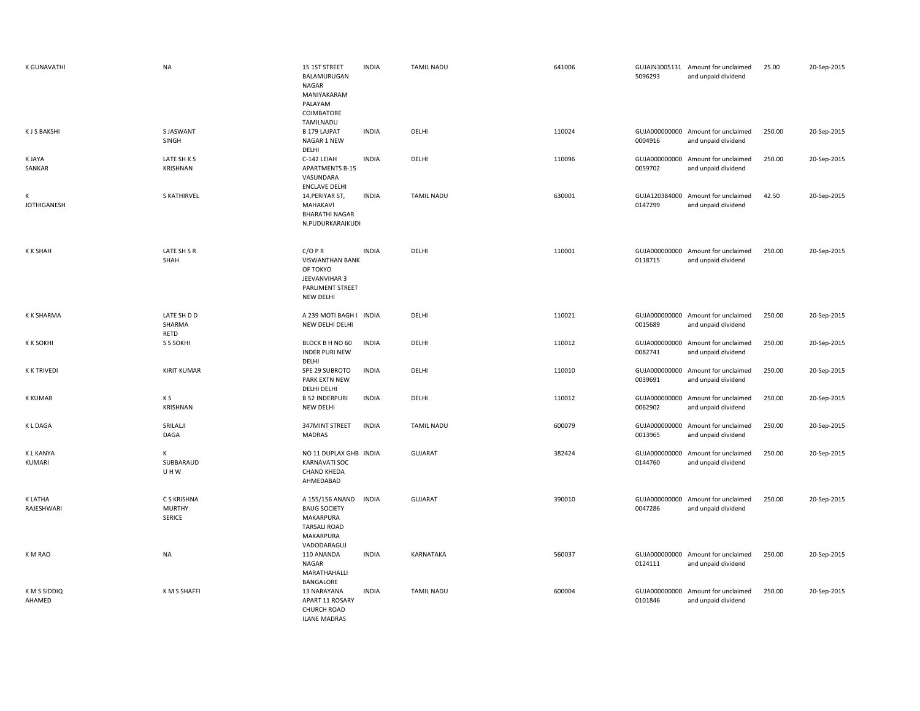| | | | | | | | | | |
|---|---|---|---|---|---|---|---|---|---|
| K GUNAVATHI | NA | 15 1ST STREET BALAMURUGAN NAGAR MANIYAKARAM PALAYAM COIMBATORE TAMILNADU | INDIA | TAMIL NADU | 641006 | GUJAIN3005131 5096293 | Amount for unclaimed and unpaid dividend | 25.00 | 20-Sep-2015 |
| K J S BAKSHI | S JASWANT SINGH | B 179 LAJPAT NAGAR 1 NEW DELHI | INDIA | DELHI | 110024 | GUJA000000000 0004916 | Amount for unclaimed and unpaid dividend | 250.00 | 20-Sep-2015 |
| K JAYA SANKAR | LATE SH K S KRISHNAN | C-142 LEIAH APARTMENTS B-15 VASUNDARA ENCLAVE DELHI | INDIA | DELHI | 110096 | GUJA000000000 0059702 | Amount for unclaimed and unpaid dividend | 250.00 | 20-Sep-2015 |
| K JOTHIGANESH | S KATHIRVEL | 14,PERIYAR ST, MAHAKAVI BHARATHI NAGAR N.PUDURKARAIKUDI | INDIA | TAMIL NADU | 630001 | GUJA120384000 0147299 | Amount for unclaimed and unpaid dividend | 42.50 | 20-Sep-2015 |
| K K SHAH | LATE SH S R SHAH | C/O P R VISWANTHAN BANK OF TOKYO JEEVANVIHAR 3 PARLIMENT STREET NEW DELHI | INDIA | DELHI | 110001 | GUJA000000000 0118715 | Amount for unclaimed and unpaid dividend | 250.00 | 20-Sep-2015 |
| K K SHARMA | LATE SH D D SHARMA RETD | A 239 MOTI BAGH I NEW DELHI DELHI | INDIA | DELHI | 110021 | GUJA000000000 0015689 | Amount for unclaimed and unpaid dividend | 250.00 | 20-Sep-2015 |
| K K SOKHI | S S SOKHI | BLOCK B H NO 60 INDER PURI NEW DELHI | INDIA | DELHI | 110012 | GUJA000000000 0082741 | Amount for unclaimed and unpaid dividend | 250.00 | 20-Sep-2015 |
| K K TRIVEDI | KIRIT KUMAR | SPE 29 SUBROTO PARK EXTN NEW DELHI DELHI | INDIA | DELHI | 110010 | GUJA000000000 0039691 | Amount for unclaimed and unpaid dividend | 250.00 | 20-Sep-2015 |
| K KUMAR | K S KRISHNAN | B 52 INDERPURI NEW DELHI | INDIA | DELHI | 110012 | GUJA000000000 0062902 | Amount for unclaimed and unpaid dividend | 250.00 | 20-Sep-2015 |
| K L DAGA | SRILALJI DAGA | 347MINT STREET MADRAS | INDIA | TAMIL NADU | 600079 | GUJA000000000 0013965 | Amount for unclaimed and unpaid dividend | 250.00 | 20-Sep-2015 |
| K L KANYA KUMARI | K SUBBARAUD U H W | NO 11 DUPLAX GHB KARNAVATI SOC CHAND KHEDA AHMEDABAD | INDIA | GUJARAT | 382424 | GUJA000000000 0144760 | Amount for unclaimed and unpaid dividend | 250.00 | 20-Sep-2015 |
| K LATHA RAJESHWARI | C S KRISHNA MURTHY SERICE | A 155/156 ANAND BAUG SOCIETY MAKARPURA TARSALI ROAD MAKARPURA VADODARAGUJ | INDIA | GUJARAT | 390010 | GUJA000000000 0047286 | Amount for unclaimed and unpaid dividend | 250.00 | 20-Sep-2015 |
| K M RAO | NA | 110 ANANDA NAGAR MARATHAHALLI BANGALORE | INDIA | KARNATAKA | 560037 | GUJA000000000 0124111 | Amount for unclaimed and unpaid dividend | 250.00 | 20-Sep-2015 |
| K M S SIDDIQ AHAMED | K M S SHAFFI | 13 NARAYANA APART 11 ROSARY CHURCH ROAD ILANE MADRAS | INDIA | TAMIL NADU | 600004 | GUJA000000000 0101846 | Amount for unclaimed and unpaid dividend | 250.00 | 20-Sep-2015 |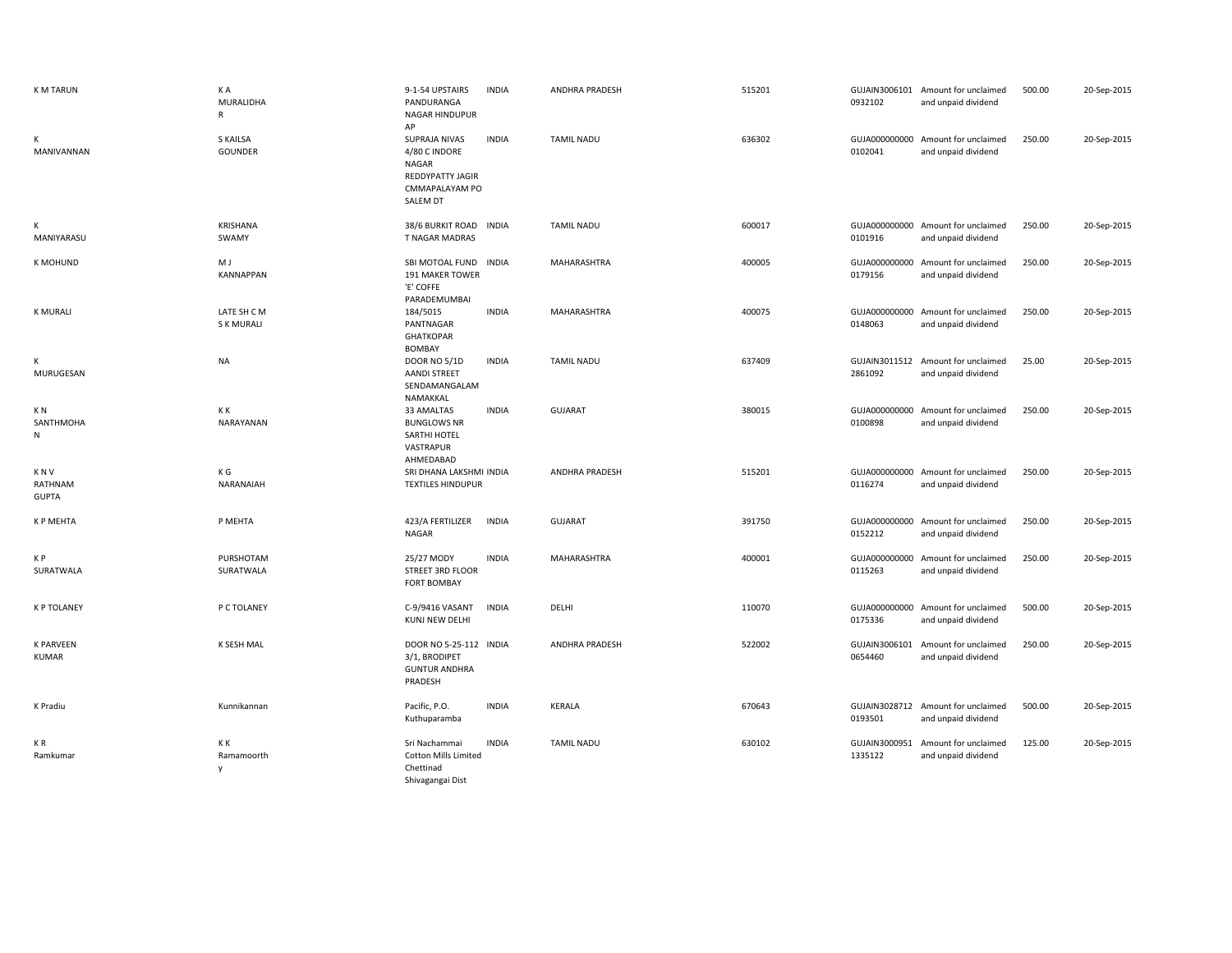| | | | | | | | | | |
|---|---|---|---|---|---|---|---|---|---|
| K M TARUN | K A MURALIDHAR | 9-1-54 UPSTAIRS PANDURANGA NAGAR HINDUPUR AP | INDIA | ANDHRA PRADESH | 515201 | GUJAIN30061010932102 | Amount for unclaimed and unpaid dividend | 500.00 | 20-Sep-2015 |
| K MANIVANNAN | S KAILSA GOUNDER | SUPRAJA NIVAS 4/80 C INDORE NAGAR REDDYPATTY JAGIR CMMAPALAYAM PO SALEM DT | INDIA | TAMIL NADU | 636302 | GUJA0000000000102041 | Amount for unclaimed and unpaid dividend | 250.00 | 20-Sep-2015 |
| K MANIYARASU | KRISHANA SWAMY | 38/6 BURKIT ROAD T NAGAR MADRAS | INDIA | TAMIL NADU | 600017 | GUJA0000000000101916 | Amount for unclaimed and unpaid dividend | 250.00 | 20-Sep-2015 |
| K MOHUND | M J KANNAPPAN | SBI MOTOAL FUND 191 MAKER TOWER 'E' COFFE PARADEMUMBAI | INDIA | MAHARASHTRA | 400005 | GUJA0000000000179156 | Amount for unclaimed and unpaid dividend | 250.00 | 20-Sep-2015 |
| K MURALI | LATE SH C M S K MURALI | 184/5015 PANTNAGAR GHATKOPAR BOMBAY | INDIA | MAHARASHTRA | 400075 | GUJA0000000000148063 | Amount for unclaimed and unpaid dividend | 250.00 | 20-Sep-2015 |
| K MURUGESAN | NA | DOOR NO 5/1D AANDI STREET SENDAMANGALAM NAMAKKAL | INDIA | TAMIL NADU | 637409 | GUJAIN30115122861092 | Amount for unclaimed and unpaid dividend | 25.00 | 20-Sep-2015 |
| K N SANTHMOHAN | K K NARAYANAN | 33 AMALTAS BUNGLOWS NR SARTHI HOTEL VASTRAPUR AHMEDABAD | INDIA | GUJARAT | 380015 | GUJA0000000000100898 | Amount for unclaimed and unpaid dividend | 250.00 | 20-Sep-2015 |
| K N V RATHNAM GUPTA | K G NARANAIAH | SRI DHANA LAKSHMI TEXTILES HINDUPUR | INDIA | ANDHRA PRADESH | 515201 | GUJA0000000000116274 | Amount for unclaimed and unpaid dividend | 250.00 | 20-Sep-2015 |
| K P MEHTA | P MEHTA | 423/A FERTILIZER NAGAR | INDIA | GUJARAT | 391750 | GUJA0000000000152212 | Amount for unclaimed and unpaid dividend | 250.00 | 20-Sep-2015 |
| K P SURATWALA | PURSHOTAM SURATWALA | 25/27 MODY STREET 3RD FLOOR FORT BOMBAY | INDIA | MAHARASHTRA | 400001 | GUJA0000000000115263 | Amount for unclaimed and unpaid dividend | 250.00 | 20-Sep-2015 |
| K P TOLANEY | P C TOLANEY | C-9/9416 VASANT KUNJ NEW DELHI | INDIA | DELHI | 110070 | GUJA0000000000175336 | Amount for unclaimed and unpaid dividend | 500.00 | 20-Sep-2015 |
| K PARVEEN KUMAR | K SESH MAL | DOOR NO 5-25-112 3/1, BRODIPET GUNTUR ANDHRA PRADESH | INDIA | ANDHRA PRADESH | 522002 | GUJAIN30061010654460 | Amount for unclaimed and unpaid dividend | 250.00 | 20-Sep-2015 |
| K Pradiu | Kunnikannan | Pacific, P.O. Kuthuparamba | INDIA | KERALA | 670643 | GUJAIN30287120193501 | Amount for unclaimed and unpaid dividend | 500.00 | 20-Sep-2015 |
| K R Ramkumar | K K Ramamoorthy | Sri Nachammai Cotton Mills Limited Chettinad Shivagangai Dist | INDIA | TAMIL NADU | 630102 | GUJAIN30009511335122 | Amount for unclaimed and unpaid dividend | 125.00 | 20-Sep-2015 |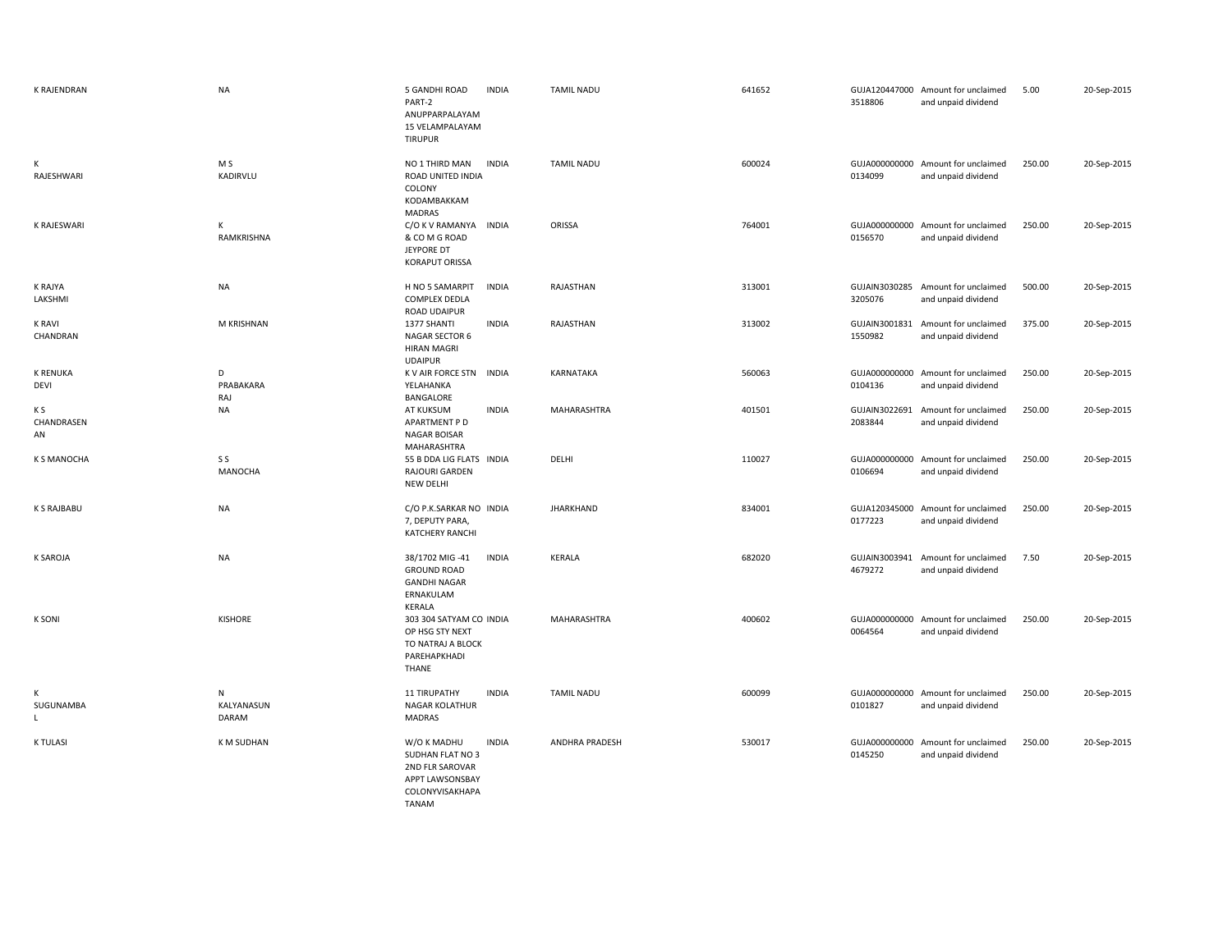| | | | | | | | | | |
|---|---|---|---|---|---|---|---|---|---|
| K RAJENDRAN | NA | 5 GANDHI ROAD PART-2 ANUPPARPALAYAM 15 VELAMPALAYAM TIRUPUR | INDIA | TAMIL NADU | 641652 | GUJA120447000 3518806 | Amount for unclaimed and unpaid dividend | 5.00 | 20-Sep-2015 |
| K RAJESHWARI | M S KADIRVLU | NO 1 THIRD MAN ROAD UNITED INDIA COLONY KODAMBAKKAM MADRAS | INDIA | TAMIL NADU | 600024 | GUJA000000000 0134099 | Amount for unclaimed and unpaid dividend | 250.00 | 20-Sep-2015 |
| K RAJESWARI | K RAMKRISHNA | C/O K V RAMANYA & CO M G ROAD JEYPORE DT KORAPUT ORISSA | INDIA | ORISSA | 764001 | GUJA000000000 0156570 | Amount for unclaimed and unpaid dividend | 250.00 | 20-Sep-2015 |
| K RAJYA LAKSHMI | NA | H NO 5 SAMARPIT COMPLEX DEDLA ROAD UDAIPUR | INDIA | RAJASTHAN | 313001 | GUJAIN3030285 3205076 | Amount for unclaimed and unpaid dividend | 500.00 | 20-Sep-2015 |
| K RAVI CHANDRAN | M KRISHNAN | 1377 SHANTI NAGAR SECTOR 6 HIRAN MAGRI UDAIPUR | INDIA | RAJASTHAN | 313002 | GUJAIN3001831 1550982 | Amount for unclaimed and unpaid dividend | 375.00 | 20-Sep-2015 |
| K RENUKA DEVI | D PRABAKARA RAJ | K V AIR FORCE STN YELAHANKA BANGALORE | INDIA | KARNATAKA | 560063 | GUJA000000000 0104136 | Amount for unclaimed and unpaid dividend | 250.00 | 20-Sep-2015 |
| K S CHANDRASEN AN | NA | AT KUKSUM APARTMENT P D NAGAR BOISAR MAHARASHTRA | INDIA | MAHARASHTRA | 401501 | GUJAIN3022691 2083844 | Amount for unclaimed and unpaid dividend | 250.00 | 20-Sep-2015 |
| K S MANOCHA | S S MANOCHA | 55 B DDA LIG FLATS RAJOURI GARDEN NEW DELHI | INDIA | DELHI | 110027 | GUJA000000000 0106694 | Amount for unclaimed and unpaid dividend | 250.00 | 20-Sep-2015 |
| K S RAJBABU | NA | C/O P.K.SARKAR NO 7, DEPUTY PARA, KATCHERY RANCHI | INDIA | JHARKHAND | 834001 | GUJA120345000 0177223 | Amount for unclaimed and unpaid dividend | 250.00 | 20-Sep-2015 |
| K SAROJA | NA | 38/1702 MIG -41 GROUND ROAD GANDHI NAGAR ERNAKULAM KERALA | INDIA | KERALA | 682020 | GUJAIN3003941 4679272 | Amount for unclaimed and unpaid dividend | 7.50 | 20-Sep-2015 |
| K SONI | KISHORE | 303 304 SATYAM CO OP HSG STY NEXT TO NATRAJ A BLOCK PAREHAPKHADI THANE | INDIA | MAHARASHTRA | 400602 | GUJA000000000 0064564 | Amount for unclaimed and unpaid dividend | 250.00 | 20-Sep-2015 |
| K SUGUNAMBA L | N KALYANASUN DARAM | 11 TIRUPATHY NAGAR KOLATHUR MADRAS | INDIA | TAMIL NADU | 600099 | GUJA000000000 0101827 | Amount for unclaimed and unpaid dividend | 250.00 | 20-Sep-2015 |
| K TULASI | K M SUDHAN | W/O K MADHU SUDHAN FLAT NO 3 2ND FLR SAROVAR APPT LAWSONSBAY COLONYVISAKHAPA TANAM | INDIA | ANDHRA PRADESH | 530017 | GUJA000000000 0145250 | Amount for unclaimed and unpaid dividend | 250.00 | 20-Sep-2015 |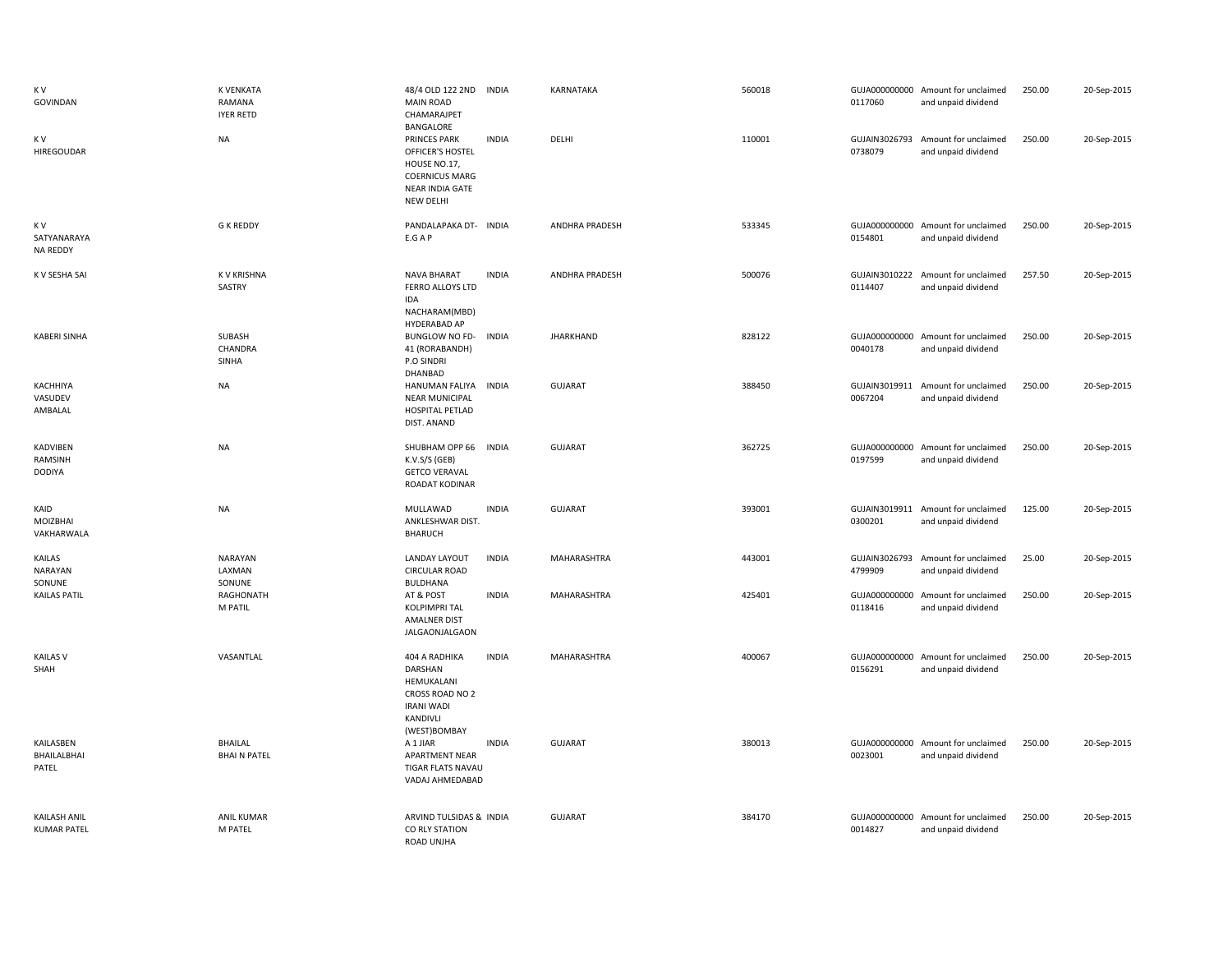| | | | | | | | | | | |
|---|---|---|---|---|---|---|---|---|---|---|
| K V GOVINDAN | K VENKATA RAMANA IYER RETD | 48/4 OLD 122 2ND MAIN ROAD CHAMARAJPET BANGALORE | INDIA | KARNATAKA | 560018 | GUJA000000000 0117060 | Amount for unclaimed and unpaid dividend | 250.00 | 20-Sep-2015 |
| K V HIREGOUDAR | NA | PRINCES PARK OFFICER'S HOSTEL HOUSE NO.17, COERNICUS MARG NEAR INDIA GATE NEW DELHI | INDIA | DELHI | 110001 | GUJAIN3026793 0738079 | Amount for unclaimed and unpaid dividend | 250.00 | 20-Sep-2015 |
| K V SATYANARAYA NA REDDY | G K REDDY | PANDALAPAKA DT- E.G A P | INDIA | ANDHRA PRADESH | 533345 | GUJA000000000 0154801 | Amount for unclaimed and unpaid dividend | 250.00 | 20-Sep-2015 |
| K V SESHA SAI | K V KRISHNA SASTRY | NAVA BHARAT FERRO ALLOYS LTD IDA NACHARAM(MBD) HYDERABAD AP | INDIA | ANDHRA PRADESH | 500076 | GUJAIN3010222 0114407 | Amount for unclaimed and unpaid dividend | 257.50 | 20-Sep-2015 |
| KABERI SINHA | SUBASH CHANDRA SINHA | BUNGLOW NO FD-41 (RORABANDH) P.O SINDRI DHANBAD | INDIA | JHARKHAND | 828122 | GUJA000000000 0040178 | Amount for unclaimed and unpaid dividend | 250.00 | 20-Sep-2015 |
| KACHHIYA VASUDEV AMBALAL | NA | HANUMAN FALIYA NEAR MUNICIPAL HOSPITAL PETLAD DIST. ANAND | INDIA | GUJARAT | 388450 | GUJAIN3019911 0067204 | Amount for unclaimed and unpaid dividend | 250.00 | 20-Sep-2015 |
| KADVIBEN RAMSINH DODIYA | NA | SHUBHAM OPP 66 K.V.S/S (GEB) GETCO VERAVAL ROADAT KODINAR | INDIA | GUJARAT | 362725 | GUJA000000000 0197599 | Amount for unclaimed and unpaid dividend | 250.00 | 20-Sep-2015 |
| KAID MOIZBHAI VAKHARWALA | NA | MULLAWAD ANKLESHWAR DIST. BHARUCH | INDIA | GUJARAT | 393001 | GUJAIN3019911 0300201 | Amount for unclaimed and unpaid dividend | 125.00 | 20-Sep-2015 |
| KAILAS NARAYAN SONUNE | NARAYAN LAXMAN SONUNE | LANDAY LAYOUT CIRCULAR ROAD BULDHANA | INDIA | MAHARASHTRA | 443001 | GUJAIN3026793 4799909 | Amount for unclaimed and unpaid dividend | 25.00 | 20-Sep-2015 |
| KAILAS PATIL | RAGHONATH M PATIL | AT & POST KOLPIMPRI TAL AMALNER DIST JALGAONJALGAON | INDIA | MAHARASHTRA | 425401 | GUJA000000000 0118416 | Amount for unclaimed and unpaid dividend | 250.00 | 20-Sep-2015 |
| KAILAS V SHAH | VASANTLAL | 404 A RADHIKA DARSHAN HEMUKALANI CROSS ROAD NO 2 IRANI WADI KANDIVLI (WEST)BOMBAY | INDIA | MAHARASHTRA | 400067 | GUJA000000000 0156291 | Amount for unclaimed and unpaid dividend | 250.00 | 20-Sep-2015 |
| KAILASBEN BHAILALBHAI PATEL | BHAILAL BHAI N PATEL | A 1 JIAR APARTMENT NEAR TIGAR FLATS NAVAU VADAJ AHMEDABAD | INDIA | GUJARAT | 380013 | GUJA000000000 0023001 | Amount for unclaimed and unpaid dividend | 250.00 | 20-Sep-2015 |
| KAILASH ANIL KUMAR PATEL | ANIL KUMAR M PATEL | ARVIND TULSIDAS & CO RLY STATION ROAD UNJHA | INDIA | GUJARAT | 384170 | GUJA000000000 0014827 | Amount for unclaimed and unpaid dividend | 250.00 | 20-Sep-2015 |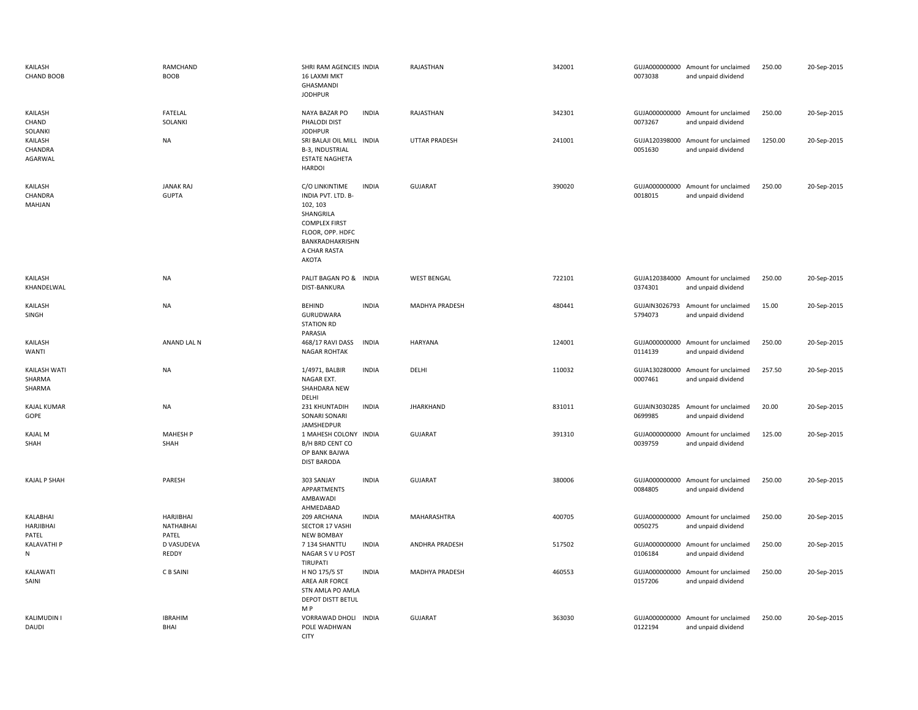| | | | | | | | | | |
|---|---|---|---|---|---|---|---|---|---|
| KAILASH CHAND BOOB | RAMCHAND BOOB | SHRI RAM AGENCIES 16 LAXMI MKT GHASMANDI JODHPUR | INDIA | RAJASTHAN | 342001 | GUJA000000000 0073038 | Amount for unclaimed and unpaid dividend | 250.00 | 20-Sep-2015 |
| KAILASH CHAND SOLANKI | FATELAL SOLANKI | NAYA BAZAR PO PHALODI DIST JODHPUR | INDIA | RAJASTHAN | 342301 | GUJA000000000 0073267 | Amount for unclaimed and unpaid dividend | 250.00 | 20-Sep-2015 |
| KAILASH CHANDRA AGARWAL | NA | SRI BALAJI OIL MILL B-3, INDUSTRIAL ESTATE NAGHETA HARDOI | INDIA | UTTAR PRADESH | 241001 | GUJA120398000 0051630 | Amount for unclaimed and unpaid dividend | 1250.00 | 20-Sep-2015 |
| KAILASH CHANDRA MAHJAN | JANAK RAJ GUPTA | C/O LINKINTIME INDIA PVT. LTD. B-102, 103 SHANGRILA COMPLEX FIRST FLOOR, OPP. HDFC BANKRADHAKRISHN A CHAR RASTA AKOTA | INDIA | GUJARAT | 390020 | GUJA000000000 0018015 | Amount for unclaimed and unpaid dividend | 250.00 | 20-Sep-2015 |
| KAILASH KHANDELWAL | NA | PALIT BAGAN PO & DIST-BANKURA | INDIA | WEST BENGAL | 722101 | GUJA120384000 0374301 | Amount for unclaimed and unpaid dividend | 250.00 | 20-Sep-2015 |
| KAILASH SINGH | NA | BEHIND GURUDWARA STATION RD PARASIA | INDIA | MADHYA PRADESH | 480441 | GUJAIN3026793 5794073 | Amount for unclaimed and unpaid dividend | 15.00 | 20-Sep-2015 |
| KAILASH WANTI | ANAND LAL N | 468/17 RAVI DASS NAGAR ROHTAK | INDIA | HARYANA | 124001 | GUJA000000000 0114139 | Amount for unclaimed and unpaid dividend | 250.00 | 20-Sep-2015 |
| KAILASH WATI SHARMA SHARMA | NA | 1/4971, BALBIR NAGAR EXT. SHAHDARA NEW DELHI | INDIA | DELHI | 110032 | GUJA130280000 0007461 | Amount for unclaimed and unpaid dividend | 257.50 | 20-Sep-2015 |
| KAJAL KUMAR GOPE | NA | 231 KHUNTADIH SONARI SONARI JAMSHEDPUR | INDIA | JHARKHAND | 831011 | GUJAIN3030285 0699985 | Amount for unclaimed and unpaid dividend | 20.00 | 20-Sep-2015 |
| KAJAL M SHAH | MAHESH P SHAH | 1 MAHESH COLONY B/H BRD CENT CO OP BANK BAJWA DIST BARODA | INDIA | GUJARAT | 391310 | GUJA000000000 0039759 | Amount for unclaimed and unpaid dividend | 125.00 | 20-Sep-2015 |
| KAJAL P SHAH | PARESH | 303 SANJAY APPARTMENTS AMBAWADI AHMEDABAD | INDIA | GUJARAT | 380006 | GUJA000000000 0084805 | Amount for unclaimed and unpaid dividend | 250.00 | 20-Sep-2015 |
| KALABHAI HARJIBHAI PATEL | HARJIBHAI NATHABHAI PATEL | 209 ARCHANA SECTOR 17 VASHI NEW BOMBAY | INDIA | MAHARASHTRA | 400705 | GUJA000000000 0050275 | Amount for unclaimed and unpaid dividend | 250.00 | 20-Sep-2015 |
| KALAVATHI P N | D VASUDEVA REDDY | 7 134 SHANTTU NAGAR S V U POST TIRUPATI | INDIA | ANDHRA PRADESH | 517502 | GUJA000000000 0106184 | Amount for unclaimed and unpaid dividend | 250.00 | 20-Sep-2015 |
| KALAWATI SAINI | C B SAINI | H NO 175/5 ST AREA AIR FORCE STN AMLA PO AMLA DEPOT DISTT BETUL M P | INDIA | MADHYA PRADESH | 460553 | GUJA000000000 0157206 | Amount for unclaimed and unpaid dividend | 250.00 | 20-Sep-2015 |
| KALIMUDIN I DAUDI | IBRAHIM BHAI | VORRAWAD DHOLI POLE WADHWAN CITY | INDIA | GUJARAT | 363030 | GUJA000000000 0122194 | Amount for unclaimed and unpaid dividend | 250.00 | 20-Sep-2015 |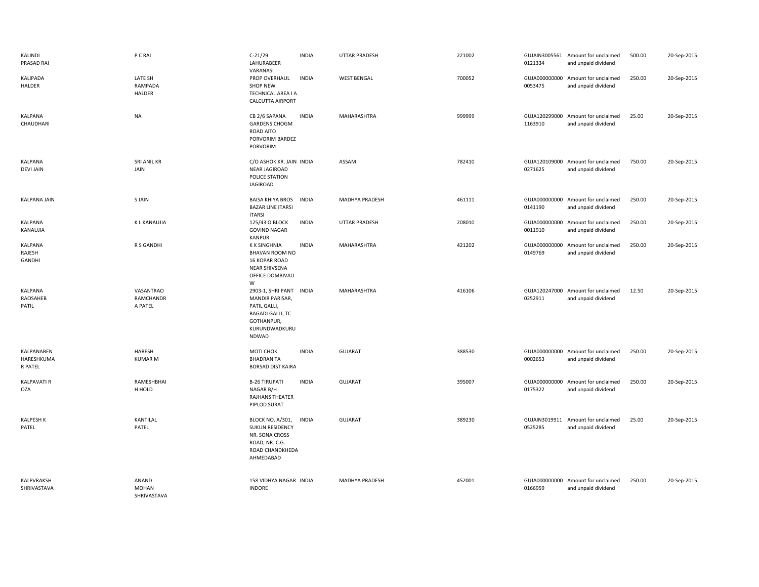| | | | | | | | | | |
|---|---|---|---|---|---|---|---|---|---|
| KALINDI PRASAD RAI | P C RAI | C-21/29 LAHURABEER VARANASI | INDIA | UTTAR PRADESH | 221002 | GUJAIN3005561 0121334 | Amount for unclaimed and unpaid dividend | 500.00 | 20-Sep-2015 |
| KALIPADA HALDER | LATE SH RAMPADA HALDER | PROP OVERHAUL SHOP NEW TECHNICAL AREA I A CALCUTTA AIRPORT | INDIA | WEST BENGAL | 700052 | GUJA000000000 0053475 | Amount for unclaimed and unpaid dividend | 250.00 | 20-Sep-2015 |
| KALPANA CHAUDHARI | NA | CB 2/6 SAPANA GARDENS CHOGM ROAD AITO PORVORIM BARDEZ PORVORIM | INDIA | MAHARASHTRA | 999999 | GUJA120299000 1163910 | Amount for unclaimed and unpaid dividend | 25.00 | 20-Sep-2015 |
| KALPANA DEVI JAIN | SRI ANIL KR JAIN | C/O ASHOK KR. JAIN NEAR JAGIROAD POLICE STATION JAGIROAD | INDIA | ASSAM | 782410 | GUJA120109000 0271625 | Amount for unclaimed and unpaid dividend | 750.00 | 20-Sep-2015 |
| KALPANA JAIN | S JAIN | BAISA KHIYA BROS BAZAR LINE ITARSI ITARSI | INDIA | MADHYA PRADESH | 461111 | GUJA000000000 0141190 | Amount for unclaimed and unpaid dividend | 250.00 | 20-Sep-2015 |
| KALPANA KANAUJIA | K L KANAUJIA | 125/43 O BLOCK GOVIND NAGAR KANPUR | INDIA | UTTAR PRADESH | 208010 | GUJA000000000 0011910 | Amount for unclaimed and unpaid dividend | 250.00 | 20-Sep-2015 |
| KALPANA RAJESH GANDHI | R S GANDHI | K K SINGHNIA BHAVAN ROOM NO 16 KOPAR ROAD NEAR SHIVSENA OFFICE DOMBIVALI W | INDIA | MAHARASHTRA | 421202 | GUJA000000000 0149769 | Amount for unclaimed and unpaid dividend | 250.00 | 20-Sep-2015 |
| KALPANA RAOSAHEB PATIL | VASANTRAO RAMCHANDR A PATEL | 2903-1, SHRI PANT MANDIR PARISAR, PATIL GALLI, BAGADI GALLI, TC GOTHANPUR, KURUNDWADKURU NDWAD | INDIA | MAHARASHTRA | 416106 | GUJA120247000 0252911 | Amount for unclaimed and unpaid dividend | 12.50 | 20-Sep-2015 |
| KALPANABEN HARESHKUMA R PATEL | HARESH KUMAR M | MOTI CHOK BHADRAN TA BORSAD DIST KAIRA | INDIA | GUJARAT | 388530 | GUJA000000000 0002653 | Amount for unclaimed and unpaid dividend | 250.00 | 20-Sep-2015 |
| KALPAVATI R OZA | RAMESHBHAI H HOLD | B-26 TIRUPATI NAGAR B/H RAJHANS THEATER PIPLOD SURAT | INDIA | GUJARAT | 395007 | GUJA000000000 0175322 | Amount for unclaimed and unpaid dividend | 250.00 | 20-Sep-2015 |
| KALPESH K PATEL | KANTILAL PATEL | BLOCK NO. A/301, SUKUN RESIDENCY NR. SONA CROSS ROAD, NR. C.G. ROAD CHANDKHEDA AHMEDABAD | INDIA | GUJARAT | 389230 | GUJAIN3019911 0525285 | Amount for unclaimed and unpaid dividend | 25.00 | 20-Sep-2015 |
| KALPVRAKSH SHRIVASTAVA | ANAND MOHAN SHRIVASTAVA | 158 VIDHYA NAGAR INDORE | INDIA | MADHYA PRADESH | 452001 | GUJA000000000 0166959 | Amount for unclaimed and unpaid dividend | 250.00 | 20-Sep-2015 |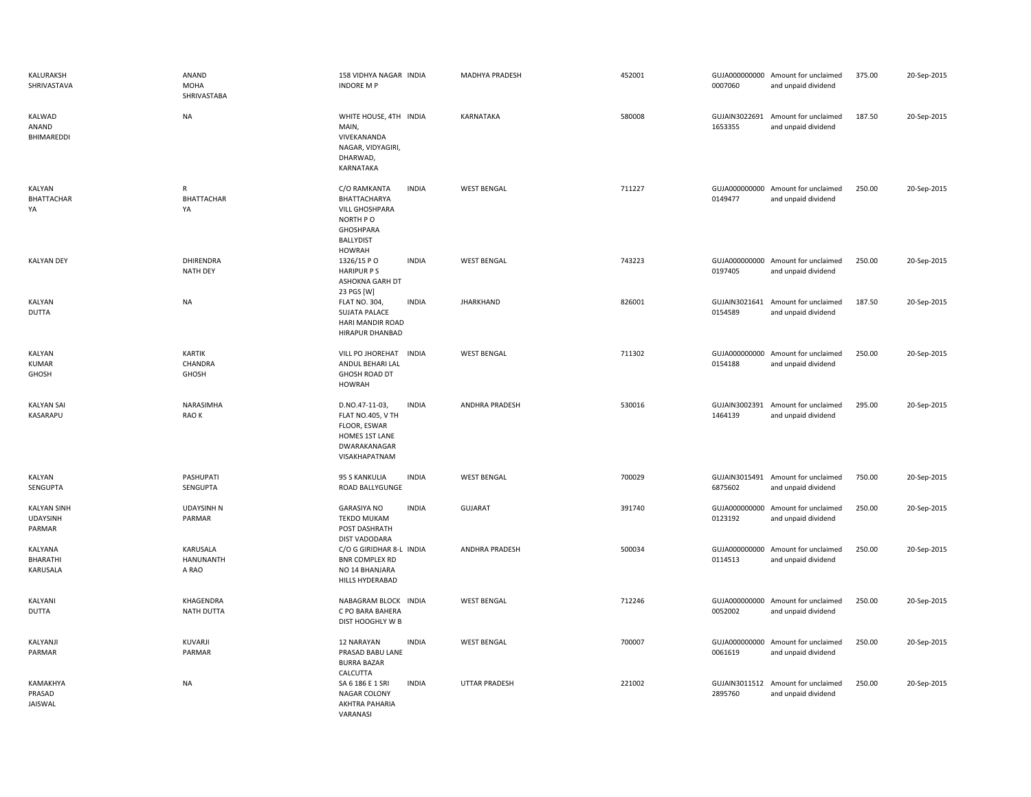| | | | | | | | | | |
|---|---|---|---|---|---|---|---|---|---|
| KALURAKSH SHRIVASTAVA | ANAND MOHA SHRIVASTABA | 158 VIDHYA NAGAR INDORE M P | INDIA | MADHYA PRADESH | 452001 | GUJA0000000000007060 | Amount for unclaimed and unpaid dividend | 375.00 | 20-Sep-2015 |
| KALWAD ANAND BHIMAREDDI | NA | WHITE HOUSE, 4TH MAIN, VIVEKANANDA NAGAR, VIDYAGIRI, DHARWAD, KARNATAKA | INDIA | KARNATAKA | 580008 | GUJAIN30226911653355 | Amount for unclaimed and unpaid dividend | 187.50 | 20-Sep-2015 |
| KALYAN BHATTACHARYA | R BHATTACHARYA | C/O RAMKANTA BHATTACHARYA VILL GHOSHPARA NORTH P O GHOSHPARA BALLYDIST HOWRAH | INDIA | WEST BENGAL | 711227 | GUJA0000000000149477 | Amount for unclaimed and unpaid dividend | 250.00 | 20-Sep-2015 |
| KALYAN DEY | DHIRENDRA NATH DEY | 1326/15 P O HARIPUR P S ASHOKNA GARH DT 23 PGS [W] | INDIA | WEST BENGAL | 743223 | GUJA0000000000197405 | Amount for unclaimed and unpaid dividend | 250.00 | 20-Sep-2015 |
| KALYAN DUTTA | NA | FLAT NO. 304, SUJATA PALACE HARI MANDIR ROAD HIRAPUR DHANBAD | INDIA | JHARKHAND | 826001 | GUJAIN30216410154589 | Amount for unclaimed and unpaid dividend | 187.50 | 20-Sep-2015 |
| KALYAN KUMAR GHOSH | KARTIK CHANDRA GHOSH | VILL PO JHOREHAT ANDUL BEHARI LAL GHOSH ROAD DT HOWRAH | INDIA | WEST BENGAL | 711302 | GUJA0000000000154188 | Amount for unclaimed and unpaid dividend | 250.00 | 20-Sep-2015 |
| KALYAN SAI KASARAPU | NARASIMHA RAO K | D.NO.47-11-03, FLAT NO.405, V TH FLOOR, ESWAR HOMES 1ST LANE DWARAKANAGAR VISAKHAPATNAM | INDIA | ANDHRA PRADESH | 530016 | GUJAIN30023911464139 | Amount for unclaimed and unpaid dividend | 295.00 | 20-Sep-2015 |
| KALYAN SENGUPTA | PASHUPATI SENGUPTA | 95 S KANKULIA ROAD BALLYGUNGE | INDIA | WEST BENGAL | 700029 | GUJAIN30154916875602 | Amount for unclaimed and unpaid dividend | 750.00 | 20-Sep-2015 |
| KALYAN SINH UDAYSINH PARMAR | UDAYSINH N PARMAR | GARASIYA NO TEKDO MUKAM POST DASHRATH DIST VADODARA | INDIA | GUJARAT | 391740 | GUJA0000000000123192 | Amount for unclaimed and unpaid dividend | 250.00 | 20-Sep-2015 |
| KALYANA BHARATHI KARUSALA | KARUSALA HANUNANTHA RAO | C/O G GIRIDHAR 8-L BNR COMPLEX RD NO 14 BHANJARA HILLS HYDERABAD | INDIA | ANDHRA PRADESH | 500034 | GUJA0000000000114513 | Amount for unclaimed and unpaid dividend | 250.00 | 20-Sep-2015 |
| KALYANI DUTTA | KHAGENDRA NATH DUTTA | NABAGRAM BLOCK C PO BARA BAHERA DIST HOOGHLY W B | INDIA | WEST BENGAL | 712246 | GUJA0000000000052002 | Amount for unclaimed and unpaid dividend | 250.00 | 20-Sep-2015 |
| KALYANJI PARMAR | KUVARJI PARMAR | 12 NARAYAN PRASAD BABU LANE BURRA BAZAR CALCUTTA | INDIA | WEST BENGAL | 700007 | GUJA0000000000061619 | Amount for unclaimed and unpaid dividend | 250.00 | 20-Sep-2015 |
| KAMAKHYA PRASAD JAISWAL | NA | SA 6 186 E 1 SRI NAGAR COLONY AKHTRA PAHARIA VARANASI | INDIA | UTTAR PRADESH | 221002 | GUJAIN30115122895760 | Amount for unclaimed and unpaid dividend | 250.00 | 20-Sep-2015 |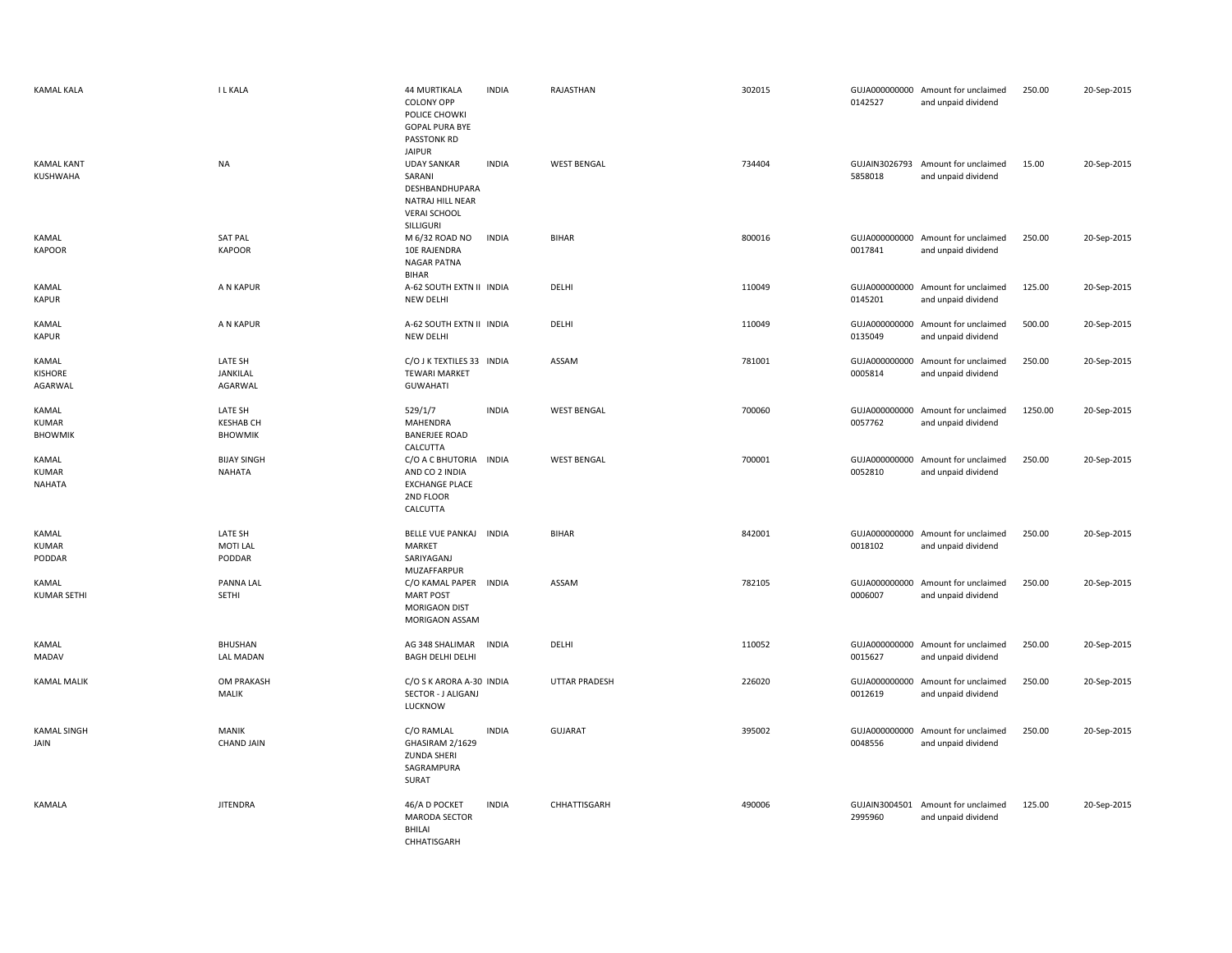| | | | | | | | | | |
|---|---|---|---|---|---|---|---|---|---|
| KAMAL KALA | I L KALA | 44 MURTIKALA COLONY OPP POLICE CHOWKI GOPAL PURA BYE PASSTONK RD JAIPUR | INDIA | RAJASTHAN | 302015 | GUJA000000000 0142527 | Amount for unclaimed and unpaid dividend | 250.00 | 20-Sep-2015 |
| KAMAL KANT KUSHWAHA | NA | UDAY SANKAR SARANI DESHBANDHUPARA NATRAJ HILL NEAR VERAI SCHOOL SILLIGURI | INDIA | WEST BENGAL | 734404 | GUJAIN3026793 5858018 | Amount for unclaimed and unpaid dividend | 15.00 | 20-Sep-2015 |
| KAMAL KAPOOR | SAT PAL KAPOOR | M 6/32 ROAD NO 10E RAJENDRA NAGAR PATNA BIHAR | INDIA | BIHAR | 800016 | GUJA000000000 0017841 | Amount for unclaimed and unpaid dividend | 250.00 | 20-Sep-2015 |
| KAMAL KAPUR | A N KAPUR | A-62 SOUTH EXTN II NEW DELHI | INDIA | DELHI | 110049 | GUJA000000000 0145201 | Amount for unclaimed and unpaid dividend | 125.00 | 20-Sep-2015 |
| KAMAL KAPUR | A N KAPUR | A-62 SOUTH EXTN II NEW DELHI | INDIA | DELHI | 110049 | GUJA000000000 0135049 | Amount for unclaimed and unpaid dividend | 500.00 | 20-Sep-2015 |
| KAMAL KISHORE AGARWAL | LATE SH JANKILAL AGARWAL | C/O J K TEXTILES 33 TEWARI MARKET GUWAHATI | INDIA | ASSAM | 781001 | GUJA000000000 0005814 | Amount for unclaimed and unpaid dividend | 250.00 | 20-Sep-2015 |
| KAMAL KUMAR BHOWMIK | LATE SH KESHAB CH BHOWMIK | 529/1/7 MAHENDRA BANERJEE ROAD CALCUTTA | INDIA | WEST BENGAL | 700060 | GUJA000000000 0057762 | Amount for unclaimed and unpaid dividend | 1250.00 | 20-Sep-2015 |
| KAMAL KUMAR NAHATA | BIJAY SINGH NAHATA | C/O A C BHUTORIA AND CO 2 INDIA EXCHANGE PLACE 2ND FLOOR CALCUTTA | INDIA | WEST BENGAL | 700001 | GUJA000000000 0052810 | Amount for unclaimed and unpaid dividend | 250.00 | 20-Sep-2015 |
| KAMAL KUMAR PODDAR | LATE SH MOTI LAL PODDAR | BELLE VUE PANKAJ MARKET SARIYAGANJ MUZAFFARPUR | INDIA | BIHAR | 842001 | GUJA000000000 0018102 | Amount for unclaimed and unpaid dividend | 250.00 | 20-Sep-2015 |
| KAMAL KUMAR SETHI | PANNA LAL SETHI | C/O KAMAL PAPER MART POST MORIGAON DIST MORIGAON ASSAM | INDIA | ASSAM | 782105 | GUJA000000000 0006007 | Amount for unclaimed and unpaid dividend | 250.00 | 20-Sep-2015 |
| KAMAL MADAV | BHUSHAN LAL MADAN | AG 348 SHALIMAR BAGH DELHI DELHI | INDIA | DELHI | 110052 | GUJA000000000 0015627 | Amount for unclaimed and unpaid dividend | 250.00 | 20-Sep-2015 |
| KAMAL MALIK | OM PRAKASH MALIK | C/O S K ARORA A-30 SECTOR - J ALIGANJ LUCKNOW | INDIA | UTTAR PRADESH | 226020 | GUJA000000000 0012619 | Amount for unclaimed and unpaid dividend | 250.00 | 20-Sep-2015 |
| KAMAL SINGH JAIN | MANIK CHAND JAIN | C/O RAMLAL GHASIRAM 2/1629 ZUNDA SHERI SAGRAMPURA SURAT | INDIA | GUJARAT | 395002 | GUJA000000000 0048556 | Amount for unclaimed and unpaid dividend | 250.00 | 20-Sep-2015 |
| KAMALA | JITENDRA | 46/A D POCKET MARODA SECTOR BHILAI CHHATISGARH | INDIA | CHHATTISGARH | 490006 | GUJAIN3004501 2995960 | Amount for unclaimed and unpaid dividend | 125.00 | 20-Sep-2015 |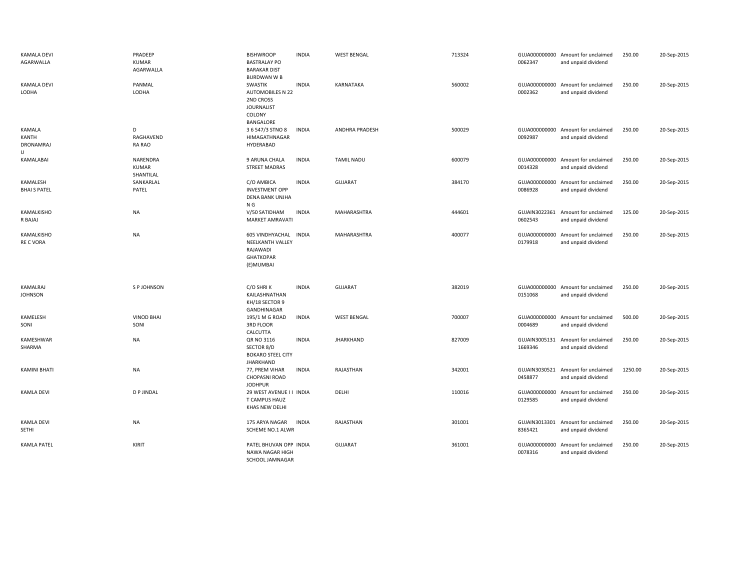| | | | | | | | | | |
|---|---|---|---|---|---|---|---|---|---|
| KAMALA DEVI AGARWALLA | PRADEEP KUMAR AGARWALLA | BISHWROOP BASTRALAY PO BARAKAR DIST BURDWAN W B | INDIA | WEST BENGAL | 713324 | GUJA000000000 0062347 | Amount for unclaimed and unpaid dividend | 250.00 | 20-Sep-2015 |
| KAMALA DEVI LODHA | PANMAL LODHA | SWASTIK AUTOMOBILES N 22 2ND CROSS JOURNALIST COLONY BANGALORE | INDIA | KARNATAKA | 560002 | GUJA000000000 0002362 | Amount for unclaimed and unpaid dividend | 250.00 | 20-Sep-2015 |
| KAMALA KANTH DRONAMRAJ U | D RAGHAVEND RA RAO | 3 6 547/3 STNO 8 HIMAGATHNAGAR HYDERABAD | INDIA | ANDHRA PRADESH | 500029 | GUJA000000000 0092987 | Amount for unclaimed and unpaid dividend | 250.00 | 20-Sep-2015 |
| KAMALABAI | NARENDRA KUMAR SHANTILAL | 9 ARUNA CHALA STREET MADRAS | INDIA | TAMIL NADU | 600079 | GUJA000000000 0014328 | Amount for unclaimed and unpaid dividend | 250.00 | 20-Sep-2015 |
| KAMALESH BHAI S PATEL | SANKARLAL PATEL | C/O AMBICA INVESTMENT OPP DENA BANK UNJHA N G | INDIA | GUJARAT | 384170 | GUJA000000000 0086928 | Amount for unclaimed and unpaid dividend | 250.00 | 20-Sep-2015 |
| KAMALKISHO R BAJAJ | NA | V/50 SATIDHAM MARKET AMRAVATI | INDIA | MAHARASHTRA | 444601 | GUJAIN3022361 0602543 | Amount for unclaimed and unpaid dividend | 125.00 | 20-Sep-2015 |
| KAMALKISHO RE C VORA | NA | 605 VINDHYACHAL NEELKANTH VALLEY RAJAWADI GHATKOPAR (E)MUMBAI | INDIA | MAHARASHTRA | 400077 | GUJA000000000 0179918 | Amount for unclaimed and unpaid dividend | 250.00 | 20-Sep-2015 |
| KAMALRAJ JOHNSON | S P JOHNSON | C/O SHRI K KAILASHNATHAN KH/18 SECTOR 9 GANDHINAGAR | INDIA | GUJARAT | 382019 | GUJA000000000 0151068 | Amount for unclaimed and unpaid dividend | 250.00 | 20-Sep-2015 |
| KAMELESH SONI | VINOD BHAI SONI | 195/1 M G ROAD 3RD FLOOR CALCUTTA | INDIA | WEST BENGAL | 700007 | GUJA000000000 0004689 | Amount for unclaimed and unpaid dividend | 500.00 | 20-Sep-2015 |
| KAMESHWAR SHARMA | NA | QR NO 3116 SECTOR 8/D BOKARO STEEL CITY JHARKHAND | INDIA | JHARKHAND | 827009 | GUJAIN3005131 1669346 | Amount for unclaimed and unpaid dividend | 250.00 | 20-Sep-2015 |
| KAMINI BHATI | NA | 77, PREM VIHAR CHOPASNI ROAD JODHPUR | INDIA | RAJASTHAN | 342001 | GUJAIN3030521 0458877 | Amount for unclaimed and unpaid dividend | 1250.00 | 20-Sep-2015 |
| KAMLA DEVI | D P JINDAL | 29 WEST AVENUE I I T CAMPUS HAUZ KHAS NEW DELHI | INDIA | DELHI | 110016 | GUJA000000000 0129585 | Amount for unclaimed and unpaid dividend | 250.00 | 20-Sep-2015 |
| KAMLA DEVI SETHI | NA | 175 ARYA NAGAR SCHEME NO.1 ALWR | INDIA | RAJASTHAN | 301001 | GUJAIN3013301 8365421 | Amount for unclaimed and unpaid dividend | 250.00 | 20-Sep-2015 |
| KAMLA PATEL | KIRIT | PATEL BHUVAN OPP NAWA NAGAR HIGH SCHOOL JAMNAGAR | INDIA | GUJARAT | 361001 | GUJA000000000 0078316 | Amount for unclaimed and unpaid dividend | 250.00 | 20-Sep-2015 |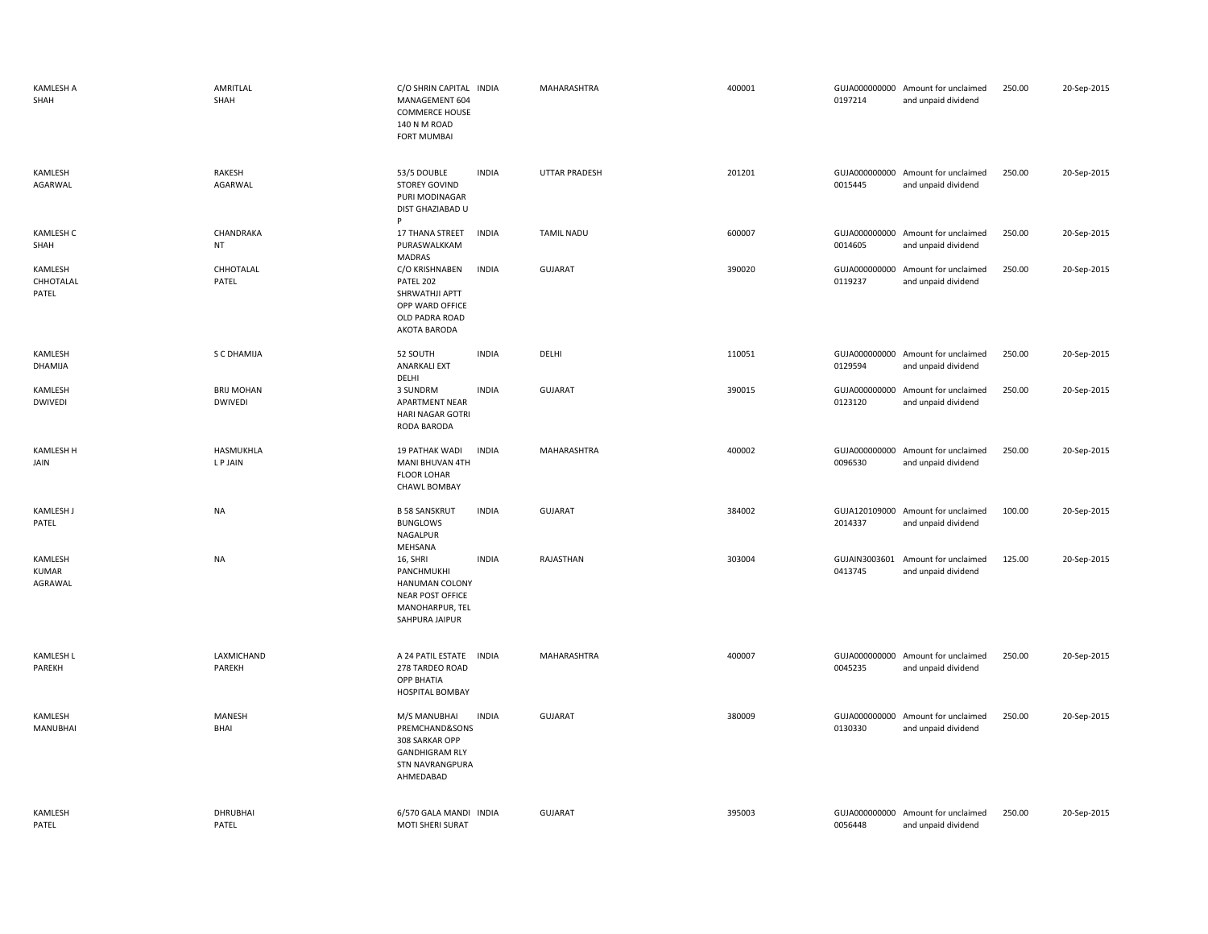| | | | | | | | | | |
|---|---|---|---|---|---|---|---|---|---|
| KAMLESH A SHAH | AMRITLAL SHAH | C/O SHRIN CAPITAL MANAGEMENT 604 COMMERCE HOUSE 140 N M ROAD FORT MUMBAI | INDIA | MAHARASHTRA | 400001 | GUJA000000000 0197214 | Amount for unclaimed and unpaid dividend | 250.00 | 20-Sep-2015 |
| KAMLESH AGARWAL | RAKESH AGARWAL | 53/5 DOUBLE STOREY GOVIND PURI MODINAGAR DIST GHAZIABAD U P | INDIA | UTTAR PRADESH | 201201 | GUJA000000000 0015445 | Amount for unclaimed and unpaid dividend | 250.00 | 20-Sep-2015 |
| KAMLESH C SHAH | CHANDRAKA NT | 17 THANA STREET PURASWALKKAM MADRAS | INDIA | TAMIL NADU | 600007 | GUJA000000000 0014605 | Amount for unclaimed and unpaid dividend | 250.00 | 20-Sep-2015 |
| KAMLESH CHHOTALAL PATEL | CHHOTALAL PATEL | C/O KRISHNABEN PATEL 202 SHRWATHJI APTT OPP WARD OFFICE OLD PADRA ROAD AKOTA BARODA | INDIA | GUJARAT | 390020 | GUJA000000000 0119237 | Amount for unclaimed and unpaid dividend | 250.00 | 20-Sep-2015 |
| KAMLESH DHAMIJA | S C DHAMIJA | 52 SOUTH ANARKALI EXT DELHI | INDIA | DELHI | 110051 | GUJA000000000 0129594 | Amount for unclaimed and unpaid dividend | 250.00 | 20-Sep-2015 |
| KAMLESH DWIVEDI | BRIJ MOHAN DWIVEDI | 3 SUNDRM APARTMENT NEAR HARI NAGAR GOTRI RODA BARODA | INDIA | GUJARAT | 390015 | GUJA000000000 0123120 | Amount for unclaimed and unpaid dividend | 250.00 | 20-Sep-2015 |
| KAMLESH H JAIN | HASMUKHLA L P JAIN | 19 PATHAK WADI MANI BHUVAN 4TH FLOOR LOHAR CHAWL BOMBAY | INDIA | MAHARASHTRA | 400002 | GUJA000000000 0096530 | Amount for unclaimed and unpaid dividend | 250.00 | 20-Sep-2015 |
| KAMLESH J PATEL | NA | B 58 SANSKRUT BUNGLOWS NAGALPUR MEHSANA | INDIA | GUJARAT | 384002 | GUJA120109000 2014337 | Amount for unclaimed and unpaid dividend | 100.00 | 20-Sep-2015 |
| KAMLESH KUMAR AGRAWAL | NA | 16, SHRI PANCHMUKHI HANUMAN COLONY NEAR POST OFFICE MANOHARPUR, TEL SAHPURA JAIPUR | INDIA | RAJASTHAN | 303004 | GUJAIN3003601 0413745 | Amount for unclaimed and unpaid dividend | 125.00 | 20-Sep-2015 |
| KAMLESH L PAREKH | LAXMICHAND PAREKH | A 24 PATIL ESTATE 278 TARDEO ROAD OPP BHATIA HOSPITAL BOMBAY | INDIA | MAHARASHTRA | 400007 | GUJA000000000 0045235 | Amount for unclaimed and unpaid dividend | 250.00 | 20-Sep-2015 |
| KAMLESH MANUBHAI | MANESH BHAI | M/S MANUBHAI PREMCHAND&SONS 308 SARKAR OPP GANDHIGRAM RLY STN NAVRANGPURA AHMEDABAD | INDIA | GUJARAT | 380009 | GUJA000000000 0130330 | Amount for unclaimed and unpaid dividend | 250.00 | 20-Sep-2015 |
| KAMLESH PATEL | DHRUBHAI PATEL | 6/570 GALA MANDI MOTI SHERI SURAT | INDIA | GUJARAT | 395003 | GUJA000000000 0056448 | Amount for unclaimed and unpaid dividend | 250.00 | 20-Sep-2015 |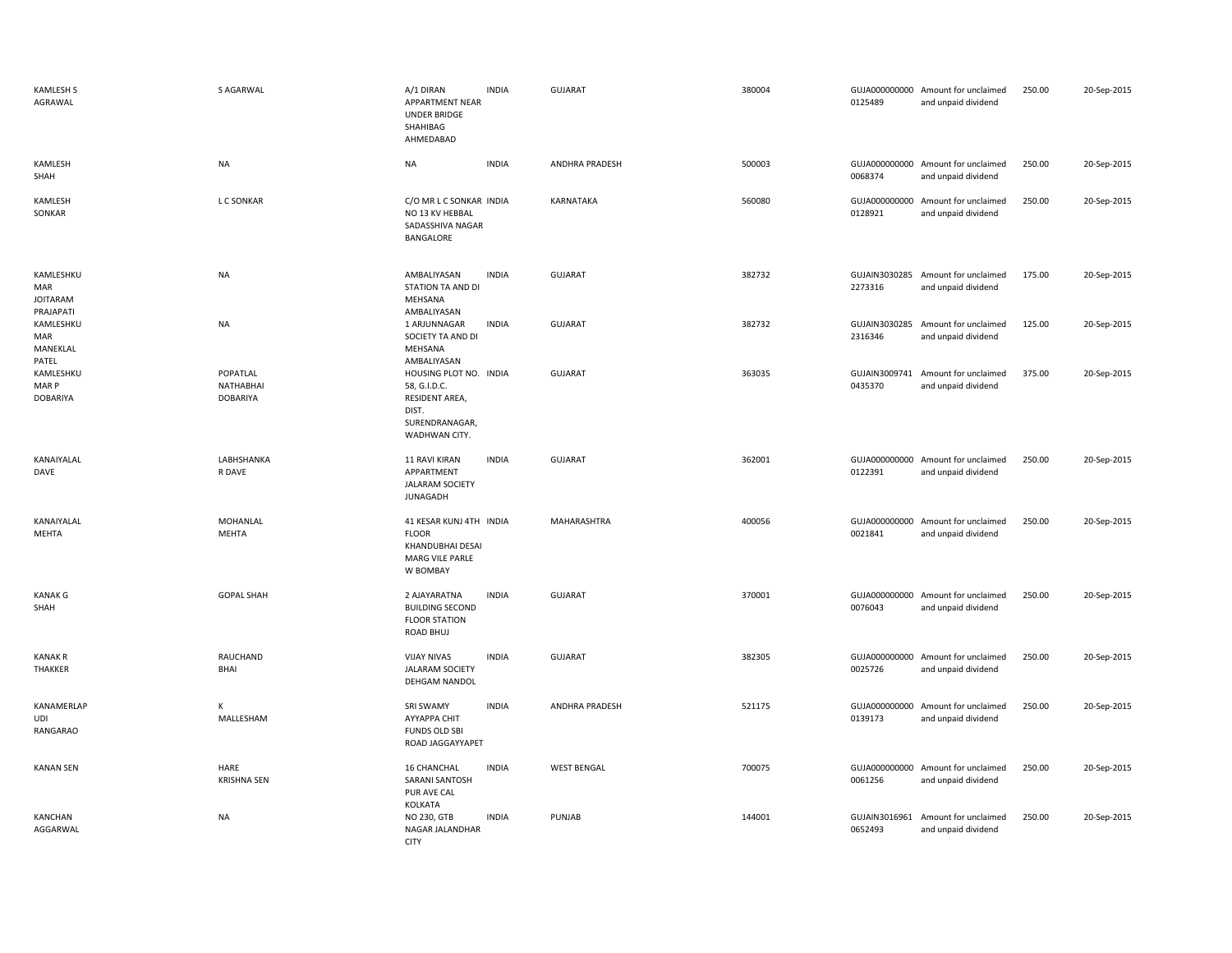| | | | | | | | | | |
|---|---|---|---|---|---|---|---|---|---|
| KAMLESH S AGRAWAL | S AGARWAL | A/1 DIRAN APPARTMENT NEAR UNDER BRIDGE SHAHIBAG AHMEDABAD | INDIA | GUJARAT | 380004 | GUJA000000000 0125489 | Amount for unclaimed and unpaid dividend | 250.00 | 20-Sep-2015 |
| KAMLESH SHAH | NA | NA | INDIA | ANDHRA PRADESH | 500003 | GUJA000000000 0068374 | Amount for unclaimed and unpaid dividend | 250.00 | 20-Sep-2015 |
| KAMLESH SONKAR | L C SONKAR | C/O MR L C SONKAR NO 13 KV HEBBAL SADASSHIVA NAGAR BANGALORE | INDIA | KARNATAKA | 560080 | GUJA000000000 0128921 | Amount for unclaimed and unpaid dividend | 250.00 | 20-Sep-2015 |
| KAMLESHKUMAR JOITARAM PRAJAPATI | NA | AMBALIYASAN STATION TA AND DI MEHSANA AMBALIYASAN | INDIA | GUJARAT | 382732 | GUJAIN3030285 2273316 | Amount for unclaimed and unpaid dividend | 175.00 | 20-Sep-2015 |
| KAMLESHKUMAR MANEKLAL PATEL | NA | 1 ARJUNNAGAR SOCIETY TA AND DI MEHSANA AMBALIYASAN | INDIA | GUJARAT | 382732 | GUJAIN3030285 2316346 | Amount for unclaimed and unpaid dividend | 125.00 | 20-Sep-2015 |
| KAMLESHKUMAR P DOBARIYA | POPATLAL NATHABHAI DOBARIYA | HOUSING PLOT NO. 58, G.I.D.C. RESIDENT AREA, DIST. SURENDRANAGAR, WADHWAN CITY. | INDIA | GUJARAT | 363035 | GUJAIN3009741 0435370 | Amount for unclaimed and unpaid dividend | 375.00 | 20-Sep-2015 |
| KANAIYALAL DAVE | LABHSHANKAR DAVE | 11 RAVI KIRAN APPARTMENT JALARAM SOCIETY JUNAGADH | INDIA | GUJARAT | 362001 | GUJA000000000 0122391 | Amount for unclaimed and unpaid dividend | 250.00 | 20-Sep-2015 |
| KANAIYALAL MEHTA | MOHANLAL MEHTA | 41 KESAR KUNJ 4TH FLOOR KHANDUBHAI DESAI MARG VILE PARLE W BOMBAY | INDIA | MAHARASHTRA | 400056 | GUJA000000000 0021841 | Amount for unclaimed and unpaid dividend | 250.00 | 20-Sep-2015 |
| KANAK G SHAH | GOPAL SHAH | 2 AJAYARATNA BUILDING SECOND FLOOR STATION ROAD BHUJ | INDIA | GUJARAT | 370001 | GUJA000000000 0076043 | Amount for unclaimed and unpaid dividend | 250.00 | 20-Sep-2015 |
| KANAK R THAKKER | RAUCHAND BHAI | VIJAY NIVAS JALARAM SOCIETY DEHGAM NANDOL | INDIA | GUJARAT | 382305 | GUJA000000000 0025726 | Amount for unclaimed and unpaid dividend | 250.00 | 20-Sep-2015 |
| KANAMERLAPUDI RANGARAO | K MALLESHAM | SRI SWAMY AYYAPPA CHIT FUNDS OLD SBI ROAD JAGGAYYAPET | INDIA | ANDHRA PRADESH | 521175 | GUJA000000000 0139173 | Amount for unclaimed and unpaid dividend | 250.00 | 20-Sep-2015 |
| KANAN SEN | HARE KRISHNA SEN | 16 CHANCHAL SARANI SANTOSH PUR AVE CAL KOLKATA | INDIA | WEST BENGAL | 700075 | GUJA000000000 0061256 | Amount for unclaimed and unpaid dividend | 250.00 | 20-Sep-2015 |
| KANCHAN AGGARWAL | NA | NO 230, GTB NAGAR JALANDHAR CITY | INDIA | PUNJAB | 144001 | GUJAIN3016961 0652493 | Amount for unclaimed and unpaid dividend | 250.00 | 20-Sep-2015 |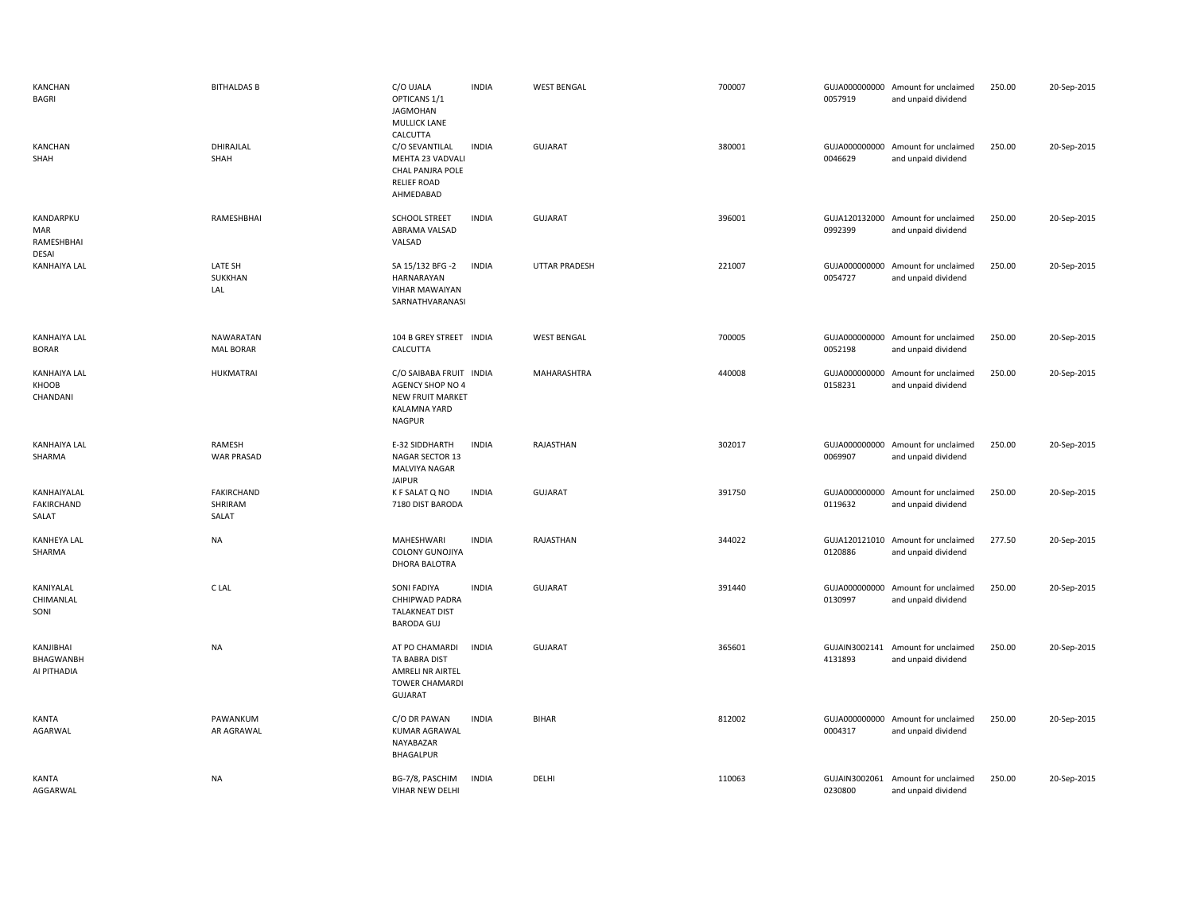| | | | | | | | | | |
|---|---|---|---|---|---|---|---|---|---|
| KANCHAN BAGRI | BITHALDAS B | C/O UJALA OPTICANS 1/1 JAGMOHAN MULLICK LANE CALCUTTA | INDIA | WEST BENGAL | 700007 | GUJA000000000 0057919 | Amount for unclaimed and unpaid dividend | 250.00 | 20-Sep-2015 |
| KANCHAN SHAH | DHIRAJLAL SHAH | C/O SEVANTILAL MEHTA 23 VADVALI CHAL PANJRA POLE RELIEF ROAD AHMEDABAD | INDIA | GUJARAT | 380001 | GUJA000000000 0046629 | Amount for unclaimed and unpaid dividend | 250.00 | 20-Sep-2015 |
| KANDARPKU MAR RAMESHBHAI DESAI | RAMESHBHAI | SCHOOL STREET ABRAMA VALSAD VALSAD | INDIA | GUJARAT | 396001 | GUJA120132000 0992399 | Amount for unclaimed and unpaid dividend | 250.00 | 20-Sep-2015 |
| KANHAIYA LAL | LATE SH SUKKHAN LAL | SA 15/132 BFG -2 HARNARAYAN VIHAR MAWAIYAN SARNATHVARANASI | INDIA | UTTAR PRADESH | 221007 | GUJA000000000 0054727 | Amount for unclaimed and unpaid dividend | 250.00 | 20-Sep-2015 |
| KANHAIYA LAL BORAR | NAWARATAN MAL BORAR | 104 B GREY STREET CALCUTTA | INDIA | WEST BENGAL | 700005 | GUJA000000000 0052198 | Amount for unclaimed and unpaid dividend | 250.00 | 20-Sep-2015 |
| KANHAIYA LAL KHOOB CHANDANI | HUKMATRAI | C/O SAIBABA FRUIT AGENCY SHOP NO 4 NEW FRUIT MARKET KALAMNA YARD NAGPUR | INDIA | MAHARASHTRA | 440008 | GUJA000000000 0158231 | Amount for unclaimed and unpaid dividend | 250.00 | 20-Sep-2015 |
| KANHAIYA LAL SHARMA | RAMESH WAR PRASAD | E-32 SIDDHARTH NAGAR SECTOR 13 MALVIYA NAGAR JAIPUR | INDIA | RAJASTHAN | 302017 | GUJA000000000 0069907 | Amount for unclaimed and unpaid dividend | 250.00 | 20-Sep-2015 |
| KANHAIYALAL FAKIRCHAND SALAT | FAKIRCHAND SHRIRAM SALAT | K F SALAT Q NO 7180 DIST BARODA | INDIA | GUJARAT | 391750 | GUJA000000000 0119632 | Amount for unclaimed and unpaid dividend | 250.00 | 20-Sep-2015 |
| KANHEYA LAL SHARMA | NA | MAHESHWARI COLONY GUNOJIYA DHORA BALOTRA | INDIA | RAJASTHAN | 344022 | GUJA120121010 0120886 | Amount for unclaimed and unpaid dividend | 277.50 | 20-Sep-2015 |
| KANIYALAL CHIMANLAL SONI | C LAL | SONI FADIYA CHHIPWAD PADRA TALAKNEAT DIST BARODA GUJ | INDIA | GUJARAT | 391440 | GUJA000000000 0130997 | Amount for unclaimed and unpaid dividend | 250.00 | 20-Sep-2015 |
| KANJIBHAI BHAGWANBH AI PITHADIA | NA | AT PO CHAMARDI TA BABRA DIST AMRELI NR AIRTEL TOWER CHAMARDI GUJARAT | INDIA | GUJARAT | 365601 | GUJAIN3002141 4131893 | Amount for unclaimed and unpaid dividend | 250.00 | 20-Sep-2015 |
| KANTA AGARWAL | PAWANKUM AR AGRAWAL | C/O DR PAWAN KUMAR AGRAWAL NAYABAZAR BHAGALPUR | INDIA | BIHAR | 812002 | GUJA000000000 0004317 | Amount for unclaimed and unpaid dividend | 250.00 | 20-Sep-2015 |
| KANTA AGGARWAL | NA | BG-7/8, PASCHIM VIHAR NEW DELHI | INDIA | DELHI | 110063 | GUJAIN3002061 0230800 | Amount for unclaimed and unpaid dividend | 250.00 | 20-Sep-2015 |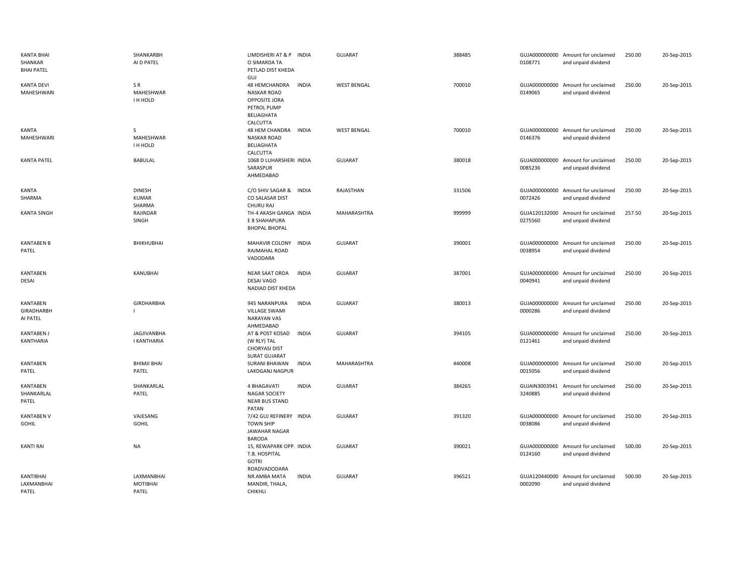| | | | | | | | | | |
|---|---|---|---|---|---|---|---|---|---|
| KANTA BHAI SHANKAR BHAI PATEL | SHANKARBH AI D PATEL | LIMDISHERI AT & P O SIMARDA TA PETLAD DIST KHEDA GUJ | INDIA | GUJARAT | 388485 | GUJA000000000 0108771 | Amount for unclaimed and unpaid dividend | 250.00 | 20-Sep-2015 |
| KANTA DEVI MAHESHWARI | S R MAHESHWAR I H HOLD | 48 HEMCHANDRA NASKAR ROAD OPPOSITE JORA PETROL PUMP BELIAGHATA CALCUTTA | INDIA | WEST BENGAL | 700010 | GUJA000000000 0149065 | Amount for unclaimed and unpaid dividend | 250.00 | 20-Sep-2015 |
| KANTA MAHESHWARI | S MAHESHWAR I H HOLD | 48 HEM CHANDRA NASKAR ROAD BELIAGHATA CALCUTTA | INDIA | WEST BENGAL | 700010 | GUJA000000000 0146376 | Amount for unclaimed and unpaid dividend | 250.00 | 20-Sep-2015 |
| KANTA PATEL | BABULAL | 1068 D LUHARSHERI SARASPUR AHMEDABAD | INDIA | GUJARAT | 380018 | GUJA000000000 0085236 | Amount for unclaimed and unpaid dividend | 250.00 | 20-Sep-2015 |
| KANTA SHARMA | DINESH KUMAR SHARMA | C/O SHIV SAGAR & CO SALASAR DIST CHURU RAJ | INDIA | RAJASTHAN | 331506 | GUJA000000000 0072426 | Amount for unclaimed and unpaid dividend | 250.00 | 20-Sep-2015 |
| KANTA SINGH | RAJINDAR SINGH | TH-4 AKASH GANGA E 8 SHAHAPURA BHOPAL BHOPAL | INDIA | MAHARASHTRA | 999999 | GUJA120132000 0275560 | Amount for unclaimed and unpaid dividend | 257.50 | 20-Sep-2015 |
| KANTABEN B PATEL | BHIKHUBHAI | MAHAVIR COLONY RAJMAHAL ROAD VADODARA | INDIA | GUJARAT | 390001 | GUJA000000000 0038954 | Amount for unclaimed and unpaid dividend | 250.00 | 20-Sep-2015 |
| KANTABEN DESAI | KANUBHAI | NEAR SAAT ORDA DESAI VAGO NADIAD DIST KHEDA | INDIA | GUJARAT | 387001 | GUJA000000000 0040941 | Amount for unclaimed and unpaid dividend | 250.00 | 20-Sep-2015 |
| KANTABEN GIRADHARBH AI PATEL | GIRDHARBHA I | 945 NARANPURA VILLAGE SWAMI NARAYAN VAS AHMEDABAD | INDIA | GUJARAT | 380013 | GUJA000000000 0000286 | Amount for unclaimed and unpaid dividend | 250.00 | 20-Sep-2015 |
| KANTABEN J KANTHARIA | JAGJIVANBHA I KANTHARIA | AT & POST KOSAD (W RLY) TAL CHORYASI DIST SURAT GUJARAT | INDIA | GUJARAT | 394105 | GUJA000000000 0121461 | Amount for unclaimed and unpaid dividend | 250.00 | 20-Sep-2015 |
| KANTABEN PATEL | BHIMJI BHAI PATEL | SURANI BHAWAN LAKDGANJ NAGPUR | INDIA | MAHARASHTRA | 440008 | GUJA000000000 0015056 | Amount for unclaimed and unpaid dividend | 250.00 | 20-Sep-2015 |
| KANTABEN SHANKARLAL PATEL | SHANKARLAL PATEL | 4 BHAGAVATI NAGAR SOCIETY NEAR BUS STAND PATAN | INDIA | GUJARAT | 384265 | GUJAIN3003941 3240885 | Amount for unclaimed and unpaid dividend | 250.00 | 20-Sep-2015 |
| KANTABEN V GOHIL | VAJESANG GOHIL | 7/42 GUJ REFINERY TOWN SHIP JAWAHAR NAGAR BARODA | INDIA | GUJARAT | 391320 | GUJA000000000 0038086 | Amount for unclaimed and unpaid dividend | 250.00 | 20-Sep-2015 |
| KANTI RAI | NA | 15, REWAPARK OPP. T.B. HOSPITAL GOTRI ROADVADODARA | INDIA | GUJARAT | 390021 | GUJA000000000 0124160 | Amount for unclaimed and unpaid dividend | 500.00 | 20-Sep-2015 |
| KANTIBHAI LAXMANBHAI PATEL | LAXMANBHAI MOTIBHAI PATEL | NR.AMBA MATA MANDIR, THALA, CHIKHLI | INDIA | GUJARAT | 396521 | GUJA120440000 0002090 | Amount for unclaimed and unpaid dividend | 500.00 | 20-Sep-2015 |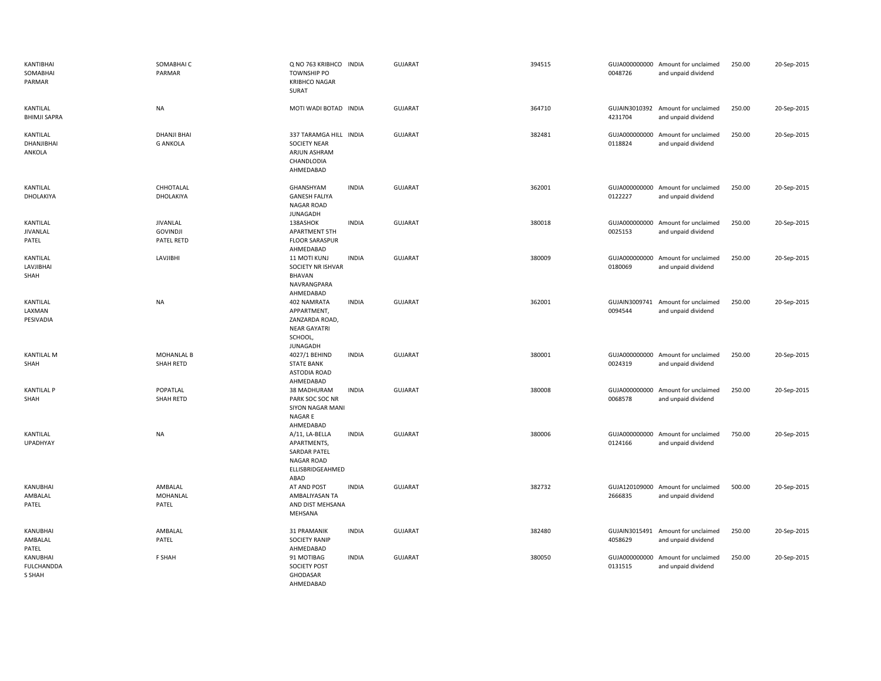| | | | | | | | | | | |
|---|---|---|---|---|---|---|---|---|---|---|
| KANTIBHAI SOMABHAI PARMAR | SOMABHAI C PARMAR | Q NO 763 KRIBHCO TOWNSHIP PO KRIBHCO NAGAR SURAT | INDIA | GUJARAT | 394515 | GUJA0000000000048726 | Amount for unclaimed and unpaid dividend | 250.00 | 20-Sep-2015 |
| KANTILAL BHIMJI SAPRA | NA | MOTI WADI BOTAD | INDIA | GUJARAT | 364710 | GUJAIN30103924231704 | Amount for unclaimed and unpaid dividend | 250.00 | 20-Sep-2015 |
| KANTILAL DHANJIBHAI ANKOLA | DHANJI BHAI G ANKOLA | 337 TARAMGA HILL SOCIETY NEAR ARJUN ASHRAM CHANDLODIA AHMEDABAD | INDIA | GUJARAT | 382481 | GUJA0000000000118824 | Amount for unclaimed and unpaid dividend | 250.00 | 20-Sep-2015 |
| KANTILAL DHOLAKIYA | CHHOTALAL DHOLAKIYA | GHANSHYAM GANESH FALIYA NAGAR ROAD JUNAGADH | INDIA | GUJARAT | 362001 | GUJA0000000000122227 | Amount for unclaimed and unpaid dividend | 250.00 | 20-Sep-2015 |
| KANTILAL JIVANLAL PATEL | JIVANLAL GOVINDJI PATEL RETD | 138ASHOK APARTMENT 5TH FLOOR SARASPUR AHMEDABAD | INDIA | GUJARAT | 380018 | GUJA0000000000025153 | Amount for unclaimed and unpaid dividend | 250.00 | 20-Sep-2015 |
| KANTILAL LAVJIBHAI SHAH | LAVJIBHI | 11 MOTI KUNJ SOCIETY NR ISHVAR BHAVAN NAVRANGPARA AHMEDABAD | INDIA | GUJARAT | 380009 | GUJA0000000000180069 | Amount for unclaimed and unpaid dividend | 250.00 | 20-Sep-2015 |
| KANTILAL LAXMAN PESIVADIA | NA | 402 NAMRATA APPARTMENT, ZANZARDA ROAD, NEAR GAYATRI SCHOOL, JUNAGADH | INDIA | GUJARAT | 362001 | GUJAIN30097410094544 | Amount for unclaimed and unpaid dividend | 250.00 | 20-Sep-2015 |
| KANTILAL M SHAH | MOHANLAL B SHAH RETD | 4027/1 BEHIND STATE BANK ASTODIA ROAD AHMEDABAD | INDIA | GUJARAT | 380001 | GUJA0000000000024319 | Amount for unclaimed and unpaid dividend | 250.00 | 20-Sep-2015 |
| KANTILAL P SHAH | POPATLAL SHAH RETD | 38 MADHURAM PARK SOC SOC NR SIYON NAGAR MANI NAGAR E AHMEDABAD | INDIA | GUJARAT | 380008 | GUJA0000000000068578 | Amount for unclaimed and unpaid dividend | 250.00 | 20-Sep-2015 |
| KANTILAL UPADHYAY | NA | A/11, LA-BELLA APARTMENTS, SARDAR PATEL NAGAR ROAD ELLISBRIDGEAHMEDABAD | INDIA | GUJARAT | 380006 | GUJA0000000000124166 | Amount for unclaimed and unpaid dividend | 750.00 | 20-Sep-2015 |
| KANUBHAI AMBALAL PATEL | AMBALAL MOHANLAL PATEL | AT AND POST AMBALIYASAN TA AND DIST MEHSANA MEHSANA | INDIA | GUJARAT | 382732 | GUJA1201090002666835 | Amount for unclaimed and unpaid dividend | 500.00 | 20-Sep-2015 |
| KANUBHAI AMBALAL PATEL | AMBALAL PATEL | 31 PRAMANIK SOCIETY RANIP AHMEDABAD | INDIA | GUJARAT | 382480 | GUJAIN30154914058629 | Amount for unclaimed and unpaid dividend | 250.00 | 20-Sep-2015 |
| KANUBHAI FULCHANDDAS SHAH | F SHAH | 91 MOTIBAG SOCIETY POST GHODASAR AHMEDABAD | INDIA | GUJARAT | 380050 | GUJA0000000000131515 | Amount for unclaimed and unpaid dividend | 250.00 | 20-Sep-2015 |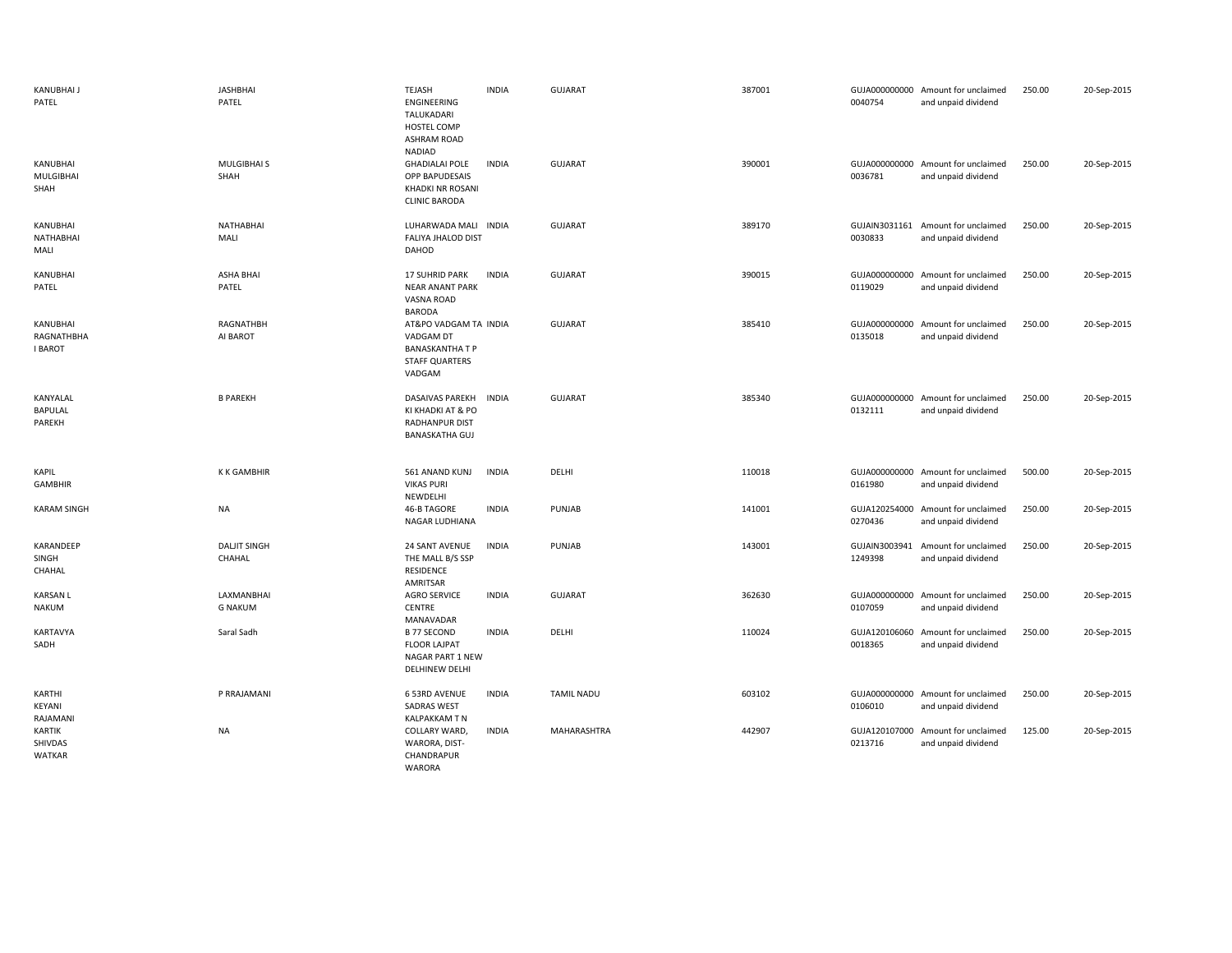| | | | | | | | | | |
|---|---|---|---|---|---|---|---|---|---|
| KANUBHAI J PATEL | JASHBHAI PATEL | TEJASH ENGINEERING TALUKADARI HOSTEL COMP ASHRAM ROAD NADIAD | INDIA | GUJARAT | 387001 | GUJA000000000 0040754 | Amount for unclaimed and unpaid dividend | 250.00 | 20-Sep-2015 |
| KANUBHAI MULGIBHAI SHAH | MULGIBHAI S SHAH | GHADIALAI POLE OPP BAPUDESAIS KHADKI NR ROSANI CLINIC BARODA | INDIA | GUJARAT | 390001 | GUJA000000000 0036781 | Amount for unclaimed and unpaid dividend | 250.00 | 20-Sep-2015 |
| KANUBHAI NATHABHAI MALI | NATHABHAI MALI | LUHARWADA MALI FALIYA JHALOD DIST DAHOD | INDIA | GUJARAT | 389170 | GUJAIN3031161 0030833 | Amount for unclaimed and unpaid dividend | 250.00 | 20-Sep-2015 |
| KANUBHAI PATEL | ASHA BHAI PATEL | 17 SUHRID PARK NEAR ANANT PARK VASNA ROAD BARODA | INDIA | GUJARAT | 390015 | GUJA000000000 0119029 | Amount for unclaimed and unpaid dividend | 250.00 | 20-Sep-2015 |
| KANUBHAI RAGNATHBHA I BAROT | RAGNATHBH AI BAROT | AT&PO VADGAM TA VADGAM DT BANASKANTHA T P STAFF QUARTERS VADGAM | INDIA | GUJARAT | 385410 | GUJA000000000 0135018 | Amount for unclaimed and unpaid dividend | 250.00 | 20-Sep-2015 |
| KANYALAL BAPULAL PAREKH | B PAREKH | DASAIVAS PAREKH KI KHADKI AT & PO RADHANPUR DIST BANASKATHA GUJ | INDIA | GUJARAT | 385340 | GUJA000000000 0132111 | Amount for unclaimed and unpaid dividend | 250.00 | 20-Sep-2015 |
| KAPIL GAMBHIR | K K GAMBHIR | 561 ANAND KUNJ VIKAS PURI NEWDELHI | INDIA | DELHI | 110018 | GUJA000000000 0161980 | Amount for unclaimed and unpaid dividend | 500.00 | 20-Sep-2015 |
| KARAM SINGH | NA | 46-B TAGORE NAGAR LUDHIANA | INDIA | PUNJAB | 141001 | GUJA120254000 0270436 | Amount for unclaimed and unpaid dividend | 250.00 | 20-Sep-2015 |
| KARANDEEP SINGH CHAHAL | DALJIT SINGH CHAHAL | 24 SANT AVENUE THE MALL B/S SSP RESIDENCE AMRITSAR | INDIA | PUNJAB | 143001 | GUJAIN3003941 1249398 | Amount for unclaimed and unpaid dividend | 250.00 | 20-Sep-2015 |
| KARSAN L NAKUM | LAXMANBHAI G NAKUM | AGRO SERVICE CENTRE MANAVADAR | INDIA | GUJARAT | 362630 | GUJA000000000 0107059 | Amount for unclaimed and unpaid dividend | 250.00 | 20-Sep-2015 |
| KARTAVYA SADH | Saral Sadh | B 77 SECOND FLOOR LAJPAT NAGAR PART 1 NEW DELHINEW DELHI | INDIA | DELHI | 110024 | GUJA120106060 0018365 | Amount for unclaimed and unpaid dividend | 250.00 | 20-Sep-2015 |
| KARTHI KEYANI RAJAMANI | P RRAJAMANI | 6 53RD AVENUE SADRAS WEST KALPAKKAM T N | INDIA | TAMIL NADU | 603102 | GUJA000000000 0106010 | Amount for unclaimed and unpaid dividend | 250.00 | 20-Sep-2015 |
| KARTIK SHIVDAS WATKAR | NA | COLLARY WARD, WARORA, DIST-CHANDRAPUR WARORA | INDIA | MAHARASHTRA | 442907 | GUJA120107000 0213716 | Amount for unclaimed and unpaid dividend | 125.00 | 20-Sep-2015 |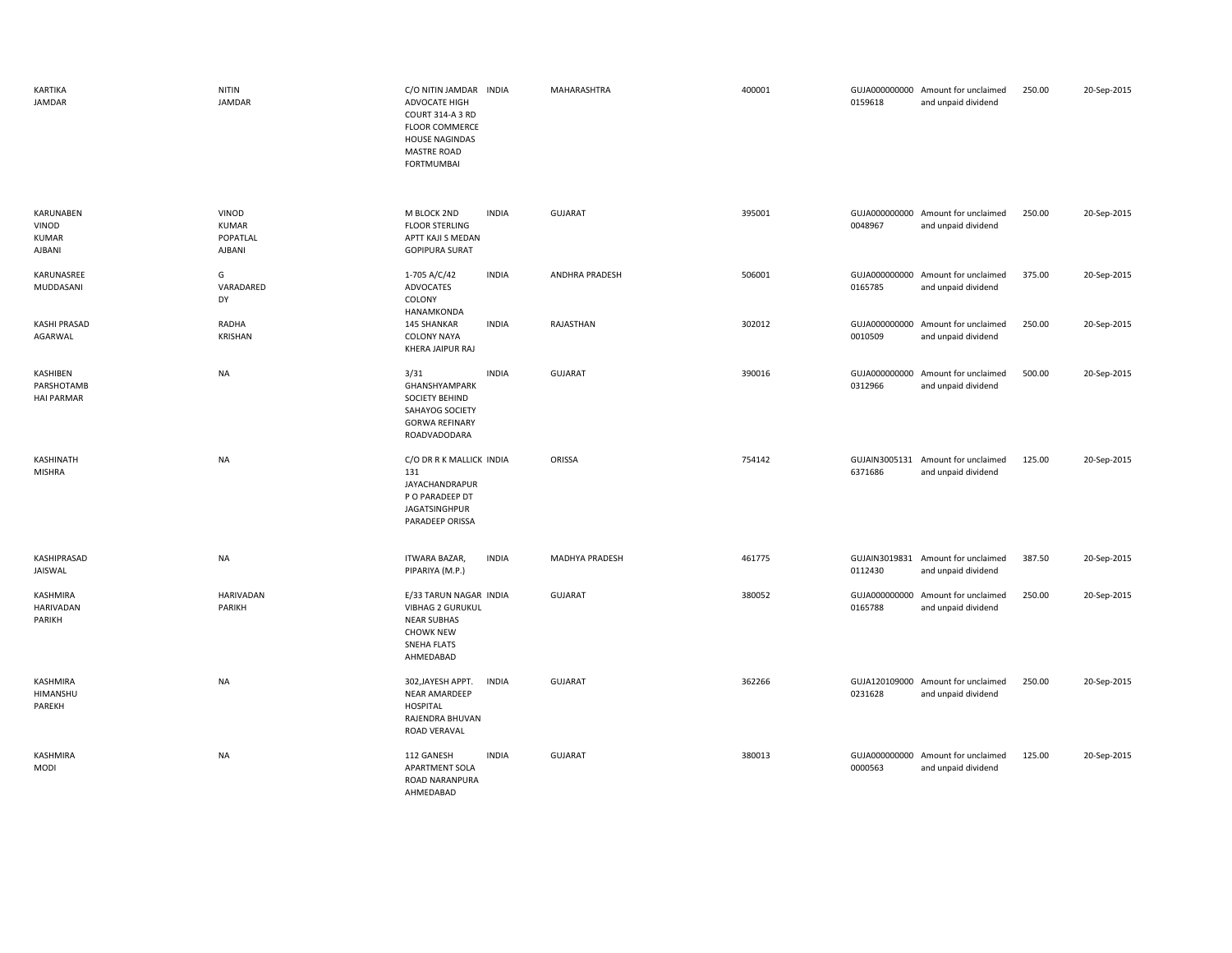| | | | | | | | | | |
|---|---|---|---|---|---|---|---|---|---|
| KARTIKA JAMDAR | NITIN JAMDAR | C/O NITIN JAMDAR ADVOCATE HIGH COURT 314-A 3 RD FLOOR COMMERCE HOUSE NAGINDAS MASTRE ROAD FORTMUMBAI | INDIA | MAHARASHTRA | 400001 | GUJA000000000 0159618 | Amount for unclaimed and unpaid dividend | 250.00 | 20-Sep-2015 |
| KARUNABEN VINOD KUMAR AJBANI | VINOD KUMAR POPATLAL AJBANI | M BLOCK 2ND FLOOR STERLING APTT KAJI S MEDAN GOPIPURA SURAT | INDIA | GUJARAT | 395001 | GUJA000000000 0048967 | Amount for unclaimed and unpaid dividend | 250.00 | 20-Sep-2015 |
| KARUNASREE MUDDASANI | G VARADARED DY | 1-705 A/C/42 ADVOCATES COLONY HANAMKONDA | INDIA | ANDHRA PRADESH | 506001 | GUJA000000000 0165785 | Amount for unclaimed and unpaid dividend | 375.00 | 20-Sep-2015 |
| KASHI PRASAD AGARWAL | RADHA KRISHAN | 145 SHANKAR COLONY NAYA KHERA JAIPUR RAJ | INDIA | RAJASTHAN | 302012 | GUJA000000000 0010509 | Amount for unclaimed and unpaid dividend | 250.00 | 20-Sep-2015 |
| KASHIBEN PARSHOTAMB HAI PARMAR | NA | 3/31 GHANSHYAMPARK SOCIETY BEHIND SAHAYOG SOCIETY GORWA REFINARY ROADVADODARA | INDIA | GUJARAT | 390016 | GUJA000000000 0312966 | Amount for unclaimed and unpaid dividend | 500.00 | 20-Sep-2015 |
| KASHINATH MISHRA | NA | C/O DR R K MALLICK 131 JAYACHANDRAPUR P O PARADEEP DT JAGATSINGHPUR PARADEEP ORISSA | INDIA | ORISSA | 754142 | GUJAIN3005131 6371686 | Amount for unclaimed and unpaid dividend | 125.00 | 20-Sep-2015 |
| KASHIPRASAD JAISWAL | NA | ITWARA BAZAR, PIPARIYA (M.P.) | INDIA | MADHYA PRADESH | 461775 | GUJAIN3019831 0112430 | Amount for unclaimed and unpaid dividend | 387.50 | 20-Sep-2015 |
| KASHMIRA HARIVADAN PARIKH | HARIVADAN PARIKH | E/33 TARUN NAGAR VIBHAG 2 GURUKUL NEAR SUBHAS CHOWK NEW SNEHA FLATS AHMEDABAD | INDIA | GUJARAT | 380052 | GUJA000000000 0165788 | Amount for unclaimed and unpaid dividend | 250.00 | 20-Sep-2015 |
| KASHMIRA HIMANSHU PAREKH | NA | 302,JAYESH APPT. NEAR AMARDEEP HOSPITAL RAJENDRA BHUVAN ROAD VERAVAL | INDIA | GUJARAT | 362266 | GUJA120109000 0231628 | Amount for unclaimed and unpaid dividend | 250.00 | 20-Sep-2015 |
| KASHMIRA MODI | NA | 112 GANESH APARTMENT SOLA ROAD NARANPURA AHMEDABAD | INDIA | GUJARAT | 380013 | GUJA000000000 0000563 | Amount for unclaimed and unpaid dividend | 125.00 | 20-Sep-2015 |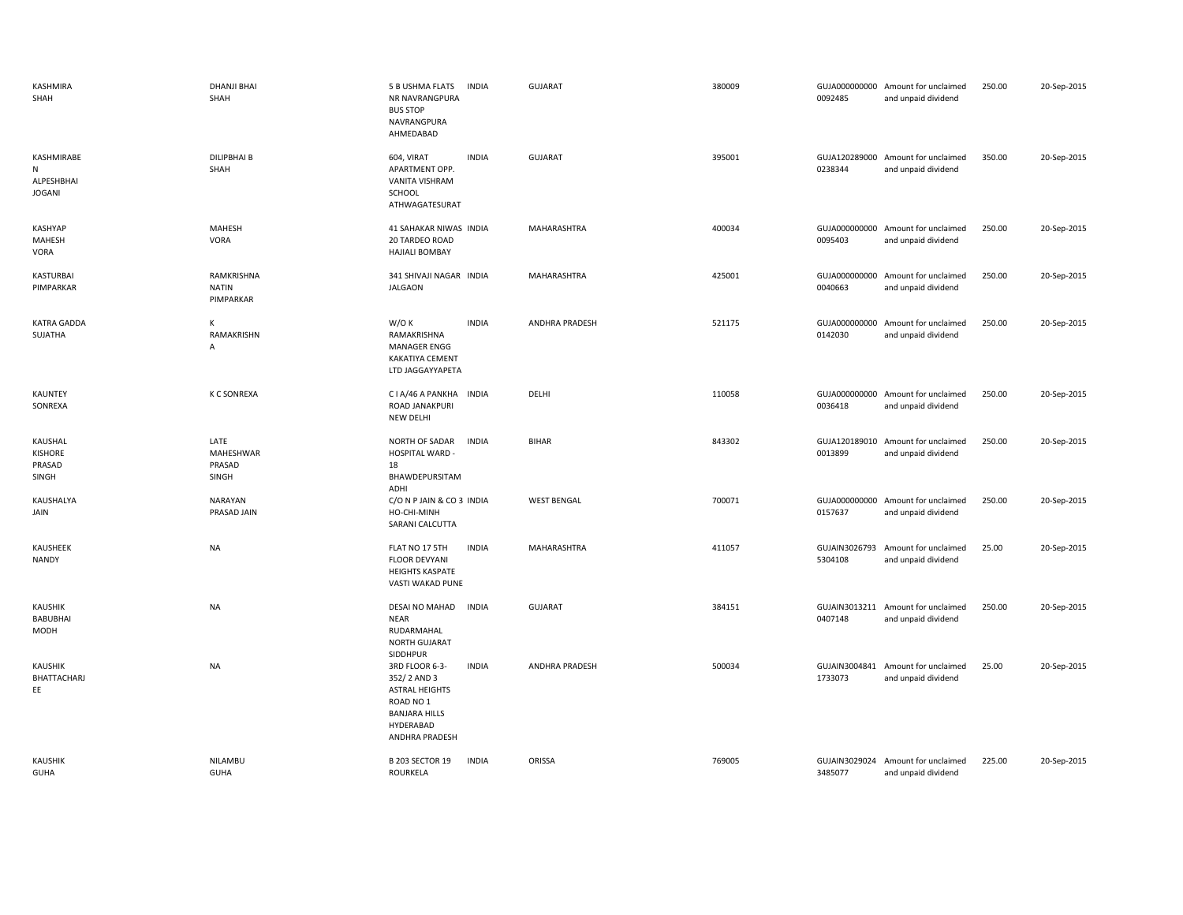| | | | | | | | | | |
|---|---|---|---|---|---|---|---|---|---|
| KASHMIRA SHAH | DHANJI BHAI SHAH | 5 B USHMA FLATS NR NAVRANGPURA BUS STOP NAVRANGPURA AHMEDABAD | INDIA | GUJARAT | 380009 | GUJA000000000 0092485 | Amount for unclaimed and unpaid dividend | 250.00 | 20-Sep-2015 |
| KASHMIRABEN ALPESHBHAI JOGANI | DILIPBHAI B SHAH | 604, VIRAT APARTMENT OPP. VANITA VISHRAM SCHOOL ATHWAGATESURAT | INDIA | GUJARAT | 395001 | GUJA120289000 0238344 | Amount for unclaimed and unpaid dividend | 350.00 | 20-Sep-2015 |
| KASHYAP MAHESH VORA | MAHESH VORA | 41 SAHAKAR NIWAS 20 TARDEO ROAD HAJIALI BOMBAY | INDIA | MAHARASHTRA | 400034 | GUJA000000000 0095403 | Amount for unclaimed and unpaid dividend | 250.00 | 20-Sep-2015 |
| KASTURBAI PIMPARKAR | RAMKRISHNA NATIN PIMPARKAR | 341 SHIVAJI NAGAR JALGAON | INDIA | MAHARASHTRA | 425001 | GUJA000000000 0040663 | Amount for unclaimed and unpaid dividend | 250.00 | 20-Sep-2015 |
| KATRA GADDA SUJATHA | K RAMAKRISHNA | W/O K RAMAKRISHNA MANAGER ENGG KAKATIYA CEMENT LTD JAGGAYYAPETA | INDIA | ANDHRA PRADESH | 521175 | GUJA000000000 0142030 | Amount for unclaimed and unpaid dividend | 250.00 | 20-Sep-2015 |
| KAUNTEY SONREXA | K C SONREXA | C I A/46 A PANKHA ROAD JANAKPURI NEW DELHI | INDIA | DELHI | 110058 | GUJA000000000 0036418 | Amount for unclaimed and unpaid dividend | 250.00 | 20-Sep-2015 |
| KAUSHAL KISHORE PRASAD SINGH | LATE MAHESHWAR PRASAD SINGH | NORTH OF SADAR HOSPITAL WARD - 18 BHAWDEPURSITAMADHI | INDIA | BIHAR | 843302 | GUJA120189010 0013899 | Amount for unclaimed and unpaid dividend | 250.00 | 20-Sep-2015 |
| KAUSHALYA JAIN | NARAYAN PRASAD JAIN | C/O N P JAIN & CO 3 HO-CHI-MINH SARANI CALCUTTA | INDIA | WEST BENGAL | 700071 | GUJA000000000 0157637 | Amount for unclaimed and unpaid dividend | 250.00 | 20-Sep-2015 |
| KAUSHEEK NANDY | NA | FLAT NO 17 5TH FLOOR DEVYANI HEIGHTS KASPATE VASTI WAKAD PUNE | INDIA | MAHARASHTRA | 411057 | GUJAIN3026793 5304108 | Amount for unclaimed and unpaid dividend | 25.00 | 20-Sep-2015 |
| KAUSHIK BABUBHAI MODH | NA | DESAI NO MAHAD NEAR RUDARMAHAL NORTH GUJARAT SIDDHPUR | INDIA | GUJARAT | 384151 | GUJAIN3013211 0407148 | Amount for unclaimed and unpaid dividend | 250.00 | 20-Sep-2015 |
| KAUSHIK BHATTACHARJEE | NA | 3RD FLOOR 6-3-352/ 2 AND 3 ASTRAL HEIGHTS ROAD NO 1 BANJARA HILLS HYDERABAD ANDHRA PRADESH | INDIA | ANDHRA PRADESH | 500034 | GUJAIN3004841 1733073 | Amount for unclaimed and unpaid dividend | 25.00 | 20-Sep-2015 |
| KAUSHIK GUHA | NILAMBU GUHA | B 203 SECTOR 19 ROURKELA | INDIA | ORISSA | 769005 | GUJAIN3029024 3485077 | Amount for unclaimed and unpaid dividend | 225.00 | 20-Sep-2015 |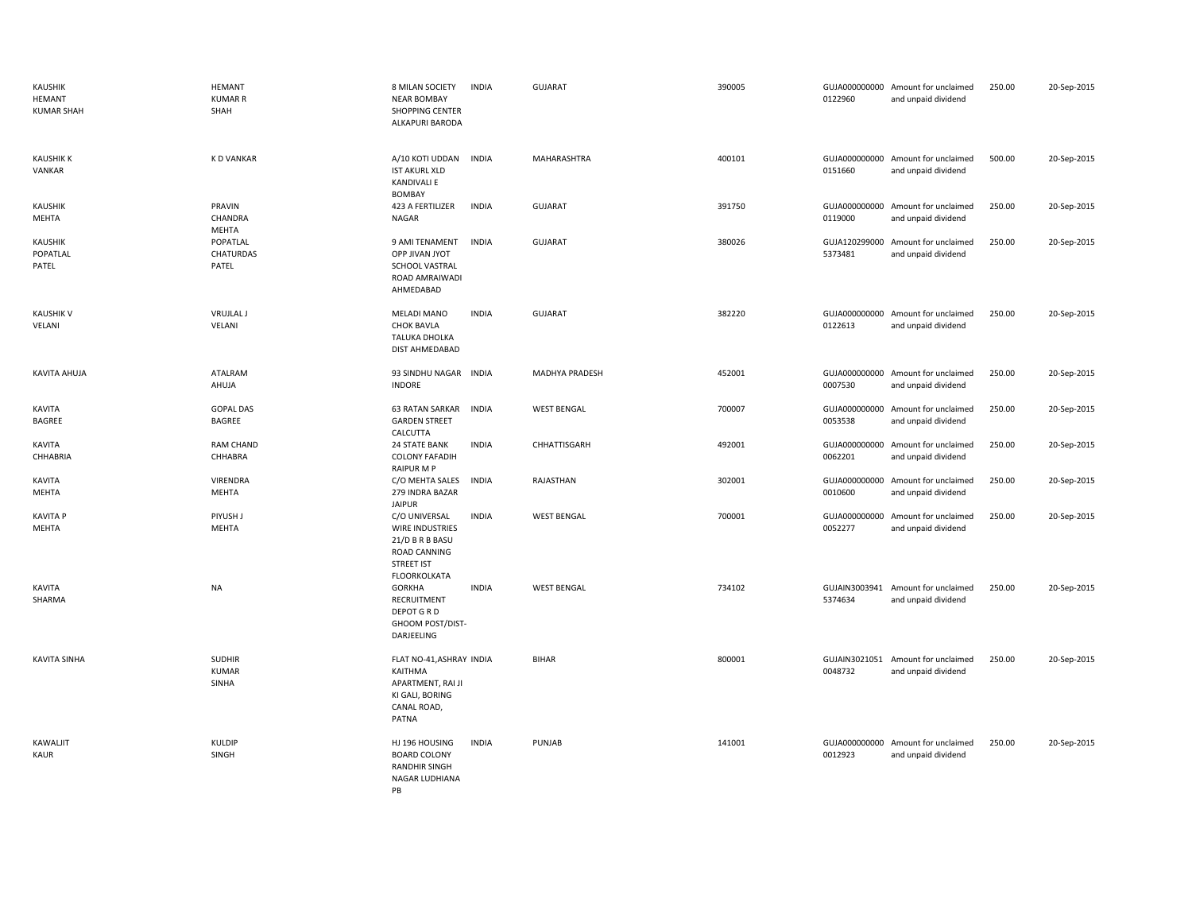| | | | | | | | | | |
|---|---|---|---|---|---|---|---|---|---|
| KAUSHIK HEMANT KUMAR SHAH | HEMANT KUMAR R SHAH | 8 MILAN SOCIETY NEAR BOMBAY SHOPPING CENTER ALKAPURI BARODA | INDIA | GUJARAT | 390005 | GUJA000000000 0122960 | Amount for unclaimed and unpaid dividend | 250.00 | 20-Sep-2015 |
| KAUSHIK K VANKAR | K D VANKAR | A/10 KOTI UDDAN IST AKURL XLD KANDIVALI E BOMBAY | INDIA | MAHARASHTRA | 400101 | GUJA000000000 0151660 | Amount for unclaimed and unpaid dividend | 500.00 | 20-Sep-2015 |
| KAUSHIK MEHTA | PRAVIN CHANDRA MEHTA | 423 A FERTILIZER NAGAR | INDIA | GUJARAT | 391750 | GUJA000000000 0119000 | Amount for unclaimed and unpaid dividend | 250.00 | 20-Sep-2015 |
| KAUSHIK POPATLAL PATEL | POPATLAL CHATURDAS PATEL | 9 AMI TENAMENT OPP JIVAN JYOT SCHOOL VASTRAL ROAD AMRAIWADI AHMEDABAD | INDIA | GUJARAT | 380026 | GUJA120299000 5373481 | Amount for unclaimed and unpaid dividend | 250.00 | 20-Sep-2015 |
| KAUSHIK V VELANI | VRUJLAL J VELANI | MELADI MANO CHOK BAVLA TALUKA DHOLKA DIST AHMEDABAD | INDIA | GUJARAT | 382220 | GUJA000000000 0122613 | Amount for unclaimed and unpaid dividend | 250.00 | 20-Sep-2015 |
| KAVITA AHUJA | ATALRAM AHUJA | 93 SINDHU NAGAR INDORE | INDIA | MADHYA PRADESH | 452001 | GUJA000000000 0007530 | Amount for unclaimed and unpaid dividend | 250.00 | 20-Sep-2015 |
| KAVITA BAGREE | GOPAL DAS BAGREE | 63 RATAN SARKAR GARDEN STREET CALCUTTA | INDIA | WEST BENGAL | 700007 | GUJA000000000 0053538 | Amount for unclaimed and unpaid dividend | 250.00 | 20-Sep-2015 |
| KAVITA CHHABRIA | RAM CHAND CHHABRA | 24 STATE BANK COLONY FAFADIH RAIPUR M P | INDIA | CHHATTISGARH | 492001 | GUJA000000000 0062201 | Amount for unclaimed and unpaid dividend | 250.00 | 20-Sep-2015 |
| KAVITA MEHTA | VIRENDRA MEHTA | C/O MEHTA SALES 279 INDRA BAZAR JAIPUR | INDIA | RAJASTHAN | 302001 | GUJA000000000 0010600 | Amount for unclaimed and unpaid dividend | 250.00 | 20-Sep-2015 |
| KAVITA P MEHTA | PIYUSH J MEHTA | C/O UNIVERSAL WIRE INDUSTRIES 21/D B R B BASU ROAD CANNING STREET IST FLOORKOLKATA | INDIA | WEST BENGAL | 700001 | GUJA000000000 0052277 | Amount for unclaimed and unpaid dividend | 250.00 | 20-Sep-2015 |
| KAVITA SHARMA | NA | GORKHA RECRUITMENT DEPOT G R D GHOOM POST/DIST-DARJEELING | INDIA | WEST BENGAL | 734102 | GUJAIN3003941 5374634 | Amount for unclaimed and unpaid dividend | 250.00 | 20-Sep-2015 |
| KAVITA SINHA | SUDHIR KUMAR SINHA | FLAT NO-41,ASHRAY KAITHMA APARTMENT, RAI JI KI GALI, BORING CANAL ROAD, PATNA | INDIA | BIHAR | 800001 | GUJAIN3021051 0048732 | Amount for unclaimed and unpaid dividend | 250.00 | 20-Sep-2015 |
| KAWALJIT KAUR | KULDIP SINGH | HJ 196 HOUSING BOARD COLONY RANDHIR SINGH NAGAR LUDHIANA PB | INDIA | PUNJAB | 141001 | GUJA000000000 0012923 | Amount for unclaimed and unpaid dividend | 250.00 | 20-Sep-2015 |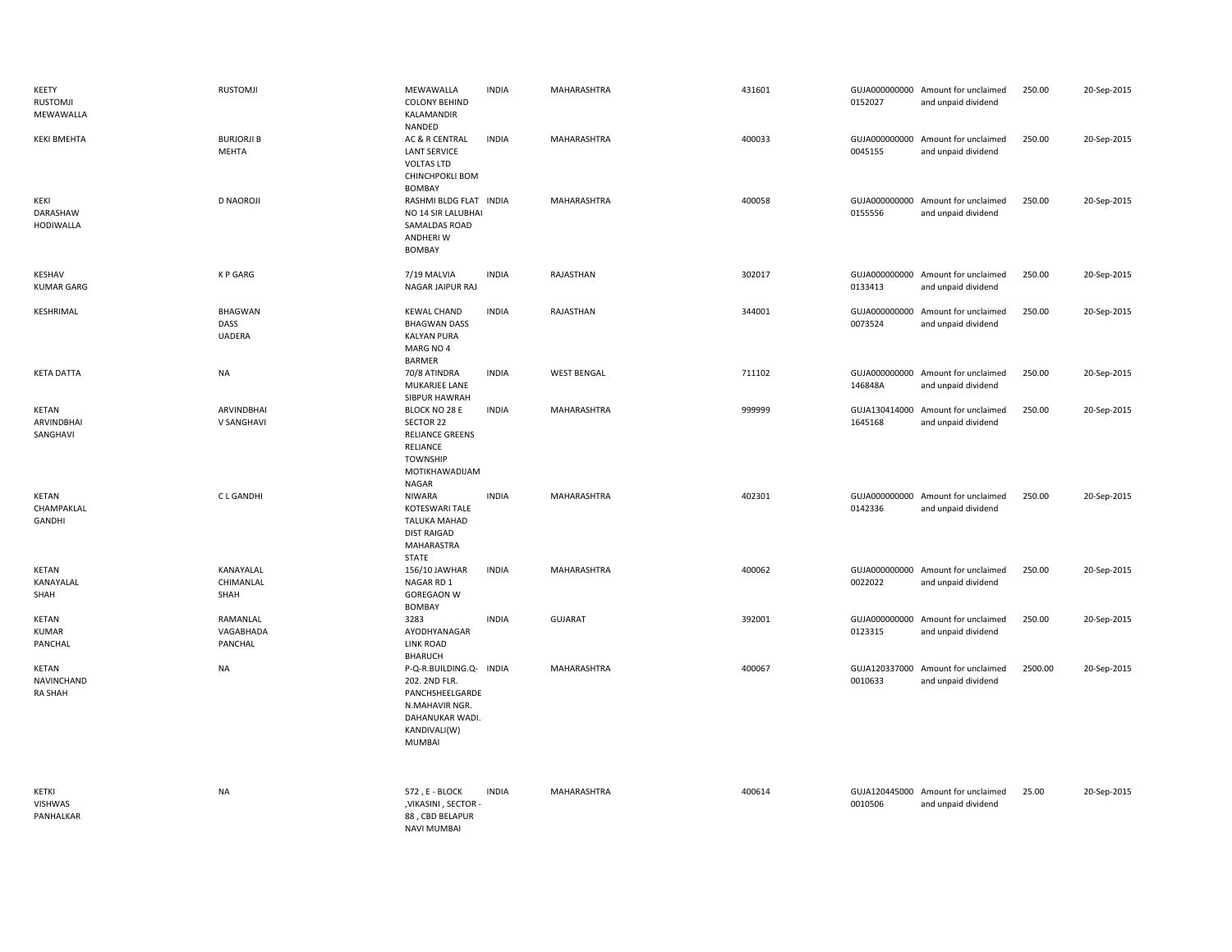| | | | | | | | | | | |
|---|---|---|---|---|---|---|---|---|---|---|
| KEETY RUSTOMJI MEWAWALLA | RUSTOMJI | MEWAWALLA COLONY BEHIND KALAMANDIR NANDED | INDIA | MAHARASHTRA | 431601 | GUJA000000000 0152027 | Amount for unclaimed and unpaid dividend | 250.00 | 20-Sep-2015 |
| KEKI BMEHTA | BURJORJI B MEHTA | AC & R CENTRAL LANT SERVICE VOLTAS LTD CHINCHPOKLI BOM BOMBAY | INDIA | MAHARASHTRA | 400033 | GUJA000000000 0045155 | Amount for unclaimed and unpaid dividend | 250.00 | 20-Sep-2015 |
| KEKI DARASHAW HODIWALLA | D NAOROJI | RASHMI BLDG FLAT NO 14 SIR LALUBHAI SAMALDAS ROAD ANDHERI W BOMBAY | INDIA | MAHARASHTRA | 400058 | GUJA000000000 0155556 | Amount for unclaimed and unpaid dividend | 250.00 | 20-Sep-2015 |
| KESHAV KUMAR GARG | K P GARG | 7/19 MALVIA NAGAR JAIPUR RAJ | INDIA | RAJASTHAN | 302017 | GUJA000000000 0133413 | Amount for unclaimed and unpaid dividend | 250.00 | 20-Sep-2015 |
| KESHRIMAL | BHAGWAN DASS UADERA | KEWAL CHAND BHAGWAN DASS KALYAN PURA MARG NO 4 BARMER | INDIA | RAJASTHAN | 344001 | GUJA000000000 0073524 | Amount for unclaimed and unpaid dividend | 250.00 | 20-Sep-2015 |
| KETA DATTA | NA | 70/8 ATINDRA MUKARJEE LANE SIBPUR HAWRAH | INDIA | WEST BENGAL | 711102 | GUJA000000000 146848A | Amount for unclaimed and unpaid dividend | 250.00 | 20-Sep-2015 |
| KETAN ARVINDBHAI SANGHAVI | ARVINDBHAI V SANGHAVI | BLOCK NO 28 E SECTOR 22 RELIANCE GREENS RELIANCE TOWNSHIP MOTIKHAWADIJAM NAGAR | INDIA | MAHARASHTRA | 999999 | GUJA130414000 1645168 | Amount for unclaimed and unpaid dividend | 250.00 | 20-Sep-2015 |
| KETAN CHAMPAKLAL GANDHI | C L GANDHI | NIWARA KOTESWARI TALE TALUKA MAHAD DIST RAIGAD MAHARASTRA STATE | INDIA | MAHARASHTRA | 402301 | GUJA000000000 0142336 | Amount for unclaimed and unpaid dividend | 250.00 | 20-Sep-2015 |
| KETAN KANAYALAL SHAH | KANAYALAL CHIMANLAL SHAH | 156/10 JAWHAR NAGAR RD 1 GOREGAON W BOMBAY | INDIA | MAHARASHTRA | 400062 | GUJA000000000 0022022 | Amount for unclaimed and unpaid dividend | 250.00 | 20-Sep-2015 |
| KETAN KUMAR PANCHAL | RAMANLAL VAGABHADA PANCHAL | 3283 AYODHYANAGAR LINK ROAD BHARUCH | INDIA | GUJARAT | 392001 | GUJA000000000 0123315 | Amount for unclaimed and unpaid dividend | 250.00 | 20-Sep-2015 |
| KETAN NAVINCHAND RA SHAH | NA | P-Q-R.BUILDING.Q-202. 2ND FLR. PANCHSHEELGARDE N.MAHAVIR NGR. DAHANUKAR WADI. KANDIVALI(W) MUMBAI | INDIA | MAHARASHTRA | 400067 | GUJA120337000 0010633 | Amount for unclaimed and unpaid dividend | 2500.00 | 20-Sep-2015 |
| KETKI VISHWAS PANHALKAR | NA | 572 , E - BLOCK ,VIKASINI , SECTOR - 88 , CBD BELAPUR NAVI MUMBAI | INDIA | MAHARASHTRA | 400614 | GUJA120445000 0010506 | Amount for unclaimed and unpaid dividend | 25.00 | 20-Sep-2015 |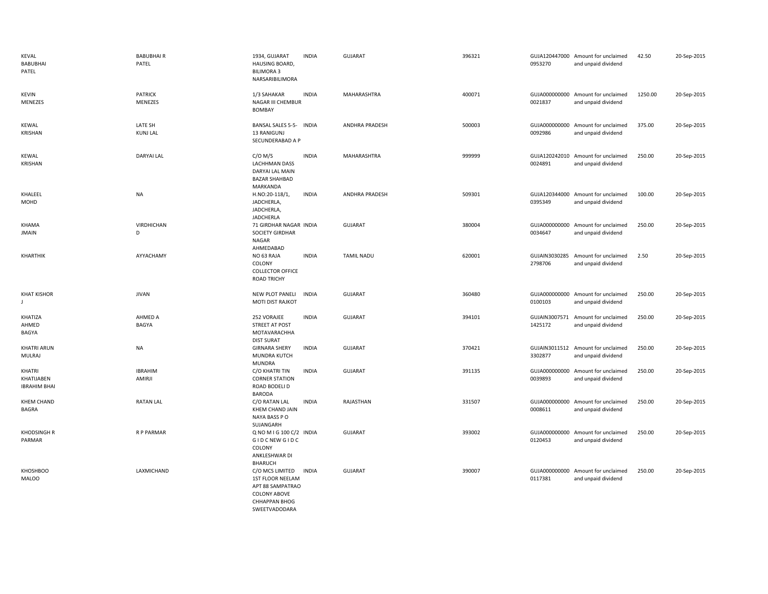| | | | | | | | | | |
|---|---|---|---|---|---|---|---|---|---|
| KEVAL BABUBHAI PATEL | BABUBHAI R PATEL | 1934, GUJARAT HAUSING BOARD, BILIMORA 3 NARSARIBILIMORA | INDIA | GUJARAT | 396321 | GUJA120447000 0953270 | Amount for unclaimed and unpaid dividend | 42.50 | 20-Sep-2015 |
| KEVIN MENEZES | PATRICK MENEZES | 1/3 SAHAKAR NAGAR III CHEMBUR BOMBAY | INDIA | MAHARASHTRA | 400071 | GUJA000000000 0021837 | Amount for unclaimed and unpaid dividend | 1250.00 | 20-Sep-2015 |
| KEWAL KRISHAN | LATE SH KUNJ LAL | BANSAL SALES 5-5-13 RANIGUNJ SECUNDERABAD A P | INDIA | ANDHRA PRADESH | 500003 | GUJA000000000 0092986 | Amount for unclaimed and unpaid dividend | 375.00 | 20-Sep-2015 |
| KEWAL KRISHAN | DARYAI LAL | C/O M/S LACHHMAN DASS DARYAI LAL MAIN BAZAR SHAHBAD MARKANDA | INDIA | MAHARASHTRA | 999999 | GUJA120242010 0024891 | Amount for unclaimed and unpaid dividend | 250.00 | 20-Sep-2015 |
| KHALEEL MOHD | NA | H.NO:20-118/1, JADCHERLA, JADCHERLA, JADCHERLA | INDIA | ANDHRA PRADESH | 509301 | GUJA120344000 0395349 | Amount for unclaimed and unpaid dividend | 100.00 | 20-Sep-2015 |
| KHAMA JMAIN | VIRDHICHAN D | 71 GIRDHAR NAGAR SOCIETY GIRDHAR NAGAR AHMEDABAD | INDIA | GUJARAT | 380004 | GUJA000000000 0034647 | Amount for unclaimed and unpaid dividend | 250.00 | 20-Sep-2015 |
| KHARTHIK | AYYACHAMY | NO 63 RAJA COLONY COLLECTOR OFFICE ROAD TRICHY | INDIA | TAMIL NADU | 620001 | GUJAIN3030285 2798706 | Amount for unclaimed and unpaid dividend | 2.50 | 20-Sep-2015 |
| KHAT KISHOR J | JIVAN | NEW PLOT PANELI MOTI DIST RAJKOT | INDIA | GUJARAT | 360480 | GUJA000000000 0100103 | Amount for unclaimed and unpaid dividend | 250.00 | 20-Sep-2015 |
| KHATIZA AHMED BAGYA | AHMED A BAGYA | 252 VORAJEE STREET AT POST MOTAVARACHHA DIST SURAT | INDIA | GUJARAT | 394101 | GUJAIN3007571 1425172 | Amount for unclaimed and unpaid dividend | 250.00 | 20-Sep-2015 |
| KHATRI ARUN MULRAJ | NA | GIRNARA SHERY MUNDRA KUTCH MUNDRA | INDIA | GUJARAT | 370421 | GUJAIN3011512 3302877 | Amount for unclaimed and unpaid dividend | 250.00 | 20-Sep-2015 |
| KHATRI KHATIJABEN IBRAHIM BHAI | IBRAHIM AMIRJI | C/O KHATRI TIN CORNER STATION ROAD BODELI D BARODA | INDIA | GUJARAT | 391135 | GUJA000000000 0039893 | Amount for unclaimed and unpaid dividend | 250.00 | 20-Sep-2015 |
| KHEM CHAND BAGRA | RATAN LAL | C/O RATAN LAL KHEM CHAND JAIN NAYA BASS P O SUJANGARH | INDIA | RAJASTHAN | 331507 | GUJA000000000 0008611 | Amount for unclaimed and unpaid dividend | 250.00 | 20-Sep-2015 |
| KHODSINGH R PARMAR | R P PARMAR | Q NO M I G 100 C/2 G I D C NEW G I D C COLONY ANKLESHWAR DI BHARUCH | INDIA | GUJARAT | 393002 | GUJA000000000 0120453 | Amount for unclaimed and unpaid dividend | 250.00 | 20-Sep-2015 |
| KHOSHBOO MALOO | LAXMICHAND | C/O MCS LIMITED 1ST FLOOR NEELAM APT 88 SAMPATRAO COLONY ABOVE CHHAPPAN BHOG SWEETVADODARA | INDIA | GUJARAT | 390007 | GUJA000000000 0117381 | Amount for unclaimed and unpaid dividend | 250.00 | 20-Sep-2015 |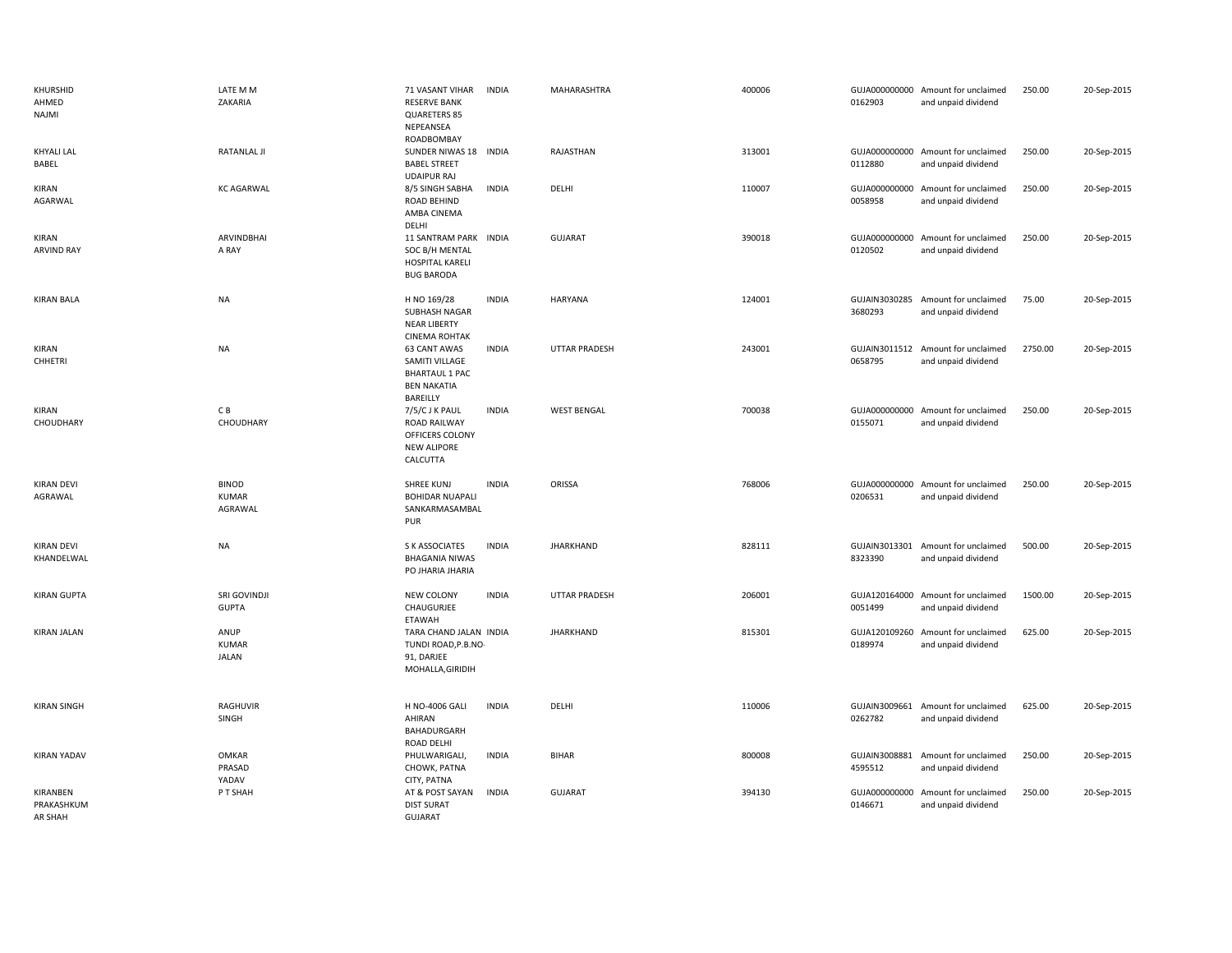| | | | | | | | | | |
|---|---|---|---|---|---|---|---|---|---|
| KHURSHID AHMED NAJMI | LATE M M ZAKARIA | 71 VASANT VIHAR RESERVE BANK QUARETERS 85 NEPEANSEA ROADBOMBAY | INDIA | MAHARASHTRA | 400006 | GUJA000000000 0162903 | Amount for unclaimed and unpaid dividend | 250.00 | 20-Sep-2015 |
| KHYALI LAL BABEL | RATANLAL JI | SUNDER NIWAS 18 BABEL STREET UDAIPUR RAJ | INDIA | RAJASTHAN | 313001 | GUJA000000000 0112880 | Amount for unclaimed and unpaid dividend | 250.00 | 20-Sep-2015 |
| KIRAN AGARWAL | KC AGARWAL | 8/5 SINGH SABHA ROAD BEHIND AMBA CINEMA DELHI | INDIA | DELHI | 110007 | GUJA000000000 0058958 | Amount for unclaimed and unpaid dividend | 250.00 | 20-Sep-2015 |
| KIRAN ARVIND RAY | ARVINDBHAI A RAY | 11 SANTRAM PARK SOC B/H MENTAL HOSPITAL KARELI BUG BARODA | INDIA | GUJARAT | 390018 | GUJA000000000 0120502 | Amount for unclaimed and unpaid dividend | 250.00 | 20-Sep-2015 |
| KIRAN BALA | NA | H NO 169/28 SUBHASH NAGAR NEAR LIBERTY CINEMA ROHTAK | INDIA | HARYANA | 124001 | GUJAIN3030285 3680293 | Amount for unclaimed and unpaid dividend | 75.00 | 20-Sep-2015 |
| KIRAN CHHETRI | NA | 63 CANT AWAS SAMITI VILLAGE BHARTAUL 1 PAC BEN NAKATIA BAREILLY | INDIA | UTTAR PRADESH | 243001 | GUJAIN3011512 0658795 | Amount for unclaimed and unpaid dividend | 2750.00 | 20-Sep-2015 |
| KIRAN CHOUDHARY | C B CHOUDHARY | 7/5/C J K PAUL ROAD RAILWAY OFFICERS COLONY NEW ALIPORE CALCUTTA | INDIA | WEST BENGAL | 700038 | GUJA000000000 0155071 | Amount for unclaimed and unpaid dividend | 250.00 | 20-Sep-2015 |
| KIRAN DEVI AGRAWAL | BINOD KUMAR AGRAWAL | SHREE KUNJ BOHIDAR NUAPALI SANKARMASAMBAL PUR | INDIA | ORISSA | 768006 | GUJA000000000 0206531 | Amount for unclaimed and unpaid dividend | 250.00 | 20-Sep-2015 |
| KIRAN DEVI KHANDELWAL | NA | S K ASSOCIATES BHAGANIA NIWAS PO JHARIA JHARIA | INDIA | JHARKHAND | 828111 | GUJAIN3013301 8323390 | Amount for unclaimed and unpaid dividend | 500.00 | 20-Sep-2015 |
| KIRAN GUPTA | SRI GOVINDJI GUPTA | NEW COLONY CHAUGURJEE ETAWAH | INDIA | UTTAR PRADESH | 206001 | GUJA120164000 0051499 | Amount for unclaimed and unpaid dividend | 1500.00 | 20-Sep-2015 |
| KIRAN JALAN | ANUP KUMAR JALAN | TARA CHAND JALAN TUNDI ROAD,P.B.NO-91, DARJEE MOHALLA,GIRIDIH | INDIA | JHARKHAND | 815301 | GUJA120109260 0189974 | Amount for unclaimed and unpaid dividend | 625.00 | 20-Sep-2015 |
| KIRAN SINGH | RAGHUVIR SINGH | H NO-4006 GALI AHIRAN BAHADURGARH ROAD DELHI | INDIA | DELHI | 110006 | GUJAIN3009661 0262782 | Amount for unclaimed and unpaid dividend | 625.00 | 20-Sep-2015 |
| KIRAN YADAV | OMKAR PRASAD YADAV | PHULWARIGALI, CHOWK, PATNA CITY, PATNA | INDIA | BIHAR | 800008 | GUJAIN3008881 4595512 | Amount for unclaimed and unpaid dividend | 250.00 | 20-Sep-2015 |
| KIRANBEN PRAKASHKUM AR SHAH | P T SHAH | AT & POST SAYAN DIST SURAT GUJARAT | INDIA | GUJARAT | 394130 | GUJA000000000 0146671 | Amount for unclaimed and unpaid dividend | 250.00 | 20-Sep-2015 |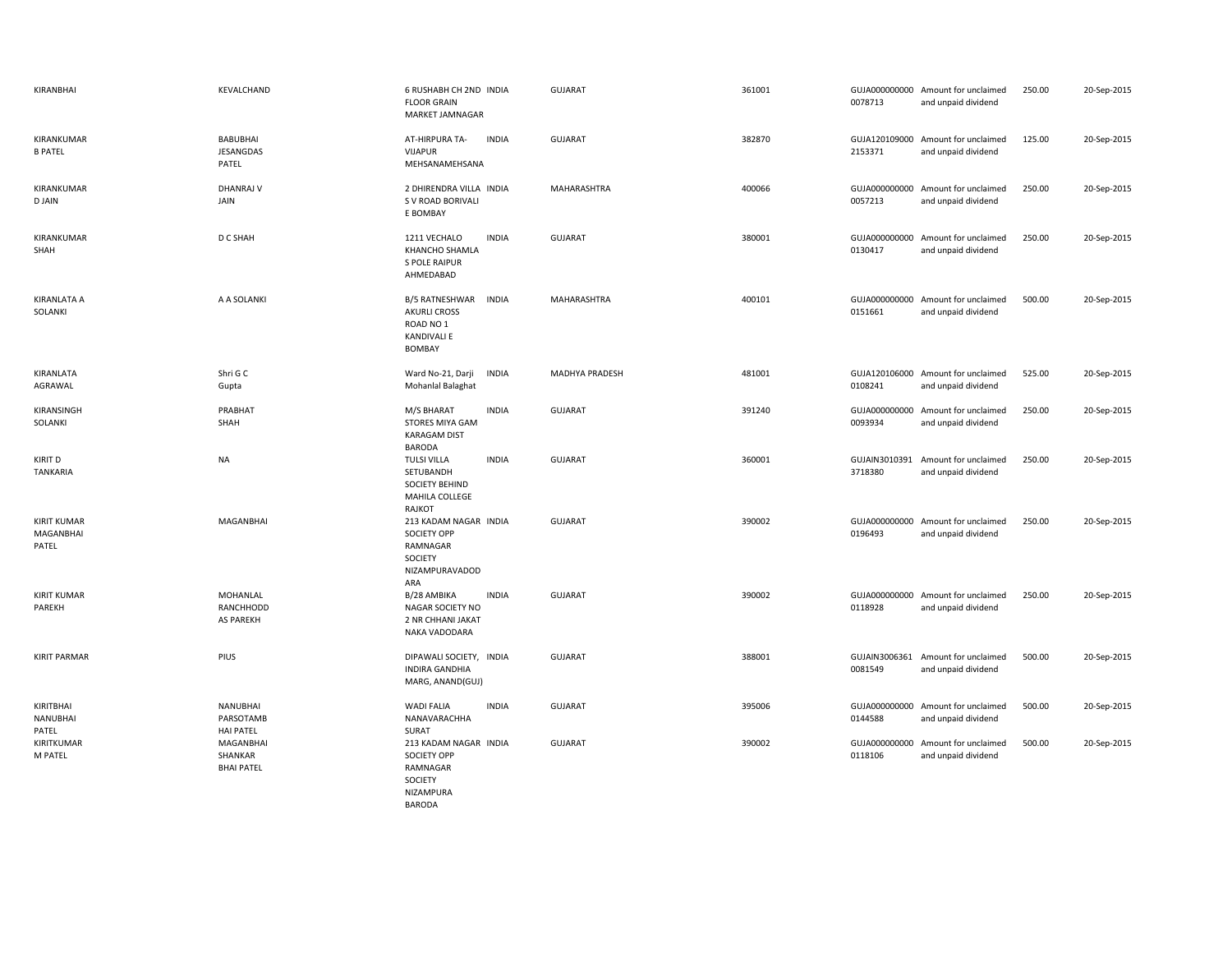| | | | | | | | | | |
|---|---|---|---|---|---|---|---|---|---|
| KIRANBHAI | KEVALCHAND | 6 RUSHABH CH 2ND FLOOR GRAIN MARKET JAMNAGAR | INDIA | GUJARAT | 361001 | GUJA000000000 0078713 | Amount for unclaimed and unpaid dividend | 250.00 | 20-Sep-2015 |
| KIRANKUMAR B PATEL | BABUBHAI JESANGDAS PATEL | AT-HIRPURA TA-VIJAPUR MEHSANAMEHSANA | INDIA | GUJARAT | 382870 | GUJA120109000 2153371 | Amount for unclaimed and unpaid dividend | 125.00 | 20-Sep-2015 |
| KIRANKUMAR D JAIN | DHANRAJ V JAIN | 2 DHIRENDRA VILLA S V ROAD BORIVALI E BOMBAY | INDIA | MAHARASHTRA | 400066 | GUJA000000000 0057213 | Amount for unclaimed and unpaid dividend | 250.00 | 20-Sep-2015 |
| KIRANKUMAR SHAH | D C SHAH | 1211 VECHALO KHANCHO SHAMLA S POLE RAIPUR AHMEDABAD | INDIA | GUJARAT | 380001 | GUJA000000000 0130417 | Amount for unclaimed and unpaid dividend | 250.00 | 20-Sep-2015 |
| KIRANLATA A SOLANKI | A A SOLANKI | B/5 RATNESHWAR AKURLI CROSS ROAD NO 1 KANDIVALI E BOMBAY | INDIA | MAHARASHTRA | 400101 | GUJA000000000 0151661 | Amount for unclaimed and unpaid dividend | 500.00 | 20-Sep-2015 |
| KIRANLATA AGRAWAL | Shri G C Gupta | Ward No-21, Darji Mohanlal Balaghat | INDIA | MADHYA PRADESH | 481001 | GUJA120106000 0108241 | Amount for unclaimed and unpaid dividend | 525.00 | 20-Sep-2015 |
| KIRANSINGH SOLANKI | PRABHAT SHAH | M/S BHARAT STORES MIYA GAM KARAGAM DIST BARODA | INDIA | GUJARAT | 391240 | GUJA000000000 0093934 | Amount for unclaimed and unpaid dividend | 250.00 | 20-Sep-2015 |
| KIRIT D TANKARIA | NA | TULSI VILLA SETUBANDH SOCIETY BEHIND MAHILA COLLEGE RAJKOT | INDIA | GUJARAT | 360001 | GUJAIN3010391 3718380 | Amount for unclaimed and unpaid dividend | 250.00 | 20-Sep-2015 |
| KIRIT KUMAR MAGANBHAI PATEL | MAGANBHAI | 213 KADAM NAGAR SOCIETY OPP RAMNAGAR SOCIETY NIZAMPURAVADOD ARA | INDIA | GUJARAT | 390002 | GUJA000000000 0196493 | Amount for unclaimed and unpaid dividend | 250.00 | 20-Sep-2015 |
| KIRIT KUMAR PAREKH | MOHANLAL RANCHHODD AS PAREKH | B/28 AMBIKA NAGAR SOCIETY NO 2 NR CHHANI JAKAT NAKA VADODARA | INDIA | GUJARAT | 390002 | GUJA000000000 0118928 | Amount for unclaimed and unpaid dividend | 250.00 | 20-Sep-2015 |
| KIRIT PARMAR | PIUS | DIPAWALI SOCIETY, INDIRA GANDHIA MARG, ANAND(GUJ) | INDIA | GUJARAT | 388001 | GUJAIN3006361 0081549 | Amount for unclaimed and unpaid dividend | 500.00 | 20-Sep-2015 |
| KIRITBHAI NANUBHAI PATEL | NANUBHAI PARSOTAMB HAI PATEL | WADI FALIA NANAVARACHHA SURAT | INDIA | GUJARAT | 395006 | GUJA000000000 0144588 | Amount for unclaimed and unpaid dividend | 500.00 | 20-Sep-2015 |
| KIRITKUMAR M PATEL | MAGANBHAI SHANKAR BHAI PATEL | 213 KADAM NAGAR SOCIETY OPP RAMNAGAR SOCIETY NIZAMPURA BARODA | INDIA | GUJARAT | 390002 | GUJA000000000 0118106 | Amount for unclaimed and unpaid dividend | 500.00 | 20-Sep-2015 |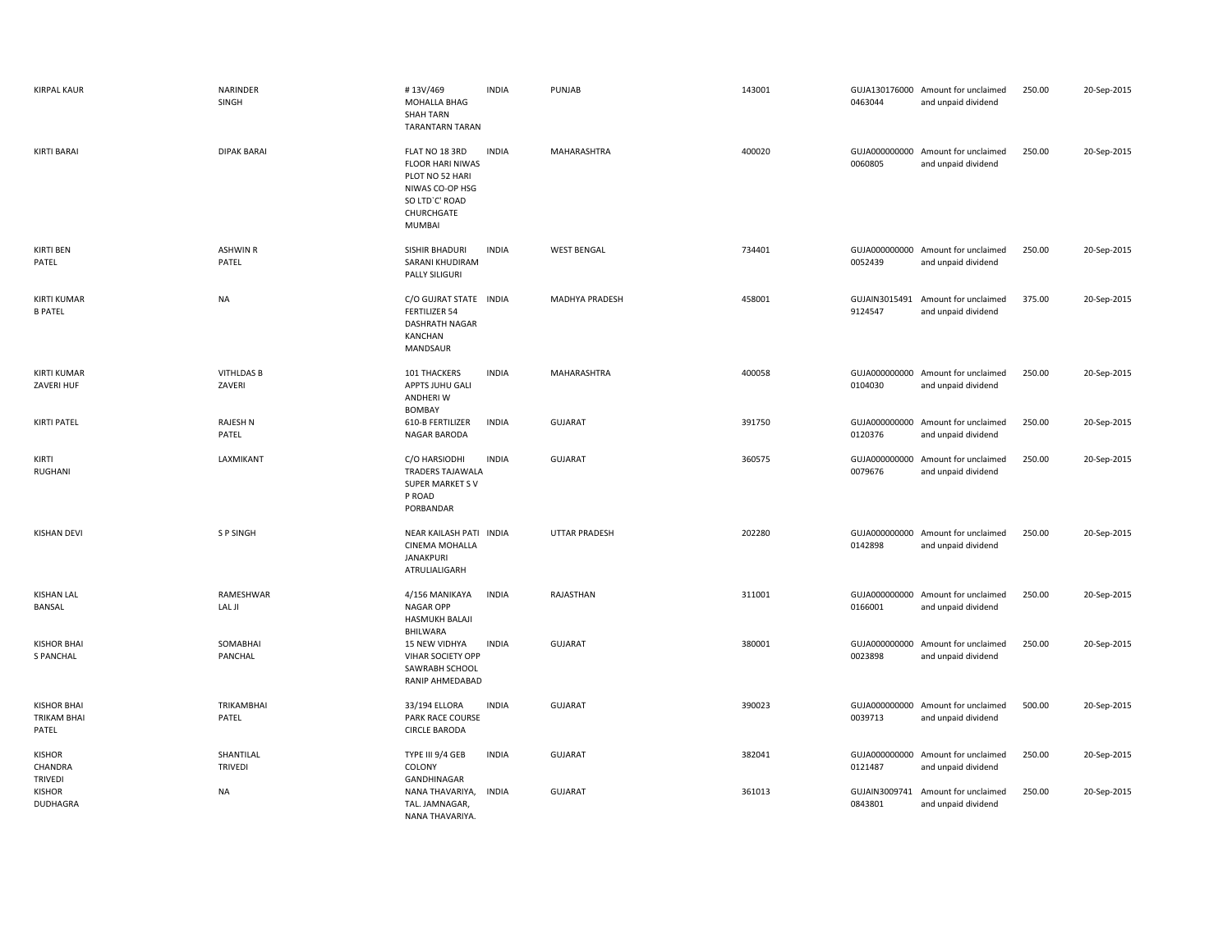| | | | | | | | | | |
|---|---|---|---|---|---|---|---|---|---|
| KIRPAL KAUR | NARINDER SINGH | # 13V/469 MOHALLA BHAG SHAH TARN TARANTARN TARAN | INDIA | PUNJAB | 143001 | GUJA130176000 0463044 | Amount for unclaimed and unpaid dividend | 250.00 | 20-Sep-2015 |
| KIRTI BARAI | DIPAK BARAI | FLAT NO 18 3RD FLOOR HARI NIWAS PLOT NO 52 HARI NIWAS CO-OP HSG SO LTD`C' ROAD CHURCHGATE MUMBAI | INDIA | MAHARASHTRA | 400020 | GUJA000000000 0060805 | Amount for unclaimed and unpaid dividend | 250.00 | 20-Sep-2015 |
| KIRTI BEN PATEL | ASHWIN R PATEL | SISHIR BHADURI SARANI KHUDIRAM PALLY SILIGURI | INDIA | WEST BENGAL | 734401 | GUJA000000000 0052439 | Amount for unclaimed and unpaid dividend | 250.00 | 20-Sep-2015 |
| KIRTI KUMAR B PATEL | NA | C/O GUJRAT STATE FERTILIZER 54 DASHRATH NAGAR KANCHAN MANDSAUR | INDIA | MADHYA PRADESH | 458001 | GUJAIN3015491 9124547 | Amount for unclaimed and unpaid dividend | 375.00 | 20-Sep-2015 |
| KIRTI KUMAR ZAVERI HUF | VITHLDAS B ZAVERI | 101 THACKERS APPTS JUHU GALI ANDHERI W BOMBAY | INDIA | MAHARASHTRA | 400058 | GUJA000000000 0104030 | Amount for unclaimed and unpaid dividend | 250.00 | 20-Sep-2015 |
| KIRTI PATEL | RAJESH N PATEL | 610-B FERTILIZER NAGAR BARODA | INDIA | GUJARAT | 391750 | GUJA000000000 0120376 | Amount for unclaimed and unpaid dividend | 250.00 | 20-Sep-2015 |
| KIRTI RUGHANI | LAXMIKANT | C/O HARSIODHI TRADERS TAJAWALA SUPER MARKET S V P ROAD PORBANDAR | INDIA | GUJARAT | 360575 | GUJA000000000 0079676 | Amount for unclaimed and unpaid dividend | 250.00 | 20-Sep-2015 |
| KISHAN DEVI | S P SINGH | NEAR KAILASH PATI CINEMA MOHALLA JANAKPURI ATRULIALIGARH | INDIA | UTTAR PRADESH | 202280 | GUJA000000000 0142898 | Amount for unclaimed and unpaid dividend | 250.00 | 20-Sep-2015 |
| KISHAN LAL BANSAL | RAMESHWAR LAL JI | 4/156 MANIKAYA NAGAR OPP HASMUKH BALAJI BHILWARA | INDIA | RAJASTHAN | 311001 | GUJA000000000 0166001 | Amount for unclaimed and unpaid dividend | 250.00 | 20-Sep-2015 |
| KISHOR BHAI S PANCHAL | SOMABHAI PANCHAL | 15 NEW VIDHYA VIHAR SOCIETY OPP SAWRABH SCHOOL RANIP AHMEDABAD | INDIA | GUJARAT | 380001 | GUJA000000000 0023898 | Amount for unclaimed and unpaid dividend | 250.00 | 20-Sep-2015 |
| KISHOR BHAI TRIKAM BHAI PATEL | TRIKAMBHAI PATEL | 33/194 ELLORA PARK RACE COURSE CIRCLE BARODA | INDIA | GUJARAT | 390023 | GUJA000000000 0039713 | Amount for unclaimed and unpaid dividend | 500.00 | 20-Sep-2015 |
| KISHOR CHANDRA TRIVEDI | SHANTILAL TRIVEDI | TYPE III 9/4 GEB COLONY GANDHINAGAR | INDIA | GUJARAT | 382041 | GUJA000000000 0121487 | Amount for unclaimed and unpaid dividend | 250.00 | 20-Sep-2015 |
| KISHOR DUDHAGRA | NA | NANA THAVARIYA, TAL. JAMNAGAR, NANA THAVARIYA. | INDIA | GUJARAT | 361013 | GUJAIN3009741 0843801 | Amount for unclaimed and unpaid dividend | 250.00 | 20-Sep-2015 |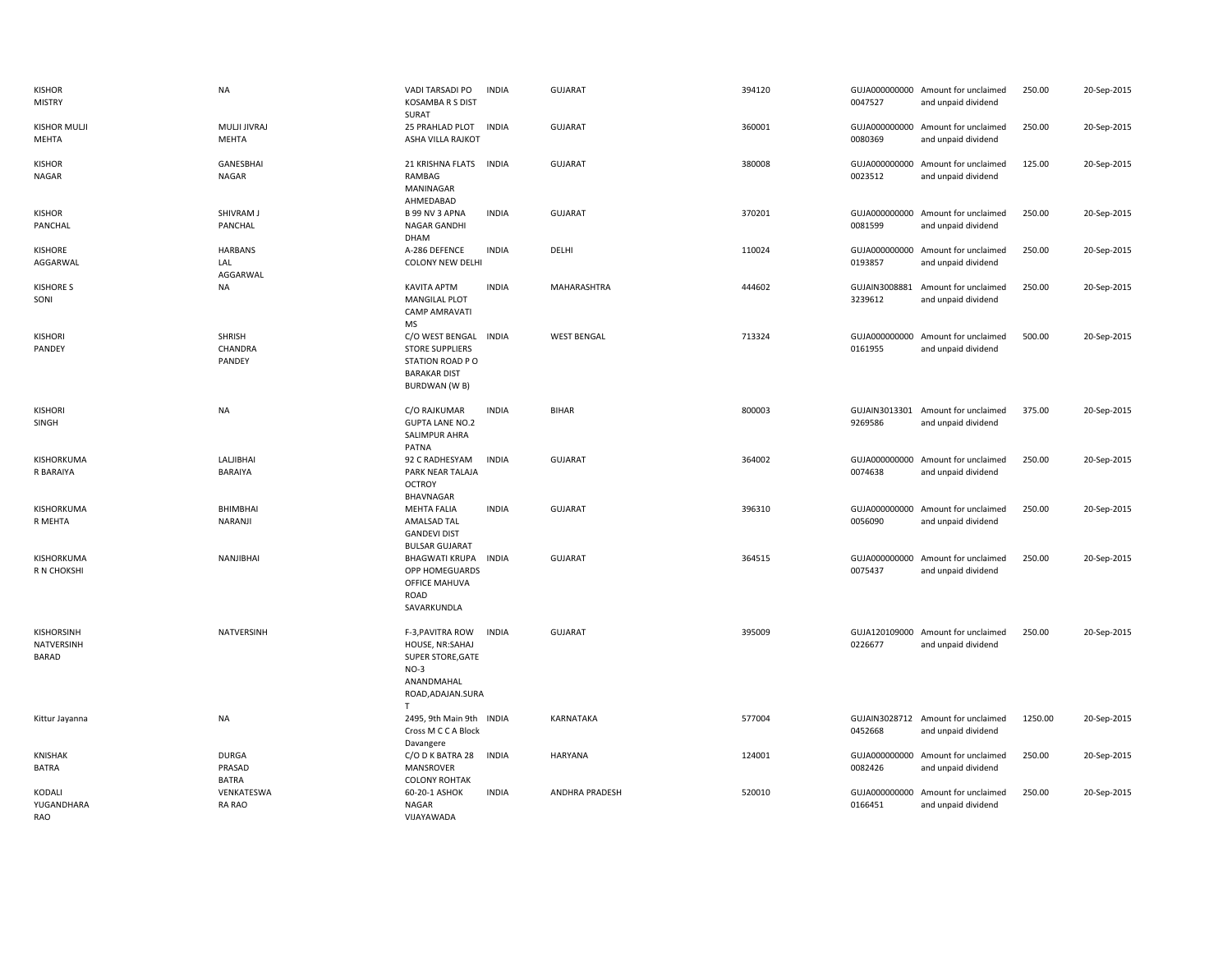| | | | | | | | | | |
|---|---|---|---|---|---|---|---|---|---|
| KISHOR MISTRY | NA | VADI TARSADI PO KOSAMBA R S DIST SURAT | INDIA | GUJARAT | 394120 | GUJA000000000 0047527 | Amount for unclaimed and unpaid dividend | 250.00 | 20-Sep-2015 |
| KISHOR MULJI MEHTA | MULJI JIVRAJ MEHTA | 25 PRAHLAD PLOT ASHA VILLA RAJKOT | INDIA | GUJARAT | 360001 | GUJA000000000 0080369 | Amount for unclaimed and unpaid dividend | 250.00 | 20-Sep-2015 |
| KISHOR NAGAR | GANESBHAI NAGAR | 21 KRISHNA FLATS RAMBAG MANINAGAR AHMEDABAD | INDIA | GUJARAT | 380008 | GUJA000000000 0023512 | Amount for unclaimed and unpaid dividend | 125.00 | 20-Sep-2015 |
| KISHOR PANCHAL | SHIVRAM J PANCHAL | B 99 NV 3 APNA NAGAR GANDHI DHAM | INDIA | GUJARAT | 370201 | GUJA000000000 0081599 | Amount for unclaimed and unpaid dividend | 250.00 | 20-Sep-2015 |
| KISHORE AGGARWAL | HARBANS LAL AGGARWAL | A-286 DEFENCE COLONY NEW DELHI | INDIA | DELHI | 110024 | GUJA000000000 0193857 | Amount for unclaimed and unpaid dividend | 250.00 | 20-Sep-2015 |
| KISHORE S SONI | NA | KAVITA APTM MANGILAL PLOT CAMP AMRAVATI MS | INDIA | MAHARASHTRA | 444602 | GUJAIN3008881 3239612 | Amount for unclaimed and unpaid dividend | 250.00 | 20-Sep-2015 |
| KISHORI PANDEY | SHRISH CHANDRA PANDEY | C/O WEST BENGAL STORE SUPPLIERS STATION ROAD P O BARAKAR DIST BURDWAN (W B) | INDIA | WEST BENGAL | 713324 | GUJA000000000 0161955 | Amount for unclaimed and unpaid dividend | 500.00 | 20-Sep-2015 |
| KISHORI SINGH | NA | C/O RAJKUMAR GUPTA LANE NO.2 SALIMPUR AHRA PATNA | INDIA | BIHAR | 800003 | GUJAIN3013301 9269586 | Amount for unclaimed and unpaid dividend | 375.00 | 20-Sep-2015 |
| KISHORKUMA R BARAIYA | LALJIBHAI BARAIYA | 92 C RADHESYAM PARK NEAR TALAJA OCTROY BHAVNAGAR | INDIA | GUJARAT | 364002 | GUJA000000000 0074638 | Amount for unclaimed and unpaid dividend | 250.00 | 20-Sep-2015 |
| KISHORKUMA R MEHTA | BHIMBHAI NARANJI | MEHTA FALIA AMALSAD TAL GANDEVI DIST BULSAR GUJARAT | INDIA | GUJARAT | 396310 | GUJA000000000 0056090 | Amount for unclaimed and unpaid dividend | 250.00 | 20-Sep-2015 |
| KISHORKUMA R N CHOKSHI | NANJIBHAI | BHAGWATI KRUPA OPP HOMEGUARDS OFFICE MAHUVA ROAD SAVARKUNDLA | INDIA | GUJARAT | 364515 | GUJA000000000 0075437 | Amount for unclaimed and unpaid dividend | 250.00 | 20-Sep-2015 |
| KISHORSINH NATVERSINH BARAD | NATVERSINH | F-3,PAVITRA ROW HOUSE, NR:SAHAJ SUPER STORE,GATE NO-3 ANANDMAHAL ROAD,ADAJAN.SURA T | INDIA | GUJARAT | 395009 | GUJA120109000 0226677 | Amount for unclaimed and unpaid dividend | 250.00 | 20-Sep-2015 |
| Kittur Jayanna | NA | 2495, 9th Main 9th Cross M C C A Block Davangere | INDIA | KARNATAKA | 577004 | GUJAIN3028712 0452668 | Amount for unclaimed and unpaid dividend | 1250.00 | 20-Sep-2015 |
| KNISHAK BATRA | DURGA PRASAD BATRA | C/O D K BATRA 28 MANSROVER COLONY ROHTAK | INDIA | HARYANA | 124001 | GUJA000000000 0082426 | Amount for unclaimed and unpaid dividend | 250.00 | 20-Sep-2015 |
| KODALI YUGANDHARA RAO | VENKATESWA RA RAO | 60-20-1 ASHOK NAGAR VIJAYAWADA | INDIA | ANDHRA PRADESH | 520010 | GUJA000000000 0166451 | Amount for unclaimed and unpaid dividend | 250.00 | 20-Sep-2015 |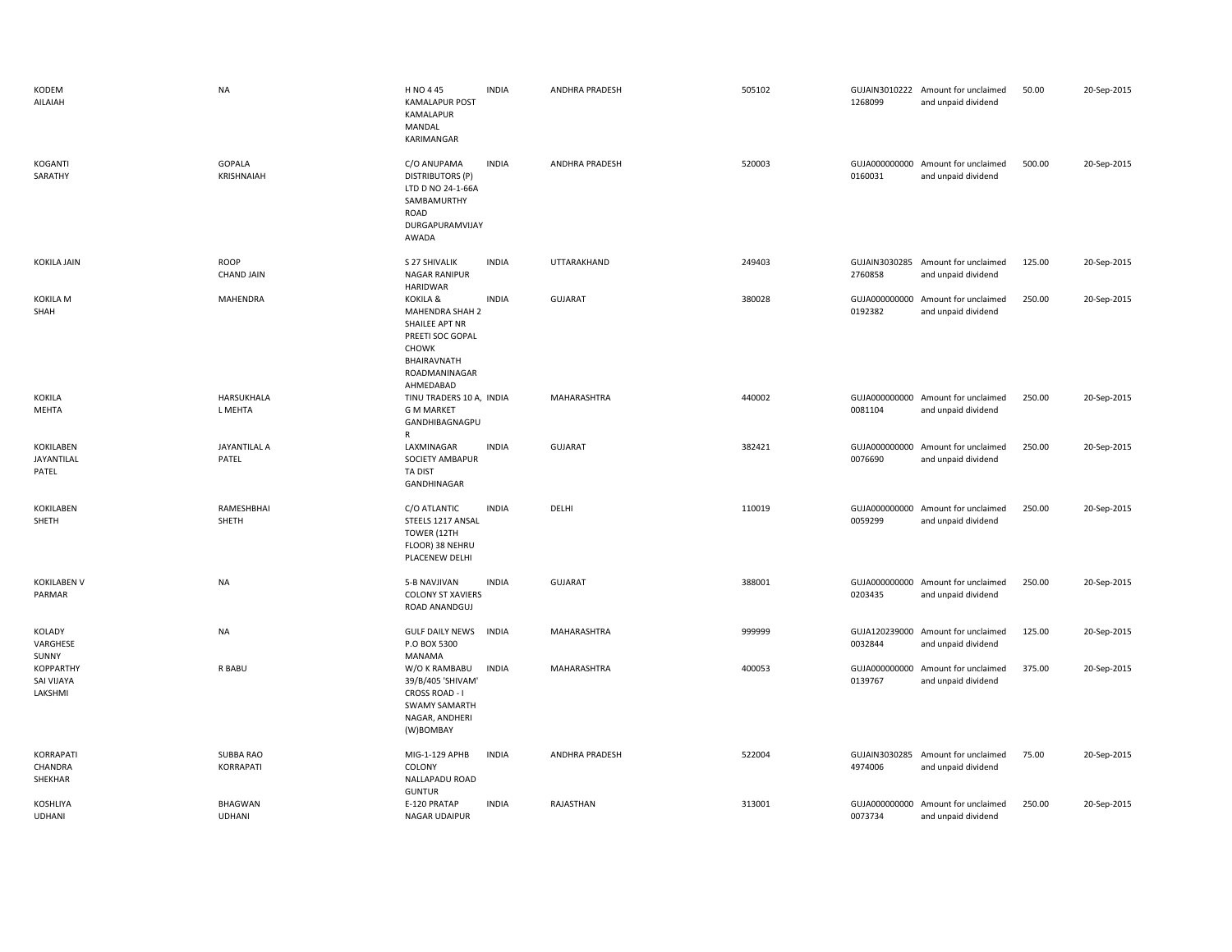| KODEM AILAIAH | NA | H NO 4 45 KAMALAPUR POST KAMALAPUR MANDAL KARIMANGAR | INDIA | ANDHRA PRADESH | 505102 | GUJAIN3010222 1268099 | Amount for unclaimed and unpaid dividend | 50.00 | 20-Sep-2015 |
|---|---|---|---|---|---|---|---|---|---|
| KOGANTI SARATHY | GOPALA KRISHNAIAH | C/O ANUPAMA DISTRIBUTORS (P) LTD D NO 24-1-66A SAMBAMURTHY ROAD DURGAPURAMVIJAY AWADA | INDIA | ANDHRA PRADESH | 520003 | GUJA000000000 0160031 | Amount for unclaimed and unpaid dividend | 500.00 | 20-Sep-2015 |
| KOKILA JAIN | ROOP CHAND JAIN | S 27 SHIVALIK NAGAR RANIPUR HARIDWAR | INDIA | UTTARAKHAND | 249403 | GUJAIN3030285 2760858 | Amount for unclaimed and unpaid dividend | 125.00 | 20-Sep-2015 |
| KOKILA M SHAH | MAHENDRA | KOKILA & MAHENDRA SHAH 2 SHAILEE APT NR PREETI SOC GOPAL CHOWK BHAIRAVNATH ROADMANINAGAR AHMEDABAD | INDIA | GUJARAT | 380028 | GUJA000000000 0192382 | Amount for unclaimed and unpaid dividend | 250.00 | 20-Sep-2015 |
| KOKILA MEHTA | HARSUKHALA L MEHTA | TINU TRADERS 10 A, G M MARKET GANDHIBAGNAGPU R | INDIA | MAHARASHTRA | 440002 | GUJA000000000 0081104 | Amount for unclaimed and unpaid dividend | 250.00 | 20-Sep-2015 |
| KOKILABEN JAYANTILAL PATEL | JAYANTILAL A PATEL | LAXMINAGAR SOCIETY AMBAPUR TA DIST GANDHINAGAR | INDIA | GUJARAT | 382421 | GUJA000000000 0076690 | Amount for unclaimed and unpaid dividend | 250.00 | 20-Sep-2015 |
| KOKILABEN SHETH | RAMESHBHAI SHETH | C/O ATLANTIC STEELS 1217 ANSAL TOWER (12TH FLOOR) 38 NEHRU PLACENEW DELHI | INDIA | DELHI | 110019 | GUJA000000000 0059299 | Amount for unclaimed and unpaid dividend | 250.00 | 20-Sep-2015 |
| KOKILABEN V PARMAR | NA | 5-B NAVJIVAN COLONY ST XAVIERS ROAD ANANDGUJ | INDIA | GUJARAT | 388001 | GUJA000000000 0203435 | Amount for unclaimed and unpaid dividend | 250.00 | 20-Sep-2015 |
| KOLADY VARGHESE SUNNY | NA | GULF DAILY NEWS P.O BOX 5300 MANAMA | INDIA | MAHARASHTRA | 999999 | GUJA120239000 0032844 | Amount for unclaimed and unpaid dividend | 125.00 | 20-Sep-2015 |
| KOPPARTHY SAI VIJAYA LAKSHMI | R BABU | W/O K RAMBABU 39/B/405 'SHIVAM' CROSS ROAD - I SWAMY SAMARTH NAGAR, ANDHERI (W)BOMBAY | INDIA | MAHARASHTRA | 400053 | GUJA000000000 0139767 | Amount for unclaimed and unpaid dividend | 375.00 | 20-Sep-2015 |
| KORRAPATI CHANDRA SHEKHAR | SUBBA RAO KORRAPATI | MIG-1-129 APHB COLONY NALLAPADU ROAD GUNTUR | INDIA | ANDHRA PRADESH | 522004 | GUJAIN3030285 4974006 | Amount for unclaimed and unpaid dividend | 75.00 | 20-Sep-2015 |
| KOSHLIYA UDHANI | BHAGWAN UDHANI | E-120 PRATAP NAGAR UDAIPUR | INDIA | RAJASTHAN | 313001 | GUJA000000000 0073734 | Amount for unclaimed and unpaid dividend | 250.00 | 20-Sep-2015 |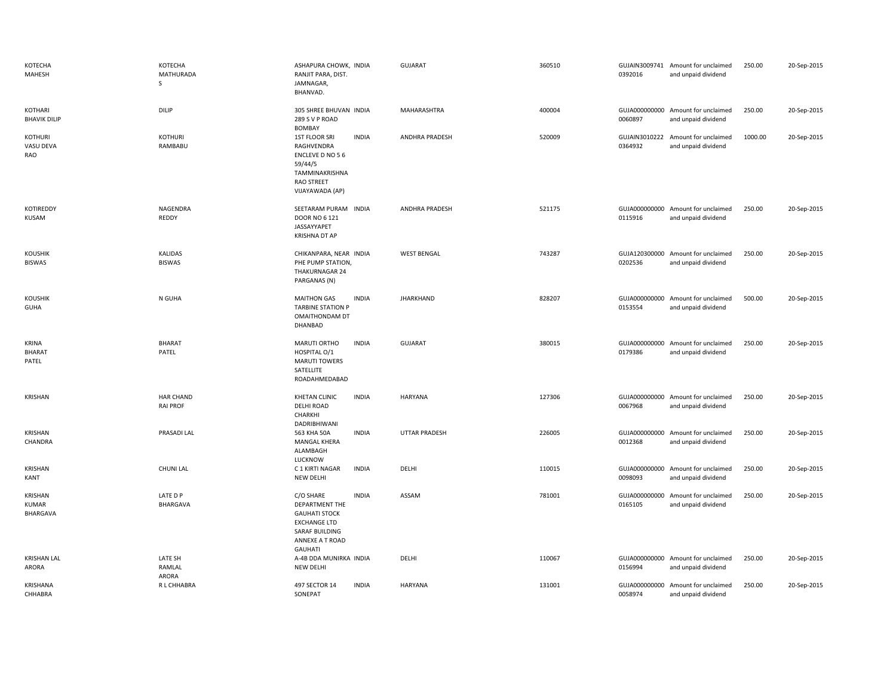| | | | | | | | | | |
|---|---|---|---|---|---|---|---|---|---|
| KOTECHA MAHESH | KOTECHA MATHURADAS | ASHAPURA CHOWK, RANJIT PARA, DIST. JAMNAGAR, BHANVAD. | INDIA | GUJARAT | 360510 | GUJAIN30097410392016 | Amount for unclaimed and unpaid dividend | 250.00 | 20-Sep-2015 |
| KOTHARI BHAVIK DILIP | DILIP | 305 SHREE BHUVAN 289 S V P ROAD BOMBAY | INDIA | MAHARASHTRA | 400004 | GUJA0000000000060897 | Amount for unclaimed and unpaid dividend | 250.00 | 20-Sep-2015 |
| KOTHURI VASU DEVA RAO | KOTHURI RAMBABU | 1ST FLOOR SRI RAGHVENDRA ENCLEVE D NO 5 6 59/44/5 TAMMINAKRISHNA RAO STREET VIJAYAWADA (AP) | INDIA | ANDHRA PRADESH | 520009 | GUJAIN30102220364932 | Amount for unclaimed and unpaid dividend | 1000.00 | 20-Sep-2015 |
| KOTIREDDY KUSAM | NAGENDRA REDDY | SEETARAM PURAM DOOR NO 6 121 JASSAYYAPET KRISHNA DT AP | INDIA | ANDHRA PRADESH | 521175 | GUJA0000000000115916 | Amount for unclaimed and unpaid dividend | 250.00 | 20-Sep-2015 |
| KOUSHIK BISWAS | KALIDAS BISWAS | CHIKANPARA, NEAR PHE PUMP STATION, THAKURNAGAR 24 PARGANAS (N) | INDIA | WEST BENGAL | 743287 | GUJA1203000000202536 | Amount for unclaimed and unpaid dividend | 250.00 | 20-Sep-2015 |
| KOUSHIK GUHA | N GUHA | MAITHON GAS TARBINE STATION P OMAITHONDAM DT DHANBAD | INDIA | JHARKHAND | 828207 | GUJA0000000000153554 | Amount for unclaimed and unpaid dividend | 500.00 | 20-Sep-2015 |
| KRINA BHARAT PATEL | BHARAT PATEL | MARUTI ORTHO HOSPITAL O/1 MARUTI TOWERS SATELLITE ROADAHMEDABAD | INDIA | GUJARAT | 380015 | GUJA0000000000179386 | Amount for unclaimed and unpaid dividend | 250.00 | 20-Sep-2015 |
| KRISHAN | HAR CHAND RAI PROF | KHETAN CLINIC DELHI ROAD CHARKHI DADRIBHIWANI | INDIA | HARYANA | 127306 | GUJA0000000000067968 | Amount for unclaimed and unpaid dividend | 250.00 | 20-Sep-2015 |
| KRISHAN CHANDRA | PRASADI LAL | 563 KHA 50A MANGAL KHERA ALAMBAGH LUCKNOW | INDIA | UTTAR PRADESH | 226005 | GUJA0000000000012368 | Amount for unclaimed and unpaid dividend | 250.00 | 20-Sep-2015 |
| KRISHAN KANT | CHUNI LAL | C 1 KIRTI NAGAR NEW DELHI | INDIA | DELHI | 110015 | GUJA0000000000098093 | Amount for unclaimed and unpaid dividend | 250.00 | 20-Sep-2015 |
| KRISHAN KUMAR BHARGAVA | LATE D P BHARGAVA | C/O SHARE DEPARTMENT THE GAUHATI STOCK EXCHANGE LTD SARAF BUILDING ANNEXE A T ROAD GAUHATI | INDIA | ASSAM | 781001 | GUJA0000000000165105 | Amount for unclaimed and unpaid dividend | 250.00 | 20-Sep-2015 |
| KRISHAN LAL ARORA | LATE SH RAMLAL ARORA | A-4B DDA MUNIRKA NEW DELHI | INDIA | DELHI | 110067 | GUJA0000000000156994 | Amount for unclaimed and unpaid dividend | 250.00 | 20-Sep-2015 |
| KRISHANA CHHABRA | R L CHHABRA | 497 SECTOR 14 SONEPAT | INDIA | HARYANA | 131001 | GUJA0000000000058974 | Amount for unclaimed and unpaid dividend | 250.00 | 20-Sep-2015 |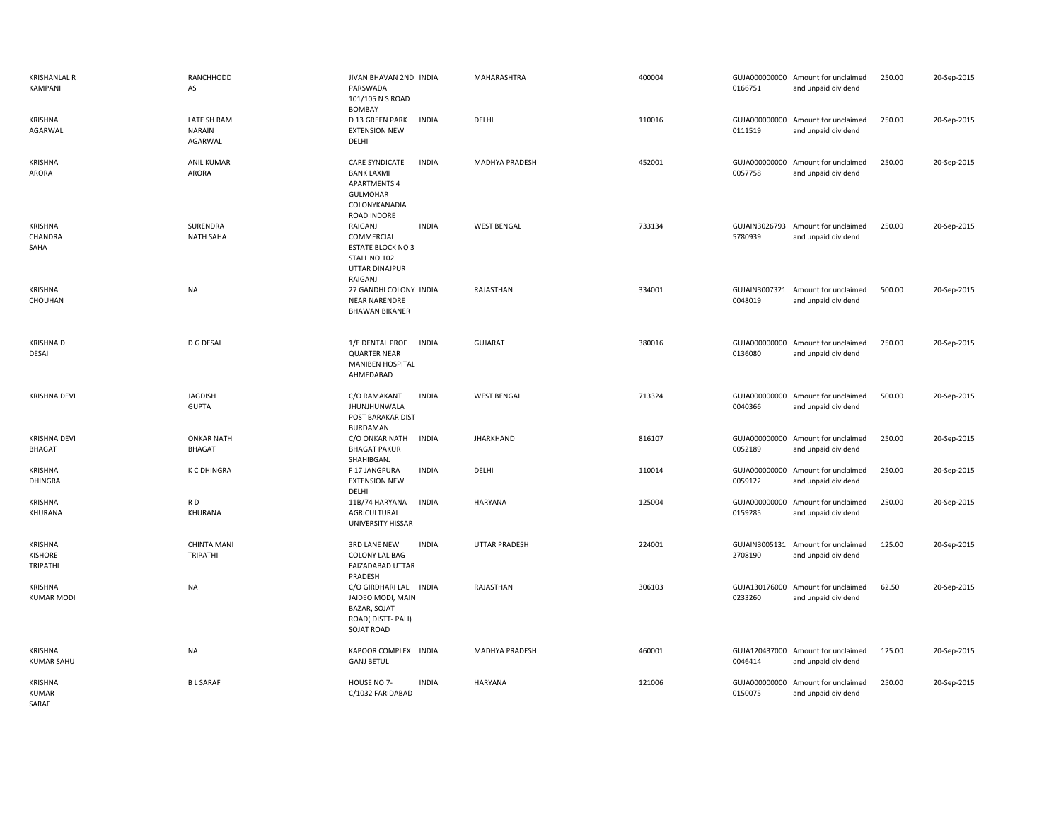| | | | | | | | | | |
|---|---|---|---|---|---|---|---|---|---|
| KRISHANLAL R KAMPANI | RANCHHODD AS | JIVAN BHAVAN 2ND PARSWADA 101/105 N S ROAD BOMBAY | INDIA | MAHARASHTRA | 400004 | GUJA000000000 0166751 | Amount for unclaimed and unpaid dividend | 250.00 | 20-Sep-2015 |
| KRISHNA AGARWAL | LATE SH RAM NARAIN AGARWAL | D 13 GREEN PARK EXTENSION NEW DELHI | INDIA | DELHI | 110016 | GUJA000000000 0111519 | Amount for unclaimed and unpaid dividend | 250.00 | 20-Sep-2015 |
| KRISHNA ARORA | ANIL KUMAR ARORA | CARE SYNDICATE BANK LAXMI APARTMENTS 4 GULMOHAR COLONYKANADIA ROAD INDORE | INDIA | MADHYA PRADESH | 452001 | GUJA000000000 0057758 | Amount for unclaimed and unpaid dividend | 250.00 | 20-Sep-2015 |
| KRISHNA CHANDRA SAHA | SURENDRA NATH SAHA | RAIGANJ COMMERCIAL ESTATE BLOCK NO 3 STALL NO 102 UTTAR DINAJPUR RAIGANJ | INDIA | WEST BENGAL | 733134 | GUJAIN3026793 5780939 | Amount for unclaimed and unpaid dividend | 250.00 | 20-Sep-2015 |
| KRISHNA CHOUHAN | NA | 27 GANDHI COLONY NEAR NARENDRE BHAWAN BIKANER | INDIA | RAJASTHAN | 334001 | GUJAIN3007321 0048019 | Amount for unclaimed and unpaid dividend | 500.00 | 20-Sep-2015 |
| KRISHNA D DESAI | D G DESAI | 1/E DENTAL PROF QUARTER NEAR MANIBEN HOSPITAL AHMEDABAD | INDIA | GUJARAT | 380016 | GUJA000000000 0136080 | Amount for unclaimed and unpaid dividend | 250.00 | 20-Sep-2015 |
| KRISHNA DEVI | JAGDISH GUPTA | C/O RAMAKANT JHUNJHUNWALA POST BARAKAR DIST BURDAMAN | INDIA | WEST BENGAL | 713324 | GUJA000000000 0040366 | Amount for unclaimed and unpaid dividend | 500.00 | 20-Sep-2015 |
| KRISHNA DEVI BHAGAT | ONKAR NATH BHAGAT | C/O ONKAR NATH BHAGAT PAKUR SHAHIBGANJ | INDIA | JHARKHAND | 816107 | GUJA000000000 0052189 | Amount for unclaimed and unpaid dividend | 250.00 | 20-Sep-2015 |
| KRISHNA DHINGRA | K C DHINGRA | F 17 JANGPURA EXTENSION NEW DELHI | INDIA | DELHI | 110014 | GUJA000000000 0059122 | Amount for unclaimed and unpaid dividend | 250.00 | 20-Sep-2015 |
| KRISHNA KHURANA | R D KHURANA | 11B/74 HARYANA AGRICULTURAL UNIVERSITY HISSAR | INDIA | HARYANA | 125004 | GUJA000000000 0159285 | Amount for unclaimed and unpaid dividend | 250.00 | 20-Sep-2015 |
| KRISHNA KISHORE TRIPATHI | CHINTA MANI TRIPATHI | 3RD LANE NEW COLONY LAL BAG FAIZADABAD UTTAR PRADESH | INDIA | UTTAR PRADESH | 224001 | GUJAIN3005131 2708190 | Amount for unclaimed and unpaid dividend | 125.00 | 20-Sep-2015 |
| KRISHNA KUMAR MODI | NA | C/O GIRDHARI LAL JAIDEO MODI, MAIN BAZAR, SOJAT ROAD( DISTT- PALI) SOJAT ROAD | INDIA | RAJASTHAN | 306103 | GUJA130176000 0233260 | Amount for unclaimed and unpaid dividend | 62.50 | 20-Sep-2015 |
| KRISHNA KUMAR SAHU | NA | KAPOOR COMPLEX GANJ BETUL | INDIA | MADHYA PRADESH | 460001 | GUJA120437000 0046414 | Amount for unclaimed and unpaid dividend | 125.00 | 20-Sep-2015 |
| KRISHNA KUMAR SARAF | B L SARAF | HOUSE NO 7-C/1032 FARIDABAD | INDIA | HARYANA | 121006 | GUJA000000000 0150075 | Amount for unclaimed and unpaid dividend | 250.00 | 20-Sep-2015 |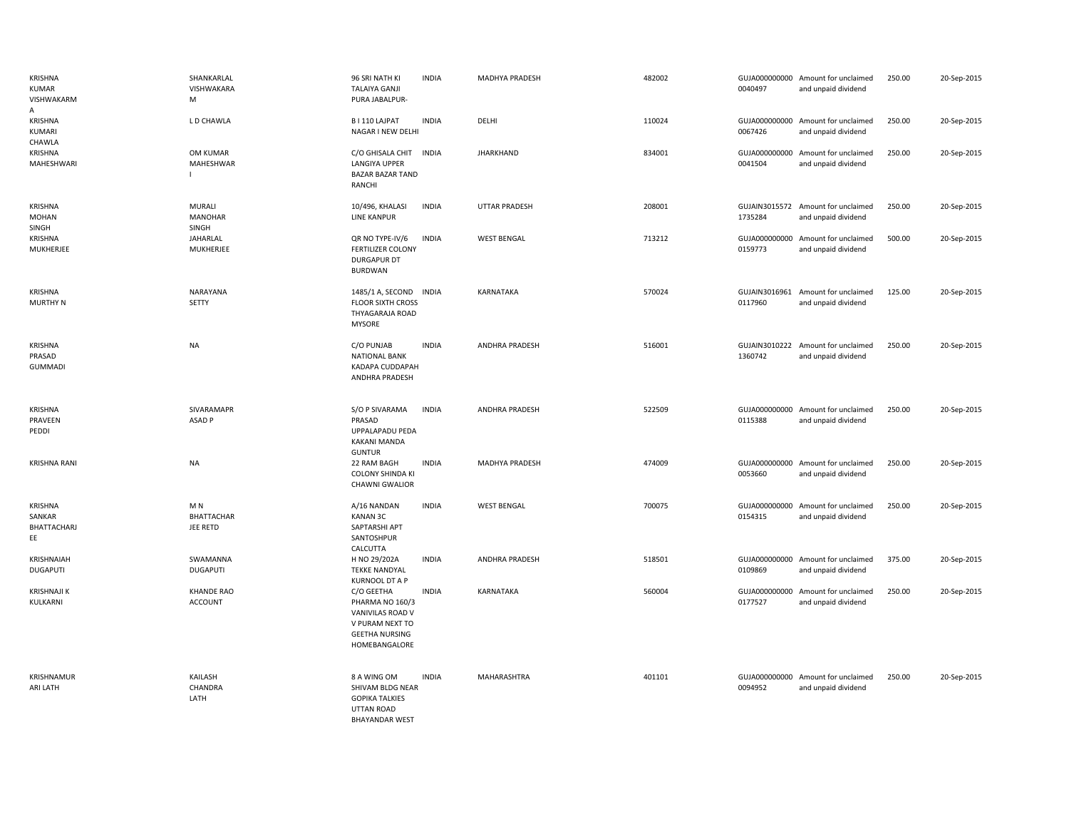| | | | | | | | | | |
|---|---|---|---|---|---|---|---|---|---|
| KRISHNA KUMAR VISHWAKARMA | SHANKARLAL VISHWAKARAM | 96 SRI NATH KI TALAIYA GANJI PURA JABALPUR- | INDIA | MADHYA PRADESH | 482002 | GUJA0000000000040497 | Amount for unclaimed and unpaid dividend | 250.00 | 20-Sep-2015 |
| KRISHNA KUMARI CHAWLA | L D CHAWLA | B I 110 LAJPAT NAGAR I NEW DELHI | INDIA | DELHI | 110024 | GUJA0000000000067426 | Amount for unclaimed and unpaid dividend | 250.00 | 20-Sep-2015 |
| KRISHNA MAHESHWARI | OM KUMAR MAHESHWARI | C/O GHISALA CHIT LANGIYA UPPER BAZAR BAZAR TAND RANCHI | INDIA | JHARKHAND | 834001 | GUJA0000000000041504 | Amount for unclaimed and unpaid dividend | 250.00 | 20-Sep-2015 |
| KRISHNA MOHAN SINGH | MURALI MANOHAR SINGH | 10/496, KHALASI LINE KANPUR | INDIA | UTTAR PRADESH | 208001 | GUJAIN30155721735284 | Amount for unclaimed and unpaid dividend | 250.00 | 20-Sep-2015 |
| KRISHNA MUKHERJEE | JAHARLAL MUKHERJEE | QR NO TYPE-IV/6 FERTILIZER COLONY DURGAPUR DT BURDWAN | INDIA | WEST BENGAL | 713212 | GUJA0000000000159773 | Amount for unclaimed and unpaid dividend | 500.00 | 20-Sep-2015 |
| KRISHNA MURTHY N | NARAYANA SETTY | 1485/1 A, SECOND FLOOR SIXTH CROSS THYAGARAJA ROAD MYSORE | INDIA | KARNATAKA | 570024 | GUJAIN30169610117960 | Amount for unclaimed and unpaid dividend | 125.00 | 20-Sep-2015 |
| KRISHNA PRASAD GUMMADI | NA | C/O PUNJAB NATIONAL BANK KADAPA CUDDAPAH ANDHRA PRADESH | INDIA | ANDHRA PRADESH | 516001 | GUJAIN30102221360742 | Amount for unclaimed and unpaid dividend | 250.00 | 20-Sep-2015 |
| KRISHNA PRAVEEN PEDDI | SIVARAMAPRASAD P | S/O P SIVARAMA PRASAD UPPALAPADU PEDA KAKANI MANDA GUNTUR | INDIA | ANDHRA PRADESH | 522509 | GUJA0000000000115388 | Amount for unclaimed and unpaid dividend | 250.00 | 20-Sep-2015 |
| KRISHNA RANI | NA | 22 RAM BAGH COLONY SHINDA KI CHAWNI GWALIOR | INDIA | MADHYA PRADESH | 474009 | GUJA0000000000053660 | Amount for unclaimed and unpaid dividend | 250.00 | 20-Sep-2015 |
| KRISHNA SANKAR BHATTACHARJEE | M N BHATTACHARJEE RETD | A/16 NANDAN KANAN 3C SAPTARSHI APT SANTOSHPUR CALCUTTA | INDIA | WEST BENGAL | 700075 | GUJA0000000000154315 | Amount for unclaimed and unpaid dividend | 250.00 | 20-Sep-2015 |
| KRISHNAIAH DUGAPUTI | SWAMANNA DUGAPUTI | H NO 29/202A TEKKE NANDYAL KURNOOL DT A P | INDIA | ANDHRA PRADESH | 518501 | GUJA0000000000109869 | Amount for unclaimed and unpaid dividend | 375.00 | 20-Sep-2015 |
| KRISHNAJI K KULKARNI | KHANDE RAO ACCOUNT | C/O GEETHA PHARMA NO 160/3 VANIVILAS ROAD V V PURAM NEXT TO GEETHA NURSING HOMEBANGALORE | INDIA | KARNATAKA | 560004 | GUJA0000000000177527 | Amount for unclaimed and unpaid dividend | 250.00 | 20-Sep-2015 |
| KRISHNAMURARI LATH | KAILASH CHANDRA LATH | 8 A WING OM SHIVAM BLDG NEAR GOPIKA TALKIES UTTAN ROAD BHAYANDAR WEST | INDIA | MAHARASHTRA | 401101 | GUJA0000000000094952 | Amount for unclaimed and unpaid dividend | 250.00 | 20-Sep-2015 |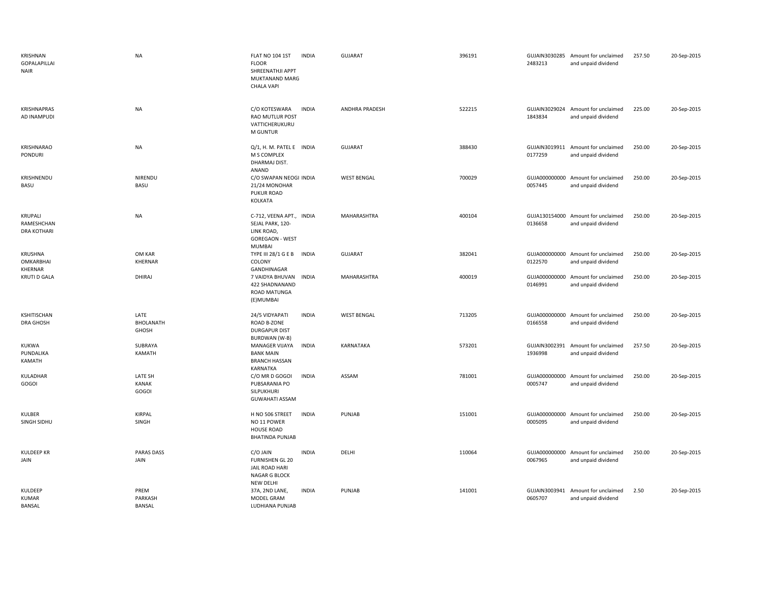| | | | | | | | | | |
|---|---|---|---|---|---|---|---|---|---|
| KRISHNAN GOPALAPILLAI NAIR | NA | FLAT NO 104 1ST FLOOR SHREENATHJI APPT MUKTANAND MARG CHALA VAPI | INDIA | GUJARAT | 396191 | GUJAIN30302852483213 | Amount for unclaimed and unpaid dividend | 257.50 | 20-Sep-2015 |
| KRISHNAPRASAD INAMPUDI | NA | C/O KOTESWARA RAO MUTLUR POST VATTICHERUKURU M GUNTUR | INDIA | ANDHRA PRADESH | 522215 | GUJAIN30290241843834 | Amount for unclaimed and unpaid dividend | 225.00 | 20-Sep-2015 |
| KRISHNARAO PONDURI | NA | Q/1, H. M. PATEL E M S COMPLEX DHARMAJ DIST. ANAND | INDIA | GUJARAT | 388430 | GUJAIN30199110177259 | Amount for unclaimed and unpaid dividend | 250.00 | 20-Sep-2015 |
| KRISHNENDU BASU | NIRENDU BASU | C/O SWAPAN NEOGI 21/24 MONOHAR PUKUR ROAD KOLKATA | INDIA | WEST BENGAL | 700029 | GUJA0000000000057445 | Amount for unclaimed and unpaid dividend | 250.00 | 20-Sep-2015 |
| KRUPALI RAMESHCHANDRA KOTHARI | NA | C-712, VEENA APT., SEJAL PARK, 120-LINK ROAD, GOREGAON - WEST MUMBAI | INDIA | MAHARASHTRA | 400104 | GUJA1301540000136658 | Amount for unclaimed and unpaid dividend | 250.00 | 20-Sep-2015 |
| KRUSHNA OMKARBHAI KHERNAR | OM KAR KHERNAR | TYPE III 28/1 G E B COLONY GANDHINAGAR | INDIA | GUJARAT | 382041 | GUJA0000000000122570 | Amount for unclaimed and unpaid dividend | 250.00 | 20-Sep-2015 |
| KRUTI D GALA | DHIRAJ | 7 VAIDYA BHUVAN 422 SHADNANAND ROAD MATUNGA (E)MUMBAI | INDIA | MAHARASHTRA | 400019 | GUJA0000000000146991 | Amount for unclaimed and unpaid dividend | 250.00 | 20-Sep-2015 |
| KSHITISCHANDRA GHOSH | LATE BHOLANATH GHOSH | 24/5 VIDYAPATI ROAD B-ZONE DURGAPUR DIST BURDWAN (W-B) | INDIA | WEST BENGAL | 713205 | GUJA0000000000166558 | Amount for unclaimed and unpaid dividend | 250.00 | 20-Sep-2015 |
| KUKWA PUNDALIKA KAMATH | SUBRAYA KAMATH | MANAGER VIJAYA BANK MAIN BRANCH HASSAN KARNATKA | INDIA | KARNATAKA | 573201 | GUJAIN30023911936998 | Amount for unclaimed and unpaid dividend | 257.50 | 20-Sep-2015 |
| KULADHAR GOGOI | LATE SH KANAK GOGOI | C/O MR D GOGOI PUBSARANIA PO SILPUKHURI GUWAHATI ASSAM | INDIA | ASSAM | 781001 | GUJA0000000000005747 | Amount for unclaimed and unpaid dividend | 250.00 | 20-Sep-2015 |
| KULBER SINGH SIDHU | KIRPAL SINGH | H NO 506 STREET NO 11 POWER HOUSE ROAD BHATINDA PUNJAB | INDIA | PUNJAB | 151001 | GUJA0000000000005095 | Amount for unclaimed and unpaid dividend | 250.00 | 20-Sep-2015 |
| KULDEEP KR JAIN | PARAS DASS JAIN | C/O JAIN FURNISHEN GL 20 JAIL ROAD HARI NAGAR G BLOCK NEW DELHI | INDIA | DELHI | 110064 | GUJA0000000000067965 | Amount for unclaimed and unpaid dividend | 250.00 | 20-Sep-2015 |
| KULDEEP KUMAR BANSAL | PREM PARKASH BANSAL | 37A, 2ND LANE, MODEL GRAM LUDHIANA PUNJAB | INDIA | PUNJAB | 141001 | GUJAIN30039410605707 | Amount for unclaimed and unpaid dividend | 2.50 | 20-Sep-2015 |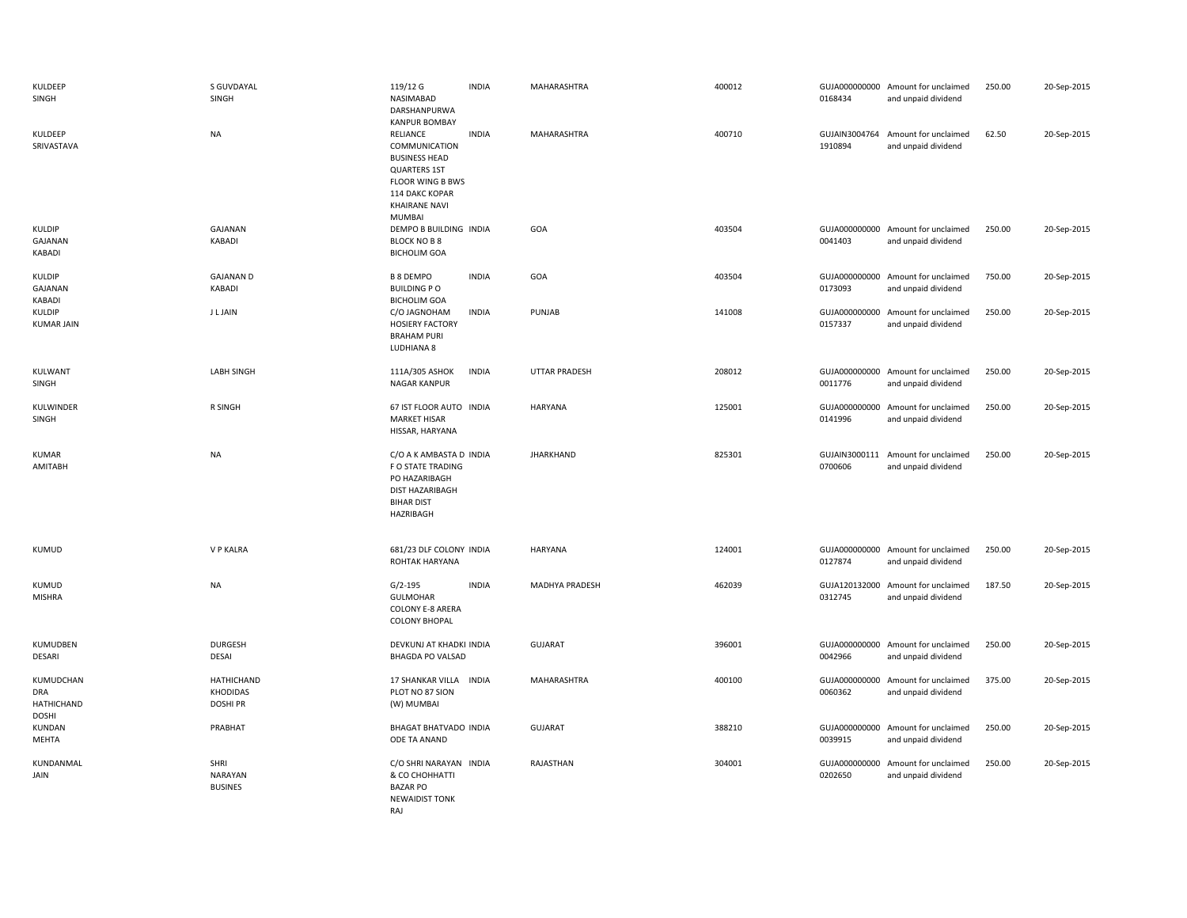| | | | | | | | | | |
|---|---|---|---|---|---|---|---|---|---|
| KULDEEP SINGH | S GUVDAYAL SINGH | 119/12 G NASIMABAD DARSHANPURWA KANPUR BOMBAY | INDIA | MAHARASHTRA | 400012 | GUJA000000000 0168434 | Amount for unclaimed and unpaid dividend | 250.00 | 20-Sep-2015 |
| KULDEEP SRIVASTAVA | NA | RELIANCE COMMUNICATION BUSINESS HEAD QUARTERS 1ST FLOOR WING B BWS 114 DAKC KOPAR KHAIRANE NAVI MUMBAI | INDIA | MAHARASHTRA | 400710 | GUJAIN3004764 1910894 | Amount for unclaimed and unpaid dividend | 62.50 | 20-Sep-2015 |
| KULDIP GAJANAN KABADI | GAJANAN KABADI | DEMPO B BUILDING BLOCK NO B 8 BICHOLIM GOA | INDIA | GOA | 403504 | GUJA000000000 0041403 | Amount for unclaimed and unpaid dividend | 250.00 | 20-Sep-2015 |
| KULDIP GAJANAN KABADI | GAJANAN D KABADI | B 8 DEMPO BUILDING P O BICHOLIM GOA | INDIA | GOA | 403504 | GUJA000000000 0173093 | Amount for unclaimed and unpaid dividend | 750.00 | 20-Sep-2015 |
| KULDIP KUMAR JAIN | J L JAIN | C/O JAGNOHAM HOSIERY FACTORY BRAHAM PURI LUDHIANA 8 | INDIA | PUNJAB | 141008 | GUJA000000000 0157337 | Amount for unclaimed and unpaid dividend | 250.00 | 20-Sep-2015 |
| KULWANT SINGH | LABH SINGH | 111A/305 ASHOK NAGAR KANPUR | INDIA | UTTAR PRADESH | 208012 | GUJA000000000 0011776 | Amount for unclaimed and unpaid dividend | 250.00 | 20-Sep-2015 |
| KULWINDER SINGH | R SINGH | 67 IST FLOOR AUTO MARKET HISAR HISSAR, HARYANA | INDIA | HARYANA | 125001 | GUJA000000000 0141996 | Amount for unclaimed and unpaid dividend | 250.00 | 20-Sep-2015 |
| KUMAR AMITABH | NA | C/O A K AMBASTA D F O STATE TRADING PO HAZARIBAGH DIST HAZARIBAGH BIHAR DIST HAZRIBAGH | INDIA | JHARKHAND | 825301 | GUJAIN3000111 0700606 | Amount for unclaimed and unpaid dividend | 250.00 | 20-Sep-2015 |
| KUMUD | V P KALRA | 681/23 DLF COLONY ROHTAK HARYANA | INDIA | HARYANA | 124001 | GUJA000000000 0127874 | Amount for unclaimed and unpaid dividend | 250.00 | 20-Sep-2015 |
| KUMUD MISHRA | NA | G/2-195 GULMOHAR COLONY E-8 ARERA COLONY BHOPAL | INDIA | MADHYA PRADESH | 462039 | GUJA120132000 0312745 | Amount for unclaimed and unpaid dividend | 187.50 | 20-Sep-2015 |
| KUMUDBEN DESARI | DURGESH DESAI | DEVKUNJ AT KHADKI BHAGDA PO VALSAD | INDIA | GUJARAT | 396001 | GUJA000000000 0042966 | Amount for unclaimed and unpaid dividend | 250.00 | 20-Sep-2015 |
| KUMUDCHAN DRA HATHICHAND DOSHI | HATHICHAND KHODIDAS DOSHI PR | 17 SHANKAR VILLA PLOT NO 87 SION (W) MUMBAI | INDIA | MAHARASHTRA | 400100 | GUJA000000000 0060362 | Amount for unclaimed and unpaid dividend | 375.00 | 20-Sep-2015 |
| KUNDAN MEHTA | PRABHAT | BHAGAT BHATVADO ODE TA ANAND | INDIA | GUJARAT | 388210 | GUJA000000000 0039915 | Amount for unclaimed and unpaid dividend | 250.00 | 20-Sep-2015 |
| KUNDANMAL JAIN | SHRI NARAYAN BUSINES | C/O SHRI NARAYAN & CO CHOHHATTI BAZAR PO NEWAIDIST TONK RAJ | INDIA | RAJASTHAN | 304001 | GUJA000000000 0202650 | Amount for unclaimed and unpaid dividend | 250.00 | 20-Sep-2015 |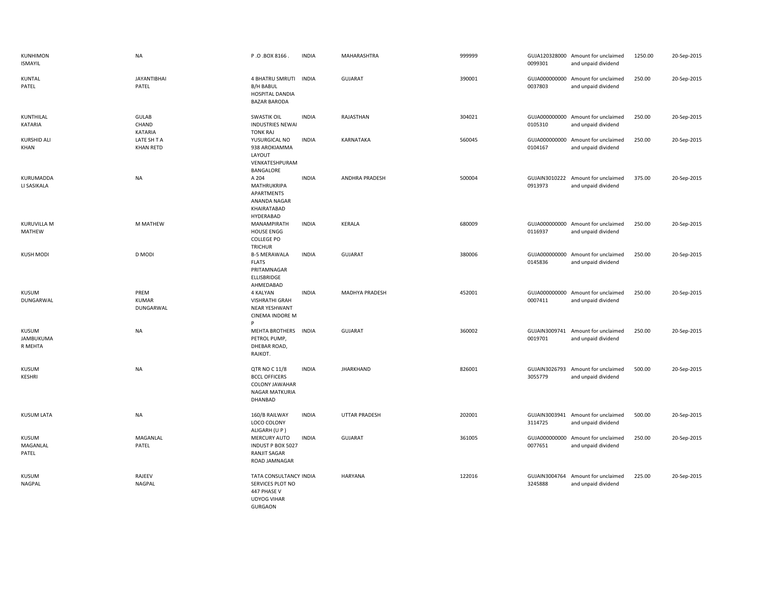| | | | | | | | | | |
|---|---|---|---|---|---|---|---|---|---|
| KUNHIMON ISMAYIL | NA | P .O .BOX 8166 . | INDIA | MAHARASHTRA | 999999 | GUJA120328000 0099301 | Amount for unclaimed and unpaid dividend | 1250.00 | 20-Sep-2015 |
| KUNTAL PATEL | JAYANTIBHAI PATEL | 4 BHATRU SMRUTI B/H BABUL HOSPITAL DANDIA BAZAR BARODA | INDIA | GUJARAT | 390001 | GUJA000000000 0037803 | Amount for unclaimed and unpaid dividend | 250.00 | 20-Sep-2015 |
| KUNTHILAL KATARIA | GULAB CHAND KATARIA | SWASTIK OIL INDUSTRIES NEWAI TONK RAJ | INDIA | RAJASTHAN | 304021 | GUJA000000000 0105310 | Amount for unclaimed and unpaid dividend | 250.00 | 20-Sep-2015 |
| KURSHID ALI KHAN | LATE SH T A KHAN RETD | YUSURGICAL NO 938 AROKIAMMA LAYOUT VENKATESHPURAM BANGALORE | INDIA | KARNATAKA | 560045 | GUJA000000000 0104167 | Amount for unclaimed and unpaid dividend | 250.00 | 20-Sep-2015 |
| KURUMADDA LI SASIKALA | NA | A 204 MATHRUKRIPA APARTMENTS ANANDA NAGAR KHAIRATABAD HYDERABAD | INDIA | ANDHRA PRADESH | 500004 | GUJAIN3010222 0913973 | Amount for unclaimed and unpaid dividend | 375.00 | 20-Sep-2015 |
| KURUVILLA M MATHEW | M MATHEW | MANAMPIRATH HOUSE ENGG COLLEGE PO TRICHUR | INDIA | KERALA | 680009 | GUJA000000000 0116937 | Amount for unclaimed and unpaid dividend | 250.00 | 20-Sep-2015 |
| KUSH MODI | D MODI | B-5 MERAWALA FLATS PRITAMNAGAR ELLISBRIDGE AHMEDABAD | INDIA | GUJARAT | 380006 | GUJA000000000 0145836 | Amount for unclaimed and unpaid dividend | 250.00 | 20-Sep-2015 |
| KUSUM DUNGARWAL | PREM KUMAR DUNGARWAL | 4 KALYAN VISHRATHI GRAH NEAR YESHWANT CINEMA INDORE M P | INDIA | MADHYA PRADESH | 452001 | GUJA000000000 0007411 | Amount for unclaimed and unpaid dividend | 250.00 | 20-Sep-2015 |
| KUSUM JAMBUKUMA R MEHTA | NA | MEHTA BROTHERS PETROL PUMP, DHEBAR ROAD, RAJKOT. | INDIA | GUJARAT | 360002 | GUJAIN3009741 0019701 | Amount for unclaimed and unpaid dividend | 250.00 | 20-Sep-2015 |
| KUSUM KESHRI | NA | QTR NO C 11/8 BCCL OFFICERS COLONY JAWAHAR NAGAR MATKURIA DHANBAD | INDIA | JHARKHAND | 826001 | GUJAIN3026793 3055779 | Amount for unclaimed and unpaid dividend | 500.00 | 20-Sep-2015 |
| KUSUM LATA | NA | 160/B RAILWAY LOCO COLONY ALIGARH (U P ) | INDIA | UTTAR PRADESH | 202001 | GUJAIN3003941 3114725 | Amount for unclaimed and unpaid dividend | 500.00 | 20-Sep-2015 |
| KUSUM MAGANLAL PATEL | MAGANLAL PATEL | MERCURY AUTO INDUST P BOX 5027 RANJIT SAGAR ROAD JAMNAGAR | INDIA | GUJARAT | 361005 | GUJA000000000 0077651 | Amount for unclaimed and unpaid dividend | 250.00 | 20-Sep-2015 |
| KUSUM NAGPAL | RAJEEV NAGPAL | TATA CONSULTANCY SERVICES PLOT NO 447 PHASE V UDYOG VIHAR GURGAON | INDIA | HARYANA | 122016 | GUJAIN3004764 3245888 | Amount for unclaimed and unpaid dividend | 225.00 | 20-Sep-2015 |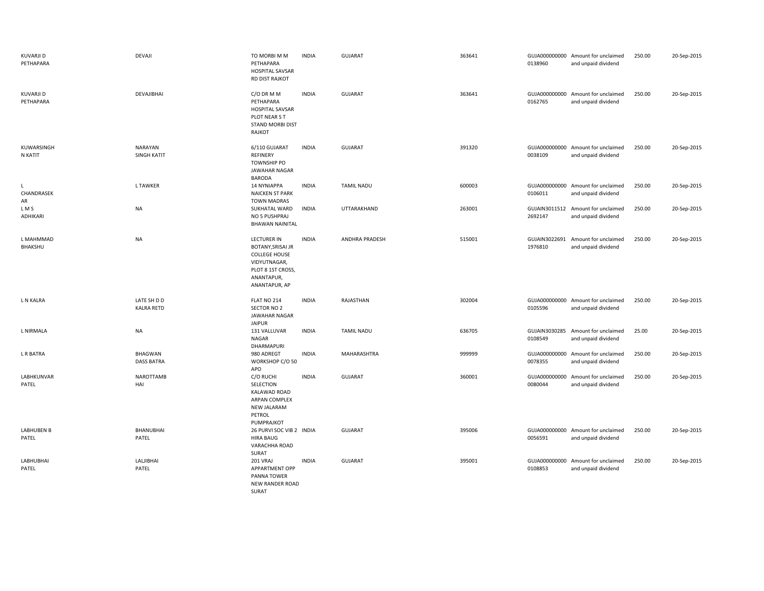| | | | | | | | | | |
|---|---|---|---|---|---|---|---|---|---|
| KUVARJI D PETHAPARA | DEVAJI | TO MORBI M M PETHAPARA HOSPITAL SAVSAR RD DIST RAJKOT | INDIA | GUJARAT | 363641 | GUJA000000000 0138960 | Amount for unclaimed and unpaid dividend | 250.00 | 20-Sep-2015 |
| KUVARJI D PETHAPARA | DEVAJIBHAI | C/O DR M M PETHAPARA HOSPITAL SAVSAR PLOT NEAR S T STAND MORBI DIST RAJKOT | INDIA | GUJARAT | 363641 | GUJA000000000 0162765 | Amount for unclaimed and unpaid dividend | 250.00 | 20-Sep-2015 |
| KUWARSINGH N KATIT | NARAYAN SINGH KATIT | 6/110 GUJARAT REFINERY TOWNSHIP PO JAWAHAR NAGAR BARODA | INDIA | GUJARAT | 391320 | GUJA000000000 0038109 | Amount for unclaimed and unpaid dividend | 250.00 | 20-Sep-2015 |
| L CHANDRASEK AR | L TAWKER | 14 NYNIAPPA NAICKEN ST PARK TOWN MADRAS | INDIA | TAMIL NADU | 600003 | GUJA000000000 0106011 | Amount for unclaimed and unpaid dividend | 250.00 | 20-Sep-2015 |
| L M S ADHIKARI | NA | SUKHATAL WARD NO 5 PUSHPRAJ BHAWAN NAINITAL | INDIA | UTTARAKHAND | 263001 | GUJAIN3011512 2692147 | Amount for unclaimed and unpaid dividend | 250.00 | 20-Sep-2015 |
| L MAHMMAD BHAKSHU | NA | LECTURER IN BOTANY,SRISAI JR COLLEGE HOUSE VIDYUTNAGAR, PLOT 8 1ST CROSS, ANANTAPUR, ANANTAPUR, AP | INDIA | ANDHRA PRADESH | 515001 | GUJAIN3022691 1976810 | Amount for unclaimed and unpaid dividend | 250.00 | 20-Sep-2015 |
| L N KALRA | LATE SH D D KALRA RETD | FLAT NO 214 SECTOR NO 2 JAWAHAR NAGAR JAIPUR | INDIA | RAJASTHAN | 302004 | GUJA000000000 0105596 | Amount for unclaimed and unpaid dividend | 250.00 | 20-Sep-2015 |
| L NIRMALA | NA | 131 VALLUVAR NAGAR DHARMAPURI | INDIA | TAMIL NADU | 636705 | GUJAIN3030285 0108549 | Amount for unclaimed and unpaid dividend | 25.00 | 20-Sep-2015 |
| L R BATRA | BHAGWAN DASS BATRA | 980 ADREGT WORKSHOP C/O 50 APO | INDIA | MAHARASHTRA | 999999 | GUJA000000000 0078355 | Amount for unclaimed and unpaid dividend | 250.00 | 20-Sep-2015 |
| LABHKUNVAR PATEL | NAROTTAMB HAI | C/O RUCHI SELECTION KALAWAD ROAD ARPAN COMPLEX NEW JALARAM PETROL PUMPRAJKOT | INDIA | GUJARAT | 360001 | GUJA000000000 0080044 | Amount for unclaimed and unpaid dividend | 250.00 | 20-Sep-2015 |
| LABHUBEN B PATEL | BHANUBHAI PATEL | 26 PURVI SOC VIB 2 HIRA BAUG VARACHHA ROAD SURAT | INDIA | GUJARAT | 395006 | GUJA000000000 0056591 | Amount for unclaimed and unpaid dividend | 250.00 | 20-Sep-2015 |
| LABHUBHAI PATEL | LALJIBHAI PATEL | 201 VRAJ APPARTMENT OPP PANNA TOWER NEW RANDER ROAD SURAT | INDIA | GUJARAT | 395001 | GUJA000000000 0108853 | Amount for unclaimed and unpaid dividend | 250.00 | 20-Sep-2015 |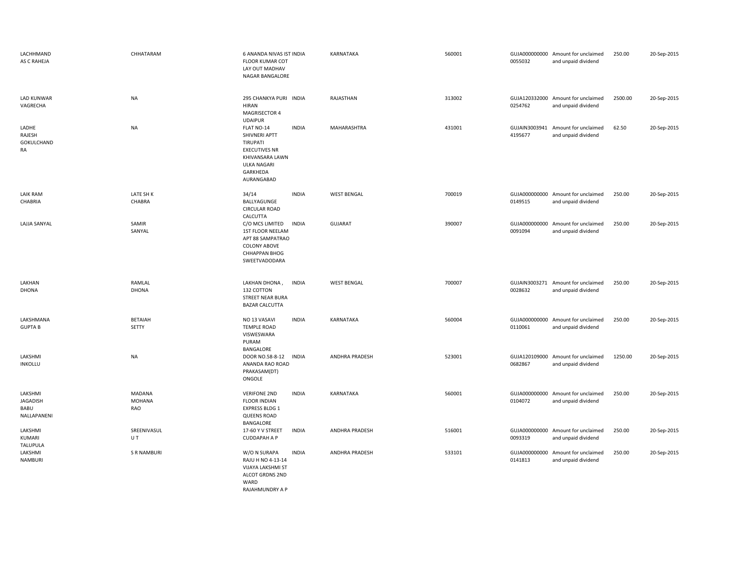| | | | | | | | | | |
|---|---|---|---|---|---|---|---|---|---|
| LACHHMAND AS C RAHEJA | CHHATARAM | 6 ANANDA NIVAS IST FLOOR KUMAR COT LAY OUT MADHAV NAGAR BANGALORE | INDIA | KARNATAKA | 560001 | GUJA000000000 0055032 | Amount for unclaimed and unpaid dividend | 250.00 | 20-Sep-2015 |
| LAD KUNWAR VAGRECHA | NA | 295 CHANKYA PURI HIRAN MAGRISECTOR 4 UDAIPUR | INDIA | RAJASTHAN | 313002 | GUJA120332000 0254762 | Amount for unclaimed and unpaid dividend | 2500.00 | 20-Sep-2015 |
| LADHE RAJESH GOKULCHAND RA | NA | FLAT NO-14 SHIVNERI APTT TIRUPATI EXECUTIVES NR KHIVANSARA LAWN ULKA NAGARI GARKHEDA AURANGABAD | INDIA | MAHARASHTRA | 431001 | GUJAIN3003941 4195677 | Amount for unclaimed and unpaid dividend | 62.50 | 20-Sep-2015 |
| LAIK RAM CHABRIA | LATE SH K CHABRA | 34/14 BALLYAGUNGE CIRCULAR ROAD CALCUTTA | INDIA | WEST BENGAL | 700019 | GUJA000000000 0149515 | Amount for unclaimed and unpaid dividend | 250.00 | 20-Sep-2015 |
| LAJJA SANYAL | SAMIR SANYAL | C/O MCS LIMITED 1ST FLOOR NEELAM APT 88 SAMPATRAO COLONY ABOVE CHHAPPAN BHOG SWEETVADODARA | INDIA | GUJARAT | 390007 | GUJA000000000 0091094 | Amount for unclaimed and unpaid dividend | 250.00 | 20-Sep-2015 |
| LAKHAN DHONA | RAMLAL DHONA | LAKHAN DHONA , 132 COTTON STREET NEAR BURA BAZAR CALCUTTA | INDIA | WEST BENGAL | 700007 | GUJAIN3003271 0028632 | Amount for unclaimed and unpaid dividend | 250.00 | 20-Sep-2015 |
| LAKSHMANA GUPTA B | BETAIAH SETTY | NO 13 VASAVI TEMPLE ROAD VISWESWARA PURAM BANGALORE | INDIA | KARNATAKA | 560004 | GUJA000000000 0110061 | Amount for unclaimed and unpaid dividend | 250.00 | 20-Sep-2015 |
| LAKSHMI INKOLLU | NA | DOOR NO.58-8-12 ANANDA RAO ROAD PRAKASAM(DT) ONGOLE | INDIA | ANDHRA PRADESH | 523001 | GUJA120109000 0682867 | Amount for unclaimed and unpaid dividend | 1250.00 | 20-Sep-2015 |
| LAKSHMI JAGADISH BABU NALLAPANENI | MADANA MOHANA RAO | VERIFONE 2ND FLOOR INDIAN EXPRESS BLDG 1 QUEENS ROAD BANGALORE | INDIA | KARNATAKA | 560001 | GUJA000000000 0104072 | Amount for unclaimed and unpaid dividend | 250.00 | 20-Sep-2015 |
| LAKSHMI KUMARI TALUPULA | SREENIVASUL U T | 17-60 Y V STREET CUDDAPAH A P | INDIA | ANDHRA PRADESH | 516001 | GUJA000000000 0093319 | Amount for unclaimed and unpaid dividend | 250.00 | 20-Sep-2015 |
| LAKSHMI NAMBURI | S R NAMBURI | W/O N SURAPA RAJU H NO 4-13-14 VIJAYA LAKSHMI ST ALCOT GRDNS 2ND WARD RAJAHMUNDRY A P | INDIA | ANDHRA PRADESH | 533101 | GUJA000000000 0141813 | Amount for unclaimed and unpaid dividend | 250.00 | 20-Sep-2015 |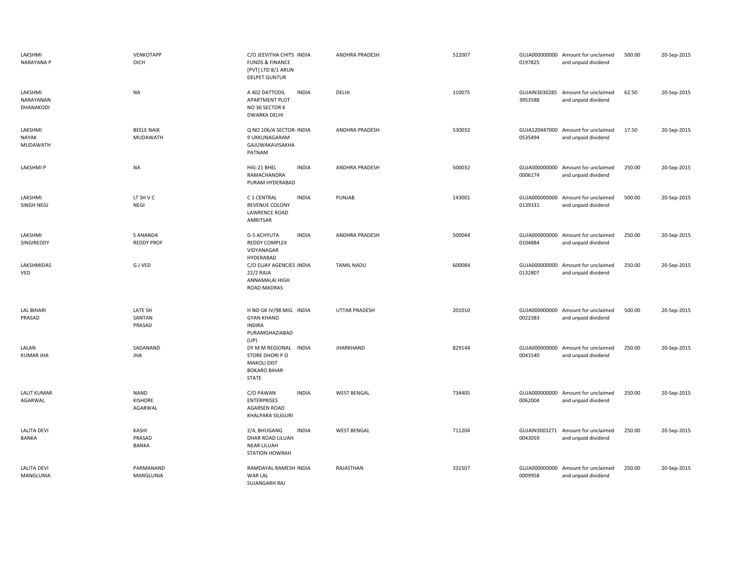| | | | | | | | | | |
|---|---|---|---|---|---|---|---|---|---|
| LAKSHMI NARAYANA P | VENKOTAPP OICH | C/O JEEVITHA CHITS FUNDS & FINANCE [PVT] LTD 8/1 ARUN DELPET GUNTUR | INDIA | ANDHRA PRADESH | 522007 | GUJA000000000 0197825 | Amount for unclaimed and unpaid dividend | 500.00 | 20-Sep-2015 |
| LAKSHMI NARAYANAN DHANAKODI | NA | A 402 DATTODIL APARTMENT PLOT NO 36 SECTOR 6 DWARKA DELHI | INDIA | DELHI | 110075 | GUJAIN3030285 3953588 | Amount for unclaimed and unpaid dividend | 62.50 | 20-Sep-2015 |
| LAKSHMI NAYAK MUDAWATH | BEELE NAIK MUDAWATH | Q NO 106/A SECTOR-9 UKKUNAGARAM GAJUWAKAVISAKHA PATNAM | INDIA | ANDHRA PRADESH | 530032 | GUJA120447000 0535494 | Amount for unclaimed and unpaid dividend | 17.50 | 20-Sep-2015 |
| LAKSHMI P | NA | HIG-21 BHEL RAMACHANDRA PURAM HYDERABAD | INDIA | ANDHRA PRADESH | 500032 | GUJA000000000 0006174 | Amount for unclaimed and unpaid dividend | 250.00 | 20-Sep-2015 |
| LAKSHMI SINGH NEGI | LT SH V C NEGI | C 1 CENTRAL REVENUE COLONY LAWRENCE ROAD AMRITSAR | INDIA | PUNJAB | 143001 | GUJA000000000 0139331 | Amount for unclaimed and unpaid dividend | 500.00 | 20-Sep-2015 |
| LAKSHMI SINGIREDDY | S ANANDA REDDY PROF | G-5 ACHYUTA REDDY COMPLEX VIDYANAGAR HYDERABAD | INDIA | ANDHRA PRADESH | 500044 | GUJA000000000 0104884 | Amount for unclaimed and unpaid dividend | 250.00 | 20-Sep-2015 |
| LAKSHMIDAS VED | G J VED | C/O ELJAY AGENCIES 22/2 RAJA ANNAMALAI HIGH ROAD MADRAS | INDIA | TAMIL NADU | 600084 | GUJA000000000 0132807 | Amount for unclaimed and unpaid dividend | 250.00 | 20-Sep-2015 |
| LAL BIHARI PRASAD | LATE SH SANTAN PRASAD | H NO GK IV/98 MIG GYAN KHAND INDIRA PURAMGHAZIABAD (UP) | INDIA | UTTAR PRADESH | 201010 | GUJA000000000 0022383 | Amount for unclaimed and unpaid dividend | 500.00 | 20-Sep-2015 |
| LALAN KUMAR JHA | SADANAND JHA | DY M M REGIONAL STORE DHORI P O MAKOLI DIST BOKARO BIHAR STATE | INDIA | JHARKHAND | 829144 | GUJA000000000 0041540 | Amount for unclaimed and unpaid dividend | 250.00 | 20-Sep-2015 |
| LALIT KUMAR AGARWAL | NAND KISHORE AGARWAL | C/O PAWAN ENTERPRISES AGARSEN ROAD KHALPARA SILIGURI | INDIA | WEST BENGAL | 734405 | GUJA000000000 0062004 | Amount for unclaimed and unpaid dividend | 250.00 | 20-Sep-2015 |
| LALITA DEVI BANKA | KASHI PRASAD BANKA | 2/4, BHUGANG DHAR ROAD LILUAH NEAR LILUAH STATION HOWRAH | INDIA | WEST BENGAL | 711204 | GUJAIN3003271 0043059 | Amount for unclaimed and unpaid dividend | 250.00 | 20-Sep-2015 |
| LALITA DEVI MANGLUNIA | PARMANAND MANGLUNIA | RAMDAYAL RAMESH WAR LAL SUJANGARH RAJ | INDIA | RAJASTHAN | 331507 | GUJA000000000 0009958 | Amount for unclaimed and unpaid dividend | 250.00 | 20-Sep-2015 |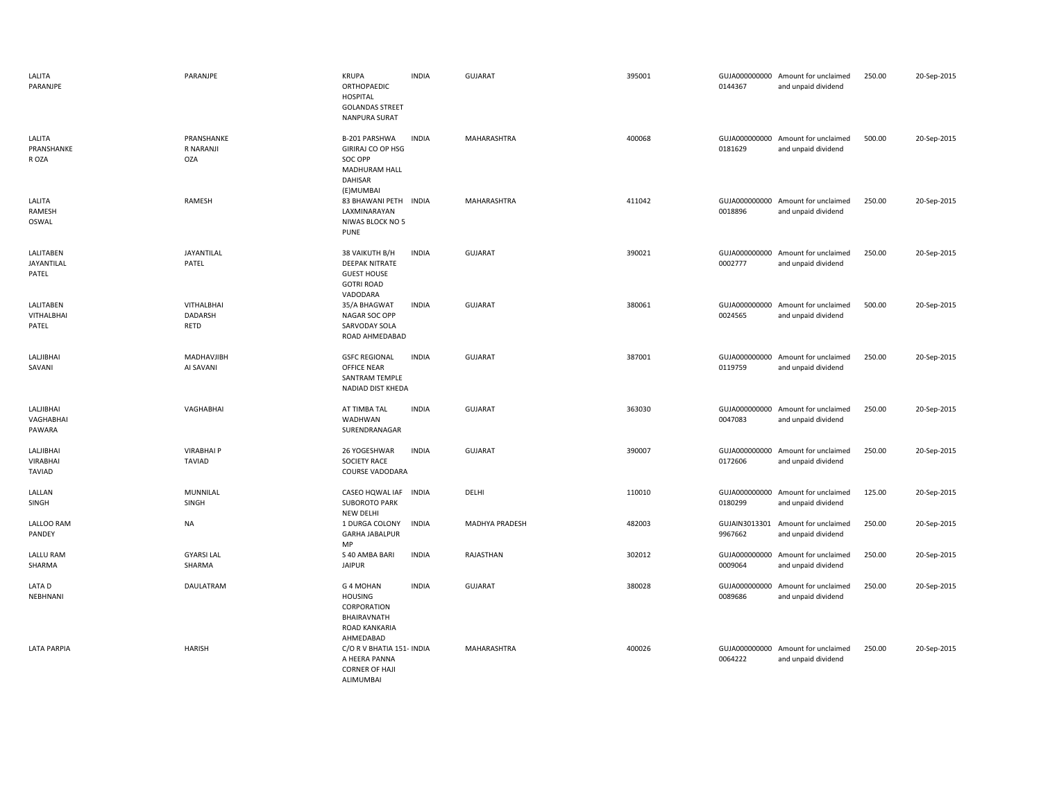| | | | | | | | | | |
|---|---|---|---|---|---|---|---|---|---|
| LALITA PARANJPE | PARANJPE | KRUPA ORTHOPAEDIC HOSPITAL GOLANDAS STREET NANPURA SURAT | INDIA | GUJARAT | 395001 | GUJA0000000000144367 | Amount for unclaimed and unpaid dividend | 250.00 | 20-Sep-2015 |
| LALITA PRANSHANKE R OZA | PRANSHANKE R NARANJI OZA | B-201 PARSHWA GIRIRAJ CO OP HSG SOC OPP MADHURAM HALL DAHISAR (E)MUMBAI | INDIA | MAHARASHTRA | 400068 | GUJA0000000000181629 | Amount for unclaimed and unpaid dividend | 500.00 | 20-Sep-2015 |
| LALITA RAMESH OSWAL | RAMESH | 83 BHAWANI PETH LAXMINARAYAN NIWAS BLOCK NO 5 PUNE | INDIA | MAHARASHTRA | 411042 | GUJA0000000000018896 | Amount for unclaimed and unpaid dividend | 250.00 | 20-Sep-2015 |
| LALITABEN JAYANTILAL PATEL | JAYANTILAL PATEL | 38 VAIKUTH B/H DEEPAK NITRATE GUEST HOUSE GOTRI ROAD VADODARA | INDIA | GUJARAT | 390021 | GUJA0000000000002777 | Amount for unclaimed and unpaid dividend | 250.00 | 20-Sep-2015 |
| LALITABEN VITHALBHAI PATEL | VITHALBHAI DADARSH RETD | 35/A BHAGWAT NAGAR SOC OPP SARVODAY SOLA ROAD AHMEDABAD | INDIA | GUJARAT | 380061 | GUJA0000000000024565 | Amount for unclaimed and unpaid dividend | 500.00 | 20-Sep-2015 |
| LALJIBHAI SAVANI | MADHAVJIBH AI SAVANI | GSFC REGIONAL OFFICE NEAR SANTRAM TEMPLE NADIAD DIST KHEDA | INDIA | GUJARAT | 387001 | GUJA0000000000119759 | Amount for unclaimed and unpaid dividend | 250.00 | 20-Sep-2015 |
| LALJIBHAI VAGHABHAI PAWARA | VAGHABHAI | AT TIMBA TAL WADHWAN SURENDRANAGAR | INDIA | GUJARAT | 363030 | GUJA0000000000047083 | Amount for unclaimed and unpaid dividend | 250.00 | 20-Sep-2015 |
| LALJIBHAI VIRABHAI TAVIAD | VIRABHAI P TAVIAD | 26 YOGESHWAR SOCIETY RACE COURSE VADODARA | INDIA | GUJARAT | 390007 | GUJA0000000000172606 | Amount for unclaimed and unpaid dividend | 250.00 | 20-Sep-2015 |
| LALLAN SINGH | MUNNILAL SINGH | CASEO HQWAL IAF SUBOROTO PARK NEW DELHI | INDIA | DELHI | 110010 | GUJA0000000000180299 | Amount for unclaimed and unpaid dividend | 125.00 | 20-Sep-2015 |
| LALLOO RAM PANDEY | NA | 1 DURGA COLONY GARHA JABALPUR MP | INDIA | MADHYA PRADESH | 482003 | GUJAIN30133019967662 | Amount for unclaimed and unpaid dividend | 250.00 | 20-Sep-2015 |
| LALLU RAM SHARMA | GYARSI LAL SHARMA | S 40 AMBA BARI JAIPUR | INDIA | RAJASTHAN | 302012 | GUJA0000000000009064 | Amount for unclaimed and unpaid dividend | 250.00 | 20-Sep-2015 |
| LATA D NEBHNANI | DAULATRAM | G 4 MOHAN HOUSING CORPORATION BHAIRAVNATH ROAD KANKARIA AHMEDABAD | INDIA | GUJARAT | 380028 | GUJA0000000000089686 | Amount for unclaimed and unpaid dividend | 250.00 | 20-Sep-2015 |
| LATA PARPIA | HARISH | C/O R V BHATIA 151-A HEERA PANNA CORNER OF HAJI ALIMUMBAI | INDIA | MAHARASHTRA | 400026 | GUJA0000000000064222 | Amount for unclaimed and unpaid dividend | 250.00 | 20-Sep-2015 |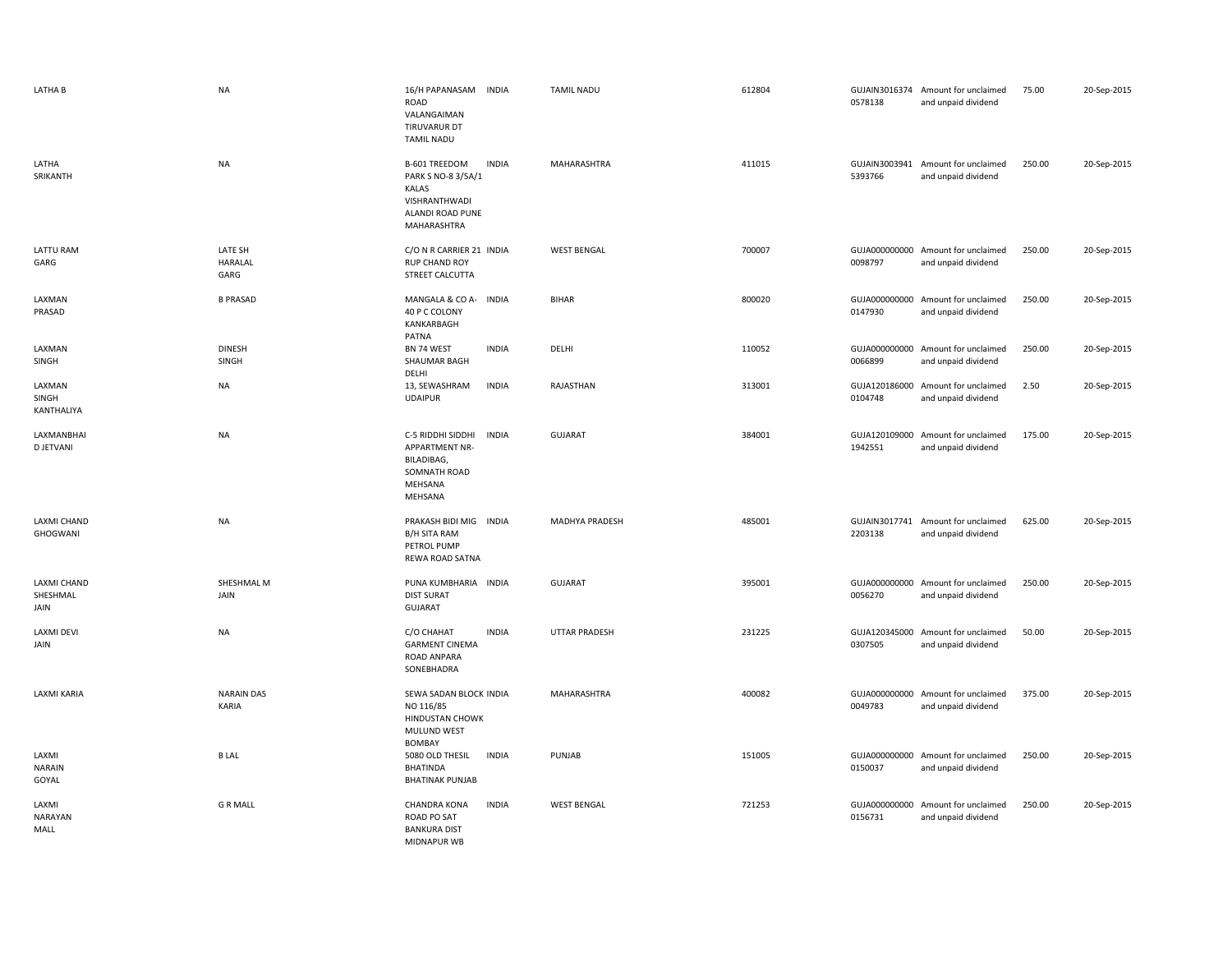| | | | | | | | | | |
|---|---|---|---|---|---|---|---|---|---|
| LATHA B | NA | 16/H PAPANASAM ROAD VALANGAIMAN TIRUVARUR DT TAMIL NADU | INDIA | TAMIL NADU | 612804 | GUJAIN30163740578138 | Amount for unclaimed and unpaid dividend | 75.00 | 20-Sep-2015 |
| LATHA SRIKANTH | NA | B-601 TREEDOM PARK S NO-8 3/5A/1 KALAS VISHRANTHWADI ALANDI ROAD PUNE MAHARASHTRA | INDIA | MAHARASHTRA | 411015 | GUJAIN30039415393766 | Amount for unclaimed and unpaid dividend | 250.00 | 20-Sep-2015 |
| LATTU RAM GARG | LATE SH HARALAL GARG | C/O N R CARRIER 21 RUP CHAND ROY STREET CALCUTTA | INDIA | WEST BENGAL | 700007 | GUJA0000000000098797 | Amount for unclaimed and unpaid dividend | 250.00 | 20-Sep-2015 |
| LAXMAN PRASAD | B PRASAD | MANGALA & CO A-40 P C COLONY KANKARBAGH PATNA | INDIA | BIHAR | 800020 | GUJA0000000000147930 | Amount for unclaimed and unpaid dividend | 250.00 | 20-Sep-2015 |
| LAXMAN SINGH | DINESH SINGH | BN 74 WEST SHAUMAR BAGH DELHI | INDIA | DELHI | 110052 | GUJA0000000000066899 | Amount for unclaimed and unpaid dividend | 250.00 | 20-Sep-2015 |
| LAXMAN SINGH KANTHALIYA | NA | 13, SEWASHRAM UDAIPUR | INDIA | RAJASTHAN | 313001 | GUJA1201860000104748 | Amount for unclaimed and unpaid dividend | 2.50 | 20-Sep-2015 |
| LAXMANBHAI D JETVANI | NA | C-5 RIDDHI SIDDHI APPARTMENT NR-BILADIBAG, SOMNATH ROAD MEHSANA MEHSANA | INDIA | GUJARAT | 384001 | GUJA1201090001942551 | Amount for unclaimed and unpaid dividend | 175.00 | 20-Sep-2015 |
| LAXMI CHAND GHOGWANI | NA | PRAKASH BIDI MIG B/H SITA RAM PETROL PUMP REWA ROAD SATNA | INDIA | MADHYA PRADESH | 485001 | GUJAIN30177412203138 | Amount for unclaimed and unpaid dividend | 625.00 | 20-Sep-2015 |
| LAXMI CHAND SHESHMAL JAIN | SHESHMAL M JAIN | PUNA KUMBHARIA DIST SURAT GUJARAT | INDIA | GUJARAT | 395001 | GUJA0000000000056270 | Amount for unclaimed and unpaid dividend | 250.00 | 20-Sep-2015 |
| LAXMI DEVI JAIN | NA | C/O CHAHAT GARMENT CINEMA ROAD ANPARA SONEBHADRA | INDIA | UTTAR PRADESH | 231225 | GUJA1203450000307505 | Amount for unclaimed and unpaid dividend | 50.00 | 20-Sep-2015 |
| LAXMI KARIA | NARAIN DAS KARIA | SEWA SADAN BLOCK NO 116/85 HINDUSTAN CHOWK MULUND WEST BOMBAY | INDIA | MAHARASHTRA | 400082 | GUJA0000000000049783 | Amount for unclaimed and unpaid dividend | 375.00 | 20-Sep-2015 |
| LAXMI NARAIN GOYAL | B LAL | 5080 OLD THESIL BHATINDA BHATINAK PUNJAB | INDIA | PUNJAB | 151005 | GUJA0000000000150037 | Amount for unclaimed and unpaid dividend | 250.00 | 20-Sep-2015 |
| LAXMI NARAYAN MALL | G R MALL | CHANDRA KONA ROAD PO SAT BANKURA DIST MIDNAPUR WB | INDIA | WEST BENGAL | 721253 | GUJA0000000000156731 | Amount for unclaimed and unpaid dividend | 250.00 | 20-Sep-2015 |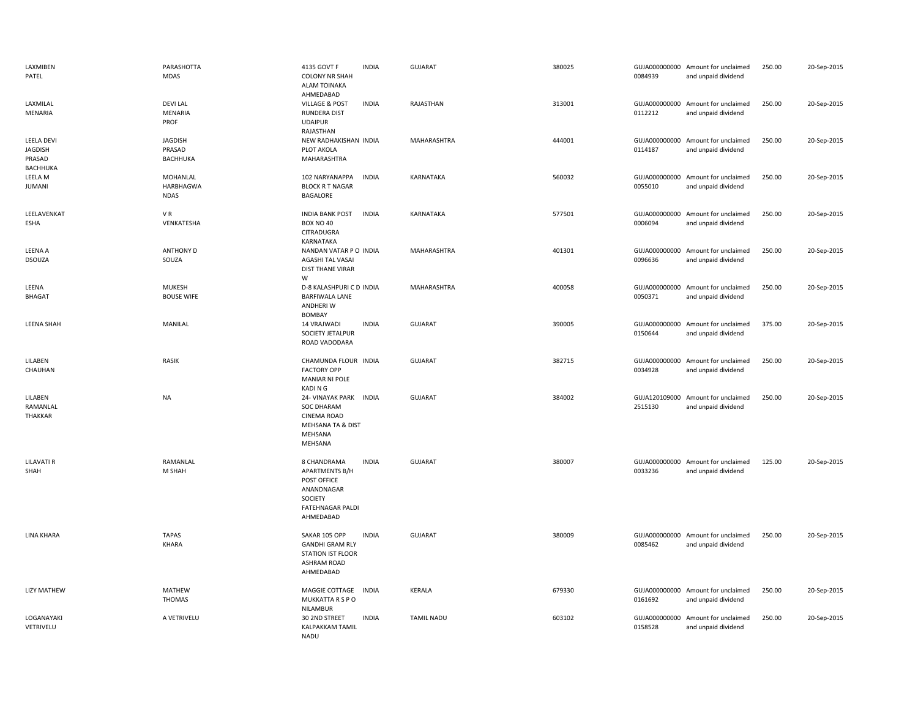| | | | | | | | | | |
|---|---|---|---|---|---|---|---|---|---|
| LAXMIBEN PATEL | PARASHOTTA MDAS | 4135 GOVT F COLONY NR SHAH ALAM TOINAKA AHMEDABAD | INDIA | GUJARAT | 380025 | GUJA000000000 0084939 | Amount for unclaimed and unpaid dividend | 250.00 | 20-Sep-2015 |
| LAXMILAL MENARIA | DEVI LAL MENARIA PROF | VILLAGE & POST RUNDERA DIST UDAIPUR RAJASTHAN | INDIA | RAJASTHAN | 313001 | GUJA000000000 0112212 | Amount for unclaimed and unpaid dividend | 250.00 | 20-Sep-2015 |
| LEELA DEVI JAGDISH PRASAD BACHHUKA | JAGDISH PRASAD BACHHUKA | NEW RADHAKISHAN PLOT AKOLA MAHARASHTRA | INDIA | MAHARASHTRA | 444001 | GUJA000000000 0114187 | Amount for unclaimed and unpaid dividend | 250.00 | 20-Sep-2015 |
| LEELA M JUMANI | MOHANLAL HARBHAGWA NDAS | 102 NARYANAPPA BLOCK R T NAGAR BAGALORE | INDIA | KARNATAKA | 560032 | GUJA000000000 0055010 | Amount for unclaimed and unpaid dividend | 250.00 | 20-Sep-2015 |
| LEELAVENKAT ESHA | V R VENKATESHA | INDIA BANK POST BOX NO 40 CITRADUGRA KARNATAKA | INDIA | KARNATAKA | 577501 | GUJA000000000 0006094 | Amount for unclaimed and unpaid dividend | 250.00 | 20-Sep-2015 |
| LEENA A DSOUZA | ANTHONY D SOUZA | NANDAN VATAR P O AGASHI TAL VASAI DIST THANE VIRAR W | INDIA | MAHARASHTRA | 401301 | GUJA000000000 0096636 | Amount for unclaimed and unpaid dividend | 250.00 | 20-Sep-2015 |
| LEENA BHAGAT | MUKESH BOUSE WIFE | D-8 KALASHPURI C D BARFIWALA LANE ANDHERI W BOMBAY | INDIA | MAHARASHTRA | 400058 | GUJA000000000 0050371 | Amount for unclaimed and unpaid dividend | 250.00 | 20-Sep-2015 |
| LEENA SHAH | MANILAL | 14 VRAJWADI SOCIETY JETALPUR ROAD VADODARA | INDIA | GUJARAT | 390005 | GUJA000000000 0150644 | Amount for unclaimed and unpaid dividend | 375.00 | 20-Sep-2015 |
| LILABEN CHAUHAN | RASIK | CHAMUNDA FLOUR FACTORY OPP MANIAR NI POLE KADI N G | INDIA | GUJARAT | 382715 | GUJA000000000 0034928 | Amount for unclaimed and unpaid dividend | 250.00 | 20-Sep-2015 |
| LILABEN RAMANLAL THAKKAR | NA | 24- VINAYAK PARK SOC DHARAM CINEMA ROAD MEHSANA TA & DIST MEHSANA MEHSANA | INDIA | GUJARAT | 384002 | GUJA120109000 2515130 | Amount for unclaimed and unpaid dividend | 250.00 | 20-Sep-2015 |
| LILAVATI R SHAH | RAMANLAL M SHAH | 8 CHANDRAMA APARTMENTS B/H POST OFFICE ANANDNAGAR SOCIETY FATEHNAGAR PALDI AHMEDABAD | INDIA | GUJARAT | 380007 | GUJA000000000 0033236 | Amount for unclaimed and unpaid dividend | 125.00 | 20-Sep-2015 |
| LINA KHARA | TAPAS KHARA | SAKAR 105 OPP GANDHI GRAM RLY STATION IST FLOOR ASHRAM ROAD AHMEDABAD | INDIA | GUJARAT | 380009 | GUJA000000000 0085462 | Amount for unclaimed and unpaid dividend | 250.00 | 20-Sep-2015 |
| LIZY MATHEW | MATHEW THOMAS | MAGGIE COTTAGE MUKKATTA R S P O NILAMBUR | INDIA | KERALA | 679330 | GUJA000000000 0161692 | Amount for unclaimed and unpaid dividend | 250.00 | 20-Sep-2015 |
| LOGANAYAKI VETRIVELU | A VETRIVELU | 30 2ND STREET KALPAKKAM TAMIL NADU | INDIA | TAMIL NADU | 603102 | GUJA000000000 0158528 | Amount for unclaimed and unpaid dividend | 250.00 | 20-Sep-2015 |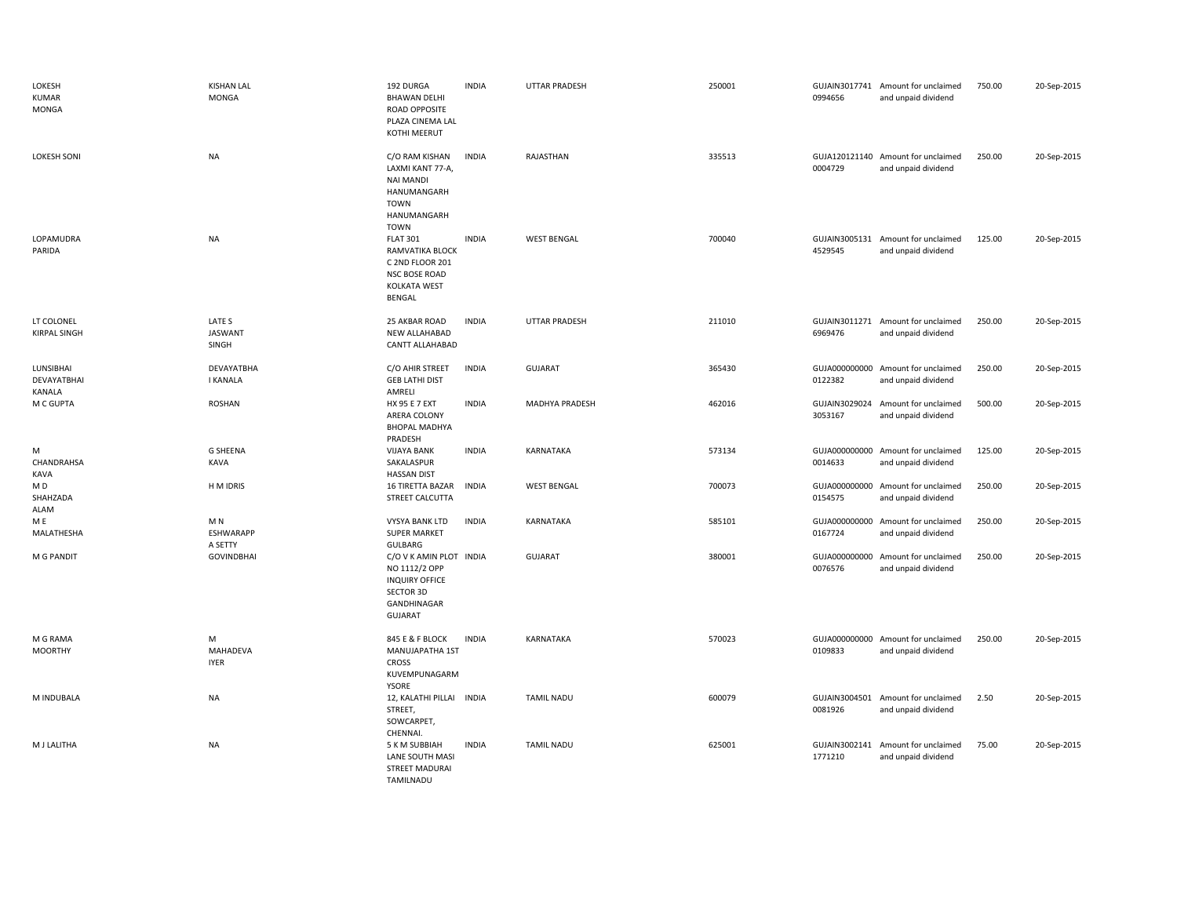| | | | | | | | | | |
|---|---|---|---|---|---|---|---|---|---|
| LOKESH KUMAR MONGA | KISHAN LAL MONGA | 192 DURGA BHAWAN DELHI ROAD OPPOSITE PLAZA CINEMA LAL KOTHI MEERUT | INDIA | UTTAR PRADESH | 250001 | GUJAIN30177410994656 | Amount for unclaimed and unpaid dividend | 750.00 | 20-Sep-2015 |
| LOKESH SONI | NA | C/O RAM KISHAN LAXMI KANT 77-A, NAI MANDI HANUMANGARH TOWN HANUMANGARH TOWN | INDIA | RAJASTHAN | 335513 | GUJA1201211400004729 | Amount for unclaimed and unpaid dividend | 250.00 | 20-Sep-2015 |
| LOPAMUDRA PARIDA | NA | FLAT 301 RAMVATIKA BLOCK C 2ND FLOOR 201 NSC BOSE ROAD KOLKATA WEST BENGAL | INDIA | WEST BENGAL | 700040 | GUJAIN30051314529545 | Amount for unclaimed and unpaid dividend | 125.00 | 20-Sep-2015 |
| LT COLONEL KIRPAL SINGH | LATE S JASWANT SINGH | 25 AKBAR ROAD NEW ALLAHABAD CANTT ALLAHABAD | INDIA | UTTAR PRADESH | 211010 | GUJAIN30112716969476 | Amount for unclaimed and unpaid dividend | 250.00 | 20-Sep-2015 |
| LUNSIBHAI DEVAYATBHAI KANALA | DEVAYATBHA I KANALA | C/O AHIR STREET GEB LATHI DIST AMRELI | INDIA | GUJARAT | 365430 | GUJA0000000000122382 | Amount for unclaimed and unpaid dividend | 250.00 | 20-Sep-2015 |
| M C GUPTA | ROSHAN | HX 95 E 7 EXT ARERA COLONY BHOPAL MADHYA PRADESH | INDIA | MADHYA PRADESH | 462016 | GUJAIN30290243053167 | Amount for unclaimed and unpaid dividend | 500.00 | 20-Sep-2015 |
| M CHANDRAHSA KAVA | G SHEENA KAVA | VIJAYA BANK SAKALASPUR HASSAN DIST | INDIA | KARNATAKA | 573134 | GUJA0000000000014633 | Amount for unclaimed and unpaid dividend | 125.00 | 20-Sep-2015 |
| M D SHAHZADA ALAM | H M IDRIS | 16 TIRETTA BAZAR STREET CALCUTTA | INDIA | WEST BENGAL | 700073 | GUJA0000000000154575 | Amount for unclaimed and unpaid dividend | 250.00 | 20-Sep-2015 |
| M E MALATHESHA | M N ESHWARAPP A SETTY | VYSYA BANK LTD SUPER MARKET GULBARG | INDIA | KARNATAKA | 585101 | GUJA0000000000167724 | Amount for unclaimed and unpaid dividend | 250.00 | 20-Sep-2015 |
| M G PANDIT | GOVINDBHAI | C/O V K AMIN PLOT NO 1112/2 OPP INQUIRY OFFICE SECTOR 3D GANDHINAGAR GUJARAT | INDIA | GUJARAT | 380001 | GUJA0000000000076576 | Amount for unclaimed and unpaid dividend | 250.00 | 20-Sep-2015 |
| M G RAMA MOORTHY | M MAHADEVA IYER | 845 E & F BLOCK MANUJAPATHA 1ST CROSS KUVEMPUNAGARM YSORE | INDIA | KARNATAKA | 570023 | GUJA0000000000109833 | Amount for unclaimed and unpaid dividend | 250.00 | 20-Sep-2015 |
| M INDUBALA | NA | 12, KALATHI PILLAI STREET, SOWCARPET, CHENNAI. | INDIA | TAMIL NADU | 600079 | GUJAIN30045010081926 | Amount for unclaimed and unpaid dividend | 2.50 | 20-Sep-2015 |
| M J LALITHA | NA | 5 K M SUBBIAH LANE SOUTH MASI STREET MADURAI TAMILNADU | INDIA | TAMIL NADU | 625001 | GUJAIN30021411771210 | Amount for unclaimed and unpaid dividend | 75.00 | 20-Sep-2015 |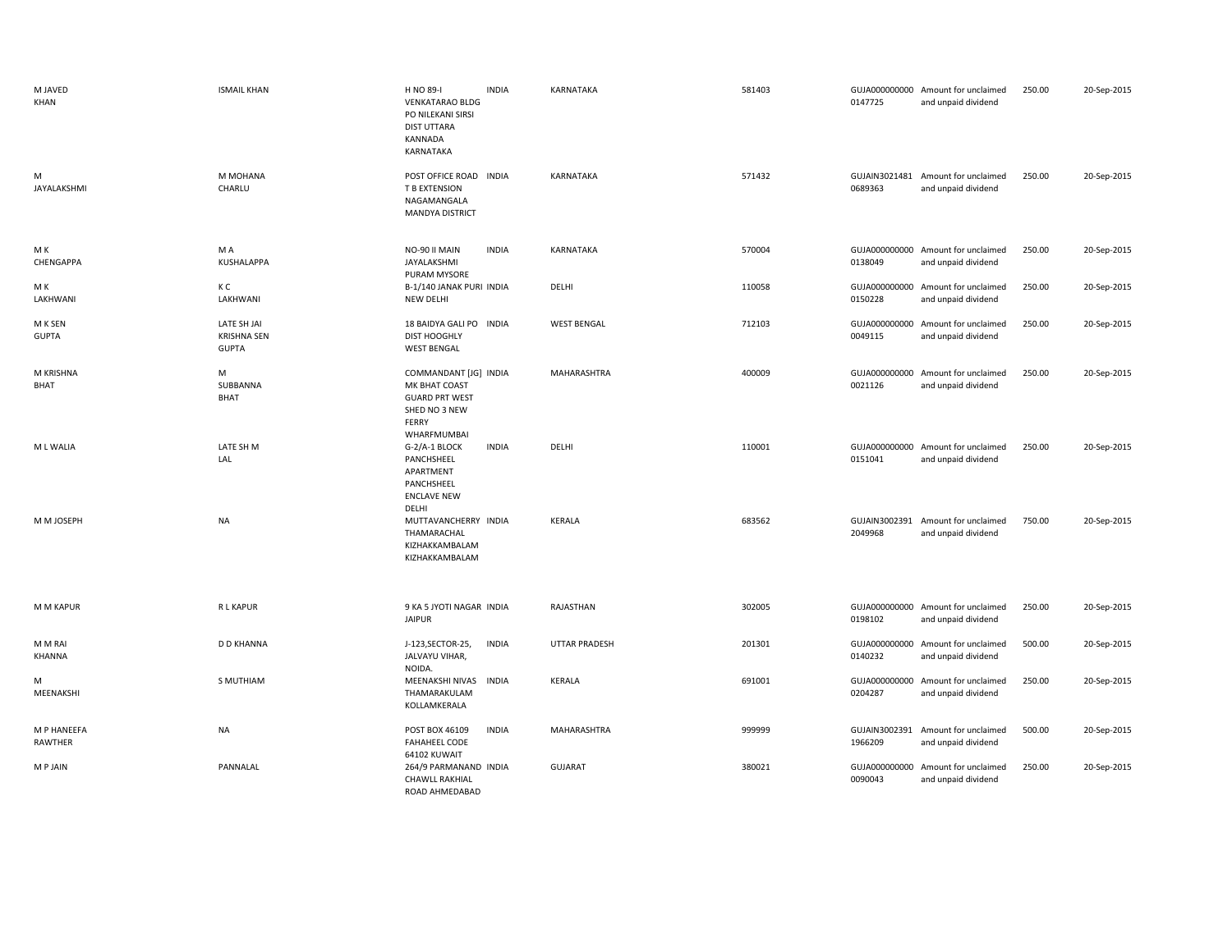| | | | | | | | | | |
|---|---|---|---|---|---|---|---|---|---|
| M JAVED KHAN | ISMAIL KHAN | H NO 89-I VENKATARAO BLDG PO NILEKANI SIRSI DIST UTTARA KANNADA KARNATAKA | INDIA | KARNATAKA | 581403 | GUJA000000000 0147725 | Amount for unclaimed and unpaid dividend | 250.00 | 20-Sep-2015 |
| M JAYALAKSHMI | M MOHANA CHARLU | POST OFFICE ROAD T B EXTENSION NAGAMANGALA MANDYA DISTRICT | INDIA | KARNATAKA | 571432 | GUJAIN3021481 0689363 | Amount for unclaimed and unpaid dividend | 250.00 | 20-Sep-2015 |
| M K CHENGAPPA | M A KUSHALAPPA | NO-90 II MAIN JAYALAKSHMI PURAM MYSORE | INDIA | KARNATAKA | 570004 | GUJA000000000 0138049 | Amount for unclaimed and unpaid dividend | 250.00 | 20-Sep-2015 |
| M K LAKHWANI | K C LAKHWANI | B-1/140 JANAK PURI NEW DELHI | INDIA | DELHI | 110058 | GUJA000000000 0150228 | Amount for unclaimed and unpaid dividend | 250.00 | 20-Sep-2015 |
| M K SEN GUPTA | LATE SH JAI KRISHNA SEN GUPTA | 18 BAIDYA GALI PO DIST HOOGHLY WEST BENGAL | INDIA | WEST BENGAL | 712103 | GUJA000000000 0049115 | Amount for unclaimed and unpaid dividend | 250.00 | 20-Sep-2015 |
| M KRISHNA BHAT | M SUBBANNA BHAT | COMMANDANT [JG] MK BHAT COAST GUARD PRT WEST SHED NO 3 NEW FERRY WHARFMUMBAI | INDIA | MAHARASHTRA | 400009 | GUJA000000000 0021126 | Amount for unclaimed and unpaid dividend | 250.00 | 20-Sep-2015 |
| M L WALIA | LATE SH M LAL | G-2/A-1 BLOCK PANCHSHEEL APARTMENT PANCHSHEEL ENCLAVE NEW DELHI | INDIA | DELHI | 110001 | GUJA000000000 0151041 | Amount for unclaimed and unpaid dividend | 250.00 | 20-Sep-2015 |
| M M JOSEPH | NA | MUTTAVANCHERRY THAMARACHAL KIZHAKKAMBALAM KIZHAKKAMBALAM | INDIA | KERALA | 683562 | GUJAIN3002391 2049968 | Amount for unclaimed and unpaid dividend | 750.00 | 20-Sep-2015 |
| M M KAPUR | R L KAPUR | 9 KA 5 JYOTI NAGAR JAIPUR | INDIA | RAJASTHAN | 302005 | GUJA000000000 0198102 | Amount for unclaimed and unpaid dividend | 250.00 | 20-Sep-2015 |
| M M RAI KHANNA | D D KHANNA | J-123,SECTOR-25, JALVAYU VIHAR, NOIDA. | INDIA | UTTAR PRADESH | 201301 | GUJA000000000 0140232 | Amount for unclaimed and unpaid dividend | 500.00 | 20-Sep-2015 |
| M MEENAKSHI | S MUTHIAM | MEENAKSHI NIVAS THAMARAKULAM KOLLAMKERALA | INDIA | KERALA | 691001 | GUJA000000000 0204287 | Amount for unclaimed and unpaid dividend | 250.00 | 20-Sep-2015 |
| M P HANEEFA RAWTHER | NA | POST BOX 46109 FAHAHEEL CODE 64102 KUWAIT | INDIA | MAHARASHTRA | 999999 | GUJAIN3002391 1966209 | Amount for unclaimed and unpaid dividend | 500.00 | 20-Sep-2015 |
| M P JAIN | PANNALAL | 264/9 PARMANAND CHAWLL RAKHIAL ROAD AHMEDABAD | INDIA | GUJARAT | 380021 | GUJA000000000 0090043 | Amount for unclaimed and unpaid dividend | 250.00 | 20-Sep-2015 |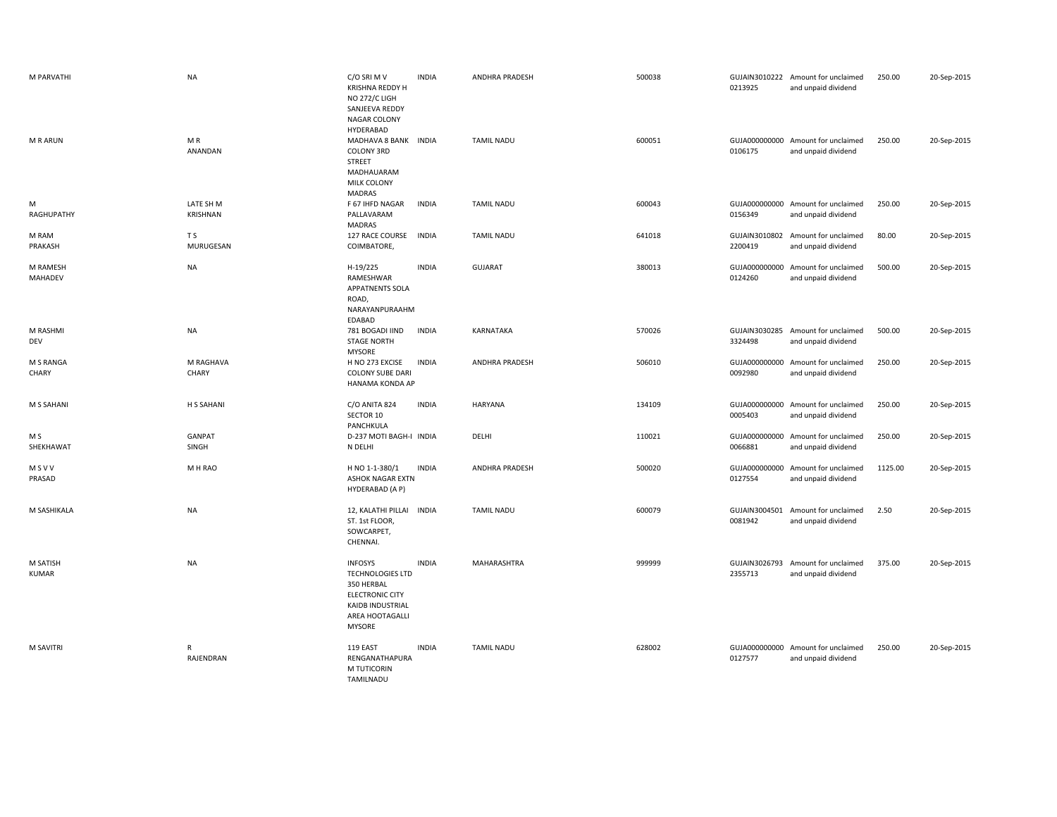| | | | | | | | | | |
|---|---|---|---|---|---|---|---|---|---|
| M PARVATHI | NA | C/O SRI M V KRISHNA REDDY H NO 272/C LIGH SANJEEVA REDDY NAGAR COLONY HYDERABAD | INDIA | ANDHRA PRADESH | 500038 | GUJAIN30102220213925 | Amount for unclaimed and unpaid dividend | 250.00 | 20-Sep-2015 |
| M R ARUN | M R ANANDAN | MADHAVA 8 BANK COLONY 3RD STREET MADHAUARAM MILK COLONY MADRAS | INDIA | TAMIL NADU | 600051 | GUJA0000000000106175 | Amount for unclaimed and unpaid dividend | 250.00 | 20-Sep-2015 |
| M RAGHUPATHY | LATE SH M KRISHNAN | F 67 IHFD NAGAR PALLAVARAM MADRAS | INDIA | TAMIL NADU | 600043 | GUJA0000000000156349 | Amount for unclaimed and unpaid dividend | 250.00 | 20-Sep-2015 |
| M RAM PRAKASH | T S MURUGESAN | 127 RACE COURSE COIMBATORE, | INDIA | TAMIL NADU | 641018 | GUJAIN30108022200419 | Amount for unclaimed and unpaid dividend | 80.00 | 20-Sep-2015 |
| M RAMESH MAHADEV | NA | H-19/225 RAMESHWAR APPATNENTS SOLA ROAD, NARAYANPURAAHMEDABAD | INDIA | GUJARAT | 380013 | GUJA0000000000124260 | Amount for unclaimed and unpaid dividend | 500.00 | 20-Sep-2015 |
| M RASHMI DEV | NA | 781 BOGADI IIND STAGE NORTH MYSORE | INDIA | KARNATAKA | 570026 | GUJAIN30302853324498 | Amount for unclaimed and unpaid dividend | 500.00 | 20-Sep-2015 |
| M S RANGA CHARY | M RAGHAVA CHARY | H NO 273 EXCISE COLONY SUBE DARI HANAMA KONDA AP | INDIA | ANDHRA PRADESH | 506010 | GUJA0000000000092980 | Amount for unclaimed and unpaid dividend | 250.00 | 20-Sep-2015 |
| M S SAHANI | H S SAHANI | C/O ANITA 824 SECTOR 10 PANCHKULA | INDIA | HARYANA | 134109 | GUJA0000000000005403 | Amount for unclaimed and unpaid dividend | 250.00 | 20-Sep-2015 |
| M S SHEKHAWAT | GANPAT SINGH | D-237 MOTI BAGH-I N DELHI | INDIA | DELHI | 110021 | GUJA0000000000066881 | Amount for unclaimed and unpaid dividend | 250.00 | 20-Sep-2015 |
| M S V V PRASAD | M H RAO | H NO 1-1-380/1 ASHOK NAGAR EXTN HYDERABAD (A P) | INDIA | ANDHRA PRADESH | 500020 | GUJA0000000000127554 | Amount for unclaimed and unpaid dividend | 1125.00 | 20-Sep-2015 |
| M SASHIKALA | NA | 12, KALATHI PILLAI ST. 1st FLOOR, SOWCARPET, CHENNAI. | INDIA | TAMIL NADU | 600079 | GUJAIN30045010081942 | Amount for unclaimed and unpaid dividend | 2.50 | 20-Sep-2015 |
| M SATISH KUMAR | NA | INFOSYS TECHNOLOGIES LTD 350 HERBAL ELECTRONIC CITY KAIDB INDUSTRIAL AREA HOOTAGALLI MYSORE | INDIA | MAHARASHTRA | 999999 | GUJAIN30267932355713 | Amount for unclaimed and unpaid dividend | 375.00 | 20-Sep-2015 |
| M SAVITRI | R RAJENDRAN | 119 EAST RENGANATHAPURAM TUTICORIN TAMILNADU | INDIA | TAMIL NADU | 628002 | GUJA0000000000127577 | Amount for unclaimed and unpaid dividend | 250.00 | 20-Sep-2015 |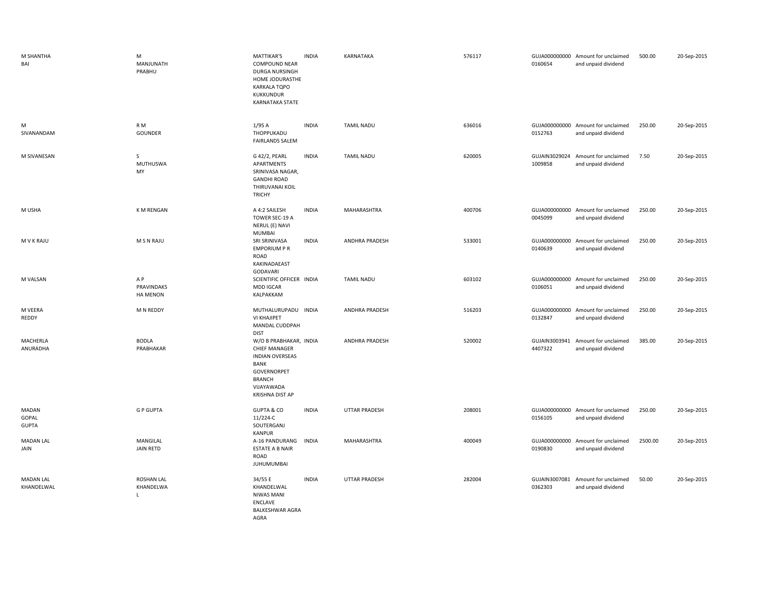| | | | | | | | | | |
|---|---|---|---|---|---|---|---|---|---|
| M SHANTHA BAI | M MANJUNATH PRABHU | MATTIKAR'S COMPOUND NEAR DURGA NURSINGH HOME JODURASTHE KARKALA TQPO KUKKUNDUR KARNATAKA STATE | INDIA | KARNATAKA | 576117 | GUJA000000000 0160654 | Amount for unclaimed and unpaid dividend | 500.00 | 20-Sep-2015 |
| M SIVANANDAM | R M GOUNDER | 1/95 A THOPPUKADU FAIRLANDS SALEM | INDIA | TAMIL NADU | 636016 | GUJA000000000 0152763 | Amount for unclaimed and unpaid dividend | 250.00 | 20-Sep-2015 |
| M SIVANESAN | S MUTHUSWA MY | G 42/2, PEARL APARTMENTS SRINIVASA NAGAR, GANDHI ROAD THIRUVANAI KOIL TRICHY | INDIA | TAMIL NADU | 620005 | GUJAIN3029024 1009858 | Amount for unclaimed and unpaid dividend | 7.50 | 20-Sep-2015 |
| M USHA | K M RENGAN | A 4:2 SAILESH TOWER SEC-19 A NERUL (E) NAVI MUMBAI | INDIA | MAHARASHTRA | 400706 | GUJA000000000 0045099 | Amount for unclaimed and unpaid dividend | 250.00 | 20-Sep-2015 |
| M V K RAJU | M S N RAJU | SRI SRINIVASA EMPORIUM P R ROAD KAKINADAEAST GODAVARI | INDIA | ANDHRA PRADESH | 533001 | GUJA000000000 0140639 | Amount for unclaimed and unpaid dividend | 250.00 | 20-Sep-2015 |
| M VALSAN | A P PRAVINDAKS HA MENON | SCIENTIFIC OFFICER MDD IGCAR KALPAKKAM | INDIA | TAMIL NADU | 603102 | GUJA000000000 0106051 | Amount for unclaimed and unpaid dividend | 250.00 | 20-Sep-2015 |
| M VEERA REDDY | M N REDDY | MUTHALURUPADU VI KHAJIPET MANDAL CUDDPAH DIST | INDIA | ANDHRA PRADESH | 516203 | GUJA000000000 0132847 | Amount for unclaimed and unpaid dividend | 250.00 | 20-Sep-2015 |
| MACHERLA ANURADHA | BODLA PRABHAKAR | W/O B PRABHAKAR, CHIEF MANAGER INDIAN OVERSEAS BANK GOVERNORPET BRANCH VIJAYAWADA KRISHNA DIST AP | INDIA | ANDHRA PRADESH | 520002 | GUJAIN3003941 4407322 | Amount for unclaimed and unpaid dividend | 385.00 | 20-Sep-2015 |
| MADAN GOPAL GUPTA | G P GUPTA | GUPTA & CO 11/224-C SOUTERGANJ KANPUR | INDIA | UTTAR PRADESH | 208001 | GUJA000000000 0156105 | Amount for unclaimed and unpaid dividend | 250.00 | 20-Sep-2015 |
| MADAN LAL JAIN | MANGILAL JAIN RETD | A-16 PANDURANG ESTATE A B NAIR ROAD JUHUMUMBAI | INDIA | MAHARASHTRA | 400049 | GUJA000000000 0190830 | Amount for unclaimed and unpaid dividend | 2500.00 | 20-Sep-2015 |
| MADAN LAL KHANDELWAL | ROSHAN LAL KHANDELWA L | 34/55 E KHANDELWAL NIWAS MANI ENCLAVE BALKESHWAR AGRA AGRA | INDIA | UTTAR PRADESH | 282004 | GUJAIN3007081 0362303 | Amount for unclaimed and unpaid dividend | 50.00 | 20-Sep-2015 |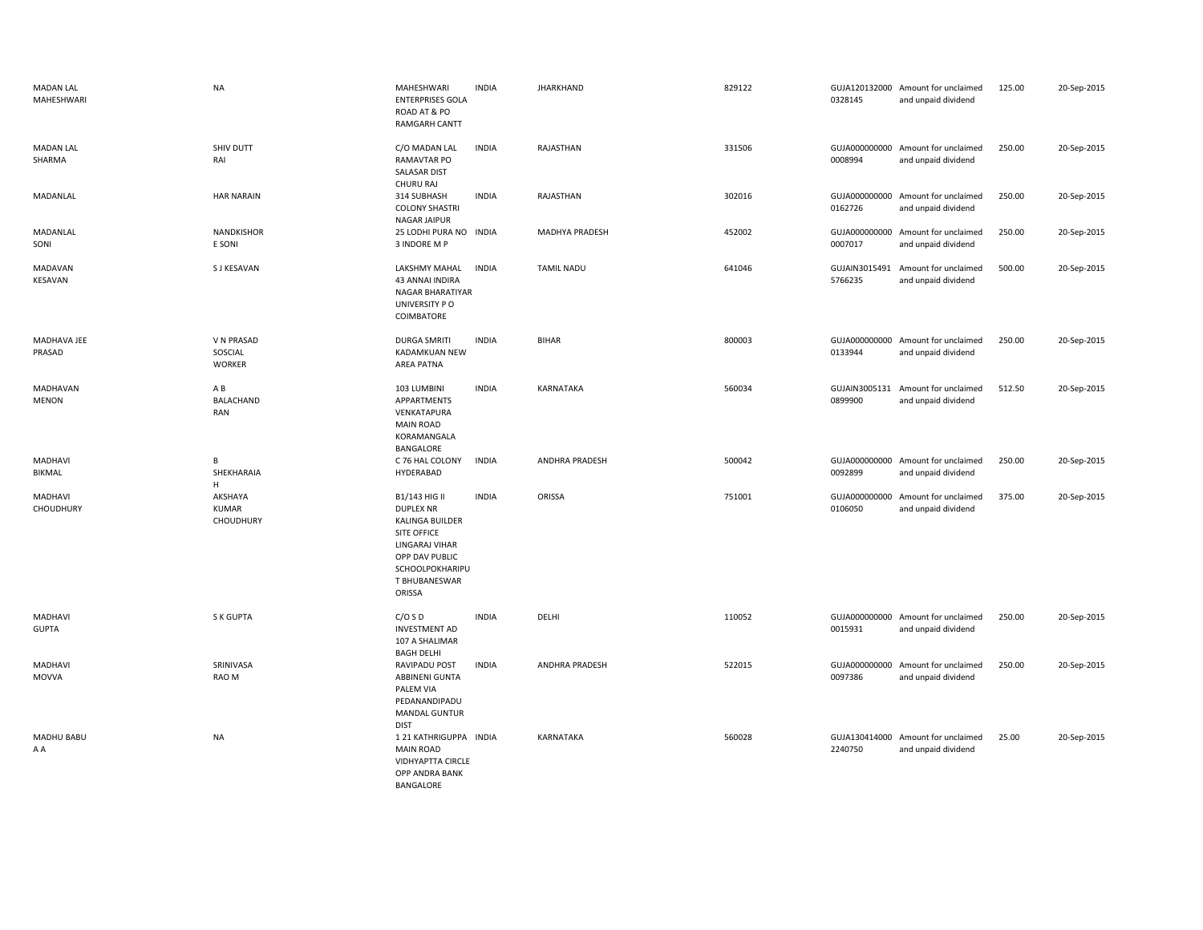| | | | | | | | | | |
|---|---|---|---|---|---|---|---|---|---|
| MADAN LAL MAHESHWARI | NA | MAHESHWARI ENTERPRISES GOLA ROAD AT & PO RAMGARH CANTT | INDIA | JHARKHAND | 829122 | GUJA120132000 0328145 | Amount for unclaimed and unpaid dividend | 125.00 | 20-Sep-2015 |
| MADAN LAL SHARMA | SHIV DUTT RAI | C/O MADAN LAL RAMAVTAR PO SALASAR DIST CHURU RAJ | INDIA | RAJASTHAN | 331506 | GUJA000000000 0008994 | Amount for unclaimed and unpaid dividend | 250.00 | 20-Sep-2015 |
| MADANLAL | HAR NARAIN | 314 SUBHASH COLONY SHASTRI NAGAR JAIPUR | INDIA | RAJASTHAN | 302016 | GUJA000000000 0162726 | Amount for unclaimed and unpaid dividend | 250.00 | 20-Sep-2015 |
| MADANLAL SONI | NANDKISHOR E SONI | 25 LODHI PURA NO 3 INDORE M P | INDIA | MADHYA PRADESH | 452002 | GUJA000000000 0007017 | Amount for unclaimed and unpaid dividend | 250.00 | 20-Sep-2015 |
| MADAVAN KESAVAN | S J KESAVAN | LAKSHMY MAHAL 43 ANNAI INDIRA NAGAR BHARATIYAR UNIVERSITY P O COIMBATORE | INDIA | TAMIL NADU | 641046 | GUJAIN3015491 5766235 | Amount for unclaimed and unpaid dividend | 500.00 | 20-Sep-2015 |
| MADHAVA JEE PRASAD | V N PRASAD SOSCIAL WORKER | DURGA SMRITI KADAMKUAN NEW AREA PATNA | INDIA | BIHAR | 800003 | GUJA000000000 0133944 | Amount for unclaimed and unpaid dividend | 250.00 | 20-Sep-2015 |
| MADHAVAN MENON | A B BALACHAND RAN | 103 LUMBINI APPARTMENTS VENKATAPURA MAIN ROAD KORAMANGALA BANGALORE | INDIA | KARNATAKA | 560034 | GUJAIN3005131 0899900 | Amount for unclaimed and unpaid dividend | 512.50 | 20-Sep-2015 |
| MADHAVI BIKMAL | B SHEKHARAIA H | C 76 HAL COLONY HYDERABAD | INDIA | ANDHRA PRADESH | 500042 | GUJA000000000 0092899 | Amount for unclaimed and unpaid dividend | 250.00 | 20-Sep-2015 |
| MADHAVI CHOUDHURY | AKSHAYA KUMAR CHOUDHURY | B1/143 HIG II DUPLEX NR KALINGA BUILDER SITE OFFICE LINGARAJ VIHAR OPP DAV PUBLIC SCHOOLPOKHARIPU T BHUBANESWAR ORISSA | INDIA | ORISSA | 751001 | GUJA000000000 0106050 | Amount for unclaimed and unpaid dividend | 375.00 | 20-Sep-2015 |
| MADHAVI GUPTA | S K GUPTA | C/O S D INVESTMENT AD 107 A SHALIMAR BAGH DELHI | INDIA | DELHI | 110052 | GUJA000000000 0015931 | Amount for unclaimed and unpaid dividend | 250.00 | 20-Sep-2015 |
| MADHAVI MOVVA | SRINIVASA RAO M | RAVIPADU POST ABBINENI GUNTA PALEM VIA PEDANANDIPADU MANDAL GUNTUR DIST | INDIA | ANDHRA PRADESH | 522015 | GUJA000000000 0097386 | Amount for unclaimed and unpaid dividend | 250.00 | 20-Sep-2015 |
| MADHU BABU A A | NA | 1 21 KATHRIGUPPA MAIN ROAD VIDHYAPTTA CIRCLE OPP ANDRA BANK BANGALORE | INDIA | KARNATAKA | 560028 | GUJA130414000 2240750 | Amount for unclaimed and unpaid dividend | 25.00 | 20-Sep-2015 |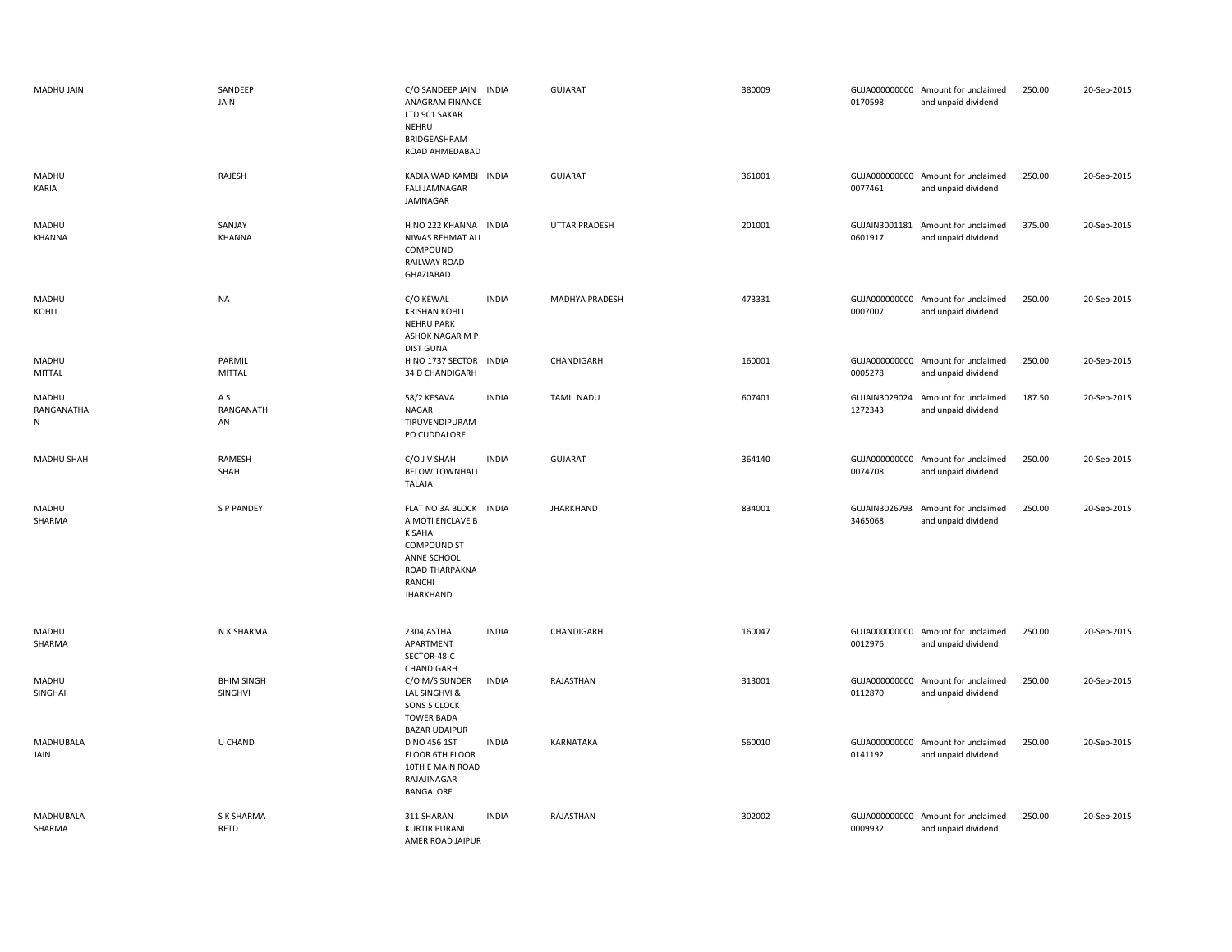| | | | | | | | | | |
|---|---|---|---|---|---|---|---|---|---|
| MADHU JAIN | SANDEEP JAIN | C/O SANDEEP JAIN ANAGRAM FINANCE LTD 901 SAKAR NEHRU BRIDGEASHRAM ROAD AHMEDABAD | INDIA | GUJARAT | 380009 | GUJA000000000 0170598 | Amount for unclaimed and unpaid dividend | 250.00 | 20-Sep-2015 |
| MADHU KARIA | RAJESH | KADIA WAD KAMBI FALI JAMNAGAR JAMNAGAR | INDIA | GUJARAT | 361001 | GUJA000000000 0077461 | Amount for unclaimed and unpaid dividend | 250.00 | 20-Sep-2015 |
| MADHU KHANNA | SANJAY KHANNA | H NO 222 KHANNA NIWAS REHMAT ALI COMPOUND RAILWAY ROAD GHAZIABAD | INDIA | UTTAR PRADESH | 201001 | GUJAIN3001181 0601917 | Amount for unclaimed and unpaid dividend | 375.00 | 20-Sep-2015 |
| MADHU KOHLI | NA | C/O KEWAL KRISHAN KOHLI NEHRU PARK ASHOK NAGAR M P DIST GUNA | INDIA | MADHYA PRADESH | 473331 | GUJA000000000 0007007 | Amount for unclaimed and unpaid dividend | 250.00 | 20-Sep-2015 |
| MADHU MITTAL | PARMIL MITTAL | H NO 1737 SECTOR 34 D CHANDIGARH | INDIA | CHANDIGARH | 160001 | GUJA000000000 0005278 | Amount for unclaimed and unpaid dividend | 250.00 | 20-Sep-2015 |
| MADHU RANGANATHA N | A S RANGANATH AN | 58/2 KESAVA NAGAR TIRUVENDIPURAM PO CUDDALORE | INDIA | TAMIL NADU | 607401 | GUJAIN3029024 1272343 | Amount for unclaimed and unpaid dividend | 187.50 | 20-Sep-2015 |
| MADHU SHAH | RAMESH SHAH | C/O J V SHAH BELOW TOWNHALL TALAJA | INDIA | GUJARAT | 364140 | GUJA000000000 0074708 | Amount for unclaimed and unpaid dividend | 250.00 | 20-Sep-2015 |
| MADHU SHARMA | S P PANDEY | FLAT NO 3A BLOCK A MOTI ENCLAVE B K SAHAI COMPOUND ST ANNE SCHOOL ROAD THARPAKNA RANCHI JHARKHAND | INDIA | JHARKHAND | 834001 | GUJAIN3026793 3465068 | Amount for unclaimed and unpaid dividend | 250.00 | 20-Sep-2015 |
| MADHU SHARMA | N K SHARMA | 2304,ASTHA APARTMENT SECTOR-48-C CHANDIGARH | INDIA | CHANDIGARH | 160047 | GUJA000000000 0012976 | Amount for unclaimed and unpaid dividend | 250.00 | 20-Sep-2015 |
| MADHU SINGHAI | BHIM SINGH SINGHVI | C/O M/S SUNDER LAL SINGHVI & SONS 5 CLOCK TOWER BADA BAZAR UDAIPUR | INDIA | RAJASTHAN | 313001 | GUJA000000000 0112870 | Amount for unclaimed and unpaid dividend | 250.00 | 20-Sep-2015 |
| MADHUBALA JAIN | U CHAND | D NO 456 1ST FLOOR 6TH FLOOR 10TH E MAIN ROAD RAJAJINAGAR BANGALORE | INDIA | KARNATAKA | 560010 | GUJA000000000 0141192 | Amount for unclaimed and unpaid dividend | 250.00 | 20-Sep-2015 |
| MADHUBALA SHARMA | S K SHARMA RETD | 311 SHARAN KURTIR PURANI AMER ROAD JAIPUR | INDIA | RAJASTHAN | 302002 | GUJA000000000 0009932 | Amount for unclaimed and unpaid dividend | 250.00 | 20-Sep-2015 |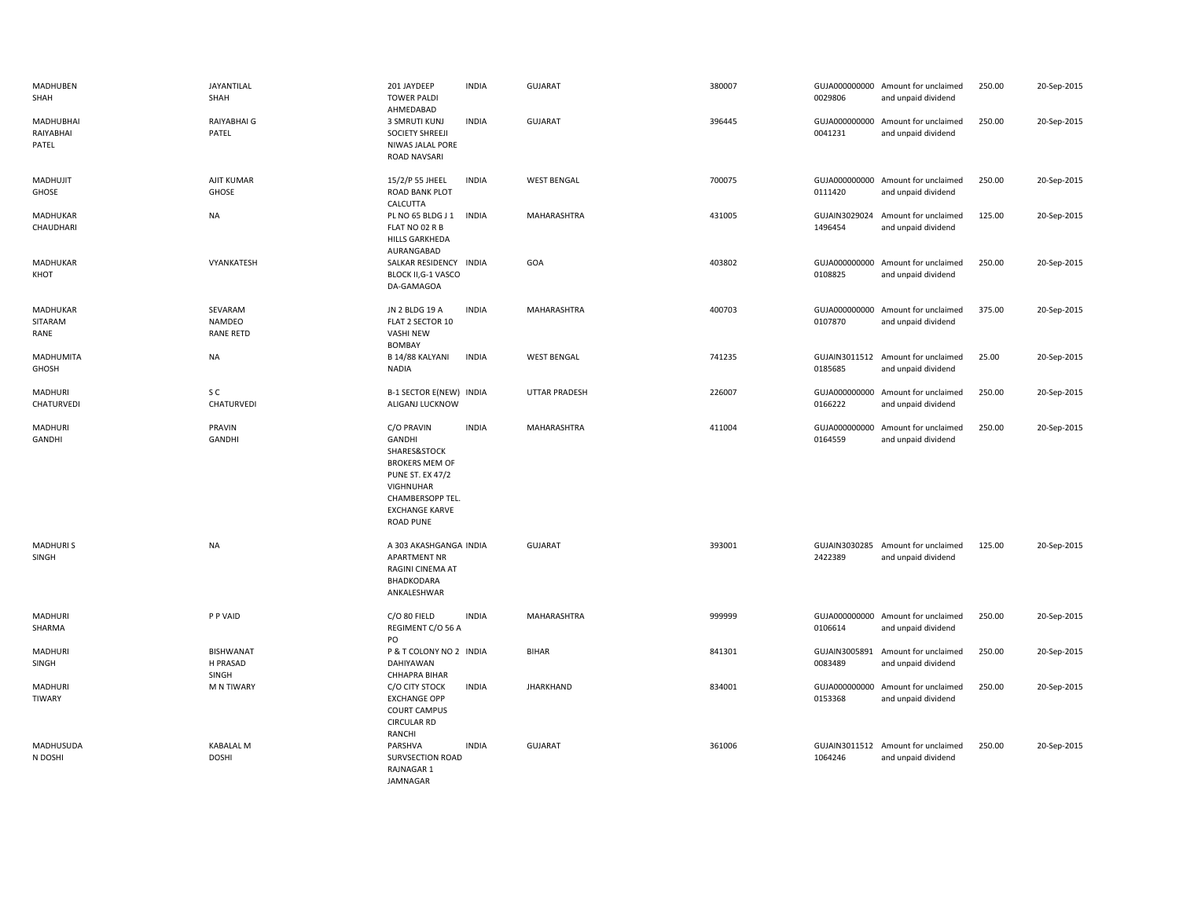| | | | | | | | | | |
|---|---|---|---|---|---|---|---|---|---|
| MADHUBEN SHAH | JAYANTILAL SHAH | 201 JAYDEEP TOWER PALDI AHMEDABAD | INDIA | GUJARAT | 380007 | GUJA000000000 0029806 | Amount for unclaimed and unpaid dividend | 250.00 | 20-Sep-2015 |
| MADHUBHAI RAIYABHAI PATEL | RAIYABHAI G PATEL | 3 SMRUTI KUNJ SOCIETY SHREEJI NIWAS JALAL PORE ROAD NAVSARI | INDIA | GUJARAT | 396445 | GUJA000000000 0041231 | Amount for unclaimed and unpaid dividend | 250.00 | 20-Sep-2015 |
| MADHUJIT GHOSE | AJIT KUMAR GHOSE | 15/2/P 55 JHEEL ROAD BANK PLOT CALCUTTA | INDIA | WEST BENGAL | 700075 | GUJA000000000 0111420 | Amount for unclaimed and unpaid dividend | 250.00 | 20-Sep-2015 |
| MADHUKAR CHAUDHARI | NA | PL NO 65 BLDG J 1 FLAT NO 02 R B HILLS GARKHEDA AURANGABAD | INDIA | MAHARASHTRA | 431005 | GUJAIN3029024 1496454 | Amount for unclaimed and unpaid dividend | 125.00 | 20-Sep-2015 |
| MADHUKAR KHOT | VYANKATESH | SALKAR RESIDENCY BLOCK II,G-1 VASCO DA-GAMAGOA | INDIA | GOA | 403802 | GUJA000000000 0108825 | Amount for unclaimed and unpaid dividend | 250.00 | 20-Sep-2015 |
| MADHUKAR SITARAM RANE | SEVARAM NAMDEO RANE RETD | JN 2 BLDG 19 A FLAT 2 SECTOR 10 VASHI NEW BOMBAY | INDIA | MAHARASHTRA | 400703 | GUJA000000000 0107870 | Amount for unclaimed and unpaid dividend | 375.00 | 20-Sep-2015 |
| MADHUMITA GHOSH | NA | B 14/88 KALYANI NADIA | INDIA | WEST BENGAL | 741235 | GUJAIN3011512 0185685 | Amount for unclaimed and unpaid dividend | 25.00 | 20-Sep-2015 |
| MADHURI CHATURVEDI | S C CHATURVEDI | B-1 SECTOR E(NEW) ALIGANJ LUCKNOW | INDIA | UTTAR PRADESH | 226007 | GUJA000000000 0166222 | Amount for unclaimed and unpaid dividend | 250.00 | 20-Sep-2015 |
| MADHURI GANDHI | PRAVIN GANDHI | C/O PRAVIN GANDHI SHARES&STOCK BROKERS MEM OF PUNE ST. EX 47/2 VIGHNUHAR CHAMBERSOPP TEL. EXCHANGE KARVE ROAD PUNE | INDIA | MAHARASHTRA | 411004 | GUJA000000000 0164559 | Amount for unclaimed and unpaid dividend | 250.00 | 20-Sep-2015 |
| MADHURI S SINGH | NA | A 303 AKASHGANGA APARTMENT NR RAGINI CINEMA AT BHADKODARA ANKALESHWAR | INDIA | GUJARAT | 393001 | GUJAIN3030285 2422389 | Amount for unclaimed and unpaid dividend | 125.00 | 20-Sep-2015 |
| MADHURI SHARMA | P P VAID | C/O 80 FIELD REGIMENT C/O 56 A PO | INDIA | MAHARASHTRA | 999999 | GUJA000000000 0106614 | Amount for unclaimed and unpaid dividend | 250.00 | 20-Sep-2015 |
| MADHURI SINGH | BISHWANAT H PRASAD SINGH | P & T COLONY NO 2 DAHIYAWAN CHHAPRA BIHAR | INDIA | BIHAR | 841301 | GUJAIN3005891 0083489 | Amount for unclaimed and unpaid dividend | 250.00 | 20-Sep-2015 |
| MADHURI TIWARY | M N TIWARY | C/O CITY STOCK EXCHANGE OPP COURT CAMPUS CIRCULAR RD RANCHI | INDIA | JHARKHAND | 834001 | GUJA000000000 0153368 | Amount for unclaimed and unpaid dividend | 250.00 | 20-Sep-2015 |
| MADHUSUDA N DOSHI | KABALAL M DOSHI | PARSHVA SURVSECTION ROAD RAJNAGAR 1 JAMNAGAR | INDIA | GUJARAT | 361006 | GUJAIN3011512 1064246 | Amount for unclaimed and unpaid dividend | 250.00 | 20-Sep-2015 |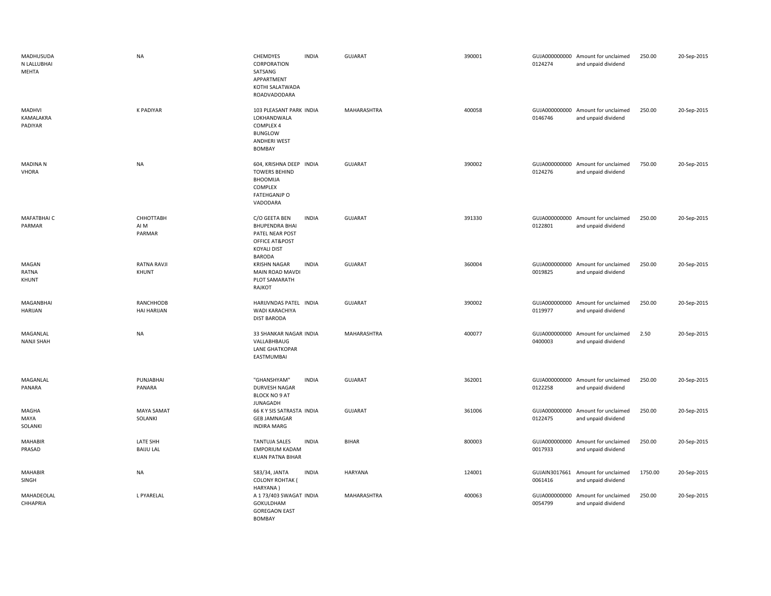| | | | | | | | | | |
|---|---|---|---|---|---|---|---|---|---|
| MADHUSUDAN LALLUBHAI MEHTA | NA | CHEMDYES CORPORATION SATSANG APPARTMENT KOTHI SALATWADA ROADVADODARA | INDIA | GUJARAT | 390001 | GUJA0000000000124274 | Amount for unclaimed and unpaid dividend | 250.00 | 20-Sep-2015 |
| MADHVI KAMALAKRA PADIYAR | K PADIYAR | 103 PLEASANT PARK LOKHANDWALA COMPLEX 4 BUNGLOW ANDHERI WEST BOMBAY | INDIA | MAHARASHTRA | 400058 | GUJA0000000000146746 | Amount for unclaimed and unpaid dividend | 250.00 | 20-Sep-2015 |
| MADINA N VHORA | NA | 604, KRISHNA DEEP TOWERS BEHIND BHOOMIJA COMPLEX FATEHGANJP O VADODARA | INDIA | GUJARAT | 390002 | GUJA0000000000124276 | Amount for unclaimed and unpaid dividend | 750.00 | 20-Sep-2015 |
| MAFATBHAI C PARMAR | CHHOTTABHAI M PARMAR | C/O GEETA BEN BHUPENDRA BHAI PATEL NEAR POST OFFICE AT&POST KOYALI DIST BARODA | INDIA | GUJARAT | 391330 | GUJA0000000000122801 | Amount for unclaimed and unpaid dividend | 250.00 | 20-Sep-2015 |
| MAGAN RATNA KHUNT | RATNA RAVJI KHUNT | KRISHN NAGAR MAIN ROAD MAVDI PLOT SAMARATH RAJKOT | INDIA | GUJARAT | 360004 | GUJA0000000000019825 | Amount for unclaimed and unpaid dividend | 250.00 | 20-Sep-2015 |
| MAGANBHAI HARIJAN | RANCHHODBHAI HARIJAN | HARIJVNDAS PATEL WADI KARACHIYA DIST BARODA | INDIA | GUJARAT | 390002 | GUJA0000000000119977 | Amount for unclaimed and unpaid dividend | 250.00 | 20-Sep-2015 |
| MAGANLAL NANJI SHAH | NA | 33 SHANKAR NAGAR VALLABHBAUG LANE GHATKOPAR EASTMUMBAI | INDIA | MAHARASHTRA | 400077 | GUJA0000000000400003 | Amount for unclaimed and unpaid dividend | 2.50 | 20-Sep-2015 |
| MAGANLAL PANARA | PUNJABHAI PANARA | "GHANSHYAM" DURVESH NAGAR BLOCK NO 9 AT JUNAGADH | INDIA | GUJARAT | 362001 | GUJA0000000000122258 | Amount for unclaimed and unpaid dividend | 250.00 | 20-Sep-2015 |
| MAGHA MAYA SOLANKI | MAYA SAMAT SOLANKI | 66 K Y SIS SATRASTA GEB JAMNAGAR INDIRA MARG | INDIA | GUJARAT | 361006 | GUJA0000000000122475 | Amount for unclaimed and unpaid dividend | 250.00 | 20-Sep-2015 |
| MAHABIR PRASAD | LATE SHH BAIJU LAL | TANTUJA SALES EMPORIUM KADAM KUAN PATNA BIHAR | INDIA | BIHAR | 800003 | GUJA0000000000017933 | Amount for unclaimed and unpaid dividend | 250.00 | 20-Sep-2015 |
| MAHABIR SINGH | NA | 583/34, JANTA COLONY ROHTAK ( HARYANA ) | INDIA | HARYANA | 124001 | GUJAIN30176610061416 | Amount for unclaimed and unpaid dividend | 1750.00 | 20-Sep-2015 |
| MAHADEOLAL CHHAPRIA | L PYARELAL | A 1 73/403 SWAGAT GOKULDHAM GOREGAON EAST BOMBAY | INDIA | MAHARASHTRA | 400063 | GUJA0000000000054799 | Amount for unclaimed and unpaid dividend | 250.00 | 20-Sep-2015 |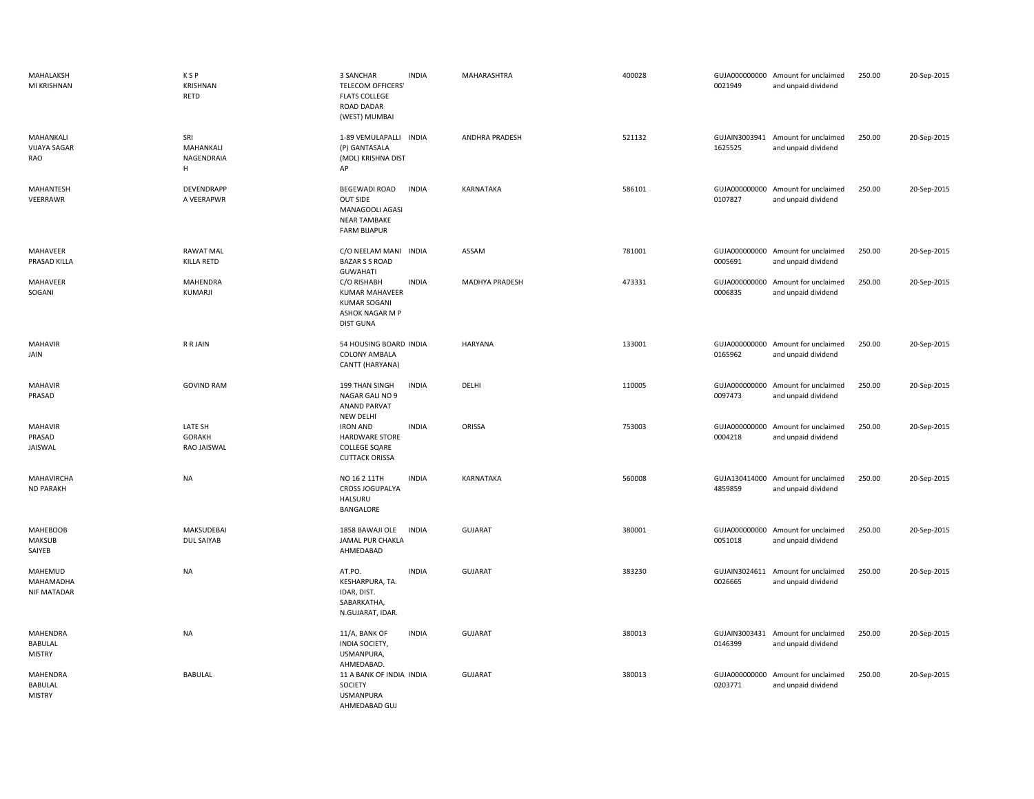| | | | | | | | | | |
|---|---|---|---|---|---|---|---|---|---|
| MAHALAKSH MI KRISHNAN | K S P KRISHNAN RETD | 3 SANCHAR TELECOM OFFICERS' FLATS COLLEGE ROAD DADAR (WEST) MUMBAI | INDIA | MAHARASHTRA | 400028 | GUJA000000000 0021949 | Amount for unclaimed and unpaid dividend | 250.00 | 20-Sep-2015 |
| MAHANKALI VIJAYA SAGAR RAO | SRI MAHANKALI NAGENDRAIA H | 1-89 VEMULAPALLI (P) GANTASALA (MDL) KRISHNA DIST AP | INDIA | ANDHRA PRADESH | 521132 | GUJAIN3003941 1625525 | Amount for unclaimed and unpaid dividend | 250.00 | 20-Sep-2015 |
| MAHANTESH VEERRAWR | DEVENDRAPP A VEERAPWR | BEGEWADI ROAD OUT SIDE MANAGOOLI AGASI NEAR TAMBAKE FARM BIJAPUR | INDIA | KARNATAKA | 586101 | GUJA000000000 0107827 | Amount for unclaimed and unpaid dividend | 250.00 | 20-Sep-2015 |
| MAHAVEER PRASAD KILLA | RAWAT MAL KILLA RETD | C/O NEELAM MANI BAZAR S S ROAD GUWAHATI | INDIA | ASSAM | 781001 | GUJA000000000 0005691 | Amount for unclaimed and unpaid dividend | 250.00 | 20-Sep-2015 |
| MAHAVEER SOGANI | MAHENDRA KUMARJI | C/O RISHABH KUMAR MAHAVEER KUMAR SOGANI ASHOK NAGAR M P DIST GUNA | INDIA | MADHYA PRADESH | 473331 | GUJA000000000 0006835 | Amount for unclaimed and unpaid dividend | 250.00 | 20-Sep-2015 |
| MAHAVIR JAIN | R R JAIN | 54 HOUSING BOARD COLONY AMBALA CANTT (HARYANA) | INDIA | HARYANA | 133001 | GUJA000000000 0165962 | Amount for unclaimed and unpaid dividend | 250.00 | 20-Sep-2015 |
| MAHAVIR PRASAD | GOVIND RAM | 199 THAN SINGH NAGAR GALI NO 9 ANAND PARVAT NEW DELHI | INDIA | DELHI | 110005 | GUJA000000000 0097473 | Amount for unclaimed and unpaid dividend | 250.00 | 20-Sep-2015 |
| MAHAVIR PRASAD JAISWAL | LATE SH GORAKH RAO JAISWAL | IRON AND HARDWARE STORE COLLEGE SQARE CUTTACK ORISSA | INDIA | ORISSA | 753003 | GUJA000000000 0004218 | Amount for unclaimed and unpaid dividend | 250.00 | 20-Sep-2015 |
| MAHAVIRCHA ND PARAKH | NA | NO 16 2 11TH CROSS JOGUPALYA HALSURU BANGALORE | INDIA | KARNATAKA | 560008 | GUJA130414000 4859859 | Amount for unclaimed and unpaid dividend | 250.00 | 20-Sep-2015 |
| MAHEBOOB MAKSUB SAIYEB | MAKSUDEBAI DUL SAIYAB | 1858 BAWAJI OLE JAMAL PUR CHAKLA AHMEDABAD | INDIA | GUJARAT | 380001 | GUJA000000000 0051018 | Amount for unclaimed and unpaid dividend | 250.00 | 20-Sep-2015 |
| MAHEMUD MAHAMADHA NIF MATADAR | NA | AT.PO. KESHARPURA, TA. IDAR, DIST. SABARKATHA, N.GUJARAT, IDAR. | INDIA | GUJARAT | 383230 | GUJAIN3024611 0026665 | Amount for unclaimed and unpaid dividend | 250.00 | 20-Sep-2015 |
| MAHENDRA BABULAL MISTRY | NA | 11/A, BANK OF INDIA SOCIETY, USMANPURA, AHMEDABAD. | INDIA | GUJARAT | 380013 | GUJAIN3003431 0146399 | Amount for unclaimed and unpaid dividend | 250.00 | 20-Sep-2015 |
| MAHENDRA BABULAL MISTRY | BABULAL | 11 A BANK OF INDIA SOCIETY USMANPURA AHMEDABAD GUJ | INDIA | GUJARAT | 380013 | GUJA000000000 0203771 | Amount for unclaimed and unpaid dividend | 250.00 | 20-Sep-2015 |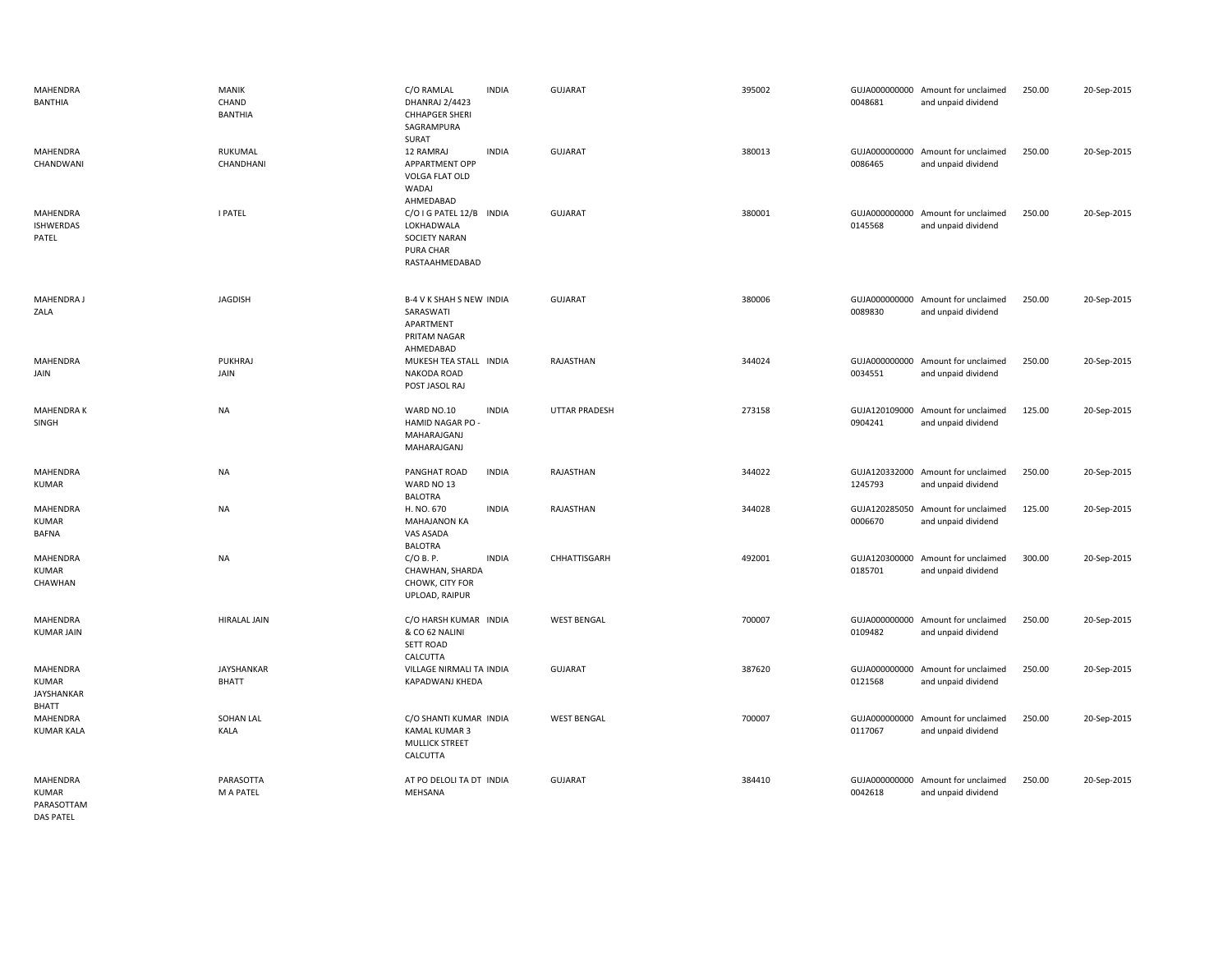| | | | | | | | | | |
|---|---|---|---|---|---|---|---|---|---|
| MAHENDRA BANTHIA | MANIK CHAND BANTHIA | C/O RAMLAL DHANRAJ 2/4423 CHHAPGER SHERI SAGRAMPURA SURAT | INDIA | GUJARAT | 395002 | GUJA000000000 0048681 | Amount for unclaimed and unpaid dividend | 250.00 | 20-Sep-2015 |
| MAHENDRA CHANDWANI | RUKUMAL CHANDHANI | 12 RAMRAJ APPARTMENT OPP VOLGA FLAT OLD WADAJ AHMEDABAD | INDIA | GUJARAT | 380013 | GUJA000000000 0086465 | Amount for unclaimed and unpaid dividend | 250.00 | 20-Sep-2015 |
| MAHENDRA ISHWERDAS PATEL | I PATEL | C/O I G PATEL 12/B LOKHADWALA SOCIETY NARAN PURA CHAR RASTAAHMEDABAD | INDIA | GUJARAT | 380001 | GUJA000000000 0145568 | Amount for unclaimed and unpaid dividend | 250.00 | 20-Sep-2015 |
| MAHENDRA J ZALA | JAGDISH | B-4 V K SHAH S NEW SARASWATI APARTMENT PRITAM NAGAR AHMEDABAD | INDIA | GUJARAT | 380006 | GUJA000000000 0089830 | Amount for unclaimed and unpaid dividend | 250.00 | 20-Sep-2015 |
| MAHENDRA JAIN | PUKHRAJ JAIN | MUKESH TEA STALL NAKODA ROAD POST JASOL RAJ | INDIA | RAJASTHAN | 344024 | GUJA000000000 0034551 | Amount for unclaimed and unpaid dividend | 250.00 | 20-Sep-2015 |
| MAHENDRA K SINGH | NA | WARD NO.10 HAMID NAGAR PO - MAHARAJGANJ MAHARAJGANJ | INDIA | UTTAR PRADESH | 273158 | GUJA120109000 0904241 | Amount for unclaimed and unpaid dividend | 125.00 | 20-Sep-2015 |
| MAHENDRA KUMAR | NA | PANGHAT ROAD WARD NO 13 BALOTRA | INDIA | RAJASTHAN | 344022 | GUJA120332000 1245793 | Amount for unclaimed and unpaid dividend | 250.00 | 20-Sep-2015 |
| MAHENDRA KUMAR BAFNA | NA | H. NO. 670 MAHAJANON KA VAS ASADA BALOTRA | INDIA | RAJASTHAN | 344028 | GUJA120285050 0006670 | Amount for unclaimed and unpaid dividend | 125.00 | 20-Sep-2015 |
| MAHENDRA KUMAR CHAWHAN | NA | C/O B. P. CHAWHAN, SHARDA CHOWK, CITY FOR UPLOAD, RAIPUR | INDIA | CHHATTISGARH | 492001 | GUJA120300000 0185701 | Amount for unclaimed and unpaid dividend | 300.00 | 20-Sep-2015 |
| MAHENDRA KUMAR JAIN | HIRALAL JAIN | C/O HARSH KUMAR & CO 62 NALINI SETT ROAD CALCUTTA | INDIA | WEST BENGAL | 700007 | GUJA000000000 0109482 | Amount for unclaimed and unpaid dividend | 250.00 | 20-Sep-2015 |
| MAHENDRA KUMAR JAYSHANKAR BHATT | JAYSHANKAR BHATT | VILLAGE NIRMALI TA KAPADWANJ KHEDA | INDIA | GUJARAT | 387620 | GUJA000000000 0121568 | Amount for unclaimed and unpaid dividend | 250.00 | 20-Sep-2015 |
| MAHENDRA KUMAR KALA | SOHAN LAL KALA | C/O SHANTI KUMAR KAMAL KUMAR 3 MULLICK STREET CALCUTTA | INDIA | WEST BENGAL | 700007 | GUJA000000000 0117067 | Amount for unclaimed and unpaid dividend | 250.00 | 20-Sep-2015 |
| MAHENDRA KUMAR PARASOTTAM DAS PATEL | PARASOTTA M A PATEL | AT PO DELOLI TA DT MEHSANA | INDIA | GUJARAT | 384410 | GUJA000000000 0042618 | Amount for unclaimed and unpaid dividend | 250.00 | 20-Sep-2015 |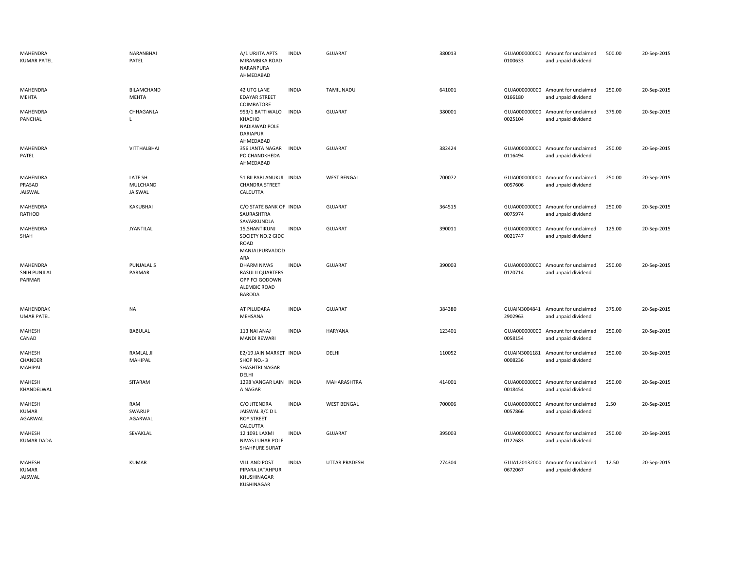| | | | | | | | | | |
|---|---|---|---|---|---|---|---|---|---|
| MAHENDRA KUMAR PATEL | NARANBHAI PATEL | A/1 URJITA APTS MIRAMBIKA ROAD NARANPURA AHMEDABAD | INDIA | GUJARAT | 380013 | GUJA000000000 0100633 | Amount for unclaimed and unpaid dividend | 500.00 | 20-Sep-2015 |
| MAHENDRA MEHTA | BILAMCHAND MEHTA | 42 UTG LANE EDAYAR STREET COIMBATORE | INDIA | TAMIL NADU | 641001 | GUJA000000000 0166180 | Amount for unclaimed and unpaid dividend | 250.00 | 20-Sep-2015 |
| MAHENDRA PANCHAL | CHHAGANLA L | 953/1 BATTIWALO KHACHO NADIAWAD POLE DARIAPUR AHMEDABAD | INDIA | GUJARAT | 380001 | GUJA000000000 0025104 | Amount for unclaimed and unpaid dividend | 375.00 | 20-Sep-2015 |
| MAHENDRA PATEL | VITTHALBHAI | 356 JANTA NAGAR PO CHANDKHEDA AHMEDABAD | INDIA | GUJARAT | 382424 | GUJA000000000 0116494 | Amount for unclaimed and unpaid dividend | 250.00 | 20-Sep-2015 |
| MAHENDRA PRASAD JAISWAL | LATE SH MULCHAND JAISWAL | 51 BILPABI ANUKUL CHANDRA STREET CALCUTTA | INDIA | WEST BENGAL | 700072 | GUJA000000000 0057606 | Amount for unclaimed and unpaid dividend | 250.00 | 20-Sep-2015 |
| MAHENDRA RATHOD | KAKUBHAI | C/O STATE BANK OF SAURASHTRA SAVARKUNDLA | INDIA | GUJARAT | 364515 | GUJA000000000 0075974 | Amount for unclaimed and unpaid dividend | 250.00 | 20-Sep-2015 |
| MAHENDRA SHAH | JYANTILAL | 15,SHANTIKUNJ SOCIETY NO.2 GIDC ROAD MANJALPURVADOD ARA | INDIA | GUJARAT | 390011 | GUJA000000000 0021747 | Amount for unclaimed and unpaid dividend | 125.00 | 20-Sep-2015 |
| MAHENDRA SNIH PUNJLAL PARMAR | PUNJALAL S PARMAR | DHARM NIVAS RASULJI QUARTERS OPP FCI GODOWN ALEMBIC ROAD BARODA | INDIA | GUJARAT | 390003 | GUJA000000000 0120714 | Amount for unclaimed and unpaid dividend | 250.00 | 20-Sep-2015 |
| MAHENDRAK UMAR PATEL | NA | AT PILUDARA MEHSANA | INDIA | GUJARAT | 384380 | GUJAIN3004841 2902963 | Amount for unclaimed and unpaid dividend | 375.00 | 20-Sep-2015 |
| MAHESH CANAD | BABULAL | 113 NAI ANAJ MANDI REWARI | INDIA | HARYANA | 123401 | GUJA000000000 0058154 | Amount for unclaimed and unpaid dividend | 250.00 | 20-Sep-2015 |
| MAHESH CHANDER MAHIPAL | RAMLAL JI MAHIPAL | E2/19 JAIN MARKET SHOP NO.- 3 SHASHTRI NAGAR DELHI | INDIA | DELHI | 110052 | GUJAIN3001181 0008236 | Amount for unclaimed and unpaid dividend | 250.00 | 20-Sep-2015 |
| MAHESH KHANDELWAL | SITARAM | 1298 VANGAR LAIN A NAGAR | INDIA | MAHARASHTRA | 414001 | GUJA000000000 0018454 | Amount for unclaimed and unpaid dividend | 250.00 | 20-Sep-2015 |
| MAHESH KUMAR AGARWAL | RAM SWARUP AGARWAL | C/O JITENDRA JAISWAL 8/C D L ROY STREET CALCUTTA | INDIA | WEST BENGAL | 700006 | GUJA000000000 0057866 | Amount for unclaimed and unpaid dividend | 2.50 | 20-Sep-2015 |
| MAHESH KUMAR DADA | SEVAKLAL | 12 1091 LAXMI NIVAS LUHAR POLE SHAHPURE SURAT | INDIA | GUJARAT | 395003 | GUJA000000000 0122683 | Amount for unclaimed and unpaid dividend | 250.00 | 20-Sep-2015 |
| MAHESH KUMAR JAISWAL | KUMAR | VILL AND POST PIPARA JATAHPUR KHUSHINAGAR KUSHINAGAR | INDIA | UTTAR PRADESH | 274304 | GUJA120132000 0672067 | Amount for unclaimed and unpaid dividend | 12.50 | 20-Sep-2015 |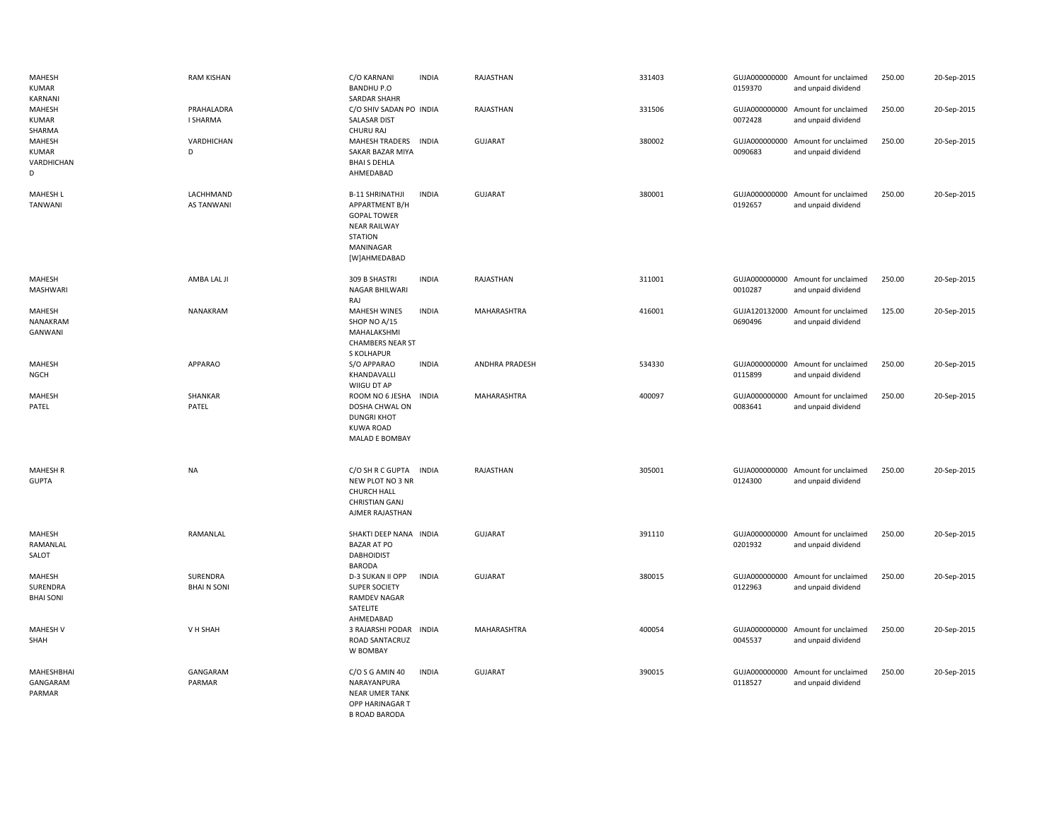| | | | | | | | | | |
|---|---|---|---|---|---|---|---|---|---|
| MAHESH KUMAR KARNANI | RAM KISHAN | C/O KARNANI BANDHU P.O SARDAR SHAHR | INDIA | RAJASTHAN | 331403 | GUJA000000000 0159370 | Amount for unclaimed and unpaid dividend | 250.00 | 20-Sep-2015 |
| MAHESH KUMAR SHARMA | PRAHALADRA I SHARMA | C/O SHIV SADAN PO SALASAR DIST CHURU RAJ | INDIA | RAJASTHAN | 331506 | GUJA000000000 0072428 | Amount for unclaimed and unpaid dividend | 250.00 | 20-Sep-2015 |
| MAHESH KUMAR VARDHICHAN D | VARDHICHAN D | MAHESH TRADERS SAKAR BAZAR MIYA BHAI S DEHLA AHMEDABAD | INDIA | GUJARAT | 380002 | GUJA000000000 0090683 | Amount for unclaimed and unpaid dividend | 250.00 | 20-Sep-2015 |
| MAHESH L TANWANI | LACHHMAND AS TANWANI | B-11 SHRINATHJI APPARTMENT B/H GOPAL TOWER NEAR RAILWAY STATION MANINAGAR [W]AHMEDABAD | INDIA | GUJARAT | 380001 | GUJA000000000 0192657 | Amount for unclaimed and unpaid dividend | 250.00 | 20-Sep-2015 |
| MAHESH MASHWARI | AMBA LAL JI | 309 B SHASTRI NAGAR BHILWARI RAJ | INDIA | RAJASTHAN | 311001 | GUJA000000000 0010287 | Amount for unclaimed and unpaid dividend | 250.00 | 20-Sep-2015 |
| MAHESH NANAKRAM GANWANI | NANAKRAM | MAHESH WINES SHOP NO A/15 MAHALAKSHMI CHAMBERS NEAR ST S KOLHAPUR | INDIA | MAHARASHTRA | 416001 | GUJA120132000 0690496 | Amount for unclaimed and unpaid dividend | 125.00 | 20-Sep-2015 |
| MAHESH NGCH | APPARAO | S/O APPARAO KHANDAVALLI WIIGU DT AP | INDIA | ANDHRA PRADESH | 534330 | GUJA000000000 0115899 | Amount for unclaimed and unpaid dividend | 250.00 | 20-Sep-2015 |
| MAHESH PATEL | SHANKAR PATEL | ROOM NO 6 JESHA DOSHA CHWAL ON DUNGRI KHOT KUWA ROAD MALAD E BOMBAY | INDIA | MAHARASHTRA | 400097 | GUJA000000000 0083641 | Amount for unclaimed and unpaid dividend | 250.00 | 20-Sep-2015 |
| MAHESH R GUPTA | NA | C/O SH R C GUPTA NEW PLOT NO 3 NR CHURCH HALL CHRISTIAN GANJ AJMER RAJASTHAN | INDIA | RAJASTHAN | 305001 | GUJA000000000 0124300 | Amount for unclaimed and unpaid dividend | 250.00 | 20-Sep-2015 |
| MAHESH RAMANLAL SALOT | RAMANLAL | SHAKTI DEEP NANA BAZAR AT PO DABHOIDIST BARODA | INDIA | GUJARAT | 391110 | GUJA000000000 0201932 | Amount for unclaimed and unpaid dividend | 250.00 | 20-Sep-2015 |
| MAHESH SURENDRA BHAI SONI | SURENDRA BHAI N SONI | D-3 SUKAN II OPP SUPER SOCIETY RAMDEV NAGAR SATELITE AHMEDABAD | INDIA | GUJARAT | 380015 | GUJA000000000 0122963 | Amount for unclaimed and unpaid dividend | 250.00 | 20-Sep-2015 |
| MAHESH V SHAH | V H SHAH | 3 RAJARSHI PODAR ROAD SANTACRUZ W BOMBAY | INDIA | MAHARASHTRA | 400054 | GUJA000000000 0045537 | Amount for unclaimed and unpaid dividend | 250.00 | 20-Sep-2015 |
| MAHESHBHAI GANGARAM PARMAR | GANGARAM PARMAR | C/O S G AMIN 40 NARAYANPURA NEAR UMER TANK OPP HARINAGAR T B ROAD BARODA | INDIA | GUJARAT | 390015 | GUJA000000000 0118527 | Amount for unclaimed and unpaid dividend | 250.00 | 20-Sep-2015 |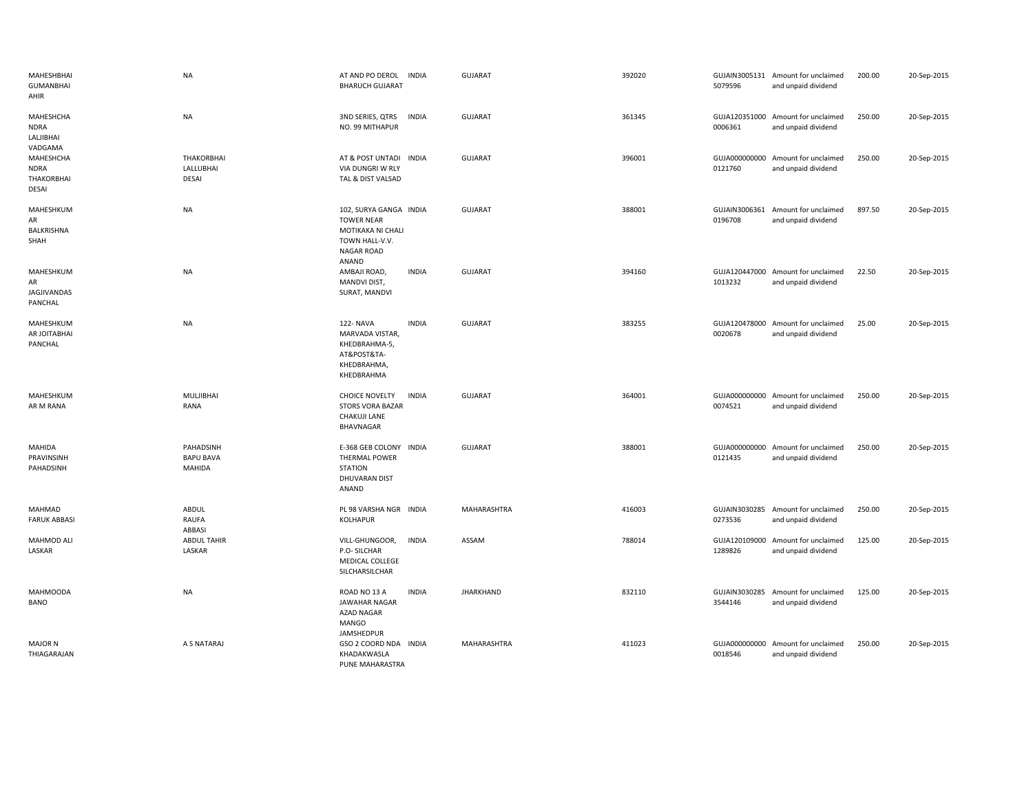| | | | | | | | | | |
|---|---|---|---|---|---|---|---|---|---|
| MAHESHBHAI GUMANBHAI AHIR | NA | AT AND PO DEROL BHARUCH GUJARAT | INDIA | GUJARAT | 392020 | GUJAIN30051315079596 | Amount for unclaimed and unpaid dividend | 200.00 | 20-Sep-2015 |
| MAHESHCHANDRA LALJIBHAI VADGAMA | NA | 3ND SERIES, QTRS NO. 99 MITHAPUR | INDIA | GUJARAT | 361345 | GUJA1203510000006361 | Amount for unclaimed and unpaid dividend | 250.00 | 20-Sep-2015 |
| MAHESHCHANDRA THAKORBHAI DESAI | THAKORBHAI LALLUBHAI DESAI | AT & POST UNTADI VIA DUNGRI W RLY TAL & DIST VALSAD | INDIA | GUJARAT | 396001 | GUJA0000000000121760 | Amount for unclaimed and unpaid dividend | 250.00 | 20-Sep-2015 |
| MAHESHKUMAR BALKRISHNA SHAH | NA | 102, SURYA GANGA TOWER NEAR MOTIKAKA NI CHALI TOWN HALL-V.V. NAGAR ROAD ANAND | INDIA | GUJARAT | 388001 | GUJAIN30063610196708 | Amount for unclaimed and unpaid dividend | 897.50 | 20-Sep-2015 |
| MAHESHKUMAR JAGJIVANDAS PANCHAL | NA | AMBAJI ROAD, MANDVI DIST, SURAT, MANDVI | INDIA | GUJARAT | 394160 | GUJA1204470001013232 | Amount for unclaimed and unpaid dividend | 22.50 | 20-Sep-2015 |
| MAHESHKUMAR JOITABHAI PANCHAL | NA | 122- NAVA MARVADA VISTAR, KHEDBRAHMA-5, AT&POST&TA-KHEDBRAHMA, KHEDBRAHMA | INDIA | GUJARAT | 383255 | GUJA1204780000020678 | Amount for unclaimed and unpaid dividend | 25.00 | 20-Sep-2015 |
| MAHESHKUMAR M RANA | MULJIBHAI RANA | CHOICE NOVELTY STORS VORA BAZAR CHAKUJI LANE BHAVNAGAR | INDIA | GUJARAT | 364001 | GUJA0000000000074521 | Amount for unclaimed and unpaid dividend | 250.00 | 20-Sep-2015 |
| MAHIDA PRAVINSINH PAHADSINH | PAHADSINH BAPU BAVA MAHIDA | E-368 GEB COLONY THERMAL POWER STATION DHUVARAN DIST ANAND | INDIA | GUJARAT | 388001 | GUJA0000000000121435 | Amount for unclaimed and unpaid dividend | 250.00 | 20-Sep-2015 |
| MAHMAD FARUK ABBASI | ABDUL RAUFA ABBASI | PL 98 VARSHA NGR KOLHAPUR | INDIA | MAHARASHTRA | 416003 | GUJAIN30302850273536 | Amount for unclaimed and unpaid dividend | 250.00 | 20-Sep-2015 |
| MAHMOD ALI LASKAR | ABDUL TAHIR LASKAR | VILL-GHUNGOOR, P.O- SILCHAR MEDICAL COLLEGE SILCHARSILCHAR | INDIA | ASSAM | 788014 | GUJA1201090001289826 | Amount for unclaimed and unpaid dividend | 125.00 | 20-Sep-2015 |
| MAHMOODA BANO | NA | ROAD NO 13 A JAWAHAR NAGAR AZAD NAGAR MANGO JAMSHEDPUR | INDIA | JHARKHAND | 832110 | GUJAIN30302853544146 | Amount for unclaimed and unpaid dividend | 125.00 | 20-Sep-2015 |
| MAJOR N THIAGARAJAN | A S NATARAJ | GSO 2 COORD NDA KHADAKWASLA PUNE MAHARASTRA | INDIA | MAHARASHTRA | 411023 | GUJA0000000000018546 | Amount for unclaimed and unpaid dividend | 250.00 | 20-Sep-2015 |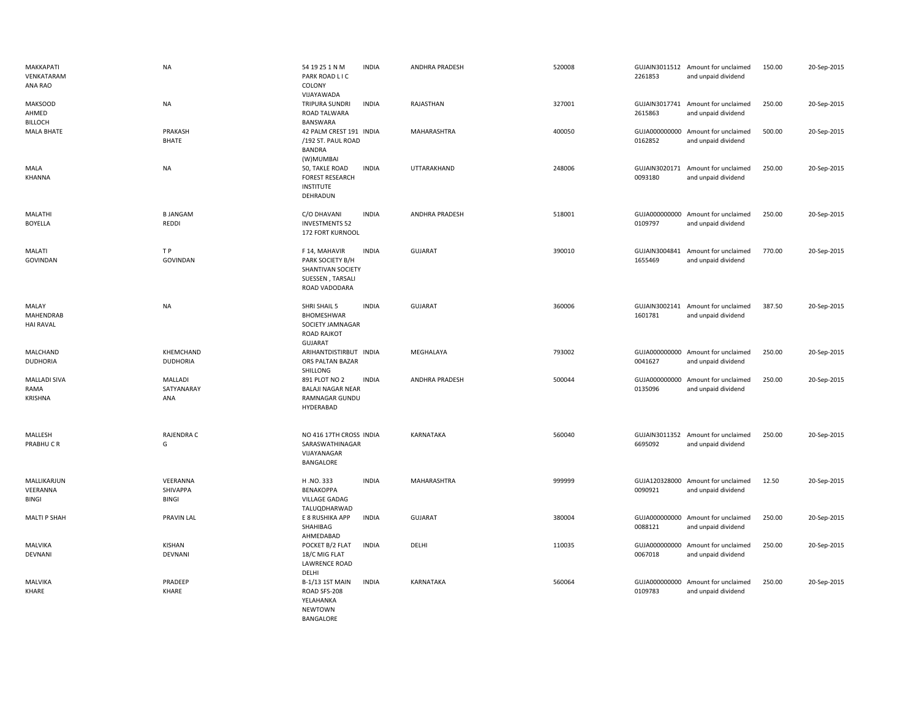| | | | | | | | | | |
|---|---|---|---|---|---|---|---|---|---|
| MAKKAPATI VENKATARAM ANA RAO | NA | 54 19 25 1 N M PARK ROAD L I C COLONY VIJAYAWADA | INDIA | ANDHRA PRADESH | 520008 | GUJAIN3011512 2261853 | Amount for unclaimed and unpaid dividend | 150.00 | 20-Sep-2015 |
| MAKSOOD AHMED BILLOCH | NA | TRIPURA SUNDRI ROAD TALWARA BANSWARA | INDIA | RAJASTHAN | 327001 | GUJAIN3017741 2615863 | Amount for unclaimed and unpaid dividend | 250.00 | 20-Sep-2015 |
| MALA BHATE | PRAKASH BHATE | 42 PALM CREST 191 /192 ST. PAUL ROAD BANDRA (W)MUMBAI | INDIA | MAHARASHTRA | 400050 | GUJA000000000 0162852 | Amount for unclaimed and unpaid dividend | 500.00 | 20-Sep-2015 |
| MALA KHANNA | NA | 50, TAKLE ROAD FOREST RESEARCH INSTITUTE DEHRADUN | INDIA | UTTARAKHAND | 248006 | GUJAIN3020171 0093180 | Amount for unclaimed and unpaid dividend | 250.00 | 20-Sep-2015 |
| MALATHI BOYELLA | B JANGAM REDDI | C/O DHAVANI INVESTMENTS 52 172 FORT KURNOOL | INDIA | ANDHRA PRADESH | 518001 | GUJA000000000 0109797 | Amount for unclaimed and unpaid dividend | 250.00 | 20-Sep-2015 |
| MALATI GOVINDAN | T P GOVINDAN | F 14, MAHAVIR PARK SOCIETY B/H SHANTIVAN SOCIETY SUESSEN , TARSALI ROAD VADODARA | INDIA | GUJARAT | 390010 | GUJAIN3004841 1655469 | Amount for unclaimed and unpaid dividend | 770.00 | 20-Sep-2015 |
| MALAY MAHENDRAB HAI RAVAL | NA | SHRI SHAIL 5 BHOMESHWAR SOCIETY JAMNAGAR ROAD RAJKOT GUJARAT | INDIA | GUJARAT | 360006 | GUJAIN3002141 1601781 | Amount for unclaimed and unpaid dividend | 387.50 | 20-Sep-2015 |
| MALCHAND DUDHORIA | KHEMCHAND DUDHORIA | ARIHANTDISTIRBUT ORS PALTAN BAZAR SHILLONG | INDIA | MEGHALAYA | 793002 | GUJA000000000 0041627 | Amount for unclaimed and unpaid dividend | 250.00 | 20-Sep-2015 |
| MALLADI SIVA RAMA KRISHNA | MALLADI SATYANARAY ANA | 891 PLOT NO 2 BALAJI NAGAR NEAR RAMNAGAR GUNDU HYDERABAD | INDIA | ANDHRA PRADESH | 500044 | GUJA000000000 0135096 | Amount for unclaimed and unpaid dividend | 250.00 | 20-Sep-2015 |
| MALLESH PRABHU C R | RAJENDRA C G | NO 416 17TH CROSS SARASWATHINAGAR VIJAYANAGAR BANGALORE | INDIA | KARNATAKA | 560040 | GUJAIN3011352 6695092 | Amount for unclaimed and unpaid dividend | 250.00 | 20-Sep-2015 |
| MALLIKARJUN VEERANNA BINGI | VEERANNA SHIVAPPA BINGI | H .NO. 333 BENAKOPPA VILLAGE GADAG TALUQDHARWAD | INDIA | MAHARASHTRA | 999999 | GUJA120328000 0090921 | Amount for unclaimed and unpaid dividend | 12.50 | 20-Sep-2015 |
| MALTI P SHAH | PRAVIN LAL | E 8 RUSHIKA APP SHAHIBAG AHMEDABAD | INDIA | GUJARAT | 380004 | GUJA000000000 0088121 | Amount for unclaimed and unpaid dividend | 250.00 | 20-Sep-2015 |
| MALVIKA DEVNANI | KISHAN DEVNANI | POCKET B/2 FLAT 18/C MIG FLAT LAWRENCE ROAD DELHI | INDIA | DELHI | 110035 | GUJA000000000 0067018 | Amount for unclaimed and unpaid dividend | 250.00 | 20-Sep-2015 |
| MALVIKA KHARE | PRADEEP KHARE | B-1/13 1ST MAIN ROAD SFS-208 YELAHANKA NEWTOWN BANGALORE | INDIA | KARNATAKA | 560064 | GUJA000000000 0109783 | Amount for unclaimed and unpaid dividend | 250.00 | 20-Sep-2015 |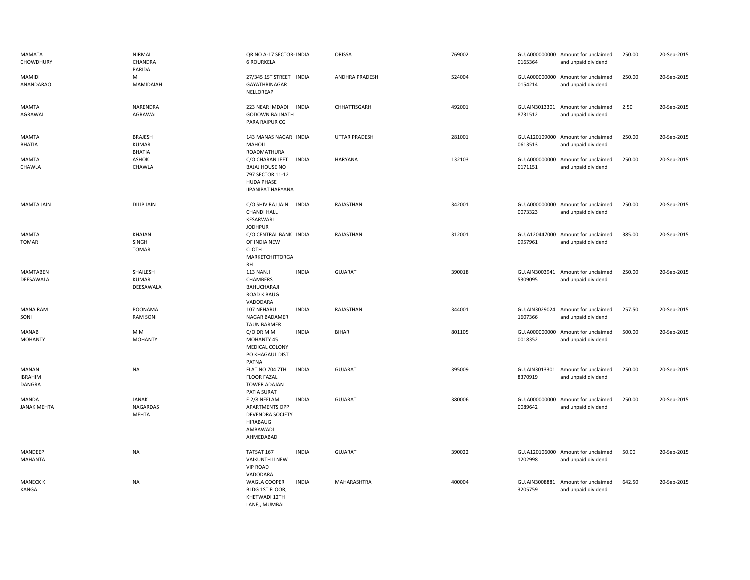| | | | | | | | | | |
|---|---|---|---|---|---|---|---|---|---|
| MAMATA CHOWDHURY | NIRMAL CHANDRA PARIDA | QR NO A-17 SECTOR-6 ROURKELA | INDIA | ORISSA | 769002 | GUJA0000000000165364 | Amount for unclaimed and unpaid dividend | 250.00 | 20-Sep-2015 |
| MAMIDI ANANDARAO | M MAMIDAIAH | 27/345 1ST STREET GAYATHRINAGAR NELLOREAP | INDIA | ANDHRA PRADESH | 524004 | GUJA0000000000154214 | Amount for unclaimed and unpaid dividend | 250.00 | 20-Sep-2015 |
| MAMTA AGRAWAL | NARENDRA AGRAWAL | 223 NEAR IMDADI GODOWN BAIJNATH PARA RAIPUR CG | INDIA | CHHATTISGARH | 492001 | GUJAIN30133018731512 | Amount for unclaimed and unpaid dividend | 2.50 | 20-Sep-2015 |
| MAMTA BHATIA | BRAJESH KUMAR BHATIA | 143 MANAS NAGAR MAHOLI ROADMATHURA | INDIA | UTTAR PRADESH | 281001 | GUJA1201090000613513 | Amount for unclaimed and unpaid dividend | 250.00 | 20-Sep-2015 |
| MAMTA CHAWLA | ASHOK CHAWLA | C/O CHARAN JEET BAJAJ HOUSE NO 797 SECTOR 11-12 HUDA PHASE IIPANIPAT HARYANA | INDIA | HARYANA | 132103 | GUJA0000000000171151 | Amount for unclaimed and unpaid dividend | 250.00 | 20-Sep-2015 |
| MAMTA JAIN | DILIP JAIN | C/O SHIV RAJ JAIN CHANDI HALL KESARWARI JODHPUR | INDIA | RAJASTHAN | 342001 | GUJA0000000000073323 | Amount for unclaimed and unpaid dividend | 250.00 | 20-Sep-2015 |
| MAMTA TOMAR | KHAJAN SINGH TOMAR | C/O CENTRAL BANK OF INDIA NEW CLOTH MARKETCHITTORGARH | INDIA | RAJASTHAN | 312001 | GUJA1204470000957961 | Amount for unclaimed and unpaid dividend | 385.00 | 20-Sep-2015 |
| MAMTABEN DEESAWALA | SHAILESH KUMAR DEESAWALA | 113 NANJI CHAMBERS BAHUCHARAJI ROAD K BAUG VADODARA | INDIA | GUJARAT | 390018 | GUJAIN30039415309095 | Amount for unclaimed and unpaid dividend | 250.00 | 20-Sep-2015 |
| MANA RAM SONI | POONAMA RAM SONI | 107 NEHARU NAGAR BADAMER TAUN BARMER | INDIA | RAJASTHAN | 344001 | GUJAIN30290241607366 | Amount for unclaimed and unpaid dividend | 257.50 | 20-Sep-2015 |
| MANAB MOHANTY | M M MOHANTY | C/O DR M M MOHANTY 45 MEDICAL COLONY PO KHAGAUL DIST PATNA | INDIA | BIHAR | 801105 | GUJA0000000000018352 | Amount for unclaimed and unpaid dividend | 500.00 | 20-Sep-2015 |
| MANAN IBRAHIM DANGRA | NA | FLAT NO 704 7TH FLOOR FAZAL TOWER ADAJAN PATIA SURAT | INDIA | GUJARAT | 395009 | GUJAIN30133018370919 | Amount for unclaimed and unpaid dividend | 250.00 | 20-Sep-2015 |
| MANDA JANAK MEHTA | JANAK NAGARDAS MEHTA | E 2/8 NEELAM APARTMENTS OPP DEVENDRA SOCIETY HIRABAUG AMBAWADI AHMEDABAD | INDIA | GUJARAT | 380006 | GUJA0000000000089642 | Amount for unclaimed and unpaid dividend | 250.00 | 20-Sep-2015 |
| MANDEEP MAHANTA | NA | TATSAT 167 VAIKUNTH II NEW VIP ROAD VADODARA | INDIA | GUJARAT | 390022 | GUJA1201060001202998 | Amount for unclaimed and unpaid dividend | 50.00 | 20-Sep-2015 |
| MANECK K KANGA | NA | WAGLA COOPER BLDG 1ST FLOOR, KHETWADI 12TH LANE,, MUMBAI | INDIA | MAHARASHTRA | 400004 | GUJAIN30088813205759 | Amount for unclaimed and unpaid dividend | 642.50 | 20-Sep-2015 |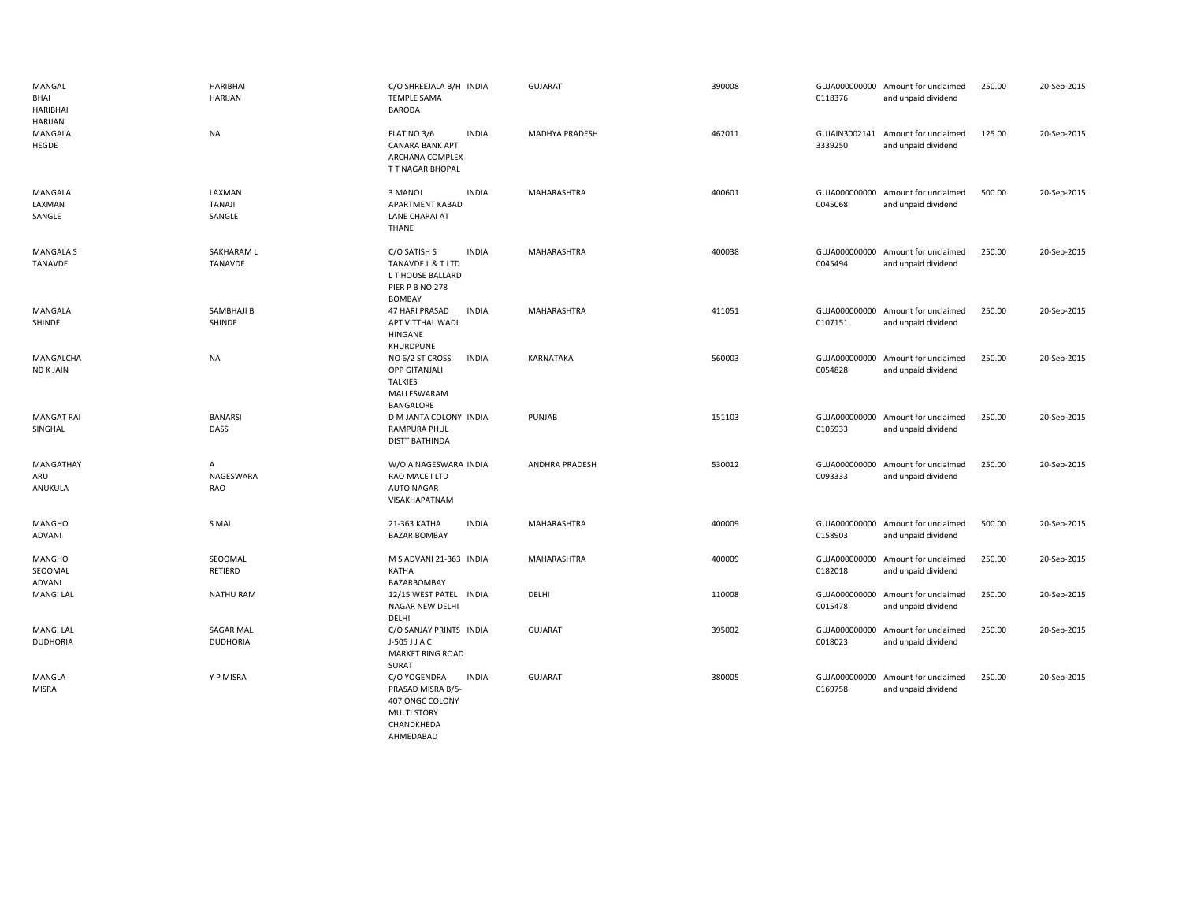| | | | | | | | | | |
|---|---|---|---|---|---|---|---|---|---|
| MANGAL BHAI HARIBHAI HARIJAN | HARIBHAI HARIJAN | C/O SHREEJALA B/H TEMPLE SAMA BARODA | INDIA | GUJARAT | 390008 | GUJA000000000 0118376 | Amount for unclaimed and unpaid dividend | 250.00 | 20-Sep-2015 |
| MANGALA HEGDE | NA | FLAT NO 3/6 CANARA BANK APT ARCHANA COMPLEX T T NAGAR BHOPAL | INDIA | MADHYA PRADESH | 462011 | GUJAIN3002141 3339250 | Amount for unclaimed and unpaid dividend | 125.00 | 20-Sep-2015 |
| MANGALA LAXMAN SANGLE | LAXMAN TANAJI SANGLE | 3 MANOJ APARTMENT KABAD LANE CHARAI AT THANE | INDIA | MAHARASHTRA | 400601 | GUJA000000000 0045068 | Amount for unclaimed and unpaid dividend | 500.00 | 20-Sep-2015 |
| MANGALA S TANAVDE | SAKHARAM L TANAVDE | C/O SATISH S TANAVDE L & T LTD L T HOUSE BALLARD PIER P B NO 278 BOMBAY | INDIA | MAHARASHTRA | 400038 | GUJA000000000 0045494 | Amount for unclaimed and unpaid dividend | 250.00 | 20-Sep-2015 |
| MANGALA SHINDE | SAMBHAJI B SHINDE | 47 HARI PRASAD APT VITTHAL WADI HINGANE KHURDPUNE | INDIA | MAHARASHTRA | 411051 | GUJA000000000 0107151 | Amount for unclaimed and unpaid dividend | 250.00 | 20-Sep-2015 |
| MANGALCHA ND K JAIN | NA | NO 6/2 ST CROSS OPP GITANJALI TALKIES MALLESWARAM BANGALORE | INDIA | KARNATAKA | 560003 | GUJA000000000 0054828 | Amount for unclaimed and unpaid dividend | 250.00 | 20-Sep-2015 |
| MANGAT RAI SINGHAL | BANARSI DASS | D M JANTA COLONY RAMPURA PHUL DISTT BATHINDA | INDIA | PUNJAB | 151103 | GUJA000000000 0105933 | Amount for unclaimed and unpaid dividend | 250.00 | 20-Sep-2015 |
| MANGATHAY ARU ANUKULA | A NAGESWARA RAO | W/O A NAGESWARA RAO MACE I LTD AUTO NAGAR VISAKHAPATNAM | INDIA | ANDHRA PRADESH | 530012 | GUJA000000000 0093333 | Amount for unclaimed and unpaid dividend | 250.00 | 20-Sep-2015 |
| MANGHO ADVANI | S MAL | 21-363 KATHA BAZAR BOMBAY | INDIA | MAHARASHTRA | 400009 | GUJA000000000 0158903 | Amount for unclaimed and unpaid dividend | 500.00 | 20-Sep-2015 |
| MANGHO SEOOMAL ADVANI | SEOOMAL RETIERD | M S ADVANI 21-363 KATHA BAZARBOMBAY | INDIA | MAHARASHTRA | 400009 | GUJA000000000 0182018 | Amount for unclaimed and unpaid dividend | 250.00 | 20-Sep-2015 |
| MANGI LAL | NATHU RAM | 12/15 WEST PATEL NAGAR NEW DELHI DELHI | INDIA | DELHI | 110008 | GUJA000000000 0015478 | Amount for unclaimed and unpaid dividend | 250.00 | 20-Sep-2015 |
| MANGI LAL DUDHORIA | SAGAR MAL DUDHORIA | C/O SANJAY PRINTS J-505 J J A C MARKET RING ROAD SURAT | INDIA | GUJARAT | 395002 | GUJA000000000 0018023 | Amount for unclaimed and unpaid dividend | 250.00 | 20-Sep-2015 |
| MANGLA MISRA | Y P MISRA | C/O YOGENDRA PRASAD MISRA B/5-407 ONGC COLONY MULTI STORY CHANDKHEDA AHMEDABAD | INDIA | GUJARAT | 380005 | GUJA000000000 0169758 | Amount for unclaimed and unpaid dividend | 250.00 | 20-Sep-2015 |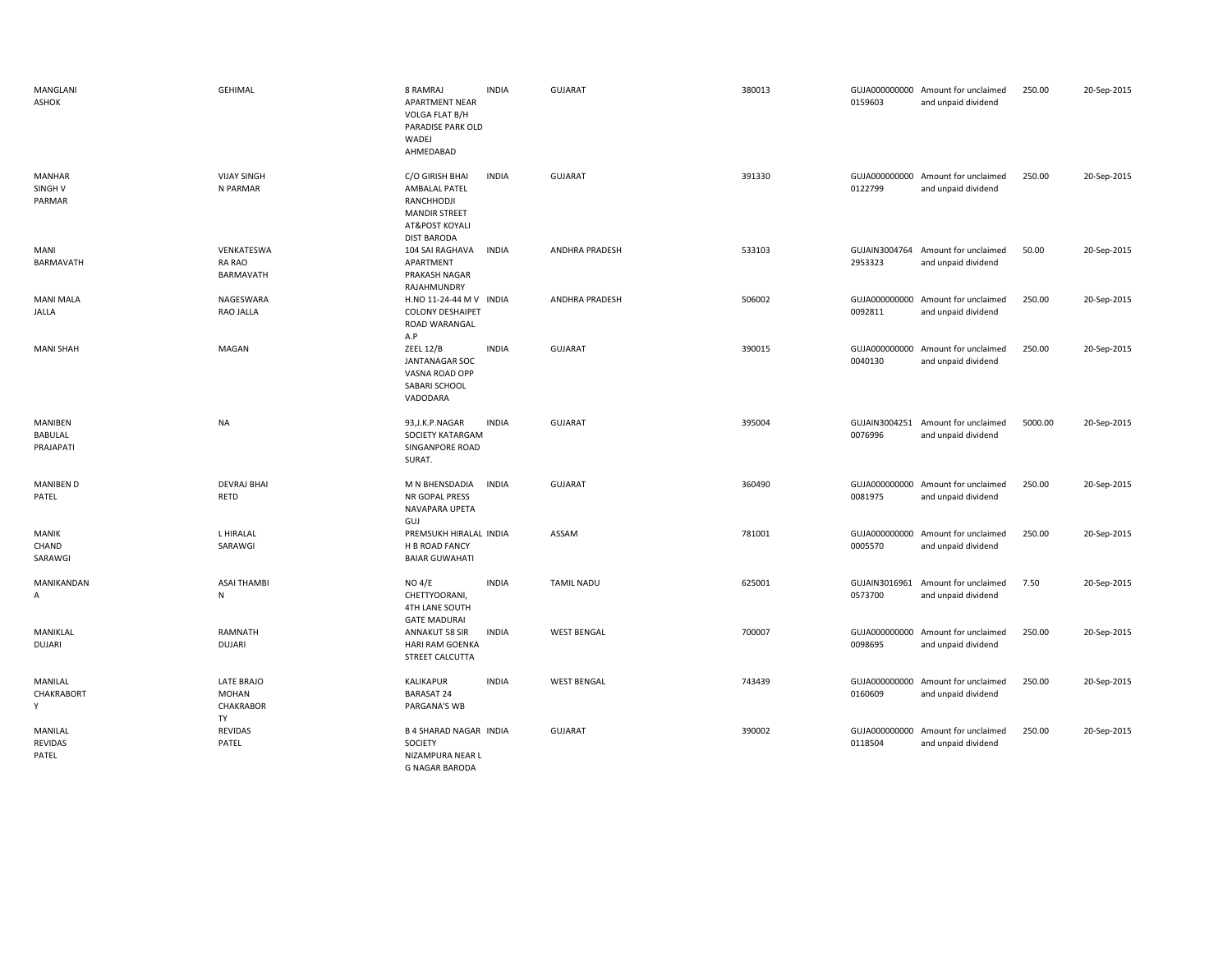| | | | | | | | | | |
|---|---|---|---|---|---|---|---|---|---|
| MANGLANI ASHOK | GEHIMAL | 8 RAMRAJ APARTMENT NEAR VOLGA FLAT B/H PARADISE PARK OLD WADEJ AHMEDABAD | INDIA | GUJARAT | 380013 | GUJA000000000 0159603 | Amount for unclaimed and unpaid dividend | 250.00 | 20-Sep-2015 |
| MANHAR SINGH V PARMAR | VIJAY SINGH N PARMAR | C/O GIRISH BHAI AMBALAL PATEL RANCHHODJI MANDIR STREET AT&POST KOYALI DIST BARODA | INDIA | GUJARAT | 391330 | GUJA000000000 0122799 | Amount for unclaimed and unpaid dividend | 250.00 | 20-Sep-2015 |
| MANI BARMAVATH | VENKATESWA RA RAO BARMAVATH | 104 SAI RAGHAVA APARTMENT PRAKASH NAGAR RAJAHMUNDRY | INDIA | ANDHRA PRADESH | 533103 | GUJAIN3004764 2953323 | Amount for unclaimed and unpaid dividend | 50.00 | 20-Sep-2015 |
| MANI MALA JALLA | NAGESWARA RAO JALLA | H.NO 11-24-44 M V COLONY DESHAIPET ROAD WARANGAL A.P | INDIA | ANDHRA PRADESH | 506002 | GUJA000000000 0092811 | Amount for unclaimed and unpaid dividend | 250.00 | 20-Sep-2015 |
| MANI SHAH | MAGAN | ZEEL 12/B JANTANAGAR SOC VASNA ROAD OPP SABARI SCHOOL VADODARA | INDIA | GUJARAT | 390015 | GUJA000000000 0040130 | Amount for unclaimed and unpaid dividend | 250.00 | 20-Sep-2015 |
| MANIBEN BABULAL PRAJAPATI | NA | 93,J.K.P.NAGAR SOCIETY KATARGAM SINGANPORE ROAD SURAT. | INDIA | GUJARAT | 395004 | GUJAIN3004251 0076996 | Amount for unclaimed and unpaid dividend | 5000.00 | 20-Sep-2015 |
| MANIBEN D PATEL | DEVRAJ BHAI RETD | M N BHENSDADIA NR GOPAL PRESS NAVAPARA UPETA GUJ | INDIA | GUJARAT | 360490 | GUJA000000000 0081975 | Amount for unclaimed and unpaid dividend | 250.00 | 20-Sep-2015 |
| MANIK CHAND SARAWGI | L HIRALAL SARAWGI | PREMSUKH HIRALAL H B ROAD FANCY BAIAR GUWAHATI | INDIA | ASSAM | 781001 | GUJA000000000 0005570 | Amount for unclaimed and unpaid dividend | 250.00 | 20-Sep-2015 |
| MANIKANDAN A | ASAI THAMBI N | NO 4/E CHETTYOORANI, 4TH LANE SOUTH GATE MADURAI | INDIA | TAMIL NADU | 625001 | GUJAIN3016961 0573700 | Amount for unclaimed and unpaid dividend | 7.50 | 20-Sep-2015 |
| MANIKLAL DUJARI | RAMNATH DUJARI | ANNAKUT 58 SIR HARI RAM GOENKA STREET CALCUTTA | INDIA | WEST BENGAL | 700007 | GUJA000000000 0098695 | Amount for unclaimed and unpaid dividend | 250.00 | 20-Sep-2015 |
| MANILAL CHAKRABORT Y | LATE BRAJO MOHAN CHAKRABOR TY | KALIKAPUR BARASAT 24 PARGANA'S WB | INDIA | WEST BENGAL | 743439 | GUJA000000000 0160609 | Amount for unclaimed and unpaid dividend | 250.00 | 20-Sep-2015 |
| MANILAL REVIDAS PATEL | REVIDAS PATEL | B 4 SHARAD NAGAR SOCIETY NIZAMPURA NEAR L G NAGAR BARODA | INDIA | GUJARAT | 390002 | GUJA000000000 0118504 | Amount for unclaimed and unpaid dividend | 250.00 | 20-Sep-2015 |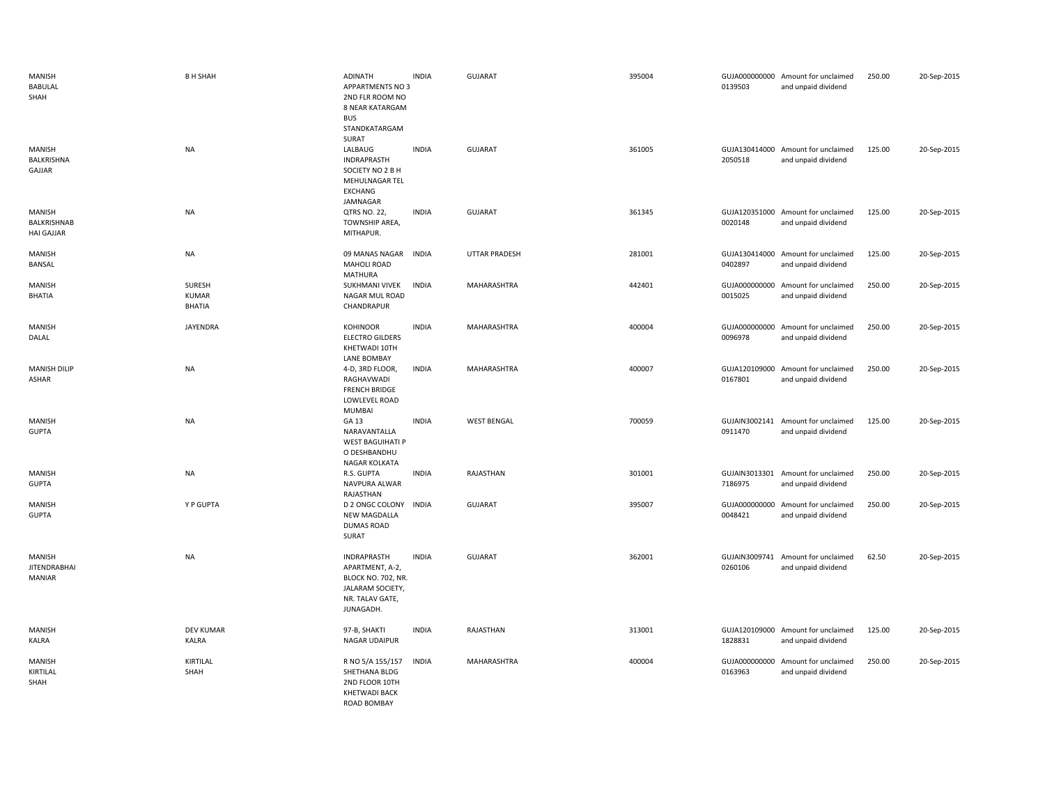| | | | | | | | | | |
|---|---|---|---|---|---|---|---|---|---|
| MANISH BABULAL SHAH | B H SHAH | ADINATH APPARTMENTS NO 3 2ND FLR ROOM NO 8 NEAR KATARGAM BUS STANDKATARGAM SURAT | INDIA | GUJARAT | 395004 | GUJA000000000 0139503 | Amount for unclaimed and unpaid dividend | 250.00 | 20-Sep-2015 |
| MANISH BALKRISHNA GAJJAR | NA | LALBAUG INDRAPRASTH SOCIETY NO 2 B H MEHULNAGAR TEL EXCHANG JAMNAGAR | INDIA | GUJARAT | 361005 | GUJA130414000 2050518 | Amount for unclaimed and unpaid dividend | 125.00 | 20-Sep-2015 |
| MANISH BALKRISHNAB HAI GAJJAR | NA | QTRS NO. 22, TOWNSHIP AREA, MITHAPUR. | INDIA | GUJARAT | 361345 | GUJA120351000 0020148 | Amount for unclaimed and unpaid dividend | 125.00 | 20-Sep-2015 |
| MANISH BANSAL | NA | 09 MANAS NAGAR MAHOLI ROAD MATHURA | INDIA | UTTAR PRADESH | 281001 | GUJA130414000 0402897 | Amount for unclaimed and unpaid dividend | 125.00 | 20-Sep-2015 |
| MANISH BHATIA | SURESH KUMAR BHATIA | SUKHMANI VIVEK NAGAR MUL ROAD CHANDRAPUR | INDIA | MAHARASHTRA | 442401 | GUJA000000000 0015025 | Amount for unclaimed and unpaid dividend | 250.00 | 20-Sep-2015 |
| MANISH DALAL | JAYENDRA | KOHINOOR ELECTRO GILDERS KHETWADI 10TH LANE BOMBAY | INDIA | MAHARASHTRA | 400004 | GUJA000000000 0096978 | Amount for unclaimed and unpaid dividend | 250.00 | 20-Sep-2015 |
| MANISH DILIP ASHAR | NA | 4-D, 3RD FLOOR, RAGHAVWADI FRENCH BRIDGE LOWLEVEL ROAD MUMBAI | INDIA | MAHARASHTRA | 400007 | GUJA120109000 0167801 | Amount for unclaimed and unpaid dividend | 250.00 | 20-Sep-2015 |
| MANISH GUPTA | NA | GA 13 NARAVANTALLA WEST BAGUIHATI P O DESHBANDHU NAGAR KOLKATA | INDIA | WEST BENGAL | 700059 | GUJAIN3002141 0911470 | Amount for unclaimed and unpaid dividend | 125.00 | 20-Sep-2015 |
| MANISH GUPTA | NA | R.S. GUPTA NAVPURA ALWAR RAJASTHAN | INDIA | RAJASTHAN | 301001 | GUJAIN3013301 7186975 | Amount for unclaimed and unpaid dividend | 250.00 | 20-Sep-2015 |
| MANISH GUPTA | Y P GUPTA | D 2 ONGC COLONY NEW MAGDALLA DUMAS ROAD SURAT | INDIA | GUJARAT | 395007 | GUJA000000000 0048421 | Amount for unclaimed and unpaid dividend | 250.00 | 20-Sep-2015 |
| MANISH JITENDRABHAI MANIAR | NA | INDRAPRASTH APARTMENT, A-2, BLOCK NO. 702, NR. JALARAM SOCIETY, NR. TALAV GATE, JUNAGADH. | INDIA | GUJARAT | 362001 | GUJAIN3009741 0260106 | Amount for unclaimed and unpaid dividend | 62.50 | 20-Sep-2015 |
| MANISH KALRA | DEV KUMAR KALRA | 97-B, SHAKTI NAGAR UDAIPUR | INDIA | RAJASTHAN | 313001 | GUJA120109000 1828831 | Amount for unclaimed and unpaid dividend | 125.00 | 20-Sep-2015 |
| MANISH KIRTILAL SHAH | KIRTILAL SHAH | R NO 5/A 155/157 SHETHANA BLDG 2ND FLOOR 10TH KHETWADI BACK ROAD BOMBAY | INDIA | MAHARASHTRA | 400004 | GUJA000000000 0163963 | Amount for unclaimed and unpaid dividend | 250.00 | 20-Sep-2015 |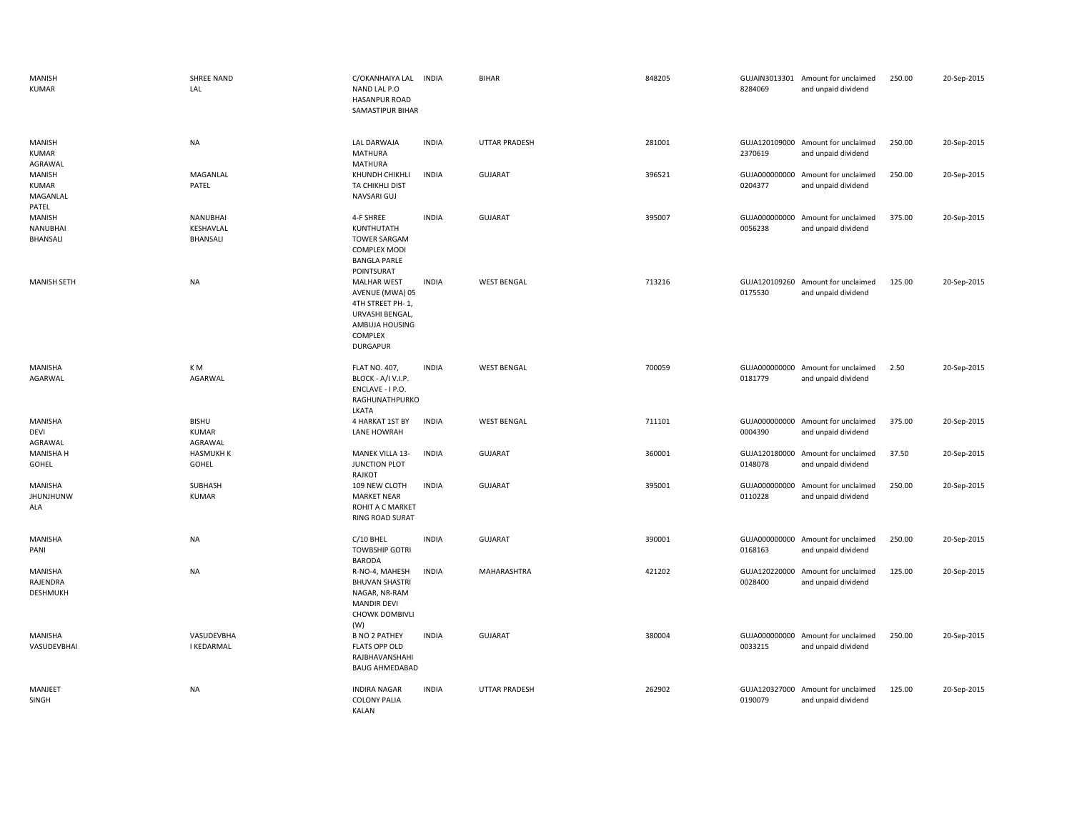| | | | | | | | | | |
|---|---|---|---|---|---|---|---|---|---|
| MANISH KUMAR | SHREE NAND LAL | C/OKANHAIYA LAL NAND LAL P.O HASANPUR ROAD SAMASTIPUR BIHAR | INDIA | BIHAR | 848205 | GUJAIN30133018284069 | Amount for unclaimed and unpaid dividend | 250.00 | 20-Sep-2015 |
| MANISH KUMAR AGRAWAL | NA | LAL DARWAJA MATHURA MATHURA | INDIA | UTTAR PRADESH | 281001 | GUJA1201090002370619 | Amount for unclaimed and unpaid dividend | 250.00 | 20-Sep-2015 |
| MANISH KUMAR MAGANLAL PATEL | MAGANLAL PATEL | KHUNDH CHIKHLI TA CHIKHLI DIST NAVSARI GUJ | INDIA | GUJARAT | 396521 | GUJA0000000000204377 | Amount for unclaimed and unpaid dividend | 250.00 | 20-Sep-2015 |
| MANISH NANUBHAI BHANSALI | NANUBHAI KESHAVLAL BHANSALI | 4-F SHREE KUNTHUTATH TOWER SARGAM COMPLEX MODI BANGLA PARLE POINTSURAT | INDIA | GUJARAT | 395007 | GUJA0000000000056238 | Amount for unclaimed and unpaid dividend | 375.00 | 20-Sep-2015 |
| MANISH SETH | NA | MALHAR WEST AVENUE (MWA) 05 4TH STREET PH- 1, URVASHI BENGAL, AMBUJA HOUSING COMPLEX DURGAPUR | INDIA | WEST BENGAL | 713216 | GUJA1201092600175530 | Amount for unclaimed and unpaid dividend | 125.00 | 20-Sep-2015 |
| MANISHA AGARWAL | K M AGARWAL | FLAT NO. 407, BLOCK - A/I V.I.P. ENCLAVE - I P.O. RAGHUNATHPURKOLKATA | INDIA | WEST BENGAL | 700059 | GUJA0000000000181779 | Amount for unclaimed and unpaid dividend | 2.50 | 20-Sep-2015 |
| MANISHA DEVI AGRAWAL | BISHU KUMAR AGRAWAL | 4 HARKAT 1ST BY LANE HOWRAH | INDIA | WEST BENGAL | 711101 | GUJA0000000000004390 | Amount for unclaimed and unpaid dividend | 375.00 | 20-Sep-2015 |
| MANISHA H GOHEL | HASMUKH K GOHEL | MANEK VILLA 13-JUNCTION PLOT RAJKOT | INDIA | GUJARAT | 360001 | GUJA1201800000148078 | Amount for unclaimed and unpaid dividend | 37.50 | 20-Sep-2015 |
| MANISHA JHUNJHUNWALA | SUBHASH KUMAR | 109 NEW CLOTH MARKET NEAR ROHIT A C MARKET RING ROAD SURAT | INDIA | GUJARAT | 395001 | GUJA0000000000110228 | Amount for unclaimed and unpaid dividend | 250.00 | 20-Sep-2015 |
| MANISHA PANI | NA | C/10 BHEL TOWBSHIP GOTRI BARODA | INDIA | GUJARAT | 390001 | GUJA0000000000168163 | Amount for unclaimed and unpaid dividend | 250.00 | 20-Sep-2015 |
| MANISHA RAJENDRA DESHMUKH | NA | R-NO-4, MAHESH BHUVAN SHASTRI NAGAR, NR-RAM MANDIR DEVI CHOWK DOMBIVLI (W) | INDIA | MAHARASHTRA | 421202 | GUJA1202200000028400 | Amount for unclaimed and unpaid dividend | 125.00 | 20-Sep-2015 |
| MANISHA VASUDEVBHAI | VASUDEVBHAI KEDARMAL | B NO 2 PATHEY FLATS OPP OLD RAJBHAVANSHAHI BAUG AHMEDABAD | INDIA | GUJARAT | 380004 | GUJA0000000000033215 | Amount for unclaimed and unpaid dividend | 250.00 | 20-Sep-2015 |
| MANJEET SINGH | NA | INDIRA NAGAR COLONY PALIA KALAN | INDIA | UTTAR PRADESH | 262902 | GUJA1203270000190079 | Amount for unclaimed and unpaid dividend | 125.00 | 20-Sep-2015 |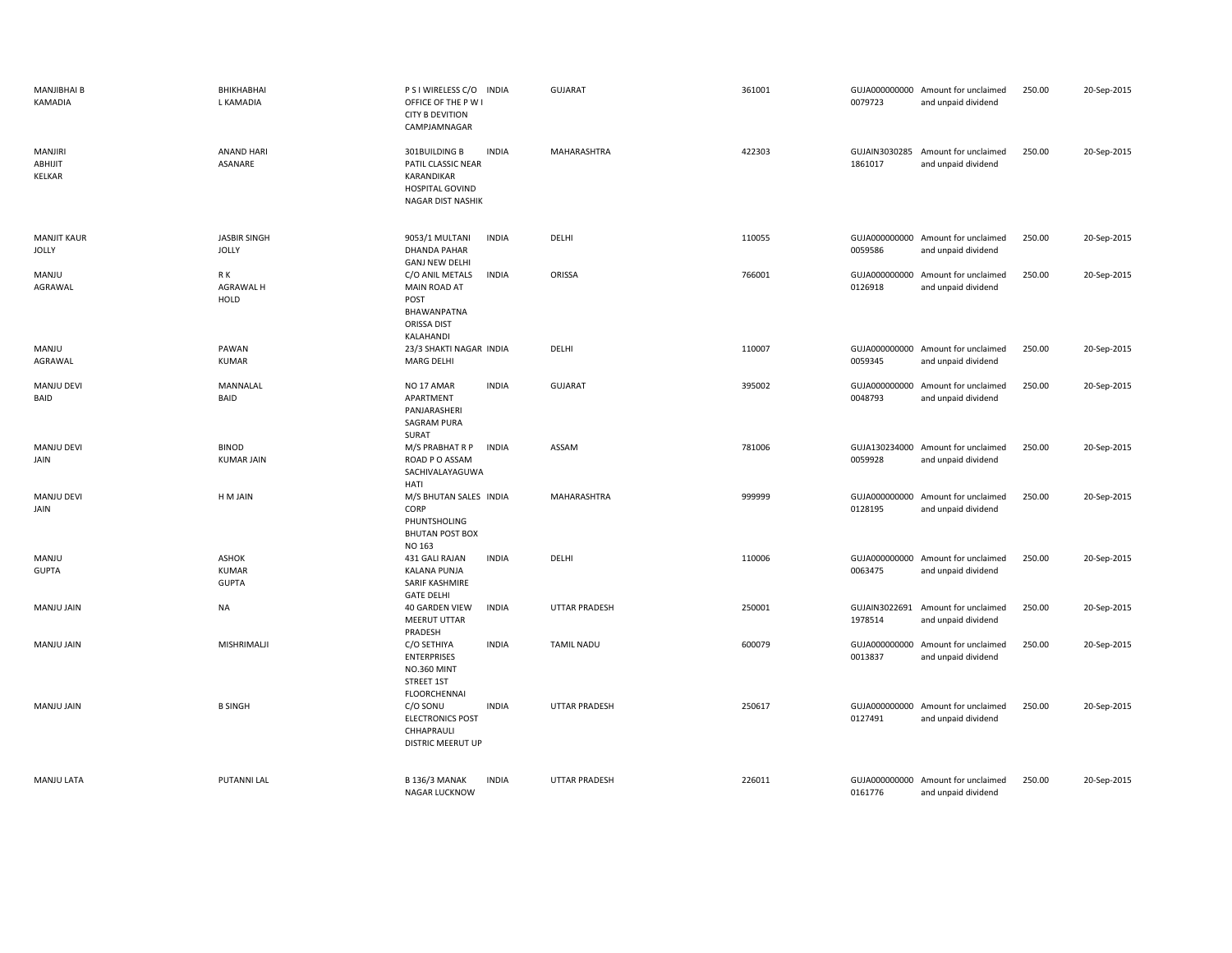| | | | | | | | | | |
|---|---|---|---|---|---|---|---|---|---|
| MANJIBHAI B KAMADIA | BHIKHABHAI L KAMADIA | P S I WIRELESS C/O OFFICE OF THE P W I CITY B DEVITION CAMPJAMNAGAR | INDIA | GUJARAT | 361001 | GUJA000000000 0079723 | Amount for unclaimed and unpaid dividend | 250.00 | 20-Sep-2015 |
| MANJIRI ABHIJIT KELKAR | ANAND HARI ASANARE | 301BUILDING B PATIL CLASSIC NEAR KARANDIKAR HOSPITAL GOVIND NAGAR DIST NASHIK | INDIA | MAHARASHTRA | 422303 | GUJAIN3030285 1861017 | Amount for unclaimed and unpaid dividend | 250.00 | 20-Sep-2015 |
| MANJIT KAUR JOLLY | JASBIR SINGH JOLLY | 9053/1 MULTANI DHANDA PAHAR GANJ NEW DELHI | INDIA | DELHI | 110055 | GUJA000000000 0059586 | Amount for unclaimed and unpaid dividend | 250.00 | 20-Sep-2015 |
| MANJU AGRAWAL | R K AGRAWAL H HOLD | C/O ANIL METALS MAIN ROAD AT POST BHAWANPATNA ORISSA DIST KALAHANDI | INDIA | ORISSA | 766001 | GUJA000000000 0126918 | Amount for unclaimed and unpaid dividend | 250.00 | 20-Sep-2015 |
| MANJU AGRAWAL | PAWAN KUMAR | 23/3 SHAKTI NAGAR MARG DELHI | INDIA | DELHI | 110007 | GUJA000000000 0059345 | Amount for unclaimed and unpaid dividend | 250.00 | 20-Sep-2015 |
| MANJU DEVI BAID | MANNALAL BAID | NO 17 AMAR APARTMENT PANJARASHERI SAGRAM PURA SURAT | INDIA | GUJARAT | 395002 | GUJA000000000 0048793 | Amount for unclaimed and unpaid dividend | 250.00 | 20-Sep-2015 |
| MANJU DEVI JAIN | BINOD KUMAR JAIN | M/S PRABHAT R P ROAD P O ASSAM SACHIVALAYAGUWAHATI | INDIA | ASSAM | 781006 | GUJA130234000 0059928 | Amount for unclaimed and unpaid dividend | 250.00 | 20-Sep-2015 |
| MANJU DEVI JAIN | H M JAIN | M/S BHUTAN SALES CORP PHUNTSHOLING BHUTAN POST BOX NO 163 | INDIA | MAHARASHTRA | 999999 | GUJA000000000 0128195 | Amount for unclaimed and unpaid dividend | 250.00 | 20-Sep-2015 |
| MANJU GUPTA | ASHOK KUMAR GUPTA | 431 GALI RAJAN KALANA PUNJA SARIF KASHMIRE GATE DELHI | INDIA | DELHI | 110006 | GUJA000000000 0063475 | Amount for unclaimed and unpaid dividend | 250.00 | 20-Sep-2015 |
| MANJU JAIN | NA | 40 GARDEN VIEW MEERUT UTTAR PRADESH | INDIA | UTTAR PRADESH | 250001 | GUJAIN3022691 1978514 | Amount for unclaimed and unpaid dividend | 250.00 | 20-Sep-2015 |
| MANJU JAIN | MISHRIMALJI | C/O SETHIYA ENTERPRISES NO.360 MINT STREET 1ST FLOORCHENNAI | INDIA | TAMIL NADU | 600079 | GUJA000000000 0013837 | Amount for unclaimed and unpaid dividend | 250.00 | 20-Sep-2015 |
| MANJU JAIN | B SINGH | C/O SONU ELECTRONICS POST CHHAPRAULI DISTRIC MEERUT UP | INDIA | UTTAR PRADESH | 250617 | GUJA000000000 0127491 | Amount for unclaimed and unpaid dividend | 250.00 | 20-Sep-2015 |
| MANJU LATA | PUTANNI LAL | B 136/3 MANAK NAGAR LUCKNOW | INDIA | UTTAR PRADESH | 226011 | GUJA000000000 0161776 | Amount for unclaimed and unpaid dividend | 250.00 | 20-Sep-2015 |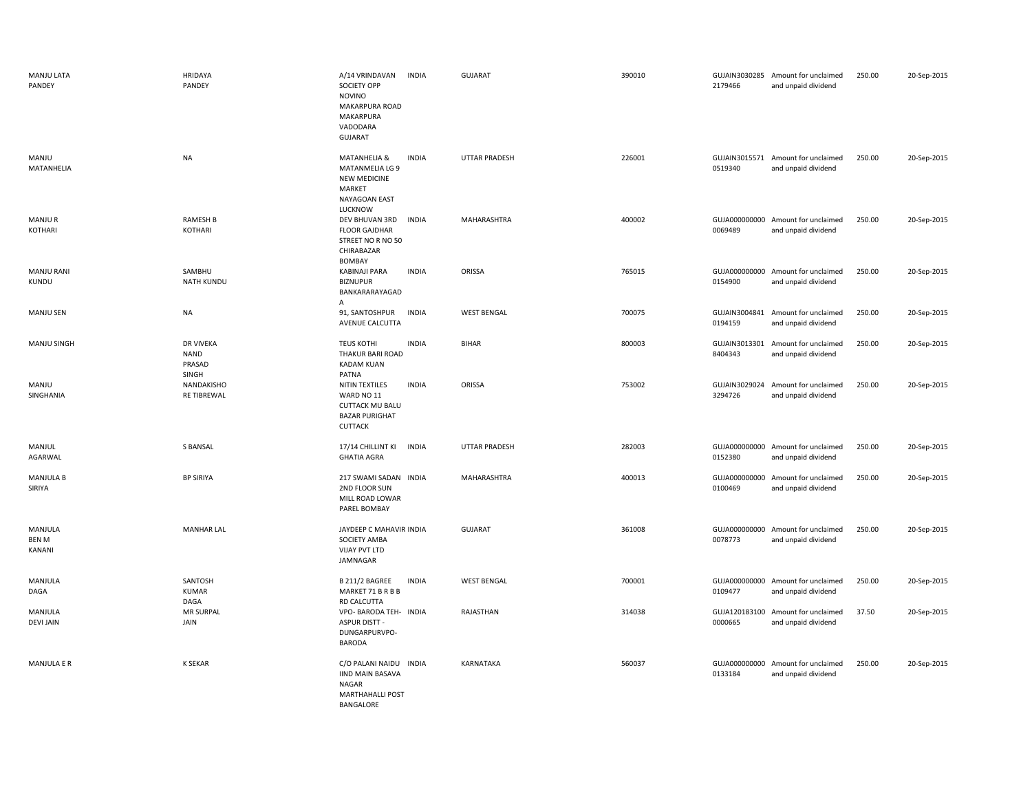| | | | | | | | | | |
|---|---|---|---|---|---|---|---|---|---|
| MANJU LATA PANDEY | HRIDAYA PANDEY | A/14 VRINDAVAN SOCIETY OPP NOVINO MAKARPURA ROAD MAKARPURA VADODARA GUJARAT | INDIA | GUJARAT | 390010 | GUJAIN3030285 2179466 | Amount for unclaimed and unpaid dividend | 250.00 | 20-Sep-2015 |
| MANJU MATANHELIA | NA | MATANHELIA & MATANMELIA LG 9 NEW MEDICINE MARKET NAYAGOAN EAST LUCKNOW | INDIA | UTTAR PRADESH | 226001 | GUJAIN3015571 0519340 | Amount for unclaimed and unpaid dividend | 250.00 | 20-Sep-2015 |
| MANJU R KOTHARI | RAMESH B KOTHARI | DEV BHUVAN 3RD FLOOR GAJDHAR STREET NO R NO 50 CHIRABAZAR BOMBAY | INDIA | MAHARASHTRA | 400002 | GUJA000000000 0069489 | Amount for unclaimed and unpaid dividend | 250.00 | 20-Sep-2015 |
| MANJU RANI KUNDU | SAMBHU NATH KUNDU | KABINAJI PARA BIZNUPUR BANKARARAYAGAD A | INDIA | ORISSA | 765015 | GUJA000000000 0154900 | Amount for unclaimed and unpaid dividend | 250.00 | 20-Sep-2015 |
| MANJU SEN | NA | 91, SANTOSHPUR AVENUE CALCUTTA | INDIA | WEST BENGAL | 700075 | GUJAIN3004841 0194159 | Amount for unclaimed and unpaid dividend | 250.00 | 20-Sep-2015 |
| MANJU SINGH | DR VIVEKA NAND PRASAD SINGH | TEUS KOTHI THAKUR BARI ROAD KADAM KUAN PATNA | INDIA | BIHAR | 800003 | GUJAIN3013301 8404343 | Amount for unclaimed and unpaid dividend | 250.00 | 20-Sep-2015 |
| MANJU SINGHANIA | NANDAKISHO RE TIBREWAL | NITIN TEXTILES WARD NO 11 CUTTACK MU BALU BAZAR PURIGHAT CUTTACK | INDIA | ORISSA | 753002 | GUJAIN3029024 3294726 | Amount for unclaimed and unpaid dividend | 250.00 | 20-Sep-2015 |
| MANJUL AGARWAL | S BANSAL | 17/14 CHILLINT KI GHATIA AGRA | INDIA | UTTAR PRADESH | 282003 | GUJA000000000 0152380 | Amount for unclaimed and unpaid dividend | 250.00 | 20-Sep-2015 |
| MANJULA B SIRIYA | BP SIRIYA | 217 SWAMI SADAN 2ND FLOOR SUN MILL ROAD LOWAR PAREL BOMBAY | INDIA | MAHARASHTRA | 400013 | GUJA000000000 0100469 | Amount for unclaimed and unpaid dividend | 250.00 | 20-Sep-2015 |
| MANJULA BEN M KANANI | MANHAR LAL | JAYDEEP C MAHAVIR SOCIETY AMBA VIJAY PVT LTD JAMNAGAR | INDIA | GUJARAT | 361008 | GUJA000000000 0078773 | Amount for unclaimed and unpaid dividend | 250.00 | 20-Sep-2015 |
| MANJULA DAGA | SANTOSH KUMAR DAGA | B 211/2 BAGREE MARKET 71 B R B B RD CALCUTTA | INDIA | WEST BENGAL | 700001 | GUJA000000000 0109477 | Amount for unclaimed and unpaid dividend | 250.00 | 20-Sep-2015 |
| MANJULA DEVI JAIN | MR SURPAL JAIN | VPO- BARODA TEH- ASPUR DISTT - DUNGARPURVPO- BARODA | INDIA | RAJASTHAN | 314038 | GUJA120183100 0000665 | Amount for unclaimed and unpaid dividend | 37.50 | 20-Sep-2015 |
| MANJULA E R | K SEKAR | C/O PALANI NAIDU IIND MAIN BASAVA NAGAR MARTHAHALLI POST BANGALORE | INDIA | KARNATAKA | 560037 | GUJA000000000 0133184 | Amount for unclaimed and unpaid dividend | 250.00 | 20-Sep-2015 |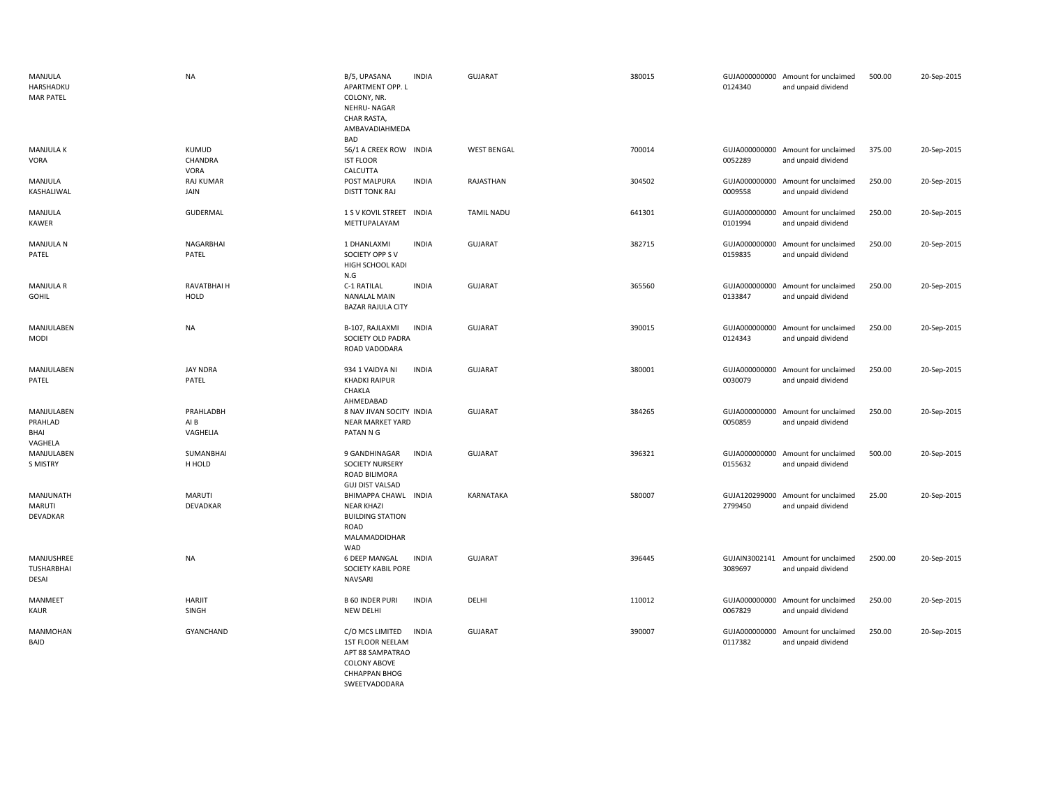| | | | | | | | | | |
|---|---|---|---|---|---|---|---|---|---|
| MANJULA HARSHADKU MAR PATEL | NA | B/5, UPASANA APARTMENT OPP. L COLONY, NR. NEHRU- NAGAR CHAR RASTA, AMBAVADIAHMEDA BAD | INDIA | GUJARAT | 380015 | GUJA000000000 0124340 | Amount for unclaimed and unpaid dividend | 500.00 | 20-Sep-2015 |
| MANJULA K VORA | KUMUD CHANDRA VORA | 56/1 A CREEK ROW IST FLOOR CALCUTTA | INDIA | WEST BENGAL | 700014 | GUJA000000000 0052289 | Amount for unclaimed and unpaid dividend | 375.00 | 20-Sep-2015 |
| MANJULA KASHALIWAL | RAJ KUMAR JAIN | POST MALPURA DISTT TONK RAJ | INDIA | RAJASTHAN | 304502 | GUJA000000000 0009558 | Amount for unclaimed and unpaid dividend | 250.00 | 20-Sep-2015 |
| MANJULA KAWER | GUDERMAL | 1 S V KOVIL STREET METTUPALAYAM | INDIA | TAMIL NADU | 641301 | GUJA000000000 0101994 | Amount for unclaimed and unpaid dividend | 250.00 | 20-Sep-2015 |
| MANJULA N PATEL | NAGARBHAI PATEL | 1 DHANLAXMI SOCIETY OPP S V HIGH SCHOOL KADI N.G | INDIA | GUJARAT | 382715 | GUJA000000000 0159835 | Amount for unclaimed and unpaid dividend | 250.00 | 20-Sep-2015 |
| MANJULA R GOHIL | RAVATBHAI H HOLD | C-1 RATILAL NANALAL MAIN BAZAR RAJULA CITY | INDIA | GUJARAT | 365560 | GUJA000000000 0133847 | Amount for unclaimed and unpaid dividend | 250.00 | 20-Sep-2015 |
| MANJULABEN MODI | NA | B-107, RAJLAXMI SOCIETY OLD PADRA ROAD VADODARA | INDIA | GUJARAT | 390015 | GUJA000000000 0124343 | Amount for unclaimed and unpaid dividend | 250.00 | 20-Sep-2015 |
| MANJULABEN PATEL | JAY NDRA PATEL | 934 1 VAIDYA NI KHADKI RAIPUR CHAKLA AHMEDABAD | INDIA | GUJARAT | 380001 | GUJA000000000 0030079 | Amount for unclaimed and unpaid dividend | 250.00 | 20-Sep-2015 |
| MANJULABEN PRAHLAD BHAI VAGHELA | PRAHLADBH AI B VAGHELIA | 8 NAV JIVAN SOCITY NEAR MARKET YARD PATAN N G | INDIA | GUJARAT | 384265 | GUJA000000000 0050859 | Amount for unclaimed and unpaid dividend | 250.00 | 20-Sep-2015 |
| MANJULABEN S MISTRY | SUMANBHAI H HOLD | 9 GANDHINAGAR SOCIETY NURSERY ROAD BILIMORA GUJ DIST VALSAD | INDIA | GUJARAT | 396321 | GUJA000000000 0155632 | Amount for unclaimed and unpaid dividend | 500.00 | 20-Sep-2015 |
| MANJUNATH MARUTI DEVADKAR | MARUTI DEVADKAR | BHIMAPPA CHAWL NEAR KHAZI BUILDING STATION ROAD MALAMADDIDHAR WAD | INDIA | KARNATAKA | 580007 | GUJA120299000 2799450 | Amount for unclaimed and unpaid dividend | 25.00 | 20-Sep-2015 |
| MANJUSHREE TUSHARBHAI DESAI | NA | 6 DEEP MANGAL SOCIETY KABIL PORE NAVSARI | INDIA | GUJARAT | 396445 | GUJAIN3002141 3089697 | Amount for unclaimed and unpaid dividend | 2500.00 | 20-Sep-2015 |
| MANMEET KAUR | HARJIT SINGH | B 60 INDER PURI NEW DELHI | INDIA | DELHI | 110012 | GUJA000000000 0067829 | Amount for unclaimed and unpaid dividend | 250.00 | 20-Sep-2015 |
| MANMOHAN BAID | GYANCHAND | C/O MCS LIMITED 1ST FLOOR NEELAM APT 88 SAMPATRAO COLONY ABOVE CHHAPPAN BHOG SWEETVADODARA | INDIA | GUJARAT | 390007 | GUJA000000000 0117382 | Amount for unclaimed and unpaid dividend | 250.00 | 20-Sep-2015 |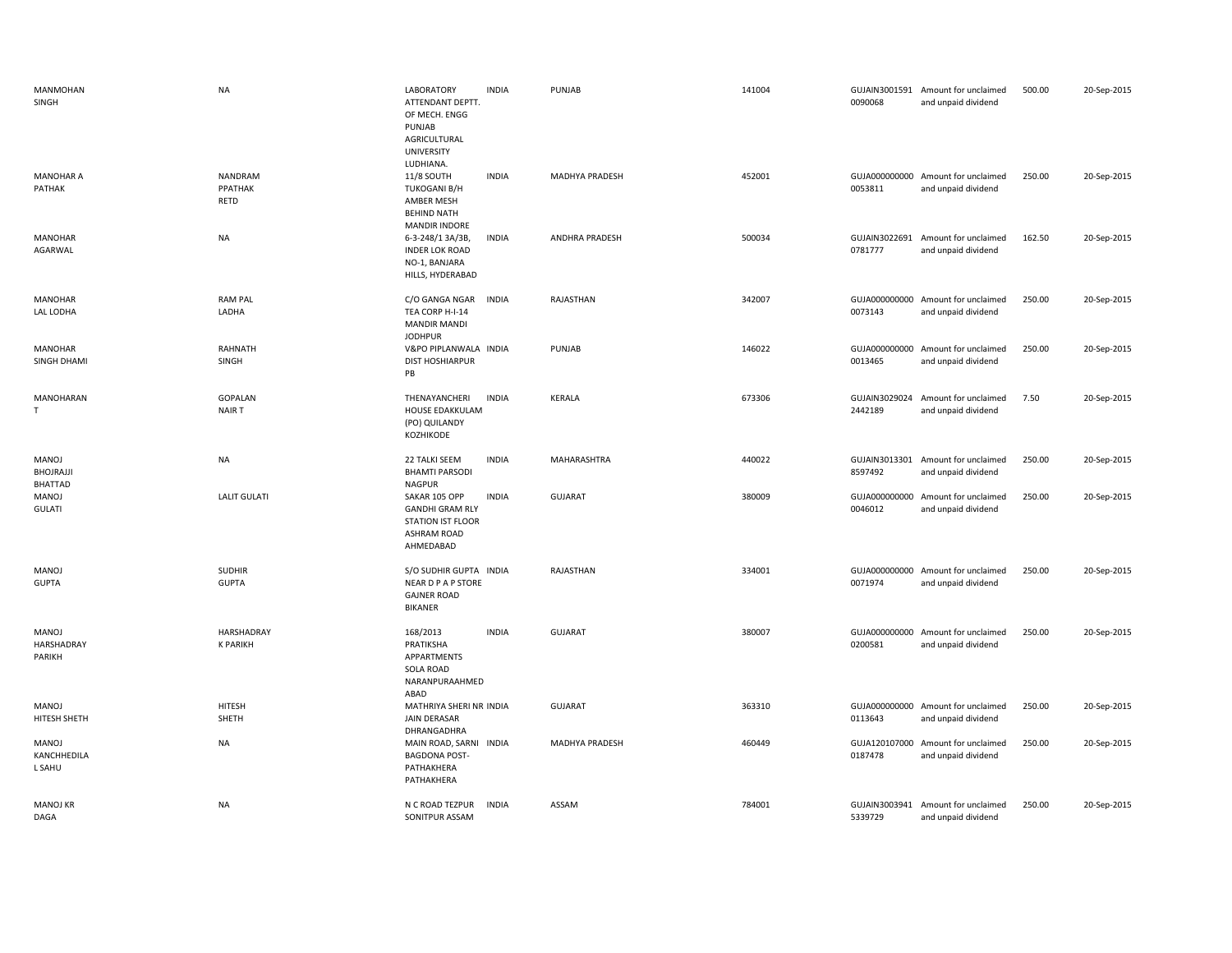| | | | | | | | | | |
|---|---|---|---|---|---|---|---|---|---|
| MANMOHAN SINGH | NA | LABORATORY ATTENDANT DEPTT. OF MECH. ENGG PUNJAB AGRICULTURAL UNIVERSITY LUDHIANA. | INDIA | PUNJAB | 141004 | GUJAIN3001591 0090068 | Amount for unclaimed and unpaid dividend | 500.00 | 20-Sep-2015 |
| MANOHAR A PATHAK | NANDRAM PPATHAK RETD | 11/8 SOUTH TUKOGANI B/H AMBER MESH BEHIND NATH MANDIR INDORE | INDIA | MADHYA PRADESH | 452001 | GUJA000000000 0053811 | Amount for unclaimed and unpaid dividend | 250.00 | 20-Sep-2015 |
| MANOHAR AGARWAL | NA | 6-3-248/1 3A/3B, INDER LOK ROAD NO-1, BANJARA HILLS, HYDERABAD | INDIA | ANDHRA PRADESH | 500034 | GUJAIN3022691 0781777 | Amount for unclaimed and unpaid dividend | 162.50 | 20-Sep-2015 |
| MANOHAR LAL LODHA | RAM PAL LADHA | C/O GANGA NGAR TEA CORP H-I-14 MANDIR MANDI JODHPUR | INDIA | RAJASTHAN | 342007 | GUJA000000000 0073143 | Amount for unclaimed and unpaid dividend | 250.00 | 20-Sep-2015 |
| MANOHAR SINGH DHAMI | RAHNATH SINGH | V&PO PIPLANWALA DIST HOSHIARPUR PB | INDIA | PUNJAB | 146022 | GUJA000000000 0013465 | Amount for unclaimed and unpaid dividend | 250.00 | 20-Sep-2015 |
| MANOHARAN T | GOPALAN NAIR T | THENAYANCHERI HOUSE EDAKKULAM (PO) QUILANDY KOZHIKODE | INDIA | KERALA | 673306 | GUJAIN3029024 2442189 | Amount for unclaimed and unpaid dividend | 7.50 | 20-Sep-2015 |
| MANOJ BHOJRAJJI BHATTAD | NA | 22 TALKI SEEM BHAMTI PARSODI NAGPUR | INDIA | MAHARASHTRA | 440022 | GUJAIN3013301 8597492 | Amount for unclaimed and unpaid dividend | 250.00 | 20-Sep-2015 |
| MANOJ GULATI | LALIT GULATI | SAKAR 105 OPP GANDHI GRAM RLY STATION IST FLOOR ASHRAM ROAD AHMEDABAD | INDIA | GUJARAT | 380009 | GUJA000000000 0046012 | Amount for unclaimed and unpaid dividend | 250.00 | 20-Sep-2015 |
| MANOJ GUPTA | SUDHIR GUPTA | S/O SUDHIR GUPTA NEAR D P A P STORE GAJNER ROAD BIKANER | INDIA | RAJASTHAN | 334001 | GUJA000000000 0071974 | Amount for unclaimed and unpaid dividend | 250.00 | 20-Sep-2015 |
| MANOJ HARSHADRAY PARIKH | HARSHADRAY K PARIKH | 168/2013 PRATIKSHA APPARTMENTS SOLA ROAD NARANPURAAHMED ABAD | INDIA | GUJARAT | 380007 | GUJA000000000 0200581 | Amount for unclaimed and unpaid dividend | 250.00 | 20-Sep-2015 |
| MANOJ HITESH SHETH | HITESH SHETH | MATHRIYA SHERI NR JAIN DERASAR DHRANGADHRA | INDIA | GUJARAT | 363310 | GUJA000000000 0113643 | Amount for unclaimed and unpaid dividend | 250.00 | 20-Sep-2015 |
| MANOJ KANCHHEDILA L SAHU | NA | MAIN ROAD, SARNI BAGDONA POST-PATHAKHERA PATHAKHERA | INDIA | MADHYA PRADESH | 460449 | GUJA120107000 0187478 | Amount for unclaimed and unpaid dividend | 250.00 | 20-Sep-2015 |
| MANOJ KR DAGA | NA | N C ROAD TEZPUR SONITPUR ASSAM | INDIA | ASSAM | 784001 | GUJAIN3003941 5339729 | Amount for unclaimed and unpaid dividend | 250.00 | 20-Sep-2015 |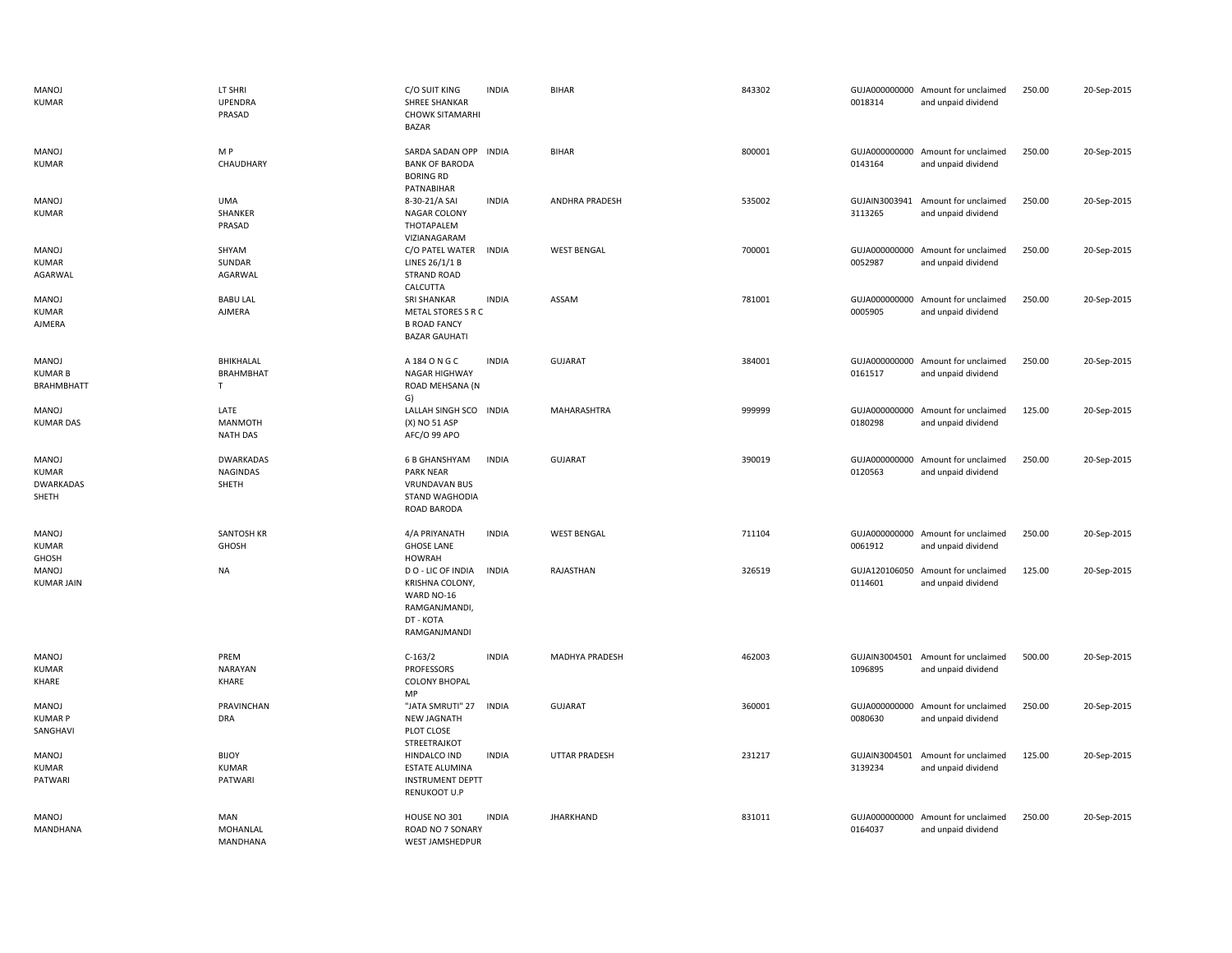| | | | | | | | | | |
|---|---|---|---|---|---|---|---|---|---|
| MANOJ KUMAR | LT SHRI UPENDRA PRASAD | C/O SUIT KING SHREE SHANKAR CHOWK SITAMARHI BAZAR | INDIA | BIHAR | 843302 | GUJA000000000 0018314 | Amount for unclaimed and unpaid dividend | 250.00 | 20-Sep-2015 |
| MANOJ KUMAR | M P CHAUDHARY | SARDA SADAN OPP BANK OF BARODA BORING RD PATNABIHAR | INDIA | BIHAR | 800001 | GUJA000000000 0143164 | Amount for unclaimed and unpaid dividend | 250.00 | 20-Sep-2015 |
| MANOJ KUMAR | UMA SHANKER PRASAD | 8-30-21/A SAI NAGAR COLONY THOTAPALEM VIZIANAGARAM | INDIA | ANDHRA PRADESH | 535002 | GUJAIN3003941 3113265 | Amount for unclaimed and unpaid dividend | 250.00 | 20-Sep-2015 |
| MANOJ KUMAR AGARWAL | SHYAM SUNDAR AGARWAL | C/O PATEL WATER LINES 26/1/1 B STRAND ROAD CALCUTTA | INDIA | WEST BENGAL | 700001 | GUJA000000000 0052987 | Amount for unclaimed and unpaid dividend | 250.00 | 20-Sep-2015 |
| MANOJ KUMAR AJMERA | BABU LAL AJMERA | SRI SHANKAR METAL STORES S R C B ROAD FANCY BAZAR GAUHATI | INDIA | ASSAM | 781001 | GUJA000000000 0005905 | Amount for unclaimed and unpaid dividend | 250.00 | 20-Sep-2015 |
| MANOJ KUMAR B BRAHMBHATT | BHIKHALAL BRAHMBHAT T | A 184 O N G C NAGAR HIGHWAY ROAD MEHSANA (N G) | INDIA | GUJARAT | 384001 | GUJA000000000 0161517 | Amount for unclaimed and unpaid dividend | 250.00 | 20-Sep-2015 |
| MANOJ KUMAR DAS | LATE MANMOTH NATH DAS | LALLAH SINGH SCO (X) NO 51 ASP AFC/O 99 APO | INDIA | MAHARASHTRA | 999999 | GUJA000000000 0180298 | Amount for unclaimed and unpaid dividend | 125.00 | 20-Sep-2015 |
| MANOJ KUMAR DWARKADAS SHETH | DWARKADAS NAGINDAS SHETH | 6 B GHANSHYAM PARK NEAR VRUNDAVAN BUS STAND WAGHODIA ROAD BARODA | INDIA | GUJARAT | 390019 | GUJA000000000 0120563 | Amount for unclaimed and unpaid dividend | 250.00 | 20-Sep-2015 |
| MANOJ KUMAR GHOSH | SANTOSH KR GHOSH | 4/A PRIYANATH GHOSE LANE HOWRAH | INDIA | WEST BENGAL | 711104 | GUJA000000000 0061912 | Amount for unclaimed and unpaid dividend | 250.00 | 20-Sep-2015 |
| MANOJ KUMAR JAIN | NA | D O - LIC OF INDIA KRISHNA COLONY, WARD NO-16 RAMGANJMANDI, DT - KOTA RAMGANJMANDI | INDIA | RAJASTHAN | 326519 | GUJA120106050 0114601 | Amount for unclaimed and unpaid dividend | 125.00 | 20-Sep-2015 |
| MANOJ KUMAR KHARE | PREM NARAYAN KHARE | C-163/2 PROFESSORS COLONY BHOPAL MP | INDIA | MADHYA PRADESH | 462003 | GUJAIN3004501 1096895 | Amount for unclaimed and unpaid dividend | 500.00 | 20-Sep-2015 |
| MANOJ KUMAR P SANGHAVI | PRAVINCHAN DRA | "JATA SMRUTI" 27 NEW JAGNATH PLOT CLOSE STREETRAJKOT | INDIA | GUJARAT | 360001 | GUJA000000000 0080630 | Amount for unclaimed and unpaid dividend | 250.00 | 20-Sep-2015 |
| MANOJ KUMAR PATWARI | BIJOY KUMAR PATWARI | HINDALCO IND ESTATE ALUMINA INSTRUMENT DEPTT RENUKOOT U.P | INDIA | UTTAR PRADESH | 231217 | GUJAIN3004501 3139234 | Amount for unclaimed and unpaid dividend | 125.00 | 20-Sep-2015 |
| MANOJ MANDHANA | MAN MOHANLAL MANDHANA | HOUSE NO 301 ROAD NO 7 SONARY WEST JAMSHEDPUR | INDIA | JHARKHAND | 831011 | GUJA000000000 0164037 | Amount for unclaimed and unpaid dividend | 250.00 | 20-Sep-2015 |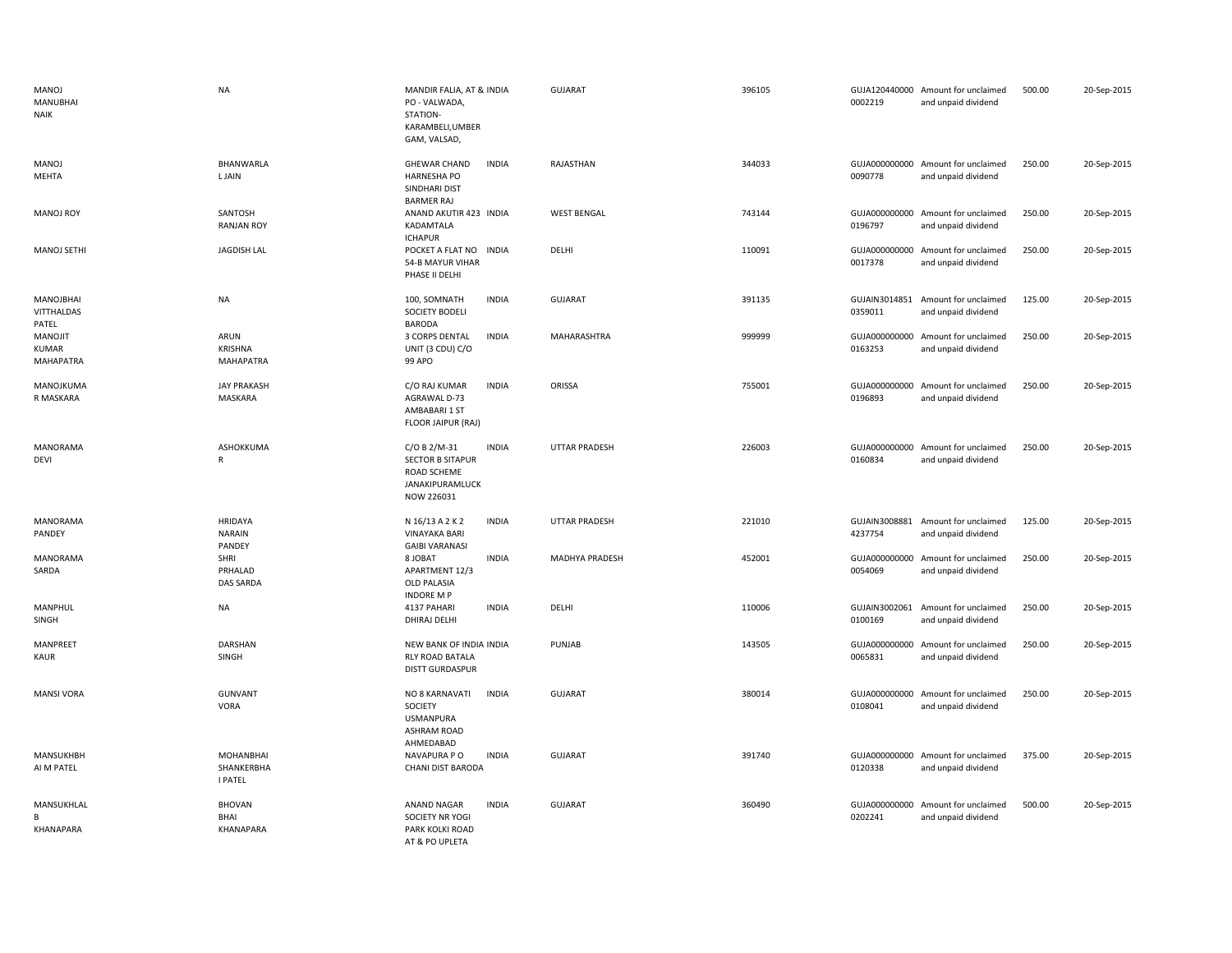| | | | | | | | | | |
|---|---|---|---|---|---|---|---|---|---|
| MANOJ MANUBHAI NAIK | NA | MANDIR FALIA, AT & PO - VALWADA, STATION- KARAMBELI,UMBER GAM, VALSAD, | INDIA | GUJARAT | 396105 | GUJA120440000 0002219 | Amount for unclaimed and unpaid dividend | 500.00 | 20-Sep-2015 |
| MANOJ MEHTA | BHANWARLA L JAIN | GHEWAR CHAND HARNESHA PO SINDHARI DIST BARMER RAJ | INDIA | RAJASTHAN | 344033 | GUJA000000000 0090778 | Amount for unclaimed and unpaid dividend | 250.00 | 20-Sep-2015 |
| MANOJ ROY | SANTOSH RANJAN ROY | ANAND AKUTIR 423 KADAMTALA ICHAPUR | INDIA | WEST BENGAL | 743144 | GUJA000000000 0196797 | Amount for unclaimed and unpaid dividend | 250.00 | 20-Sep-2015 |
| MANOJ SETHI | JAGDISH LAL | POCKET A FLAT NO 54-B MAYUR VIHAR PHASE II DELHI | INDIA | DELHI | 110091 | GUJA000000000 0017378 | Amount for unclaimed and unpaid dividend | 250.00 | 20-Sep-2015 |
| MANOJBHAI VITTHALDAS PATEL | NA | 100, SOMNATH SOCIETY BODELI BARODA | INDIA | GUJARAT | 391135 | GUJAIN3014851 0359011 | Amount for unclaimed and unpaid dividend | 125.00 | 20-Sep-2015 |
| MANOJIT KUMAR MAHAPATRA | ARUN KRISHNA MAHAPATRA | 3 CORPS DENTAL UNIT (3 CDU) C/O 99 APO | INDIA | MAHARASHTRA | 999999 | GUJA000000000 0163253 | Amount for unclaimed and unpaid dividend | 250.00 | 20-Sep-2015 |
| MANOJKUMA R MASKARA | JAY PRAKASH MASKARA | C/O RAJ KUMAR AGRAWAL D-73 AMBABARI 1 ST FLOOR JAIPUR (RAJ) | INDIA | ORISSA | 755001 | GUJA000000000 0196893 | Amount for unclaimed and unpaid dividend | 250.00 | 20-Sep-2015 |
| MANORAMA DEVI | ASHOKKUMA R | C/O B 2/M-31 SECTOR B SITAPUR ROAD SCHEME JANAKIPURAMLUCK NOW 226031 | INDIA | UTTAR PRADESH | 226003 | GUJA000000000 0160834 | Amount for unclaimed and unpaid dividend | 250.00 | 20-Sep-2015 |
| MANORAMA PANDEY | HRIDAYA NARAIN PANDEY | N 16/13 A 2 K 2 VINAYAKA BARI GAIBI VARANASI | INDIA | UTTAR PRADESH | 221010 | GUJAIN3008881 4237754 | Amount for unclaimed and unpaid dividend | 125.00 | 20-Sep-2015 |
| MANORAMA SARDA | SHRI PRHALAD DAS SARDA | 8 JOBAT APARTMENT 12/3 OLD PALASIA INDORE M P | INDIA | MADHYA PRADESH | 452001 | GUJA000000000 0054069 | Amount for unclaimed and unpaid dividend | 250.00 | 20-Sep-2015 |
| MANPHUL SINGH | NA | 4137 PAHARI DHIRAJ DELHI | INDIA | DELHI | 110006 | GUJAIN3002061 0100169 | Amount for unclaimed and unpaid dividend | 250.00 | 20-Sep-2015 |
| MANPREET KAUR | DARSHAN SINGH | NEW BANK OF INDIA RLY ROAD BATALA DISTT GURDASPUR | INDIA | PUNJAB | 143505 | GUJA000000000 0065831 | Amount for unclaimed and unpaid dividend | 250.00 | 20-Sep-2015 |
| MANSI VORA | GUNVANT VORA | NO 8 KARNAVATI SOCIETY USMANPURA ASHRAM ROAD AHMEDABAD | INDIA | GUJARAT | 380014 | GUJA000000000 0108041 | Amount for unclaimed and unpaid dividend | 250.00 | 20-Sep-2015 |
| MANSUKHBH AI M PATEL | MOHANBHAI SHANKERBHA I PATEL | NAVAPURA P O CHANI DIST BARODA | INDIA | GUJARAT | 391740 | GUJA000000000 0120338 | Amount for unclaimed and unpaid dividend | 375.00 | 20-Sep-2015 |
| MANSUKHLAL B KHANAPARA | BHOVAN BHAI KHANAPARA | ANAND NAGAR SOCIETY NR YOGI PARK KOLKI ROAD AT & PO UPLETA | INDIA | GUJARAT | 360490 | GUJA000000000 0202241 | Amount for unclaimed and unpaid dividend | 500.00 | 20-Sep-2015 |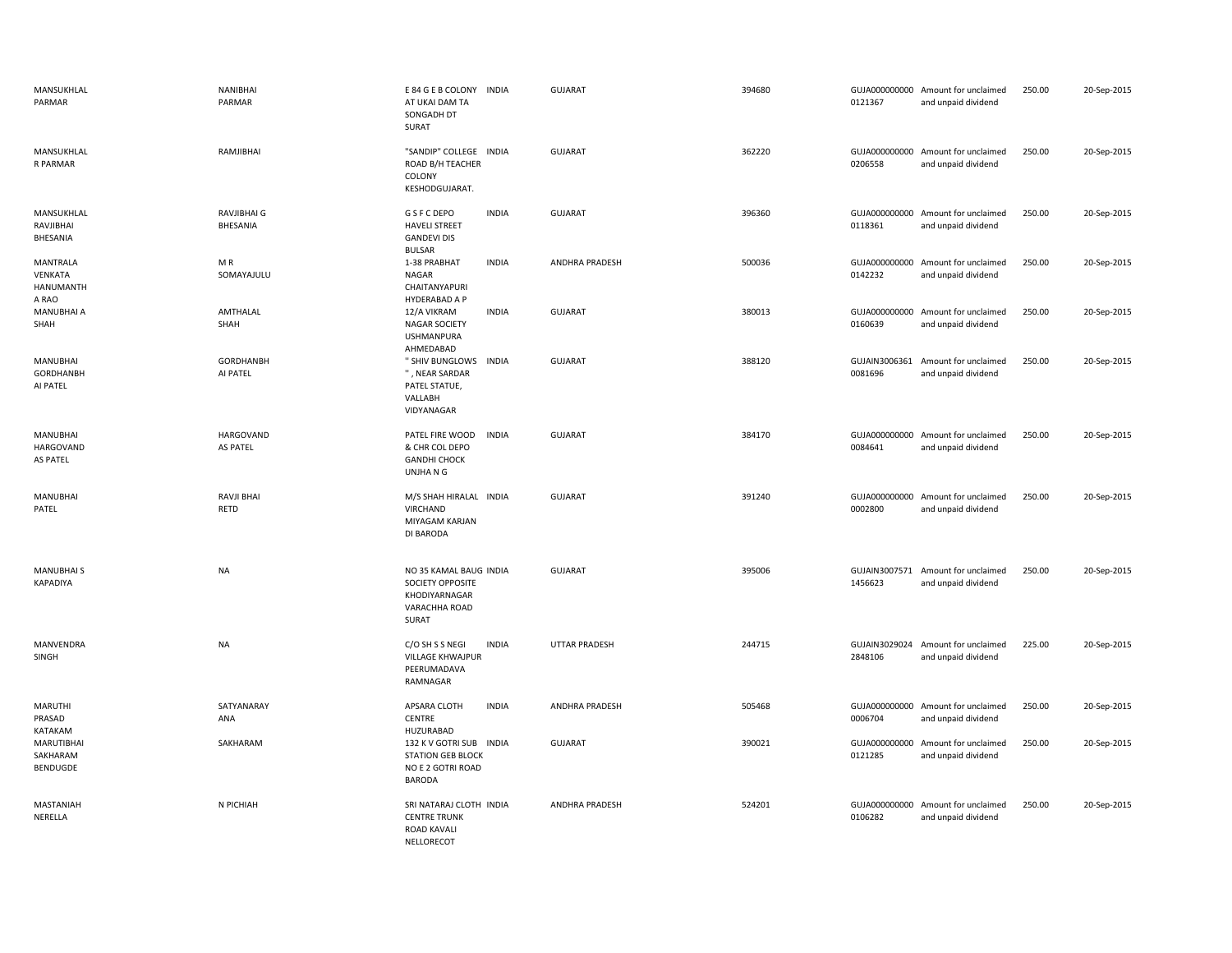| | | | | | | | | | |
|---|---|---|---|---|---|---|---|---|---|
| MANSUKHLAL PARMAR | NANIBHAI PARMAR | E 84 G E B COLONY AT UKAI DAM TA SONGADH DT SURAT | INDIA | GUJARAT | 394680 | GUJA000000000 0121367 | Amount for unclaimed and unpaid dividend | 250.00 | 20-Sep-2015 |
| MANSUKHLAL R PARMAR | RAMJIBHAI | "SANDIP" COLLEGE ROAD B/H TEACHER COLONY KESHODGUJARAT. | INDIA | GUJARAT | 362220 | GUJA000000000 0206558 | Amount for unclaimed and unpaid dividend | 250.00 | 20-Sep-2015 |
| MANSUKHLAL RAVJIBHAI BHESANIA | RAVJIBHAI G BHESANIA | G S F C DEPO HAVELI STREET GANDEVI DIS BULSAR | INDIA | GUJARAT | 396360 | GUJA000000000 0118361 | Amount for unclaimed and unpaid dividend | 250.00 | 20-Sep-2015 |
| MANTRALA VENKATA HANUMANTH A RAO | M R SOMAYAJULU | 1-38 PRABHAT NAGAR CHAITANYAPURI HYDERABAD A P | INDIA | ANDHRA PRADESH | 500036 | GUJA000000000 0142232 | Amount for unclaimed and unpaid dividend | 250.00 | 20-Sep-2015 |
| MANUBHAI A SHAH | AMTHALAL SHAH | 12/A VIKRAM NAGAR SOCIETY USHMANPURA AHMEDABAD | INDIA | GUJARAT | 380013 | GUJA000000000 0160639 | Amount for unclaimed and unpaid dividend | 250.00 | 20-Sep-2015 |
| MANUBHAI GORDHANBH AI PATEL | GORDHANBH AI PATEL | " SHIV BUNGLOWS " , NEAR SARDAR PATEL STATUE, VALLABH VIDYANAGAR | INDIA | GUJARAT | 388120 | GUJAIN3006361 0081696 | Amount for unclaimed and unpaid dividend | 250.00 | 20-Sep-2015 |
| MANUBHAI HARGOVAND AS PATEL | HARGOVAND AS PATEL | PATEL FIRE WOOD & CHR COL DEPO GANDHI CHOCK UNJHA N G | INDIA | GUJARAT | 384170 | GUJA000000000 0084641 | Amount for unclaimed and unpaid dividend | 250.00 | 20-Sep-2015 |
| MANUBHAI PATEL | RAVJI BHAI RETD | M/S SHAH HIRALAL VIRCHAND MIYAGAM KARJAN DI BARODA | INDIA | GUJARAT | 391240 | GUJA000000000 0002800 | Amount for unclaimed and unpaid dividend | 250.00 | 20-Sep-2015 |
| MANUBHAI S KAPADIYA | NA | NO 35 KAMAL BAUG SOCIETY OPPOSITE KHODIYARNAGAR VARACHHA ROAD SURAT | INDIA | GUJARAT | 395006 | GUJAIN3007571 1456623 | Amount for unclaimed and unpaid dividend | 250.00 | 20-Sep-2015 |
| MANVENDRA SINGH | NA | C/O SH S S NEGI VILLAGE KHWAJPUR PEERUMADAVA RAMNAGAR | INDIA | UTTAR PRADESH | 244715 | GUJAIN3029024 2848106 | Amount for unclaimed and unpaid dividend | 225.00 | 20-Sep-2015 |
| MARUTHI PRASAD KATAKAM | SATYANARAY ANA | APSARA CLOTH CENTRE HUZURABAD | INDIA | ANDHRA PRADESH | 505468 | GUJA000000000 0006704 | Amount for unclaimed and unpaid dividend | 250.00 | 20-Sep-2015 |
| MARUTIBHAI SAKHARAM BENDUGDE | SAKHARAM | 132 K V GOTRI SUB STATION GEB BLOCK NO E 2 GOTRI ROAD BARODA | INDIA | GUJARAT | 390021 | GUJA000000000 0121285 | Amount for unclaimed and unpaid dividend | 250.00 | 20-Sep-2015 |
| MASTANIAH NERELLA | N PICHIAH | SRI NATARAJ CLOTH CENTRE TRUNK ROAD KAVALI NELLORECOT | INDIA | ANDHRA PRADESH | 524201 | GUJA000000000 0106282 | Amount for unclaimed and unpaid dividend | 250.00 | 20-Sep-2015 |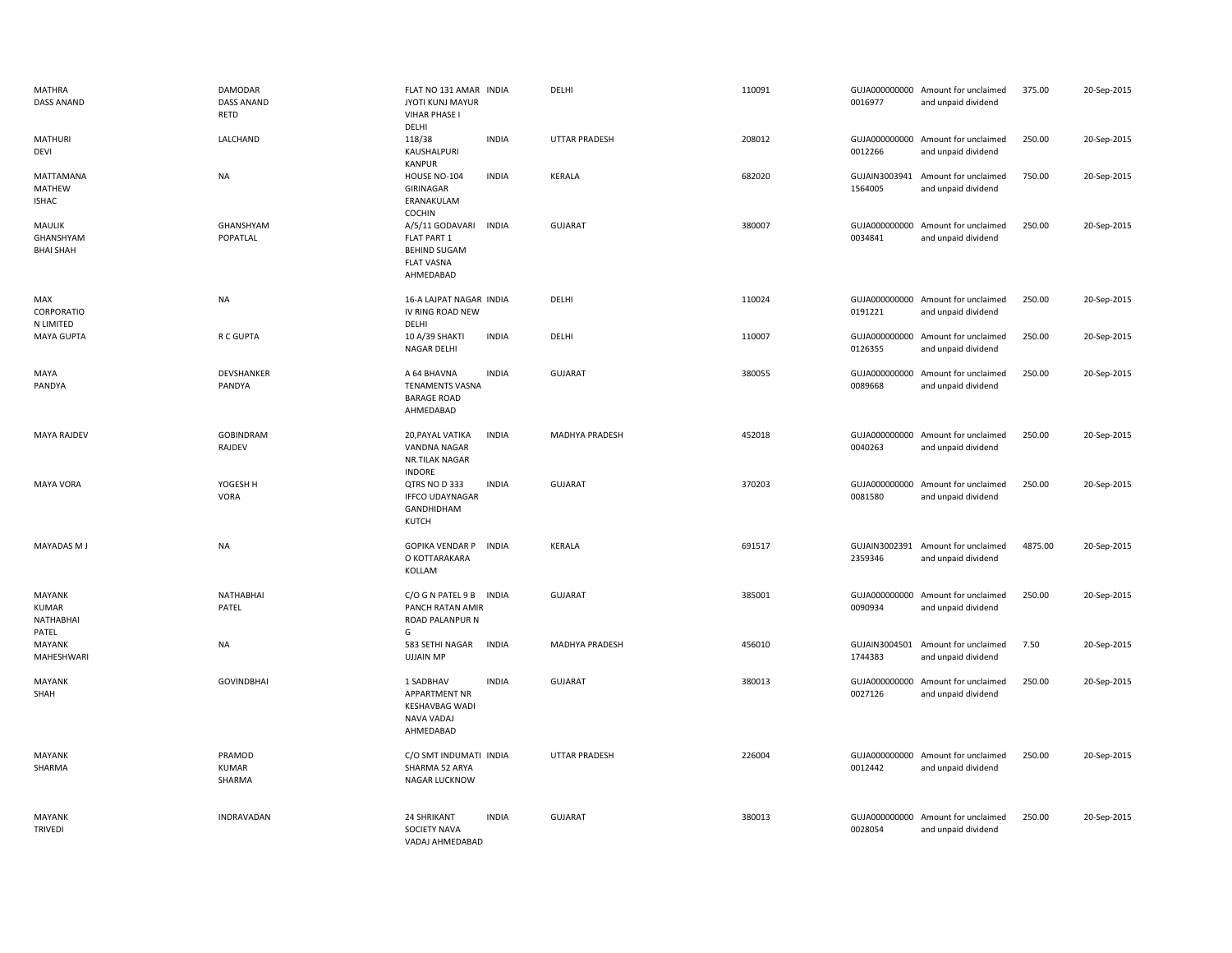| | | | | | | | | | |
|---|---|---|---|---|---|---|---|---|---|
| MATHRA DASS ANAND | DAMODAR DASS ANAND RETD | FLAT NO 131 AMAR JYOTI KUNJ MAYUR VIHAR PHASE I DELHI | INDIA | DELHI | 110091 | GUJA0000000000016977 | Amount for unclaimed and unpaid dividend | 375.00 | 20-Sep-2015 |
| MATHURI DEVI | LALCHAND | 118/38 KAUSHALPURI KANPUR | INDIA | UTTAR PRADESH | 208012 | GUJA0000000000012266 | Amount for unclaimed and unpaid dividend | 250.00 | 20-Sep-2015 |
| MATTAMANA MATHEW ISHAC | NA | HOUSE NO-104 GIRINAGAR ERANAKULAM COCHIN | INDIA | KERALA | 682020 | GUJAIN30039411564005 | Amount for unclaimed and unpaid dividend | 750.00 | 20-Sep-2015 |
| MAULIK GHANSHYAM BHAI SHAH | GHANSHYAM POPATLAL | A/5/11 GODAVARI FLAT PART 1 BEHIND SUGAM FLAT VASNA AHMEDABAD | INDIA | GUJARAT | 380007 | GUJA0000000000034841 | Amount for unclaimed and unpaid dividend | 250.00 | 20-Sep-2015 |
| MAX CORPORATIO N LIMITED | NA | 16-A LAJPAT NAGAR IV RING ROAD NEW DELHI | INDIA | DELHI | 110024 | GUJA0000000000191221 | Amount for unclaimed and unpaid dividend | 250.00 | 20-Sep-2015 |
| MAYA GUPTA | R C GUPTA | 10 A/39 SHAKTI NAGAR DELHI | INDIA | DELHI | 110007 | GUJA0000000000126355 | Amount for unclaimed and unpaid dividend | 250.00 | 20-Sep-2015 |
| MAYA PANDYA | DEVSHANKER PANDYA | A 64 BHAVNA TENAMENTS VASNA BARAGE ROAD AHMEDABAD | INDIA | GUJARAT | 380055 | GUJA0000000000089668 | Amount for unclaimed and unpaid dividend | 250.00 | 20-Sep-2015 |
| MAYA RAJDEV | GOBINDRAM RAJDEV | 20,PAYAL VATIKA VANDNA NAGAR NR.TILAK NAGAR INDORE | INDIA | MADHYA PRADESH | 452018 | GUJA0000000000040263 | Amount for unclaimed and unpaid dividend | 250.00 | 20-Sep-2015 |
| MAYA VORA | YOGESH H VORA | QTRS NO D 333 IFFCO UDAYNAGAR GANDHIDHAM KUTCH | INDIA | GUJARAT | 370203 | GUJA0000000000081580 | Amount for unclaimed and unpaid dividend | 250.00 | 20-Sep-2015 |
| MAYADAS M J | NA | GOPIKA VENDAR P O KOTTARAKARA KOLLAM | INDIA | KERALA | 691517 | GUJAIN30023912359346 | Amount for unclaimed and unpaid dividend | 4875.00 | 20-Sep-2015 |
| MAYANK KUMAR NATHABHAI PATEL | NATHABHAI PATEL | C/O G N PATEL 9 B PANCH RATAN AMIR ROAD PALANPUR N G | INDIA | GUJARAT | 385001 | GUJA0000000000090934 | Amount for unclaimed and unpaid dividend | 250.00 | 20-Sep-2015 |
| MAYANK MAHESHWARI | NA | 583 SETHI NAGAR UJJAIN MP | INDIA | MADHYA PRADESH | 456010 | GUJAIN30045011744383 | Amount for unclaimed and unpaid dividend | 7.50 | 20-Sep-2015 |
| MAYANK SHAH | GOVINDBHAI | 1 SADBHAV APPARTMENT NR KESHAVBAG WADI NAVA VADAJ AHMEDABAD | INDIA | GUJARAT | 380013 | GUJA0000000000027126 | Amount for unclaimed and unpaid dividend | 250.00 | 20-Sep-2015 |
| MAYANK SHARMA | PRAMOD KUMAR SHARMA | C/O SMT INDUMATI SHARMA 52 ARYA NAGAR LUCKNOW | INDIA | UTTAR PRADESH | 226004 | GUJA0000000000012442 | Amount for unclaimed and unpaid dividend | 250.00 | 20-Sep-2015 |
| MAYANK TRIVEDI | INDRAVADAN | 24 SHRIKANT SOCIETY NAVA VADAJ AHMEDABAD | INDIA | GUJARAT | 380013 | GUJA0000000000028054 | Amount for unclaimed and unpaid dividend | 250.00 | 20-Sep-2015 |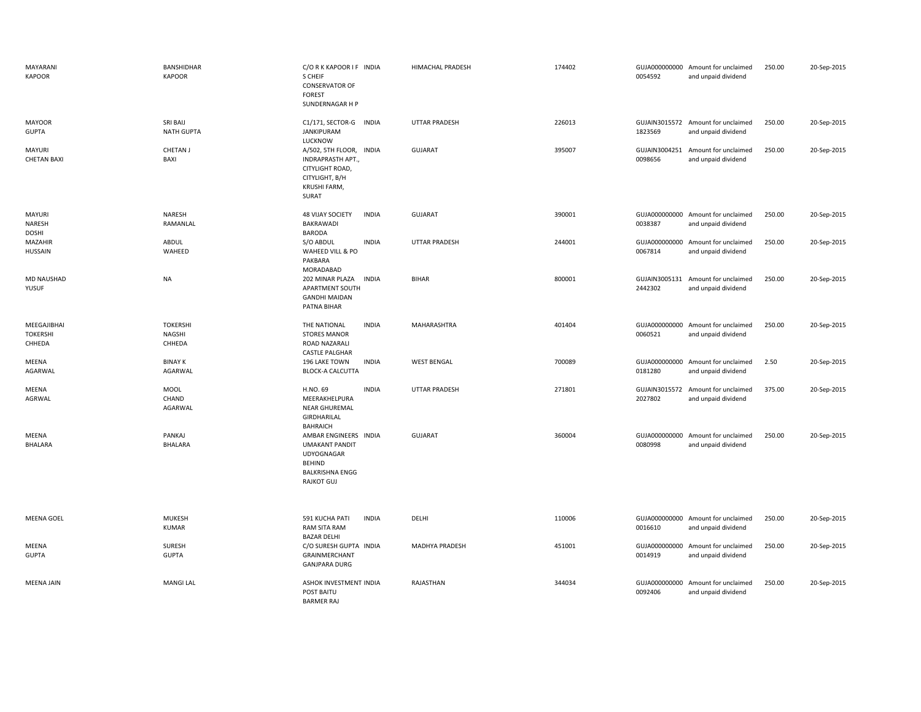| | | | | | | | | | |
|---|---|---|---|---|---|---|---|---|---|
| MAYARANI KAPOOR | BANSHIDHAR KAPOOR | C/O R K KAPOOR I F S CHEIF CONSERVATOR OF FOREST SUNDERNAGAR H P | INDIA | HIMACHAL PRADESH | 174402 | GUJA000000000 0054592 | Amount for unclaimed and unpaid dividend | 250.00 | 20-Sep-2015 |
| MAYOOR GUPTA | SRI BAIJ NATH GUPTA | C1/171, SECTOR-G JANKIPURAM LUCKNOW | INDIA | UTTAR PRADESH | 226013 | GUJAIN3015572 1823569 | Amount for unclaimed and unpaid dividend | 250.00 | 20-Sep-2015 |
| MAYURI CHETAN BAXI | CHETAN J BAXI | A/502, 5TH FLOOR, INDRAPRASTH APT., CITYLIGHT ROAD, CITYLIGHT, B/H KRUSHI FARM, SURAT | INDIA | GUJARAT | 395007 | GUJAIN3004251 0098656 | Amount for unclaimed and unpaid dividend | 250.00 | 20-Sep-2015 |
| MAYURI NARESH DOSHI | NARESH RAMANLAL | 48 VIJAY SOCIETY BAKRAWADI BARODA | INDIA | GUJARAT | 390001 | GUJA000000000 0038387 | Amount for unclaimed and unpaid dividend | 250.00 | 20-Sep-2015 |
| MAZAHIR HUSSAIN | ABDUL WAHEED | S/O ABDUL WAHEED VILL & PO PAKBARA MORADABAD | INDIA | UTTAR PRADESH | 244001 | GUJA000000000 0067814 | Amount for unclaimed and unpaid dividend | 250.00 | 20-Sep-2015 |
| MD NAUSHAD YUSUF | NA | 202 MINAR PLAZA APARTMENT SOUTH GANDHI MAIDAN PATNA BIHAR | INDIA | BIHAR | 800001 | GUJAIN3005131 2442302 | Amount for unclaimed and unpaid dividend | 250.00 | 20-Sep-2015 |
| MEEGAJIBHAI TOKERSHI CHHEDA | TOKERSHI NAGSHI CHHEDA | THE NATIONAL STORES MANOR ROAD NAZARALI CASTLE PALGHAR | INDIA | MAHARASHTRA | 401404 | GUJA000000000 0060521 | Amount for unclaimed and unpaid dividend | 250.00 | 20-Sep-2015 |
| MEENA AGARWAL | BINAY K AGARWAL | 196 LAKE TOWN BLOCK-A CALCUTTA | INDIA | WEST BENGAL | 700089 | GUJA000000000 0181280 | Amount for unclaimed and unpaid dividend | 2.50 | 20-Sep-2015 |
| MEENA AGRWAL | MOOL CHAND AGARWAL | H.NO. 69 MEERAKHELPURA NEAR GHUREMAL GIRDHARILAL BAHRAICH | INDIA | UTTAR PRADESH | 271801 | GUJAIN3015572 2027802 | Amount for unclaimed and unpaid dividend | 375.00 | 20-Sep-2015 |
| MEENA BHALARA | PANKAJ BHALARA | AMBAR ENGINEERS UMAKANT PANDIT UDYOGNAGAR BEHIND BALKRISHNA ENGG RAJKOT GUJ | INDIA | GUJARAT | 360004 | GUJA000000000 0080998 | Amount for unclaimed and unpaid dividend | 250.00 | 20-Sep-2015 |
| MEENA GOEL | MUKESH KUMAR | 591 KUCHA PATI RAM SITA RAM BAZAR DELHI | INDIA | DELHI | 110006 | GUJA000000000 0016610 | Amount for unclaimed and unpaid dividend | 250.00 | 20-Sep-2015 |
| MEENA GUPTA | SURESH GUPTA | C/O SURESH GUPTA GRAINMERCHANT GANJPARA DURG | INDIA | MADHYA PRADESH | 451001 | GUJA000000000 0014919 | Amount for unclaimed and unpaid dividend | 250.00 | 20-Sep-2015 |
| MEENA JAIN | MANGI LAL | ASHOK INVESTMENT POST BAITU BARMER RAJ | INDIA | RAJASTHAN | 344034 | GUJA000000000 0092406 | Amount for unclaimed and unpaid dividend | 250.00 | 20-Sep-2015 |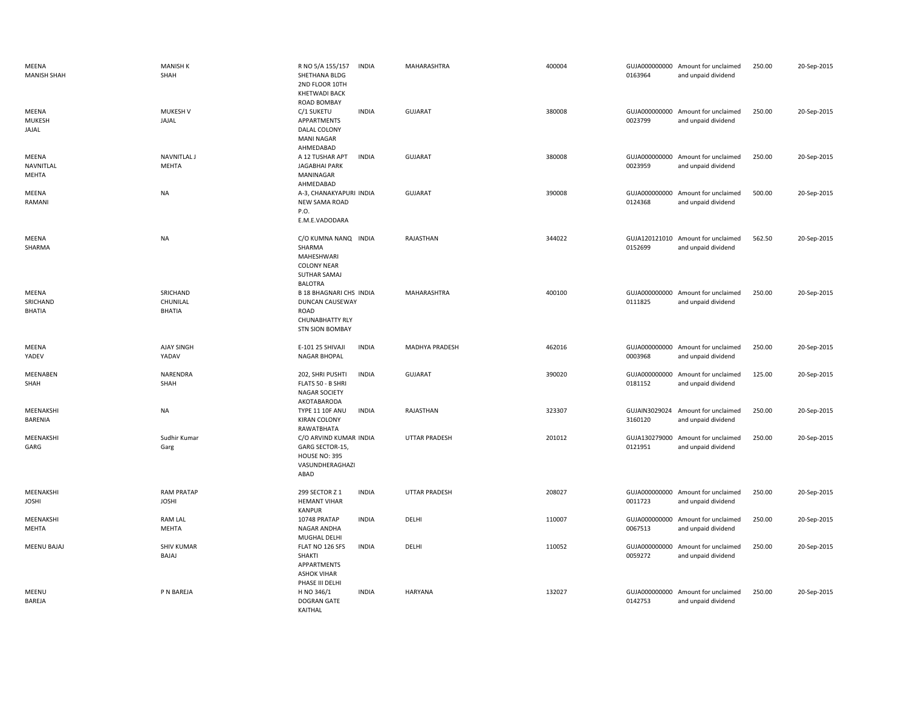| | | | | | | | | | |
|---|---|---|---|---|---|---|---|---|---|
| MEENA MANISH SHAH | MANISH K SHAH | R NO 5/A 155/157 SHETHANA BLDG 2ND FLOOR 10TH KHETWADI BACK ROAD BOMBAY | INDIA | MAHARASHTRA | 400004 | GUJA000000000 0163964 | Amount for unclaimed and unpaid dividend | 250.00 | 20-Sep-2015 |
| MEENA MUKESH JAJAL | MUKESH V JAJAL | C/1 SUKETU APPARTMENTS DALAL COLONY MANI NAGAR AHMEDABAD | INDIA | GUJARAT | 380008 | GUJA000000000 0023799 | Amount for unclaimed and unpaid dividend | 250.00 | 20-Sep-2015 |
| MEENA NAVNITLAL MEHTA | NAVNITLAL J MEHTA | A 12 TUSHAR APT JAGABHAI PARK MANINAGAR AHMEDABAD | INDIA | GUJARAT | 380008 | GUJA000000000 0023959 | Amount for unclaimed and unpaid dividend | 250.00 | 20-Sep-2015 |
| MEENA RAMANI | NA | A-3, CHANAKYAPURI NEW SAMA ROAD P.O. E.M.E.VADODARA | INDIA | GUJARAT | 390008 | GUJA000000000 0124368 | Amount for unclaimed and unpaid dividend | 500.00 | 20-Sep-2015 |
| MEENA SHARMA | NA | C/O KUMNA NANQ SHARMA MAHESHWARI COLONY NEAR SUTHAR SAMAJ BALOTRA | INDIA | RAJASTHAN | 344022 | GUJA120121010 0152699 | Amount for unclaimed and unpaid dividend | 562.50 | 20-Sep-2015 |
| MEENA SRICHAND BHATIA | SRICHAND CHUNILAL BHATIA | B 18 BHAGNARI CHS DUNCAN CAUSEWAY ROAD CHUNABHATTY RLY STN SION BOMBAY | INDIA | MAHARASHTRA | 400100 | GUJA000000000 0111825 | Amount for unclaimed and unpaid dividend | 250.00 | 20-Sep-2015 |
| MEENA YADEV | AJAY SINGH YADAV | E-101 25 SHIVAJI NAGAR BHOPAL | INDIA | MADHYA PRADESH | 462016 | GUJA000000000 0003968 | Amount for unclaimed and unpaid dividend | 250.00 | 20-Sep-2015 |
| MEENABEN SHAH | NARENDRA SHAH | 202, SHRI PUSHTI FLATS 50 - B SHRI NAGAR SOCIETY AKOTABARODA | INDIA | GUJARAT | 390020 | GUJA000000000 0181152 | Amount for unclaimed and unpaid dividend | 125.00 | 20-Sep-2015 |
| MEENAKSHI BARENIA | NA | TYPE 11 10F ANU KIRAN COLONY RAWATBHATA | INDIA | RAJASTHAN | 323307 | GUJAIN3029024 3160120 | Amount for unclaimed and unpaid dividend | 250.00 | 20-Sep-2015 |
| MEENAKSHI GARG | Sudhir Kumar Garg | C/O ARVIND KUMAR GARG SECTOR-15, HOUSE NO: 395 VASUNDHERAGHAZI ABAD | INDIA | UTTAR PRADESH | 201012 | GUJA130279000 0121951 | Amount for unclaimed and unpaid dividend | 250.00 | 20-Sep-2015 |
| MEENAKSHI JOSHI | RAM PRATAP JOSHI | 299 SECTOR Z 1 HEMANT VIHAR KANPUR | INDIA | UTTAR PRADESH | 208027 | GUJA000000000 0011723 | Amount for unclaimed and unpaid dividend | 250.00 | 20-Sep-2015 |
| MEENAKSHI MEHTA | RAM LAL MEHTA | 10748 PRATAP NAGAR ANDHA MUGHAL DELHI | INDIA | DELHI | 110007 | GUJA000000000 0067513 | Amount for unclaimed and unpaid dividend | 250.00 | 20-Sep-2015 |
| MEENU BAJAJ | SHIV KUMAR BAJAJ | FLAT NO 126 SFS SHAKTI APPARTMENTS ASHOK VIHAR PHASE III DELHI | INDIA | DELHI | 110052 | GUJA000000000 0059272 | Amount for unclaimed and unpaid dividend | 250.00 | 20-Sep-2015 |
| MEENU BAREJA | P N BAREJA | H NO 346/1 DOGRAN GATE KAITHAL | INDIA | HARYANA | 132027 | GUJA000000000 0142753 | Amount for unclaimed and unpaid dividend | 250.00 | 20-Sep-2015 |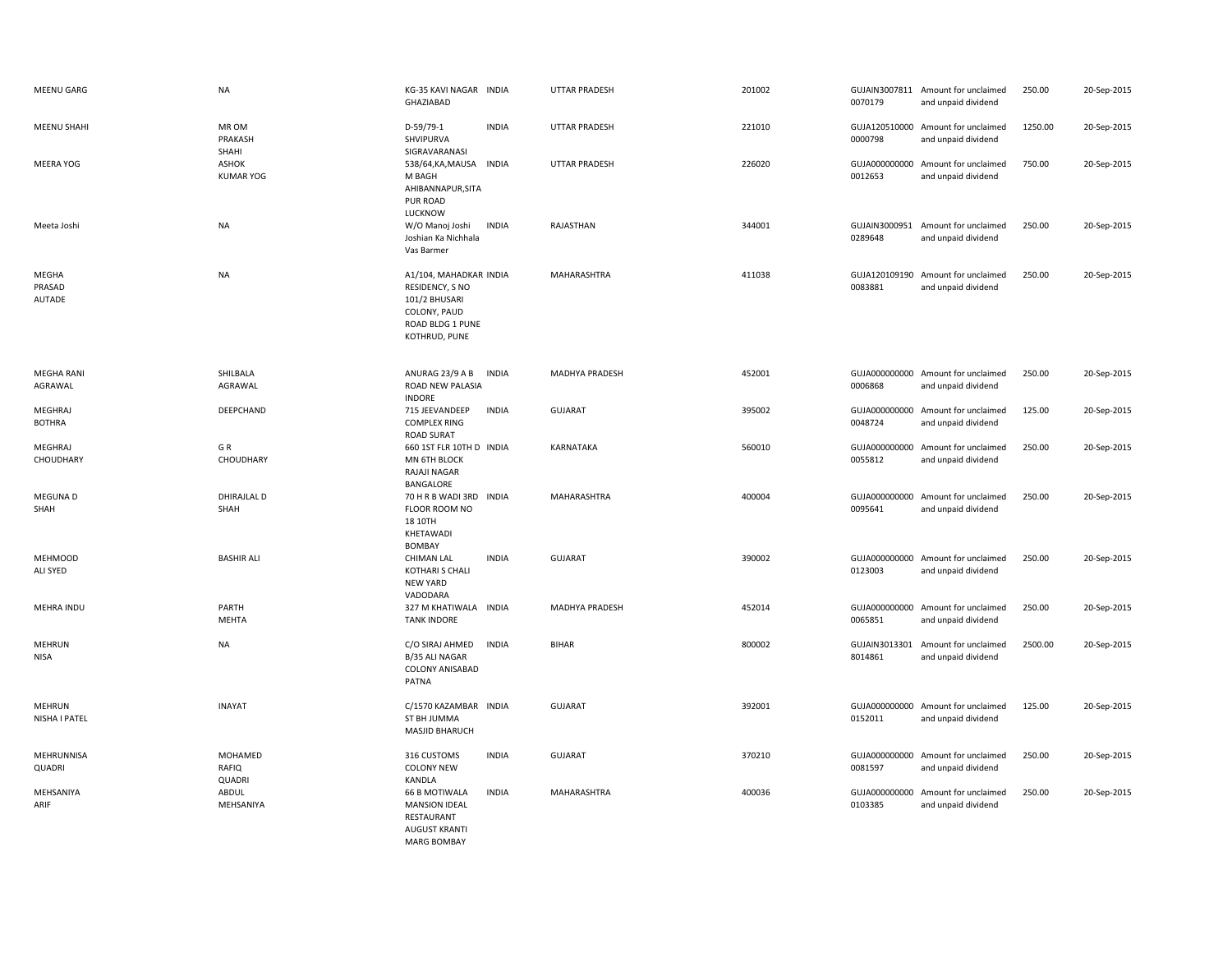| | | | | | | | | | |
|---|---|---|---|---|---|---|---|---|---|
| MEENU GARG | NA | KG-35 KAVI NAGAR GHAZIABAD | INDIA | UTTAR PRADESH | 201002 | GUJAIN30078110070179 | Amount for unclaimed and unpaid dividend | 250.00 | 20-Sep-2015 |
| MEENU SHAHI | MR OM PRAKASH SHAHI | D-59/79-1 SHVIPURVA SIGRAVARANASI | INDIA | UTTAR PRADESH | 221010 | GUJA1205100000000798 | Amount for unclaimed and unpaid dividend | 1250.00 | 20-Sep-2015 |
| MEERA YOG | ASHOK KUMAR YOG | 538/64,KA,MAUSA M BAGH AHIBANNAPUR,SITA PUR ROAD LUCKNOW | INDIA | UTTAR PRADESH | 226020 | GUJA0000000000012653 | Amount for unclaimed and unpaid dividend | 750.00 | 20-Sep-2015 |
| Meeta Joshi | NA | W/O Manoj Joshi Joshian Ka Nichhala Vas Barmer | INDIA | RAJASTHAN | 344001 | GUJAIN30009510289648 | Amount for unclaimed and unpaid dividend | 250.00 | 20-Sep-2015 |
| MEGHA PRASAD AUTADE | NA | A1/104, MAHADKAR RESIDENCY, S NO 101/2 BHUSARI COLONY, PAUD ROAD BLDG 1 PUNE KOTHRUD, PUNE | INDIA | MAHARASHTRA | 411038 | GUJA1201091900083881 | Amount for unclaimed and unpaid dividend | 250.00 | 20-Sep-2015 |
| MEGHA RANI AGRAWAL | SHILBALA AGRAWAL | ANURAG 23/9 A B ROAD NEW PALASIA INDORE | INDIA | MADHYA PRADESH | 452001 | GUJA0000000000006868 | Amount for unclaimed and unpaid dividend | 250.00 | 20-Sep-2015 |
| MEGHRAJ BOTHRA | DEEPCHAND | 715 JEEVANDEEP COMPLEX RING ROAD SURAT | INDIA | GUJARAT | 395002 | GUJA0000000000048724 | Amount for unclaimed and unpaid dividend | 125.00 | 20-Sep-2015 |
| MEGHRAJ CHOUDHARY | G R CHOUDHARY | 660 1ST FLR 10TH D MN 6TH BLOCK RAJAJI NAGAR BANGALORE | INDIA | KARNATAKA | 560010 | GUJA0000000000055812 | Amount for unclaimed and unpaid dividend | 250.00 | 20-Sep-2015 |
| MEGUNA D SHAH | DHIRAJLAL D SHAH | 70 H R B WADI 3RD FLOOR ROOM NO 18 10TH KHETAWADI BOMBAY | INDIA | MAHARASHTRA | 400004 | GUJA0000000000095641 | Amount for unclaimed and unpaid dividend | 250.00 | 20-Sep-2015 |
| MEHMOOD ALI SYED | BASHIR ALI | CHIMAN LAL KOTHARI S CHALI NEW YARD VADODARA | INDIA | GUJARAT | 390002 | GUJA0000000000123003 | Amount for unclaimed and unpaid dividend | 250.00 | 20-Sep-2015 |
| MEHRA INDU | PARTH MEHTA | 327 M KHATIWALA TANK INDORE | INDIA | MADHYA PRADESH | 452014 | GUJA0000000000065851 | Amount for unclaimed and unpaid dividend | 250.00 | 20-Sep-2015 |
| MEHRUN NISA | NA | C/O SIRAJ AHMED B/35 ALI NAGAR COLONY ANISABAD PATNA | INDIA | BIHAR | 800002 | GUJAIN30133018014861 | Amount for unclaimed and unpaid dividend | 2500.00 | 20-Sep-2015 |
| MEHRUN NISHA I PATEL | INAYAT | C/1570 KAZAMBAR ST BH JUMMA MASJID BHARUCH | INDIA | GUJARAT | 392001 | GUJA0000000000152011 | Amount for unclaimed and unpaid dividend | 125.00 | 20-Sep-2015 |
| MEHRUNNISA QUADRI | MOHAMED RAFIQ QUADRI | 316 CUSTOMS COLONY NEW KANDLA | INDIA | GUJARAT | 370210 | GUJA0000000000081597 | Amount for unclaimed and unpaid dividend | 250.00 | 20-Sep-2015 |
| MEHSANIYA ARIF | ABDUL MEHSANIYA | 66 B MOTIWALA MANSION IDEAL RESTAURANT AUGUST KRANTI MARG BOMBAY | INDIA | MAHARASHTRA | 400036 | GUJA0000000000103385 | Amount for unclaimed and unpaid dividend | 250.00 | 20-Sep-2015 |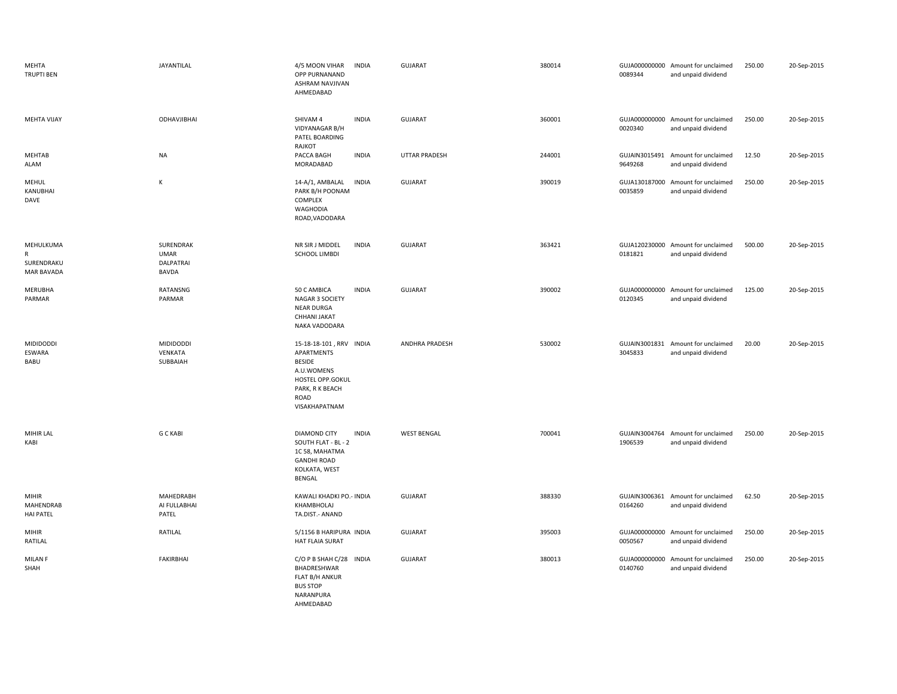| | | | | | | | | | |
|---|---|---|---|---|---|---|---|---|---|
| MEHTA TRUPTI BEN | JAYANTILAL | 4/5 MOON VIHAR OPP PURNANAND ASHRAM NAVJIVAN AHMEDABAD | INDIA | GUJARAT | 380014 | GUJA000000000 0089344 | Amount for unclaimed and unpaid dividend | 250.00 | 20-Sep-2015 |
| MEHTA VIJAY | ODHAVJIBHAI | SHIVAM 4 VIDYANAGAR B/H PATEL BOARDING RAJKOT | INDIA | GUJARAT | 360001 | GUJA000000000 0020340 | Amount for unclaimed and unpaid dividend | 250.00 | 20-Sep-2015 |
| MEHTAB ALAM | NA | PACCA BAGH MORADABAD | INDIA | UTTAR PRADESH | 244001 | GUJAIN3015491 9649268 | Amount for unclaimed and unpaid dividend | 12.50 | 20-Sep-2015 |
| MEHUL KANUBHAI DAVE | K | 14-A/1, AMBALAL PARK B/H POONAM COMPLEX WAGHODIA ROAD,VADODARA | INDIA | GUJARAT | 390019 | GUJA130187000 0035859 | Amount for unclaimed and unpaid dividend | 250.00 | 20-Sep-2015 |
| MEHULKUMA R SURENDRAKU MAR BAVADA | SURENDRAK UMAR DALPATRAI BAVDA | NR SIR J MIDDEL SCHOOL LIMBDI | INDIA | GUJARAT | 363421 | GUJA120230000 0181821 | Amount for unclaimed and unpaid dividend | 500.00 | 20-Sep-2015 |
| MERUBHA PARMAR | RATANSNG PARMAR | 50 C AMBICA NAGAR 3 SOCIETY NEAR DURGA CHHANI JAKAT NAKA VADODARA | INDIA | GUJARAT | 390002 | GUJA000000000 0120345 | Amount for unclaimed and unpaid dividend | 125.00 | 20-Sep-2015 |
| MIDIDODDI ESWARA BABU | MIDIDODDI VENKATA SUBBAIAH | 15-18-18-101 , RRV APARTMENTS BESIDE A.U.WOMENS HOSTEL OPP.GOKUL PARK, R K BEACH ROAD VISAKHAPATNAM | INDIA | ANDHRA PRADESH | 530002 | GUJAIN3001831 3045833 | Amount for unclaimed and unpaid dividend | 20.00 | 20-Sep-2015 |
| MIHIR LAL KABI | G C KABI | DIAMOND CITY SOUTH FLAT - BL - 2 1C 58, MAHATMA GANDHI ROAD KOLKATA, WEST BENGAL | INDIA | WEST BENGAL | 700041 | GUJAIN3004764 1906539 | Amount for unclaimed and unpaid dividend | 250.00 | 20-Sep-2015 |
| MIHIR MAHENDRAB HAI PATEL | MAHEDRABH AI FULLABHAI PATEL | KAWALI KHADKI PO.- KHAMBHOLAJ TA.DIST.- ANAND | INDIA | GUJARAT | 388330 | GUJAIN3006361 0164260 | Amount for unclaimed and unpaid dividend | 62.50 | 20-Sep-2015 |
| MIHIR RATILAL | RATILAL | 5/1156 B HARIPURA HAT FLAIA SURAT | INDIA | GUJARAT | 395003 | GUJA000000000 0050567 | Amount for unclaimed and unpaid dividend | 250.00 | 20-Sep-2015 |
| MILAN F SHAH | FAKIRBHAI | C/O P B SHAH C/28 BHADRESHWAR FLAT B/H ANKUR BUS STOP NARANPURA AHMEDABAD | INDIA | GUJARAT | 380013 | GUJA000000000 0140760 | Amount for unclaimed and unpaid dividend | 250.00 | 20-Sep-2015 |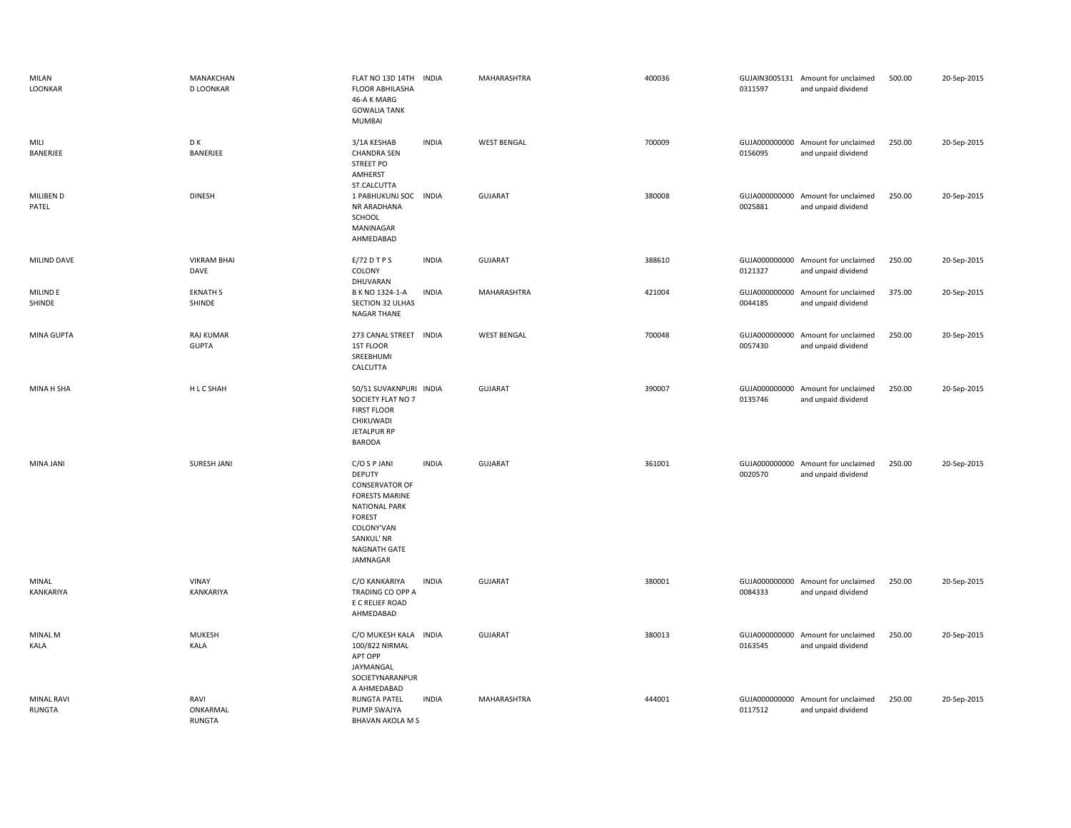| | | | | | | | | | |
|---|---|---|---|---|---|---|---|---|---|
| MILAN LOONKAR | MANAKCHAN D LOONKAR | FLAT NO 13D 14TH FLOOR ABHILASHA 46-A K MARG GOWALIA TANK MUMBAI | INDIA | MAHARASHTRA | 400036 | GUJAIN3005131 0311597 | Amount for unclaimed and unpaid dividend | 500.00 | 20-Sep-2015 |
| MILI BANERJEE | D K BANERJEE | 3/1A KESHAB CHANDRA SEN STREET PO AMHERST ST.CALCUTTA | INDIA | WEST BENGAL | 700009 | GUJA000000000 0156095 | Amount for unclaimed and unpaid dividend | 250.00 | 20-Sep-2015 |
| MILIBEN D PATEL | DINESH | 1 PABHUKUNJ SOC NR ARADHANA SCHOOL MANINAGAR AHMEDABAD | INDIA | GUJARAT | 380008 | GUJA000000000 0025881 | Amount for unclaimed and unpaid dividend | 250.00 | 20-Sep-2015 |
| MILIND DAVE | VIKRAM BHAI DAVE | E/72 D T P S COLONY DHUVARAN | INDIA | GUJARAT | 388610 | GUJA000000000 0121327 | Amount for unclaimed and unpaid dividend | 250.00 | 20-Sep-2015 |
| MILIND E SHINDE | EKNATH S SHINDE | B K NO 1324-1-A SECTION 32 ULHAS NAGAR THANE | INDIA | MAHARASHTRA | 421004 | GUJA000000000 0044185 | Amount for unclaimed and unpaid dividend | 375.00 | 20-Sep-2015 |
| MINA GUPTA | RAJ KUMAR GUPTA | 273 CANAL STREET 1ST FLOOR SREEBHUMI CALCUTTA | INDIA | WEST BENGAL | 700048 | GUJA000000000 0057430 | Amount for unclaimed and unpaid dividend | 250.00 | 20-Sep-2015 |
| MINA H SHA | H L C SHAH | 50/51 SUVAKNPURI SOCIETY FLAT NO 7 FIRST FLOOR CHIKUWADI JETALPUR RP BARODA | INDIA | GUJARAT | 390007 | GUJA000000000 0135746 | Amount for unclaimed and unpaid dividend | 250.00 | 20-Sep-2015 |
| MINA JANI | SURESH JANI | C/O S P JANI DEPUTY CONSERVATOR OF FORESTS MARINE NATIONAL PARK FOREST COLONY'VAN SANKUL' NR NAGNATH GATE JAMNAGAR | INDIA | GUJARAT | 361001 | GUJA000000000 0020570 | Amount for unclaimed and unpaid dividend | 250.00 | 20-Sep-2015 |
| MINAL KANKARIYA | VINAY KANKARIYA | C/O KANKARIYA TRADING CO OPP A E C RELIEF ROAD AHMEDABAD | INDIA | GUJARAT | 380001 | GUJA000000000 0084333 | Amount for unclaimed and unpaid dividend | 250.00 | 20-Sep-2015 |
| MINAL M KALA | MUKESH KALA | C/O MUKESH KALA 100/822 NIRMAL APT OPP JAYMANGAL SOCIETYNARANPUR A AHMEDABAD | INDIA | GUJARAT | 380013 | GUJA000000000 0163545 | Amount for unclaimed and unpaid dividend | 250.00 | 20-Sep-2015 |
| MINAL RAVI RUNGTA | RAVI ONKARMAL RUNGTA | RUNGTA PATEL PUMP SWAJYA BHAVAN AKOLA M S | INDIA | MAHARASHTRA | 444001 | GUJA000000000 0117512 | Amount for unclaimed and unpaid dividend | 250.00 | 20-Sep-2015 |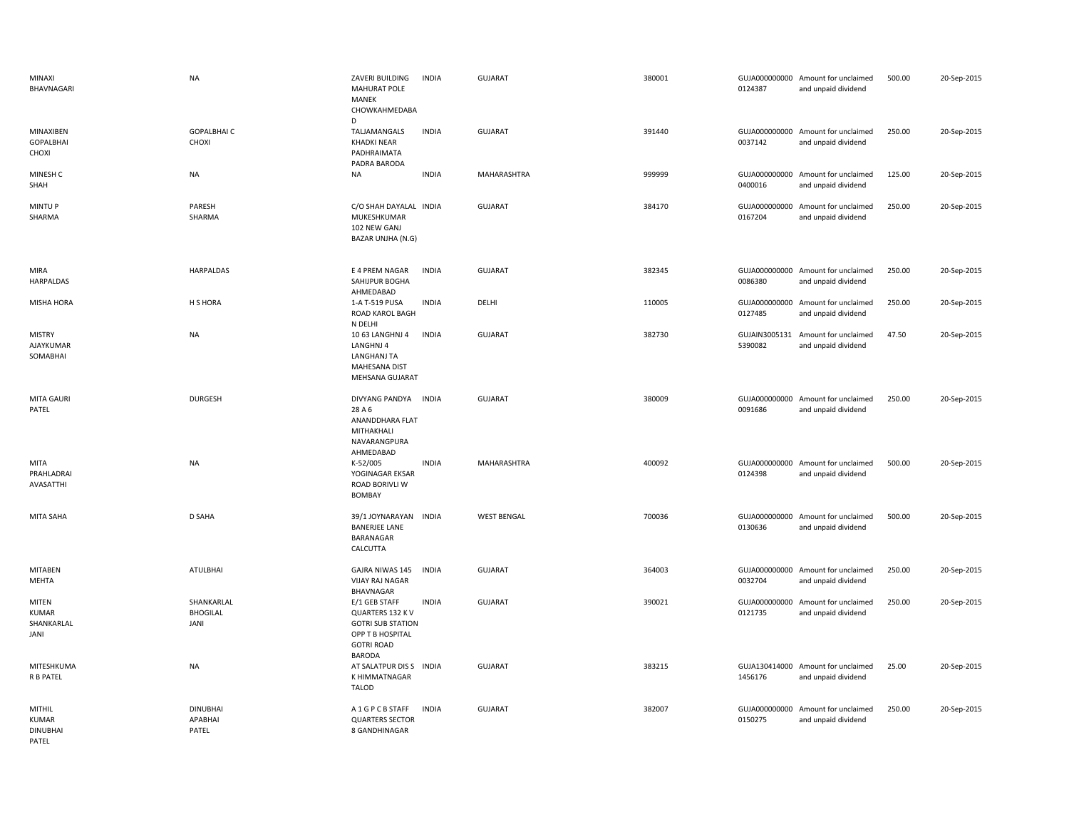| | | | | | | | | | |
|---|---|---|---|---|---|---|---|---|---|
| MINAXI BHAVNAGARI | NA | ZAVERI BUILDING MAHURAT POLE MANEK CHOWKAHMEDABAD | INDIA | GUJARAT | 380001 | GUJA0000000000124387 | Amount for unclaimed and unpaid dividend | 500.00 | 20-Sep-2015 |
| MINAXIBEN GOPALBHAI CHOXI | GOPALBHAI C CHOXI | TALJAMANGALS KHADKI NEAR PADHRAIMATA PADRA BARODA | INDIA | GUJARAT | 391440 | GUJA0000000000037142 | Amount for unclaimed and unpaid dividend | 250.00 | 20-Sep-2015 |
| MINESH C SHAH | NA | NA | INDIA | MAHARASHTRA | 999999 | GUJA0000000000400016 | Amount for unclaimed and unpaid dividend | 125.00 | 20-Sep-2015 |
| MINTU P SHARMA | PARESH SHARMA | C/O SHAH DAYALAL MUKESHKUMAR 102 NEW GANJ BAZAR UNJHA (N.G) | INDIA | GUJARAT | 384170 | GUJA0000000000167204 | Amount for unclaimed and unpaid dividend | 250.00 | 20-Sep-2015 |
| MIRA HARPALDAS | HARPALDAS | E 4 PREM NAGAR SAHIJPUR BOGHA AHMEDABAD | INDIA | GUJARAT | 382345 | GUJA0000000000086380 | Amount for unclaimed and unpaid dividend | 250.00 | 20-Sep-2015 |
| MISHA HORA | H S HORA | 1-A T-519 PUSA ROAD KAROL BAGH N DELHI | INDIA | DELHI | 110005 | GUJA0000000000127485 | Amount for unclaimed and unpaid dividend | 250.00 | 20-Sep-2015 |
| MISTRY AJAYKUMAR SOMABHAI | NA | 10 63 LANGHNJ 4 LANGHNJ 4 LANGHANJ TA MAHESANA DIST MEHSANA GUJARAT | INDIA | GUJARAT | 382730 | GUJAIN30051315390082 | Amount for unclaimed and unpaid dividend | 47.50 | 20-Sep-2015 |
| MITA GAURI PATEL | DURGESH | DIVYANG PANDYA 28 A 6 ANANDDHARA FLAT MITHAKHALI NAVARANGPURA AHMEDABAD | INDIA | GUJARAT | 380009 | GUJA0000000000091686 | Amount for unclaimed and unpaid dividend | 250.00 | 20-Sep-2015 |
| MITA PRAHLADRAI AVASATTHI | NA | K-52/005 YOGINAGAR EKSAR ROAD BORIVLI W BOMBAY | INDIA | MAHARASHTRA | 400092 | GUJA0000000000124398 | Amount for unclaimed and unpaid dividend | 500.00 | 20-Sep-2015 |
| MITA SAHA | D SAHA | 39/1 JOYNARAYAN BANERJEE LANE BARANAGAR CALCUTTA | INDIA | WEST BENGAL | 700036 | GUJA0000000000130636 | Amount for unclaimed and unpaid dividend | 500.00 | 20-Sep-2015 |
| MITABEN MEHTA | ATULBHAI | GAJRA NIWAS 145 VIJAY RAJ NAGAR BHAVNAGAR | INDIA | GUJARAT | 364003 | GUJA0000000000032704 | Amount for unclaimed and unpaid dividend | 250.00 | 20-Sep-2015 |
| MITEN KUMAR SHANKARLAL JANI | SHANKARLAL BHOGILAL JANI | E/1 GEB STAFF QUARTERS 132 K V GOTRI SUB STATION OPP T B HOSPITAL GOTRI ROAD BARODA | INDIA | GUJARAT | 390021 | GUJA0000000000121735 | Amount for unclaimed and unpaid dividend | 250.00 | 20-Sep-2015 |
| MITESHKUMAR B PATEL | NA | AT SALATPUR DIS S K HIMMATNAGAR TALOD | INDIA | GUJARAT | 383215 | GUJA1304140001456176 | Amount for unclaimed and unpaid dividend | 25.00 | 20-Sep-2015 |
| MITHIL KUMAR DINUBHAI PATEL | DINUBHAI APABHAI PATEL | A 1 G P C B STAFF QUARTERS SECTOR 8 GANDHINAGAR | INDIA | GUJARAT | 382007 | GUJA0000000000150275 | Amount for unclaimed and unpaid dividend | 250.00 | 20-Sep-2015 |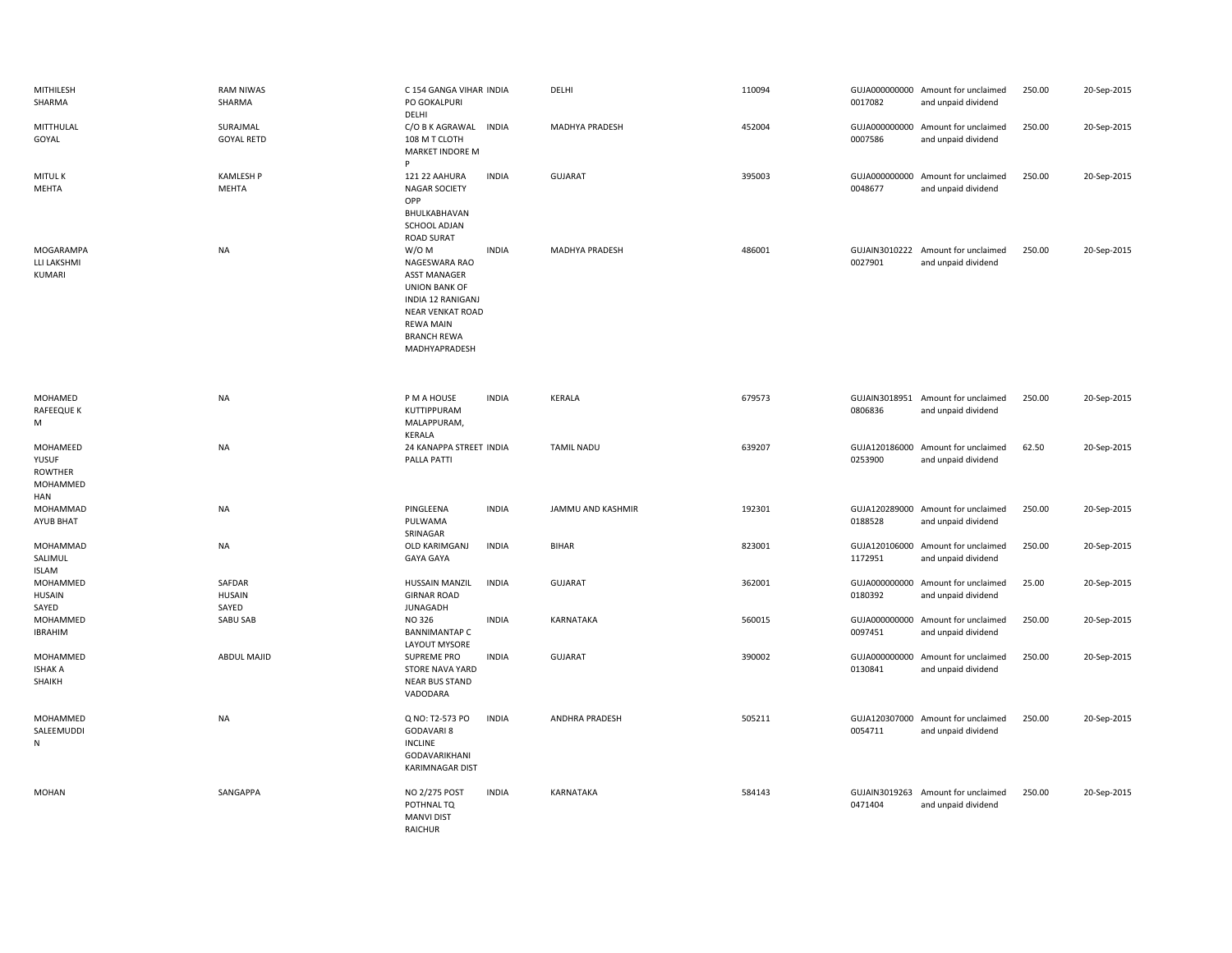| | | | | | | | | | |
|---|---|---|---|---|---|---|---|---|---|
| MITHILESH SHARMA | RAM NIWAS SHARMA | C 154 GANGA VIHAR PO GOKALPURI DELHI | INDIA | DELHI | 110094 | GUJA000000000 0017082 | Amount for unclaimed and unpaid dividend | 250.00 | 20-Sep-2015 |
| MITTHULAL GOYAL | SURAJMAL GOYAL RETD | C/O B K AGRAWAL 108 M T CLOTH MARKET INDORE M P | INDIA | MADHYA PRADESH | 452004 | GUJA000000000 0007586 | Amount for unclaimed and unpaid dividend | 250.00 | 20-Sep-2015 |
| MITUL K MEHTA | KAMLESH P MEHTA | 121 22 AAHURA NAGAR SOCIETY OPP BHULKABHAVAN SCHOOL ADJAN ROAD SURAT | INDIA | GUJARAT | 395003 | GUJA000000000 0048677 | Amount for unclaimed and unpaid dividend | 250.00 | 20-Sep-2015 |
| MOGARAMPA LLI LAKSHMI KUMARI | NA | W/O M NAGESWARA RAO ASST MANAGER UNION BANK OF INDIA 12 RANIGANJ NEAR VENKAT ROAD REWA MAIN BRANCH REWA MADHYAPRADESH | INDIA | MADHYA PRADESH | 486001 | GUJAIN3010222 0027901 | Amount for unclaimed and unpaid dividend | 250.00 | 20-Sep-2015 |
| MOHAMED RAFEEQUE K M | NA | P M A HOUSE KUTTIPPURAM MALAPPURAM, KERALA | INDIA | KERALA | 679573 | GUJAIN3018951 0806836 | Amount for unclaimed and unpaid dividend | 250.00 | 20-Sep-2015 |
| MOHAMEED YUSUF ROWTHER MOHAMMED HAN | NA | 24 KANAPPA STREET PALLA PATTI | INDIA | TAMIL NADU | 639207 | GUJA120186000 0253900 | Amount for unclaimed and unpaid dividend | 62.50 | 20-Sep-2015 |
| MOHAMMAD AYUB BHAT | NA | PINGLEENA PULWAMA SRINAGAR | INDIA | JAMMU AND KASHMIR | 192301 | GUJA120289000 0188528 | Amount for unclaimed and unpaid dividend | 250.00 | 20-Sep-2015 |
| MOHAMMAD SALIMUL ISLAM | NA | OLD KARIMGANJ GAYA GAYA | INDIA | BIHAR | 823001 | GUJA120106000 1172951 | Amount for unclaimed and unpaid dividend | 250.00 | 20-Sep-2015 |
| MOHAMMED HUSAIN SAYED | SAFDAR HUSAIN SAYED | HUSSAIN MANZIL GIRNAR ROAD JUNAGADH | INDIA | GUJARAT | 362001 | GUJA000000000 0180392 | Amount for unclaimed and unpaid dividend | 25.00 | 20-Sep-2015 |
| MOHAMMED IBRAHIM | SABU SAB | NO 326 BANNIMANTAP C LAYOUT MYSORE | INDIA | KARNATAKA | 560015 | GUJA000000000 0097451 | Amount for unclaimed and unpaid dividend | 250.00 | 20-Sep-2015 |
| MOHAMMED ISHAK A SHAIKH | ABDUL MAJID | SUPREME PRO STORE NAVA YARD NEAR BUS STAND VADODARA | INDIA | GUJARAT | 390002 | GUJA000000000 0130841 | Amount for unclaimed and unpaid dividend | 250.00 | 20-Sep-2015 |
| MOHAMMED SALEEMUDDI N | NA | Q NO: T2-573 PO GODAVARI 8 INCLINE GODAVARIKHANI KARIMNAGAR DIST | INDIA | ANDHRA PRADESH | 505211 | GUJA120307000 0054711 | Amount for unclaimed and unpaid dividend | 250.00 | 20-Sep-2015 |
| MOHAN | SANGAPPA | NO 2/275 POST POTHNAL TQ MANVI DIST RAICHUR | INDIA | KARNATAKA | 584143 | GUJAIN3019263 0471404 | Amount for unclaimed and unpaid dividend | 250.00 | 20-Sep-2015 |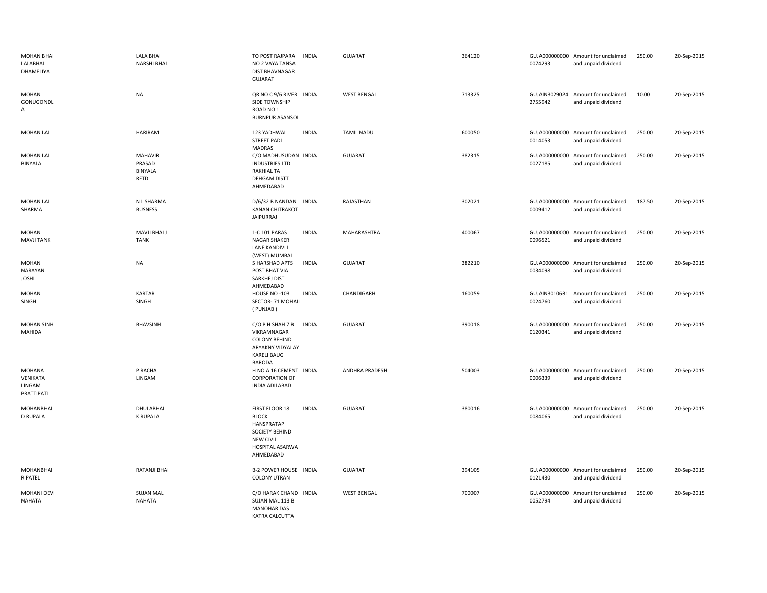| | | | | | | | | | |
|---|---|---|---|---|---|---|---|---|---|
| MOHAN BHAI LALABHAI DHAMELIYA | LALA BHAI NARSHI BHAI | TO POST RAJPARA NO 2 VAYA TANSA DIST BHAVNAGAR GUJARAT | INDIA | GUJARAT | 364120 | GUJA0000000000074293 | Amount for unclaimed and unpaid dividend | 250.00 | 20-Sep-2015 |
| MOHAN GONUGONDLA | NA | QR NO C 9/6 RIVER SIDE TOWNSHIP ROAD NO 1 BURNPUR ASANSOL | INDIA | WEST BENGAL | 713325 | GUJAIN30290242755942 | Amount for unclaimed and unpaid dividend | 10.00 | 20-Sep-2015 |
| MOHAN LAL | HARIRAM | 123 YADHWAL STREET PADI MADRAS | INDIA | TAMIL NADU | 600050 | GUJA0000000000014053 | Amount for unclaimed and unpaid dividend | 250.00 | 20-Sep-2015 |
| MOHAN LAL BINYALA | MAHAVIR PRASAD BINYALA RETD | C/O MADHUSUDAN INDUSTRIES LTD RAKHIAL TA DEHGAM DISTT AHMEDABAD | INDIA | GUJARAT | 382315 | GUJA0000000000027185 | Amount for unclaimed and unpaid dividend | 250.00 | 20-Sep-2015 |
| MOHAN LAL SHARMA | N L SHARMA BUSNESS | D/6/32 B NANDAN KANAN CHITRAKOT JAIPURRAJ | INDIA | RAJASTHAN | 302021 | GUJA0000000000009412 | Amount for unclaimed and unpaid dividend | 187.50 | 20-Sep-2015 |
| MOHAN MAVJI TANK | MAVJI BHAI J TANK | 1-C 101 PARAS NAGAR SHAKER LANE KANDIVLI (WEST) MUMBAI | INDIA | MAHARASHTRA | 400067 | GUJA0000000000096521 | Amount for unclaimed and unpaid dividend | 250.00 | 20-Sep-2015 |
| MOHAN NARAYAN JOSHI | NA | 5 HARSHAD APTS POST BHAT VIA SARKHEJ DIST AHMEDABAD | INDIA | GUJARAT | 382210 | GUJA0000000000034098 | Amount for unclaimed and unpaid dividend | 250.00 | 20-Sep-2015 |
| MOHAN SINGH | KARTAR SINGH | HOUSE NO -103 SECTOR- 71 MOHALI ( PUNJAB ) | INDIA | CHANDIGARH | 160059 | GUJAIN30106310024760 | Amount for unclaimed and unpaid dividend | 250.00 | 20-Sep-2015 |
| MOHAN SINH MAHIDA | BHAVSINH | C/O P H SHAH 7 B VIKRAMNAGAR COLONY BEHIND ARYAKNY VIDYALAY KARELI BAUG BARODA | INDIA | GUJARAT | 390018 | GUJA0000000000120341 | Amount for unclaimed and unpaid dividend | 250.00 | 20-Sep-2015 |
| MOHANA VENIKATA LINGAM PRATTIPATI | P RACHA LINGAM | H NO A 16 CEMENT CORPORATION OF INDIA ADILABAD | INDIA | ANDHRA PRADESH | 504003 | GUJA0000000000006339 | Amount for unclaimed and unpaid dividend | 250.00 | 20-Sep-2015 |
| MOHANBHAI D RUPALA | DHULABHAI K RUPALA | FIRST FLOOR 18 BLOCK HANSPRATAP SOCIETY BEHIND NEW CIVIL HOSPITAL ASARWA AHMEDABAD | INDIA | GUJARAT | 380016 | GUJA0000000000084065 | Amount for unclaimed and unpaid dividend | 250.00 | 20-Sep-2015 |
| MOHANBHAI R PATEL | RATANJI BHAI | B-2 POWER HOUSE COLONY UTRAN | INDIA | GUJARAT | 394105 | GUJA0000000000121430 | Amount for unclaimed and unpaid dividend | 250.00 | 20-Sep-2015 |
| MOHANI DEVI NAHATA | SUJAN MAL NAHATA | C/O HARAK CHAND SUJAN MAL 113 B MANOHAR DAS KATRA CALCUTTA | INDIA | WEST BENGAL | 700007 | GUJA0000000000052794 | Amount for unclaimed and unpaid dividend | 250.00 | 20-Sep-2015 |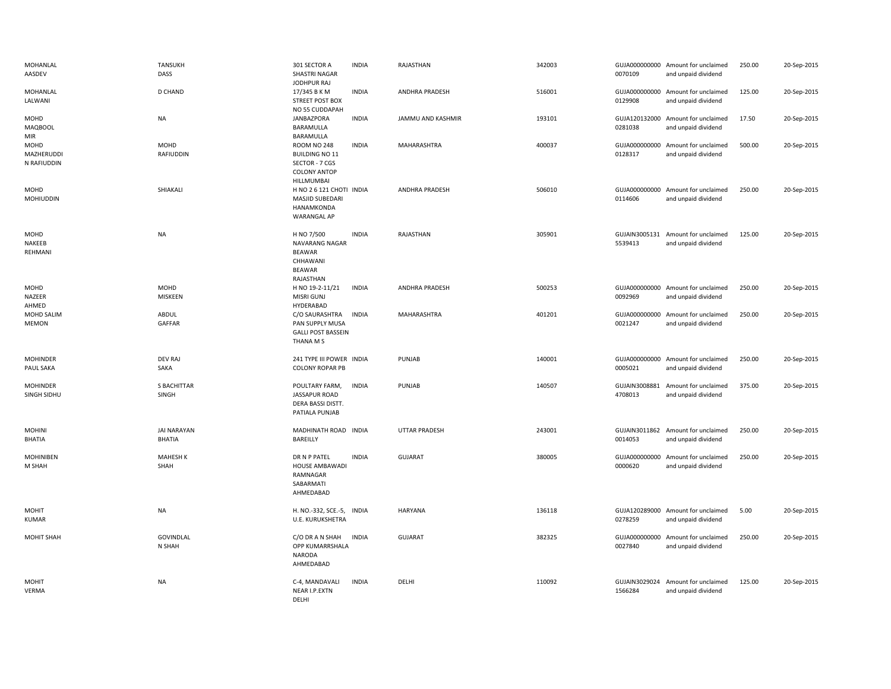| | | | | | | | | | |
|---|---|---|---|---|---|---|---|---|---|
| MOHANLAL AASDEV | TANSUKH DASS | 301 SECTOR A SHASTRI NAGAR JODHPUR RAJ | INDIA | RAJASTHAN | 342003 | GUJA000000000 0070109 | Amount for unclaimed and unpaid dividend | 250.00 | 20-Sep-2015 |
| MOHANLAL LALWANI | D CHAND | 17/345 B K M STREET POST BOX NO 55 CUDDAPAH | INDIA | ANDHRA PRADESH | 516001 | GUJA000000000 0129908 | Amount for unclaimed and unpaid dividend | 125.00 | 20-Sep-2015 |
| MOHD MAQBOOL MIR | NA | JANBAZPORA BARAMULLA BARAMULLA | INDIA | JAMMU AND KASHMIR | 193101 | GUJA120132000 0281038 | Amount for unclaimed and unpaid dividend | 17.50 | 20-Sep-2015 |
| MOHD MAZHERUDDI N RAFIUDDIN | MOHD RAFIUDDIN | ROOM NO 248 BUILDING NO 11 SECTOR - 7 CGS COLONY ANTOP HILLMUMBAI | INDIA | MAHARASHTRA | 400037 | GUJA000000000 0128317 | Amount for unclaimed and unpaid dividend | 500.00 | 20-Sep-2015 |
| MOHD MOHIUDDIN | SHIAKALI | H NO 2 6 121 CHOTI MASJID SUBEDARI HANAMKONDA WARANGAL AP | INDIA | ANDHRA PRADESH | 506010 | GUJA000000000 0114606 | Amount for unclaimed and unpaid dividend | 250.00 | 20-Sep-2015 |
| MOHD NAKEEB REHMANI | NA | H NO 7/500 NAVARANG NAGAR BEAWAR CHHAWANI BEAWAR RAJASTHAN | INDIA | RAJASTHAN | 305901 | GUJAIN3005131 5539413 | Amount for unclaimed and unpaid dividend | 125.00 | 20-Sep-2015 |
| MOHD NAZEER AHMED | MOHD MISKEEN | H NO 19-2-11/21 MISRI GUNJ HYDERABAD | INDIA | ANDHRA PRADESH | 500253 | GUJA000000000 0092969 | Amount for unclaimed and unpaid dividend | 250.00 | 20-Sep-2015 |
| MOHD SALIM MEMON | ABDUL GAFFAR | C/O SAURASHTRA PAN SUPPLY MUSA GALLI POST BASSEIN THANA M S | INDIA | MAHARASHTRA | 401201 | GUJA000000000 0021247 | Amount for unclaimed and unpaid dividend | 250.00 | 20-Sep-2015 |
| MOHINDER PAUL SAKA | DEV RAJ SAKA | 241 TYPE III POWER COLONY ROPAR PB | INDIA | PUNJAB | 140001 | GUJA000000000 0005021 | Amount for unclaimed and unpaid dividend | 250.00 | 20-Sep-2015 |
| MOHINDER SINGH SIDHU | S BACHITTAR SINGH | POULTARY FARM, JASSAPUR ROAD DERA BASSI DISTT. PATIALA PUNJAB | INDIA | PUNJAB | 140507 | GUJAIN3008881 4708013 | Amount for unclaimed and unpaid dividend | 375.00 | 20-Sep-2015 |
| MOHINI BHATIA | JAI NARAYAN BHATIA | MADHINATH ROAD BAREILLY | INDIA | UTTAR PRADESH | 243001 | GUJAIN3011862 0014053 | Amount for unclaimed and unpaid dividend | 250.00 | 20-Sep-2015 |
| MOHINIBEN M SHAH | MAHESH K SHAH | DR N P PATEL HOUSE AMBAWADI RAMNAGAR SABARMATI AHMEDABAD | INDIA | GUJARAT | 380005 | GUJA000000000 0000620 | Amount for unclaimed and unpaid dividend | 250.00 | 20-Sep-2015 |
| MOHIT KUMAR | NA | H. NO.-332, SCE.-5, U.E. KURUKSHETRA | INDIA | HARYANA | 136118 | GUJA120289000 0278259 | Amount for unclaimed and unpaid dividend | 5.00 | 20-Sep-2015 |
| MOHIT SHAH | GOVINDLAL N SHAH | C/O DR A N SHAH OPP KUMARRSHALA NARODA AHMEDABAD | INDIA | GUJARAT | 382325 | GUJA000000000 0027840 | Amount for unclaimed and unpaid dividend | 250.00 | 20-Sep-2015 |
| MOHIT VERMA | NA | C-4, MANDAVALI NEAR I.P.EXTN DELHI | INDIA | DELHI | 110092 | GUJAIN3029024 1566284 | Amount for unclaimed and unpaid dividend | 125.00 | 20-Sep-2015 |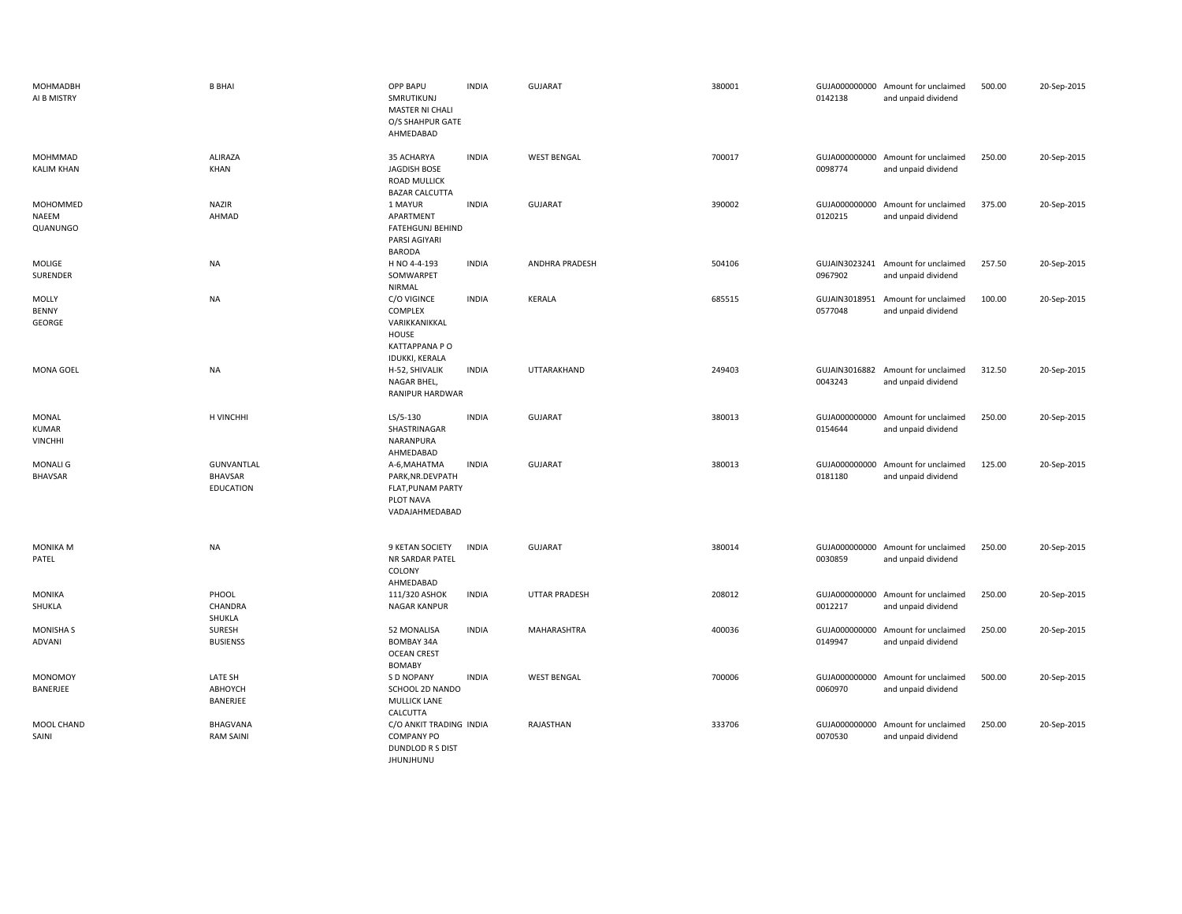| | | | | | | | | | |
|---|---|---|---|---|---|---|---|---|---|
| MOHMADBH AI B MISTRY | B BHAI | OPP BAPU SMRUTIKUNJ MASTER NI CHALI O/S SHAHPUR GATE AHMEDABAD | INDIA | GUJARAT | 380001 | GUJA000000000 0142138 | Amount for unclaimed and unpaid dividend | 500.00 | 20-Sep-2015 |
| MOHMMAD KALIM KHAN | ALIRAZA KHAN | 35 ACHARYA JAGDISH BOSE ROAD MULLICK BAZAR CALCUTTA | INDIA | WEST BENGAL | 700017 | GUJA000000000 0098774 | Amount for unclaimed and unpaid dividend | 250.00 | 20-Sep-2015 |
| MOHOMMED NAEEM QUANUNGO | NAZIR AHMAD | 1 MAYUR APARTMENT FATEHGUNJ BEHIND PARSI AGIYARI BARODA | INDIA | GUJARAT | 390002 | GUJA000000000 0120215 | Amount for unclaimed and unpaid dividend | 375.00 | 20-Sep-2015 |
| MOLIGE SURENDER | NA | H NO 4-4-193 SOMWARPET NIRMAL | INDIA | ANDHRA PRADESH | 504106 | GUJAIN3023241 0967902 | Amount for unclaimed and unpaid dividend | 257.50 | 20-Sep-2015 |
| MOLLY BENNY GEORGE | NA | C/O VIGINCE COMPLEX VARIKKANIKKAL HOUSE KATTAPPANA P O IDUKKI, KERALA | INDIA | KERALA | 685515 | GUJAIN3018951 0577048 | Amount for unclaimed and unpaid dividend | 100.00 | 20-Sep-2015 |
| MONA GOEL | NA | H-52, SHIVALIK NAGAR BHEL, RANIPUR HARDWAR | INDIA | UTTARAKHAND | 249403 | GUJAIN3016882 0043243 | Amount for unclaimed and unpaid dividend | 312.50 | 20-Sep-2015 |
| MONAL KUMAR VINCHHI | H VINCHHI | LS/5-130 SHASTRINAGAR NARANPURA AHMEDABAD | INDIA | GUJARAT | 380013 | GUJA000000000 0154644 | Amount for unclaimed and unpaid dividend | 250.00 | 20-Sep-2015 |
| MONALI G BHAVSAR | GUNVANTLAL BHAVSAR EDUCATION | A-6,MAHATMA PARK,NR.DEVPATH FLAT,PUNAM PARTY PLOT NAVA VADAJAHMEDABAD | INDIA | GUJARAT | 380013 | GUJA000000000 0181180 | Amount for unclaimed and unpaid dividend | 125.00 | 20-Sep-2015 |
| MONIKA M PATEL | NA | 9 KETAN SOCIETY NR SARDAR PATEL COLONY AHMEDABAD | INDIA | GUJARAT | 380014 | GUJA000000000 0030859 | Amount for unclaimed and unpaid dividend | 250.00 | 20-Sep-2015 |
| MONIKA SHUKLA | PHOOL CHANDRA SHUKLA | 111/320 ASHOK NAGAR KANPUR | INDIA | UTTAR PRADESH | 208012 | GUJA000000000 0012217 | Amount for unclaimed and unpaid dividend | 250.00 | 20-Sep-2015 |
| MONISHA S ADVANI | SURESH BUSIENSS | 52 MONALISA BOMBAY 34A OCEAN CREST BOMABY | INDIA | MAHARASHTRA | 400036 | GUJA000000000 0149947 | Amount for unclaimed and unpaid dividend | 250.00 | 20-Sep-2015 |
| MONOMOY BANERJEE | LATE SH ABHOYCH BANERJEE | S D NOPANY SCHOOL 2D NANDO MULLICK LANE CALCUTTA | INDIA | WEST BENGAL | 700006 | GUJA000000000 0060970 | Amount for unclaimed and unpaid dividend | 500.00 | 20-Sep-2015 |
| MOOL CHAND SAINI | BHAGVANA RAM SAINI | C/O ANKIT TRADING COMPANY PO DUNDLOD R S DIST JHUNJHUNU | INDIA | RAJASTHAN | 333706 | GUJA000000000 0070530 | Amount for unclaimed and unpaid dividend | 250.00 | 20-Sep-2015 |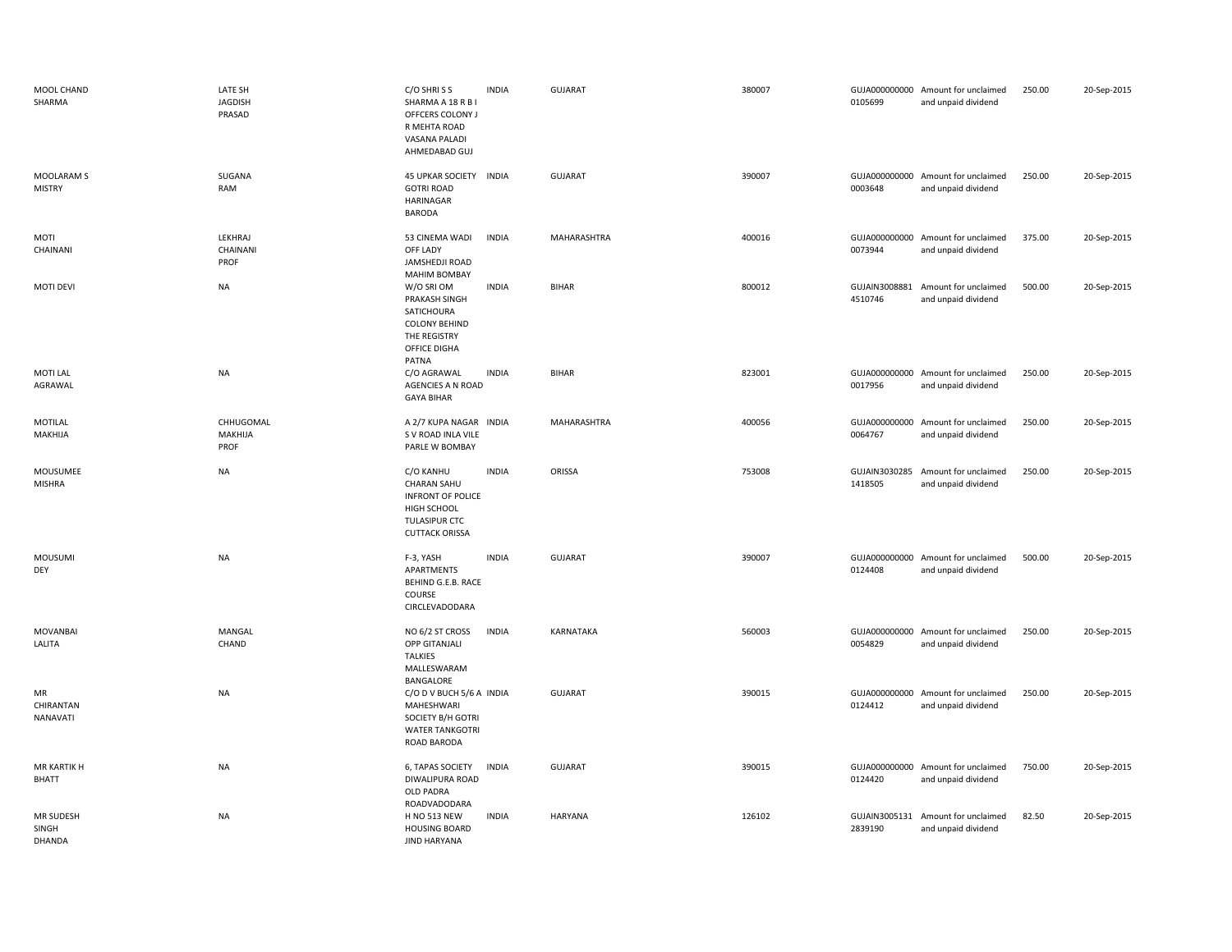| | | | | | | | | | |
|---|---|---|---|---|---|---|---|---|---|
| MOOL CHAND SHARMA | LATE SH JAGDISH PRASAD | C/O SHRI S S SHARMA A 18 R B I OFFCERS COLONY J R MEHTA ROAD VASANA PALADI AHMEDABAD GUJ | INDIA | GUJARAT | 380007 | GUJA000000000 0105699 | Amount for unclaimed and unpaid dividend | 250.00 | 20-Sep-2015 |
| MOOLARAM S MISTRY | SUGANA RAM | 45 UPKAR SOCIETY GOTRI ROAD HARINAGAR BARODA | INDIA | GUJARAT | 390007 | GUJA000000000 0003648 | Amount for unclaimed and unpaid dividend | 250.00 | 20-Sep-2015 |
| MOTI CHAINANI | LEKHRAJ CHAINANI PROF | 53 CINEMA WADI OFF LADY JAMSHEDJI ROAD MAHIM BOMBAY | INDIA | MAHARASHTRA | 400016 | GUJA000000000 0073944 | Amount for unclaimed and unpaid dividend | 375.00 | 20-Sep-2015 |
| MOTI DEVI | NA | W/O SRI OM PRAKASH SINGH SATICHOURA COLONY BEHIND THE REGISTRY OFFICE DIGHA PATNA | INDIA | BIHAR | 800012 | GUJAIN3008881 4510746 | Amount for unclaimed and unpaid dividend | 500.00 | 20-Sep-2015 |
| MOTI LAL AGRAWAL | NA | C/O AGRAWAL AGENCIES A N ROAD GAYA BIHAR | INDIA | BIHAR | 823001 | GUJA000000000 0017956 | Amount for unclaimed and unpaid dividend | 250.00 | 20-Sep-2015 |
| MOTILAL MAKHIJA | CHHUGOMAL MAKHIJA PROF | A 2/7 KUPA NAGAR S V ROAD INLA VILE PARLE W BOMBAY | INDIA | MAHARASHTRA | 400056 | GUJA000000000 0064767 | Amount for unclaimed and unpaid dividend | 250.00 | 20-Sep-2015 |
| MOUSUMEE MISHRA | NA | C/O KANHU CHARAN SAHU INFRONT OF POLICE HIGH SCHOOL TULASIPUR CTC CUTTACK ORISSA | INDIA | ORISSA | 753008 | GUJAIN3030285 1418505 | Amount for unclaimed and unpaid dividend | 250.00 | 20-Sep-2015 |
| MOUSUMI DEY | NA | F-3, YASH APARTMENTS BEHIND G.E.B. RACE COURSE CIRCLEVADODARA | INDIA | GUJARAT | 390007 | GUJA000000000 0124408 | Amount for unclaimed and unpaid dividend | 500.00 | 20-Sep-2015 |
| MOVANBAI LALITA | MANGAL CHAND | NO 6/2 ST CROSS OPP GITANJALI TALKIES MALLESWARAM BANGALORE | INDIA | KARNATAKA | 560003 | GUJA000000000 0054829 | Amount for unclaimed and unpaid dividend | 250.00 | 20-Sep-2015 |
| MR CHIRANTAN NANAVATI | NA | C/O D V BUCH 5/6 A MAHESHWARI SOCIETY B/H GOTRI WATER TANKGOTRI ROAD BARODA | INDIA | GUJARAT | 390015 | GUJA000000000 0124412 | Amount for unclaimed and unpaid dividend | 250.00 | 20-Sep-2015 |
| MR KARTIK H BHATT | NA | 6, TAPAS SOCIETY DIWALIPURA ROAD OLD PADRA ROADVADODARA | INDIA | GUJARAT | 390015 | GUJA000000000 0124420 | Amount for unclaimed and unpaid dividend | 750.00 | 20-Sep-2015 |
| MR SUDESH SINGH DHANDA | NA | H NO 513 NEW HOUSING BOARD JIND HARYANA | INDIA | HARYANA | 126102 | GUJAIN3005131 2839190 | Amount for unclaimed and unpaid dividend | 82.50 | 20-Sep-2015 |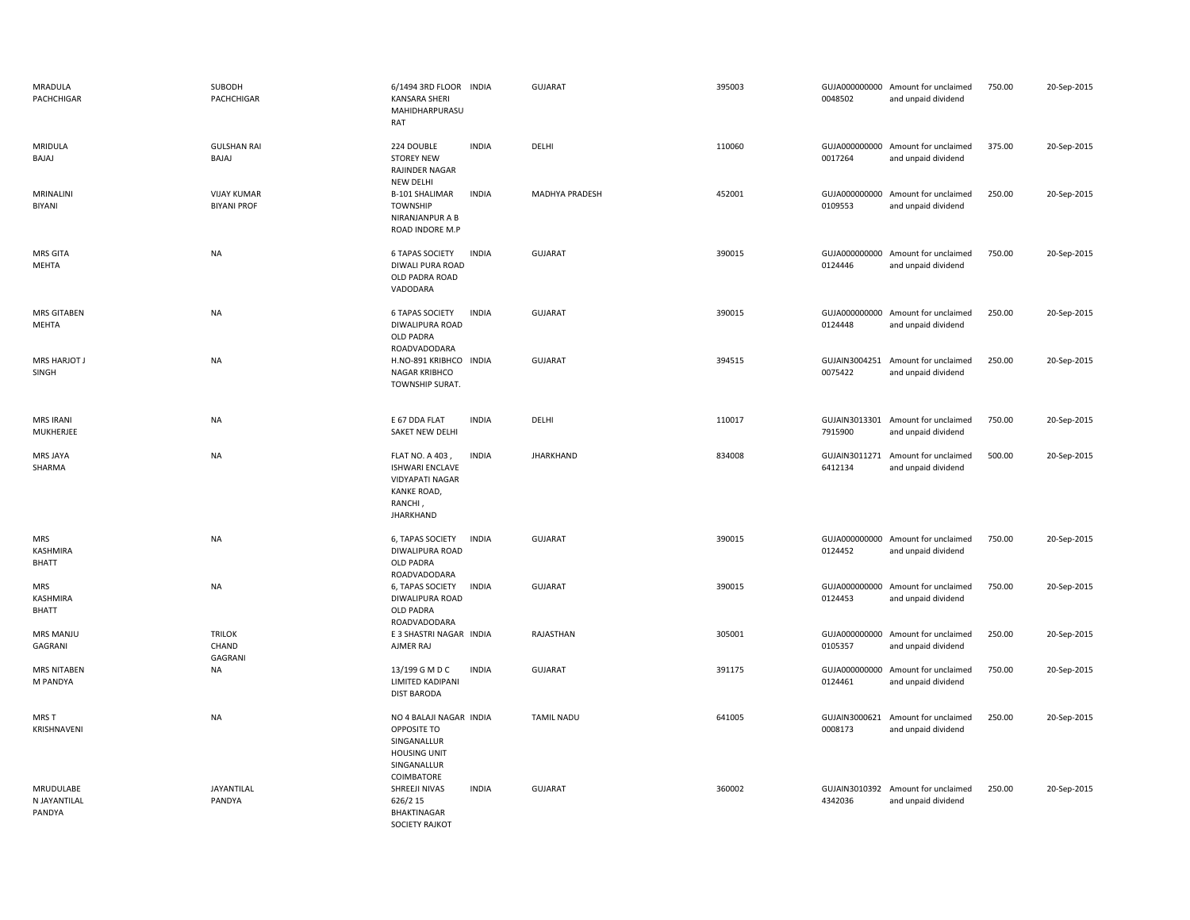| | | | | | | | | | |
|---|---|---|---|---|---|---|---|---|---|
| MRADULA PACHCHIGAR | SUBODH PACHCHIGAR | 6/1494 3RD FLOOR KANSARA SHERI MAHIDHARPURASU RAT | INDIA | GUJARAT | 395003 | GUJA000000000 0048502 | Amount for unclaimed and unpaid dividend | 750.00 | 20-Sep-2015 |
| MRIDULA BAJAJ | GULSHAN RAI BAJAJ | 224 DOUBLE STOREY NEW RAJINDER NAGAR NEW DELHI | INDIA | DELHI | 110060 | GUJA000000000 0017264 | Amount for unclaimed and unpaid dividend | 375.00 | 20-Sep-2015 |
| MRINALINI BIYANI | VIJAY KUMAR BIYANI PROF | B-101 SHALIMAR TOWNSHIP NIRANJANPUR A B ROAD INDORE M.P | INDIA | MADHYA PRADESH | 452001 | GUJA000000000 0109553 | Amount for unclaimed and unpaid dividend | 250.00 | 20-Sep-2015 |
| MRS GITA MEHTA | NA | 6 TAPAS SOCIETY DIWALI PURA ROAD OLD PADRA ROAD VADODARA | INDIA | GUJARAT | 390015 | GUJA000000000 0124446 | Amount for unclaimed and unpaid dividend | 750.00 | 20-Sep-2015 |
| MRS GITABEN MEHTA | NA | 6 TAPAS SOCIETY DIWALIPURA ROAD OLD PADRA ROADVADODARA | INDIA | GUJARAT | 390015 | GUJA000000000 0124448 | Amount for unclaimed and unpaid dividend | 250.00 | 20-Sep-2015 |
| MRS HARJOT J SINGH | NA | H.NO-891 KRIBHCO NAGAR KRIBHCO TOWNSHIP SURAT. | INDIA | GUJARAT | 394515 | GUJAIN3004251 0075422 | Amount for unclaimed and unpaid dividend | 250.00 | 20-Sep-2015 |
| MRS IRANI MUKHERJEE | NA | E 67 DDA FLAT SAKET NEW DELHI | INDIA | DELHI | 110017 | GUJAIN3013301 7915900 | Amount for unclaimed and unpaid dividend | 750.00 | 20-Sep-2015 |
| MRS JAYA SHARMA | NA | FLAT NO. A 403 , ISHWARI ENCLAVE VIDYAPATI NAGAR KANKE ROAD, RANCHI , JHARKHAND | INDIA | JHARKHAND | 834008 | GUJAIN3011271 6412134 | Amount for unclaimed and unpaid dividend | 500.00 | 20-Sep-2015 |
| MRS KASHMIRA BHATT | NA | 6, TAPAS SOCIETY DIWALIPURA ROAD OLD PADRA ROADVADODARA | INDIA | GUJARAT | 390015 | GUJA000000000 0124452 | Amount for unclaimed and unpaid dividend | 750.00 | 20-Sep-2015 |
| MRS KASHMIRA BHATT | NA | 6, TAPAS SOCIETY DIWALIPURA ROAD OLD PADRA ROADVADODARA | INDIA | GUJARAT | 390015 | GUJA000000000 0124453 | Amount for unclaimed and unpaid dividend | 750.00 | 20-Sep-2015 |
| MRS MANJU GAGRANI | TRILOK CHAND GAGRANI | E 3 SHASTRI NAGAR AJMER RAJ | INDIA | RAJASTHAN | 305001 | GUJA000000000 0105357 | Amount for unclaimed and unpaid dividend | 250.00 | 20-Sep-2015 |
| MRS NITABEN M PANDYA | NA | 13/199 G M D C LIMITED KADIPANI DIST BARODA | INDIA | GUJARAT | 391175 | GUJA000000000 0124461 | Amount for unclaimed and unpaid dividend | 750.00 | 20-Sep-2015 |
| MRS T KRISHNAVENI | NA | NO 4 BALAJI NAGAR OPPOSITE TO SINGANALLUR HOUSING UNIT SINGANALLUR COIMBATORE | INDIA | TAMIL NADU | 641005 | GUJAIN3000621 0008173 | Amount for unclaimed and unpaid dividend | 250.00 | 20-Sep-2015 |
| MRUDULABE N JAYANTILAL PANDYA | JAYANTILAL PANDYA | SHREEJI NIVAS 626/2 15 BHAKTINAGAR SOCIETY RAJKOT | INDIA | GUJARAT | 360002 | GUJAIN3010392 4342036 | Amount for unclaimed and unpaid dividend | 250.00 | 20-Sep-2015 |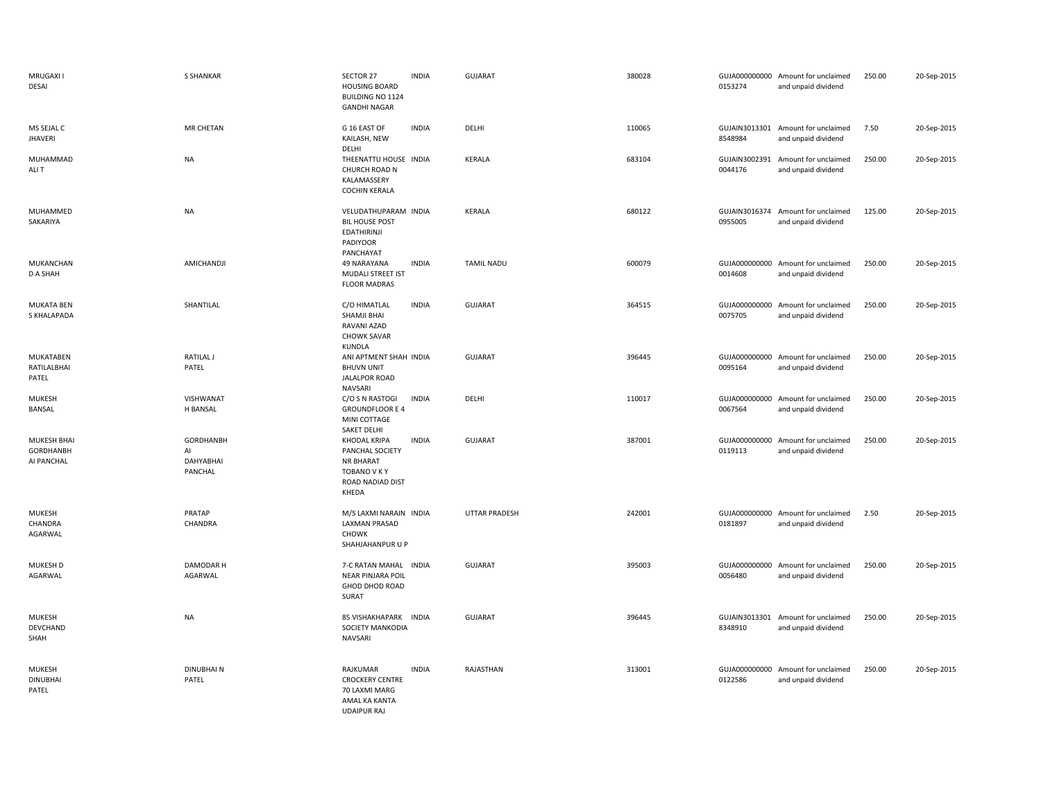| | | | | | | | | | |
|---|---|---|---|---|---|---|---|---|---|
| MRUGAXI I DESAI | S SHANKAR | SECTOR 27 HOUSING BOARD BUILDING NO 1124 GANDHI NAGAR | INDIA | GUJARAT | 380028 | GUJA000000000 0153274 | Amount for unclaimed and unpaid dividend | 250.00 | 20-Sep-2015 |
| MS SEJAL C JHAVERI | MR CHETAN | G 16 EAST OF KAILASH, NEW DELHI | INDIA | DELHI | 110065 | GUJAIN3013301 8548984 | Amount for unclaimed and unpaid dividend | 7.50 | 20-Sep-2015 |
| MUHAMMAD ALI T | NA | THEENATTU HOUSE CHURCH ROAD N KALAMASSERY COCHIN KERALA | INDIA | KERALA | 683104 | GUJAIN3002391 0044176 | Amount for unclaimed and unpaid dividend | 250.00 | 20-Sep-2015 |
| MUHAMMED SAKARIYA | NA | VELUDATHUPARAM BIL HOUSE POST EDATHIRINJI PADIYOOR PANCHAYAT | INDIA | KERALA | 680122 | GUJAIN3016374 0955005 | Amount for unclaimed and unpaid dividend | 125.00 | 20-Sep-2015 |
| MUKANCHAN D A SHAH | AMICHANDJI | 49 NARAYANA MUDALI STREET IST FLOOR MADRAS | INDIA | TAMIL NADU | 600079 | GUJA000000000 0014608 | Amount for unclaimed and unpaid dividend | 250.00 | 20-Sep-2015 |
| MUKATA BEN S KHALAPADA | SHANTILAL | C/O HIMATLAL SHAMJI BHAI RAVANI AZAD CHOWK SAVAR KUNDLA | INDIA | GUJARAT | 364515 | GUJA000000000 0075705 | Amount for unclaimed and unpaid dividend | 250.00 | 20-Sep-2015 |
| MUKATABEN RATILALBHAI PATEL | RATILAL J PATEL | ANI APTMENT SHAH BHUVN UNIT JALALPOR ROAD NAVSARI | INDIA | GUJARAT | 396445 | GUJA000000000 0095164 | Amount for unclaimed and unpaid dividend | 250.00 | 20-Sep-2015 |
| MUKESH BANSAL | VISHWANAT H BANSAL | C/O S N RASTOGI GROUNDFLOOR E 4 MINI COTTAGE SAKET DELHI | INDIA | DELHI | 110017 | GUJA000000000 0067564 | Amount for unclaimed and unpaid dividend | 250.00 | 20-Sep-2015 |
| MUKESH BHAI GORDHANBH AI PANCHAL | GORDHANBH AI DAHYABHAI PANCHAL | KHODAL KRIPA PANCHAL SOCIETY NR BHARAT TOBANO V K Y ROAD NADIAD DIST KHEDA | INDIA | GUJARAT | 387001 | GUJA000000000 0119113 | Amount for unclaimed and unpaid dividend | 250.00 | 20-Sep-2015 |
| MUKESH CHANDRA AGARWAL | PRATAP CHANDRA | M/S LAXMI NARAIN LAXMAN PRASAD CHOWK SHAHJAHANPUR U P | INDIA | UTTAR PRADESH | 242001 | GUJA000000000 0181897 | Amount for unclaimed and unpaid dividend | 2.50 | 20-Sep-2015 |
| MUKESH D AGARWAL | DAMODAR H AGARWAL | 7-C RATAN MAHAL NEAR PINJARA POIL GHOD DHOD ROAD SURAT | INDIA | GUJARAT | 395003 | GUJA000000000 0056480 | Amount for unclaimed and unpaid dividend | 250.00 | 20-Sep-2015 |
| MUKESH DEVCHAND SHAH | NA | 85 VISHAKHAPARK SOCIETY MANKODIA NAVSARI | INDIA | GUJARAT | 396445 | GUJAIN3013301 8348910 | Amount for unclaimed and unpaid dividend | 250.00 | 20-Sep-2015 |
| MUKESH DINUBHAI PATEL | DINUBHAI N PATEL | RAJKUMAR CROCKERY CENTRE 70 LAXMI MARG AMAL KA KANTA UDAIPUR RAJ | INDIA | RAJASTHAN | 313001 | GUJA000000000 0122586 | Amount for unclaimed and unpaid dividend | 250.00 | 20-Sep-2015 |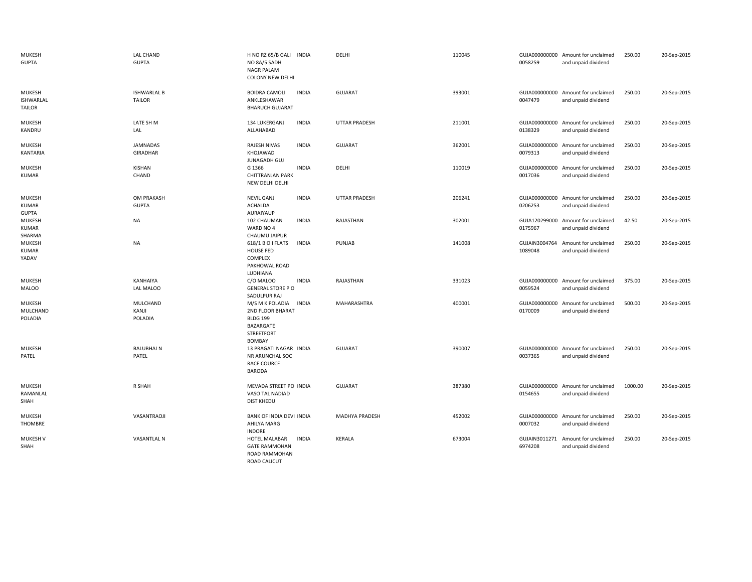| | | | | | | | | | |
|---|---|---|---|---|---|---|---|---|---|
| MUKESH GUPTA | LAL CHAND GUPTA | H NO RZ 65/B GALI NO 8A/5 SADH NAGR PALAM COLONY NEW DELHI | INDIA | DELHI | 110045 | GUJA0000000000058259 | Amount for unclaimed and unpaid dividend | 250.00 | 20-Sep-2015 |
| MUKESH ISHWARLAL TAILOR | ISHWARLAL B TAILOR | BOIDRA CAMOLI ANKLESHAWAR BHARUCH GUJARAT | INDIA | GUJARAT | 393001 | GUJA0000000000047479 | Amount for unclaimed and unpaid dividend | 250.00 | 20-Sep-2015 |
| MUKESH KANDRU | LATE SH M LAL | 134 LUKERGANJ ALLAHABAD | INDIA | UTTAR PRADESH | 211001 | GUJA0000000000138329 | Amount for unclaimed and unpaid dividend | 250.00 | 20-Sep-2015 |
| MUKESH KANTARIA | JAMNADAS GIRADHAR | RAJESH NIVAS KHOJAWAD JUNAGADH GUJ | INDIA | GUJARAT | 362001 | GUJA0000000000079313 | Amount for unclaimed and unpaid dividend | 250.00 | 20-Sep-2015 |
| MUKESH KUMAR | KISHAN CHAND | G 1366 CHITTRANJAN PARK NEW DELHI DELHI | INDIA | DELHI | 110019 | GUJA0000000000017036 | Amount for unclaimed and unpaid dividend | 250.00 | 20-Sep-2015 |
| MUKESH KUMAR GUPTA | OM PRAKASH GUPTA | NEVIL GANJ ACHALDA AURAIYAUP | INDIA | UTTAR PRADESH | 206241 | GUJA0000000000206253 | Amount for unclaimed and unpaid dividend | 250.00 | 20-Sep-2015 |
| MUKESH KUMAR SHARMA | NA | 102 CHAUMAN WARD NO 4 CHAUMU JAIPUR | INDIA | RAJASTHAN | 302001 | GUJA1202990000175967 | Amount for unclaimed and unpaid dividend | 42.50 | 20-Sep-2015 |
| MUKESH KUMAR YADAV | NA | 618/1 B O I FLATS HOUSE FED COMPLEX PAKHOWAL ROAD LUDHIANA | INDIA | PUNJAB | 141008 | GUJAIN30047641089048 | Amount for unclaimed and unpaid dividend | 250.00 | 20-Sep-2015 |
| MUKESH MALOO | KANHAIYA LAL MALOO | C/O MALOO GENERAL STORE P O SADULPUR RAJ | INDIA | RAJASTHAN | 331023 | GUJA0000000000059524 | Amount for unclaimed and unpaid dividend | 375.00 | 20-Sep-2015 |
| MUKESH MULCHAND POLADIA | MULCHAND KANJI POLADIA | M/S M K POLADIA 2ND FLOOR BHARAT BLDG 199 BAZARGATE STREETFORT BOMBAY | INDIA | MAHARASHTRA | 400001 | GUJA0000000000170009 | Amount for unclaimed and unpaid dividend | 500.00 | 20-Sep-2015 |
| MUKESH PATEL | BALUBHAI N PATEL | 13 PRAGATI NAGAR NR ARUNCHAL SOC RACE COURCE BARODA | INDIA | GUJARAT | 390007 | GUJA0000000000037365 | Amount for unclaimed and unpaid dividend | 250.00 | 20-Sep-2015 |
| MUKESH RAMANLAL SHAH | R SHAH | MEVADA STREET PO VASO TAL NADIAD DIST KHEDU | INDIA | GUJARAT | 387380 | GUJA0000000000154655 | Amount for unclaimed and unpaid dividend | 1000.00 | 20-Sep-2015 |
| MUKESH THOMBRE | VASANTRAOJI | BANK OF INDIA DEVI AHILYA MARG INDORE | INDIA | MADHYA PRADESH | 452002 | GUJA0000000000007032 | Amount for unclaimed and unpaid dividend | 250.00 | 20-Sep-2015 |
| MUKESH V SHAH | VASANTLAL N | HOTEL MALABAR GATE RAMMOHAN ROAD RAMMOHAN ROAD CALICUT | INDIA | KERALA | 673004 | GUJAIN30112716974208 | Amount for unclaimed and unpaid dividend | 250.00 | 20-Sep-2015 |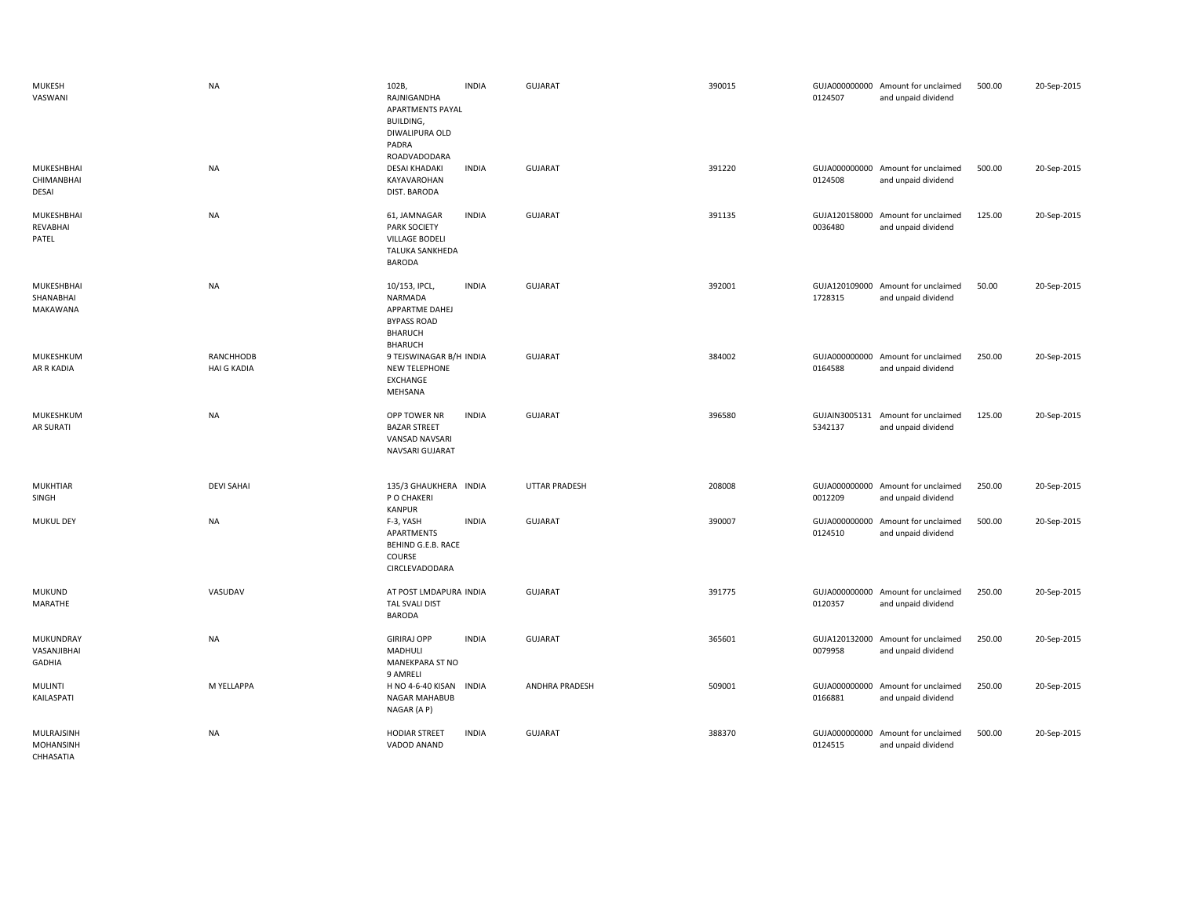| | | | | | | | | | |
|---|---|---|---|---|---|---|---|---|---|
| MUKESH VASWANI | NA | 102B, RAJNIGANDHA APARTMENTS PAYAL BUILDING, DIWALIPURA OLD PADRA ROADVADODARA | INDIA | GUJARAT | 390015 | GUJA0000000000124507 | Amount for unclaimed and unpaid dividend | 500.00 | 20-Sep-2015 |
| MUKESHBHAI CHIMANBHAI DESAI | NA | DESAI KHADAKI KAYAVAROHAN DIST. BARODA | INDIA | GUJARAT | 391220 | GUJA0000000000124508 | Amount for unclaimed and unpaid dividend | 500.00 | 20-Sep-2015 |
| MUKESHBHAI REVABHAI PATEL | NA | 61, JAMNAGAR PARK SOCIETY VILLAGE BODELI TALUKA SANKHEDA BARODA | INDIA | GUJARAT | 391135 | GUJA1201580000036480 | Amount for unclaimed and unpaid dividend | 125.00 | 20-Sep-2015 |
| MUKESHBHAI SHANABHAI MAKAWANA | NA | 10/153, IPCL, NARMADA APPARTME DAHEJ BYPASS ROAD BHARUCH BHARUCH | INDIA | GUJARAT | 392001 | GUJA1201090001728315 | Amount for unclaimed and unpaid dividend | 50.00 | 20-Sep-2015 |
| MUKESHKUMAR R KADIA | RANCHHODBHAI G KADIA | 9 TEJSWINAGAR B/H NEW TELEPHONE EXCHANGE MEHSANA | INDIA | GUJARAT | 384002 | GUJA0000000000164588 | Amount for unclaimed and unpaid dividend | 250.00 | 20-Sep-2015 |
| MUKESHKUMAR SURATI | NA | OPP TOWER NR BAZAR STREET VANSAD NAVSARI NAVSARI GUJARAT | INDIA | GUJARAT | 396580 | GUJAIN30051315342137 | Amount for unclaimed and unpaid dividend | 125.00 | 20-Sep-2015 |
| MUKHTIAR SINGH | DEVI SAHAI | 135/3 GHAUKHERA P O CHAKERI KANPUR | INDIA | UTTAR PRADESH | 208008 | GUJA0000000000012209 | Amount for unclaimed and unpaid dividend | 250.00 | 20-Sep-2015 |
| MUKUL DEY | NA | F-3, YASH APARTMENTS BEHIND G.E.B. RACE COURSE CIRCLEVADODARA | INDIA | GUJARAT | 390007 | GUJA0000000000124510 | Amount for unclaimed and unpaid dividend | 500.00 | 20-Sep-2015 |
| MUKUND MARATHE | VASUDAV | AT POST LMDAPURA TAL SVALI DIST BARODA | INDIA | GUJARAT | 391775 | GUJA0000000000120357 | Amount for unclaimed and unpaid dividend | 250.00 | 20-Sep-2015 |
| MUKUNDRAY VASANJIBHAI GADHIA | NA | GIRIRAJ OPP MADHULI MANEKPARA ST NO 9 AMRELI | INDIA | GUJARAT | 365601 | GUJA1201320000079958 | Amount for unclaimed and unpaid dividend | 250.00 | 20-Sep-2015 |
| MULINTI KAILASPATI | M YELLAPPA | H NO 4-6-40 KISAN NAGAR MAHABUB NAGAR (A P) | INDIA | ANDHRA PRADESH | 509001 | GUJA0000000000166881 | Amount for unclaimed and unpaid dividend | 250.00 | 20-Sep-2015 |
| MULRAJSINH MOHANSINH CHHASATIA | NA | HODIAR STREET VADOD ANAND | INDIA | GUJARAT | 388370 | GUJA0000000000124515 | Amount for unclaimed and unpaid dividend | 500.00 | 20-Sep-2015 |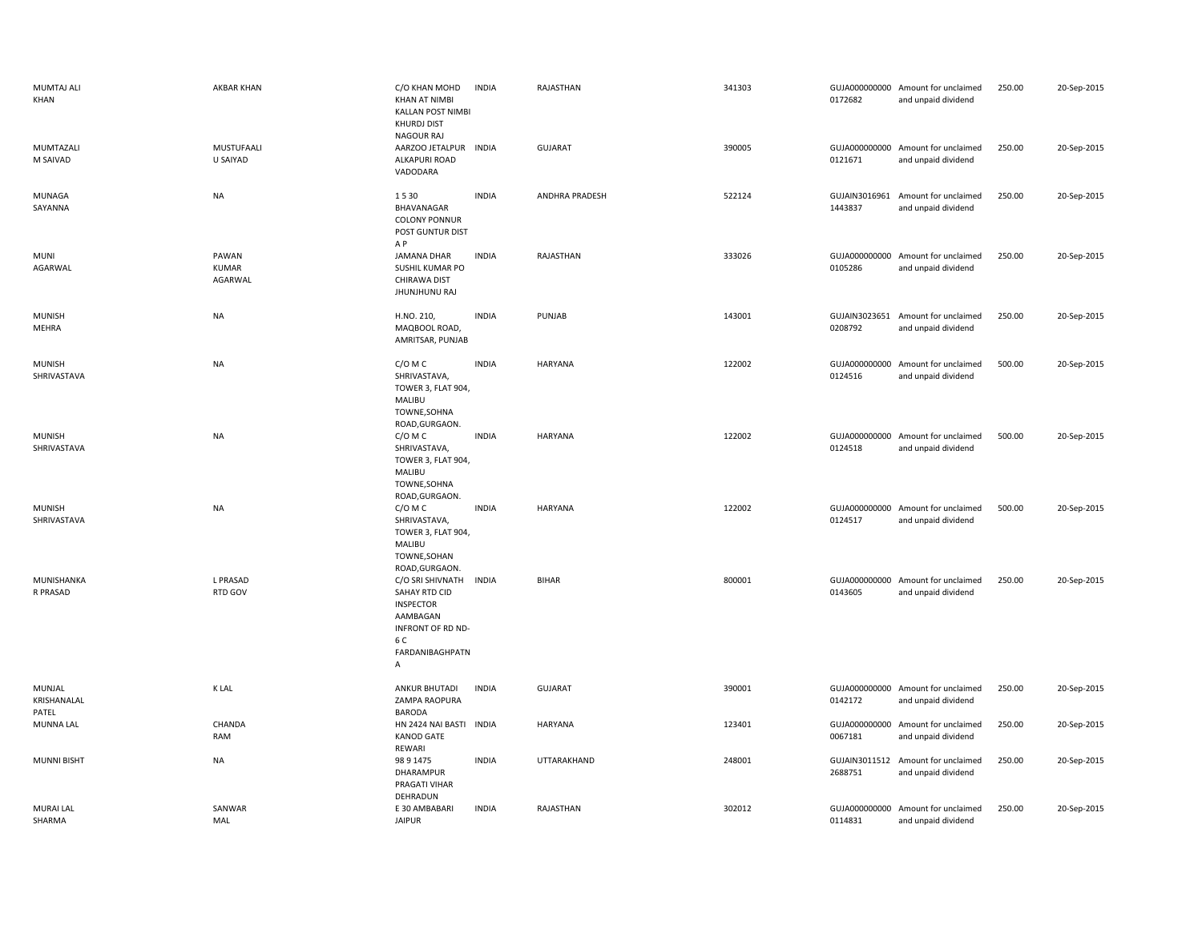| | | | | | | | | | |
|---|---|---|---|---|---|---|---|---|---|
| MUMTAJ ALI KHAN | AKBAR KHAN | C/O KHAN MOHD KHAN AT NIMBI KALLAN POST NIMBI KHURDJ DIST NAGOUR RAJ | INDIA | RAJASTHAN | 341303 | GUJA0000000000172682 | Amount for unclaimed and unpaid dividend | 250.00 | 20-Sep-2015 |
| MUMTAZALI M SAIVAD | MUSTUFAALI U SAIYAD | AARZOO JETALPUR ALKAPURI ROAD VADODARA | INDIA | GUJARAT | 390005 | GUJA0000000000121671 | Amount for unclaimed and unpaid dividend | 250.00 | 20-Sep-2015 |
| MUNAGA SAYANNA | NA | 1 5 30 BHAVANAGAR COLONY PONNUR POST GUNTUR DIST A P | INDIA | ANDHRA PRADESH | 522124 | GUJAIN30169611443837 | Amount for unclaimed and unpaid dividend | 250.00 | 20-Sep-2015 |
| MUNI AGARWAL | PAWAN KUMAR AGARWAL | JAMANA DHAR SUSHIL KUMAR PO CHIRAWA DIST JHUNJHUNU RAJ | INDIA | RAJASTHAN | 333026 | GUJA0000000000105286 | Amount for unclaimed and unpaid dividend | 250.00 | 20-Sep-2015 |
| MUNISH MEHRA | NA | H.NO. 210, MAQBOOL ROAD, AMRITSAR, PUNJAB | INDIA | PUNJAB | 143001 | GUJAIN30236510208792 | Amount for unclaimed and unpaid dividend | 250.00 | 20-Sep-2015 |
| MUNISH SHRIVASTAVA | NA | C/O M C SHRIVASTAVA, TOWER 3, FLAT 904, MALIBU TOWNE,SOHNA ROAD,GURGAON. | INDIA | HARYANA | 122002 | GUJA0000000000124516 | Amount for unclaimed and unpaid dividend | 500.00 | 20-Sep-2015 |
| MUNISH SHRIVASTAVA | NA | C/O M C SHRIVASTAVA, TOWER 3, FLAT 904, MALIBU TOWNE,SOHNA ROAD,GURGAON. | INDIA | HARYANA | 122002 | GUJA0000000000124518 | Amount for unclaimed and unpaid dividend | 500.00 | 20-Sep-2015 |
| MUNISH SHRIVASTAVA | NA | C/O M C SHRIVASTAVA, TOWER 3, FLAT 904, MALIBU TOWNE,SOHAN ROAD,GURGAON. | INDIA | HARYANA | 122002 | GUJA0000000000124517 | Amount for unclaimed and unpaid dividend | 500.00 | 20-Sep-2015 |
| MUNISHANKA R PRASAD | L PRASAD RTD GOV | C/O SRI SHIVNATH SAHAY RTD CID INSPECTOR AAMBAGAN INFRONT OF RD ND-6 C FARDANIBAGHPATNA | INDIA | BIHAR | 800001 | GUJA0000000000143605 | Amount for unclaimed and unpaid dividend | 250.00 | 20-Sep-2015 |
| MUNJAL KRISHANALAL PATEL | K LAL | ANKUR BHUTADI ZAMPA RAOPURA BARODA | INDIA | GUJARAT | 390001 | GUJA0000000000142172 | Amount for unclaimed and unpaid dividend | 250.00 | 20-Sep-2015 |
| MUNNA LAL | CHANDA RAM | HN 2424 NAI BASTI KANOD GATE REWARI | INDIA | HARYANA | 123401 | GUJA0000000000067181 | Amount for unclaimed and unpaid dividend | 250.00 | 20-Sep-2015 |
| MUNNI BISHT | NA | 98 9 1475 DHARAMPUR PRAGATI VIHAR DEHRADUN | INDIA | UTTARAKHAND | 248001 | GUJAIN30115122688751 | Amount for unclaimed and unpaid dividend | 250.00 | 20-Sep-2015 |
| MURAI LAL SHARMA | SANWAR MAL | E 30 AMBABARI JAIPUR | INDIA | RAJASTHAN | 302012 | GUJA0000000000114831 | Amount for unclaimed and unpaid dividend | 250.00 | 20-Sep-2015 |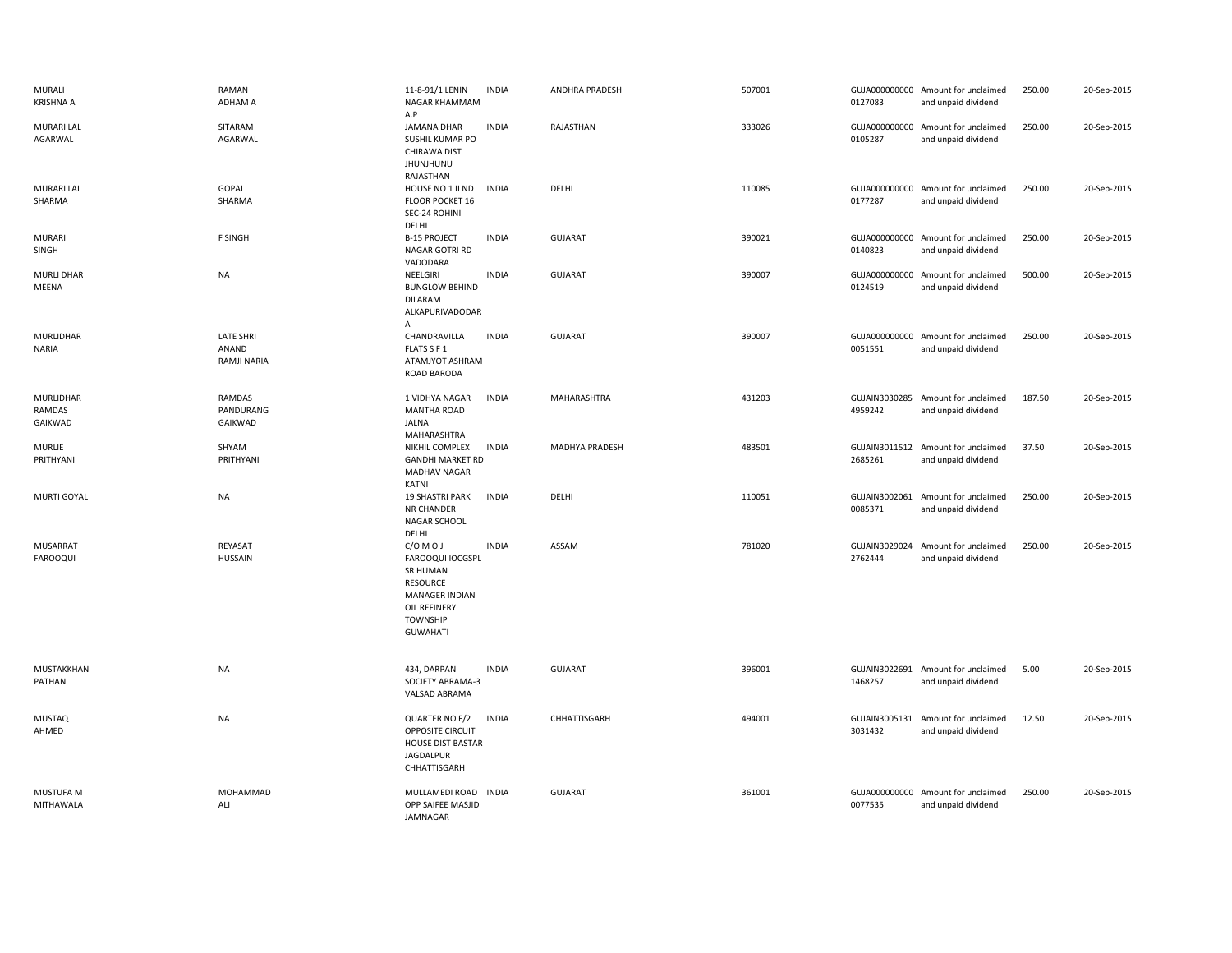| | | | | | | | | | |
|---|---|---|---|---|---|---|---|---|---|
| MURALI KRISHNA A | RAMAN ADHAM A | 11-8-91/1 LENIN NAGAR KHAMMAM A.P | INDIA | ANDHRA PRADESH | 507001 | GUJA000000000 0127083 | Amount for unclaimed and unpaid dividend | 250.00 | 20-Sep-2015 |
| MURARI LAL AGARWAL | SITARAM AGARWAL | JAMANA DHAR SUSHIL KUMAR PO CHIRAWA DIST JHUNJHUNU RAJASTHAN | INDIA | RAJASTHAN | 333026 | GUJA000000000 0105287 | Amount for unclaimed and unpaid dividend | 250.00 | 20-Sep-2015 |
| MURARI LAL SHARMA | GOPAL SHARMA | HOUSE NO 1 II ND FLOOR POCKET 16 SEC-24 ROHINI DELHI | INDIA | DELHI | 110085 | GUJA000000000 0177287 | Amount for unclaimed and unpaid dividend | 250.00 | 20-Sep-2015 |
| MURARI SINGH | F SINGH | B-15 PROJECT NAGAR GOTRI RD VADODARA | INDIA | GUJARAT | 390021 | GUJA000000000 0140823 | Amount for unclaimed and unpaid dividend | 250.00 | 20-Sep-2015 |
| MURLI DHAR MEENA | NA | NEELGIRI BUNGLOW BEHIND DILARAM ALKAPURIVADODAR A | INDIA | GUJARAT | 390007 | GUJA000000000 0124519 | Amount for unclaimed and unpaid dividend | 500.00 | 20-Sep-2015 |
| MURLIDHAR NARIA | LATE SHRI ANAND RAMJI NARIA | CHANDRAVILLA FLATS S F 1 ATAMJYOT ASHRAM ROAD BARODA | INDIA | GUJARAT | 390007 | GUJA000000000 0051551 | Amount for unclaimed and unpaid dividend | 250.00 | 20-Sep-2015 |
| MURLIDHAR RAMDAS GAIKWAD | RAMDAS PANDURANG GAIKWAD | 1 VIDHYA NAGAR MANTHA ROAD JALNA MAHARASHTRA | INDIA | MAHARASHTRA | 431203 | GUJAIN3030285 4959242 | Amount for unclaimed and unpaid dividend | 187.50 | 20-Sep-2015 |
| MURLIE PRITHYANI | SHYAM PRITHYANI | NIKHIL COMPLEX GANDHI MARKET RD MADHAV NAGAR KATNI | INDIA | MADHYA PRADESH | 483501 | GUJAIN3011512 2685261 | Amount for unclaimed and unpaid dividend | 37.50 | 20-Sep-2015 |
| MURTI GOYAL | NA | 19 SHASTRI PARK NR CHANDER NAGAR SCHOOL DELHI | INDIA | DELHI | 110051 | GUJAIN3002061 0085371 | Amount for unclaimed and unpaid dividend | 250.00 | 20-Sep-2015 |
| MUSARRAT FAROOQUI | REYASAT HUSSAIN | C/O M O J FAROOQUI IOCGSPL SR HUMAN RESOURCE MANAGER INDIAN OIL REFINERY TOWNSHIP GUWAHATI | INDIA | ASSAM | 781020 | GUJAIN3029024 2762444 | Amount for unclaimed and unpaid dividend | 250.00 | 20-Sep-2015 |
| MUSTAKKHAN PATHAN | NA | 434, DARPAN SOCIETY ABRAMA-3 VALSAD ABRAMA | INDIA | GUJARAT | 396001 | GUJAIN3022691 1468257 | Amount for unclaimed and unpaid dividend | 5.00 | 20-Sep-2015 |
| MUSTAQ AHMED | NA | QUARTER NO F/2 OPPOSITE CIRCUIT HOUSE DIST BASTAR JAGDALPUR CHHATTISGARH | INDIA | CHHATTISGARH | 494001 | GUJAIN3005131 3031432 | Amount for unclaimed and unpaid dividend | 12.50 | 20-Sep-2015 |
| MUSTUFA M MITHAWALA | MOHAMMAD ALI | MULLAMEDI ROAD OPP SAIFEE MASJID JAMNAGAR | INDIA | GUJARAT | 361001 | GUJA000000000 0077535 | Amount for unclaimed and unpaid dividend | 250.00 | 20-Sep-2015 |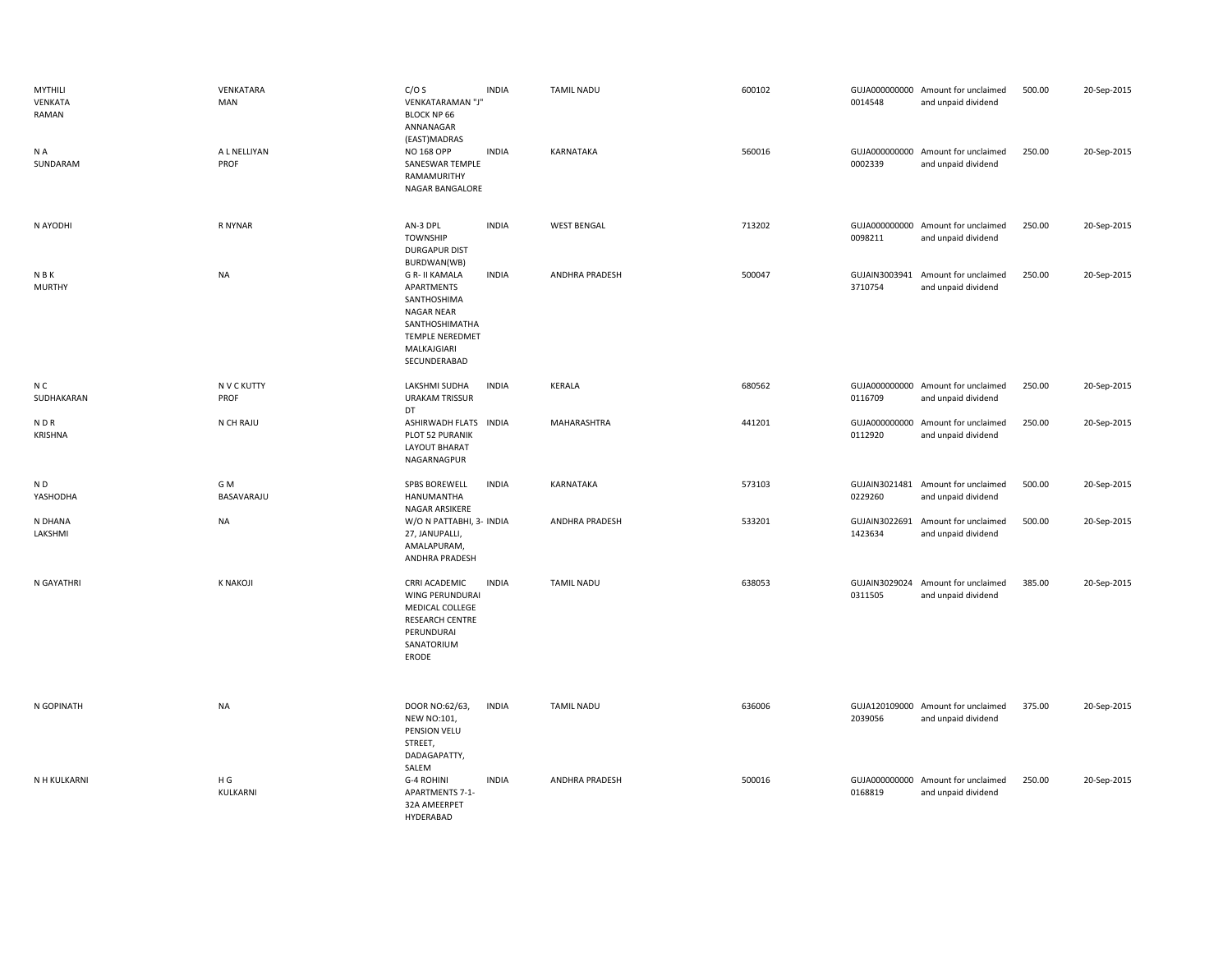| | | | | | | | | | |
|---|---|---|---|---|---|---|---|---|---|
| MYTHILI VENKATA RAMAN | VENKATARA MAN | C/O S VENKATARAMAN "J" BLOCK NP 66 ANNANAGAR (EAST)MADRAS | INDIA | TAMIL NADU | 600102 | GUJA000000000 0014548 | Amount for unclaimed and unpaid dividend | 500.00 | 20-Sep-2015 |
| N A SUNDARAM | A L NELLIYAN PROF | NO 168 OPP SANESWAR TEMPLE RAMAMURITHY NAGAR BANGALORE | INDIA | KARNATAKA | 560016 | GUJA000000000 0002339 | Amount for unclaimed and unpaid dividend | 250.00 | 20-Sep-2015 |
| N AYODHI | R NYNAR | AN-3 DPL TOWNSHIP DURGAPUR DIST BURDWAN(WB) | INDIA | WEST BENGAL | 713202 | GUJA000000000 0098211 | Amount for unclaimed and unpaid dividend | 250.00 | 20-Sep-2015 |
| N B K MURTHY | NA | G R- II KAMALA APARTMENTS SANTHOSHIMA NAGAR NEAR SANTHOSHIMATHA TEMPLE NEREDMET MALKAJGIARI SECUNDERABAD | INDIA | ANDHRA PRADESH | 500047 | GUJAIN3003941 3710754 | Amount for unclaimed and unpaid dividend | 250.00 | 20-Sep-2015 |
| N C SUDHAKARAN | N V C KUTTY PROF | LAKSHMI SUDHA URAKAM TRISSUR DT | INDIA | KERALA | 680562 | GUJA000000000 0116709 | Amount for unclaimed and unpaid dividend | 250.00 | 20-Sep-2015 |
| N D R KRISHNA | N CH RAJU | ASHIRWADH FLATS PLOT 52 PURANIK LAYOUT BHARAT NAGARNAGPUR | INDIA | MAHARASHTRA | 441201 | GUJA000000000 0112920 | Amount for unclaimed and unpaid dividend | 250.00 | 20-Sep-2015 |
| N D YASHODHA | G M BASAVARAJU | SPBS BOREWELL HANUMANTHA NAGAR ARSIKERE | INDIA | KARNATAKA | 573103 | GUJAIN3021481 0229260 | Amount for unclaimed and unpaid dividend | 500.00 | 20-Sep-2015 |
| N DHANA LAKSHMI | NA | W/O N PATTABHI, 3-27, JANUPALLI, AMALAPURAM, ANDHRA PRADESH | INDIA | ANDHRA PRADESH | 533201 | GUJAIN3022691 1423634 | Amount for unclaimed and unpaid dividend | 500.00 | 20-Sep-2015 |
| N GAYATHRI | K NAKOJI | CRRI ACADEMIC WING PERUNDURAI MEDICAL COLLEGE RESEARCH CENTRE PERUNDURAI SANATORIUM ERODE | INDIA | TAMIL NADU | 638053 | GUJAIN3029024 0311505 | Amount for unclaimed and unpaid dividend | 385.00 | 20-Sep-2015 |
| N GOPINATH | NA | DOOR NO:62/63, NEW NO:101, PENSION VELU STREET, DADAGAPATTY, SALEM | INDIA | TAMIL NADU | 636006 | GUJA120109000 2039056 | Amount for unclaimed and unpaid dividend | 375.00 | 20-Sep-2015 |
| N H KULKARNI | H G KULKARNI | G-4 ROHINI APARTMENTS 7-1-32A AMEERPET HYDERABAD | INDIA | ANDHRA PRADESH | 500016 | GUJA000000000 0168819 | Amount for unclaimed and unpaid dividend | 250.00 | 20-Sep-2015 |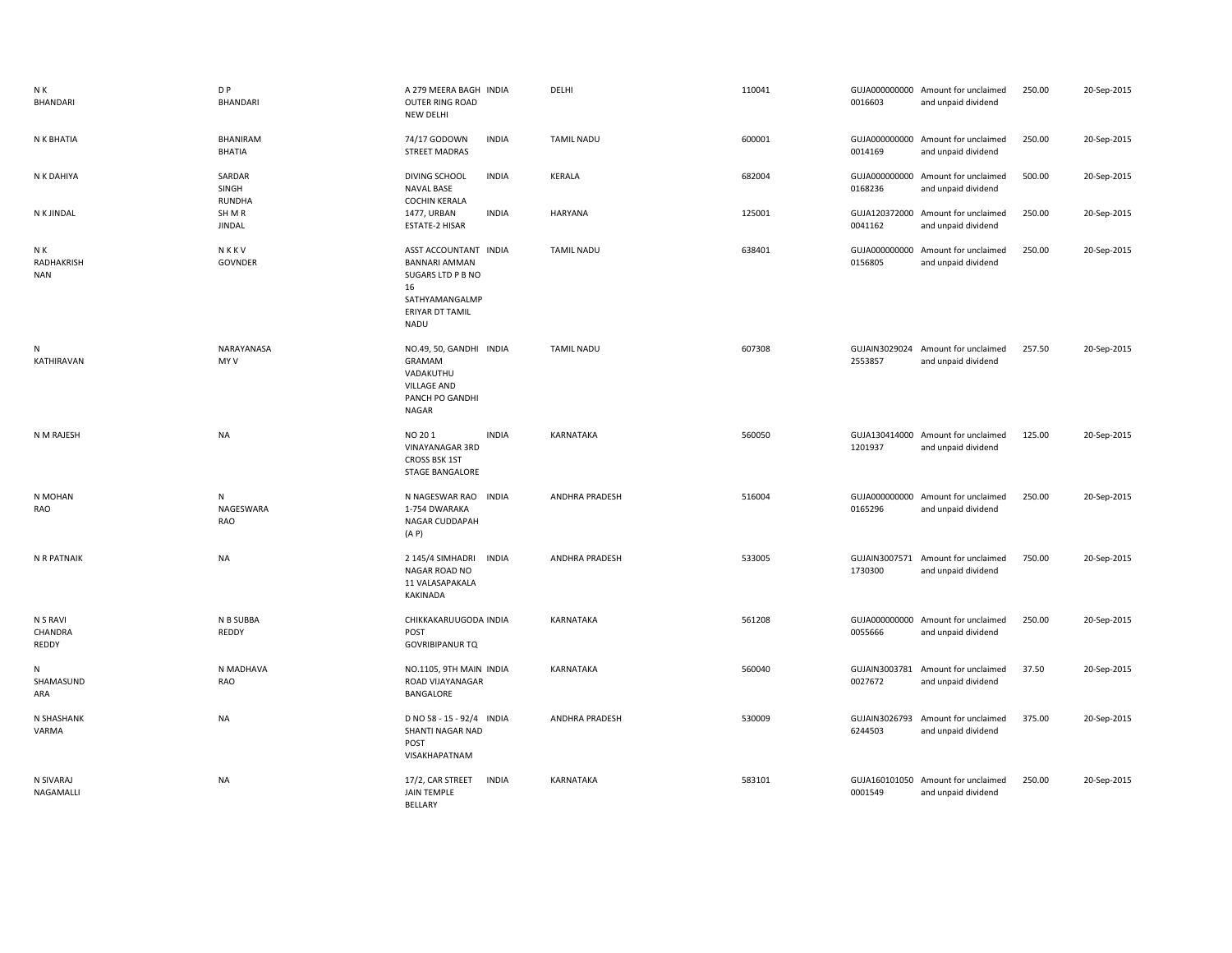| | | | | | | | | | |
|---|---|---|---|---|---|---|---|---|---|
| N K BHANDARI | D P BHANDARI | A 279 MEERA BAGH OUTER RING ROAD NEW DELHI | INDIA | DELHI | 110041 | GUJA000000000 0016603 | Amount for unclaimed and unpaid dividend | 250.00 | 20-Sep-2015 |
| N K BHATIA | BHANIRAM BHATIA | 74/17 GODOWN STREET MADRAS | INDIA | TAMIL NADU | 600001 | GUJA000000000 0014169 | Amount for unclaimed and unpaid dividend | 250.00 | 20-Sep-2015 |
| N K DAHIYA | SARDAR SINGH RUNDHA | DIVING SCHOOL NAVAL BASE COCHIN KERALA | INDIA | KERALA | 682004 | GUJA000000000 0168236 | Amount for unclaimed and unpaid dividend | 500.00 | 20-Sep-2015 |
| N K JINDAL | SH M R JINDAL | 1477, URBAN ESTATE-2 HISAR | INDIA | HARYANA | 125001 | GUJA120372000 0041162 | Amount for unclaimed and unpaid dividend | 250.00 | 20-Sep-2015 |
| N K RADHAKRISH NAN | N K K V GOVNDER | ASST ACCOUNTANT BANNARI AMMAN SUGARS LTD P B NO 16 SATHYAMANGALMP ERIYAR DT TAMIL NADU | INDIA | TAMIL NADU | 638401 | GUJA000000000 0156805 | Amount for unclaimed and unpaid dividend | 250.00 | 20-Sep-2015 |
| N KATHIRAVAN | NARAYANASA MY V | NO.49, 50, GANDHI GRAMAM VADAKUTHU VILLAGE AND PANCH PO GANDHI NAGAR | INDIA | TAMIL NADU | 607308 | GUJAIN3029024 2553857 | Amount for unclaimed and unpaid dividend | 257.50 | 20-Sep-2015 |
| N M RAJESH | NA | NO 20 1 VINAYANAGAR 3RD CROSS BSK 1ST STAGE BANGALORE | INDIA | KARNATAKA | 560050 | GUJA130414000 1201937 | Amount for unclaimed and unpaid dividend | 125.00 | 20-Sep-2015 |
| N MOHAN RAO | N NAGESWARA RAO | N NAGESWAR RAO 1-754 DWARAKA NAGAR CUDDAPAH (A P) | INDIA | ANDHRA PRADESH | 516004 | GUJA000000000 0165296 | Amount for unclaimed and unpaid dividend | 250.00 | 20-Sep-2015 |
| N R PATNAIK | NA | 2 145/4 SIMHADRI NAGAR ROAD NO 11 VALASAPAKALA KAKINADA | INDIA | ANDHRA PRADESH | 533005 | GUJAIN3007571 1730300 | Amount for unclaimed and unpaid dividend | 750.00 | 20-Sep-2015 |
| N S RAVI CHANDRA REDDY | N B SUBBA REDDY | CHIKKAKARUUGODA POST GOVRIBIPANUR TQ | INDIA | KARNATAKA | 561208 | GUJA000000000 0055666 | Amount for unclaimed and unpaid dividend | 250.00 | 20-Sep-2015 |
| N SHAMASUND ARA | N MADHAVA RAO | NO.1105, 9TH MAIN ROAD VIJAYANAGAR BANGALORE | INDIA | KARNATAKA | 560040 | GUJAIN3003781 0027672 | Amount for unclaimed and unpaid dividend | 37.50 | 20-Sep-2015 |
| N SHASHANK VARMA | NA | D NO 58 - 15 - 92/4 SHANTI NAGAR NAD POST VISAKHAPATNAM | INDIA | ANDHRA PRADESH | 530009 | GUJAIN3026793 6244503 | Amount for unclaimed and unpaid dividend | 375.00 | 20-Sep-2015 |
| N SIVARAJ NAGAMALLI | NA | 17/2, CAR STREET JAIN TEMPLE BELLARY | INDIA | KARNATAKA | 583101 | GUJA160101050 0001549 | Amount for unclaimed and unpaid dividend | 250.00 | 20-Sep-2015 |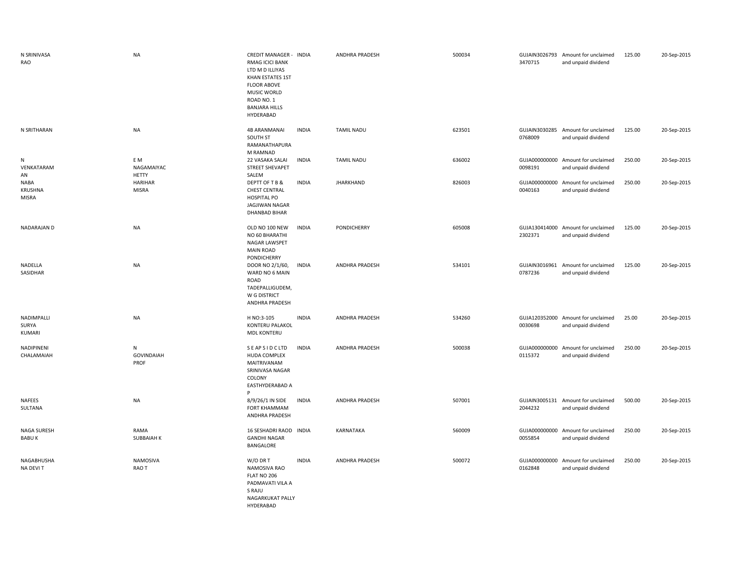| | | | | | | | | | |
|---|---|---|---|---|---|---|---|---|---|
| N SRINIVASA RAO | NA | CREDIT MANAGER - RMAG ICICI BANK LTD M D ILLIYAS KHAN ESTATES 1ST FLOOR ABOVE MUSIC WORLD ROAD NO. 1 BANJARA HILLS HYDERABAD | INDIA | ANDHRA PRADESH | 500034 | GUJAIN30267933470715 | Amount for unclaimed and unpaid dividend | 125.00 | 20-Sep-2015 |
| N SRITHARAN | NA | 4B ARANMANAI SOUTH ST RAMANATHAPURAM RAMNAD | INDIA | TAMIL NADU | 623501 | GUJAIN30302850768009 | Amount for unclaimed and unpaid dividend | 125.00 | 20-Sep-2015 |
| N VENKATARAMAN | E M NAGAMAIYACHETTY | 22 VASAKA SALAI STREET SHEVAPET SALEM | INDIA | TAMIL NADU | 636002 | GUJA0000000000098191 | Amount for unclaimed and unpaid dividend | 250.00 | 20-Sep-2015 |
| NABA KRUSHNA MISRA | HARIHAR MISRA | DEPTT OF T B & CHEST CENTRAL HOSPITAL PO JAGJIWAN NAGAR DHANBAD BIHAR | INDIA | JHARKHAND | 826003 | GUJA0000000000040163 | Amount for unclaimed and unpaid dividend | 250.00 | 20-Sep-2015 |
| NADARAJAN D | NA | OLD NO 100 NEW NO 60 BHARATHI NAGAR LAWSPET MAIN ROAD PONDICHERRY | INDIA | PONDICHERRY | 605008 | GUJA1304140002302371 | Amount for unclaimed and unpaid dividend | 125.00 | 20-Sep-2015 |
| NADELLA SASIDHAR | NA | DOOR NO 2/1/60, WARD NO 6 MAIN ROAD TADEPALLIGUDEM, W G DISTRICT ANDHRA PRADESH | INDIA | ANDHRA PRADESH | 534101 | GUJAIN30169610787236 | Amount for unclaimed and unpaid dividend | 125.00 | 20-Sep-2015 |
| NADIMPALLI SURYA KUMARI | NA | H NO:3-105 KONTERU PALAKOL MDL KONTERU | INDIA | ANDHRA PRADESH | 534260 | GUJA1203520000030698 | Amount for unclaimed and unpaid dividend | 25.00 | 20-Sep-2015 |
| NADIPINENI CHALAMAIAH | N GOVINDAIAH PROF | S E AP S I D C LTD HUDA COMPLEX MAITRIVANAM SRINIVASA NAGAR COLONY EASTHYDERABAD A P | INDIA | ANDHRA PRADESH | 500038 | GUJA0000000000115372 | Amount for unclaimed and unpaid dividend | 250.00 | 20-Sep-2015 |
| NAFEES SULTANA | NA | 8/9/26/1 IN SIDE FORT KHAMMAM ANDHRA PRADESH | INDIA | ANDHRA PRADESH | 507001 | GUJAIN30051312044232 | Amount for unclaimed and unpaid dividend | 500.00 | 20-Sep-2015 |
| NAGA SURESH BABU K | RAMA SUBBAIAH K | 16 SESHADRI RAOD GANDHI NAGAR BANGALORE | INDIA | KARNATAKA | 560009 | GUJA0000000000055854 | Amount for unclaimed and unpaid dividend | 250.00 | 20-Sep-2015 |
| NAGABHUSHANA DEVI T | NAMOSIVA RAO T | W/O DR T NAMOSIVA RAO FLAT NO 206 PADMAVATI VILA A S RAJU NAGARKUKAT PALLY HYDERABAD | INDIA | ANDHRA PRADESH | 500072 | GUJA0000000000162848 | Amount for unclaimed and unpaid dividend | 250.00 | 20-Sep-2015 |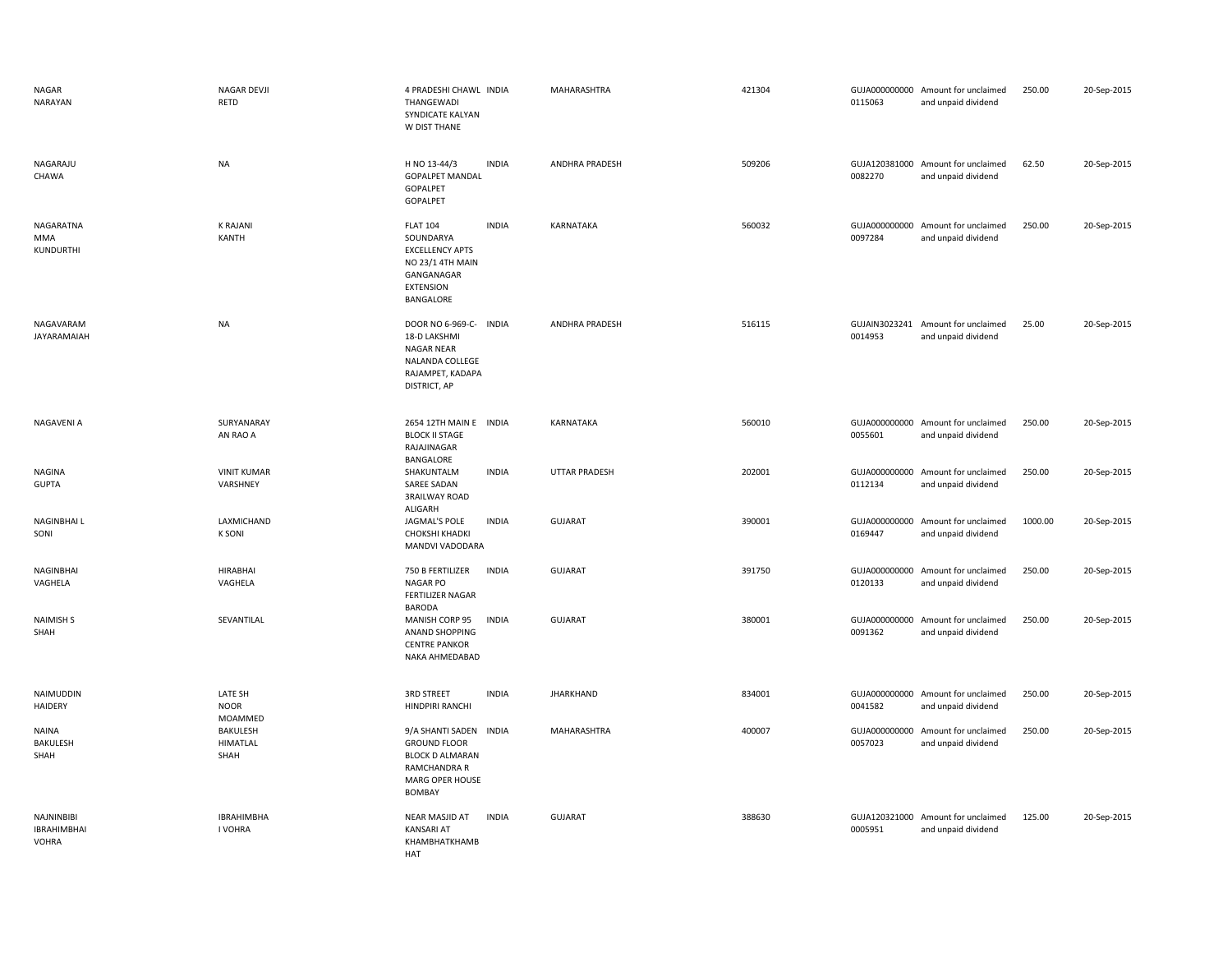| | | | | | | | | | |
|---|---|---|---|---|---|---|---|---|---|
| NAGAR NARAYAN | NAGAR DEVJI RETD | 4 PRADESHI CHAWL THANGEWADI SYNDICATE KALYAN W DIST THANE | INDIA | MAHARASHTRA | 421304 | GUJA000000000 0115063 | Amount for unclaimed and unpaid dividend | 250.00 | 20-Sep-2015 |
| NAGARAJU CHAWA | NA | H NO 13-44/3 GOPALPET MANDAL GOPALPET GOPALPET | INDIA | ANDHRA PRADESH | 509206 | GUJA120381000 0082270 | Amount for unclaimed and unpaid dividend | 62.50 | 20-Sep-2015 |
| NAGARATNA MMA KUNDURTHI | K RAJANI KANTH | FLAT 104 SOUNDARYA EXCELLENCY APTS NO 23/1 4TH MAIN GANGANAGAR EXTENSION BANGALORE | INDIA | KARNATAKA | 560032 | GUJA000000000 0097284 | Amount for unclaimed and unpaid dividend | 250.00 | 20-Sep-2015 |
| NAGAVARAM JAYARAMAIAH | NA | DOOR NO 6-969-C-18-D LAKSHMI NAGAR NEAR NALANDA COLLEGE RAJAMPET, KADAPA DISTRICT, AP | INDIA | ANDHRA PRADESH | 516115 | GUJAIN3023241 0014953 | Amount for unclaimed and unpaid dividend | 25.00 | 20-Sep-2015 |
| NAGAVENI A | SURYANARAY AN RAO A | 2654 12TH MAIN E BLOCK II STAGE RAJAJINAGAR BANGALORE | INDIA | KARNATAKA | 560010 | GUJA000000000 0055601 | Amount for unclaimed and unpaid dividend | 250.00 | 20-Sep-2015 |
| NAGINA GUPTA | VINIT KUMAR VARSHNEY | SHAKUNTALM SAREE SADAN 3RAILWAY ROAD ALIGARH | INDIA | UTTAR PRADESH | 202001 | GUJA000000000 0112134 | Amount for unclaimed and unpaid dividend | 250.00 | 20-Sep-2015 |
| NAGINBHAI L SONI | LAXMICHAND K SONI | JAGMAL'S POLE CHOKSHI KHADKI MANDVI VADODARA | INDIA | GUJARAT | 390001 | GUJA000000000 0169447 | Amount for unclaimed and unpaid dividend | 1000.00 | 20-Sep-2015 |
| NAGINBHAI VAGHELA | HIRABHAI VAGHELA | 750 B FERTILIZER NAGAR PO FERTILIZER NAGAR BARODA | INDIA | GUJARAT | 391750 | GUJA000000000 0120133 | Amount for unclaimed and unpaid dividend | 250.00 | 20-Sep-2015 |
| NAIMISH S SHAH | SEVANTILAL | MANISH CORP 95 ANAND SHOPPING CENTRE PANKOR NAKA AHMEDABAD | INDIA | GUJARAT | 380001 | GUJA000000000 0091362 | Amount for unclaimed and unpaid dividend | 250.00 | 20-Sep-2015 |
| NAIMUDDIN HAIDERY | LATE SH NOOR MOAMMED | 3RD STREET HINDPIRI RANCHI | INDIA | JHARKHAND | 834001 | GUJA000000000 0041582 | Amount for unclaimed and unpaid dividend | 250.00 | 20-Sep-2015 |
| NAINA BAKULESH SHAH | BAKULESH HIMATLAL SHAH | 9/A SHANTI SADEN GROUND FLOOR BLOCK D ALMARAN RAMCHANDRA R MARG OPER HOUSE BOMBAY | INDIA | MAHARASHTRA | 400007 | GUJA000000000 0057023 | Amount for unclaimed and unpaid dividend | 250.00 | 20-Sep-2015 |
| NAJNINBIBI IBRAHIMBHAI VOHRA | IBRAHIMBHA I VOHRA | NEAR MASJID AT KANSARI AT KHAMBHATKHAMB HAT | INDIA | GUJARAT | 388630 | GUJA120321000 0005951 | Amount for unclaimed and unpaid dividend | 125.00 | 20-Sep-2015 |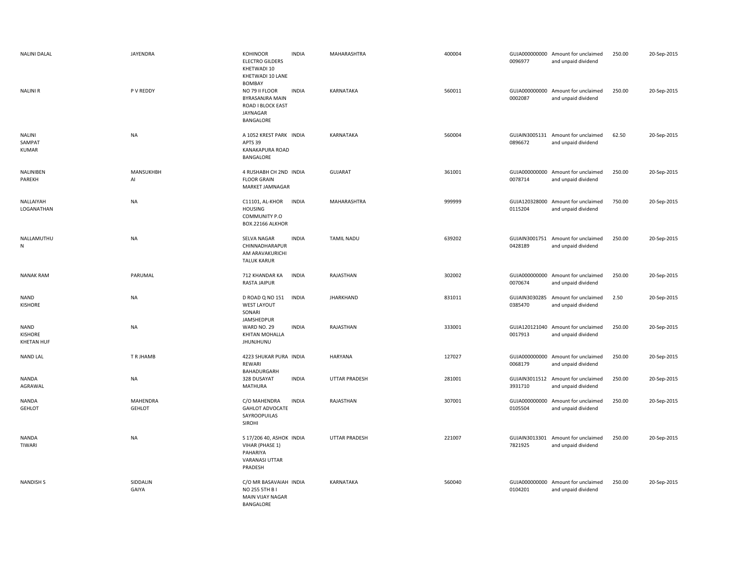| | | | | | | | | | |
|---|---|---|---|---|---|---|---|---|---|
| NALINI DALAL | JAYENDRA | KOHINOOR ELECTRO GILDERS KHETWADI 10 KHETWADI 10 LANE BOMBAY | INDIA | MAHARASHTRA | 400004 | GUJA0000000000096977 | Amount for unclaimed and unpaid dividend | 250.00 | 20-Sep-2015 |
| NALINI R | P V REDDY | NO 79 II FLOOR BYRASANJRA MAIN ROAD I BLOCK EAST JAYNAGAR BANGALORE | INDIA | KARNATAKA | 560011 | GUJA0000000000002087 | Amount for unclaimed and unpaid dividend | 250.00 | 20-Sep-2015 |
| NALINI SAMPAT KUMAR | NA | A 1052 KREST PARK APTS 39 KANAKAPURA ROAD BANGALORE | INDIA | KARNATAKA | 560004 | GUJAIN30051310896672 | Amount for unclaimed and unpaid dividend | 62.50 | 20-Sep-2015 |
| NALINIBEN PAREKH | MANSUKHBHAI | 4 RUSHABH CH 2ND FLOOR GRAIN MARKET JAMNAGAR | INDIA | GUJARAT | 361001 | GUJA0000000000078714 | Amount for unclaimed and unpaid dividend | 250.00 | 20-Sep-2015 |
| NALLAIYAH LOGANATHAN | NA | C11101, AL-KHOR HOUSING COMMUNITY P.O BOX.22166 ALKHOR | INDIA | MAHARASHTRA | 999999 | GUJA1203280000115204 | Amount for unclaimed and unpaid dividend | 750.00 | 20-Sep-2015 |
| NALLAMUTHU N | NA | SELVA NAGAR CHINNADHARAPURAM ARAVAKURICHI TALUK KARUR | INDIA | TAMIL NADU | 639202 | GUJAIN30017510428189 | Amount for unclaimed and unpaid dividend | 250.00 | 20-Sep-2015 |
| NANAK RAM | PARUMAL | 712 KHANDAR KA RASTA JAIPUR | INDIA | RAJASTHAN | 302002 | GUJA0000000000070674 | Amount for unclaimed and unpaid dividend | 250.00 | 20-Sep-2015 |
| NAND KISHORE | NA | D ROAD Q NO 151 WEST LAYOUT SONARI JAMSHEDPUR | INDIA | JHARKHAND | 831011 | GUJAIN30302850385470 | Amount for unclaimed and unpaid dividend | 2.50 | 20-Sep-2015 |
| NAND KISHORE KHETAN HUF | NA | WARD NO. 29 KHITAN MOHALLA JHUNJHUNU | INDIA | RAJASTHAN | 333001 | GUJA1201210400017913 | Amount for unclaimed and unpaid dividend | 250.00 | 20-Sep-2015 |
| NAND LAL | T R JHAMB | 4223 SHUKAR PURA REWARI BAHADURGARH | INDIA | HARYANA | 127027 | GUJA0000000000068179 | Amount for unclaimed and unpaid dividend | 250.00 | 20-Sep-2015 |
| NANDA AGRAWAL | NA | 328 DUSAYAT MATHURA | INDIA | UTTAR PRADESH | 281001 | GUJAIN30115123931710 | Amount for unclaimed and unpaid dividend | 250.00 | 20-Sep-2015 |
| NANDA GEHLOT | MAHENDRA GEHLOT | C/O MAHENDRA GAHLOT ADVOCATE SAYROOPUILAS SIROHI | INDIA | RAJASTHAN | 307001 | GUJA0000000000105504 | Amount for unclaimed and unpaid dividend | 250.00 | 20-Sep-2015 |
| NANDA TIWARI | NA | S 17/206 40, ASHOK VIHAR (PHASE 1) PAHARIYA VARANASI UTTAR PRADESH | INDIA | UTTAR PRADESH | 221007 | GUJAIN30133017821925 | Amount for unclaimed and unpaid dividend | 250.00 | 20-Sep-2015 |
| NANDISH S | SIDDALIN GAIYA | C/O MR BASAVAIAH NO 255 5TH B I MAIN VIJAY NAGAR BANGALORE | INDIA | KARNATAKA | 560040 | GUJA0000000000104201 | Amount for unclaimed and unpaid dividend | 250.00 | 20-Sep-2015 |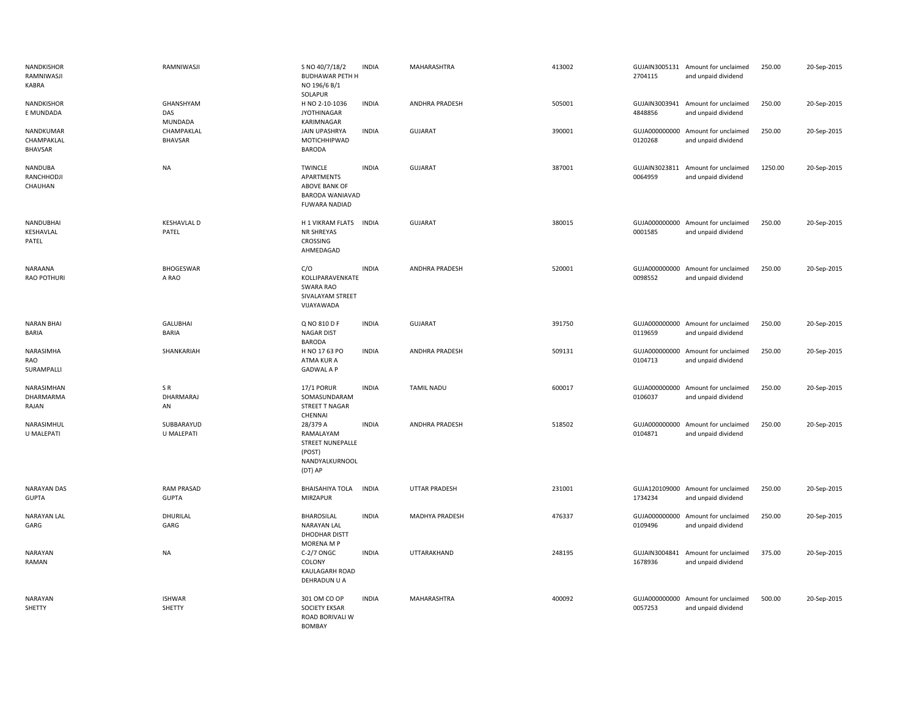| | | | | | | | | | |
|---|---|---|---|---|---|---|---|---|---|
| NANDKISHOR RAMNIWASJI KABRA | RAMNIWASJI | S NO 40/7/18/2 BUDHAWAR PETH H NO 196/6 B/1 SOLAPUR | INDIA | MAHARASHTRA | 413002 | GUJAIN30051312704115 | Amount for unclaimed and unpaid dividend | 250.00 | 20-Sep-2015 |
| NANDKISHOR E MUNDADA | GHANSHYAM DAS MUNDADA | H NO 2-10-1036 JYOTHINAGAR KARIMNAGAR | INDIA | ANDHRA PRADESH | 505001 | GUJAIN30039414848856 | Amount for unclaimed and unpaid dividend | 250.00 | 20-Sep-2015 |
| NANDKUMAR CHAMPAKLAL BHAVSAR | CHAMPAKLAL BHAVSAR | JAIN UPASHRYA MOTICHHIPWAD BARODA | INDIA | GUJARAT | 390001 | GUJA0000000000120268 | Amount for unclaimed and unpaid dividend | 250.00 | 20-Sep-2015 |
| NANDUBA RANCHHODJI CHAUHAN | NA | TWINCLE APARTMENTS ABOVE BANK OF BARODA WANIAVAD FUWARA NADIAD | INDIA | GUJARAT | 387001 | GUJAIN30238110064959 | Amount for unclaimed and unpaid dividend | 1250.00 | 20-Sep-2015 |
| NANDUBHAI KESHAVLAL PATEL | KESHAVLAL D PATEL | H 1 VIKRAM FLATS NR SHREYAS CROSSING AHMEDAGAD | INDIA | GUJARAT | 380015 | GUJA0000000000001585 | Amount for unclaimed and unpaid dividend | 250.00 | 20-Sep-2015 |
| NARAANA RAO POTHURI | BHOGESWAR A RAO | C/O KOLLIPARAVENKATE SWARA RAO SIVALAYAM STREET VIJAYAWADA | INDIA | ANDHRA PRADESH | 520001 | GUJA0000000000098552 | Amount for unclaimed and unpaid dividend | 250.00 | 20-Sep-2015 |
| NARAN BHAI BARIA | GALUBHAI BARIA | Q NO 810 D F NAGAR DIST BARODA | INDIA | GUJARAT | 391750 | GUJA0000000000119659 | Amount for unclaimed and unpaid dividend | 250.00 | 20-Sep-2015 |
| NARASIMHA RAO SURAMPALLI | SHANKARIAH | H NO 17 63 PO ATMA KUR A GADWAL A P | INDIA | ANDHRA PRADESH | 509131 | GUJA0000000000104713 | Amount for unclaimed and unpaid dividend | 250.00 | 20-Sep-2015 |
| NARASIMHAN DHARMARMA RAJAN | S R DHARMARAJ AN | 17/1 PORUR SOMASUNDARAM STREET T NAGAR CHENNAI | INDIA | TAMIL NADU | 600017 | GUJA0000000000106037 | Amount for unclaimed and unpaid dividend | 250.00 | 20-Sep-2015 |
| NARASIMHUL U MALEPATI | SUBBARAYUD U MALEPATI | 28/379 A RAMALAYAM STREET NUNEPALLE (POST) NANDYALKURNOOL (DT) AP | INDIA | ANDHRA PRADESH | 518502 | GUJA0000000000104871 | Amount for unclaimed and unpaid dividend | 250.00 | 20-Sep-2015 |
| NARAYAN DAS GUPTA | RAM PRASAD GUPTA | BHAISAHIYA TOLA MIRZAPUR | INDIA | UTTAR PRADESH | 231001 | GUJA1201090001734234 | Amount for unclaimed and unpaid dividend | 250.00 | 20-Sep-2015 |
| NARAYAN LAL GARG | DHURILAL GARG | BHAROSILAL NARAYAN LAL DHODHAR DISTT MORENA M P | INDIA | MADHYA PRADESH | 476337 | GUJA0000000000109496 | Amount for unclaimed and unpaid dividend | 250.00 | 20-Sep-2015 |
| NARAYAN RAMAN | NA | C-2/7 ONGC COLONY KAULAGARH ROAD DEHRADUN U A | INDIA | UTTARAKHAND | 248195 | GUJAIN30048411678936 | Amount for unclaimed and unpaid dividend | 375.00 | 20-Sep-2015 |
| NARAYAN SHETTY | ISHWAR SHETTY | 301 OM CO OP SOCIETY EKSAR ROAD BORIVALI W BOMBAY | INDIA | MAHARASHTRA | 400092 | GUJA0000000000057253 | Amount for unclaimed and unpaid dividend | 500.00 | 20-Sep-2015 |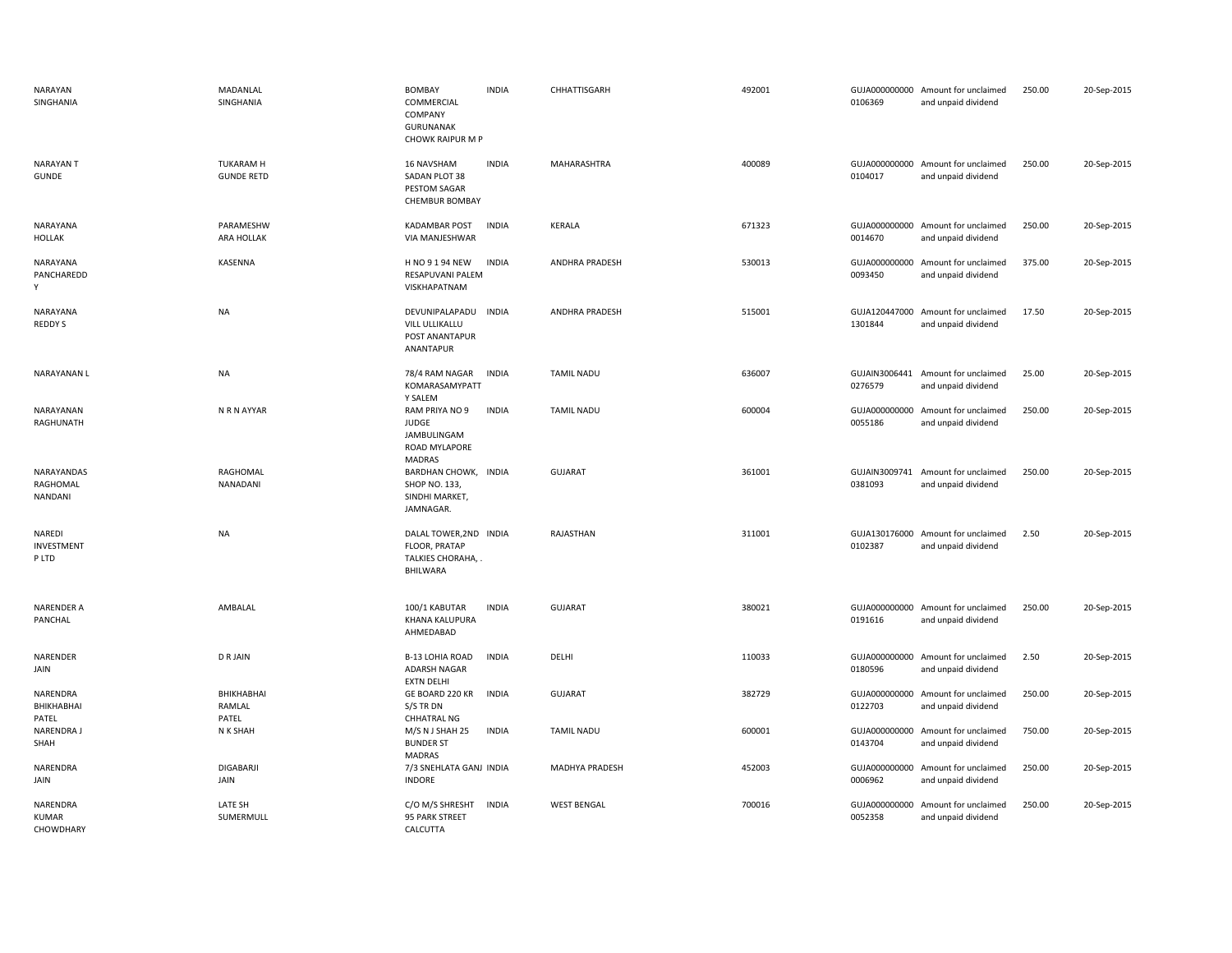| | | | | | | | | | |
|---|---|---|---|---|---|---|---|---|---|
| NARAYAN SINGHANIA | MADANLAL SINGHANIA | BOMBAY COMMERCIAL COMPANY GURUNANAK CHOWK RAIPUR M P | INDIA | CHHATTISGARH | 492001 | GUJA000000000 0106369 | Amount for unclaimed and unpaid dividend | 250.00 | 20-Sep-2015 |
| NARAYAN T GUNDE | TUKARAM H GUNDE RETD | 16 NAVSHAM SADAN PLOT 38 PESTOM SAGAR CHEMBUR BOMBAY | INDIA | MAHARASHTRA | 400089 | GUJA000000000 0104017 | Amount for unclaimed and unpaid dividend | 250.00 | 20-Sep-2015 |
| NARAYANA HOLLAK | PARAMESHW ARA HOLLAK | KADAMBAR POST VIA MANJESHWAR | INDIA | KERALA | 671323 | GUJA000000000 0014670 | Amount for unclaimed and unpaid dividend | 250.00 | 20-Sep-2015 |
| NARAYANA PANCHAREDD Y | KASENNA | H NO 9 1 94 NEW RESAPUVANI PALEM VISKHAPATNAM | INDIA | ANDHRA PRADESH | 530013 | GUJA000000000 0093450 | Amount for unclaimed and unpaid dividend | 375.00 | 20-Sep-2015 |
| NARAYANA REDDY S | NA | DEVUNIPALAPADU VILL ULLIKALLU POST ANANTAPUR ANANTAPUR | INDIA | ANDHRA PRADESH | 515001 | GUJA120447000 1301844 | Amount for unclaimed and unpaid dividend | 17.50 | 20-Sep-2015 |
| NARAYANAN L | NA | 78/4 RAM NAGAR KOMARASAMYPATT Y SALEM | INDIA | TAMIL NADU | 636007 | GUJAIN3006441 0276579 | Amount for unclaimed and unpaid dividend | 25.00 | 20-Sep-2015 |
| NARAYANAN RAGHUNATH | N R N AYYAR | RAM PRIYA NO 9 JUDGE JAMBULINGAM ROAD MYLAPORE MADRAS | INDIA | TAMIL NADU | 600004 | GUJA000000000 0055186 | Amount for unclaimed and unpaid dividend | 250.00 | 20-Sep-2015 |
| NARAYANDAS RAGHOMAL NANDANI | RAGHOMAL NANADANI | BARDHAN CHOWK, SHOP NO. 133, SINDHI MARKET, JAMNAGAR. | INDIA | GUJARAT | 361001 | GUJAIN3009741 0381093 | Amount for unclaimed and unpaid dividend | 250.00 | 20-Sep-2015 |
| NAREDI INVESTMENT P LTD | NA | DALAL TOWER,2ND FLOOR, PRATAP TALKIES CHORAHA, . BHILWARA | INDIA | RAJASTHAN | 311001 | GUJA130176000 0102387 | Amount for unclaimed and unpaid dividend | 2.50 | 20-Sep-2015 |
| NARENDER A PANCHAL | AMBALAL | 100/1 KABUTAR KHANA KALUPURA AHMEDABAD | INDIA | GUJARAT | 380021 | GUJA000000000 0191616 | Amount for unclaimed and unpaid dividend | 250.00 | 20-Sep-2015 |
| NARENDER JAIN | D R JAIN | B-13 LOHIA ROAD ADARSH NAGAR EXTN DELHI | INDIA | DELHI | 110033 | GUJA000000000 0180596 | Amount for unclaimed and unpaid dividend | 2.50 | 20-Sep-2015 |
| NARENDRA BHIKHABHAI PATEL | BHIKHABHAI RAMLAL PATEL | GE BOARD 220 KR S/S TR DN CHHATRAL NG | INDIA | GUJARAT | 382729 | GUJA000000000 0122703 | Amount for unclaimed and unpaid dividend | 250.00 | 20-Sep-2015 |
| NARENDRA J SHAH | N K SHAH | M/S N J SHAH 25 BUNDER ST MADRAS | INDIA | TAMIL NADU | 600001 | GUJA000000000 0143704 | Amount for unclaimed and unpaid dividend | 750.00 | 20-Sep-2015 |
| NARENDRA JAIN | DIGABARJI JAIN | 7/3 SNEHLATA GANJ INDORE | INDIA | MADHYA PRADESH | 452003 | GUJA000000000 0006962 | Amount for unclaimed and unpaid dividend | 250.00 | 20-Sep-2015 |
| NARENDRA KUMAR CHOWDHARY | LATE SH SUMERMULL | C/O M/S SHRESHT 95 PARK STREET CALCUTTA | INDIA | WEST BENGAL | 700016 | GUJA000000000 0052358 | Amount for unclaimed and unpaid dividend | 250.00 | 20-Sep-2015 |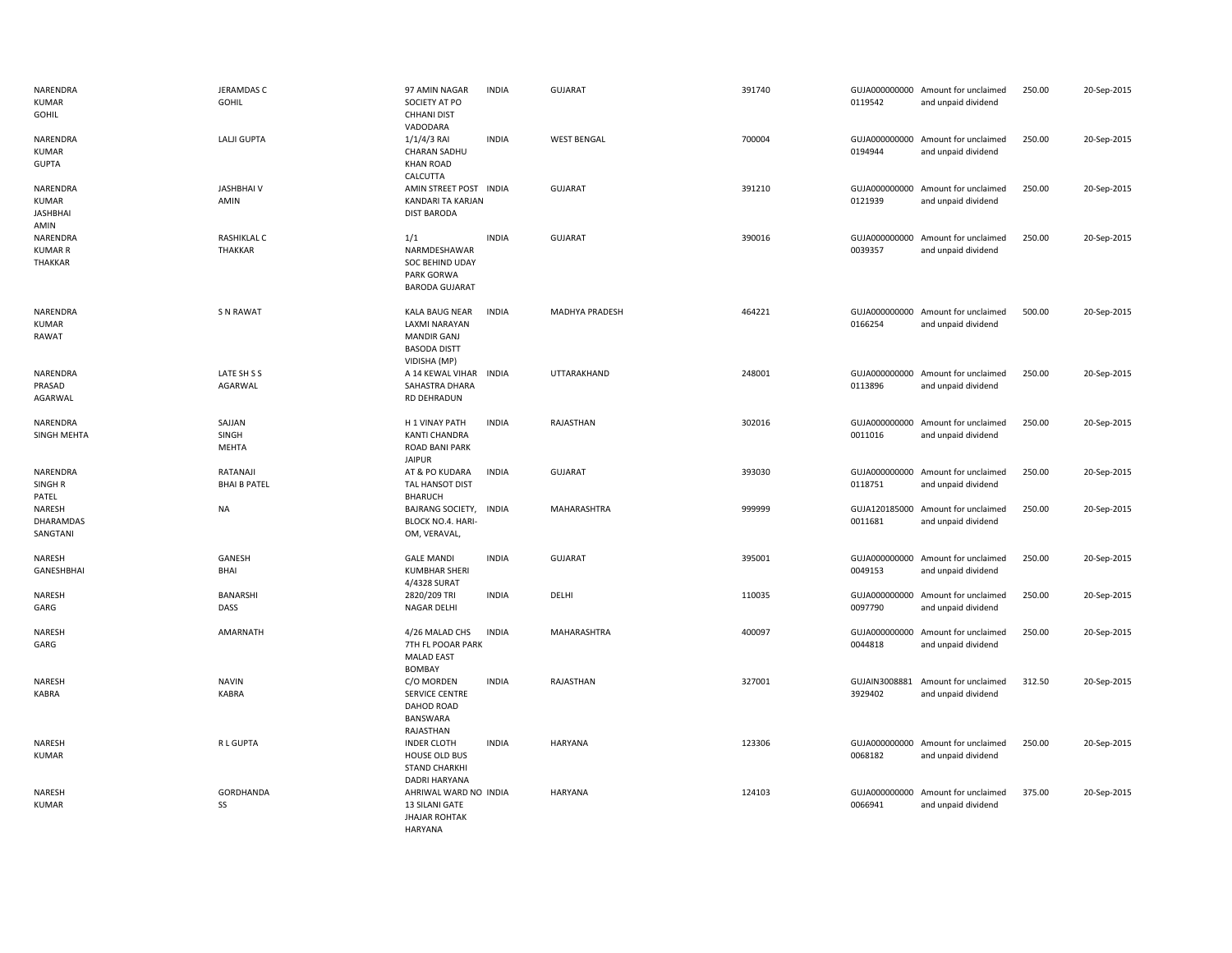| | | | | | | | | | |
|---|---|---|---|---|---|---|---|---|---|
| NARENDRA KUMAR GOHIL | JERAMDAS C GOHIL | 97 AMIN NAGAR SOCIETY AT PO CHHANI DIST VADODARA | INDIA | GUJARAT | 391740 | GUJA000000000 0119542 | Amount for unclaimed and unpaid dividend | 250.00 | 20-Sep-2015 |
| NARENDRA KUMAR GUPTA | LALJI GUPTA | 1/1/4/3 RAI CHARAN SADHU KHAN ROAD CALCUTTA | INDIA | WEST BENGAL | 700004 | GUJA000000000 0194944 | Amount for unclaimed and unpaid dividend | 250.00 | 20-Sep-2015 |
| NARENDRA KUMAR JASHBHAI AMIN | JASHBHAI V AMIN | AMIN STREET POST KANDARI TA KARJAN DIST BARODA | INDIA | GUJARAT | 391210 | GUJA000000000 0121939 | Amount for unclaimed and unpaid dividend | 250.00 | 20-Sep-2015 |
| NARENDRA KUMAR R THAKKAR | RASHIKLAL C THAKKAR | 1/1 NARMDESHAWAR SOC BEHIND UDAY PARK GORWA BARODA GUJARAT | INDIA | GUJARAT | 390016 | GUJA000000000 0039357 | Amount for unclaimed and unpaid dividend | 250.00 | 20-Sep-2015 |
| NARENDRA KUMAR RAWAT | S N RAWAT | KALA BAUG NEAR LAXMI NARAYAN MANDIR GANJ BASODA DISTT VIDISHA (MP) | INDIA | MADHYA PRADESH | 464221 | GUJA000000000 0166254 | Amount for unclaimed and unpaid dividend | 500.00 | 20-Sep-2015 |
| NARENDRA PRASAD AGARWAL | LATE SH S S AGARWAL | A 14 KEWAL VIHAR SAHASTRA DHARA RD DEHRADUN | INDIA | UTTARAKHAND | 248001 | GUJA000000000 0113896 | Amount for unclaimed and unpaid dividend | 250.00 | 20-Sep-2015 |
| NARENDRA SINGH MEHTA | SAJJAN SINGH MEHTA | H 1 VINAY PATH KANTI CHANDRA ROAD BANI PARK JAIPUR | INDIA | RAJASTHAN | 302016 | GUJA000000000 0011016 | Amount for unclaimed and unpaid dividend | 250.00 | 20-Sep-2015 |
| NARENDRA SINGH R PATEL | RATANAJI BHAI B PATEL | AT & PO KUDARA TAL HANSOT DIST BHARUCH | INDIA | GUJARAT | 393030 | GUJA000000000 0118751 | Amount for unclaimed and unpaid dividend | 250.00 | 20-Sep-2015 |
| NARESH DHARAMDAS SANGTANI | NA | BAJRANG SOCIETY, BLOCK NO.4. HARI-OM, VERAVAL, | INDIA | MAHARASHTRA | 999999 | GUJA120185000 0011681 | Amount for unclaimed and unpaid dividend | 250.00 | 20-Sep-2015 |
| NARESH GANESHBHAI | GANESH BHAI | GALE MANDI KUMBHAR SHERI 4/4328 SURAT | INDIA | GUJARAT | 395001 | GUJA000000000 0049153 | Amount for unclaimed and unpaid dividend | 250.00 | 20-Sep-2015 |
| NARESH GARG | BANARSHI DASS | 2820/209 TRI NAGAR DELHI | INDIA | DELHI | 110035 | GUJA000000000 0097790 | Amount for unclaimed and unpaid dividend | 250.00 | 20-Sep-2015 |
| NARESH GARG | AMARNATH | 4/26 MALAD CHS 7TH FL POOAR PARK MALAD EAST BOMBAY | INDIA | MAHARASHTRA | 400097 | GUJA000000000 0044818 | Amount for unclaimed and unpaid dividend | 250.00 | 20-Sep-2015 |
| NARESH KABRA | NAVIN KABRA | C/O MORDEN SERVICE CENTRE DAHOD ROAD BANSWARA RAJASTHAN | INDIA | RAJASTHAN | 327001 | GUJAIN3008881 3929402 | Amount for unclaimed and unpaid dividend | 312.50 | 20-Sep-2015 |
| NARESH KUMAR | R L GUPTA | INDER CLOTH HOUSE OLD BUS STAND CHARKHI DADRI HARYANA | INDIA | HARYANA | 123306 | GUJA000000000 0068182 | Amount for unclaimed and unpaid dividend | 250.00 | 20-Sep-2015 |
| NARESH KUMAR | GORDHANDA SS | AHRIWAL WARD NO 13 SILANI GATE JHAJAR ROHTAK HARYANA | INDIA | HARYANA | 124103 | GUJA000000000 0066941 | Amount for unclaimed and unpaid dividend | 375.00 | 20-Sep-2015 |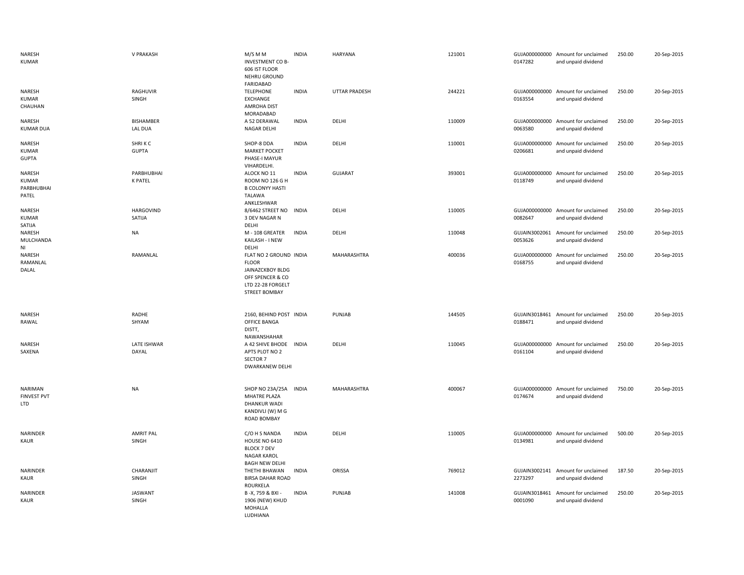| | | | | | | | | | |
|---|---|---|---|---|---|---|---|---|---|
| NARESH KUMAR | V PRAKASH | M/S M M INVESTMENT CO B-606 IST FLOOR NEHRU GROUND FARIDABAD | INDIA | HARYANA | 121001 | GUJA000000000 0147282 | Amount for unclaimed and unpaid dividend | 250.00 | 20-Sep-2015 |
| NARESH KUMAR CHAUHAN | RAGHUVIR SINGH | TELEPHONE EXCHANGE AMROHA DIST MORADABAD | INDIA | UTTAR PRADESH | 244221 | GUJA000000000 0163554 | Amount for unclaimed and unpaid dividend | 250.00 | 20-Sep-2015 |
| NARESH KUMAR DUA | BISHAMBER LAL DUA | A 52 DERAWAL NAGAR DELHI | INDIA | DELHI | 110009 | GUJA000000000 0063580 | Amount for unclaimed and unpaid dividend | 250.00 | 20-Sep-2015 |
| NARESH KUMAR GUPTA | SHRI K C GUPTA | SHOP-8 DDA MARKET POCKET PHASE-I MAYUR VIHARDELHI. | INDIA | DELHI | 110001 | GUJA000000000 0206681 | Amount for unclaimed and unpaid dividend | 250.00 | 20-Sep-2015 |
| NARESH KUMAR PARBHUBHAI PATEL | PARBHUBHAI K PATEL | ALOCK NO 11 ROOM NO 126 G H B COLONYY HASTI TALAWA ANKLESHWAR | INDIA | GUJARAT | 393001 | GUJA000000000 0118749 | Amount for unclaimed and unpaid dividend | 250.00 | 20-Sep-2015 |
| NARESH KUMAR SATIJA | HARGOVIND SATIJA | 8/6462 STREET NO 3 DEV NAGAR N DELHI | INDIA | DELHI | 110005 | GUJA000000000 0082647 | Amount for unclaimed and unpaid dividend | 250.00 | 20-Sep-2015 |
| NARESH MULCHANDA NI | NA | M - 108 GREATER KAILASH - I NEW DELHI | INDIA | DELHI | 110048 | GUJAIN3002061 0053626 | Amount for unclaimed and unpaid dividend | 250.00 | 20-Sep-2015 |
| NARESH RAMANLAL DALAL | RAMANLAL | FLAT NO 2 GROUND FLOOR JAINAZCKBOY BLDG OFF SPENCER & CO LTD 22-28 FORGELT STREET BOMBAY | INDIA | MAHARASHTRA | 400036 | GUJA000000000 0168755 | Amount for unclaimed and unpaid dividend | 250.00 | 20-Sep-2015 |
| NARESH RAWAL | RADHE SHYAM | 2160, BEHIND POST OFFICE BANGA DISTT, NAWANSHAHAR | INDIA | PUNJAB | 144505 | GUJAIN3018461 0188471 | Amount for unclaimed and unpaid dividend | 250.00 | 20-Sep-2015 |
| NARESH SAXENA | LATE ISHWAR DAYAL | A 42 SHIVE BHODE APTS PLOT NO 2 SECTOR 7 DWARKANEW DELHI | INDIA | DELHI | 110045 | GUJA000000000 0161104 | Amount for unclaimed and unpaid dividend | 250.00 | 20-Sep-2015 |
| NARIMAN FINVEST PVT LTD | NA | SHOP NO 23A/25A MHATRE PLAZA DHANKUR WADI KANDIVLI (W) M G ROAD BOMBAY | INDIA | MAHARASHTRA | 400067 | GUJA000000000 0174674 | Amount for unclaimed and unpaid dividend | 750.00 | 20-Sep-2015 |
| NARINDER KAUR | AMRIT PAL SINGH | C/O H S NANDA HOUSE NO 6410 BLOCK 7 DEV NAGAR KAROL BAGH NEW DELHI | INDIA | DELHI | 110005 | GUJA000000000 0134981 | Amount for unclaimed and unpaid dividend | 500.00 | 20-Sep-2015 |
| NARINDER KAUR | CHARANJIT SINGH | THETHI BHAWAN BIRSA DAHAR ROAD ROURKELA | INDIA | ORISSA | 769012 | GUJAIN3002141 2273297 | Amount for unclaimed and unpaid dividend | 187.50 | 20-Sep-2015 |
| NARINDER KAUR | JASWANT SINGH | B -X, 759 & BXI - 1906 (NEW) KHUD MOHALLA LUDHIANA | INDIA | PUNJAB | 141008 | GUJAIN3018461 0001090 | Amount for unclaimed and unpaid dividend | 250.00 | 20-Sep-2015 |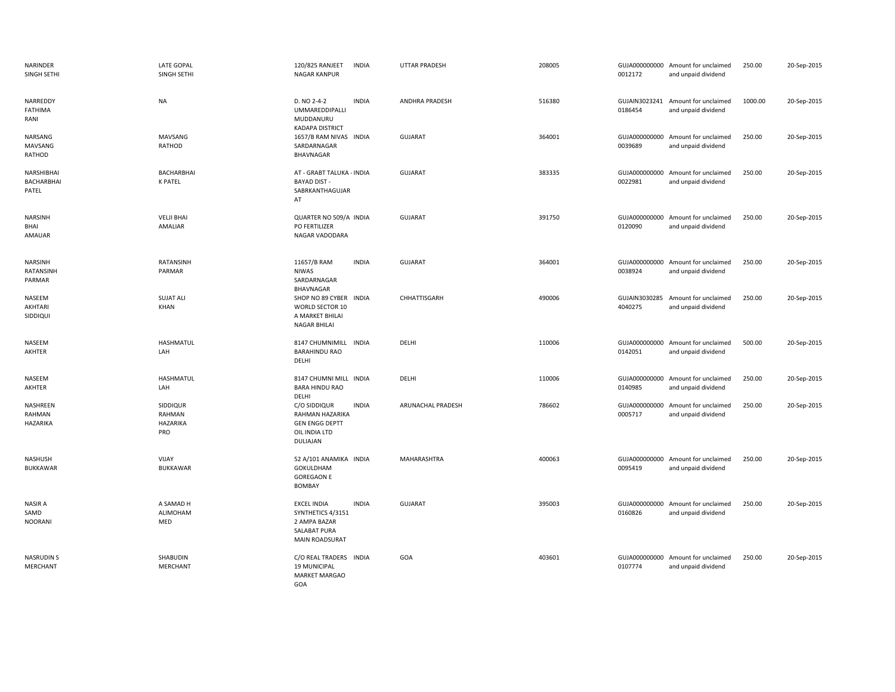| | | | | | | | | | |
|---|---|---|---|---|---|---|---|---|---|
| NARINDER SINGH SETHI | LATE GOPAL SINGH SETHI | 120/825 RANJEET NAGAR KANPUR | INDIA | UTTAR PRADESH | 208005 | GUJA0000000000012172 | Amount for unclaimed and unpaid dividend | 250.00 | 20-Sep-2015 |
| NARREDDY FATHIMA RANI | NA | D. NO 2-4-2 UMMAREDDIPALLI MUDDANURU KADAPA DISTRICT | INDIA | ANDHRA PRADESH | 516380 | GUJAIN30232410186454 | Amount for unclaimed and unpaid dividend | 1000.00 | 20-Sep-2015 |
| NARSANG MAVSANG RATHOD | MAVSANG RATHOD | 1657/B RAM NIVAS SARDARNAGAR BHAVNAGAR | INDIA | GUJARAT | 364001 | GUJA0000000000039689 | Amount for unclaimed and unpaid dividend | 250.00 | 20-Sep-2015 |
| NARSHIBHAI BACHARBHAI PATEL | BACHARBHAI K PATEL | AT - GRABT TALUKA - BAYAD DIST - SABRKANTHAGUJARAT | INDIA | GUJARAT | 383335 | GUJA0000000000022981 | Amount for unclaimed and unpaid dividend | 250.00 | 20-Sep-2015 |
| NARSINH BHAI AMAUAR | VELJI BHAI AMALIAR | QUARTER NO 509/A PO FERTILIZER NAGAR VADODARA | INDIA | GUJARAT | 391750 | GUJA0000000000120090 | Amount for unclaimed and unpaid dividend | 250.00 | 20-Sep-2015 |
| NARSINH RATANSINH PARMAR | RATANSINH PARMAR | 11657/B RAM NIWAS SARDARNAGAR BHAVNAGAR | INDIA | GUJARAT | 364001 | GUJA0000000000038924 | Amount for unclaimed and unpaid dividend | 250.00 | 20-Sep-2015 |
| NASEEM AKHTARI SIDDIQUI | SUJAT ALI KHAN | SHOP NO 89 CYBER WORLD SECTOR 10 A MARKET BHILAI NAGAR BHILAI | INDIA | CHHATTISGARH | 490006 | GUJAIN30302854040275 | Amount for unclaimed and unpaid dividend | 250.00 | 20-Sep-2015 |
| NASEEM AKHTER | HASHMATUL LAH | 8147 CHUMNIMILL BARAHINDU RAO DELHI | INDIA | DELHI | 110006 | GUJA0000000000142051 | Amount for unclaimed and unpaid dividend | 500.00 | 20-Sep-2015 |
| NASEEM AKHTER | HASHMATUL LAH | 8147 CHUMNI MILL BARA HINDU RAO DELHI | INDIA | DELHI | 110006 | GUJA0000000000140985 | Amount for unclaimed and unpaid dividend | 250.00 | 20-Sep-2015 |
| NASHREEN RAHMAN HAZARIKA | SIDDIQUR RAHMAN HAZARIKA PRO | C/O SIDDIQUR RAHMAN HAZARIKA GEN ENGG DEPTT OIL INDIA LTD DULIAJAN | INDIA | ARUNACHAL PRADESH | 786602 | GUJA0000000000005717 | Amount for unclaimed and unpaid dividend | 250.00 | 20-Sep-2015 |
| NASHUSH BUKKAWAR | VIJAY BUKKAWAR | 52 A/101 ANAMIKA GOKULDHAM GOREGAON E BOMBAY | INDIA | MAHARASHTRA | 400063 | GUJA0000000000095419 | Amount for unclaimed and unpaid dividend | 250.00 | 20-Sep-2015 |
| NASIR A SAMD NOORANI | A SAMAD H ALIMOHAM MED | EXCEL INDIA SYNTHETICS 4/3151 2 AMPA BAZAR SALABAT PURA MAIN ROADSURAT | INDIA | GUJARAT | 395003 | GUJA0000000000160826 | Amount for unclaimed and unpaid dividend | 250.00 | 20-Sep-2015 |
| NASRUDIN S MERCHANT | SHABUDIN MERCHANT | C/O REAL TRADERS 19 MUNICIPAL MARKET MARGAO GOA | INDIA | GOA | 403601 | GUJA0000000000107774 | Amount for unclaimed and unpaid dividend | 250.00 | 20-Sep-2015 |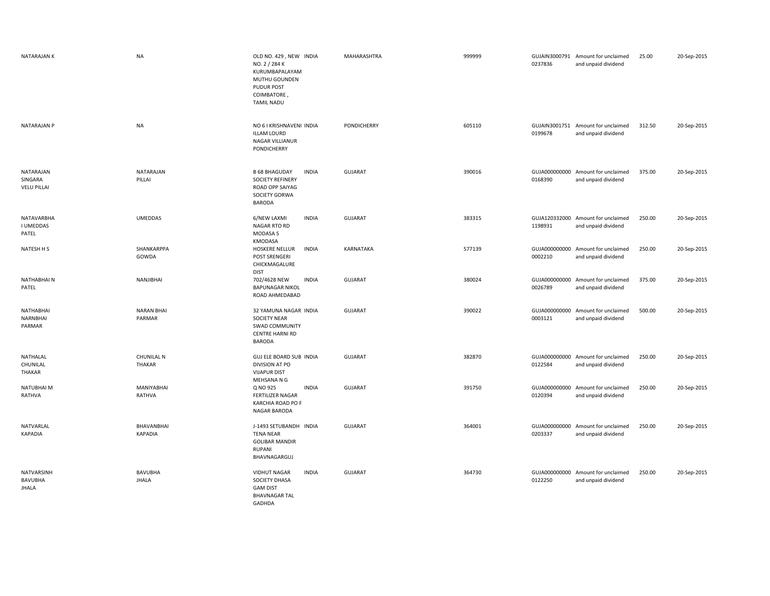| | | | | | | | | | |
|---|---|---|---|---|---|---|---|---|---|
| NATARAJAN K | NA | OLD NO. 429 , NEW NO. 2 / 284 K KURUMBAPALAYAM MUTHU GOUNDEN PUDUR POST COIMBATORE , TAMIL NADU | INDIA | MAHARASHTRA | 999999 | GUJAIN3000791 0237836 | Amount for unclaimed and unpaid dividend | 25.00 | 20-Sep-2015 |
| NATARAJAN P | NA | NO 6 I KRISHNAVENI ILLAM LOURD NAGAR VILLIANUR PONDICHERRY | INDIA | PONDICHERRY | 605110 | GUJAIN3001751 0199678 | Amount for unclaimed and unpaid dividend | 312.50 | 20-Sep-2015 |
| NATARAJAN SINGARA VELU PILLAI | NATARAJAN PILLAI | B 68 BHAGUDAY SOCIETY REFINERY ROAD OPP SAIYAG SOCIETY GORWA BARODA | INDIA | GUJARAT | 390016 | GUJA000000000 0168390 | Amount for unclaimed and unpaid dividend | 375.00 | 20-Sep-2015 |
| NATAVARBHA I UMEDDAS PATEL | UMEDDAS | 6/NEW LAXMI NAGAR RTO RD MODASA S KMODASA | INDIA | GUJARAT | 383315 | GUJA120332000 1198931 | Amount for unclaimed and unpaid dividend | 250.00 | 20-Sep-2015 |
| NATESH H S | SHANKARPPA GOWDA | HOSKERE NELLUR POST SRENGERI CHICKMAGALURE DIST | INDIA | KARNATAKA | 577139 | GUJA000000000 0002210 | Amount for unclaimed and unpaid dividend | 250.00 | 20-Sep-2015 |
| NATHABHAI N PATEL | NANJIBHAI | 702/4628 NEW BAPUNAGAR NIKOL ROAD AHMEDABAD | INDIA | GUJARAT | 380024 | GUJA000000000 0026789 | Amount for unclaimed and unpaid dividend | 375.00 | 20-Sep-2015 |
| NATHABHAI NARNBHAI PARMAR | NARAN BHAI PARMAR | 32 YAMUNA NAGAR SOCIETY NEAR SWAD COMMUNITY CENTRE HARNI RD BARODA | INDIA | GUJARAT | 390022 | GUJA000000000 0003121 | Amount for unclaimed and unpaid dividend | 500.00 | 20-Sep-2015 |
| NATHALAL CHUNILAL THAKAR | CHUNILAL N THAKAR | GUJ ELE BOARD SUB DIVISION AT PO VIJAPUR DIST MEHSANA N G | INDIA | GUJARAT | 382870 | GUJA000000000 0122584 | Amount for unclaimed and unpaid dividend | 250.00 | 20-Sep-2015 |
| NATUBHAI M RATHVA | MANIYABHAI RATHVA | Q NO 925 FERTILIZER NAGAR KARCHIA ROAD PO F NAGAR BARODA | INDIA | GUJARAT | 391750 | GUJA000000000 0120394 | Amount for unclaimed and unpaid dividend | 250.00 | 20-Sep-2015 |
| NATVARLAL KAPADIA | BHAVANBHAI KAPADIA | J-1493 SETUBANDH TENA NEAR GOLIBAR MANDIR RUPANI BHAVNAGARGUJ | INDIA | GUJARAT | 364001 | GUJA000000000 0203337 | Amount for unclaimed and unpaid dividend | 250.00 | 20-Sep-2015 |
| NATVARSINH BAVUBHA JHALA | BAVUBHA JHALA | VIDHUT NAGAR SOCIETY DHASA GAM DIST BHAVNAGAR TAL GADHDA | INDIA | GUJARAT | 364730 | GUJA000000000 0122250 | Amount for unclaimed and unpaid dividend | 250.00 | 20-Sep-2015 |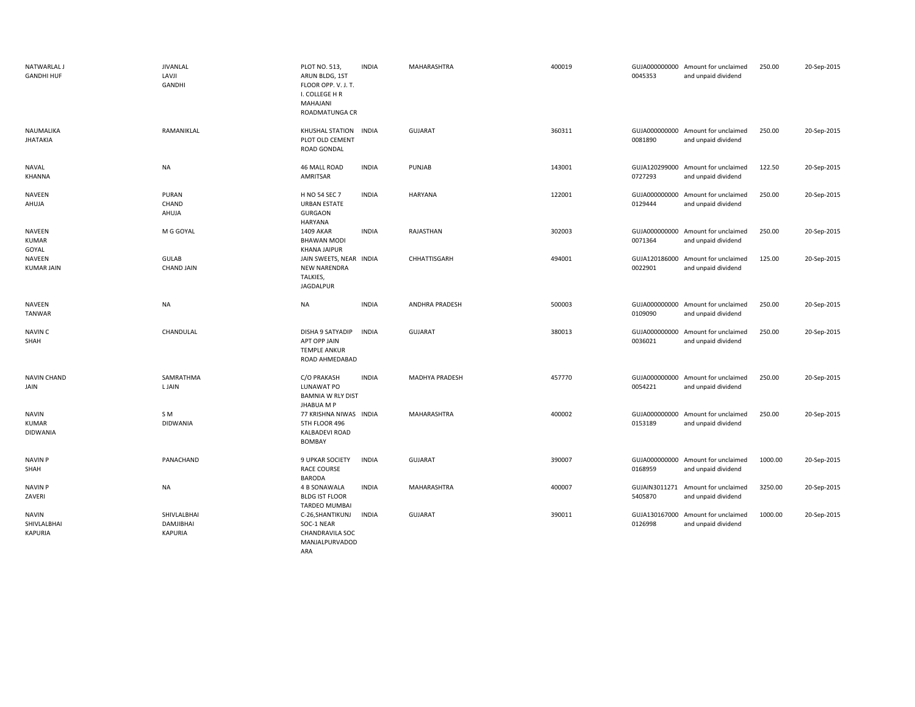| | | | | | | | | | |
|---|---|---|---|---|---|---|---|---|---|
| NATWARLAL J GANDHI HUF | JIVANLAL LAVJI GANDHI | PLOT NO. 513, ARUN BLDG, 1ST FLOOR OPP. V. J. T. I. COLLEGE H R MAHAJANI ROADMATUNGA CR | INDIA | MAHARASHTRA | 400019 | GUJA0000000000045353 | Amount for unclaimed and unpaid dividend | 250.00 | 20-Sep-2015 |
| NAUMALIKA JHATAKIA | RAMANIKLAL | KHUSHAL STATION PLOT OLD CEMENT ROAD GONDAL | INDIA | GUJARAT | 360311 | GUJA0000000000081890 | Amount for unclaimed and unpaid dividend | 250.00 | 20-Sep-2015 |
| NAVAL KHANNA | NA | 46 MALL ROAD AMRITSAR | INDIA | PUNJAB | 143001 | GUJA1202990000727293 | Amount for unclaimed and unpaid dividend | 122.50 | 20-Sep-2015 |
| NAVEEN AHUJA | PURAN CHAND AHUJA | H NO 54 SEC 7 URBAN ESTATE GURGAON HARYANA | INDIA | HARYANA | 122001 | GUJA0000000000129444 | Amount for unclaimed and unpaid dividend | 250.00 | 20-Sep-2015 |
| NAVEEN KUMAR GOYAL | M G GOYAL | 1409 AKAR BHAWAN MODI KHANA JAIPUR | INDIA | RAJASTHAN | 302003 | GUJA0000000000071364 | Amount for unclaimed and unpaid dividend | 250.00 | 20-Sep-2015 |
| NAVEEN KUMAR JAIN | GULAB CHAND JAIN | JAIN SWEETS, NEAR NEW NARENDRA TALKIES, JAGDALPUR | INDIA | CHHATTISGARH | 494001 | GUJA1201860000022901 | Amount for unclaimed and unpaid dividend | 125.00 | 20-Sep-2015 |
| NAVEEN TANWAR | NA | NA | INDIA | ANDHRA PRADESH | 500003 | GUJA0000000000109090 | Amount for unclaimed and unpaid dividend | 250.00 | 20-Sep-2015 |
| NAVIN C SHAH | CHANDULAL | DISHA 9 SATYADIP APT OPP JAIN TEMPLE ANKUR ROAD AHMEDABAD | INDIA | GUJARAT | 380013 | GUJA0000000000036021 | Amount for unclaimed and unpaid dividend | 250.00 | 20-Sep-2015 |
| NAVIN CHAND JAIN | SAMRATHMA L JAIN | C/O PRAKASH LUNAWAT PO BAMNIA W RLY DIST JHABUA M P | INDIA | MADHYA PRADESH | 457770 | GUJA0000000000054221 | Amount for unclaimed and unpaid dividend | 250.00 | 20-Sep-2015 |
| NAVIN KUMAR DIDWANIA | S M DIDWANIA | 77 KRISHNA NIWAS 5TH FLOOR 496 KALBADEVI ROAD BOMBAY | INDIA | MAHARASHTRA | 400002 | GUJA0000000000153189 | Amount for unclaimed and unpaid dividend | 250.00 | 20-Sep-2015 |
| NAVIN P SHAH | PANACHAND | 9 UPKAR SOCIETY RACE COURSE BARODA | INDIA | GUJARAT | 390007 | GUJA0000000000168959 | Amount for unclaimed and unpaid dividend | 1000.00 | 20-Sep-2015 |
| NAVIN P ZAVERI | NA | 4 B SONAWALA BLDG IST FLOOR TARDEO MUMBAI | INDIA | MAHARASHTRA | 400007 | GUJAIN30112715405870 | Amount for unclaimed and unpaid dividend | 3250.00 | 20-Sep-2015 |
| NAVIN SHIVLALBHAI KAPURIA | SHIVLALBHAI DAMJIBHAI KAPURIA | C-26,SHANTIKUNJ SOC-1 NEAR CHANDRAVILA SOC MANJALPURVADODARA | INDIA | GUJARAT | 390011 | GUJA1301670000126998 | Amount for unclaimed and unpaid dividend | 1000.00 | 20-Sep-2015 |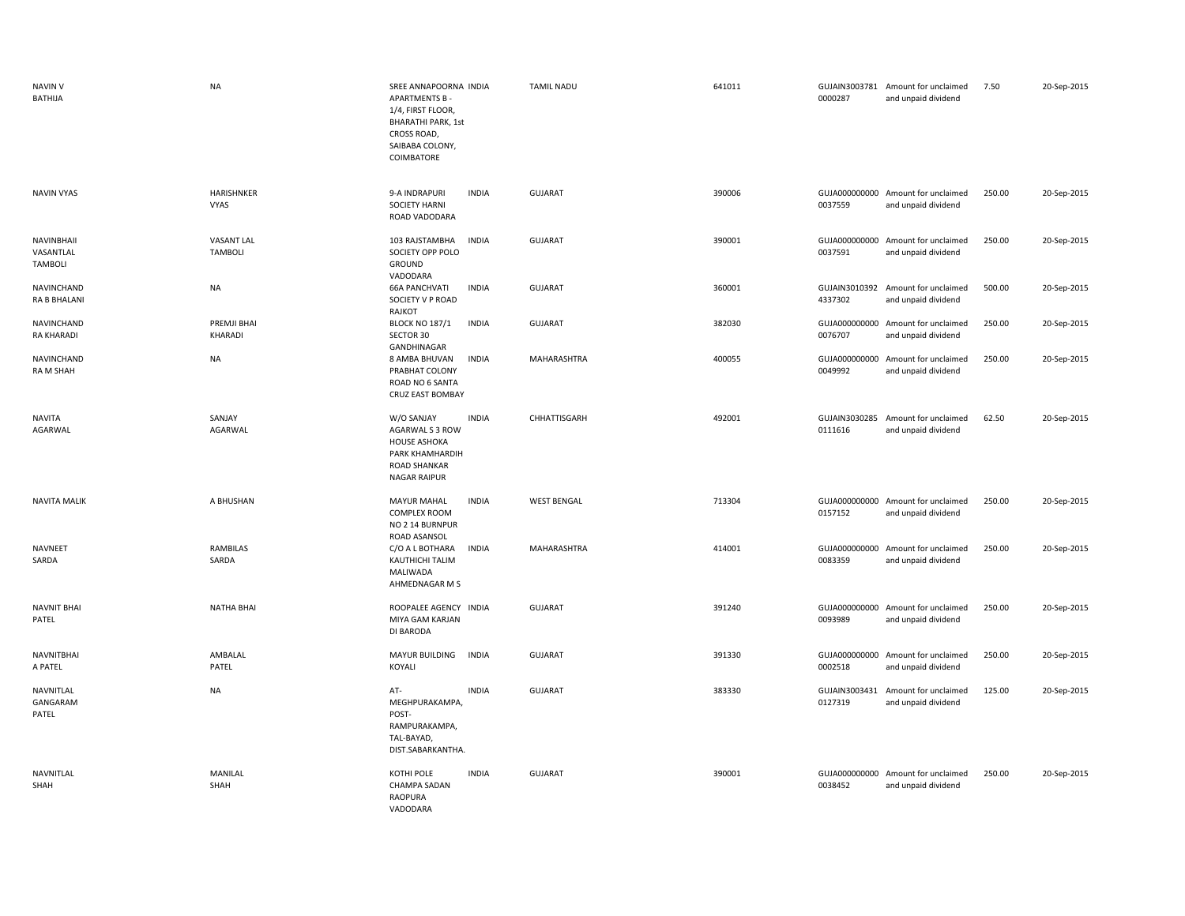| | | | | | | | | | |
|---|---|---|---|---|---|---|---|---|---|
| NAVIN V BATHIJA | NA | SREE ANNAPOORNA APARTMENTS B - 1/4, FIRST FLOOR, BHARATHI PARK, 1st CROSS ROAD, SAIBABA COLONY, COIMBATORE | INDIA | TAMIL NADU | 641011 | GUJAIN30037810000287 | Amount for unclaimed and unpaid dividend | 7.50 | 20-Sep-2015 |
| NAVIN VYAS | HARISHNKER VYAS | 9-A INDRAPURI SOCIETY HARNI ROAD VADODARA | INDIA | GUJARAT | 390006 | GUJA0000000000037559 | Amount for unclaimed and unpaid dividend | 250.00 | 20-Sep-2015 |
| NAVINBHAII VASANTLAL TAMBOLI | VASANT LAL TAMBOLI | 103 RAJSTAMBHA SOCIETY OPP POLO GROUND VADODARA | INDIA | GUJARAT | 390001 | GUJA0000000000037591 | Amount for unclaimed and unpaid dividend | 250.00 | 20-Sep-2015 |
| NAVINCHAND RA B BHALANI | NA | 66A PANCHVATI SOCIETY V P ROAD RAJKOT | INDIA | GUJARAT | 360001 | GUJAIN30103924337302 | Amount for unclaimed and unpaid dividend | 500.00 | 20-Sep-2015 |
| NAVINCHAND RA KHARADI | PREMJI BHAI KHARADI | BLOCK NO 187/1 SECTOR 30 GANDHINAGAR | INDIA | GUJARAT | 382030 | GUJA0000000000076707 | Amount for unclaimed and unpaid dividend | 250.00 | 20-Sep-2015 |
| NAVINCHAND RA M SHAH | NA | 8 AMBA BHUVAN PRABHAT COLONY ROAD NO 6 SANTA CRUZ EAST BOMBAY | INDIA | MAHARASHTRA | 400055 | GUJA0000000000049992 | Amount for unclaimed and unpaid dividend | 250.00 | 20-Sep-2015 |
| NAVITA AGARWAL | SANJAY AGARWAL | W/O SANJAY AGARWAL S 3 ROW HOUSE ASHOKA PARK KHAMHARDIH ROAD SHANKAR NAGAR RAIPUR | INDIA | CHHATTISGARH | 492001 | GUJAIN30302850111616 | Amount for unclaimed and unpaid dividend | 62.50 | 20-Sep-2015 |
| NAVITA MALIK | A BHUSHAN | MAYUR MAHAL COMPLEX ROOM NO 2 14 BURNPUR ROAD ASANSOL | INDIA | WEST BENGAL | 713304 | GUJA0000000000157152 | Amount for unclaimed and unpaid dividend | 250.00 | 20-Sep-2015 |
| NAVNEET SARDA | RAMBILAS SARDA | C/O A L BOTHARA KAUTHICHI TALIM MALIWADA AHMEDNAGAR M S | INDIA | MAHARASHTRA | 414001 | GUJA0000000000083359 | Amount for unclaimed and unpaid dividend | 250.00 | 20-Sep-2015 |
| NAVNIT BHAI PATEL | NATHA BHAI | ROOPALEE AGENCY MIYA GAM KARJAN DI BARODA | INDIA | GUJARAT | 391240 | GUJA0000000000093989 | Amount for unclaimed and unpaid dividend | 250.00 | 20-Sep-2015 |
| NAVNITBHAI A PATEL | AMBALAL PATEL | MAYUR BUILDING KOYALI | INDIA | GUJARAT | 391330 | GUJA0000000000002518 | Amount for unclaimed and unpaid dividend | 250.00 | 20-Sep-2015 |
| NAVNITLAL GANGARAM PATEL | NA | AT-MEGHPURAKAMPA, POST-RAMPURAKAMPA, TAL-BAYAD, DIST.SABARKANTHA. | INDIA | GUJARAT | 383330 | GUJAIN30034310127319 | Amount for unclaimed and unpaid dividend | 125.00 | 20-Sep-2015 |
| NAVNITLAL SHAH | MANILAL SHAH | KOTHI POLE CHAMPA SADAN RAOPURA VADODARA | INDIA | GUJARAT | 390001 | GUJA0000000000038452 | Amount for unclaimed and unpaid dividend | 250.00 | 20-Sep-2015 |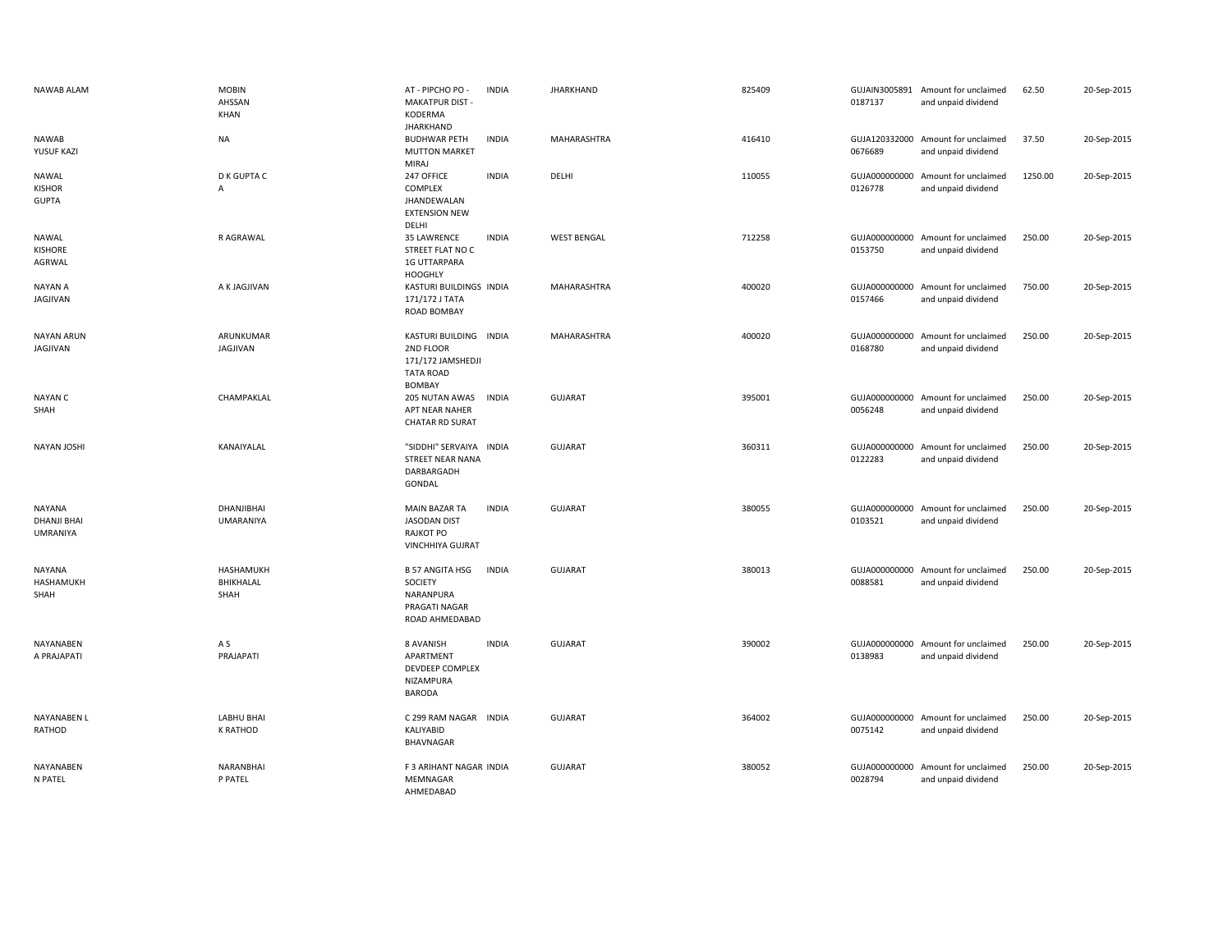| | | | | | | | | | |
|---|---|---|---|---|---|---|---|---|---|
| NAWAB ALAM | MOBIN AHSSAN KHAN | AT - PIPCHO PO - MAKATPUR DIST - KODERMA JHARKHAND | INDIA | JHARKHAND | 825409 | GUJAIN3005891 0187137 | Amount for unclaimed and unpaid dividend | 62.50 | 20-Sep-2015 |
| NAWAB YUSUF KAZI | NA | BUDHWAR PETH MUTTON MARKET MIRAJ | INDIA | MAHARASHTRA | 416410 | GUJA120332000 0676689 | Amount for unclaimed and unpaid dividend | 37.50 | 20-Sep-2015 |
| NAWAL KISHOR GUPTA | D K GUPTA C A | 247 OFFICE COMPLEX JHANDEWALAN EXTENSION NEW DELHI | INDIA | DELHI | 110055 | GUJA000000000 0126778 | Amount for unclaimed and unpaid dividend | 1250.00 | 20-Sep-2015 |
| NAWAL KISHORE AGRWAL | R AGRAWAL | 35 LAWRENCE STREET FLAT NO C 1G UTTARPARA HOOGHLY | INDIA | WEST BENGAL | 712258 | GUJA000000000 0153750 | Amount for unclaimed and unpaid dividend | 250.00 | 20-Sep-2015 |
| NAYAN A JAGJIVAN | A K JAGJIVAN | KASTURI BUILDINGS 171/172 J TATA ROAD BOMBAY | INDIA | MAHARASHTRA | 400020 | GUJA000000000 0157466 | Amount for unclaimed and unpaid dividend | 750.00 | 20-Sep-2015 |
| NAYAN ARUN JAGJIVAN | ARUNKUMAR JAGJIVAN | KASTURI BUILDING 2ND FLOOR 171/172 JAMSHEDJI TATA ROAD BOMBAY | INDIA | MAHARASHTRA | 400020 | GUJA000000000 0168780 | Amount for unclaimed and unpaid dividend | 250.00 | 20-Sep-2015 |
| NAYAN C SHAH | CHAMPAKLAL | 205 NUTAN AWAS APT NEAR NAHER CHATAR RD SURAT | INDIA | GUJARAT | 395001 | GUJA000000000 0056248 | Amount for unclaimed and unpaid dividend | 250.00 | 20-Sep-2015 |
| NAYAN JOSHI | KANAIYALAL | "SIDDHI" SERVAIYA STREET NEAR NANA DARBARGADH GONDAL | INDIA | GUJARAT | 360311 | GUJA000000000 0122283 | Amount for unclaimed and unpaid dividend | 250.00 | 20-Sep-2015 |
| NAYANA DHANJI BHAI UMRANIYA | DHANJIBHAI UMARANIYA | MAIN BAZAR TA JASODAN DIST RAJKOT PO VINCHHIYA GUJRAT | INDIA | GUJARAT | 380055 | GUJA000000000 0103521 | Amount for unclaimed and unpaid dividend | 250.00 | 20-Sep-2015 |
| NAYANA HASHAMUKH SHAH | HASHAMUKH BHIKHALAL SHAH | B 57 ANGITA HSG SOCIETY NARANPURA PRAGATI NAGAR ROAD AHMEDABAD | INDIA | GUJARAT | 380013 | GUJA000000000 0088581 | Amount for unclaimed and unpaid dividend | 250.00 | 20-Sep-2015 |
| NAYANABEN A PRAJAPATI | A S PRAJAPATI | 8 AVANISH APARTMENT DEVDEEP COMPLEX NIZAMPURA BARODA | INDIA | GUJARAT | 390002 | GUJA000000000 0138983 | Amount for unclaimed and unpaid dividend | 250.00 | 20-Sep-2015 |
| NAYANABEN L RATHOD | LABHU BHAI K RATHOD | C 299 RAM NAGAR KALIYABID BHAVNAGAR | INDIA | GUJARAT | 364002 | GUJA000000000 0075142 | Amount for unclaimed and unpaid dividend | 250.00 | 20-Sep-2015 |
| NAYANABEN N PATEL | NARANBHAI P PATEL | F 3 ARIHANT NAGAR MEMNAGAR AHMEDABAD | INDIA | GUJARAT | 380052 | GUJA000000000 0028794 | Amount for unclaimed and unpaid dividend | 250.00 | 20-Sep-2015 |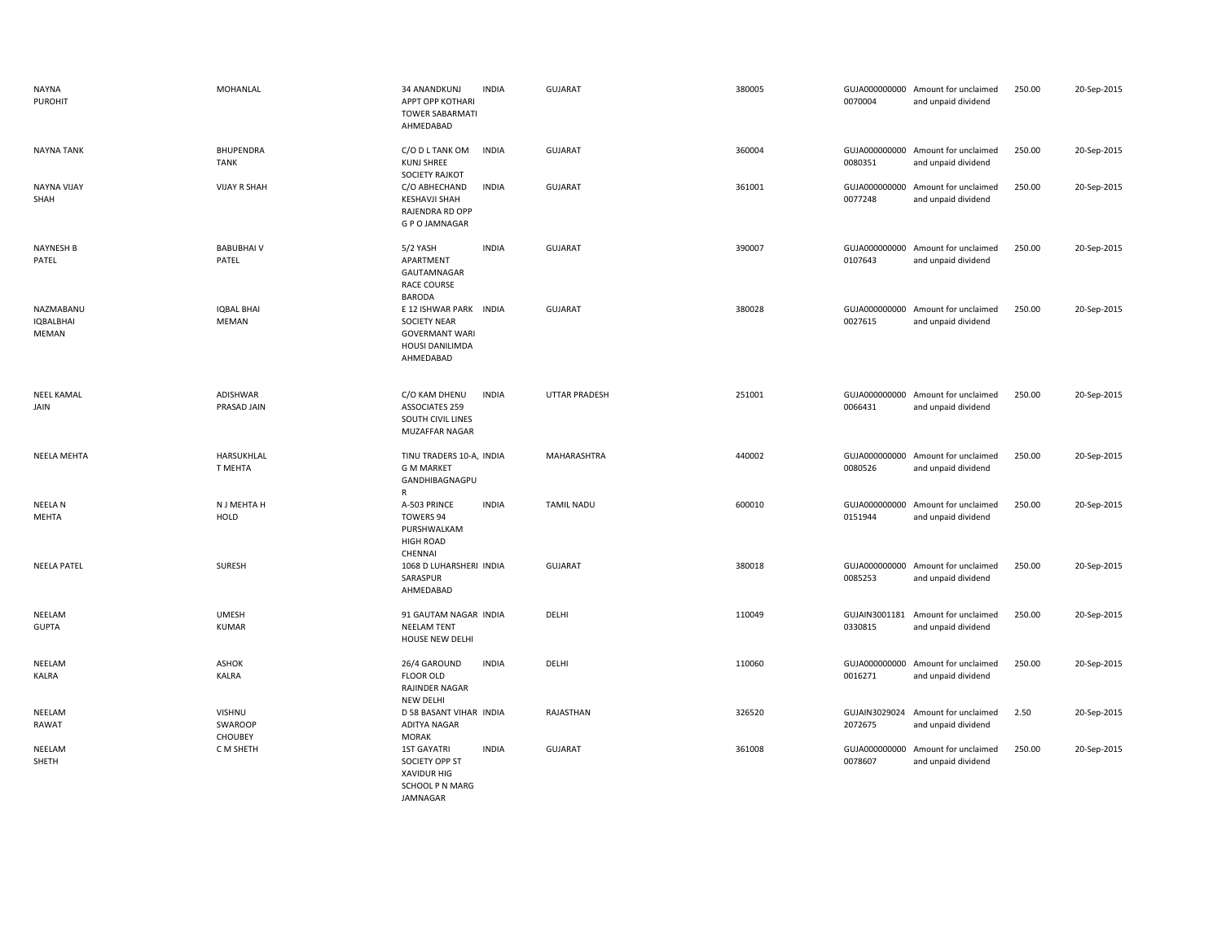| | | | | | | | | | |
|---|---|---|---|---|---|---|---|---|---|
| NAYNA PUROHIT | MOHANLAL | 34 ANANDKUNJ APPT OPP KOTHARI TOWER SABARMATI AHMEDABAD | INDIA | GUJARAT | 380005 | GUJA000000000 0070004 | Amount for unclaimed and unpaid dividend | 250.00 | 20-Sep-2015 |
| NAYNA TANK | BHUPENDRA TANK | C/O D L TANK OM KUNJ SHREE SOCIETY RAJKOT | INDIA | GUJARAT | 360004 | GUJA000000000 0080351 | Amount for unclaimed and unpaid dividend | 250.00 | 20-Sep-2015 |
| NAYNA VIJAY SHAH | VIJAY R SHAH | C/O ABHECHAND KESHAVJI SHAH RAJENDRA RD OPP G P O JAMNAGAR | INDIA | GUJARAT | 361001 | GUJA000000000 0077248 | Amount for unclaimed and unpaid dividend | 250.00 | 20-Sep-2015 |
| NAYNESH B PATEL | BABUBHAI V PATEL | 5/2 YASH APARTMENT GAUTAMNAGAR RACE COURSE BARODA | INDIA | GUJARAT | 390007 | GUJA000000000 0107643 | Amount for unclaimed and unpaid dividend | 250.00 | 20-Sep-2015 |
| NAZMABANU IQBALBHAI MEMAN | IQBAL BHAI MEMAN | E 12 ISHWAR PARK SOCIETY NEAR GOVERMANT WARI HOUSI DANILIMDA AHMEDABAD | INDIA | GUJARAT | 380028 | GUJA000000000 0027615 | Amount for unclaimed and unpaid dividend | 250.00 | 20-Sep-2015 |
| NEEL KAMAL JAIN | ADISHWAR PRASAD JAIN | C/O KAM DHENU ASSOCIATES 259 SOUTH CIVIL LINES MUZAFFAR NAGAR | INDIA | UTTAR PRADESH | 251001 | GUJA000000000 0066431 | Amount for unclaimed and unpaid dividend | 250.00 | 20-Sep-2015 |
| NEELA MEHTA | HARSUKHLAL T MEHTA | TINU TRADERS 10-A, G M MARKET GANDHIBAGNAGPU R | INDIA | MAHARASHTRA | 440002 | GUJA000000000 0080526 | Amount for unclaimed and unpaid dividend | 250.00 | 20-Sep-2015 |
| NEELA N MEHTA | N J MEHTA H HOLD | A-503 PRINCE TOWERS 94 PURSHWALKAM HIGH ROAD CHENNAI | INDIA | TAMIL NADU | 600010 | GUJA000000000 0151944 | Amount for unclaimed and unpaid dividend | 250.00 | 20-Sep-2015 |
| NEELA PATEL | SURESH | 1068 D LUHARSHERI SARASPUR AHMEDABAD | INDIA | GUJARAT | 380018 | GUJA000000000 0085253 | Amount for unclaimed and unpaid dividend | 250.00 | 20-Sep-2015 |
| NEELAM GUPTA | UMESH KUMAR | 91 GAUTAM NAGAR NEELAM TENT HOUSE NEW DELHI | INDIA | DELHI | 110049 | GUJAIN3001181 0330815 | Amount for unclaimed and unpaid dividend | 250.00 | 20-Sep-2015 |
| NEELAM KALRA | ASHOK KALRA | 26/4 GAROUND FLOOR OLD RAJINDER NAGAR NEW DELHI | INDIA | DELHI | 110060 | GUJA000000000 0016271 | Amount for unclaimed and unpaid dividend | 250.00 | 20-Sep-2015 |
| NEELAM RAWAT | VISHNU SWAROOP CHOUBEY | D 58 BASANT VIHAR ADITYA NAGAR MORAK | INDIA | RAJASTHAN | 326520 | GUJAIN3029024 2072675 | Amount for unclaimed and unpaid dividend | 2.50 | 20-Sep-2015 |
| NEELAM SHETH | C M SHETH | 1ST GAYATRI SOCIETY OPP ST XAVIDUR HIG SCHOOL P N MARG JAMNAGAR | INDIA | GUJARAT | 361008 | GUJA000000000 0078607 | Amount for unclaimed and unpaid dividend | 250.00 | 20-Sep-2015 |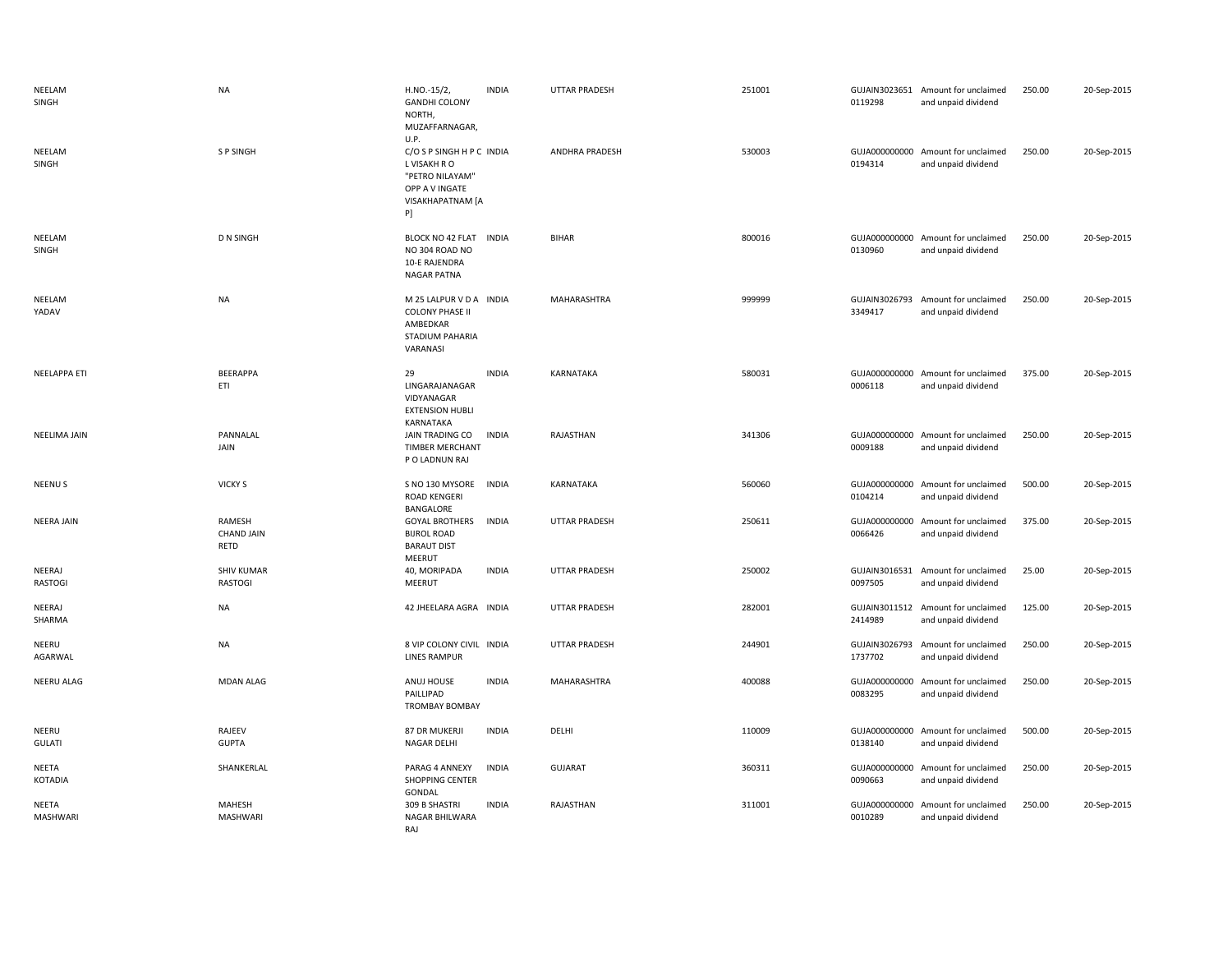| | | | | | | | | | |
|---|---|---|---|---|---|---|---|---|---|
| NEELAM SINGH | NA | H.NO.-15/2, GANDHI COLONY NORTH, MUZAFFARNAGAR, U.P. | INDIA | UTTAR PRADESH | 251001 | GUJAIN30236510119298 | Amount for unclaimed and unpaid dividend | 250.00 | 20-Sep-2015 |
| NEELAM SINGH | S P SINGH | C/O S P SINGH H P C L VISAKH R O "PETRO NILAYAM" OPP A V INGATE VISAKHAPATNAM [A P] | INDIA | ANDHRA PRADESH | 530003 | GUJA0000000000194314 | Amount for unclaimed and unpaid dividend | 250.00 | 20-Sep-2015 |
| NEELAM SINGH | D N SINGH | BLOCK NO 42 FLAT NO 304 ROAD NO 10-E RAJENDRA NAGAR PATNA | INDIA | BIHAR | 800016 | GUJA0000000000130960 | Amount for unclaimed and unpaid dividend | 250.00 | 20-Sep-2015 |
| NEELAM YADAV | NA | M 25 LALPUR V D A COLONY PHASE II AMBEDKAR STADIUM PAHARIA VARANASI | INDIA | MAHARASHTRA | 999999 | GUJAIN30267933349417 | Amount for unclaimed and unpaid dividend | 250.00 | 20-Sep-2015 |
| NEELAPPA ETI | BEERAPPA ETI | 29 LINGARAJANAGAR VIDYANAGAR EXTENSION HUBLI KARNATAKA | INDIA | KARNATAKA | 580031 | GUJA0000000000006118 | Amount for unclaimed and unpaid dividend | 375.00 | 20-Sep-2015 |
| NEELIMA JAIN | PANNALAL JAIN | JAIN TRADING CO TIMBER MERCHANT P O LADNUN RAJ | INDIA | RAJASTHAN | 341306 | GUJA0000000000009188 | Amount for unclaimed and unpaid dividend | 250.00 | 20-Sep-2015 |
| NEENU S | VICKY S | S NO 130 MYSORE ROAD KENGERI BANGALORE | INDIA | KARNATAKA | 560060 | GUJA0000000000104214 | Amount for unclaimed and unpaid dividend | 500.00 | 20-Sep-2015 |
| NEERA JAIN | RAMESH CHAND JAIN RETD | GOYAL BROTHERS BIJROL ROAD BARAUT DIST MEERUT | INDIA | UTTAR PRADESH | 250611 | GUJA0000000000066426 | Amount for unclaimed and unpaid dividend | 375.00 | 20-Sep-2015 |
| NEERAJ RASTOGI | SHIV KUMAR RASTOGI | 40, MORIPADA MEERUT | INDIA | UTTAR PRADESH | 250002 | GUJAIN30165310097505 | Amount for unclaimed and unpaid dividend | 25.00 | 20-Sep-2015 |
| NEERAJ SHARMA | NA | 42 JHEELARA AGRA | INDIA | UTTAR PRADESH | 282001 | GUJAIN30115122414989 | Amount for unclaimed and unpaid dividend | 125.00 | 20-Sep-2015 |
| NEERU AGARWAL | NA | 8 VIP COLONY CIVIL LINES RAMPUR | INDIA | UTTAR PRADESH | 244901 | GUJAIN30267931737702 | Amount for unclaimed and unpaid dividend | 250.00 | 20-Sep-2015 |
| NEERU ALAG | MDAN ALAG | ANUJ HOUSE PAILLIPAD TROMBAY BOMBAY | INDIA | MAHARASHTRA | 400088 | GUJA0000000000083295 | Amount for unclaimed and unpaid dividend | 250.00 | 20-Sep-2015 |
| NEERU GULATI | RAJEEV GUPTA | 87 DR MUKERJI NAGAR DELHI | INDIA | DELHI | 110009 | GUJA0000000000138140 | Amount for unclaimed and unpaid dividend | 500.00 | 20-Sep-2015 |
| NEETA KOTADIA | SHANKERLAL | PARAG 4 ANNEXY SHOPPING CENTER GONDAL | INDIA | GUJARAT | 360311 | GUJA0000000000090663 | Amount for unclaimed and unpaid dividend | 250.00 | 20-Sep-2015 |
| NEETA MASHWARI | MAHESH MASHWARI | 309 B SHASTRI NAGAR BHILWARA RAJ | INDIA | RAJASTHAN | 311001 | GUJA0000000000010289 | Amount for unclaimed and unpaid dividend | 250.00 | 20-Sep-2015 |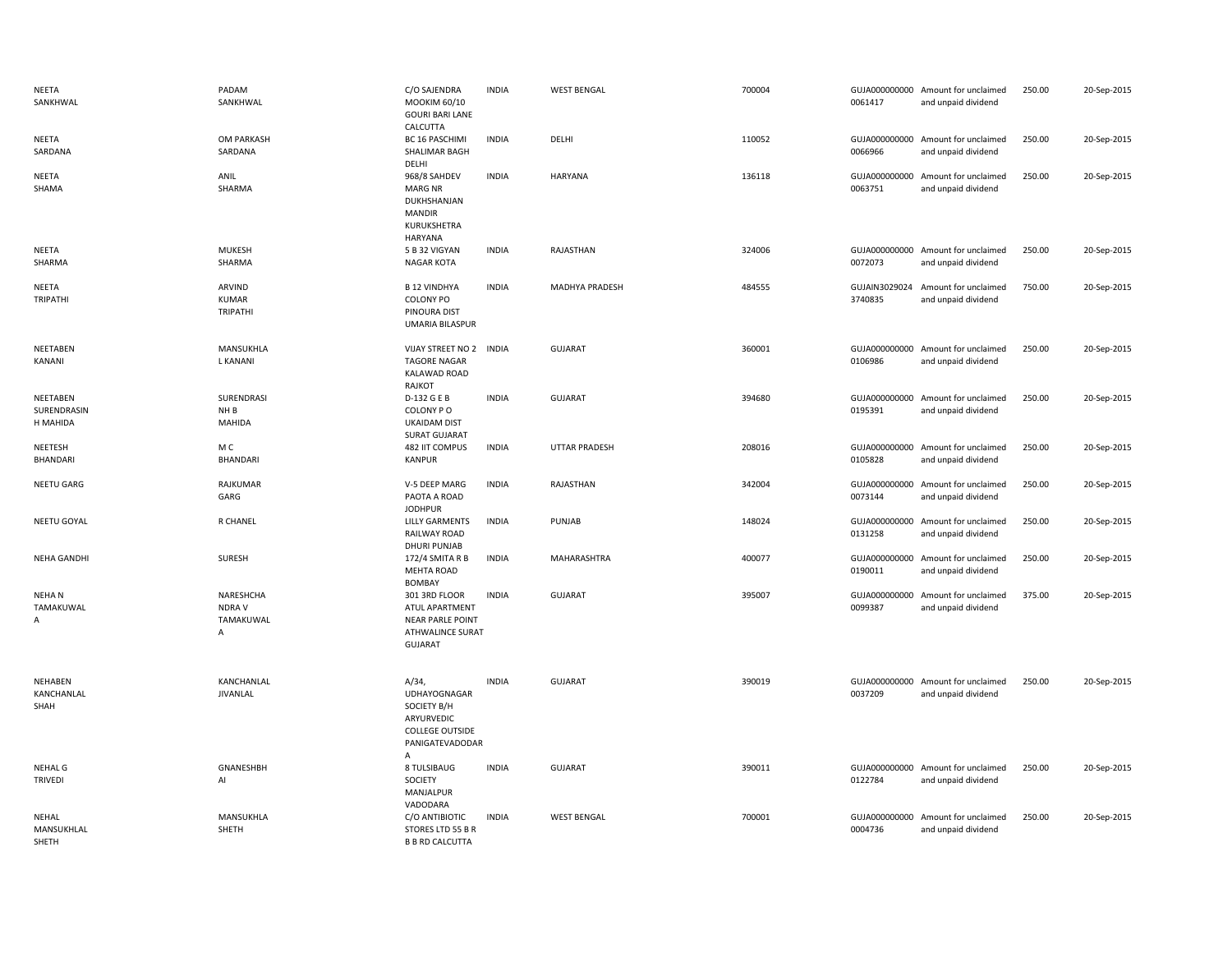| | | | | | | | | | |
|---|---|---|---|---|---|---|---|---|---|
| NEETA SANKHWAL | PADAM SANKHWAL | C/O SAJENDRA MOOKIM 60/10 GOURI BARI LANE CALCUTTA | INDIA | WEST BENGAL | 700004 | GUJA000000000 0061417 | Amount for unclaimed and unpaid dividend | 250.00 | 20-Sep-2015 |
| NEETA SARDANA | OM PARKASH SARDANA | BC 16 PASCHIMI SHALIMAR BAGH DELHI | INDIA | DELHI | 110052 | GUJA000000000 0066966 | Amount for unclaimed and unpaid dividend | 250.00 | 20-Sep-2015 |
| NEETA SHAMA | ANIL SHARMA | 968/8 SAHDEV MARG NR DUKHSHANJAN MANDIR KURUKSHETRA HARYANA | INDIA | HARYANA | 136118 | GUJA000000000 0063751 | Amount for unclaimed and unpaid dividend | 250.00 | 20-Sep-2015 |
| NEETA SHARMA | MUKESH SHARMA | 5 B 32 VIGYAN NAGAR KOTA | INDIA | RAJASTHAN | 324006 | GUJA000000000 0072073 | Amount for unclaimed and unpaid dividend | 250.00 | 20-Sep-2015 |
| NEETA TRIPATHI | ARVIND KUMAR TRIPATHI | B 12 VINDHYA COLONY PO PINOURA DIST UMARIA BILASPUR | INDIA | MADHYA PRADESH | 484555 | GUJAIN3029024 3740835 | Amount for unclaimed and unpaid dividend | 750.00 | 20-Sep-2015 |
| NEETABEN KANANI | MANSUKHLA L KANANI | VIJAY STREET NO 2 TAGORE NAGAR KALAWAD ROAD RAJKOT | INDIA | GUJARAT | 360001 | GUJA000000000 0106986 | Amount for unclaimed and unpaid dividend | 250.00 | 20-Sep-2015 |
| NEETABEN SURENDRASIN H MAHIDA | SURENDRASI NH B MAHIDA | D-132 G E B COLONY P O UKAIDAM DIST SURAT GUJARAT | INDIA | GUJARAT | 394680 | GUJA000000000 0195391 | Amount for unclaimed and unpaid dividend | 250.00 | 20-Sep-2015 |
| NEETESH BHANDARI | M C BHANDARI | 482 IIT COMPUS KANPUR | INDIA | UTTAR PRADESH | 208016 | GUJA000000000 0105828 | Amount for unclaimed and unpaid dividend | 250.00 | 20-Sep-2015 |
| NEETU GARG | RAJKUMAR GARG | V-5 DEEP MARG PAOTA A ROAD JODHPUR | INDIA | RAJASTHAN | 342004 | GUJA000000000 0073144 | Amount for unclaimed and unpaid dividend | 250.00 | 20-Sep-2015 |
| NEETU GOYAL | R CHANEL | LILLY GARMENTS RAILWAY ROAD DHURI PUNJAB | INDIA | PUNJAB | 148024 | GUJA000000000 0131258 | Amount for unclaimed and unpaid dividend | 250.00 | 20-Sep-2015 |
| NEHA GANDHI | SURESH | 172/4 SMITA R B MEHTA ROAD BOMBAY | INDIA | MAHARASHTRA | 400077 | GUJA000000000 0190011 | Amount for unclaimed and unpaid dividend | 250.00 | 20-Sep-2015 |
| NEHA N TAMAKUWAL A | NARESHCHA NDRA V TAMAKUWAL A | 301 3RD FLOOR ATUL APARTMENT NEAR PARLE POINT ATHWALINCE SURAT GUJARAT | INDIA | GUJARAT | 395007 | GUJA000000000 0099387 | Amount for unclaimed and unpaid dividend | 375.00 | 20-Sep-2015 |
| NEHABEN KANCHANLAL SHAH | KANCHANLAL JIVANLAL | A/34, UDHAYOGNAGAR SOCIETY B/H ARYURVEDIC COLLEGE OUTSIDE PANIGATEVADODAR A | INDIA | GUJARAT | 390019 | GUJA000000000 0037209 | Amount for unclaimed and unpaid dividend | 250.00 | 20-Sep-2015 |
| NEHAL G TRIVEDI | GNANESHBH AI | 8 TULSIBAUG SOCIETY MANJALPUR VADODARA | INDIA | GUJARAT | 390011 | GUJA000000000 0122784 | Amount for unclaimed and unpaid dividend | 250.00 | 20-Sep-2015 |
| NEHAL MANSUKHLAL SHETH | MANSUKHLA SHETH | C/O ANTIBIOTIC STORES LTD 55 B R B B RD CALCUTTA | INDIA | WEST BENGAL | 700001 | GUJA000000000 0004736 | Amount for unclaimed and unpaid dividend | 250.00 | 20-Sep-2015 |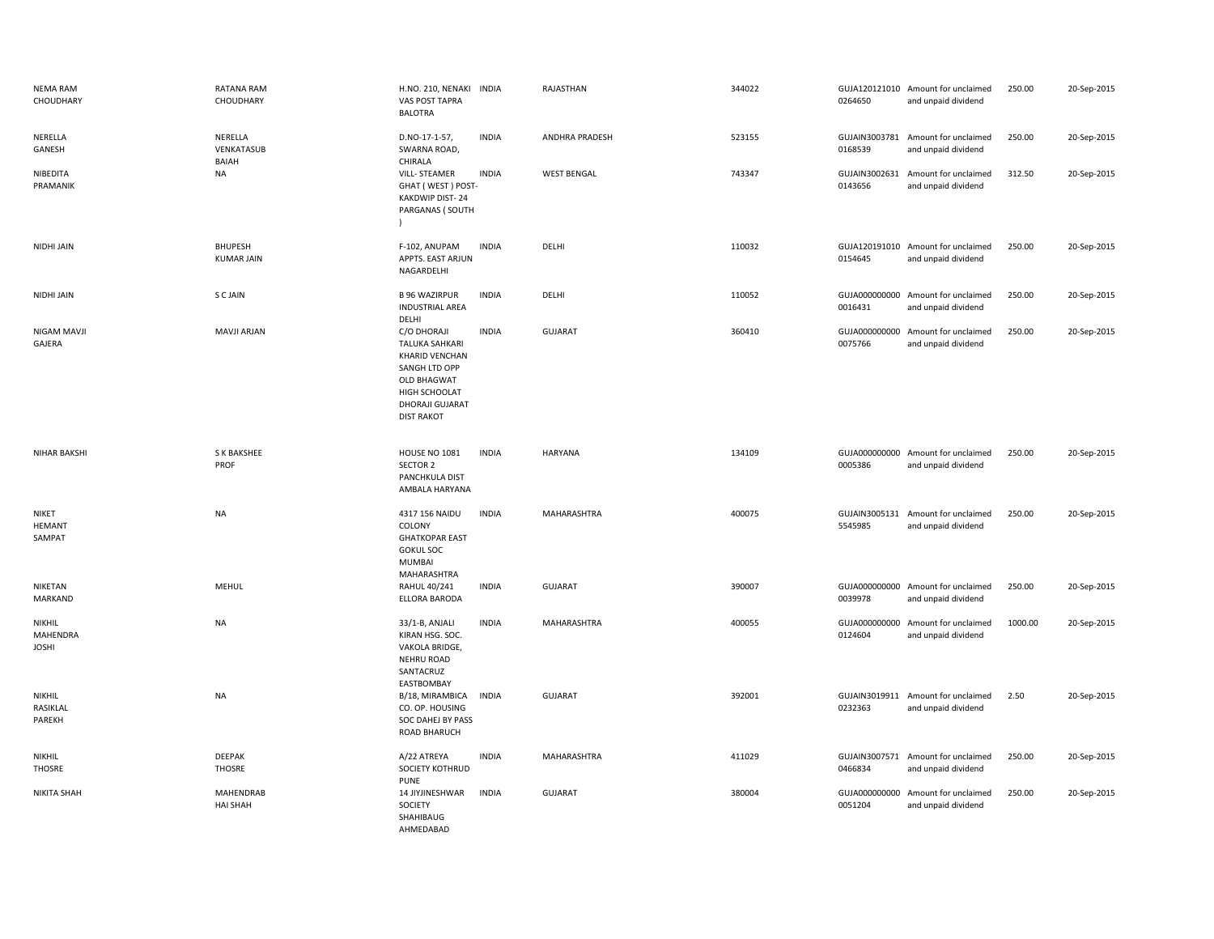| | | | | | | | | | |
|---|---|---|---|---|---|---|---|---|---|
| NEMA RAM CHOUDHARY | RATANA RAM CHOUDHARY | H.NO. 210, NENAKI VAS POST TAPRA BALOTRA | INDIA | RAJASTHAN | 344022 | GUJA120121010 0264650 | Amount for unclaimed and unpaid dividend | 250.00 | 20-Sep-2015 |
| NERELLA GANESH | NERELLA VENKATASUB BAIAH | D.NO-17-1-57, SWARNA ROAD, CHIRALA | INDIA | ANDHRA PRADESH | 523155 | GUJAIN3003781 0168539 | Amount for unclaimed and unpaid dividend | 250.00 | 20-Sep-2015 |
| NIBEDITA PRAMANIK | NA | VILL- STEAMER GHAT ( WEST ) POST-KAKDWIP DIST- 24 PARGANAS ( SOUTH ) | INDIA | WEST BENGAL | 743347 | GUJAIN3002631 0143656 | Amount for unclaimed and unpaid dividend | 312.50 | 20-Sep-2015 |
| NIDHI JAIN | BHUPESH KUMAR JAIN | F-102, ANUPAM APPTS. EAST ARJUN NAGARDELHI | INDIA | DELHI | 110032 | GUJA120191010 0154645 | Amount for unclaimed and unpaid dividend | 250.00 | 20-Sep-2015 |
| NIDHI JAIN | S C JAIN | B 96 WAZIRPUR INDUSTRIAL AREA DELHI | INDIA | DELHI | 110052 | GUJA000000000 0016431 | Amount for unclaimed and unpaid dividend | 250.00 | 20-Sep-2015 |
| NIGAM MAVJI GAJERA | MAVJI ARJAN | C/O DHORAJI TALUKA SAHKARI KHARID VENCHAN SANGH LTD OPP OLD BHAGWAT HIGH SCHOOLAT DHORAJI GUJARAT DIST RAKOT | INDIA | GUJARAT | 360410 | GUJA000000000 0075766 | Amount for unclaimed and unpaid dividend | 250.00 | 20-Sep-2015 |
| NIHAR BAKSHI | S K BAKSHEE PROF | HOUSE NO 1081 SECTOR 2 PANCHKULA DIST AMBALA HARYANA | INDIA | HARYANA | 134109 | GUJA000000000 0005386 | Amount for unclaimed and unpaid dividend | 250.00 | 20-Sep-2015 |
| NIKET HEMANT SAMPAT | NA | 4317 156 NAIDU COLONY GHATKOPAR EAST GOKUL SOC MUMBAI MAHARASHTRA | INDIA | MAHARASHTRA | 400075 | GUJAIN3005131 5545985 | Amount for unclaimed and unpaid dividend | 250.00 | 20-Sep-2015 |
| NIKETAN MARKAND | MEHUL | RAHUL 40/241 ELLORA BARODA | INDIA | GUJARAT | 390007 | GUJA000000000 0039978 | Amount for unclaimed and unpaid dividend | 250.00 | 20-Sep-2015 |
| NIKHIL MAHENDRA JOSHI | NA | 33/1-B, ANJALI KIRAN HSG. SOC. VAKOLA BRIDGE, NEHRU ROAD SANTACRUZ EASTBOMBAY | INDIA | MAHARASHTRA | 400055 | GUJA000000000 0124604 | Amount for unclaimed and unpaid dividend | 1000.00 | 20-Sep-2015 |
| NIKHIL RASIKLAL PAREKH | NA | B/18, MIRAMBICA CO. OP. HOUSING SOC DAHEJ BY PASS ROAD BHARUCH | INDIA | GUJARAT | 392001 | GUJAIN3019911 0232363 | Amount for unclaimed and unpaid dividend | 2.50 | 20-Sep-2015 |
| NIKHIL THOSRE | DEEPAK THOSRE | A/22 ATREYA SOCIETY KOTHRUD PUNE | INDIA | MAHARASHTRA | 411029 | GUJAIN3007571 0466834 | Amount for unclaimed and unpaid dividend | 250.00 | 20-Sep-2015 |
| NIKITA SHAH | MAHENDRAB HAI SHAH | 14 JIYJINESHWAR SOCIETY SHAHIBAUG AHMEDABAD | INDIA | GUJARAT | 380004 | GUJA000000000 0051204 | Amount for unclaimed and unpaid dividend | 250.00 | 20-Sep-2015 |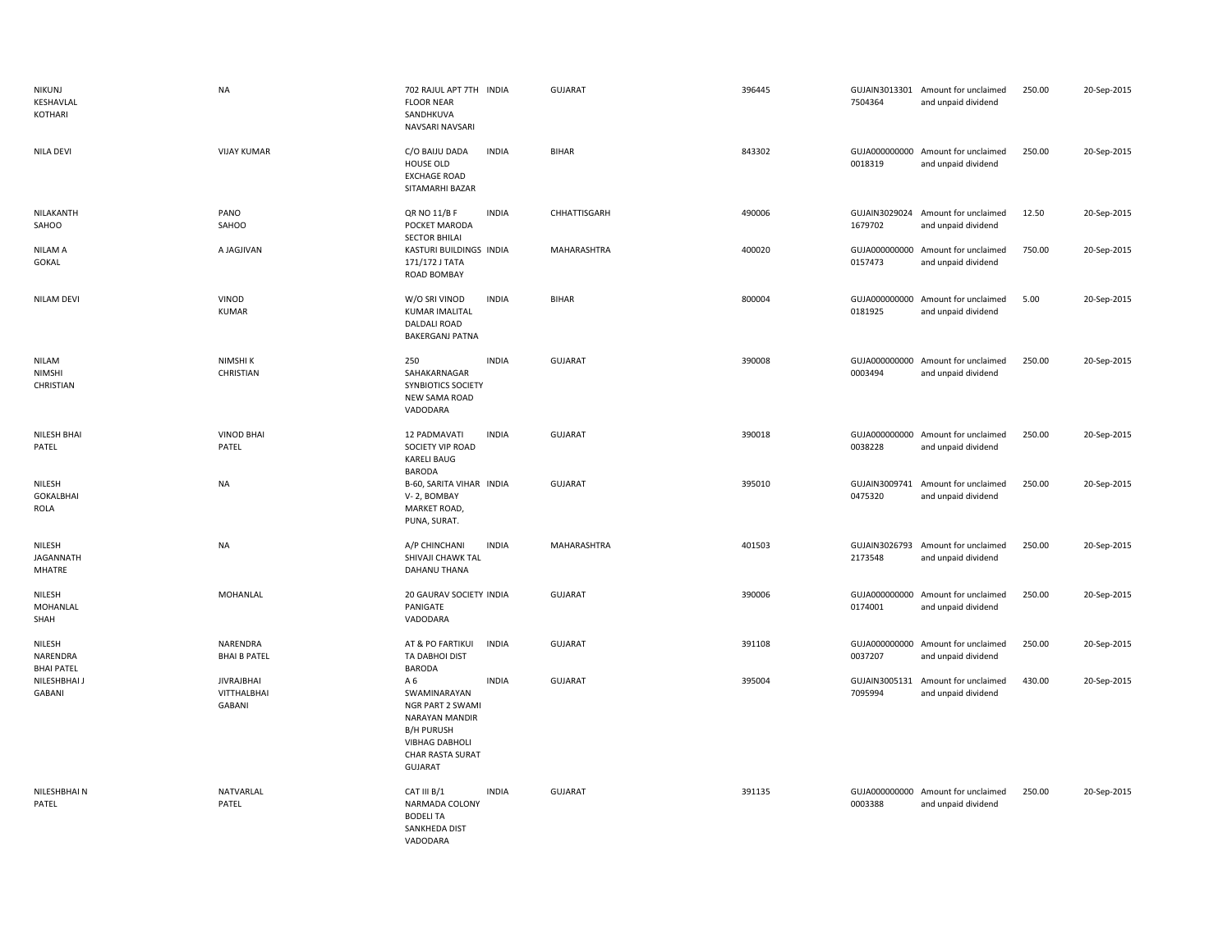| | | | | | | | | | |
|---|---|---|---|---|---|---|---|---|---|
| NIKUNJ KESHAVLAL KOTHARI | NA | 702 RAJUL APT 7TH FLOOR NEAR SANDHKUVA NAVSARI NAVSARI | INDIA | GUJARAT | 396445 | GUJAIN3013301 7504364 | Amount for unclaimed and unpaid dividend | 250.00 | 20-Sep-2015 |
| NILA DEVI | VIJAY KUMAR | C/O BAIJU DADA HOUSE OLD EXCHAGE ROAD SITAMARHI BAZAR | INDIA | BIHAR | 843302 | GUJA000000000 0018319 | Amount for unclaimed and unpaid dividend | 250.00 | 20-Sep-2015 |
| NILAKANTH SAHOO | PANO SAHOO | QR NO 11/B F POCKET MARODA SECTOR BHILAI | INDIA | CHHATTISGARH | 490006 | GUJAIN3029024 1679702 | Amount for unclaimed and unpaid dividend | 12.50 | 20-Sep-2015 |
| NILAM A GOKAL | A JAGJIVAN | KASTURI BUILDINGS 171/172 J TATA ROAD BOMBAY | INDIA | MAHARASHTRA | 400020 | GUJA000000000 0157473 | Amount for unclaimed and unpaid dividend | 750.00 | 20-Sep-2015 |
| NILAM DEVI | VINOD KUMAR | W/O SRI VINOD KUMAR IMALITAL DALDALI ROAD BAKERGANJ PATNA | INDIA | BIHAR | 800004 | GUJA000000000 0181925 | Amount for unclaimed and unpaid dividend | 5.00 | 20-Sep-2015 |
| NILAM NIMSHI CHRISTIAN | NIMSHI K CHRISTIAN | 250 SAHAKARNAGAR SYNBIOTICS SOCIETY NEW SAMA ROAD VADODARA | INDIA | GUJARAT | 390008 | GUJA000000000 0003494 | Amount for unclaimed and unpaid dividend | 250.00 | 20-Sep-2015 |
| NILESH BHAI PATEL | VINOD BHAI PATEL | 12 PADMAVATI SOCIETY VIP ROAD KARELI BAUG BARODA | INDIA | GUJARAT | 390018 | GUJA000000000 0038228 | Amount for unclaimed and unpaid dividend | 250.00 | 20-Sep-2015 |
| NILESH GOKALBHAI ROLA | NA | B-60, SARITA VIHAR V- 2, BOMBAY MARKET ROAD, PUNA, SURAT. | INDIA | GUJARAT | 395010 | GUJAIN3009741 0475320 | Amount for unclaimed and unpaid dividend | 250.00 | 20-Sep-2015 |
| NILESH JAGANNATH MHATRE | NA | A/P CHINCHANI SHIVAJI CHAWK TAL DAHANU THANA | INDIA | MAHARASHTRA | 401503 | GUJAIN3026793 2173548 | Amount for unclaimed and unpaid dividend | 250.00 | 20-Sep-2015 |
| NILESH MOHANLAL SHAH | MOHANLAL | 20 GAURAV SOCIETY PANIGATE VADODARA | INDIA | GUJARAT | 390006 | GUJA000000000 0174001 | Amount for unclaimed and unpaid dividend | 250.00 | 20-Sep-2015 |
| NILESH NARENDRA BHAI PATEL | NARENDRA BHAI B PATEL | AT & PO FARTIKUI TA DABHOI DIST BARODA | INDIA | GUJARAT | 391108 | GUJA000000000 0037207 | Amount for unclaimed and unpaid dividend | 250.00 | 20-Sep-2015 |
| NILESHBHAI J GABANI | JIVRAJBHAI VITTHALBHAI GABANI | A 6 SWAMINARAYAN NGR PART 2 SWAMI NARAYAN MANDIR B/H PURUSH VIBHAG DABHOLI CHAR RASTA SURAT GUJARAT | INDIA | GUJARAT | 395004 | GUJAIN3005131 7095994 | Amount for unclaimed and unpaid dividend | 430.00 | 20-Sep-2015 |
| NILESHBHAI N PATEL | NATVARLAL PATEL | CAT III B/1 NARMADA COLONY BODELI TA SANKHEDA DIST VADODARA | INDIA | GUJARAT | 391135 | GUJA000000000 0003388 | Amount for unclaimed and unpaid dividend | 250.00 | 20-Sep-2015 |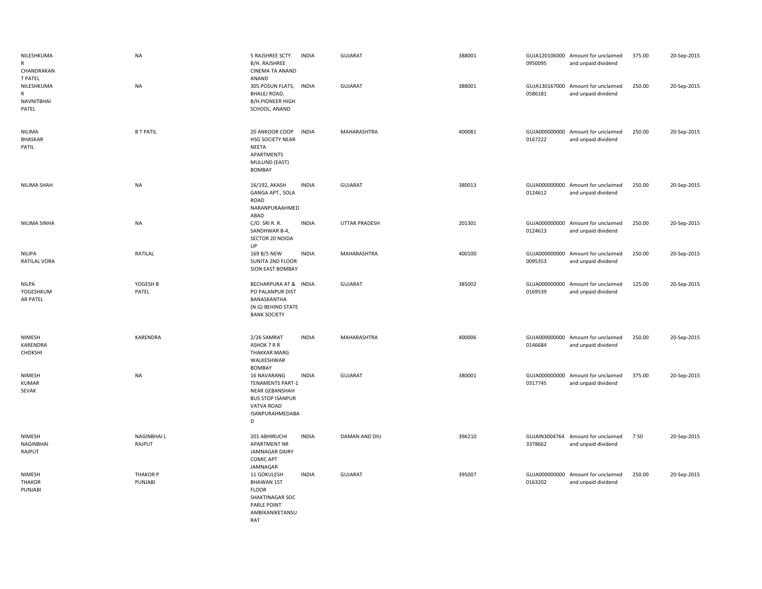| | | | | | | | | | |
|---|---|---|---|---|---|---|---|---|---|
| NILESHKUMAR CHANDRAKANT PATEL | NA | 5 RAJSHREE SCTY. B/H. RAJSHREE CINEMA TA ANAND ANAND | INDIA | GUJARAT | 388001 | GUJA120106000 0950095 | Amount for unclaimed and unpaid dividend | 375.00 | 20-Sep-2015 |
| NILESHKUMAR NAVNITBHAI PATEL | NA | 305.POSUN FLATS, BHALEJ ROAD, B/H.PIONEER HIGH SCHOOL, ANAND | INDIA | GUJARAT | 388001 | GUJA130167000 0586181 | Amount for unclaimed and unpaid dividend | 250.00 | 20-Sep-2015 |
| NILIMA BHASKAR PATIL | B T PATIL | 20 ANKOOR COOP HSG SOCIETY NEAR NEETA APARTMENTS MULUND (EAST) BOMBAY | INDIA | MAHARASHTRA | 400081 | GUJA000000000 0167222 | Amount for unclaimed and unpaid dividend | 250.00 | 20-Sep-2015 |
| NILIMA SHAH | NA | 16/192, AKASH GANGA APT., SOLA ROAD NARANPURAAHMEDABAD | INDIA | GUJARAT | 380013 | GUJA000000000 0124612 | Amount for unclaimed and unpaid dividend | 250.00 | 20-Sep-2015 |
| NILIMA SINHA | NA | C/O. SRI R. R. SANDHWAR B-4, SECTOR 20 NOIDA UP | INDIA | UTTAR PRADESH | 201301 | GUJA000000000 0124613 | Amount for unclaimed and unpaid dividend | 250.00 | 20-Sep-2015 |
| NILIPA RATILAL VORA | RATILAL | 169 B/5 NEW SUNITA 2ND FLOOR SION EAST BOMBAY | INDIA | MAHARASHTRA | 400100 | GUJA000000000 0095353 | Amount for unclaimed and unpaid dividend | 250.00 | 20-Sep-2015 |
| NILPA YOGESHKUMAR PATEL | YOGESH B PATEL | BECHARPURA AT & PO PALANPUR DIST BANASKANTHA (N.G) BEHIND STATE BANK SOCIETY | INDIA | GUJARAT | 385002 | GUJA000000000 0169539 | Amount for unclaimed and unpaid dividend | 125.00 | 20-Sep-2015 |
| NIMESH KARENDRA CHOKSHI | KARENDRA | 2/26 SAMRAT ASHOK 7 R R THAKKAR MARG WALKESHWAR BOMBAY | INDIA | MAHARASHTRA | 400006 | GUJA000000000 0146684 | Amount for unclaimed and unpaid dividend | 250.00 | 20-Sep-2015 |
| NIMESH KUMAR SEVAK | NA | 16 NAVARANG TENAMENTS PART-1 NEAR GEBANSHAH BUS STOP ISANPUR VATVA ROAD ISANPURAHMEDABAD | INDIA | GUJARAT | 380001 | GUJA000000000 0317745 | Amount for unclaimed and unpaid dividend | 375.00 | 20-Sep-2015 |
| NIMESH NAGINBHAI RAJPUT | NAGINBHAI L RAJPUT | 201 ABHIRUCHI APARTMENT NR JAMNAGAR DAIRY COMIC APT JAMNAGAR | INDIA | DAMAN AND DIU | 396210 | GUJAIN3004764 3378662 | Amount for unclaimed and unpaid dividend | 7.50 | 20-Sep-2015 |
| NIMESH THAKOR PUNJABI | THAKOR P PUNJABI | 11 GOKULESH BHAWAN 1ST FLOOR SHAKTINAGAR SOC PARLE POINT AMBIKANIKETANSURAT | INDIA | GUJARAT | 395007 | GUJA000000000 0163202 | Amount for unclaimed and unpaid dividend | 250.00 | 20-Sep-2015 |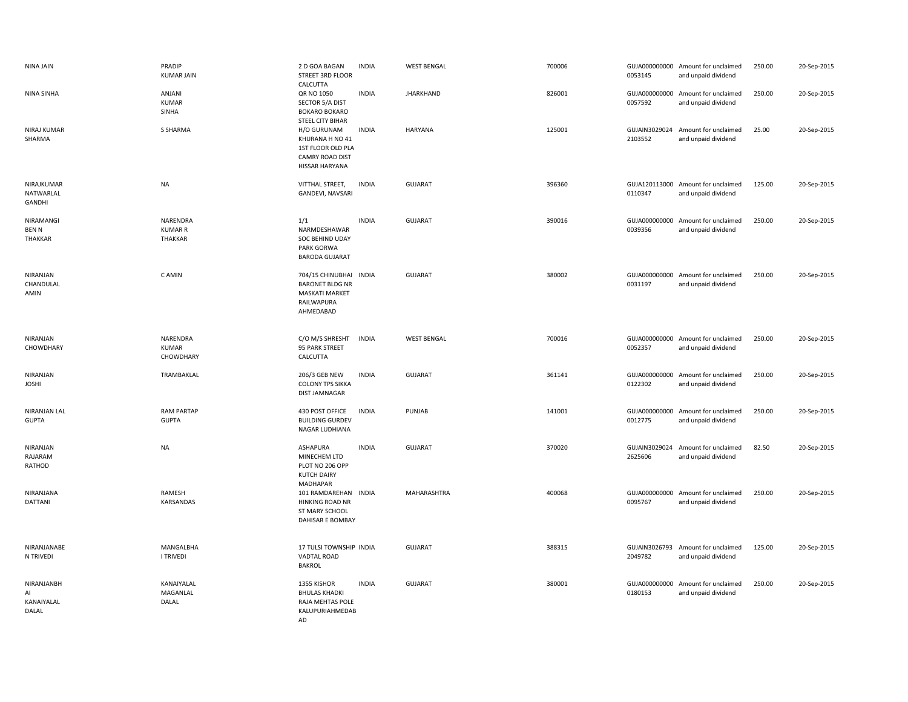| | | | | | | | | | |
|---|---|---|---|---|---|---|---|---|---|
| NINA JAIN | PRADIP KUMAR JAIN | 2 D GOA BAGAN STREET 3RD FLOOR CALCUTTA | INDIA | WEST BENGAL | 700006 | GUJA000000000 0053145 | Amount for unclaimed and unpaid dividend | 250.00 | 20-Sep-2015 |
| NINA SINHA | ANJANI KUMAR SINHA | QR NO 1050 SECTOR 5/A DIST BOKARO BOKARO STEEL CITY BIHAR | INDIA | JHARKHAND | 826001 | GUJA000000000 0057592 | Amount for unclaimed and unpaid dividend | 250.00 | 20-Sep-2015 |
| NIRAJ KUMAR SHARMA | S SHARMA | H/O GURUNAM KHURANA H NO 41 1ST FLOOR OLD PLA CAMRY ROAD DIST HISSAR HARYANA | INDIA | HARYANA | 125001 | GUJAIN3029024 2103552 | Amount for unclaimed and unpaid dividend | 25.00 | 20-Sep-2015 |
| NIRAJKUMAR NATWARLAL GANDHI | NA | VITTHAL STREET, GANDEVI, NAVSARI | INDIA | GUJARAT | 396360 | GUJA120113000 0110347 | Amount for unclaimed and unpaid dividend | 125.00 | 20-Sep-2015 |
| NIRAMANGI BEN N THAKKAR | NARENDRA KUMAR R THAKKAR | 1/1 NARMDESHAWAR SOC BEHIND UDAY PARK GORWA BARODA GUJARAT | INDIA | GUJARAT | 390016 | GUJA000000000 0039356 | Amount for unclaimed and unpaid dividend | 250.00 | 20-Sep-2015 |
| NIRANJAN CHANDULAL AMIN | C AMIN | 704/15 CHINUBHAI BARONET BLDG NR MASKATI MARKET RAILWAPURA AHMEDABAD | INDIA | GUJARAT | 380002 | GUJA000000000 0031197 | Amount for unclaimed and unpaid dividend | 250.00 | 20-Sep-2015 |
| NIRANJAN CHOWDHARY | NARENDRA KUMAR CHOWDHARY | C/O M/S SHRESHT 95 PARK STREET CALCUTTA | INDIA | WEST BENGAL | 700016 | GUJA000000000 0052357 | Amount for unclaimed and unpaid dividend | 250.00 | 20-Sep-2015 |
| NIRANJAN JOSHI | TRAMBAKLAL | 206/3 GEB NEW COLONY TPS SIKKA DIST JAMNAGAR | INDIA | GUJARAT | 361141 | GUJA000000000 0122302 | Amount for unclaimed and unpaid dividend | 250.00 | 20-Sep-2015 |
| NIRANJAN LAL GUPTA | RAM PARTAP GUPTA | 430 POST OFFICE BUILDING GURDEV NAGAR LUDHIANA | INDIA | PUNJAB | 141001 | GUJA000000000 0012775 | Amount for unclaimed and unpaid dividend | 250.00 | 20-Sep-2015 |
| NIRANJAN RAJARAM RATHOD | NA | ASHAPURA MINECHEM LTD PLOT NO 206 OPP KUTCH DAIRY MADHAPAR | INDIA | GUJARAT | 370020 | GUJAIN3029024 2625606 | Amount for unclaimed and unpaid dividend | 82.50 | 20-Sep-2015 |
| NIRANJANA DATTANI | RAMESH KARSANDAS | 101 RAMDAREHAN HINKING ROAD NR ST MARY SCHOOL DAHISAR E BOMBAY | INDIA | MAHARASHTRA | 400068 | GUJA000000000 0095767 | Amount for unclaimed and unpaid dividend | 250.00 | 20-Sep-2015 |
| NIRANJANABE N TRIVEDI | MANGALBHA I TRIVEDI | 17 TULSI TOWNSHIP VADTAL ROAD BAKROL | INDIA | GUJARAT | 388315 | GUJAIN3026793 2049782 | Amount for unclaimed and unpaid dividend | 125.00 | 20-Sep-2015 |
| NIRANJANBH AI KANAIYALAL DALAL | KANAIYALAL MAGANLAL DALAL | 1355 KISHOR BHULAS KHADKI RAJA MEHTAS POLE KALUPURIAHMEDAB AD | INDIA | GUJARAT | 380001 | GUJA000000000 0180153 | Amount for unclaimed and unpaid dividend | 250.00 | 20-Sep-2015 |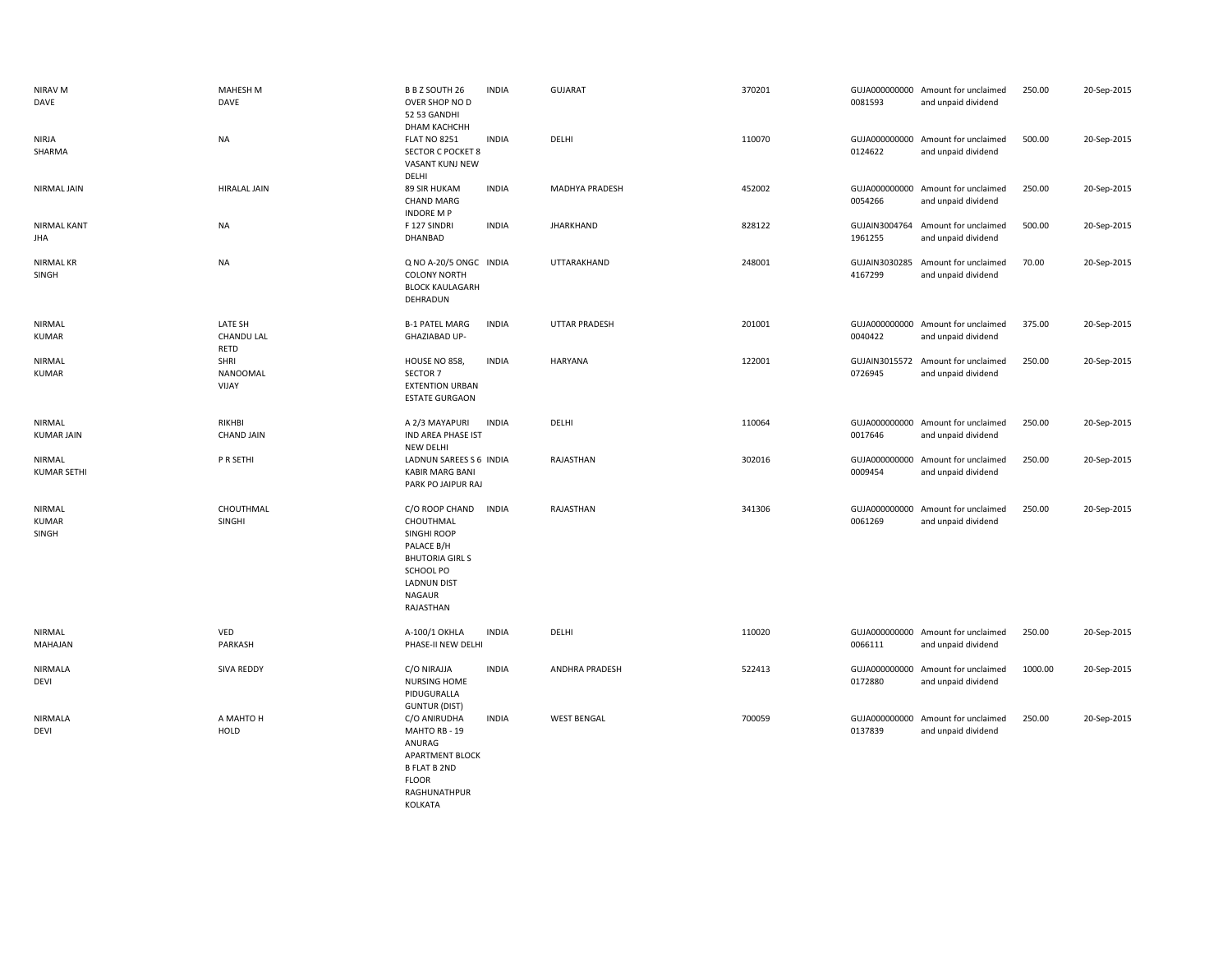| | | | | | | | | | |
|---|---|---|---|---|---|---|---|---|---|
| NIRAV M DAVE | MAHESH M DAVE | B B Z SOUTH 26 OVER SHOP NO D 52 53 GANDHI DHAM KACHCHH | INDIA | GUJARAT | 370201 | GUJA000000000 0081593 | Amount for unclaimed and unpaid dividend | 250.00 | 20-Sep-2015 |
| NIRJA SHARMA | NA | FLAT NO 8251 SECTOR C POCKET 8 VASANT KUNJ NEW DELHI | INDIA | DELHI | 110070 | GUJA000000000 0124622 | Amount for unclaimed and unpaid dividend | 500.00 | 20-Sep-2015 |
| NIRMAL JAIN | HIRALAL JAIN | 89 SIR HUKAM CHAND MARG INDORE M P | INDIA | MADHYA PRADESH | 452002 | GUJA000000000 0054266 | Amount for unclaimed and unpaid dividend | 250.00 | 20-Sep-2015 |
| NIRMAL KANT JHA | NA | F 127 SINDRI DHANBAD | INDIA | JHARKHAND | 828122 | GUJAIN3004764 1961255 | Amount for unclaimed and unpaid dividend | 500.00 | 20-Sep-2015 |
| NIRMAL KR SINGH | NA | Q NO A-20/5 ONGC COLONY NORTH BLOCK KAULAGARH DEHRADUN | INDIA | UTTARAKHAND | 248001 | GUJAIN3030285 4167299 | Amount for unclaimed and unpaid dividend | 70.00 | 20-Sep-2015 |
| NIRMAL KUMAR | LATE SH CHANDU LAL RETD | B-1 PATEL MARG GHAZIABAD UP- | INDIA | UTTAR PRADESH | 201001 | GUJA000000000 0040422 | Amount for unclaimed and unpaid dividend | 375.00 | 20-Sep-2015 |
| NIRMAL KUMAR | SHRI NANOOMAL VIJAY | HOUSE NO 858, SECTOR 7 EXTENTION URBAN ESTATE GURGAON | INDIA | HARYANA | 122001 | GUJAIN3015572 0726945 | Amount for unclaimed and unpaid dividend | 250.00 | 20-Sep-2015 |
| NIRMAL KUMAR JAIN | RIKHBI CHAND JAIN | A 2/3 MAYAPURI IND AREA PHASE IST NEW DELHI | INDIA | DELHI | 110064 | GUJA000000000 0017646 | Amount for unclaimed and unpaid dividend | 250.00 | 20-Sep-2015 |
| NIRMAL KUMAR SETHI | P R SETHI | LADNUN SAREES S 6 KABIR MARG BANI PARK PO JAIPUR RAJ | INDIA | RAJASTHAN | 302016 | GUJA000000000 0009454 | Amount for unclaimed and unpaid dividend | 250.00 | 20-Sep-2015 |
| NIRMAL KUMAR SINGH | CHOUTHMAL SINGHI | C/O ROOP CHAND CHOUTHMAL SINGHI ROOP PALACE B/H BHUTORIA GIRL S SCHOOL PO LADNUN DIST NAGAUR RAJASTHAN | INDIA | RAJASTHAN | 341306 | GUJA000000000 0061269 | Amount for unclaimed and unpaid dividend | 250.00 | 20-Sep-2015 |
| NIRMAL MAHAJAN | VED PARKASH | A-100/1 OKHLA PHASE-II NEW DELHI | INDIA | DELHI | 110020 | GUJA000000000 0066111 | Amount for unclaimed and unpaid dividend | 250.00 | 20-Sep-2015 |
| NIRMALA DEVI | SIVA REDDY | C/O NIRAJJA NURSING HOME PIDUGURALLA GUNTUR (DIST) | INDIA | ANDHRA PRADESH | 522413 | GUJA000000000 0172880 | Amount for unclaimed and unpaid dividend | 1000.00 | 20-Sep-2015 |
| NIRMALA DEVI | A MAHTO H HOLD | C/O ANIRUDHA MAHTO RB - 19 ANURAG APARTMENT BLOCK B FLAT B 2ND FLOOR RAGHUNATHPUR KOLKATA | INDIA | WEST BENGAL | 700059 | GUJA000000000 0137839 | Amount for unclaimed and unpaid dividend | 250.00 | 20-Sep-2015 |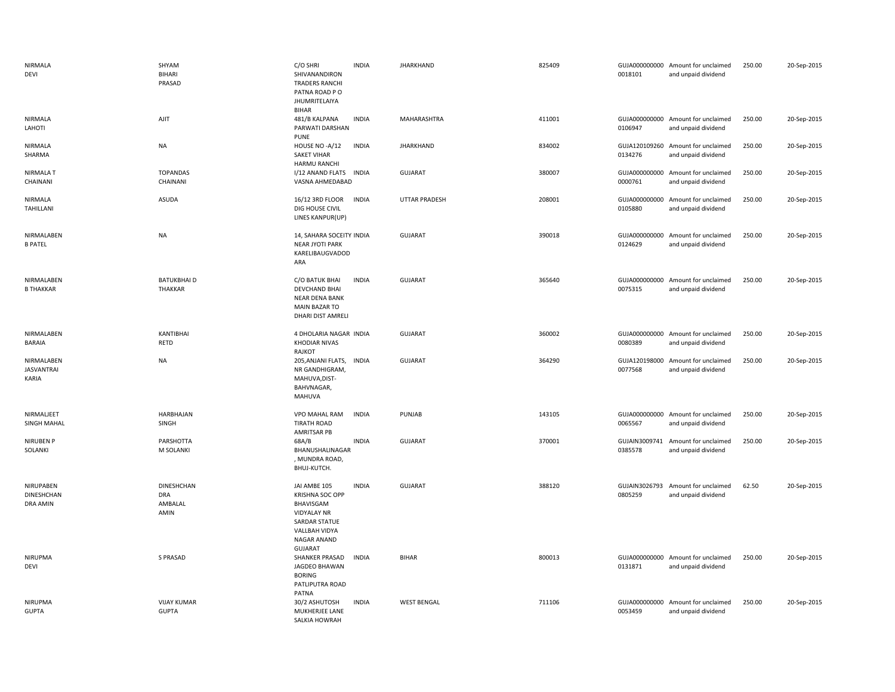| | | | | | | | | | |
|---|---|---|---|---|---|---|---|---|---|
| NIRMALA DEVI | SHYAM BIHARI PRASAD | C/O SHRI SHIVANANDIRON TRADERS RANCHI PATNA ROAD P O JHUMRITELAIYA BIHAR | INDIA | JHARKHAND | 825409 | GUJA000000000 0018101 | Amount for unclaimed and unpaid dividend | 250.00 | 20-Sep-2015 |
| NIRMALA LAHOTI | AJIT | 481/B KALPANA PARWATI DARSHAN PUNE | INDIA | MAHARASHTRA | 411001 | GUJA000000000 0106947 | Amount for unclaimed and unpaid dividend | 250.00 | 20-Sep-2015 |
| NIRMALA SHARMA | NA | HOUSE NO -A/12 SAKET VIHAR HARMU RANCHI | INDIA | JHARKHAND | 834002 | GUJA120109260 0134276 | Amount for unclaimed and unpaid dividend | 250.00 | 20-Sep-2015 |
| NIRMALA T CHAINANI | TOPANDAS CHAINANI | I/12 ANAND FLATS VASNA AHMEDABAD | INDIA | GUJARAT | 380007 | GUJA000000000 0000761 | Amount for unclaimed and unpaid dividend | 250.00 | 20-Sep-2015 |
| NIRMALA TAHILLANI | ASUDA | 16/12 3RD FLOOR DIG HOUSE CIVIL LINES KANPUR(UP) | INDIA | UTTAR PRADESH | 208001 | GUJA000000000 0105880 | Amount for unclaimed and unpaid dividend | 250.00 | 20-Sep-2015 |
| NIRMALABEN B PATEL | NA | 14, SAHARA SOCEITY NEAR JYOTI PARK KARELIBAUGVADOD ARA | INDIA | GUJARAT | 390018 | GUJA000000000 0124629 | Amount for unclaimed and unpaid dividend | 250.00 | 20-Sep-2015 |
| NIRMALABEN B THAKKAR | BATUKBHAI D THAKKAR | C/O BATUK BHAI DEVCHAND BHAI NEAR DENA BANK MAIN BAZAR TO DHARI DIST AMRELI | INDIA | GUJARAT | 365640 | GUJA000000000 0075315 | Amount for unclaimed and unpaid dividend | 250.00 | 20-Sep-2015 |
| NIRMALABEN BARAIA | KANTIBHAI RETD | 4 DHOLARIA NAGAR KHODIAR NIVAS RAJKOT | INDIA | GUJARAT | 360002 | GUJA000000000 0080389 | Amount for unclaimed and unpaid dividend | 250.00 | 20-Sep-2015 |
| NIRMALABEN JASVANTRAI KARIA | NA | 205,ANJANI FLATS, NR GANDHIGRAM, MAHUVA,DIST-BAHVNAGAR, MAHUVA | INDIA | GUJARAT | 364290 | GUJA120198000 0077568 | Amount for unclaimed and unpaid dividend | 250.00 | 20-Sep-2015 |
| NIRMALJEET SINGH MAHAL | HARBHAJAN SINGH | VPO MAHAL RAM TIRATH ROAD AMRITSAR PB | INDIA | PUNJAB | 143105 | GUJA000000000 0065567 | Amount for unclaimed and unpaid dividend | 250.00 | 20-Sep-2015 |
| NIRUBEN P SOLANKI | PARSHOTTA M SOLANKI | 68A/B BHANUSHALINAGAR , MUNDRA ROAD, BHUJ-KUTCH. | INDIA | GUJARAT | 370001 | GUJAIN3009741 0385578 | Amount for unclaimed and unpaid dividend | 250.00 | 20-Sep-2015 |
| NIRUPABEN DINESHCHAN DRA AMIN | DINESHCHAN DRA AMBALAL AMIN | JAI AMBE 105 KRISHNA SOC OPP BHAVISGAM VIDYALAY NR SARDAR STATUE VALLBAH VIDYA NAGAR ANAND GUJARAT | INDIA | GUJARAT | 388120 | GUJAIN3026793 0805259 | Amount for unclaimed and unpaid dividend | 62.50 | 20-Sep-2015 |
| NIRUPMA DEVI | S PRASAD | SHANKER PRASAD JAGDEO BHAWAN BORING PATLIPUTRA ROAD PATNA | INDIA | BIHAR | 800013 | GUJA000000000 0131871 | Amount for unclaimed and unpaid dividend | 250.00 | 20-Sep-2015 |
| NIRUPMA GUPTA | VIJAY KUMAR GUPTA | 30/2 ASHUTOSH MUKHERJEE LANE SALKIA HOWRAH | INDIA | WEST BENGAL | 711106 | GUJA000000000 0053459 | Amount for unclaimed and unpaid dividend | 250.00 | 20-Sep-2015 |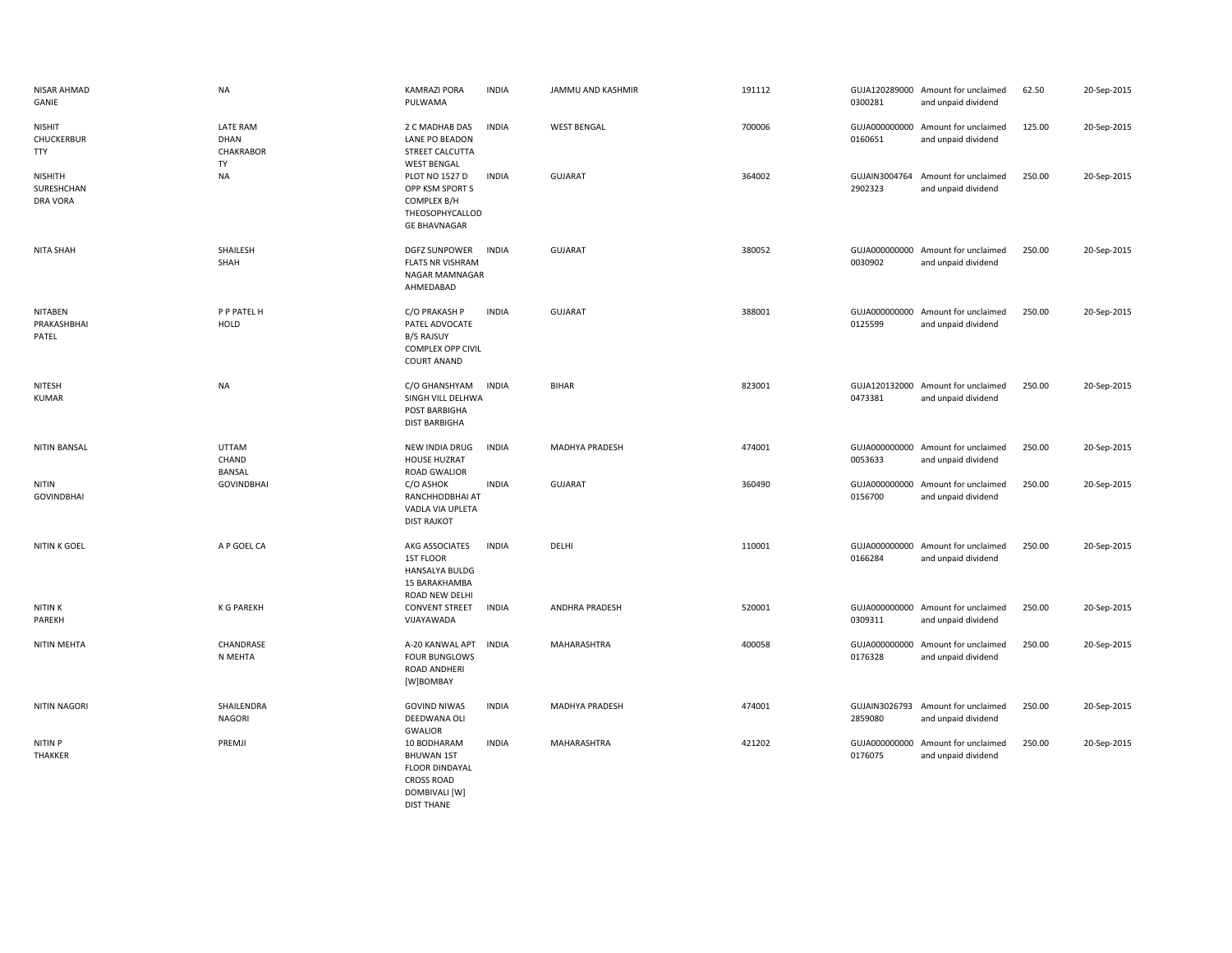| | | | | | | | | | |
|---|---|---|---|---|---|---|---|---|---|
| NISAR AHMAD GANIE | NA | KAMRAZI PORA PULWAMA | INDIA | JAMMU AND KASHMIR | 191112 | GUJA120289000 0300281 | Amount for unclaimed and unpaid dividend | 62.50 | 20-Sep-2015 |
| NISHIT CHUCKERBUR TTY | LATE RAM DHAN CHAKRABOR TY | 2 C MADHAB DAS LANE PO BEADON STREET CALCUTTA WEST BENGAL | INDIA | WEST BENGAL | 700006 | GUJA000000000 0160651 | Amount for unclaimed and unpaid dividend | 125.00 | 20-Sep-2015 |
| NISHITH SURESHCHAN DRA VORA | NA | PLOT NO 1527 D OPP KSM SPORT S COMPLEX B/H THEOSOPHYCALLOD GE BHAVNAGAR | INDIA | GUJARAT | 364002 | GUJAIN3004764 2902323 | Amount for unclaimed and unpaid dividend | 250.00 | 20-Sep-2015 |
| NITA SHAH | SHAILESH SHAH | DGFZ SUNPOWER FLATS NR VISHRAM NAGAR MAMNAGAR AHMEDABAD | INDIA | GUJARAT | 380052 | GUJA000000000 0030902 | Amount for unclaimed and unpaid dividend | 250.00 | 20-Sep-2015 |
| NITABEN PRAKASHBHAI PATEL | P P PATEL H HOLD | C/O PRAKASH P PATEL ADVOCATE B/5 RAJSUY COMPLEX OPP CIVIL COURT ANAND | INDIA | GUJARAT | 388001 | GUJA000000000 0125599 | Amount for unclaimed and unpaid dividend | 250.00 | 20-Sep-2015 |
| NITESH KUMAR | NA | C/O GHANSHYAM SINGH VILL DELHWA POST BARBIGHA DIST BARBIGHA | INDIA | BIHAR | 823001 | GUJA120132000 0473381 | Amount for unclaimed and unpaid dividend | 250.00 | 20-Sep-2015 |
| NITIN BANSAL | UTTAM CHAND BANSAL | NEW INDIA DRUG HOUSE HUZRAT ROAD GWALIOR | INDIA | MADHYA PRADESH | 474001 | GUJA000000000 0053633 | Amount for unclaimed and unpaid dividend | 250.00 | 20-Sep-2015 |
| NITIN GOVINDBHAI | GOVINDBHAI | C/O ASHOK RANCHHODBHAI AT VADLA VIA UPLETA DIST RAJKOT | INDIA | GUJARAT | 360490 | GUJA000000000 0156700 | Amount for unclaimed and unpaid dividend | 250.00 | 20-Sep-2015 |
| NITIN K GOEL | A P GOEL CA | AKG ASSOCIATES 1ST FLOOR HANSALYA BULDG 15 BARAKHAMBA ROAD NEW DELHI | INDIA | DELHI | 110001 | GUJA000000000 0166284 | Amount for unclaimed and unpaid dividend | 250.00 | 20-Sep-2015 |
| NITIN K PAREKH | K G PAREKH | CONVENT STREET VIJAYAWADA | INDIA | ANDHRA PRADESH | 520001 | GUJA000000000 0309311 | Amount for unclaimed and unpaid dividend | 250.00 | 20-Sep-2015 |
| NITIN MEHTA | CHANDRASE N MEHTA | A-20 KANWAL APT FOUR BUNGLOWS ROAD ANDHERI [W]BOMBAY | INDIA | MAHARASHTRA | 400058 | GUJA000000000 0176328 | Amount for unclaimed and unpaid dividend | 250.00 | 20-Sep-2015 |
| NITIN NAGORI | SHAILENDRA NAGORI | GOVIND NIWAS DEEDWANA OLI GWALIOR | INDIA | MADHYA PRADESH | 474001 | GUJAIN3026793 2859080 | Amount for unclaimed and unpaid dividend | 250.00 | 20-Sep-2015 |
| NITIN P THAKKER | PREMJI | 10 BODHARAM BHUWAN 1ST FLOOR DINDAYAL CROSS ROAD DOMBIVALI [W] DIST THANE | INDIA | MAHARASHTRA | 421202 | GUJA000000000 0176075 | Amount for unclaimed and unpaid dividend | 250.00 | 20-Sep-2015 |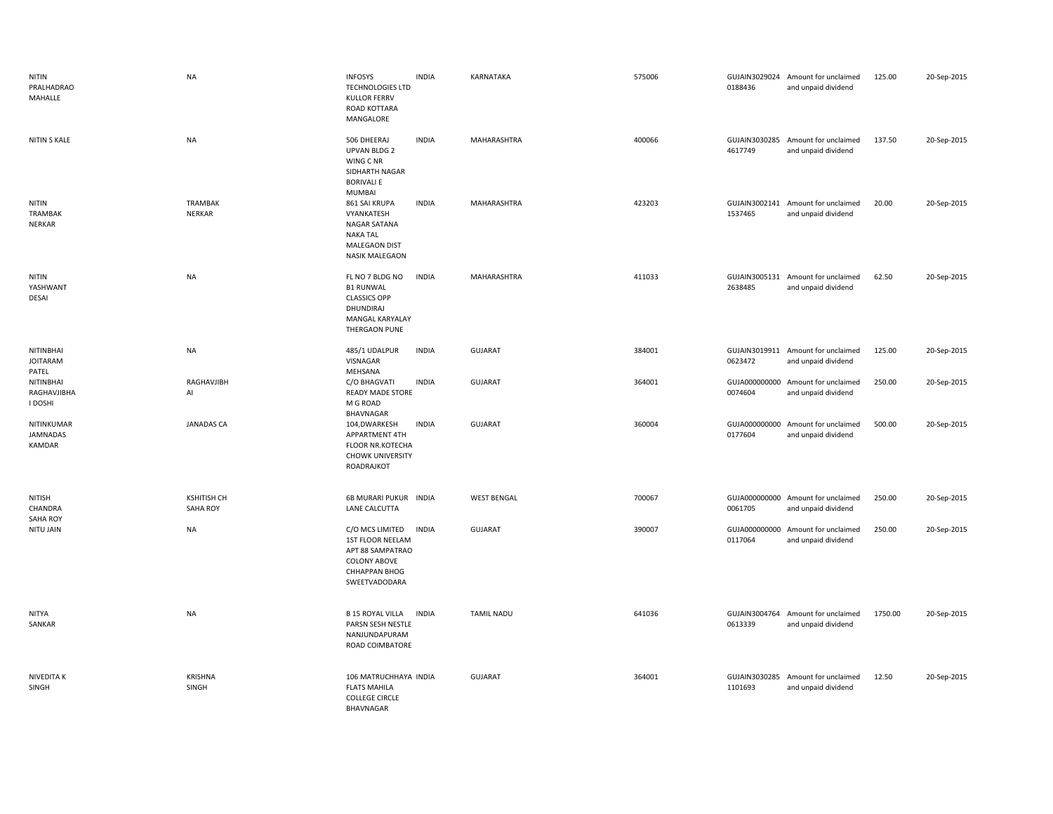| | | | | | | | | | |
|---|---|---|---|---|---|---|---|---|---|
| NITIN PRALHADRAO MAHALLE | NA | INFOSYS TECHNOLOGIES LTD KULLOR FERRV ROAD KOTTARA MANGALORE | INDIA | KARNATAKA | 575006 | GUJAIN3029024 0188436 | Amount for unclaimed and unpaid dividend | 125.00 | 20-Sep-2015 |
| NITIN S KALE | NA | 506 DHEERAJ UPVAN BLDG 2 WING C NR SIDHARTH NAGAR BORIVALI E MUMBAI | INDIA | MAHARASHTRA | 400066 | GUJAIN3030285 4617749 | Amount for unclaimed and unpaid dividend | 137.50 | 20-Sep-2015 |
| NITIN TRAMBAK NERKAR | TRAMBAK NERKAR | 861 SAI KRUPA VYANKATESH NAGAR SATANA NAKA TAL MALEGAON DIST NASIK MALEGAON | INDIA | MAHARASHTRA | 423203 | GUJAIN3002141 1537465 | Amount for unclaimed and unpaid dividend | 20.00 | 20-Sep-2015 |
| NITIN YASHWANT DESAI | NA | FL NO 7 BLDG NO B1 RUNWAL CLASSICS OPP DHUNDIRAJ MANGAL KARYALAY THERGAON PUNE | INDIA | MAHARASHTRA | 411033 | GUJAIN3005131 2638485 | Amount for unclaimed and unpaid dividend | 62.50 | 20-Sep-2015 |
| NITINBHAI JOITARAM PATEL | NA | 485/1 UDALPUR VISNAGAR MEHSANA | INDIA | GUJARAT | 384001 | GUJAIN3019911 0623472 | Amount for unclaimed and unpaid dividend | 125.00 | 20-Sep-2015 |
| NITINBHAI RAGHAVJIBHA I DOSHI | RAGHAVJIBH AI | C/O BHAGVATI READY MADE STORE M G ROAD BHAVNAGAR | INDIA | GUJARAT | 364001 | GUJA000000000 0074604 | Amount for unclaimed and unpaid dividend | 250.00 | 20-Sep-2015 |
| NITINKUMAR JAMNADAS KAMDAR | JANADAS CA | 104,DWARKESH APPARTMENT 4TH FLOOR NR.KOTECHA CHOWK UNIVERSITY ROADRAJKOT | INDIA | GUJARAT | 360004 | GUJA000000000 0177604 | Amount for unclaimed and unpaid dividend | 500.00 | 20-Sep-2015 |
| NITISH CHANDRA SAHA ROY | KSHITISH CH SAHA ROY | 6B MURARI PUKUR LANE CALCUTTA | INDIA | WEST BENGAL | 700067 | GUJA000000000 0061705 | Amount for unclaimed and unpaid dividend | 250.00 | 20-Sep-2015 |
| NITU JAIN | NA | C/O MCS LIMITED 1ST FLOOR NEELAM APT 88 SAMPATRAO COLONY ABOVE CHHAPPAN BHOG SWEETVADODARA | INDIA | GUJARAT | 390007 | GUJA000000000 0117064 | Amount for unclaimed and unpaid dividend | 250.00 | 20-Sep-2015 |
| NITYA SANKAR | NA | B 15 ROYAL VILLA PARSN SESH NESTLE NANJUNDAPURAM ROAD COIMBATORE | INDIA | TAMIL NADU | 641036 | GUJAIN3004764 0613339 | Amount for unclaimed and unpaid dividend | 1750.00 | 20-Sep-2015 |
| NIVEDITA K SINGH | KRISHNA SINGH | 106 MATRUCHHAYA FLATS MAHILA COLLEGE CIRCLE BHAVNAGAR | INDIA | GUJARAT | 364001 | GUJAIN3030285 1101693 | Amount for unclaimed and unpaid dividend | 12.50 | 20-Sep-2015 |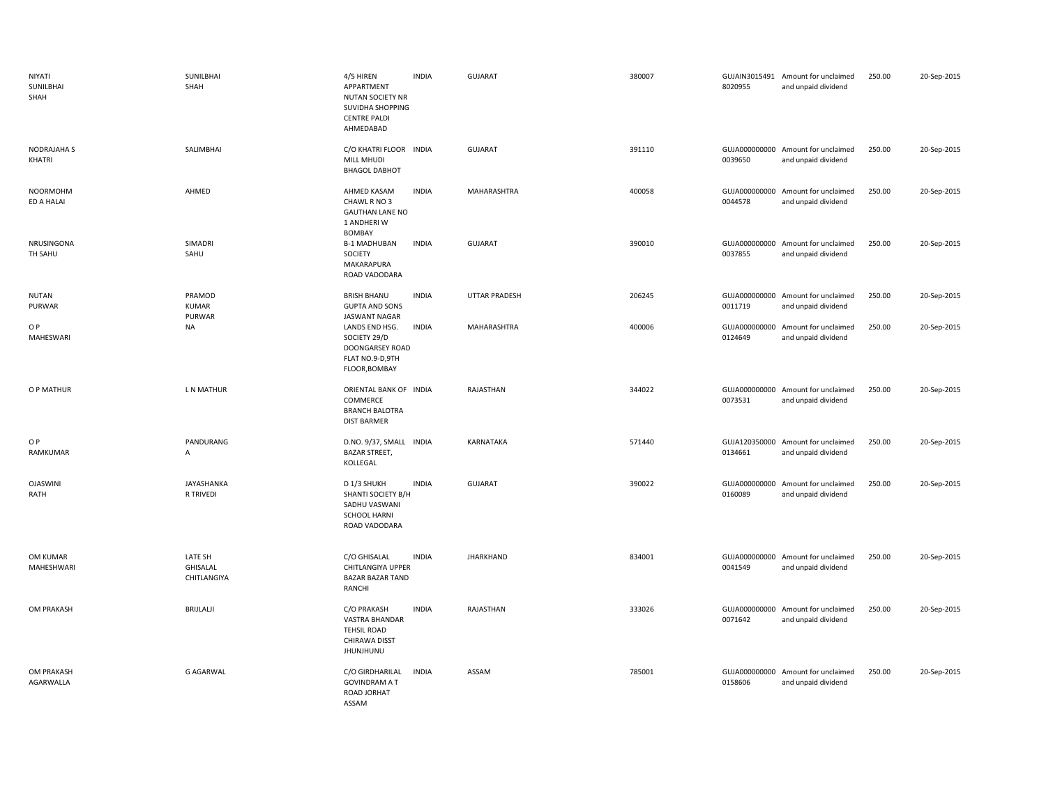| | | | | | | | | | |
|---|---|---|---|---|---|---|---|---|---|
| NIYATI SUNILBHAI SHAH | SUNILBHAI SHAH | 4/5 HIREN APPARTMENT NUTAN SOCIETY NR SUVIDHA SHOPPING CENTRE PALDI AHMEDABAD | INDIA | GUJARAT | 380007 | GUJAIN30154918020955 | Amount for unclaimed and unpaid dividend | 250.00 | 20-Sep-2015 |
| NODRAJAHA S KHATRI | SALIMBHAI | C/O KHATRI FLOOR MILL MHUDI BHAGOL DABHOT | INDIA | GUJARAT | 391110 | GUJA0000000000039650 | Amount for unclaimed and unpaid dividend | 250.00 | 20-Sep-2015 |
| NOORMOHM ED A HALAI | AHMED | AHMED KASAM CHAWL R NO 3 GAUTHAN LANE NO 1 ANDHERI W BOMBAY | INDIA | MAHARASHTRA | 400058 | GUJA0000000000044578 | Amount for unclaimed and unpaid dividend | 250.00 | 20-Sep-2015 |
| NRUSINGONA TH SAHU | SIMADRI SAHU | B-1 MADHUBAN SOCIETY MAKARAPURA ROAD VADODARA | INDIA | GUJARAT | 390010 | GUJA0000000000037855 | Amount for unclaimed and unpaid dividend | 250.00 | 20-Sep-2015 |
| NUTAN PURWAR | PRAMOD KUMAR PURWAR | BRISH BHANU GUPTA AND SONS JASWANT NAGAR | INDIA | UTTAR PRADESH | 206245 | GUJA0000000000011719 | Amount for unclaimed and unpaid dividend | 250.00 | 20-Sep-2015 |
| O P MAHESWARI | NA | LANDS END HSG. SOCIETY 29/D DOONGARSEY ROAD FLAT NO.9-D,9TH FLOOR,BOMBAY | INDIA | MAHARASHTRA | 400006 | GUJA0000000000124649 | Amount for unclaimed and unpaid dividend | 250.00 | 20-Sep-2015 |
| O P MATHUR | L N MATHUR | ORIENTAL BANK OF COMMERCE BRANCH BALOTRA DIST BARMER | INDIA | RAJASTHAN | 344022 | GUJA0000000000073531 | Amount for unclaimed and unpaid dividend | 250.00 | 20-Sep-2015 |
| O P RAMKUMAR | PANDURANG A | D.NO. 9/37, SMALL BAZAR STREET, KOLLEGAL | INDIA | KARNATAKA | 571440 | GUJA1203500000134661 | Amount for unclaimed and unpaid dividend | 250.00 | 20-Sep-2015 |
| OJASWINI RATH | JAYASHANKA R TRIVEDI | D 1/3 SHUKH SHANTI SOCIETY B/H SADHU VASWANI SCHOOL HARNI ROAD VADODARA | INDIA | GUJARAT | 390022 | GUJA0000000000160089 | Amount for unclaimed and unpaid dividend | 250.00 | 20-Sep-2015 |
| OM KUMAR MAHESHWARI | LATE SH GHISALAL CHITLANGIYA | C/O GHISALAL CHITLANGIYA UPPER BAZAR BAZAR TAND RANCHI | INDIA | JHARKHAND | 834001 | GUJA0000000000041549 | Amount for unclaimed and unpaid dividend | 250.00 | 20-Sep-2015 |
| OM PRAKASH | BRIJLALJI | C/O PRAKASH VASTRA BHANDAR TEHSIL ROAD CHIRAWA DISST JHUNJHUNU | INDIA | RAJASTHAN | 333026 | GUJA0000000000071642 | Amount for unclaimed and unpaid dividend | 250.00 | 20-Sep-2015 |
| OM PRAKASH AGARWALLA | G AGARWAL | C/O GIRDHARILAL GOVINDRAM A T ROAD JORHAT ASSAM | INDIA | ASSAM | 785001 | GUJA0000000000158606 | Amount for unclaimed and unpaid dividend | 250.00 | 20-Sep-2015 |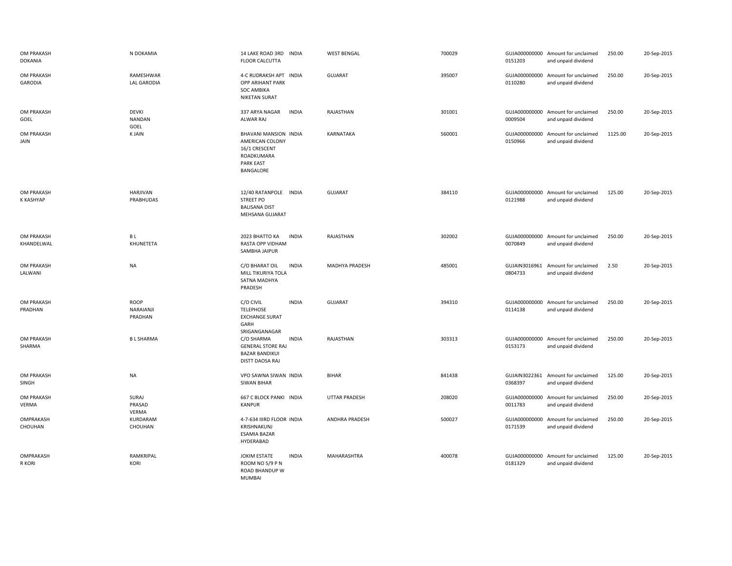| | | | | | | | | | |
|---|---|---|---|---|---|---|---|---|---|
| OM PRAKASH DOKANIA | N DOKAMIA | 14 LAKE ROAD 3RD FLOOR CALCUTTA | INDIA | WEST BENGAL | 700029 | GUJA000000000 0151203 | Amount for unclaimed and unpaid dividend | 250.00 | 20-Sep-2015 |
| OM PRAKASH GARODIA | RAMESHWAR LAL GARODIA | 4-C RUDRAKSH APT OPP ARIHANT PARK SOC AMBIKA NIKETAN SURAT | INDIA | GUJARAT | 395007 | GUJA000000000 0110280 | Amount for unclaimed and unpaid dividend | 250.00 | 20-Sep-2015 |
| OM PRAKASH GOEL | DEVKI NANDAN GOEL | 337 ARYA NAGAR ALWAR RAJ | INDIA | RAJASTHAN | 301001 | GUJA000000000 0009504 | Amount for unclaimed and unpaid dividend | 250.00 | 20-Sep-2015 |
| OM PRAKASH JAIN | K JAIN | BHAVANI MANSION AMERICAN COLONY 16/1 CRESCENT ROADKUMARA PARK EAST BANGALORE | INDIA | KARNATAKA | 560001 | GUJA000000000 0150966 | Amount for unclaimed and unpaid dividend | 1125.00 | 20-Sep-2015 |
| OM PRAKASH K KASHYAP | HARJIVAN PRABHUDAS | 12/40 RATANPOLE STREET PO BALISANA DIST MEHSANA GUJARAT | INDIA | GUJARAT | 384110 | GUJA000000000 0121988 | Amount for unclaimed and unpaid dividend | 125.00 | 20-Sep-2015 |
| OM PRAKASH KHANDELWAL | B L KHUNETETA | 2023 BHATTO KA RASTA OPP VIDHAM SAMBHA JAIPUR | INDIA | RAJASTHAN | 302002 | GUJA000000000 0070849 | Amount for unclaimed and unpaid dividend | 250.00 | 20-Sep-2015 |
| OM PRAKASH LALWANI | NA | C/O BHARAT OIL MILL TIKURIYA TOLA SATNA MADHYA PRADESH | INDIA | MADHYA PRADESH | 485001 | GUJAIN3016961 0804733 | Amount for unclaimed and unpaid dividend | 2.50 | 20-Sep-2015 |
| OM PRAKASH PRADHAN | ROOP NARAIANJI PRADHAN | C/O CIVIL TELEPHOSE EXCHANGE SURAT GARH SRIGANGANAGAR | INDIA | GUJARAT | 394310 | GUJA000000000 0114138 | Amount for unclaimed and unpaid dividend | 250.00 | 20-Sep-2015 |
| OM PRAKASH SHARMA | B L SHARMA | C/O SHARMA GENERAL STORE RAJ BAZAR BANDIKUI DISTT DAOSA RAJ | INDIA | RAJASTHAN | 303313 | GUJA000000000 0153173 | Amount for unclaimed and unpaid dividend | 250.00 | 20-Sep-2015 |
| OM PRAKASH SINGH | NA | VPO SAWNA SIWAN SIWAN BIHAR | INDIA | BIHAR | 841438 | GUJAIN3022361 0368397 | Amount for unclaimed and unpaid dividend | 125.00 | 20-Sep-2015 |
| OM PRAKASH VERMA | SURAJ PRASAD VERMA | 667 C BLOCK PANKI KANPUR | INDIA | UTTAR PRADESH | 208020 | GUJA000000000 0011783 | Amount for unclaimed and unpaid dividend | 250.00 | 20-Sep-2015 |
| OMPRAKASH CHOUHAN | KURDARAM CHOUHAN | 4-7-634 IIIRD FLOOR KRISHNAKUNJ ESAMIA BAZAR HYDERABAD | INDIA | ANDHRA PRADESH | 500027 | GUJA000000000 0171539 | Amount for unclaimed and unpaid dividend | 250.00 | 20-Sep-2015 |
| OMPRAKASH R KORI | RAMKRIPAL KORI | JOKIM ESTATE ROOM NO 5/9 P N ROAD BHANDUP W MUMBAI | INDIA | MAHARASHTRA | 400078 | GUJA000000000 0181329 | Amount for unclaimed and unpaid dividend | 125.00 | 20-Sep-2015 |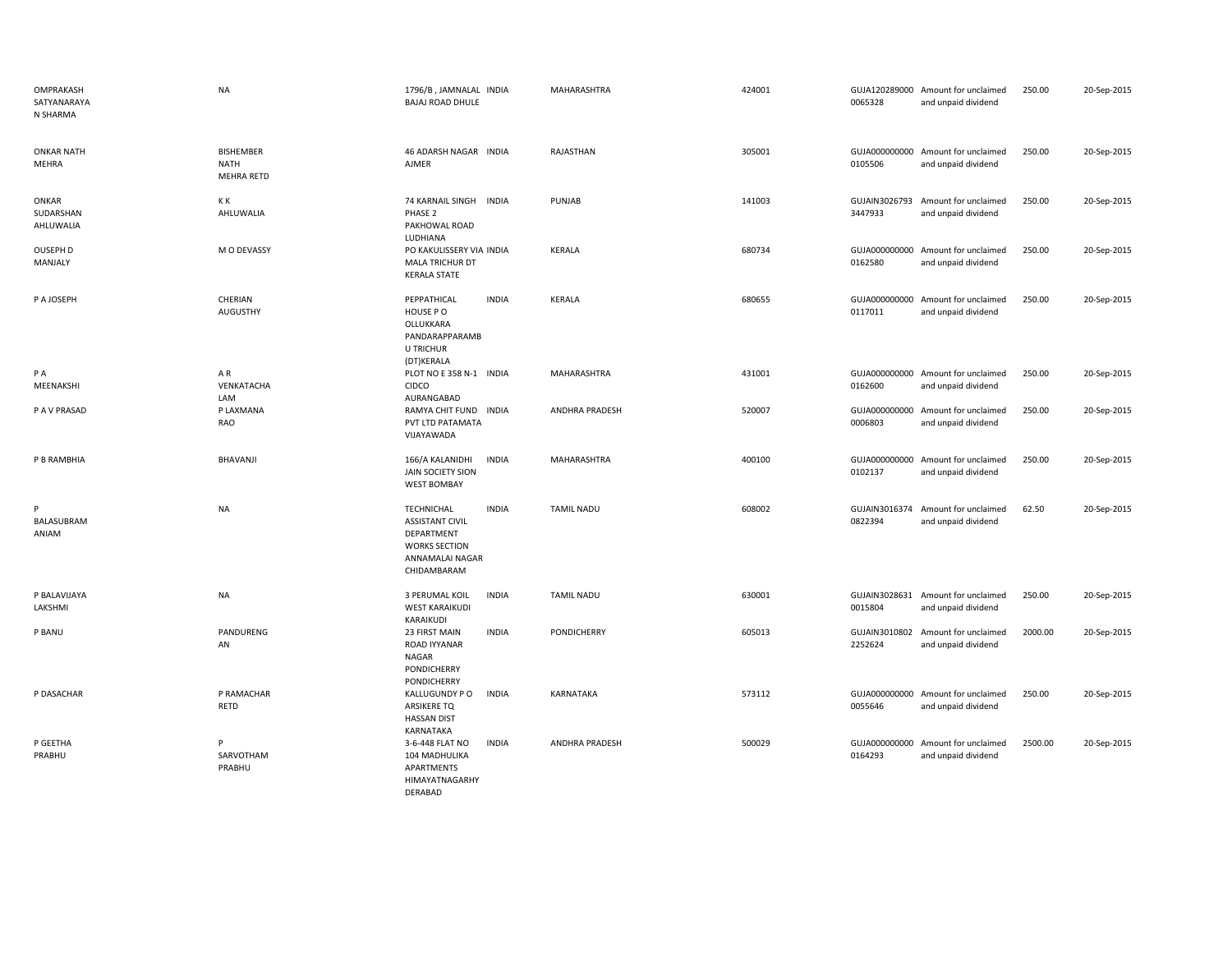| | | | | | | | | | |
|---|---|---|---|---|---|---|---|---|---|
| OMPRAKASH SATYANARAYAN SHARMA | NA | 1796/B , JAMNALAL BAJAJ ROAD DHULE | INDIA | MAHARASHTRA | 424001 | GUJA120289000 0065328 | Amount for unclaimed and unpaid dividend | 250.00 | 20-Sep-2015 |
| ONKAR NATH MEHRA | BISHEMBER NATH MEHRA RETD | 46 ADARSH NAGAR AJMER | INDIA | RAJASTHAN | 305001 | GUJA000000000 0105506 | Amount for unclaimed and unpaid dividend | 250.00 | 20-Sep-2015 |
| ONKAR SUDARSHAN AHLUWALIA | K K AHLUWALIA | 74 KARNAIL SINGH PHASE 2 PAKHOWAL ROAD LUDHIANA | INDIA | PUNJAB | 141003 | GUJAIN3026793 3447933 | Amount for unclaimed and unpaid dividend | 250.00 | 20-Sep-2015 |
| OUSEPH D MANJALY | M O DEVASSY | PO KAKULISSERY VIA MALA TRICHUR DT KERALA STATE | INDIA | KERALA | 680734 | GUJA000000000 0162580 | Amount for unclaimed and unpaid dividend | 250.00 | 20-Sep-2015 |
| P A JOSEPH | CHERIAN AUGUSTHY | PEPPATHICAL HOUSE P O OLLUKKARA PANDARAPPARAMB U TRICHUR (DT)KERALA | INDIA | KERALA | 680655 | GUJA000000000 0117011 | Amount for unclaimed and unpaid dividend | 250.00 | 20-Sep-2015 |
| P A MEENAKSHI | A R VENKATACHA LAM | PLOT NO E 358 N-1 CIDCO AURANGABAD | INDIA | MAHARASHTRA | 431001 | GUJA000000000 0162600 | Amount for unclaimed and unpaid dividend | 250.00 | 20-Sep-2015 |
| P A V PRASAD | P LAXMANA RAO | RAMYA CHIT FUND PVT LTD PATAMATA VIJAYAWADA | INDIA | ANDHRA PRADESH | 520007 | GUJA000000000 0006803 | Amount for unclaimed and unpaid dividend | 250.00 | 20-Sep-2015 |
| P B RAMBHIA | BHAVANJI | 166/A KALANIDHI JAIN SOCIETY SION WEST BOMBAY | INDIA | MAHARASHTRA | 400100 | GUJA000000000 0102137 | Amount for unclaimed and unpaid dividend | 250.00 | 20-Sep-2015 |
| P BALASUBRAMANIAM | NA | TECHNICHAL ASSISTANT CIVIL DEPARTMENT WORKS SECTION ANNAMALAI NAGAR CHIDAMBARAM | INDIA | TAMIL NADU | 608002 | GUJAIN3016374 0822394 | Amount for unclaimed and unpaid dividend | 62.50 | 20-Sep-2015 |
| P BALAVIJAYA LAKSHMI | NA | 3 PERUMAL KOIL WEST KARAIKUDI KARAIKUDI | INDIA | TAMIL NADU | 630001 | GUJAIN3028631 0015804 | Amount for unclaimed and unpaid dividend | 250.00 | 20-Sep-2015 |
| P BANU | PANDURENG AN | 23 FIRST MAIN ROAD IYYANAR NAGAR PONDICHERRY PONDICHERRY | INDIA | PONDICHERRY | 605013 | GUJAIN3010802 2252624 | Amount for unclaimed and unpaid dividend | 2000.00 | 20-Sep-2015 |
| P DASACHAR | P RAMACHAR RETD | KALLUGUNDY P O ARSIKERE TQ HASSAN DIST KARNATAKA | INDIA | KARNATAKA | 573112 | GUJA000000000 0055646 | Amount for unclaimed and unpaid dividend | 250.00 | 20-Sep-2015 |
| P GEETHA PRABHU | P SARVOTHAM PRABHU | 3-6-448 FLAT NO 104 MADHULIKA APARTMENTS HIMAYATNAGARHY DERABAD | INDIA | ANDHRA PRADESH | 500029 | GUJA000000000 0164293 | Amount for unclaimed and unpaid dividend | 2500.00 | 20-Sep-2015 |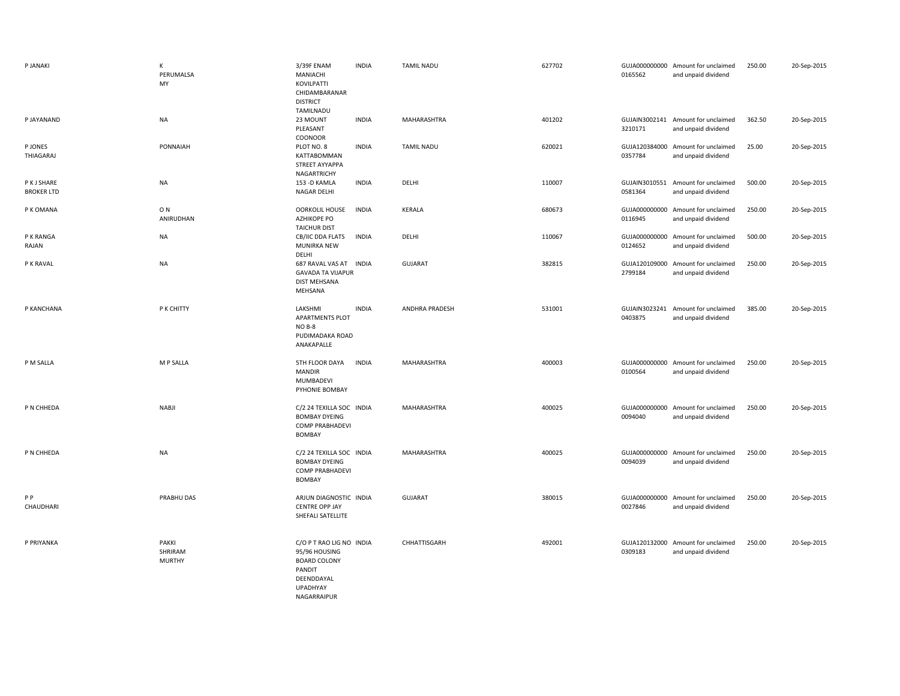| | | | | | | | | | |
|---|---|---|---|---|---|---|---|---|---|
| P JANAKI | K PERUMALSA MY | 3/39F ENAM MANIACHI KOVILPATTI CHIDAMBARANAR DISTRICT TAMILNADU | INDIA | TAMIL NADU | 627702 | GUJA000000000 0165562 | Amount for unclaimed and unpaid dividend | 250.00 | 20-Sep-2015 |
| P JAYANAND | NA | 23 MOUNT PLEASANT COONOOR | INDIA | MAHARASHTRA | 401202 | GUJAIN3002141 3210171 | Amount for unclaimed and unpaid dividend | 362.50 | 20-Sep-2015 |
| P JONES THIAGARAJ | PONNAIAH | PLOT NO. 8 KATTABOMMAN STREET AYYAPPA NAGARTRICHY | INDIA | TAMIL NADU | 620021 | GUJA120384000 0357784 | Amount for unclaimed and unpaid dividend | 25.00 | 20-Sep-2015 |
| P K J SHARE BROKER LTD | NA | 153 -D KAMLA NAGAR DELHI | INDIA | DELHI | 110007 | GUJAIN3010551 0581364 | Amount for unclaimed and unpaid dividend | 500.00 | 20-Sep-2015 |
| P K OMANA | O N ANIRUDHAN | OORKOLIL HOUSE AZHIKOPE PO TAICHUR DIST | INDIA | KERALA | 680673 | GUJA000000000 0116945 | Amount for unclaimed and unpaid dividend | 250.00 | 20-Sep-2015 |
| P K RANGA RAJAN | NA | CB/IIC DDA FLATS MUNIRKA NEW DELHI | INDIA | DELHI | 110067 | GUJA000000000 0124652 | Amount for unclaimed and unpaid dividend | 500.00 | 20-Sep-2015 |
| P K RAVAL | NA | 687 RAVAL VAS AT GAVADA TA VIJAPUR DIST MEHSANA MEHSANA | INDIA | GUJARAT | 382815 | GUJA120109000 2799184 | Amount for unclaimed and unpaid dividend | 250.00 | 20-Sep-2015 |
| P KANCHANA | P K CHITTY | LAKSHMI APARTMENTS PLOT NO B-8 PUDIMADAKA ROAD ANAKAPALLE | INDIA | ANDHRA PRADESH | 531001 | GUJAIN3023241 0403875 | Amount for unclaimed and unpaid dividend | 385.00 | 20-Sep-2015 |
| P M SALLA | M P SALLA | 5TH FLOOR DAYA MANDIR MUMBADEVI PYHONIE BOMBAY | INDIA | MAHARASHTRA | 400003 | GUJA000000000 0100564 | Amount for unclaimed and unpaid dividend | 250.00 | 20-Sep-2015 |
| P N CHHEDA | NABJI | C/2 24 TEXILLA SOC BOMBAY DYEING COMP PRABHADEVI BOMBAY | INDIA | MAHARASHTRA | 400025 | GUJA000000000 0094040 | Amount for unclaimed and unpaid dividend | 250.00 | 20-Sep-2015 |
| P N CHHEDA | NA | C/2 24 TEXILLA SOC BOMBAY DYEING COMP PRABHADEVI BOMBAY | INDIA | MAHARASHTRA | 400025 | GUJA000000000 0094039 | Amount for unclaimed and unpaid dividend | 250.00 | 20-Sep-2015 |
| P P CHAUDHARI | PRABHU DAS | ARJUN DIAGNOSTIC CENTRE OPP JAY SHEFALI SATELLITE | INDIA | GUJARAT | 380015 | GUJA000000000 0027846 | Amount for unclaimed and unpaid dividend | 250.00 | 20-Sep-2015 |
| P PRIYANKA | PAKKI SHRIRAM MURTHY | C/O P T RAO LIG NO 95/96 HOUSING BOARD COLONY PANDIT DEENDDAYAL UPADHYAY NAGARRAIPUR | INDIA | CHHATTISGARH | 492001 | GUJA120132000 0309183 | Amount for unclaimed and unpaid dividend | 250.00 | 20-Sep-2015 |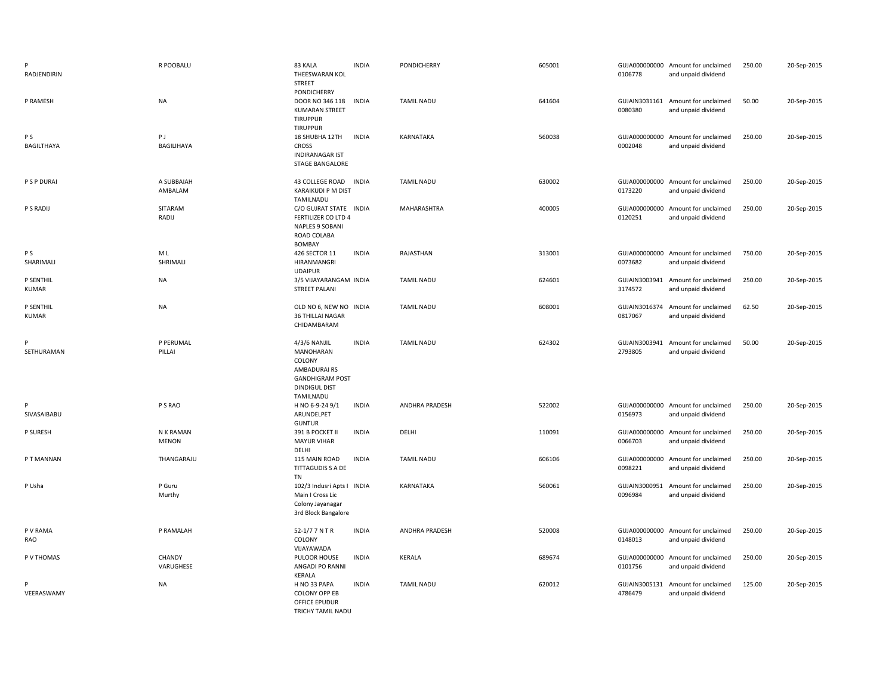| | | | | | | | | | |
|---|---|---|---|---|---|---|---|---|---|
| P RADJENDIRIN | R POOBALU | 83 KALA THEESWARAN KOL STREET PONDICHERRY | INDIA | PONDICHERRY | 605001 | GUJA000000000 0106778 | Amount for unclaimed and unpaid dividend | 250.00 | 20-Sep-2015 |
| P RAMESH | NA | DOOR NO 346 118 KUMARAN STREET TIRUPPUR TIRUPPUR | INDIA | TAMIL NADU | 641604 | GUJAIN3031161 0080380 | Amount for unclaimed and unpaid dividend | 50.00 | 20-Sep-2015 |
| P S BAGILTHAYA | P J BAGILIHAYA | 18 SHUBHA 12TH CROSS INDIRANAGAR IST STAGE BANGALORE | INDIA | KARNATAKA | 560038 | GUJA000000000 0002048 | Amount for unclaimed and unpaid dividend | 250.00 | 20-Sep-2015 |
| P S P DURAI | A SUBBAIAH AMBALAM | 43 COLLEGE ROAD KARAIKUDI P M DIST TAMILNADU | INDIA | TAMIL NADU | 630002 | GUJA000000000 0173220 | Amount for unclaimed and unpaid dividend | 250.00 | 20-Sep-2015 |
| P S RADIJ | SITARAM RADIJ | C/O GUJRAT STATE FERTILIZER CO LTD 4 NAPLES 9 SOBANI ROAD COLABA BOMBAY | INDIA | MAHARASHTRA | 400005 | GUJA000000000 0120251 | Amount for unclaimed and unpaid dividend | 250.00 | 20-Sep-2015 |
| P S SHARIMALI | M L SHRIMALI | 426 SECTOR 11 HIRANMANGRI UDAIPUR | INDIA | RAJASTHAN | 313001 | GUJA000000000 0073682 | Amount for unclaimed and unpaid dividend | 750.00 | 20-Sep-2015 |
| P SENTHIL KUMAR | NA | 3/5 VIJAYARANGAM STREET PALANI | INDIA | TAMIL NADU | 624601 | GUJAIN3003941 3174572 | Amount for unclaimed and unpaid dividend | 250.00 | 20-Sep-2015 |
| P SENTHIL KUMAR | NA | OLD NO 6, NEW NO 36 THILLAI NAGAR CHIDAMBARAM | INDIA | TAMIL NADU | 608001 | GUJAIN3016374 0817067 | Amount for unclaimed and unpaid dividend | 62.50 | 20-Sep-2015 |
| P SETHURAMAN | P PERUMAL PILLAI | 4/3/6 NANJIL MANOHARAN COLONY AMBADURAI RS GANDHIGRAM POST DINDIGUL DIST TAMILNADU | INDIA | TAMIL NADU | 624302 | GUJAIN3003941 2793805 | Amount for unclaimed and unpaid dividend | 50.00 | 20-Sep-2015 |
| P SIVASAIBABU | P S RAO | H NO 6-9-24 9/1 ARUNDELPET GUNTUR | INDIA | ANDHRA PRADESH | 522002 | GUJA000000000 0156973 | Amount for unclaimed and unpaid dividend | 250.00 | 20-Sep-2015 |
| P SURESH | N K RAMAN MENON | 391 B POCKET II MAYUR VIHAR DELHI | INDIA | DELHI | 110091 | GUJA000000000 0066703 | Amount for unclaimed and unpaid dividend | 250.00 | 20-Sep-2015 |
| P T MANNAN | THANGARAJU | 115 MAIN ROAD TITTAGUDIS S A DE TN | INDIA | TAMIL NADU | 606106 | GUJA000000000 0098221 | Amount for unclaimed and unpaid dividend | 250.00 | 20-Sep-2015 |
| P Usha | P Guru Murthy | 102/3 Indusri Apts I Main I Cross Lic Colony Jayanagar 3rd Block Bangalore | INDIA | KARNATAKA | 560061 | GUJAIN3000951 0096984 | Amount for unclaimed and unpaid dividend | 250.00 | 20-Sep-2015 |
| P V RAMA RAO | P RAMALAH | 52-1/7 7 N T R COLONY VIJAYAWADA | INDIA | ANDHRA PRADESH | 520008 | GUJA000000000 0148013 | Amount for unclaimed and unpaid dividend | 250.00 | 20-Sep-2015 |
| P V THOMAS | CHANDY VARUGHESE | PULOOR HOUSE ANGADI PO RANNI KERALA | INDIA | KERALA | 689674 | GUJA000000000 0101756 | Amount for unclaimed and unpaid dividend | 250.00 | 20-Sep-2015 |
| P VEERASWAMY | NA | H NO 33 PAPA COLONY OPP EB OFFICE EPUDUR TRICHY TAMIL NADU | INDIA | TAMIL NADU | 620012 | GUJAIN3005131 4786479 | Amount for unclaimed and unpaid dividend | 125.00 | 20-Sep-2015 |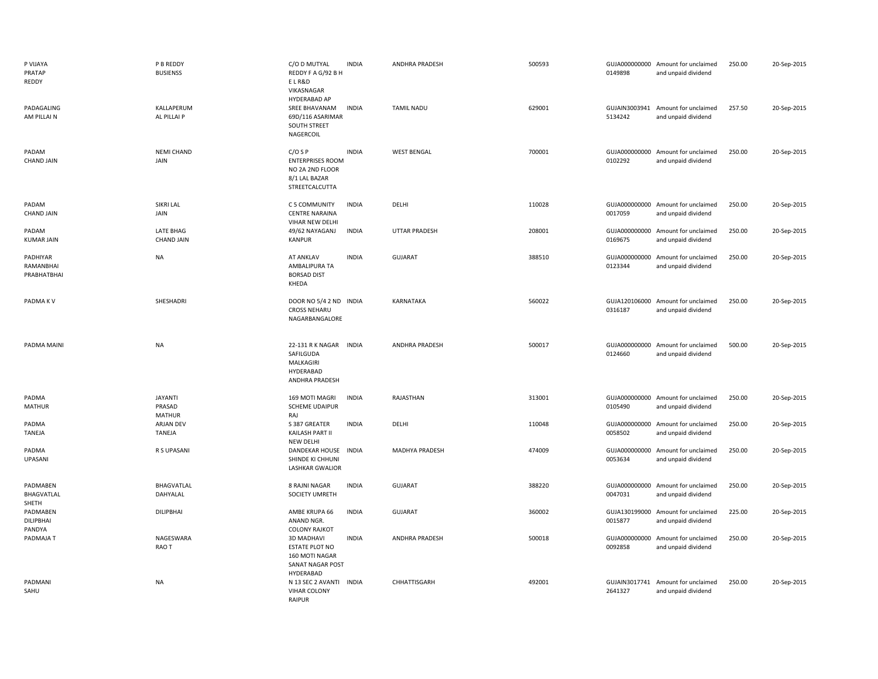| | | | | | | | | | |
|---|---|---|---|---|---|---|---|---|---|
| P VIJAYA PRATAP REDDY | P B REDDY BUSIENSS | C/O D MUTYAL REDDY F A G/92 B H E L R&D VIKASNAGAR HYDERABAD AP | INDIA | ANDHRA PRADESH | 500593 | GUJA000000000 0149898 | Amount for unclaimed and unpaid dividend | 250.00 | 20-Sep-2015 |
| PADAGALING AM PILLAI N | KALLAPERUM AL PILLAI P | SREE BHAVANAM 69D/116 ASARIMAR SOUTH STREET NAGERCOIL | INDIA | TAMIL NADU | 629001 | GUJAIN3003941 5134242 | Amount for unclaimed and unpaid dividend | 257.50 | 20-Sep-2015 |
| PADAM CHAND JAIN | NEMI CHAND JAIN | C/O S P ENTERPRISES ROOM NO 2A 2ND FLOOR 8/1 LAL BAZAR STREETCALCUTTA | INDIA | WEST BENGAL | 700001 | GUJA000000000 0102292 | Amount for unclaimed and unpaid dividend | 250.00 | 20-Sep-2015 |
| PADAM CHAND JAIN | SIKRI LAL JAIN | C 5 COMMUNITY CENTRE NARAINA VIHAR NEW DELHI | INDIA | DELHI | 110028 | GUJA000000000 0017059 | Amount for unclaimed and unpaid dividend | 250.00 | 20-Sep-2015 |
| PADAM KUMAR JAIN | LATE BHAG CHAND JAIN | 49/62 NAYAGANJ KANPUR | INDIA | UTTAR PRADESH | 208001 | GUJA000000000 0169675 | Amount for unclaimed and unpaid dividend | 250.00 | 20-Sep-2015 |
| PADHIYAR RAMANBHAI PRABHATBHAI | NA | AT ANKLAV AMBALIPURA TA BORSAD DIST KHEDA | INDIA | GUJARAT | 388510 | GUJA000000000 0123344 | Amount for unclaimed and unpaid dividend | 250.00 | 20-Sep-2015 |
| PADMA K V | SHESHADRI | DOOR NO 5/4 2 ND CROSS NEHARU NAGARBANGALORE | INDIA | KARNATAKA | 560022 | GUJA120106000 0316187 | Amount for unclaimed and unpaid dividend | 250.00 | 20-Sep-2015 |
| PADMA MAINI | NA | 22-131 R K NAGAR SAFILGUDA MALKAGIRI HYDERABAD ANDHRA PRADESH | INDIA | ANDHRA PRADESH | 500017 | GUJA000000000 0124660 | Amount for unclaimed and unpaid dividend | 500.00 | 20-Sep-2015 |
| PADMA MATHUR | JAYANTI PRASAD MATHUR | 169 MOTI MAGRI SCHEME UDAIPUR RAJ | INDIA | RAJASTHAN | 313001 | GUJA000000000 0105490 | Amount for unclaimed and unpaid dividend | 250.00 | 20-Sep-2015 |
| PADMA TANEJA | ARJAN DEV TANEJA | S 387 GREATER KAILASH PART II NEW DELHI | INDIA | DELHI | 110048 | GUJA000000000 0058502 | Amount for unclaimed and unpaid dividend | 250.00 | 20-Sep-2015 |
| PADMA UPASANI | R S UPASANI | DANDEKAR HOUSE SHINDE KI CHHUNI LASHKAR GWALIOR | INDIA | MADHYA PRADESH | 474009 | GUJA000000000 0053634 | Amount for unclaimed and unpaid dividend | 250.00 | 20-Sep-2015 |
| PADMABEN BHAGVATLAL SHETH | BHAGVATLAL DAHYALAL | 8 RAJNI NAGAR SOCIETY UMRETH | INDIA | GUJARAT | 388220 | GUJA000000000 0047031 | Amount for unclaimed and unpaid dividend | 250.00 | 20-Sep-2015 |
| PADMABEN DILIPBHAI PANDYA | DILIPBHAI | AMBE KRUPA 66 ANAND NGR. COLONY RAJKOT | INDIA | GUJARAT | 360002 | GUJA130199000 0015877 | Amount for unclaimed and unpaid dividend | 225.00 | 20-Sep-2015 |
| PADMAJA T | NAGESWARA RAO T | 3D MADHAVI ESTATE PLOT NO 160 MOTI NAGAR SANAT NAGAR POST HYDERABAD | INDIA | ANDHRA PRADESH | 500018 | GUJA000000000 0092858 | Amount for unclaimed and unpaid dividend | 250.00 | 20-Sep-2015 |
| PADMANI SAHU | NA | N 13 SEC 2 AVANTI VIHAR COLONY RAIPUR | INDIA | CHHATTISGARH | 492001 | GUJAIN3017741 2641327 | Amount for unclaimed and unpaid dividend | 250.00 | 20-Sep-2015 |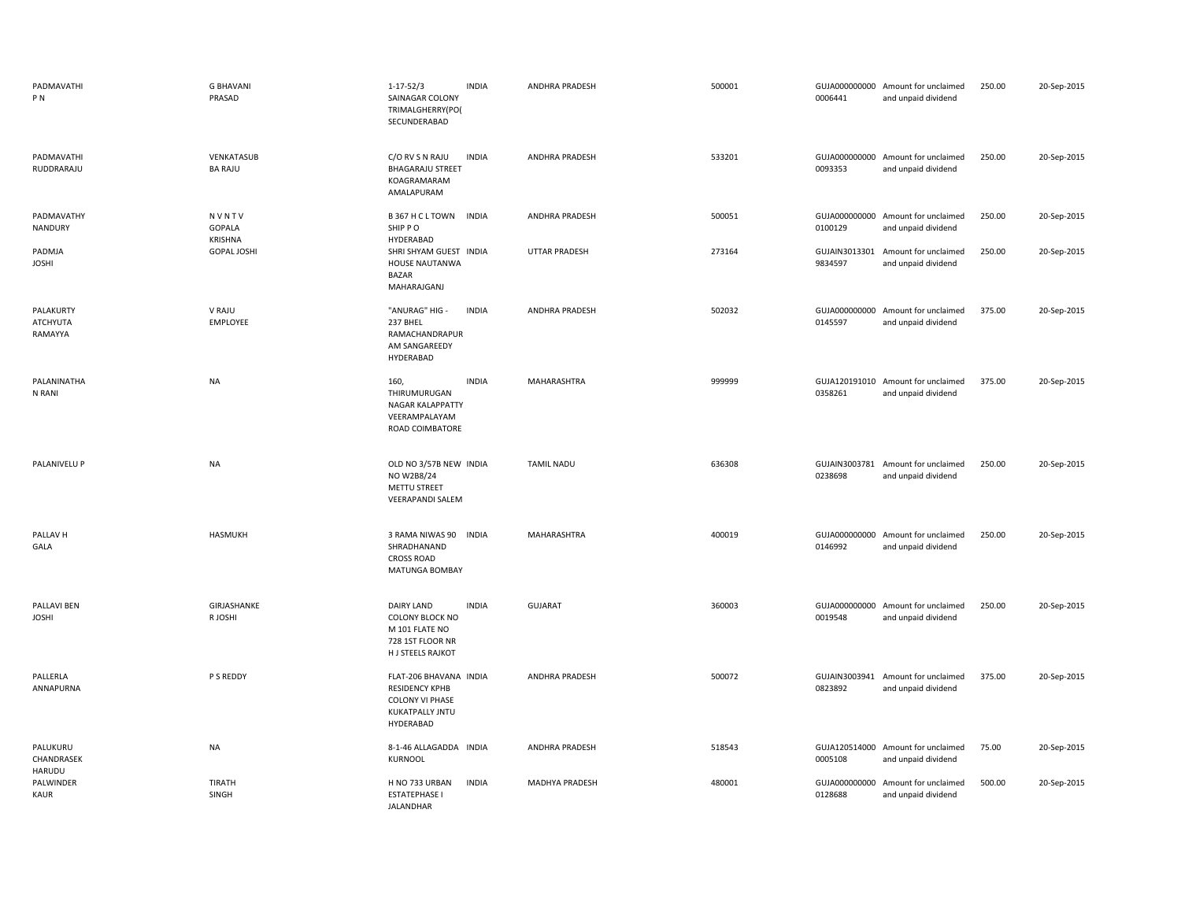| | | | | | | | | | |
|---|---|---|---|---|---|---|---|---|---|
| PADMAVATHI P N | G BHAVANI PRASAD | 1-17-52/3 SAINAGAR COLONY TRIMALGHERRY(PO( SECUNDERABAD | INDIA | ANDHRA PRADESH | 500001 | GUJA000000000 0006441 | Amount for unclaimed and unpaid dividend | 250.00 | 20-Sep-2015 |
| PADMAVATHI RUDDRARAJU | VENKATASUB BA RAJU | C/O RV S N RAJU BHAGARAJU STREET KOAGRAMARAM AMALAPURAM | INDIA | ANDHRA PRADESH | 533201 | GUJA000000000 0093353 | Amount for unclaimed and unpaid dividend | 250.00 | 20-Sep-2015 |
| PADMAVATHY NANDURY | N V N T V GOPALA KRISHNA | B 367 H C L TOWN SHIP P O HYDERABAD | INDIA | ANDHRA PRADESH | 500051 | GUJA000000000 0100129 | Amount for unclaimed and unpaid dividend | 250.00 | 20-Sep-2015 |
| PADMJA JOSHI | GOPAL JOSHI | SHRI SHYAM GUEST HOUSE NAUTANWA BAZAR MAHARAJGANJ | INDIA | UTTAR PRADESH | 273164 | GUJAIN3013301 9834597 | Amount for unclaimed and unpaid dividend | 250.00 | 20-Sep-2015 |
| PALAKURTY ATCHYUTA RAMAYYA | V RAJU EMPLOYEE | "ANURAG" HIG - 237 BHEL RAMACHANDRAPUR AM SANGAREEDY HYDERABAD | INDIA | ANDHRA PRADESH | 502032 | GUJA000000000 0145597 | Amount for unclaimed and unpaid dividend | 375.00 | 20-Sep-2015 |
| PALANINATHA N RANI | NA | 160, THIRUMURUGAN NAGAR KALAPPATTY VEERAMPALAYAM ROAD COIMBATORE | INDIA | MAHARASHTRA | 999999 | GUJA120191010 0358261 | Amount for unclaimed and unpaid dividend | 375.00 | 20-Sep-2015 |
| PALANIVELU P | NA | OLD NO 3/57B NEW NO W2B8/24 METTU STREET VEERAPANDI SALEM | INDIA | TAMIL NADU | 636308 | GUJAIN3003781 0238698 | Amount for unclaimed and unpaid dividend | 250.00 | 20-Sep-2015 |
| PALLAV H GALA | HASMUKH | 3 RAMA NIWAS 90 SHRADHANAND CROSS ROAD MATUNGA BOMBAY | INDIA | MAHARASHTRA | 400019 | GUJA000000000 0146992 | Amount for unclaimed and unpaid dividend | 250.00 | 20-Sep-2015 |
| PALLAVI BEN JOSHI | GIRJASHANKE R JOSHI | DAIRY LAND COLONY BLOCK NO M 101 FLATE NO 728 1ST FLOOR NR H J STEELS RAJKOT | INDIA | GUJARAT | 360003 | GUJA000000000 0019548 | Amount for unclaimed and unpaid dividend | 250.00 | 20-Sep-2015 |
| PALLERLA ANNAPURNA | P S REDDY | FLAT-206 BHAVANA RESIDENCY KPHB COLONY VI PHASE KUKATPALLY JNTU HYDERABAD | INDIA | ANDHRA PRADESH | 500072 | GUJAIN3003941 0823892 | Amount for unclaimed and unpaid dividend | 375.00 | 20-Sep-2015 |
| PALUKURU CHANDRASEK HARUDU | NA | 8-1-46 ALLAGADDA KURNOOL | INDIA | ANDHRA PRADESH | 518543 | GUJA120514000 0005108 | Amount for unclaimed and unpaid dividend | 75.00 | 20-Sep-2015 |
| PALWINDER KAUR | TIRATH SINGH | H NO 733 URBAN ESTATEPHASE I JALANDHAR | INDIA | MADHYA PRADESH | 480001 | GUJA000000000 0128688 | Amount for unclaimed and unpaid dividend | 500.00 | 20-Sep-2015 |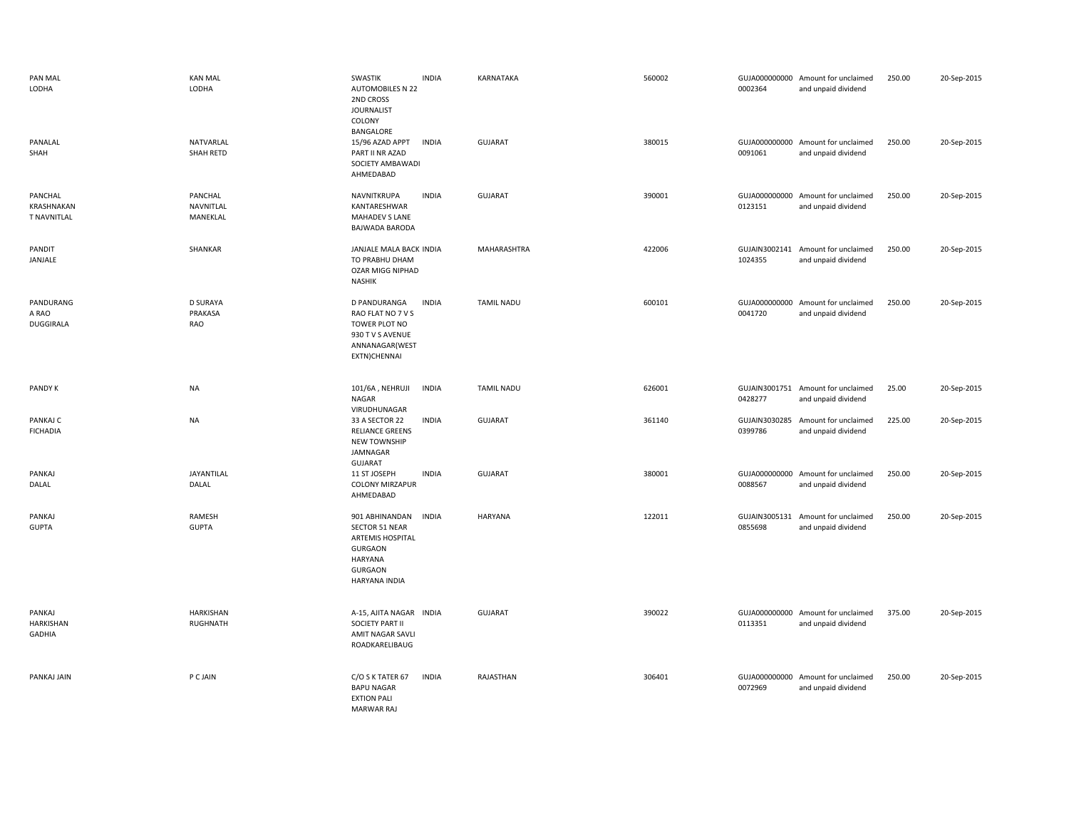| | | | | | | | | | |
|---|---|---|---|---|---|---|---|---|---|
| PAN MAL LODHA | KAN MAL LODHA | SWASTIK AUTOMOBILES N 22 2ND CROSS JOURNALIST COLONY BANGALORE | INDIA | KARNATAKA | 560002 | GUJA000000000 0002364 | Amount for unclaimed and unpaid dividend | 250.00 | 20-Sep-2015 |
| PANALAL SHAH | NATVARLAL SHAH RETD | 15/96 AZAD APPT PART II NR AZAD SOCIETY AMBAWADI AHMEDABAD | INDIA | GUJARAT | 380015 | GUJA000000000 0091061 | Amount for unclaimed and unpaid dividend | 250.00 | 20-Sep-2015 |
| PANCHAL KRASHNAKAN T NAVNITLAL | PANCHAL NAVNITLAL MANEKLAL | NAVNITKRUPA KANTARESHWAR MAHADEV S LANE BAJWADA BARODA | INDIA | GUJARAT | 390001 | GUJA000000000 0123151 | Amount for unclaimed and unpaid dividend | 250.00 | 20-Sep-2015 |
| PANDIT JANJALE | SHANKAR | JANJALE MALA BACK TO PRABHU DHAM OZAR MIGG NIPHAD NASHIK | INDIA | MAHARASHTRA | 422006 | GUJAIN3002141 1024355 | Amount for unclaimed and unpaid dividend | 250.00 | 20-Sep-2015 |
| PANDURANG A RAO DUGGIRALA | D SURAYA PRAKASA RAO | D PANDURANGA RAO FLAT NO 7 V S TOWER PLOT NO 930 T V S AVENUE ANNANAGAR(WEST EXTN)CHENNAI | INDIA | TAMIL NADU | 600101 | GUJA000000000 0041720 | Amount for unclaimed and unpaid dividend | 250.00 | 20-Sep-2015 |
| PANDY K | NA | 101/6A , NEHRUJI NAGAR VIRUDHUNAGAR | INDIA | TAMIL NADU | 626001 | GUJAIN3001751 0428277 | Amount for unclaimed and unpaid dividend | 25.00 | 20-Sep-2015 |
| PANKAJ C FICHADIA | NA | 33 A SECTOR 22 RELIANCE GREENS NEW TOWNSHIP JAMNAGAR GUJARAT | INDIA | GUJARAT | 361140 | GUJAIN3030285 0399786 | Amount for unclaimed and unpaid dividend | 225.00 | 20-Sep-2015 |
| PANKAJ DALAL | JAYANTILAL DALAL | 11 ST JOSEPH COLONY MIRZAPUR AHMEDABAD | INDIA | GUJARAT | 380001 | GUJA000000000 0088567 | Amount for unclaimed and unpaid dividend | 250.00 | 20-Sep-2015 |
| PANKAJ GUPTA | RAMESH GUPTA | 901 ABHINANDAN SECTOR 51 NEAR ARTEMIS HOSPITAL GURGAON HARYANA GURGAON HARYANA INDIA | INDIA | HARYANA | 122011 | GUJAIN3005131 0855698 | Amount for unclaimed and unpaid dividend | 250.00 | 20-Sep-2015 |
| PANKAJ HARKISHAN GADHIA | HARKISHAN RUGHNATH | A-15, AJITA NAGAR SOCIETY PART II AMIT NAGAR SAVLI ROADKARELIBAUG | INDIA | GUJARAT | 390022 | GUJA000000000 0113351 | Amount for unclaimed and unpaid dividend | 375.00 | 20-Sep-2015 |
| PANKAJ JAIN | P C JAIN | C/O S K TATER 67 BAPU NAGAR EXTION PALI MARWAR RAJ | INDIA | RAJASTHAN | 306401 | GUJA000000000 0072969 | Amount for unclaimed and unpaid dividend | 250.00 | 20-Sep-2015 |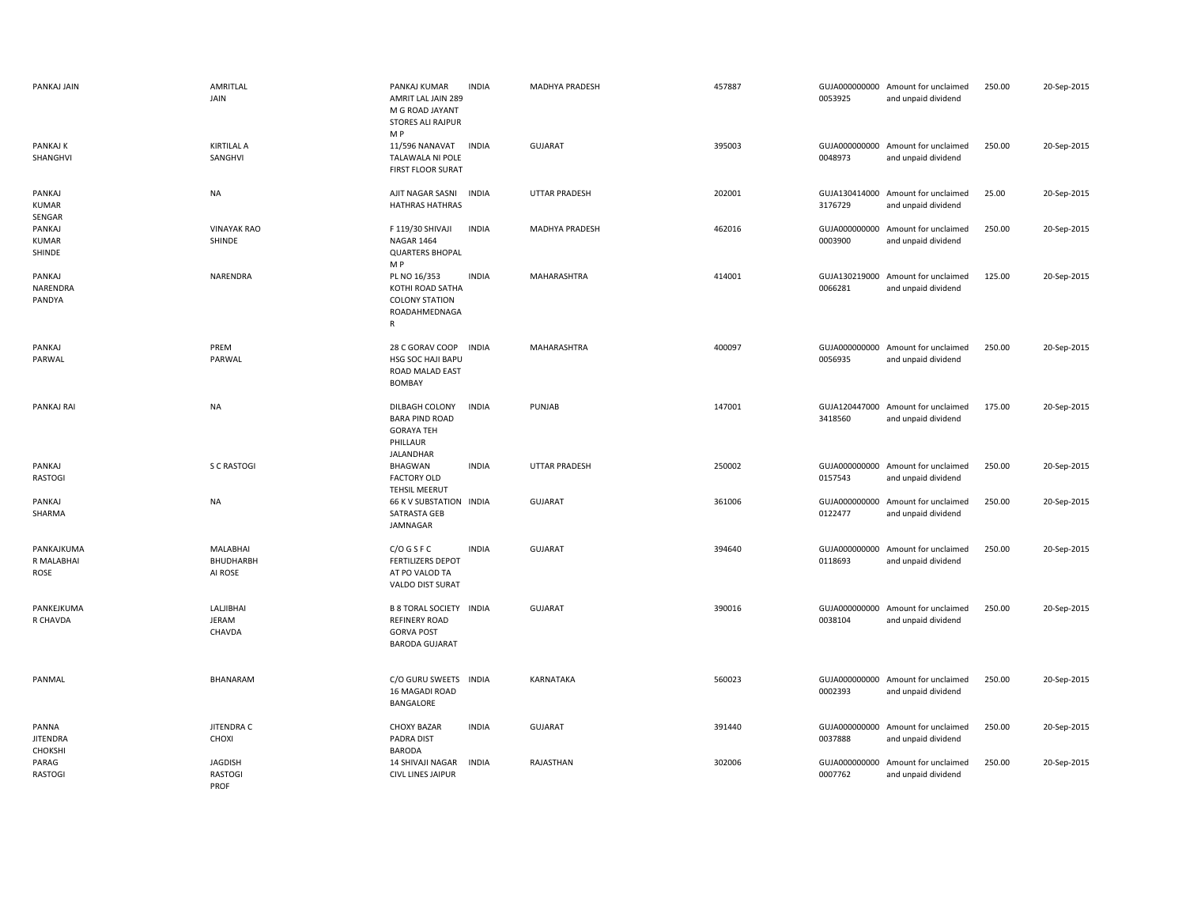| | | | | | | | | | |
|---|---|---|---|---|---|---|---|---|---|
| PANKAJ JAIN | AMRITLAL JAIN | PANKAJ KUMAR AMRIT LAL JAIN 289 M G ROAD JAYANT STORES ALI RAJPUR M P | INDIA | MADHYA PRADESH | 457887 | GUJA000000000 0053925 | Amount for unclaimed and unpaid dividend | 250.00 | 20-Sep-2015 |
| PANKAJ K SHANGHVI | KIRTILAL A SANGHVI | 11/596 NANAVAT TALAWALA NI POLE FIRST FLOOR SURAT | INDIA | GUJARAT | 395003 | GUJA000000000 0048973 | Amount for unclaimed and unpaid dividend | 250.00 | 20-Sep-2015 |
| PANKAJ KUMAR SENGAR | NA | AJIT NAGAR SASNI HATHRAS HATHRAS | INDIA | UTTAR PRADESH | 202001 | GUJA130414000 3176729 | Amount for unclaimed and unpaid dividend | 25.00 | 20-Sep-2015 |
| PANKAJ KUMAR SHINDE | VINAYAK RAO SHINDE | F 119/30 SHIVAJI NAGAR 1464 QUARTERS BHOPAL M P | INDIA | MADHYA PRADESH | 462016 | GUJA000000000 0003900 | Amount for unclaimed and unpaid dividend | 250.00 | 20-Sep-2015 |
| PANKAJ NARENDRA PANDYA | NARENDRA | PL NO 16/353 KOTHI ROAD SATHA COLONY STATION ROADAHMEDNAGA R | INDIA | MAHARASHTRA | 414001 | GUJA130219000 0066281 | Amount for unclaimed and unpaid dividend | 125.00 | 20-Sep-2015 |
| PANKAJ PARWAL | PREM PARWAL | 28 C GORAV COOP HSG SOC HAJI BAPU ROAD MALAD EAST BOMBAY | INDIA | MAHARASHTRA | 400097 | GUJA000000000 0056935 | Amount for unclaimed and unpaid dividend | 250.00 | 20-Sep-2015 |
| PANKAJ RAI | NA | DILBAGH COLONY BARA PIND ROAD GORAYA TEH PHILLAUR JALANDHAR | INDIA | PUNJAB | 147001 | GUJA120447000 3418560 | Amount for unclaimed and unpaid dividend | 175.00 | 20-Sep-2015 |
| PANKAJ RASTOGI | S C RASTOGI | BHAGWAN FACTORY OLD TEHSIL MEERUT | INDIA | UTTAR PRADESH | 250002 | GUJA000000000 0157543 | Amount for unclaimed and unpaid dividend | 250.00 | 20-Sep-2015 |
| PANKAJ SHARMA | NA | 66 K V SUBSTATION SATRASTA GEB JAMNAGAR | INDIA | GUJARAT | 361006 | GUJA000000000 0122477 | Amount for unclaimed and unpaid dividend | 250.00 | 20-Sep-2015 |
| PANKAJKUMA R MALABHAI ROSE | MALABHAI BHUDHARBH AI ROSE | C/O G S F C FERTILIZERS DEPOT AT PO VALOD TA VALDO DIST SURAT | INDIA | GUJARAT | 394640 | GUJA000000000 0118693 | Amount for unclaimed and unpaid dividend | 250.00 | 20-Sep-2015 |
| PANKEJKUMA R CHAVDA | LALJIBHAI JERAM CHAVDA | B 8 TORAL SOCIETY REFINERY ROAD GORVA POST BARODA GUJARAT | INDIA | GUJARAT | 390016 | GUJA000000000 0038104 | Amount for unclaimed and unpaid dividend | 250.00 | 20-Sep-2015 |
| PANMAL | BHANARAM | C/O GURU SWEETS 16 MAGADI ROAD BANGALORE | INDIA | KARNATAKA | 560023 | GUJA000000000 0002393 | Amount for unclaimed and unpaid dividend | 250.00 | 20-Sep-2015 |
| PANNA JITENDRA CHOKSHI | JITENDRA C CHOXI | CHOXY BAZAR PADRA DIST BARODA | INDIA | GUJARAT | 391440 | GUJA000000000 0037888 | Amount for unclaimed and unpaid dividend | 250.00 | 20-Sep-2015 |
| PARAG RASTOGI | JAGDISH RASTOGI PROF | 14 SHIVAJI NAGAR CIVL LINES JAIPUR | INDIA | RAJASTHAN | 302006 | GUJA000000000 0007762 | Amount for unclaimed and unpaid dividend | 250.00 | 20-Sep-2015 |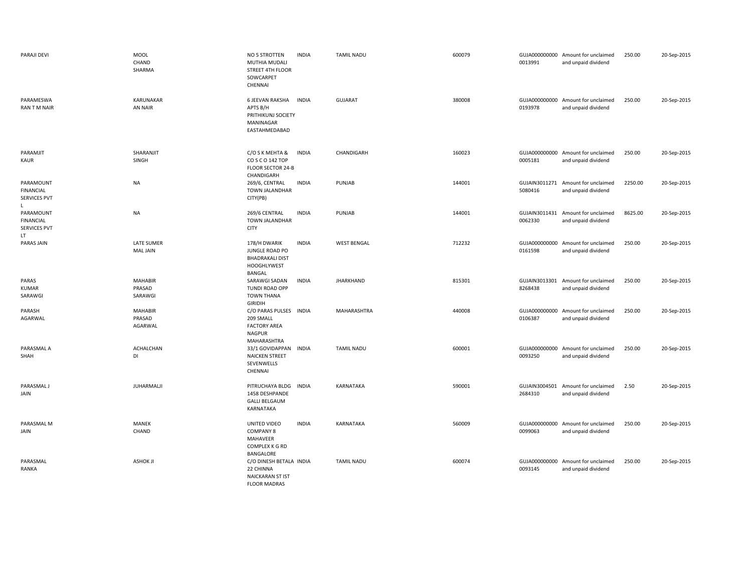| | | | | | | | | | |
|---|---|---|---|---|---|---|---|---|---|
| PARAJI DEVI | MOOL CHAND SHARMA | NO 5 STROTTEN MUTHIA MUDALI STREET 4TH FLOOR SOWCARPET CHENNAI | INDIA | TAMIL NADU | 600079 | GUJA000000000 0013991 | Amount for unclaimed and unpaid dividend | 250.00 | 20-Sep-2015 |
| PARAMESWA RAN T M NAIR | KARUNAKAR AN NAIR | 6 JEEVAN RAKSHA APTS B/H PRITHIKUNJ SOCIETY MANINAGAR EASTAHMEDABAD | INDIA | GUJARAT | 380008 | GUJA000000000 0193978 | Amount for unclaimed and unpaid dividend | 250.00 | 20-Sep-2015 |
| PARAMJIT KAUR | SHARANJIT SINGH | C/O S K MEHTA & CO S C O 142 TOP FLOOR SECTOR 24-B CHANDIGARH | INDIA | CHANDIGARH | 160023 | GUJA000000000 0005181 | Amount for unclaimed and unpaid dividend | 250.00 | 20-Sep-2015 |
| PARAMOUNT FINANCIAL SERVICES PVT L | NA | 269/6, CENTRAL TOWN JALANDHAR CITY(PB) | INDIA | PUNJAB | 144001 | GUJAIN3011271 5080416 | Amount for unclaimed and unpaid dividend | 2250.00 | 20-Sep-2015 |
| PARAMOUNT FINANCIAL SERVICES PVT LT | NA | 269/6 CENTRAL TOWN JALANDHAR CITY | INDIA | PUNJAB | 144001 | GUJAIN3011431 0062330 | Amount for unclaimed and unpaid dividend | 8625.00 | 20-Sep-2015 |
| PARAS JAIN | LATE SUMER MAL JAIN | 178/H DWARIK JUNGLE ROAD PO BHADRAKALI DIST HOOGHLYWEST BANGAL | INDIA | WEST BENGAL | 712232 | GUJA000000000 0161598 | Amount for unclaimed and unpaid dividend | 250.00 | 20-Sep-2015 |
| PARAS KUMAR SARAWGI | MAHABIR PRASAD SARAWGI | SARAWGI SADAN TUNDI ROAD OPP TOWN THANA GIRIDIH | INDIA | JHARKHAND | 815301 | GUJAIN3013301 8268438 | Amount for unclaimed and unpaid dividend | 250.00 | 20-Sep-2015 |
| PARASH AGARWAL | MAHABIR PRASAD AGARWAL | C/O PARAS PULSES 209 SMALL FACTORY AREA NAGPUR MAHARASHTRA | INDIA | MAHARASHTRA | 440008 | GUJA000000000 0106387 | Amount for unclaimed and unpaid dividend | 250.00 | 20-Sep-2015 |
| PARASMAL A SHAH | ACHALCHAN DI | 33/1 GOVIDAPPAN NAICKEN STREET SEVENWELLS CHENNAI | INDIA | TAMIL NADU | 600001 | GUJA000000000 0093250 | Amount for unclaimed and unpaid dividend | 250.00 | 20-Sep-2015 |
| PARASMAL J JAIN | JUHARMALJI | PITRUCHAYA BLDG 1458 DESHPANDE GALLI BELGAUM KARNATAKA | INDIA | KARNATAKA | 590001 | GUJAIN3004501 2684310 | Amount for unclaimed and unpaid dividend | 2.50 | 20-Sep-2015 |
| PARASMAL M JAIN | MANEK CHAND | UNITED VIDEO COMPANY 8 MAHAVEER COMPLEX K G RD BANGALORE | INDIA | KARNATAKA | 560009 | GUJA000000000 0099063 | Amount for unclaimed and unpaid dividend | 250.00 | 20-Sep-2015 |
| PARASMAL RANKA | ASHOK JI | C/O DINESH BETALA 22 CHINNA NAICKARAN ST IST FLOOR MADRAS | INDIA | TAMIL NADU | 600074 | GUJA000000000 0093145 | Amount for unclaimed and unpaid dividend | 250.00 | 20-Sep-2015 |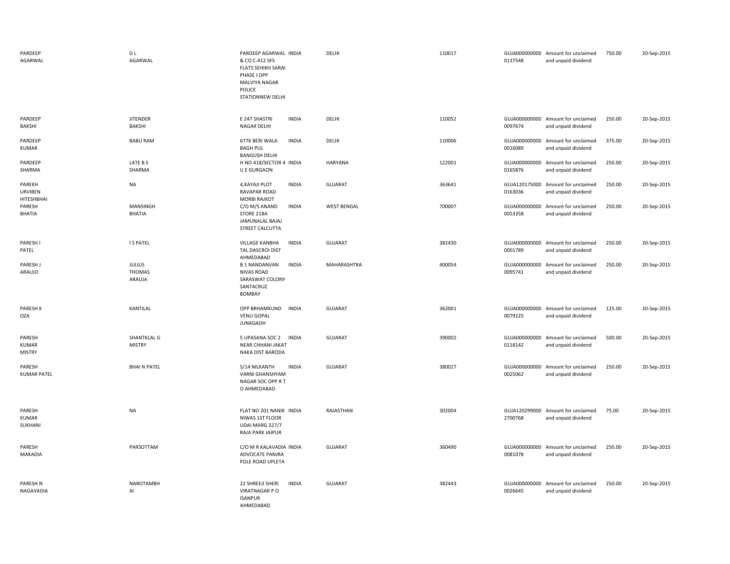| | | | | | | | | | |
|---|---|---|---|---|---|---|---|---|---|
| PARDEEP AGARWAL | G L AGARWAL | PARDEEP AGARWAL & CO C-412 SFS FLATS SEHIKH SARAI PHASE I OPP MALVIYA NAGAR POLICE STATIONNEW DELHI | INDIA | DELHI | 110017 | GUJA000000000 0137548 | Amount for unclaimed and unpaid dividend | 750.00 | 20-Sep-2015 |
| PARDEEP BAKSHI | JITENDER BAKSHI | E 247 SHASTRI NAGAR DELHI | INDIA | DELHI | 110052 | GUJA000000000 0097674 | Amount for unclaimed and unpaid dividend | 250.00 | 20-Sep-2015 |
| PARDEEP KUMAR | BABU RAM | 6776 BERI WALA BAGH PUL BANGUSH DELHI | INDIA | DELHI | 110006 | GUJA000000000 0016089 | Amount for unclaimed and unpaid dividend | 375.00 | 20-Sep-2015 |
| PARDEEP SHARMA | LATE B S SHARMA | H NO 418/SECTOR 4 U E GURGAON | INDIA | HARYANA | 122001 | GUJA000000000 0165876 | Amount for unclaimed and unpaid dividend | 250.00 | 20-Sep-2015 |
| PAREKH URVIBEN HITESHBHAI | NA | 4,KAYAJI PLOT RAVAPAR ROAD MORBI RAJKOT | INDIA | GUJARAT | 363641 | GUJA120175000 0163036 | Amount for unclaimed and unpaid dividend | 250.00 | 20-Sep-2015 |
| PARESH BHATIA | MANSINGH BHATIA | C/O M/S ANAND STORE 218A JAMUNALAL BAJAJ STREET CALCUTTA | INDIA | WEST BENGAL | 700007 | GUJA000000000 0053358 | Amount for unclaimed and unpaid dividend | 250.00 | 20-Sep-2015 |
| PARESH I PATEL | I S PATEL | VILLAGE KANBHA TAL DASCROI DIST AHMEDABAD | INDIA | GUJARAT | 382430 | GUJA000000000 0001789 | Amount for unclaimed and unpaid dividend | 250.00 | 20-Sep-2015 |
| PARESH J ARAUJO | JULIUS THOMAS ARAUJA | B 1 NANDANVAN NIVAS ROAD SARASWAT COLONY SANTACRUZ BOMBAY | INDIA | MAHARASHTRA | 400054 | GUJA000000000 0095741 | Amount for unclaimed and unpaid dividend | 250.00 | 20-Sep-2015 |
| PARESH K OZA | KANTILAL | OPP BRHAMKUND VENU GOPAL JUNAGADH | INDIA | GUJARAT | 362001 | GUJA000000000 0079225 | Amount for unclaimed and unpaid dividend | 125.00 | 20-Sep-2015 |
| PARESH KUMAR MISTRY | SHANTKLAL G MISTRY | 5 UPASANA SOC 2 NEAR CHHANI JAKAT NAKA DIST BARODA | INDIA | GUJARAT | 390002 | GUJA000000000 0118142 | Amount for unclaimed and unpaid dividend | 500.00 | 20-Sep-2015 |
| PARESH KUMAR PATEL | BHAI N PATEL | S/14 NILKANTH VARNI GHANSHYAM NAGAR SOC OPP R T O AHMEDABAD | INDIA | GUJARAT | 380027 | GUJA000000000 0025062 | Amount for unclaimed and unpaid dividend | 250.00 | 20-Sep-2015 |
| PARESH KUMAR SUKHANI | NA | FLAT NO 201 NANIK NIWAS 1ST FLOOR UDAI MARG 327/7 RAJA PARK JAIPUR | INDIA | RAJASTHAN | 302004 | GUJA120299000 2700768 | Amount for unclaimed and unpaid dividend | 75.00 | 20-Sep-2015 |
| PARESH MAKADIA | PARSOTTAM | C/O M R KALAVADIA ADVOCATE PANJRA POLE ROAD UPLETA | INDIA | GUJARAT | 360490 | GUJA000000000 0081078 | Amount for unclaimed and unpaid dividend | 250.00 | 20-Sep-2015 |
| PARESH N NAGAVADIA | NAROTAMBH AI | 22 SHREEJI SHERI VIRATNAGAR P O ISANPUR AHMEDABAD | INDIA | GUJARAT | 382443 | GUJA000000000 0026645 | Amount for unclaimed and unpaid dividend | 250.00 | 20-Sep-2015 |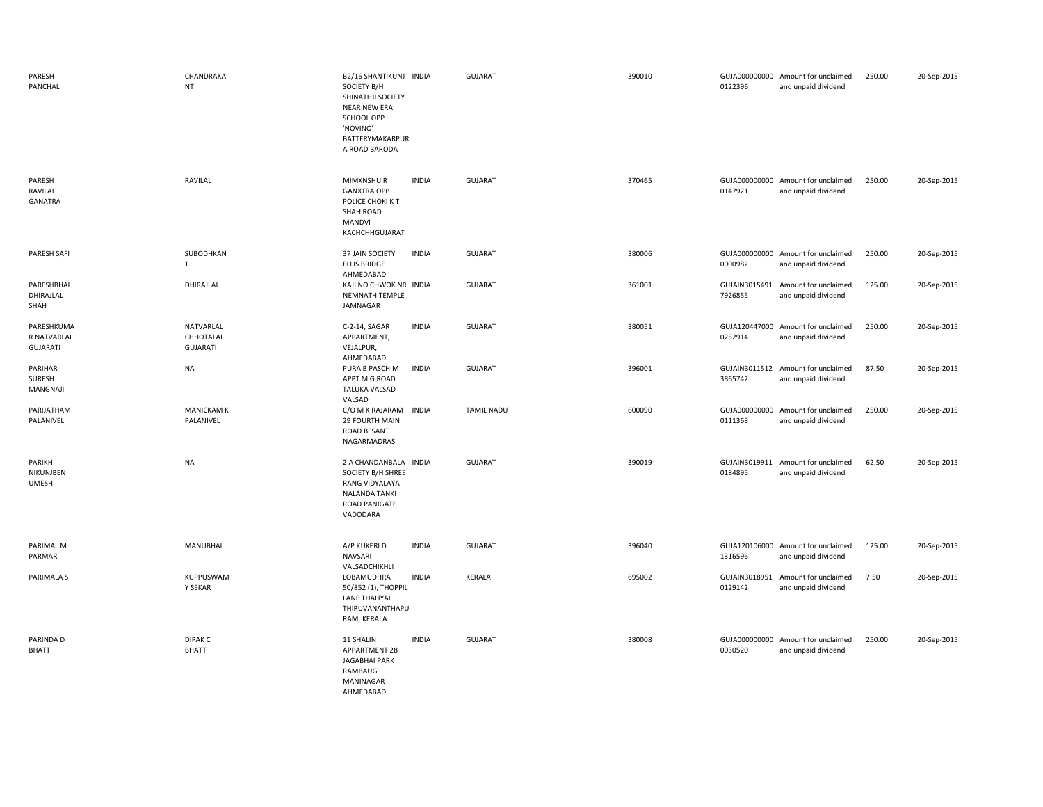| | | | | | | | | | |
|---|---|---|---|---|---|---|---|---|---|
| PARESH PANCHAL | CHANDRAKANT | B2/16 SHANTIKUNJ SOCIETY B/H SHINATHJI SOCIETY NEAR NEW ERA SCHOOL OPP 'NOVINO' BATTERYMAKARPURA ROAD BARODA | INDIA | GUJARAT | 390010 | GUJA0000000000122396 | Amount for unclaimed and unpaid dividend | 250.00 | 20-Sep-2015 |
| PARESH RAVILAL GANATRA | RAVILAL | MIMXNSHU R GANXTRA OPP POLICE CHOKI K T SHAH ROAD MANDVI KACHCHHGUJARAT | INDIA | GUJARAT | 370465 | GUJA0000000000147921 | Amount for unclaimed and unpaid dividend | 250.00 | 20-Sep-2015 |
| PARESH SAFI | SUBODHKANT | 37 JAIN SOCIETY ELLIS BRIDGE AHMEDABAD | INDIA | GUJARAT | 380006 | GUJA0000000000000982 | Amount for unclaimed and unpaid dividend | 250.00 | 20-Sep-2015 |
| PARESHBHAI DHIRAJLAL SHAH | DHIRAJLAL | KAJI NO CHWOK NR NEMNATH TEMPLE JAMNAGAR | INDIA | GUJARAT | 361001 | GUJAIN30154917926855 | Amount for unclaimed and unpaid dividend | 125.00 | 20-Sep-2015 |
| PARESHKUMAR NATVARLAL GUJARATI | NATVARLAL CHHOTALAL GUJARATI | C-2-14, SAGAR APPARTMENT, VEJALPUR, AHMEDABAD | INDIA | GUJARAT | 380051 | GUJA1204470000252914 | Amount for unclaimed and unpaid dividend | 250.00 | 20-Sep-2015 |
| PARIHAR SURESH MANGNAJI | NA | PURA B PASCHIM APPT M G ROAD TALUKA VALSAD VALSAD | INDIA | GUJARAT | 396001 | GUJAIN30115123865742 | Amount for unclaimed and unpaid dividend | 87.50 | 20-Sep-2015 |
| PARIJATHAM PALANIVEL | MANICKAM K PALANIVEL | C/O M K RAJARAM 29 FOURTH MAIN ROAD BESANT NAGARMADRAS | INDIA | TAMIL NADU | 600090 | GUJA0000000000111368 | Amount for unclaimed and unpaid dividend | 250.00 | 20-Sep-2015 |
| PARIKH NIKUNJBEN UMESH | NA | 2 A CHANDANBALA SOCIETY B/H SHREE RANG VIDYALAYA NALANDA TANKI ROAD PANIGATE VADODARA | INDIA | GUJARAT | 390019 | GUJAIN30199110184895 | Amount for unclaimed and unpaid dividend | 62.50 | 20-Sep-2015 |
| PARIMAL M PARMAR | MANUBHAI | A/P KUKERI D. NAVSARI VALSADCHIKHLI | INDIA | GUJARAT | 396040 | GUJA1201060001316596 | Amount for unclaimed and unpaid dividend | 125.00 | 20-Sep-2015 |
| PARIMALA S | KUPPUSWAMY SEKAR | LOBAMUDHRA 50/852 (1), THOPPIL LANE THALIYAL THIRUVANANTHAPURAM, KERALA | INDIA | KERALA | 695002 | GUJAIN30189510129142 | Amount for unclaimed and unpaid dividend | 7.50 | 20-Sep-2015 |
| PARINDA D BHATT | DIPAK C BHATT | 11 SHALIN APPARTMENT 28 JAGABHAI PARK RAMBAUG MANINAGAR AHMEDABAD | INDIA | GUJARAT | 380008 | GUJA0000000000030520 | Amount for unclaimed and unpaid dividend | 250.00 | 20-Sep-2015 |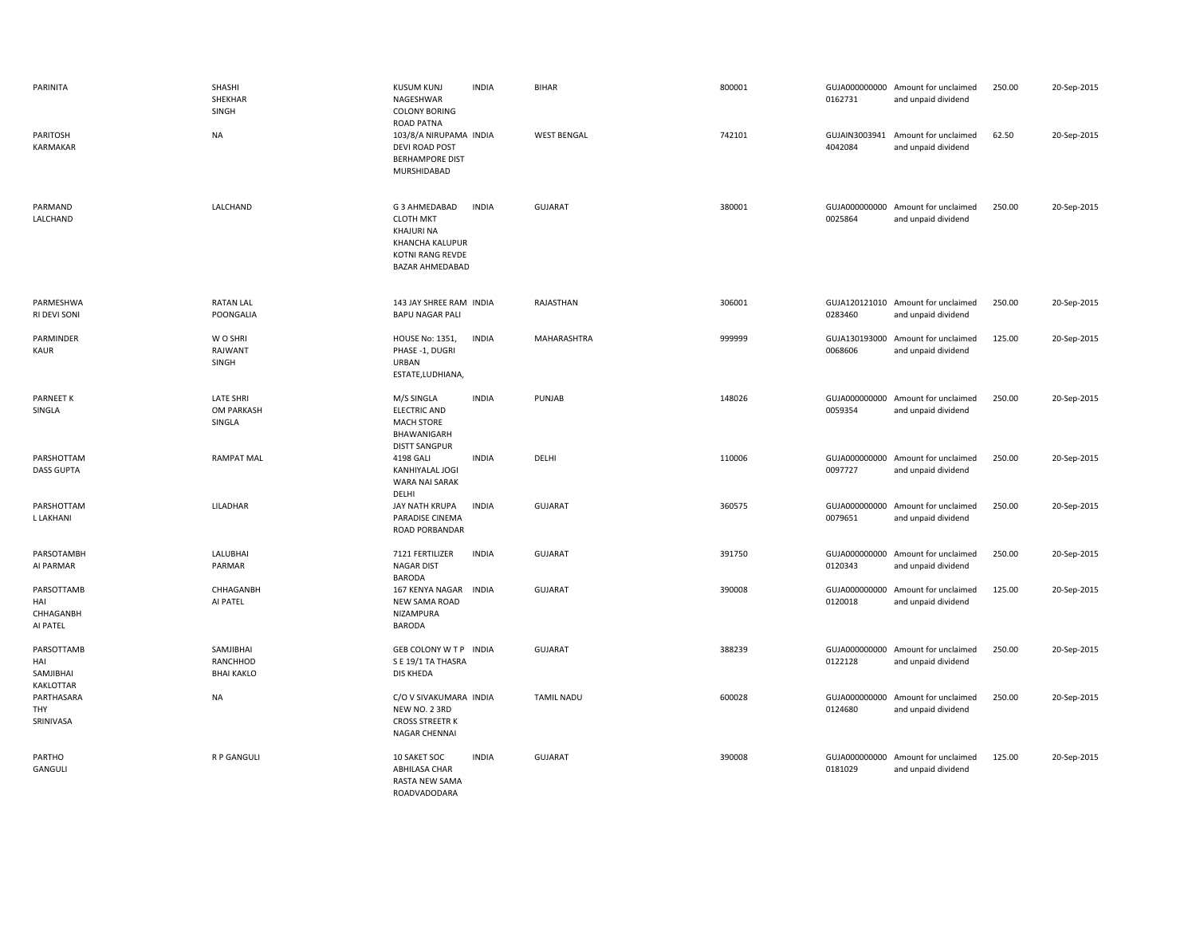| | | | | | | | | | |
|---|---|---|---|---|---|---|---|---|---|
| PARINITA | SHASHI SHEKHAR SINGH | KUSUM KUNJ NAGESHWAR COLONY BORING ROAD PATNA | INDIA | BIHAR | 800001 | GUJA000000000 0162731 | Amount for unclaimed and unpaid dividend | 250.00 | 20-Sep-2015 |
| PARITOSH KARMAKAR | NA | 103/8/A NIRUPAMA DEVI ROAD POST BERHAMPORE DIST MURSHIDABAD | INDIA | WEST BENGAL | 742101 | GUJAIN3003941 4042084 | Amount for unclaimed and unpaid dividend | 62.50 | 20-Sep-2015 |
| PARMAND LALCHAND | LALCHAND | G 3 AHMEDABAD CLOTH MKT KHAJURI NA KHANCHA KALUPUR KOTNI RANG REVDE BAZAR AHMEDABAD | INDIA | GUJARAT | 380001 | GUJA000000000 0025864 | Amount for unclaimed and unpaid dividend | 250.00 | 20-Sep-2015 |
| PARMESHWA RI DEVI SONI | RATAN LAL POONGALIA | 143 JAY SHREE RAM BAPU NAGAR PALI | INDIA | RAJASTHAN | 306001 | GUJA120121010 0283460 | Amount for unclaimed and unpaid dividend | 250.00 | 20-Sep-2015 |
| PARMINDER KAUR | W O SHRI RAJWANT SINGH | HOUSE No: 1351, PHASE -1, DUGRI URBAN ESTATE,LUDHIANA, | INDIA | MAHARASHTRA | 999999 | GUJA130193000 0068606 | Amount for unclaimed and unpaid dividend | 125.00 | 20-Sep-2015 |
| PARNEET K SINGLA | LATE SHRI OM PARKASH SINGLA | M/S SINGLA ELECTRIC AND MACH STORE BHAWANIGARH DISTT SANGPUR | INDIA | PUNJAB | 148026 | GUJA000000000 0059354 | Amount for unclaimed and unpaid dividend | 250.00 | 20-Sep-2015 |
| PARSHOTTAM DASS GUPTA | RAMPAT MAL | 4198 GALI KANHIYALAL JOGI WARA NAI SARAK DELHI | INDIA | DELHI | 110006 | GUJA000000000 0097727 | Amount for unclaimed and unpaid dividend | 250.00 | 20-Sep-2015 |
| PARSHOTTAM L LAKHANI | LILADHAR | JAY NATH KRUPA PARADISE CINEMA ROAD PORBANDAR | INDIA | GUJARAT | 360575 | GUJA000000000 0079651 | Amount for unclaimed and unpaid dividend | 250.00 | 20-Sep-2015 |
| PARSOTAMBH AI PARMAR | LALUBHAI PARMAR | 7121 FERTILIZER NAGAR DIST BARODA | INDIA | GUJARAT | 391750 | GUJA000000000 0120343 | Amount for unclaimed and unpaid dividend | 250.00 | 20-Sep-2015 |
| PARSOTTAMB HAI CHHAGANBH AI PATEL | CHHAGANBH AI PATEL | 167 KENYA NAGAR NEW SAMA ROAD NIZAMPURA BARODA | INDIA | GUJARAT | 390008 | GUJA000000000 0120018 | Amount for unclaimed and unpaid dividend | 125.00 | 20-Sep-2015 |
| PARSOTTAMB HAI SAMJIBHAI KAKLOTTAR | SAMJIBHAI RANCHHOD BHAI KAKLO | GEB COLONY W T P S E 19/1 TA THASRA DIS KHEDA | INDIA | GUJARAT | 388239 | GUJA000000000 0122128 | Amount for unclaimed and unpaid dividend | 250.00 | 20-Sep-2015 |
| PARTHASARA THY SRINIVASA | NA | C/O V SIVAKUMARA NEW NO. 2 3RD CROSS STREETR K NAGAR CHENNAI | INDIA | TAMIL NADU | 600028 | GUJA000000000 0124680 | Amount for unclaimed and unpaid dividend | 250.00 | 20-Sep-2015 |
| PARTHO GANGULI | R P GANGULI | 10 SAKET SOC ABHILASA CHAR RASTA NEW SAMA ROADVADODARA | INDIA | GUJARAT | 390008 | GUJA000000000 0181029 | Amount for unclaimed and unpaid dividend | 125.00 | 20-Sep-2015 |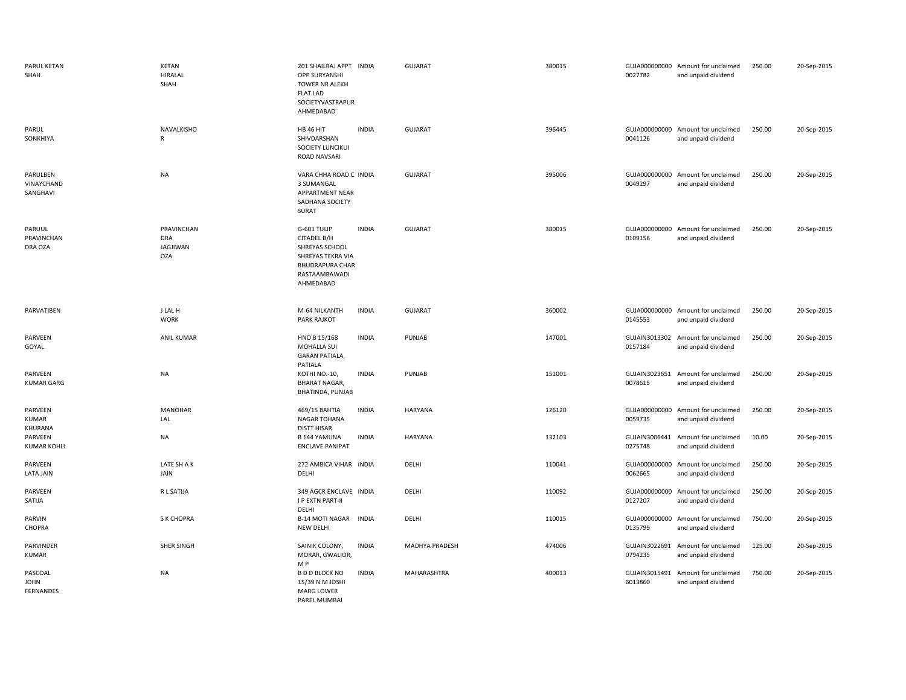| | | | | | | | | | |
|---|---|---|---|---|---|---|---|---|---|
| PARUL KETAN SHAH | KETAN HIRALAL SHAH | 201 SHAILRAJ APPT OPP SURYANSHI TOWER NR ALEKH FLAT LAD SOCIETYVASTRAPUR AHMEDABAD | INDIA | GUJARAT | 380015 | GUJA000000000 0027782 | Amount for unclaimed and unpaid dividend | 250.00 | 20-Sep-2015 |
| PARUL SONKHIYA | NAVALKISHOR | HB 46 HIT SHIVDARSHAN SOCIETY LUNCIKUI ROAD NAVSARI | INDIA | GUJARAT | 396445 | GUJA000000000 0041126 | Amount for unclaimed and unpaid dividend | 250.00 | 20-Sep-2015 |
| PARULBEN VINAYCHAND SANGHAVI | NA | VARA CHHA ROAD C 3 SUMANGAL APPARTMENT NEAR SADHANA SOCIETY SURAT | INDIA | GUJARAT | 395006 | GUJA000000000 0049297 | Amount for unclaimed and unpaid dividend | 250.00 | 20-Sep-2015 |
| PARUUL PRAVINCHAN DRA OZA | PRAVINCHAN DRA JAGJIWAN OZA | G-601 TULIP CITADEL B/H SHREYAS SCHOOL SHREYAS TEKRA VIA BHUDRAPURA CHAR RASTAAMBAWADI AHMEDABAD | INDIA | GUJARAT | 380015 | GUJA000000000 0109156 | Amount for unclaimed and unpaid dividend | 250.00 | 20-Sep-2015 |
| PARVATIBEN | J LAL H WORK | M-64 NILKANTH PARK RAJKOT | INDIA | GUJARAT | 360002 | GUJA000000000 0145553 | Amount for unclaimed and unpaid dividend | 250.00 | 20-Sep-2015 |
| PARVEEN GOYAL | ANIL KUMAR | HNO B 15/168 MOHALLA SUI GARAN PATIALA, PATIALA | INDIA | PUNJAB | 147001 | GUJAIN3013302 0157184 | Amount for unclaimed and unpaid dividend | 250.00 | 20-Sep-2015 |
| PARVEEN KUMAR GARG | NA | KOTHI NO.-10, BHARAT NAGAR, BHATINDA, PUNJAB | INDIA | PUNJAB | 151001 | GUJAIN3023651 0078615 | Amount for unclaimed and unpaid dividend | 250.00 | 20-Sep-2015 |
| PARVEEN KUMAR KHURANA | MANOHAR LAL | 469/15 BAHTIA NAGAR TOHANA DISTT HISAR | INDIA | HARYANA | 126120 | GUJA000000000 0059735 | Amount for unclaimed and unpaid dividend | 250.00 | 20-Sep-2015 |
| PARVEEN KUMAR KOHLI | NA | B 144 YAMUNA ENCLAVE PANIPAT | INDIA | HARYANA | 132103 | GUJAIN3006441 0275748 | Amount for unclaimed and unpaid dividend | 10.00 | 20-Sep-2015 |
| PARVEEN LATA JAIN | LATE SH A K JAIN | 272 AMBICA VIHAR DELHI | INDIA | DELHI | 110041 | GUJA000000000 0062665 | Amount for unclaimed and unpaid dividend | 250.00 | 20-Sep-2015 |
| PARVEEN SATIJA | R L SATIJA | 349 AGCR ENCLAVE I P EXTN PART-II DELHI | INDIA | DELHI | 110092 | GUJA000000000 0127207 | Amount for unclaimed and unpaid dividend | 250.00 | 20-Sep-2015 |
| PARVIN CHOPRA | S K CHOPRA | B-14 MOTI NAGAR NEW DELHI | INDIA | DELHI | 110015 | GUJA000000000 0135799 | Amount for unclaimed and unpaid dividend | 750.00 | 20-Sep-2015 |
| PARVINDER KUMAR | SHER SINGH | SAINIK COLONY, MORAR, GWALIOR, M P | INDIA | MADHYA PRADESH | 474006 | GUJAIN3022691 0794235 | Amount for unclaimed and unpaid dividend | 125.00 | 20-Sep-2015 |
| PASCOAL JOHN FERNANDES | NA | B D D BLOCK NO 15/39 N M JOSHI MARG LOWER PAREL MUMBAI | INDIA | MAHARASHTRA | 400013 | GUJAIN3015491 6013860 | Amount for unclaimed and unpaid dividend | 750.00 | 20-Sep-2015 |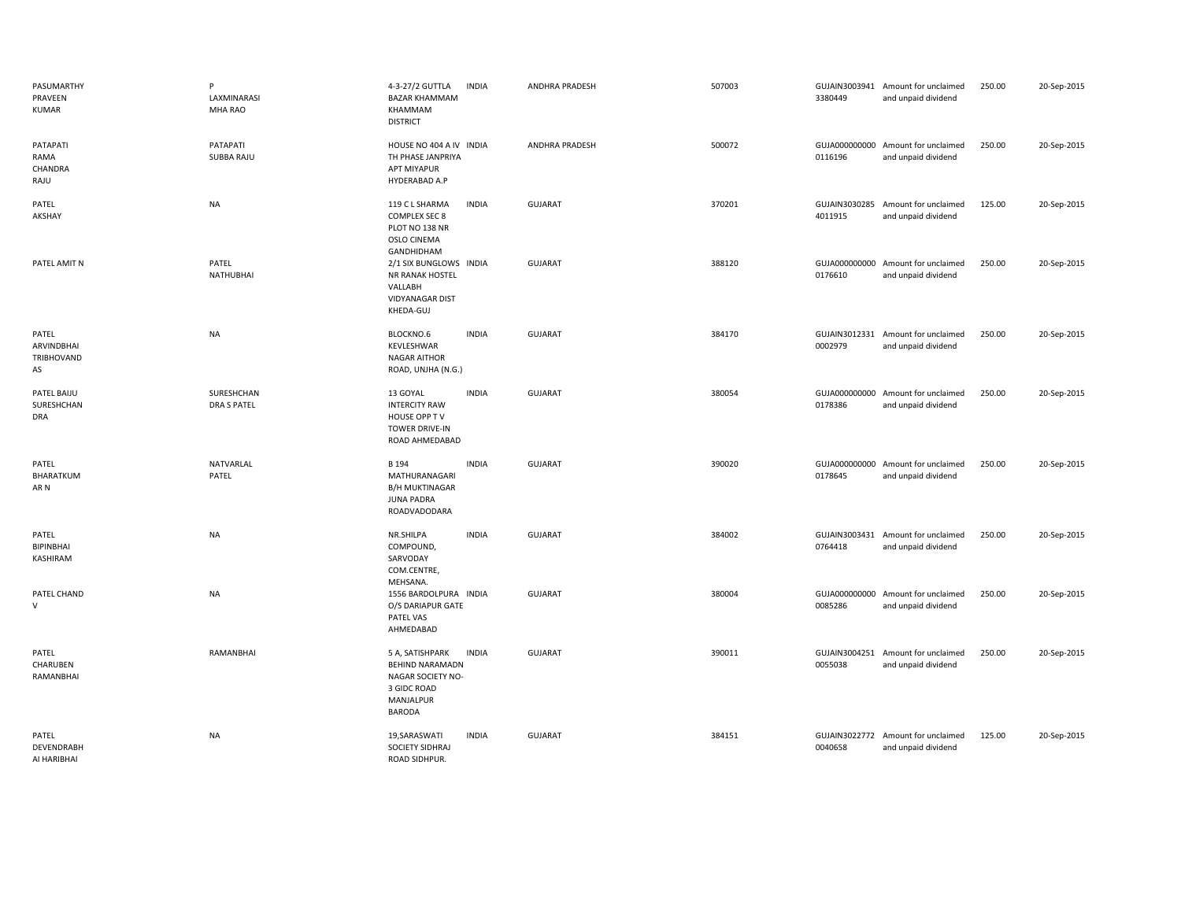| | | | | | | | | | |
|---|---|---|---|---|---|---|---|---|---|
| PASUMARTHY PRAVEEN KUMAR | P LAXMINARASI MHA RAO | 4-3-27/2 GUTTLA BAZAR KHAMMAM KHAMMAM DISTRICT | INDIA | ANDHRA PRADESH | 507003 | GUJAIN3003941 3380449 | Amount for unclaimed and unpaid dividend | 250.00 | 20-Sep-2015 |
| PATAPATI RAMA CHANDRA RAJU | PATAPATI SUBBA RAJU | HOUSE NO 404 A IV TH PHASE JANPRIYA APT MIYAPUR HYDERABAD A.P | INDIA | ANDHRA PRADESH | 500072 | GUJA000000000 0116196 | Amount for unclaimed and unpaid dividend | 250.00 | 20-Sep-2015 |
| PATEL AKSHAY | NA | 119 C L SHARMA COMPLEX SEC 8 PLOT NO 138 NR OSLO CINEMA GANDHIDHAM | INDIA | GUJARAT | 370201 | GUJAIN3030285 4011915 | Amount for unclaimed and unpaid dividend | 125.00 | 20-Sep-2015 |
| PATEL AMIT N | PATEL NATHUBHAI | 2/1 SIX BUNGLOWS NR RANAK HOSTEL VALLABH VIDYANAGAR DIST KHEDA-GUJ | INDIA | GUJARAT | 388120 | GUJA000000000 0176610 | Amount for unclaimed and unpaid dividend | 250.00 | 20-Sep-2015 |
| PATEL ARVINDBHAI TRIBHOVAND AS | NA | BLOCKNO.6 KEVLESHWAR NAGAR AITHOR ROAD, UNJHA (N.G.) | INDIA | GUJARAT | 384170 | GUJAIN3012331 0002979 | Amount for unclaimed and unpaid dividend | 250.00 | 20-Sep-2015 |
| PATEL BAIJU SURESHCHAN DRA | SURESHCHAN DRA S PATEL | 13 GOYAL INTERCITY RAW HOUSE OPP T V TOWER DRIVE-IN ROAD AHMEDABAD | INDIA | GUJARAT | 380054 | GUJA000000000 0178386 | Amount for unclaimed and unpaid dividend | 250.00 | 20-Sep-2015 |
| PATEL BHARATKUM AR N | NATVARLAL PATEL | B 194 MATHURANAGARI B/H MUKTINAGAR JUNA PADRA ROADVADODARA | INDIA | GUJARAT | 390020 | GUJA000000000 0178645 | Amount for unclaimed and unpaid dividend | 250.00 | 20-Sep-2015 |
| PATEL BIPINBHAI KASHIRAM | NA | NR.SHILPA COMPOUND, SARVODAY COM.CENTRE, MEHSANA. | INDIA | GUJARAT | 384002 | GUJAIN3003431 0764418 | Amount for unclaimed and unpaid dividend | 250.00 | 20-Sep-2015 |
| PATEL CHAND V | NA | 1556 BARDOLPURA O/S DARIAPUR GATE PATEL VAS AHMEDABAD | INDIA | GUJARAT | 380004 | GUJA000000000 0085286 | Amount for unclaimed and unpaid dividend | 250.00 | 20-Sep-2015 |
| PATEL CHARUBEN RAMANBHAI | RAMANBHAI | 5 A, SATISHPARK BEHIND NARAMADN NAGAR SOCIETY NO-3 GIDC ROAD MANJALPUR BARODA | INDIA | GUJARAT | 390011 | GUJAIN3004251 0055038 | Amount for unclaimed and unpaid dividend | 250.00 | 20-Sep-2015 |
| PATEL DEVENDRABH AI HARIBHAI | NA | 19,SARASWATI SOCIETY SIDHRAJ ROAD SIDHPUR. | INDIA | GUJARAT | 384151 | GUJAIN3022772 0040658 | Amount for unclaimed and unpaid dividend | 125.00 | 20-Sep-2015 |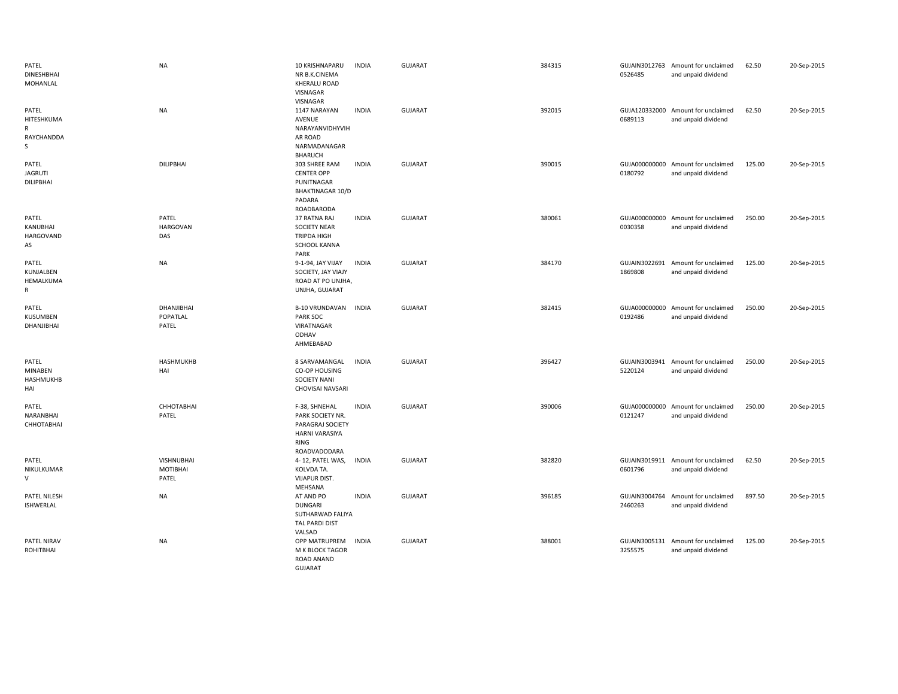| | | | | | | | | | |
|---|---|---|---|---|---|---|---|---|---|
| PATEL DINESHBHAI MOHANLAL | NA | 10 KRISHNAPARU NR B.K.CINEMA KHERALU ROAD VISNAGAR VISNAGAR | INDIA | GUJARAT | 384315 | GUJAIN30127630526485 | Amount for unclaimed and unpaid dividend | 62.50 | 20-Sep-2015 |
| PATEL HITESHKUMAR RAYCHANDDAS | NA | 1147 NARAYAN AVENUE NARAYANVIDHYVIHAR ROAD NARMADANAGAR BHARUCH | INDIA | GUJARAT | 392015 | GUJA1203320000689113 | Amount for unclaimed and unpaid dividend | 62.50 | 20-Sep-2015 |
| PATEL JAGRUTI DILIPBHAI | DILIPBHAI | 303 SHREE RAM CENTER OPP PUNITNAGAR BHAKTINAGAR 10/D PADARA ROADBARODA | INDIA | GUJARAT | 390015 | GUJA0000000000180792 | Amount for unclaimed and unpaid dividend | 125.00 | 20-Sep-2015 |
| PATEL KANUBHAI HARGOVANDAS | PATEL HARGOVAN DAS | 37 RATNA RAJ SOCIETY NEAR TRIPDA HIGH SCHOOL KANNA PARK | INDIA | GUJARAT | 380061 | GUJA0000000000030358 | Amount for unclaimed and unpaid dividend | 250.00 | 20-Sep-2015 |
| PATEL KUNJALBEN HEMALKUMAR | NA | 9-1-94, JAY VIJAY SOCIETY, JAY VIAJY ROAD AT PO UNJHA, UNJHA, GUJARAT | INDIA | GUJARAT | 384170 | GUJAIN30226911869808 | Amount for unclaimed and unpaid dividend | 125.00 | 20-Sep-2015 |
| PATEL KUSUMBEN DHANJIBHAI | DHANJIBHAI POPATLAL PATEL | B-10 VRUNDAVAN PARK SOC VIRATNAGAR ODHAV AHMEBABAD | INDIA | GUJARAT | 382415 | GUJA0000000000192486 | Amount for unclaimed and unpaid dividend | 250.00 | 20-Sep-2015 |
| PATEL MINABEN HASHMUKHBHAI | HASHMUKHBHAI | 8 SARVAMANGAL CO-OP HOUSING SOCIETY NANI CHOVISAI NAVSARI | INDIA | GUJARAT | 396427 | GUJAIN30039415220124 | Amount for unclaimed and unpaid dividend | 250.00 | 20-Sep-2015 |
| PATEL NARANBHAI CHHOTABHAI | CHHOTABHAI PATEL | F-38, SHNEHAL PARK SOCIETY NR. PARAGRAJ SOCIETY HARNI VARASIYA RING ROADVADODARA | INDIA | GUJARAT | 390006 | GUJA0000000000121247 | Amount for unclaimed and unpaid dividend | 250.00 | 20-Sep-2015 |
| PATEL NIKULKUMAR V | VISHNUBHAI MOTIBHAI PATEL | 4- 12, PATEL WAS, KOLVDA TA. VIJAPUR DIST. MEHSANA | INDIA | GUJARAT | 382820 | GUJAIN30199110601796 | Amount for unclaimed and unpaid dividend | 62.50 | 20-Sep-2015 |
| PATEL NILESH ISHWERLAL | NA | AT AND PO DUNGARI SUTHARWAD FALIYA TAL PARDI DIST VALSAD | INDIA | GUJARAT | 396185 | GUJAIN30047642460263 | Amount for unclaimed and unpaid dividend | 897.50 | 20-Sep-2015 |
| PATEL NIRAV ROHITBHAI | NA | OPP MATRUPREM M K BLOCK TAGOR ROAD ANAND GUJARAT | INDIA | GUJARAT | 388001 | GUJAIN30051313255575 | Amount for unclaimed and unpaid dividend | 125.00 | 20-Sep-2015 |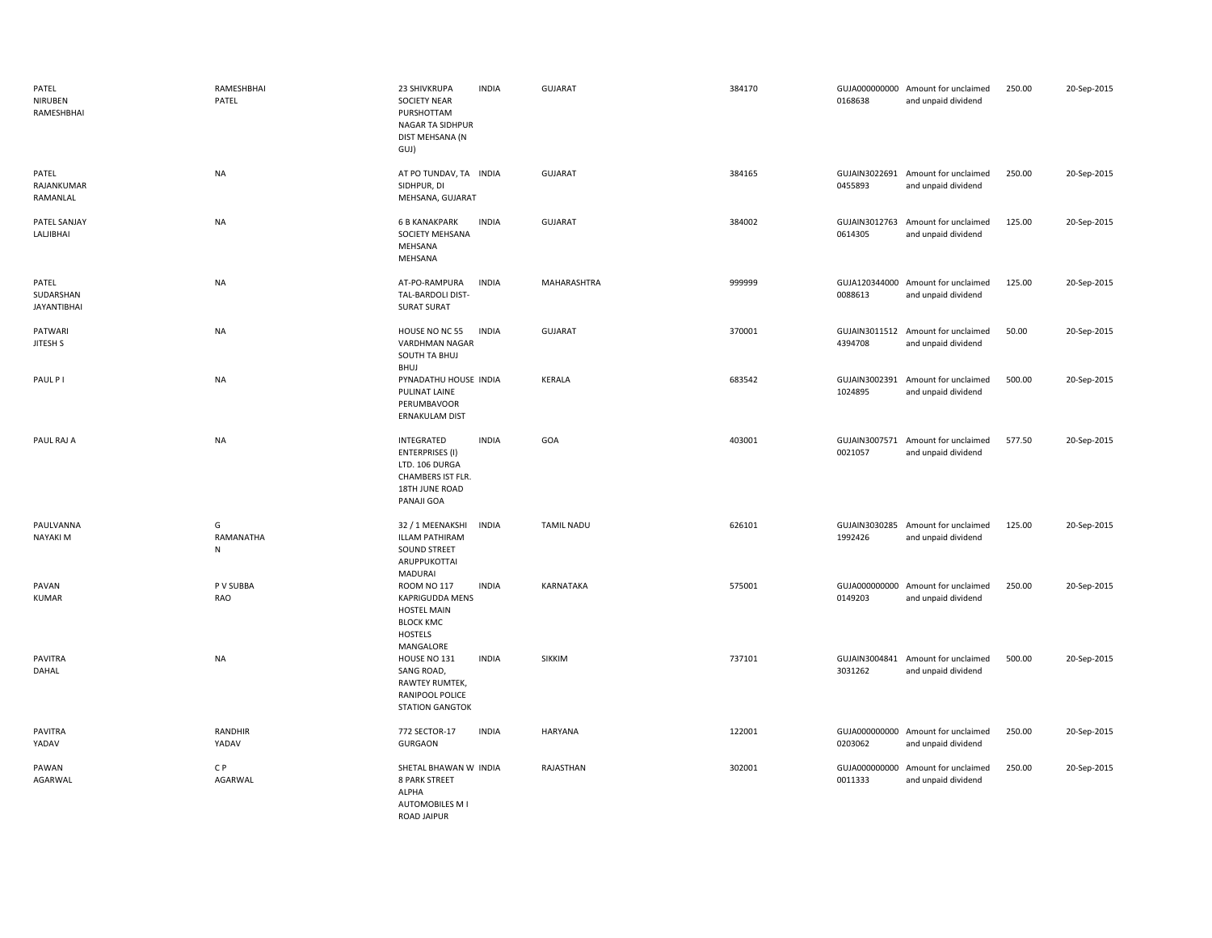| | | | | | | | | | |
|---|---|---|---|---|---|---|---|---|---|
| PATEL NIRUBEN RAMESHBHAI | RAMESHBHAI PATEL | 23 SHIVKRUPA SOCIETY NEAR PURSHOTTAM NAGAR TA SIDHPUR DIST MEHSANA (N GUJ) | INDIA | GUJARAT | 384170 | GUJA000000000 0168638 | Amount for unclaimed and unpaid dividend | 250.00 | 20-Sep-2015 |
| PATEL RAJANKUMAR RAMANLAL | NA | AT PO TUNDAV, TA SIDHPUR, DI MEHSANA, GUJARAT | INDIA | GUJARAT | 384165 | GUJAIN3022691 0455893 | Amount for unclaimed and unpaid dividend | 250.00 | 20-Sep-2015 |
| PATEL SANJAY LALJIBHAI | NA | 6 B KANAKPARK SOCIETY MEHSANA MEHSANA MEHSANA | INDIA | GUJARAT | 384002 | GUJAIN3012763 0614305 | Amount for unclaimed and unpaid dividend | 125.00 | 20-Sep-2015 |
| PATEL SUDARSHAN JAYANTIBHAI | NA | AT-PO-RAMPURA TAL-BARDOLI DIST-SURAT SURAT | INDIA | MAHARASHTRA | 999999 | GUJA120344000 0088613 | Amount for unclaimed and unpaid dividend | 125.00 | 20-Sep-2015 |
| PATWARI JITESH S | NA | HOUSE NO NC 55 VARDHMAN NAGAR SOUTH TA BHUJ BHUJ | INDIA | GUJARAT | 370001 | GUJAIN3011512 4394708 | Amount for unclaimed and unpaid dividend | 50.00 | 20-Sep-2015 |
| PAUL P I | NA | PYNADATHU HOUSE PULINAT LAINE PERUMBAVOOR ERNAKULAM DIST | INDIA | KERALA | 683542 | GUJAIN3002391 1024895 | Amount for unclaimed and unpaid dividend | 500.00 | 20-Sep-2015 |
| PAUL RAJ A | NA | INTEGRATED ENTERPRISES (I) LTD. 106 DURGA CHAMBERS IST FLR. 18TH JUNE ROAD PANAJI GOA | INDIA | GOA | 403001 | GUJAIN3007571 0021057 | Amount for unclaimed and unpaid dividend | 577.50 | 20-Sep-2015 |
| PAULVANNA NAYAKI M | G RAMANATHA N | 32 / 1 MEENAKSHI ILLAM PATHIRAM SOUND STREET ARUPPUKOTTAI MADURAI | INDIA | TAMIL NADU | 626101 | GUJAIN3030285 1992426 | Amount for unclaimed and unpaid dividend | 125.00 | 20-Sep-2015 |
| PAVAN KUMAR | P V SUBBA RAO | ROOM NO 117 KAPRIGUDDA MENS HOSTEL MAIN BLOCK KMC HOSTELS MANGALORE | INDIA | KARNATAKA | 575001 | GUJA000000000 0149203 | Amount for unclaimed and unpaid dividend | 250.00 | 20-Sep-2015 |
| PAVITRA DAHAL | NA | HOUSE NO 131 SANG ROAD, RAWTEY RUMTEK, RANIPOOL POLICE STATION GANGTOK | INDIA | SIKKIM | 737101 | GUJAIN3004841 3031262 | Amount for unclaimed and unpaid dividend | 500.00 | 20-Sep-2015 |
| PAVITRA YADAV | RANDHIR YADAV | 772 SECTOR-17 GURGAON | INDIA | HARYANA | 122001 | GUJA000000000 0203062 | Amount for unclaimed and unpaid dividend | 250.00 | 20-Sep-2015 |
| PAWAN AGARWAL | C P AGARWAL | SHETAL BHAWAN W 8 PARK STREET ALPHA AUTOMOBILES M I ROAD JAIPUR | INDIA | RAJASTHAN | 302001 | GUJA000000000 0011333 | Amount for unclaimed and unpaid dividend | 250.00 | 20-Sep-2015 |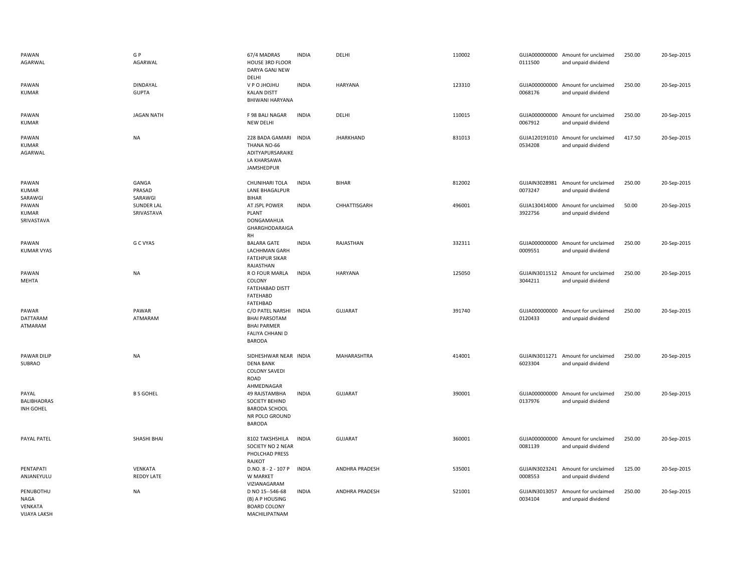| | | | | | | | | | |
|---|---|---|---|---|---|---|---|---|---|
| PAWAN AGARWAL | G P AGARWAL | 67/4 MADRAS HOUSE 3RD FLOOR DARYA GANJ NEW DELHI | INDIA | DELHI | 110002 | GUJA0000000000111500 | Amount for unclaimed and unpaid dividend | 250.00 | 20-Sep-2015 |
| PAWAN KUMAR | DINDAYAL GUPTA | V P O JHOJHU KALAN DISTT BHIWANI HARYANA | INDIA | HARYANA | 123310 | GUJA0000000000068176 | Amount for unclaimed and unpaid dividend | 250.00 | 20-Sep-2015 |
| PAWAN KUMAR | JAGAN NATH | F 98 BALI NAGAR NEW DELHI | INDIA | DELHI | 110015 | GUJA0000000000067912 | Amount for unclaimed and unpaid dividend | 250.00 | 20-Sep-2015 |
| PAWAN KUMAR AGARWAL | NA | 228 BADA GAMARI THANA NO-66 ADITYAPURSARAIKE LA KHARSAWA JAMSHEDPUR | INDIA | JHARKHAND | 831013 | GUJA1201910100534208 | Amount for unclaimed and unpaid dividend | 417.50 | 20-Sep-2015 |
| PAWAN KUMAR SARAWGI | GANGA PRASAD SARAWGI | CHUNIHARI TOLA LANE BHAGALPUR BIHAR | INDIA | BIHAR | 812002 | GUJAIN30289810073247 | Amount for unclaimed and unpaid dividend | 250.00 | 20-Sep-2015 |
| PAWAN KUMAR SRIVASTAVA | SUNDER LAL SRIVASTAVA | AT JSPL POWER PLANT DONGAMAHUA GHARGHODARAIGA RH | INDIA | CHHATTISGARH | 496001 | GUJA1304140003922756 | Amount for unclaimed and unpaid dividend | 50.00 | 20-Sep-2015 |
| PAWAN KUMAR VYAS | G C VYAS | BALARA GATE LACHHMAN GARH FATEHPUR SIKAR RAJASTHAN | INDIA | RAJASTHAN | 332311 | GUJA0000000000009551 | Amount for unclaimed and unpaid dividend | 250.00 | 20-Sep-2015 |
| PAWAN MEHTA | NA | R O FOUR MARLA COLONY FATEHABAD DISTT FATEHABD FATEHBAD | INDIA | HARYANA | 125050 | GUJAIN30115123044211 | Amount for unclaimed and unpaid dividend | 250.00 | 20-Sep-2015 |
| PAWAR DATTARAM ATMARAM | PAWAR ATMARAM | C/O PATEL NARSHI BHAI PARSOTAM BHAI PARMER FALIYA CHHANI D BARODA | INDIA | GUJARAT | 391740 | GUJA0000000000120433 | Amount for unclaimed and unpaid dividend | 250.00 | 20-Sep-2015 |
| PAWAR DILIP SUBRAO | NA | SIDHESHWAR NEAR DENA BANK COLONY SAVEDI ROAD AHMEDNAGAR | INDIA | MAHARASHTRA | 414001 | GUJAIN30112716023304 | Amount for unclaimed and unpaid dividend | 250.00 | 20-Sep-2015 |
| PAYAL BALIBHADRAS INH GOHEL | B S GOHEL | 49 RAJSTAMBHA SOCIETY BEHIND BARODA SCHOOL NR POLO GROUND BARODA | INDIA | GUJARAT | 390001 | GUJA0000000000137976 | Amount for unclaimed and unpaid dividend | 250.00 | 20-Sep-2015 |
| PAYAL PATEL | SHASHI BHAI | 8102 TAKSHSHILA SOCIETY NO 2 NEAR PHOLCHAD PRESS RAJKOT | INDIA | GUJARAT | 360001 | GUJA0000000000081139 | Amount for unclaimed and unpaid dividend | 250.00 | 20-Sep-2015 |
| PENTAPATI ANJANEYULU | VENKATA REDDY LATE | D.NO. 8 - 2 - 107 P W MARKET VIZIANAGARAM | INDIA | ANDHRA PRADESH | 535001 | GUJAIN30232410008553 | Amount for unclaimed and unpaid dividend | 125.00 | 20-Sep-2015 |
| PENUBOTHU NAGA VENKATA VIJAYA LAKSH | NA | D NO 15--546-68 (B) A P HOUSING BOARD COLONY MACHILIPATNAM | INDIA | ANDHRA PRADESH | 521001 | GUJAIN30130570034104 | Amount for unclaimed and unpaid dividend | 250.00 | 20-Sep-2015 |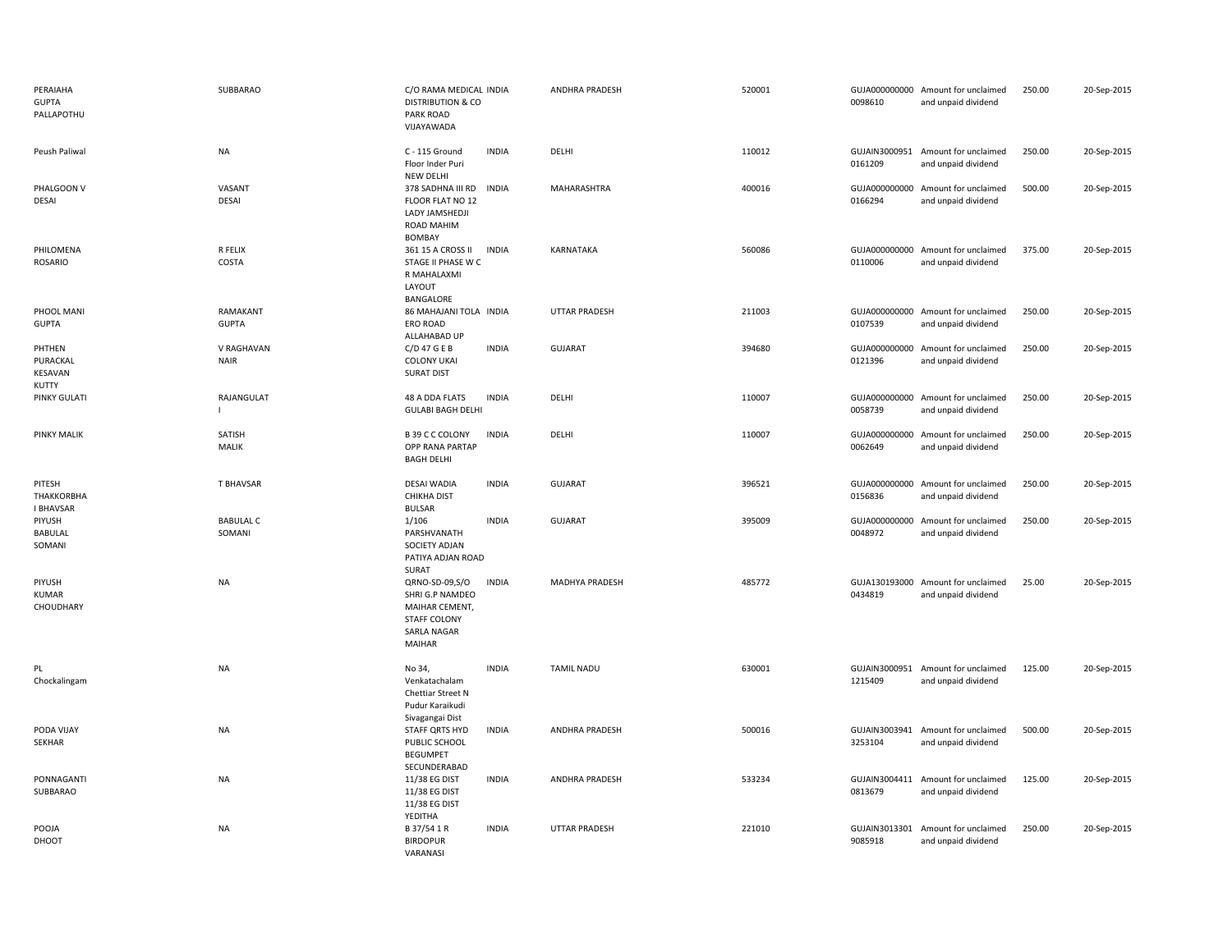| | | | | | | | | | |
|---|---|---|---|---|---|---|---|---|---|
| PERAIAHA GUPTA PALLAPOTHU | SUBBARAO | C/O RAMA MEDICAL DISTRIBUTION & CO PARK ROAD VIJAYAWADA | INDIA | ANDHRA PRADESH | 520001 | GUJA000000000 0098610 | Amount for unclaimed and unpaid dividend | 250.00 | 20-Sep-2015 |
| Peush Paliwal | NA | C - 115 Ground Floor Inder Puri NEW DELHI | INDIA | DELHI | 110012 | GUJAIN3000951 0161209 | Amount for unclaimed and unpaid dividend | 250.00 | 20-Sep-2015 |
| PHALGOON V DESAI | VASANT DESAI | 378 SADHNA III RD FLOOR FLAT NO 12 LADY JAMSHEDJI ROAD MAHIM BOMBAY | INDIA | MAHARASHTRA | 400016 | GUJA000000000 0166294 | Amount for unclaimed and unpaid dividend | 500.00 | 20-Sep-2015 |
| PHILOMENA ROSARIO | R FELIX COSTA | 361 15 A CROSS II STAGE II PHASE W C R MAHALAXMI LAYOUT BANGALORE | INDIA | KARNATAKA | 560086 | GUJA000000000 0110006 | Amount for unclaimed and unpaid dividend | 375.00 | 20-Sep-2015 |
| PHOOL MANI GUPTA | RAMAKANT GUPTA | 86 MAHAJANI TOLA ERO ROAD ALLAHABAD UP | INDIA | UTTAR PRADESH | 211003 | GUJA000000000 0107539 | Amount for unclaimed and unpaid dividend | 250.00 | 20-Sep-2015 |
| PHTHEN PURACKAL KESAVAN KUTTY | V RAGHAVAN NAIR | C/D 47 G E B COLONY UKAI SURAT DIST | INDIA | GUJARAT | 394680 | GUJA000000000 0121396 | Amount for unclaimed and unpaid dividend | 250.00 | 20-Sep-2015 |
| PINKY GULATI | RAJANGULAT I | 48 A DDA FLATS GULABI BAGH DELHI | INDIA | DELHI | 110007 | GUJA000000000 0058739 | Amount for unclaimed and unpaid dividend | 250.00 | 20-Sep-2015 |
| PINKY MALIK | SATISH MALIK | B 39 C C COLONY OPP RANA PARTAP BAGH DELHI | INDIA | DELHI | 110007 | GUJA000000000 0062649 | Amount for unclaimed and unpaid dividend | 250.00 | 20-Sep-2015 |
| PITESH THAKKORBHA I BHAVSAR | T BHAVSAR | DESAI WADIA CHIKHA DIST BULSAR | INDIA | GUJARAT | 396521 | GUJA000000000 0156836 | Amount for unclaimed and unpaid dividend | 250.00 | 20-Sep-2015 |
| PIYUSH BABULAL SOMANI | BABULAL C SOMANI | 1/106 PARSHVANATH SOCIETY ADJAN PATIYA ADJAN ROAD SURAT | INDIA | GUJARAT | 395009 | GUJA000000000 0048972 | Amount for unclaimed and unpaid dividend | 250.00 | 20-Sep-2015 |
| PIYUSH KUMAR CHOUDHARY | NA | QRNO-SD-09,S/O SHRI G.P NAMDEO MAIHAR CEMENT, STAFF COLONY SARLA NAGAR MAIHAR | INDIA | MADHYA PRADESH | 485772 | GUJA130193000 0434819 | Amount for unclaimed and unpaid dividend | 25.00 | 20-Sep-2015 |
| PL Chockalingam | NA | No 34, Venkatachalam Chettiar Street N Pudur Karaikudi Sivagangai Dist | INDIA | TAMIL NADU | 630001 | GUJAIN3000951 1215409 | Amount for unclaimed and unpaid dividend | 125.00 | 20-Sep-2015 |
| PODA VIJAY SEKHAR | NA | STAFF QRTS HYD PUBLIC SCHOOL BEGUMPET SECUNDERABAD | INDIA | ANDHRA PRADESH | 500016 | GUJAIN3003941 3253104 | Amount for unclaimed and unpaid dividend | 500.00 | 20-Sep-2015 |
| PONNAGANTI SUBBARAO | NA | 11/38 EG DIST 11/38 EG DIST 11/38 EG DIST YEDITHA | INDIA | ANDHRA PRADESH | 533234 | GUJAIN3004411 0813679 | Amount for unclaimed and unpaid dividend | 125.00 | 20-Sep-2015 |
| POOJA DHOOT | NA | B 37/54 1 R BIRDOPUR VARANASI | INDIA | UTTAR PRADESH | 221010 | GUJAIN3013301 9085918 | Amount for unclaimed and unpaid dividend | 250.00 | 20-Sep-2015 |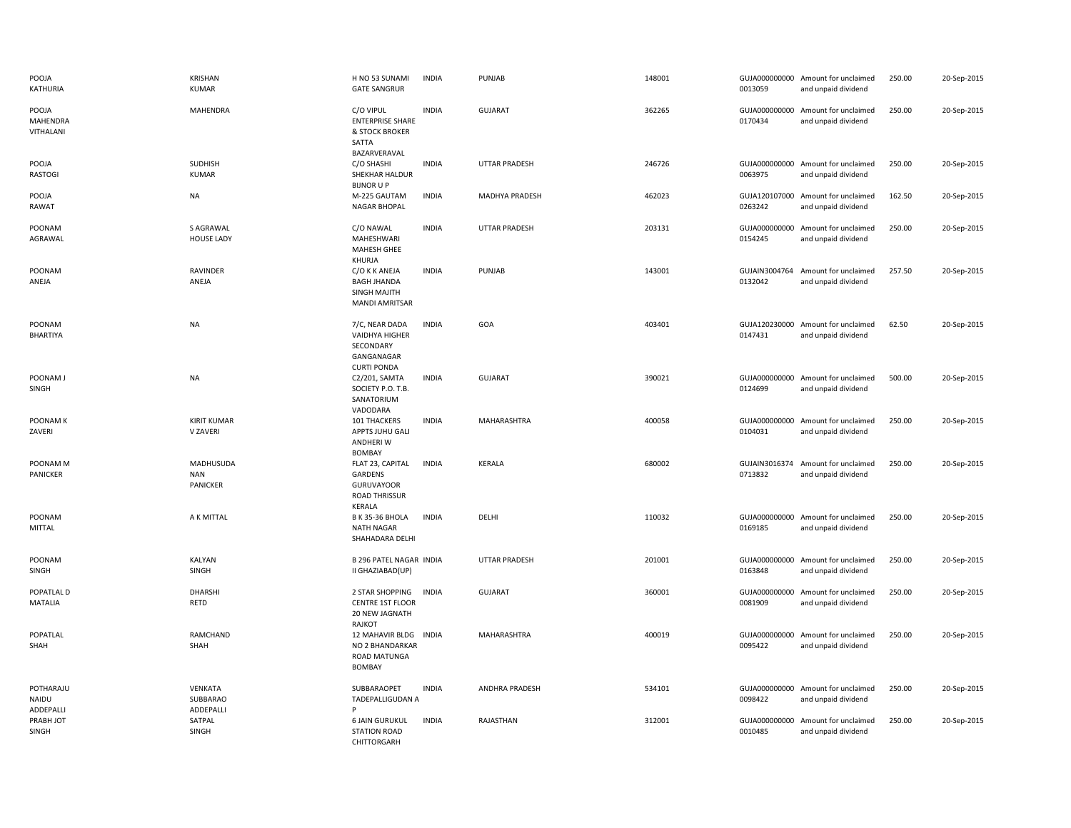| | | | | | | | | | |
|---|---|---|---|---|---|---|---|---|---|
| POOJA KATHURIA | KRISHAN KUMAR | H NO 53 SUNAMI GATE SANGRUR | INDIA | PUNJAB | 148001 | GUJA000000000 0013059 | Amount for unclaimed and unpaid dividend | 250.00 | 20-Sep-2015 |
| POOJA MAHENDRA VITHALANI | MAHENDRA | C/O VIPUL ENTERPRISE SHARE & STOCK BROKER SATTA BAZARVERAVAL | INDIA | GUJARAT | 362265 | GUJA000000000 0170434 | Amount for unclaimed and unpaid dividend | 250.00 | 20-Sep-2015 |
| POOJA RASTOGI | SUDHISH KUMAR | C/O SHASHI SHEKHAR HALDUR BIJNOR U P | INDIA | UTTAR PRADESH | 246726 | GUJA000000000 0063975 | Amount for unclaimed and unpaid dividend | 250.00 | 20-Sep-2015 |
| POOJA RAWAT | NA | M-225 GAUTAM NAGAR BHOPAL | INDIA | MADHYA PRADESH | 462023 | GUJA120107000 0263242 | Amount for unclaimed and unpaid dividend | 162.50 | 20-Sep-2015 |
| POONAM AGRAWAL | S AGRAWAL HOUSE LADY | C/O NAWAL MAHESHWARI MAHESH GHEE KHURJA | INDIA | UTTAR PRADESH | 203131 | GUJA000000000 0154245 | Amount for unclaimed and unpaid dividend | 250.00 | 20-Sep-2015 |
| POONAM ANEJA | RAVINDER ANEJA | C/O K K ANEJA BAGH JHANDA SINGH MAJITH MANDI AMRITSAR | INDIA | PUNJAB | 143001 | GUJAIN3004764 0132042 | Amount for unclaimed and unpaid dividend | 257.50 | 20-Sep-2015 |
| POONAM BHARTIYA | NA | 7/C, NEAR DADA VAIDHYA HIGHER SECONDARY GANGANAGAR CURTI PONDA | INDIA | GOA | 403401 | GUJA120230000 0147431 | Amount for unclaimed and unpaid dividend | 62.50 | 20-Sep-2015 |
| POONAM J SINGH | NA | C2/201, SAMTA SOCIETY P.O. T.B. SANATORIUM VADODARA | INDIA | GUJARAT | 390021 | GUJA000000000 0124699 | Amount for unclaimed and unpaid dividend | 500.00 | 20-Sep-2015 |
| POONAM K ZAVERI | KIRIT KUMAR V ZAVERI | 101 THACKERS APPTS JUHU GALI ANDHERI W BOMBAY | INDIA | MAHARASHTRA | 400058 | GUJA000000000 0104031 | Amount for unclaimed and unpaid dividend | 250.00 | 20-Sep-2015 |
| POONAM M PANICKER | MADHUSUDA NAN PANICKER | FLAT 23, CAPITAL GARDENS GURUVAYOOR ROAD THRISSUR KERALA | INDIA | KERALA | 680002 | GUJAIN3016374 0713832 | Amount for unclaimed and unpaid dividend | 250.00 | 20-Sep-2015 |
| POONAM MITTAL | A K MITTAL | B K 35-36 BHOLA NATH NAGAR SHAHADARA DELHI | INDIA | DELHI | 110032 | GUJA000000000 0169185 | Amount for unclaimed and unpaid dividend | 250.00 | 20-Sep-2015 |
| POONAM SINGH | KALYAN SINGH | B 296 PATEL NAGAR II GHAZIABAD(UP) | INDIA | UTTAR PRADESH | 201001 | GUJA000000000 0163848 | Amount for unclaimed and unpaid dividend | 250.00 | 20-Sep-2015 |
| POPATLAL D MATALIA | DHARSHI RETD | 2 STAR SHOPPING CENTRE 1ST FLOOR 20 NEW JAGNATH RAJKOT | INDIA | GUJARAT | 360001 | GUJA000000000 0081909 | Amount for unclaimed and unpaid dividend | 250.00 | 20-Sep-2015 |
| POPATLAL SHAH | RAMCHAND SHAH | 12 MAHAVIR BLDG NO 2 BHANDARKAR ROAD MATUNGA BOMBAY | INDIA | MAHARASHTRA | 400019 | GUJA000000000 0095422 | Amount for unclaimed and unpaid dividend | 250.00 | 20-Sep-2015 |
| POTHARAJU NAIDU ADDEPALLI | VENKATA SUBBARAO ADDEPALLI | SUBBARAOPET TADEPALLIGUDAN A P | INDIA | ANDHRA PRADESH | 534101 | GUJA000000000 0098422 | Amount for unclaimed and unpaid dividend | 250.00 | 20-Sep-2015 |
| PRABH JOT SINGH | SATPAL SINGH | 6 JAIN GURUKUL STATION ROAD CHITTORGARH | INDIA | RAJASTHAN | 312001 | GUJA000000000 0010485 | Amount for unclaimed and unpaid dividend | 250.00 | 20-Sep-2015 |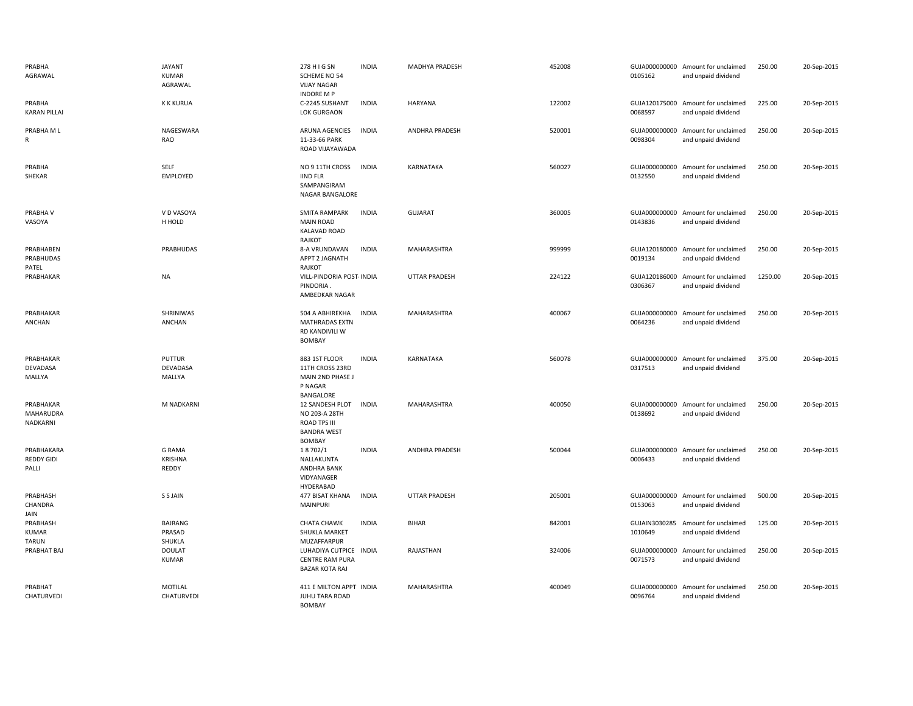| | | | | | | | | | |
|---|---|---|---|---|---|---|---|---|---|
| PRABHA AGRAWAL | JAYANT KUMAR AGRAWAL | 278 H I G SN SCHEME NO 54 VIJAY NAGAR INDORE M P | INDIA | MADHYA PRADESH | 452008 | GUJA000000000 0105162 | Amount for unclaimed and unpaid dividend | 250.00 | 20-Sep-2015 |
| PRABHA KARAN PILLAI | K K KURUA | C-2245 SUSHANT LOK GURGAON | INDIA | HARYANA | 122002 | GUJA120175000 0068597 | Amount for unclaimed and unpaid dividend | 225.00 | 20-Sep-2015 |
| PRABHA M L R | NAGESWARA RAO | ARUNA AGENCIES 11-33-66 PARK ROAD VIJAYAWADA | INDIA | ANDHRA PRADESH | 520001 | GUJA000000000 0098304 | Amount for unclaimed and unpaid dividend | 250.00 | 20-Sep-2015 |
| PRABHA SHEKAR | SELF EMPLOYED | NO 9 11TH CROSS IIND FLR SAMPANGIRAM NAGAR BANGALORE | INDIA | KARNATAKA | 560027 | GUJA000000000 0132550 | Amount for unclaimed and unpaid dividend | 250.00 | 20-Sep-2015 |
| PRABHA V VASOYA | V D VASOYA H HOLD | SMITA RAMPARK MAIN ROAD KALAVAD ROAD RAJKOT | INDIA | GUJARAT | 360005 | GUJA000000000 0143836 | Amount for unclaimed and unpaid dividend | 250.00 | 20-Sep-2015 |
| PRABHABEN PRABHUDAS PATEL | PRABHUDAS | 8-A VRUNDAVAN APPT 2 JAGNATH RAJKOT | INDIA | MAHARASHTRA | 999999 | GUJA120180000 0019134 | Amount for unclaimed and unpaid dividend | 250.00 | 20-Sep-2015 |
| PRABHAKAR | NA | VILL-PINDORIA POST- PINDORIA . AMBEDKAR NAGAR | INDIA | UTTAR PRADESH | 224122 | GUJA120186000 0306367 | Amount for unclaimed and unpaid dividend | 1250.00 | 20-Sep-2015 |
| PRABHAKAR ANCHAN | SHRINIWAS ANCHAN | 504 A ABHIREKHA MATHRADAS EXTN RD KANDIVILI W BOMBAY | INDIA | MAHARASHTRA | 400067 | GUJA000000000 0064236 | Amount for unclaimed and unpaid dividend | 250.00 | 20-Sep-2015 |
| PRABHAKAR DEVADASA MALLYA | PUTTUR DEVADASA MALLYA | 883 1ST FLOOR 11TH CROSS 23RD MAIN 2ND PHASE J P NAGAR BANGALORE | INDIA | KARNATAKA | 560078 | GUJA000000000 0317513 | Amount for unclaimed and unpaid dividend | 375.00 | 20-Sep-2015 |
| PRABHAKAR MAHARUDRA NADKARNI | M NADKARNI | 12 SANDESH PLOT NO 203-A 28TH ROAD TPS III BANDRA WEST BOMBAY | INDIA | MAHARASHTRA | 400050 | GUJA000000000 0138692 | Amount for unclaimed and unpaid dividend | 250.00 | 20-Sep-2015 |
| PRABHAKARA REDDY GIDI PALLI | G RAMA KRISHNA REDDY | 1 8 702/1 NALLAKUNTA ANDHRA BANK VIDYANAGER HYDERABAD | INDIA | ANDHRA PRADESH | 500044 | GUJA000000000 0006433 | Amount for unclaimed and unpaid dividend | 250.00 | 20-Sep-2015 |
| PRABHASH CHANDRA JAIN | S S JAIN | 477 BISAT KHANA MAINPURI | INDIA | UTTAR PRADESH | 205001 | GUJA000000000 0153063 | Amount for unclaimed and unpaid dividend | 500.00 | 20-Sep-2015 |
| PRABHASH KUMAR TARUN | BAJRANG PRASAD SHUKLA | CHATA CHAWK SHUKLA MARKET MUZAFFARPUR | INDIA | BIHAR | 842001 | GUJAIN3030285 1010649 | Amount for unclaimed and unpaid dividend | 125.00 | 20-Sep-2015 |
| PRABHAT BAJ | DOULAT KUMAR | LUHADIYA CUTPICE CENTRE RAM PURA BAZAR KOTA RAJ | INDIA | RAJASTHAN | 324006 | GUJA000000000 0071573 | Amount for unclaimed and unpaid dividend | 250.00 | 20-Sep-2015 |
| PRABHAT CHATURVEDI | MOTILAL CHATURVEDI | 411 E MILTON APPT JUHU TARA ROAD BOMBAY | INDIA | MAHARASHTRA | 400049 | GUJA000000000 0096764 | Amount for unclaimed and unpaid dividend | 250.00 | 20-Sep-2015 |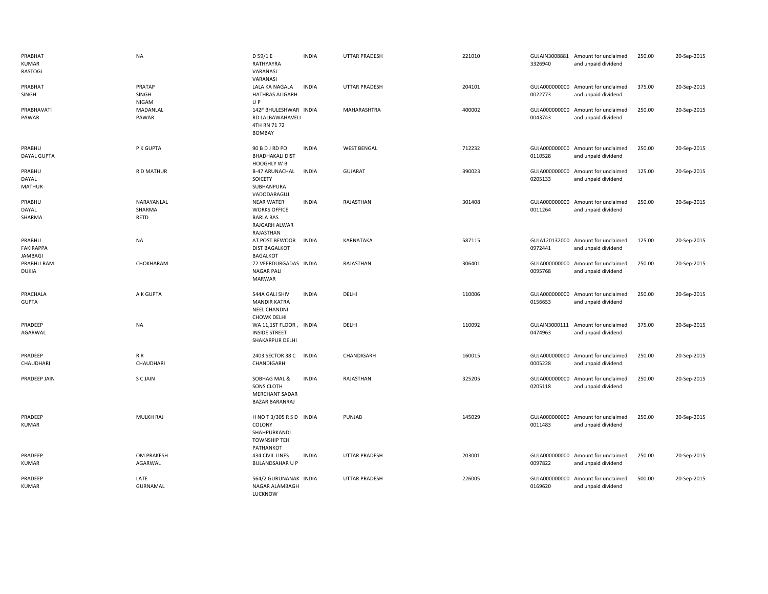| | | | | | | | | | |
|---|---|---|---|---|---|---|---|---|---|
| PRABHAT KUMAR RASTOGI | NA | D 59/1 E RATHYAYRA VARANASI VARANASI | INDIA | UTTAR PRADESH | 221010 | GUJAIN3008881 3326940 | Amount for unclaimed and unpaid dividend | 250.00 | 20-Sep-2015 |
| PRABHAT SINGH | PRATAP SINGH NIGAM | LALA KA NAGALA HATHRAS ALIGARH U P | INDIA | UTTAR PRADESH | 204101 | GUJA000000000 0022773 | Amount for unclaimed and unpaid dividend | 375.00 | 20-Sep-2015 |
| PRABHAVATI PAWAR | MADANLAL PAWAR | 142F BHULESHWAR RD LALBAWAHAVELI 4TH RN 71 72 BOMBAY | INDIA | MAHARASHTRA | 400002 | GUJA000000000 0043743 | Amount for unclaimed and unpaid dividend | 250.00 | 20-Sep-2015 |
| PRABHU DAYAL GUPTA | P K GUPTA | 90 B D J RD PO BHADHAKALI DIST HOOGHLY W B | INDIA | WEST BENGAL | 712232 | GUJA000000000 0110528 | Amount for unclaimed and unpaid dividend | 250.00 | 20-Sep-2015 |
| PRABHU DAYAL MATHUR | R D MATHUR | B-47 ARUNACHAL SOICETY SUBHANPURA VADODARAGUJ | INDIA | GUJARAT | 390023 | GUJA000000000 0205133 | Amount for unclaimed and unpaid dividend | 125.00 | 20-Sep-2015 |
| PRABHU DAYAL SHARMA | NARAYANLAL SHARMA RETD | NEAR WATER WORKS OFFICE BARLA BAS RAJGARH ALWAR RAJASTHAN | INDIA | RAJASTHAN | 301408 | GUJA000000000 0011264 | Amount for unclaimed and unpaid dividend | 250.00 | 20-Sep-2015 |
| PRABHU FAKIRAPPA JAMBAGI | NA | AT POST BEWOOR DIST BAGALKOT BAGALKOT | INDIA | KARNATAKA | 587115 | GUJA120132000 0972441 | Amount for unclaimed and unpaid dividend | 125.00 | 20-Sep-2015 |
| PRABHU RAM DUKIA | CHOKHARAM | 72 VEERDURGADAS NAGAR PALI MARWAR | INDIA | RAJASTHAN | 306401 | GUJA000000000 0095768 | Amount for unclaimed and unpaid dividend | 250.00 | 20-Sep-2015 |
| PRACHALA GUPTA | A K GUPTA | 544A GALI SHIV MANDIR KATRA NEEL CHANDNI CHOWK DELHI | INDIA | DELHI | 110006 | GUJA000000000 0156653 | Amount for unclaimed and unpaid dividend | 250.00 | 20-Sep-2015 |
| PRADEEP AGARWAL | NA | WA 11,1ST FLOOR , INSIDE STREET SHAKARPUR DELHI | INDIA | DELHI | 110092 | GUJAIN3000111 0474963 | Amount for unclaimed and unpaid dividend | 375.00 | 20-Sep-2015 |
| PRADEEP CHAUDHARI | R R CHAUDHARI | 2403 SECTOR 38 C CHANDIGARH | INDIA | CHANDIGARH | 160015 | GUJA000000000 0005228 | Amount for unclaimed and unpaid dividend | 250.00 | 20-Sep-2015 |
| PRADEEP JAIN | S C JAIN | SOBHAG MAL & SONS CLOTH MERCHANT SADAR BAZAR BARANRAJ | INDIA | RAJASTHAN | 325205 | GUJA000000000 0205118 | Amount for unclaimed and unpaid dividend | 250.00 | 20-Sep-2015 |
| PRADEEP KUMAR | MULKH RAJ | H NO T 3/305 R S D COLONY SHAHPURKANDI TOWNSHIP TEH PATHANKOT | INDIA | PUNJAB | 145029 | GUJA000000000 0011483 | Amount for unclaimed and unpaid dividend | 250.00 | 20-Sep-2015 |
| PRADEEP KUMAR | OM PRAKESH AGARWAL | 434 CIVIL LINES BULANDSAHAR U P | INDIA | UTTAR PRADESH | 203001 | GUJA000000000 0097822 | Amount for unclaimed and unpaid dividend | 250.00 | 20-Sep-2015 |
| PRADEEP KUMAR | LATE GURNAMAL | 564/2 GURUNANAK NAGAR ALAMBAGH LUCKNOW | INDIA | UTTAR PRADESH | 226005 | GUJA000000000 0169620 | Amount for unclaimed and unpaid dividend | 500.00 | 20-Sep-2015 |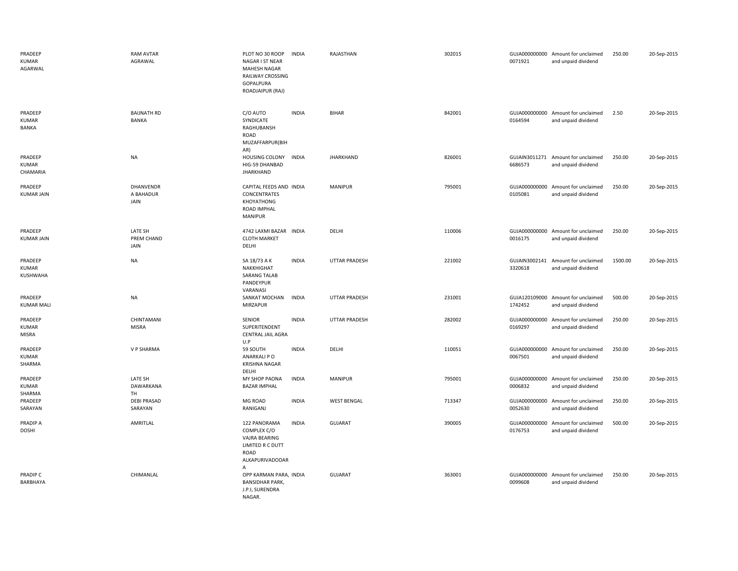| | | | | | | | | | |
|---|---|---|---|---|---|---|---|---|---|
| PRADEEP KUMAR AGARWAL | RAM AVTAR AGRAWAL | PLOT NO 30 ROOP NAGAR I ST NEAR MAHESH NAGAR RAILWAY CROSSING GOPALPURA ROADJAIPUR (RAJ) | INDIA | RAJASTHAN | 302015 | GUJA0000000000071921 | Amount for unclaimed and unpaid dividend | 250.00 | 20-Sep-2015 |
| PRADEEP KUMAR BANKA | BAIJNATH RD BANKA | C/O AUTO SYNDICATE RAGHUBANSH ROAD MUZAFFARPUR(BIHAR) | INDIA | BIHAR | 842001 | GUJA0000000000164594 | Amount for unclaimed and unpaid dividend | 2.50 | 20-Sep-2015 |
| PRADEEP KUMAR CHAMARIA | NA | HOUSING COLONY HIG-59 DHANBAD JHARKHAND | INDIA | JHARKHAND | 826001 | GUJAIN30112716686573 | Amount for unclaimed and unpaid dividend | 250.00 | 20-Sep-2015 |
| PRADEEP KUMAR JAIN | DHANVENDR A BAHADUR JAIN | CAPITAL FEEDS AND CONCENTRATES KHOYATHONG ROAD IMPHAL MANIPUR | INDIA | MANIPUR | 795001 | GUJA0000000000105081 | Amount for unclaimed and unpaid dividend | 250.00 | 20-Sep-2015 |
| PRADEEP KUMAR JAIN | LATE SH PREM CHAND JAIN | 4742 LAXMI BAZAR CLOTH MARKET DELHI | INDIA | DELHI | 110006 | GUJA0000000000016175 | Amount for unclaimed and unpaid dividend | 250.00 | 20-Sep-2015 |
| PRADEEP KUMAR KUSHWAHA | NA | SA 18/73 A K NAKKHIGHAT SARANG TALAB PANDEYPUR VARANASI | INDIA | UTTAR PRADESH | 221002 | GUJAIN30021413320618 | Amount for unclaimed and unpaid dividend | 1500.00 | 20-Sep-2015 |
| PRADEEP KUMAR MALI | NA | SANKAT MOCHAN MIRZAPUR | INDIA | UTTAR PRADESH | 231001 | GUJA1201090001742452 | Amount for unclaimed and unpaid dividend | 500.00 | 20-Sep-2015 |
| PRADEEP KUMAR MISRA | CHINTAMANI MISRA | SENIOR SUPERITENDENT CENTRAL JAIL AGRA U.P | INDIA | UTTAR PRADESH | 282002 | GUJA0000000000169297 | Amount for unclaimed and unpaid dividend | 250.00 | 20-Sep-2015 |
| PRADEEP KUMAR SHARMA | V P SHARMA | 59 SOUTH ANARKALI P O KRISHNA NAGAR DELHI | INDIA | DELHI | 110051 | GUJA0000000000067501 | Amount for unclaimed and unpaid dividend | 250.00 | 20-Sep-2015 |
| PRADEEP KUMAR SHARMA | LATE SH DAWARKANA TH | MY SHOP PAONA BAZAR IMPHAL | INDIA | MANIPUR | 795001 | GUJA0000000000006832 | Amount for unclaimed and unpaid dividend | 250.00 | 20-Sep-2015 |
| PRADEEP SARAYAN | DEBI PRASAD SARAYAN | MG ROAD RANIGANJ | INDIA | WEST BENGAL | 713347 | GUJA0000000000052630 | Amount for unclaimed and unpaid dividend | 250.00 | 20-Sep-2015 |
| PRADIP A DOSHI | AMRITLAL | 122 PANORAMA COMPLEX C/O VAJRA BEARING LIMITED R C DUTT ROAD ALKAPURIVADODARA | INDIA | GUJARAT | 390005 | GUJA0000000000176753 | Amount for unclaimed and unpaid dividend | 500.00 | 20-Sep-2015 |
| PRADIP C BARBHAYA | CHIMANLAL | OPP KARMAN PARA, BANSIDHAR PARK, J.P.I, SURENDRA NAGAR. | INDIA | GUJARAT | 363001 | GUJA0000000000099608 | Amount for unclaimed and unpaid dividend | 250.00 | 20-Sep-2015 |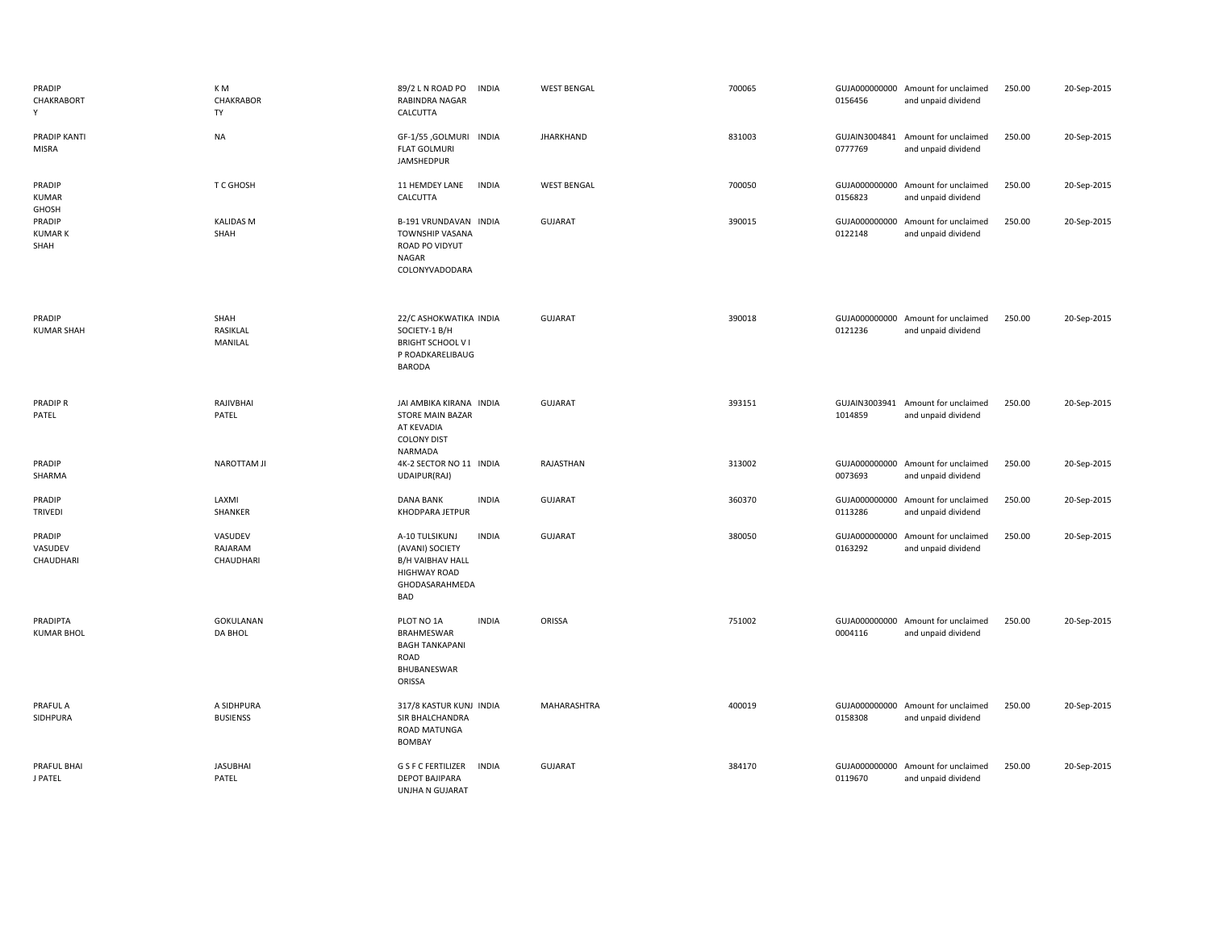| | | | | | | | | | |
|---|---|---|---|---|---|---|---|---|---|
| PRADIP CHAKRABORTY | K M CHAKRABORTY | 89/2 L N ROAD PO RABINDRA NAGAR CALCUTTA | INDIA | WEST BENGAL | 700065 | GUJA0000000000156456 | Amount for unclaimed and unpaid dividend | 250.00 | 20-Sep-2015 |
| PRADIP KANTI MISRA | NA | GF-1/55 ,GOLMURI FLAT GOLMURI JAMSHEDPUR | INDIA | JHARKHAND | 831003 | GUJAIN30048410777769 | Amount for unclaimed and unpaid dividend | 250.00 | 20-Sep-2015 |
| PRADIP KUMAR GHOSH | T C GHOSH | 11 HEMDEY LANE CALCUTTA | INDIA | WEST BENGAL | 700050 | GUJA0000000000156823 | Amount for unclaimed and unpaid dividend | 250.00 | 20-Sep-2015 |
| PRADIP KUMAR K SHAH | KALIDAS M SHAH | B-191 VRUNDAVAN TOWNSHIP VASANA ROAD PO VIDYUT NAGAR COLONYVADODARA | INDIA | GUJARAT | 390015 | GUJA0000000000122148 | Amount for unclaimed and unpaid dividend | 250.00 | 20-Sep-2015 |
| PRADIP KUMAR SHAH | SHAH RASIKLAL MANILAL | 22/C ASHOKWATIKA SOCIETY-1 B/H BRIGHT SCHOOL V I P ROADKARELIBAUG BARODA | INDIA | GUJARAT | 390018 | GUJA0000000000121236 | Amount for unclaimed and unpaid dividend | 250.00 | 20-Sep-2015 |
| PRADIP R PATEL | RAJIVBHAI PATEL | JAI AMBIKA KIRANA STORE MAIN BAZAR AT KEVADIA COLONY DIST NARMADA | INDIA | GUJARAT | 393151 | GUJAIN30039411014859 | Amount for unclaimed and unpaid dividend | 250.00 | 20-Sep-2015 |
| PRADIP SHARMA | NAROTTAM JI | 4K-2 SECTOR NO 11 UDAIPUR(RAJ) | INDIA | RAJASTHAN | 313002 | GUJA0000000000073693 | Amount for unclaimed and unpaid dividend | 250.00 | 20-Sep-2015 |
| PRADIP TRIVEDI | LAXMI SHANKER | DANA BANK KHODPARA JETPUR | INDIA | GUJARAT | 360370 | GUJA0000000000113286 | Amount for unclaimed and unpaid dividend | 250.00 | 20-Sep-2015 |
| PRADIP VASUDEV CHAUDHARI | VASUDEV RAJARAM CHAUDHARI | A-10 TULSIKUNJ (AVANI) SOCIETY B/H VAIBHAV HALL HIGHWAY ROAD GHODASARAHMEDABAD | INDIA | GUJARAT | 380050 | GUJA0000000000163292 | Amount for unclaimed and unpaid dividend | 250.00 | 20-Sep-2015 |
| PRADIPTA KUMAR BHOL | GOKULANANDA BHOL | PLOT NO 1A BRAHMESWAR BAGH TANKAPANI ROAD BHUBANESWAR ORISSA | INDIA | ORISSA | 751002 | GUJA0000000000004116 | Amount for unclaimed and unpaid dividend | 250.00 | 20-Sep-2015 |
| PRAFUL A SIDHPURA | A SIDHPURA BUSIENSS | 317/8 KASTUR KUNJ SIR BHALCHANDRA ROAD MATUNGA BOMBAY | INDIA | MAHARASHTRA | 400019 | GUJA0000000000158308 | Amount for unclaimed and unpaid dividend | 250.00 | 20-Sep-2015 |
| PRAFUL BHAI J PATEL | JASUBHAI PATEL | G S F C FERTILIZER DEPOT BAJIPARA UNJHA N GUJARAT | INDIA | GUJARAT | 384170 | GUJA0000000000119670 | Amount for unclaimed and unpaid dividend | 250.00 | 20-Sep-2015 |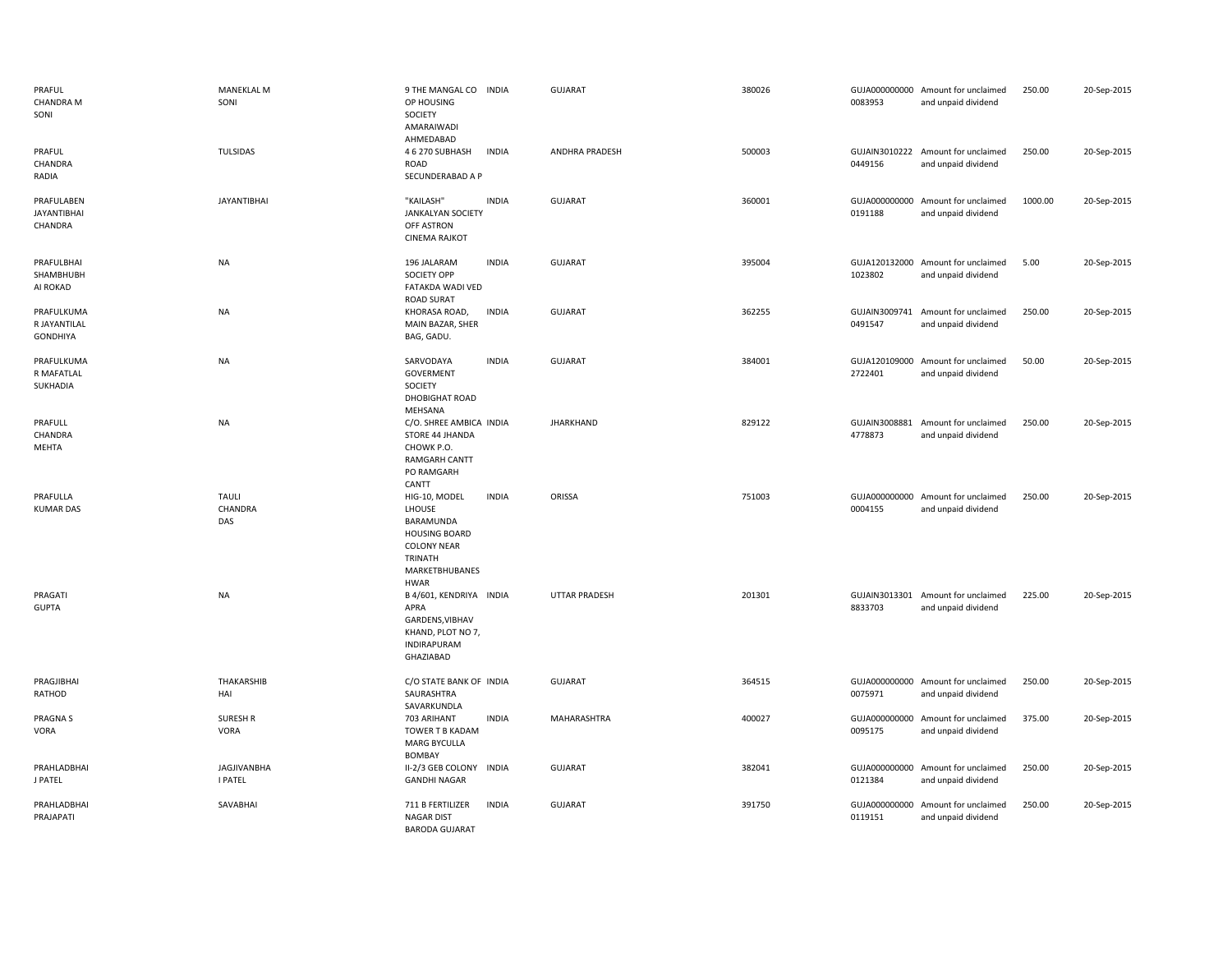| | | | | | | | | | |
|---|---|---|---|---|---|---|---|---|---|
| PRAFUL CHANDRA M SONI | MANEKLAL M SONI | 9 THE MANGAL CO OP HOUSING SOCIETY AMARAIWADI AHMEDABAD | INDIA | GUJARAT | 380026 | GUJA000000000 0083953 | Amount for unclaimed and unpaid dividend | 250.00 | 20-Sep-2015 |
| PRAFUL CHANDRA RADIA | TULSIDAS | 4 6 270 SUBHASH ROAD SECUNDERABAD A P | INDIA | ANDHRA PRADESH | 500003 | GUJAIN3010222 0449156 | Amount for unclaimed and unpaid dividend | 250.00 | 20-Sep-2015 |
| PRAFULABEN JAYANTIBHAI CHANDRA | JAYANTIBHAI | "KAILASH" JANKALYAN SOCIETY OFF ASTRON CINEMA RAJKOT | INDIA | GUJARAT | 360001 | GUJA000000000 0191188 | Amount for unclaimed and unpaid dividend | 1000.00 | 20-Sep-2015 |
| PRAFULBHAI SHAMBHUBH AI ROKAD | NA | 196 JALARAM SOCIETY OPP FATAKDA WADI VED ROAD SURAT | INDIA | GUJARAT | 395004 | GUJA120132000 1023802 | Amount for unclaimed and unpaid dividend | 5.00 | 20-Sep-2015 |
| PRAFULKUMA R JAYANTILAL GONDHIYA | NA | KHORASA ROAD, MAIN BAZAR, SHER BAG, GADU. | INDIA | GUJARAT | 362255 | GUJAIN3009741 0491547 | Amount for unclaimed and unpaid dividend | 250.00 | 20-Sep-2015 |
| PRAFULKUMA R MAFATLAL SUKHADIA | NA | SARVODAYA GOVERMENT SOCIETY DHOBIGHAT ROAD MEHSANA | INDIA | GUJARAT | 384001 | GUJA120109000 2722401 | Amount for unclaimed and unpaid dividend | 50.00 | 20-Sep-2015 |
| PRAFULL CHANDRA MEHTA | NA | C/O. SHREE AMBICA STORE 44 JHANDA CHOWK P.O. RAMGARH CANTT PO RAMGARH CANTT | INDIA | JHARKHAND | 829122 | GUJAIN3008881 4778873 | Amount for unclaimed and unpaid dividend | 250.00 | 20-Sep-2015 |
| PRAFULLA KUMAR DAS | TAULI CHANDRA DAS | HIG-10, MODEL LHOUSE BARAMUNDA HOUSING BOARD COLONY NEAR TRINATH MARKETBHUBANES HWAR | INDIA | ORISSA | 751003 | GUJA000000000 0004155 | Amount for unclaimed and unpaid dividend | 250.00 | 20-Sep-2015 |
| PRAGATI GUPTA | NA | B 4/601, KENDRIYA APRA GARDENS,VIBHAV KHAND, PLOT NO 7, INDIRAPURAM GHAZIABAD | INDIA | UTTAR PRADESH | 201301 | GUJAIN3013301 8833703 | Amount for unclaimed and unpaid dividend | 225.00 | 20-Sep-2015 |
| PRAGJIBHAI RATHOD | THAKARSHIB HAI | C/O STATE BANK OF SAURASHTRA SAVARKUNDLA | INDIA | GUJARAT | 364515 | GUJA000000000 0075971 | Amount for unclaimed and unpaid dividend | 250.00 | 20-Sep-2015 |
| PRAGNA S VORA | SURESH R VORA | 703 ARIHANT TOWER T B KADAM MARG BYCULLA BOMBAY | INDIA | MAHARASHTRA | 400027 | GUJA000000000 0095175 | Amount for unclaimed and unpaid dividend | 375.00 | 20-Sep-2015 |
| PRAHLADBHAI J PATEL | JAGJIVANBHA I PATEL | II-2/3 GEB COLONY GANDHI NAGAR | INDIA | GUJARAT | 382041 | GUJA000000000 0121384 | Amount for unclaimed and unpaid dividend | 250.00 | 20-Sep-2015 |
| PRAHLADBHAI PRAJAPATI | SAVABHAI | 711 B FERTILIZER NAGAR DIST BARODA GUJARAT | INDIA | GUJARAT | 391750 | GUJA000000000 0119151 | Amount for unclaimed and unpaid dividend | 250.00 | 20-Sep-2015 |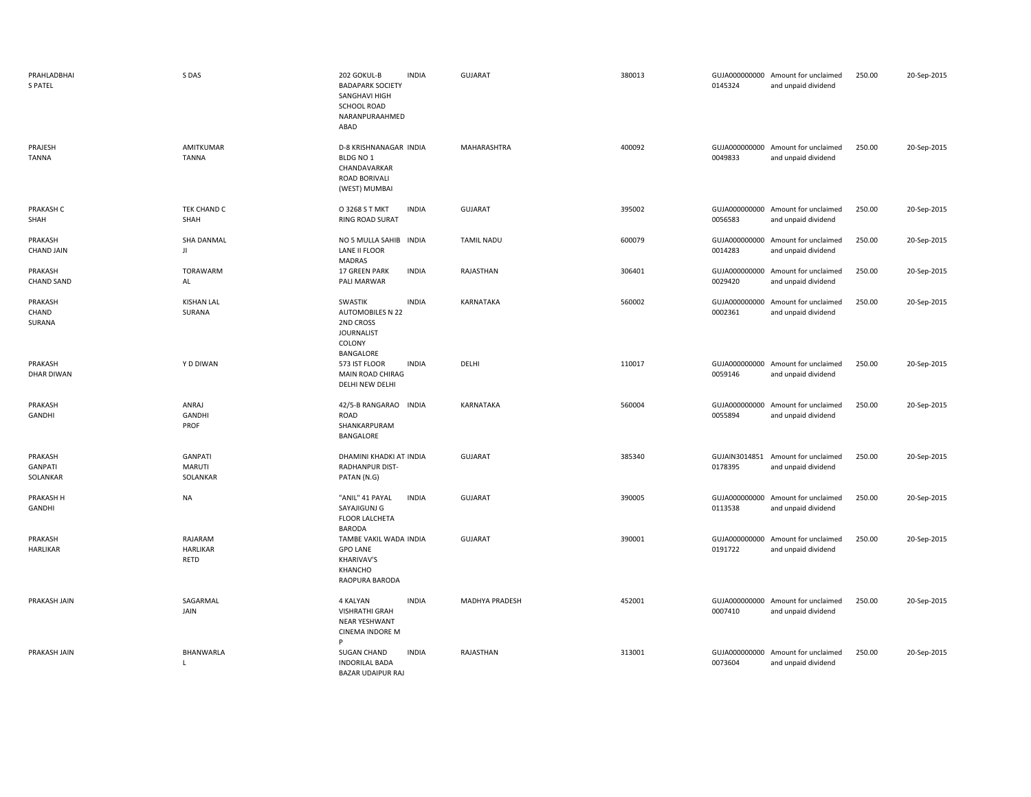| | | | | | | | | | |
|---|---|---|---|---|---|---|---|---|---|
| PRAHLADBHAI S PATEL | S DAS | 202 GOKUL-B BADAPARK SOCIETY SANGHAVI HIGH SCHOOL ROAD NARANPURAAHMED ABAD | INDIA | GUJARAT | 380013 | GUJA000000000 0145324 | Amount for unclaimed and unpaid dividend | 250.00 | 20-Sep-2015 |
| PRAJESH TANNA | AMITKUMAR TANNA | D-8 KRISHNANAGAR BLDG NO 1 CHANDAVARKAR ROAD BORIVALI (WEST) MUMBAI | INDIA | MAHARASHTRA | 400092 | GUJA000000000 0049833 | Amount for unclaimed and unpaid dividend | 250.00 | 20-Sep-2015 |
| PRAKASH C SHAH | TEK CHAND C SHAH | O 3268 S T MKT RING ROAD SURAT | INDIA | GUJARAT | 395002 | GUJA000000000 0056583 | Amount for unclaimed and unpaid dividend | 250.00 | 20-Sep-2015 |
| PRAKASH CHAND JAIN | SHA DANMAL JI | NO 5 MULLA SAHIB LANE II FLOOR MADRAS | INDIA | TAMIL NADU | 600079 | GUJA000000000 0014283 | Amount for unclaimed and unpaid dividend | 250.00 | 20-Sep-2015 |
| PRAKASH CHAND SAND | TORAWARM AL | 17 GREEN PARK PALI MARWAR | INDIA | RAJASTHAN | 306401 | GUJA000000000 0029420 | Amount for unclaimed and unpaid dividend | 250.00 | 20-Sep-2015 |
| PRAKASH CHAND SURANA | KISHAN LAL SURANA | SWASTIK AUTOMOBILES N 22 2ND CROSS JOURNALIST COLONY BANGALORE | INDIA | KARNATAKA | 560002 | GUJA000000000 0002361 | Amount for unclaimed and unpaid dividend | 250.00 | 20-Sep-2015 |
| PRAKASH DHAR DIWAN | Y D DIWAN | 573 IST FLOOR MAIN ROAD CHIRAG DELHI NEW DELHI | INDIA | DELHI | 110017 | GUJA000000000 0059146 | Amount for unclaimed and unpaid dividend | 250.00 | 20-Sep-2015 |
| PRAKASH GANDHI | ANRAJ GANDHI PROF | 42/5-B RANGARAO ROAD SHANKARPURAM BANGALORE | INDIA | KARNATAKA | 560004 | GUJA000000000 0055894 | Amount for unclaimed and unpaid dividend | 250.00 | 20-Sep-2015 |
| PRAKASH GANPATI SOLANKAR | GANPATI MARUTI SOLANKAR | DHAMINI KHADKI AT RADHANPUR DIST- PATAN (N.G) | INDIA | GUJARAT | 385340 | GUJAIN3014851 0178395 | Amount for unclaimed and unpaid dividend | 250.00 | 20-Sep-2015 |
| PRAKASH H GANDHI | NA | "ANIL" 41 PAYAL SAYAJIGUNJ G FLOOR LALCHETA BARODA | INDIA | GUJARAT | 390005 | GUJA000000000 0113538 | Amount for unclaimed and unpaid dividend | 250.00 | 20-Sep-2015 |
| PRAKASH HARLIKAR | RAJARAM HARLIKAR RETD | TAMBE VAKIL WADA GPO LANE KHARIVAV'S KHANCHO RAOPURA BARODA | INDIA | GUJARAT | 390001 | GUJA000000000 0191722 | Amount for unclaimed and unpaid dividend | 250.00 | 20-Sep-2015 |
| PRAKASH JAIN | SAGARMAL JAIN | 4 KALYAN VISHRATHI GRAH NEAR YESHWANT CINEMA INDORE M P | INDIA | MADHYA PRADESH | 452001 | GUJA000000000 0007410 | Amount for unclaimed and unpaid dividend | 250.00 | 20-Sep-2015 |
| PRAKASH JAIN | BHANWARLA L | SUGAN CHAND INDORILAL BADA BAZAR UDAIPUR RAJ | INDIA | RAJASTHAN | 313001 | GUJA000000000 0073604 | Amount for unclaimed and unpaid dividend | 250.00 | 20-Sep-2015 |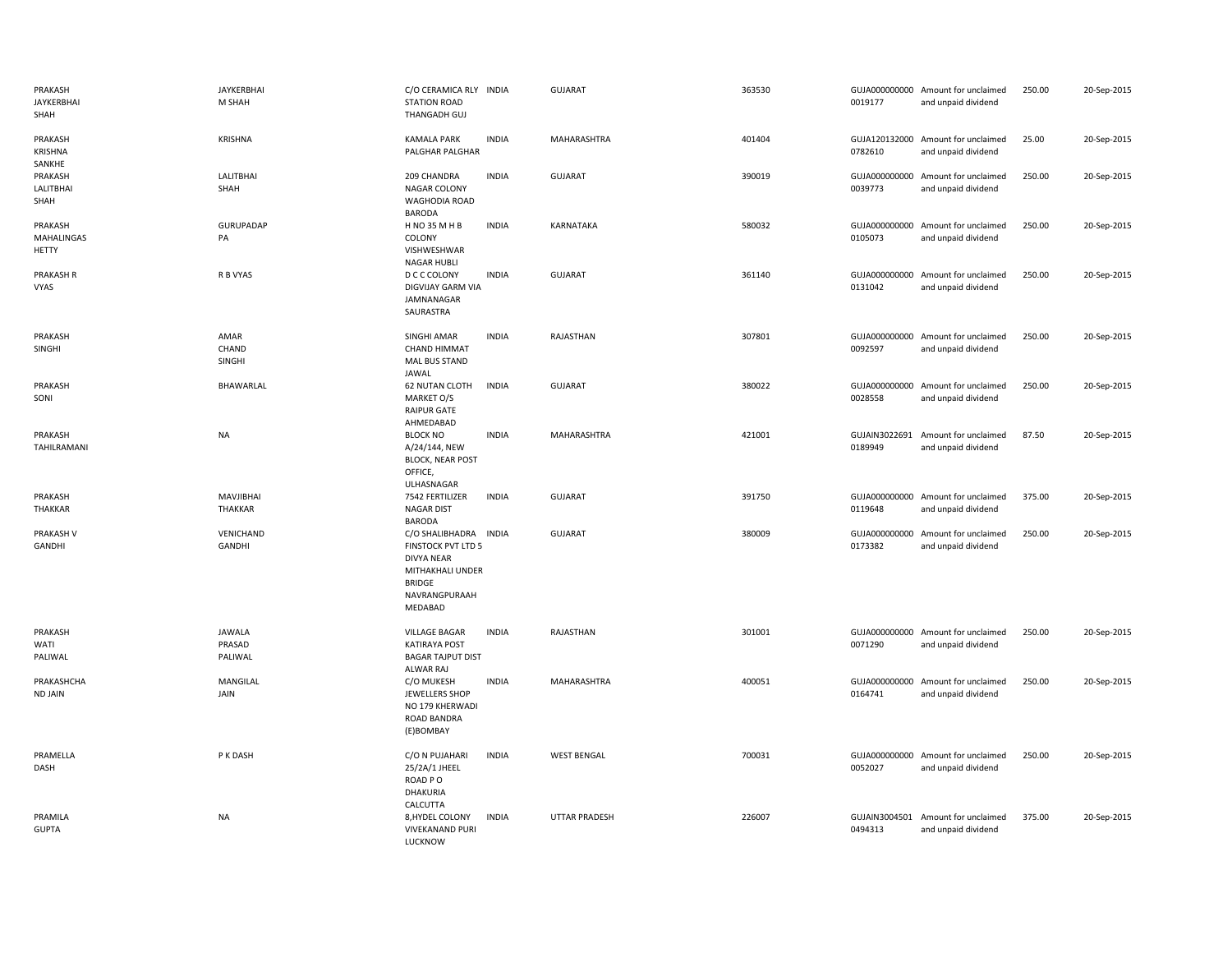| | | | | | | | | | |
|---|---|---|---|---|---|---|---|---|---|
| PRAKASH JAYKERBHAI SHAH | JAYKERBHAI M SHAH | C/O CERAMICA RLY STATION ROAD THANGADH GUJ | INDIA | GUJARAT | 363530 | GUJA000000000 0019177 | Amount for unclaimed and unpaid dividend | 250.00 | 20-Sep-2015 |
| PRAKASH KRISHNA SANKHE | KRISHNA | KAMALA PARK PALGHAR PALGHAR | INDIA | MAHARASHTRA | 401404 | GUJA120132000 0782610 | Amount for unclaimed and unpaid dividend | 25.00 | 20-Sep-2015 |
| PRAKASH LALITBHAI SHAH | LALITBHAI SHAH | 209 CHANDRA NAGAR COLONY WAGHODIA ROAD BARODA | INDIA | GUJARAT | 390019 | GUJA000000000 0039773 | Amount for unclaimed and unpaid dividend | 250.00 | 20-Sep-2015 |
| PRAKASH MAHALINGAS HETTY | GURUPADAP PA | H NO 35 M H B COLONY VISHWESHWAR NAGAR HUBLI | INDIA | KARNATAKA | 580032 | GUJA000000000 0105073 | Amount for unclaimed and unpaid dividend | 250.00 | 20-Sep-2015 |
| PRAKASH R VYAS | R B VYAS | D C C COLONY DIGVIJAY GARM VIA JAMNANAGAR SAURASTRA | INDIA | GUJARAT | 361140 | GUJA000000000 0131042 | Amount for unclaimed and unpaid dividend | 250.00 | 20-Sep-2015 |
| PRAKASH SINGHI | AMAR CHAND SINGHI | SINGHI AMAR CHAND HIMMAT MAL BUS STAND JAWAL | INDIA | RAJASTHAN | 307801 | GUJA000000000 0092597 | Amount for unclaimed and unpaid dividend | 250.00 | 20-Sep-2015 |
| PRAKASH SONI | BHAWARLAL | 62 NUTAN CLOTH MARKET O/S RAIPUR GATE AHMEDABAD | INDIA | GUJARAT | 380022 | GUJA000000000 0028558 | Amount for unclaimed and unpaid dividend | 250.00 | 20-Sep-2015 |
| PRAKASH TAHILRAMANI | NA | BLOCK NO A/24/144, NEW BLOCK, NEAR POST OFFICE, ULHASNAGAR | INDIA | MAHARASHTRA | 421001 | GUJAIN3022691 0189949 | Amount for unclaimed and unpaid dividend | 87.50 | 20-Sep-2015 |
| PRAKASH THAKKAR | MAVJIBHAI THAKKAR | 7542 FERTILIZER NAGAR DIST BARODA | INDIA | GUJARAT | 391750 | GUJA000000000 0119648 | Amount for unclaimed and unpaid dividend | 375.00 | 20-Sep-2015 |
| PRAKASH V GANDHI | VENICHAND GANDHI | C/O SHALIBHADRA FINSTOCK PVT LTD 5 DIVYA NEAR MITHAKHALI UNDER BRIDGE NAVRANGPURAAH MEDABAD | INDIA | GUJARAT | 380009 | GUJA000000000 0173382 | Amount for unclaimed and unpaid dividend | 250.00 | 20-Sep-2015 |
| PRAKASH WATI PALIWAL | JAWALA PRASAD PALIWAL | VILLAGE BAGAR KATIRAYA POST BAGAR TAJPUT DIST ALWAR RAJ | INDIA | RAJASTHAN | 301001 | GUJA000000000 0071290 | Amount for unclaimed and unpaid dividend | 250.00 | 20-Sep-2015 |
| PRAKASHCHA ND JAIN | MANGILAL JAIN | C/O MUKESH JEWELLERS SHOP NO 179 KHERWADI ROAD BANDRA (E)BOMBAY | INDIA | MAHARASHTRA | 400051 | GUJA000000000 0164741 | Amount for unclaimed and unpaid dividend | 250.00 | 20-Sep-2015 |
| PRAMELLA DASH | P K DASH | C/O N PUJAHARI 25/2A/1 JHEEL ROAD P O DHAKURIA CALCUTTA | INDIA | WEST BENGAL | 700031 | GUJA000000000 0052027 | Amount for unclaimed and unpaid dividend | 250.00 | 20-Sep-2015 |
| PRAMILA GUPTA | NA | 8,HYDEL COLONY VIVEKANAND PURI LUCKNOW | INDIA | UTTAR PRADESH | 226007 | GUJAIN3004501 0494313 | Amount for unclaimed and unpaid dividend | 375.00 | 20-Sep-2015 |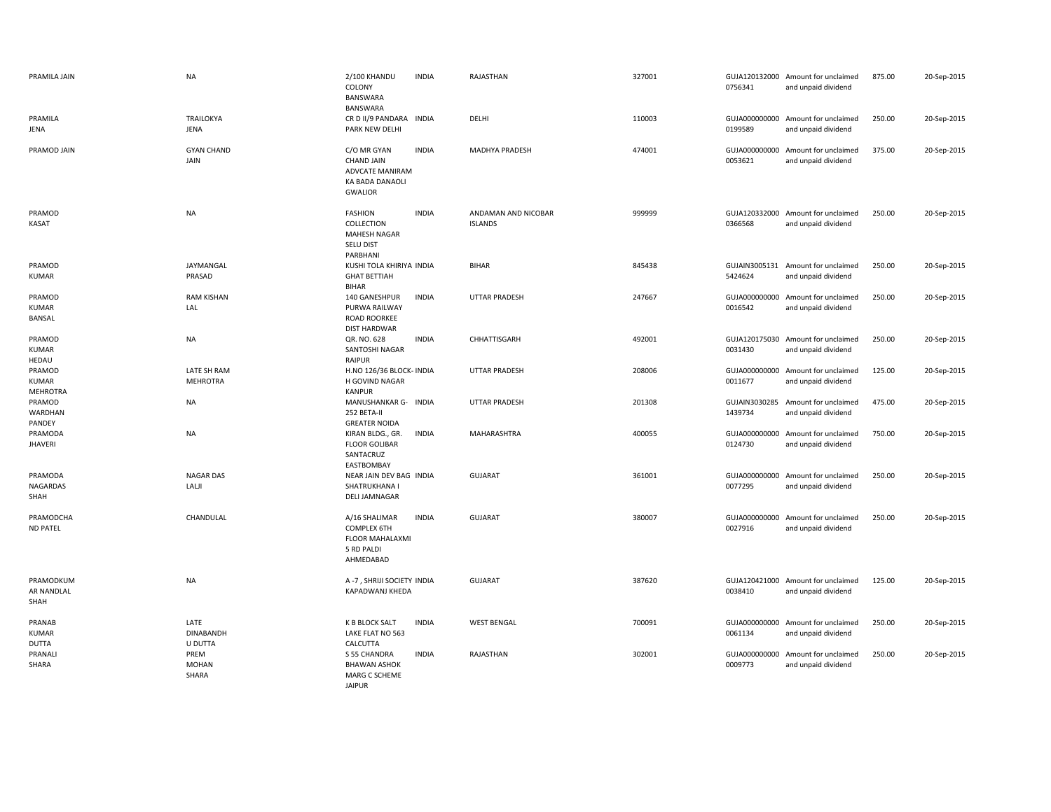| | | | | | | | | | |
|---|---|---|---|---|---|---|---|---|---|
| PRAMILA JAIN | NA | 2/100 KHANDU COLONY BANSWARA BANSWARA | INDIA | RAJASTHAN | 327001 | GUJA120132000 0756341 | Amount for unclaimed and unpaid dividend | 875.00 | 20-Sep-2015 |
| PRAMILA JENA | TRAILOKYA JENA | CR D II/9 PANDARA PARK NEW DELHI | INDIA | DELHI | 110003 | GUJA000000000 0199589 | Amount for unclaimed and unpaid dividend | 250.00 | 20-Sep-2015 |
| PRAMOD JAIN | GYAN CHAND JAIN | C/O MR GYAN CHAND JAIN ADVCATE MANIRAM KA BADA DANAOLI GWALIOR | INDIA | MADHYA PRADESH | 474001 | GUJA000000000 0053621 | Amount for unclaimed and unpaid dividend | 375.00 | 20-Sep-2015 |
| PRAMOD KASAT | NA | FASHION COLLECTION MAHESH NAGAR SELU DIST PARBHANI | INDIA | ANDAMAN AND NICOBAR ISLANDS | 999999 | GUJA120332000 0366568 | Amount for unclaimed and unpaid dividend | 250.00 | 20-Sep-2015 |
| PRAMOD KUMAR | JAYMANGAL PRASAD | KUSHI TOLA KHIRIYA GHAT BETTIAH BIHAR | INDIA | BIHAR | 845438 | GUJAIN3005131 5424624 | Amount for unclaimed and unpaid dividend | 250.00 | 20-Sep-2015 |
| PRAMOD KUMAR BANSAL | RAM KISHAN LAL | 140 GANESHPUR PURWA RAILWAY ROAD ROORKEE DIST HARDWAR | INDIA | UTTAR PRADESH | 247667 | GUJA000000000 0016542 | Amount for unclaimed and unpaid dividend | 250.00 | 20-Sep-2015 |
| PRAMOD KUMAR HEDAU | NA | QR. NO. 628 SANTOSHI NAGAR RAIPUR | INDIA | CHHATTISGARH | 492001 | GUJA120175030 0031430 | Amount for unclaimed and unpaid dividend | 250.00 | 20-Sep-2015 |
| PRAMOD KUMAR MEHROTRA | LATE SH RAM MEHROTRA | H.NO 126/36 BLOCK-H GOVIND NAGAR KANPUR | INDIA | UTTAR PRADESH | 208006 | GUJA000000000 0011677 | Amount for unclaimed and unpaid dividend | 125.00 | 20-Sep-2015 |
| PRAMOD WARDHAN PANDEY | NA | MANUSHANKAR G-252 BETA-II GREATER NOIDA | INDIA | UTTAR PRADESH | 201308 | GUJAIN3030285 1439734 | Amount for unclaimed and unpaid dividend | 475.00 | 20-Sep-2015 |
| PRAMODA JHAVERI | NA | KIRAN BLDG., GR. FLOOR GOLIBAR SANTACRUZ EASTBOMBAY | INDIA | MAHARASHTRA | 400055 | GUJA000000000 0124730 | Amount for unclaimed and unpaid dividend | 750.00 | 20-Sep-2015 |
| PRAMODA NAGARDAS SHAH | NAGAR DAS LALJI | NEAR JAIN DEV BAG SHATRUKHANA I DELI JAMNAGAR | INDIA | GUJARAT | 361001 | GUJA000000000 0077295 | Amount for unclaimed and unpaid dividend | 250.00 | 20-Sep-2015 |
| PRAMODCHA ND PATEL | CHANDULAL | A/16 SHALIMAR COMPLEX 6TH FLOOR MAHALAXMI 5 RD PALDI AHMEDABAD | INDIA | GUJARAT | 380007 | GUJA000000000 0027916 | Amount for unclaimed and unpaid dividend | 250.00 | 20-Sep-2015 |
| PRAMODKUM AR NANDLAL SHAH | NA | A -7 , SHRIJI SOCIETY KAPADWANJ KHEDA | INDIA | GUJARAT | 387620 | GUJA120421000 0038410 | Amount for unclaimed and unpaid dividend | 125.00 | 20-Sep-2015 |
| PRANAB KUMAR DUTTA | LATE DINABANDH U DUTTA | K B BLOCK SALT LAKE FLAT NO 563 CALCUTTA | INDIA | WEST BENGAL | 700091 | GUJA000000000 0061134 | Amount for unclaimed and unpaid dividend | 250.00 | 20-Sep-2015 |
| PRANALI SHARA | PREM MOHAN SHARA | S 55 CHANDRA BHAWAN ASHOK MARG C SCHEME JAIPUR | INDIA | RAJASTHAN | 302001 | GUJA000000000 0009773 | Amount for unclaimed and unpaid dividend | 250.00 | 20-Sep-2015 |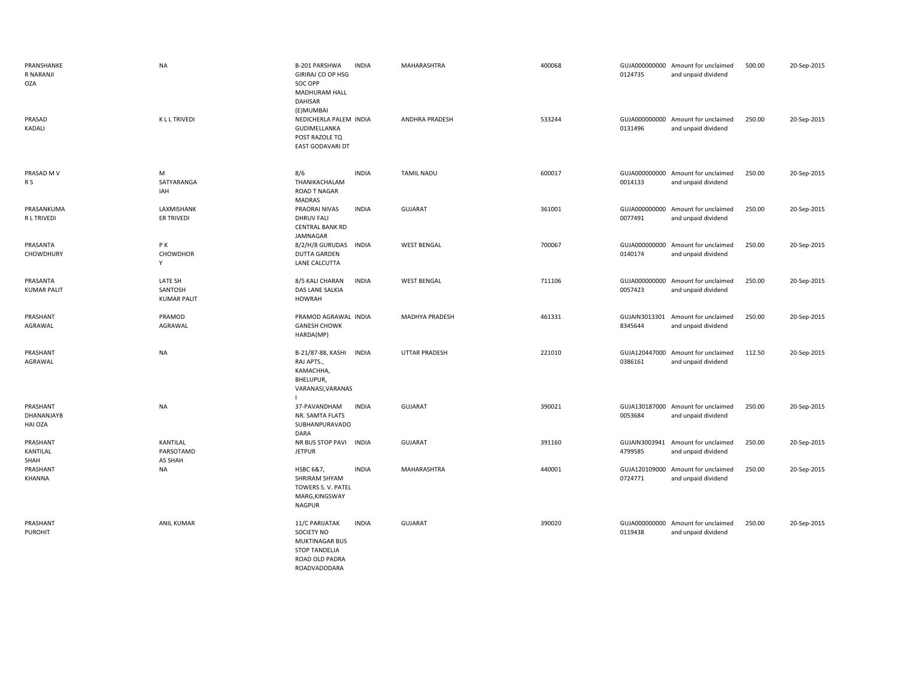| | | | | | | | | | |
|---|---|---|---|---|---|---|---|---|---|
| PRANSHANKER NARANJI OZA | NA | B-201 PARSHWA GIRIRAJ CO OP HSG SOC OPP MADHURAM HALL DAHISAR (E)MUMBAI | INDIA | MAHARASHTRA | 400068 | GUJA0000000000124735 | Amount for unclaimed and unpaid dividend | 500.00 | 20-Sep-2015 |
| PRASAD KADALI | K L L TRIVEDI | NEDICHERLA PALEM GUDIMELLANKA POST RAZOLE TQ EAST GODAVARI DT | INDIA | ANDHRA PRADESH | 533244 | GUJA0000000000131496 | Amount for unclaimed and unpaid dividend | 250.00 | 20-Sep-2015 |
| PRASAD M V R S | M SATYARANGAIAH | 8/6 THANIKACHALAM ROAD T NAGAR MADRAS | INDIA | TAMIL NADU | 600017 | GUJA0000000000014133 | Amount for unclaimed and unpaid dividend | 250.00 | 20-Sep-2015 |
| PRASANKUMAR L TRIVEDI | LAXMISHANKER TRIVEDI | PRAORAI NIVAS DHRUV FALI CENTRAL BANK RD JAMNAGAR | INDIA | GUJARAT | 361001 | GUJA0000000000077491 | Amount for unclaimed and unpaid dividend | 250.00 | 20-Sep-2015 |
| PRASANTA CHOWDHURY | P K CHOWDHORY | 8/2/H/8 GURUDAS DUTTA GARDEN LANE CALCUTTA | INDIA | WEST BENGAL | 700067 | GUJA0000000000140174 | Amount for unclaimed and unpaid dividend | 250.00 | 20-Sep-2015 |
| PRASANTA KUMAR PALIT | LATE SH SANTOSH KUMAR PALIT | 8/5 KALI CHARAN DAS LANE SALKIA HOWRAH | INDIA | WEST BENGAL | 711106 | GUJA0000000000057423 | Amount for unclaimed and unpaid dividend | 250.00 | 20-Sep-2015 |
| PRASHANT AGRAWAL | PRAMOD AGRAWAL | PRAMOD AGRAWAL GANESH CHOWK HARDA(MP) | INDIA | MADHYA PRADESH | 461331 | GUJAIN30133018345644 | Amount for unclaimed and unpaid dividend | 250.00 | 20-Sep-2015 |
| PRASHANT AGRAWAL | NA | B-21/87-88, KASHI RAJ APTS., KAMACHHA, BHELUPUR, VARANASI,VARANASI | INDIA | UTTAR PRADESH | 221010 | GUJA1204470000386161 | Amount for unclaimed and unpaid dividend | 112.50 | 20-Sep-2015 |
| PRASHANT DHANANJAYBHAI OZA | NA | 37-PAVANDHAM NR. SAMTA FLATS SUBHANPURAVADODARA | INDIA | GUJARAT | 390021 | GUJA1301870000053684 | Amount for unclaimed and unpaid dividend | 250.00 | 20-Sep-2015 |
| PRASHANT KANTILAL SHAH | KANTILAL PARSOTAMDAS SHAH | NR BUS STOP PAVI JETPUR | INDIA | GUJARAT | 391160 | GUJAIN30039414799585 | Amount for unclaimed and unpaid dividend | 250.00 | 20-Sep-2015 |
| PRASHANT KHANNA | NA | HSBC 6&7, SHRIRAM SHYAM TOWERS S. V. PATEL MARG,KINGSWAY NAGPUR | INDIA | MAHARASHTRA | 440001 | GUJA1201090000724771 | Amount for unclaimed and unpaid dividend | 250.00 | 20-Sep-2015 |
| PRASHANT PUROHIT | ANIL KUMAR | 11/C PARIJATAK SOCIETY NO MUKTINAGAR BUS STOP TANDELJA ROAD OLD PADRA ROADVADODARA | INDIA | GUJARAT | 390020 | GUJA0000000000119438 | Amount for unclaimed and unpaid dividend | 250.00 | 20-Sep-2015 |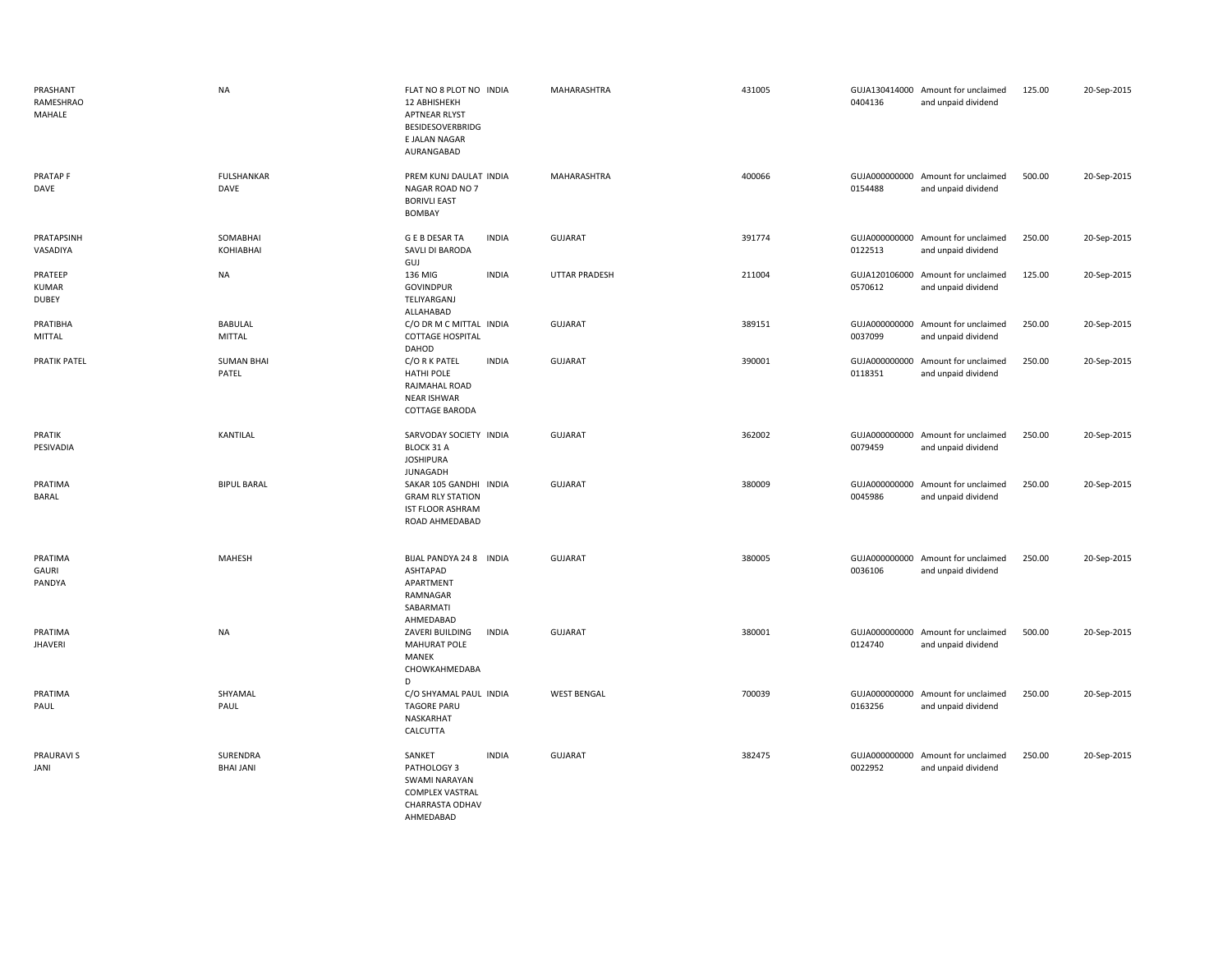| | | | | | | | | | |
|---|---|---|---|---|---|---|---|---|---|
| PRASHANT RAMESHRAO MAHALE | NA | FLAT NO 8 PLOT NO 12 ABHISHEKH APTNEAR RLYST BESIDESOVERBRIDG E JALAN NAGAR AURANGABAD | INDIA | MAHARASHTRA | 431005 | GUJA130414000 0404136 | Amount for unclaimed and unpaid dividend | 125.00 | 20-Sep-2015 |
| PRATAP F DAVE | FULSHANKAR DAVE | PREM KUNJ DAULAT NAGAR ROAD NO 7 BORIVLI EAST BOMBAY | INDIA | MAHARASHTRA | 400066 | GUJA000000000 0154488 | Amount for unclaimed and unpaid dividend | 500.00 | 20-Sep-2015 |
| PRATAPSINH VASADIYA | SOMABHAI KOHIABHAI | G E B DESAR TA SAVLI DI BARODA GUJ | INDIA | GUJARAT | 391774 | GUJA000000000 0122513 | Amount for unclaimed and unpaid dividend | 250.00 | 20-Sep-2015 |
| PRATEEP KUMAR DUBEY | NA | 136 MIG GOVINDPUR TELIYARGANJ ALLAHABAD | INDIA | UTTAR PRADESH | 211004 | GUJA120106000 0570612 | Amount for unclaimed and unpaid dividend | 125.00 | 20-Sep-2015 |
| PRATIBHA MITTAL | BABULAL MITTAL | C/O DR M C MITTAL COTTAGE HOSPITAL DAHOD | INDIA | GUJARAT | 389151 | GUJA000000000 0037099 | Amount for unclaimed and unpaid dividend | 250.00 | 20-Sep-2015 |
| PRATIK PATEL | SUMAN BHAI PATEL | C/O R K PATEL HATHI POLE RAJMAHAL ROAD NEAR ISHWAR COTTAGE BARODA | INDIA | GUJARAT | 390001 | GUJA000000000 0118351 | Amount for unclaimed and unpaid dividend | 250.00 | 20-Sep-2015 |
| PRATIK PESIVADIA | KANTILAL | SARVODAY SOCIETY BLOCK 31 A JOSHIPURA JUNAGADH | INDIA | GUJARAT | 362002 | GUJA000000000 0079459 | Amount for unclaimed and unpaid dividend | 250.00 | 20-Sep-2015 |
| PRATIMA BARAL | BIPUL BARAL | SAKAR 105 GANDHI GRAM RLY STATION IST FLOOR ASHRAM ROAD AHMEDABAD | INDIA | GUJARAT | 380009 | GUJA000000000 0045986 | Amount for unclaimed and unpaid dividend | 250.00 | 20-Sep-2015 |
| PRATIMA GAURI PANDYA | MAHESH | BIJAL PANDYA 24 8 ASHTAPAD APARTMENT RAMNAGAR SABARMATI AHMEDABAD | INDIA | GUJARAT | 380005 | GUJA000000000 0036106 | Amount for unclaimed and unpaid dividend | 250.00 | 20-Sep-2015 |
| PRATIMA JHAVERI | NA | ZAVERI BUILDING MAHURAT POLE MANEK CHOWKAHMEDABA D | INDIA | GUJARAT | 380001 | GUJA000000000 0124740 | Amount for unclaimed and unpaid dividend | 500.00 | 20-Sep-2015 |
| PRATIMA PAUL | SHYAMAL PAUL | C/O SHYAMAL PAUL TAGORE PARU NASKARHAT CALCUTTA | INDIA | WEST BENGAL | 700039 | GUJA000000000 0163256 | Amount for unclaimed and unpaid dividend | 250.00 | 20-Sep-2015 |
| PRAURAVI S JANI | SURENDRA BHAI JANI | SANKET PATHOLOGY 3 SWAMI NARAYAN COMPLEX VASTRAL CHARRASTA ODHAV AHMEDABAD | INDIA | GUJARAT | 382475 | GUJA000000000 0022952 | Amount for unclaimed and unpaid dividend | 250.00 | 20-Sep-2015 |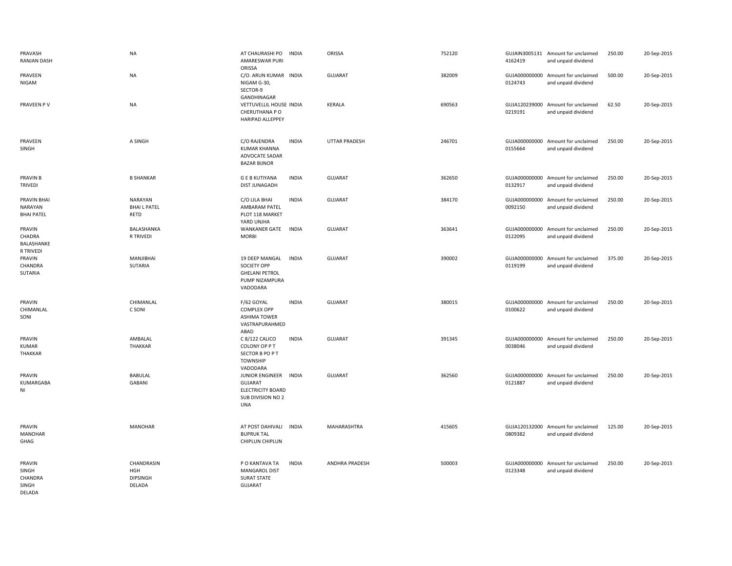| | | | | | | | | | |
|---|---|---|---|---|---|---|---|---|---|
| PRAVASH RANJAN DASH | NA | AT CHAURASHI PO AMARESWAR PURI ORISSA | INDIA | ORISSA | 752120 | GUJAIN30051314162419 | Amount for unclaimed and unpaid dividend | 250.00 | 20-Sep-2015 |
| PRAVEEN NIGAM | NA | C/O. ARUN KUMAR NIGAM G-30, SECTOR-9 GANDHINAGAR | INDIA | GUJARAT | 382009 | GUJA0000000000124743 | Amount for unclaimed and unpaid dividend | 500.00 | 20-Sep-2015 |
| PRAVEEN P V | NA | VETTUVELLIL HOUSE CHERUTHANA P O HARIPAD ALLEPPEY | INDIA | KERALA | 690563 | GUJA1202390000219191 | Amount for unclaimed and unpaid dividend | 62.50 | 20-Sep-2015 |
| PRAVEEN SINGH | A SINGH | C/O RAJENDRA KUMAR KHANNA ADVOCATE SADAR BAZAR BIJNOR | INDIA | UTTAR PRADESH | 246701 | GUJA0000000000155664 | Amount for unclaimed and unpaid dividend | 250.00 | 20-Sep-2015 |
| PRAVIN B TRIVEDI | B SHANKAR | G E B KUTIYANA DIST JUNAGADH | INDIA | GUJARAT | 362650 | GUJA0000000000132917 | Amount for unclaimed and unpaid dividend | 250.00 | 20-Sep-2015 |
| PRAVIN BHAI NARAYAN BHAI PATEL | NARAYAN BHAI L PATEL RETD | C/O LILA BHAI AMBARAM PATEL PLOT 118 MARKET YARD UNJHA | INDIA | GUJARAT | 384170 | GUJA0000000000092150 | Amount for unclaimed and unpaid dividend | 250.00 | 20-Sep-2015 |
| PRAVIN CHADRA BALASHANKE R TRIVEDI | BALASHANKA R TRIVEDI | WANKANER GATE MORBI | INDIA | GUJARAT | 363641 | GUJA0000000000122095 | Amount for unclaimed and unpaid dividend | 250.00 | 20-Sep-2015 |
| PRAVIN CHANDRA SUTARIA | MANJIBHAI SUTARIA | 19 DEEP MANGAL SOCIETY OPP GHELANI PETROL PUMP NIZAMPURA VADODARA | INDIA | GUJARAT | 390002 | GUJA0000000000119199 | Amount for unclaimed and unpaid dividend | 375.00 | 20-Sep-2015 |
| PRAVIN CHIMANLAL SONI | CHIMANLAL C SONI | F/62 GOYAL COMPLEX OPP ASHIMA TOWER VASTRAPURAHMED ABAD | INDIA | GUJARAT | 380015 | GUJA0000000000100622 | Amount for unclaimed and unpaid dividend | 250.00 | 20-Sep-2015 |
| PRAVIN KUMAR THAKKAR | AMBALAL THAKKAR | C 8/122 CALICO COLONY OP P T SECTOR B PO P T TOWNSHIP VADODARA | INDIA | GUJARAT | 391345 | GUJA0000000000038046 | Amount for unclaimed and unpaid dividend | 250.00 | 20-Sep-2015 |
| PRAVIN KUMARGABANI | BABULAL GABANI | JUNIOR ENGINEER GUJARAT ELECTRICITY BOARD SUB DIVISION NO 2 UNA | INDIA | GUJARAT | 362560 | GUJA0000000000121887 | Amount for unclaimed and unpaid dividend | 250.00 | 20-Sep-2015 |
| PRAVIN MANOHAR GHAG | MANOHAR | AT POST DAHIVALI BUPRUK TAL CHIPLUN CHIPLUN | INDIA | MAHARASHTRA | 415605 | GUJA1201320000809382 | Amount for unclaimed and unpaid dividend | 125.00 | 20-Sep-2015 |
| PRAVIN SINGH CHANDRA SINGH DELADA | CHANDRASIN HGH DIPSINGH DELADA | P O KANTAVA TA MANGAROL DIST SURAT STATE GUJARAT | INDIA | ANDHRA PRADESH | 500003 | GUJA0000000000123348 | Amount for unclaimed and unpaid dividend | 250.00 | 20-Sep-2015 |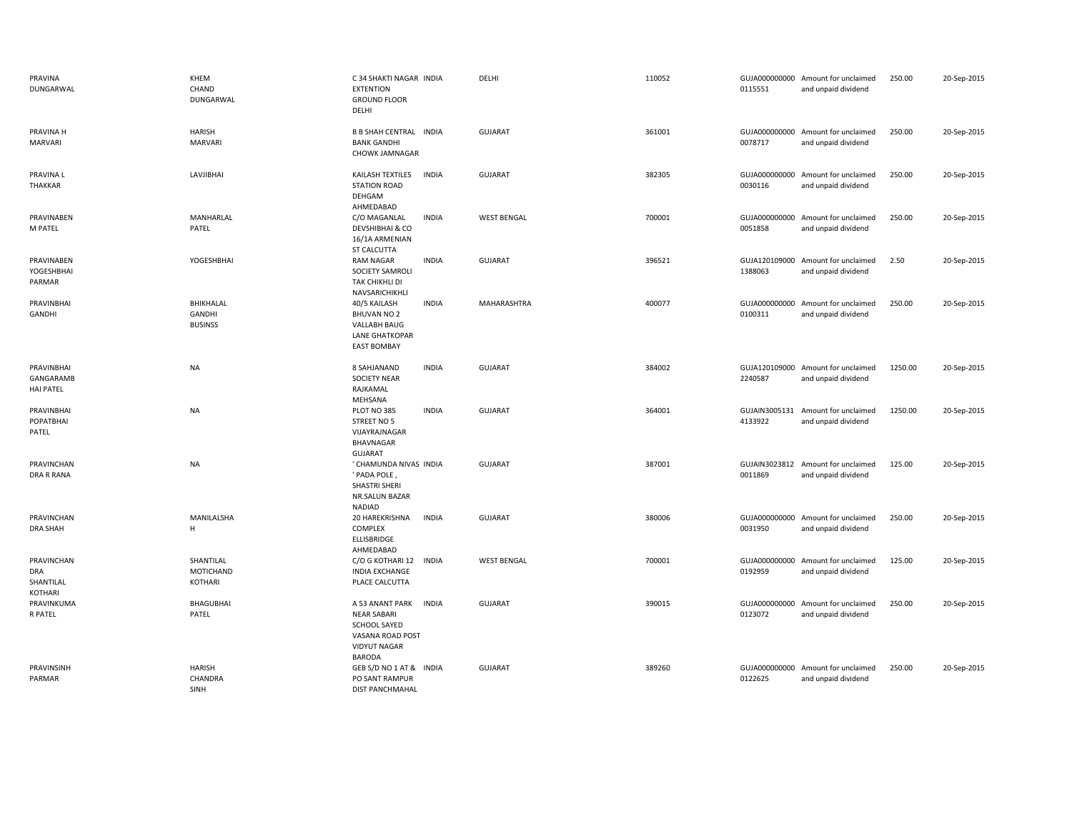| PRAVINA DUNGARWAL | KHEM CHAND DUNGARWAL | C 34 SHAKTI NAGAR EXTENTION GROUND FLOOR DELHI | INDIA | DELHI | 110052 | GUJA000000000 0115551 | Amount for unclaimed and unpaid dividend | 250.00 | 20-Sep-2015 |
|---|---|---|---|---|---|---|---|---|---|
| PRAVINA H MARVARI | HARISH MARVARI | B B SHAH CENTRAL BANK GANDHI CHOWK JAMNAGAR | INDIA | GUJARAT | 361001 | GUJA000000000 0078717 | Amount for unclaimed and unpaid dividend | 250.00 | 20-Sep-2015 |
| PRAVINA L THAKKAR | LAVJIBHAI | KAILASH TEXTILES STATION ROAD DEHGAM AHMEDABAD | INDIA | GUJARAT | 382305 | GUJA000000000 0030116 | Amount for unclaimed and unpaid dividend | 250.00 | 20-Sep-2015 |
| PRAVINABEN M PATEL | MANHARLAL PATEL | C/O MAGANLAL DEVSHIBHAI & CO 16/1A ARMENIAN ST CALCUTTA | INDIA | WEST BENGAL | 700001 | GUJA000000000 0051858 | Amount for unclaimed and unpaid dividend | 250.00 | 20-Sep-2015 |
| PRAVINABEN YOGESHBHAI PARMAR | YOGESHBHAI | RAM NAGAR SOCIETY SAMROLI TAK CHIKHLI DI NAVSARICHIKHLI | INDIA | GUJARAT | 396521 | GUJA120109000 1388063 | Amount for unclaimed and unpaid dividend | 2.50 | 20-Sep-2015 |
| PRAVINBHAI GANDHI | BHIKHALAL GANDHI BUSINSS | 40/5 KAILASH BHUVAN NO 2 VALLABH BAUG LANE GHATKOPAR EAST BOMBAY | INDIA | MAHARASHTRA | 400077 | GUJA000000000 0100311 | Amount for unclaimed and unpaid dividend | 250.00 | 20-Sep-2015 |
| PRAVINBHAI GANGARAMB HAI PATEL | NA | 8 SAHJANAND SOCIETY NEAR RAJKAMAL MEHSANA | INDIA | GUJARAT | 384002 | GUJA120109000 2240587 | Amount for unclaimed and unpaid dividend | 1250.00 | 20-Sep-2015 |
| PRAVINBHAI POPATBHAI PATEL | NA | PLOT NO 385 STREET NO 5 VIJAYRAJNAGAR BHAVNAGAR GUJARAT | INDIA | GUJARAT | 364001 | GUJAIN3005131 4133922 | Amount for unclaimed and unpaid dividend | 1250.00 | 20-Sep-2015 |
| PRAVINCHAN DRA R RANA | NA | ' CHAMUNDA NIVAS ' PADA POLE , SHASTRI SHERI NR.SALUN BAZAR NADIAD | INDIA | GUJARAT | 387001 | GUJAIN3023812 0011869 | Amount for unclaimed and unpaid dividend | 125.00 | 20-Sep-2015 |
| PRAVINCHAN DRA SHAH | MANILALSHA H | 20 HAREKRISHNA COMPLEX ELLISBRIDGE AHMEDABAD | INDIA | GUJARAT | 380006 | GUJA000000000 0031950 | Amount for unclaimed and unpaid dividend | 250.00 | 20-Sep-2015 |
| PRAVINCHAN DRA SHANTILAL KOTHARI | SHANTILAL MOTICHAND KOTHARI | C/O G KOTHARI 12 INDIA EXCHANGE PLACE CALCUTTA | INDIA | WEST BENGAL | 700001 | GUJA000000000 0192959 | Amount for unclaimed and unpaid dividend | 125.00 | 20-Sep-2015 |
| PRAVINKUMA R PATEL | BHAGUBHAI PATEL | A 53 ANANT PARK NEAR SABARI SCHOOL SAYED VASANA ROAD POST VIDYUT NAGAR BARODA | INDIA | GUJARAT | 390015 | GUJA000000000 0123072 | Amount for unclaimed and unpaid dividend | 250.00 | 20-Sep-2015 |
| PRAVINSINH PARMAR | HARISH CHANDRA SINH | GEB S/D NO 1 AT & PO SANT RAMPUR DIST PANCHMAHAL | INDIA | GUJARAT | 389260 | GUJA000000000 0122625 | Amount for unclaimed and unpaid dividend | 250.00 | 20-Sep-2015 |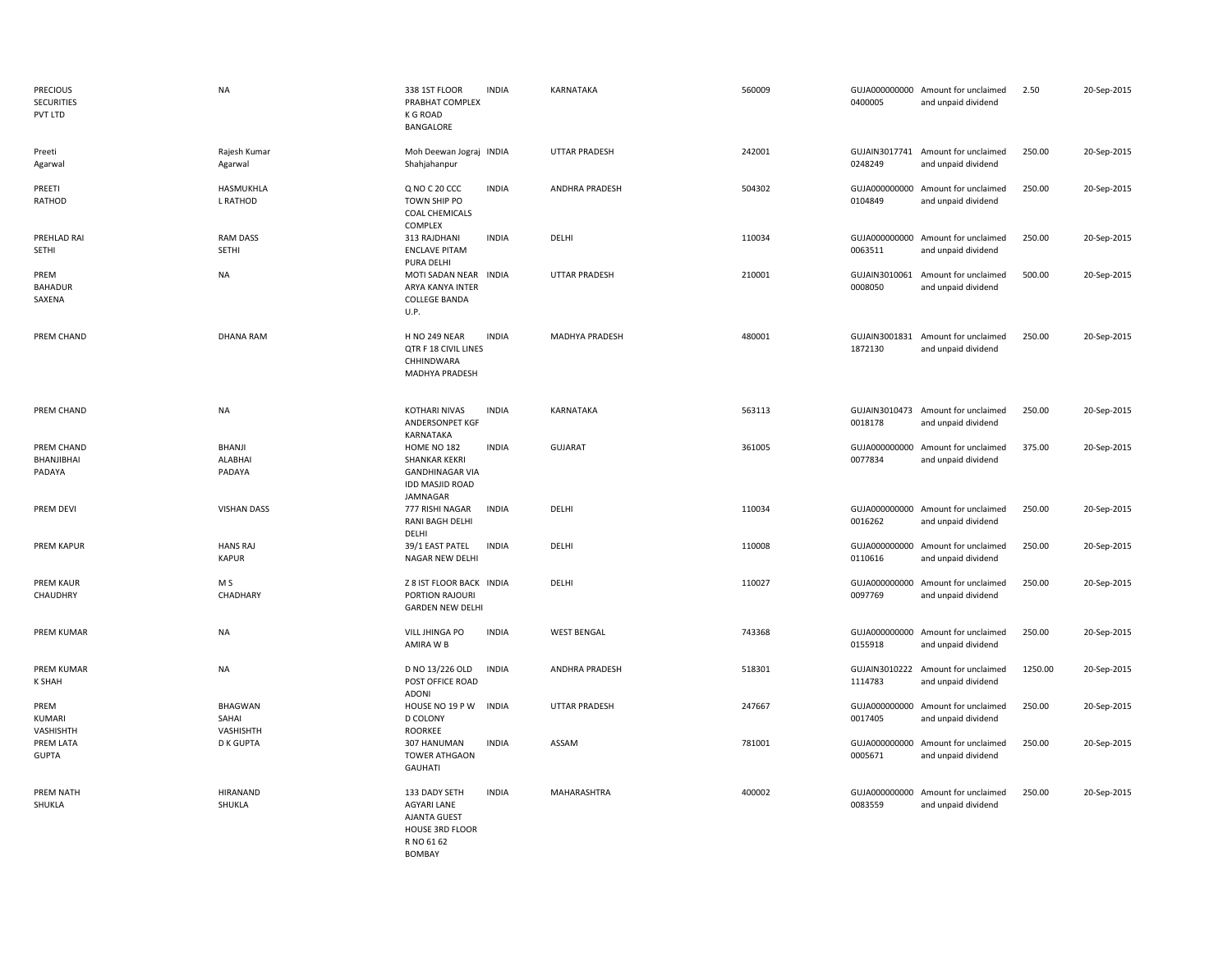| | | | | | | | | | |
|---|---|---|---|---|---|---|---|---|---|
| PRECIOUS SECURITIES PVT LTD | NA | 338 1ST FLOOR PRABHAT COMPLEX K G ROAD BANGALORE | INDIA | KARNATAKA | 560009 | GUJA0000000000400005 | Amount for unclaimed and unpaid dividend | 2.50 | 20-Sep-2015 |
| Preeti Agarwal | Rajesh Kumar Agarwal | Moh Deewan Jograj Shahjahanpur | INDIA | UTTAR PRADESH | 242001 | GUJAIN30177410248249 | Amount for unclaimed and unpaid dividend | 250.00 | 20-Sep-2015 |
| PREETI RATHOD | HASMUKHLA L RATHOD | Q NO C 20 CCC TOWN SHIP PO COAL CHEMICALS COMPLEX | INDIA | ANDHRA PRADESH | 504302 | GUJA0000000000104849 | Amount for unclaimed and unpaid dividend | 250.00 | 20-Sep-2015 |
| PREHLAD RAI SETHI | RAM DASS SETHI | 313 RAJDHANI ENCLAVE PITAM PURA DELHI | INDIA | DELHI | 110034 | GUJA0000000000063511 | Amount for unclaimed and unpaid dividend | 250.00 | 20-Sep-2015 |
| PREM BAHADUR SAXENA | NA | MOTI SADAN NEAR ARYA KANYA INTER COLLEGE BANDA U.P. | INDIA | UTTAR PRADESH | 210001 | GUJAIN30100610008050 | Amount for unclaimed and unpaid dividend | 500.00 | 20-Sep-2015 |
| PREM CHAND | DHANA RAM | H NO 249 NEAR QTR F 18 CIVIL LINES CHHINDWARA MADHYA PRADESH | INDIA | MADHYA PRADESH | 480001 | GUJAIN30018311872130 | Amount for unclaimed and unpaid dividend | 250.00 | 20-Sep-2015 |
| PREM CHAND | NA | KOTHARI NIVAS ANDERSONPET KGF KARNATAKA | INDIA | KARNATAKA | 563113 | GUJAIN30104730018178 | Amount for unclaimed and unpaid dividend | 250.00 | 20-Sep-2015 |
| PREM CHAND BHANJIBHAI PADAYA | BHANJI ALABHAI PADAYA | HOME NO 182 SHANKAR KEKRI GANDHINAGAR VIA IDD MASJID ROAD JAMNAGAR | INDIA | GUJARAT | 361005 | GUJA0000000000077834 | Amount for unclaimed and unpaid dividend | 375.00 | 20-Sep-2015 |
| PREM DEVI | VISHAN DASS | 777 RISHI NAGAR RANI BAGH DELHI DELHI | INDIA | DELHI | 110034 | GUJA0000000000016262 | Amount for unclaimed and unpaid dividend | 250.00 | 20-Sep-2015 |
| PREM KAPUR | HANS RAJ KAPUR | 39/1 EAST PATEL NAGAR NEW DELHI | INDIA | DELHI | 110008 | GUJA0000000000110616 | Amount for unclaimed and unpaid dividend | 250.00 | 20-Sep-2015 |
| PREM KAUR CHAUDHRY | M S CHADHARY | Z 8 IST FLOOR BACK PORTION RAJOURI GARDEN NEW DELHI | INDIA | DELHI | 110027 | GUJA0000000000097769 | Amount for unclaimed and unpaid dividend | 250.00 | 20-Sep-2015 |
| PREM KUMAR | NA | VILL JHINGA PO AMIRA W B | INDIA | WEST BENGAL | 743368 | GUJA0000000000155918 | Amount for unclaimed and unpaid dividend | 250.00 | 20-Sep-2015 |
| PREM KUMAR K SHAH | NA | D NO 13/226 OLD POST OFFICE ROAD ADONI | INDIA | ANDHRA PRADESH | 518301 | GUJAIN30102221114783 | Amount for unclaimed and unpaid dividend | 1250.00 | 20-Sep-2015 |
| PREM KUMARI VASHISHTH | BHAGWAN SAHAI VASHISHTH | HOUSE NO 19 P W D COLONY ROORKEE | INDIA | UTTAR PRADESH | 247667 | GUJA0000000000017405 | Amount for unclaimed and unpaid dividend | 250.00 | 20-Sep-2015 |
| PREM LATA GUPTA | D K GUPTA | 307 HANUMAN TOWER ATHGAON GAUHATI | INDIA | ASSAM | 781001 | GUJA0000000000005671 | Amount for unclaimed and unpaid dividend | 250.00 | 20-Sep-2015 |
| PREM NATH SHUKLA | HIRANAND SHUKLA | 133 DADY SETH AGYARI LANE AJANTA GUEST HOUSE 3RD FLOOR R NO 61 62 BOMBAY | INDIA | MAHARASHTRA | 400002 | GUJA0000000000083559 | Amount for unclaimed and unpaid dividend | 250.00 | 20-Sep-2015 |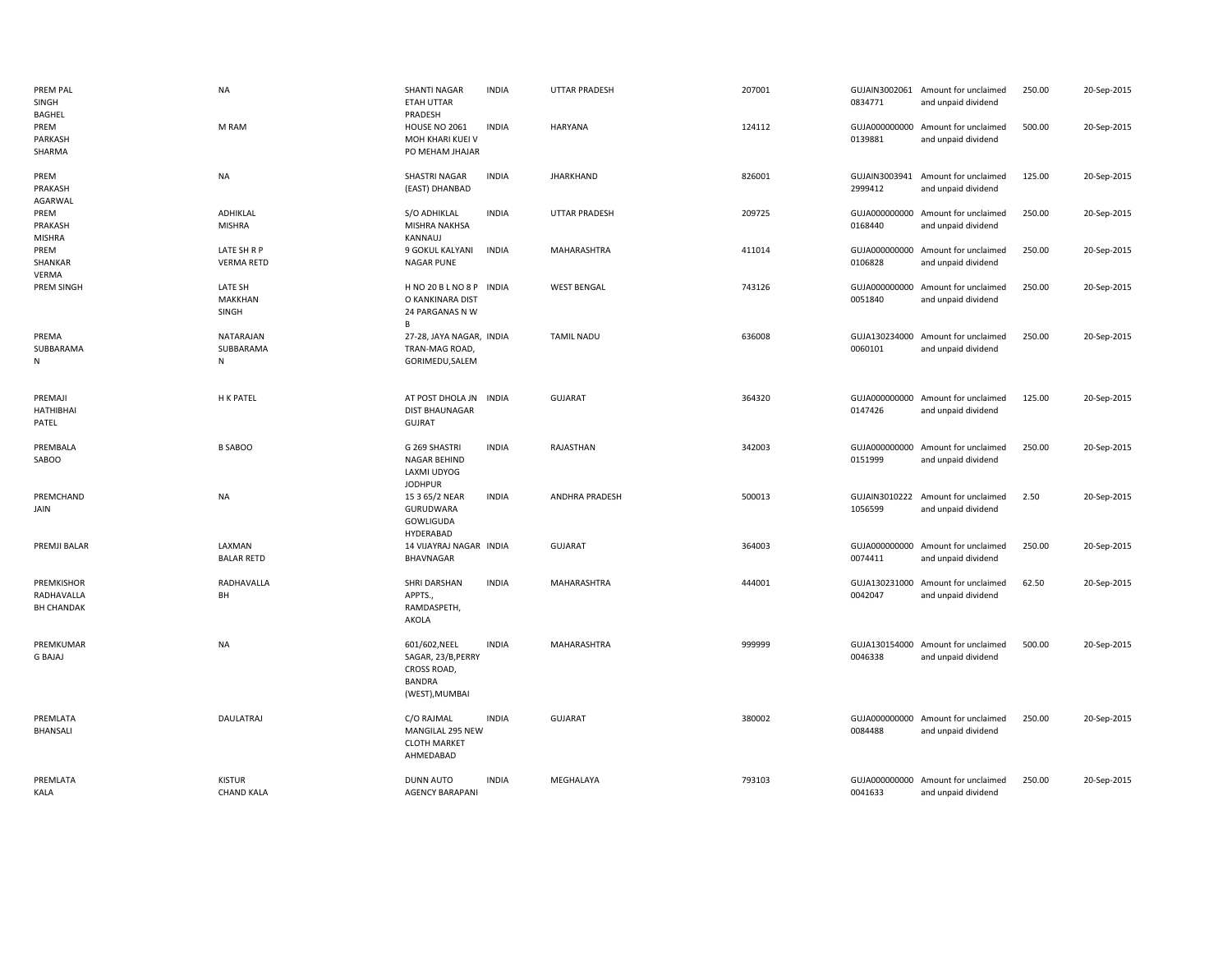| | | | | | | | | | |
|---|---|---|---|---|---|---|---|---|---|
| PREM PAL SINGH BAGHEL | NA | SHANTI NAGAR ETAH UTTAR PRADESH | INDIA | UTTAR PRADESH | 207001 | GUJAIN30020610834771 | Amount for unclaimed and unpaid dividend | 250.00 | 20-Sep-2015 |
| PREM PARKASH SHARMA | M RAM | HOUSE NO 2061 MOH KHARI KUEI V PO MEHAM JHAJAR | INDIA | HARYANA | 124112 | GUJA0000000000139881 | Amount for unclaimed and unpaid dividend | 500.00 | 20-Sep-2015 |
| PREM PRAKASH AGARWAL | NA | SHASTRI NAGAR (EAST) DHANBAD | INDIA | JHARKHAND | 826001 | GUJAIN30039412999412 | Amount for unclaimed and unpaid dividend | 125.00 | 20-Sep-2015 |
| PREM PRAKASH MISHRA | ADHIKLAL MISHRA | S/O ADHIKLAL MISHRA NAKHSA KANNAUJ | INDIA | UTTAR PRADESH | 209725 | GUJA0000000000168440 | Amount for unclaimed and unpaid dividend | 250.00 | 20-Sep-2015 |
| PREM SHANKAR VERMA | LATE SH R P VERMA RETD | 9 GOKUL KALYANI NAGAR PUNE | INDIA | MAHARASHTRA | 411014 | GUJA0000000000106828 | Amount for unclaimed and unpaid dividend | 250.00 | 20-Sep-2015 |
| PREM SINGH | LATE SH MAKKHAN SINGH | H NO 20 B L NO 8 P O KANKINARA DIST 24 PARGANAS N W B | INDIA | WEST BENGAL | 743126 | GUJA0000000000051840 | Amount for unclaimed and unpaid dividend | 250.00 | 20-Sep-2015 |
| PREMA SUBBARAMA N | NATARAJAN SUBBARAMA N | 27-28, JAYA NAGAR, TRAN-MAG ROAD, GORIMEDU,SALEM | INDIA | TAMIL NADU | 636008 | GUJA1302340000060101 | Amount for unclaimed and unpaid dividend | 250.00 | 20-Sep-2015 |
| PREMAJI HATHIBHAI PATEL | H K PATEL | AT POST DHOLA JN DIST BHAUNAGAR GUJRAT | INDIA | GUJARAT | 364320 | GUJA0000000000147426 | Amount for unclaimed and unpaid dividend | 125.00 | 20-Sep-2015 |
| PREMBALA SABOO | B SABOO | G 269 SHASTRI NAGAR BEHIND LAXMI UDYOG JODHPUR | INDIA | RAJASTHAN | 342003 | GUJA0000000000151999 | Amount for unclaimed and unpaid dividend | 250.00 | 20-Sep-2015 |
| PREMCHAND JAIN | NA | 15 3 65/2 NEAR GURUDWARA GOWLIGUDA HYDERABAD | INDIA | ANDHRA PRADESH | 500013 | GUJAIN30102221056599 | Amount for unclaimed and unpaid dividend | 2.50 | 20-Sep-2015 |
| PREMJI BALAR | LAXMAN BALAR RETD | 14 VIJAYRAJ NAGAR BHAVNAGAR | INDIA | GUJARAT | 364003 | GUJA0000000000074411 | Amount for unclaimed and unpaid dividend | 250.00 | 20-Sep-2015 |
| PREMKISHOR RADHAVALLA BH CHANDAK | RADHAVALLA BH | SHRI DARSHAN APPTS., RAMDASPETH, AKOLA | INDIA | MAHARASHTRA | 444001 | GUJA1302310000042047 | Amount for unclaimed and unpaid dividend | 62.50 | 20-Sep-2015 |
| PREMKUMAR G BAJAJ | NA | 601/602,NEEL SAGAR, 23/B,PERRY CROSS ROAD, BANDRA (WEST),MUMBAI | INDIA | MAHARASHTRA | 999999 | GUJA1301540000046338 | Amount for unclaimed and unpaid dividend | 500.00 | 20-Sep-2015 |
| PREMLATA BHANSALI | DAULATRAJ | C/O RAJMAL MANGILAL 295 NEW CLOTH MARKET AHMEDABAD | INDIA | GUJARAT | 380002 | GUJA0000000000084488 | Amount for unclaimed and unpaid dividend | 250.00 | 20-Sep-2015 |
| PREMLATA KALA | KISTUR CHAND KALA | DUNN AUTO AGENCY BARAPANI | INDIA | MEGHALAYA | 793103 | GUJA0000000000041633 | Amount for unclaimed and unpaid dividend | 250.00 | 20-Sep-2015 |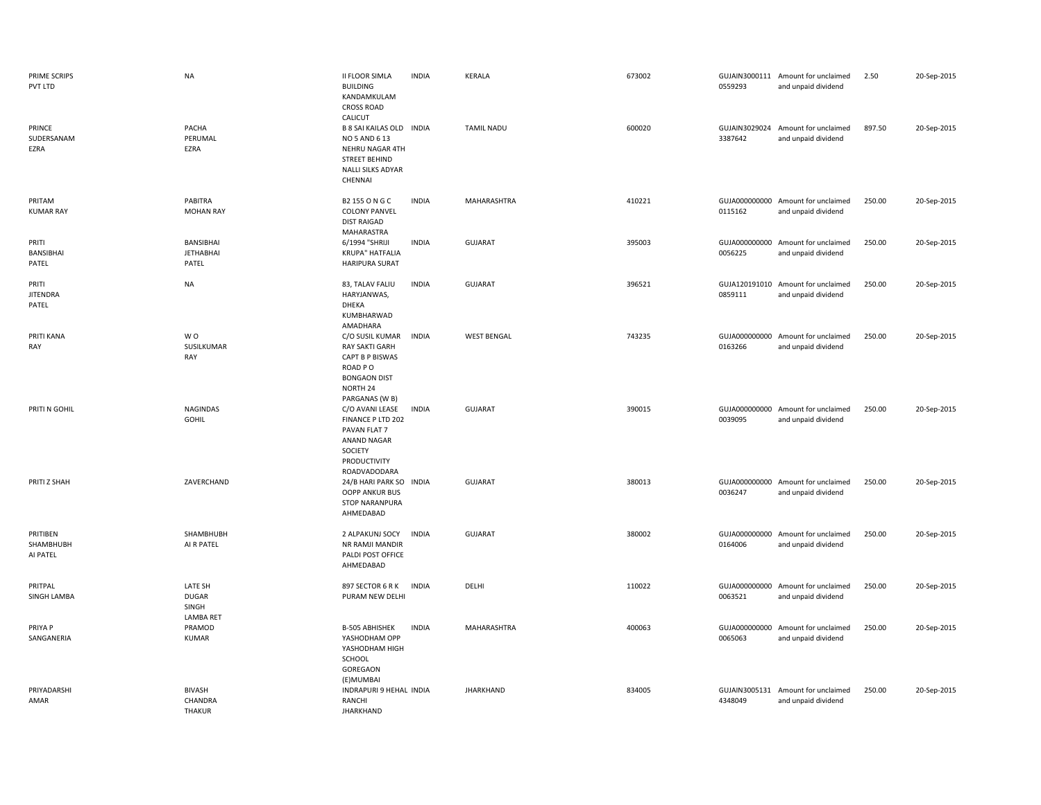| | | | | | | | | | |
|---|---|---|---|---|---|---|---|---|---|
| PRIME SCRIPS PVT LTD | NA | II FLOOR SIMLA BUILDING KANDAMKULAM CROSS ROAD CALICUT | INDIA | KERALA | 673002 | GUJAIN30001110559293 | Amount for unclaimed and unpaid dividend | 2.50 | 20-Sep-2015 |
| PRINCE SUDERSANAM EZRA | PACHA PERUMAL EZRA | B 8 SAI KAILAS OLD NO 5 AND 6 13 NEHRU NAGAR 4TH STREET BEHIND NALLI SILKS ADYAR CHENNAI | INDIA | TAMIL NADU | 600020 | GUJAIN30290243387642 | Amount for unclaimed and unpaid dividend | 897.50 | 20-Sep-2015 |
| PRITAM KUMAR RAY | PABITRA MOHAN RAY | B2 155 O N G C COLONY PANVEL DIST RAIGAD MAHARASTRA | INDIA | MAHARASHTRA | 410221 | GUJA0000000000115162 | Amount for unclaimed and unpaid dividend | 250.00 | 20-Sep-2015 |
| PRITI BANSIBHAI PATEL | BANSIBHAI JETHABHAI PATEL | 6/1994 "SHRIJI KRUPA" HATFALIA HARIPURA SURAT | INDIA | GUJARAT | 395003 | GUJA0000000000056225 | Amount for unclaimed and unpaid dividend | 250.00 | 20-Sep-2015 |
| PRITI JITENDRA PATEL | NA | 83, TALAV FALIU HARYJANWAS, DHEKA KUMBHARWAD AMADHARA | INDIA | GUJARAT | 396521 | GUJA1201910100859111 | Amount for unclaimed and unpaid dividend | 250.00 | 20-Sep-2015 |
| PRITI KANA RAY | W O SUSILKUMAR RAY | C/O SUSIL KUMAR RAY SAKTI GARH CAPT B P BISWAS ROAD P O BONGAON DIST NORTH 24 PARGANAS (W B) | INDIA | WEST BENGAL | 743235 | GUJA0000000000163266 | Amount for unclaimed and unpaid dividend | 250.00 | 20-Sep-2015 |
| PRITI N GOHIL | NAGINDAS GOHIL | C/O AVANI LEASE FINANCE P LTD 202 PAVAN FLAT 7 ANAND NAGAR SOCIETY PRODUCTIVITY ROADVADODARA | INDIA | GUJARAT | 390015 | GUJA0000000000039095 | Amount for unclaimed and unpaid dividend | 250.00 | 20-Sep-2015 |
| PRITI Z SHAH | ZAVERCHAND | 24/B HARI PARK SO OOPP ANKUR BUS STOP NARANPURA AHMEDABAD | INDIA | GUJARAT | 380013 | GUJA0000000000036247 | Amount for unclaimed and unpaid dividend | 250.00 | 20-Sep-2015 |
| PRITIBEN SHAMBHUBH AI PATEL | SHAMBHUBH AI R PATEL | 2 ALPAKUNJ SOCY NR RAMJI MANDIR PALDI POST OFFICE AHMEDABAD | INDIA | GUJARAT | 380002 | GUJA0000000000164006 | Amount for unclaimed and unpaid dividend | 250.00 | 20-Sep-2015 |
| PRITPAL SINGH LAMBA | LATE SH DUGAR SINGH LAMBA RET | 897 SECTOR 6 R K PURAM NEW DELHI | INDIA | DELHI | 110022 | GUJA0000000000063521 | Amount for unclaimed and unpaid dividend | 250.00 | 20-Sep-2015 |
| PRIYA P SANGANERIA | PRAMOD KUMAR | B-505 ABHISHEK YASHODHAM OPP YASHODHAM HIGH SCHOOL GOREGAON (E)MUMBAI | INDIA | MAHARASHTRA | 400063 | GUJA0000000000065063 | Amount for unclaimed and unpaid dividend | 250.00 | 20-Sep-2015 |
| PRIYADARSHI AMAR | BIVASH CHANDRA THAKUR | INDRAPURI 9 HEHAL RANCHI JHARKHAND | INDIA | JHARKHAND | 834005 | GUJAIN30051314348049 | Amount for unclaimed and unpaid dividend | 250.00 | 20-Sep-2015 |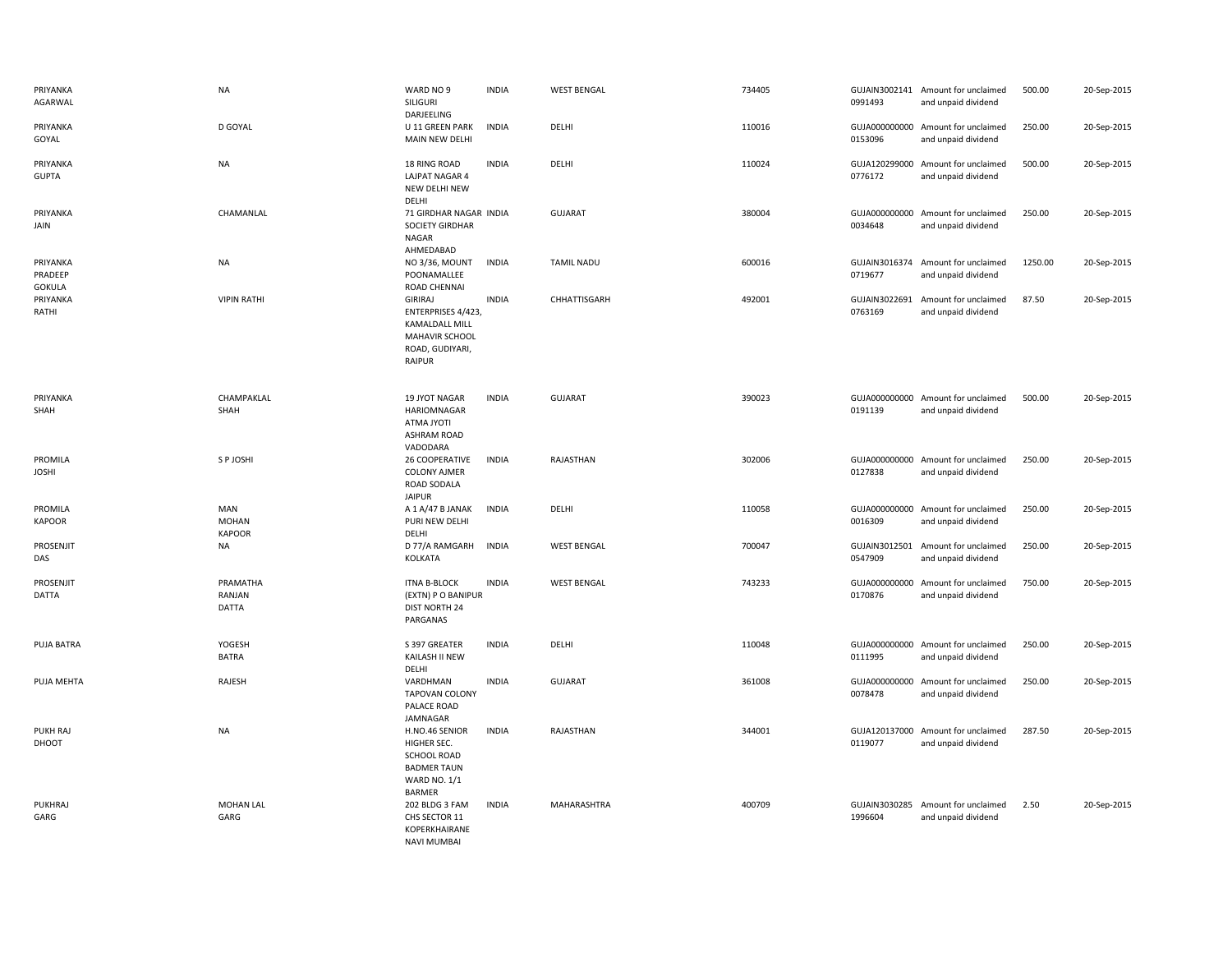| | | | | | | | | | |
|---|---|---|---|---|---|---|---|---|---|
| PRIYANKA AGARWAL | NA | WARD NO 9 SILIGURI DARJEELING | INDIA | WEST BENGAL | 734405 | GUJAIN30021410991493 | Amount for unclaimed and unpaid dividend | 500.00 | 20-Sep-2015 |
| PRIYANKA GOYAL | D GOYAL | U 11 GREEN PARK MAIN NEW DELHI | INDIA | DELHI | 110016 | GUJA0000000000153096 | Amount for unclaimed and unpaid dividend | 250.00 | 20-Sep-2015 |
| PRIYANKA GUPTA | NA | 18 RING ROAD LAJPAT NAGAR 4 NEW DELHI NEW DELHI | INDIA | DELHI | 110024 | GUJA1202990000776172 | Amount for unclaimed and unpaid dividend | 500.00 | 20-Sep-2015 |
| PRIYANKA JAIN | CHAMANLAL | 71 GIRDHAR NAGAR SOCIETY GIRDHAR NAGAR AHMEDABAD | INDIA | GUJARAT | 380004 | GUJA0000000000034648 | Amount for unclaimed and unpaid dividend | 250.00 | 20-Sep-2015 |
| PRIYANKA PRADEEP GOKULA | NA | NO 3/36, MOUNT POONAMALLEE ROAD CHENNAI | INDIA | TAMIL NADU | 600016 | GUJAIN30163740719677 | Amount for unclaimed and unpaid dividend | 1250.00 | 20-Sep-2015 |
| PRIYANKA RATHI | VIPIN RATHI | GIRIRAJ ENTERPRISES 4/423, KAMALDALL MILL MAHAVIR SCHOOL ROAD, GUDIYARI, RAIPUR | INDIA | CHHATTISGARH | 492001 | GUJAIN30226910763169 | Amount for unclaimed and unpaid dividend | 87.50 | 20-Sep-2015 |
| PRIYANKA SHAH | CHAMPAKLAL SHAH | 19 JYOT NAGAR HARIOMNAGAR ATMA JYOTI ASHRAM ROAD VADODARA | INDIA | GUJARAT | 390023 | GUJA0000000000191139 | Amount for unclaimed and unpaid dividend | 500.00 | 20-Sep-2015 |
| PROMILA JOSHI | S P JOSHI | 26 COOPERATIVE COLONY AJMER ROAD SODALA JAIPUR | INDIA | RAJASTHAN | 302006 | GUJA0000000000127838 | Amount for unclaimed and unpaid dividend | 250.00 | 20-Sep-2015 |
| PROMILA KAPOOR | MAN MOHAN KAPOOR | A 1 A/47 B JANAK PURI NEW DELHI DELHI | INDIA | DELHI | 110058 | GUJA0000000000016309 | Amount for unclaimed and unpaid dividend | 250.00 | 20-Sep-2015 |
| PROSENJIT DAS | NA | D 77/A RAMGARH KOLKATA | INDIA | WEST BENGAL | 700047 | GUJAIN30125010547909 | Amount for unclaimed and unpaid dividend | 250.00 | 20-Sep-2015 |
| PROSENJIT DATTA | PRAMATHA RANJAN DATTA | ITNA B-BLOCK (EXTN) P O BANIPUR DIST NORTH 24 PARGANAS | INDIA | WEST BENGAL | 743233 | GUJA0000000000170876 | Amount for unclaimed and unpaid dividend | 750.00 | 20-Sep-2015 |
| PUJA BATRA | YOGESH BATRA | S 397 GREATER KAILASH II NEW DELHI | INDIA | DELHI | 110048 | GUJA0000000000111995 | Amount for unclaimed and unpaid dividend | 250.00 | 20-Sep-2015 |
| PUJA MEHTA | RAJESH | VARDHMAN TAPOVAN COLONY PALACE ROAD JAMNAGAR | INDIA | GUJARAT | 361008 | GUJA0000000000078478 | Amount for unclaimed and unpaid dividend | 250.00 | 20-Sep-2015 |
| PUKH RAJ DHOOT | NA | H.NO.46 SENIOR HIGHER SEC. SCHOOL ROAD BADMER TAUN WARD NO. 1/1 BARMER | INDIA | RAJASTHAN | 344001 | GUJA1201370000119077 | Amount for unclaimed and unpaid dividend | 287.50 | 20-Sep-2015 |
| PUKHRAJ GARG | MOHAN LAL GARG | 202 BLDG 3 FAM CHS SECTOR 11 KOPERKHAIRANE NAVI MUMBAI | INDIA | MAHARASHTRA | 400709 | GUJAIN30302851996604 | Amount for unclaimed and unpaid dividend | 2.50 | 20-Sep-2015 |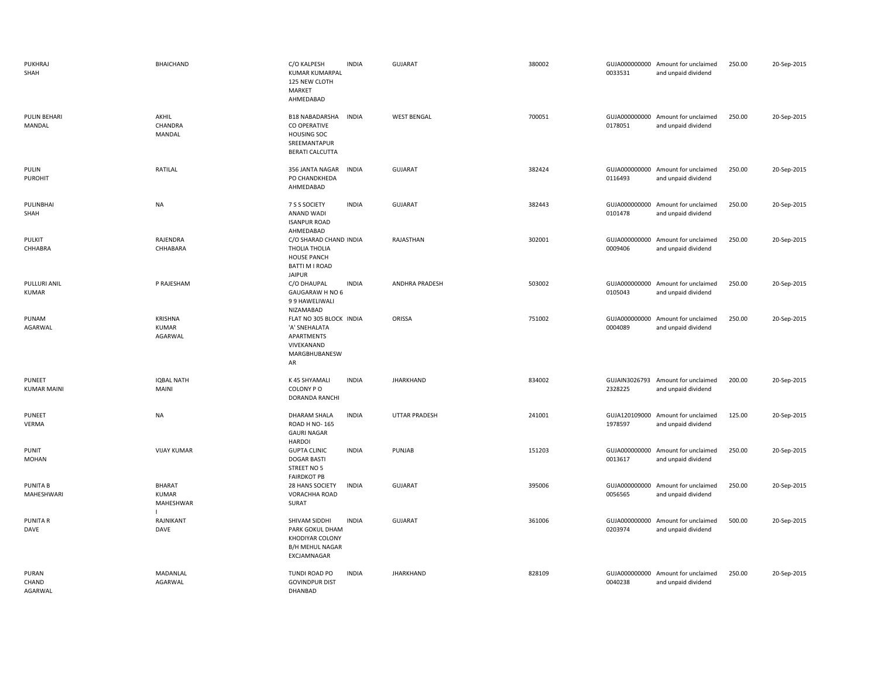| | | | | | | | | | |
|---|---|---|---|---|---|---|---|---|---|
| PUKHRAJ SHAH | BHAICHAND | C/O KALPESH KUMAR KUMARPAL 125 NEW CLOTH MARKET AHMEDABAD | INDIA | GUJARAT | 380002 | GUJA000000000 0033531 | Amount for unclaimed and unpaid dividend | 250.00 | 20-Sep-2015 |
| PULIN BEHARI MANDAL | AKHIL CHANDRA MANDAL | B18 NABADARSHA CO OPERATIVE HOUSING SOC SREEMANTAPUR BERATI CALCUTTA | INDIA | WEST BENGAL | 700051 | GUJA000000000 0178051 | Amount for unclaimed and unpaid dividend | 250.00 | 20-Sep-2015 |
| PULIN PUROHIT | RATILAL | 356 JANTA NAGAR PO CHANDKHEDA AHMEDABAD | INDIA | GUJARAT | 382424 | GUJA000000000 0116493 | Amount for unclaimed and unpaid dividend | 250.00 | 20-Sep-2015 |
| PULINBHAI SHAH | NA | 7 S S SOCIETY ANAND WADI ISANPUR ROAD AHMEDABAD | INDIA | GUJARAT | 382443 | GUJA000000000 0101478 | Amount for unclaimed and unpaid dividend | 250.00 | 20-Sep-2015 |
| PULKIT CHHABRA | RAJENDRA CHHABARA | C/O SHARAD CHAND THOLIA THOLIA HOUSE PANCH BATTI M I ROAD JAIPUR | INDIA | RAJASTHAN | 302001 | GUJA000000000 0009406 | Amount for unclaimed and unpaid dividend | 250.00 | 20-Sep-2015 |
| PULLURI ANIL KUMAR | P RAJESHAM | C/O DHAUPAL GAUGARAW H NO 6 9 9 HAWELIWALI NIZAMABAD | INDIA | ANDHRA PRADESH | 503002 | GUJA000000000 0105043 | Amount for unclaimed and unpaid dividend | 250.00 | 20-Sep-2015 |
| PUNAM AGARWAL | KRISHNA KUMAR AGARWAL | FLAT NO 305 BLOCK 'A' SNEHALATA APARTMENTS VIVEKANAND MARGBHUBANESWAR | INDIA | ORISSA | 751002 | GUJA000000000 0004089 | Amount for unclaimed and unpaid dividend | 250.00 | 20-Sep-2015 |
| PUNEET KUMAR MAINI | IQBAL NATH MAINI | K 45 SHYAMALI COLONY P O DORANDA RANCHI | INDIA | JHARKHAND | 834002 | GUJAIN3026793 2328225 | Amount for unclaimed and unpaid dividend | 200.00 | 20-Sep-2015 |
| PUNEET VERMA | NA | DHARAM SHALA ROAD H NO- 165 GAURI NAGAR HARDOI | INDIA | UTTAR PRADESH | 241001 | GUJA120109000 1978597 | Amount for unclaimed and unpaid dividend | 125.00 | 20-Sep-2015 |
| PUNIT MOHAN | VIJAY KUMAR | GUPTA CLINIC DOGAR BASTI STREET NO 5 FAIRDKOT PB | INDIA | PUNJAB | 151203 | GUJA000000000 0013617 | Amount for unclaimed and unpaid dividend | 250.00 | 20-Sep-2015 |
| PUNITA B MAHESHWARI | BHARAT KUMAR MAHESHWARI | 28 HANS SOCIETY VORACHHA ROAD SURAT | INDIA | GUJARAT | 395006 | GUJA000000000 0056565 | Amount for unclaimed and unpaid dividend | 250.00 | 20-Sep-2015 |
| PUNITA R DAVE | RAJNIKANT DAVE | SHIVAM SIDDHI PARK GOKUL DHAM KHODIYAR COLONY B/H MEHUL NAGAR EXCJAMNAGAR | INDIA | GUJARAT | 361006 | GUJA000000000 0203974 | Amount for unclaimed and unpaid dividend | 500.00 | 20-Sep-2015 |
| PURAN CHAND AGARWAL | MADANLAL AGARWAL | TUNDI ROAD PO GOVINDPUR DIST DHANBAD | INDIA | JHARKHAND | 828109 | GUJA000000000 0040238 | Amount for unclaimed and unpaid dividend | 250.00 | 20-Sep-2015 |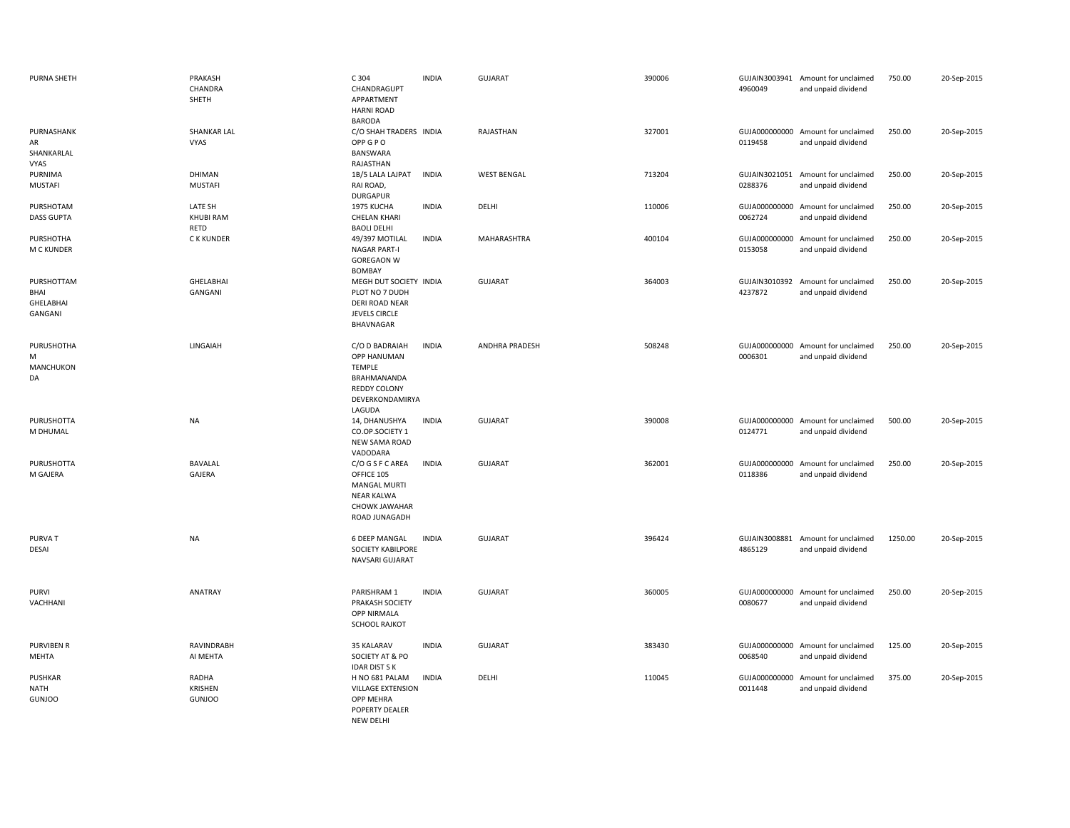| | | | | | | | | | |
|---|---|---|---|---|---|---|---|---|---|
| PURNA SHETH | PRAKASH CHANDRA SHETH | C 304 CHANDRAGUPT APPARTMENT HARNI ROAD BARODA | INDIA | GUJARAT | 390006 | GUJAIN30039414960049 | Amount for unclaimed and unpaid dividend | 750.00 | 20-Sep-2015 |
| PURNASHANKAR SHANKARLAL VYAS | SHANKAR LAL VYAS | C/O SHAH TRADERS OPP G P O BANSWARA RAJASTHAN | INDIA | RAJASTHAN | 327001 | GUJA0000000000119458 | Amount for unclaimed and unpaid dividend | 250.00 | 20-Sep-2015 |
| PURNIMA MUSTAFI | DHIMAN MUSTAFI | 1B/5 LALA LAJPAT RAI ROAD, DURGAPUR | INDIA | WEST BENGAL | 713204 | GUJAIN30210510288376 | Amount for unclaimed and unpaid dividend | 250.00 | 20-Sep-2015 |
| PURSHOTAM DASS GUPTA | LATE SH KHUBI RAM RETD | 1975 KUCHA CHELAN KHARI BAOLI DELHI | INDIA | DELHI | 110006 | GUJA0000000000062724 | Amount for unclaimed and unpaid dividend | 250.00 | 20-Sep-2015 |
| PURSHOTHAM C KUNDER | C K KUNDER | 49/397 MOTILAL NAGAR PART-I GOREGAON W BOMBAY | INDIA | MAHARASHTRA | 400104 | GUJA0000000000153058 | Amount for unclaimed and unpaid dividend | 250.00 | 20-Sep-2015 |
| PURSHOTTAM BHAI GHELABHAI GANGANI | GHELABHAI GANGANI | MEGH DUT SOCIETY PLOT NO 7 DUDH DERI ROAD NEAR JEVELS CIRCLE BHAVNAGAR | INDIA | GUJARAT | 364003 | GUJAIN30103924237872 | Amount for unclaimed and unpaid dividend | 250.00 | 20-Sep-2015 |
| PURUSHOTHAM MANCHUKONDA | LINGAIAH | C/O D BADRAIAH OPP HANUMAN TEMPLE BRAHMANANDA REDDY COLONY DEVERKONDAMIRYALAGUDA | INDIA | ANDHRA PRADESH | 508248 | GUJA0000000000006301 | Amount for unclaimed and unpaid dividend | 250.00 | 20-Sep-2015 |
| PURUSHOTTAM DHUMAL | NA | 14, DHANUSHYA CO.OP.SOCIETY 1 NEW SAMA ROAD VADODARA | INDIA | GUJARAT | 390008 | GUJA0000000000124771 | Amount for unclaimed and unpaid dividend | 500.00 | 20-Sep-2015 |
| PURUSHOTTAM GAJERA | BAVALAL GAJERA | C/O G S F C AREA OFFICE 105 MANGAL MURTI NEAR KALWA CHOWK JAWAHAR ROAD JUNAGADH | INDIA | GUJARAT | 362001 | GUJA0000000000118386 | Amount for unclaimed and unpaid dividend | 250.00 | 20-Sep-2015 |
| PURVA T DESAI | NA | 6 DEEP MANGAL SOCIETY KABILPORE NAVSARI GUJARAT | INDIA | GUJARAT | 396424 | GUJAIN30088814865129 | Amount for unclaimed and unpaid dividend | 1250.00 | 20-Sep-2015 |
| PURVI VACHHANI | ANATRAY | PARISHRAM 1 PRAKASH SOCIETY OPP NIRMALA SCHOOL RAJKOT | INDIA | GUJARAT | 360005 | GUJA0000000000080677 | Amount for unclaimed and unpaid dividend | 250.00 | 20-Sep-2015 |
| PURVIBEN R MEHTA | RAVINDRABHAI MEHTA | 35 KALARAV SOCIETY AT & PO IDAR DIST S K | INDIA | GUJARAT | 383430 | GUJA0000000000068540 | Amount for unclaimed and unpaid dividend | 125.00 | 20-Sep-2015 |
| PUSHKAR NATH GUNJOO | RADHA KRISHEN GUNJOO | H NO 681 PALAM VILLAGE EXTENSION OPP MEHRA POPERTY DEALER NEW DELHI | INDIA | DELHI | 110045 | GUJA0000000000011448 | Amount for unclaimed and unpaid dividend | 375.00 | 20-Sep-2015 |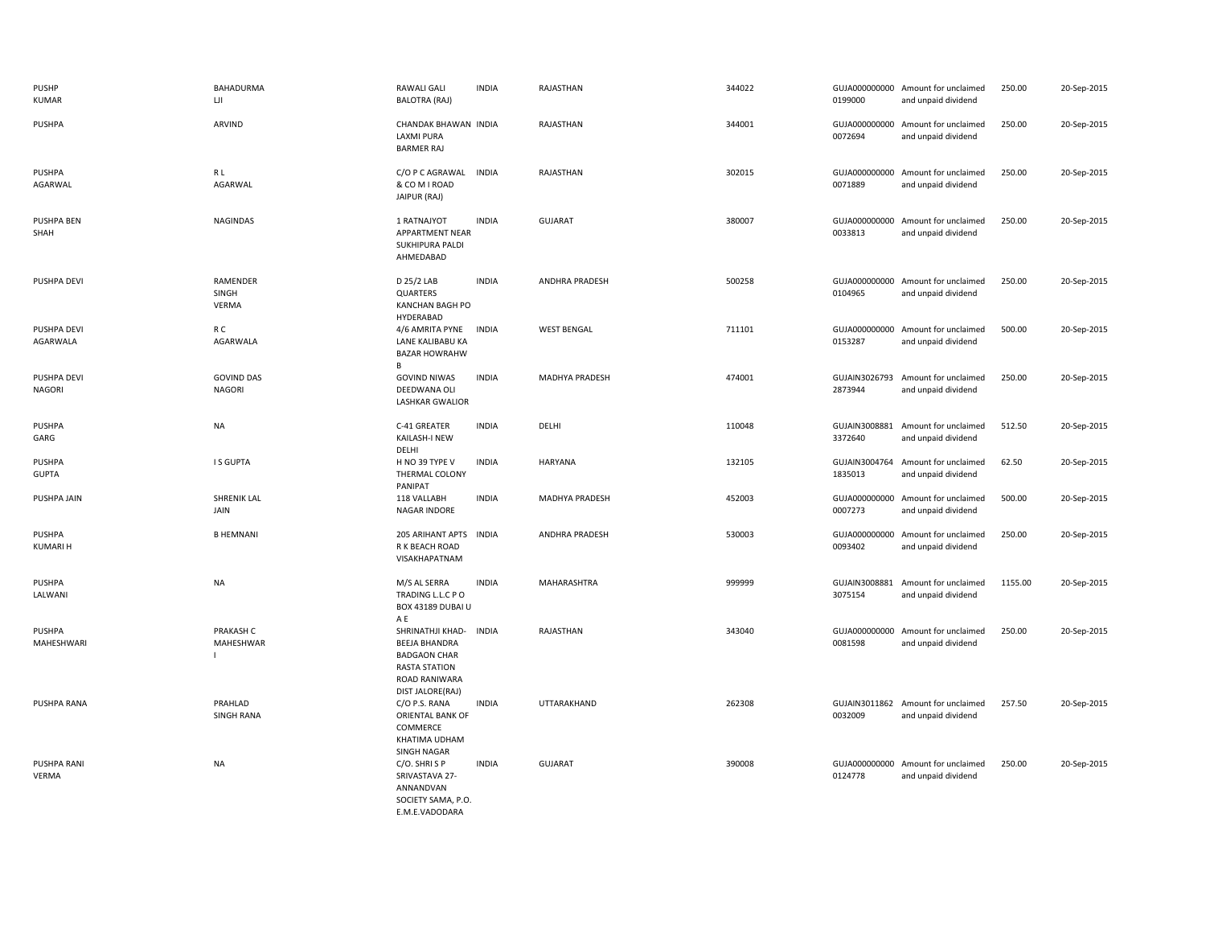| | | | | | | | | | |
|---|---|---|---|---|---|---|---|---|---|
| PUSHP KUMAR | BAHADURMA LJI | RAWALI GALI BALOTRA (RAJ) | INDIA | RAJASTHAN | 344022 | GUJA000000000 0199000 | Amount for unclaimed and unpaid dividend | 250.00 | 20-Sep-2015 |
| PUSHPA | ARVIND | CHANDAK BHAWAN LAXMI PURA BARMER RAJ | INDIA | RAJASTHAN | 344001 | GUJA000000000 0072694 | Amount for unclaimed and unpaid dividend | 250.00 | 20-Sep-2015 |
| PUSHPA AGARWAL | R L AGARWAL | C/O P C AGRAWAL & CO M I ROAD JAIPUR (RAJ) | INDIA | RAJASTHAN | 302015 | GUJA000000000 0071889 | Amount for unclaimed and unpaid dividend | 250.00 | 20-Sep-2015 |
| PUSHPA BEN SHAH | NAGINDAS | 1 RATNAJYOT APPARTMENT NEAR SUKHIPURA PALDI AHMEDABAD | INDIA | GUJARAT | 380007 | GUJA000000000 0033813 | Amount for unclaimed and unpaid dividend | 250.00 | 20-Sep-2015 |
| PUSHPA DEVI | RAMENDER SINGH VERMA | D 25/2 LAB QUARTERS KANCHAN BAGH PO HYDERABAD | INDIA | ANDHRA PRADESH | 500258 | GUJA000000000 0104965 | Amount for unclaimed and unpaid dividend | 250.00 | 20-Sep-2015 |
| PUSHPA DEVI AGARWALA | R C AGARWALA | 4/6 AMRITA PYNE LANE KALIBABU KA BAZAR HOWRAHW B | INDIA | WEST BENGAL | 711101 | GUJA000000000 0153287 | Amount for unclaimed and unpaid dividend | 500.00 | 20-Sep-2015 |
| PUSHPA DEVI NAGORI | GOVIND DAS NAGORI | GOVIND NIWAS DEEDWANA OLI LASHKAR GWALIOR | INDIA | MADHYA PRADESH | 474001 | GUJAIN3026793 2873944 | Amount for unclaimed and unpaid dividend | 250.00 | 20-Sep-2015 |
| PUSHPA GARG | NA | C-41 GREATER KAILASH-I NEW DELHI | INDIA | DELHI | 110048 | GUJAIN3008881 3372640 | Amount for unclaimed and unpaid dividend | 512.50 | 20-Sep-2015 |
| PUSHPA GUPTA | I S GUPTA | H NO 39 TYPE V THERMAL COLONY PANIPAT | INDIA | HARYANA | 132105 | GUJAIN3004764 1835013 | Amount for unclaimed and unpaid dividend | 62.50 | 20-Sep-2015 |
| PUSHPA JAIN | SHRENIK LAL JAIN | 118 VALLABH NAGAR INDORE | INDIA | MADHYA PRADESH | 452003 | GUJA000000000 0007273 | Amount for unclaimed and unpaid dividend | 500.00 | 20-Sep-2015 |
| PUSHPA KUMARI H | B HEMNANI | 205 ARIHANT APTS R K BEACH ROAD VISAKHAPATNAM | INDIA | ANDHRA PRADESH | 530003 | GUJA000000000 0093402 | Amount for unclaimed and unpaid dividend | 250.00 | 20-Sep-2015 |
| PUSHPA LALWANI | NA | M/S AL SERRA TRADING L.L.C P O BOX 43189 DUBAI U A E | INDIA | MAHARASHTRA | 999999 | GUJAIN3008881 3075154 | Amount for unclaimed and unpaid dividend | 1155.00 | 20-Sep-2015 |
| PUSHPA MAHESHWARI | PRAKASH C MAHESHWAR I | SHRINATHJI KHAD-BEEJA BHANDRA BADGAON CHAR RASTA STATION ROAD RANIWARA DIST JALORE(RAJ) | INDIA | RAJASTHAN | 343040 | GUJA000000000 0081598 | Amount for unclaimed and unpaid dividend | 250.00 | 20-Sep-2015 |
| PUSHPA RANA | PRAHLAD SINGH RANA | C/O P.S. RANA ORIENTAL BANK OF COMMERCE KHATIMA UDHAM SINGH NAGAR | INDIA | UTTARAKHAND | 262308 | GUJAIN3011862 0032009 | Amount for unclaimed and unpaid dividend | 257.50 | 20-Sep-2015 |
| PUSHPA RANI VERMA | NA | C/O. SHRI S P SRIVASTAVA 27-ANNANDVAN SOCIETY SAMA, P.O. E.M.E.VADODARA | INDIA | GUJARAT | 390008 | GUJA000000000 0124778 | Amount for unclaimed and unpaid dividend | 250.00 | 20-Sep-2015 |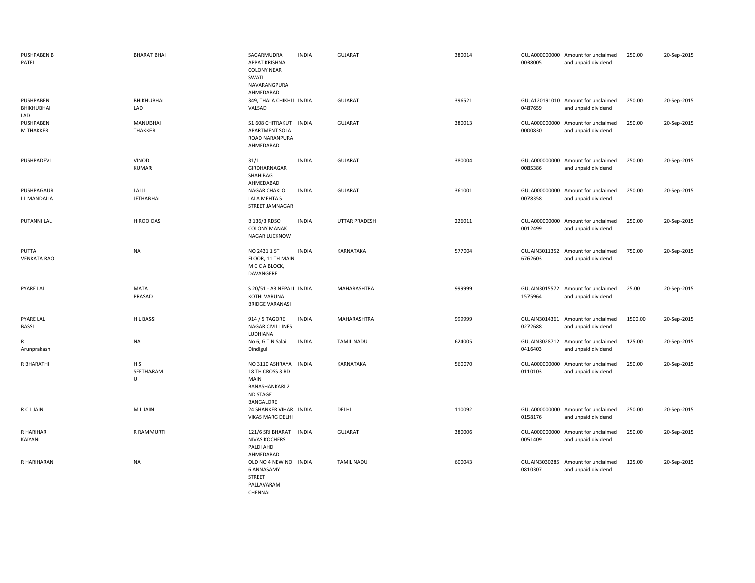| | | | | | | | | | |
|---|---|---|---|---|---|---|---|---|---|
| PUSHPABEN B PATEL | BHARAT BHAI | SAGARMUDRA APPAT KRISHNA COLONY NEAR SWATI NAVARANGPURA AHMEDABAD | INDIA | GUJARAT | 380014 | GUJA000000000 0038005 | Amount for unclaimed and unpaid dividend | 250.00 | 20-Sep-2015 |
| PUSHPABEN BHIKHUBHAI LAD | BHIKHUBHAI LAD | 349, THALA CHIKHLI VALSAD | INDIA | GUJARAT | 396521 | GUJA120191010 0487659 | Amount for unclaimed and unpaid dividend | 250.00 | 20-Sep-2015 |
| PUSHPABEN M THAKKER | MANUBHAI THAKKER | 51 608 CHITRAKUT APARTMENT SOLA ROAD NARANPURA AHMEDABAD | INDIA | GUJARAT | 380013 | GUJA000000000 0000830 | Amount for unclaimed and unpaid dividend | 250.00 | 20-Sep-2015 |
| PUSHPADEVI | VINOD KUMAR | 31/1 GIRDHARNAGAR SHAHIBAG AHMEDABAD | INDIA | GUJARAT | 380004 | GUJA000000000 0085386 | Amount for unclaimed and unpaid dividend | 250.00 | 20-Sep-2015 |
| PUSHPAGAUR I L MANDALIA | LALJI JETHABHAI | NAGAR CHAKLO LALA MEHTA S STREET JAMNAGAR | INDIA | GUJARAT | 361001 | GUJA000000000 0078358 | Amount for unclaimed and unpaid dividend | 250.00 | 20-Sep-2015 |
| PUTANNI LAL | HIROO DAS | B 136/3 RDSO COLONY MANAK NAGAR LUCKNOW | INDIA | UTTAR PRADESH | 226011 | GUJA000000000 0012499 | Amount for unclaimed and unpaid dividend | 250.00 | 20-Sep-2015 |
| PUTTA VENKATA RAO | NA | NO 2431 1 ST FLOOR, 11 TH MAIN M C C A BLOCK, DAVANGERE | INDIA | KARNATAKA | 577004 | GUJAIN3011352 6762603 | Amount for unclaimed and unpaid dividend | 750.00 | 20-Sep-2015 |
| PYARE LAL | MATA PRASAD | S 20/51 - A3 NEPALI KOTHI VARUNA BRIDGE VARANASI | INDIA | MAHARASHTRA | 999999 | GUJAIN3015572 1575964 | Amount for unclaimed and unpaid dividend | 25.00 | 20-Sep-2015 |
| PYARE LAL BASSI | H L BASSI | 914 / 5 TAGORE NAGAR CIVIL LINES LUDHIANA | INDIA | MAHARASHTRA | 999999 | GUJAIN3014361 0272688 | Amount for unclaimed and unpaid dividend | 1500.00 | 20-Sep-2015 |
| R Arunprakash | NA | No 6, G T N Salai Dindigul | INDIA | TAMIL NADU | 624005 | GUJAIN3028712 0416403 | Amount for unclaimed and unpaid dividend | 125.00 | 20-Sep-2015 |
| R BHARATHI | H S SEETHARAM U | NO 3110 ASHRAYA 18 TH CROSS 3 RD MAIN BANASHANKARI 2 ND STAGE BANGALORE | INDIA | KARNATAKA | 560070 | GUJA000000000 0110103 | Amount for unclaimed and unpaid dividend | 250.00 | 20-Sep-2015 |
| R C L JAIN | M L JAIN | 24 SHANKER VIHAR VIKAS MARG DELHI | INDIA | DELHI | 110092 | GUJA000000000 0158176 | Amount for unclaimed and unpaid dividend | 250.00 | 20-Sep-2015 |
| R HARIHAR KAIYANI | R RAMMURTI | 121/6 SRI BHARAT NIVAS KOCHERS PALDI AHD AHMEDABAD | INDIA | GUJARAT | 380006 | GUJA000000000 0051409 | Amount for unclaimed and unpaid dividend | 250.00 | 20-Sep-2015 |
| R HARIHARAN | NA | OLD NO 4 NEW NO 6 ANNASAMY STREET PALLAVARAM CHENNAI | INDIA | TAMIL NADU | 600043 | GUJAIN3030285 0810307 | Amount for unclaimed and unpaid dividend | 125.00 | 20-Sep-2015 |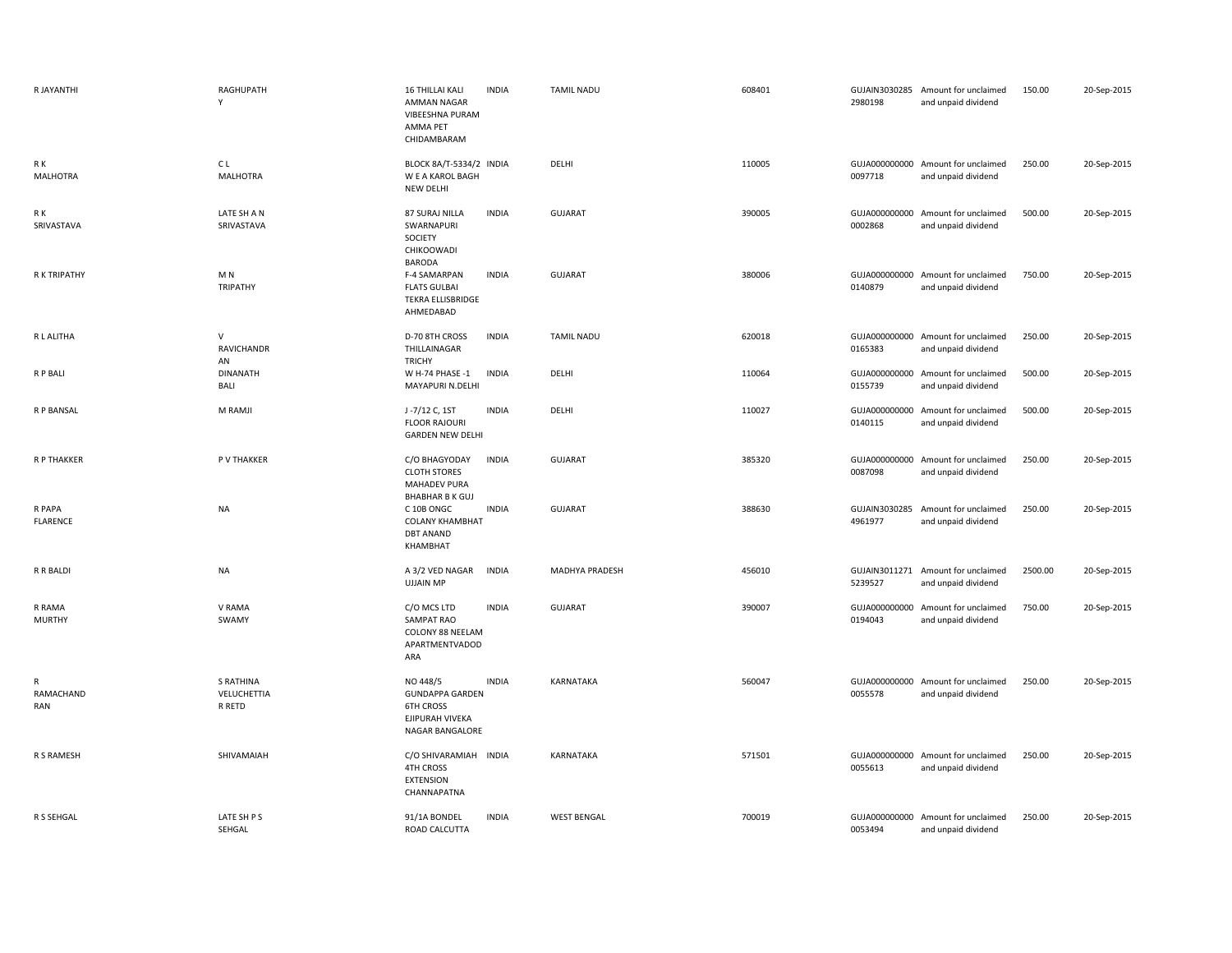| R JAYANTHI | RAGHUPATH Y | 16 THILLAI KALI AMMAN NAGAR VIBEESHNA PURAM AMMA PET CHIDAMBARAM | INDIA | TAMIL NADU | 608401 | GUJAIN3030285 2980198 | Amount for unclaimed and unpaid dividend | 150.00 | 20-Sep-2015 |
|---|---|---|---|---|---|---|---|---|---|
| R K MALHOTRA | C L MALHOTRA | BLOCK 8A/T-5334/2 W E A KAROL BAGH NEW DELHI | INDIA | DELHI | 110005 | GUJA000000000 0097718 | Amount for unclaimed and unpaid dividend | 250.00 | 20-Sep-2015 |
| R K SRIVASTAVA | LATE SH A N SRIVASTAVA | 87 SURAJ NILLA SWARNAPURI SOCIETY CHIKOOWADI BARODA | INDIA | GUJARAT | 390005 | GUJA000000000 0002868 | Amount for unclaimed and unpaid dividend | 500.00 | 20-Sep-2015 |
| R K TRIPATHY | M N TRIPATHY | F-4 SAMARPAN FLATS GULBAI TEKRA ELLISBRIDGE AHMEDABAD | INDIA | GUJARAT | 380006 | GUJA000000000 0140879 | Amount for unclaimed and unpaid dividend | 750.00 | 20-Sep-2015 |
| R L ALITHA | V RAVICHANDR AN | D-70 8TH CROSS THILLAINAGAR TRICHY | INDIA | TAMIL NADU | 620018 | GUJA000000000 0165383 | Amount for unclaimed and unpaid dividend | 250.00 | 20-Sep-2015 |
| R P BALI | DINANATH BALI | W H-74 PHASE -1 MAYAPURI N.DELHI | INDIA | DELHI | 110064 | GUJA000000000 0155739 | Amount for unclaimed and unpaid dividend | 500.00 | 20-Sep-2015 |
| R P BANSAL | M RAMJI | J -7/12 C, 1ST FLOOR RAJOURI GARDEN NEW DELHI | INDIA | DELHI | 110027 | GUJA000000000 0140115 | Amount for unclaimed and unpaid dividend | 500.00 | 20-Sep-2015 |
| R P THAKKER | P V THAKKER | C/O BHAGYODAY CLOTH STORES MAHADEV PURA BHABHAR B K GUJ | INDIA | GUJARAT | 385320 | GUJA000000000 0087098 | Amount for unclaimed and unpaid dividend | 250.00 | 20-Sep-2015 |
| R PAPA FLARENCE | NA | C 10B ONGC COLANY KHAMBHAT DBT ANAND KHAMBHAT | INDIA | GUJARAT | 388630 | GUJAIN3030285 4961977 | Amount for unclaimed and unpaid dividend | 250.00 | 20-Sep-2015 |
| R R BALDI | NA | A 3/2 VED NAGAR UJJAIN MP | INDIA | MADHYA PRADESH | 456010 | GUJAIN3011271 5239527 | Amount for unclaimed and unpaid dividend | 2500.00 | 20-Sep-2015 |
| R RAMA MURTHY | V RAMA SWAMY | C/O MCS LTD SAMPAT RAO COLONY 88 NEELAM APARTMENTVADOD ARA | INDIA | GUJARAT | 390007 | GUJA000000000 0194043 | Amount for unclaimed and unpaid dividend | 750.00 | 20-Sep-2015 |
| R RAMACHAND RAN | S RATHINA VELUCHETTIA R RETD | NO 448/5 GUNDAPPA GARDEN 6TH CROSS EJIPURAH VIVEKA NAGAR BANGALORE | INDIA | KARNATAKA | 560047 | GUJA000000000 0055578 | Amount for unclaimed and unpaid dividend | 250.00 | 20-Sep-2015 |
| R S RAMESH | SHIVAMAIAH | C/O SHIVARAMIAH 4TH CROSS EXTENSION CHANNAPATNA | INDIA | KARNATAKA | 571501 | GUJA000000000 0055613 | Amount for unclaimed and unpaid dividend | 250.00 | 20-Sep-2015 |
| R S SEHGAL | LATE SH P S SEHGAL | 91/1A BONDEL ROAD CALCUTTA | INDIA | WEST BENGAL | 700019 | GUJA000000000 0053494 | Amount for unclaimed and unpaid dividend | 250.00 | 20-Sep-2015 |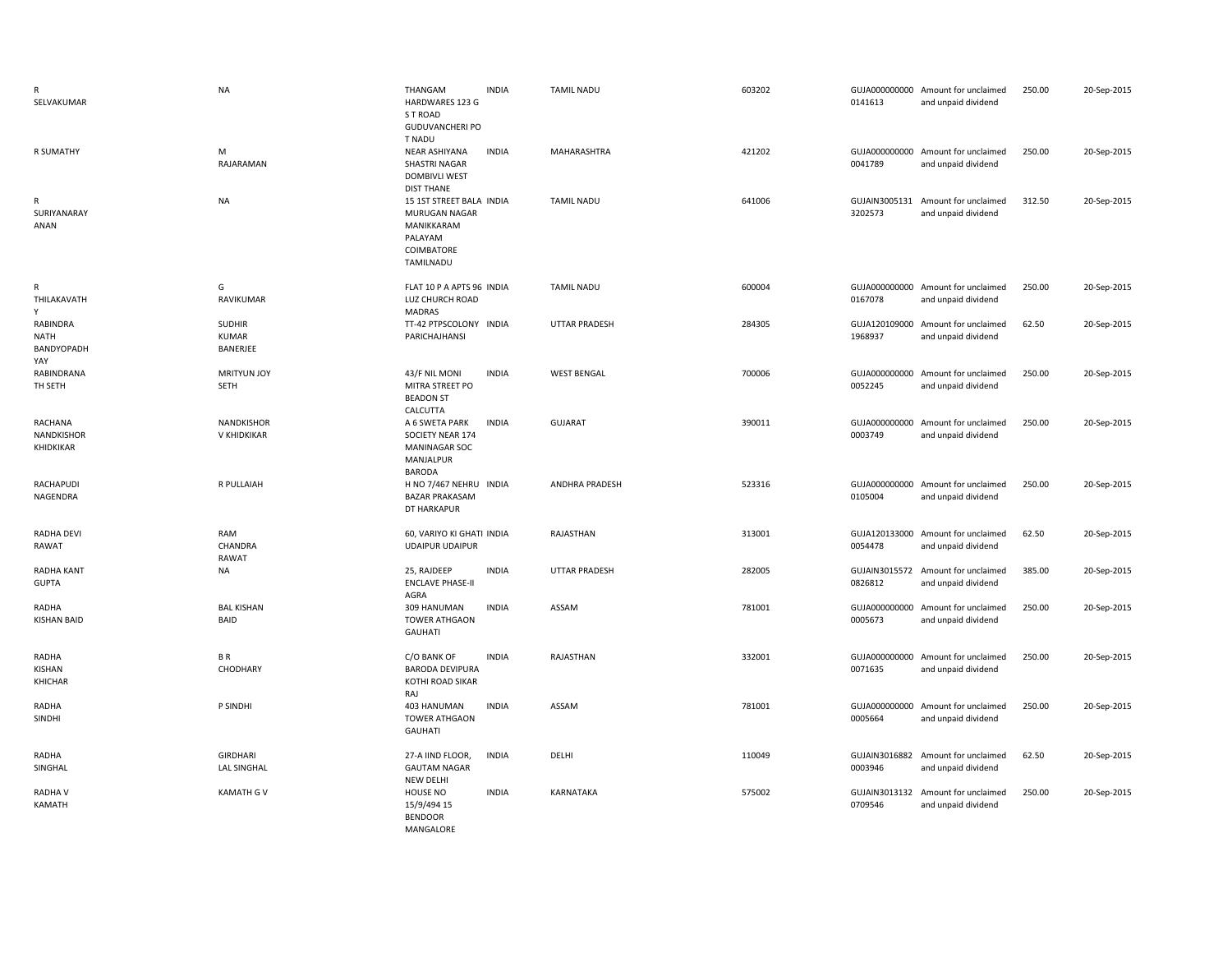| | | | | | | | | | |
|---|---|---|---|---|---|---|---|---|---|
| R SELVAKUMAR | NA | THANGAM HARDWARES 123 G S T ROAD GUDUVANCHERI PO T NADU | INDIA | TAMIL NADU | 603202 | GUJA0000000000141613 | Amount for unclaimed and unpaid dividend | 250.00 | 20-Sep-2015 |
| R SUMATHY | M RAJARAMAN | NEAR ASHIYANA SHASTRI NAGAR DOMBIVLI WEST DIST THANE | INDIA | MAHARASHTRA | 421202 | GUJA0000000000041789 | Amount for unclaimed and unpaid dividend | 250.00 | 20-Sep-2015 |
| R SURIYANARAYANAN | NA | 15 1ST STREET BALA MURUGAN NAGAR MANIKKARAM PALAYAM COIMBATORE TAMILNADU | INDIA | TAMIL NADU | 641006 | GUJAIN30051313202573 | Amount for unclaimed and unpaid dividend | 312.50 | 20-Sep-2015 |
| R THILAKAVATHY | G RAVIKUMAR | FLAT 10 P A APTS 96 LUZ CHURCH ROAD MADRAS | INDIA | TAMIL NADU | 600004 | GUJA0000000000167078 | Amount for unclaimed and unpaid dividend | 250.00 | 20-Sep-2015 |
| RABINDRA NATH BANDYOPADHYAY | SUDHIR KUMAR BANERJEE | TT-42 PTPSCOLONY PARICHAJHANSI | INDIA | UTTAR PRADESH | 284305 | GUJA1201090001968937 | Amount for unclaimed and unpaid dividend | 62.50 | 20-Sep-2015 |
| RABINDRANATH SETH | MRITYUN JOY SETH | 43/F NIL MONI MITRA STREET PO BEADON ST CALCUTTA | INDIA | WEST BENGAL | 700006 | GUJA0000000000052245 | Amount for unclaimed and unpaid dividend | 250.00 | 20-Sep-2015 |
| RACHANA NANDKISHOR KHIDKIKAR | NANDKISHOR V KHIDKIKAR | A 6 SWETA PARK SOCIETY NEAR 174 MANINAGAR SOC MANJALPUR BARODA | INDIA | GUJARAT | 390011 | GUJA0000000000003749 | Amount for unclaimed and unpaid dividend | 250.00 | 20-Sep-2015 |
| RACHAPUDI NAGENDRA | R PULLAIAH | H NO 7/467 NEHRU BAZAR PRAKASAM DT HARKAPUR | INDIA | ANDHRA PRADESH | 523316 | GUJA0000000000105004 | Amount for unclaimed and unpaid dividend | 250.00 | 20-Sep-2015 |
| RADHA DEVI RAWAT | RAM CHANDRA RAWAT | 60, VARIYO KI GHATI UDAIPUR UDAIPUR | INDIA | RAJASTHAN | 313001 | GUJA1201330000054478 | Amount for unclaimed and unpaid dividend | 62.50 | 20-Sep-2015 |
| RADHA KANT GUPTA | NA | 25, RAJDEEP ENCLAVE PHASE-II AGRA | INDIA | UTTAR PRADESH | 282005 | GUJAIN30155720826812 | Amount for unclaimed and unpaid dividend | 385.00 | 20-Sep-2015 |
| RADHA KISHAN BAID | BAL KISHAN BAID | 309 HANUMAN TOWER ATHGAON GAUHATI | INDIA | ASSAM | 781001 | GUJA0000000000005673 | Amount for unclaimed and unpaid dividend | 250.00 | 20-Sep-2015 |
| RADHA KISHAN KHICHAR | B R CHODHARY | C/O BANK OF BARODA DEVIPURA KOTHI ROAD SIKAR RAJ | INDIA | RAJASTHAN | 332001 | GUJA0000000000071635 | Amount for unclaimed and unpaid dividend | 250.00 | 20-Sep-2015 |
| RADHA SINDHI | P SINDHI | 403 HANUMAN TOWER ATHGAON GAUHATI | INDIA | ASSAM | 781001 | GUJA0000000000005664 | Amount for unclaimed and unpaid dividend | 250.00 | 20-Sep-2015 |
| RADHA SINGHAL | GIRDHARI LAL SINGHAL | 27-A IIND FLOOR, GAUTAM NAGAR NEW DELHI | INDIA | DELHI | 110049 | GUJAIN30168820003946 | Amount for unclaimed and unpaid dividend | 62.50 | 20-Sep-2015 |
| RADHA V KAMATH | KAMATH G V | HOUSE NO 15/9/494 15 BENDOOR MANGALORE | INDIA | KARNATAKA | 575002 | GUJAIN30131320709546 | Amount for unclaimed and unpaid dividend | 250.00 | 20-Sep-2015 |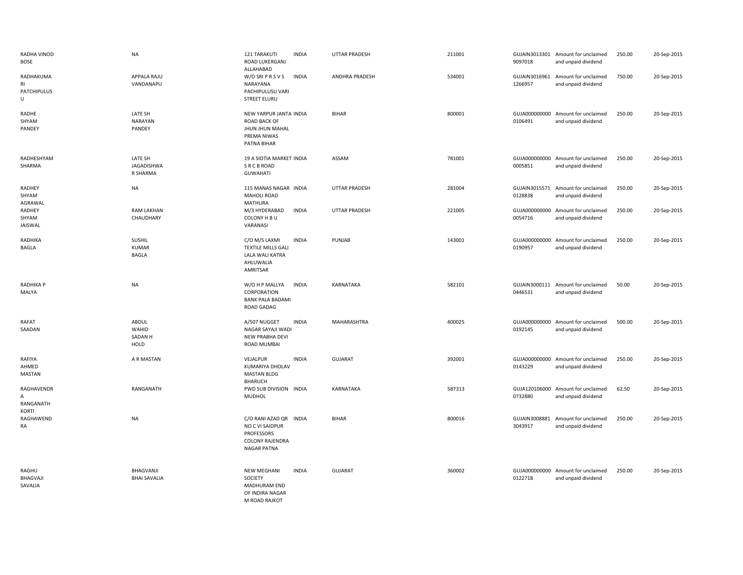| | | | | | | | | | |
|---|---|---|---|---|---|---|---|---|---|
| RADHA VINOD BOSE | NA | 121 TARAKUTI ROAD LUKERGANJ ALLAHABAD | INDIA | UTTAR PRADESH | 211001 | GUJAIN30133019097018 | Amount for unclaimed and unpaid dividend | 250.00 | 20-Sep-2015 |
| RADHAKUMARI PATCHIPULUSU | APPALA RAJU VANDANAPU | W/O SRI P R S V S NARAYANA PACHIPULUSU VARI STREET ELURU | INDIA | ANDHRA PRADESH | 534001 | GUJAIN30169611266957 | Amount for unclaimed and unpaid dividend | 750.00 | 20-Sep-2015 |
| RADHE SHYAM PANDEY | LATE SH NARAYAN PANDEY | NEW YARPUR JANTA ROAD BACK OF JHUN JHUN MAHAL PREMA NIWAS PATNA BIHAR | INDIA | BIHAR | 800001 | GUJA0000000000106491 | Amount for unclaimed and unpaid dividend | 250.00 | 20-Sep-2015 |
| RADHESHYAM SHARMA | LATE SH JAGADISHWA R SHARMA | 19 A SIOTIA MARKET S R C B ROAD GUWAHATI | INDIA | ASSAM | 781001 | GUJA0000000000005851 | Amount for unclaimed and unpaid dividend | 250.00 | 20-Sep-2015 |
| RADHEY SHYAM AGRAWAL | NA | 115 MANAS NAGAR MAHOLI ROAD MATHURA | INDIA | UTTAR PRADESH | 281004 | GUJAIN30155710128838 | Amount for unclaimed and unpaid dividend | 250.00 | 20-Sep-2015 |
| RADHEY SHYAM JAISWAL | RAM LAKHAN CHAUDHARY | M/3 HYDERABAD COLONY H B U VARANASI | INDIA | UTTAR PRADESH | 221005 | GUJA0000000000054716 | Amount for unclaimed and unpaid dividend | 250.00 | 20-Sep-2015 |
| RADHIKA BAGLA | SUSHIL KUMAR BAGLA | C/O M/S LAXMI TEXTILE MILLS GALI LALA WALI KATRA AHLUWALIA AMRITSAR | INDIA | PUNJAB | 143001 | GUJA0000000000190957 | Amount for unclaimed and unpaid dividend | 250.00 | 20-Sep-2015 |
| RADHIKA P MALYA | NA | W/O H P MALLYA CORPORATION BANK PALA BADAMI ROAD GADAG | INDIA | KARNATAKA | 582101 | GUJAIN30001110446531 | Amount for unclaimed and unpaid dividend | 50.00 | 20-Sep-2015 |
| RAFAT SAADAN | ABDUL WAHID SADAN H HOLD | A/507 NUGGET NAGAR SAYAJI WADI NEW PRABHA DEVI ROAD MUMBAI | INDIA | MAHARASHTRA | 400025 | GUJA0000000000192145 | Amount for unclaimed and unpaid dividend | 500.00 | 20-Sep-2015 |
| RAFIYA AHMED MASTAN | A R MASTAN | VEJALPUR KUMARIYA DHOLAV MASTAN BLDG BHARUCH | INDIA | GUJARAT | 392001 | GUJA0000000000143229 | Amount for unclaimed and unpaid dividend | 250.00 | 20-Sep-2015 |
| RAGHAVENDRA RANGANATH KORTI | RANGANATH | PWD SUB DIVISION MUDHOL | INDIA | KARNATAKA | 587313 | GUJA1201060000732880 | Amount for unclaimed and unpaid dividend | 62.50 | 20-Sep-2015 |
| RAGHAWENDRA | NA | C/O RANI AZAD QR NO C VI SAIDPUR PROFESSORS COLONY RAJENDRA NAGAR PATNA | INDIA | BIHAR | 800016 | GUJAIN30088813043917 | Amount for unclaimed and unpaid dividend | 250.00 | 20-Sep-2015 |
| RAGHU BHAGVAJI SAVALIA | BHAGVANJI BHAI SAVALIA | NEW MEGHANI SOCIETY MADHURAM END OF INDIRA NAGAR M ROAD RAJKOT | INDIA | GUJARAT | 360002 | GUJA0000000000122718 | Amount for unclaimed and unpaid dividend | 250.00 | 20-Sep-2015 |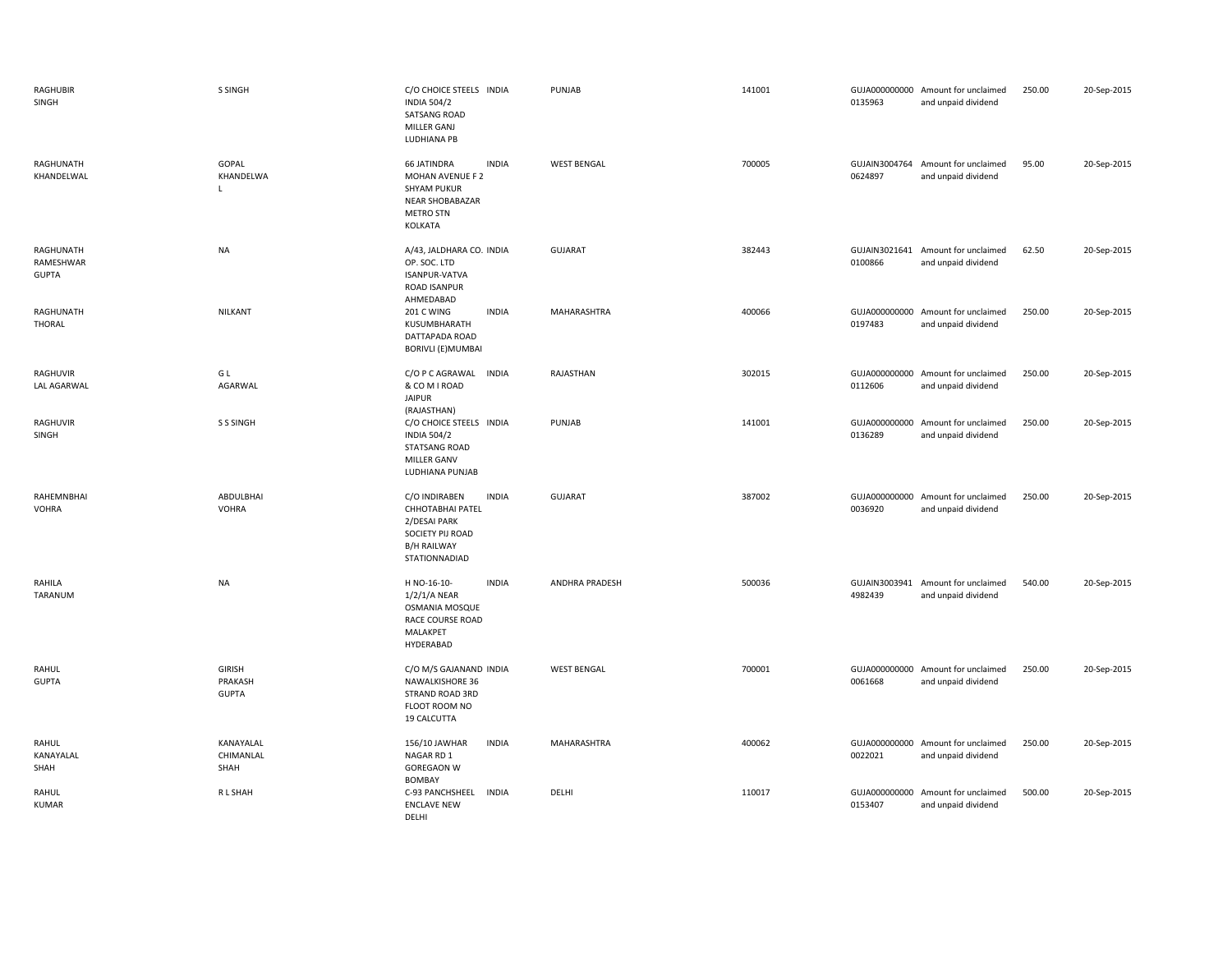| | | | | | | | | | |
|---|---|---|---|---|---|---|---|---|---|
| RAGHUBIR SINGH | S SINGH | C/O CHOICE STEELS INDIA 504/2 SATSANG ROAD MILLER GANJ LUDHIANA PB | INDIA | PUNJAB | 141001 | GUJA000000000 0135963 | Amount for unclaimed and unpaid dividend | 250.00 | 20-Sep-2015 |
| RAGHUNATH KHANDELWAL | GOPAL KHANDELWA L | 66 JATINDRA MOHAN AVENUE F 2 SHYAM PUKUR NEAR SHOBABAZAR METRO STN KOLKATA | INDIA | WEST BENGAL | 700005 | GUJAIN3004764 0624897 | Amount for unclaimed and unpaid dividend | 95.00 | 20-Sep-2015 |
| RAGHUNATH RAMESHWAR GUPTA | NA | A/43, JALDHARA CO. OP. SOC. LTD ISANPUR-VATVA ROAD ISANPUR AHMEDABAD | INDIA | GUJARAT | 382443 | GUJAIN3021641 0100866 | Amount for unclaimed and unpaid dividend | 62.50 | 20-Sep-2015 |
| RAGHUNATH THORAL | NILKANT | 201 C WING KUSUMBHARATH DATTAPADA ROAD BORIVLI (E)MUMBAI | INDIA | MAHARASHTRA | 400066 | GUJA000000000 0197483 | Amount for unclaimed and unpaid dividend | 250.00 | 20-Sep-2015 |
| RAGHUVIR LAL AGARWAL | G L AGARWAL | C/O P C AGRAWAL & CO M I ROAD JAIPUR (RAJASTHAN) | INDIA | RAJASTHAN | 302015 | GUJA000000000 0112606 | Amount for unclaimed and unpaid dividend | 250.00 | 20-Sep-2015 |
| RAGHUVIR SINGH | S S SINGH | C/O CHOICE STEELS INDIA 504/2 STATSANG ROAD MILLER GANV LUDHIANA PUNJAB | INDIA | PUNJAB | 141001 | GUJA000000000 0136289 | Amount for unclaimed and unpaid dividend | 250.00 | 20-Sep-2015 |
| RAHEMNBHAI VOHRA | ABDULBHAI VOHRA | C/O INDIRABEN CHHOTABHAI PATEL 2/DESAI PARK SOCIETY PIJ ROAD B/H RAILWAY STATIONNADIAD | INDIA | GUJARAT | 387002 | GUJA000000000 0036920 | Amount for unclaimed and unpaid dividend | 250.00 | 20-Sep-2015 |
| RAHILA TARANUM | NA | H NO-16-10-1/2/1/A NEAR OSMANIA MOSQUE RACE COURSE ROAD MALAKPET HYDERABAD | INDIA | ANDHRA PRADESH | 500036 | GUJAIN3003941 4982439 | Amount for unclaimed and unpaid dividend | 540.00 | 20-Sep-2015 |
| RAHUL GUPTA | GIRISH PRAKASH GUPTA | C/O M/S GAJANAND NAWALKISHORE 36 STRAND ROAD 3RD FLOOT ROOM NO 19 CALCUTTA | INDIA | WEST BENGAL | 700001 | GUJA000000000 0061668 | Amount for unclaimed and unpaid dividend | 250.00 | 20-Sep-2015 |
| RAHUL KANAYALAL SHAH | KANAYALAL CHIMANLAL SHAH | 156/10 JAWHAR NAGAR RD 1 GOREGAON W BOMBAY | INDIA | MAHARASHTRA | 400062 | GUJA000000000 0022021 | Amount for unclaimed and unpaid dividend | 250.00 | 20-Sep-2015 |
| RAHUL KUMAR | R L SHAH | C-93 PANCHSHEEL ENCLAVE NEW DELHI | INDIA | DELHI | 110017 | GUJA000000000 0153407 | Amount for unclaimed and unpaid dividend | 500.00 | 20-Sep-2015 |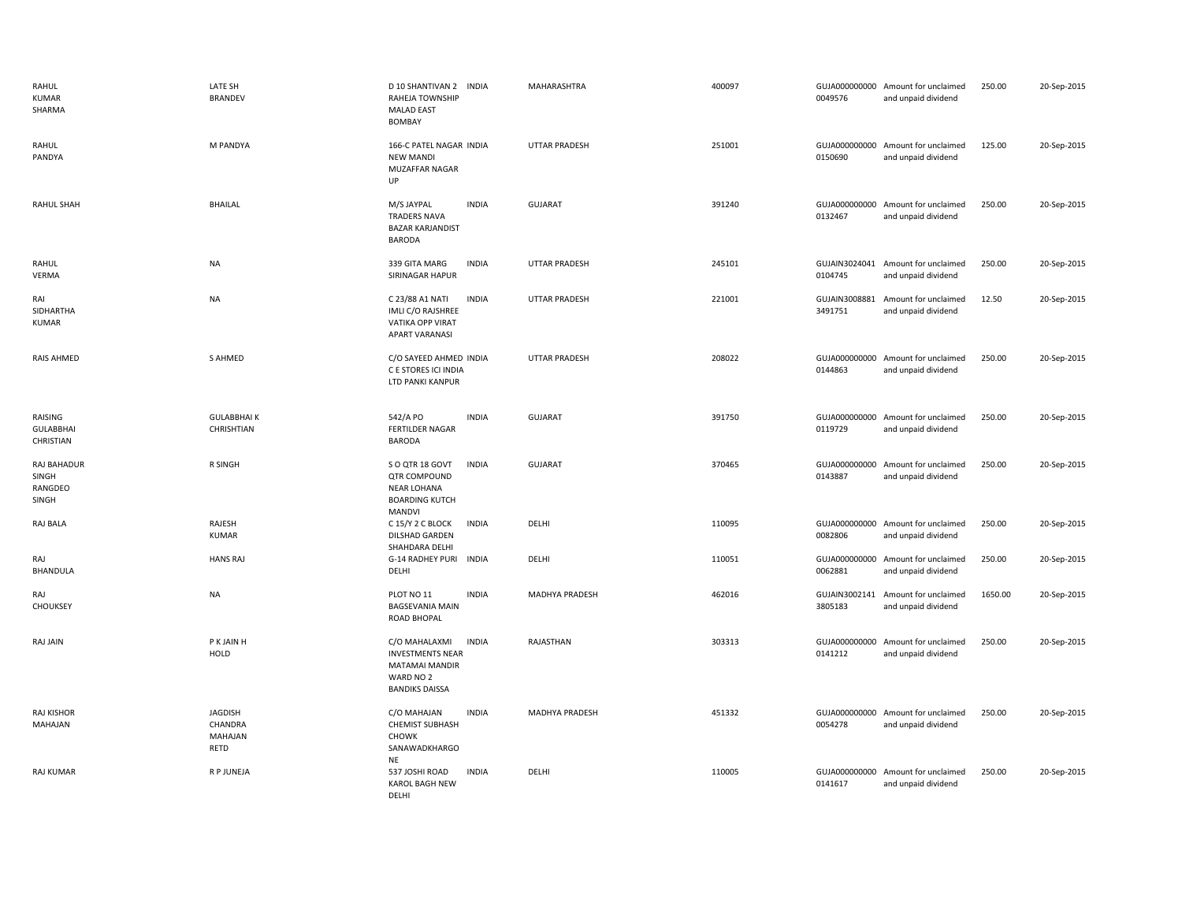| | | | | | | | | | |
|---|---|---|---|---|---|---|---|---|---|
| RAHUL KUMAR SHARMA | LATE SH BRANDEV | D 10 SHANTIVAN 2 RAHEJA TOWNSHIP MALAD EAST BOMBAY | INDIA | MAHARASHTRA | 400097 | GUJA000000000 0049576 | Amount for unclaimed and unpaid dividend | 250.00 | 20-Sep-2015 |
| RAHUL PANDYA | M PANDYA | 166-C PATEL NAGAR NEW MANDI MUZAFFAR NAGAR UP | INDIA | UTTAR PRADESH | 251001 | GUJA000000000 0150690 | Amount for unclaimed and unpaid dividend | 125.00 | 20-Sep-2015 |
| RAHUL SHAH | BHAILAL | M/S JAYPAL TRADERS NAVA BAZAR KARJANDIST BARODA | INDIA | GUJARAT | 391240 | GUJA000000000 0132467 | Amount for unclaimed and unpaid dividend | 250.00 | 20-Sep-2015 |
| RAHUL VERMA | NA | 339 GITA MARG SIRINAGAR HAPUR | INDIA | UTTAR PRADESH | 245101 | GUJAIN3024041 0104745 | Amount for unclaimed and unpaid dividend | 250.00 | 20-Sep-2015 |
| RAI SIDHARTHA KUMAR | NA | C 23/88 A1 NATI IMLI C/O RAJSHREE VATIKA OPP VIRAT APART VARANASI | INDIA | UTTAR PRADESH | 221001 | GUJAIN3008881 3491751 | Amount for unclaimed and unpaid dividend | 12.50 | 20-Sep-2015 |
| RAIS AHMED | S AHMED | C/O SAYEED AHMED C E STORES ICI INDIA LTD PANKI KANPUR | INDIA | UTTAR PRADESH | 208022 | GUJA000000000 0144863 | Amount for unclaimed and unpaid dividend | 250.00 | 20-Sep-2015 |
| RAISING GULABBHAI CHRISTIAN | GULABBHAI K CHRISHTIAN | 542/A PO FERTILDER NAGAR BARODA | INDIA | GUJARAT | 391750 | GUJA000000000 0119729 | Amount for unclaimed and unpaid dividend | 250.00 | 20-Sep-2015 |
| RAJ BAHADUR SINGH RANGDEO SINGH | R SINGH | S O QTR 18 GOVT QTR COMPOUND NEAR LOHANA BOARDING KUTCH MANDVI | INDIA | GUJARAT | 370465 | GUJA000000000 0143887 | Amount for unclaimed and unpaid dividend | 250.00 | 20-Sep-2015 |
| RAJ BALA | RAJESH KUMAR | C 15/Y 2 C BLOCK DILSHAD GARDEN SHAHDARA DELHI | INDIA | DELHI | 110095 | GUJA000000000 0082806 | Amount for unclaimed and unpaid dividend | 250.00 | 20-Sep-2015 |
| RAJ BHANDULA | HANS RAJ | G-14 RADHEY PURI DELHI | INDIA | DELHI | 110051 | GUJA000000000 0062881 | Amount for unclaimed and unpaid dividend | 250.00 | 20-Sep-2015 |
| RAJ CHOUKSEY | NA | PLOT NO 11 BAGSEVANIA MAIN ROAD BHOPAL | INDIA | MADHYA PRADESH | 462016 | GUJAIN3002141 3805183 | Amount for unclaimed and unpaid dividend | 1650.00 | 20-Sep-2015 |
| RAJ JAIN | P K JAIN H HOLD | C/O MAHALAXMI INVESTMENTS NEAR MATAMAI MANDIR WARD NO 2 BANDIKS DAISSA | INDIA | RAJASTHAN | 303313 | GUJA000000000 0141212 | Amount for unclaimed and unpaid dividend | 250.00 | 20-Sep-2015 |
| RAJ KISHOR MAHAJAN | JAGDISH CHANDRA MAHAJAN RETD | C/O MAHAJAN CHEMIST SUBHASH CHOWK SANAWADKHARGO NE | INDIA | MADHYA PRADESH | 451332 | GUJA000000000 0054278 | Amount for unclaimed and unpaid dividend | 250.00 | 20-Sep-2015 |
| RAJ KUMAR | R P JUNEJA | 537 JOSHI ROAD KAROL BAGH NEW DELHI | INDIA | DELHI | 110005 | GUJA000000000 0141617 | Amount for unclaimed and unpaid dividend | 250.00 | 20-Sep-2015 |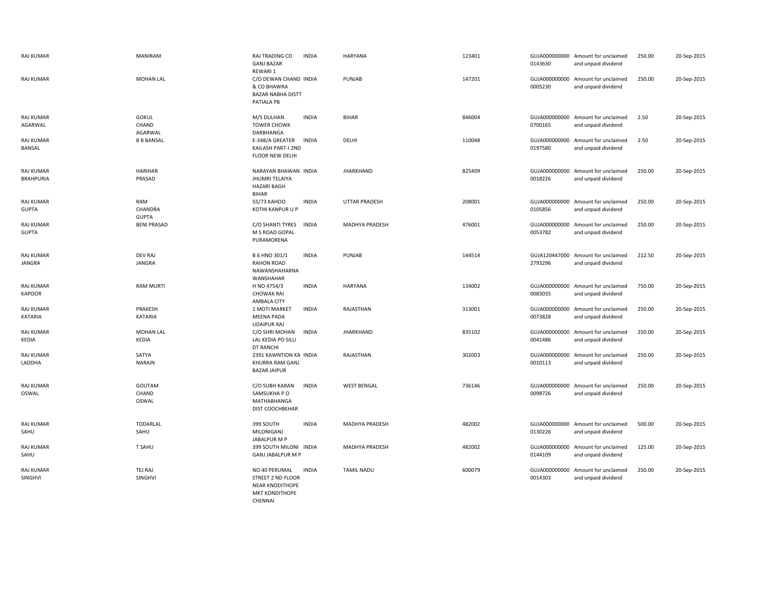| | | | | | | | | | |
|---|---|---|---|---|---|---|---|---|---|
| RAJ KUMAR | MANIRAM | RAJ TRADING CO GANJ BAZAR REWARI 1 | INDIA | HARYANA | 123401 | GUJA000000000 0143630 | Amount for unclaimed and unpaid dividend | 250.00 | 20-Sep-2015 |
| RAJ KUMAR | MOHAN LAL | C/O DEWAN CHAND & CO BHAWRA BAZAR NABHA DISTT PATIALA PB | INDIA | PUNJAB | 147201 | GUJA000000000 0005230 | Amount for unclaimed and unpaid dividend | 250.00 | 20-Sep-2015 |
| RAJ KUMAR AGARWAL | GOKUL CHAND AGARWAL | M/S DULHAN TOWER CHOWK DARBHANGA | INDIA | BIHAR | 846004 | GUJA000000000 0700165 | Amount for unclaimed and unpaid dividend | 2.50 | 20-Sep-2015 |
| RAJ KUMAR BANSAL | B B BANSAL | E-348/A GREATER KAILASH PART-I 2ND FLOOR NEW DELHI | INDIA | DELHI | 110048 | GUJA000000000 0197580 | Amount for unclaimed and unpaid dividend | 2.50 | 20-Sep-2015 |
| RAJ KUMAR BRAHPURIA | HARIHAR PRASAD | NARAYAN BHAWAN JHUMRI TELAIYA HAZARI BAGH BIHAR | INDIA | JHARKHAND | 825409 | GUJA000000000 0018226 | Amount for unclaimed and unpaid dividend | 250.00 | 20-Sep-2015 |
| RAJ KUMAR GUPTA | RAM CHANDRA GUPTA | 55/73 KAHOO KOTHI KANPUR U P | INDIA | UTTAR PRADESH | 208001 | GUJA000000000 0105856 | Amount for unclaimed and unpaid dividend | 250.00 | 20-Sep-2015 |
| RAJ KUMAR GUPTA | BENI PRASAD | C/O SHANTI TYRES M S ROAD GOPAL PURAMORENA | INDIA | MADHYA PRADESH | 476001 | GUJA000000000 0053782 | Amount for unclaimed and unpaid dividend | 250.00 | 20-Sep-2015 |
| RAJ KUMAR JANGRA | DEV RAJ JANGRA | B 6 HNO 301/1 RAHON ROAD NAWANSHAHARNA WANSHAHAR | INDIA | PUNJAB | 144514 | GUJA120447000 2793296 | Amount for unclaimed and unpaid dividend | 212.50 | 20-Sep-2015 |
| RAJ KUMAR KAPOOR | RAM MURTI | H NO 4754/3 CHOWAK RAI AMBALA CITY | INDIA | HARYANA | 134002 | GUJA000000000 0083035 | Amount for unclaimed and unpaid dividend | 750.00 | 20-Sep-2015 |
| RAJ KUMAR KATARIA | PRAKESH KATARIA | 1 MOTI MARKET MEENA PADA UDAIPUR RAJ | INDIA | RAJASTHAN | 313001 | GUJA000000000 0073828 | Amount for unclaimed and unpaid dividend | 250.00 | 20-Sep-2015 |
| RAJ KUMAR KEDIA | MOHAN LAL KEDIA | C/O SHRI MOHAN LAL KEDIA PO SILLI DT RANCHI | INDIA | JHARKHAND | 835102 | GUJA000000000 0041486 | Amount for unclaimed and unpaid dividend | 250.00 | 20-Sep-2015 |
| RAJ KUMAR LADDHA | SATYA NARAIN | 2391 KAWNTION KA KHURRA RAM GANJ BAZAR JAIPUR | INDIA | RAJASTHAN | 302003 | GUJA000000000 0010113 | Amount for unclaimed and unpaid dividend | 250.00 | 20-Sep-2015 |
| RAJ KUMAR OSWAL | GOUTAM CHAND OSWAL | C/O SUBH KARAN SAMSUKHA P O MATHABHANGA DIST COOCHBEHAR | INDIA | WEST BENGAL | 736146 | GUJA000000000 0098726 | Amount for unclaimed and unpaid dividend | 250.00 | 20-Sep-2015 |
| RAJ KUMAR SAHU | TODARLAL SAHU | 399 SOUTH MILONIGANJ JABALPUR M P | INDIA | MADHYA PRADESH | 482002 | GUJA000000000 0130226 | Amount for unclaimed and unpaid dividend | 500.00 | 20-Sep-2015 |
| RAJ KUMAR SAHU | T SAHU | 399 SOUTH MILONI GANJ JABALPUR M P | INDIA | MADHYA PRADESH | 482002 | GUJA000000000 0144109 | Amount for unclaimed and unpaid dividend | 125.00 | 20-Sep-2015 |
| RAJ KUMAR SINGHVI | TEJ RAJ SINGHVI | NO 40 PERUMAL STREET 2 ND FLOOR NEAR KNODITHOPE MKT KONDITHOPE CHENNAI | INDIA | TAMIL NADU | 600079 | GUJA000000000 0014303 | Amount for unclaimed and unpaid dividend | 250.00 | 20-Sep-2015 |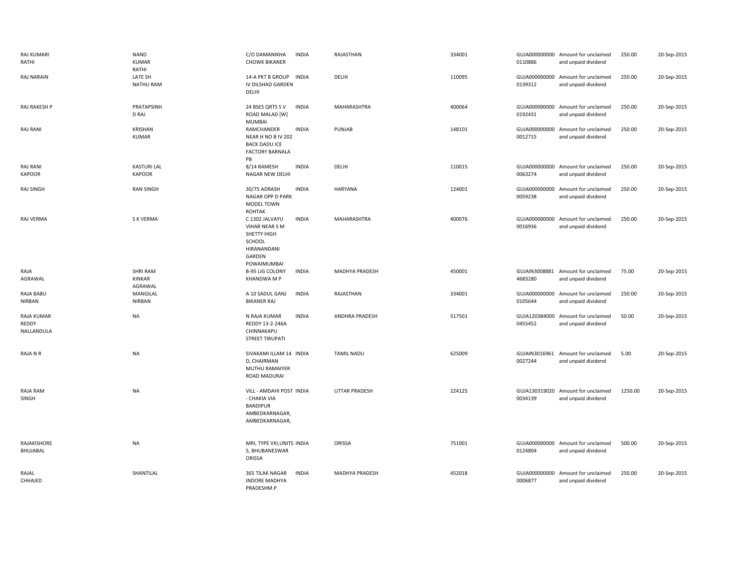| | | | | | | | | | |
|---|---|---|---|---|---|---|---|---|---|
| RAJ KUMARI RATHI | NAND KUMAR RATHI | C/O DAMANIKHA CHOWK BIKANER | INDIA | RAJASTHAN | 334001 | GUJA000000000 0110886 | Amount for unclaimed and unpaid dividend | 250.00 | 20-Sep-2015 |
| RAJ NARAIN | LATE SH NATHU RAM | 14-A PKT B GROUP IV DILSHAD GARDEN DELHI | INDIA | DELHI | 110095 | GUJA000000000 0139312 | Amount for unclaimed and unpaid dividend | 250.00 | 20-Sep-2015 |
| RAJ RAKESH P | PRATAPSINH D RAJ | 24 BSES QRTS S V ROAD MALAD [W] MUMBAI | INDIA | MAHARASHTRA | 400064 | GUJA000000000 0192431 | Amount for unclaimed and unpaid dividend | 250.00 | 20-Sep-2015 |
| RAJ RANI | KRISHAN KUMAR | RAMCHANDER NEAR H NO B IV 202 BACK DADU ICE FACTORY BARNALA PB | INDIA | PUNJAB | 148101 | GUJA000000000 0012715 | Amount for unclaimed and unpaid dividend | 250.00 | 20-Sep-2015 |
| RAJ RANI KAPOOR | KASTURI LAL KAPOOR | 8/14 RAMESH NAGAR NEW DELHI | INDIA | DELHI | 110015 | GUJA000000000 0063274 | Amount for unclaimed and unpaid dividend | 250.00 | 20-Sep-2015 |
| RAJ SINGH | RAN SINGH | 30/75 ADRASH NAGAR OPP D PARK MODEL TOWN ROHTAK | INDIA | HARYANA | 124001 | GUJA000000000 0059238 | Amount for unclaimed and unpaid dividend | 250.00 | 20-Sep-2015 |
| RAJ VERMA | S K VERMA | C 1302 JALVAYU VIHAR NEAR S M SHETTY HIGH SCHOOL HIRANANDANI GARDEN POWAIMUMBAI | INDIA | MAHARASHTRA | 400076 | GUJA000000000 0016936 | Amount for unclaimed and unpaid dividend | 250.00 | 20-Sep-2015 |
| RAJA AGRAWAL | SHRI RAM KINKAR AGRAWAL | B-95 LIG COLONY KHANDWA M P | INDIA | MADHYA PRADESH | 450001 | GUJAIN3008881 4683280 | Amount for unclaimed and unpaid dividend | 75.00 | 20-Sep-2015 |
| RAJA BABU NIRBAN | MANGILAL NIRBAN | A 10 SADUL GANJ BIKANER RAJ | INDIA | RAJASTHAN | 334001 | GUJA000000000 0105644 | Amount for unclaimed and unpaid dividend | 250.00 | 20-Sep-2015 |
| RAJA KUMAR REDDY NALLANDULA | NA | N RAJA KUMAR REDDY 13-2-246A CHINNAKAPU STREET TIRUPATI | INDIA | ANDHRA PRADESH | 517501 | GUJA120384000 0455452 | Amount for unclaimed and unpaid dividend | 50.00 | 20-Sep-2015 |
| RAJA N R | NA | SIVAKAMI ILLAM 14 D, CHAIRMAN MUTHU RAMAIYER ROAD MADURAI | INDIA | TAMIL NADU | 625009 | GUJAIN3016961 0027244 | Amount for unclaimed and unpaid dividend | 5.00 | 20-Sep-2015 |
| RAJA RAM SINGH | NA | VILL - AMDAHI POST - CHAKIA VIA BANDIPUR AMBEDKARNAGAR, AMBEDKARNAGAR, | INDIA | UTTAR PRADESH | 224125 | GUJA130319020 0034139 | Amount for unclaimed and unpaid dividend | 1250.00 | 20-Sep-2015 |
| RAJAKISHORE BHUJABAL | NA | MRI, TYPE VIII,UNITS 5, BHUBANESWAR ORISSA | INDIA | ORISSA | 751001 | GUJA000000000 0124804 | Amount for unclaimed and unpaid dividend | 500.00 | 20-Sep-2015 |
| RAJAL CHHAJED | SHANTILAL | 365 TILAK NAGAR INDORE MADHYA PRADESHM.P | INDIA | MADHYA PRADESH | 452018 | GUJA000000000 0006877 | Amount for unclaimed and unpaid dividend | 250.00 | 20-Sep-2015 |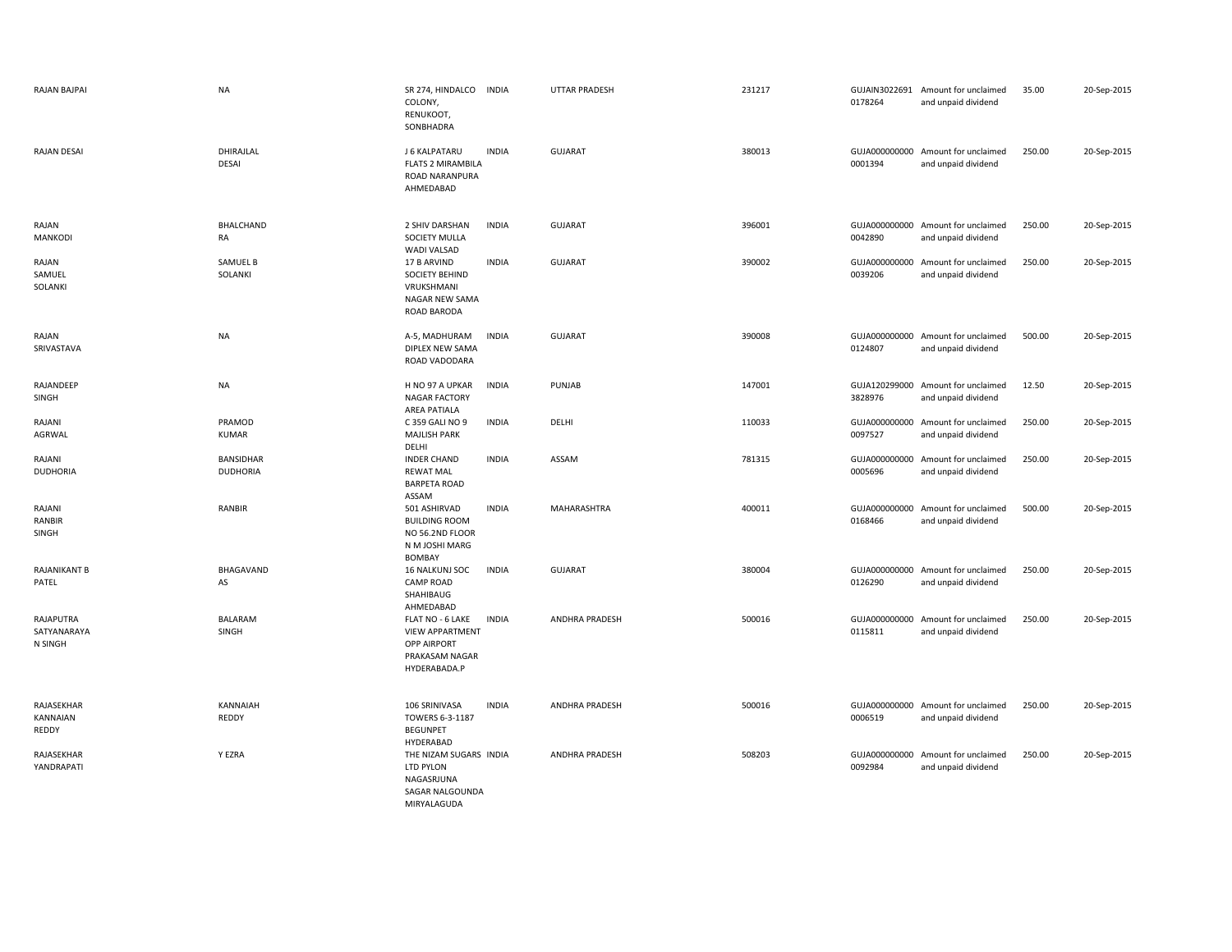| | | | | | | | | | |
|---|---|---|---|---|---|---|---|---|---|
| RAJAN BAJPAI | NA | SR 274, HINDALCO COLONY, RENUKOOT, SONBHADRA | INDIA | UTTAR PRADESH | 231217 | GUJAIN30226910178264 | Amount for unclaimed and unpaid dividend | 35.00 | 20-Sep-2015 |
| RAJAN DESAI | DHIRAJLAL DESAI | J 6 KALPATARU FLATS 2 MIRAMBILA ROAD NARANPURA AHMEDABAD | INDIA | GUJARAT | 380013 | GUJA0000000000001394 | Amount for unclaimed and unpaid dividend | 250.00 | 20-Sep-2015 |
| RAJAN MANKODI | BHALCHAND RA | 2 SHIV DARSHAN SOCIETY MULLA WADI VALSAD | INDIA | GUJARAT | 396001 | GUJA0000000000042890 | Amount for unclaimed and unpaid dividend | 250.00 | 20-Sep-2015 |
| RAJAN SAMUEL SOLANKI | SAMUEL B SOLANKI | 17 B ARVIND SOCIETY BEHIND VRUKSHMANI NAGAR NEW SAMA ROAD BARODA | INDIA | GUJARAT | 390002 | GUJA0000000000039206 | Amount for unclaimed and unpaid dividend | 250.00 | 20-Sep-2015 |
| RAJAN SRIVASTAVA | NA | A-5, MADHURAM DIPLEX NEW SAMA ROAD VADODARA | INDIA | GUJARAT | 390008 | GUJA0000000000124807 | Amount for unclaimed and unpaid dividend | 500.00 | 20-Sep-2015 |
| RAJANDEEP SINGH | NA | H NO 97 A UPKAR NAGAR FACTORY AREA PATIALA | INDIA | PUNJAB | 147001 | GUJA1202990003828976 | Amount for unclaimed and unpaid dividend | 12.50 | 20-Sep-2015 |
| RAJANI AGRWAL | PRAMOD KUMAR | C 359 GALI NO 9 MAJLISH PARK DELHI | INDIA | DELHI | 110033 | GUJA0000000000097527 | Amount for unclaimed and unpaid dividend | 250.00 | 20-Sep-2015 |
| RAJANI DUDHORIA | BANSIDHAR DUDHORIA | INDER CHAND REWAT MAL BARPETA ROAD ASSAM | INDIA | ASSAM | 781315 | GUJA0000000000005696 | Amount for unclaimed and unpaid dividend | 250.00 | 20-Sep-2015 |
| RAJANI RANBIR SINGH | RANBIR | 501 ASHIRVAD BUILDING ROOM NO 56.2ND FLOOR N M JOSHI MARG BOMBAY | INDIA | MAHARASHTRA | 400011 | GUJA0000000000168466 | Amount for unclaimed and unpaid dividend | 500.00 | 20-Sep-2015 |
| RAJANIKANT B PATEL | BHAGAVAND AS | 16 NALKUNJ SOC CAMP ROAD SHAHIBAUG AHMEDABAD | INDIA | GUJARAT | 380004 | GUJA0000000000126290 | Amount for unclaimed and unpaid dividend | 250.00 | 20-Sep-2015 |
| RAJAPUTRA SATYANARAYA N SINGH | BALARAM SINGH | FLAT NO - 6 LAKE VIEW APPARTMENT OPP AIRPORT PRAKASAM NAGAR HYDERABADA.P | INDIA | ANDHRA PRADESH | 500016 | GUJA0000000000115811 | Amount for unclaimed and unpaid dividend | 250.00 | 20-Sep-2015 |
| RAJASEKHAR KANNAIAN REDDY | KANNAIAH REDDY | 106 SRINIVASA TOWERS 6-3-1187 BEGUNPET HYDERABAD | INDIA | ANDHRA PRADESH | 500016 | GUJA0000000000006519 | Amount for unclaimed and unpaid dividend | 250.00 | 20-Sep-2015 |
| RAJASEKHAR YANDRAPATI | Y EZRA | THE NIZAM SUGARS LTD PYLON NAGASRJUNA SAGAR NALGOUNDA MIRYALAGUDA | INDIA | ANDHRA PRADESH | 508203 | GUJA0000000000092984 | Amount for unclaimed and unpaid dividend | 250.00 | 20-Sep-2015 |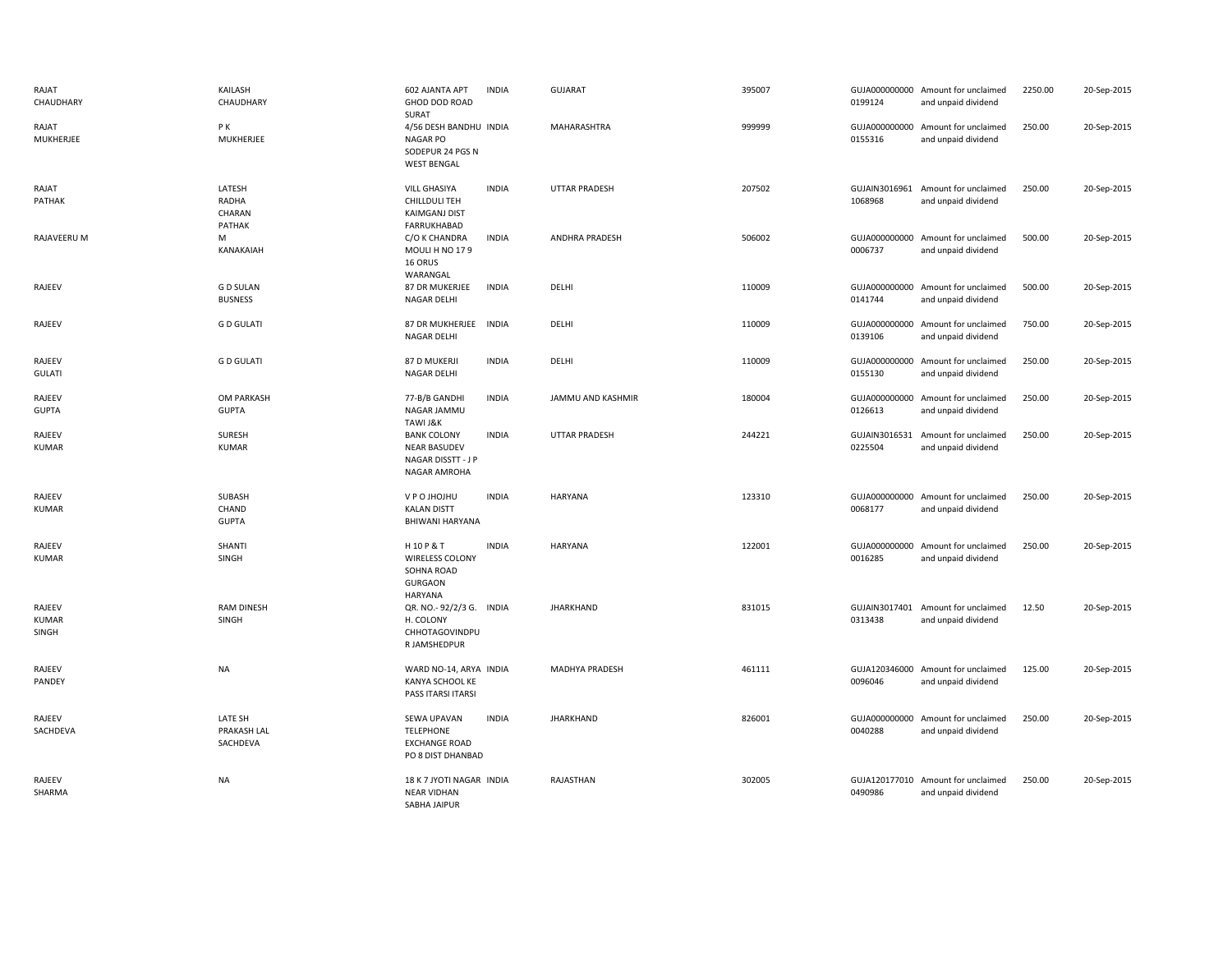| | | | | | | | | | |
|---|---|---|---|---|---|---|---|---|---|
| RAJAT CHAUDHARY | KAILASH CHAUDHARY | 602 AJANTA APT GHOD DOD ROAD SURAT | INDIA | GUJARAT | 395007 | GUJA000000000 0199124 | Amount for unclaimed and unpaid dividend | 2250.00 | 20-Sep-2015 |
| RAJAT MUKHERJEE | P K MUKHERJEE | 4/56 DESH BANDHU NAGAR PO SODEPUR 24 PGS N WEST BENGAL | INDIA | MAHARASHTRA | 999999 | GUJA000000000 0155316 | Amount for unclaimed and unpaid dividend | 250.00 | 20-Sep-2015 |
| RAJAT PATHAK | LATESH RADHA CHARAN PATHAK | VILL GHASIYA CHILLDULI TEH KAIMGANJ DIST FARRUKHABAD | INDIA | UTTAR PRADESH | 207502 | GUJAIN3016961 1068968 | Amount for unclaimed and unpaid dividend | 250.00 | 20-Sep-2015 |
| RAJAVEERU M | M KANAKAIAH | C/O K CHANDRA MOULI H NO 17 9 16 ORUS WARANGAL | INDIA | ANDHRA PRADESH | 506002 | GUJA000000000 0006737 | Amount for unclaimed and unpaid dividend | 500.00 | 20-Sep-2015 |
| RAJEEV | G D SULAN BUSNESS | 87 DR MUKERJEE NAGAR DELHI | INDIA | DELHI | 110009 | GUJA000000000 0141744 | Amount for unclaimed and unpaid dividend | 500.00 | 20-Sep-2015 |
| RAJEEV | G D GULATI | 87 DR MUKHERJEE NAGAR DELHI | INDIA | DELHI | 110009 | GUJA000000000 0139106 | Amount for unclaimed and unpaid dividend | 750.00 | 20-Sep-2015 |
| RAJEEV GULATI | G D GULATI | 87 D MUKERJI NAGAR DELHI | INDIA | DELHI | 110009 | GUJA000000000 0155130 | Amount for unclaimed and unpaid dividend | 250.00 | 20-Sep-2015 |
| RAJEEV GUPTA | OM PARKASH GUPTA | 77-B/B GANDHI NAGAR JAMMU TAWI J&K | INDIA | JAMMU AND KASHMIR | 180004 | GUJA000000000 0126613 | Amount for unclaimed and unpaid dividend | 250.00 | 20-Sep-2015 |
| RAJEEV KUMAR | SURESH KUMAR | BANK COLONY NEAR BASUDEV NAGAR DISSTT - J P NAGAR AMROHA | INDIA | UTTAR PRADESH | 244221 | GUJAIN3016531 0225504 | Amount for unclaimed and unpaid dividend | 250.00 | 20-Sep-2015 |
| RAJEEV KUMAR | SUBASH CHAND GUPTA | V P O JHOJHU KALAN DISTT BHIWANI HARYANA | INDIA | HARYANA | 123310 | GUJA000000000 0068177 | Amount for unclaimed and unpaid dividend | 250.00 | 20-Sep-2015 |
| RAJEEV KUMAR | SHANTI SINGH | H 10 P & T WIRELESS COLONY SOHNA ROAD GURGAON HARYANA | INDIA | HARYANA | 122001 | GUJA000000000 0016285 | Amount for unclaimed and unpaid dividend | 250.00 | 20-Sep-2015 |
| RAJEEV KUMAR SINGH | RAM DINESH SINGH | QR. NO.- 92/2/3 G. H. COLONY CHHOTAGOVINDPU R JAMSHEDPUR | INDIA | JHARKHAND | 831015 | GUJAIN3017401 0313438 | Amount for unclaimed and unpaid dividend | 12.50 | 20-Sep-2015 |
| RAJEEV PANDEY | NA | WARD NO-14, ARYA KANYA SCHOOL KE PASS ITARSI ITARSI | INDIA | MADHYA PRADESH | 461111 | GUJA120346000 0096046 | Amount for unclaimed and unpaid dividend | 125.00 | 20-Sep-2015 |
| RAJEEV SACHDEVA | LATE SH PRAKASH LAL SACHDEVA | SEWA UPAVAN TELEPHONE EXCHANGE ROAD PO 8 DIST DHANBAD | INDIA | JHARKHAND | 826001 | GUJA000000000 0040288 | Amount for unclaimed and unpaid dividend | 250.00 | 20-Sep-2015 |
| RAJEEV SHARMA | NA | 18 K 7 JYOTI NAGAR NEAR VIDHAN SABHA JAIPUR | INDIA | RAJASTHAN | 302005 | GUJA120177010 0490986 | Amount for unclaimed and unpaid dividend | 250.00 | 20-Sep-2015 |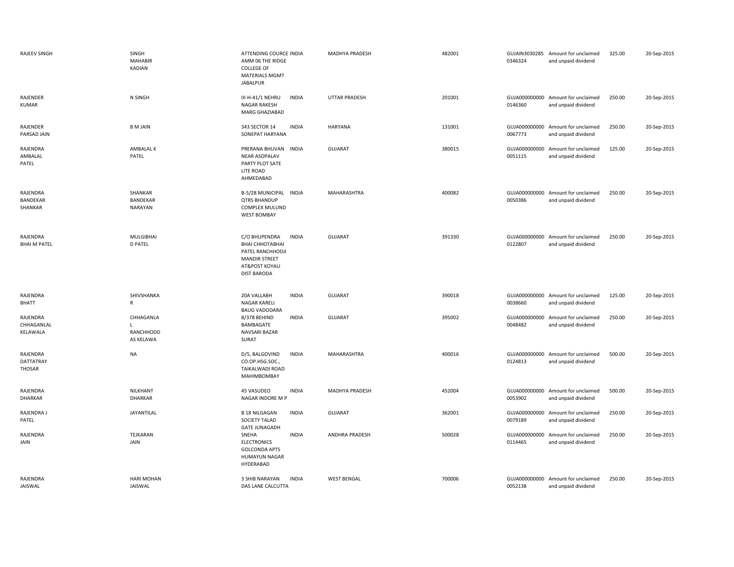| | | | | | | | | | |
|---|---|---|---|---|---|---|---|---|---|
| RAJEEV SINGH | SINGH MAHABIR KADIAN | ATTENDING COURCE AMM 06 THE RIDGE COLLEGE OF MATERIALS MGMT JABALPUR | INDIA | MADHYA PRADESH | 482001 | GUJAIN3030285 0346324 | Amount for unclaimed and unpaid dividend | 325.00 | 20-Sep-2015 |
| RAJENDER KUMAR | N SINGH | III-H-41/1 NEHRU NAGAR RAKESH MARG GHAZIABAD | INDIA | UTTAR PRADESH | 201001 | GUJA000000000 0146360 | Amount for unclaimed and unpaid dividend | 250.00 | 20-Sep-2015 |
| RAJENDER PARSAD JAIN | B M JAIN | 343 SECTOR 14 SONEPAT HARYANA | INDIA | HARYANA | 131001 | GUJA000000000 0067773 | Amount for unclaimed and unpaid dividend | 250.00 | 20-Sep-2015 |
| RAJENDRA AMBALAL PATEL | AMBALAL K PATEL | PRERANA BHUVAN NEAR ASOPALAV PARTY PLOT SATE LITE ROAD AHMEDABAD | INDIA | GUJARAT | 380015 | GUJA000000000 0051115 | Amount for unclaimed and unpaid dividend | 125.00 | 20-Sep-2015 |
| RAJENDRA BANDEKAR SHANKAR | SHANKAR BANDEKAR NARAYAN | B-5/28 MUNICIPAL QTRS BHANDUP COMPLEX MULUND WEST BOMBAY | INDIA | MAHARASHTRA | 400082 | GUJA000000000 0050386 | Amount for unclaimed and unpaid dividend | 250.00 | 20-Sep-2015 |
| RAJENDRA BHAI M PATEL | MULGIBHAI D PATEL | C/O BHUPENDRA BHAI CHHOTABHAI PATEL RANCHHODJI MANDIR STREET AT&POST KOYALI DIST BARODA | INDIA | GUJARAT | 391330 | GUJA000000000 0122807 | Amount for unclaimed and unpaid dividend | 250.00 | 20-Sep-2015 |
| RAJENDRA BHATT | SHIVSHANKA R | 20A VALLABH NAGAR KARELI BAUG VADODARA | INDIA | GUJARAT | 390018 | GUJA000000000 0038660 | Amount for unclaimed and unpaid dividend | 125.00 | 20-Sep-2015 |
| RAJENDRA CHHAGANLAL KELAWALA | CHHAGANLA L RANCHHODD AS KELAWA | 8/378 BEHIND BAMBAGATE NAVSARI BAZAR SURAT | INDIA | GUJARAT | 395002 | GUJA000000000 0048482 | Amount for unclaimed and unpaid dividend | 250.00 | 20-Sep-2015 |
| RAJENDRA DATTATRAY THOSAR | NA | D/5, BALGOVIND CO.OP.HSG.SOC., TAIKALWADI ROAD MAHIMBOMBAY | INDIA | MAHARASHTRA | 400016 | GUJA000000000 0124813 | Amount for unclaimed and unpaid dividend | 500.00 | 20-Sep-2015 |
| RAJENDRA DHARKAR | NILKHANT DHARKAR | 45 VASUDEO NAGAR INDORE M P | INDIA | MADHYA PRADESH | 452004 | GUJA000000000 0053902 | Amount for unclaimed and unpaid dividend | 500.00 | 20-Sep-2015 |
| RAJENDRA J PATEL | JAYANTILAL | B 18 NILGAGAN SOCIETY TALAD GATE JUNAGADH | INDIA | GUJARAT | 362001 | GUJA000000000 0079189 | Amount for unclaimed and unpaid dividend | 250.00 | 20-Sep-2015 |
| RAJENDRA JAIN | TEJKARAN JAIN | SNEHA ELECTRONICS GOLCONDA APTS HUMAYUN NAGAR HYDERABAD | INDIA | ANDHRA PRADESH | 500028 | GUJA000000000 0114465 | Amount for unclaimed and unpaid dividend | 250.00 | 20-Sep-2015 |
| RAJENDRA JAISWAL | HARI MOHAN JAISWAL | 3 SHIB NARAYAN DAS LANE CALCUTTA | INDIA | WEST BENGAL | 700006 | GUJA000000000 0052138 | Amount for unclaimed and unpaid dividend | 250.00 | 20-Sep-2015 |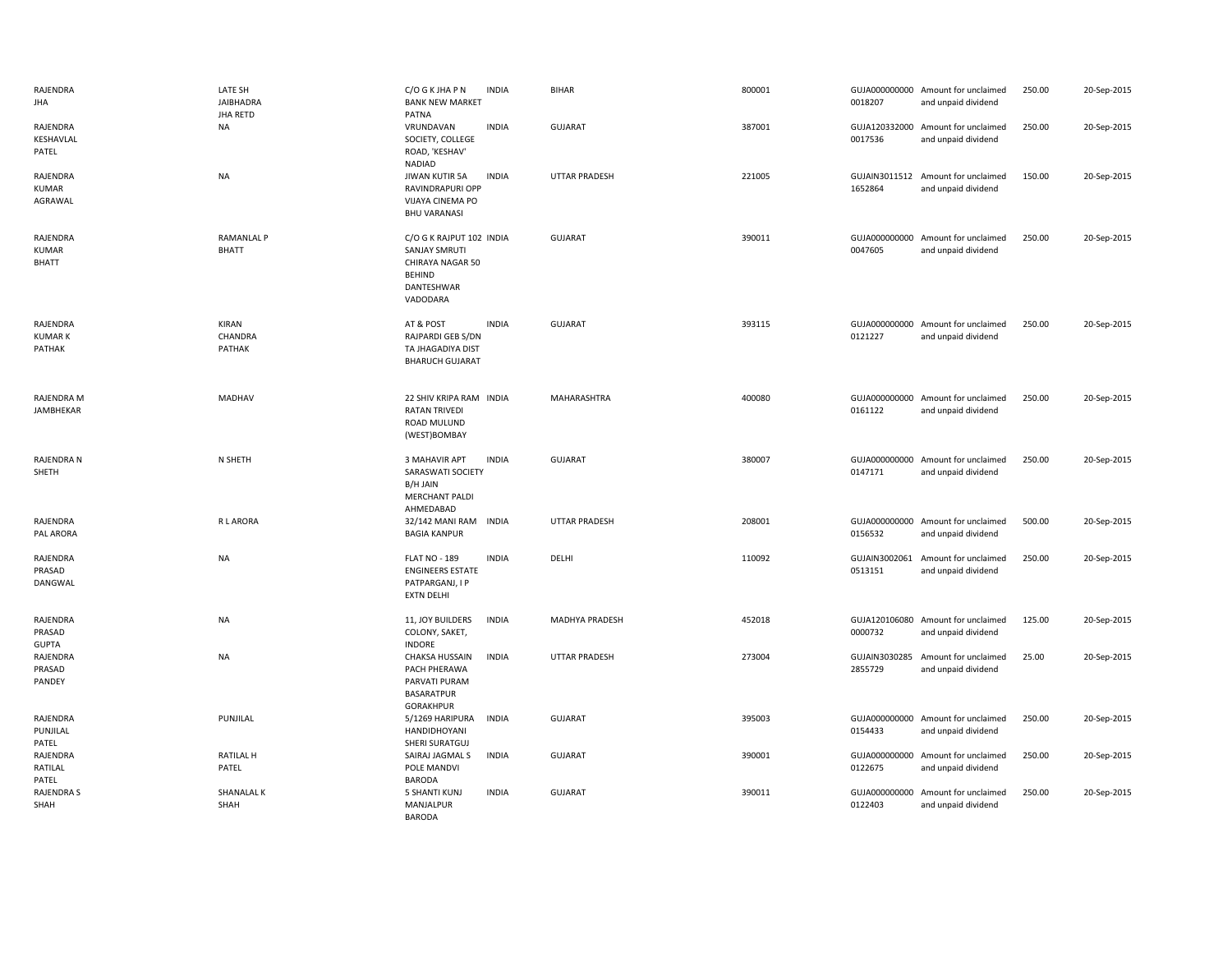| | | | | | | | | | |
|---|---|---|---|---|---|---|---|---|---|
| RAJENDRA JHA | LATE SH JAIBHADRA JHA RETD | C/O G K JHA P N BANK NEW MARKET PATNA | INDIA | BIHAR | 800001 | GUJA000000000 0018207 | Amount for unclaimed and unpaid dividend | 250.00 | 20-Sep-2015 |
| RAJENDRA KESHAVLAL PATEL | NA | VRUNDAVAN SOCIETY, COLLEGE ROAD, 'KESHAV' NADIAD | INDIA | GUJARAT | 387001 | GUJA120332000 0017536 | Amount for unclaimed and unpaid dividend | 250.00 | 20-Sep-2015 |
| RAJENDRA KUMAR AGRAWAL | NA | JIWAN KUTIR 5A RAVINDRAPURI OPP VIJAYA CINEMA PO BHU VARANASI | INDIA | UTTAR PRADESH | 221005 | GUJAIN3011512 1652864 | Amount for unclaimed and unpaid dividend | 150.00 | 20-Sep-2015 |
| RAJENDRA KUMAR BHATT | RAMANLAL P BHATT | C/O G K RAJPUT 102 SANJAY SMRUTI CHIRAYA NAGAR 50 BEHIND DANTESHWAR VADODARA | INDIA | GUJARAT | 390011 | GUJA000000000 0047605 | Amount for unclaimed and unpaid dividend | 250.00 | 20-Sep-2015 |
| RAJENDRA KUMAR K PATHAK | KIRAN CHANDRA PATHAK | AT & POST RAJPARDI GEB S/DN TA JHAGADIYA DIST BHARUCH GUJARAT | INDIA | GUJARAT | 393115 | GUJA000000000 0121227 | Amount for unclaimed and unpaid dividend | 250.00 | 20-Sep-2015 |
| RAJENDRA M JAMBHEKAR | MADHAV | 22 SHIV KRIPA RAM RATAN TRIVEDI ROAD MULUND (WEST)BOMBAY | INDIA | MAHARASHTRA | 400080 | GUJA000000000 0161122 | Amount for unclaimed and unpaid dividend | 250.00 | 20-Sep-2015 |
| RAJENDRA N SHETH | N SHETH | 3 MAHAVIR APT SARASWATI SOCIETY B/H JAIN MERCHANT PALDI AHMEDABAD | INDIA | GUJARAT | 380007 | GUJA000000000 0147171 | Amount for unclaimed and unpaid dividend | 250.00 | 20-Sep-2015 |
| RAJENDRA PAL ARORA | R L ARORA | 32/142 MANI RAM BAGIA KANPUR | INDIA | UTTAR PRADESH | 208001 | GUJA000000000 0156532 | Amount for unclaimed and unpaid dividend | 500.00 | 20-Sep-2015 |
| RAJENDRA PRASAD DANGWAL | NA | FLAT NO - 189 ENGINEERS ESTATE PATPARGANJ, I P EXTN DELHI | INDIA | DELHI | 110092 | GUJAIN3002061 0513151 | Amount for unclaimed and unpaid dividend | 250.00 | 20-Sep-2015 |
| RAJENDRA PRASAD GUPTA | NA | 11, JOY BUILDERS COLONY, SAKET, INDORE | INDIA | MADHYA PRADESH | 452018 | GUJA120106080 0000732 | Amount for unclaimed and unpaid dividend | 125.00 | 20-Sep-2015 |
| RAJENDRA PRASAD PANDEY | NA | CHAKSA HUSSAIN PACH PHERAWA PARVATI PURAM BASARATPUR GORAKHPUR | INDIA | UTTAR PRADESH | 273004 | GUJAIN3030285 2855729 | Amount for unclaimed and unpaid dividend | 25.00 | 20-Sep-2015 |
| RAJENDRA PUNJILAL PATEL | PUNJILAL | 5/1269 HARIPURA HANDIDHOYANI SHERI SURATGUJ | INDIA | GUJARAT | 395003 | GUJA000000000 0154433 | Amount for unclaimed and unpaid dividend | 250.00 | 20-Sep-2015 |
| RAJENDRA RATILAL PATEL | RATILAL H PATEL | SAIRAJ JAGMAL S POLE MANDVI BARODA | INDIA | GUJARAT | 390001 | GUJA000000000 0122675 | Amount for unclaimed and unpaid dividend | 250.00 | 20-Sep-2015 |
| RAJENDRA S SHAH | SHANALAL K SHAH | 5 SHANTI KUNJ MANJALPUR BARODA | INDIA | GUJARAT | 390011 | GUJA000000000 0122403 | Amount for unclaimed and unpaid dividend | 250.00 | 20-Sep-2015 |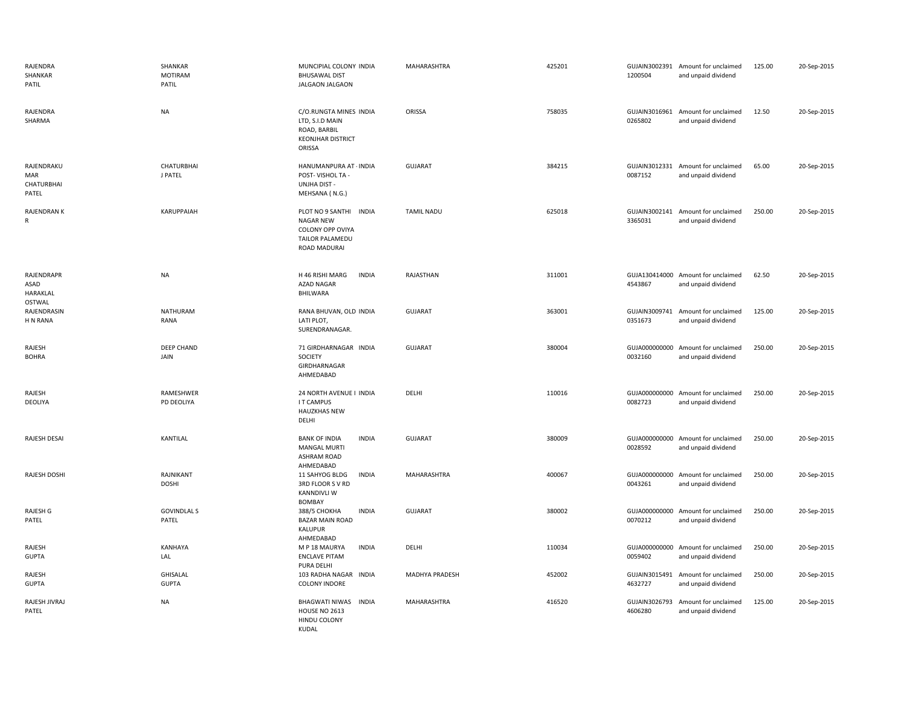| | | | | | | | | | |
|---|---|---|---|---|---|---|---|---|---|
| RAJENDRA SHANKAR PATIL | SHANKAR MOTIRAM PATIL | MUNCIPIAL COLONY BHUSAWAL DIST JALGAON JALGAON | INDIA | MAHARASHTRA | 425201 | GUJAIN3002391 1200504 | Amount for unclaimed and unpaid dividend | 125.00 | 20-Sep-2015 |
| RAJENDRA SHARMA | NA | C/O.RUNGTA MINES LTD, S.I.D MAIN ROAD, BARBIL KEONJHAR DISTRICT ORISSA | INDIA | ORISSA | 758035 | GUJAIN3016961 0265802 | Amount for unclaimed and unpaid dividend | 12.50 | 20-Sep-2015 |
| RAJENDRAKUMAR CHATURBHAI PATEL | CHATURBHAI J PATEL | HANUMANPURA AT - POST- VISHOL TA - UNJHA DIST - MEHSANA ( N.G.) | INDIA | GUJARAT | 384215 | GUJAIN3012331 0087152 | Amount for unclaimed and unpaid dividend | 65.00 | 20-Sep-2015 |
| RAJENDRAN K R | KARUPPAIAH | PLOT NO 9 SANTHI NAGAR NEW COLONY OPP OVIYA TAILOR PALAMEDU ROAD MADURAI | INDIA | TAMIL NADU | 625018 | GUJAIN3002141 3365031 | Amount for unclaimed and unpaid dividend | 250.00 | 20-Sep-2015 |
| RAJENDRAPRASAD HARAKLAL OSTWAL | NA | H 46 RISHI MARG AZAD NAGAR BHILWARA | INDIA | RAJASTHAN | 311001 | GUJA130414000 4543867 | Amount for unclaimed and unpaid dividend | 62.50 | 20-Sep-2015 |
| RAJENDRASINH N RANA | NATHURAM RANA | RANA BHUVAN, OLD LATI PLOT, SURENDRANAGAR. | INDIA | GUJARAT | 363001 | GUJAIN3009741 0351673 | Amount for unclaimed and unpaid dividend | 125.00 | 20-Sep-2015 |
| RAJESH BOHRA | DEEP CHAND JAIN | 71 GIRDHARNAGAR SOCIETY GIRDHARNAGAR AHMEDABAD | INDIA | GUJARAT | 380004 | GUJA000000000 0032160 | Amount for unclaimed and unpaid dividend | 250.00 | 20-Sep-2015 |
| RAJESH DEOLIYA | RAMESHWER PD DEOLIYA | 24 NORTH AVENUE I I T CAMPUS HAUZKHAS NEW DELHI | INDIA | DELHI | 110016 | GUJA000000000 0082723 | Amount for unclaimed and unpaid dividend | 250.00 | 20-Sep-2015 |
| RAJESH DESAI | KANTILAL | BANK OF INDIA MANGAL MURTI ASHRAM ROAD AHMEDABAD | INDIA | GUJARAT | 380009 | GUJA000000000 0028592 | Amount for unclaimed and unpaid dividend | 250.00 | 20-Sep-2015 |
| RAJESH DOSHI | RAJNIKANT DOSHI | 11 SAHYOG BLDG 3RD FLOOR S V RD KANNDIVLI W BOMBAY | INDIA | MAHARASHTRA | 400067 | GUJA000000000 0043261 | Amount for unclaimed and unpaid dividend | 250.00 | 20-Sep-2015 |
| RAJESH G PATEL | GOVINDLAL S PATEL | 388/5 CHOKHA BAZAR MAIN ROAD KALUPUR AHMEDABAD | INDIA | GUJARAT | 380002 | GUJA000000000 0070212 | Amount for unclaimed and unpaid dividend | 250.00 | 20-Sep-2015 |
| RAJESH GUPTA | KANHAYA LAL | M P 18 MAURYA ENCLAVE PITAM PURA DELHI | INDIA | DELHI | 110034 | GUJA000000000 0059402 | Amount for unclaimed and unpaid dividend | 250.00 | 20-Sep-2015 |
| RAJESH GUPTA | GHISALAL GUPTA | 103 RADHA NAGAR COLONY INDORE | INDIA | MADHYA PRADESH | 452002 | GUJAIN3015491 4632727 | Amount for unclaimed and unpaid dividend | 250.00 | 20-Sep-2015 |
| RAJESH JIVRAJ PATEL | NA | BHAGWATI NIWAS HOUSE NO 2613 HINDU COLONY KUDAL | INDIA | MAHARASHTRA | 416520 | GUJAIN3026793 4606280 | Amount for unclaimed and unpaid dividend | 125.00 | 20-Sep-2015 |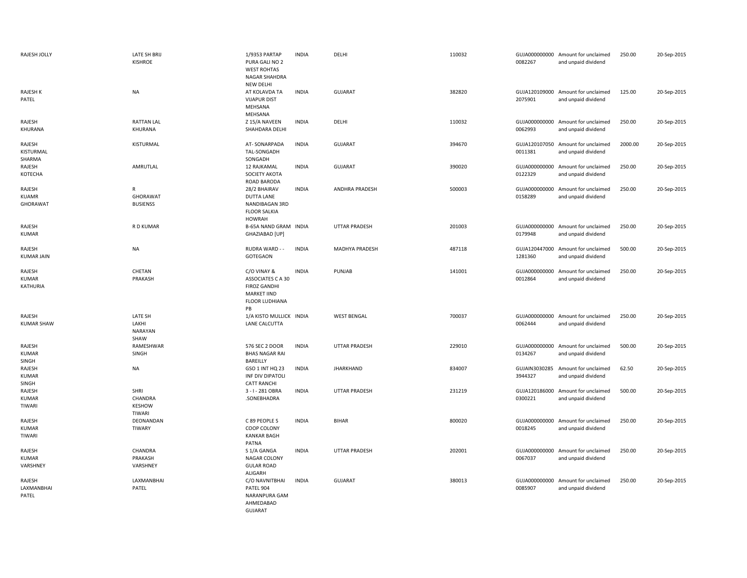| | | | | | | | | | |
|---|---|---|---|---|---|---|---|---|---|
| RAJESH JOLLY | LATE SH BRIJ KISHROE | 1/9353 PARTAP PURA GALI NO 2 WEST ROHTAS NAGAR SHAHDRA NEW DELHI | INDIA | DELHI | 110032 | GUJA000000000 0082267 | Amount for unclaimed and unpaid dividend | 250.00 | 20-Sep-2015 |
| RAJESH K PATEL | NA | AT KOLAVDA TA VIJAPUR DIST MEHSANA MEHSANA | INDIA | GUJARAT | 382820 | GUJA120109000 2075901 | Amount for unclaimed and unpaid dividend | 125.00 | 20-Sep-2015 |
| RAJESH KHURANA | RATTAN LAL KHURANA | Z 15/A NAVEEN SHAHDARA DELHI | INDIA | DELHI | 110032 | GUJA000000000 0062993 | Amount for unclaimed and unpaid dividend | 250.00 | 20-Sep-2015 |
| RAJESH KISTURMAL SHARMA | KISTURMAL | AT- SONARPADA TAL-SONGADH SONGADH | INDIA | GUJARAT | 394670 | GUJA120107050 0011381 | Amount for unclaimed and unpaid dividend | 2000.00 | 20-Sep-2015 |
| RAJESH KOTECHA | AMRUTLAL | 12 RAJKAMAL SOCIETY AKOTA ROAD BARODA | INDIA | GUJARAT | 390020 | GUJA000000000 0122329 | Amount for unclaimed and unpaid dividend | 250.00 | 20-Sep-2015 |
| RAJESH KUAMR GHORAWAT | R GHORAWAT BUSIENSS | 28/2 BHAIRAV DUTTA LANE NANDIBAGAN 3RD FLOOR SALKIA HOWRAH | INDIA | ANDHRA PRADESH | 500003 | GUJA000000000 0158289 | Amount for unclaimed and unpaid dividend | 250.00 | 20-Sep-2015 |
| RAJESH KUMAR | R D KUMAR | B-65A NAND GRAM GHAZIABAD [UP] | INDIA | UTTAR PRADESH | 201003 | GUJA000000000 0179948 | Amount for unclaimed and unpaid dividend | 250.00 | 20-Sep-2015 |
| RAJESH KUMAR JAIN | NA | RUDRA WARD - - GOTEGAON | INDIA | MADHYA PRADESH | 487118 | GUJA120447000 1281360 | Amount for unclaimed and unpaid dividend | 500.00 | 20-Sep-2015 |
| RAJESH KUMAR KATHURIA | CHETAN PRAKASH | C/O VINAY & ASSOCIATES C A 30 FIROZ GANDHI MARKET IIND FLOOR LUDHIANA PB | INDIA | PUNJAB | 141001 | GUJA000000000 0012864 | Amount for unclaimed and unpaid dividend | 250.00 | 20-Sep-2015 |
| RAJESH KUMAR SHAW | LATE SH LAKHI NARAYAN SHAW | 1/A KISTO MULLICK LANE CALCUTTA | INDIA | WEST BENGAL | 700037 | GUJA000000000 0062444 | Amount for unclaimed and unpaid dividend | 250.00 | 20-Sep-2015 |
| RAJESH KUMAR SINGH | RAMESHWAR SINGH | 576 SEC 2 DOOR BHAS NAGAR RAI BAREILLY | INDIA | UTTAR PRADESH | 229010 | GUJA000000000 0134267 | Amount for unclaimed and unpaid dividend | 500.00 | 20-Sep-2015 |
| RAJESH KUMAR SINGH | NA | GSO 1 INT HQ 23 INF DIV DIPATOLI CATT RANCHI | INDIA | JHARKHAND | 834007 | GUJAIN3030285 3944327 | Amount for unclaimed and unpaid dividend | 62.50 | 20-Sep-2015 |
| RAJESH KUMAR TIWARI | SHRI CHANDRA KESHOW TIWARI | 3 - I - 281 OBRA .SONEBHADRA | INDIA | UTTAR PRADESH | 231219 | GUJA120186000 0300221 | Amount for unclaimed and unpaid dividend | 500.00 | 20-Sep-2015 |
| RAJESH KUMAR TIWARI | DEONANDAN TIWARY | C 89 PEOPLE S COOP COLONY KANKAR BAGH PATNA | INDIA | BIHAR | 800020 | GUJA000000000 0018245 | Amount for unclaimed and unpaid dividend | 250.00 | 20-Sep-2015 |
| RAJESH KUMAR VARSHNEY | CHANDRA PRAKASH VARSHNEY | S 1/A GANGA NAGAR COLONY GULAR ROAD ALIGARH | INDIA | UTTAR PRADESH | 202001 | GUJA000000000 0067037 | Amount for unclaimed and unpaid dividend | 250.00 | 20-Sep-2015 |
| RAJESH LAXMANBHAI PATEL | LAXMANBHAI PATEL | C/O NAVNITBHAI PATEL 904 NARANPURA GAM AHMEDABAD GUJARAT | INDIA | GUJARAT | 380013 | GUJA000000000 0085907 | Amount for unclaimed and unpaid dividend | 250.00 | 20-Sep-2015 |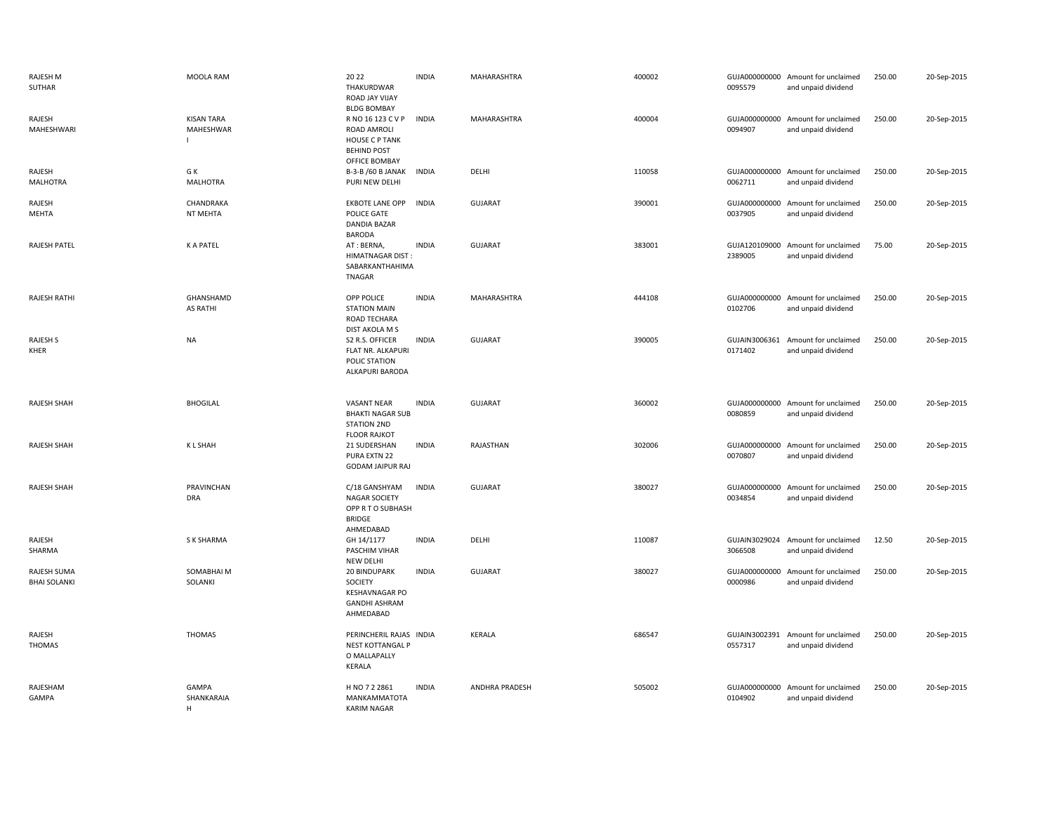| | | | | | | | | | |
|---|---|---|---|---|---|---|---|---|---|
| RAJESH M SUTHAR | MOOLA RAM | 20 22 THAKURDWAR ROAD JAY VIJAY BLDG BOMBAY | INDIA | MAHARASHTRA | 400002 | GUJA000000000 0095579 | Amount for unclaimed and unpaid dividend | 250.00 | 20-Sep-2015 |
| RAJESH MAHESHWARI | KISAN TARA MAHESHWAR I | R NO 16 123 C V P ROAD AMROLI HOUSE C P TANK BEHIND POST OFFICE BOMBAY | INDIA | MAHARASHTRA | 400004 | GUJA000000000 0094907 | Amount for unclaimed and unpaid dividend | 250.00 | 20-Sep-2015 |
| RAJESH MALHOTRA | G K MALHOTRA | B-3-B /60 B JANAK PURI NEW DELHI | INDIA | DELHI | 110058 | GUJA000000000 0062711 | Amount for unclaimed and unpaid dividend | 250.00 | 20-Sep-2015 |
| RAJESH MEHTA | CHANDRAKA NT MEHTA | EKBOTE LANE OPP POLICE GATE DANDIA BAZAR BARODA | INDIA | GUJARAT | 390001 | GUJA000000000 0037905 | Amount for unclaimed and unpaid dividend | 250.00 | 20-Sep-2015 |
| RAJESH PATEL | K A PATEL | AT : BERNA, HIMATNAGAR DIST : SABARKANTHAHIMA TNAGAR | INDIA | GUJARAT | 383001 | GUJA120109000 2389005 | Amount for unclaimed and unpaid dividend | 75.00 | 20-Sep-2015 |
| RAJESH RATHI | GHANSHAMD AS RATHI | OPP POLICE STATION MAIN ROAD TECHARA DIST AKOLA M S | INDIA | MAHARASHTRA | 444108 | GUJA000000000 0102706 | Amount for unclaimed and unpaid dividend | 250.00 | 20-Sep-2015 |
| RAJESH S KHER | NA | S2 R.S. OFFICER FLAT NR. ALKAPURI POLIC STATION ALKAPURI BARODA | INDIA | GUJARAT | 390005 | GUJAIN3006361 0171402 | Amount for unclaimed and unpaid dividend | 250.00 | 20-Sep-2015 |
| RAJESH SHAH | BHOGILAL | VASANT NEAR BHAKTI NAGAR SUB STATION 2ND FLOOR RAJKOT | INDIA | GUJARAT | 360002 | GUJA000000000 0080859 | Amount for unclaimed and unpaid dividend | 250.00 | 20-Sep-2015 |
| RAJESH SHAH | K L SHAH | 21 SUDERSHAN PURA EXTN 22 GODAM JAIPUR RAJ | INDIA | RAJASTHAN | 302006 | GUJA000000000 0070807 | Amount for unclaimed and unpaid dividend | 250.00 | 20-Sep-2015 |
| RAJESH SHAH | PRAVINCHAN DRA | C/18 GANSHYAM NAGAR SOCIETY OPP R T O SUBHASH BRIDGE AHMEDABAD | INDIA | GUJARAT | 380027 | GUJA000000000 0034854 | Amount for unclaimed and unpaid dividend | 250.00 | 20-Sep-2015 |
| RAJESH SHARMA | S K SHARMA | GH 14/1177 PASCHIM VIHAR NEW DELHI | INDIA | DELHI | 110087 | GUJAIN3029024 3066508 | Amount for unclaimed and unpaid dividend | 12.50 | 20-Sep-2015 |
| RAJESH SUMA BHAI SOLANKI | SOMABHAI M SOLANKI | 20 BINDUPARK SOCIETY KESHAVNAGAR PO GANDHI ASHRAM AHMEDABAD | INDIA | GUJARAT | 380027 | GUJA000000000 0000986 | Amount for unclaimed and unpaid dividend | 250.00 | 20-Sep-2015 |
| RAJESH THOMAS | THOMAS | PERINCHERIL RAJAS NEST KOTTANGAL P O MALLAPALLY KERALA | INDIA | KERALA | 686547 | GUJAIN3002391 0557317 | Amount for unclaimed and unpaid dividend | 250.00 | 20-Sep-2015 |
| RAJESHAM GAMPA | GAMPA SHANKARAIA H | H NO 7 2 2861 MANKAMMATOTA KARIM NAGAR | INDIA | ANDHRA PRADESH | 505002 | GUJA000000000 0104902 | Amount for unclaimed and unpaid dividend | 250.00 | 20-Sep-2015 |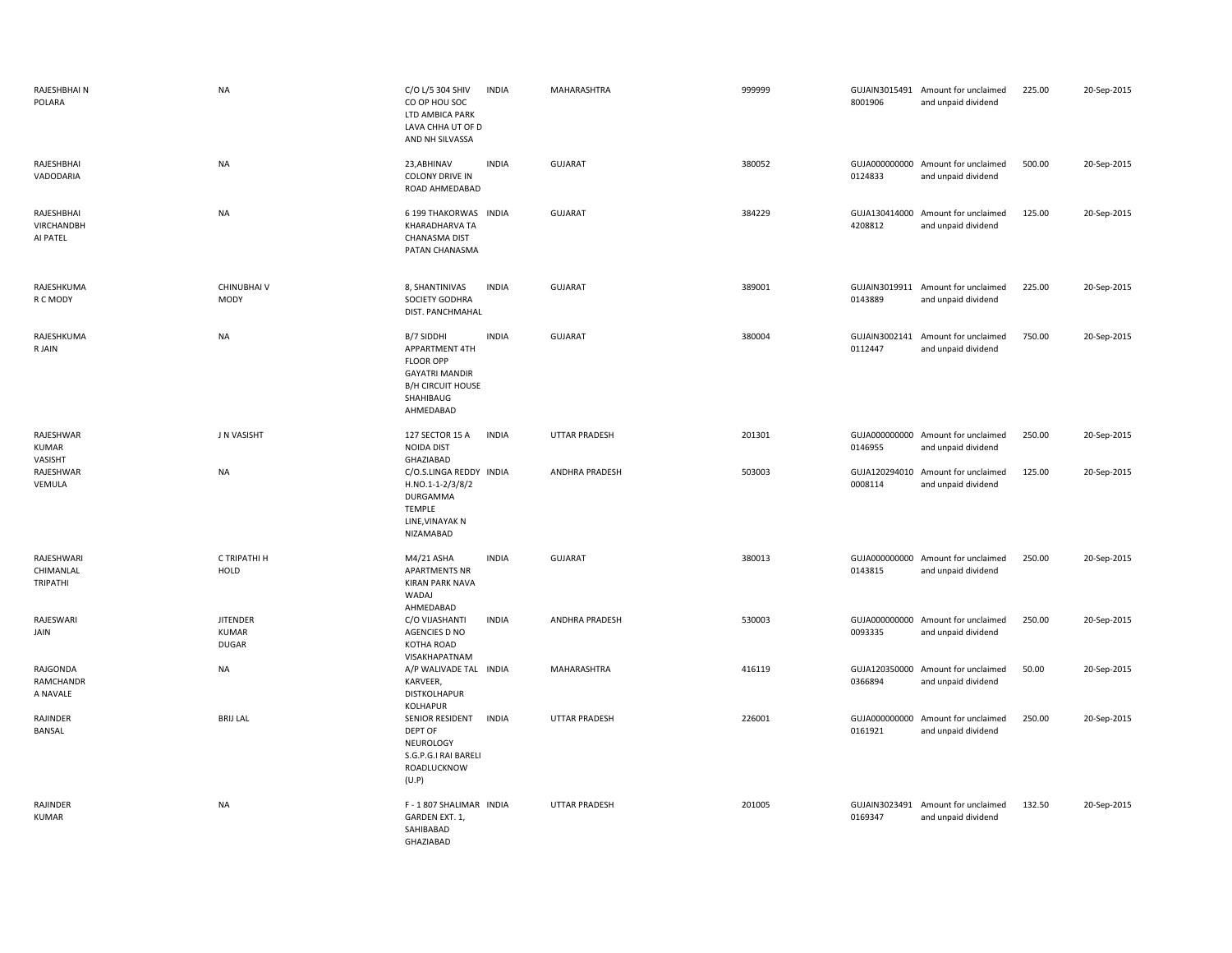| | | | | | | | | | |
|---|---|---|---|---|---|---|---|---|---|
| RAJESHBHAI N POLARA | NA | C/O L/5 304 SHIV CO OP HOU SOC LTD AMBICA PARK LAVA CHHA UT OF D AND NH SILVASSA | INDIA | MAHARASHTRA | 999999 | GUJAIN30154918001906 | Amount for unclaimed and unpaid dividend | 225.00 | 20-Sep-2015 |
| RAJESHBHAI VADODARIA | NA | 23,ABHINAV COLONY DRIVE IN ROAD AHMEDABAD | INDIA | GUJARAT | 380052 | GUJA0000000000124833 | Amount for unclaimed and unpaid dividend | 500.00 | 20-Sep-2015 |
| RAJESHBHAI VIRCHANDBH AI PATEL | NA | 6 199 THAKORWAS KHARADHARVA TA CHANASMA DIST PATAN CHANASMA | INDIA | GUJARAT | 384229 | GUJA1304140004208812 | Amount for unclaimed and unpaid dividend | 125.00 | 20-Sep-2015 |
| RAJESHKUMA R C MODY | CHINUBHAI V MODY | 8, SHANTINIVAS SOCIETY GODHRA DIST. PANCHMAHAL | INDIA | GUJARAT | 389001 | GUJAIN30199110143889 | Amount for unclaimed and unpaid dividend | 225.00 | 20-Sep-2015 |
| RAJESHKUMA R JAIN | NA | B/7 SIDDHI APPARTMENT 4TH FLOOR OPP GAYATRI MANDIR B/H CIRCUIT HOUSE SHAHIBAUG AHMEDABAD | INDIA | GUJARAT | 380004 | GUJAIN30021410112447 | Amount for unclaimed and unpaid dividend | 750.00 | 20-Sep-2015 |
| RAJESHWAR KUMAR VASISHT | J N VASISHT | 127 SECTOR 15 A NOIDA DIST GHAZIABAD | INDIA | UTTAR PRADESH | 201301 | GUJA0000000000146955 | Amount for unclaimed and unpaid dividend | 250.00 | 20-Sep-2015 |
| RAJESHWAR VEMULA | NA | C/O.S.LINGA REDDY H.NO.1-1-2/3/8/2 DURGAMMA TEMPLE LINE,VINAYAK N NIZAMABAD | INDIA | ANDHRA PRADESH | 503003 | GUJA1202940100008114 | Amount for unclaimed and unpaid dividend | 125.00 | 20-Sep-2015 |
| RAJESHWARI CHIMANLAL TRIPATHI | C TRIPATHI H HOLD | M4/21 ASHA APARTMENTS NR KIRAN PARK NAVA WADAJ AHMEDABAD | INDIA | GUJARAT | 380013 | GUJA0000000000143815 | Amount for unclaimed and unpaid dividend | 250.00 | 20-Sep-2015 |
| RAJESWARI JAIN | JITENDER KUMAR DUGAR | C/O VIJASHANTI AGENCIES D NO KOTHA ROAD VISAKHAPATNAM | INDIA | ANDHRA PRADESH | 530003 | GUJA0000000000093335 | Amount for unclaimed and unpaid dividend | 250.00 | 20-Sep-2015 |
| RAJGONDA RAMCHANDR A NAVALE | NA | A/P WALIVADE TAL KARVEER, DISTKOLHAPUR KOLHAPUR | INDIA | MAHARASHTRA | 416119 | GUJA1203500000366894 | Amount for unclaimed and unpaid dividend | 50.00 | 20-Sep-2015 |
| RAJINDER BANSAL | BRIJ LAL | SENIOR RESIDENT DEPT OF NEUROLOGY S.G.P.G.I RAI BARELI ROADLUCKNOW (U.P) | INDIA | UTTAR PRADESH | 226001 | GUJA0000000000161921 | Amount for unclaimed and unpaid dividend | 250.00 | 20-Sep-2015 |
| RAJINDER KUMAR | NA | F - 1 807 SHALIMAR GARDEN EXT. 1, SAHIBABAD GHAZIABAD | INDIA | UTTAR PRADESH | 201005 | GUJAIN30234910169347 | Amount for unclaimed and unpaid dividend | 132.50 | 20-Sep-2015 |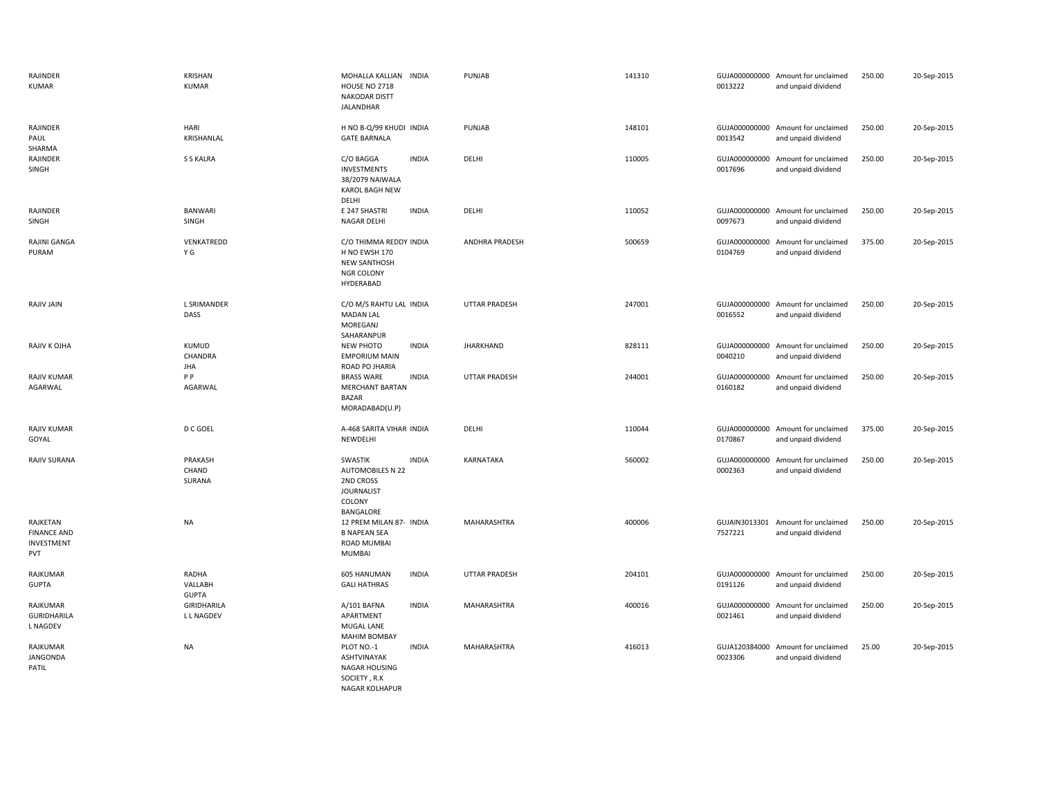| | | | | | | | | | |
|---|---|---|---|---|---|---|---|---|---|
| RAJINDER KUMAR | KRISHAN KUMAR | MOHALLA KALLIAN HOUSE NO 2718 NAKODAR DISTT JALANDHAR | INDIA | PUNJAB | 141310 | GUJA000000000 0013222 | Amount for unclaimed and unpaid dividend | 250.00 | 20-Sep-2015 |
| RAJINDER PAUL SHARMA | HARI KRISHANLAL | H NO B-Q/99 KHUDI GATE BARNALA | INDIA | PUNJAB | 148101 | GUJA000000000 0013542 | Amount for unclaimed and unpaid dividend | 250.00 | 20-Sep-2015 |
| RAJINDER SINGH | S S KALRA | C/O BAGGA INVESTMENTS 38/2079 NAIWALA KAROL BAGH NEW DELHI | INDIA | DELHI | 110005 | GUJA000000000 0017696 | Amount for unclaimed and unpaid dividend | 250.00 | 20-Sep-2015 |
| RAJINDER SINGH | BANWARI SINGH | E 247 SHASTRI NAGAR DELHI | INDIA | DELHI | 110052 | GUJA000000000 0097673 | Amount for unclaimed and unpaid dividend | 250.00 | 20-Sep-2015 |
| RAJINI GANGA PURAM | VENKATREDD Y G | C/O THIMMA REDDY H NO EWSH 170 NEW SANTHOSH NGR COLONY HYDERABAD | INDIA | ANDHRA PRADESH | 500659 | GUJA000000000 0104769 | Amount for unclaimed and unpaid dividend | 375.00 | 20-Sep-2015 |
| RAJIV JAIN | L SRIMANDER DASS | C/O M/S RAHTU LAL MADAN LAL MOREGANJ SAHARANPUR | INDIA | UTTAR PRADESH | 247001 | GUJA000000000 0016552 | Amount for unclaimed and unpaid dividend | 250.00 | 20-Sep-2015 |
| RAJIV K OJHA | KUMUD CHANDRA JHA | NEW PHOTO EMPORIUM MAIN ROAD PO JHARIA | INDIA | JHARKHAND | 828111 | GUJA000000000 0040210 | Amount for unclaimed and unpaid dividend | 250.00 | 20-Sep-2015 |
| RAJIV KUMAR AGARWAL | P P AGARWAL | BRASS WARE MERCHANT BARTAN BAZAR MORADABAD(U.P) | INDIA | UTTAR PRADESH | 244001 | GUJA000000000 0160182 | Amount for unclaimed and unpaid dividend | 250.00 | 20-Sep-2015 |
| RAJIV KUMAR GOYAL | D C GOEL | A-468 SARITA VIHAR NEWDELHI | INDIA | DELHI | 110044 | GUJA000000000 0170867 | Amount for unclaimed and unpaid dividend | 375.00 | 20-Sep-2015 |
| RAJIV SURANA | PRAKASH CHAND SURANA | SWASTIK AUTOMOBILES N 22 2ND CROSS JOURNALIST COLONY BANGALORE | INDIA | KARNATAKA | 560002 | GUJA000000000 0002363 | Amount for unclaimed and unpaid dividend | 250.00 | 20-Sep-2015 |
| RAJKETAN FINANCE AND INVESTMENT PVT | NA | 12 PREM MILAN 87- B NAPEAN SEA ROAD MUMBAI MUMBAI | INDIA | MAHARASHTRA | 400006 | GUJAIN3013301 7527221 | Amount for unclaimed and unpaid dividend | 250.00 | 20-Sep-2015 |
| RAJKUMAR GUPTA | RADHA VALLABH GUPTA | 605 HANUMAN GALI HATHRAS | INDIA | UTTAR PRADESH | 204101 | GUJA000000000 0191126 | Amount for unclaimed and unpaid dividend | 250.00 | 20-Sep-2015 |
| RAJKUMAR GURIDHARILA L NAGDEV | GIRIDHARILA L L NAGDEV | A/101 BAFNA APARTMENT MUGAL LANE MAHIM BOMBAY | INDIA | MAHARASHTRA | 400016 | GUJA000000000 0021461 | Amount for unclaimed and unpaid dividend | 250.00 | 20-Sep-2015 |
| RAJKUMAR JANGONDA PATIL | NA | PLOT NO.-1 ASHTVINAYAK NAGAR HOUSING SOCIETY , R.K NAGAR KOLHAPUR | INDIA | MAHARASHTRA | 416013 | GUJA120384000 0023306 | Amount for unclaimed and unpaid dividend | 25.00 | 20-Sep-2015 |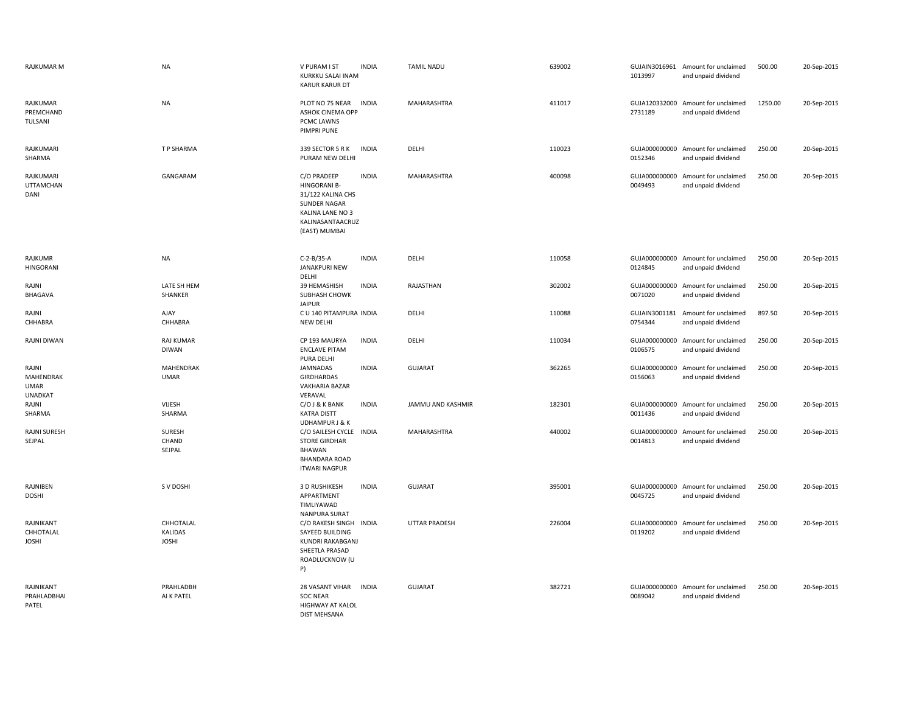| | | | | | | | | | |
|---|---|---|---|---|---|---|---|---|---|
| RAJKUMAR M | NA | V PURAM I ST KURKKU SALAI INAM KARUR KARUR DT | INDIA | TAMIL NADU | 639002 | GUJAIN30169611013997 | Amount for unclaimed and unpaid dividend | 500.00 | 20-Sep-2015 |
| RAJKUMAR PREMCHAND TULSANI | NA | PLOT NO 75 NEAR ASHOK CINEMA OPP PCMC LAWNS PIMPRI PUNE | INDIA | MAHARASHTRA | 411017 | GUJA1203320002731189 | Amount for unclaimed and unpaid dividend | 1250.00 | 20-Sep-2015 |
| RAJKUMARI SHARMA | T P SHARMA | 339 SECTOR 5 R K PURAM NEW DELHI | INDIA | DELHI | 110023 | GUJA0000000000152346 | Amount for unclaimed and unpaid dividend | 250.00 | 20-Sep-2015 |
| RAJKUMARI UTTAMCHAN DANI | GANGARAM | C/O PRADEEP HINGORANI B-31/122 KALINA CHS SUNDER NAGAR KALINA LANE NO 3 KALINASANTAACRUZ (EAST) MUMBAI | INDIA | MAHARASHTRA | 400098 | GUJA0000000000049493 | Amount for unclaimed and unpaid dividend | 250.00 | 20-Sep-2015 |
| RAJKUMR HINGORANI | NA | C-2-B/35-A JANAKPURI NEW DELHI | INDIA | DELHI | 110058 | GUJA0000000000124845 | Amount for unclaimed and unpaid dividend | 250.00 | 20-Sep-2015 |
| RAJNI BHAGAVA | LATE SH HEM SHANKER | 39 HEMASHISH SUBHASH CHOWK JAIPUR | INDIA | RAJASTHAN | 302002 | GUJA0000000000071020 | Amount for unclaimed and unpaid dividend | 250.00 | 20-Sep-2015 |
| RAJNI CHHABRA | AJAY CHHABRA | C U 140 PITAMPURA NEW DELHI | INDIA | DELHI | 110088 | GUJAIN30011810754344 | Amount for unclaimed and unpaid dividend | 897.50 | 20-Sep-2015 |
| RAJNI DIWAN | RAJ KUMAR DIWAN | CP 193 MAURYA ENCLAVE PITAM PURA DELHI | INDIA | DELHI | 110034 | GUJA0000000000106575 | Amount for unclaimed and unpaid dividend | 250.00 | 20-Sep-2015 |
| RAJNI MAHENDRAK UMAR UNADKAT | MAHENDRAK UMAR | JAMNADAS GIRDHARDAS VAKHARIA BAZAR VERAVAL | INDIA | GUJARAT | 362265 | GUJA0000000000156063 | Amount for unclaimed and unpaid dividend | 250.00 | 20-Sep-2015 |
| RAJNI SHARMA | VIJESH SHARMA | C/O J & K BANK KATRA DISTT UDHAMPUR J & K | INDIA | JAMMU AND KASHMIR | 182301 | GUJA0000000000011436 | Amount for unclaimed and unpaid dividend | 250.00 | 20-Sep-2015 |
| RAJNI SURESH SEJPAL | SURESH CHAND SEJPAL | C/O SAILESH CYCLE STORE GIRDHAR BHAWAN BHANDARA ROAD ITWARI NAGPUR | INDIA | MAHARASHTRA | 440002 | GUJA0000000000014813 | Amount for unclaimed and unpaid dividend | 250.00 | 20-Sep-2015 |
| RAJNIBEN DOSHI | S V DOSHI | 3 D RUSHIKESH APPARTMENT TIMLIYAWAD NANPURA SURAT | INDIA | GUJARAT | 395001 | GUJA0000000000045725 | Amount for unclaimed and unpaid dividend | 250.00 | 20-Sep-2015 |
| RAJNIKANT CHHOTALAL JOSHI | CHHOTALAL KALIDAS JOSHI | C/O RAKESH SINGH SAYEED BUILDING KUNDRI RAKABGANJ SHEETLA PRASAD ROADLUCKNOW (U P) | INDIA | UTTAR PRADESH | 226004 | GUJA0000000000119202 | Amount for unclaimed and unpaid dividend | 250.00 | 20-Sep-2015 |
| RAJNIKANT PRAHLADBHAI PATEL | PRAHLADBH AI K PATEL | 28 VASANT VIHAR SOC NEAR HIGHWAY AT KALOL DIST MEHSANA | INDIA | GUJARAT | 382721 | GUJA0000000000089042 | Amount for unclaimed and unpaid dividend | 250.00 | 20-Sep-2015 |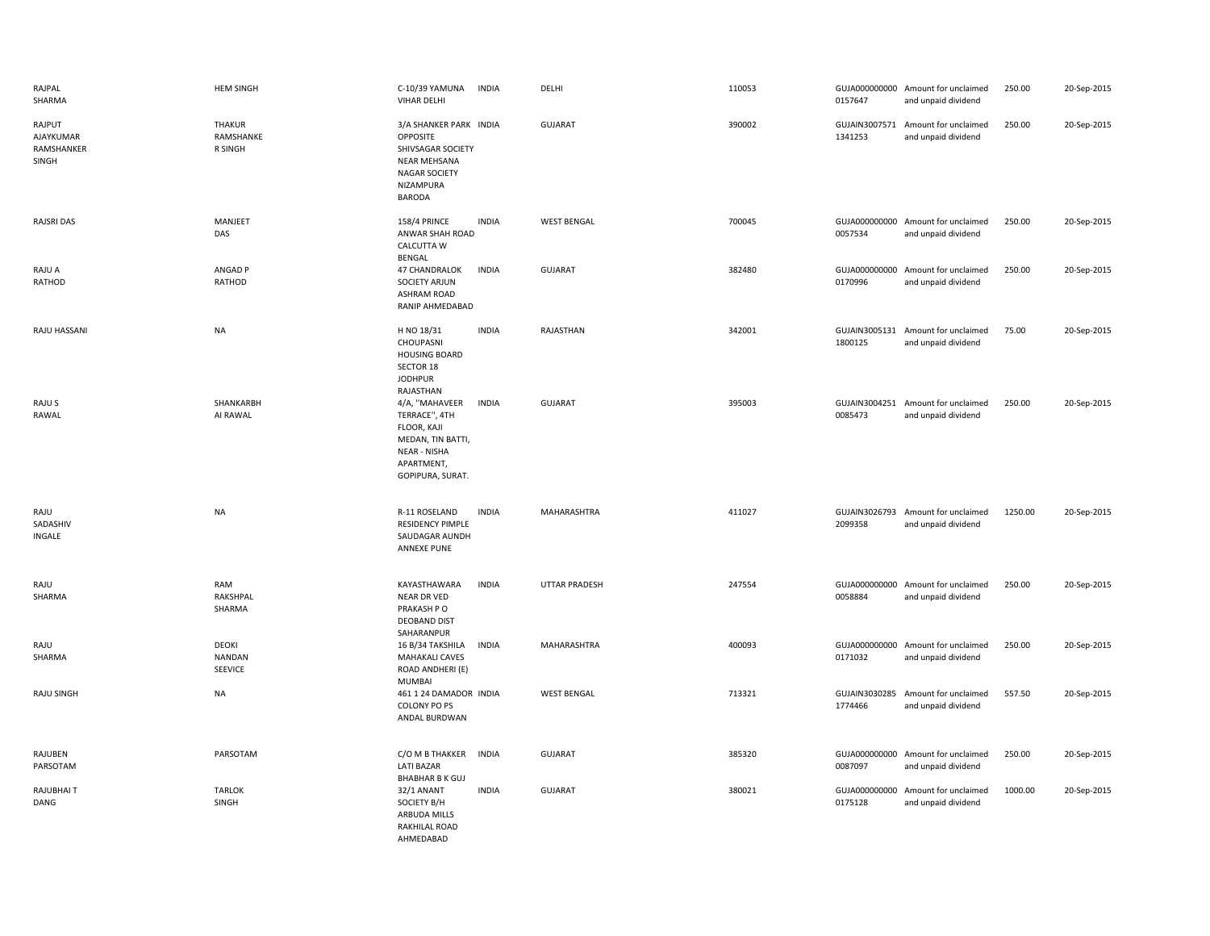| | | | | | | | | | |
|---|---|---|---|---|---|---|---|---|---|
| RAJPAL SHARMA | HEM SINGH | C-10/39 YAMUNA VIHAR DELHI | INDIA | DELHI | 110053 | GUJA000000000 0157647 | Amount for unclaimed and unpaid dividend | 250.00 | 20-Sep-2015 |
| RAJPUT AJAYKUMAR RAMSHANKER SINGH | THAKUR RAMSHANKE R SINGH | 3/A SHANKER PARK OPPOSITE SHIVSAGAR SOCIETY NEAR MEHSANA NAGAR SOCIETY NIZAMPURA BARODA | INDIA | GUJARAT | 390002 | GUJAIN3007571 1341253 | Amount for unclaimed and unpaid dividend | 250.00 | 20-Sep-2015 |
| RAJSRI DAS | MANJEET DAS | 158/4 PRINCE ANWAR SHAH ROAD CALCUTTA W BENGAL | INDIA | WEST BENGAL | 700045 | GUJA000000000 0057534 | Amount for unclaimed and unpaid dividend | 250.00 | 20-Sep-2015 |
| RAJU A RATHOD | ANGAD P RATHOD | 47 CHANDRALOK SOCIETY ARJUN ASHRAM ROAD RANIP AHMEDABAD | INDIA | GUJARAT | 382480 | GUJA000000000 0170996 | Amount for unclaimed and unpaid dividend | 250.00 | 20-Sep-2015 |
| RAJU HASSANI | NA | H NO 18/31 CHOUPASNI HOUSING BOARD SECTOR 18 JODHPUR RAJASTHAN | INDIA | RAJASTHAN | 342001 | GUJAIN3005131 1800125 | Amount for unclaimed and unpaid dividend | 75.00 | 20-Sep-2015 |
| RAJU S RAWAL | SHANKARBH AI RAWAL | 4/A, "MAHAVEER TERRACE", 4TH FLOOR, KAJI MEDAN, TIN BATTI, NEAR - NISHA APARTMENT, GOPIPURA, SURAT. | INDIA | GUJARAT | 395003 | GUJAIN3004251 0085473 | Amount for unclaimed and unpaid dividend | 250.00 | 20-Sep-2015 |
| RAJU SADASHIV INGALE | NA | R-11 ROSELAND RESIDENCY PIMPLE SAUDAGAR AUNDH ANNEXE PUNE | INDIA | MAHARASHTRA | 411027 | GUJAIN3026793 2099358 | Amount for unclaimed and unpaid dividend | 1250.00 | 20-Sep-2015 |
| RAJU SHARMA | RAM RAKSHPAL SHARMA | KAYASTHAWARA NEAR DR VED PRAKASH P O DEOBAND DIST SAHARANPUR | INDIA | UTTAR PRADESH | 247554 | GUJA000000000 0058884 | Amount for unclaimed and unpaid dividend | 250.00 | 20-Sep-2015 |
| RAJU SHARMA | DEOKI NANDAN SEEVICE | 16 B/34 TAKSHILA MAHAKALI CAVES ROAD ANDHERI (E) MUMBAI | INDIA | MAHARASHTRA | 400093 | GUJA000000000 0171032 | Amount for unclaimed and unpaid dividend | 250.00 | 20-Sep-2015 |
| RAJU SINGH | NA | 461 1 24 DAMADOR COLONY PO PS ANDAL BURDWAN | INDIA | WEST BENGAL | 713321 | GUJAIN3030285 1774466 | Amount for unclaimed and unpaid dividend | 557.50 | 20-Sep-2015 |
| RAJUBEN PARSOTAM | PARSOTAM | C/O M B THAKKER LATI BAZAR BHABHAR B K GUJ | INDIA | GUJARAT | 385320 | GUJA000000000 0087097 | Amount for unclaimed and unpaid dividend | 250.00 | 20-Sep-2015 |
| RAJUBHAI T DANG | TARLOK SINGH | 32/1 ANANT SOCIETY B/H ARBUDA MILLS RAKHILAL ROAD AHMEDABAD | INDIA | GUJARAT | 380021 | GUJA000000000 0175128 | Amount for unclaimed and unpaid dividend | 1000.00 | 20-Sep-2015 |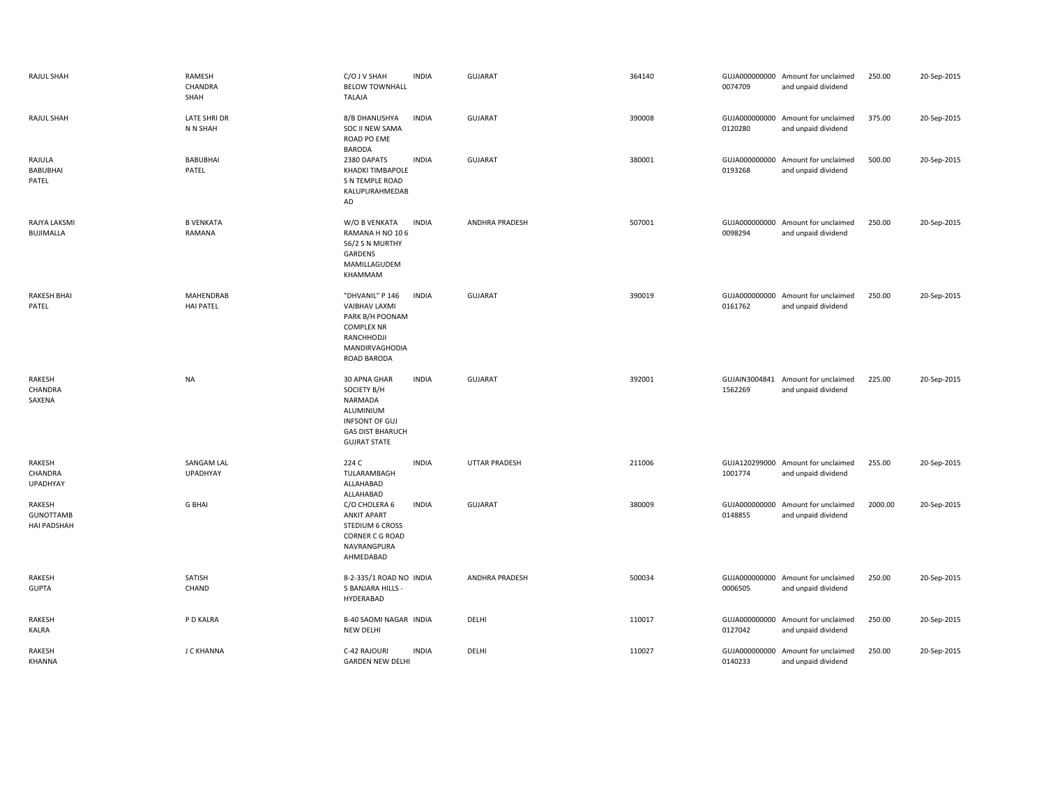| | | | | | | | | | |
|---|---|---|---|---|---|---|---|---|---|
| RAJUL SHAH | RAMESH CHANDRA SHAH | C/O J V SHAH BELOW TOWNHALL TALAJA | INDIA | GUJARAT | 364140 | GUJA000000000 0074709 | Amount for unclaimed and unpaid dividend | 250.00 | 20-Sep-2015 |
| RAJUL SHAH | LATE SHRI DR N N SHAH | 8/B DHANUSHYA SOC II NEW SAMA ROAD PO EME BARODA | INDIA | GUJARAT | 390008 | GUJA000000000 0120280 | Amount for unclaimed and unpaid dividend | 375.00 | 20-Sep-2015 |
| RAJULA BABUBHAI PATEL | BABUBHAI PATEL | 2380 DAPATS KHADKI TIMBAPOLE S N TEMPLE ROAD KALUPURAHMEDAB AD | INDIA | GUJARAT | 380001 | GUJA000000000 0193268 | Amount for unclaimed and unpaid dividend | 500.00 | 20-Sep-2015 |
| RAJYA LAKSMI BUJIMALLA | B VENKATA RAMANA | W/O B VENKATA RAMANA H NO 10 6 56/2 S N MURTHY GARDENS MAMILLAGUDEM KHAMMAM | INDIA | ANDHRA PRADESH | 507001 | GUJA000000000 0098294 | Amount for unclaimed and unpaid dividend | 250.00 | 20-Sep-2015 |
| RAKESH BHAI PATEL | MAHENDRAB HAI PATEL | "DHVANIL" P 146 VAIBHAV LAXMI PARK B/H POONAM COMPLEX NR RANCHHODJI MANDIRVAGHODIA ROAD BARODA | INDIA | GUJARAT | 390019 | GUJA000000000 0161762 | Amount for unclaimed and unpaid dividend | 250.00 | 20-Sep-2015 |
| RAKESH CHANDRA SAXENA | NA | 30 APNA GHAR SOCIETY B/H NARMADA ALUMINIUM INFSONT OF GUJ GAS DIST BHARUCH GUJRAT STATE | INDIA | GUJARAT | 392001 | GUJAIN3004841 1562269 | Amount for unclaimed and unpaid dividend | 225.00 | 20-Sep-2015 |
| RAKESH CHANDRA UPADHYAY | SANGAM LAL UPADHYAY | 224 C TULARAMBAGH ALLAHABAD ALLAHABAD | INDIA | UTTAR PRADESH | 211006 | GUJA120299000 1001774 | Amount for unclaimed and unpaid dividend | 255.00 | 20-Sep-2015 |
| RAKESH GUNOTTAMB HAI PADSHAH | G BHAI | C/O CHOLERA 6 ANKIT APART STEDIUM 6 CROSS CORNER C G ROAD NAVRANGPURA AHMEDABAD | INDIA | GUJARAT | 380009 | GUJA000000000 0148855 | Amount for unclaimed and unpaid dividend | 2000.00 | 20-Sep-2015 |
| RAKESH GUPTA | SATISH CHAND | 8-2-335/1 ROAD NO 5 BANJARA HILLS - HYDERABAD | INDIA | ANDHRA PRADESH | 500034 | GUJA000000000 0006505 | Amount for unclaimed and unpaid dividend | 250.00 | 20-Sep-2015 |
| RAKESH KALRA | P D KALRA | B-40 SAOMI NAGAR NEW DELHI | INDIA | DELHI | 110017 | GUJA000000000 0127042 | Amount for unclaimed and unpaid dividend | 250.00 | 20-Sep-2015 |
| RAKESH KHANNA | J C KHANNA | C-42 RAJOURI GARDEN NEW DELHI | INDIA | DELHI | 110027 | GUJA000000000 0140233 | Amount for unclaimed and unpaid dividend | 250.00 | 20-Sep-2015 |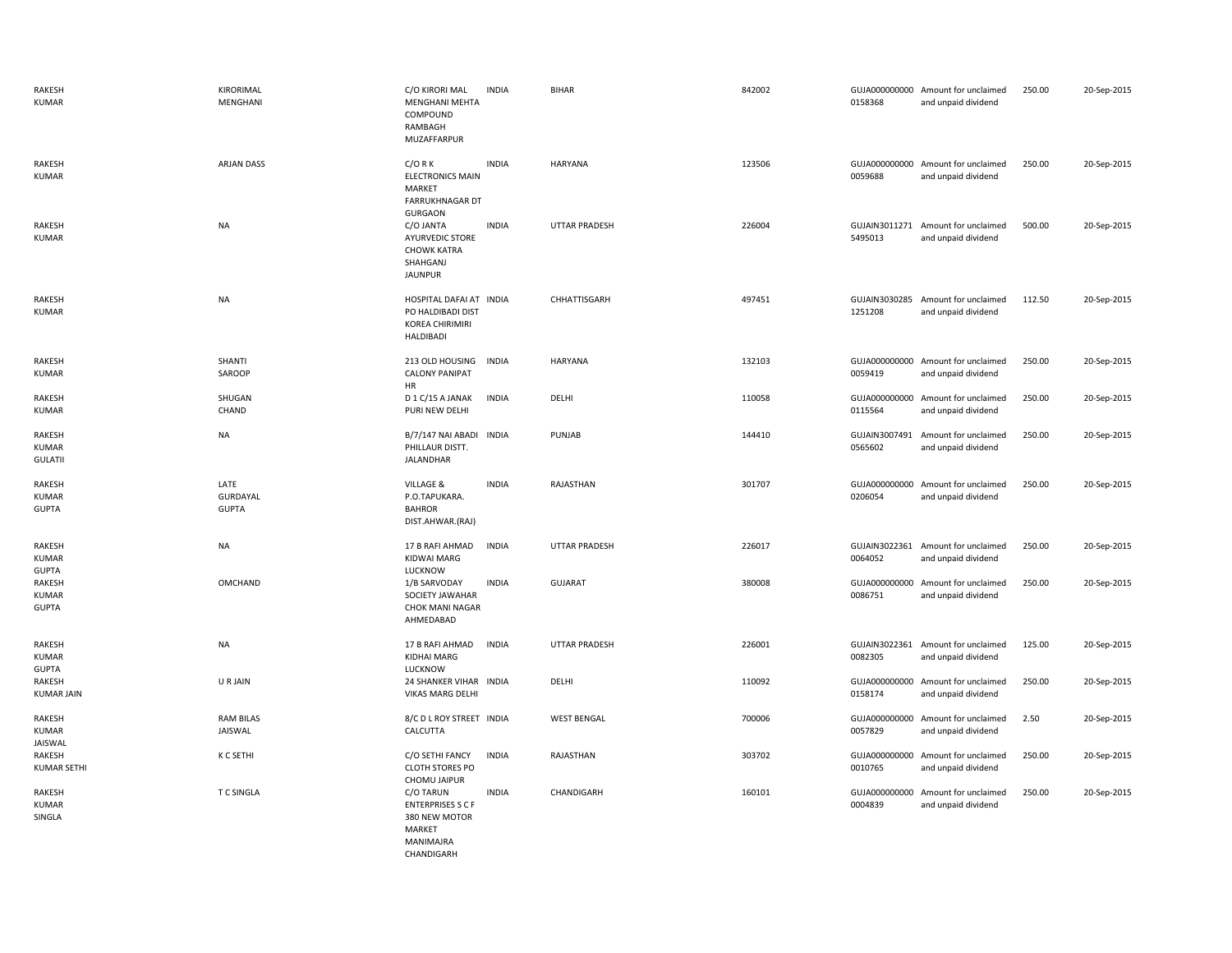| | | | | | | | | | |
|---|---|---|---|---|---|---|---|---|---|
| RAKESH KUMAR | KIRORIMAL MENGHANI | C/O KIRORI MAL MENGHANI MEHTA COMPOUND RAMBAGH MUZAFFARPUR | INDIA | BIHAR | 842002 | GUJA000000000 0158368 | Amount for unclaimed and unpaid dividend | 250.00 | 20-Sep-2015 |
| RAKESH KUMAR | ARJAN DASS | C/O R K ELECTRONICS MAIN MARKET FARRUKHNAGAR DT GURGAON | INDIA | HARYANA | 123506 | GUJA000000000 0059688 | Amount for unclaimed and unpaid dividend | 250.00 | 20-Sep-2015 |
| RAKESH KUMAR | NA | C/O JANTA AYURVEDIC STORE CHOWK KATRA SHAHGANJ JAUNPUR | INDIA | UTTAR PRADESH | 226004 | GUJAIN3011271 5495013 | Amount for unclaimed and unpaid dividend | 500.00 | 20-Sep-2015 |
| RAKESH KUMAR | NA | HOSPITAL DAFAI AT PO HALDIBADI DIST KOREA CHIRIMIRI HALDIBADI | INDIA | CHHATTISGARH | 497451 | GUJAIN3030285 1251208 | Amount for unclaimed and unpaid dividend | 112.50 | 20-Sep-2015 |
| RAKESH KUMAR | SHANTI SAROOP | 213 OLD HOUSING CALONY PANIPAT HR | INDIA | HARYANA | 132103 | GUJA000000000 0059419 | Amount for unclaimed and unpaid dividend | 250.00 | 20-Sep-2015 |
| RAKESH KUMAR | SHUGAN CHAND | D 1 C/15 A JANAK PURI NEW DELHI | INDIA | DELHI | 110058 | GUJA000000000 0115564 | Amount for unclaimed and unpaid dividend | 250.00 | 20-Sep-2015 |
| RAKESH KUMAR GULATII | NA | B/7/147 NAI ABADI PHILLAUR DISTT. JALANDHAR | INDIA | PUNJAB | 144410 | GUJAIN3007491 0565602 | Amount for unclaimed and unpaid dividend | 250.00 | 20-Sep-2015 |
| RAKESH KUMAR GUPTA | LATE GURDAYAL GUPTA | VILLAGE & P.O.TAPUKARA. BAHROR DIST.AHWAR.(RAJ) | INDIA | RAJASTHAN | 301707 | GUJA000000000 0206054 | Amount for unclaimed and unpaid dividend | 250.00 | 20-Sep-2015 |
| RAKESH KUMAR GUPTA | NA | 17 B RAFI AHMAD KIDWAI MARG LUCKNOW | INDIA | UTTAR PRADESH | 226017 | GUJAIN3022361 0064052 | Amount for unclaimed and unpaid dividend | 250.00 | 20-Sep-2015 |
| RAKESH KUMAR GUPTA | OMCHAND | 1/B SARVODAY SOCIETY JAWAHAR CHOK MANI NAGAR AHMEDABAD | INDIA | GUJARAT | 380008 | GUJA000000000 0086751 | Amount for unclaimed and unpaid dividend | 250.00 | 20-Sep-2015 |
| RAKESH KUMAR GUPTA | NA | 17 B RAFI AHMAD KIDHAI MARG LUCKNOW | INDIA | UTTAR PRADESH | 226001 | GUJAIN3022361 0082305 | Amount for unclaimed and unpaid dividend | 125.00 | 20-Sep-2015 |
| RAKESH KUMAR JAIN | U R JAIN | 24 SHANKER VIHAR VIKAS MARG DELHI | INDIA | DELHI | 110092 | GUJA000000000 0158174 | Amount for unclaimed and unpaid dividend | 250.00 | 20-Sep-2015 |
| RAKESH KUMAR JAISWAL | RAM BILAS JAISWAL | 8/C D L ROY STREET CALCUTTA | INDIA | WEST BENGAL | 700006 | GUJA000000000 0057829 | Amount for unclaimed and unpaid dividend | 2.50 | 20-Sep-2015 |
| RAKESH KUMAR SETHI | K C SETHI | C/O SETHI FANCY CLOTH STORES PO CHOMU JAIPUR | INDIA | RAJASTHAN | 303702 | GUJA000000000 0010765 | Amount for unclaimed and unpaid dividend | 250.00 | 20-Sep-2015 |
| RAKESH KUMAR SINGLA | T C SINGLA | C/O TARUN ENTERPRISES S C F 380 NEW MOTOR MARKET MANIMAJRA CHANDIGARH | INDIA | CHANDIGARH | 160101 | GUJA000000000 0004839 | Amount for unclaimed and unpaid dividend | 250.00 | 20-Sep-2015 |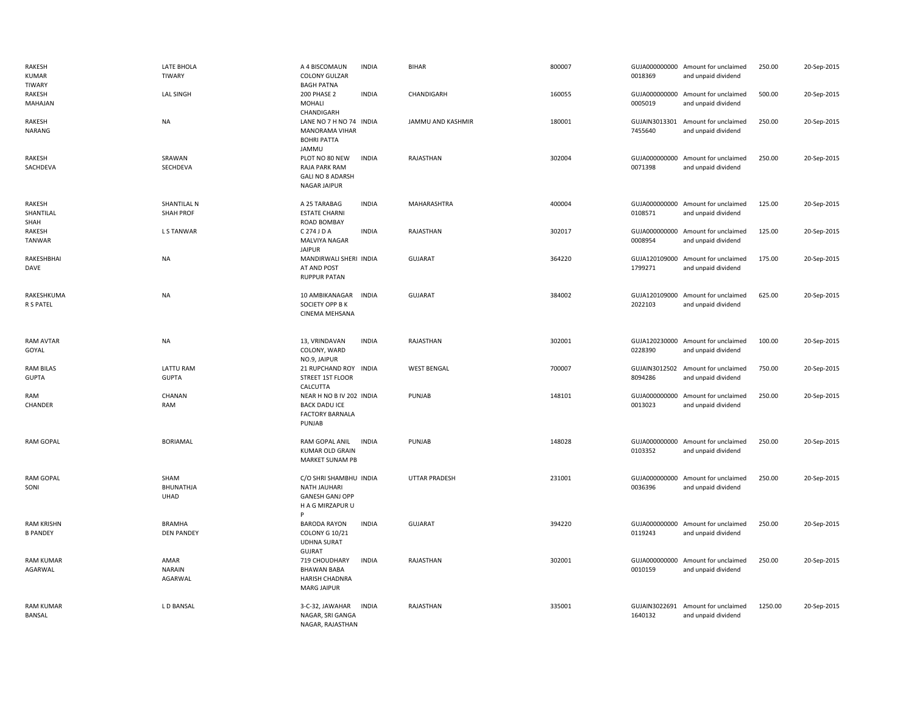| | | | | | | | | | |
|---|---|---|---|---|---|---|---|---|---|
| RAKESH KUMAR TIWARY | LATE BHOLA TIWARY | A 4 BISCOMAUN COLONY GULZAR BAGH PATNA | INDIA | BIHAR | 800007 | GUJA000000000 0018369 | Amount for unclaimed and unpaid dividend | 250.00 | 20-Sep-2015 |
| RAKESH MAHAJAN | LAL SINGH | 200 PHASE 2 MOHALI CHANDIGARH | INDIA | CHANDIGARH | 160055 | GUJA000000000 0005019 | Amount for unclaimed and unpaid dividend | 500.00 | 20-Sep-2015 |
| RAKESH NARANG | NA | LANE NO 7 H NO 74 MANORAMA VIHAR BOHRI PATTA JAMMU | INDIA | JAMMU AND KASHMIR | 180001 | GUJAIN3013301 7455640 | Amount for unclaimed and unpaid dividend | 250.00 | 20-Sep-2015 |
| RAKESH SACHDEVA | SRAWAN SECHDEVA | PLOT NO 80 NEW RAJA PARK RAM GALI NO 8 ADARSH NAGAR JAIPUR | INDIA | RAJASTHAN | 302004 | GUJA000000000 0071398 | Amount for unclaimed and unpaid dividend | 250.00 | 20-Sep-2015 |
| RAKESH SHANTILAL SHAH | SHANTILAL N SHAH PROF | A 25 TARABAG ESTATE CHARNI ROAD BOMBAY | INDIA | MAHARASHTRA | 400004 | GUJA000000000 0108571 | Amount for unclaimed and unpaid dividend | 125.00 | 20-Sep-2015 |
| RAKESH TANWAR | L S TANWAR | C 274 J D A MALVIYA NAGAR JAIPUR | INDIA | RAJASTHAN | 302017 | GUJA000000000 0008954 | Amount for unclaimed and unpaid dividend | 125.00 | 20-Sep-2015 |
| RAKESHBHAI DAVE | NA | MANDIRWALI SHERI AT AND POST RUPPUR PATAN | INDIA | GUJARAT | 364220 | GUJA120109000 1799271 | Amount for unclaimed and unpaid dividend | 175.00 | 20-Sep-2015 |
| RAKESHKUMAR S PATEL | NA | 10 AMBIKANAGAR SOCIETY OPP B K CINEMA MEHSANA | INDIA | GUJARAT | 384002 | GUJA120109000 2022103 | Amount for unclaimed and unpaid dividend | 625.00 | 20-Sep-2015 |
| RAM AVTAR GOYAL | NA | 13, VRINDAVAN COLONY, WARD NO.9, JAIPUR | INDIA | RAJASTHAN | 302001 | GUJA120230000 0228390 | Amount for unclaimed and unpaid dividend | 100.00 | 20-Sep-2015 |
| RAM BILAS GUPTA | LATTU RAM GUPTA | 21 RUPCHAND ROY STREET 1ST FLOOR CALCUTTA | INDIA | WEST BENGAL | 700007 | GUJAIN3012502 8094286 | Amount for unclaimed and unpaid dividend | 750.00 | 20-Sep-2015 |
| RAM CHANDER | CHANAN RAM | NEAR H NO B IV 202 BACK DADU ICE FACTORY BARNALA PUNJAB | INDIA | PUNJAB | 148101 | GUJA000000000 0013023 | Amount for unclaimed and unpaid dividend | 250.00 | 20-Sep-2015 |
| RAM GOPAL | BORIAMAL | RAM GOPAL ANIL KUMAR OLD GRAIN MARKET SUNAM PB | INDIA | PUNJAB | 148028 | GUJA000000000 0103352 | Amount for unclaimed and unpaid dividend | 250.00 | 20-Sep-2015 |
| RAM GOPAL SONI | SHAM BHUNATHJA UHAD | C/O SHRI SHAMBHU NATH JAUHARI GANESH GANJ OPP H A G MIRZAPUR U P | INDIA | UTTAR PRADESH | 231001 | GUJA000000000 0036396 | Amount for unclaimed and unpaid dividend | 250.00 | 20-Sep-2015 |
| RAM KRISHN B PANDEY | BRAMHA DEN PANDEY | BARODA RAYON COLONY G 10/21 UDHNA SURAT GUJRAT | INDIA | GUJARAT | 394220 | GUJA000000000 0119243 | Amount for unclaimed and unpaid dividend | 250.00 | 20-Sep-2015 |
| RAM KUMAR AGARWAL | AMAR NARAIN AGARWAL | 719 CHOUDHARY BHAWAN BABA HARISH CHADNRA MARG JAIPUR | INDIA | RAJASTHAN | 302001 | GUJA000000000 0010159 | Amount for unclaimed and unpaid dividend | 250.00 | 20-Sep-2015 |
| RAM KUMAR BANSAL | L D BANSAL | 3-C-32, JAWAHAR NAGAR, SRI GANGA NAGAR, RAJASTHAN | INDIA | RAJASTHAN | 335001 | GUJAIN3022691 1640132 | Amount for unclaimed and unpaid dividend | 1250.00 | 20-Sep-2015 |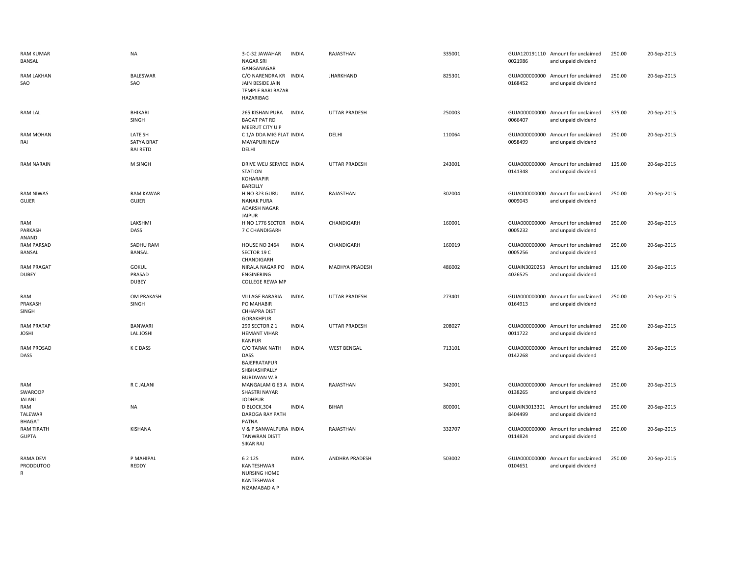| | | | | | | | | | |
|---|---|---|---|---|---|---|---|---|---|
| RAM KUMAR BANSAL | NA | 3-C-32 JAWAHAR NAGAR SRI GANGANAGAR | INDIA | RAJASTHAN | 335001 | GUJA120191110 0021986 | Amount for unclaimed and unpaid dividend | 250.00 | 20-Sep-2015 |
| RAM LAKHAN SAO | BALESWAR SAO | C/O NARENDRA KR JAIN BESIDE JAIN TEMPLE BARI BAZAR HAZARIBAG | INDIA | JHARKHAND | 825301 | GUJA000000000 0168452 | Amount for unclaimed and unpaid dividend | 250.00 | 20-Sep-2015 |
| RAM LAL | BHIKARI SINGH | 265 KISHAN PURA BAGAT PAT RD MEERUT CITY U P | INDIA | UTTAR PRADESH | 250003 | GUJA000000000 0066407 | Amount for unclaimed and unpaid dividend | 375.00 | 20-Sep-2015 |
| RAM MOHAN RAI | LATE SH SATYA BRAT RAI RETD | C 1/A DDA MIG FLAT MAYAPURI NEW DELHI | INDIA | DELHI | 110064 | GUJA000000000 0058499 | Amount for unclaimed and unpaid dividend | 250.00 | 20-Sep-2015 |
| RAM NARAIN | M SINGH | DRIVE WEU SERVICE STATION KOHARAPIR BAREILLY | INDIA | UTTAR PRADESH | 243001 | GUJA000000000 0141348 | Amount for unclaimed and unpaid dividend | 125.00 | 20-Sep-2015 |
| RAM NIWAS GUJER | RAM KAWAR GUJER | H NO 323 GURU NANAK PURA ADARSH NAGAR JAIPUR | INDIA | RAJASTHAN | 302004 | GUJA000000000 0009043 | Amount for unclaimed and unpaid dividend | 250.00 | 20-Sep-2015 |
| RAM PARKASH ANAND | LAKSHMI DASS | H NO 1776 SECTOR 7 C CHANDIGARH | INDIA | CHANDIGARH | 160001 | GUJA000000000 0005232 | Amount for unclaimed and unpaid dividend | 250.00 | 20-Sep-2015 |
| RAM PARSAD BANSAL | SADHU RAM BANSAL | HOUSE NO 2464 SECTOR 19 C CHANDIGARH | INDIA | CHANDIGARH | 160019 | GUJA000000000 0005256 | Amount for unclaimed and unpaid dividend | 250.00 | 20-Sep-2015 |
| RAM PRAGAT DUBEY | GOKUL PRASAD DUBEY | NIRALA NAGAR PO ENGINERING COLLEGE REWA MP | INDIA | MADHYA PRADESH | 486002 | GUJAIN3020253 4026525 | Amount for unclaimed and unpaid dividend | 125.00 | 20-Sep-2015 |
| RAM PRAKASH SINGH | OM PRAKASH SINGH | VILLAGE BARARIA PO MAHABIR CHHAPRA DIST GORAKHPUR | INDIA | UTTAR PRADESH | 273401 | GUJA000000000 0164913 | Amount for unclaimed and unpaid dividend | 250.00 | 20-Sep-2015 |
| RAM PRATAP JOSHI | BANWARI LAL JOSHI | 299 SECTOR Z 1 HEMANT VIHAR KANPUR | INDIA | UTTAR PRADESH | 208027 | GUJA000000000 0011722 | Amount for unclaimed and unpaid dividend | 250.00 | 20-Sep-2015 |
| RAM PROSAD DASS | K C DASS | C/O TARAK NATH DASS BAJEPRATAPUR SHBHASHPALLY BURDWAN W.B | INDIA | WEST BENGAL | 713101 | GUJA000000000 0142268 | Amount for unclaimed and unpaid dividend | 250.00 | 20-Sep-2015 |
| RAM SWAROOP JALANI | R C JALANI | MANGALAM G 63 A SHASTRI NAYAR JODHPUR | INDIA | RAJASTHAN | 342001 | GUJA000000000 0138265 | Amount for unclaimed and unpaid dividend | 250.00 | 20-Sep-2015 |
| RAM TALEWAR BHAGAT | NA | D BLOCK,304 DAROGA RAY PATH PATNA | INDIA | BIHAR | 800001 | GUJAIN3013301 8404499 | Amount for unclaimed and unpaid dividend | 250.00 | 20-Sep-2015 |
| RAM TIRATH GUPTA | KISHANA | V & P SANWALPURA TANWRAN DISTT SIKAR RAJ | INDIA | RAJASTHAN | 332707 | GUJA000000000 0114824 | Amount for unclaimed and unpaid dividend | 250.00 | 20-Sep-2015 |
| RAMA DEVI PRODDUTOOR | P MAHIPAL REDDY | 6 2 125 KANTESHWAR NURSING HOME KANTESHWAR NIZAMABAD A P | INDIA | ANDHRA PRADESH | 503002 | GUJA000000000 0104651 | Amount for unclaimed and unpaid dividend | 250.00 | 20-Sep-2015 |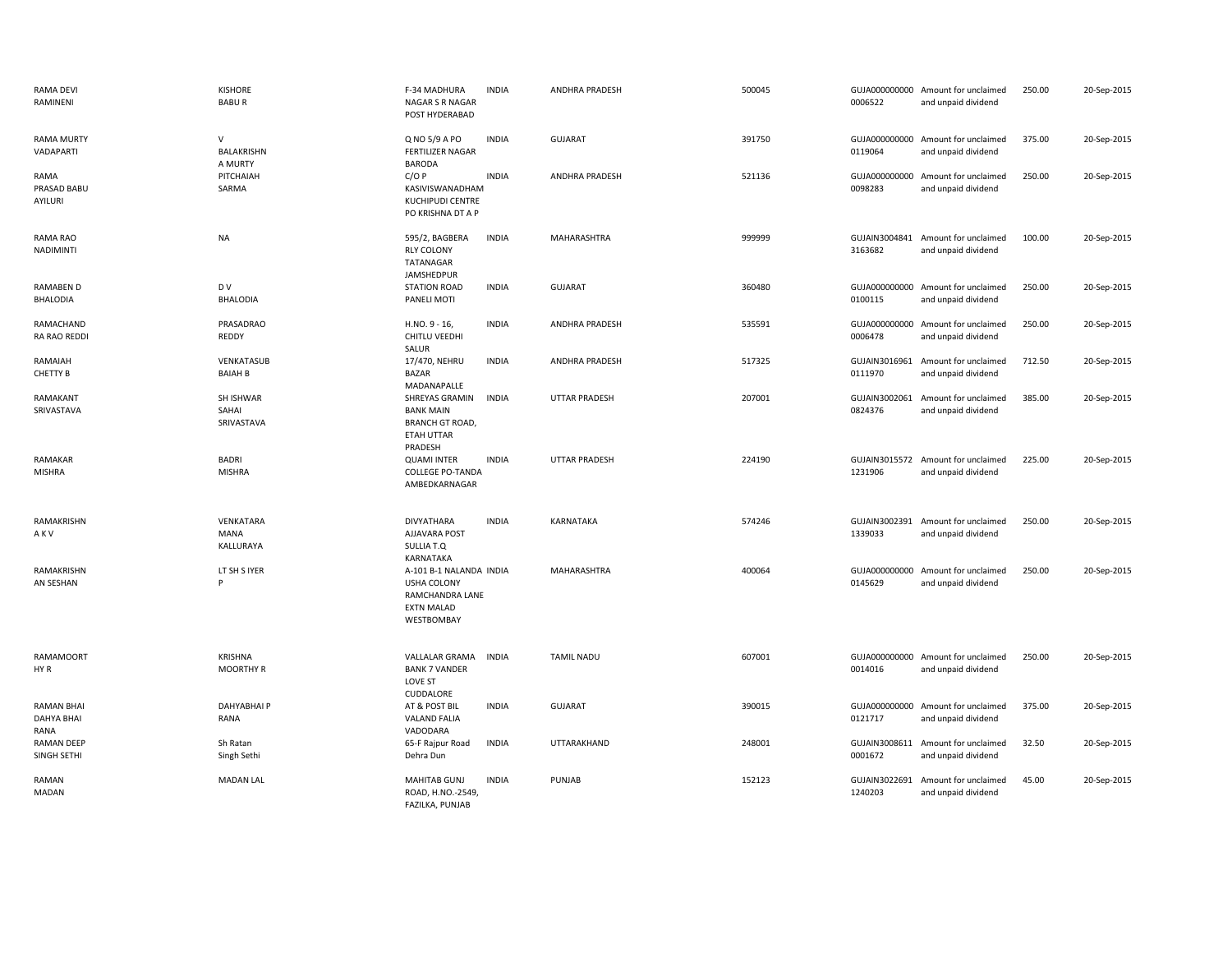| | | | | | | | | | |
|---|---|---|---|---|---|---|---|---|---|
| RAMA DEVI RAMINENI | KISHORE BABU R | F-34 MADHURA NAGAR S R NAGAR POST HYDERABAD | INDIA | ANDHRA PRADESH | 500045 | GUJA000000000 0006522 | Amount for unclaimed and unpaid dividend | 250.00 | 20-Sep-2015 |
| RAMA MURTY VADAPARTI | V BALAKRISHN A MURTY | Q NO 5/9 A PO FERTILIZER NAGAR BARODA | INDIA | GUJARAT | 391750 | GUJA000000000 0119064 | Amount for unclaimed and unpaid dividend | 375.00 | 20-Sep-2015 |
| RAMA PRASAD BABU AYILURI | PITCHAIAH SARMA | C/O P KASIVISWANADHAM KUCHIPUDI CENTRE PO KRISHNA DT A P | INDIA | ANDHRA PRADESH | 521136 | GUJA000000000 0098283 | Amount for unclaimed and unpaid dividend | 250.00 | 20-Sep-2015 |
| RAMA RAO NADIMINTI | NA | 595/2, BAGBERA RLY COLONY TATANAGAR JAMSHEDPUR | INDIA | MAHARASHTRA | 999999 | GUJAIN3004841 3163682 | Amount for unclaimed and unpaid dividend | 100.00 | 20-Sep-2015 |
| RAMABEN D BHALODIA | D V BHALODIA | STATION ROAD PANELI MOTI | INDIA | GUJARAT | 360480 | GUJA000000000 0100115 | Amount for unclaimed and unpaid dividend | 250.00 | 20-Sep-2015 |
| RAMACHAND RA RAO REDDI | PRASADRAO REDDY | H.NO. 9 - 16, CHITLU VEEDHI SALUR | INDIA | ANDHRA PRADESH | 535591 | GUJA000000000 0006478 | Amount for unclaimed and unpaid dividend | 250.00 | 20-Sep-2015 |
| RAMAIAH CHETTY B | VENKATASUB BAIAH B | 17/470, NEHRU BAZAR MADANAPALLE | INDIA | ANDHRA PRADESH | 517325 | GUJAIN3016961 0111970 | Amount for unclaimed and unpaid dividend | 712.50 | 20-Sep-2015 |
| RAMAKANT SRIVASTAVA | SH ISHWAR SAHAI SRIVASTAVA | SHREYAS GRAMIN BANK MAIN BRANCH GT ROAD, ETAH UTTAR PRADESH | INDIA | UTTAR PRADESH | 207001 | GUJAIN3002061 0824376 | Amount for unclaimed and unpaid dividend | 385.00 | 20-Sep-2015 |
| RAMAKAR MISHRA | BADRI MISHRA | QUAMI INTER COLLEGE PO-TANDA AMBEDKARNAGAR | INDIA | UTTAR PRADESH | 224190 | GUJAIN3015572 1231906 | Amount for unclaimed and unpaid dividend | 225.00 | 20-Sep-2015 |
| RAMAKRISHN A K V | VENKATARA MANA KALLURAYA | DIVYATHARA AJJAVARA POST SULLIA T.Q KARNATAKA | INDIA | KARNATAKA | 574246 | GUJAIN3002391 1339033 | Amount for unclaimed and unpaid dividend | 250.00 | 20-Sep-2015 |
| RAMAKRISHN AN SESHAN | LT SH S IYER P | A-101 B-1 NALANDA USHA COLONY RAMCHANDRA LANE EXTN MALAD WESTBOMBAY | INDIA | MAHARASHTRA | 400064 | GUJA000000000 0145629 | Amount for unclaimed and unpaid dividend | 250.00 | 20-Sep-2015 |
| RAMAMOORT HY R | KRISHNA MOORTHY R | VALLALAR GRAMA BANK 7 VANDER LOVE ST CUDDALORE | INDIA | TAMIL NADU | 607001 | GUJA000000000 0014016 | Amount for unclaimed and unpaid dividend | 250.00 | 20-Sep-2015 |
| RAMAN BHAI DAHYA BHAI RANA | DAHYABHAI P RANA | AT & POST BIL VALAND FALIA VADODARA | INDIA | GUJARAT | 390015 | GUJA000000000 0121717 | Amount for unclaimed and unpaid dividend | 375.00 | 20-Sep-2015 |
| RAMAN DEEP SINGH SETHI | Sh Ratan Singh Sethi | 65-F Rajpur Road Dehra Dun | INDIA | UTTARAKHAND | 248001 | GUJAIN3008611 0001672 | Amount for unclaimed and unpaid dividend | 32.50 | 20-Sep-2015 |
| RAMAN MADAN | MADAN LAL | MAHITAB GUNJ ROAD, H.NO.-2549, FAZILKA, PUNJAB | INDIA | PUNJAB | 152123 | GUJAIN3022691 1240203 | Amount for unclaimed and unpaid dividend | 45.00 | 20-Sep-2015 |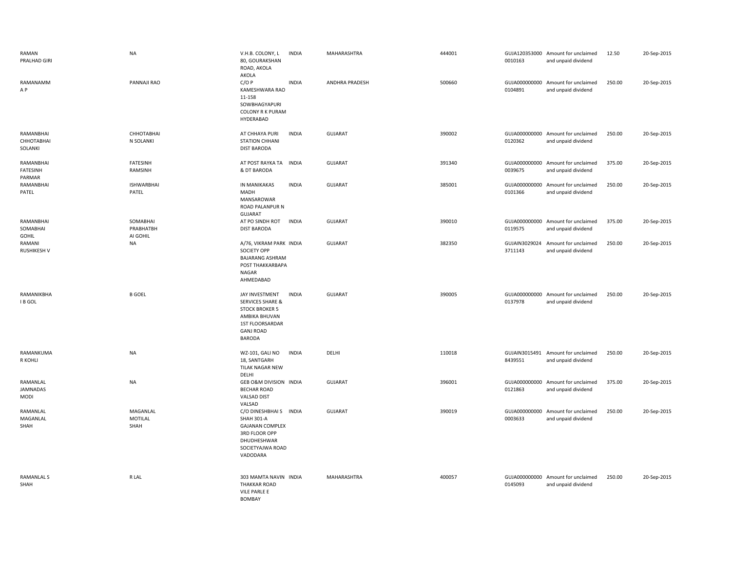| | | | | | | | | | |
|---|---|---|---|---|---|---|---|---|---|
| RAMAN PRALHAD GIRI | NA | V.H.B. COLONY, L 80, GOURAKSHAN ROAD, AKOLA AKOLA | INDIA | MAHARASHTRA | 444001 | GUJA120353000 0010163 | Amount for unclaimed and unpaid dividend | 12.50 | 20-Sep-2015 |
| RAMANAMM A P | PANNAJI RAO | C/O P KAMESHWARA RAO 11-158 SOWBHAGYAPURI COLONY R K PURAM HYDERABAD | INDIA | ANDHRA PRADESH | 500660 | GUJA000000000 0104891 | Amount for unclaimed and unpaid dividend | 250.00 | 20-Sep-2015 |
| RAMANBHAI CHHOTABHAI SOLANKI | CHHOTABHAI N SOLANKI | AT CHHAYA PURI STATION CHHANI DIST BARODA | INDIA | GUJARAT | 390002 | GUJA000000000 0120362 | Amount for unclaimed and unpaid dividend | 250.00 | 20-Sep-2015 |
| RAMANBHAI FATESINH PARMAR | FATESINH RAMSINH | AT POST RAYKA TA & DT BARODA | INDIA | GUJARAT | 391340 | GUJA000000000 0039675 | Amount for unclaimed and unpaid dividend | 375.00 | 20-Sep-2015 |
| RAMANBHAI PATEL | ISHWARBHAI PATEL | IN MANIKAKAS MADH MANSAROWAR ROAD PALANPUR N GUJARAT | INDIA | GUJARAT | 385001 | GUJA000000000 0101366 | Amount for unclaimed and unpaid dividend | 250.00 | 20-Sep-2015 |
| RAMANBHAI SOMABHAI GOHIL | SOMABHAI PRABHATBH AI GOHIL | AT PO SINDH ROT DIST BARODA | INDIA | GUJARAT | 390010 | GUJA000000000 0119575 | Amount for unclaimed and unpaid dividend | 375.00 | 20-Sep-2015 |
| RAMANI RUSHIKESH V | NA | A/76, VIKRAM PARK SOCIETY OPP BAJARANG ASHRAM POST THAKKARBAPA NAGAR AHMEDABAD | INDIA | GUJARAT | 382350 | GUJAIN3029024 3711143 | Amount for unclaimed and unpaid dividend | 250.00 | 20-Sep-2015 |
| RAMANIKBHA I B GOL | B GOEL | JAY INVESTMENT SERVICES SHARE & STOCK BROKER 5 AMBIKA BHUVAN 1ST FLOORSARDAR GANJ ROAD BARODA | INDIA | GUJARAT | 390005 | GUJA000000000 0137978 | Amount for unclaimed and unpaid dividend | 250.00 | 20-Sep-2015 |
| RAMANKUMA R KOHLI | NA | WZ-101, GALI NO 18, SANTGARH TILAK NAGAR NEW DELHI | INDIA | DELHI | 110018 | GUJAIN3015491 8439551 | Amount for unclaimed and unpaid dividend | 250.00 | 20-Sep-2015 |
| RAMANLAL JAMNADAS MODI | NA | GEB O&M DIVISION BECHAR ROAD VALSAD DIST VALSAD | INDIA | GUJARAT | 396001 | GUJA000000000 0121863 | Amount for unclaimed and unpaid dividend | 375.00 | 20-Sep-2015 |
| RAMANLAL MAGANLAL SHAH | MAGANLAL MOTILAL SHAH | C/O DINESHBHAI S SHAH 301-A GAJANAN COMPLEX 3RD FLOOR OPP DHUDHESHWAR SOCIETYAJWA ROAD VADODARA | INDIA | GUJARAT | 390019 | GUJA000000000 0003633 | Amount for unclaimed and unpaid dividend | 250.00 | 20-Sep-2015 |
| RAMANLAL S SHAH | R LAL | 303 MAMTA NAVIN THAKKAR ROAD VILE PARLE E BOMBAY | INDIA | MAHARASHTRA | 400057 | GUJA000000000 0145093 | Amount for unclaimed and unpaid dividend | 250.00 | 20-Sep-2015 |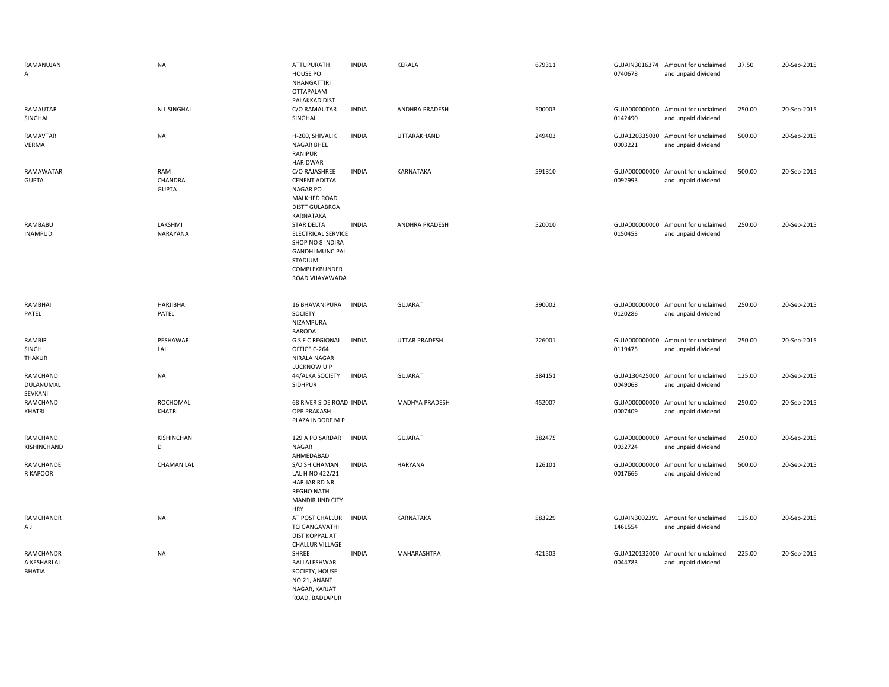| | | | | | | | | | |
|---|---|---|---|---|---|---|---|---|---|
| RAMANUJAN A | NA | ATTUPURATH HOUSE PO NHANGATTIRI OTTAPALAM PALAKKAD DIST | INDIA | KERALA | 679311 | GUJAIN30163740740678 | Amount for unclaimed and unpaid dividend | 37.50 | 20-Sep-2015 |
| RAMAUTAR SINGHAL | N L SINGHAL | C/O RAMAUTAR SINGHAL | INDIA | ANDHRA PRADESH | 500003 | GUJA0000000000142490 | Amount for unclaimed and unpaid dividend | 250.00 | 20-Sep-2015 |
| RAMAVTAR VERMA | NA | H-200, SHIVALIK NAGAR BHEL RANIPUR HARIDWAR | INDIA | UTTARAKHAND | 249403 | GUJA1203350300003221 | Amount for unclaimed and unpaid dividend | 500.00 | 20-Sep-2015 |
| RAMAWATAR GUPTA | RAM CHANDRA GUPTA | C/O RAJASHREE CENENT ADITYA NAGAR PO MALKHED ROAD DISTT GULABRGA KARNATAKA | INDIA | KARNATAKA | 591310 | GUJA0000000000092993 | Amount for unclaimed and unpaid dividend | 500.00 | 20-Sep-2015 |
| RAMBABU INAMPUDI | LAKSHMI NARAYANA | STAR DELTA ELECTRICAL SERVICE SHOP NO 8 INDIRA GANDHI MUNCIPAL STADIUM COMPLEXBUNDER ROAD VIJAYAWADA | INDIA | ANDHRA PRADESH | 520010 | GUJA0000000000150453 | Amount for unclaimed and unpaid dividend | 250.00 | 20-Sep-2015 |
| RAMBHAI PATEL | HARJIBHAI PATEL | 16 BHAVANIPURA SOCIETY NIZAMPURA BARODA | INDIA | GUJARAT | 390002 | GUJA0000000000120286 | Amount for unclaimed and unpaid dividend | 250.00 | 20-Sep-2015 |
| RAMBIR SINGH THAKUR | PESHAWARI LAL | G S F C REGIONAL OFFICE C-264 NIRALA NAGAR LUCKNOW U P | INDIA | UTTAR PRADESH | 226001 | GUJA0000000000119475 | Amount for unclaimed and unpaid dividend | 250.00 | 20-Sep-2015 |
| RAMCHAND DULANUMAL SEVKANI | NA | 44/ALKA SOCIETY SIDHPUR | INDIA | GUJARAT | 384151 | GUJA1304250000049068 | Amount for unclaimed and unpaid dividend | 125.00 | 20-Sep-2015 |
| RAMCHAND KHATRI | ROCHOMAL KHATRI | 68 RIVER SIDE ROAD OPP PRAKASH PLAZA INDORE M P | INDIA | MADHYA PRADESH | 452007 | GUJA0000000000007409 | Amount for unclaimed and unpaid dividend | 250.00 | 20-Sep-2015 |
| RAMCHAND KISHINCHAND | KISHINCHAND | 129 A PO SARDAR NAGAR AHMEDABAD | INDIA | GUJARAT | 382475 | GUJA0000000000032724 | Amount for unclaimed and unpaid dividend | 250.00 | 20-Sep-2015 |
| RAMCHANDER KAPOOR | CHAMAN LAL | S/O SH CHAMAN LAL H NO 422/21 HARIJAR RD NR REGHO NATH MANDIR JIND CITY HRY | INDIA | HARYANA | 126101 | GUJA0000000000017666 | Amount for unclaimed and unpaid dividend | 500.00 | 20-Sep-2015 |
| RAMCHANDRA J | NA | AT POST CHALLUR TQ GANGAVATHI DIST KOPPAL AT CHALLUR VILLAGE | INDIA | KARNATAKA | 583229 | GUJAIN30023911461554 | Amount for unclaimed and unpaid dividend | 125.00 | 20-Sep-2015 |
| RAMCHANDRA KESHARLAL BHATIA | NA | SHREE BALLALESHWAR SOCIETY, HOUSE NO.21, ANANT NAGAR, KARJAT ROAD, BADLAPUR | INDIA | MAHARASHTRA | 421503 | GUJA1201320000044783 | Amount for unclaimed and unpaid dividend | 225.00 | 20-Sep-2015 |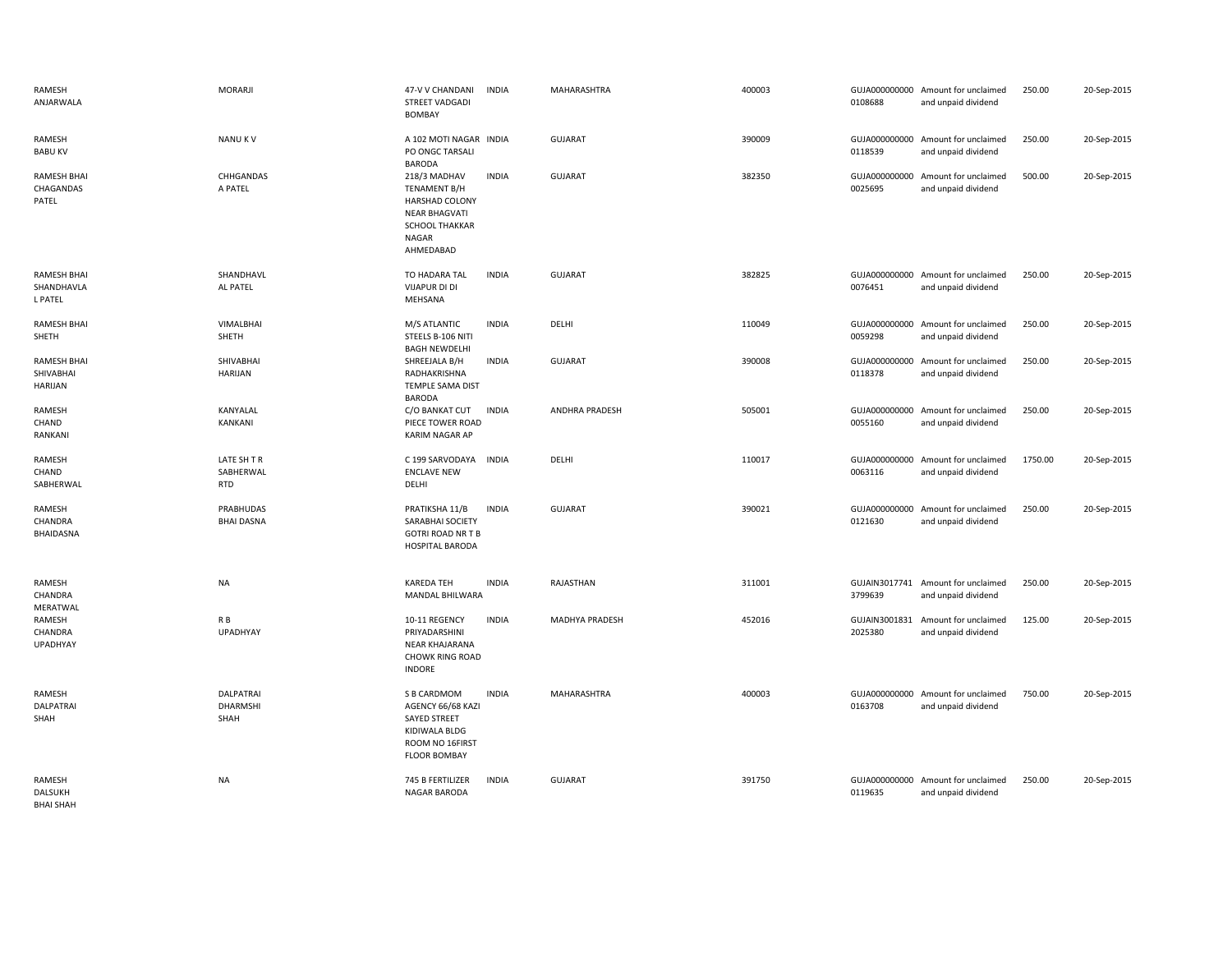| | | | | | | | | | |
|---|---|---|---|---|---|---|---|---|---|
| RAMESH ANJARWALA | MORARJI | 47-V V CHANDANI STREET VADGADI BOMBAY | INDIA | MAHARASHTRA | 400003 | GUJA000000000 0108688 | Amount for unclaimed and unpaid dividend | 250.00 | 20-Sep-2015 |
| RAMESH BABU KV | NANU K V | A 102 MOTI NAGAR PO ONGC TARSALI BARODA | INDIA | GUJARAT | 390009 | GUJA000000000 0118539 | Amount for unclaimed and unpaid dividend | 250.00 | 20-Sep-2015 |
| RAMESH BHAI CHAGANDAS PATEL | CHHGANDAS A PATEL | 218/3 MADHAV TENAMENT B/H HARSHAD COLONY NEAR BHAGVATI SCHOOL THAKKAR NAGAR AHMEDABAD | INDIA | GUJARAT | 382350 | GUJA000000000 0025695 | Amount for unclaimed and unpaid dividend | 500.00 | 20-Sep-2015 |
| RAMESH BHAI SHANDHAVLA L PATEL | SHANDHAVL AL PATEL | TO HADARA TAL VIJAPUR DI DI MEHSANA | INDIA | GUJARAT | 382825 | GUJA000000000 0076451 | Amount for unclaimed and unpaid dividend | 250.00 | 20-Sep-2015 |
| RAMESH BHAI SHETH | VIMALBHAI SHETH | M/S ATLANTIC STEELS B-106 NITI BAGH NEWDELHI | INDIA | DELHI | 110049 | GUJA000000000 0059298 | Amount for unclaimed and unpaid dividend | 250.00 | 20-Sep-2015 |
| RAMESH BHAI SHIVABHAI HARIJAN | SHIVABHAI HARIJAN | SHREEJALA B/H RADHAKRISHNA TEMPLE SAMA DIST BARODA | INDIA | GUJARAT | 390008 | GUJA000000000 0118378 | Amount for unclaimed and unpaid dividend | 250.00 | 20-Sep-2015 |
| RAMESH CHAND RANKANI | KANYALAL KANKANI | C/O BANKAT CUT PIECE TOWER ROAD KARIM NAGAR AP | INDIA | ANDHRA PRADESH | 505001 | GUJA000000000 0055160 | Amount for unclaimed and unpaid dividend | 250.00 | 20-Sep-2015 |
| RAMESH CHAND SABHERWAL | LATE SH T R SABHERWAL RTD | C 199 SARVODAYA ENCLAVE NEW DELHI | INDIA | DELHI | 110017 | GUJA000000000 0063116 | Amount for unclaimed and unpaid dividend | 1750.00 | 20-Sep-2015 |
| RAMESH CHANDRA BHAIDASNA | PRABHUDAS BHAI DASNA | PRATIKSHA 11/B SARABHAI SOCIETY GOTRI ROAD NR T B HOSPITAL BARODA | INDIA | GUJARAT | 390021 | GUJA000000000 0121630 | Amount for unclaimed and unpaid dividend | 250.00 | 20-Sep-2015 |
| RAMESH CHANDRA MERATWAL | NA | KAREDA TEH MANDAL BHILWARA | INDIA | RAJASTHAN | 311001 | GUJAIN3017741 3799639 | Amount for unclaimed and unpaid dividend | 250.00 | 20-Sep-2015 |
| RAMESH CHANDRA UPADHYAY | R B UPADHYAY | 10-11 REGENCY PRIYADARSHINI NEAR KHAJARANA CHOWK RING ROAD INDORE | INDIA | MADHYA PRADESH | 452016 | GUJAIN3001831 2025380 | Amount for unclaimed and unpaid dividend | 125.00 | 20-Sep-2015 |
| RAMESH DALPATRAI SHAH | DALPATRAI DHARMSHI SHAH | S B CARDMOM AGENCY 66/68 KAZI SAYED STREET KIDIWALA BLDG ROOM NO 16FIRST FLOOR BOMBAY | INDIA | MAHARASHTRA | 400003 | GUJA000000000 0163708 | Amount for unclaimed and unpaid dividend | 750.00 | 20-Sep-2015 |
| RAMESH DALSUKH BHAI SHAH | NA | 745 B FERTILIZER NAGAR BARODA | INDIA | GUJARAT | 391750 | GUJA000000000 0119635 | Amount for unclaimed and unpaid dividend | 250.00 | 20-Sep-2015 |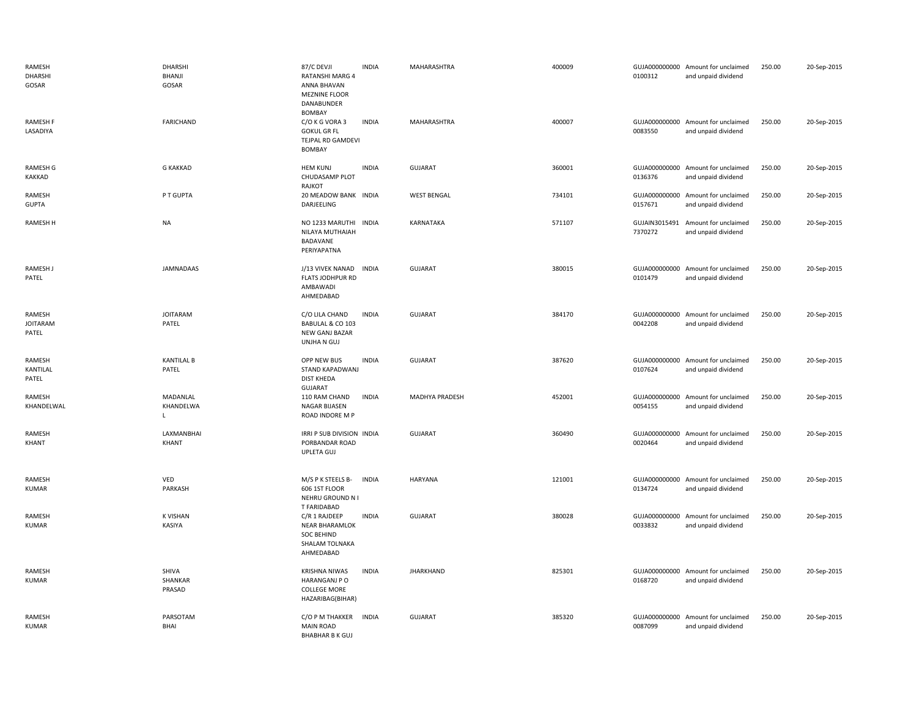| | | | | | | | | | |
|---|---|---|---|---|---|---|---|---|---|
| RAMESH DHARSHI GOSAR | DHARSHI BHANJI GOSAR | 87/C DEVJI RATANSHI MARG 4 ANNA BHAVAN MEZNINE FLOOR DANABUNDER BOMBAY | INDIA | MAHARASHTRA | 400009 | GUJA000000000 0100312 | Amount for unclaimed and unpaid dividend | 250.00 | 20-Sep-2015 |
| RAMESH F LASADIYA | FARICHAND | C/O K G VORA 3 GOKUL GR FL TEJPAL RD GAMDEVI BOMBAY | INDIA | MAHARASHTRA | 400007 | GUJA000000000 0083550 | Amount for unclaimed and unpaid dividend | 250.00 | 20-Sep-2015 |
| RAMESH G KAKKAD | G KAKKAD | HEM KUNJ CHUDASAMP PLOT RAJKOT | INDIA | GUJARAT | 360001 | GUJA000000000 0136376 | Amount for unclaimed and unpaid dividend | 250.00 | 20-Sep-2015 |
| RAMESH GUPTA | P T GUPTA | 20 MEADOW BANK DARJEELING | INDIA | WEST BENGAL | 734101 | GUJA000000000 0157671 | Amount for unclaimed and unpaid dividend | 250.00 | 20-Sep-2015 |
| RAMESH H | NA | NO 1233 MARUTHI NILAYA MUTHAIAH BADAVANE PERIYAPATNA | INDIA | KARNATAKA | 571107 | GUJAIN3015491 7370272 | Amount for unclaimed and unpaid dividend | 250.00 | 20-Sep-2015 |
| RAMESH J PATEL | JAMNADAAS | J/13 VIVEK NANAD FLATS JODHPUR RD AMBAWADI AHMEDABAD | INDIA | GUJARAT | 380015 | GUJA000000000 0101479 | Amount for unclaimed and unpaid dividend | 250.00 | 20-Sep-2015 |
| RAMESH JOITARAM PATEL | JOITARAM PATEL | C/O LILA CHAND BABULAL & CO 103 NEW GANJ BAZAR UNJHA N GUJ | INDIA | GUJARAT | 384170 | GUJA000000000 0042208 | Amount for unclaimed and unpaid dividend | 250.00 | 20-Sep-2015 |
| RAMESH KANTILAL PATEL | KANTILAL B PATEL | OPP NEW BUS STAND KAPADWANJ DIST KHEDA GUJARAT | INDIA | GUJARAT | 387620 | GUJA000000000 0107624 | Amount for unclaimed and unpaid dividend | 250.00 | 20-Sep-2015 |
| RAMESH KHANDELWAL | MADANLAL KHANDELWA L | 110 RAM CHAND NAGAR BIJASEN ROAD INDORE M P | INDIA | MADHYA PRADESH | 452001 | GUJA000000000 0054155 | Amount for unclaimed and unpaid dividend | 250.00 | 20-Sep-2015 |
| RAMESH KHANT | LAXMANBHAI KHANT | IRRI P SUB DIVISION PORBANDAR ROAD UPLETA GUJ | INDIA | GUJARAT | 360490 | GUJA000000000 0020464 | Amount for unclaimed and unpaid dividend | 250.00 | 20-Sep-2015 |
| RAMESH KUMAR | VED PARKASH | M/S P K STEELS B-606 1ST FLOOR NEHRU GROUND N I T FARIDABAD | INDIA | HARYANA | 121001 | GUJA000000000 0134724 | Amount for unclaimed and unpaid dividend | 250.00 | 20-Sep-2015 |
| RAMESH KUMAR | K VISHAN KASIYA | C/R 1 RAJDEEP NEAR BHARAMLOK SOC BEHIND SHALAM TOLNAKA AHMEDABAD | INDIA | GUJARAT | 380028 | GUJA000000000 0033832 | Amount for unclaimed and unpaid dividend | 250.00 | 20-Sep-2015 |
| RAMESH KUMAR | SHIVA SHANKAR PRASAD | KRISHNA NIWAS HARANGANJ P O COLLEGE MORE HAZARIBAG(BIHAR) | INDIA | JHARKHAND | 825301 | GUJA000000000 0168720 | Amount for unclaimed and unpaid dividend | 250.00 | 20-Sep-2015 |
| RAMESH KUMAR | PARSOTAM BHAI | C/O P M THAKKER MAIN ROAD BHABHAR B K GUJ | INDIA | GUJARAT | 385320 | GUJA000000000 0087099 | Amount for unclaimed and unpaid dividend | 250.00 | 20-Sep-2015 |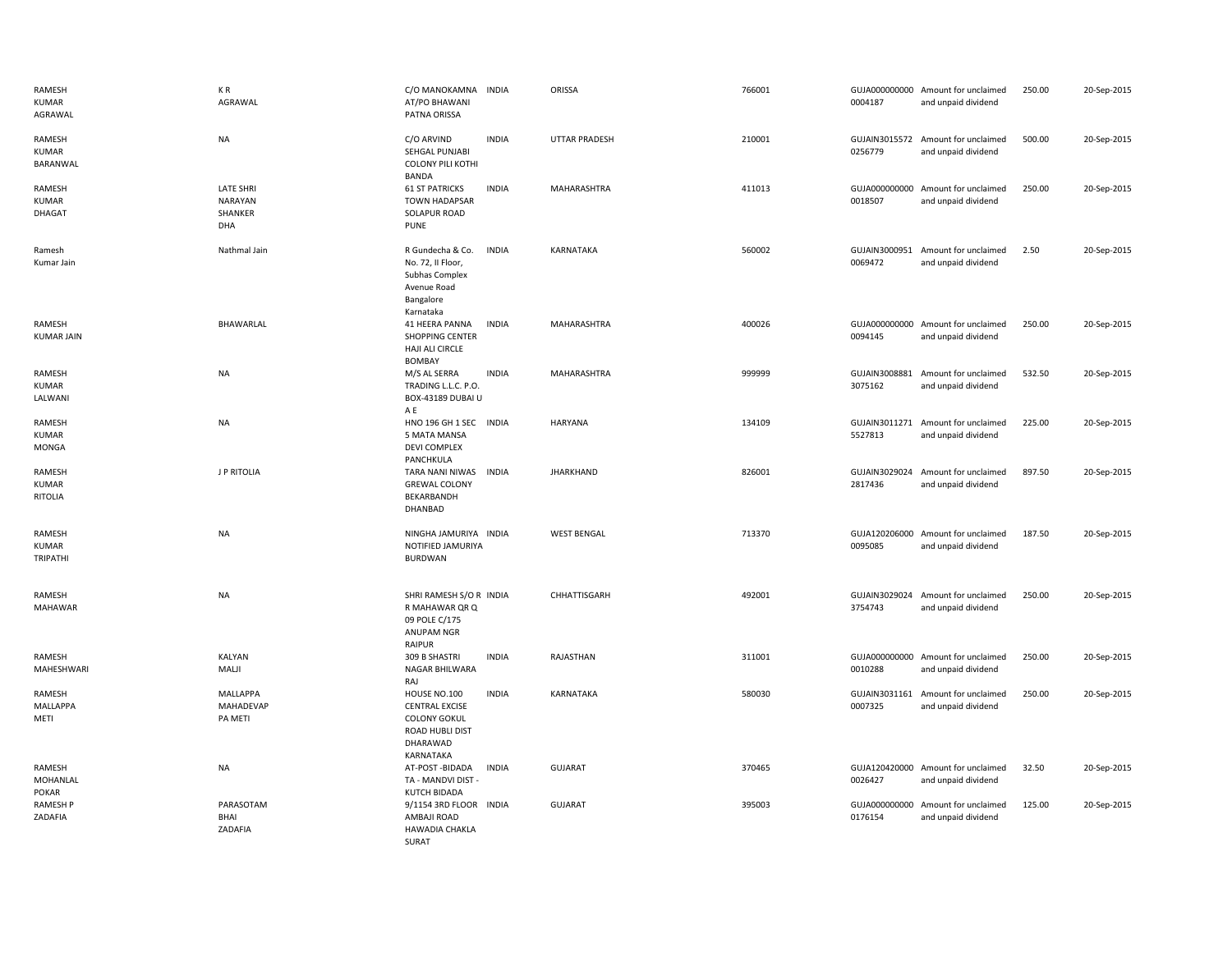| | | | | | | | | | |
|---|---|---|---|---|---|---|---|---|---|
| RAMESH KUMAR AGRAWAL | K R AGRAWAL | C/O MANOKAMNA AT/PO BHAWANI PATNA ORISSA | INDIA | ORISSA | 766001 | GUJA000000000 0004187 | Amount for unclaimed and unpaid dividend | 250.00 | 20-Sep-2015 |
| RAMESH KUMAR BARANWAL | NA | C/O ARVIND SEHGAL PUNJABI COLONY PILI KOTHI BANDA | INDIA | UTTAR PRADESH | 210001 | GUJAIN3015572 0256779 | Amount for unclaimed and unpaid dividend | 500.00 | 20-Sep-2015 |
| RAMESH KUMAR DHAGAT | LATE SHRI NARAYAN SHANKER DHA | 61 ST PATRICKS TOWN HADAPSAR SOLAPUR ROAD PUNE | INDIA | MAHARASHTRA | 411013 | GUJA000000000 0018507 | Amount for unclaimed and unpaid dividend | 250.00 | 20-Sep-2015 |
| Ramesh Kumar Jain | Nathmal Jain | R Gundecha & Co. No. 72, II Floor, Subhas Complex Avenue Road Bangalore Karnataka | INDIA | KARNATAKA | 560002 | GUJAIN3000951 0069472 | Amount for unclaimed and unpaid dividend | 2.50 | 20-Sep-2015 |
| RAMESH KUMAR JAIN | BHAWARLAL | 41 HEERA PANNA SHOPPING CENTER HAJI ALI CIRCLE BOMBAY | INDIA | MAHARASHTRA | 400026 | GUJA000000000 0094145 | Amount for unclaimed and unpaid dividend | 250.00 | 20-Sep-2015 |
| RAMESH KUMAR LALWANI | NA | M/S AL SERRA TRADING L.L.C. P.O. BOX-43189 DUBAI U A E | INDIA | MAHARASHTRA | 999999 | GUJAIN3008881 3075162 | Amount for unclaimed and unpaid dividend | 532.50 | 20-Sep-2015 |
| RAMESH KUMAR MONGA | NA | HNO 196 GH 1 SEC 5 MATA MANSA DEVI COMPLEX PANCHKULA | INDIA | HARYANA | 134109 | GUJAIN3011271 5527813 | Amount for unclaimed and unpaid dividend | 225.00 | 20-Sep-2015 |
| RAMESH KUMAR RITOLIA | J P RITOLIA | TARA NANI NIWAS GREWAL COLONY BEKARBANDH DHANBAD | INDIA | JHARKHAND | 826001 | GUJAIN3029024 2817436 | Amount for unclaimed and unpaid dividend | 897.50 | 20-Sep-2015 |
| RAMESH KUMAR TRIPATHI | NA | NINGHA JAMURIYA NOTIFIED JAMURIYA BURDWAN | INDIA | WEST BENGAL | 713370 | GUJA120206000 0095085 | Amount for unclaimed and unpaid dividend | 187.50 | 20-Sep-2015 |
| RAMESH MAHAWAR | NA | SHRI RAMESH S/O R R MAHAWAR QR Q 09 POLE C/175 ANUPAM NGR RAIPUR | INDIA | CHHATTISGARH | 492001 | GUJAIN3029024 3754743 | Amount for unclaimed and unpaid dividend | 250.00 | 20-Sep-2015 |
| RAMESH MAHESHWARI | KALYAN MALJI | 309 B SHASTRI NAGAR BHILWARA RAJ | INDIA | RAJASTHAN | 311001 | GUJA000000000 0010288 | Amount for unclaimed and unpaid dividend | 250.00 | 20-Sep-2015 |
| RAMESH MALLAPPA METI | MALLAPPA MAHADEVAP PA METI | HOUSE NO.100 CENTRAL EXCISE COLONY GOKUL ROAD HUBLI DIST DHARAWAD KARNATAKA | INDIA | KARNATAKA | 580030 | GUJAIN3031161 0007325 | Amount for unclaimed and unpaid dividend | 250.00 | 20-Sep-2015 |
| RAMESH MOHANLAL POKAR | NA | AT-POST -BIDADA TA - MANDVI DIST - KUTCH BIDADA | INDIA | GUJARAT | 370465 | GUJA120420000 0026427 | Amount for unclaimed and unpaid dividend | 32.50 | 20-Sep-2015 |
| RAMESH P ZADAFIA | PARASOTAM BHAI ZADAFIA | 9/1154 3RD FLOOR AMBAJI ROAD HAWADIA CHAKLA SURAT | INDIA | GUJARAT | 395003 | GUJA000000000 0176154 | Amount for unclaimed and unpaid dividend | 125.00 | 20-Sep-2015 |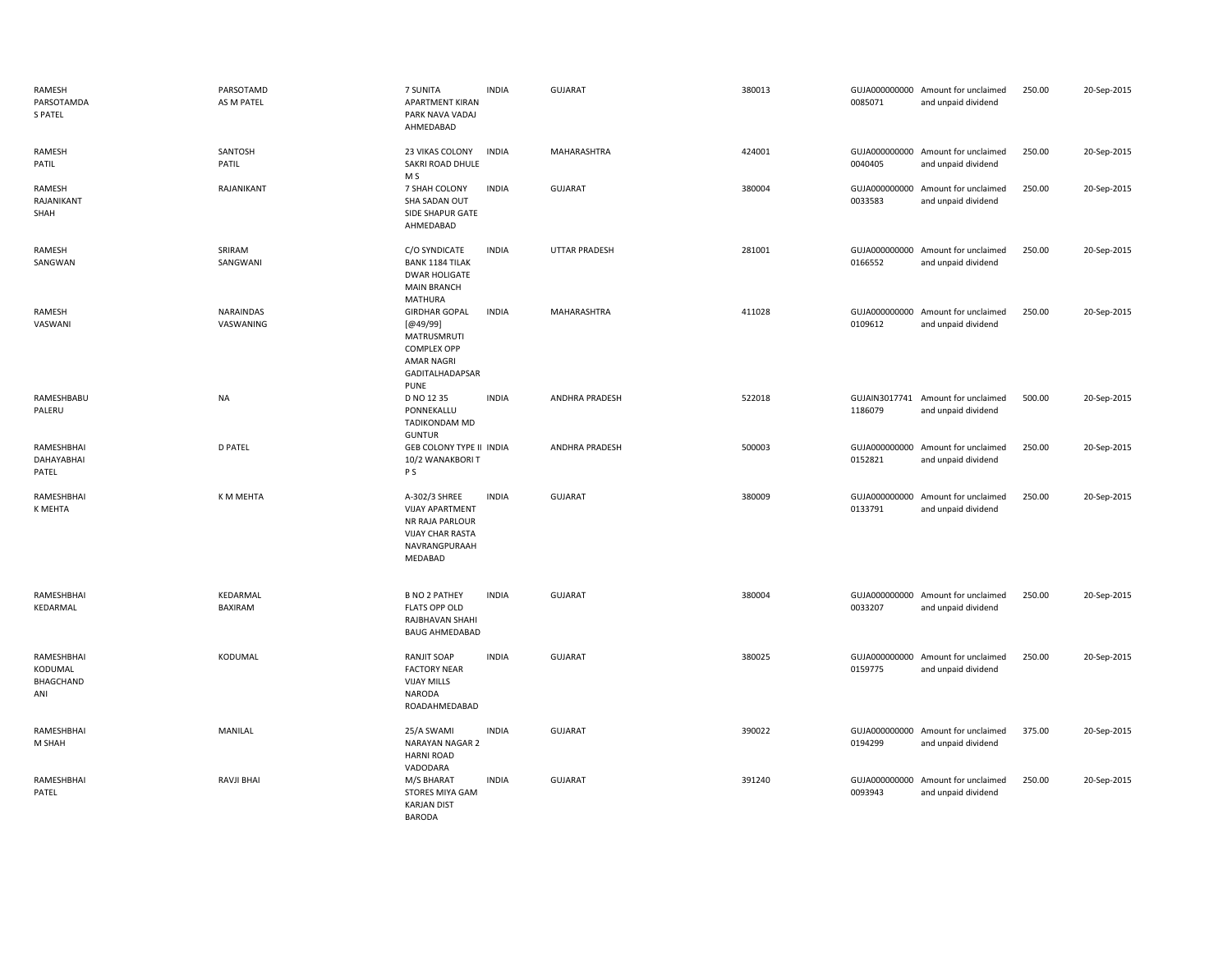| | | | | | | | | | |
|---|---|---|---|---|---|---|---|---|---|
| RAMESH PARSOTAMDA S PATEL | PARSOTAMD AS M PATEL | 7 SUNITA APARTMENT KIRAN PARK NAVA VADAJ AHMEDABAD | INDIA | GUJARAT | 380013 | GUJA000000000 0085071 | Amount for unclaimed and unpaid dividend | 250.00 | 20-Sep-2015 |
| RAMESH PATIL | SANTOSH PATIL | 23 VIKAS COLONY SAKRI ROAD DHULE M S | INDIA | MAHARASHTRA | 424001 | GUJA000000000 0040405 | Amount for unclaimed and unpaid dividend | 250.00 | 20-Sep-2015 |
| RAMESH RAJANIKANT SHAH | RAJANIKANT | 7 SHAH COLONY SHA SADAN OUT SIDE SHAPUR GATE AHMEDABAD | INDIA | GUJARAT | 380004 | GUJA000000000 0033583 | Amount for unclaimed and unpaid dividend | 250.00 | 20-Sep-2015 |
| RAMESH SANGWAN | SRIRAM SANGWANI | C/O SYNDICATE BANK 1184 TILAK DWAR HOLIGATE MAIN BRANCH MATHURA | INDIA | UTTAR PRADESH | 281001 | GUJA000000000 0166552 | Amount for unclaimed and unpaid dividend | 250.00 | 20-Sep-2015 |
| RAMESH VASWANI | NARAINDAS VASWANING | GIRDHAR GOPAL [@49/99] MATRUSMRUTI COMPLEX OPP AMAR NAGRI GADITALHADAPSAR PUNE | INDIA | MAHARASHTRA | 411028 | GUJA000000000 0109612 | Amount for unclaimed and unpaid dividend | 250.00 | 20-Sep-2015 |
| RAMESHBABU PALERU | NA | D NO 12 35 PONNEKALLU TADIKONDAM MD GUNTUR | INDIA | ANDHRA PRADESH | 522018 | GUJAIN3017741 1186079 | Amount for unclaimed and unpaid dividend | 500.00 | 20-Sep-2015 |
| RAMESHBHAI DAHAYABHAI PATEL | D PATEL | GEB COLONY TYPE II 10/2 WANAKBORI T P S | INDIA | ANDHRA PRADESH | 500003 | GUJA000000000 0152821 | Amount for unclaimed and unpaid dividend | 250.00 | 20-Sep-2015 |
| RAMESHBHAI K MEHTA | K M MEHTA | A-302/3 SHREE VIJAY APARTMENT NR RAJA PARLOUR VIJAY CHAR RASTA NAVRANGPURAAH MEDABAD | INDIA | GUJARAT | 380009 | GUJA000000000 0133791 | Amount for unclaimed and unpaid dividend | 250.00 | 20-Sep-2015 |
| RAMESHBHAI KEDARMAL | KEDARMAL BAXIRAM | B NO 2 PATHEY FLATS OPP OLD RAJBHAVAN SHAHI BAUG AHMEDABAD | INDIA | GUJARAT | 380004 | GUJA000000000 0033207 | Amount for unclaimed and unpaid dividend | 250.00 | 20-Sep-2015 |
| RAMESHBHAI KODUMAL BHAGCHAND ANI | KODUMAL | RANJIT SOAP FACTORY NEAR VIJAY MILLS NARODA ROADAHMEDABAD | INDIA | GUJARAT | 380025 | GUJA000000000 0159775 | Amount for unclaimed and unpaid dividend | 250.00 | 20-Sep-2015 |
| RAMESHBHAI M SHAH | MANILAL | 25/A SWAMI NARAYAN NAGAR 2 HARNI ROAD VADODARA | INDIA | GUJARAT | 390022 | GUJA000000000 0194299 | Amount for unclaimed and unpaid dividend | 375.00 | 20-Sep-2015 |
| RAMESHBHAI PATEL | RAVJI BHAI | M/S BHARAT STORES MIYA GAM KARJAN DIST BARODA | INDIA | GUJARAT | 391240 | GUJA000000000 0093943 | Amount for unclaimed and unpaid dividend | 250.00 | 20-Sep-2015 |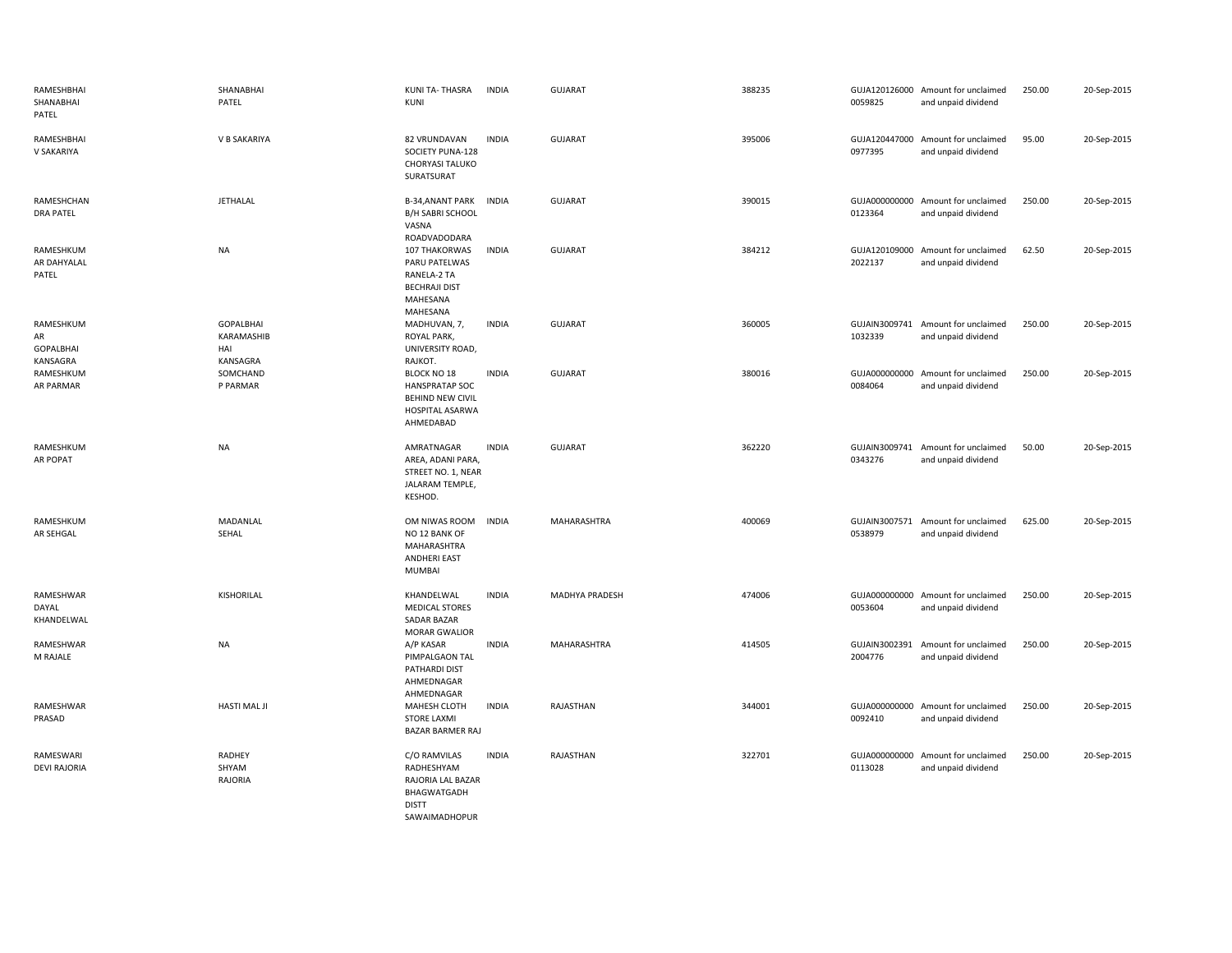| | | | | | | | | | |
|---|---|---|---|---|---|---|---|---|---|
| RAMESHBHAI SHANABHAI PATEL | SHANABHAI PATEL | KUNI TA- THASRA KUNI | INDIA | GUJARAT | 388235 | GUJA120126000 0059825 | Amount for unclaimed and unpaid dividend | 250.00 | 20-Sep-2015 |
| RAMESHBHAI V SAKARIYA | V B SAKARIYA | 82 VRUNDAVAN SOCIETY PUNA-128 CHORYASI TALUKO SURATSURAT | INDIA | GUJARAT | 395006 | GUJA120447000 0977395 | Amount for unclaimed and unpaid dividend | 95.00 | 20-Sep-2015 |
| RAMESHCHAN DRA PATEL | JETHALAL | B-34,ANANT PARK B/H SABRI SCHOOL VASNA ROADVADODARA | INDIA | GUJARAT | 390015 | GUJA000000000 0123364 | Amount for unclaimed and unpaid dividend | 250.00 | 20-Sep-2015 |
| RAMESHKUM AR DAHYALAL PATEL | NA | 107 THAKORWAS PARU PATELWAS RANELA-2 TA BECHRAJI DIST MAHESANA MAHESANA | INDIA | GUJARAT | 384212 | GUJA120109000 2022137 | Amount for unclaimed and unpaid dividend | 62.50 | 20-Sep-2015 |
| RAMESHKUM AR GOPALBHAI KANSAGRA | GOPALBHAI KARAMASHIB HAI KANSAGRA | MADHUVAN, 7, ROYAL PARK, UNIVERSITY ROAD, RAJKOT. | INDIA | GUJARAT | 360005 | GUJAIN3009741 1032339 | Amount for unclaimed and unpaid dividend | 250.00 | 20-Sep-2015 |
| RAMESHKUM AR PARMAR | SOMCHAND P PARMAR | BLOCK NO 18 HANSPRATAP SOC BEHIND NEW CIVIL HOSPITAL ASARWA AHMEDABAD | INDIA | GUJARAT | 380016 | GUJA000000000 0084064 | Amount for unclaimed and unpaid dividend | 250.00 | 20-Sep-2015 |
| RAMESHKUM AR POPAT | NA | AMRATNAGAR AREA, ADANI PARA, STREET NO. 1, NEAR JALARAM TEMPLE, KESHOD. | INDIA | GUJARAT | 362220 | GUJAIN3009741 0343276 | Amount for unclaimed and unpaid dividend | 50.00 | 20-Sep-2015 |
| RAMESHKUM AR SEHGAL | MADANLAL SEHAL | OM NIWAS ROOM NO 12 BANK OF MAHARASHTRA ANDHERI EAST MUMBAI | INDIA | MAHARASHTRA | 400069 | GUJAIN3007571 0538979 | Amount for unclaimed and unpaid dividend | 625.00 | 20-Sep-2015 |
| RAMESHWAR DAYAL KHANDELWAL | KISHORILAL | KHANDELWAL MEDICAL STORES SADAR BAZAR MORAR GWALIOR | INDIA | MADHYA PRADESH | 474006 | GUJA000000000 0053604 | Amount for unclaimed and unpaid dividend | 250.00 | 20-Sep-2015 |
| RAMESHWAR M RAJALE | NA | A/P KASAR PIMPALGAON TAL PATHARDI DIST AHMEDNAGAR AHMEDNAGAR | INDIA | MAHARASHTRA | 414505 | GUJAIN3002391 2004776 | Amount for unclaimed and unpaid dividend | 250.00 | 20-Sep-2015 |
| RAMESHWAR PRASAD | HASTI MAL JI | MAHESH CLOTH STORE LAXMI BAZAR BARMER RAJ | INDIA | RAJASTHAN | 344001 | GUJA000000000 0092410 | Amount for unclaimed and unpaid dividend | 250.00 | 20-Sep-2015 |
| RAMESWARI DEVI RAJORIA | RADHEY SHYAM RAJORIA | C/O RAMVILAS RADHESHYAM RAJORIA LAL BAZAR BHAGWATGADH DISTT SAWAIMADHOPUR | INDIA | RAJASTHAN | 322701 | GUJA000000000 0113028 | Amount for unclaimed and unpaid dividend | 250.00 | 20-Sep-2015 |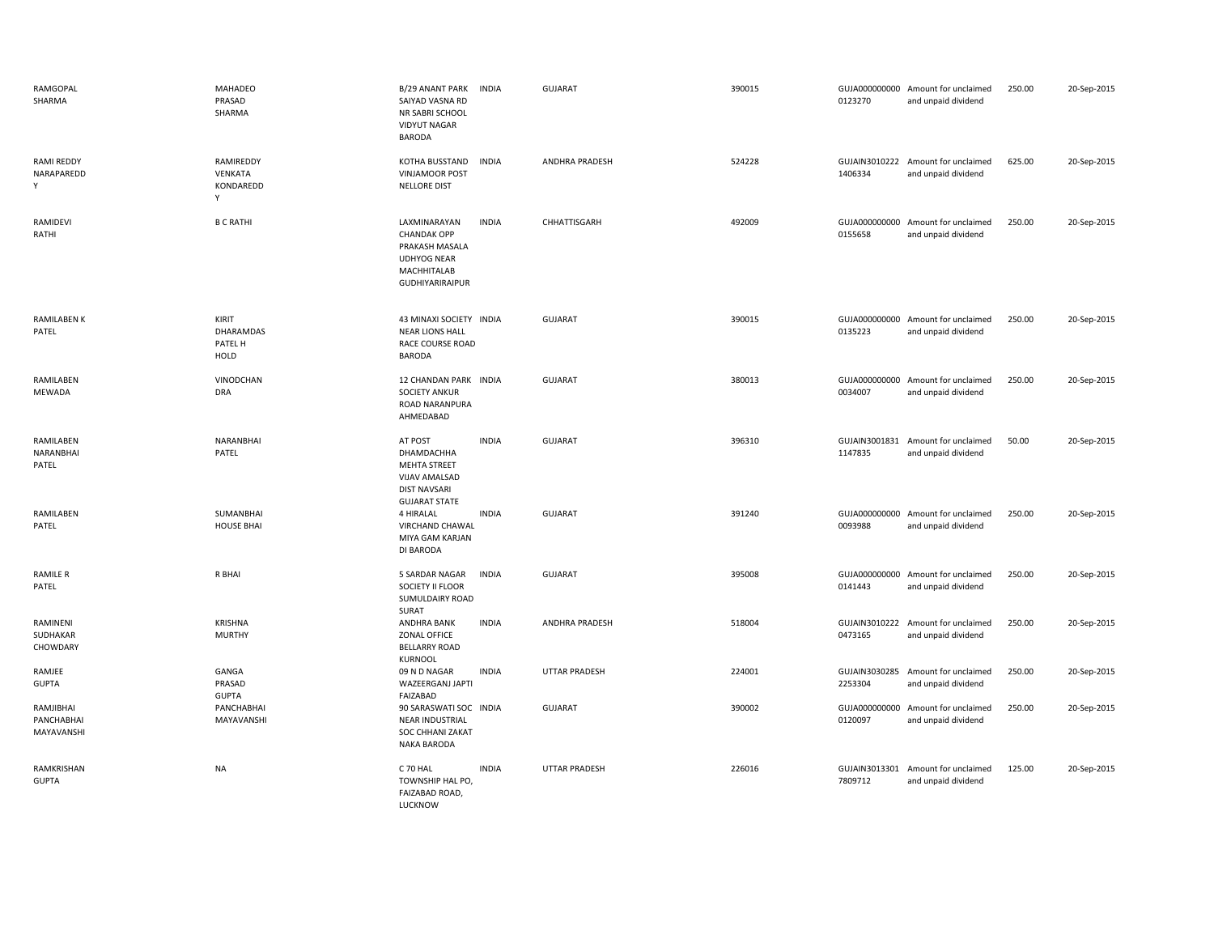| | | | | | | | | | |
|---|---|---|---|---|---|---|---|---|---|
| RAMGOPAL SHARMA | MAHADEO PRASAD SHARMA | B/29 ANANT PARK SAIYAD VASNA RD NR SABRI SCHOOL VIDYUT NAGAR BARODA | INDIA | GUJARAT | 390015 | GUJA000000000 0123270 | Amount for unclaimed and unpaid dividend | 250.00 | 20-Sep-2015 |
| RAMI REDDY NARAPAREDD Y | RAMIREDDY VENKATA KONDAREDD Y | KOTHA BUSSTAND VINJAMOOR POST NELLORE DIST | INDIA | ANDHRA PRADESH | 524228 | GUJAIN3010222 1406334 | Amount for unclaimed and unpaid dividend | 625.00 | 20-Sep-2015 |
| RAMIDEVI RATHI | B C RATHI | LAXMINARAYAN CHANDAK OPP PRAKASH MASALA UDHYOG NEAR MACHHITALAB GUDHIYARIRAIPUR | INDIA | CHHATTISGARH | 492009 | GUJA000000000 0155658 | Amount for unclaimed and unpaid dividend | 250.00 | 20-Sep-2015 |
| RAMILABEN K PATEL | KIRIT DHARAMDAS PATEL H HOLD | 43 MINAXI SOCIETY NEAR LIONS HALL RACE COURSE ROAD BARODA | INDIA | GUJARAT | 390015 | GUJA000000000 0135223 | Amount for unclaimed and unpaid dividend | 250.00 | 20-Sep-2015 |
| RAMILABEN MEWADA | VINODCHAN DRA | 12 CHANDAN PARK SOCIETY ANKUR ROAD NARANPURA AHMEDABAD | INDIA | GUJARAT | 380013 | GUJA000000000 0034007 | Amount for unclaimed and unpaid dividend | 250.00 | 20-Sep-2015 |
| RAMILABEN NARANBHAI PATEL | NARANBHAI PATEL | AT POST DHAMDACHHA MEHTA STREET VIJAV AMALSAD DIST NAVSARI GUJARAT STATE | INDIA | GUJARAT | 396310 | GUJAIN3001831 1147835 | Amount for unclaimed and unpaid dividend | 50.00 | 20-Sep-2015 |
| RAMILABEN PATEL | SUMANBHAI HOUSE BHAI | 4 HIRALAL VIRCHAND CHAWAL MIYA GAM KARJAN DI BARODA | INDIA | GUJARAT | 391240 | GUJA000000000 0093988 | Amount for unclaimed and unpaid dividend | 250.00 | 20-Sep-2015 |
| RAMILE R PATEL | R BHAI | 5 SARDAR NAGAR SOCIETY II FLOOR SUMULDAIRY ROAD SURAT | INDIA | GUJARAT | 395008 | GUJA000000000 0141443 | Amount for unclaimed and unpaid dividend | 250.00 | 20-Sep-2015 |
| RAMINENI SUDHAKAR CHOWDARY | KRISHNA MURTHY | ANDHRA BANK ZONAL OFFICE BELLARRY ROAD KURNOOL | INDIA | ANDHRA PRADESH | 518004 | GUJAIN3010222 0473165 | Amount for unclaimed and unpaid dividend | 250.00 | 20-Sep-2015 |
| RAMJEE GUPTA | GANGA PRASAD GUPTA | 09 N D NAGAR WAZEERGANJ JAPTI FAIZABAD | INDIA | UTTAR PRADESH | 224001 | GUJAIN3030285 2253304 | Amount for unclaimed and unpaid dividend | 250.00 | 20-Sep-2015 |
| RAMJIBHAI PANCHABHAI MAYAVANSHI | PANCHABHAI MAYAVANSHI | 90 SARASWATI SOC NEAR INDUSTRIAL SOC CHHANI ZAKAT NAKA BARODA | INDIA | GUJARAT | 390002 | GUJA000000000 0120097 | Amount for unclaimed and unpaid dividend | 250.00 | 20-Sep-2015 |
| RAMKRISHAN GUPTA | NA | C 70 HAL TOWNSHIP HAL PO, FAIZABAD ROAD, LUCKNOW | INDIA | UTTAR PRADESH | 226016 | GUJAIN3013301 7809712 | Amount for unclaimed and unpaid dividend | 125.00 | 20-Sep-2015 |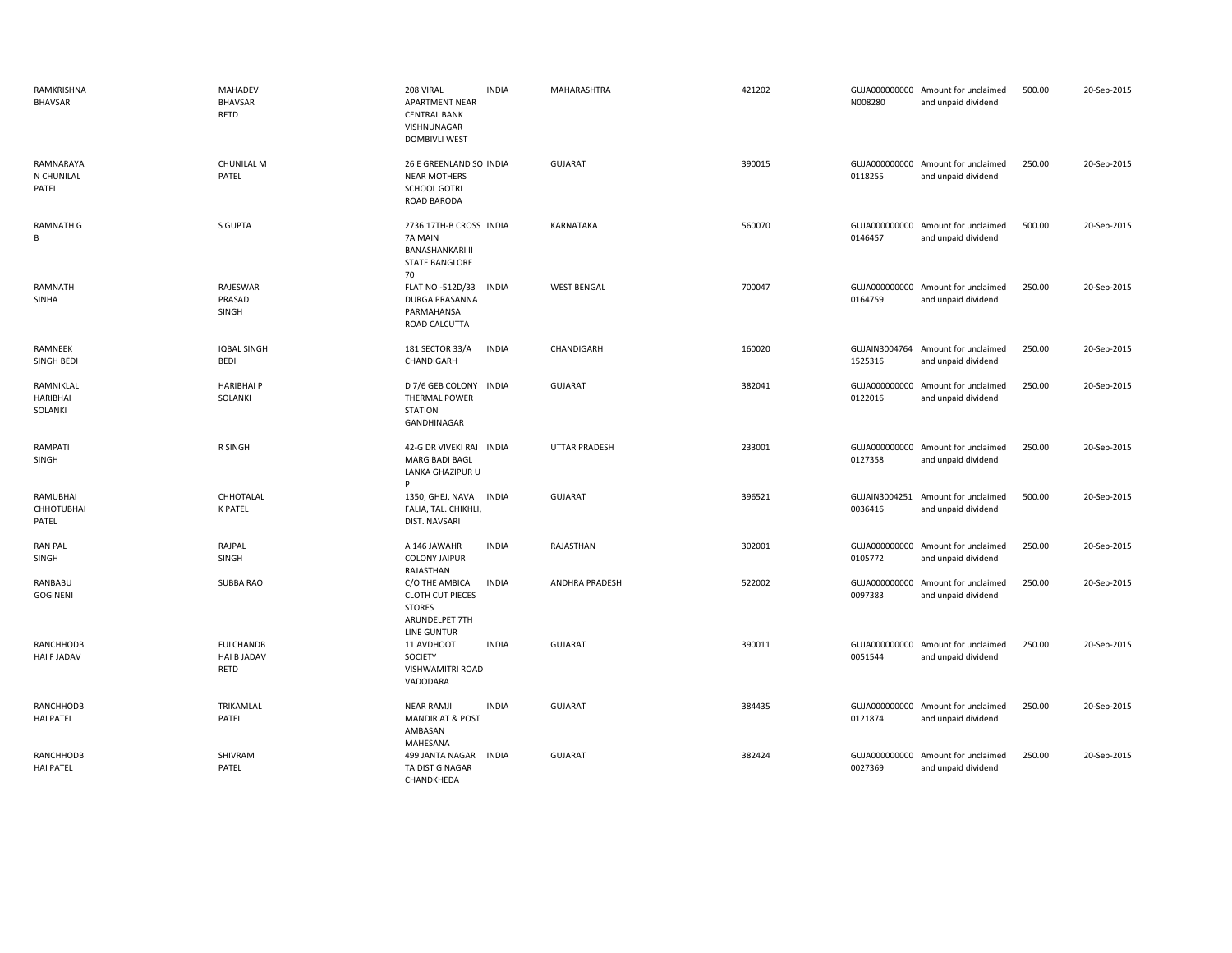| | | | | | | | | | |
|---|---|---|---|---|---|---|---|---|---|
| RAMKRISHNA BHAVSAR | MAHADEV BHAVSAR RETD | 208 VIRAL APARTMENT NEAR CENTRAL BANK VISHNUNAGAR DOMBIVLI WEST | INDIA | MAHARASHTRA | 421202 | GUJA000000000N008280 | Amount for unclaimed and unpaid dividend | 500.00 | 20-Sep-2015 |
| RAMNARAYAN CHUNILAL PATEL | CHUNILAL M PATEL | 26 E GREENLAND SO NEAR MOTHERS SCHOOL GOTRI ROAD BARODA | INDIA | GUJARAT | 390015 | GUJA0000000000118255 | Amount for unclaimed and unpaid dividend | 250.00 | 20-Sep-2015 |
| RAMNATH G B | S GUPTA | 2736 17TH-B CROSS 7A MAIN BANASHANKARI II STATE BANGLORE 70 | INDIA | KARNATAKA | 560070 | GUJA0000000000146457 | Amount for unclaimed and unpaid dividend | 500.00 | 20-Sep-2015 |
| RAMNATH SINHA | RAJESWAR PRASAD SINGH | FLAT NO -512D/33 DURGA PRASANNA PARMAHANSA ROAD CALCUTTA | INDIA | WEST BENGAL | 700047 | GUJA0000000000164759 | Amount for unclaimed and unpaid dividend | 250.00 | 20-Sep-2015 |
| RAMNEEK SINGH BEDI | IQBAL SINGH BEDI | 181 SECTOR 33/A CHANDIGARH | INDIA | CHANDIGARH | 160020 | GUJAIN30047641525316 | Amount for unclaimed and unpaid dividend | 250.00 | 20-Sep-2015 |
| RAMNIKLAL HARIBHAI SOLANKI | HARIBHAI P SOLANKI | D 7/6 GEB COLONY THERMAL POWER STATION GANDHINAGAR | INDIA | GUJARAT | 382041 | GUJA0000000000122016 | Amount for unclaimed and unpaid dividend | 250.00 | 20-Sep-2015 |
| RAMPATI SINGH | R SINGH | 42-G DR VIVEKI RAI MARG BADI BAGL LANKA GHAZIPUR U P | INDIA | UTTAR PRADESH | 233001 | GUJA0000000000127358 | Amount for unclaimed and unpaid dividend | 250.00 | 20-Sep-2015 |
| RAMUBHAI CHHOTUBHAI PATEL | CHHOTALAL K PATEL | 1350, GHEJ, NAVA FALIA, TAL. CHIKHLI, DIST. NAVSARI | INDIA | GUJARAT | 396521 | GUJAIN30042510036416 | Amount for unclaimed and unpaid dividend | 500.00 | 20-Sep-2015 |
| RAN PAL SINGH | RAJPAL SINGH | A 146 JAWAHR COLONY JAIPUR RAJASTHAN | INDIA | RAJASTHAN | 302001 | GUJA0000000000105772 | Amount for unclaimed and unpaid dividend | 250.00 | 20-Sep-2015 |
| RANBABU GOGINENI | SUBBA RAO | C/O THE AMBICA CLOTH CUT PIECES STORES ARUNDELPET 7TH LINE GUNTUR | INDIA | ANDHRA PRADESH | 522002 | GUJA0000000000097383 | Amount for unclaimed and unpaid dividend | 250.00 | 20-Sep-2015 |
| RANCHHODBHAI F JADAV | FULCHANDBHAI B JADAV RETD | 11 AVDHOOT SOCIETY VISHWAMITRI ROAD VADODARA | INDIA | GUJARAT | 390011 | GUJA0000000000051544 | Amount for unclaimed and unpaid dividend | 250.00 | 20-Sep-2015 |
| RANCHHODBHAI PATEL | TRIKAMLAL PATEL | NEAR RAMJI MANDIR AT & POST AMBASAN MAHESANA | INDIA | GUJARAT | 384435 | GUJA0000000000121874 | Amount for unclaimed and unpaid dividend | 250.00 | 20-Sep-2015 |
| RANCHHODBHAI PATEL | SHIVRAM PATEL | 499 JANTA NAGAR TA DIST G NAGAR CHANDKHEDA | INDIA | GUJARAT | 382424 | GUJA0000000000027369 | Amount for unclaimed and unpaid dividend | 250.00 | 20-Sep-2015 |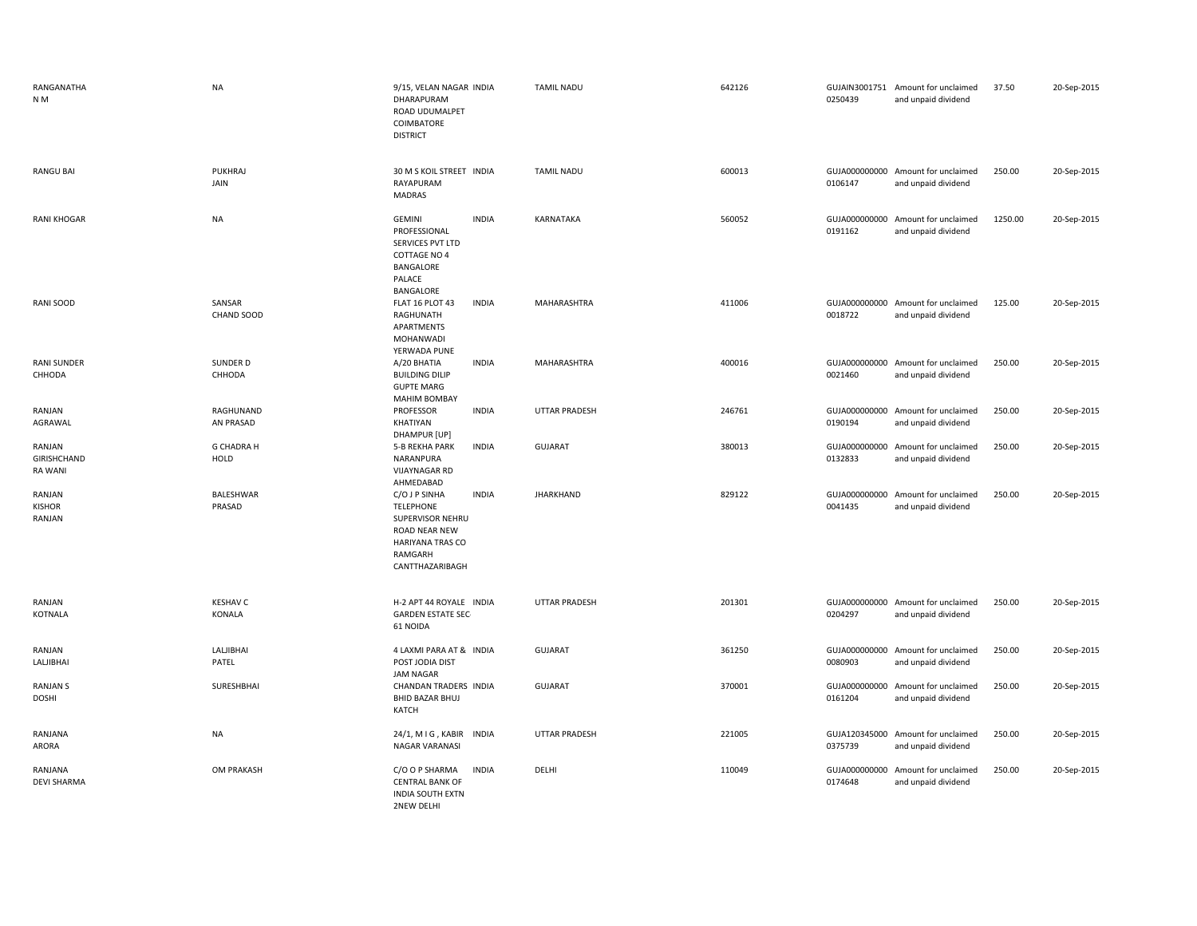| | | | | | | | | | |
|---|---|---|---|---|---|---|---|---|---|
| RANGANATHA N M | NA | 9/15, VELAN NAGAR DHARAPURAM ROAD UDUMALPET COIMBATORE DISTRICT | INDIA | TAMIL NADU | 642126 | GUJAIN3001751 0250439 | Amount for unclaimed and unpaid dividend | 37.50 | 20-Sep-2015 |
| RANGU BAI | PUKHRAJ JAIN | 30 M S KOIL STREET RAYAPURAM MADRAS | INDIA | TAMIL NADU | 600013 | GUJA000000000 0106147 | Amount for unclaimed and unpaid dividend | 250.00 | 20-Sep-2015 |
| RANI KHOGAR | NA | GEMINI PROFESSIONAL SERVICES PVT LTD COTTAGE NO 4 BANGALORE PALACE BANGALORE | INDIA | KARNATAKA | 560052 | GUJA000000000 0191162 | Amount for unclaimed and unpaid dividend | 1250.00 | 20-Sep-2015 |
| RANI SOOD | SANSAR CHAND SOOD | FLAT 16 PLOT 43 RAGHUNATH APARTMENTS MOHANWADI YERWADA PUNE | INDIA | MAHARASHTRA | 411006 | GUJA000000000 0018722 | Amount for unclaimed and unpaid dividend | 125.00 | 20-Sep-2015 |
| RANI SUNDER CHHODA | SUNDER D CHHODA | A/20 BHATIA BUILDING DILIP GUPTE MARG MAHIM BOMBAY | INDIA | MAHARASHTRA | 400016 | GUJA000000000 0021460 | Amount for unclaimed and unpaid dividend | 250.00 | 20-Sep-2015 |
| RANJAN AGRAWAL | RAGHUNAND AN PRASAD | PROFESSOR KHATIYAN DHAMPUR [UP] | INDIA | UTTAR PRADESH | 246761 | GUJA000000000 0190194 | Amount for unclaimed and unpaid dividend | 250.00 | 20-Sep-2015 |
| RANJAN GIRISHCHAND RA WANI | G CHADRA H HOLD | 5-B REKHA PARK NARANPURA VIJAYNAGAR RD AHMEDABAD | INDIA | GUJARAT | 380013 | GUJA000000000 0132833 | Amount for unclaimed and unpaid dividend | 250.00 | 20-Sep-2015 |
| RANJAN KISHOR RANJAN | BALESHWAR PRASAD | C/O J P SINHA TELEPHONE SUPERVISOR NEHRU ROAD NEAR NEW HARIYANA TRAS CO RAMGARH CANTTHAZARIBAGH | INDIA | JHARKHAND | 829122 | GUJA000000000 0041435 | Amount for unclaimed and unpaid dividend | 250.00 | 20-Sep-2015 |
| RANJAN KOTNALA | KESHAV C KONALA | H-2 APT 44 ROYALE GARDEN ESTATE SEC 61 NOIDA | INDIA | UTTAR PRADESH | 201301 | GUJA000000000 0204297 | Amount for unclaimed and unpaid dividend | 250.00 | 20-Sep-2015 |
| RANJAN LALJIBHAI | LALJIBHAI PATEL | 4 LAXMI PARA AT & POST JODIA DIST JAM NAGAR | INDIA | GUJARAT | 361250 | GUJA000000000 0080903 | Amount for unclaimed and unpaid dividend | 250.00 | 20-Sep-2015 |
| RANJAN S DOSHI | SURESHBHAI | CHANDAN TRADERS BHID BAZAR BHUJ KATCH | INDIA | GUJARAT | 370001 | GUJA000000000 0161204 | Amount for unclaimed and unpaid dividend | 250.00 | 20-Sep-2015 |
| RANJANA ARORA | NA | 24/1, M I G , KABIR NAGAR VARANASI | INDIA | UTTAR PRADESH | 221005 | GUJA120345000 0375739 | Amount for unclaimed and unpaid dividend | 250.00 | 20-Sep-2015 |
| RANJANA DEVI SHARMA | OM PRAKASH | C/O O P SHARMA CENTRAL BANK OF INDIA SOUTH EXTN 2NEW DELHI | INDIA | DELHI | 110049 | GUJA000000000 0174648 | Amount for unclaimed and unpaid dividend | 250.00 | 20-Sep-2015 |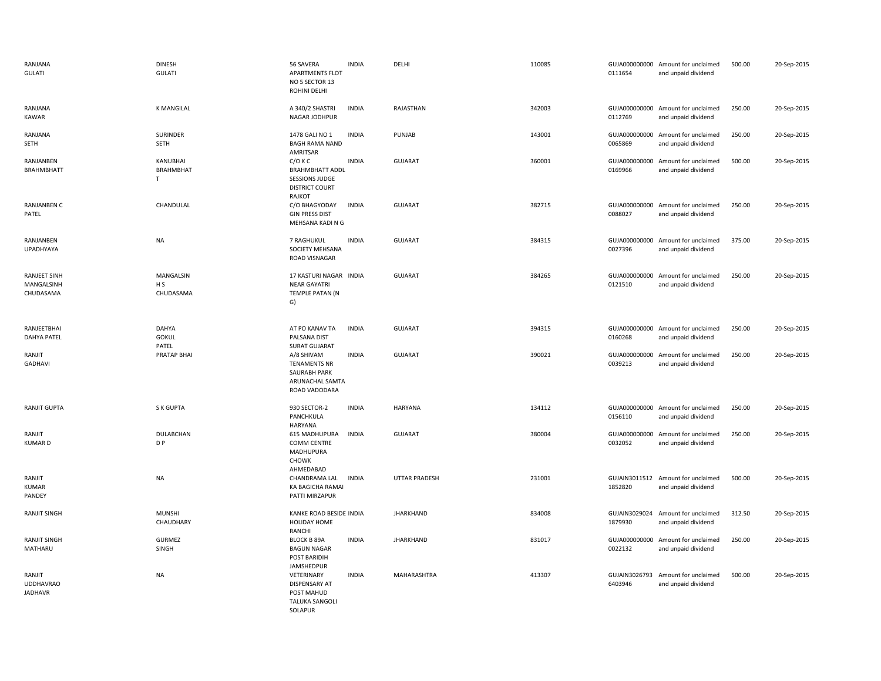| | | | | | | | | | |
|---|---|---|---|---|---|---|---|---|---|
| RANJANA GULATI | DINESH GULATI | 56 SAVERA APARTMENTS FLOT NO 5 SECTOR 13 ROHINI DELHI | INDIA | DELHI | 110085 | GUJA0000000000111654 | Amount for unclaimed and unpaid dividend | 500.00 | 20-Sep-2015 |
| RANJANA KAWAR | K MANGILAL | A 340/2 SHASTRI NAGAR JODHPUR | INDIA | RAJASTHAN | 342003 | GUJA0000000000112769 | Amount for unclaimed and unpaid dividend | 250.00 | 20-Sep-2015 |
| RANJANA SETH | SURINDER SETH | 1478 GALI NO 1 BAGH RAMA NAND AMRITSAR | INDIA | PUNJAB | 143001 | GUJA0000000000065869 | Amount for unclaimed and unpaid dividend | 250.00 | 20-Sep-2015 |
| RANJANBEN BRAHMBHATT | KANUBHAI BRAHMBHAT T | C/O K C BRAHMBHATT ADDL SESSIONS JUDGE DISTRICT COURT RAJKOT | INDIA | GUJARAT | 360001 | GUJA0000000000169966 | Amount for unclaimed and unpaid dividend | 500.00 | 20-Sep-2015 |
| RANJANBEN C PATEL | CHANDULAL | C/O BHAGYODAY GIN PRESS DIST MEHSANA KADI N G | INDIA | GUJARAT | 382715 | GUJA0000000000088027 | Amount for unclaimed and unpaid dividend | 250.00 | 20-Sep-2015 |
| RANJANBEN UPADHYAYA | NA | 7 RAGHUKUL SOCIETY MEHSANA ROAD VISNAGAR | INDIA | GUJARAT | 384315 | GUJA0000000000027396 | Amount for unclaimed and unpaid dividend | 375.00 | 20-Sep-2015 |
| RANJEET SINH MANGALSINH CHUDASAMA | MANGALSIN H S CHUDASAMA | 17 KASTURI NAGAR NEAR GAYATRI TEMPLE PATAN (N G) | INDIA | GUJARAT | 384265 | GUJA0000000000121510 | Amount for unclaimed and unpaid dividend | 250.00 | 20-Sep-2015 |
| RANJEETBHAI DAHYA PATEL | DAHYA GOKUL PATEL | AT PO KANAV TA PALSANA DIST SURAT GUJARAT | INDIA | GUJARAT | 394315 | GUJA0000000000160268 | Amount for unclaimed and unpaid dividend | 250.00 | 20-Sep-2015 |
| RANJIT GADHAVI | PRATAP BHAI | A/8 SHIVAM TENAMENTS NR SAURABH PARK ARUNACHAL SAMTA ROAD VADODARA | INDIA | GUJARAT | 390021 | GUJA0000000000039213 | Amount for unclaimed and unpaid dividend | 250.00 | 20-Sep-2015 |
| RANJIT GUPTA | S K GUPTA | 930 SECTOR-2 PANCHKULA HARYANA | INDIA | HARYANA | 134112 | GUJA0000000000156110 | Amount for unclaimed and unpaid dividend | 250.00 | 20-Sep-2015 |
| RANJIT KUMAR D | DULABCHAN D P | 615 MADHUPURA COMM CENTRE MADHUPURA CHOWK AHMEDABAD | INDIA | GUJARAT | 380004 | GUJA0000000000032052 | Amount for unclaimed and unpaid dividend | 250.00 | 20-Sep-2015 |
| RANJIT KUMAR PANDEY | NA | CHANDRAMA LAL KA BAGICHA RAMAI PATTI MIRZAPUR | INDIA | UTTAR PRADESH | 231001 | GUJAIN30115121852820 | Amount for unclaimed and unpaid dividend | 500.00 | 20-Sep-2015 |
| RANJIT SINGH | MUNSHI CHAUDHARY | KANKE ROAD BESIDE HOLIDAY HOME RANCHI | INDIA | JHARKHAND | 834008 | GUJAIN30290241879930 | Amount for unclaimed and unpaid dividend | 312.50 | 20-Sep-2015 |
| RANJIT SINGH MATHARU | GURMEZ SINGH | BLOCK B 89A BAGUN NAGAR POST BARIDIH JAMSHEDPUR | INDIA | JHARKHAND | 831017 | GUJA0000000000022132 | Amount for unclaimed and unpaid dividend | 250.00 | 20-Sep-2015 |
| RANJIT UDDHAVRAO JADHAVR | NA | VETERINARY DISPENSARY AT POST MAHUD TALUKA SANGOLI SOLAPUR | INDIA | MAHARASHTRA | 413307 | GUJAIN30267936403946 | Amount for unclaimed and unpaid dividend | 500.00 | 20-Sep-2015 |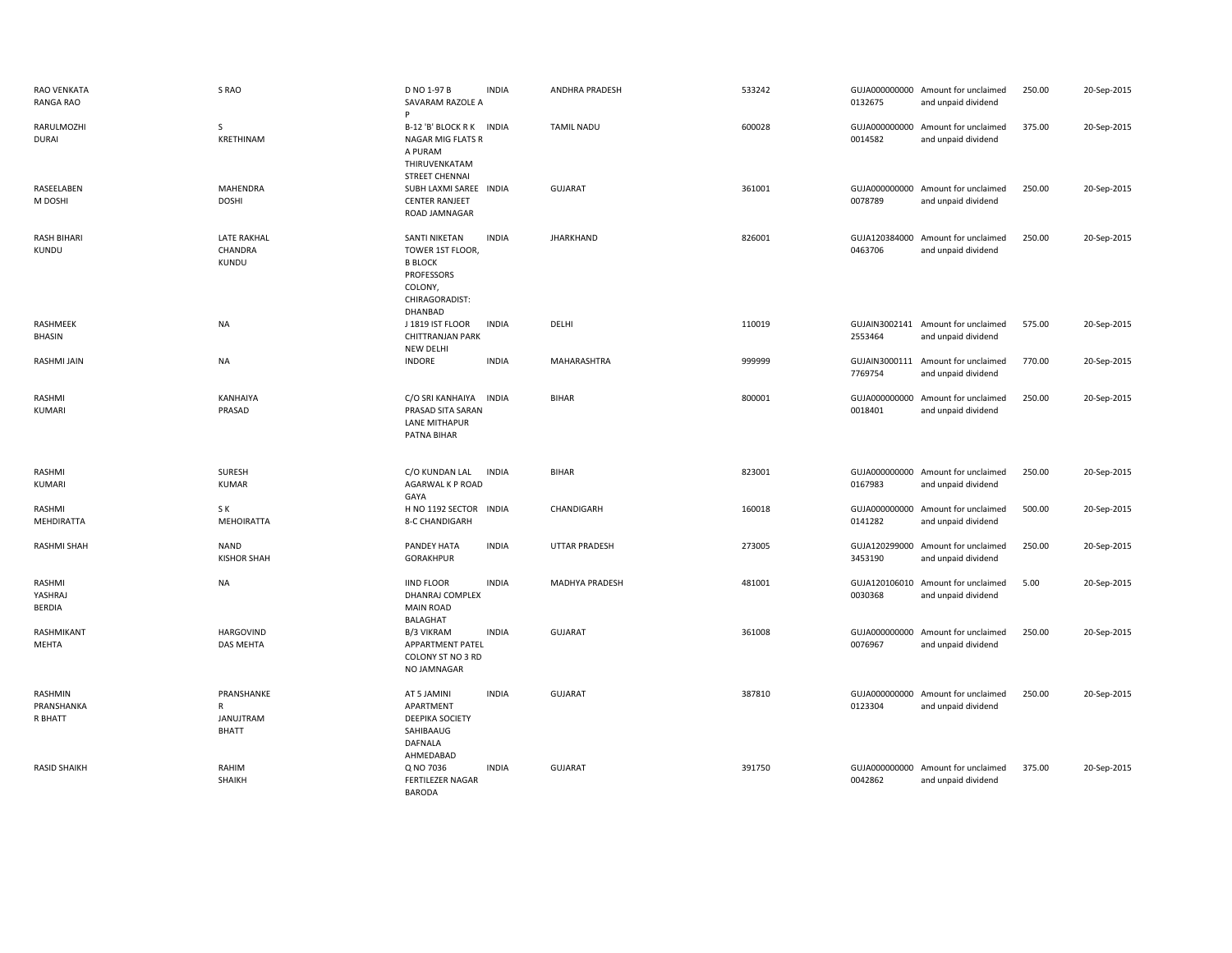| | | | | | | | | | |
|---|---|---|---|---|---|---|---|---|---|
| RAO VENKATA RANGA RAO | S RAO | D NO 1-97 B SAVARAM RAZOLE A P | INDIA | ANDHRA PRADESH | 533242 | GUJA000000000 0132675 | Amount for unclaimed and unpaid dividend | 250.00 | 20-Sep-2015 |
| RARULMOZHI DURAI | S KRETHINAM | B-12 'B' BLOCK R K NAGAR MIG FLATS R A PURAM THIRUVENKATAM STREET CHENNAI | INDIA | TAMIL NADU | 600028 | GUJA000000000 0014582 | Amount for unclaimed and unpaid dividend | 375.00 | 20-Sep-2015 |
| RASEELABEN M DOSHI | MAHENDRA DOSHI | SUBH LAXMI SAREE CENTER RANJEET ROAD JAMNAGAR | INDIA | GUJARAT | 361001 | GUJA000000000 0078789 | Amount for unclaimed and unpaid dividend | 250.00 | 20-Sep-2015 |
| RASH BIHARI KUNDU | LATE RAKHAL CHANDRA KUNDU | SANTI NIKETAN TOWER 1ST FLOOR, B BLOCK PROFESSORS COLONY, CHIRAGORADIST: DHANBAD | INDIA | JHARKHAND | 826001 | GUJA120384000 0463706 | Amount for unclaimed and unpaid dividend | 250.00 | 20-Sep-2015 |
| RASHMEEK BHASIN | NA | J 1819 IST FLOOR CHITTRANJAN PARK NEW DELHI | INDIA | DELHI | 110019 | GUJAIN3002141 2553464 | Amount for unclaimed and unpaid dividend | 575.00 | 20-Sep-2015 |
| RASHMI JAIN | NA | INDORE | INDIA | MAHARASHTRA | 999999 | GUJAIN3000111 7769754 | Amount for unclaimed and unpaid dividend | 770.00 | 20-Sep-2015 |
| RASHMI KUMARI | KANHAIYA PRASAD | C/O SRI KANHAIYA PRASAD SITA SARAN LANE MITHAPUR PATNA BIHAR | INDIA | BIHAR | 800001 | GUJA000000000 0018401 | Amount for unclaimed and unpaid dividend | 250.00 | 20-Sep-2015 |
| RASHMI KUMARI | SURESH KUMAR | C/O KUNDAN LAL AGARWAL K P ROAD GAYA | INDIA | BIHAR | 823001 | GUJA000000000 0167983 | Amount for unclaimed and unpaid dividend | 250.00 | 20-Sep-2015 |
| RASHMI MEHDIRATTA | S K MEHOIRATTA | H NO 1192 SECTOR 8-C CHANDIGARH | INDIA | CHANDIGARH | 160018 | GUJA000000000 0141282 | Amount for unclaimed and unpaid dividend | 500.00 | 20-Sep-2015 |
| RASHMI SHAH | NAND KISHOR SHAH | PANDEY HATA GORAKHPUR | INDIA | UTTAR PRADESH | 273005 | GUJA120299000 3453190 | Amount for unclaimed and unpaid dividend | 250.00 | 20-Sep-2015 |
| RASHMI YASHRAJ BERDIA | NA | IIND FLOOR DHANRAJ COMPLEX MAIN ROAD BALAGHAT | INDIA | MADHYA PRADESH | 481001 | GUJA120106010 0030368 | Amount for unclaimed and unpaid dividend | 5.00 | 20-Sep-2015 |
| RASHMIKANT MEHTA | HARGOVIND DAS MEHTA | B/3 VIKRAM APPARTMENT PATEL COLONY ST NO 3 RD NO JAMNAGAR | INDIA | GUJARAT | 361008 | GUJA000000000 0076967 | Amount for unclaimed and unpaid dividend | 250.00 | 20-Sep-2015 |
| RASHMIN PRANSHANKA R BHATT | PRANSHANKE R JANUJTRAM BHATT | AT 5 JAMINI APARTMENT DEEPIKA SOCIETY SAHIBAAUG DAFNALA AHMEDABAD | INDIA | GUJARAT | 387810 | GUJA000000000 0123304 | Amount for unclaimed and unpaid dividend | 250.00 | 20-Sep-2015 |
| RASID SHAIKH | RAHIM SHAIKH | Q NO 7036 FERTILEZER NAGAR BARODA | INDIA | GUJARAT | 391750 | GUJA000000000 0042862 | Amount for unclaimed and unpaid dividend | 375.00 | 20-Sep-2015 |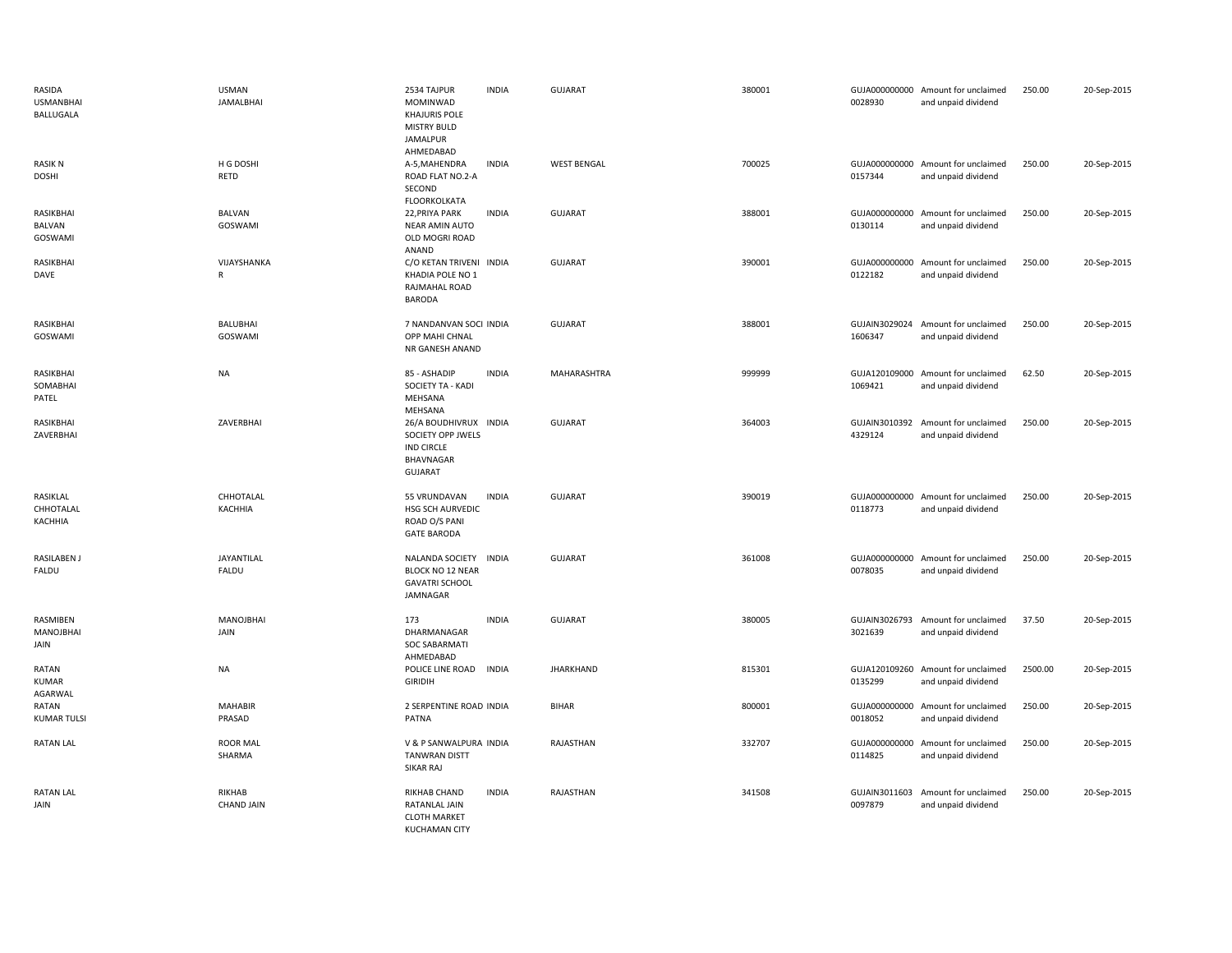| | | | | | | | | | |
|---|---|---|---|---|---|---|---|---|---|
| RASIDA USMANBHAI BALLUGALA | USMAN JAMALBHAI | 2534 TAJPUR MOMINWAD KHAJURIS POLE MISTRY BULD JAMALPUR AHMEDABAD | INDIA | GUJARAT | 380001 | GUJA000000000 0028930 | Amount for unclaimed and unpaid dividend | 250.00 | 20-Sep-2015 |
| RASIK N DOSHI | H G DOSHI RETD | A-5,MAHENDRA ROAD FLAT NO.2-A SECOND FLOORKOLKATA | INDIA | WEST BENGAL | 700025 | GUJA000000000 0157344 | Amount for unclaimed and unpaid dividend | 250.00 | 20-Sep-2015 |
| RASIKBHAI BALVAN GOSWAMI | BALVAN GOSWAMI | 22,PRIYA PARK NEAR AMIN AUTO OLD MOGRI ROAD ANAND | INDIA | GUJARAT | 388001 | GUJA000000000 0130114 | Amount for unclaimed and unpaid dividend | 250.00 | 20-Sep-2015 |
| RASIKBHAI DAVE | VIJAYSHANKA R | C/O KETAN TRIVENI KHADIA POLE NO 1 RAJMAHAL ROAD BARODA | INDIA | GUJARAT | 390001 | GUJA000000000 0122182 | Amount for unclaimed and unpaid dividend | 250.00 | 20-Sep-2015 |
| RASIKBHAI GOSWAMI | BALUBHAI GOSWAMI | 7 NANDANVAN SOCI OPP MAHI CHNAL NR GANESH ANAND | INDIA | GUJARAT | 388001 | GUJAIN3029024 1606347 | Amount for unclaimed and unpaid dividend | 250.00 | 20-Sep-2015 |
| RASIKBHAI SOMABHAI PATEL | NA | 85 - ASHADIP SOCIETY TA - KADI MEHSANA MEHSANA | INDIA | MAHARASHTRA | 999999 | GUJA120109000 1069421 | Amount for unclaimed and unpaid dividend | 62.50 | 20-Sep-2015 |
| RASIKBHAI ZAVERBHAI | ZAVERBHAI | 26/A BOUDHIVRUX SOCIETY OPP JWELS IND CIRCLE BHAVNAGAR GUJARAT | INDIA | GUJARAT | 364003 | GUJAIN3010392 4329124 | Amount for unclaimed and unpaid dividend | 250.00 | 20-Sep-2015 |
| RASIKLAL CHHOTALAL KACHHIA | CHHOTALAL KACHHIA | 55 VRUNDAVAN HSG SCH AURVEDIC ROAD O/S PANI GATE BARODA | INDIA | GUJARAT | 390019 | GUJA000000000 0118773 | Amount for unclaimed and unpaid dividend | 250.00 | 20-Sep-2015 |
| RASILABEN J FALDU | JAYANTILAL FALDU | NALANDA SOCIETY BLOCK NO 12 NEAR GAVATRI SCHOOL JAMNAGAR | INDIA | GUJARAT | 361008 | GUJA000000000 0078035 | Amount for unclaimed and unpaid dividend | 250.00 | 20-Sep-2015 |
| RASMIBEN MANOJBHAI JAIN | MANOJBHAI JAIN | 173 DHARMANAGAR SOC SABARMATI AHMEDABAD | INDIA | GUJARAT | 380005 | GUJAIN3026793 3021639 | Amount for unclaimed and unpaid dividend | 37.50 | 20-Sep-2015 |
| RATAN KUMAR AGARWAL | NA | POLICE LINE ROAD GIRIDIH | INDIA | JHARKHAND | 815301 | GUJA120109260 0135299 | Amount for unclaimed and unpaid dividend | 2500.00 | 20-Sep-2015 |
| RATAN KUMAR TULSI | MAHABIR PRASAD | 2 SERPENTINE ROAD PATNA | INDIA | BIHAR | 800001 | GUJA000000000 0018052 | Amount for unclaimed and unpaid dividend | 250.00 | 20-Sep-2015 |
| RATAN LAL | ROOR MAL SHARMA | V & P SANWALPURA TANWRAN DISTT SIKAR RAJ | INDIA | RAJASTHAN | 332707 | GUJA000000000 0114825 | Amount for unclaimed and unpaid dividend | 250.00 | 20-Sep-2015 |
| RATAN LAL JAIN | RIKHAB CHAND JAIN | RIKHAB CHAND RATANLAL JAIN CLOTH MARKET KUCHAMAN CITY | INDIA | RAJASTHAN | 341508 | GUJAIN3011603 0097879 | Amount for unclaimed and unpaid dividend | 250.00 | 20-Sep-2015 |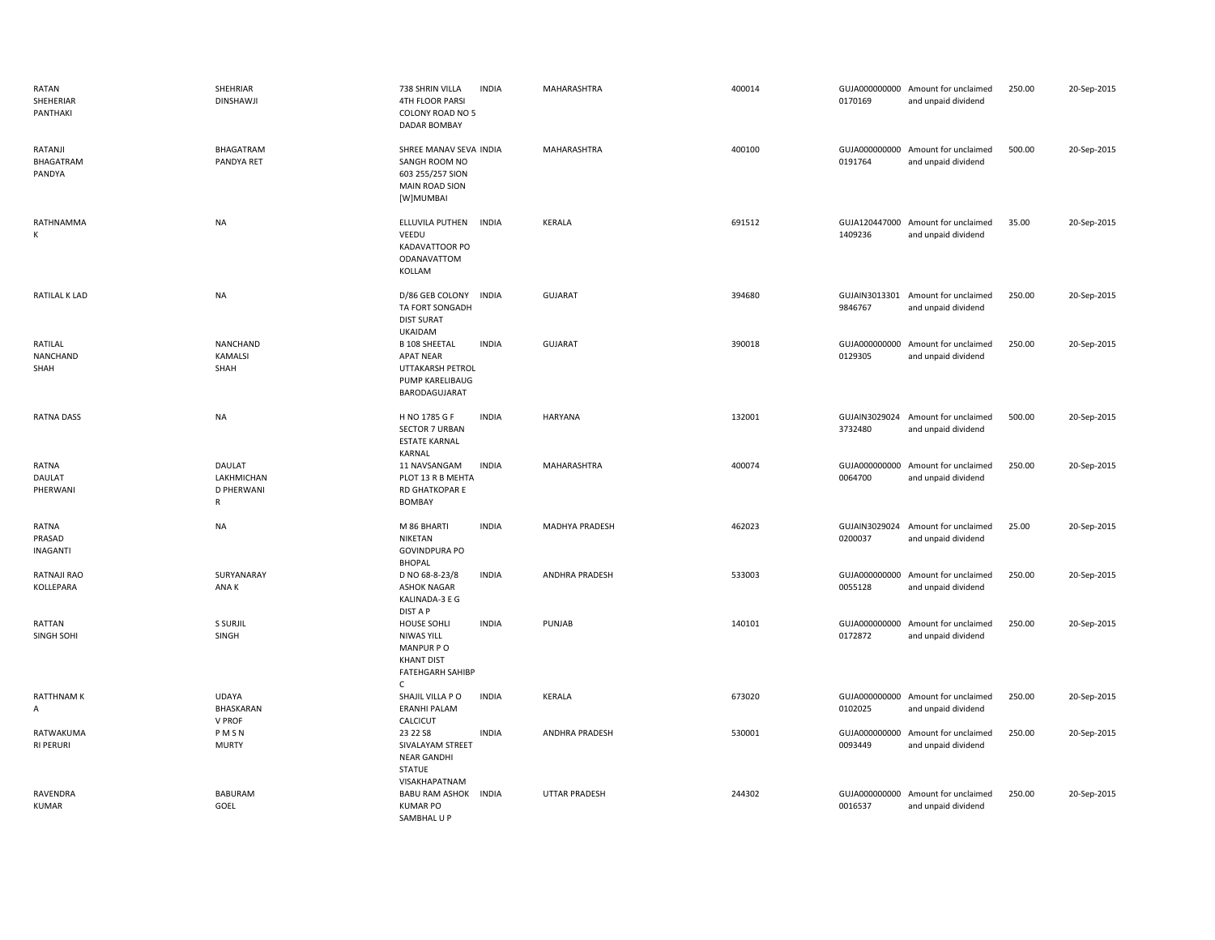| | | | | | | | | | |
|---|---|---|---|---|---|---|---|---|---|
| RATAN SHEHERIAR PANTHAKI | SHEHRIAR DINSHAWJI | 738 SHRIN VILLA 4TH FLOOR PARSI COLONY ROAD NO 5 DADAR BOMBAY | INDIA | MAHARASHTRA | 400014 | GUJA000000000 0170169 | Amount for unclaimed and unpaid dividend | 250.00 | 20-Sep-2015 |
| RATANJI BHAGATRAM PANDYA | BHAGATRAM PANDYA RET | SHREE MANAV SEVA SANGH ROOM NO 603 255/257 SION MAIN ROAD SION [W]MUMBAI | INDIA | MAHARASHTRA | 400100 | GUJA000000000 0191764 | Amount for unclaimed and unpaid dividend | 500.00 | 20-Sep-2015 |
| RATHNAMMA K | NA | ELLUVILA PUTHEN VEEDU KADAVATTOOR PO ODANAVATTOM KOLLAM | INDIA | KERALA | 691512 | GUJA120447000 1409236 | Amount for unclaimed and unpaid dividend | 35.00 | 20-Sep-2015 |
| RATILAL K LAD | NA | D/86 GEB COLONY TA FORT SONGADH DIST SURAT UKAIDAM | INDIA | GUJARAT | 394680 | GUJAIN3013301 9846767 | Amount for unclaimed and unpaid dividend | 250.00 | 20-Sep-2015 |
| RATILAL NANCHAND SHAH | NANCHAND KAMALSI SHAH | B 108 SHEETAL APAT NEAR UTTAKARSH PETROL PUMP KARELIBAUG BARODAGUJARAT | INDIA | GUJARAT | 390018 | GUJA000000000 0129305 | Amount for unclaimed and unpaid dividend | 250.00 | 20-Sep-2015 |
| RATNA DASS | NA | H NO 1785 G F SECTOR 7 URBAN ESTATE KARNAL KARNAL | INDIA | HARYANA | 132001 | GUJAIN3029024 3732480 | Amount for unclaimed and unpaid dividend | 500.00 | 20-Sep-2015 |
| RATNA DAULAT PHERWANI | DAULAT LAKHMICHAN D PHERWANI R | 11 NAVSANGAM PLOT 13 R B MEHTA RD GHATKOPAR E BOMBAY | INDIA | MAHARASHTRA | 400074 | GUJA000000000 0064700 | Amount for unclaimed and unpaid dividend | 250.00 | 20-Sep-2015 |
| RATNA PRASAD INAGANTI | NA | M 86 BHARTI NIKETAN GOVINDPURA PO BHOPAL | INDIA | MADHYA PRADESH | 462023 | GUJAIN3029024 0200037 | Amount for unclaimed and unpaid dividend | 25.00 | 20-Sep-2015 |
| RATNAJI RAO KOLLEPARA | SURYANARAY ANA K | D NO 68-8-23/8 ASHOK NAGAR KALINADA-3 E G DIST A P | INDIA | ANDHRA PRADESH | 533003 | GUJA000000000 0055128 | Amount for unclaimed and unpaid dividend | 250.00 | 20-Sep-2015 |
| RATTAN SINGH SOHI | S SURJIL SINGH | HOUSE SOHLI NIWAS YILL MANPUR P O KHANT DIST FATEHGARH SAHIBP C | INDIA | PUNJAB | 140101 | GUJA000000000 0172872 | Amount for unclaimed and unpaid dividend | 250.00 | 20-Sep-2015 |
| RATTHNAM K A | UDAYA BHASKARAN V PROF | SHAJIL VILLA P O ERANHI PALAM CALCICUT | INDIA | KERALA | 673020 | GUJA000000000 0102025 | Amount for unclaimed and unpaid dividend | 250.00 | 20-Sep-2015 |
| RATWAKUMA RI PERURI | P M S N MURTY | 23 22 S8 SIVALAYAM STREET NEAR GANDHI STATUE VISAKHAPATNAM | INDIA | ANDHRA PRADESH | 530001 | GUJA000000000 0093449 | Amount for unclaimed and unpaid dividend | 250.00 | 20-Sep-2015 |
| RAVENDRA KUMAR | BABURAM GOEL | BABU RAM ASHOK KUMAR PO SAMBHAL U P | INDIA | UTTAR PRADESH | 244302 | GUJA000000000 0016537 | Amount for unclaimed and unpaid dividend | 250.00 | 20-Sep-2015 |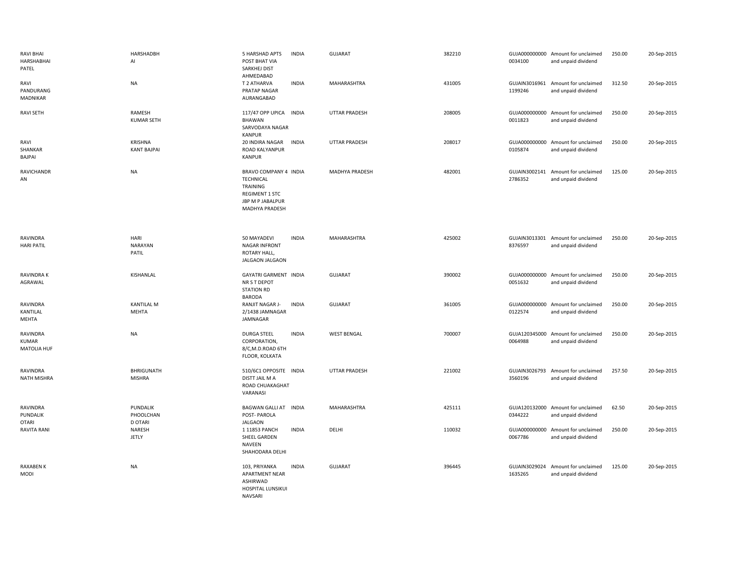| | | | | | | | | | |
|---|---|---|---|---|---|---|---|---|---|
| RAVI BHAI HARSHABHAI PATEL | HARSHADBH AI | 5 HARSHAD APTS POST BHAT VIA SARKHEJ DIST AHMEDABAD | INDIA | GUJARAT | 382210 | GUJA000000000 0034100 | Amount for unclaimed and unpaid dividend | 250.00 | 20-Sep-2015 |
| RAVI PANDURANG MADNIKAR | NA | T 2 ATHARVA PRATAP NAGAR AURANGABAD | INDIA | MAHARASHTRA | 431005 | GUJAIN3016961 1199246 | Amount for unclaimed and unpaid dividend | 312.50 | 20-Sep-2015 |
| RAVI SETH | RAMESH KUMAR SETH | 117/47 OPP UPICA BHAWAN SARVODAYA NAGAR KANPUR | INDIA | UTTAR PRADESH | 208005 | GUJA000000000 0011823 | Amount for unclaimed and unpaid dividend | 250.00 | 20-Sep-2015 |
| RAVI SHANKAR BAJPAI | KRISHNA KANT BAJPAI | 20 INDIRA NAGAR ROAD KALYANPUR KANPUR | INDIA | UTTAR PRADESH | 208017 | GUJA000000000 0105874 | Amount for unclaimed and unpaid dividend | 250.00 | 20-Sep-2015 |
| RAVICHANDR AN | NA | BRAVO COMPANY 4 TECHNICAL TRAINING REGIMENT 1 STC JBP M P JABALPUR MADHYA PRADESH | INDIA | MADHYA PRADESH | 482001 | GUJAIN3002141 2786352 | Amount for unclaimed and unpaid dividend | 125.00 | 20-Sep-2015 |
| RAVINDRA HARI PATIL | HARI NARAYAN PATIL | 50 MAYADEVI NAGAR INFRONT ROTARY HALL, JALGAON JALGAON | INDIA | MAHARASHTRA | 425002 | GUJAIN3013301 8376597 | Amount for unclaimed and unpaid dividend | 250.00 | 20-Sep-2015 |
| RAVINDRA K AGRAWAL | KISHANLAL | GAYATRI GARMENT NR S T DEPOT STATION RD BARODA | INDIA | GUJARAT | 390002 | GUJA000000000 0051632 | Amount for unclaimed and unpaid dividend | 250.00 | 20-Sep-2015 |
| RAVINDRA KANTILAL MEHTA | KANTILAL M MEHTA | RANJIT NAGAR J-2/1438 JAMNAGAR JAMNAGAR | INDIA | GUJARAT | 361005 | GUJA000000000 0122574 | Amount for unclaimed and unpaid dividend | 250.00 | 20-Sep-2015 |
| RAVINDRA KUMAR MATOLIA HUF | NA | DURGA STEEL CORPORATION, 8/C,M.D.ROAD 6TH FLOOR, KOLKATA | INDIA | WEST BENGAL | 700007 | GUJA120345000 0064988 | Amount for unclaimed and unpaid dividend | 250.00 | 20-Sep-2015 |
| RAVINDRA NATH MISHRA | BHRIGUNATH MISHRA | 510/6C1 OPPOSITE DISTT JAIL M A ROAD CHUAKAGHAT VARANASI | INDIA | UTTAR PRADESH | 221002 | GUJAIN3026793 3560196 | Amount for unclaimed and unpaid dividend | 257.50 | 20-Sep-2015 |
| RAVINDRA PUNDALIK OTARI | PUNDALIK PHOOLCHAN D OTARI | BAGWAN GALLI AT POST- PAROLA JALGAON | INDIA | MAHARASHTRA | 425111 | GUJA120132000 0344222 | Amount for unclaimed and unpaid dividend | 62.50 | 20-Sep-2015 |
| RAVITA RANI | NARESH JETLY | 1 11853 PANCH SHEEL GARDEN NAVEEN SHAHODARA DELHI | INDIA | DELHI | 110032 | GUJA000000000 0067786 | Amount for unclaimed and unpaid dividend | 250.00 | 20-Sep-2015 |
| RAXABEN K MODI | NA | 103, PRIYANKA APARTMENT NEAR ASHIRWAD HOSPITAL LUNSIKUI NAVSARI | INDIA | GUJARAT | 396445 | GUJAIN3029024 1635265 | Amount for unclaimed and unpaid dividend | 125.00 | 20-Sep-2015 |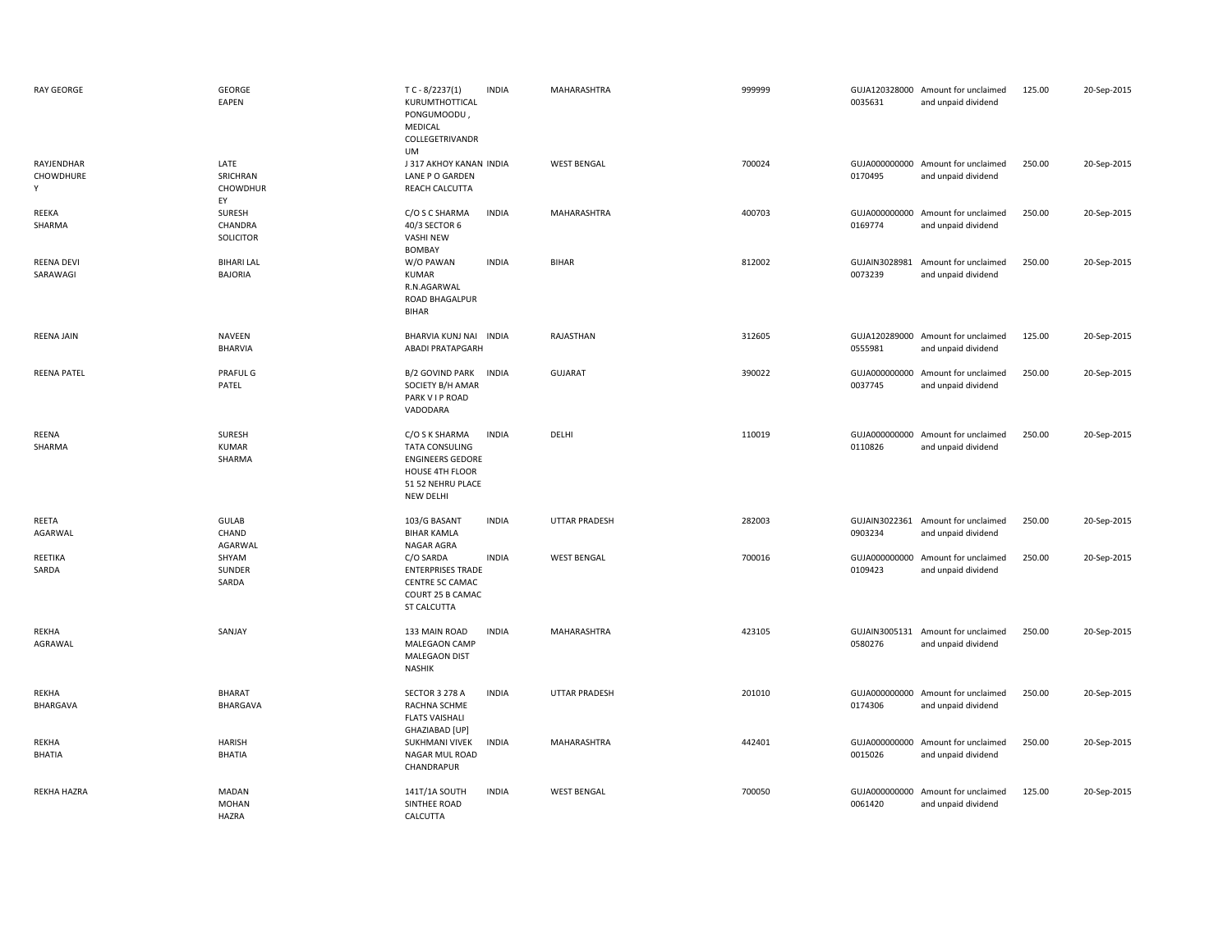| | | | | | | | | | |
|---|---|---|---|---|---|---|---|---|---|
| RAY GEORGE | GEORGE EAPEN | T C - 8/2237(1) KURUMTHOTTICAL PONGUMOODU , MEDICAL COLLEGETRIVANDR UM | INDIA | MAHARASHTRA | 999999 | GUJA120328000 0035631 | Amount for unclaimed and unpaid dividend | 125.00 | 20-Sep-2015 |
| RAYJENDHAR CHOWDHUREY | LATE SRICHRAN CHOWDHUREY | J 317 AKHOY KANAN LANE P O GARDEN REACH CALCUTTA | INDIA | WEST BENGAL | 700024 | GUJA000000000 0170495 | Amount for unclaimed and unpaid dividend | 250.00 | 20-Sep-2015 |
| REEKA SHARMA | SURESH CHANDRA SOLICITOR | C/O S C SHARMA 40/3 SECTOR 6 VASHI NEW BOMBAY | INDIA | MAHARASHTRA | 400703 | GUJA000000000 0169774 | Amount for unclaimed and unpaid dividend | 250.00 | 20-Sep-2015 |
| REENA DEVI SARAWAGI | BIHARI LAL BAJORIA | W/O PAWAN KUMAR R.N.AGARWAL ROAD BHAGALPUR BIHAR | INDIA | BIHAR | 812002 | GUJAIN3028981 0073239 | Amount for unclaimed and unpaid dividend | 250.00 | 20-Sep-2015 |
| REENA JAIN | NAVEEN BHARVIA | BHARVIA KUNJ NAI ABADI PRATAPGARH | INDIA | RAJASTHAN | 312605 | GUJA120289000 0555981 | Amount for unclaimed and unpaid dividend | 125.00 | 20-Sep-2015 |
| REENA PATEL | PRAFUL G PATEL | B/2 GOVIND PARK SOCIETY B/H AMAR PARK V I P ROAD VADODARA | INDIA | GUJARAT | 390022 | GUJA000000000 0037745 | Amount for unclaimed and unpaid dividend | 250.00 | 20-Sep-2015 |
| REENA SHARMA | SURESH KUMAR SHARMA | C/O S K SHARMA TATA CONSULING ENGINEERS GEDORE HOUSE 4TH FLOOR 51 52 NEHRU PLACE NEW DELHI | INDIA | DELHI | 110019 | GUJA000000000 0110826 | Amount for unclaimed and unpaid dividend | 250.00 | 20-Sep-2015 |
| REETA AGARWAL | GULAB CHAND AGARWAL | 103/G BASANT BIHAR KAMLA NAGAR AGRA | INDIA | UTTAR PRADESH | 282003 | GUJAIN3022361 0903234 | Amount for unclaimed and unpaid dividend | 250.00 | 20-Sep-2015 |
| REETIKA SARDA | SHYAM SUNDER SARDA | C/O SARDA ENTERPRISES TRADE CENTRE 5C CAMAC COURT 25 B CAMAC ST CALCUTTA | INDIA | WEST BENGAL | 700016 | GUJA000000000 0109423 | Amount for unclaimed and unpaid dividend | 250.00 | 20-Sep-2015 |
| REKHA AGRAWAL | SANJAY | 133 MAIN ROAD MALEGAON CAMP MALEGAON DIST NASHIK | INDIA | MAHARASHTRA | 423105 | GUJAIN3005131 0580276 | Amount for unclaimed and unpaid dividend | 250.00 | 20-Sep-2015 |
| REKHA BHARGAVA | BHARAT BHARGAVA | SECTOR 3 278 A RACHNA SCHME FLATS VAISHALI GHAZIABAD [UP] | INDIA | UTTAR PRADESH | 201010 | GUJA000000000 0174306 | Amount for unclaimed and unpaid dividend | 250.00 | 20-Sep-2015 |
| REKHA BHATIA | HARISH BHATIA | SUKHMANI VIVEK NAGAR MUL ROAD CHANDRAPUR | INDIA | MAHARASHTRA | 442401 | GUJA000000000 0015026 | Amount for unclaimed and unpaid dividend | 250.00 | 20-Sep-2015 |
| REKHA HAZRA | MADAN MOHAN HAZRA | 141T/1A SOUTH SINTHEE ROAD CALCUTTA | INDIA | WEST BENGAL | 700050 | GUJA000000000 0061420 | Amount for unclaimed and unpaid dividend | 125.00 | 20-Sep-2015 |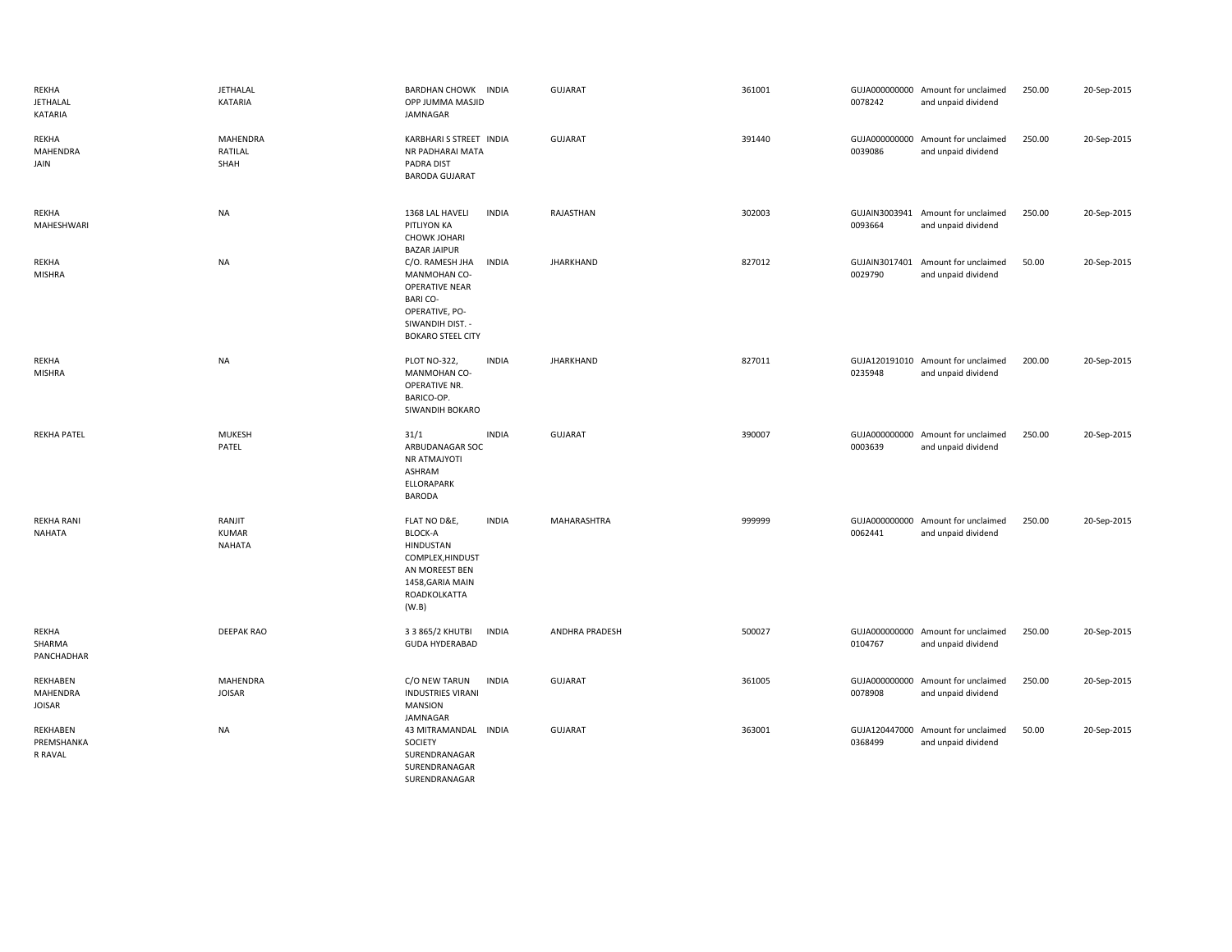| | | | | | | | | | |
|---|---|---|---|---|---|---|---|---|---|
| REKHA JETHALAL KATARIA | JETHALAL KATARIA | BARDHAN CHOWK OPP JUMMA MASJID JAMNAGAR | INDIA | GUJARAT | 361001 | GUJA000000000 0078242 | Amount for unclaimed and unpaid dividend | 250.00 | 20-Sep-2015 |
| REKHA MAHENDRA JAIN | MAHENDRA RATILAL SHAH | KARBHARI S STREET NR PADHARAI MATA PADRA DIST BARODA GUJARAT | INDIA | GUJARAT | 391440 | GUJA000000000 0039086 | Amount for unclaimed and unpaid dividend | 250.00 | 20-Sep-2015 |
| REKHA MAHESHWARI | NA | 1368 LAL HAVELI PITLIYON KA CHOWK JOHARI BAZAR JAIPUR | INDIA | RAJASTHAN | 302003 | GUJAIN3003941 0093664 | Amount for unclaimed and unpaid dividend | 250.00 | 20-Sep-2015 |
| REKHA MISHRA | NA | C/O. RAMESH JHA MANMOHAN CO-OPERATIVE NEAR BARI CO-OPERATIVE, PO-SIWANDIH DIST. - BOKARO STEEL CITY | INDIA | JHARKHAND | 827012 | GUJAIN3017401 0029790 | Amount for unclaimed and unpaid dividend | 50.00 | 20-Sep-2015 |
| REKHA MISHRA | NA | PLOT NO-322, MANMOHAN CO-OPERATIVE NR. BARICO-OP. SIWANDIH BOKARO | INDIA | JHARKHAND | 827011 | GUJA120191010 0235948 | Amount for unclaimed and unpaid dividend | 200.00 | 20-Sep-2015 |
| REKHA PATEL | MUKESH PATEL | 31/1 ARBUDANAGAR SOC NR ATMAJYOTI ASHRAM ELLORAPARK BARODA | INDIA | GUJARAT | 390007 | GUJA000000000 0003639 | Amount for unclaimed and unpaid dividend | 250.00 | 20-Sep-2015 |
| REKHA RANI NAHATA | RANJIT KUMAR NAHATA | FLAT NO D&E, BLOCK-A HINDUSTAN COMPLEX,HINDUST AN MOREEST BEN 1458,GARIA MAIN ROADKOLKATTA (W.B) | INDIA | MAHARASHTRA | 999999 | GUJA000000000 0062441 | Amount for unclaimed and unpaid dividend | 250.00 | 20-Sep-2015 |
| REKHA SHARMA PANCHADHAR | DEEPAK RAO | 3 3 865/2 KHUTBI GUDA HYDERABAD | INDIA | ANDHRA PRADESH | 500027 | GUJA000000000 0104767 | Amount for unclaimed and unpaid dividend | 250.00 | 20-Sep-2015 |
| REKHABEN MAHENDRA JOISAR | MAHENDRA JOISAR | C/O NEW TARUN INDUSTRIES VIRANI MANSION JAMNAGAR | INDIA | GUJARAT | 361005 | GUJA000000000 0078908 | Amount for unclaimed and unpaid dividend | 250.00 | 20-Sep-2015 |
| REKHABEN PREMSHANKA R RAVAL | NA | 43 MITRAMANDAL SOCIETY SURENDRANAGAR SURENDRANAGAR SURENDRANAGAR | INDIA | GUJARAT | 363001 | GUJA120447000 0368499 | Amount for unclaimed and unpaid dividend | 50.00 | 20-Sep-2015 |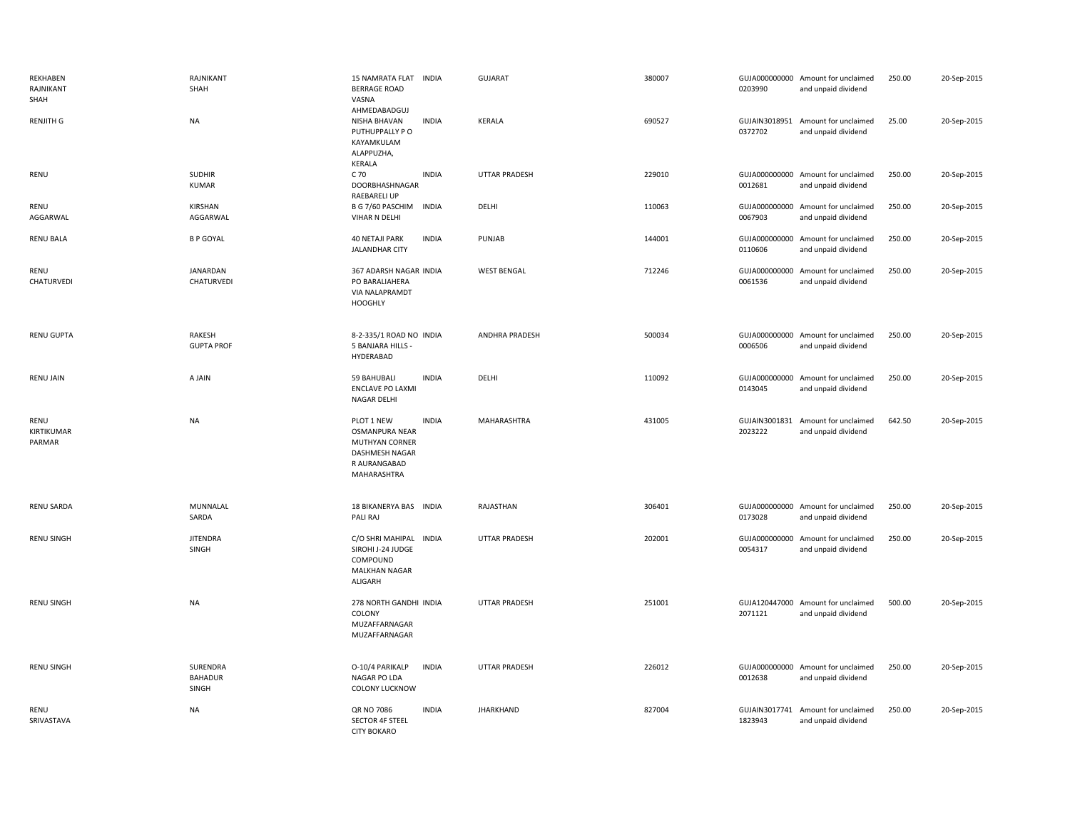| | | | | | | | | | |
|---|---|---|---|---|---|---|---|---|---|
| REKHABEN RAJNIKANT SHAH | RAJNIKANT SHAH | 15 NAMRATA FLAT BERRAGE ROAD VASNA AHMEDABADGUJ | INDIA | GUJARAT | 380007 | GUJA000000000 0203990 | Amount for unclaimed and unpaid dividend | 250.00 | 20-Sep-2015 |
| RENJITH G | NA | NISHA BHAVAN PUTHUPPALLY P O KAYAMKULAM ALAPPUZHA, KERALA | INDIA | KERALA | 690527 | GUJAIN3018951 0372702 | Amount for unclaimed and unpaid dividend | 25.00 | 20-Sep-2015 |
| RENU | SUDHIR KUMAR | C 70 DOORBHASHNAGAR RAEBARELI UP | INDIA | UTTAR PRADESH | 229010 | GUJA000000000 0012681 | Amount for unclaimed and unpaid dividend | 250.00 | 20-Sep-2015 |
| RENU AGGARWAL | KIRSHAN AGGARWAL | B G 7/60 PASCHIM VIHAR N DELHI | INDIA | DELHI | 110063 | GUJA000000000 0067903 | Amount for unclaimed and unpaid dividend | 250.00 | 20-Sep-2015 |
| RENU BALA | B P GOYAL | 40 NETAJI PARK JALANDHAR CITY | INDIA | PUNJAB | 144001 | GUJA000000000 0110606 | Amount for unclaimed and unpaid dividend | 250.00 | 20-Sep-2015 |
| RENU CHATURVEDI | JANARDAN CHATURVEDI | 367 ADARSH NAGAR PO BARALIAHERA VIA NALAPRAMDT HOOGHLY | INDIA | WEST BENGAL | 712246 | GUJA000000000 0061536 | Amount for unclaimed and unpaid dividend | 250.00 | 20-Sep-2015 |
| RENU GUPTA | RAKESH GUPTA PROF | 8-2-335/1 ROAD NO 5 BANJARA HILLS - HYDERABAD | INDIA | ANDHRA PRADESH | 500034 | GUJA000000000 0006506 | Amount for unclaimed and unpaid dividend | 250.00 | 20-Sep-2015 |
| RENU JAIN | A JAIN | 59 BAHUBALI ENCLAVE PO LAXMI NAGAR DELHI | INDIA | DELHI | 110092 | GUJA000000000 0143045 | Amount for unclaimed and unpaid dividend | 250.00 | 20-Sep-2015 |
| RENU KIRTIKUMAR PARMAR | NA | PLOT 1 NEW OSMANPURA NEAR MUTHYAN CORNER DASHMESH NAGAR R AURANGABAD MAHARASHTRA | INDIA | MAHARASHTRA | 431005 | GUJAIN3001831 2023222 | Amount for unclaimed and unpaid dividend | 642.50 | 20-Sep-2015 |
| RENU SARDA | MUNNALAL SARDA | 18 BIKANERYA BAS PALI RAJ | INDIA | RAJASTHAN | 306401 | GUJA000000000 0173028 | Amount for unclaimed and unpaid dividend | 250.00 | 20-Sep-2015 |
| RENU SINGH | JITENDRA SINGH | C/O SHRI MAHIPAL SIROHI J-24 JUDGE COMPOUND MALKHAN NAGAR ALIGARH | INDIA | UTTAR PRADESH | 202001 | GUJA000000000 0054317 | Amount for unclaimed and unpaid dividend | 250.00 | 20-Sep-2015 |
| RENU SINGH | NA | 278 NORTH GANDHI COLONY MUZAFFARNAGAR MUZAFFARNAGAR | INDIA | UTTAR PRADESH | 251001 | GUJA120447000 2071121 | Amount for unclaimed and unpaid dividend | 500.00 | 20-Sep-2015 |
| RENU SINGH | SURENDRA BAHADUR SINGH | O-10/4 PARIKALP NAGAR PO LDA COLONY LUCKNOW | INDIA | UTTAR PRADESH | 226012 | GUJA000000000 0012638 | Amount for unclaimed and unpaid dividend | 250.00 | 20-Sep-2015 |
| RENU SRIVASTAVA | NA | QR NO 7086 SECTOR 4F STEEL CITY BOKARO | INDIA | JHARKHAND | 827004 | GUJAIN3017741 1823943 | Amount for unclaimed and unpaid dividend | 250.00 | 20-Sep-2015 |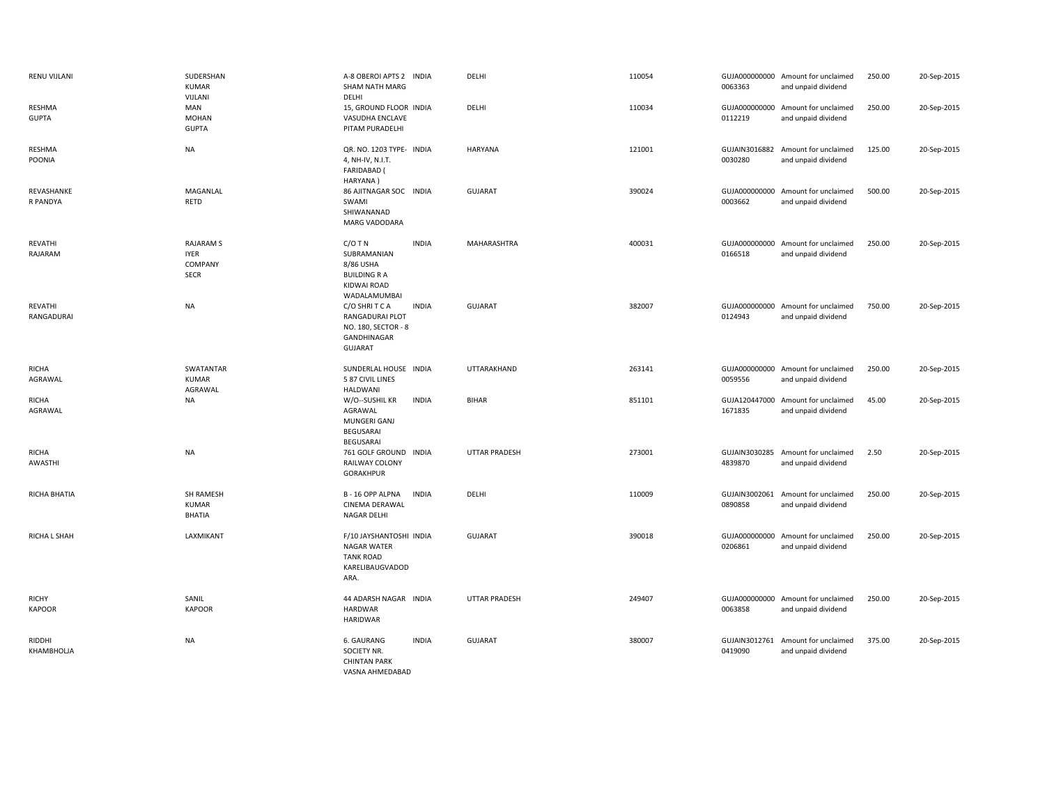| | | | | | | | | | |
|---|---|---|---|---|---|---|---|---|---|
| RENU VIJLANI | SUDERSHAN KUMAR VIJLANI | A-8 OBEROI APTS 2 SHAM NATH MARG DELHI | INDIA | DELHI | 110054 | GUJA000000000 0063363 | Amount for unclaimed and unpaid dividend | 250.00 | 20-Sep-2015 |
| RESHMA GUPTA | MAN MOHAN GUPTA | 15, GROUND FLOOR VASUDHA ENCLAVE PITAM PURADELHI | INDIA | DELHI | 110034 | GUJA000000000 0112219 | Amount for unclaimed and unpaid dividend | 250.00 | 20-Sep-2015 |
| RESHMA POONIA | NA | QR. NO. 1203 TYPE-4, NH-IV, N.I.T. FARIDABAD ( HARYANA ) | INDIA | HARYANA | 121001 | GUJAIN3016882 0030280 | Amount for unclaimed and unpaid dividend | 125.00 | 20-Sep-2015 |
| REVASHANKE R PANDYA | MAGANLAL RETD | 86 AJITNAGAR SOC SWAMI SHIWANANAD MARG VADODARA | INDIA | GUJARAT | 390024 | GUJA000000000 0003662 | Amount for unclaimed and unpaid dividend | 500.00 | 20-Sep-2015 |
| REVATHI RAJARAM | RAJARAM S IYER COMPANY SECR | C/O T N SUBRAMANIAN 8/86 USHA BUILDING R A KIDWAI ROAD WADALAMUMBAI | INDIA | MAHARASHTRA | 400031 | GUJA000000000 0166518 | Amount for unclaimed and unpaid dividend | 250.00 | 20-Sep-2015 |
| REVATHI RANGADURAI | NA | C/O SHRI T C A RANGADURAI PLOT NO. 180, SECTOR - 8 GANDHINAGAR GUJARAT | INDIA | GUJARAT | 382007 | GUJA000000000 0124943 | Amount for unclaimed and unpaid dividend | 750.00 | 20-Sep-2015 |
| RICHA AGRAWAL | SWATANTAR KUMAR AGRAWAL | SUNDERLAL HOUSE 5 87 CIVIL LINES HALDWANI | INDIA | UTTARAKHAND | 263141 | GUJA000000000 0059556 | Amount for unclaimed and unpaid dividend | 250.00 | 20-Sep-2015 |
| RICHA AGRAWAL | NA | W/O--SUSHIL KR AGRAWAL MUNGERI GANJ BEGUSARAI BEGUSARAI | INDIA | BIHAR | 851101 | GUJA120447000 1671835 | Amount for unclaimed and unpaid dividend | 45.00 | 20-Sep-2015 |
| RICHA AWASTHI | NA | 761 GOLF GROUND RAILWAY COLONY GORAKHPUR | INDIA | UTTAR PRADESH | 273001 | GUJAIN3030285 4839870 | Amount for unclaimed and unpaid dividend | 2.50 | 20-Sep-2015 |
| RICHA BHATIA | SH RAMESH KUMAR BHATIA | B - 16 OPP ALPNA CINEMA DERAWAL NAGAR DELHI | INDIA | DELHI | 110009 | GUJAIN3002061 0890858 | Amount for unclaimed and unpaid dividend | 250.00 | 20-Sep-2015 |
| RICHA L SHAH | LAXMIKANT | F/10 JAYSHANTOSHI NAGAR WATER TANK ROAD KARELIBAUGVADOD ARA. | INDIA | GUJARAT | 390018 | GUJA000000000 0206861 | Amount for unclaimed and unpaid dividend | 250.00 | 20-Sep-2015 |
| RICHY KAPOOR | SANIL KAPOOR | 44 ADARSH NAGAR HARDWAR HARIDWAR | INDIA | UTTAR PRADESH | 249407 | GUJA000000000 0063858 | Amount for unclaimed and unpaid dividend | 250.00 | 20-Sep-2015 |
| RIDDHI KHAMBHOLJA | NA | 6. GAURANG SOCIETY NR. CHINTAN PARK VASNA AHMEDABAD | INDIA | GUJARAT | 380007 | GUJAIN3012761 0419090 | Amount for unclaimed and unpaid dividend | 375.00 | 20-Sep-2015 |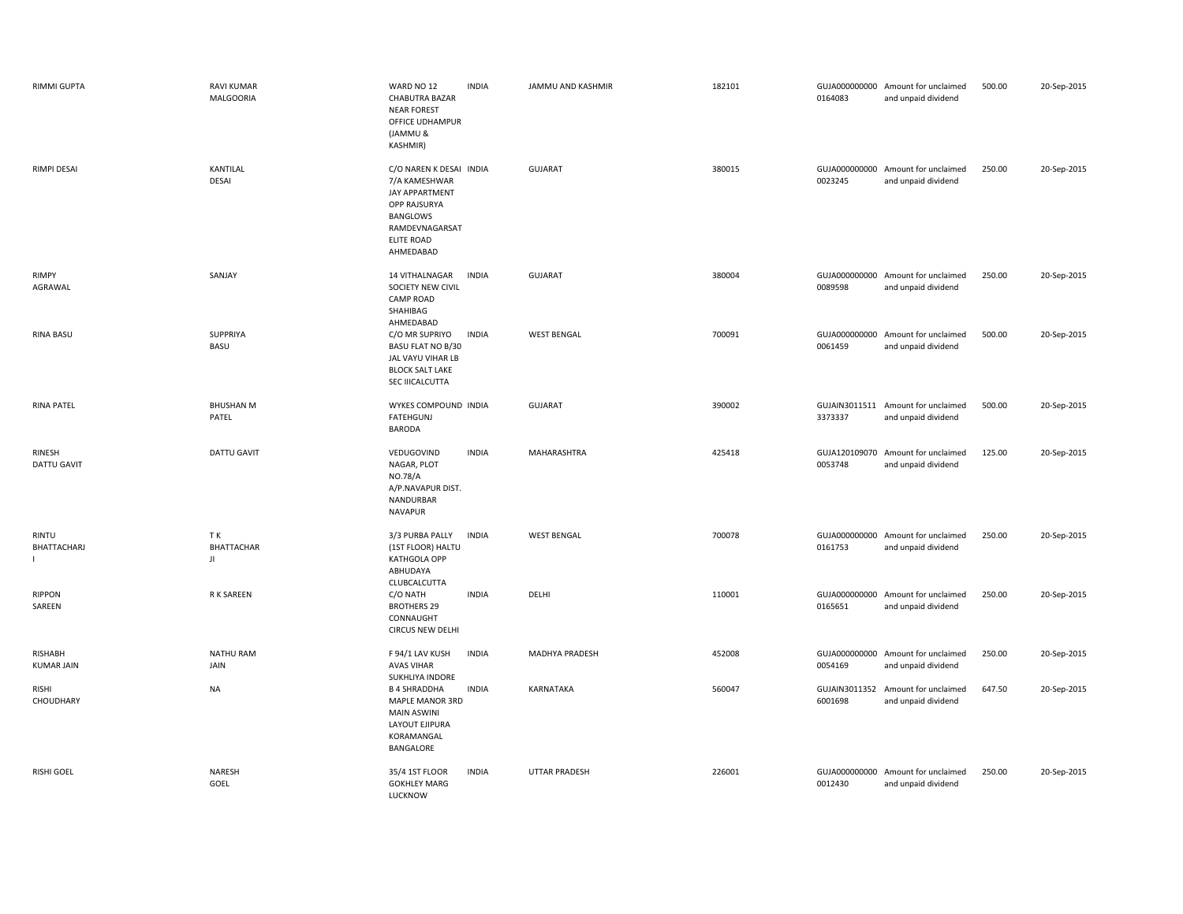| | | | | | | | | | |
|---|---|---|---|---|---|---|---|---|---|
| RIMMI GUPTA | RAVI KUMAR MALGOORIA | WARD NO 12 CHABUTRA BAZAR NEAR FOREST OFFICE UDHAMPUR (JAMMU & KASHMIR) | INDIA | JAMMU AND KASHMIR | 182101 | GUJA000000000 0164083 | Amount for unclaimed and unpaid dividend | 500.00 | 20-Sep-2015 |
| RIMPI DESAI | KANTILAL DESAI | C/O NAREN K DESAI 7/A KAMESHWAR JAY APPARTMENT OPP RAJSURYA BANGLOWS RAMDEVNAGARSAT ELITE ROAD AHMEDABAD | INDIA | GUJARAT | 380015 | GUJA000000000 0023245 | Amount for unclaimed and unpaid dividend | 250.00 | 20-Sep-2015 |
| RIMPY AGRAWAL | SANJAY | 14 VITHALNAGAR SOCIETY NEW CIVIL CAMP ROAD SHAHIBAG AHMEDABAD | INDIA | GUJARAT | 380004 | GUJA000000000 0089598 | Amount for unclaimed and unpaid dividend | 250.00 | 20-Sep-2015 |
| RINA BASU | SUPPRIYA BASU | C/O MR SUPRIYO BASU FLAT NO B/30 JAL VAYU VIHAR LB BLOCK SALT LAKE SEC IIICALCUTTA | INDIA | WEST BENGAL | 700091 | GUJA000000000 0061459 | Amount for unclaimed and unpaid dividend | 500.00 | 20-Sep-2015 |
| RINA PATEL | BHUSHAN M PATEL | WYKES COMPOUND FATEHGUNJ BARODA | INDIA | GUJARAT | 390002 | GUJAIN3011511 3373337 | Amount for unclaimed and unpaid dividend | 500.00 | 20-Sep-2015 |
| RINESH DATTU GAVIT | DATTU GAVIT | VEDUGOVIND NAGAR, PLOT NO.78/A A/P.NAVAPUR DIST. NANDURBAR NAVAPUR | INDIA | MAHARASHTRA | 425418 | GUJA120109070 0053748 | Amount for unclaimed and unpaid dividend | 125.00 | 20-Sep-2015 |
| RINTU BHATTACHARJ I | T K BHATTACHAR JI | 3/3 PURBA PALLY (1ST FLOOR) HALTU KATHGOLA OPP ABHUDAYA CLUBCALCUTTA | INDIA | WEST BENGAL | 700078 | GUJA000000000 0161753 | Amount for unclaimed and unpaid dividend | 250.00 | 20-Sep-2015 |
| RIPPON SAREEN | R K SAREEN | C/O NATH BROTHERS 29 CONNAUGHT CIRCUS NEW DELHI | INDIA | DELHI | 110001 | GUJA000000000 0165651 | Amount for unclaimed and unpaid dividend | 250.00 | 20-Sep-2015 |
| RISHABH KUMAR JAIN | NATHU RAM JAIN | F 94/1 LAV KUSH AVAS VIHAR SUKHLIYA INDORE | INDIA | MADHYA PRADESH | 452008 | GUJA000000000 0054169 | Amount for unclaimed and unpaid dividend | 250.00 | 20-Sep-2015 |
| RISHI CHOUDHARY | NA | B 4 SHRADDHA MAPLE MANOR 3RD MAIN ASWINI LAYOUT EJIPURA KORAMANGAL BANGALORE | INDIA | KARNATAKA | 560047 | GUJAIN3011352 6001698 | Amount for unclaimed and unpaid dividend | 647.50 | 20-Sep-2015 |
| RISHI GOEL | NARESH GOEL | 35/4 1ST FLOOR GOKHLEY MARG LUCKNOW | INDIA | UTTAR PRADESH | 226001 | GUJA000000000 0012430 | Amount for unclaimed and unpaid dividend | 250.00 | 20-Sep-2015 |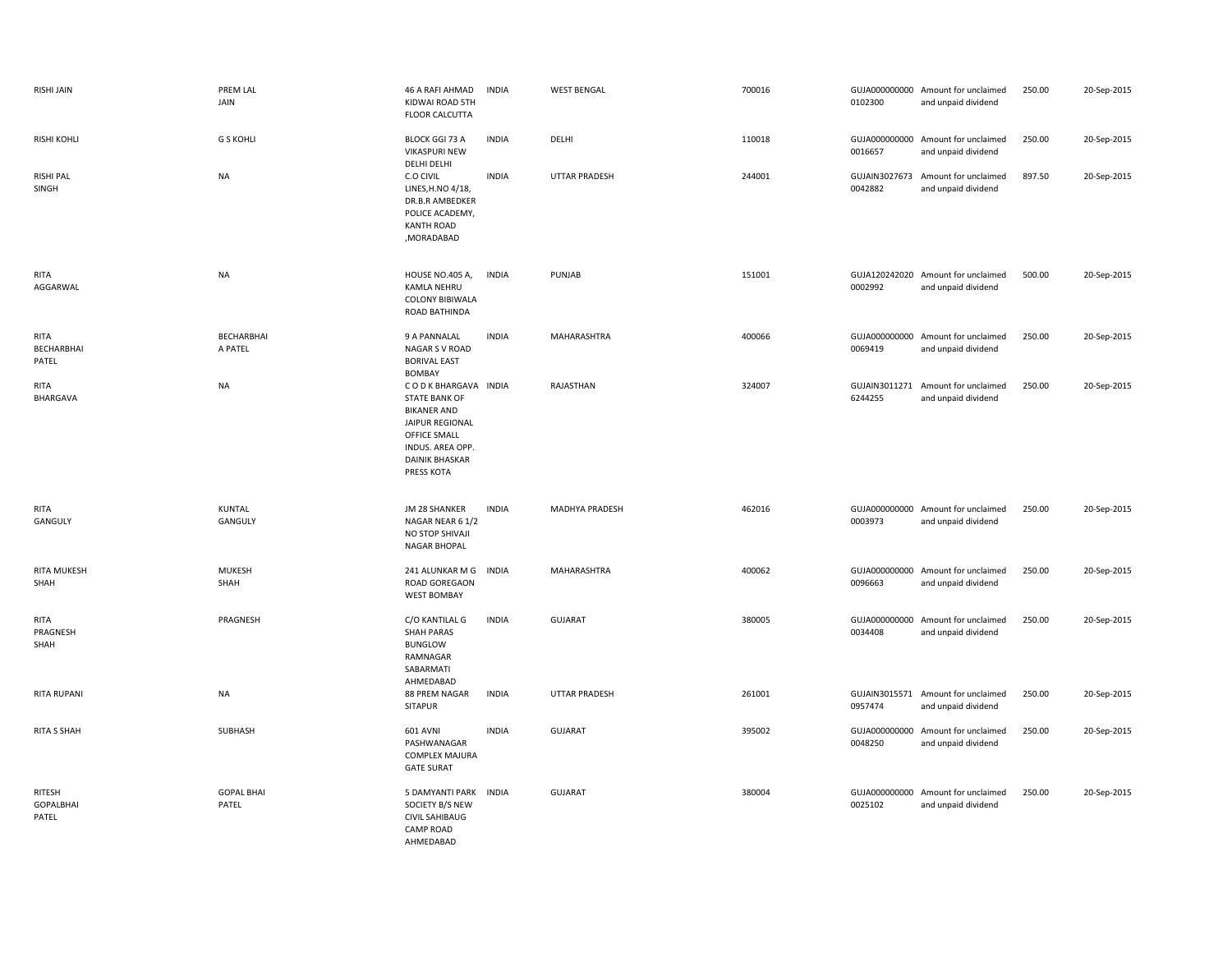| | | | | | | | | | |
|---|---|---|---|---|---|---|---|---|---|
| RISHI JAIN | PREM LAL JAIN | 46 A RAFI AHMAD KIDWAI ROAD 5TH FLOOR CALCUTTA | INDIA | WEST BENGAL | 700016 | GUJA000000000 0102300 | Amount for unclaimed and unpaid dividend | 250.00 | 20-Sep-2015 |
| RISHI KOHLI | G S KOHLI | BLOCK GGI 73 A VIKASPURI NEW DELHI DELHI | INDIA | DELHI | 110018 | GUJA000000000 0016657 | Amount for unclaimed and unpaid dividend | 250.00 | 20-Sep-2015 |
| RISHI PAL SINGH | NA | C.O CIVIL LINES,H.NO 4/18, DR.B.R AMBEDKER POLICE ACADEMY, KANTH ROAD ,MORADABAD | INDIA | UTTAR PRADESH | 244001 | GUJAIN3027673 0042882 | Amount for unclaimed and unpaid dividend | 897.50 | 20-Sep-2015 |
| RITA AGGARWAL | NA | HOUSE NO.405 A, KAMLA NEHRU COLONY BIBIWALA ROAD BATHINDA | INDIA | PUNJAB | 151001 | GUJA120242020 0002992 | Amount for unclaimed and unpaid dividend | 500.00 | 20-Sep-2015 |
| RITA BECHARBHAI PATEL | BECHARBHAI A PATEL | 9 A PANNALAL NAGAR S V ROAD BORIVAL EAST BOMBAY | INDIA | MAHARASHTRA | 400066 | GUJA000000000 0069419 | Amount for unclaimed and unpaid dividend | 250.00 | 20-Sep-2015 |
| RITA BHARGAVA | NA | C O D K BHARGAVA STATE BANK OF BIKANER AND JAIPUR REGIONAL OFFICE SMALL INDUS. AREA OPP. DAINIK BHASKAR PRESS KOTA | INDIA | RAJASTHAN | 324007 | GUJAIN3011271 6244255 | Amount for unclaimed and unpaid dividend | 250.00 | 20-Sep-2015 |
| RITA GANGULY | KUNTAL GANGULY | JM 28 SHANKER NAGAR NEAR 6 1/2 NO STOP SHIVAJI NAGAR BHOPAL | INDIA | MADHYA PRADESH | 462016 | GUJA000000000 0003973 | Amount for unclaimed and unpaid dividend | 250.00 | 20-Sep-2015 |
| RITA MUKESH SHAH | MUKESH SHAH | 241 ALUNKAR M G ROAD GOREGAON WEST BOMBAY | INDIA | MAHARASHTRA | 400062 | GUJA000000000 0096663 | Amount for unclaimed and unpaid dividend | 250.00 | 20-Sep-2015 |
| RITA PRAGNESH SHAH | PRAGNESH | C/O KANTILAL G SHAH PARAS BUNGLOW RAMNAGAR SABARMATI AHMEDABAD | INDIA | GUJARAT | 380005 | GUJA000000000 0034408 | Amount for unclaimed and unpaid dividend | 250.00 | 20-Sep-2015 |
| RITA RUPANI | NA | 88 PREM NAGAR SITAPUR | INDIA | UTTAR PRADESH | 261001 | GUJAIN3015571 0957474 | Amount for unclaimed and unpaid dividend | 250.00 | 20-Sep-2015 |
| RITA S SHAH | SUBHASH | 601 AVNI PASHWANAGAR COMPLEX MAJURA GATE SURAT | INDIA | GUJARAT | 395002 | GUJA000000000 0048250 | Amount for unclaimed and unpaid dividend | 250.00 | 20-Sep-2015 |
| RITESH GOPALBHAI PATEL | GOPAL BHAI PATEL | 5 DAMYANTI PARK SOCIETY B/S NEW CIVIL SAHIBAUG CAMP ROAD AHMEDABAD | INDIA | GUJARAT | 380004 | GUJA000000000 0025102 | Amount for unclaimed and unpaid dividend | 250.00 | 20-Sep-2015 |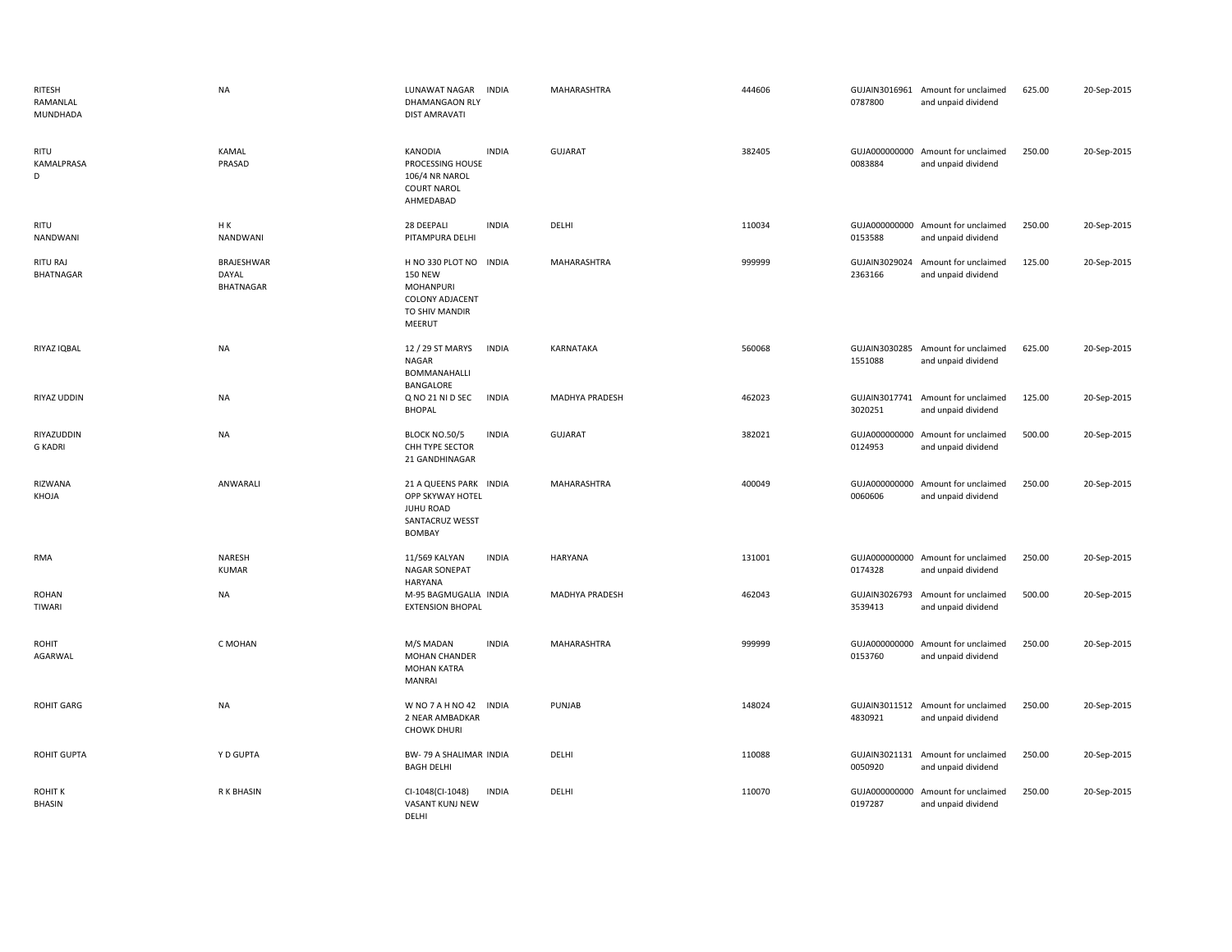| | | | | | | | | | |
|---|---|---|---|---|---|---|---|---|---|
| RITESH RAMANLAL MUNDHADA | NA | LUNAWAT NAGAR DHAMANGAON RLY DIST AMRAVATI | INDIA | MAHARASHTRA | 444606 | GUJAIN30169610787800 | Amount for unclaimed and unpaid dividend | 625.00 | 20-Sep-2015 |
| RITU KAMALPRASAD | KAMAL PRASAD | KANODIA PROCESSING HOUSE 106/4 NR NAROL COURT NAROL AHMEDABAD | INDIA | GUJARAT | 382405 | GUJA0000000000083884 | Amount for unclaimed and unpaid dividend | 250.00 | 20-Sep-2015 |
| RITU NANDWANI | H K NANDWANI | 28 DEEPALI PITAMPURA DELHI | INDIA | DELHI | 110034 | GUJA0000000000153588 | Amount for unclaimed and unpaid dividend | 250.00 | 20-Sep-2015 |
| RITU RAJ BHATNAGAR | BRAJESHWAR DAYAL BHATNAGAR | H NO 330 PLOT NO 150 NEW MOHANPURI COLONY ADJACENT TO SHIV MANDIR MEERUT | INDIA | MAHARASHTRA | 999999 | GUJAIN30290242363166 | Amount for unclaimed and unpaid dividend | 125.00 | 20-Sep-2015 |
| RIYAZ IQBAL | NA | 12 / 29 ST MARYS NAGAR BOMMANAHALLI BANGALORE | INDIA | KARNATAKA | 560068 | GUJAIN30302851551088 | Amount for unclaimed and unpaid dividend | 625.00 | 20-Sep-2015 |
| RIYAZ UDDIN | NA | Q NO 21 NI D SEC BHOPAL | INDIA | MADHYA PRADESH | 462023 | GUJAIN30177413020251 | Amount for unclaimed and unpaid dividend | 125.00 | 20-Sep-2015 |
| RIYAZUDDIN G KADRI | NA | BLOCK NO.50/5 CHH TYPE SECTOR 21 GANDHINAGAR | INDIA | GUJARAT | 382021 | GUJA0000000000124953 | Amount for unclaimed and unpaid dividend | 500.00 | 20-Sep-2015 |
| RIZWANA KHOJA | ANWARALI | 21 A QUEENS PARK OPP SKYWAY HOTEL JUHU ROAD SANTACRUZ WESST BOMBAY | INDIA | MAHARASHTRA | 400049 | GUJA0000000000060606 | Amount for unclaimed and unpaid dividend | 250.00 | 20-Sep-2015 |
| RMA | NARESH KUMAR | 11/569 KALYAN NAGAR SONEPAT HARYANA | INDIA | HARYANA | 131001 | GUJA0000000000174328 | Amount for unclaimed and unpaid dividend | 250.00 | 20-Sep-2015 |
| ROHAN TIWARI | NA | M-95 BAGMUGALIA EXTENSION BHOPAL | INDIA | MADHYA PRADESH | 462043 | GUJAIN30267933539413 | Amount for unclaimed and unpaid dividend | 500.00 | 20-Sep-2015 |
| ROHIT AGARWAL | C MOHAN | M/S MADAN MOHAN CHANDER MOHAN KATRA MANRAI | INDIA | MAHARASHTRA | 999999 | GUJA0000000000153760 | Amount for unclaimed and unpaid dividend | 250.00 | 20-Sep-2015 |
| ROHIT GARG | NA | W NO 7 A H NO 42 2 NEAR AMBADKAR CHOWK DHURI | INDIA | PUNJAB | 148024 | GUJAIN30115124830921 | Amount for unclaimed and unpaid dividend | 250.00 | 20-Sep-2015 |
| ROHIT GUPTA | Y D GUPTA | BW- 79 A SHALIMAR BAGH DELHI | INDIA | DELHI | 110088 | GUJAIN30211310050920 | Amount for unclaimed and unpaid dividend | 250.00 | 20-Sep-2015 |
| ROHIT K BHASIN | R K BHASIN | CI-1048(CI-1048) VASANT KUNJ NEW DELHI | INDIA | DELHI | 110070 | GUJA0000000000197287 | Amount for unclaimed and unpaid dividend | 250.00 | 20-Sep-2015 |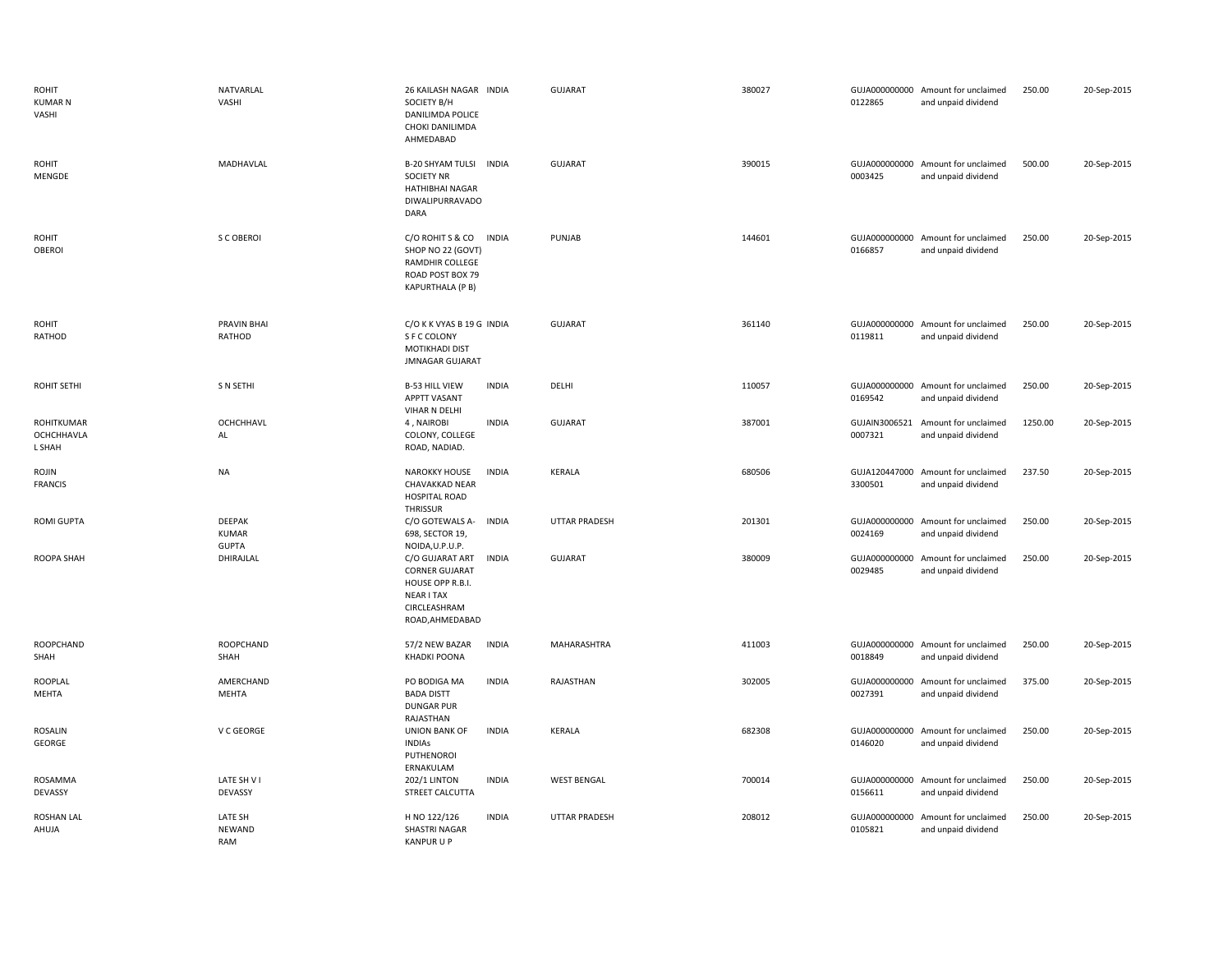| | | | | | | | | | |
|---|---|---|---|---|---|---|---|---|---|
| ROHIT KUMAR N VASHI | NATVARLAL VASHI | 26 KAILASH NAGAR SOCIETY B/H DANILIMDA POLICE CHOKI DANILIMDA AHMEDABAD | INDIA | GUJARAT | 380027 | GUJA000000000 0122865 | Amount for unclaimed and unpaid dividend | 250.00 | 20-Sep-2015 |
| ROHIT MENGDE | MADHAVLAL | B-20 SHYAM TULSI SOCIETY NR HATHIBHAI NAGAR DIWALIPURRAVADO DARA | INDIA | GUJARAT | 390015 | GUJA000000000 0003425 | Amount for unclaimed and unpaid dividend | 500.00 | 20-Sep-2015 |
| ROHIT OBEROI | S C OBEROI | C/O ROHIT S & CO SHOP NO 22 (GOVT) RAMDHIR COLLEGE ROAD POST BOX 79 KAPURTHALA (P B) | INDIA | PUNJAB | 144601 | GUJA000000000 0166857 | Amount for unclaimed and unpaid dividend | 250.00 | 20-Sep-2015 |
| ROHIT RATHOD | PRAVIN BHAI RATHOD | C/O K K VYAS B 19 G S F C COLONY MOTIKHADI DIST JMNAGAR GUJARAT | INDIA | GUJARAT | 361140 | GUJA000000000 0119811 | Amount for unclaimed and unpaid dividend | 250.00 | 20-Sep-2015 |
| ROHIT SETHI | S N SETHI | B-53 HILL VIEW APPTT VASANT VIHAR N DELHI | INDIA | DELHI | 110057 | GUJA000000000 0169542 | Amount for unclaimed and unpaid dividend | 250.00 | 20-Sep-2015 |
| ROHITKUMAR OCHCHHAVLA L SHAH | OCHCHHAVL AL | 4 , NAIROBI COLONY, COLLEGE ROAD, NADIAD. | INDIA | GUJARAT | 387001 | GUJAIN3006521 0007321 | Amount for unclaimed and unpaid dividend | 1250.00 | 20-Sep-2015 |
| ROJIN FRANCIS | NA | NAROKKY HOUSE CHAVAKKAD NEAR HOSPITAL ROAD THRISSUR | INDIA | KERALA | 680506 | GUJA120447000 3300501 | Amount for unclaimed and unpaid dividend | 237.50 | 20-Sep-2015 |
| ROMI GUPTA | DEEPAK KUMAR GUPTA | C/O GOTEWALS A-698, SECTOR 19, NOIDA,U.P.U.P. | INDIA | UTTAR PRADESH | 201301 | GUJA000000000 0024169 | Amount for unclaimed and unpaid dividend | 250.00 | 20-Sep-2015 |
| ROOPA SHAH | DHIRAJLAL | C/O GUJARAT ART CORNER GUJARAT HOUSE OPP R.B.I. NEAR I TAX CIRCLEASHRAM ROAD,AHMEDABAD | INDIA | GUJARAT | 380009 | GUJA000000000 0029485 | Amount for unclaimed and unpaid dividend | 250.00 | 20-Sep-2015 |
| ROOPCHAND SHAH | ROOPCHAND SHAH | 57/2 NEW BAZAR KHADKI POONA | INDIA | MAHARASHTRA | 411003 | GUJA000000000 0018849 | Amount for unclaimed and unpaid dividend | 250.00 | 20-Sep-2015 |
| ROOPLAL MEHTA | AMERCHAND MEHTA | PO BODIGA MA BADA DISTT DUNGAR PUR RAJASTHAN | INDIA | RAJASTHAN | 302005 | GUJA000000000 0027391 | Amount for unclaimed and unpaid dividend | 375.00 | 20-Sep-2015 |
| ROSALIN GEORGE | V C GEORGE | UNION BANK OF INDIAs PUTHENOROI ERNAKULAM | INDIA | KERALA | 682308 | GUJA000000000 0146020 | Amount for unclaimed and unpaid dividend | 250.00 | 20-Sep-2015 |
| ROSAMMA DEVASSY | LATE SH V I DEVASSY | 202/1 LINTON STREET CALCUTTA | INDIA | WEST BENGAL | 700014 | GUJA000000000 0156611 | Amount for unclaimed and unpaid dividend | 250.00 | 20-Sep-2015 |
| ROSHAN LAL AHUJA | LATE SH NEWAND RAM | H NO 122/126 SHASTRI NAGAR KANPUR U P | INDIA | UTTAR PRADESH | 208012 | GUJA000000000 0105821 | Amount for unclaimed and unpaid dividend | 250.00 | 20-Sep-2015 |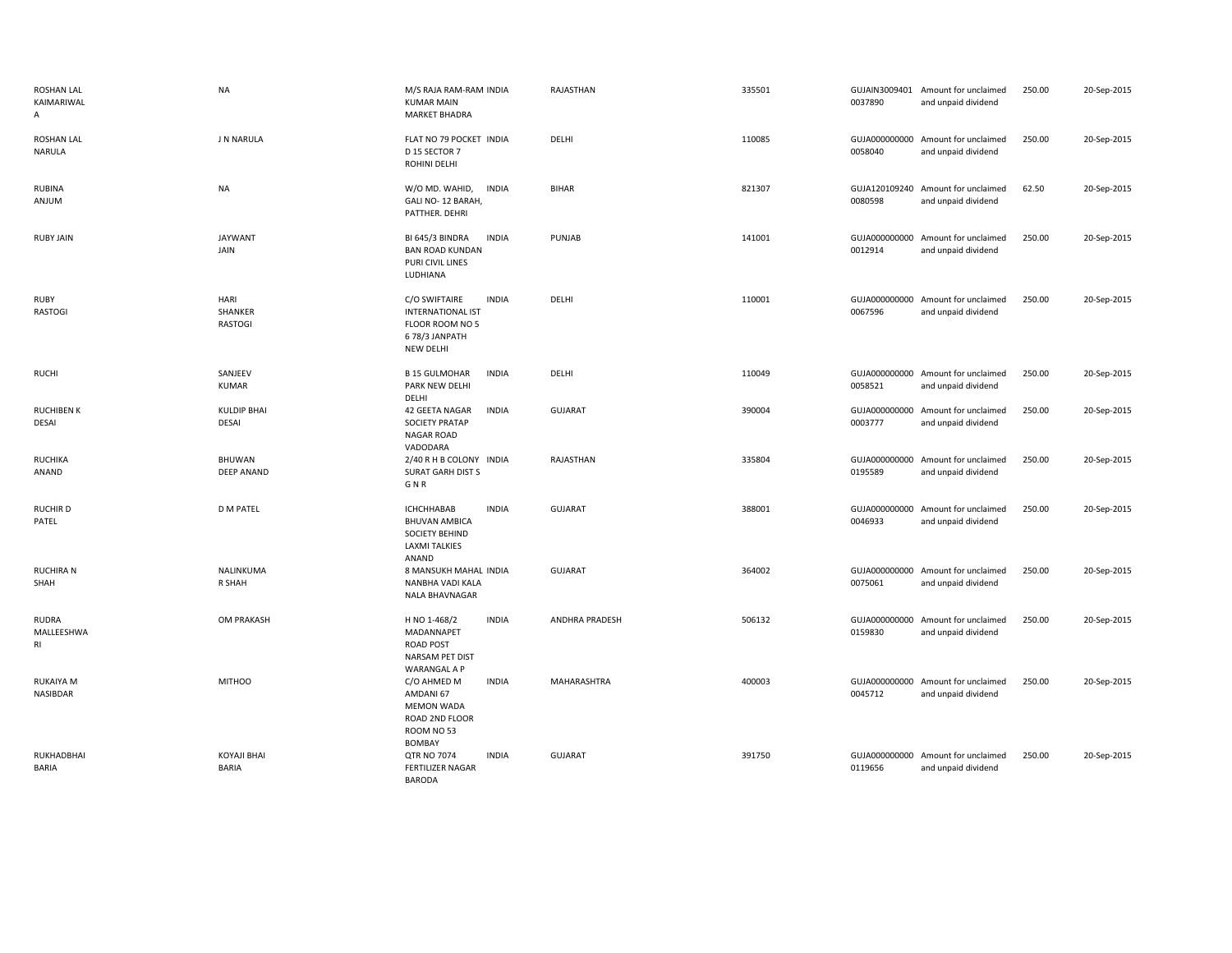| | | | | | | | | | |
|---|---|---|---|---|---|---|---|---|---|
| ROSHAN LAL KAIMARIWAL A | NA | M/S RAJA RAM-RAM KUMAR MAIN MARKET BHADRA | INDIA | RAJASTHAN | 335501 | GUJAIN3009401 0037890 | Amount for unclaimed and unpaid dividend | 250.00 | 20-Sep-2015 |
| ROSHAN LAL NARULA | J N NARULA | FLAT NO 79 POCKET D 15 SECTOR 7 ROHINI DELHI | INDIA | DELHI | 110085 | GUJA000000000 0058040 | Amount for unclaimed and unpaid dividend | 250.00 | 20-Sep-2015 |
| RUBINA ANJUM | NA | W/O MD. WAHID, GALI NO- 12 BARAH, PATTHER. DEHRI | INDIA | BIHAR | 821307 | GUJA120109240 0080598 | Amount for unclaimed and unpaid dividend | 62.50 | 20-Sep-2015 |
| RUBY JAIN | JAYWANT JAIN | BI 645/3 BINDRA BAN ROAD KUNDAN PURI CIVIL LINES LUDHIANA | INDIA | PUNJAB | 141001 | GUJA000000000 0012914 | Amount for unclaimed and unpaid dividend | 250.00 | 20-Sep-2015 |
| RUBY RASTOGI | HARI SHANKER RASTOGI | C/O SWIFTAIRE INTERNATIONAL IST FLOOR ROOM NO 5 6 78/3 JANPATH NEW DELHI | INDIA | DELHI | 110001 | GUJA000000000 0067596 | Amount for unclaimed and unpaid dividend | 250.00 | 20-Sep-2015 |
| RUCHI | SANJEEV KUMAR | B 15 GULMOHAR PARK NEW DELHI DELHI | INDIA | DELHI | 110049 | GUJA000000000 0058521 | Amount for unclaimed and unpaid dividend | 250.00 | 20-Sep-2015 |
| RUCHIBEN K DESAI | KULDIP BHAI DESAI | 42 GEETA NAGAR SOCIETY PRATAP NAGAR ROAD VADODARA | INDIA | GUJARAT | 390004 | GUJA000000000 0003777 | Amount for unclaimed and unpaid dividend | 250.00 | 20-Sep-2015 |
| RUCHIKA ANAND | BHUWAN DEEP ANAND | 2/40 R H B COLONY SURAT GARH DIST S G N R | INDIA | RAJASTHAN | 335804 | GUJA000000000 0195589 | Amount for unclaimed and unpaid dividend | 250.00 | 20-Sep-2015 |
| RUCHIR D PATEL | D M PATEL | ICHCHHABAB BHUVAN AMBICA SOCIETY BEHIND LAXMI TALKIES ANAND | INDIA | GUJARAT | 388001 | GUJA000000000 0046933 | Amount for unclaimed and unpaid dividend | 250.00 | 20-Sep-2015 |
| RUCHIRA N SHAH | NALINKUMA R SHAH | 8 MANSUKH MAHAL NANBHA VADI KALA NALA BHAVNAGAR | INDIA | GUJARAT | 364002 | GUJA000000000 0075061 | Amount for unclaimed and unpaid dividend | 250.00 | 20-Sep-2015 |
| RUDRA MALLEESHWA RI | OM PRAKASH | H NO 1-468/2 MADANNAPET ROAD POST NARSAM PET DIST WARANGAL A P | INDIA | ANDHRA PRADESH | 506132 | GUJA000000000 0159830 | Amount for unclaimed and unpaid dividend | 250.00 | 20-Sep-2015 |
| RUKAIYA M NASIBDAR | MITHOO | C/O AHMED M AMDANI 67 MEMON WADA ROAD 2ND FLOOR ROOM NO 53 BOMBAY | INDIA | MAHARASHTRA | 400003 | GUJA000000000 0045712 | Amount for unclaimed and unpaid dividend | 250.00 | 20-Sep-2015 |
| RUKHADBHAI BARIA | KOYAJI BHAI BARIA | QTR NO 7074 FERTILIZER NAGAR BARODA | INDIA | GUJARAT | 391750 | GUJA000000000 0119656 | Amount for unclaimed and unpaid dividend | 250.00 | 20-Sep-2015 |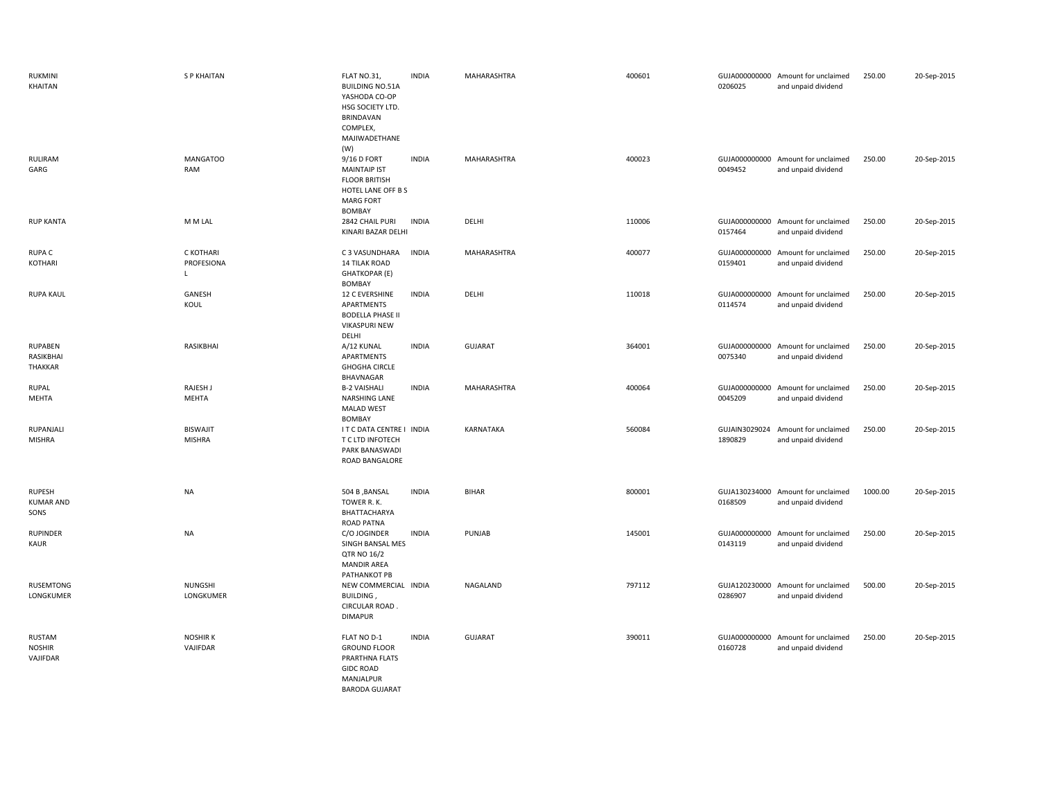| | | | | | | | | | |
|---|---|---|---|---|---|---|---|---|---|
| RUKMINI KHAITAN | S P KHAITAN | FLAT NO.31, BUILDING NO.51A YASHODA CO-OP HSG SOCIETY LTD. BRINDAVAN COMPLEX, MAJIWADETHANE (W) | INDIA | MAHARASHTRA | 400601 | GUJA000000000 0206025 | Amount for unclaimed and unpaid dividend | 250.00 | 20-Sep-2015 |
| RULIRAM GARG | MANGATOO RAM | 9/16 D FORT MAINTAIP IST FLOOR BRITISH HOTEL LANE OFF B S MARG FORT BOMBAY | INDIA | MAHARASHTRA | 400023 | GUJA000000000 0049452 | Amount for unclaimed and unpaid dividend | 250.00 | 20-Sep-2015 |
| RUP KANTA | M M LAL | 2842 CHAIL PURI KINARI BAZAR DELHI | INDIA | DELHI | 110006 | GUJA000000000 0157464 | Amount for unclaimed and unpaid dividend | 250.00 | 20-Sep-2015 |
| RUPA C KOTHARI | C KOTHARI PROFESIONA L | C 3 VASUNDHARA 14 TILAK ROAD GHATKOPAR (E) BOMBAY | INDIA | MAHARASHTRA | 400077 | GUJA000000000 0159401 | Amount for unclaimed and unpaid dividend | 250.00 | 20-Sep-2015 |
| RUPA KAUL | GANESH KOUL | 12 C EVERSHINE APARTMENTS BODELLA PHASE II VIKASPURI NEW DELHI | INDIA | DELHI | 110018 | GUJA000000000 0114574 | Amount for unclaimed and unpaid dividend | 250.00 | 20-Sep-2015 |
| RUPABEN RASIKBHAI THAKKAR | RASIKBHAI | A/12 KUNAL APARTMENTS GHOGHA CIRCLE BHAVNAGAR | INDIA | GUJARAT | 364001 | GUJA000000000 0075340 | Amount for unclaimed and unpaid dividend | 250.00 | 20-Sep-2015 |
| RUPAL MEHTA | RAJESH J MEHTA | B-2 VAISHALI NARSHING LANE MALAD WEST BOMBAY | INDIA | MAHARASHTRA | 400064 | GUJA000000000 0045209 | Amount for unclaimed and unpaid dividend | 250.00 | 20-Sep-2015 |
| RUPANJALI MISHRA | BISWAJIT MISHRA | I T C DATA CENTRE I T C LTD INFOTECH PARK BANASWADI ROAD BANGALORE | INDIA | KARNATAKA | 560084 | GUJIAN3029024 1890829 | Amount for unclaimed and unpaid dividend | 250.00 | 20-Sep-2015 |
| RUPESH KUMAR AND SONS | NA | 504 B ,BANSAL TOWER R. K. BHATTACHARYA ROAD PATNA | INDIA | BIHAR | 800001 | GUJA130234000 0168509 | Amount for unclaimed and unpaid dividend | 1000.00 | 20-Sep-2015 |
| RUPINDER KAUR | NA | C/O JOGINDER SINGH BANSAL MES QTR NO 16/2 MANDIR AREA PATHANKOT PB | INDIA | PUNJAB | 145001 | GUJA000000000 0143119 | Amount for unclaimed and unpaid dividend | 250.00 | 20-Sep-2015 |
| RUSEMTONG LONGKUMER | NUNGSHI LONGKUMER | NEW COMMERCIAL BUILDING , CIRCULAR ROAD . DIMAPUR | INDIA | NAGALAND | 797112 | GUJA120230000 0286907 | Amount for unclaimed and unpaid dividend | 500.00 | 20-Sep-2015 |
| RUSTAM NOSHIR VAJIFDAR | NOSHIR K VAJIFDAR | FLAT NO D-1 GROUND FLOOR PRARTHNA FLATS GIDC ROAD MANJALPUR BARODA GUJARAT | INDIA | GUJARAT | 390011 | GUJA000000000 0160728 | Amount for unclaimed and unpaid dividend | 250.00 | 20-Sep-2015 |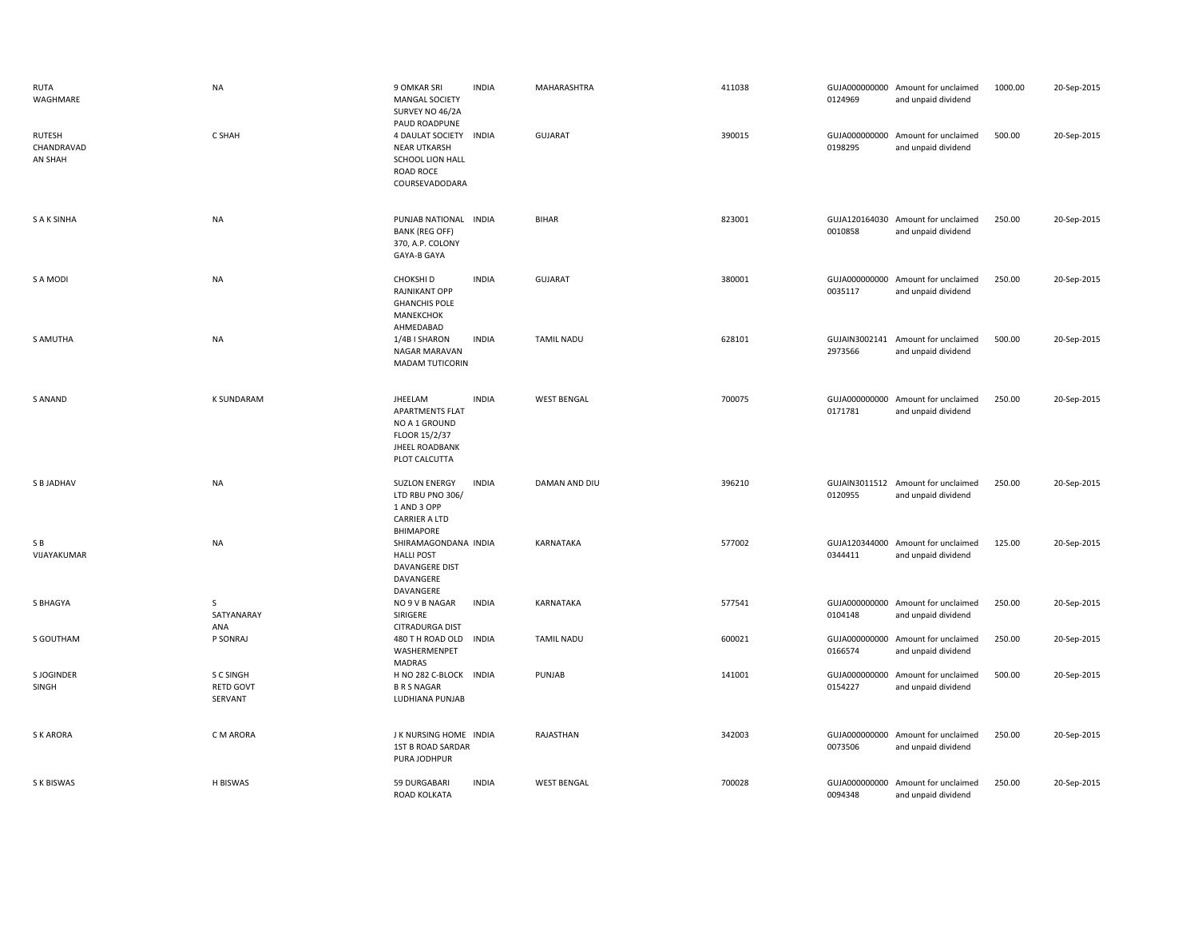| | | | | | | | | | |
|---|---|---|---|---|---|---|---|---|---|
| RUTA WAGHMARE | NA | 9 OMKAR SRI MANGAL SOCIETY SURVEY NO 46/2A PAUD ROADPUNE | INDIA | MAHARASHTRA | 411038 | GUJA000000000 0124969 | Amount for unclaimed and unpaid dividend | 1000.00 | 20-Sep-2015 |
| RUTESH CHANDRAVAD AN SHAH | C SHAH | 4 DAULAT SOCIETY NEAR UTKARSH SCHOOL LION HALL ROAD ROCE COURSEVADODARA | INDIA | GUJARAT | 390015 | GUJA000000000 0198295 | Amount for unclaimed and unpaid dividend | 500.00 | 20-Sep-2015 |
| S A K SINHA | NA | PUNJAB NATIONAL BANK (REG OFF) 370, A.P. COLONY GAYA-B GAYA | INDIA | BIHAR | 823001 | GUJA120164030 0010858 | Amount for unclaimed and unpaid dividend | 250.00 | 20-Sep-2015 |
| S A MODI | NA | CHOKSHI D RAJNIKANT OPP GHANCHIS POLE MANEKCHOK AHMEDABAD | INDIA | GUJARAT | 380001 | GUJA000000000 0035117 | Amount for unclaimed and unpaid dividend | 250.00 | 20-Sep-2015 |
| S AMUTHA | NA | 1/4B I SHARON NAGAR MARAVAN MADAM TUTICORIN | INDIA | TAMIL NADU | 628101 | GUJAIN3002141 2973566 | Amount for unclaimed and unpaid dividend | 500.00 | 20-Sep-2015 |
| S ANAND | K SUNDARAM | JHEELAM APARTMENTS FLAT NO A 1 GROUND FLOOR 15/2/37 JHEEL ROADBANK PLOT CALCUTTA | INDIA | WEST BENGAL | 700075 | GUJA000000000 0171781 | Amount for unclaimed and unpaid dividend | 250.00 | 20-Sep-2015 |
| S B JADHAV | NA | SUZLON ENERGY LTD RBU PNO 306/ 1 AND 3 OPP CARRIER A LTD BHIMAPORE | INDIA | DAMAN AND DIU | 396210 | GUJAIN3011512 0120955 | Amount for unclaimed and unpaid dividend | 250.00 | 20-Sep-2015 |
| S B VIJAYAKUMAR | NA | SHIRAMAGONDANA HALLI POST DAVANGERE DIST DAVANGERE DAVANGERE | INDIA | KARNATAKA | 577002 | GUJA120344000 0344411 | Amount for unclaimed and unpaid dividend | 125.00 | 20-Sep-2015 |
| S BHAGYA | S SATYANARAY ANA | NO 9 V B NAGAR SIRIGERE CITRADURGA DIST | INDIA | KARNATAKA | 577541 | GUJA000000000 0104148 | Amount for unclaimed and unpaid dividend | 250.00 | 20-Sep-2015 |
| S GOUTHAM | P SONRAJ | 480 T H ROAD OLD WASHERMENPET MADRAS | INDIA | TAMIL NADU | 600021 | GUJA000000000 0166574 | Amount for unclaimed and unpaid dividend | 250.00 | 20-Sep-2015 |
| S JOGINDER SINGH | S C SINGH RETD GOVT SERVANT | H NO 282 C-BLOCK B R S NAGAR LUDHIANA PUNJAB | INDIA | PUNJAB | 141001 | GUJA000000000 0154227 | Amount for unclaimed and unpaid dividend | 500.00 | 20-Sep-2015 |
| S K ARORA | C M ARORA | J K NURSING HOME 1ST B ROAD SARDAR PURA JODHPUR | INDIA | RAJASTHAN | 342003 | GUJA000000000 0073506 | Amount for unclaimed and unpaid dividend | 250.00 | 20-Sep-2015 |
| S K BISWAS | H BISWAS | 59 DURGABARI ROAD KOLKATA | INDIA | WEST BENGAL | 700028 | GUJA000000000 0094348 | Amount for unclaimed and unpaid dividend | 250.00 | 20-Sep-2015 |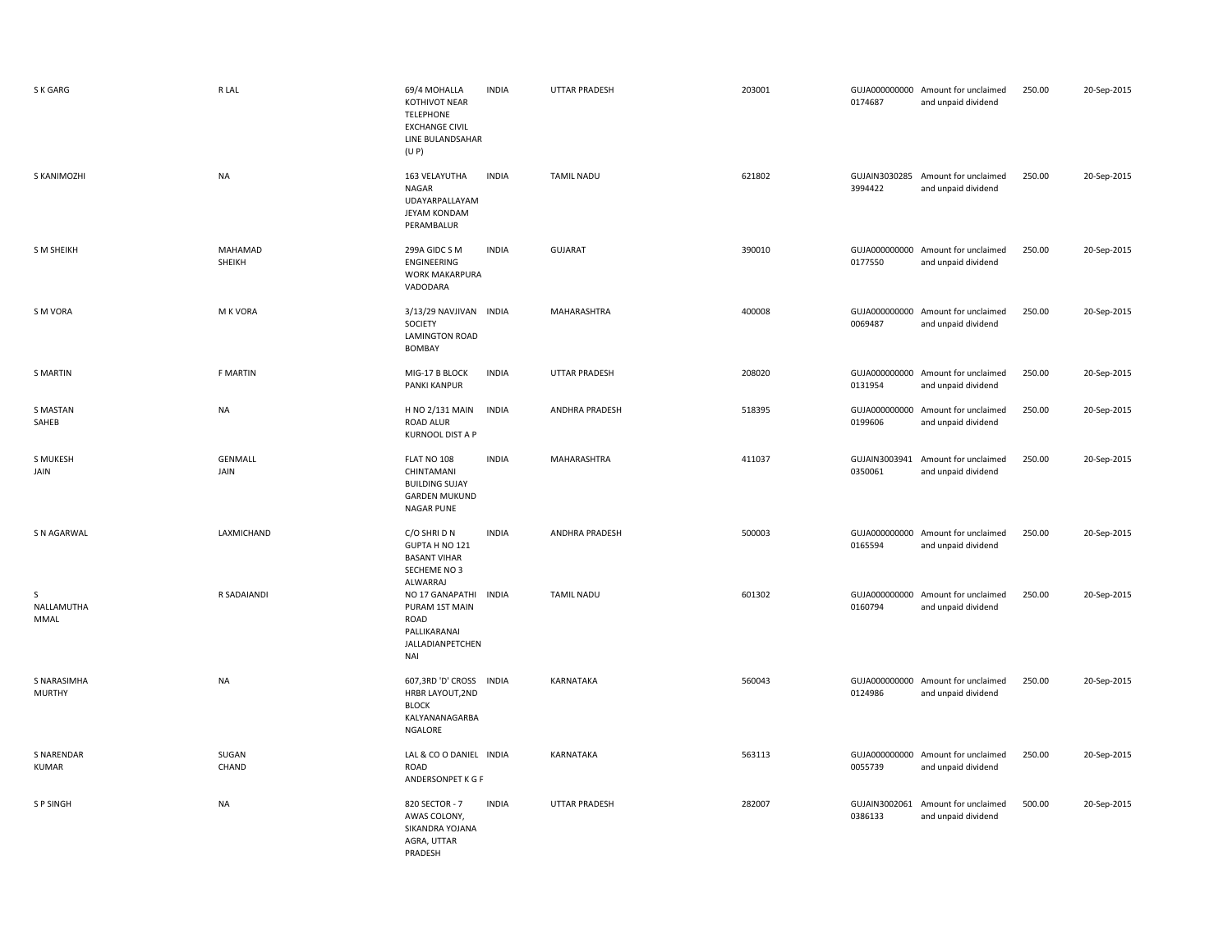| S K GARG | R LAL | 69/4 MOHALLA KOTHIVOT NEAR TELEPHONE EXCHANGE CIVIL LINE BULANDSAHAR (U P) | INDIA | UTTAR PRADESH | 203001 | GUJA000000000 0174687 | Amount for unclaimed and unpaid dividend | 250.00 | 20-Sep-2015 |
|---|---|---|---|---|---|---|---|---|---|
| S KANIMOZHI | NA | 163 VELAYUTHA NAGAR UDAYARPALLAYAM JEYAM KONDAM PERAMBALUR | INDIA | TAMIL NADU | 621802 | GUJAIN3030285 3994422 | Amount for unclaimed and unpaid dividend | 250.00 | 20-Sep-2015 |
| S M SHEIKH | MAHAMAD SHEIKH | 299A GIDC S M ENGINEERING WORK MAKARPURA VADODARA | INDIA | GUJARAT | 390010 | GUJA000000000 0177550 | Amount for unclaimed and unpaid dividend | 250.00 | 20-Sep-2015 |
| S M VORA | M K VORA | 3/13/29 NAVJIVAN SOCIETY LAMINGTON ROAD BOMBAY | INDIA | MAHARASHTRA | 400008 | GUJA000000000 0069487 | Amount for unclaimed and unpaid dividend | 250.00 | 20-Sep-2015 |
| S MARTIN | F MARTIN | MIG-17 B BLOCK PANKI KANPUR | INDIA | UTTAR PRADESH | 208020 | GUJA000000000 0131954 | Amount for unclaimed and unpaid dividend | 250.00 | 20-Sep-2015 |
| S MASTAN SAHEB | NA | H NO 2/131 MAIN ROAD ALUR KURNOOL DIST A P | INDIA | ANDHRA PRADESH | 518395 | GUJA000000000 0199606 | Amount for unclaimed and unpaid dividend | 250.00 | 20-Sep-2015 |
| S MUKESH JAIN | GENMALL JAIN | FLAT NO 108 CHINTAMANI BUILDING SUJAY GARDEN MUKUND NAGAR PUNE | INDIA | MAHARASHTRA | 411037 | GUJAIN3003941 0350061 | Amount for unclaimed and unpaid dividend | 250.00 | 20-Sep-2015 |
| S N AGARWAL | LAXMICHAND | C/O SHRI D N GUPTA H NO 121 BASANT VIHAR SECHEME NO 3 ALWARRAJ | INDIA | ANDHRA PRADESH | 500003 | GUJA000000000 0165594 | Amount for unclaimed and unpaid dividend | 250.00 | 20-Sep-2015 |
| S NALLAMUTHA MMAL | R SADAIANDI | NO 17 GANAPATHI PURAM 1ST MAIN ROAD PALLIKARANAI JALLADIANPETCHEN NAI | INDIA | TAMIL NADU | 601302 | GUJA000000000 0160794 | Amount for unclaimed and unpaid dividend | 250.00 | 20-Sep-2015 |
| S NARASIMHA MURTHY | NA | 607,3RD 'D' CROSS HRBR LAYOUT,2ND BLOCK KALYANANAGARBA NGALORE | INDIA | KARNATAKA | 560043 | GUJA000000000 0124986 | Amount for unclaimed and unpaid dividend | 250.00 | 20-Sep-2015 |
| S NARENDAR KUMAR | SUGAN CHAND | LAL & CO O DANIEL ROAD ANDERSONPET K G F | INDIA | KARNATAKA | 563113 | GUJA000000000 0055739 | Amount for unclaimed and unpaid dividend | 250.00 | 20-Sep-2015 |
| S P SINGH | NA | 820 SECTOR - 7 AWAS COLONY, SIKANDRA YOJANA AGRA, UTTAR PRADESH | INDIA | UTTAR PRADESH | 282007 | GUJAIN3002061 0386133 | Amount for unclaimed and unpaid dividend | 500.00 | 20-Sep-2015 |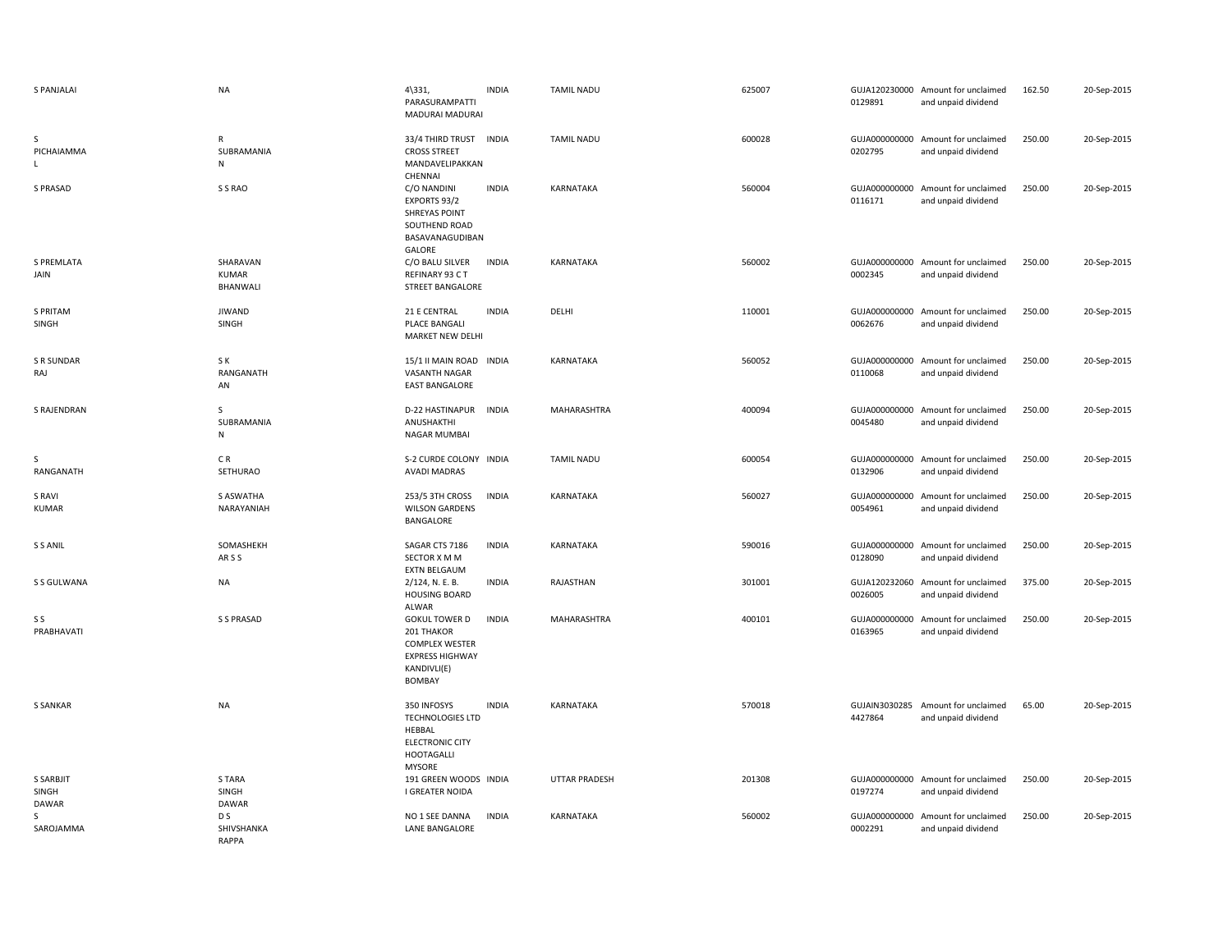| | | | | | | | | | |
|---|---|---|---|---|---|---|---|---|---|
| S PANJALAI | NA | 4\331, PARASURAMPATTI MADURAI MADURAI | INDIA | TAMIL NADU | 625007 | GUJA120230000 0129891 | Amount for unclaimed and unpaid dividend | 162.50 | 20-Sep-2015 |
| S PICHAIAMMA L | R SUBRAMANIA N | 33/4 THIRD TRUST CROSS STREET MANDAVELIPAKKAN CHENNAI | INDIA | TAMIL NADU | 600028 | GUJA000000000 0202795 | Amount for unclaimed and unpaid dividend | 250.00 | 20-Sep-2015 |
| S PRASAD | S S RAO | C/O NANDINI EXPORTS 93/2 SHREYAS POINT SOUTHEND ROAD BASAVANAGUDIBAN GALORE | INDIA | KARNATAKA | 560004 | GUJA000000000 0116171 | Amount for unclaimed and unpaid dividend | 250.00 | 20-Sep-2015 |
| S PREMLATA JAIN | SHARAVAN KUMAR BHANWALI | C/O BALU SILVER REFINARY 93 C T STREET BANGALORE | INDIA | KARNATAKA | 560002 | GUJA000000000 0002345 | Amount for unclaimed and unpaid dividend | 250.00 | 20-Sep-2015 |
| S PRITAM SINGH | JIWAND SINGH | 21 E CENTRAL PLACE BANGALI MARKET NEW DELHI | INDIA | DELHI | 110001 | GUJA000000000 0062676 | Amount for unclaimed and unpaid dividend | 250.00 | 20-Sep-2015 |
| S R SUNDAR RAJ | S K RANGANATH AN | 15/1 II MAIN ROAD VASANTH NAGAR EAST BANGALORE | INDIA | KARNATAKA | 560052 | GUJA000000000 0110068 | Amount for unclaimed and unpaid dividend | 250.00 | 20-Sep-2015 |
| S RAJENDRAN | S SUBRAMANIA N | D-22 HASTINAPUR ANUSHAKTHI NAGAR MUMBAI | INDIA | MAHARASHTRA | 400094 | GUJA000000000 0045480 | Amount for unclaimed and unpaid dividend | 250.00 | 20-Sep-2015 |
| S RANGANATH | C R SETHURAO | S-2 CURDE COLONY AVADI MADRAS | INDIA | TAMIL NADU | 600054 | GUJA000000000 0132906 | Amount for unclaimed and unpaid dividend | 250.00 | 20-Sep-2015 |
| S RAVI KUMAR | S ASWATHA NARAYANIAH | 253/5 3TH CROSS WILSON GARDENS BANGALORE | INDIA | KARNATAKA | 560027 | GUJA000000000 0054961 | Amount for unclaimed and unpaid dividend | 250.00 | 20-Sep-2015 |
| S S ANIL | SOMASHEKH AR S S | SAGAR CTS 7186 SECTOR X M M EXTN BELGAUM | INDIA | KARNATAKA | 590016 | GUJA000000000 0128090 | Amount for unclaimed and unpaid dividend | 250.00 | 20-Sep-2015 |
| S S GULWANA | NA | 2/124, N. E. B. HOUSING BOARD ALWAR | INDIA | RAJASTHAN | 301001 | GUJA120232060 0026005 | Amount for unclaimed and unpaid dividend | 375.00 | 20-Sep-2015 |
| S S PRABHAVATI | S S PRASAD | GOKUL TOWER D 201 THAKOR COMPLEX WESTER EXPRESS HIGHWAY KANDIVLI(E) BOMBAY | INDIA | MAHARASHTRA | 400101 | GUJA000000000 0163965 | Amount for unclaimed and unpaid dividend | 250.00 | 20-Sep-2015 |
| S SANKAR | NA | 350 INFOSYS TECHNOLOGIES LTD HEBBAL ELECTRONIC CITY HOOTAGALLI MYSORE | INDIA | KARNATAKA | 570018 | GUJAIN3030285 4427864 | Amount for unclaimed and unpaid dividend | 65.00 | 20-Sep-2015 |
| S SARBJIT SINGH DAWAR | S TARA SINGH DAWAR | 191 GREEN WOODS I GREATER NOIDA | INDIA | UTTAR PRADESH | 201308 | GUJA000000000 0197274 | Amount for unclaimed and unpaid dividend | 250.00 | 20-Sep-2015 |
| S SAROJAMMA | D S SHIVSHANKA RAPPA | NO 1 SEE DANNA LANE BANGALORE | INDIA | KARNATAKA | 560002 | GUJA000000000 0002291 | Amount for unclaimed and unpaid dividend | 250.00 | 20-Sep-2015 |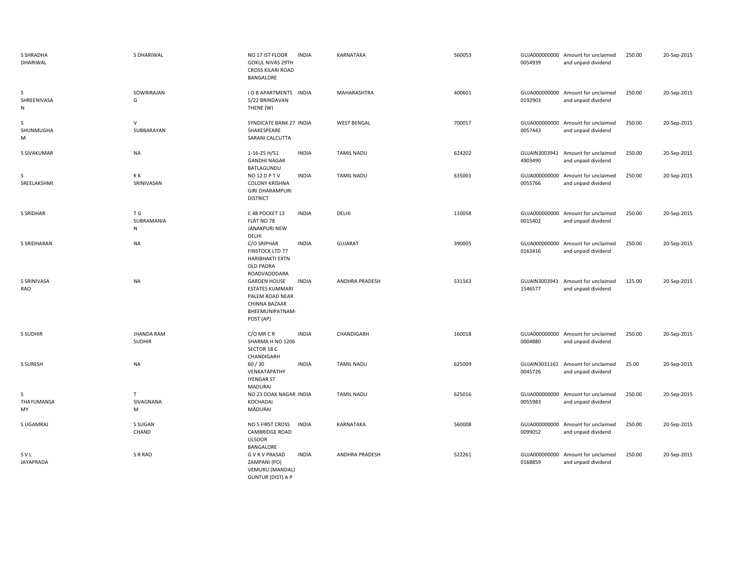| | | | | | | | | | |
|---|---|---|---|---|---|---|---|---|---|
| S SHRADHA DHARIWAL | S DHARIWAL | NO 17 IST FLOOR GOKUL NIVAS 29TH CROSS KILARI ROAD BANGALORE | INDIA | KARNATAKA | 560053 | GUJA000000000 0054939 | Amount for unclaimed and unpaid dividend | 250.00 | 20-Sep-2015 |
| S SHREENIVASA N | SOWRIRAJAN G | I O B APARTMENTS 5/22 BRINDAVAN THENE (W) | INDIA | MAHARASHTRA | 400601 | GUJA000000000 0192903 | Amount for unclaimed and unpaid dividend | 250.00 | 20-Sep-2015 |
| S SHUNMUGHA M | V SUBBARAYAN | SYNDICATE BANK 27 SHAKESPEARE SARANI CALCUTTA | INDIA | WEST BENGAL | 700017 | GUJA000000000 0057443 | Amount for unclaimed and unpaid dividend | 250.00 | 20-Sep-2015 |
| S SIVAKUMAR | NA | 1-16-25 H/51 GANDHI NAGAR BATLAGUNDU | INDIA | TAMIL NADU | 624202 | GUJAIN3003941 4903490 | Amount for unclaimed and unpaid dividend | 250.00 | 20-Sep-2015 |
| S SREELAKSHMI | K K SRINIVASAN | NO 12 D P T V COLONY KRISHNA GIRI DHARAMPURI DISTRICT | INDIA | TAMIL NADU | 635001 | GUJA000000000 0055766 | Amount for unclaimed and unpaid dividend | 250.00 | 20-Sep-2015 |
| S SRIDHAR | T G SUBRAMANIA N | C 48 POCKET 13 FLAT NO 78 JANAKPURI NEW DELHI | INDIA | DELHI | 110058 | GUJA000000000 0015402 | Amount for unclaimed and unpaid dividend | 250.00 | 20-Sep-2015 |
| S SRIDHARAN | NA | C/O SRIPHAR FINSTOCK LTD 77 HARIBHAKTI EXTN OLD PADRA ROADVADODARA | INDIA | GUJARAT | 390005 | GUJA000000000 0163416 | Amount for unclaimed and unpaid dividend | 250.00 | 20-Sep-2015 |
| S SRINIVASA RAO | NA | GARDEN HOUSE ESTATES KUMMARI PALEM ROAD NEAR CHINNA BAZAAR BHEEMUNIPATNAM-POST (AP) | INDIA | ANDHRA PRADESH | 531163 | GUJAIN3003941 1546577 | Amount for unclaimed and unpaid dividend | 125.00 | 20-Sep-2015 |
| S SUDHIR | JHANDA RAM SUDHIR | C/O MR C R SHARMA H NO 1206 SECTOR 18 C CHANDIGARH | INDIA | CHANDIGARH | 160018 | GUJA000000000 0004880 | Amount for unclaimed and unpaid dividend | 250.00 | 20-Sep-2015 |
| S SURESH | NA | 60 / 30 VENKATAPATHY IYENGAR ST MADURAI | INDIA | TAMIL NADU | 625009 | GUJAIN3031161 0045726 | Amount for unclaimed and unpaid dividend | 25.00 | 20-Sep-2015 |
| S THAYUMANSA MY | T SIVAGNANA M | NO 23 DOAK NAGAR KOCHADAI MADURAI | INDIA | TAMIL NADU | 625016 | GUJA000000000 0055983 | Amount for unclaimed and unpaid dividend | 250.00 | 20-Sep-2015 |
| S UGAMRAJ | S SUGAN CHAND | NO 5 FIRST CROSS CAMBRIDGE ROAD ULSOOR BANGALORE | INDIA | KARNATAKA | 560008 | GUJA000000000 0099052 | Amount for unclaimed and unpaid dividend | 250.00 | 20-Sep-2015 |
| S V L JAYAPRADA | S R RAO | G V R V PRASAD ZAMPANI (PO) VEMURU (MANDAL) GUNTUR (DIST) A P | INDIA | ANDHRA PRADESH | 522261 | GUJA000000000 0168859 | Amount for unclaimed and unpaid dividend | 250.00 | 20-Sep-2015 |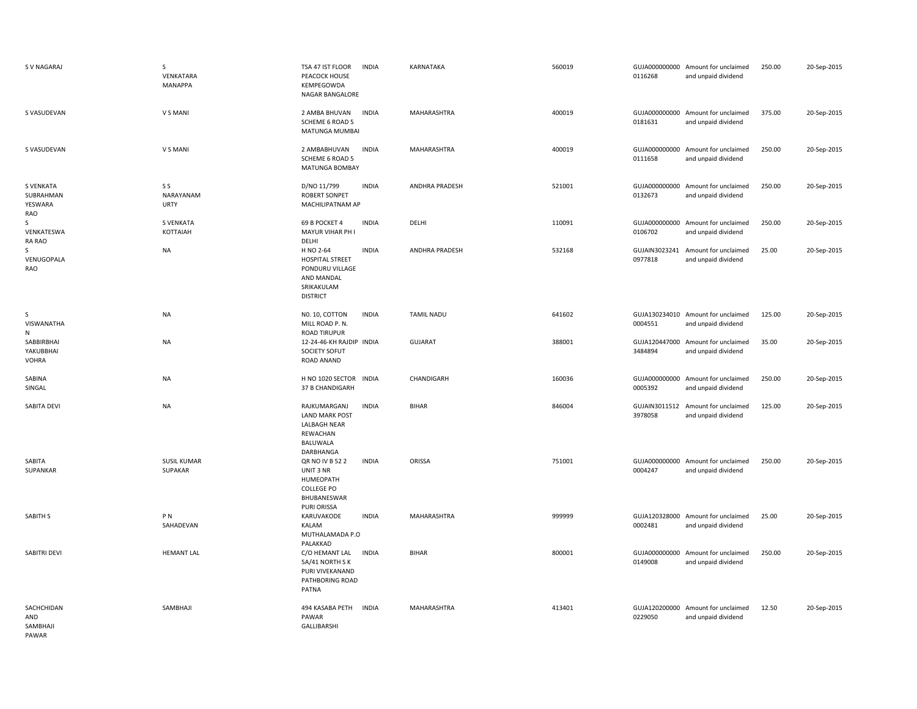| | | | | | | | | | |
|---|---|---|---|---|---|---|---|---|---|
| S V NAGARAJ | S VENKATARA MANAPPA | TSA 47 IST FLOOR PEACOCK HOUSE KEMPEGOWDA NAGAR BANGALORE | INDIA | KARNATAKA | 560019 | GUJA000000000 0116268 | Amount for unclaimed and unpaid dividend | 250.00 | 20-Sep-2015 |
| S VASUDEVAN | V S MANI | 2 AMBA BHUVAN SCHEME 6 ROAD 5 MATUNGA MUMBAI | INDIA | MAHARASHTRA | 400019 | GUJA000000000 0181631 | Amount for unclaimed and unpaid dividend | 375.00 | 20-Sep-2015 |
| S VASUDEVAN | V S MANI | 2 AMBABHUVAN SCHEME 6 ROAD 5 MATUNGA BOMBAY | INDIA | MAHARASHTRA | 400019 | GUJA000000000 0111658 | Amount for unclaimed and unpaid dividend | 250.00 | 20-Sep-2015 |
| S VENKATA SUBRAHMAN YESWARA RAO | S S NARAYANAM URTY | D/NO 11/799 ROBERT SONPET MACHILIPATNAM AP | INDIA | ANDHRA PRADESH | 521001 | GUJA000000000 0132673 | Amount for unclaimed and unpaid dividend | 250.00 | 20-Sep-2015 |
| S VENKATESWA RA RAO | S VENKATA KOTTAIAH | 69 B POCKET 4 MAYUR VIHAR PH I DELHI | INDIA | DELHI | 110091 | GUJA000000000 0106702 | Amount for unclaimed and unpaid dividend | 250.00 | 20-Sep-2015 |
| S VENUGOPALA RAO | NA | H NO 2-64 HOSPITAL STREET PONDURU VILLAGE AND MANDAL SRIKAKULAM DISTRICT | INDIA | ANDHRA PRADESH | 532168 | GUJAIN3023241 0977818 | Amount for unclaimed and unpaid dividend | 25.00 | 20-Sep-2015 |
| S VISWANATHA N | NA | N0. 10, COTTON MILL ROAD P. N. ROAD TIRUPUR | INDIA | TAMIL NADU | 641602 | GUJA130234010 0004551 | Amount for unclaimed and unpaid dividend | 125.00 | 20-Sep-2015 |
| SABBIRBHAI YAKUBBHAI VOHRA | NA | 12-24-46-KH RAJDIP SOCIETY SOFUT ROAD ANAND | INDIA | GUJARAT | 388001 | GUJA120447000 3484894 | Amount for unclaimed and unpaid dividend | 35.00 | 20-Sep-2015 |
| SABINA SINGAL | NA | H NO 1020 SECTOR 37 B CHANDIGARH | INDIA | CHANDIGARH | 160036 | GUJA000000000 0005392 | Amount for unclaimed and unpaid dividend | 250.00 | 20-Sep-2015 |
| SABITA DEVI | NA | RAJKUMARGANJ LAND MARK POST LALBAGH NEAR REWACHAN BALUWALA DARBHANGA | INDIA | BIHAR | 846004 | GUJAIN3011512 3978058 | Amount for unclaimed and unpaid dividend | 125.00 | 20-Sep-2015 |
| SABITA SUPANKAR | SUSIL KUMAR SUPAKAR | QR NO IV B 52 2 UNIT 3 NR HUMEOPATH COLLEGE PO BHUBANESWAR PURI ORISSA | INDIA | ORISSA | 751001 | GUJA000000000 0004247 | Amount for unclaimed and unpaid dividend | 250.00 | 20-Sep-2015 |
| SABITH S | P N SAHADEVAN | KARUVAKODE KALAM MUTHALAMADA P.O PALAKKAD | INDIA | MAHARASHTRA | 999999 | GUJA120328000 0002481 | Amount for unclaimed and unpaid dividend | 25.00 | 20-Sep-2015 |
| SABITRI DEVI | HEMANT LAL | C/O HEMANT LAL 5A/41 NORTH S K PURI VIVEKANAND PATHBORING ROAD PATNA | INDIA | BIHAR | 800001 | GUJA000000000 0149008 | Amount for unclaimed and unpaid dividend | 250.00 | 20-Sep-2015 |
| SACHCHIDAN AND SAMBHAJI PAWAR | SAMBHAJI | 494 KASABA PETH PAWAR GALLIBARSHI | INDIA | MAHARASHTRA | 413401 | GUJA120200000 0229050 | Amount for unclaimed and unpaid dividend | 12.50 | 20-Sep-2015 |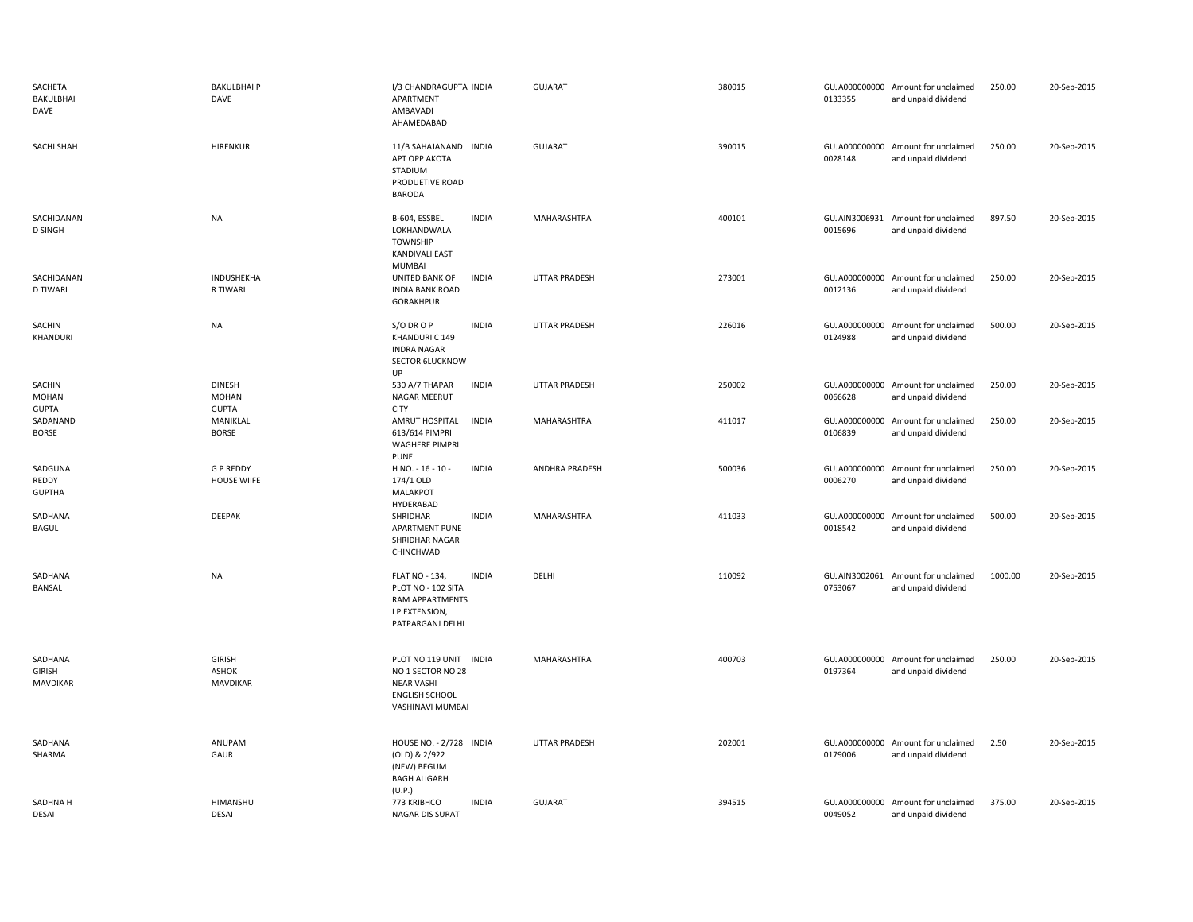| | | | | | | | | | |
|---|---|---|---|---|---|---|---|---|---|
| SACHETA BAKULBHAI DAVE | BAKULBHAI P DAVE | I/3 CHANDRAGUPTA APARTMENT AMBAVADI AHAMEDABAD | INDIA | GUJARAT | 380015 | GUJA0000000000133355 | Amount for unclaimed and unpaid dividend | 250.00 | 20-Sep-2015 |
| SACHI SHAH | HIRENKUR | 11/B SAHAJANAND APT OPP AKOTA STADIUM PRODUETIVE ROAD BARODA | INDIA | GUJARAT | 390015 | GUJA0000000000028148 | Amount for unclaimed and unpaid dividend | 250.00 | 20-Sep-2015 |
| SACHIDANAN D SINGH | NA | B-604, ESSBEL LOKHANDWALA TOWNSHIP KANDIVALI EAST MUMBAI | INDIA | MAHARASHTRA | 400101 | GUJAIN30069310015696 | Amount for unclaimed and unpaid dividend | 897.50 | 20-Sep-2015 |
| SACHIDANAN D TIWARI | INDUSHEKHA R TIWARI | UNITED BANK OF INDIA BANK ROAD GORAKHPUR | INDIA | UTTAR PRADESH | 273001 | GUJA0000000000012136 | Amount for unclaimed and unpaid dividend | 250.00 | 20-Sep-2015 |
| SACHIN KHANDURI | NA | S/O DR O P KHANDURI C 149 INDRA NAGAR SECTOR 6LUCKNOW UP | INDIA | UTTAR PRADESH | 226016 | GUJA0000000000124988 | Amount for unclaimed and unpaid dividend | 500.00 | 20-Sep-2015 |
| SACHIN MOHAN GUPTA | DINESH MOHAN GUPTA | 530 A/7 THAPAR NAGAR MEERUT CITY | INDIA | UTTAR PRADESH | 250002 | GUJA0000000000066628 | Amount for unclaimed and unpaid dividend | 250.00 | 20-Sep-2015 |
| SADANAND BORSE | MANIKLAL BORSE | AMRUT HOSPITAL 613/614 PIMPRI WAGHERE PIMPRI PUNE | INDIA | MAHARASHTRA | 411017 | GUJA0000000000106839 | Amount for unclaimed and unpaid dividend | 250.00 | 20-Sep-2015 |
| SADGUNA REDDY GUPTHA | G P REDDY HOUSE WIIFE | H NO. - 16 - 10 - 174/1 OLD MALAKPOT HYDERABAD | INDIA | ANDHRA PRADESH | 500036 | GUJA0000000000006270 | Amount for unclaimed and unpaid dividend | 250.00 | 20-Sep-2015 |
| SADHANA BAGUL | DEEPAK | SHRIDHAR APARTMENT PUNE SHRIDHAR NAGAR CHINCHWAD | INDIA | MAHARASHTRA | 411033 | GUJA0000000000018542 | Amount for unclaimed and unpaid dividend | 500.00 | 20-Sep-2015 |
| SADHANA BANSAL | NA | FLAT NO - 134, PLOT NO - 102 SITA RAM APPARTMENTS I P EXTENSION, PATPARGANJ DELHI | INDIA | DELHI | 110092 | GUJAIN30020610753067 | Amount for unclaimed and unpaid dividend | 1000.00 | 20-Sep-2015 |
| SADHANA GIRISH MAVDIKAR | GIRISH ASHOK MAVDIKAR | PLOT NO 119 UNIT NO 1 SECTOR NO 28 NEAR VASHI ENGLISH SCHOOL VASHINAVI MUMBAI | INDIA | MAHARASHTRA | 400703 | GUJA0000000000197364 | Amount for unclaimed and unpaid dividend | 250.00 | 20-Sep-2015 |
| SADHANA SHARMA | ANUPAM GAUR | HOUSE NO. - 2/728 (OLD) & 2/922 (NEW) BEGUM BAGH ALIGARH (U.P.) | INDIA | UTTAR PRADESH | 202001 | GUJA0000000000179006 | Amount for unclaimed and unpaid dividend | 2.50 | 20-Sep-2015 |
| SADHNA H DESAI | HIMANSHU DESAI | 773 KRIBHCO NAGAR DIS SURAT | INDIA | GUJARAT | 394515 | GUJA0000000000049052 | Amount for unclaimed and unpaid dividend | 375.00 | 20-Sep-2015 |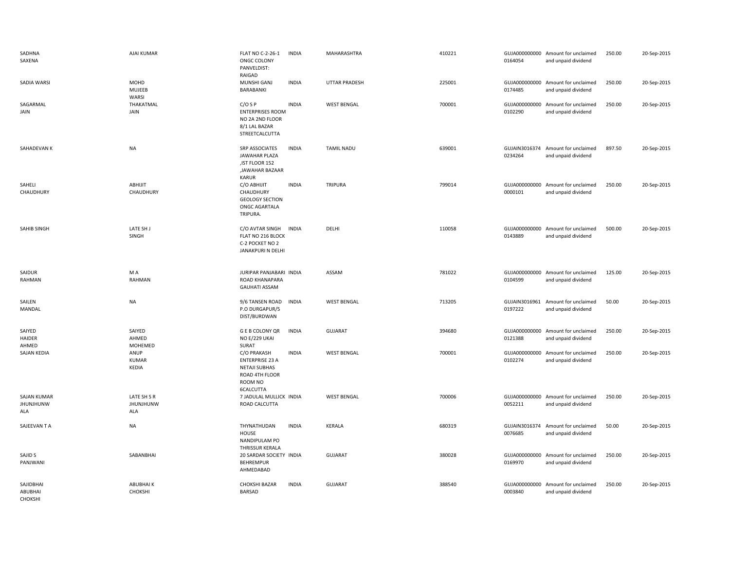| | | | | | | | | | |
|---|---|---|---|---|---|---|---|---|---|
| SADHNA SAXENA | AJAI KUMAR | FLAT NO C-2-26-1 ONGC COLONY PANVELDIST: RAIGAD | INDIA | MAHARASHTRA | 410221 | GUJA000000000 0164054 | Amount for unclaimed and unpaid dividend | 250.00 | 20-Sep-2015 |
| SADIA WARSI | MOHD MUJEEB WARSI | MUNSHI GANJ BARABANKI | INDIA | UTTAR PRADESH | 225001 | GUJA000000000 0174485 | Amount for unclaimed and unpaid dividend | 250.00 | 20-Sep-2015 |
| SAGARMAL JAIN | THAKATMAL JAIN | C/O S P ENTERPRISES ROOM NO 2A 2ND FLOOR 8/1 LAL BAZAR STREETCALCUTTA | INDIA | WEST BENGAL | 700001 | GUJA000000000 0102290 | Amount for unclaimed and unpaid dividend | 250.00 | 20-Sep-2015 |
| SAHADEVAN K | NA | SRP ASSOCIATES JAWAHAR PLAZA ,IST FLOOR 152 ,JAWAHAR BAZAAR KARUR | INDIA | TAMIL NADU | 639001 | GUJAIN3016374 0234264 | Amount for unclaimed and unpaid dividend | 897.50 | 20-Sep-2015 |
| SAHELI CHAUDHURY | ABHIJIT CHAUDHURY | C/O ABHIJIT CHAUDHURY GEOLOGY SECTION ONGC AGARTALA TRIPURA. | INDIA | TRIPURA | 799014 | GUJA000000000 0000101 | Amount for unclaimed and unpaid dividend | 250.00 | 20-Sep-2015 |
| SAHIB SINGH | LATE SH J SINGH | C/O AVTAR SINGH FLAT NO 216 BLOCK C-2 POCKET NO 2 JANAKPURI N DELHI | INDIA | DELHI | 110058 | GUJA000000000 0143889 | Amount for unclaimed and unpaid dividend | 500.00 | 20-Sep-2015 |
| SAIDUR RAHMAN | M A RAHMAN | JURIPAR PANJABARI ROAD KHANAPARA GAUHATI ASSAM | INDIA | ASSAM | 781022 | GUJA000000000 0104599 | Amount for unclaimed and unpaid dividend | 125.00 | 20-Sep-2015 |
| SAILEN MANDAL | NA | 9/6 TANSEN ROAD P.O DURGAPUR/5 DIST/BURDWAN | INDIA | WEST BENGAL | 713205 | GUJAIN3016961 0197222 | Amount for unclaimed and unpaid dividend | 50.00 | 20-Sep-2015 |
| SAIYED HAIDER AHMED | SAIYED AHMED MOHEMED | G E B COLONY QR NO E/229 UKAI SURAT | INDIA | GUJARAT | 394680 | GUJA000000000 0121388 | Amount for unclaimed and unpaid dividend | 250.00 | 20-Sep-2015 |
| SAJAN KEDIA | ANUP KUMAR KEDIA | C/O PRAKASH ENTERPRISE 23 A NETAJI SUBHAS ROAD 4TH FLOOR ROOM NO 6CALCUTTA | INDIA | WEST BENGAL | 700001 | GUJA000000000 0102274 | Amount for unclaimed and unpaid dividend | 250.00 | 20-Sep-2015 |
| SAJAN KUMAR JHUNJHUNW ALA | LATE SH S R JHUNJHUNW ALA | 7 JADULAL MULLICK ROAD CALCUTTA | INDIA | WEST BENGAL | 700006 | GUJA000000000 0052211 | Amount for unclaimed and unpaid dividend | 250.00 | 20-Sep-2015 |
| SAJEEVAN T A | NA | THYNATHUDAN HOUSE NANDIPULAM PO THRISSUR KERALA | INDIA | KERALA | 680319 | GUJAIN3016374 0076685 | Amount for unclaimed and unpaid dividend | 50.00 | 20-Sep-2015 |
| SAJID S PANJWANI | SABANBHAI | 20 SARDAR SOCIETY BEHREMPUR AHMEDABAD | INDIA | GUJARAT | 380028 | GUJA000000000 0169970 | Amount for unclaimed and unpaid dividend | 250.00 | 20-Sep-2015 |
| SAJIDBHAI ABUBHAI CHOKSHI | ABUBHAI K CHOKSHI | CHOKSHI BAZAR BARSAD | INDIA | GUJARAT | 388540 | GUJA000000000 0003840 | Amount for unclaimed and unpaid dividend | 250.00 | 20-Sep-2015 |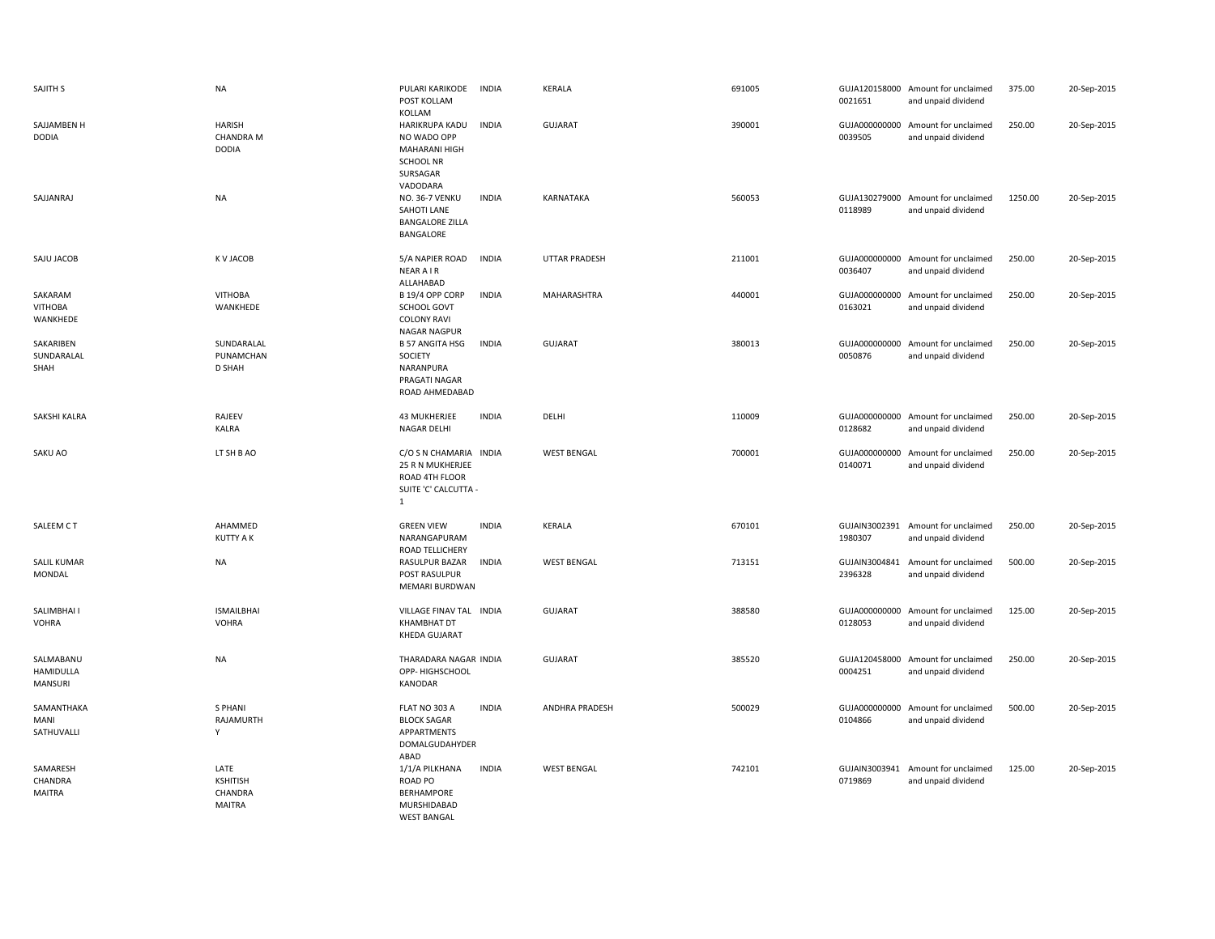| | | | | | | | | | |
|---|---|---|---|---|---|---|---|---|---|
| SAJITH S | NA | PULARI KARIKODE POST KOLLAM KOLLAM | INDIA | KERALA | 691005 | GUJA120158000 0021651 | Amount for unclaimed and unpaid dividend | 375.00 | 20-Sep-2015 |
| SAJJAMBEN H DODIA | HARISH CHANDRA M DODIA | HARIKRUPA KADU NO WADO OPP MAHARANI HIGH SCHOOL NR SURSAGAR VADODARA | INDIA | GUJARAT | 390001 | GUJA000000000 0039505 | Amount for unclaimed and unpaid dividend | 250.00 | 20-Sep-2015 |
| SAJJANRAJ | NA | NO. 36-7 VENKU SAHOTI LANE BANGALORE ZILLA BANGALORE | INDIA | KARNATAKA | 560053 | GUJA130279000 0118989 | Amount for unclaimed and unpaid dividend | 1250.00 | 20-Sep-2015 |
| SAJU JACOB | K V JACOB | 5/A NAPIER ROAD NEAR A I R ALLAHABAD | INDIA | UTTAR PRADESH | 211001 | GUJA000000000 0036407 | Amount for unclaimed and unpaid dividend | 250.00 | 20-Sep-2015 |
| SAKARAM VITHOBA WANKHEDE | VITHOBA WANKHEDE | B 19/4 OPP CORP SCHOOL GOVT COLONY RAVI NAGAR NAGPUR | INDIA | MAHARASHTRA | 440001 | GUJA000000000 0163021 | Amount for unclaimed and unpaid dividend | 250.00 | 20-Sep-2015 |
| SAKARIBEN SUNDARALAL SHAH | SUNDARALAL PUNAMCHAN D SHAH | B 57 ANGITA HSG SOCIETY NARANPURA PRAGATI NAGAR ROAD AHMEDABAD | INDIA | GUJARAT | 380013 | GUJA000000000 0050876 | Amount for unclaimed and unpaid dividend | 250.00 | 20-Sep-2015 |
| SAKSHI KALRA | RAJEEV KALRA | 43 MUKHERJEE NAGAR DELHI | INDIA | DELHI | 110009 | GUJA000000000 0128682 | Amount for unclaimed and unpaid dividend | 250.00 | 20-Sep-2015 |
| SAKU AO | LT SH B AO | C/O S N CHAMARIA 25 R N MUKHERJEE ROAD 4TH FLOOR SUITE 'C' CALCUTTA - 1 | INDIA | WEST BENGAL | 700001 | GUJA000000000 0140071 | Amount for unclaimed and unpaid dividend | 250.00 | 20-Sep-2015 |
| SALEEM C T | AHAMMED KUTTY A K | GREEN VIEW NARANGAPURAM ROAD TELLICHERY | INDIA | KERALA | 670101 | GUJAIN3002391 1980307 | Amount for unclaimed and unpaid dividend | 250.00 | 20-Sep-2015 |
| SALIL KUMAR MONDAL | NA | RASULPUR BAZAR POST RASULPUR MEMARI BURDWAN | INDIA | WEST BENGAL | 713151 | GUJAIN3004841 2396328 | Amount for unclaimed and unpaid dividend | 500.00 | 20-Sep-2015 |
| SALIMBHAI I VOHRA | ISMAILBHAI VOHRA | VILLAGE FINAV TAL KHAMBHAT DT KHEDA GUJARAT | INDIA | GUJARAT | 388580 | GUJA000000000 0128053 | Amount for unclaimed and unpaid dividend | 125.00 | 20-Sep-2015 |
| SALMABANU HAMIDULLA MANSURI | NA | THARADARA NAGAR OPP- HIGHSCHOOL KANODAR | INDIA | GUJARAT | 385520 | GUJA120458000 0004251 | Amount for unclaimed and unpaid dividend | 250.00 | 20-Sep-2015 |
| SAMANTHAKA MANI SATHUVALLI | S PHANI RAJAMURTH Y | FLAT NO 303 A BLOCK SAGAR APPARTMENTS DOMALGUDAHYDER ABAD | INDIA | ANDHRA PRADESH | 500029 | GUJA000000000 0104866 | Amount for unclaimed and unpaid dividend | 500.00 | 20-Sep-2015 |
| SAMARESH CHANDRA MAITRA | LATE KSHITISH CHANDRA MAITRA | 1/1/A PILKHANA ROAD PO BERHAMPORE MURSHIDABAD WEST BANGAL | INDIA | WEST BENGAL | 742101 | GUJAIN3003941 0719869 | Amount for unclaimed and unpaid dividend | 125.00 | 20-Sep-2015 |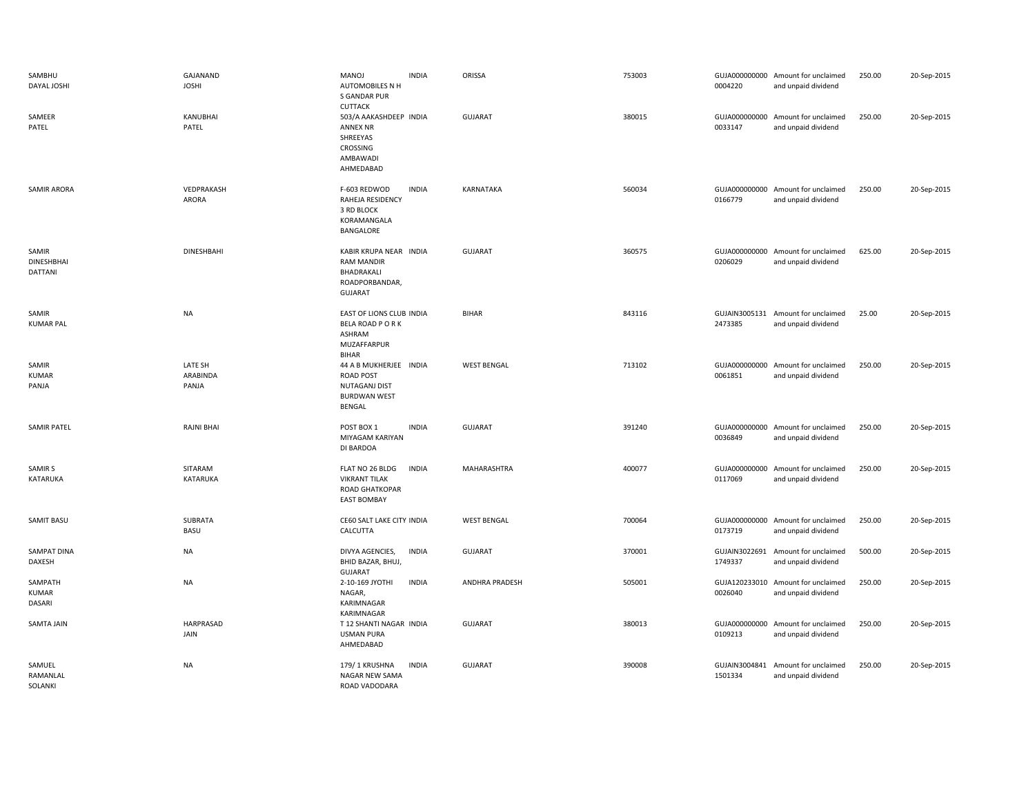| | | | | | | | | | |
|---|---|---|---|---|---|---|---|---|---|
| SAMBHU DAYAL JOSHI | GAJANAND JOSHI | MANOJ AUTOMOBILES N H S GANDAR PUR CUTTACK | INDIA | ORISSA | 753003 | GUJA000000000 0004220 | Amount for unclaimed and unpaid dividend | 250.00 | 20-Sep-2015 |
| SAMEER PATEL | KANUBHAI PATEL | 503/A AAKASHDEEP ANNEX NR SHREEYAS CROSSING AMBAWADI AHMEDABAD | INDIA | GUJARAT | 380015 | GUJA000000000 0033147 | Amount for unclaimed and unpaid dividend | 250.00 | 20-Sep-2015 |
| SAMIR ARORA | VEDPRAKASH ARORA | F-603 REDWOD RAHEJA RESIDENCY 3 RD BLOCK KORAMANGALA BANGALORE | INDIA | KARNATAKA | 560034 | GUJA000000000 0166779 | Amount for unclaimed and unpaid dividend | 250.00 | 20-Sep-2015 |
| SAMIR DINESHBHAI DATTANI | DINESHBHAI | KABIR KRUPA NEAR RAM MANDIR BHADRAKALI ROADPORBANDAR, GUJARAT | INDIA | GUJARAT | 360575 | GUJA000000000 0206029 | Amount for unclaimed and unpaid dividend | 625.00 | 20-Sep-2015 |
| SAMIR KUMAR PAL | NA | EAST OF LIONS CLUB BELA ROAD P O R K ASHRAM MUZAFFARPUR BIHAR | INDIA | BIHAR | 843116 | GUJAIN3005131 2473385 | Amount for unclaimed and unpaid dividend | 25.00 | 20-Sep-2015 |
| SAMIR KUMAR PANJA | LATE SH ARABINDA PANJA | 44 A B MUKHERJEE ROAD POST NUTAGANJ DIST BURDWAN WEST BENGAL | INDIA | WEST BENGAL | 713102 | GUJA000000000 0061851 | Amount for unclaimed and unpaid dividend | 250.00 | 20-Sep-2015 |
| SAMIR PATEL | RAJNI BHAI | POST BOX 1 MIYAGAM KARIYAN DI BARDOA | INDIA | GUJARAT | 391240 | GUJA000000000 0036849 | Amount for unclaimed and unpaid dividend | 250.00 | 20-Sep-2015 |
| SAMIR S KATARUKA | SITARAM KATARUKA | FLAT NO 26 BLDG VIKRANT TILAK ROAD GHATKOPAR EAST BOMBAY | INDIA | MAHARASHTRA | 400077 | GUJA000000000 0117069 | Amount for unclaimed and unpaid dividend | 250.00 | 20-Sep-2015 |
| SAMIT BASU | SUBRATA BASU | CE60 SALT LAKE CITY CALCUTTA | INDIA | WEST BENGAL | 700064 | GUJA000000000 0173719 | Amount for unclaimed and unpaid dividend | 250.00 | 20-Sep-2015 |
| SAMPAT DINA DAXESH | NA | DIVYA AGENCIES, BHID BAZAR, BHUJ, GUJARAT | INDIA | GUJARAT | 370001 | GUJAIN3022691 1749337 | Amount for unclaimed and unpaid dividend | 500.00 | 20-Sep-2015 |
| SAMPATH KUMAR DASARI | NA | 2-10-169 JYOTHI NAGAR, KARIMNAGAR KARIMNAGAR | INDIA | ANDHRA PRADESH | 505001 | GUJA120233010 0026040 | Amount for unclaimed and unpaid dividend | 250.00 | 20-Sep-2015 |
| SAMTA JAIN | HARPRASAD JAIN | T 12 SHANTI NAGAR USMAN PURA AHMEDABAD | INDIA | GUJARAT | 380013 | GUJA000000000 0109213 | Amount for unclaimed and unpaid dividend | 250.00 | 20-Sep-2015 |
| SAMUEL RAMANLAL SOLANKI | NA | 179/ 1 KRUSHNA NAGAR NEW SAMA ROAD VADODARA | INDIA | GUJARAT | 390008 | GUJAIN3004841 1501334 | Amount for unclaimed and unpaid dividend | 250.00 | 20-Sep-2015 |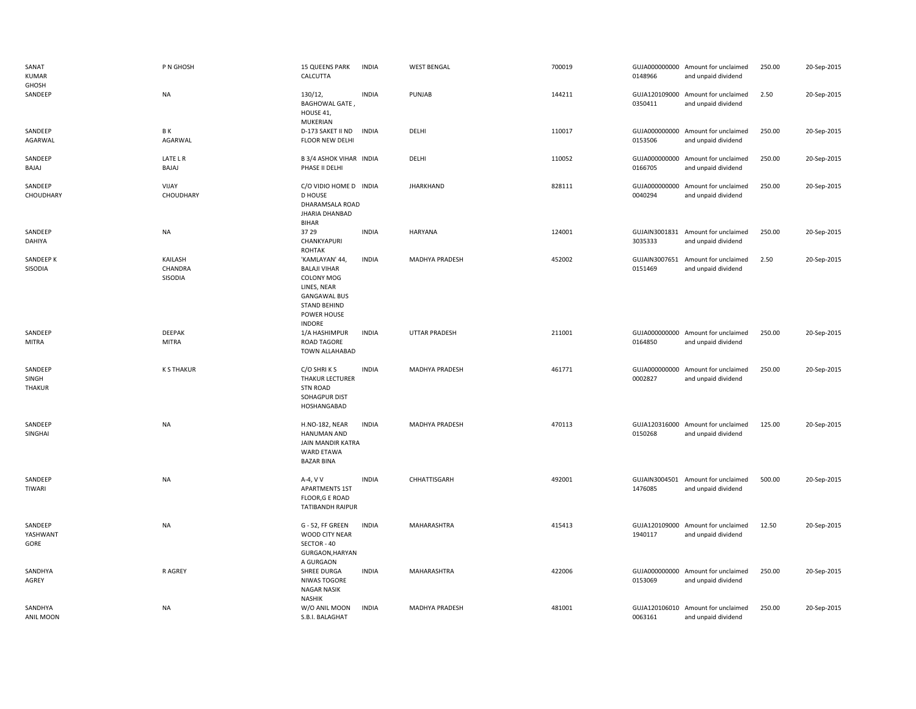| | | | | | | | | | |
|---|---|---|---|---|---|---|---|---|---|
| SANAT KUMAR GHOSH | P N GHOSH | 15 QUEENS PARK CALCUTTA | INDIA | WEST BENGAL | 700019 | GUJA000000000 0148966 | Amount for unclaimed and unpaid dividend | 250.00 | 20-Sep-2015 |
| SANDEEP | NA | 130/12, BAGHOWAL GATE , HOUSE 41, MUKERIAN | INDIA | PUNJAB | 144211 | GUJA120109000 0350411 | Amount for unclaimed and unpaid dividend | 2.50 | 20-Sep-2015 |
| SANDEEP AGARWAL | B K AGARWAL | D-173 SAKET II ND FLOOR NEW DELHI | INDIA | DELHI | 110017 | GUJA000000000 0153506 | Amount for unclaimed and unpaid dividend | 250.00 | 20-Sep-2015 |
| SANDEEP BAJAJ | LATE L R BAJAJ | B 3/4 ASHOK VIHAR PHASE II DELHI | INDIA | DELHI | 110052 | GUJA000000000 0166705 | Amount for unclaimed and unpaid dividend | 250.00 | 20-Sep-2015 |
| SANDEEP CHOUDHARY | VIJAY CHOUDHARY | C/O VIDIO HOME D D HOUSE DHARAMSALA ROAD JHARIA DHANBAD BIHAR | INDIA | JHARKHAND | 828111 | GUJA000000000 0040294 | Amount for unclaimed and unpaid dividend | 250.00 | 20-Sep-2015 |
| SANDEEP DAHIYA | NA | 37 29 CHANKYAPURI ROHTAK | INDIA | HARYANA | 124001 | GUJAIN3001831 3035333 | Amount for unclaimed and unpaid dividend | 250.00 | 20-Sep-2015 |
| SANDEEP K SISODIA | KAILASH CHANDRA SISODIA | 'KAMLAYAN' 44, BALAJI VIHAR COLONY MOG LINES, NEAR GANGAWAL BUS STAND BEHIND POWER HOUSE INDORE | INDIA | MADHYA PRADESH | 452002 | GUJAIN3007651 0151469 | Amount for unclaimed and unpaid dividend | 2.50 | 20-Sep-2015 |
| SANDEEP MITRA | DEEPAK MITRA | 1/A HASHIMPUR ROAD TAGORE TOWN ALLAHABAD | INDIA | UTTAR PRADESH | 211001 | GUJA000000000 0164850 | Amount for unclaimed and unpaid dividend | 250.00 | 20-Sep-2015 |
| SANDEEP SINGH THAKUR | K S THAKUR | C/O SHRI K S THAKUR LECTURER STN ROAD SOHAGPUR DIST HOSHANGABAD | INDIA | MADHYA PRADESH | 461771 | GUJA000000000 0002827 | Amount for unclaimed and unpaid dividend | 250.00 | 20-Sep-2015 |
| SANDEEP SINGHAI | NA | H.NO-182, NEAR HANUMAN AND JAIN MANDIR KATRA WARD ETAWA BAZAR BINA | INDIA | MADHYA PRADESH | 470113 | GUJA120316000 0150268 | Amount for unclaimed and unpaid dividend | 125.00 | 20-Sep-2015 |
| SANDEEP TIWARI | NA | A-4, V V APARTMENTS 1ST FLOOR,G E ROAD TATIBANDH RAIPUR | INDIA | CHHATTISGARH | 492001 | GUJAIN3004501 1476085 | Amount for unclaimed and unpaid dividend | 500.00 | 20-Sep-2015 |
| SANDEEP YASHWANT GORE | NA | G - 52, FF GREEN WOOD CITY NEAR SECTOR - 40 GURGAON,HARYAN A GURGAON | INDIA | MAHARASHTRA | 415413 | GUJA120109000 1940117 | Amount for unclaimed and unpaid dividend | 12.50 | 20-Sep-2015 |
| SANDHYA AGREY | R AGREY | SHREE DURGA NIWAS TOGORE NAGAR NASIK NASHIK | INDIA | MAHARASHTRA | 422006 | GUJA000000000 0153069 | Amount for unclaimed and unpaid dividend | 250.00 | 20-Sep-2015 |
| SANDHYA ANIL MOON | NA | W/O ANIL MOON S.B.I. BALAGHAT | INDIA | MADHYA PRADESH | 481001 | GUJA120106010 0063161 | Amount for unclaimed and unpaid dividend | 250.00 | 20-Sep-2015 |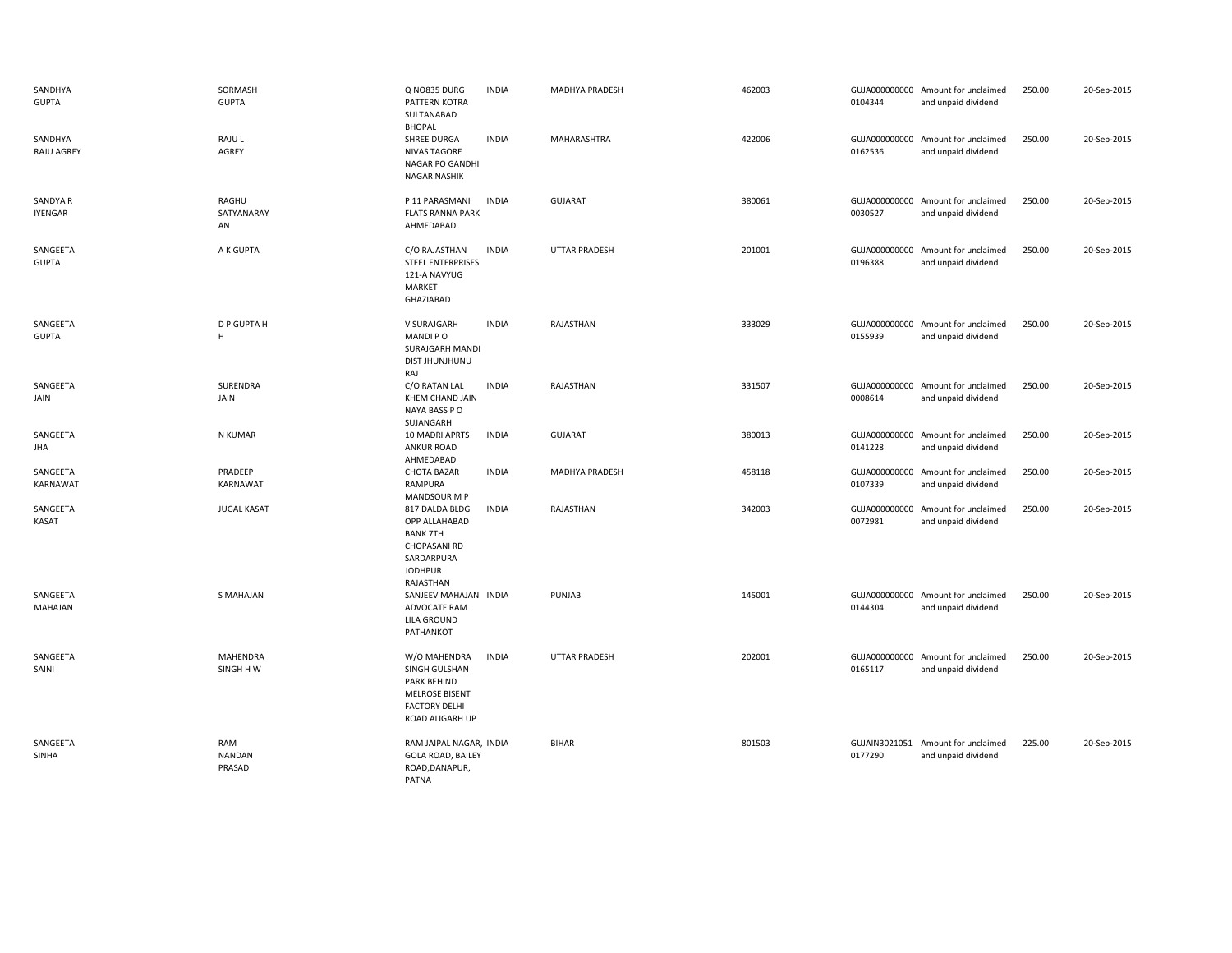| | | | | | | | | | |
|---|---|---|---|---|---|---|---|---|---|
| SANDHYA GUPTA | SORMASH GUPTA | Q NO835 DURG PATTERN KOTRA SULTANABAD BHOPAL | INDIA | MADHYA PRADESH | 462003 | GUJA000000000 0104344 | Amount for unclaimed and unpaid dividend | 250.00 | 20-Sep-2015 |
| SANDHYA RAJU AGREY | RAJU L AGREY | SHREE DURGA NIVAS TAGORE NAGAR PO GANDHI NAGAR NASHIK | INDIA | MAHARASHTRA | 422006 | GUJA000000000 0162536 | Amount for unclaimed and unpaid dividend | 250.00 | 20-Sep-2015 |
| SANDYA R IYENGAR | RAGHU SATYANARAY AN | P 11 PARASMANI FLATS RANNA PARK AHMEDABAD | INDIA | GUJARAT | 380061 | GUJA000000000 0030527 | Amount for unclaimed and unpaid dividend | 250.00 | 20-Sep-2015 |
| SANGEETA GUPTA | A K GUPTA | C/O RAJASTHAN STEEL ENTERPRISES 121-A NAVYUG MARKET GHAZIABAD | INDIA | UTTAR PRADESH | 201001 | GUJA000000000 0196388 | Amount for unclaimed and unpaid dividend | 250.00 | 20-Sep-2015 |
| SANGEETA GUPTA | D P GUPTA H H | V SURAJGARH MANDI P O SURAJGARH MANDI DIST JHUNJHUNU RAJ | INDIA | RAJASTHAN | 333029 | GUJA000000000 0155939 | Amount for unclaimed and unpaid dividend | 250.00 | 20-Sep-2015 |
| SANGEETA JAIN | SURENDRA JAIN | C/O RATAN LAL KHEM CHAND JAIN NAYA BASS P O SUJANGARH | INDIA | RAJASTHAN | 331507 | GUJA000000000 0008614 | Amount for unclaimed and unpaid dividend | 250.00 | 20-Sep-2015 |
| SANGEETA JHA | N KUMAR | 10 MADRI APRTS ANKUR ROAD AHMEDABAD | INDIA | GUJARAT | 380013 | GUJA000000000 0141228 | Amount for unclaimed and unpaid dividend | 250.00 | 20-Sep-2015 |
| SANGEETA KARNAWAT | PRADEEP KARNAWAT | CHOTA BAZAR RAMPURA MANDSOUR M P | INDIA | MADHYA PRADESH | 458118 | GUJA000000000 0107339 | Amount for unclaimed and unpaid dividend | 250.00 | 20-Sep-2015 |
| SANGEETA KASAT | JUGAL KASAT | 817 DALDA BLDG OPP ALLAHABAD BANK 7TH CHOPASANI RD SARDARPURA JODHPUR RAJASTHAN | INDIA | RAJASTHAN | 342003 | GUJA000000000 0072981 | Amount for unclaimed and unpaid dividend | 250.00 | 20-Sep-2015 |
| SANGEETA MAHAJAN | S MAHAJAN | SANJEEV MAHAJAN ADVOCATE RAM LILA GROUND PATHANKOT | INDIA | PUNJAB | 145001 | GUJA000000000 0144304 | Amount for unclaimed and unpaid dividend | 250.00 | 20-Sep-2015 |
| SANGEETA SAINI | MAHENDRA SINGH H W | W/O MAHENDRA SINGH GULSHAN PARK BEHIND MELROSE BISENT FACTORY DELHI ROAD ALIGARH UP | INDIA | UTTAR PRADESH | 202001 | GUJA000000000 0165117 | Amount for unclaimed and unpaid dividend | 250.00 | 20-Sep-2015 |
| SANGEETA SINHA | RAM NANDAN PRASAD | RAM JAIPAL NAGAR, GOLA ROAD, BAILEY ROAD,DANAPUR, PATNA | INDIA | BIHAR | 801503 | GUJAIN3021051 0177290 | Amount for unclaimed and unpaid dividend | 225.00 | 20-Sep-2015 |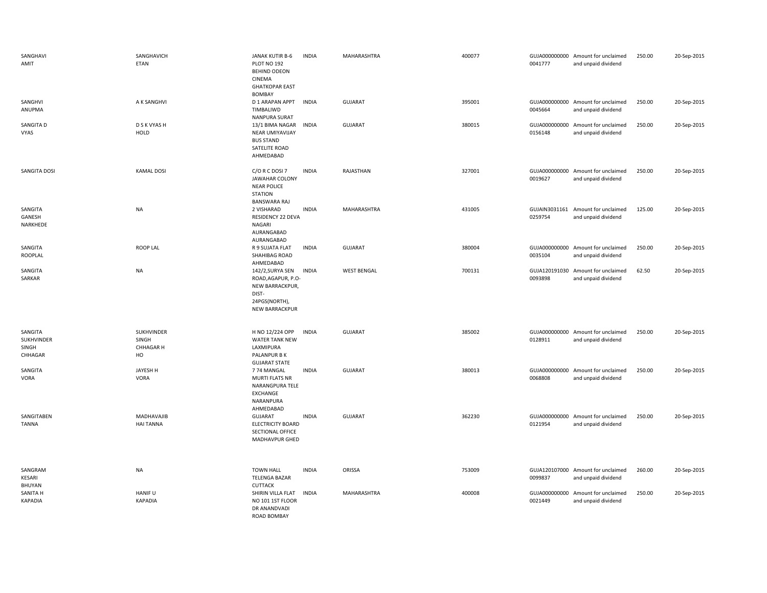| | | | | | | | | | |
|---|---|---|---|---|---|---|---|---|---|
| SANGHAVI AMIT | SANGHAVICH ETAN | JANAK KUTIR B-6 PLOT NO 192 BEHIND ODEON CINEMA GHATKOPAR EAST BOMBAY | INDIA | MAHARASHTRA | 400077 | GUJA000000000 0041777 | Amount for unclaimed and unpaid dividend | 250.00 | 20-Sep-2015 |
| SANGHVI ANUPMA | A K SANGHVI | D 1 ARAPAN APPT TIMBALIWD NANPURA SURAT | INDIA | GUJARAT | 395001 | GUJA000000000 0045664 | Amount for unclaimed and unpaid dividend | 250.00 | 20-Sep-2015 |
| SANGITA D VYAS | D S K VYAS H HOLD | 13/1 BIMA NAGAR NEAR UMIYAVIJAY BUS STAND SATELITE ROAD AHMEDABAD | INDIA | GUJARAT | 380015 | GUJA000000000 0156148 | Amount for unclaimed and unpaid dividend | 250.00 | 20-Sep-2015 |
| SANGITA DOSI | KAMAL DOSI | C/O R C DOSI 7 JAWAHAR COLONY NEAR POLICE STATION BANSWARA RAJ | INDIA | RAJASTHAN | 327001 | GUJA000000000 0019627 | Amount for unclaimed and unpaid dividend | 250.00 | 20-Sep-2015 |
| SANGITA GANESH NARKHEDE | NA | 2 VISHARAD RESIDENCY 22 DEVA NAGARI AURANGABAD AURANGABAD | INDIA | MAHARASHTRA | 431005 | GUJAIN3031161 0259754 | Amount for unclaimed and unpaid dividend | 125.00 | 20-Sep-2015 |
| SANGITA ROOPLAL | ROOP LAL | R 9 SUJATA FLAT SHAHIBAG ROAD AHMEDABAD | INDIA | GUJARAT | 380004 | GUJA000000000 0035104 | Amount for unclaimed and unpaid dividend | 250.00 | 20-Sep-2015 |
| SANGITA SARKAR | NA | 142/2,SURYA SEN ROAD,AGAPUR, P.O-NEW BARRACKPUR, DIST-24PGS(NORTH), NEW BARRACKPUR | INDIA | WEST BENGAL | 700131 | GUJA120191030 0093898 | Amount for unclaimed and unpaid dividend | 62.50 | 20-Sep-2015 |
| SANGITA SUKHVINDER SINGH CHHAGAR | SUKHVINDER SINGH CHHAGAR H HO | H NO 12/224 OPP WATER TANK NEW LAXMIPURA PALANPUR B K GUJARAT STATE | INDIA | GUJARAT | 385002 | GUJA000000000 0128911 | Amount for unclaimed and unpaid dividend | 250.00 | 20-Sep-2015 |
| SANGITA VORA | JAYESH H VORA | 7 74 MANGAL MURTI FLATS NR NARANGPURA TELE EXCHANGE NARANPURA AHMEDABAD | INDIA | GUJARAT | 380013 | GUJA000000000 0068808 | Amount for unclaimed and unpaid dividend | 250.00 | 20-Sep-2015 |
| SANGITABEN TANNA | MADHAVAJIB HAI TANNA | GUJARAT ELECTRICITY BOARD SECTIONAL OFFICE MADHAVPUR GHED | INDIA | GUJARAT | 362230 | GUJA000000000 0121954 | Amount for unclaimed and unpaid dividend | 250.00 | 20-Sep-2015 |
| SANGRAM KESARI BHUYAN | NA | TOWN HALL TELENGA BAZAR CUTTACK | INDIA | ORISSA | 753009 | GUJA120107000 0099837 | Amount for unclaimed and unpaid dividend | 260.00 | 20-Sep-2015 |
| SANITA H KAPADIA | HANIF U KAPADIA | SHIRIN VILLA FLAT NO 101 1ST FLOOR DR ANANDVADI ROAD BOMBAY | INDIA | MAHARASHTRA | 400008 | GUJA000000000 0021449 | Amount for unclaimed and unpaid dividend | 250.00 | 20-Sep-2015 |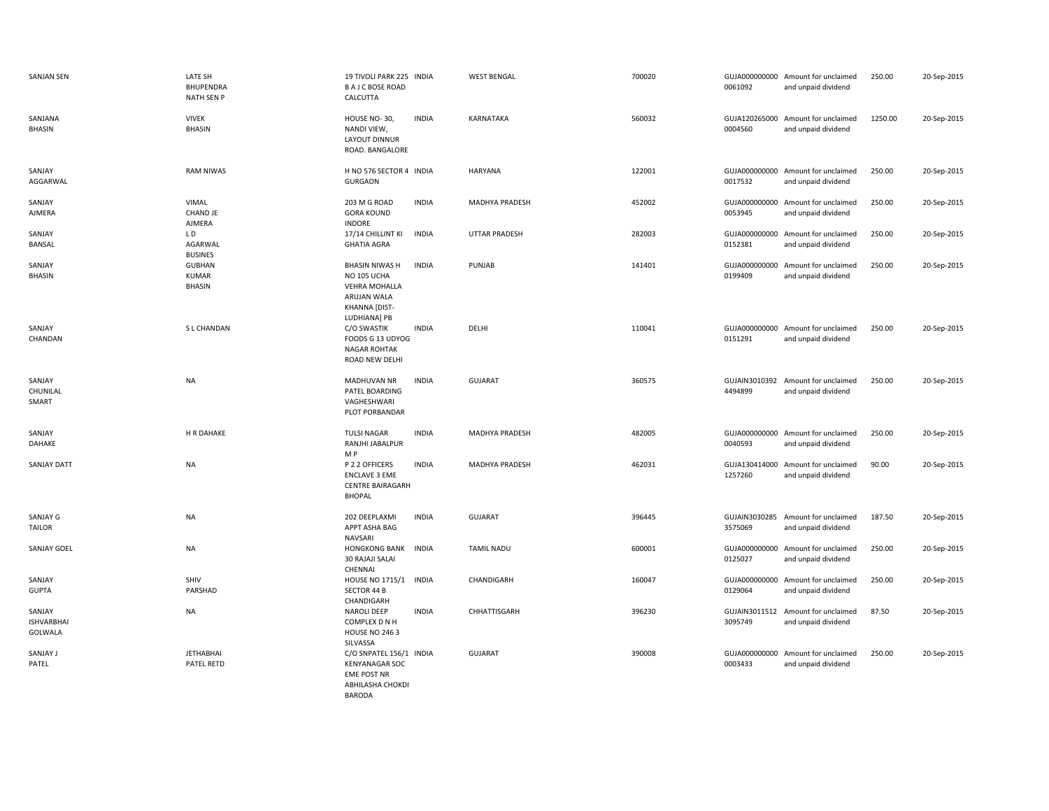| SANJAN SEN | LATE SH BHUPENDRA NATH SEN P | 19 TIVOLI PARK 225 B A J C BOSE ROAD CALCUTTA | INDIA | WEST BENGAL | 700020 | GUJA000000000 0061092 | Amount for unclaimed and unpaid dividend | 250.00 | 20-Sep-2015 |
|---|---|---|---|---|---|---|---|---|---|
| SANJANA BHASIN | VIVEK BHASIN | HOUSE NO- 30, NANDI VIEW, LAYOUT DINNUR ROAD. BANGALORE | INDIA | KARNATAKA | 560032 | GUJA120265000 0004560 | Amount for unclaimed and unpaid dividend | 1250.00 | 20-Sep-2015 |
| SANJAY AGGARWAL | RAM NIWAS | H NO 576 SECTOR 4 GURGAON | INDIA | HARYANA | 122001 | GUJA000000000 0017532 | Amount for unclaimed and unpaid dividend | 250.00 | 20-Sep-2015 |
| SANJAY AJMERA | VIMAL CHAND JE AJMERA | 203 M G ROAD GORA KOUND INDORE | INDIA | MADHYA PRADESH | 452002 | GUJA000000000 0053945 | Amount for unclaimed and unpaid dividend | 250.00 | 20-Sep-2015 |
| SANJAY BANSAL | L D AGARWAL BUSINES | 17/14 CHILLINT KI GHATIA AGRA | INDIA | UTTAR PRADESH | 282003 | GUJA000000000 0152381 | Amount for unclaimed and unpaid dividend | 250.00 | 20-Sep-2015 |
| SANJAY BHASIN | GUBHAN KUMAR BHASIN | BHASIN NIWAS H NO 105 UCHA VEHRA MOHALLA ARUJAN WALA KHANNA [DIST-LUDHIANA] PB | INDIA | PUNJAB | 141401 | GUJA000000000 0199409 | Amount for unclaimed and unpaid dividend | 250.00 | 20-Sep-2015 |
| SANJAY CHANDAN | S L CHANDAN | C/O SWASTIK FOODS G 13 UDYOG NAGAR ROHTAK ROAD NEW DELHI | INDIA | DELHI | 110041 | GUJA000000000 0151291 | Amount for unclaimed and unpaid dividend | 250.00 | 20-Sep-2015 |
| SANJAY CHUNILAL SMART | NA | MADHUVAN NR PATEL BOARDING VAGHESHWARI PLOT PORBANDAR | INDIA | GUJARAT | 360575 | GUJAIN3010392 4494899 | Amount for unclaimed and unpaid dividend | 250.00 | 20-Sep-2015 |
| SANJAY DAHAKE | H R DAHAKE | TULSI NAGAR RANJHI JABALPUR M P | INDIA | MADHYA PRADESH | 482005 | GUJA000000000 0040593 | Amount for unclaimed and unpaid dividend | 250.00 | 20-Sep-2015 |
| SANJAY DATT | NA | P 2 2 OFFICERS ENCLAVE 3 EME CENTRE BAIRAGARH BHOPAL | INDIA | MADHYA PRADESH | 462031 | GUJA130414000 1257260 | Amount for unclaimed and unpaid dividend | 90.00 | 20-Sep-2015 |
| SANJAY G TAILOR | NA | 202 DEEPLAXMI APPT ASHA BAG NAVSARI | INDIA | GUJARAT | 396445 | GUJAIN3030285 3575069 | Amount for unclaimed and unpaid dividend | 187.50 | 20-Sep-2015 |
| SANJAY GOEL | NA | HONGKONG BANK 30 RAJAJI SALAI CHENNAI | INDIA | TAMIL NADU | 600001 | GUJA000000000 0125027 | Amount for unclaimed and unpaid dividend | 250.00 | 20-Sep-2015 |
| SANJAY GUPTA | SHIV PARSHAD | HOUSE NO 1715/1 SECTOR 44 B CHANDIGARH | INDIA | CHANDIGARH | 160047 | GUJA000000000 0129064 | Amount for unclaimed and unpaid dividend | 250.00 | 20-Sep-2015 |
| SANJAY ISHVARBHAI GOLWALA | NA | NAROLI DEEP COMPLEX D N H HOUSE NO 246 3 SILVASSA | INDIA | CHHATTISGARH | 396230 | GUJAIN3011512 3095749 | Amount for unclaimed and unpaid dividend | 87.50 | 20-Sep-2015 |
| SANJAY J PATEL | JETHABHAI PATEL RETD | C/O SNPATEL 156/1 KENYANAGAR SOC EME POST NR ABHILASHA CHOKDI BARODA | INDIA | GUJARAT | 390008 | GUJA000000000 0003433 | Amount for unclaimed and unpaid dividend | 250.00 | 20-Sep-2015 |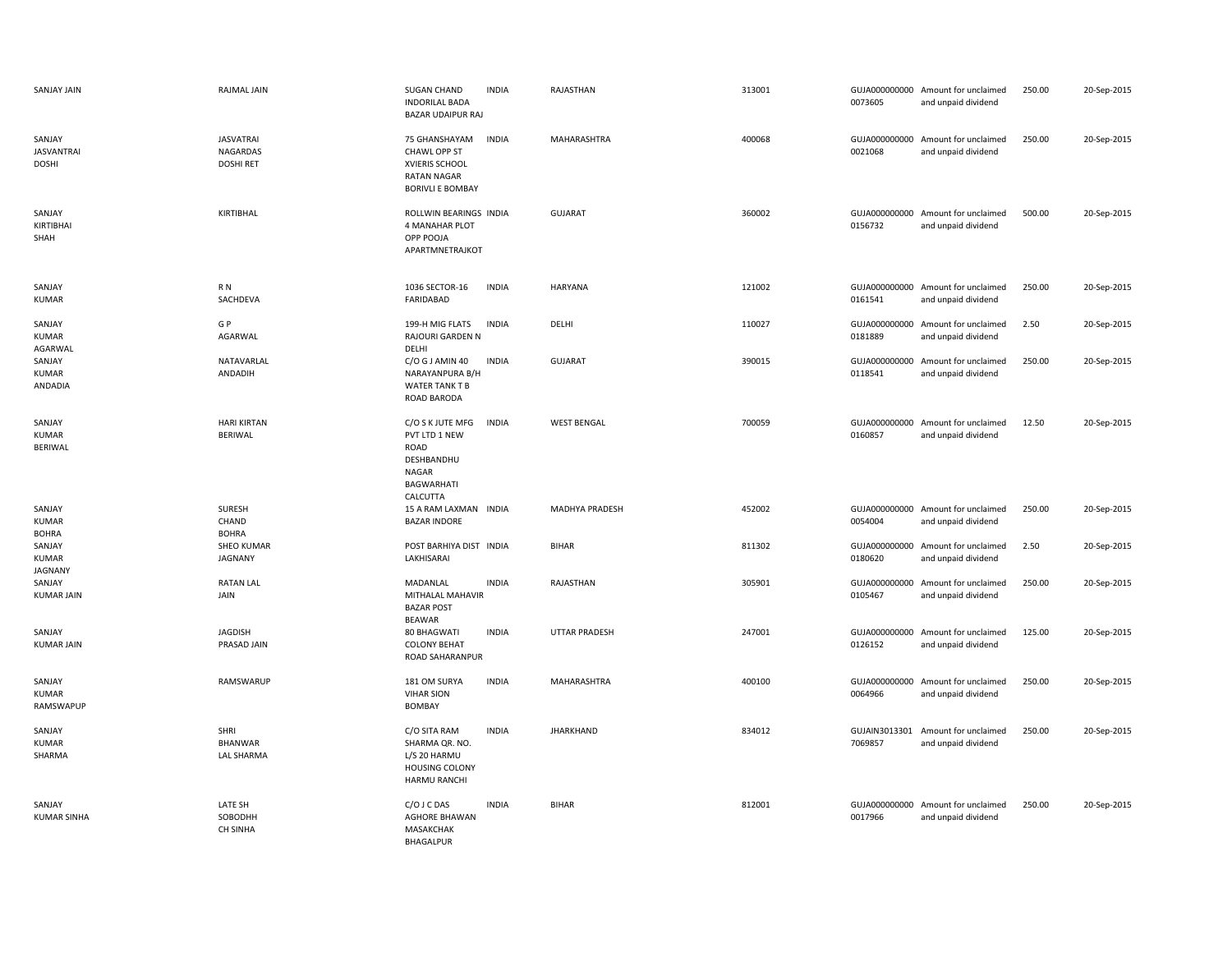| | | | | | | | | | |
|---|---|---|---|---|---|---|---|---|---|
| SANJAY JAIN | RAJMAL JAIN | SUGAN CHAND INDORILAL BADA BAZAR UDAIPUR RAJ | INDIA | RAJASTHAN | 313001 | GUJA0000000000073605 | Amount for unclaimed and unpaid dividend | 250.00 | 20-Sep-2015 |
| SANJAY JASVANTRAI DOSHI | JASVATRAI NAGARDAS DOSHI RET | 75 GHANSHAYAM CHAWL OPP ST XVIERIS SCHOOL RATAN NAGAR BORIVLI E BOMBAY | INDIA | MAHARASHTRA | 400068 | GUJA0000000000021068 | Amount for unclaimed and unpaid dividend | 250.00 | 20-Sep-2015 |
| SANJAY KIRTIBHAI SHAH | KIRTIBHAL | ROLLWIN BEARINGS 4 MANAHAR PLOT OPP POOJA APARTMNETRAJKOT | INDIA | GUJARAT | 360002 | GUJA0000000000156732 | Amount for unclaimed and unpaid dividend | 500.00 | 20-Sep-2015 |
| SANJAY KUMAR | R N SACHDEVA | 1036 SECTOR-16 FARIDABAD | INDIA | HARYANA | 121002 | GUJA0000000000161541 | Amount for unclaimed and unpaid dividend | 250.00 | 20-Sep-2015 |
| SANJAY KUMAR AGARWAL | G P AGARWAL | 199-H MIG FLATS RAJOURI GARDEN N DELHI | INDIA | DELHI | 110027 | GUJA0000000000181889 | Amount for unclaimed and unpaid dividend | 2.50 | 20-Sep-2015 |
| SANJAY KUMAR ANDADIA | NATAVARLAL ANDADIH | C/O G J AMIN 40 NARAYANPURA B/H WATER TANK T B ROAD BARODA | INDIA | GUJARAT | 390015 | GUJA0000000000118541 | Amount for unclaimed and unpaid dividend | 250.00 | 20-Sep-2015 |
| SANJAY KUMAR BERIWAL | HARI KIRTAN BERIWAL | C/O S K JUTE MFG PVT LTD 1 NEW ROAD DESHBANDHU NAGAR BAGWARHATI CALCUTTA | INDIA | WEST BENGAL | 700059 | GUJA0000000000160857 | Amount for unclaimed and unpaid dividend | 12.50 | 20-Sep-2015 |
| SANJAY KUMAR BOHRA | SURESH CHAND BOHRA | 15 A RAM LAXMAN BAZAR INDORE | INDIA | MADHYA PRADESH | 452002 | GUJA0000000000054004 | Amount for unclaimed and unpaid dividend | 250.00 | 20-Sep-2015 |
| SANJAY KUMAR JAGNANY | SHEO KUMAR JAGNANY | POST BARHIYA DIST LAKHISARAI | INDIA | BIHAR | 811302 | GUJA0000000000180620 | Amount for unclaimed and unpaid dividend | 2.50 | 20-Sep-2015 |
| SANJAY KUMAR JAIN | RATAN LAL JAIN | MADANLAL MITHALAL MAHAVIR BAZAR POST BEAWAR | INDIA | RAJASTHAN | 305901 | GUJA0000000000105467 | Amount for unclaimed and unpaid dividend | 250.00 | 20-Sep-2015 |
| SANJAY KUMAR JAIN | JAGDISH PRASAD JAIN | 80 BHAGWATI COLONY BEHAT ROAD SAHARANPUR | INDIA | UTTAR PRADESH | 247001 | GUJA0000000000126152 | Amount for unclaimed and unpaid dividend | 125.00 | 20-Sep-2015 |
| SANJAY KUMAR RAMSWAPUP | RAMSWARUP | 181 OM SURYA VIHAR SION BOMBAY | INDIA | MAHARASHTRA | 400100 | GUJA0000000000064966 | Amount for unclaimed and unpaid dividend | 250.00 | 20-Sep-2015 |
| SANJAY KUMAR SHARMA | SHRI BHANWAR LAL SHARMA | C/O SITA RAM SHARMA QR. NO. L/S 20 HARMU HOUSING COLONY HARMU RANCHI | INDIA | JHARKHAND | 834012 | GUJAIN30133017069857 | Amount for unclaimed and unpaid dividend | 250.00 | 20-Sep-2015 |
| SANJAY KUMAR SINHA | LATE SH SOBODHH CH SINHA | C/O J C DAS AGHORE BHAWAN MASAKCHAK BHAGALPUR | INDIA | BIHAR | 812001 | GUJA0000000000017966 | Amount for unclaimed and unpaid dividend | 250.00 | 20-Sep-2015 |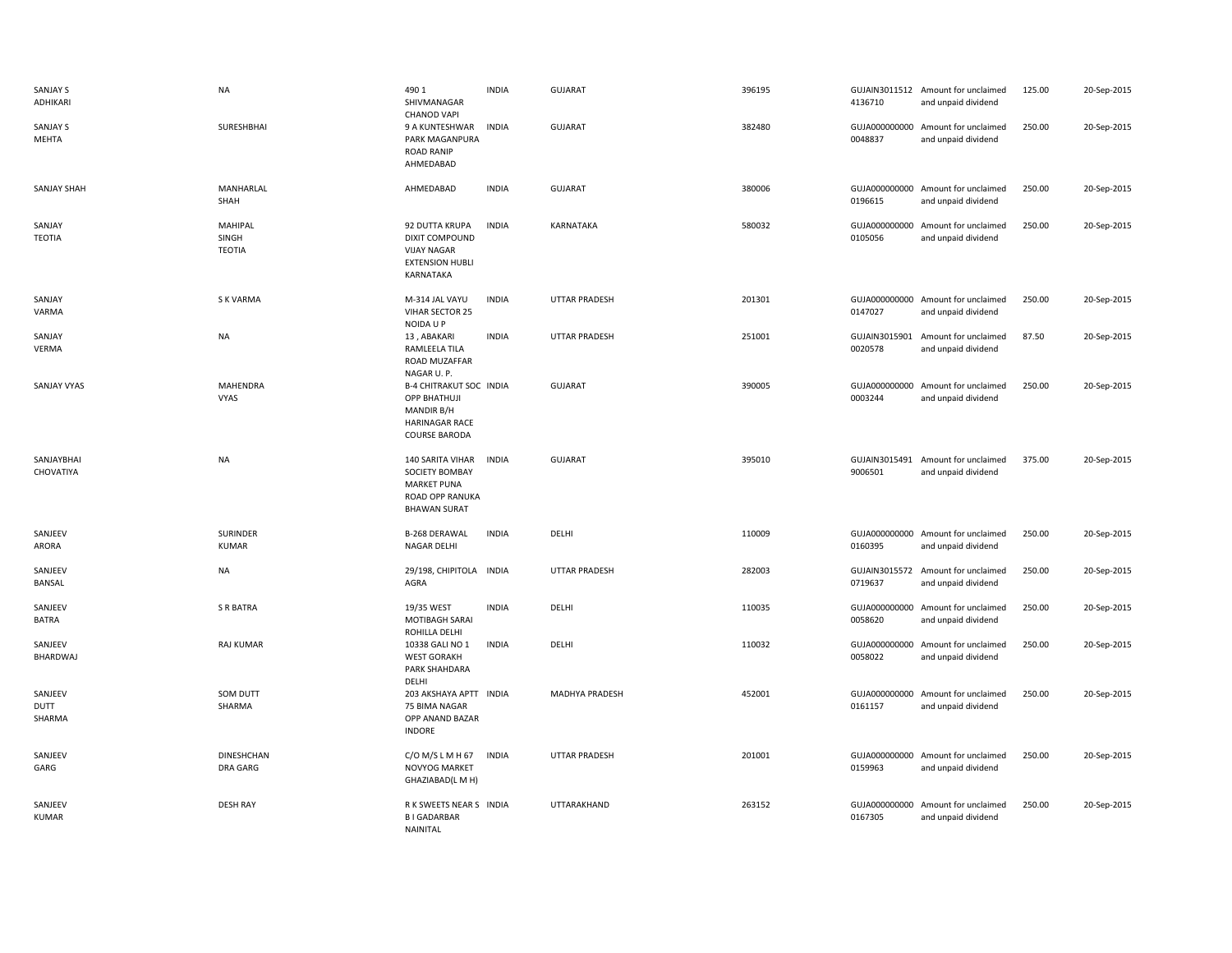| | | | | | | | | | |
|---|---|---|---|---|---|---|---|---|---|
| SANJAY S ADHIKARI | NA | 490 1 SHIVMANAGAR CHANOD VAPI | INDIA | GUJARAT | 396195 | GUJAIN3011512 4136710 | Amount for unclaimed and unpaid dividend | 125.00 | 20-Sep-2015 |
| SANJAY S MEHTA | SURESHBHAI | 9 A KUNTESHWAR PARK MAGANPURA ROAD RANIP AHMEDABAD | INDIA | GUJARAT | 382480 | GUJA000000000 0048837 | Amount for unclaimed and unpaid dividend | 250.00 | 20-Sep-2015 |
| SANJAY SHAH | MANHARLAL SHAH | AHMEDABAD | INDIA | GUJARAT | 380006 | GUJA000000000 0196615 | Amount for unclaimed and unpaid dividend | 250.00 | 20-Sep-2015 |
| SANJAY TEOTIA | MAHIPAL SINGH TEOTIA | 92 DUTTA KRUPA DIXIT COMPOUND VIJAY NAGAR EXTENSION HUBLI KARNATAKA | INDIA | KARNATAKA | 580032 | GUJA000000000 0105056 | Amount for unclaimed and unpaid dividend | 250.00 | 20-Sep-2015 |
| SANJAY VARMA | S K VARMA | M-314 JAL VAYU VIHAR SECTOR 25 NOIDA U P | INDIA | UTTAR PRADESH | 201301 | GUJA000000000 0147027 | Amount for unclaimed and unpaid dividend | 250.00 | 20-Sep-2015 |
| SANJAY VERMA | NA | 13 , ABAKARI RAMLEELA TILA ROAD MUZAFFAR NAGAR U. P. | INDIA | UTTAR PRADESH | 251001 | GUJAIN3015901 0020578 | Amount for unclaimed and unpaid dividend | 87.50 | 20-Sep-2015 |
| SANJAY VYAS | MAHENDRA VYAS | B-4 CHITRAKUT SOC OPP BHATHUJI MANDIR B/H HARINAGAR RACE COURSE BARODA | INDIA | GUJARAT | 390005 | GUJA000000000 0003244 | Amount for unclaimed and unpaid dividend | 250.00 | 20-Sep-2015 |
| SANJAYBHAI CHOVATIYA | NA | 140 SARITA VIHAR SOCIETY BOMBAY MARKET PUNA ROAD OPP RANUKA BHAWAN SURAT | INDIA | GUJARAT | 395010 | GUJAIN3015491 9006501 | Amount for unclaimed and unpaid dividend | 375.00 | 20-Sep-2015 |
| SANJEEV ARORA | SURINDER KUMAR | B-268 DERAWAL NAGAR DELHI | INDIA | DELHI | 110009 | GUJA000000000 0160395 | Amount for unclaimed and unpaid dividend | 250.00 | 20-Sep-2015 |
| SANJEEV BANSAL | NA | 29/198, CHIPITOLA AGRA | INDIA | UTTAR PRADESH | 282003 | GUJAIN3015572 0719637 | Amount for unclaimed and unpaid dividend | 250.00 | 20-Sep-2015 |
| SANJEEV BATRA | S R BATRA | 19/35 WEST MOTIBAGH SARAI ROHILLA DELHI | INDIA | DELHI | 110035 | GUJA000000000 0058620 | Amount for unclaimed and unpaid dividend | 250.00 | 20-Sep-2015 |
| SANJEEV BHARDWAJ | RAJ KUMAR | 10338 GALI NO 1 WEST GORAKH PARK SHAHDARA DELHI | INDIA | DELHI | 110032 | GUJA000000000 0058022 | Amount for unclaimed and unpaid dividend | 250.00 | 20-Sep-2015 |
| SANJEEV DUTT SHARMA | SOM DUTT SHARMA | 203 AKSHAYA APTT 75 BIMA NAGAR OPP ANAND BAZAR INDORE | INDIA | MADHYA PRADESH | 452001 | GUJA000000000 0161157 | Amount for unclaimed and unpaid dividend | 250.00 | 20-Sep-2015 |
| SANJEEV GARG | DINESHCHAN DRA GARG | C/O M/S L M H 67 NOVYOG MARKET GHAZIABAD(L M H) | INDIA | UTTAR PRADESH | 201001 | GUJA000000000 0159963 | Amount for unclaimed and unpaid dividend | 250.00 | 20-Sep-2015 |
| SANJEEV KUMAR | DESH RAY | R K SWEETS NEAR S B I GADARBAR NAINITAL | INDIA | UTTARAKHAND | 263152 | GUJA000000000 0167305 | Amount for unclaimed and unpaid dividend | 250.00 | 20-Sep-2015 |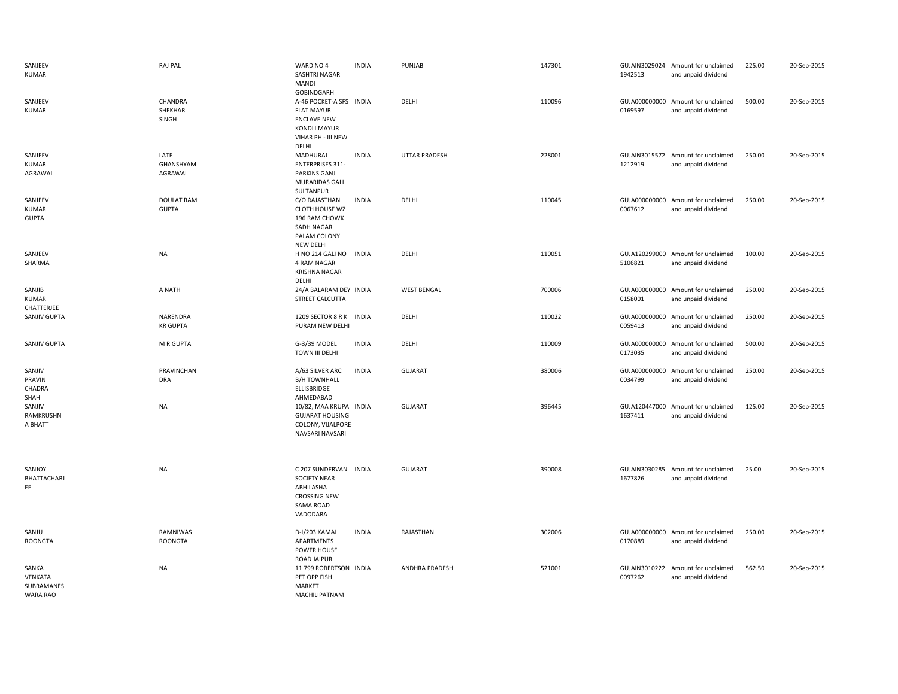| | | | | | | | | | |
|---|---|---|---|---|---|---|---|---|---|
| SANJEEV KUMAR | RAJ PAL | WARD NO 4 SASHTRI NAGAR MANDI GOBINDGARH | INDIA | PUNJAB | 147301 | GUJAIN3029024 1942513 | Amount for unclaimed and unpaid dividend | 225.00 | 20-Sep-2015 |
| SANJEEV KUMAR | CHANDRA SHEKHAR SINGH | A-46 POCKET-A SFS FLAT MAYUR ENCLAVE NEW KONDLI MAYUR VIHAR PH - III NEW DELHI | INDIA | DELHI | 110096 | GUJA000000000 0169597 | Amount for unclaimed and unpaid dividend | 500.00 | 20-Sep-2015 |
| SANJEEV KUMAR AGRAWAL | LATE GHANSHYAM AGRAWAL | MADHURAJ ENTERPRISES 311-PARKINS GANJ MURARIDAS GALI SULTANPUR | INDIA | UTTAR PRADESH | 228001 | GUJAIN3015572 1212919 | Amount for unclaimed and unpaid dividend | 250.00 | 20-Sep-2015 |
| SANJEEV KUMAR GUPTA | DOULAT RAM GUPTA | C/O RAJASTHAN CLOTH HOUSE WZ 196 RAM CHOWK SADH NAGAR PALAM COLONY NEW DELHI | INDIA | DELHI | 110045 | GUJA000000000 0067612 | Amount for unclaimed and unpaid dividend | 250.00 | 20-Sep-2015 |
| SANJEEV SHARMA | NA | H NO 214 GALI NO 4 RAM NAGAR KRISHNA NAGAR DELHI | INDIA | DELHI | 110051 | GUJA120299000 5106821 | Amount for unclaimed and unpaid dividend | 100.00 | 20-Sep-2015 |
| SANJIB KUMAR CHATTERJEE | A NATH | 24/A BALARAM DEY STREET CALCUTTA | INDIA | WEST BENGAL | 700006 | GUJA000000000 0158001 | Amount for unclaimed and unpaid dividend | 250.00 | 20-Sep-2015 |
| SANJIV GUPTA | NARENDRA KR GUPTA | 1209 SECTOR 8 R K PURAM NEW DELHI | INDIA | DELHI | 110022 | GUJA000000000 0059413 | Amount for unclaimed and unpaid dividend | 250.00 | 20-Sep-2015 |
| SANJIV GUPTA | M R GUPTA | G-3/39 MODEL TOWN III DELHI | INDIA | DELHI | 110009 | GUJA000000000 0173035 | Amount for unclaimed and unpaid dividend | 500.00 | 20-Sep-2015 |
| SANJIV PRAVIN CHADRA SHAH | PRAVINCHAN DRA | A/63 SILVER ARC B/H TOWNHALL ELLISBRIDGE AHMEDABAD | INDIA | GUJARAT | 380006 | GUJA000000000 0034799 | Amount for unclaimed and unpaid dividend | 250.00 | 20-Sep-2015 |
| SANJIV RAMKRUSHN A BHATT | NA | 10/82, MAA KRUPA GUJARAT HOUSING COLONY, VIJALPORE NAVSARI NAVSARI | INDIA | GUJARAT | 396445 | GUJA120447000 1637411 | Amount for unclaimed and unpaid dividend | 125.00 | 20-Sep-2015 |
| SANJOY BHATTACHARJ EE | NA | C 207 SUNDERVAN SOCIETY NEAR ABHILASHA CROSSING NEW SAMA ROAD VADODARA | INDIA | GUJARAT | 390008 | GUJAIN3030285 1677826 | Amount for unclaimed and unpaid dividend | 25.00 | 20-Sep-2015 |
| SANJU ROONGTA | RAMNIWAS ROONGTA | D-I/203 KAMAL APARTMENTS POWER HOUSE ROAD JAIPUR | INDIA | RAJASTHAN | 302006 | GUJA000000000 0170889 | Amount for unclaimed and unpaid dividend | 250.00 | 20-Sep-2015 |
| SANKA VENKATA SUBRAMANES WARA RAO | NA | 11 799 ROBERTSON PET OPP FISH MARKET MACHILIPATNAM | INDIA | ANDHRA PRADESH | 521001 | GUJAIN3010222 0097262 | Amount for unclaimed and unpaid dividend | 562.50 | 20-Sep-2015 |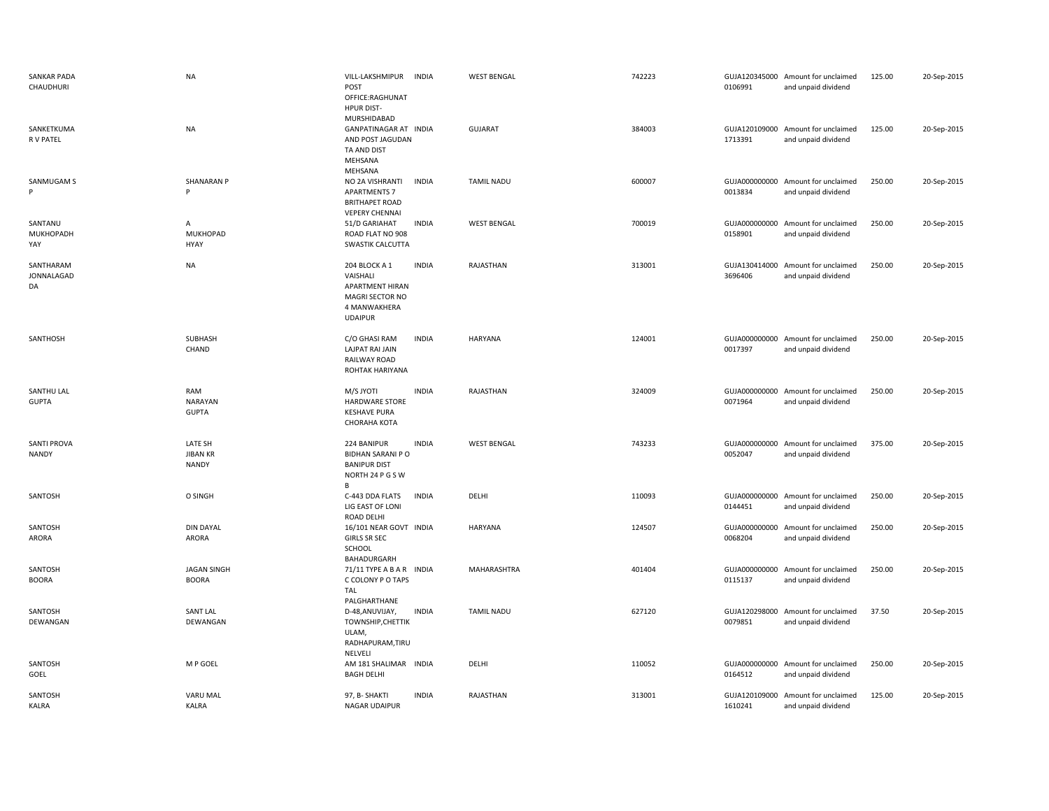| | | | | | | | | | |
|---|---|---|---|---|---|---|---|---|---|
| SANKAR PADA CHAUDHURI | NA | VILL-LAKSHMIPUR POST OFFICE:RAGHUNAT HPUR DIST-MURSHIDABAD | INDIA | WEST BENGAL | 742223 | GUJA120345000 0106991 | Amount for unclaimed and unpaid dividend | 125.00 | 20-Sep-2015 |
| SANKETKUMA R V PATEL | NA | GANPATINAGAR AT AND POST JAGUDAN TA AND DIST MEHSANA MEHSANA | INDIA | GUJARAT | 384003 | GUJA120109000 1713391 | Amount for unclaimed and unpaid dividend | 125.00 | 20-Sep-2015 |
| SANMUGAM S P | SHANARAN P P | NO 2A VISHRANTI APARTMENTS 7 BRITHAPET ROAD VEPERY CHENNAI | INDIA | TAMIL NADU | 600007 | GUJA000000000 0013834 | Amount for unclaimed and unpaid dividend | 250.00 | 20-Sep-2015 |
| SANTANU MUKHOPADH YAY | A MUKHOPAD HYAY | 51/D GARIAHAT ROAD FLAT NO 908 SWASTIK CALCUTTA | INDIA | WEST BENGAL | 700019 | GUJA000000000 0158901 | Amount for unclaimed and unpaid dividend | 250.00 | 20-Sep-2015 |
| SANTHARAM JONNALAGAD DA | NA | 204 BLOCK A 1 VAISHALI APARTMENT HIRAN MAGRI SECTOR NO 4 MANWAKHERA UDAIPUR | INDIA | RAJASTHAN | 313001 | GUJA130414000 3696406 | Amount for unclaimed and unpaid dividend | 250.00 | 20-Sep-2015 |
| SANTHOSH | SUBHASH CHAND | C/O GHASI RAM LAJPAT RAI JAIN RAILWAY ROAD ROHTAK HARIYANA | INDIA | HARYANA | 124001 | GUJA000000000 0017397 | Amount for unclaimed and unpaid dividend | 250.00 | 20-Sep-2015 |
| SANTHU LAL GUPTA | RAM NARAYAN GUPTA | M/S JYOTI HARDWARE STORE KESHAVE PURA CHORAHA KOTA | INDIA | RAJASTHAN | 324009 | GUJA000000000 0071964 | Amount for unclaimed and unpaid dividend | 250.00 | 20-Sep-2015 |
| SANTI PROVA NANDY | LATE SH JIBAN KR NANDY | 224 BANIPUR BIDHAN SARANI P O BANIPUR DIST NORTH 24 P G S W B | INDIA | WEST BENGAL | 743233 | GUJA000000000 0052047 | Amount for unclaimed and unpaid dividend | 375.00 | 20-Sep-2015 |
| SANTOSH | O SINGH | C-443 DDA FLATS LIG EAST OF LONI ROAD DELHI | INDIA | DELHI | 110093 | GUJA000000000 0144451 | Amount for unclaimed and unpaid dividend | 250.00 | 20-Sep-2015 |
| SANTOSH ARORA | DIN DAYAL ARORA | 16/101 NEAR GOVT GIRLS SR SEC SCHOOL BAHADURGARH | INDIA | HARYANA | 124507 | GUJA000000000 0068204 | Amount for unclaimed and unpaid dividend | 250.00 | 20-Sep-2015 |
| SANTOSH BOORA | JAGAN SINGH BOORA | 71/11 TYPE A B A R C COLONY P O TAPS TAL PALGHARTHANE | INDIA | MAHARASHTRA | 401404 | GUJA000000000 0115137 | Amount for unclaimed and unpaid dividend | 250.00 | 20-Sep-2015 |
| SANTOSH DEWANGAN | SANT LAL DEWANGAN | D-48,ANUVIJAY, TOWNSHIP,CHETTIK ULAM, RADHAPURAM,TIRU NELVELI | INDIA | TAMIL NADU | 627120 | GUJA120298000 0079851 | Amount for unclaimed and unpaid dividend | 37.50 | 20-Sep-2015 |
| SANTOSH GOEL | M P GOEL | AM 181 SHALIMAR BAGH DELHI | INDIA | DELHI | 110052 | GUJA000000000 0164512 | Amount for unclaimed and unpaid dividend | 250.00 | 20-Sep-2015 |
| SANTOSH KALRA | VARU MAL KALRA | 97, B- SHAKTI NAGAR UDAIPUR | INDIA | RAJASTHAN | 313001 | GUJA120109000 1610241 | Amount for unclaimed and unpaid dividend | 125.00 | 20-Sep-2015 |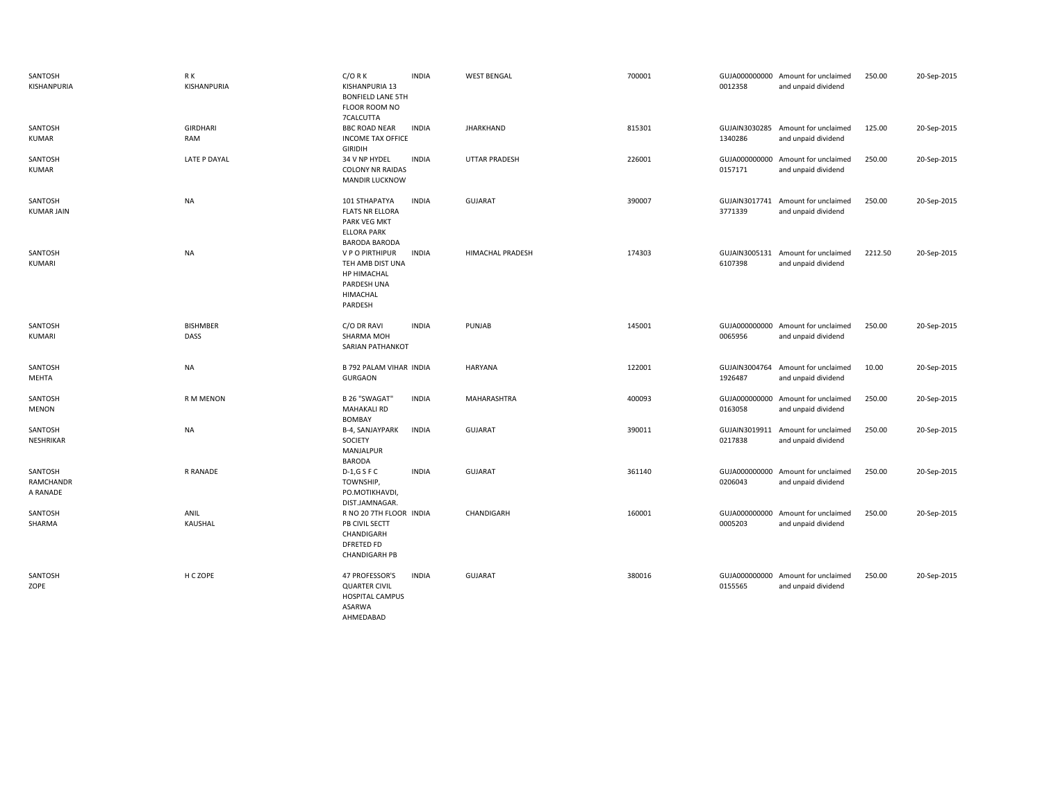| | | | | | | | | | |
|---|---|---|---|---|---|---|---|---|---|
| SANTOSH KISHANPURIA | R K KISHANPURIA | C/O R K KISHANPURIA 13 BONFIELD LANE 5TH FLOOR ROOM NO 7CALCUTTA | INDIA | WEST BENGAL | 700001 | GUJA000000000 0012358 | Amount for unclaimed and unpaid dividend | 250.00 | 20-Sep-2015 |
| SANTOSH KUMAR | GIRDHARI RAM | BBC ROAD NEAR INCOME TAX OFFICE GIRIDIH | INDIA | JHARKHAND | 815301 | GUJAIN3030285 1340286 | Amount for unclaimed and unpaid dividend | 125.00 | 20-Sep-2015 |
| SANTOSH KUMAR | LATE P DAYAL | 34 V NP HYDEL COLONY NR RAIDAS MANDIR LUCKNOW | INDIA | UTTAR PRADESH | 226001 | GUJA000000000 0157171 | Amount for unclaimed and unpaid dividend | 250.00 | 20-Sep-2015 |
| SANTOSH KUMAR JAIN | NA | 101 STHAPATYA FLATS NR ELLORA PARK VEG MKT ELLORA PARK BARODA BARODA | INDIA | GUJARAT | 390007 | GUJAIN3017741 3771339 | Amount for unclaimed and unpaid dividend | 250.00 | 20-Sep-2015 |
| SANTOSH KUMARI | NA | V P O PIRTHIPUR TEH AMB DIST UNA HP HIMACHAL PARDESH UNA HIMACHAL PARDESH | INDIA | HIMACHAL PRADESH | 174303 | GUJAIN3005131 6107398 | Amount for unclaimed and unpaid dividend | 2212.50 | 20-Sep-2015 |
| SANTOSH KUMARI | BISHMBER DASS | C/O DR RAVI SHARMA MOH SARIAN PATHANKOT | INDIA | PUNJAB | 145001 | GUJA000000000 0065956 | Amount for unclaimed and unpaid dividend | 250.00 | 20-Sep-2015 |
| SANTOSH MEHTA | NA | B 792 PALAM VIHAR GURGAON | INDIA | HARYANA | 122001 | GUJAIN3004764 1926487 | Amount for unclaimed and unpaid dividend | 10.00 | 20-Sep-2015 |
| SANTOSH MENON | R M MENON | B 26 "SWAGAT" MAHAKALI RD BOMBAY | INDIA | MAHARASHTRA | 400093 | GUJA000000000 0163058 | Amount for unclaimed and unpaid dividend | 250.00 | 20-Sep-2015 |
| SANTOSH NESHRIKAR | NA | B-4, SANJAYPARK SOCIETY MANJALPUR BARODA | INDIA | GUJARAT | 390011 | GUJAIN3019911 0217838 | Amount for unclaimed and unpaid dividend | 250.00 | 20-Sep-2015 |
| SANTOSH RAMCHANDR A RANADE | R RANADE | D-1,G S F C TOWNSHIP, PO.MOTIKHAVDI, DIST.JAMNAGAR. | INDIA | GUJARAT | 361140 | GUJA000000000 0206043 | Amount for unclaimed and unpaid dividend | 250.00 | 20-Sep-2015 |
| SANTOSH SHARMA | ANIL KAUSHAL | R NO 20 7TH FLOOR PB CIVIL SECTT CHANDIGARH DFRETED FD CHANDIGARH PB | INDIA | CHANDIGARH | 160001 | GUJA000000000 0005203 | Amount for unclaimed and unpaid dividend | 250.00 | 20-Sep-2015 |
| SANTOSH ZOPE | H C ZOPE | 47 PROFESSOR'S QUARTER CIVIL HOSPITAL CAMPUS ASARWA AHMEDABAD | INDIA | GUJARAT | 380016 | GUJA000000000 0155565 | Amount for unclaimed and unpaid dividend | 250.00 | 20-Sep-2015 |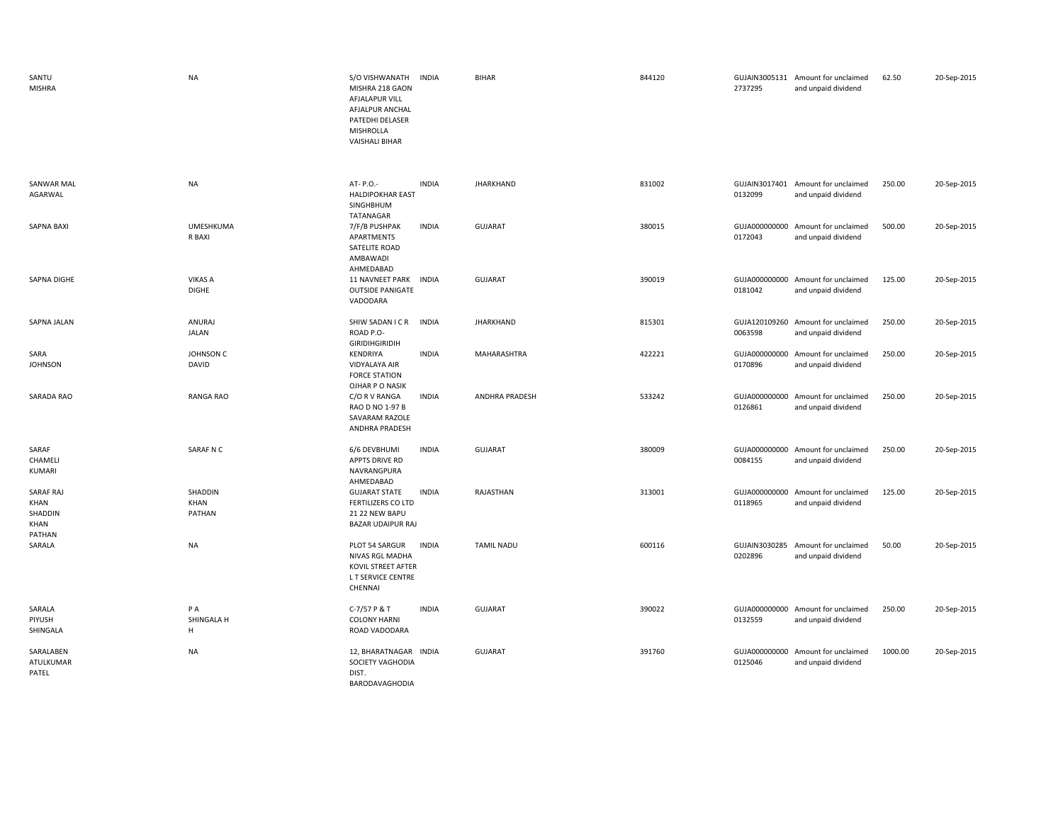| | | | | | | | | | |
|---|---|---|---|---|---|---|---|---|---|
| SANTU MISHRA | NA | S/O VISHWANATH MISHRA 218 GAON AFJALAPUR VILL AFJALPUR ANCHAL PATEDHI DELASER MISHROLLA VAISHALI BIHAR | INDIA | BIHAR | 844120 | GUJAIN3005131 2737295 | Amount for unclaimed and unpaid dividend | 62.50 | 20-Sep-2015 |
| SANWAR MAL AGARWAL | NA | AT- P.O.- HALDIPOKHAR EAST SINGHBHUM TATANAGAR | INDIA | JHARKHAND | 831002 | GUJAIN3017401 0132099 | Amount for unclaimed and unpaid dividend | 250.00 | 20-Sep-2015 |
| SAPNA BAXI | UMESHKUMA R BAXI | 7/F/B PUSHPAK APARTMENTS SATELITE ROAD AMBAWADI AHMEDABAD | INDIA | GUJARAT | 380015 | GUJA000000000 0172043 | Amount for unclaimed and unpaid dividend | 500.00 | 20-Sep-2015 |
| SAPNA DIGHE | VIKAS A DIGHE | 11 NAVNEET PARK OUTSIDE PANIGATE VADODARA | INDIA | GUJARAT | 390019 | GUJA000000000 0181042 | Amount for unclaimed and unpaid dividend | 125.00 | 20-Sep-2015 |
| SAPNA JALAN | ANURAJ JALAN | SHIW SADAN I C R ROAD P.O-GIRIDIHGIRIDIH | INDIA | JHARKHAND | 815301 | GUJA120109260 0063598 | Amount for unclaimed and unpaid dividend | 250.00 | 20-Sep-2015 |
| SARA JOHNSON | JOHNSON C DAVID | KENDRIYA VIDYALAYA AIR FORCE STATION OJHAR P O NASIK | INDIA | MAHARASHTRA | 422221 | GUJA000000000 0170896 | Amount for unclaimed and unpaid dividend | 250.00 | 20-Sep-2015 |
| SARADA RAO | RANGA RAO | C/O R V RANGA RAO D NO 1-97 B SAVARAM RAZOLE ANDHRA PRADESH | INDIA | ANDHRA PRADESH | 533242 | GUJA000000000 0126861 | Amount for unclaimed and unpaid dividend | 250.00 | 20-Sep-2015 |
| SARAF CHAMELI KUMARI | SARAF N C | 6/6 DEVBHUMI APPTS DRIVE RD NAVRANGPURA AHMEDABAD | INDIA | GUJARAT | 380009 | GUJA000000000 0084155 | Amount for unclaimed and unpaid dividend | 250.00 | 20-Sep-2015 |
| SARAF RAJ KHAN SHADDIN KHAN PATHAN | SHADDIN KHAN PATHAN | GUJARAT STATE FERTILIZERS CO LTD 21 22 NEW BAPU BAZAR UDAIPUR RAJ | INDIA | RAJASTHAN | 313001 | GUJA000000000 0118965 | Amount for unclaimed and unpaid dividend | 125.00 | 20-Sep-2015 |
| SARALA | NA | PLOT 54 SARGUR NIVAS RGL MADHA KOVIL STREET AFTER L T SERVICE CENTRE CHENNAI | INDIA | TAMIL NADU | 600116 | GUJAIN3030285 0202896 | Amount for unclaimed and unpaid dividend | 50.00 | 20-Sep-2015 |
| SARALA PIYUSH SHINGALA | P A SHINGALA H H | C-7/57 P & T COLONY HARNI ROAD VADODARA | INDIA | GUJARAT | 390022 | GUJA000000000 0132559 | Amount for unclaimed and unpaid dividend | 250.00 | 20-Sep-2015 |
| SARALABEN ATULKUMAR PATEL | NA | 12, BHARATNAGAR SOCIETY VAGHODIA DIST. BARODAVAGHODIA | INDIA | GUJARAT | 391760 | GUJA000000000 0125046 | Amount for unclaimed and unpaid dividend | 1000.00 | 20-Sep-2015 |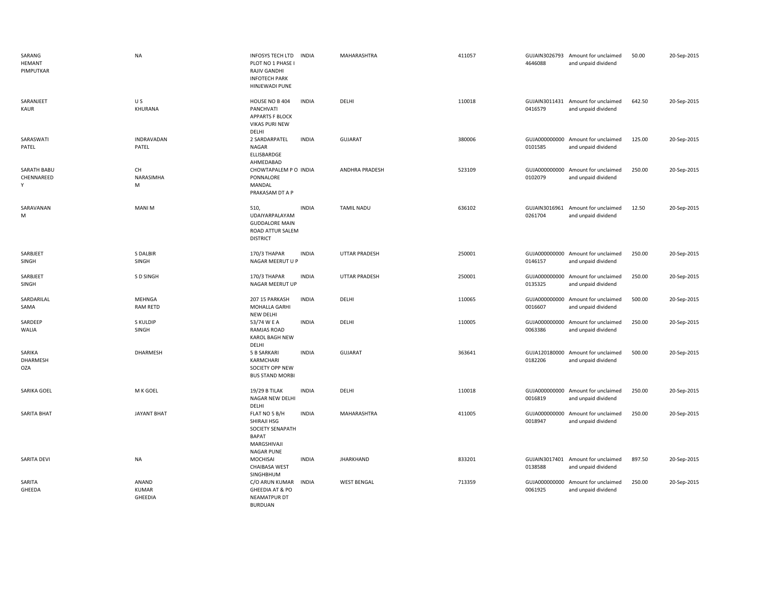| | | | | | | | | | |
|---|---|---|---|---|---|---|---|---|---|
| SARANG HEMANT PIMPUTKAR | NA | INFOSYS TECH LTD PLOT NO 1 PHASE I RAJIV GANDHI INFOTECH PARK HINJEWADI PUNE | INDIA | MAHARASHTRA | 411057 | GUJAIN3026793 4646088 | Amount for unclaimed and unpaid dividend | 50.00 | 20-Sep-2015 |
| SARANJEET KAUR | U S KHURANA | HOUSE NO B 404 PANCHVATI APPARTS F BLOCK VIKAS PURI NEW DELHI | INDIA | DELHI | 110018 | GUJAIN3011431 0416579 | Amount for unclaimed and unpaid dividend | 642.50 | 20-Sep-2015 |
| SARASWATI PATEL | INDRAVADAN PATEL | 2 SARDARPATEL NAGAR ELLISBARDGE AHMEDABAD | INDIA | GUJARAT | 380006 | GUJA000000000 0101585 | Amount for unclaimed and unpaid dividend | 125.00 | 20-Sep-2015 |
| SARATH BABU CHENNAREED Y | CH NARASIMHA M | CHOWTAPALEM P O PONNALORE MANDAL PRAKASAM DT A P | INDIA | ANDHRA PRADESH | 523109 | GUJA000000000 0102079 | Amount for unclaimed and unpaid dividend | 250.00 | 20-Sep-2015 |
| SARAVANAN M | MANI M | 510, UDAIYARPALAYAM GUDDALORE MAIN ROAD ATTUR SALEM DISTRICT | INDIA | TAMIL NADU | 636102 | GUJAIN3016961 0261704 | Amount for unclaimed and unpaid dividend | 12.50 | 20-Sep-2015 |
| SARBJEET SINGH | S DALBIR SINGH | 170/3 THAPAR NAGAR MEERUT U P | INDIA | UTTAR PRADESH | 250001 | GUJA000000000 0146157 | Amount for unclaimed and unpaid dividend | 250.00 | 20-Sep-2015 |
| SARBJEET SINGH | S D SINGH | 170/3 THAPAR NAGAR MEERUT UP | INDIA | UTTAR PRADESH | 250001 | GUJA000000000 0135325 | Amount for unclaimed and unpaid dividend | 250.00 | 20-Sep-2015 |
| SARDARILAL SAMA | MEHNGA RAM RETD | 207 15 PARKASH MOHALLA GARHI NEW DELHI | INDIA | DELHI | 110065 | GUJA000000000 0016607 | Amount for unclaimed and unpaid dividend | 500.00 | 20-Sep-2015 |
| SARDEEP WALIA | S KULDIP SINGH | 53/74 W E A RAMJAS ROAD KAROL BAGH NEW DELHI | INDIA | DELHI | 110005 | GUJA000000000 0063386 | Amount for unclaimed and unpaid dividend | 250.00 | 20-Sep-2015 |
| SARIKA DHARMESH OZA | DHARMESH | 5 B SARKARI KARMCHARI SOCIETY OPP NEW BUS STAND MORBI | INDIA | GUJARAT | 363641 | GUJA120180000 0182206 | Amount for unclaimed and unpaid dividend | 500.00 | 20-Sep-2015 |
| SARIKA GOEL | M K GOEL | 19/29 B TILAK NAGAR NEW DELHI DELHI | INDIA | DELHI | 110018 | GUJA000000000 0016819 | Amount for unclaimed and unpaid dividend | 250.00 | 20-Sep-2015 |
| SARITA BHAT | JAYANT BHAT | FLAT NO 5 B/H SHIRAJI HSG SOCIETY SENAPATH BAPAT MARGSHIVAJI NAGAR PUNE | INDIA | MAHARASHTRA | 411005 | GUJA000000000 0018947 | Amount for unclaimed and unpaid dividend | 250.00 | 20-Sep-2015 |
| SARITA DEVI | NA | MOCHISAI CHAIBASA WEST SINGHBHUM | INDIA | JHARKHAND | 833201 | GUJAIN3017401 0138588 | Amount for unclaimed and unpaid dividend | 897.50 | 20-Sep-2015 |
| SARITA GHEEDA | ANAND KUMAR GHEEDIA | C/O ARUN KUMAR GHEEDIA AT & PO NEAMATPUR DT BURDUAN | INDIA | WEST BENGAL | 713359 | GUJA000000000 0061925 | Amount for unclaimed and unpaid dividend | 250.00 | 20-Sep-2015 |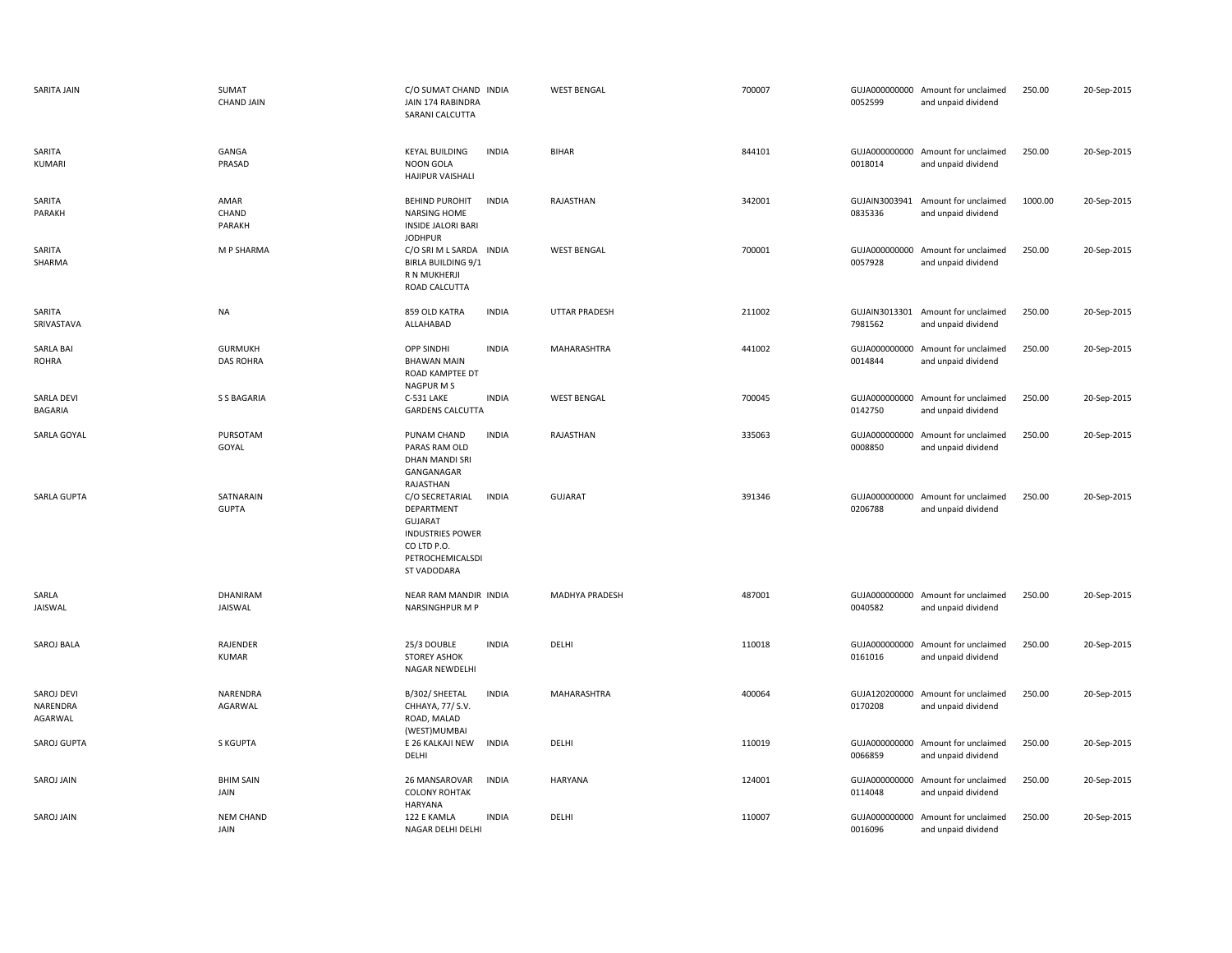| | | | | | | | | | |
|---|---|---|---|---|---|---|---|---|---|
| SARITA JAIN | SUMAT CHAND JAIN | C/O SUMAT CHAND JAIN 174 RABINDRA SARANI CALCUTTA | INDIA | WEST BENGAL | 700007 | GUJA000000000 0052599 | Amount for unclaimed and unpaid dividend | 250.00 | 20-Sep-2015 |
| SARITA KUMARI | GANGA PRASAD | KEYAL BUILDING NOON GOLA HAJIPUR VAISHALI | INDIA | BIHAR | 844101 | GUJA000000000 0018014 | Amount for unclaimed and unpaid dividend | 250.00 | 20-Sep-2015 |
| SARITA PARAKH | AMAR CHAND PARAKH | BEHIND PUROHIT NARSING HOME INSIDE JALORI BARI JODHPUR | INDIA | RAJASTHAN | 342001 | GUJAIN3003941 0835336 | Amount for unclaimed and unpaid dividend | 1000.00 | 20-Sep-2015 |
| SARITA SHARMA | M P SHARMA | C/O SRI M L SARDA BIRLA BUILDING 9/1 R N MUKHERJI ROAD CALCUTTA | INDIA | WEST BENGAL | 700001 | GUJA000000000 0057928 | Amount for unclaimed and unpaid dividend | 250.00 | 20-Sep-2015 |
| SARITA SRIVASTAVA | NA | 859 OLD KATRA ALLAHABAD | INDIA | UTTAR PRADESH | 211002 | GUJAIN3013301 7981562 | Amount for unclaimed and unpaid dividend | 250.00 | 20-Sep-2015 |
| SARLA BAI ROHRA | GURMUKH DAS ROHRA | OPP SINDHI BHAWAN MAIN ROAD KAMPTEE DT NAGPUR M S | INDIA | MAHARASHTRA | 441002 | GUJA000000000 0014844 | Amount for unclaimed and unpaid dividend | 250.00 | 20-Sep-2015 |
| SARLA DEVI BAGARIA | S S BAGARIA | C-531 LAKE GARDENS CALCUTTA | INDIA | WEST BENGAL | 700045 | GUJA000000000 0142750 | Amount for unclaimed and unpaid dividend | 250.00 | 20-Sep-2015 |
| SARLA GOYAL | PURSOTAM GOYAL | PUNAM CHAND PARAS RAM OLD DHAN MANDI SRI GANGANAGAR RAJASTHAN | INDIA | RAJASTHAN | 335063 | GUJA000000000 0008850 | Amount for unclaimed and unpaid dividend | 250.00 | 20-Sep-2015 |
| SARLA GUPTA | SATNARAIN GUPTA | C/O SECRETARIAL DEPARTMENT GUJARAT INDUSTRIES POWER CO LTD P.O. PETROCHEMICALSDI ST VADODARA | INDIA | GUJARAT | 391346 | GUJA000000000 0206788 | Amount for unclaimed and unpaid dividend | 250.00 | 20-Sep-2015 |
| SARLA JAISWAL | DHANIRAM JAISWAL | NEAR RAM MANDIR NARSINGHPUR M P | INDIA | MADHYA PRADESH | 487001 | GUJA000000000 0040582 | Amount for unclaimed and unpaid dividend | 250.00 | 20-Sep-2015 |
| SAROJ BALA | RAJENDER KUMAR | 25/3 DOUBLE STOREY ASHOK NAGAR NEWDELHI | INDIA | DELHI | 110018 | GUJA000000000 0161016 | Amount for unclaimed and unpaid dividend | 250.00 | 20-Sep-2015 |
| SAROJ DEVI NARENDRA AGARWAL | NARENDRA AGARWAL | B/302/ SHEETAL CHHAYA, 77/ S.V. ROAD, MALAD (WEST)MUMBAI | INDIA | MAHARASHTRA | 400064 | GUJA120200000 0170208 | Amount for unclaimed and unpaid dividend | 250.00 | 20-Sep-2015 |
| SAROJ GUPTA | S KGUPTA | E 26 KALKAJI NEW DELHI | INDIA | DELHI | 110019 | GUJA000000000 0066859 | Amount for unclaimed and unpaid dividend | 250.00 | 20-Sep-2015 |
| SAROJ JAIN | BHIM SAIN JAIN | 26 MANSAROVAR COLONY ROHTAK HARYANA | INDIA | HARYANA | 124001 | GUJA000000000 0114048 | Amount for unclaimed and unpaid dividend | 250.00 | 20-Sep-2015 |
| SAROJ JAIN | NEM CHAND JAIN | 122 E KAMLA NAGAR DELHI DELHI | INDIA | DELHI | 110007 | GUJA000000000 0016096 | Amount for unclaimed and unpaid dividend | 250.00 | 20-Sep-2015 |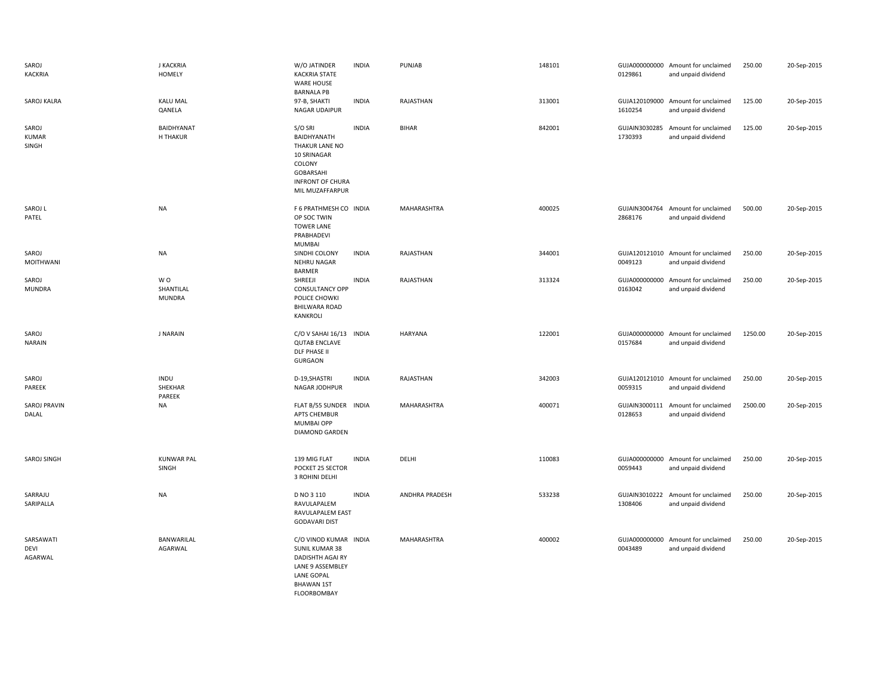| | | | | | | | | | |
|---|---|---|---|---|---|---|---|---|---|
| SAROJ KACKRIA | J KACKRIA HOMELY | W/O JATINDER KACKRIA STATE WARE HOUSE BARNALA PB | INDIA | PUNJAB | 148101 | GUJA000000000 0129861 | Amount for unclaimed and unpaid dividend | 250.00 | 20-Sep-2015 |
| SAROJ KALRA | KALU MAL QANELA | 97-B, SHAKTI NAGAR UDAIPUR | INDIA | RAJASTHAN | 313001 | GUJA120109000 1610254 | Amount for unclaimed and unpaid dividend | 125.00 | 20-Sep-2015 |
| SAROJ KUMAR SINGH | BAIDHYANAT H THAKUR | S/O SRI BAIDHYANATH THAKUR LANE NO 10 SRINAGAR COLONY GOBARSAHI INFRONT OF CHURA MIL MUZAFFARPUR | INDIA | BIHAR | 842001 | GUJAIN3030285 1730393 | Amount for unclaimed and unpaid dividend | 125.00 | 20-Sep-2015 |
| SAROJ L PATEL | NA | F 6 PRATHMESH CO OP SOC TWIN TOWER LANE PRABHADEVI MUMBAI | INDIA | MAHARASHTRA | 400025 | GUJAIN3004764 2868176 | Amount for unclaimed and unpaid dividend | 500.00 | 20-Sep-2015 |
| SAROJ MOITHWANI | NA | SINDHI COLONY NEHRU NAGAR BARMER | INDIA | RAJASTHAN | 344001 | GUJA120121010 0049123 | Amount for unclaimed and unpaid dividend | 250.00 | 20-Sep-2015 |
| SAROJ MUNDRA | W O SHANTILAL MUNDRA | SHREEJI CONSULTANCY OPP POLICE CHOWKI BHILWARA ROAD KANKROLI | INDIA | RAJASTHAN | 313324 | GUJA000000000 0163042 | Amount for unclaimed and unpaid dividend | 250.00 | 20-Sep-2015 |
| SAROJ NARAIN | J NARAIN | C/O V SAHAI 16/13 QUTAB ENCLAVE DLF PHASE II GURGAON | INDIA | HARYANA | 122001 | GUJA000000000 0157684 | Amount for unclaimed and unpaid dividend | 1250.00 | 20-Sep-2015 |
| SAROJ PAREEK | INDU SHEKHAR PAREEK | D-19,SHASTRI NAGAR JODHPUR | INDIA | RAJASTHAN | 342003 | GUJA120121010 0059315 | Amount for unclaimed and unpaid dividend | 250.00 | 20-Sep-2015 |
| SAROJ PRAVIN DALAL | NA | FLAT B/55 SUNDER APTS CHEMBUR MUMBAI OPP DIAMOND GARDEN | INDIA | MAHARASHTRA | 400071 | GUJAIN3000111 0128653 | Amount for unclaimed and unpaid dividend | 2500.00 | 20-Sep-2015 |
| SAROJ SINGH | KUNWAR PAL SINGH | 139 MIG FLAT POCKET 25 SECTOR 3 ROHINI DELHI | INDIA | DELHI | 110083 | GUJA000000000 0059443 | Amount for unclaimed and unpaid dividend | 250.00 | 20-Sep-2015 |
| SARRAJU SARIPALLA | NA | D NO 3 110 RAVULAPALEM RAVULAPALEM EAST GODAVARI DIST | INDIA | ANDHRA PRADESH | 533238 | GUJAIN3010222 1308406 | Amount for unclaimed and unpaid dividend | 250.00 | 20-Sep-2015 |
| SARSAWATI DEVI AGARWAL | BANWARILAL AGARWAL | C/O VINOD KUMAR SUNIL KUMAR 38 DADISHTH AGAI RY LANE 9 ASSEMBLEY LANE GOPAL BHAWAN 1ST FLOORBOMBAY | INDIA | MAHARASHTRA | 400002 | GUJA000000000 0043489 | Amount for unclaimed and unpaid dividend | 250.00 | 20-Sep-2015 |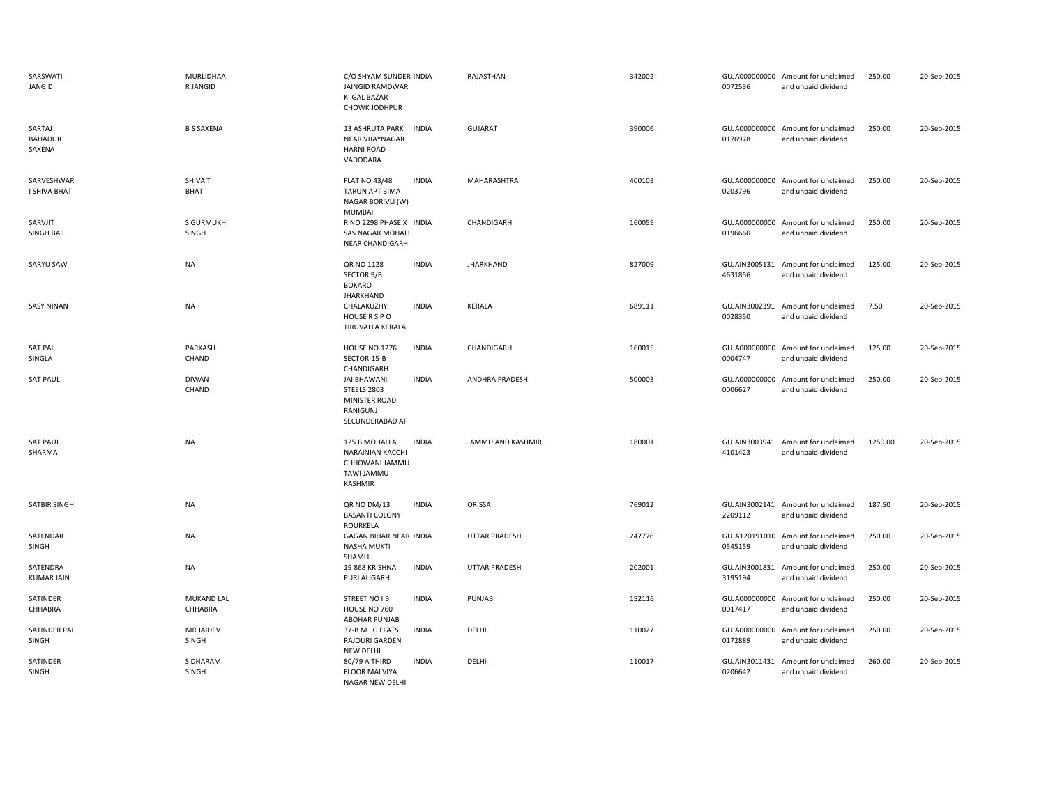| | | | | | | | | | |
|---|---|---|---|---|---|---|---|---|---|
| SARSWATI JANGID | MURLIDHAA R JANGID | C/O SHYAM SUNDER JAINGID RAMDWAR KI GAL BAZAR CHOWK JODHPUR | INDIA | RAJASTHAN | 342002 | GUJA000000000 0072536 | Amount for unclaimed and unpaid dividend | 250.00 | 20-Sep-2015 |
| SARTAJ BAHADUR SAXENA | B S SAXENA | 13 ASHRUTA PARK NEAR VIJAYNAGAR HARNI ROAD VADODARA | INDIA | GUJARAT | 390006 | GUJA000000000 0176978 | Amount for unclaimed and unpaid dividend | 250.00 | 20-Sep-2015 |
| SARVESHWAR I SHIVA BHAT | SHIVA T BHAT | FLAT NO 43/48 TARUN APT BIMA NAGAR BORIVLI (W) MUMBAI | INDIA | MAHARASHTRA | 400103 | GUJA000000000 0203796 | Amount for unclaimed and unpaid dividend | 250.00 | 20-Sep-2015 |
| SARVJIT SINGH BAL | S GURMUKH SINGH | R NO 2298 PHASE X SAS NAGAR MOHALI NEAR CHANDIGARH | INDIA | CHANDIGARH | 160059 | GUJA000000000 0196660 | Amount for unclaimed and unpaid dividend | 250.00 | 20-Sep-2015 |
| SARYU SAW | NA | QR NO 1128 SECTOR 9/B BOKARO JHARKHAND | INDIA | JHARKHAND | 827009 | GUJAIN3005131 4631856 | Amount for unclaimed and unpaid dividend | 125.00 | 20-Sep-2015 |
| SASY NINAN | NA | CHALAKUZHY HOUSE R S P O TIRUVALLA KERALA | INDIA | KERALA | 689111 | GUJAIN3002391 0028350 | Amount for unclaimed and unpaid dividend | 7.50 | 20-Sep-2015 |
| SAT PAL SINGLA | PARKASH CHAND | HOUSE NO.1276 SECTOR-15-B CHANDIGARH | INDIA | CHANDIGARH | 160015 | GUJA000000000 0004747 | Amount for unclaimed and unpaid dividend | 125.00 | 20-Sep-2015 |
| SAT PAUL | DIWAN CHAND | JAI BHAWANI STEELS 2803 MINISTER ROAD RANIGUNJ SECUNDERABAD AP | INDIA | ANDHRA PRADESH | 500003 | GUJA000000000 0006627 | Amount for unclaimed and unpaid dividend | 250.00 | 20-Sep-2015 |
| SAT PAUL SHARMA | NA | 125 B MOHALLA NARAINIAN KACCHI CHHOWANI JAMMU TAWI JAMMU KASHMIR | INDIA | JAMMU AND KASHMIR | 180001 | GUJAIN3003941 4101423 | Amount for unclaimed and unpaid dividend | 1250.00 | 20-Sep-2015 |
| SATBIR SINGH | NA | QR NO DM/13 BASANTI COLONY ROURKELA | INDIA | ORISSA | 769012 | GUJAIN3002141 2209112 | Amount for unclaimed and unpaid dividend | 187.50 | 20-Sep-2015 |
| SATENDAR SINGH | NA | GAGAN BIHAR NEAR NASHA MUKTI SHAMLI | INDIA | UTTAR PRADESH | 247776 | GUJA120191010 0545159 | Amount for unclaimed and unpaid dividend | 250.00 | 20-Sep-2015 |
| SATENDRA KUMAR JAIN | NA | 19 868 KRISHNA PURI ALIGARH | INDIA | UTTAR PRADESH | 202001 | GUJAIN3001831 3195194 | Amount for unclaimed and unpaid dividend | 250.00 | 20-Sep-2015 |
| SATINDER CHHABRA | MUKAND LAL CHHABRA | STREET NO I B HOUSE NO 760 ABOHAR PUNJAB | INDIA | PUNJAB | 152116 | GUJA000000000 0017417 | Amount for unclaimed and unpaid dividend | 250.00 | 20-Sep-2015 |
| SATINDER PAL SINGH | MR JAIDEV SINGH | 37-B M I G FLATS RAJOURI GARDEN NEW DELHI | INDIA | DELHI | 110027 | GUJA000000000 0172889 | Amount for unclaimed and unpaid dividend | 250.00 | 20-Sep-2015 |
| SATINDER SINGH | S DHARAM SINGH | 80/79 A THIRD FLOOR MALVIYA NAGAR NEW DELHI | INDIA | DELHI | 110017 | GUJAIN3011431 0206642 | Amount for unclaimed and unpaid dividend | 260.00 | 20-Sep-2015 |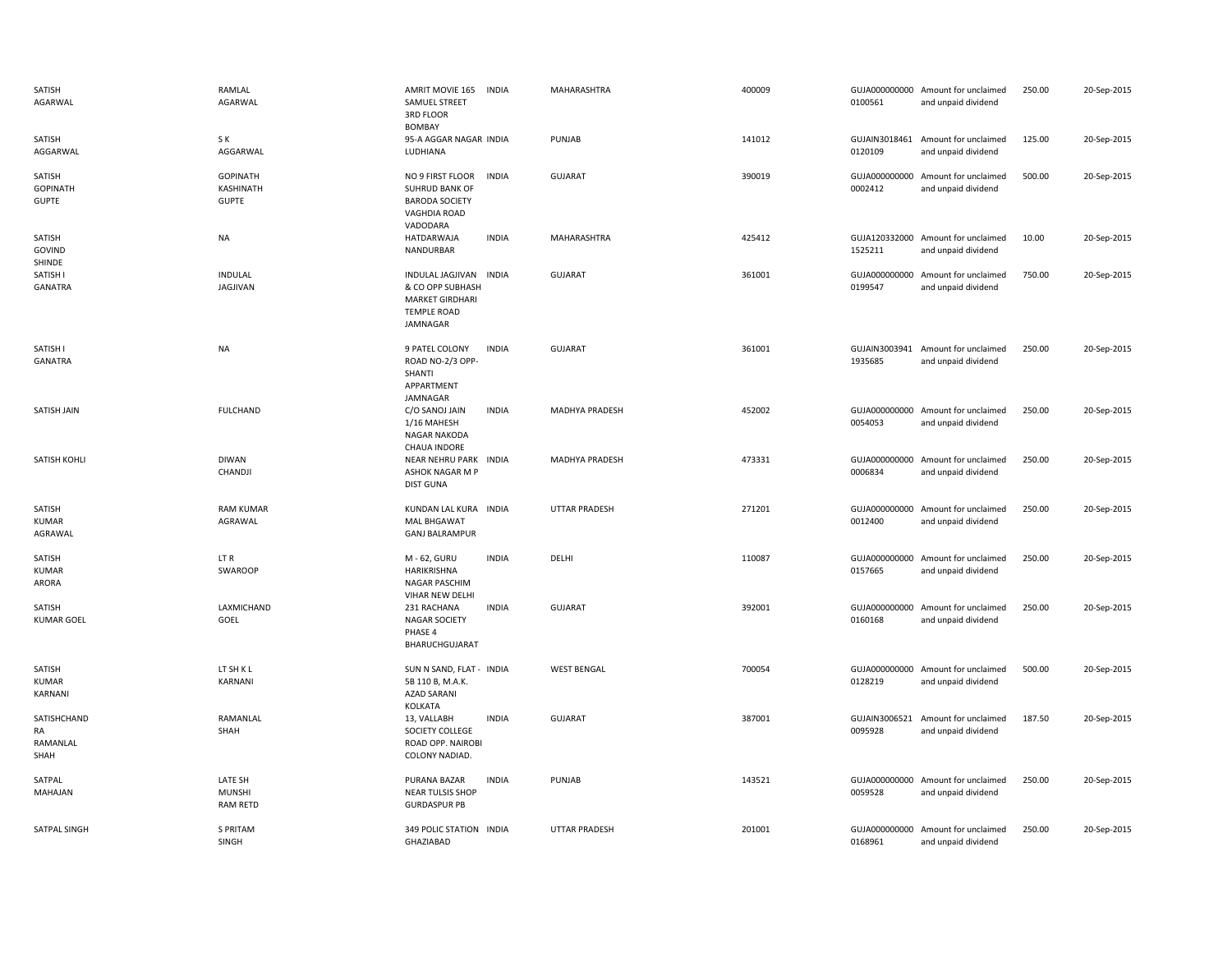| | | | | | | | | | |
|---|---|---|---|---|---|---|---|---|---|
| SATISH AGARWAL | RAMLAL AGARWAL | AMRIT MOVIE 165 SAMUEL STREET 3RD FLOOR BOMBAY | INDIA | MAHARASHTRA | 400009 | GUJA000000000 0100561 | Amount for unclaimed and unpaid dividend | 250.00 | 20-Sep-2015 |
| SATISH AGGARWAL | S K AGGARWAL | 95-A AGGAR NAGAR LUDHIANA | INDIA | PUNJAB | 141012 | GUJAIN3018461 0120109 | Amount for unclaimed and unpaid dividend | 125.00 | 20-Sep-2015 |
| SATISH GOPINATH GUPTE | GOPINATH KASHINATH GUPTE | NO 9 FIRST FLOOR SUHRUD BANK OF BARODA SOCIETY VAGHDIA ROAD VADODARA | INDIA | GUJARAT | 390019 | GUJA000000000 0002412 | Amount for unclaimed and unpaid dividend | 500.00 | 20-Sep-2015 |
| SATISH GOVIND SHINDE | NA | HATDARWAJA NANDURBAR | INDIA | MAHARASHTRA | 425412 | GUJA120332000 1525211 | Amount for unclaimed and unpaid dividend | 10.00 | 20-Sep-2015 |
| SATISH I GANATRA | INDULAL JAGJIVAN | INDULAL JAGJIVAN & CO OPP SUBHASH MARKET GIRDHARI TEMPLE ROAD JAMNAGAR | INDIA | GUJARAT | 361001 | GUJA000000000 0199547 | Amount for unclaimed and unpaid dividend | 750.00 | 20-Sep-2015 |
| SATISH I GANATRA | NA | 9 PATEL COLONY ROAD NO-2/3 OPP-SHANTI APPARTMENT JAMNAGAR | INDIA | GUJARAT | 361001 | GUJAIN3003941 1935685 | Amount for unclaimed and unpaid dividend | 250.00 | 20-Sep-2015 |
| SATISH JAIN | FULCHAND | C/O SANOJ JAIN 1/16 MAHESH NAGAR NAKODA CHAUA INDORE | INDIA | MADHYA PRADESH | 452002 | GUJA000000000 0054053 | Amount for unclaimed and unpaid dividend | 250.00 | 20-Sep-2015 |
| SATISH KOHLI | DIWAN CHANDJI | NEAR NEHRU PARK ASHOK NAGAR M P DIST GUNA | INDIA | MADHYA PRADESH | 473331 | GUJA000000000 0006834 | Amount for unclaimed and unpaid dividend | 250.00 | 20-Sep-2015 |
| SATISH KUMAR AGRAWAL | RAM KUMAR AGRAWAL | KUNDAN LAL KURA MAL BHGAWAT GANJ BALRAMPUR | INDIA | UTTAR PRADESH | 271201 | GUJA000000000 0012400 | Amount for unclaimed and unpaid dividend | 250.00 | 20-Sep-2015 |
| SATISH KUMAR ARORA | LT R SWAROOP | M - 62, GURU HARIKRISHNA NAGAR PASCHIM VIHAR NEW DELHI | INDIA | DELHI | 110087 | GUJA000000000 0157665 | Amount for unclaimed and unpaid dividend | 250.00 | 20-Sep-2015 |
| SATISH KUMAR GOEL | LAXMICHAND GOEL | 231 RACHANA NAGAR SOCIETY PHASE 4 BHARUCHGUJARAT | INDIA | GUJARAT | 392001 | GUJA000000000 0160168 | Amount for unclaimed and unpaid dividend | 250.00 | 20-Sep-2015 |
| SATISH KUMAR KARNANI | LT SH K L KARNANI | SUN N SAND, FLAT - 5B 110 B, M.A.K. AZAD SARANI KOLKATA | INDIA | WEST BENGAL | 700054 | GUJA000000000 0128219 | Amount for unclaimed and unpaid dividend | 500.00 | 20-Sep-2015 |
| SATISHCHAND RA RAMANLAL SHAH | RAMANLAL SHAH | 13, VALLABH SOCIETY COLLEGE ROAD OPP. NAIROBI COLONY NADIAD. | INDIA | GUJARAT | 387001 | GUJAIN3006521 0095928 | Amount for unclaimed and unpaid dividend | 187.50 | 20-Sep-2015 |
| SATPAL MAHAJAN | LATE SH MUNSHI RAM RETD | PURANA BAZAR NEAR TULSIS SHOP GURDASPUR PB | INDIA | PUNJAB | 143521 | GUJA000000000 0059528 | Amount for unclaimed and unpaid dividend | 250.00 | 20-Sep-2015 |
| SATPAL SINGH | S PRITAM SINGH | 349 POLIC STATION GHAZIABAD | INDIA | UTTAR PRADESH | 201001 | GUJA000000000 0168961 | Amount for unclaimed and unpaid dividend | 250.00 | 20-Sep-2015 |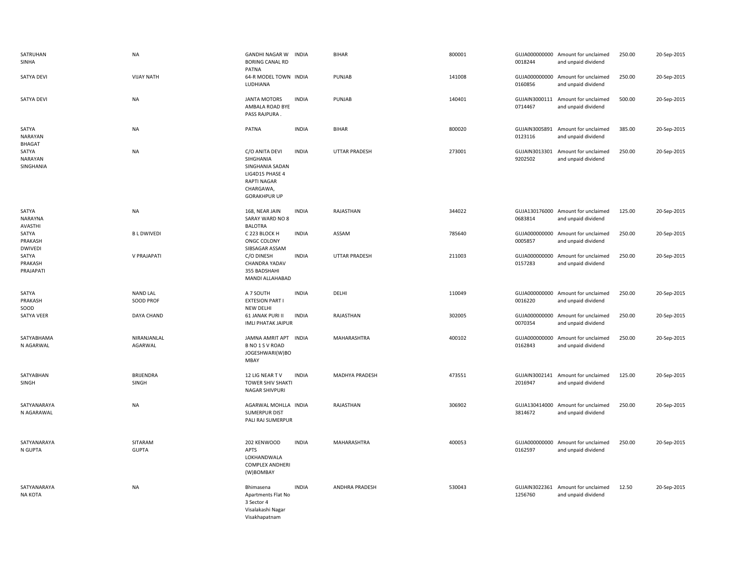| | | | | | | | | | |
|---|---|---|---|---|---|---|---|---|---|
| SATRUHAN SINHA | NA | GANDHI NAGAR W BORING CANAL RD PATNA | INDIA | BIHAR | 800001 | GUJA000000000 0018244 | Amount for unclaimed and unpaid dividend | 250.00 | 20-Sep-2015 |
| SATYA DEVI | VIJAY NATH | 64-R MODEL TOWN LUDHIANA | INDIA | PUNJAB | 141008 | GUJA000000000 0160856 | Amount for unclaimed and unpaid dividend | 250.00 | 20-Sep-2015 |
| SATYA DEVI | NA | JANTA MOTORS AMBALA ROAD BYE PASS RAJPURA . | INDIA | PUNJAB | 140401 | GUJAIN3000111 0714467 | Amount for unclaimed and unpaid dividend | 500.00 | 20-Sep-2015 |
| SATYA NARAYAN BHAGAT | NA | PATNA | INDIA | BIHAR | 800020 | GUJAIN3005891 0123116 | Amount for unclaimed and unpaid dividend | 385.00 | 20-Sep-2015 |
| SATYA NARAYAN SINGHANIA | NA | C/O ANITA DEVI SIHGHANIA SINGHANIA SADAN LIG4D15 PHASE 4 RAPTI NAGAR CHARGAWA, GORAKHPUR UP | INDIA | UTTAR PRADESH | 273001 | GUJAIN3013301 9202502 | Amount for unclaimed and unpaid dividend | 250.00 | 20-Sep-2015 |
| SATYA NARAYNA AVASTHI | NA | 168, NEAR JAIN SARAY WARD NO 8 BALOTRA | INDIA | RAJASTHAN | 344022 | GUJA130176000 0683814 | Amount for unclaimed and unpaid dividend | 125.00 | 20-Sep-2015 |
| SATYA PRAKASH DWIVEDI | B L DWIVEDI | C 223 BLOCK H ONGC COLONY SIBSAGAR ASSAM | INDIA | ASSAM | 785640 | GUJA000000000 0005857 | Amount for unclaimed and unpaid dividend | 250.00 | 20-Sep-2015 |
| SATYA PRAKASH PRAJAPATI | V PRAJAPATI | C/O DINESH CHANDRA YADAV 355 BADSHAHI MANDI ALLAHABAD | INDIA | UTTAR PRADESH | 211003 | GUJA000000000 0157283 | Amount for unclaimed and unpaid dividend | 250.00 | 20-Sep-2015 |
| SATYA PRAKASH SOOD | NAND LAL SOOD PROF | A 7 SOUTH EXTESION PART I NEW DELHI | INDIA | DELHI | 110049 | GUJA000000000 0016220 | Amount for unclaimed and unpaid dividend | 250.00 | 20-Sep-2015 |
| SATYA VEER | DAYA CHAND | 61 JANAK PURI II IMLI PHATAK JAIPUR | INDIA | RAJASTHAN | 302005 | GUJA000000000 0070354 | Amount for unclaimed and unpaid dividend | 250.00 | 20-Sep-2015 |
| SATYABHAMA N AGARWAL | NIRANJANLAL AGARWAL | JAMNA AMRIT APT B NO 1 S V ROAD JOGESHWARI(W)BO MBAY | INDIA | MAHARASHTRA | 400102 | GUJA000000000 0162843 | Amount for unclaimed and unpaid dividend | 250.00 | 20-Sep-2015 |
| SATYABHAN SINGH | BRIJENDRA SINGH | 12 LIG NEAR T V TOWER SHIV SHAKTI NAGAR SHIVPURI | INDIA | MADHYA PRADESH | 473551 | GUJAIN3002141 2016947 | Amount for unclaimed and unpaid dividend | 125.00 | 20-Sep-2015 |
| SATYANARAYA N AGARAWAL | NA | AGARWAL MOHLLA SUMERPUR DIST PALI RAJ SUMERPUR | INDIA | RAJASTHAN | 306902 | GUJA130414000 3814672 | Amount for unclaimed and unpaid dividend | 250.00 | 20-Sep-2015 |
| SATYANARAYA N GUPTA | SITARAM GUPTA | 202 KENWOOD APTS LOKHANDWALA COMPLEX ANDHERI (W)BOMBAY | INDIA | MAHARASHTRA | 400053 | GUJA000000000 0162597 | Amount for unclaimed and unpaid dividend | 250.00 | 20-Sep-2015 |
| SATYANARAYA NA KOTA | NA | Bhimasena Apartments Flat No 3 Sector 4 Visalakashi Nagar Visakhapatnam | INDIA | ANDHRA PRADESH | 530043 | GUJAIN3022361 1256760 | Amount for unclaimed and unpaid dividend | 12.50 | 20-Sep-2015 |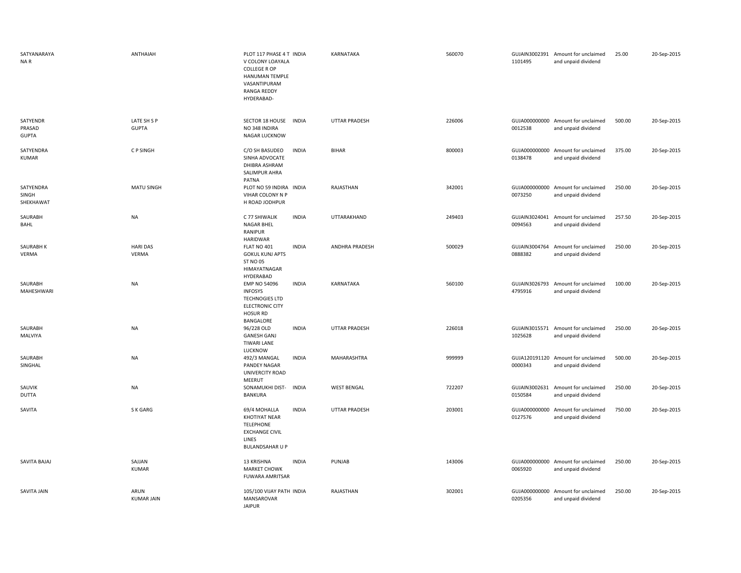| | | | | | | | | | |
|---|---|---|---|---|---|---|---|---|---|
| SATYANARAYANA R | ANTHAIAH | PLOT 117 PHASE 4 T V COLONY LOAYALA COLLEGE R OP HANUMAN TEMPLE VASANTIPURAM RANGA REDDY HYDERABAD- | INDIA | KARNATAKA | 560070 | GUJAIN30023911101495 | Amount for unclaimed and unpaid dividend | 25.00 | 20-Sep-2015 |
| SATYENDR PRASAD GUPTA | LATE SH S P GUPTA | SECTOR 18 HOUSE NO 348 INDIRA NAGAR LUCKNOW | INDIA | UTTAR PRADESH | 226006 | GUJA0000000000012538 | Amount for unclaimed and unpaid dividend | 500.00 | 20-Sep-2015 |
| SATYENDRA KUMAR | C P SINGH | C/O SH BASUDEO SINHA ADVOCATE DHIBRA ASHRAM SALIMPUR AHRA PATNA | INDIA | BIHAR | 800003 | GUJA0000000000138478 | Amount for unclaimed and unpaid dividend | 375.00 | 20-Sep-2015 |
| SATYENDRA SINGH SHEKHAWAT | MATU SINGH | PLOT NO 59 INDIRA VIHAR COLONY N P H ROAD JODHPUR | INDIA | RAJASTHAN | 342001 | GUJA0000000000073250 | Amount for unclaimed and unpaid dividend | 250.00 | 20-Sep-2015 |
| SAURABH BAHL | NA | C 77 SHIWALIK NAGAR BHEL RANIPUR HARIDWAR | INDIA | UTTARAKHAND | 249403 | GUJAIN30240410094563 | Amount for unclaimed and unpaid dividend | 257.50 | 20-Sep-2015 |
| SAURABH K VERMA | HARI DAS VERMA | FLAT NO 401 GOKUL KUNJ APTS ST NO 05 HIMAYATNAGAR HYDERABAD | INDIA | ANDHRA PRADESH | 500029 | GUJAIN30047640888382 | Amount for unclaimed and unpaid dividend | 250.00 | 20-Sep-2015 |
| SAURABH MAHESHWARI | NA | EMP NO 54096 INFOSYS TECHNOGIES LTD ELECTRONIC CITY HOSUR RD BANGALORE | INDIA | KARNATAKA | 560100 | GUJAIN30267934795916 | Amount for unclaimed and unpaid dividend | 100.00 | 20-Sep-2015 |
| SAURABH MALVIYA | NA | 96/228 OLD GANESH GANJ TIWARI LANE LUCKNOW | INDIA | UTTAR PRADESH | 226018 | GUJAIN30155711025628 | Amount for unclaimed and unpaid dividend | 250.00 | 20-Sep-2015 |
| SAURABH SINGHAL | NA | 492/3 MANGAL PANDEY NAGAR UNIVERCITY ROAD MEERUT | INDIA | MAHARASHTRA | 999999 | GUJA1201911200000343 | Amount for unclaimed and unpaid dividend | 500.00 | 20-Sep-2015 |
| SAUVIK DUTTA | NA | SONAMUKHI DIST- BANKURA | INDIA | WEST BENGAL | 722207 | GUJAIN30026310150584 | Amount for unclaimed and unpaid dividend | 250.00 | 20-Sep-2015 |
| SAVITA | S K GARG | 69/4 MOHALLA KHOTIYAT NEAR TELEPHONE EXCHANGE CIVIL LINES BULANDSAHAR U P | INDIA | UTTAR PRADESH | 203001 | GUJA0000000000127576 | Amount for unclaimed and unpaid dividend | 750.00 | 20-Sep-2015 |
| SAVITA BAJAJ | SAJJAN KUMAR | 13 KRISHNA MARKET CHOWK FUWARA AMRITSAR | INDIA | PUNJAB | 143006 | GUJA0000000000065920 | Amount for unclaimed and unpaid dividend | 250.00 | 20-Sep-2015 |
| SAVITA JAIN | ARUN KUMAR JAIN | 105/100 VIJAY PATH MANSAROVAR JAIPUR | INDIA | RAJASTHAN | 302001 | GUJA0000000000205356 | Amount for unclaimed and unpaid dividend | 250.00 | 20-Sep-2015 |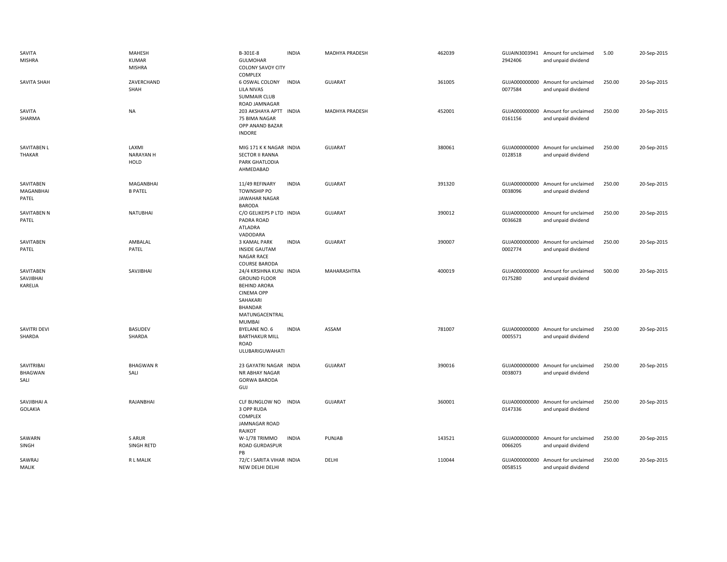| | | | | | | | | | |
|---|---|---|---|---|---|---|---|---|---|
| SAVITA MISHRA | MAHESH KUMAR MISHRA | B-301E-8 GULMOHAR COLONY SAVOY CITY COMPLEX | INDIA | MADHYA PRADESH | 462039 | GUJAIN3003941 2942406 | Amount for unclaimed and unpaid dividend | 5.00 | 20-Sep-2015 |
| SAVITA SHAH | ZAVERCHAND SHAH | 6 OSWAL COLONY LILA NIVAS SUMMAIR CLUB ROAD JAMNAGAR | INDIA | GUJARAT | 361005 | GUJA000000000 0077584 | Amount for unclaimed and unpaid dividend | 250.00 | 20-Sep-2015 |
| SAVITA SHARMA | NA | 203 AKSHAYA APTT 75 BIMA NAGAR OPP ANAND BAZAR INDORE | INDIA | MADHYA PRADESH | 452001 | GUJA000000000 0161156 | Amount for unclaimed and unpaid dividend | 250.00 | 20-Sep-2015 |
| SAVITABEN L THAKAR | LAXMI NARAYAN H HOLD | MIG 171 K K NAGAR SECTOR II RANNA PARK GHATLODIA AHMEDABAD | INDIA | GUJARAT | 380061 | GUJA000000000 0128518 | Amount for unclaimed and unpaid dividend | 250.00 | 20-Sep-2015 |
| SAVITABEN MAGANBHAI PATEL | MAGANBHAI B PATEL | 11/49 REFINARY TOWNSHIP PO JAWAHAR NAGAR BARODA | INDIA | GUJARAT | 391320 | GUJA000000000 0038096 | Amount for unclaimed and unpaid dividend | 250.00 | 20-Sep-2015 |
| SAVITABEN N PATEL | NATUBHAI | C/O GELIKEPS P LTD PADRA ROAD ATLADRA VADODARA | INDIA | GUJARAT | 390012 | GUJA000000000 0036628 | Amount for unclaimed and unpaid dividend | 250.00 | 20-Sep-2015 |
| SAVITABEN PATEL | AMBALAL PATEL | 3 KAMAL PARK INSIDE GAUTAM NAGAR RACE COURSE BARODA | INDIA | GUJARAT | 390007 | GUJA000000000 0002774 | Amount for unclaimed and unpaid dividend | 250.00 | 20-Sep-2015 |
| SAVITABEN SAVJIBHAI KARELIA | SAVJIBHAI | 24/4 KRSIHNA KUNJ GROUND FLOOR BEHIND ARORA CINEMA OPP SAHAKARI BHANDAR MATUNGACENTRAL MUMBAI | INDIA | MAHARASHTRA | 400019 | GUJA000000000 0175280 | Amount for unclaimed and unpaid dividend | 500.00 | 20-Sep-2015 |
| SAVITRI DEVI SHARDA | BASUDEV SHARDA | BYELANE NO. 6 BARTHAKUR MILL ROAD ULUBARIGUWAHATI | INDIA | ASSAM | 781007 | GUJA000000000 0005571 | Amount for unclaimed and unpaid dividend | 250.00 | 20-Sep-2015 |
| SAVITRIBAI BHAGWAN SALI | BHAGWAN R SALI | 23 GAYATRI NAGAR NR ABHAY NAGAR GORWA BARODA GUJ | INDIA | GUJARAT | 390016 | GUJA000000000 0038073 | Amount for unclaimed and unpaid dividend | 250.00 | 20-Sep-2015 |
| SAVJIBHAI A GOLAKIA | RAJANBHAI | CLF BUNGLOW NO 3 OPP RUDA COMPLEX JAMNAGAR ROAD RAJKOT | INDIA | GUJARAT | 360001 | GUJA000000000 0147336 | Amount for unclaimed and unpaid dividend | 250.00 | 20-Sep-2015 |
| SAWARN SINGH | S ARUR SINGH RETD | W-1/78 TRIMMO ROAD GURDASPUR PB | INDIA | PUNJAB | 143521 | GUJA000000000 0066205 | Amount for unclaimed and unpaid dividend | 250.00 | 20-Sep-2015 |
| SAWRAJ MALIK | R L MALIK | 72/C I SARITA VIHAR NEW DELHI DELHI | INDIA | DELHI | 110044 | GUJA000000000 0058515 | Amount for unclaimed and unpaid dividend | 250.00 | 20-Sep-2015 |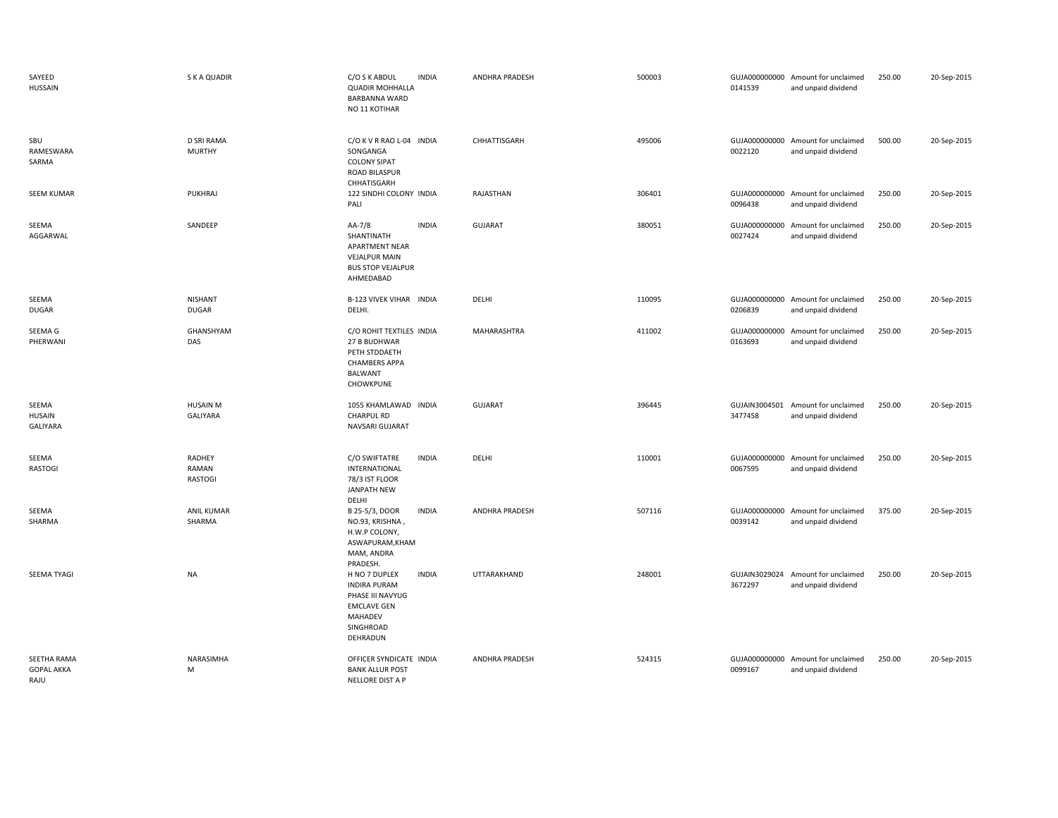| | | | | | | | | | |
|---|---|---|---|---|---|---|---|---|---|
| SAYEED HUSSAIN | S K A QUADIR | C/O S K ABDUL QUADIR MOHHALLA BARBANNA WARD NO 11 KOTIHAR | INDIA | ANDHRA PRADESH | 500003 | GUJA000000000 0141539 | Amount for unclaimed and unpaid dividend | 250.00 | 20-Sep-2015 |
| SBU RAMESWARA SARMA | D SRI RAMA MURTHY | C/O K V R RAO L-04 SONGANGA COLONY SIPAT ROAD BILASPUR CHHATISGARH | INDIA | CHHATTISGARH | 495006 | GUJA000000000 0022120 | Amount for unclaimed and unpaid dividend | 500.00 | 20-Sep-2015 |
| SEEM KUMAR | PUKHRAJ | 122 SINDHI COLONY PALI | INDIA | RAJASTHAN | 306401 | GUJA000000000 0096438 | Amount for unclaimed and unpaid dividend | 250.00 | 20-Sep-2015 |
| SEEMA AGGARWAL | SANDEEP | AA-7/8 SHANTINATH APARTMENT NEAR VEJALPUR MAIN BUS STOP VEJALPUR AHMEDABAD | INDIA | GUJARAT | 380051 | GUJA000000000 0027424 | Amount for unclaimed and unpaid dividend | 250.00 | 20-Sep-2015 |
| SEEMA DUGAR | NISHANT DUGAR | B-123 VIVEK VIHAR DELHI. | INDIA | DELHI | 110095 | GUJA000000000 0206839 | Amount for unclaimed and unpaid dividend | 250.00 | 20-Sep-2015 |
| SEEMA G PHERWANI | GHANSHYAM DAS | C/O ROHIT TEXTILES 27 B BUDHWAR PETH STDDAETH CHAMBERS APPA BALWANT CHOWKPUNE | INDIA | MAHARASHTRA | 411002 | GUJA000000000 0163693 | Amount for unclaimed and unpaid dividend | 250.00 | 20-Sep-2015 |
| SEEMA HUSAIN GALIYARA | HUSAIN M GALIYARA | 1055 KHAMLAWAD CHARPUL RD NAVSARI GUJARAT | INDIA | GUJARAT | 396445 | GUJAIN3004501 3477458 | Amount for unclaimed and unpaid dividend | 250.00 | 20-Sep-2015 |
| SEEMA RASTOGI | RADHEY RAMAN RASTOGI | C/O SWIFTATRE INTERNATIONAL 78/3 IST FLOOR JANPATH NEW DELHI | INDIA | DELHI | 110001 | GUJA000000000 0067595 | Amount for unclaimed and unpaid dividend | 250.00 | 20-Sep-2015 |
| SEEMA SHARMA | ANIL KUMAR SHARMA | B 25-5/3, DOOR NO.93, KRISHNA , H.W.P COLONY, ASWAPURAM,KHAM MAM, ANDRA PRADESH. | INDIA | ANDHRA PRADESH | 507116 | GUJA000000000 0039142 | Amount for unclaimed and unpaid dividend | 375.00 | 20-Sep-2015 |
| SEEMA TYAGI | NA | H NO 7 DUPLEX INDIRA PURAM PHASE III NAVYUG EMCLAVE GEN MAHADEV SINGHROAD DEHRADUN | INDIA | UTTARAKHAND | 248001 | GUJAIN3029024 3672297 | Amount for unclaimed and unpaid dividend | 250.00 | 20-Sep-2015 |
| SEETHA RAMA GOPAL AKKA RAJU | NARASIMHA M | OFFICER SYNDICATE BANK ALLUR POST NELLORE DIST A P | INDIA | ANDHRA PRADESH | 524315 | GUJA000000000 0099167 | Amount for unclaimed and unpaid dividend | 250.00 | 20-Sep-2015 |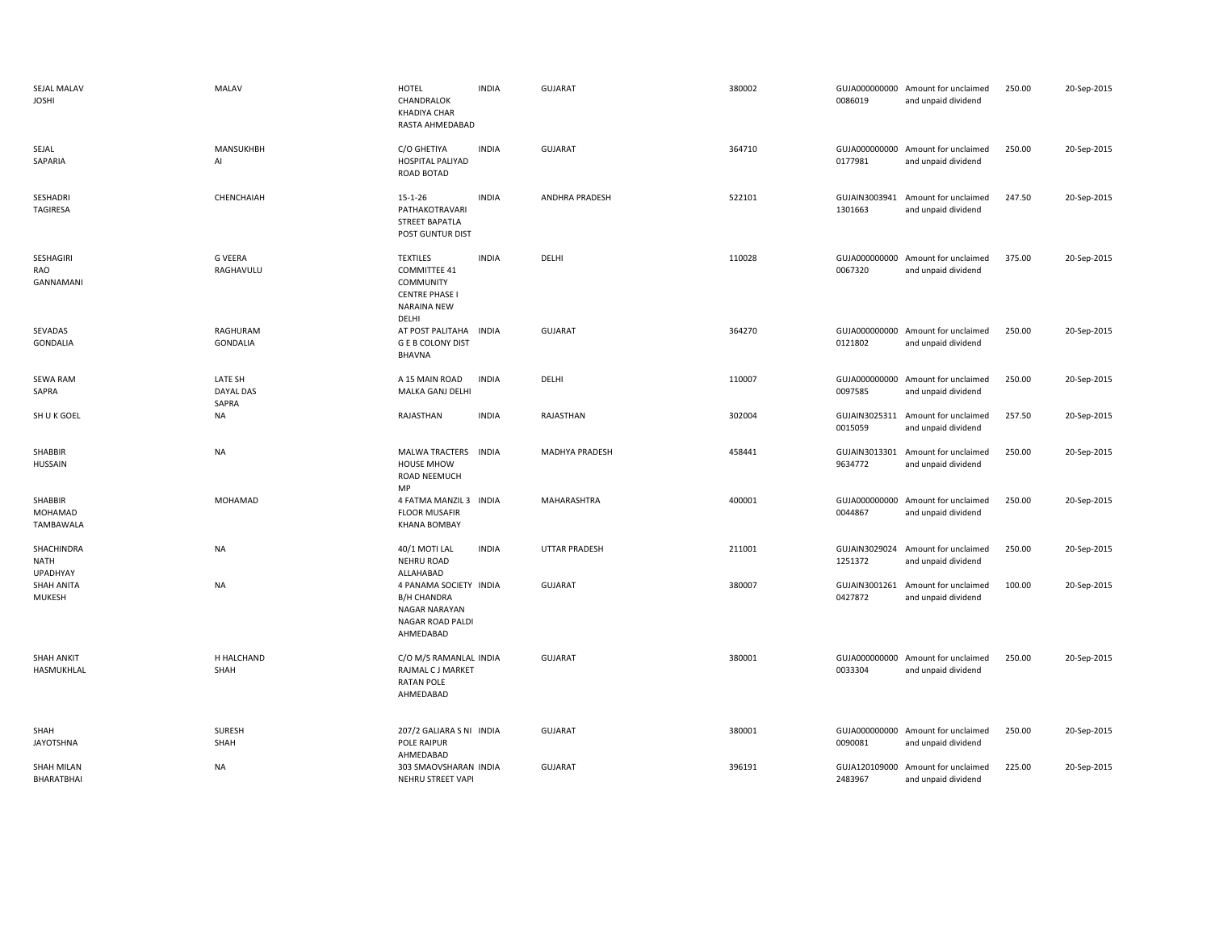| | | | | | | | | | |
|---|---|---|---|---|---|---|---|---|---|
| SEJAL MALAV JOSHI | MALAV | HOTEL CHANDRALOK KHADIYA CHAR RASTA AHMEDABAD | INDIA | GUJARAT | 380002 | GUJA000000000 0086019 | Amount for unclaimed and unpaid dividend | 250.00 | 20-Sep-2015 |
| SEJAL SAPARIA | MANSUKHBH AI | C/O GHETIYA HOSPITAL PALIYAD ROAD BOTAD | INDIA | GUJARAT | 364710 | GUJA000000000 0177981 | Amount for unclaimed and unpaid dividend | 250.00 | 20-Sep-2015 |
| SESHADRI TAGIRESA | CHENCHAIAH | 15-1-26 PATHAKOTRAVARI STREET BAPATLA POST GUNTUR DIST | INDIA | ANDHRA PRADESH | 522101 | GUJAIN3003941 1301663 | Amount for unclaimed and unpaid dividend | 247.50 | 20-Sep-2015 |
| SESHAGIRI RAO GANNAMANI | G VEERA RAGHAVULU | TEXTILES COMMITTEE 41 COMMUNITY CENTRE PHASE I NARAINA NEW DELHI | INDIA | DELHI | 110028 | GUJA000000000 0067320 | Amount for unclaimed and unpaid dividend | 375.00 | 20-Sep-2015 |
| SEVADAS GONDALIA | RAGHURAM GONDALIA | AT POST PALITAHA G E B COLONY DIST BHAVNA | INDIA | GUJARAT | 364270 | GUJA000000000 0121802 | Amount for unclaimed and unpaid dividend | 250.00 | 20-Sep-2015 |
| SEWA RAM SAPRA | LATE SH DAYAL DAS SAPRA | A 15 MAIN ROAD MALKA GANJ DELHI | INDIA | DELHI | 110007 | GUJA000000000 0097585 | Amount for unclaimed and unpaid dividend | 250.00 | 20-Sep-2015 |
| SH U K GOEL | NA | RAJASTHAN | INDIA | RAJASTHAN | 302004 | GUJAIN3025311 0015059 | Amount for unclaimed and unpaid dividend | 257.50 | 20-Sep-2015 |
| SHABBIR HUSSAIN | NA | MALWA TRACTERS HOUSE MHOW ROAD NEEMUCH MP | INDIA | MADHYA PRADESH | 458441 | GUJAIN3013301 9634772 | Amount for unclaimed and unpaid dividend | 250.00 | 20-Sep-2015 |
| SHABBIR MOHAMAD TAMBAWALA | MOHAMAD | 4 FATMA MANZIL 3 FLOOR MUSAFIR KHANA BOMBAY | INDIA | MAHARASHTRA | 400001 | GUJA000000000 0044867 | Amount for unclaimed and unpaid dividend | 250.00 | 20-Sep-2015 |
| SHACHINDRA NATH UPADHYAY | NA | 40/1 MOTI LAL NEHRU ROAD ALLAHABAD | INDIA | UTTAR PRADESH | 211001 | GUJAIN3029024 1251372 | Amount for unclaimed and unpaid dividend | 250.00 | 20-Sep-2015 |
| SHAH ANITA MUKESH | NA | 4 PANAMA SOCIETY B/H CHANDRA NAGAR NARAYAN NAGAR ROAD PALDI AHMEDABAD | INDIA | GUJARAT | 380007 | GUJAIN3001261 0427872 | Amount for unclaimed and unpaid dividend | 100.00 | 20-Sep-2015 |
| SHAH ANKIT HASMUKHLAL | H HALCHAND SHAH | C/O M/S RAMANLAL RAJMAL C J MARKET RATAN POLE AHMEDABAD | INDIA | GUJARAT | 380001 | GUJA000000000 0033304 | Amount for unclaimed and unpaid dividend | 250.00 | 20-Sep-2015 |
| SHAH JAYOTSHNA | SURESH SHAH | 207/2 GALIARA S NI POLE RAIPUR AHMEDABAD | INDIA | GUJARAT | 380001 | GUJA000000000 0090081 | Amount for unclaimed and unpaid dividend | 250.00 | 20-Sep-2015 |
| SHAH MILAN BHARATBHAI | NA | 303 SMAOVSHARAN NEHRU STREET VAPI | INDIA | GUJARAT | 396191 | GUJA120109000 2483967 | Amount for unclaimed and unpaid dividend | 225.00 | 20-Sep-2015 |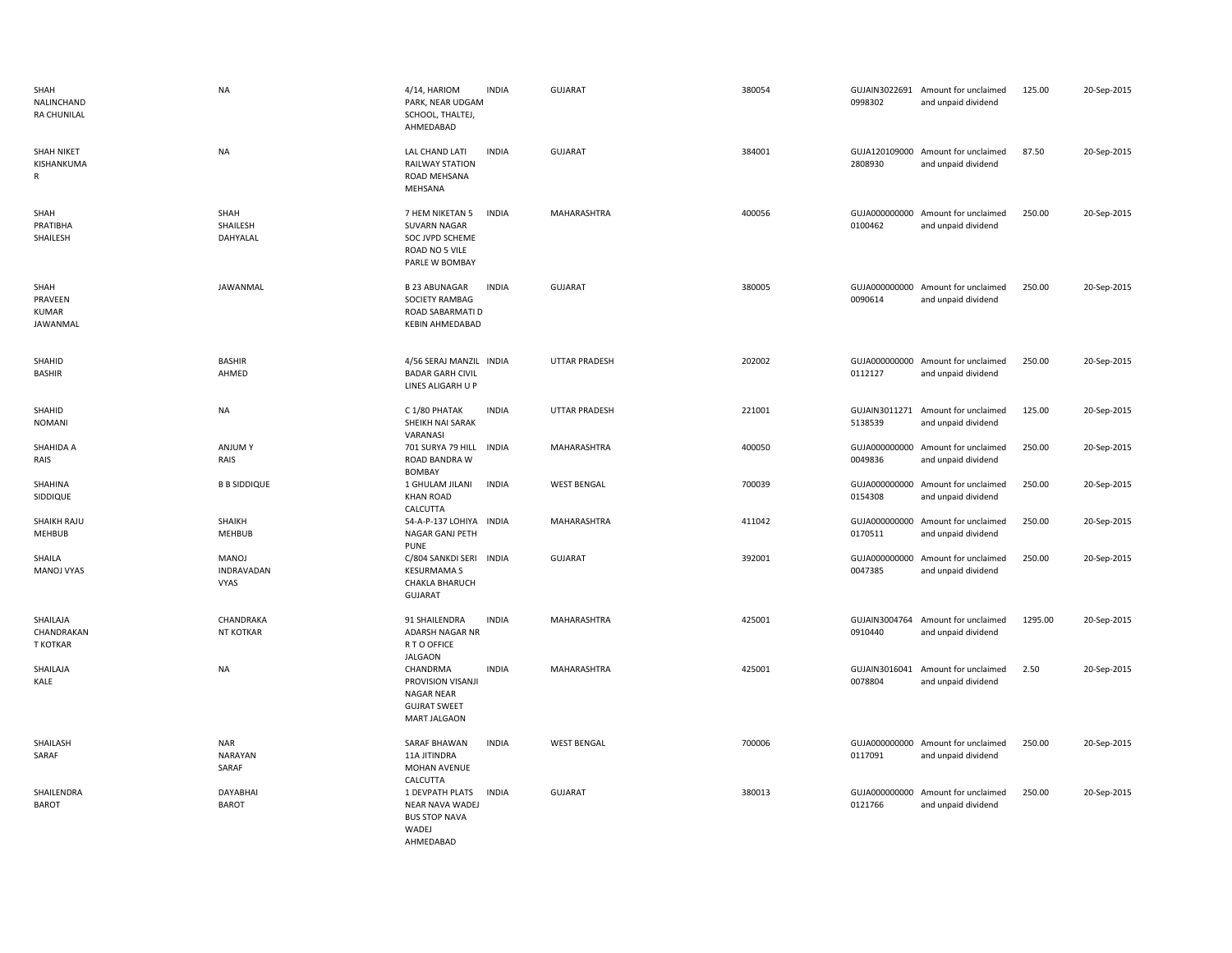| | | | | | | | | | |
|---|---|---|---|---|---|---|---|---|---|
| SHAH NALINCHAND RA CHUNILAL | NA | 4/14, HARIOM PARK, NEAR UDGAM SCHOOL, THALTEJ, AHMEDABAD | INDIA | GUJARAT | 380054 | GUJAIN3022691 0998302 | Amount for unclaimed and unpaid dividend | 125.00 | 20-Sep-2015 |
| SHAH NIKET KISHANKUMA R | NA | LAL CHAND LATI RAILWAY STATION ROAD MEHSANA MEHSANA | INDIA | GUJARAT | 384001 | GUJA120109000 2808930 | Amount for unclaimed and unpaid dividend | 87.50 | 20-Sep-2015 |
| SHAH PRATIBHA SHAILESH | SHAH SHAILESH DAHYALAL | 7 HEM NIKETAN 5 SUVARN NAGAR SOC JVPD SCHEME ROAD NO 5 VILE PARLE W BOMBAY | INDIA | MAHARASHTRA | 400056 | GUJA000000000 0100462 | Amount for unclaimed and unpaid dividend | 250.00 | 20-Sep-2015 |
| SHAH PRAVEEN KUMAR JAWANMAL | JAWANMAL | B 23 ABUNAGAR SOCIETY RAMBAG ROAD SABARMATI D KEBIN AHMEDABAD | INDIA | GUJARAT | 380005 | GUJA000000000 0090614 | Amount for unclaimed and unpaid dividend | 250.00 | 20-Sep-2015 |
| SHAHID BASHIR | BASHIR AHMED | 4/56 SERAJ MANZIL BADAR GARH CIVIL LINES ALIGARH U P | INDIA | UTTAR PRADESH | 202002 | GUJA000000000 0112127 | Amount for unclaimed and unpaid dividend | 250.00 | 20-Sep-2015 |
| SHAHID NOMANI | NA | C 1/80 PHATAK SHEIKH NAI SARAK VARANASI | INDIA | UTTAR PRADESH | 221001 | GUJAIN3011271 5138539 | Amount for unclaimed and unpaid dividend | 125.00 | 20-Sep-2015 |
| SHAHIDA A RAIS | ANJUM Y RAIS | 701 SURYA 79 HILL ROAD BANDRA W BOMBAY | INDIA | MAHARASHTRA | 400050 | GUJA000000000 0049836 | Amount for unclaimed and unpaid dividend | 250.00 | 20-Sep-2015 |
| SHAHINA SIDDIQUE | B B SIDDIQUE | 1 GHULAM JILANI KHAN ROAD CALCUTTA | INDIA | WEST BENGAL | 700039 | GUJA000000000 0154308 | Amount for unclaimed and unpaid dividend | 250.00 | 20-Sep-2015 |
| SHAIKH RAJU MEHBUB | SHAIKH MEHBUB | 54-A-P-137 LOHIYA NAGAR GANJ PETH PUNE | INDIA | MAHARASHTRA | 411042 | GUJA000000000 0170511 | Amount for unclaimed and unpaid dividend | 250.00 | 20-Sep-2015 |
| SHAILA MANOJ VYAS | MANOJ INDRAVADAN VYAS | C/804 SANKDI SERI KESURMAMA S CHAKLA BHARUCH GUJARAT | INDIA | GUJARAT | 392001 | GUJA000000000 0047385 | Amount for unclaimed and unpaid dividend | 250.00 | 20-Sep-2015 |
| SHAILAJA CHANDRAKAN T KOTKAR | CHANDRAKA NT KOTKAR | 91 SHAILENDRA ADARSH NAGAR NR R T O OFFICE JALGAON | INDIA | MAHARASHTRA | 425001 | GUJAIN3004764 0910440 | Amount for unclaimed and unpaid dividend | 1295.00 | 20-Sep-2015 |
| SHAILAJA KALE | NA | CHANDRMA PROVISION VISANJI NAGAR NEAR GUJRAT SWEET MART JALGAON | INDIA | MAHARASHTRA | 425001 | GUJAIN3016041 0078804 | Amount for unclaimed and unpaid dividend | 2.50 | 20-Sep-2015 |
| SHAILASH SARAF | NAR NARAYAN SARAF | SARAF BHAWAN 11A JITINDRA MOHAN AVENUE CALCUTTA | INDIA | WEST BENGAL | 700006 | GUJA000000000 0117091 | Amount for unclaimed and unpaid dividend | 250.00 | 20-Sep-2015 |
| SHAILENDRA BAROT | DAYABHAI BAROT | 1 DEVPATH PLATS NEAR NAVA WADEJ BUS STOP NAVA WADEJ AHMEDABAD | INDIA | GUJARAT | 380013 | GUJA000000000 0121766 | Amount for unclaimed and unpaid dividend | 250.00 | 20-Sep-2015 |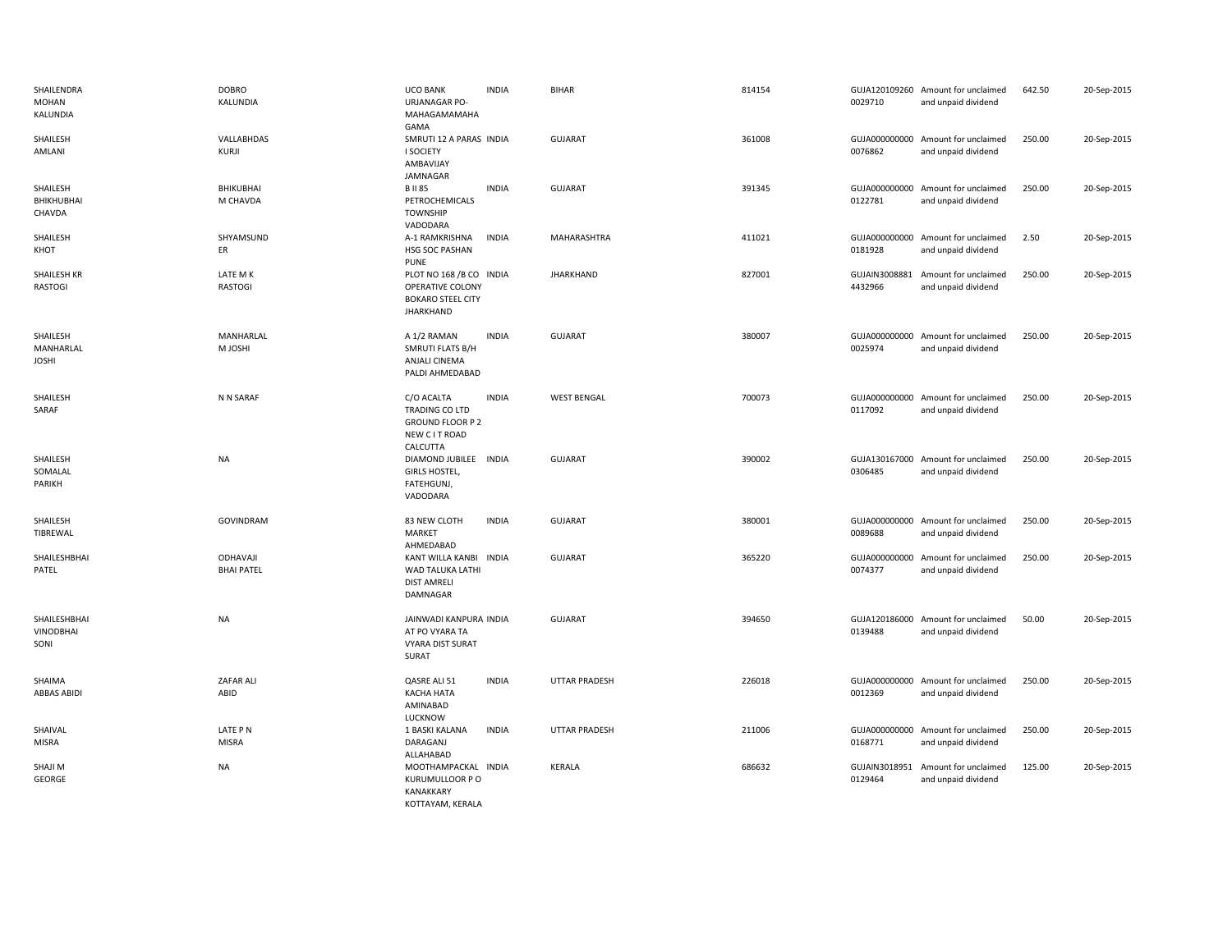| | | | | | | | | | |
|---|---|---|---|---|---|---|---|---|---|
| SHAILENDRA MOHAN KALUNDIA | DOBRO KALUNDIA | UCO BANK URJANAGAR PO-MAHAGAMAMAHA GAMA | INDIA | BIHAR | 814154 | GUJA120109260 0029710 | Amount for unclaimed and unpaid dividend | 642.50 | 20-Sep-2015 |
| SHAILESH AMLANI | VALLABHDAS KURJI | SMRUTI 12 A PARAS I SOCIETY AMBAVIJAY JAMNAGAR | INDIA | GUJARAT | 361008 | GUJA000000000 0076862 | Amount for unclaimed and unpaid dividend | 250.00 | 20-Sep-2015 |
| SHAILESH BHIKHUBHAI CHAVDA | BHIKUBHAI M CHAVDA | B II 85 PETROCHEMICALS TOWNSHIP VADODARA | INDIA | GUJARAT | 391345 | GUJA000000000 0122781 | Amount for unclaimed and unpaid dividend | 250.00 | 20-Sep-2015 |
| SHAILESH KHOT | SHYAMSUND ER | A-1 RAMKRISHNA HSG SOC PASHAN PUNE | INDIA | MAHARASHTRA | 411021 | GUJA000000000 0181928 | Amount for unclaimed and unpaid dividend | 2.50 | 20-Sep-2015 |
| SHAILESH KR RASTOGI | LATE M K RASTOGI | PLOT NO 168 /B CO OPERATIVE COLONY BOKARO STEEL CITY JHARKHAND | INDIA | JHARKHAND | 827001 | GUJAIN3008881 4432966 | Amount for unclaimed and unpaid dividend | 250.00 | 20-Sep-2015 |
| SHAILESH MANHARLAL JOSHI | MANHARLAL M JOSHI | A 1/2 RAMAN SMRUTI FLATS B/H ANJALI CINEMA PALDI AHMEDABAD | INDIA | GUJARAT | 380007 | GUJA000000000 0025974 | Amount for unclaimed and unpaid dividend | 250.00 | 20-Sep-2015 |
| SHAILESH SARAF | N N SARAF | C/O ACALTA TRADING CO LTD GROUND FLOOR P 2 NEW C I T ROAD CALCUTTA | INDIA | WEST BENGAL | 700073 | GUJA000000000 0117092 | Amount for unclaimed and unpaid dividend | 250.00 | 20-Sep-2015 |
| SHAILESH SOMALAL PARIKH | NA | DIAMOND JUBILEE GIRLS HOSTEL, FATEHGUNJ, VADODARA | INDIA | GUJARAT | 390002 | GUJA130167000 0306485 | Amount for unclaimed and unpaid dividend | 250.00 | 20-Sep-2015 |
| SHAILESH TIBREWAL | GOVINDRAM | 83 NEW CLOTH MARKET AHMEDABAD | INDIA | GUJARAT | 380001 | GUJA000000000 0089688 | Amount for unclaimed and unpaid dividend | 250.00 | 20-Sep-2015 |
| SHAILESHBHAI PATEL | ODHAVAJI BHAI PATEL | KANT WILLA KANBI WAD TALUKA LATHI DIST AMRELI DAMNAGAR | INDIA | GUJARAT | 365220 | GUJA000000000 0074377 | Amount for unclaimed and unpaid dividend | 250.00 | 20-Sep-2015 |
| SHAILESHBHAI VINODBHAI SONI | NA | JAINWADI KANPURA AT PO VYARA TA VYARA DIST SURAT SURAT | INDIA | GUJARAT | 394650 | GUJA120186000 0139488 | Amount for unclaimed and unpaid dividend | 50.00 | 20-Sep-2015 |
| SHAIMA ABBAS ABIDI | ZAFAR ALI ABID | QASRE ALI 51 KACHA HATA AMINABAD LUCKNOW | INDIA | UTTAR PRADESH | 226018 | GUJA000000000 0012369 | Amount for unclaimed and unpaid dividend | 250.00 | 20-Sep-2015 |
| SHAIVAL MISRA | LATE P N MISRA | 1 BASKI KALANA DARAGANJ ALLAHABAD | INDIA | UTTAR PRADESH | 211006 | GUJA000000000 0168771 | Amount for unclaimed and unpaid dividend | 250.00 | 20-Sep-2015 |
| SHAJI M GEORGE | NA | MOOTHAMPACKAL KURUMULLOOR P O KANAKKARY KOTTAYAM, KERALA | INDIA | KERALA | 686632 | GUJAIN3018951 0129464 | Amount for unclaimed and unpaid dividend | 125.00 | 20-Sep-2015 |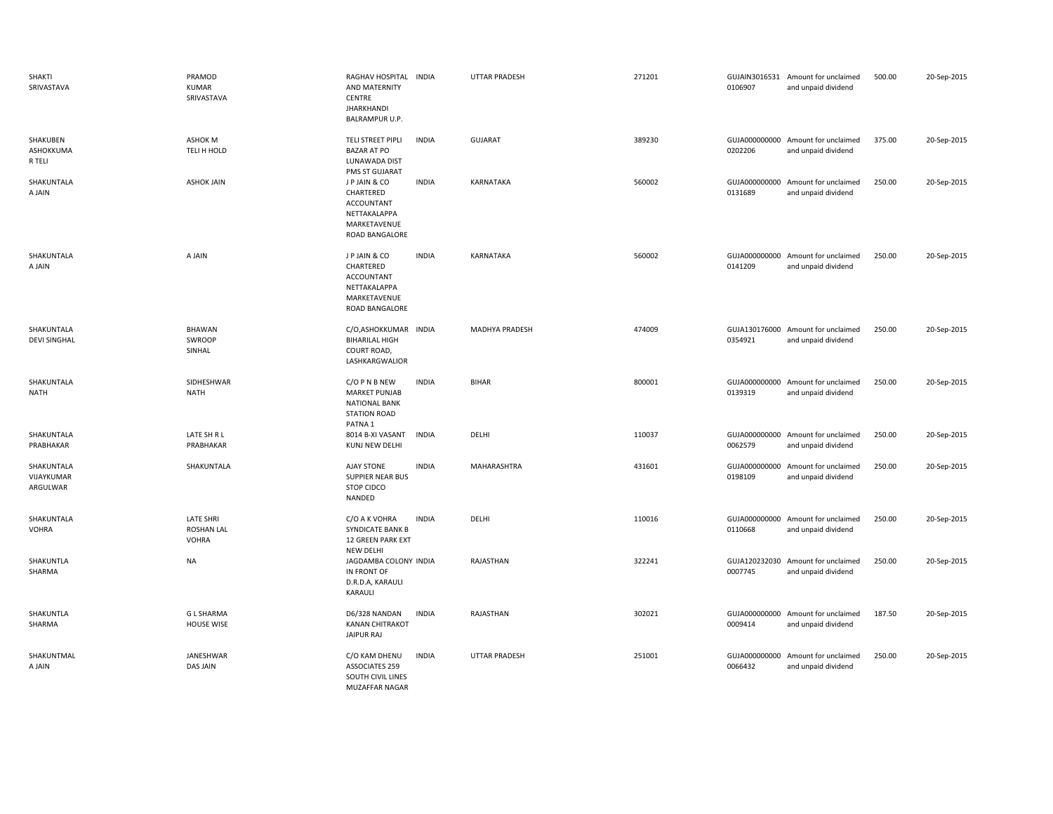| | | | | | | | | | |
|---|---|---|---|---|---|---|---|---|---|
| SHAKTI SRIVASTAVA | PRAMOD KUMAR SRIVASTAVA | RAGHAV HOSPITAL AND MATERNITY CENTRE JHARKHANDI BALRAMPUR U.P. | INDIA | UTTAR PRADESH | 271201 | GUJAIN3016531 0106907 | Amount for unclaimed and unpaid dividend | 500.00 | 20-Sep-2015 |
| SHAKUBEN ASHOKKUMA R TELI | ASHOK M TELI H HOLD | TELI STREET PIPLI BAZAR AT PO LUNAWADA DIST PMS ST GUJARAT | INDIA | GUJARAT | 389230 | GUJA000000000 0202206 | Amount for unclaimed and unpaid dividend | 375.00 | 20-Sep-2015 |
| SHAKUNTALA A JAIN | ASHOK JAIN | J P JAIN & CO CHARTERED ACCOUNTANT NETTAKALAPPA MARKETAVENUE ROAD BANGALORE | INDIA | KARNATAKA | 560002 | GUJA000000000 0131689 | Amount for unclaimed and unpaid dividend | 250.00 | 20-Sep-2015 |
| SHAKUNTALA A JAIN | A JAIN | J P JAIN & CO CHARTERED ACCOUNTANT NETTAKALAPPA MARKETAVENUE ROAD BANGALORE | INDIA | KARNATAKA | 560002 | GUJA000000000 0141209 | Amount for unclaimed and unpaid dividend | 250.00 | 20-Sep-2015 |
| SHAKUNTALA DEVI SINGHAL | BHAWAN SWROOP SINHAL | C/O,ASHOKKUMAR BIHARILAL HIGH COURT ROAD, LASHKARGWALIOR | INDIA | MADHYA PRADESH | 474009 | GUJA130176000 0354921 | Amount for unclaimed and unpaid dividend | 250.00 | 20-Sep-2015 |
| SHAKUNTALA NATH | SIDHESHWAR NATH | C/O P N B NEW MARKET PUNJAB NATIONAL BANK STATION ROAD PATNA 1 | INDIA | BIHAR | 800001 | GUJA000000000 0139319 | Amount for unclaimed and unpaid dividend | 250.00 | 20-Sep-2015 |
| SHAKUNTALA PRABHAKAR | LATE SH R L PRABHAKAR | 8014 B-XI VASANT KUNJ NEW DELHI | INDIA | DELHI | 110037 | GUJA000000000 0062579 | Amount for unclaimed and unpaid dividend | 250.00 | 20-Sep-2015 |
| SHAKUNTALA VIJAYKUMAR ARGULWAR | SHAKUNTALA | AJAY STONE SUPPIER NEAR BUS STOP CIDCO NANDED | INDIA | MAHARASHTRA | 431601 | GUJA000000000 0198109 | Amount for unclaimed and unpaid dividend | 250.00 | 20-Sep-2015 |
| SHAKUNTALA VOHRA | LATE SHRI ROSHAN LAL VOHRA | C/O A K VOHRA SYNDICATE BANK B 12 GREEN PARK EXT NEW DELHI | INDIA | DELHI | 110016 | GUJA000000000 0110668 | Amount for unclaimed and unpaid dividend | 250.00 | 20-Sep-2015 |
| SHAKUNTLA SHARMA | NA | JAGDAMBA COLONY IN FRONT OF D.R.D.A, KARAULI KARAULI | INDIA | RAJASTHAN | 322241 | GUJA120232030 0007745 | Amount for unclaimed and unpaid dividend | 250.00 | 20-Sep-2015 |
| SHAKUNTLA SHARMA | G L SHARMA HOUSE WISE | D6/328 NANDAN KANAN CHITRAKOT JAIPUR RAJ | INDIA | RAJASTHAN | 302021 | GUJA000000000 0009414 | Amount for unclaimed and unpaid dividend | 187.50 | 20-Sep-2015 |
| SHAKUNTMAL A JAIN | JANESHWAR DAS JAIN | C/O KAM DHENU ASSOCIATES 259 SOUTH CIVIL LINES MUZAFFAR NAGAR | INDIA | UTTAR PRADESH | 251001 | GUJA000000000 0066432 | Amount for unclaimed and unpaid dividend | 250.00 | 20-Sep-2015 |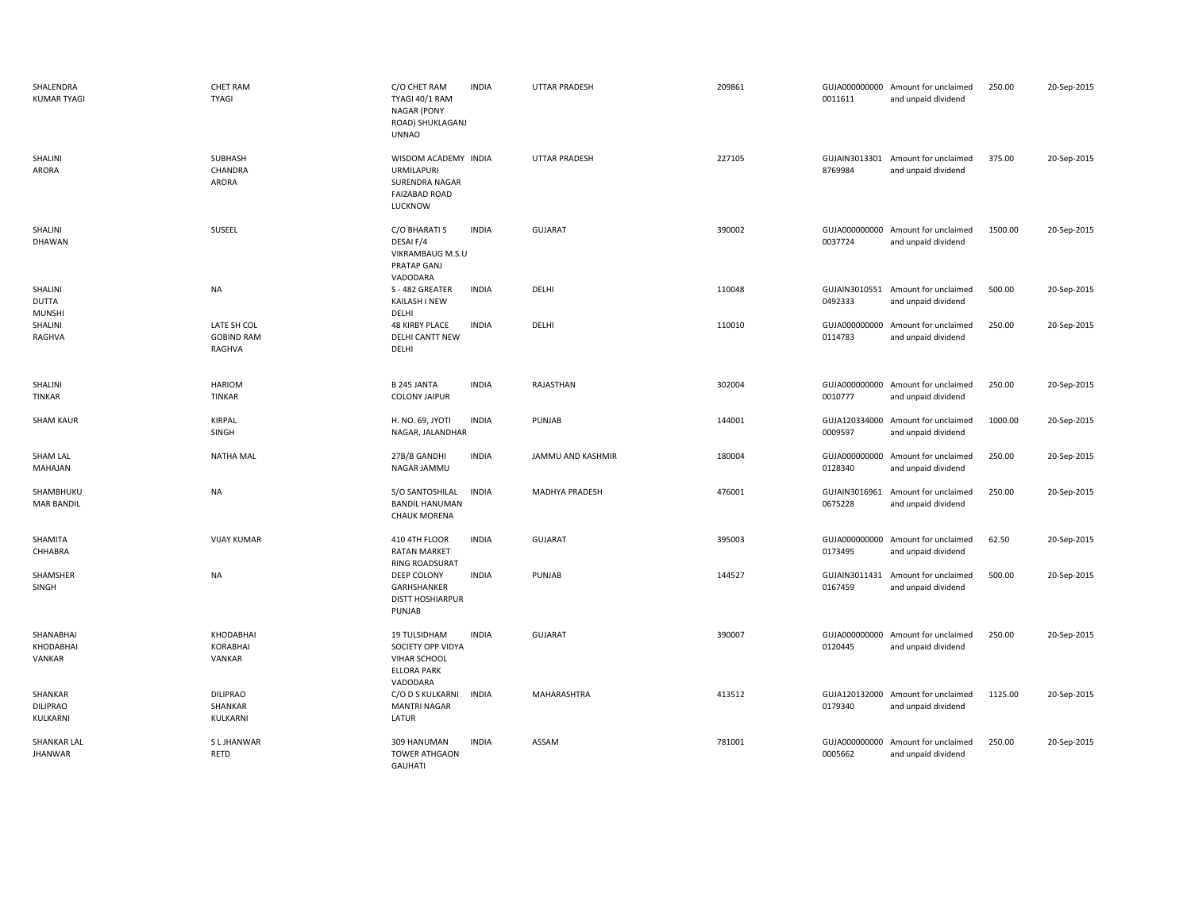| | | | | | | | | | |
|---|---|---|---|---|---|---|---|---|---|
| SHALENDRA KUMAR TYAGI | CHET RAM TYAGI | C/O CHET RAM TYAGI 40/1 RAM NAGAR (PONY ROAD) SHUKLAGANJ UNNAO | INDIA | UTTAR PRADESH | 209861 | GUJA000000000 0011611 | Amount for unclaimed and unpaid dividend | 250.00 | 20-Sep-2015 |
| SHALINI ARORA | SUBHASH CHANDRA ARORA | WISDOM ACADEMY URMILAPURI SURENDRA NAGAR FAIZABAD ROAD LUCKNOW | INDIA | UTTAR PRADESH | 227105 | GUJAIN3013301 8769984 | Amount for unclaimed and unpaid dividend | 375.00 | 20-Sep-2015 |
| SHALINI DHAWAN | SUSEEL | C/O BHARATI S DESAI F/4 VIKRAMBAUG M.S.U PRATAP GANJ VADODARA | INDIA | GUJARAT | 390002 | GUJA000000000 0037724 | Amount for unclaimed and unpaid dividend | 1500.00 | 20-Sep-2015 |
| SHALINI DUTTA MUNSHI | NA | S - 482 GREATER KAILASH I NEW DELHI | INDIA | DELHI | 110048 | GUJAIN3010551 0492333 | Amount for unclaimed and unpaid dividend | 500.00 | 20-Sep-2015 |
| SHALINI RAGHVA | LATE SH COL GOBIND RAM RAGHVA | 48 KIRBY PLACE DELHI CANTT NEW DELHI | INDIA | DELHI | 110010 | GUJA000000000 0114783 | Amount for unclaimed and unpaid dividend | 250.00 | 20-Sep-2015 |
| SHALINI TINKAR | HARIOM TINKAR | B 245 JANTA COLONY JAIPUR | INDIA | RAJASTHAN | 302004 | GUJA000000000 0010777 | Amount for unclaimed and unpaid dividend | 250.00 | 20-Sep-2015 |
| SHAM KAUR | KIRPAL SINGH | H. NO. 69, JYOTI NAGAR, JALANDHAR | INDIA | PUNJAB | 144001 | GUJA120334000 0009597 | Amount for unclaimed and unpaid dividend | 1000.00 | 20-Sep-2015 |
| SHAM LAL MAHAJAN | NATHA MAL | 27B/B GANDHI NAGAR JAMMU | INDIA | JAMMU AND KASHMIR | 180004 | GUJA000000000 0128340 | Amount for unclaimed and unpaid dividend | 250.00 | 20-Sep-2015 |
| SHAMBHUKU MAR BANDIL | NA | S/O SANTOSHILAL BANDIL HANUMAN CHAUK MORENA | INDIA | MADHYA PRADESH | 476001 | GUJAIN3016961 0675228 | Amount for unclaimed and unpaid dividend | 250.00 | 20-Sep-2015 |
| SHAMITA CHHABRA | VIJAY KUMAR | 410 4TH FLOOR RATAN MARKET RING ROADSURAT | INDIA | GUJARAT | 395003 | GUJA000000000 0173495 | Amount for unclaimed and unpaid dividend | 62.50 | 20-Sep-2015 |
| SHAMSHER SINGH | NA | DEEP COLONY GARHSHANKER DISTT HOSHIARPUR PUNJAB | INDIA | PUNJAB | 144527 | GUJAIN3011431 0167459 | Amount for unclaimed and unpaid dividend | 500.00 | 20-Sep-2015 |
| SHANABHAI KHODABHAI VANKAR | KHODABHAI KORABHAI VANKAR | 19 TULSIDHAM SOCIETY OPP VIDYA VIHAR SCHOOL ELLORA PARK VADODARA | INDIA | GUJARAT | 390007 | GUJA000000000 0120445 | Amount for unclaimed and unpaid dividend | 250.00 | 20-Sep-2015 |
| SHANKAR DILIPRAO KULKARNI | DILIPRAO SHANKAR KULKARNI | C/O D S KULKARNI MANTRI NAGAR LATUR | INDIA | MAHARASHTRA | 413512 | GUJA120132000 0179340 | Amount for unclaimed and unpaid dividend | 1125.00 | 20-Sep-2015 |
| SHANKAR LAL JHANWAR | S L JHANWAR RETD | 309 HANUMAN TOWER ATHGAON GAUHATI | INDIA | ASSAM | 781001 | GUJA000000000 0005662 | Amount for unclaimed and unpaid dividend | 250.00 | 20-Sep-2015 |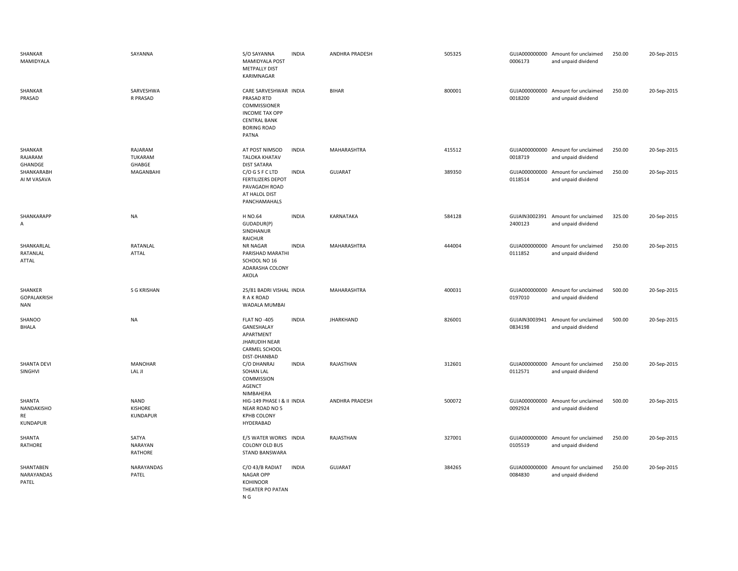| | | | | | | | | | |
|---|---|---|---|---|---|---|---|---|---|
| SHANKAR MAMIDYALA | SAYANNA | S/O SAYANNA MAMIDYALA POST METPALLY DIST KARIMNAGAR | INDIA | ANDHRA PRADESH | 505325 | GUJA000000000 0006173 | Amount for unclaimed and unpaid dividend | 250.00 | 20-Sep-2015 |
| SHANKAR PRASAD | SARVESHWA R PRASAD | CARE SARVESHWAR PRASAD RTD COMMISSIONER INCOME TAX OPP CENTRAL BANK BORING ROAD PATNA | INDIA | BIHAR | 800001 | GUJA000000000 0018200 | Amount for unclaimed and unpaid dividend | 250.00 | 20-Sep-2015 |
| SHANKAR RAJARAM GHANDGE | RAJARAM TUKARAM GHABGE | AT POST NIMSOD TALOKA KHATAV DIST SATARA | INDIA | MAHARASHTRA | 415512 | GUJA000000000 0018719 | Amount for unclaimed and unpaid dividend | 250.00 | 20-Sep-2015 |
| SHANKARABH AI M VASAVA | MAGANBAHI | C/O G S F C LTD FERTILIZERS DEPOT PAVAGADH ROAD AT HALOL DIST PANCHAMAHALS | INDIA | GUJARAT | 389350 | GUJA000000000 0118514 | Amount for unclaimed and unpaid dividend | 250.00 | 20-Sep-2015 |
| SHANKARAPP A | NA | H NO.64 GUDADUR(P) SINDHANUR RAICHUR | INDIA | KARNATAKA | 584128 | GUJAIN3002391 2400123 | Amount for unclaimed and unpaid dividend | 325.00 | 20-Sep-2015 |
| SHANKARLAL RATANLAL ATTAL | RATANLAL ATTAL | NR NAGAR PARISHAD MARATHI SCHOOL NO 16 ADARASHA COLONY AKOLA | INDIA | MAHARASHTRA | 444004 | GUJA000000000 0111852 | Amount for unclaimed and unpaid dividend | 250.00 | 20-Sep-2015 |
| SHANKER GOPALAKRISH NAN | S G KRISHAN | 25/81 BADRI VISHAL R A K ROAD WADALA MUMBAI | INDIA | MAHARASHTRA | 400031 | GUJA000000000 0197010 | Amount for unclaimed and unpaid dividend | 500.00 | 20-Sep-2015 |
| SHANOO BHALA | NA | FLAT NO -405 GANESHALAY APARTMENT JHARUDIH NEAR CARMEL SCHOOL DIST-DHANBAD | INDIA | JHARKHAND | 826001 | GUJAIN3003941 0834198 | Amount for unclaimed and unpaid dividend | 500.00 | 20-Sep-2015 |
| SHANTA DEVI SINGHVI | MANOHAR LAL JI | C/O DHANRAJ SOHAN LAL COMMISSION AGENCT NIMBAHERA | INDIA | RAJASTHAN | 312601 | GUJA000000000 0112571 | Amount for unclaimed and unpaid dividend | 250.00 | 20-Sep-2015 |
| SHANTA NANDAKISHO RE KUNDAPUR | NAND KISHORE KUNDAPUR | HIG-149 PHASE I & II NEAR ROAD NO 5 KPHB COLONY HYDERABAD | INDIA | ANDHRA PRADESH | 500072 | GUJA000000000 0092924 | Amount for unclaimed and unpaid dividend | 500.00 | 20-Sep-2015 |
| SHANTA RATHORE | SATYA NARAYAN RATHORE | E/5 WATER WORKS COLONY OLD BUS STAND BANSWARA | INDIA | RAJASTHAN | 327001 | GUJA000000000 0105519 | Amount for unclaimed and unpaid dividend | 250.00 | 20-Sep-2015 |
| SHANTABEN NARAYANDAS PATEL | NARAYANDAS PATEL | C/O 43/B RADIAT NAGAR OPP KOHINOOR THEATER PO PATAN N G | INDIA | GUJARAT | 384265 | GUJA000000000 0084830 | Amount for unclaimed and unpaid dividend | 250.00 | 20-Sep-2015 |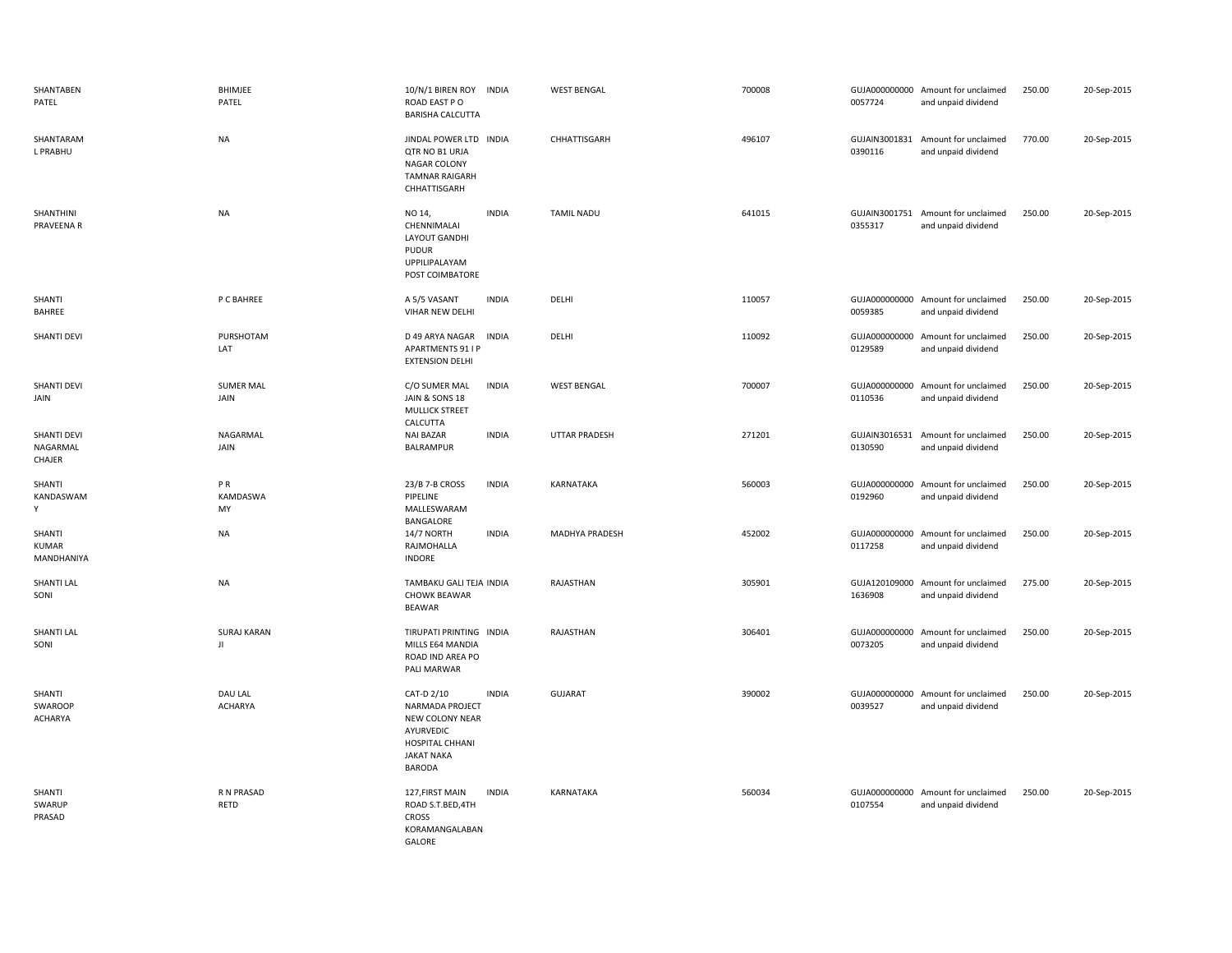| | | | | | | | | | |
|---|---|---|---|---|---|---|---|---|---|
| SHANTABEN PATEL | BHIMJEE PATEL | 10/N/1 BIREN ROY ROAD EAST P O BARISHA CALCUTTA | INDIA | WEST BENGAL | 700008 | GUJA000000000 0057724 | Amount for unclaimed and unpaid dividend | 250.00 | 20-Sep-2015 |
| SHANTARAM L PRABHU | NA | JINDAL POWER LTD QTR NO B1 URJA NAGAR COLONY TAMNAR RAIGARH CHHATTISGARH | INDIA | CHHATTISGARH | 496107 | GUJAIN3001831 0390116 | Amount for unclaimed and unpaid dividend | 770.00 | 20-Sep-2015 |
| SHANTHINI PRAVEENA R | NA | NO 14, CHENNIMALAI LAYOUT GANDHI PUDUR UPPILIPALAYAM POST COIMBATORE | INDIA | TAMIL NADU | 641015 | GUJAIN3001751 0355317 | Amount for unclaimed and unpaid dividend | 250.00 | 20-Sep-2015 |
| SHANTI BAHREE | P C BAHREE | A 5/5 VASANT VIHAR NEW DELHI | INDIA | DELHI | 110057 | GUJA000000000 0059385 | Amount for unclaimed and unpaid dividend | 250.00 | 20-Sep-2015 |
| SHANTI DEVI | PURSHOTAM LAT | D 49 ARYA NAGAR APARTMENTS 91 I P EXTENSION DELHI | INDIA | DELHI | 110092 | GUJA000000000 0129589 | Amount for unclaimed and unpaid dividend | 250.00 | 20-Sep-2015 |
| SHANTI DEVI JAIN | SUMER MAL JAIN | C/O SUMER MAL JAIN & SONS 18 MULLICK STREET CALCUTTA | INDIA | WEST BENGAL | 700007 | GUJA000000000 0110536 | Amount for unclaimed and unpaid dividend | 250.00 | 20-Sep-2015 |
| SHANTI DEVI NAGARMAL CHAJER | NAGARMAL JAIN | NAI BAZAR BALRAMPUR | INDIA | UTTAR PRADESH | 271201 | GUJAIN3016531 0130590 | Amount for unclaimed and unpaid dividend | 250.00 | 20-Sep-2015 |
| SHANTI KANDASWAMY | P R KAMDASWAMY | 23/B 7-B CROSS PIPELINE MALLESWARAM BANGALORE | INDIA | KARNATAKA | 560003 | GUJA000000000 0192960 | Amount for unclaimed and unpaid dividend | 250.00 | 20-Sep-2015 |
| SHANTI KUMAR MANDHANIYA | NA | 14/7 NORTH RAJMOHALLA INDORE | INDIA | MADHYA PRADESH | 452002 | GUJA000000000 0117258 | Amount for unclaimed and unpaid dividend | 250.00 | 20-Sep-2015 |
| SHANTI LAL SONI | NA | TAMBAKU GALI TEJA CHOWK BEAWAR BEAWAR | INDIA | RAJASTHAN | 305901 | GUJA120109000 1636908 | Amount for unclaimed and unpaid dividend | 275.00 | 20-Sep-2015 |
| SHANTI LAL SONI | SURAJ KARAN JI | TIRUPATI PRINTING MILLS E64 MANDIA ROAD IND AREA PO PALI MARWAR | INDIA | RAJASTHAN | 306401 | GUJA000000000 0073205 | Amount for unclaimed and unpaid dividend | 250.00 | 20-Sep-2015 |
| SHANTI SWAROOP ACHARYA | DAU LAL ACHARYA | CAT-D 2/10 NARMADA PROJECT NEW COLONY NEAR AYURVEDIC HOSPITAL CHHANI JAKAT NAKA BARODA | INDIA | GUJARAT | 390002 | GUJA000000000 0039527 | Amount for unclaimed and unpaid dividend | 250.00 | 20-Sep-2015 |
| SHANTI SWARUP PRASAD | R N PRASAD RETD | 127,FIRST MAIN ROAD S.T.BED,4TH CROSS KORAMANGALABANGALORE | INDIA | KARNATAKA | 560034 | GUJA000000000 0107554 | Amount for unclaimed and unpaid dividend | 250.00 | 20-Sep-2015 |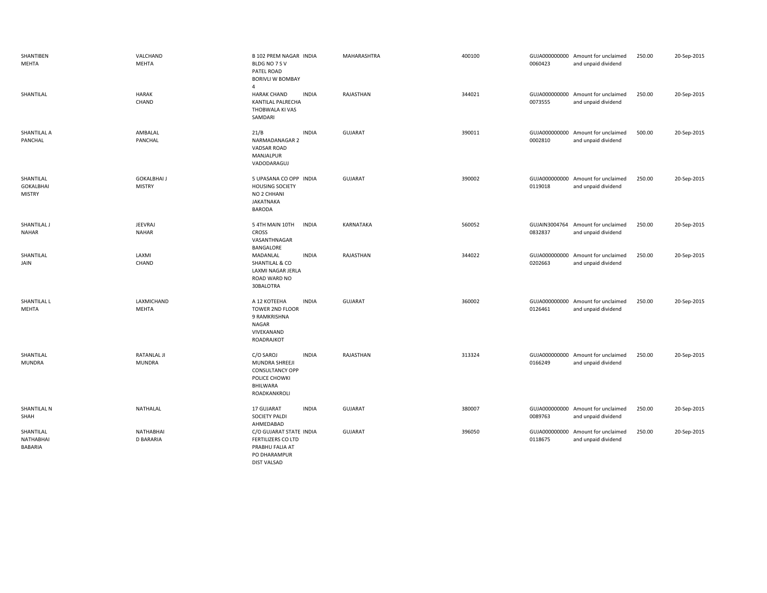| | | | | | | | | | |
|---|---|---|---|---|---|---|---|---|---|
| SHANTIBEN MEHTA | VALCHAND MEHTA | B 102 PREM NAGAR BLDG NO 7 S V PATEL ROAD BORIVLI W BOMBAY 4 | INDIA | MAHARASHTRA | 400100 | GUJA000000000 0060423 | Amount for unclaimed and unpaid dividend | 250.00 | 20-Sep-2015 |
| SHANTILAL | HARAK CHAND | HARAK CHAND KANTILAL PALRECHA THOBWALA KI VAS SAMDARI | INDIA | RAJASTHAN | 344021 | GUJA000000000 0073555 | Amount for unclaimed and unpaid dividend | 250.00 | 20-Sep-2015 |
| SHANTILAL A PANCHAL | AMBALAL PANCHAL | 21/B NARMADANAGAR 2 VADSAR ROAD MANJALPUR VADODARAGUJ | INDIA | GUJARAT | 390011 | GUJA000000000 0002810 | Amount for unclaimed and unpaid dividend | 500.00 | 20-Sep-2015 |
| SHANTILAL GOKALBHAI MISTRY | GOKALBHAI J MISTRY | 5 UPASANA CO OPP HOUSING SOCIETY NO 2 CHHANI JAKATNAKA BARODA | INDIA | GUJARAT | 390002 | GUJA000000000 0119018 | Amount for unclaimed and unpaid dividend | 250.00 | 20-Sep-2015 |
| SHANTILAL J NAHAR | JEEVRAJ NAHAR | 5 4TH MAIN 10TH CROSS VASANTHNAGAR BANGALORE | INDIA | KARNATAKA | 560052 | GUJAIN3004764 0832837 | Amount for unclaimed and unpaid dividend | 250.00 | 20-Sep-2015 |
| SHANTILAL JAIN | LAXMI CHAND | MADANLAL SHANTILAL & CO LAXMI NAGAR JERLA ROAD WARD NO 30BALOTRA | INDIA | RAJASTHAN | 344022 | GUJA000000000 0202663 | Amount for unclaimed and unpaid dividend | 250.00 | 20-Sep-2015 |
| SHANTILAL L MEHTA | LAXMICHAND MEHTA | A 12 KOTEEHA TOWER 2ND FLOOR 9 RAMKRISHNA NAGAR VIVEKANAND ROADRAJKOT | INDIA | GUJARAT | 360002 | GUJA000000000 0126461 | Amount for unclaimed and unpaid dividend | 250.00 | 20-Sep-2015 |
| SHANTILAL MUNDRA | RATANLAL JI MUNDRA | C/O SAROJ MUNDRA SHREEJI CONSULTANCY OPP POLICE CHOWKI BHILWARA ROADKANKROLI | INDIA | RAJASTHAN | 313324 | GUJA000000000 0166249 | Amount for unclaimed and unpaid dividend | 250.00 | 20-Sep-2015 |
| SHANTILAL N SHAH | NATHALAL | 17 GUJARAT SOCIETY PALDI AHMEDABAD | INDIA | GUJARAT | 380007 | GUJA000000000 0089763 | Amount for unclaimed and unpaid dividend | 250.00 | 20-Sep-2015 |
| SHANTILAL NATHABHAI BABARIA | NATHABHAI D BARARIA | C/O GUJARAT STATE FERTILIZERS CO LTD PRABHU FALIA AT PO DHARAMPUR DIST VALSAD | INDIA | GUJARAT | 396050 | GUJA000000000 0118675 | Amount for unclaimed and unpaid dividend | 250.00 | 20-Sep-2015 |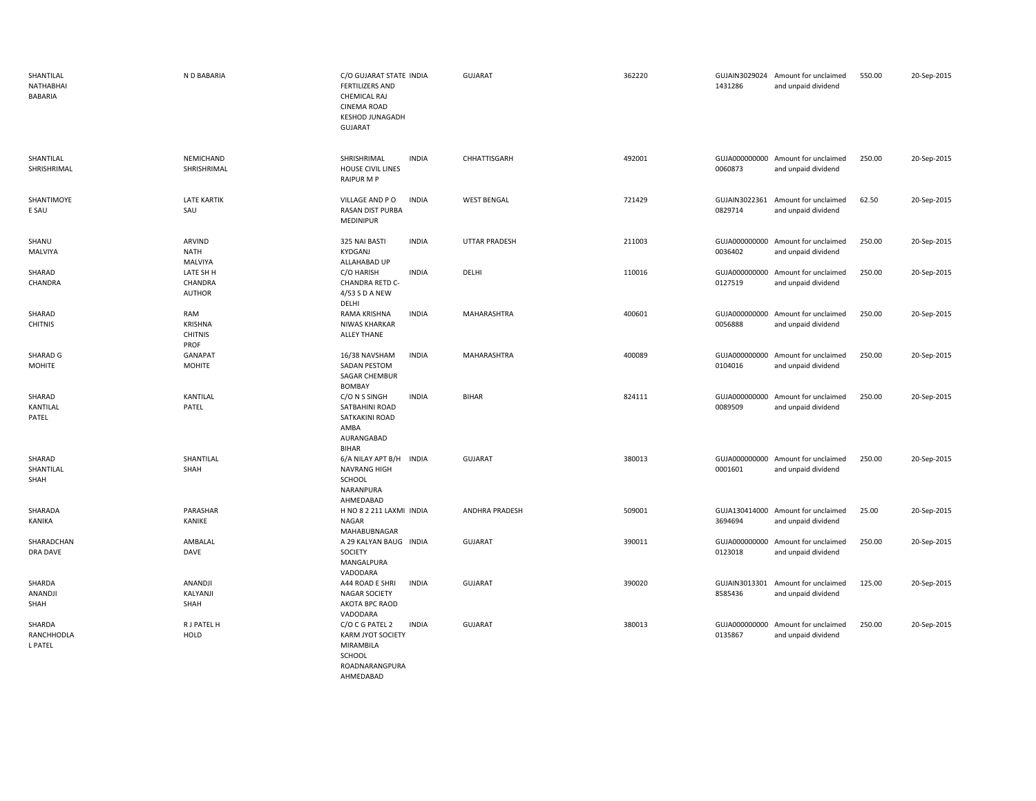| | | | | | | | | | |
|---|---|---|---|---|---|---|---|---|---|
| SHANTILAL NATHABHAI BABARIA | N D BABARIA | C/O GUJARAT STATE FERTILIZERS AND CHEMICAL RAJ CINEMA ROAD KESHOD JUNAGADH GUJARAT | INDIA | GUJARAT | 362220 | GUJAIN30290241431286 | Amount for unclaimed and unpaid dividend | 550.00 | 20-Sep-2015 |
| SHANTILAL SHRISHRIMAL | NEMICHAND SHRISHRIMAL | SHRISHRIMAL HOUSE CIVIL LINES RAIPUR M P | INDIA | CHHATTISGARH | 492001 | GUJA0000000000060873 | Amount for unclaimed and unpaid dividend | 250.00 | 20-Sep-2015 |
| SHANTIMOYE E SAU | LATE KARTIK SAU | VILLAGE AND P O RASAN DIST PURBA MEDINIPUR | INDIA | WEST BENGAL | 721429 | GUJAIN30223610829714 | Amount for unclaimed and unpaid dividend | 62.50 | 20-Sep-2015 |
| SHANU MALVIYA | ARVIND NATH MALVIYA | 325 NAI BASTI KYDGANJ ALLAHABAD UP | INDIA | UTTAR PRADESH | 211003 | GUJA0000000000036402 | Amount for unclaimed and unpaid dividend | 250.00 | 20-Sep-2015 |
| SHARAD CHANDRA | LATE SH H CHANDRA AUTHOR | C/O HARISH CHANDRA RETD C-4/53 S D A NEW DELHI | INDIA | DELHI | 110016 | GUJA0000000000127519 | Amount for unclaimed and unpaid dividend | 250.00 | 20-Sep-2015 |
| SHARAD CHITNIS | RAM KRISHNA CHITNIS PROF | RAMA KRISHNA NIWAS KHARKAR ALLEY THANE | INDIA | MAHARASHTRA | 400601 | GUJA0000000000056888 | Amount for unclaimed and unpaid dividend | 250.00 | 20-Sep-2015 |
| SHARAD G MOHITE | GANAPAT MOHITE | 16/38 NAVSHAM SADAN PESTOM SAGAR CHEMBUR BOMBAY | INDIA | MAHARASHTRA | 400089 | GUJA0000000000104016 | Amount for unclaimed and unpaid dividend | 250.00 | 20-Sep-2015 |
| SHARAD KANTILAL PATEL | KANTILAL PATEL | C/O N S SINGH SATBAHINI ROAD SATKAKINI ROAD AMBA AURANGABAD BIHAR | INDIA | BIHAR | 824111 | GUJA0000000000089509 | Amount for unclaimed and unpaid dividend | 250.00 | 20-Sep-2015 |
| SHARAD SHANTILAL SHAH | SHANTILAL SHAH | 6/A NILAY APT B/H NAVRANG HIGH SCHOOL NARANPURA AHMEDABAD | INDIA | GUJARAT | 380013 | GUJA0000000000001601 | Amount for unclaimed and unpaid dividend | 250.00 | 20-Sep-2015 |
| SHARADA KANIKA | PARASHAR KANIKE | H NO 8 2 211 LAXMI NAGAR MAHABUBNAGAR | INDIA | ANDHRA PRADESH | 509001 | GUJA1304140003694694 | Amount for unclaimed and unpaid dividend | 25.00 | 20-Sep-2015 |
| SHARADCHAN DRA DAVE | AMBALAL DAVE | A 29 KALYAN BAUG SOCIETY MANGALPURA VADODARA | INDIA | GUJARAT | 390011 | GUJA0000000000123018 | Amount for unclaimed and unpaid dividend | 250.00 | 20-Sep-2015 |
| SHARDA ANANDJI SHAH | ANANDJI KALYANJI SHAH | A44 ROAD E SHRI NAGAR SOCIETY AKOTA BPC RAOD VADODARA | INDIA | GUJARAT | 390020 | GUJAIN30133018585436 | Amount for unclaimed and unpaid dividend | 125.00 | 20-Sep-2015 |
| SHARDA RANCHHODLA L PATEL | R J PATEL H HOLD | C/O C G PATEL 2 KARM JYOT SOCIETY MIRAMBILA SCHOOL ROADNARANGPURA AHMEDABAD | INDIA | GUJARAT | 380013 | GUJA0000000000135867 | Amount for unclaimed and unpaid dividend | 250.00 | 20-Sep-2015 |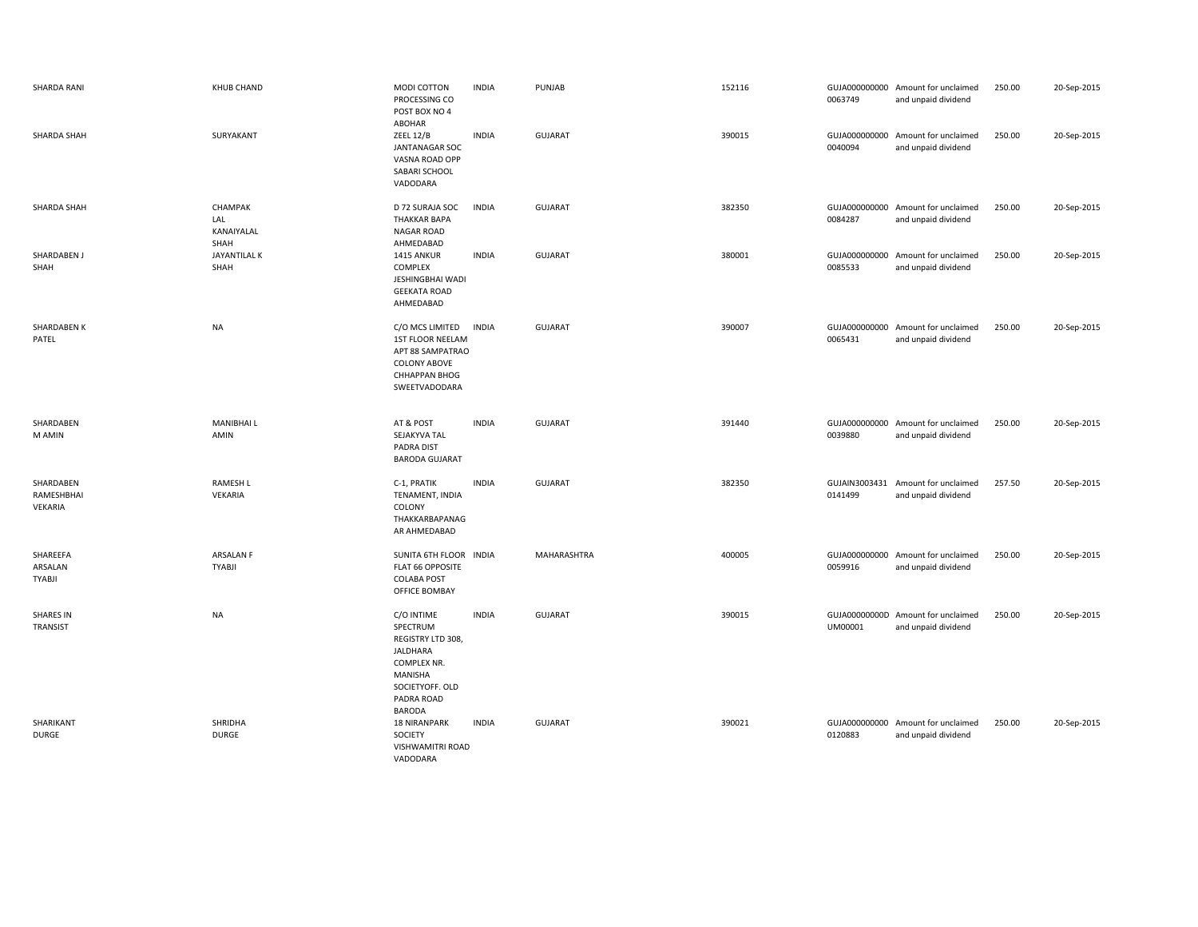| | | | | | | | | | |
|---|---|---|---|---|---|---|---|---|---|
| SHARDA RANI | KHUB CHAND | MODI COTTON PROCESSING CO POST BOX NO 4 ABOHAR | INDIA | PUNJAB | 152116 | GUJA000000000 0063749 | Amount for unclaimed and unpaid dividend | 250.00 | 20-Sep-2015 |
| SHARDA SHAH | SURYAKANT | ZEEL 12/B JANTANAGAR SOC VASNA ROAD OPP SABARI SCHOOL VADODARA | INDIA | GUJARAT | 390015 | GUJA000000000 0040094 | Amount for unclaimed and unpaid dividend | 250.00 | 20-Sep-2015 |
| SHARDA SHAH | CHAMPAK LAL KANAIYALAL SHAH | D 72 SURAJA SOC THAKKAR BAPA NAGAR ROAD AHMEDABAD | INDIA | GUJARAT | 382350 | GUJA000000000 0084287 | Amount for unclaimed and unpaid dividend | 250.00 | 20-Sep-2015 |
| SHARDABEN J SHAH | JAYANTILAL K SHAH | 1415 ANKUR COMPLEX JESHINGBHAI WADI GEEKATA ROAD AHMEDABAD | INDIA | GUJARAT | 380001 | GUJA000000000 0085533 | Amount for unclaimed and unpaid dividend | 250.00 | 20-Sep-2015 |
| SHARDABEN K PATEL | NA | C/O MCS LIMITED 1ST FLOOR NEELAM APT 88 SAMPATRAO COLONY ABOVE CHHAPPAN BHOG SWEETVADODARA | INDIA | GUJARAT | 390007 | GUJA000000000 0065431 | Amount for unclaimed and unpaid dividend | 250.00 | 20-Sep-2015 |
| SHARDABEN M AMIN | MANIBHAI L AMIN | AT & POST SEJAKYVA TAL PADRA DIST BARODA GUJARAT | INDIA | GUJARAT | 391440 | GUJA000000000 0039880 | Amount for unclaimed and unpaid dividend | 250.00 | 20-Sep-2015 |
| SHARDABEN RAMESHBHAI VEKARIA | RAMESH L VEKARIA | C-1, PRATIK TENAMENT, INDIA COLONY THAKKARBAPANAG AR AHMEDABAD | INDIA | GUJARAT | 382350 | GUJAIN3003431 0141499 | Amount for unclaimed and unpaid dividend | 257.50 | 20-Sep-2015 |
| SHAREEFA ARSALAN TYABJI | ARSALAN F TYABJI | SUNITA 6TH FLOOR FLAT 66 OPPOSITE COLABA POST OFFICE BOMBAY | INDIA | MAHARASHTRA | 400005 | GUJA000000000 0059916 | Amount for unclaimed and unpaid dividend | 250.00 | 20-Sep-2015 |
| SHARES IN TRANSIST | NA | C/O INTIME SPECTRUM REGISTRY LTD 308, JALDHARA COMPLEX NR. MANISHA SOCIETYOFF. OLD PADRA ROAD BARODA | INDIA | GUJARAT | 390015 | GUJA00000000D UM00001 | Amount for unclaimed and unpaid dividend | 250.00 | 20-Sep-2015 |
| SHARIKANT DURGE | SHRIDHA DURGE | 18 NIRANPARK SOCIETY VISHWAMITRI ROAD VADODARA | INDIA | GUJARAT | 390021 | GUJA000000000 0120883 | Amount for unclaimed and unpaid dividend | 250.00 | 20-Sep-2015 |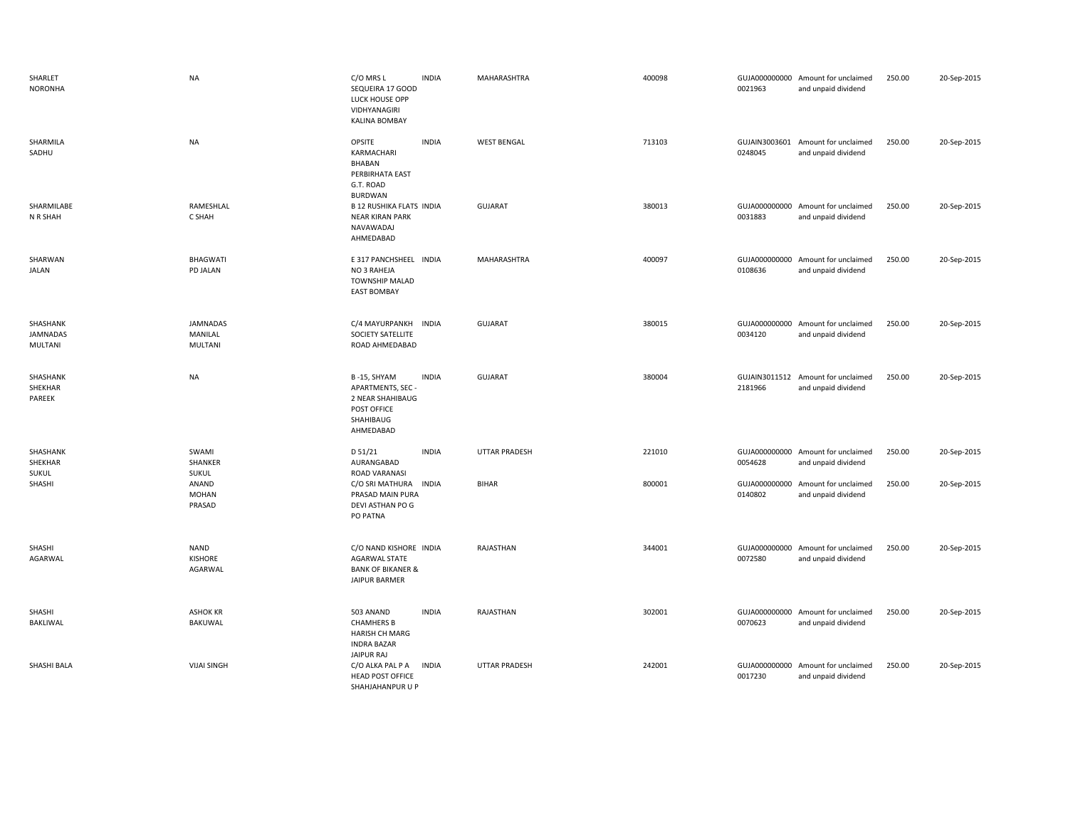| | | | | | | | | | |
|---|---|---|---|---|---|---|---|---|---|
| SHARLET NORONHA | NA | C/O MRS L SEQUEIRA 17 GOOD LUCK HOUSE OPP VIDHYANAGIRI KALINA BOMBAY | INDIA | MAHARASHTRA | 400098 | GUJA000000000 0021963 | Amount for unclaimed and unpaid dividend | 250.00 | 20-Sep-2015 |
| SHARMILA SADHU | NA | OPSITE KARMACHARI BHABAN PERBIRHATA EAST G.T. ROAD BURDWAN | INDIA | WEST BENGAL | 713103 | GUJAIN3003601 0248045 | Amount for unclaimed and unpaid dividend | 250.00 | 20-Sep-2015 |
| SHARMILABE N R SHAH | RAMESHLAL C SHAH | B 12 RUSHIKA FLATS NEAR KIRAN PARK NAVAWADAJ AHMEDABAD | INDIA | GUJARAT | 380013 | GUJA000000000 0031883 | Amount for unclaimed and unpaid dividend | 250.00 | 20-Sep-2015 |
| SHARWAN JALAN | BHAGWATI PD JALAN | E 317 PANCHSHEEL NO 3 RAHEJA TOWNSHIP MALAD EAST BOMBAY | INDIA | MAHARASHTRA | 400097 | GUJA000000000 0108636 | Amount for unclaimed and unpaid dividend | 250.00 | 20-Sep-2015 |
| SHASHANK JAMNADAS MULTANI | JAMNADAS MANILAL MULTANI | C/4 MAYURPANKH SOCIETY SATELLITE ROAD AHMEDABAD | INDIA | GUJARAT | 380015 | GUJA000000000 0034120 | Amount for unclaimed and unpaid dividend | 250.00 | 20-Sep-2015 |
| SHASHANK SHEKHAR PAREEK | NA | B -15, SHYAM APARTMENTS, SEC - 2 NEAR SHAHIBAUG POST OFFICE SHAHIBAUG AHMEDABAD | INDIA | GUJARAT | 380004 | GUJAIN3011512 2181966 | Amount for unclaimed and unpaid dividend | 250.00 | 20-Sep-2015 |
| SHASHANK SHEKHAR SUKUL | SWAMI SHANKER SUKUL | D 51/21 AURANGABAD ROAD VARANASI | INDIA | UTTAR PRADESH | 221010 | GUJA000000000 0054628 | Amount for unclaimed and unpaid dividend | 250.00 | 20-Sep-2015 |
| SHASHI | ANAND MOHAN PRASAD | C/O SRI MATHURA PRASAD MAIN PURA DEVI ASTHAN PO G PO PATNA | INDIA | BIHAR | 800001 | GUJA000000000 0140802 | Amount for unclaimed and unpaid dividend | 250.00 | 20-Sep-2015 |
| SHASHI AGARWAL | NAND KISHORE AGARWAL | C/O NAND KISHORE AGARWAL STATE BANK OF BIKANER & JAIPUR BARMER | INDIA | RAJASTHAN | 344001 | GUJA000000000 0072580 | Amount for unclaimed and unpaid dividend | 250.00 | 20-Sep-2015 |
| SHASHI BAKLIWAL | ASHOK KR BAKUWAL | 503 ANAND CHAMHERS B HARISH CH MARG INDRA BAZAR JAIPUR RAJ | INDIA | RAJASTHAN | 302001 | GUJA000000000 0070623 | Amount for unclaimed and unpaid dividend | 250.00 | 20-Sep-2015 |
| SHASHI BALA | VIJAI SINGH | C/O ALKA PAL P A HEAD POST OFFICE SHAHJAHANPUR U P | INDIA | UTTAR PRADESH | 242001 | GUJA000000000 0017230 | Amount for unclaimed and unpaid dividend | 250.00 | 20-Sep-2015 |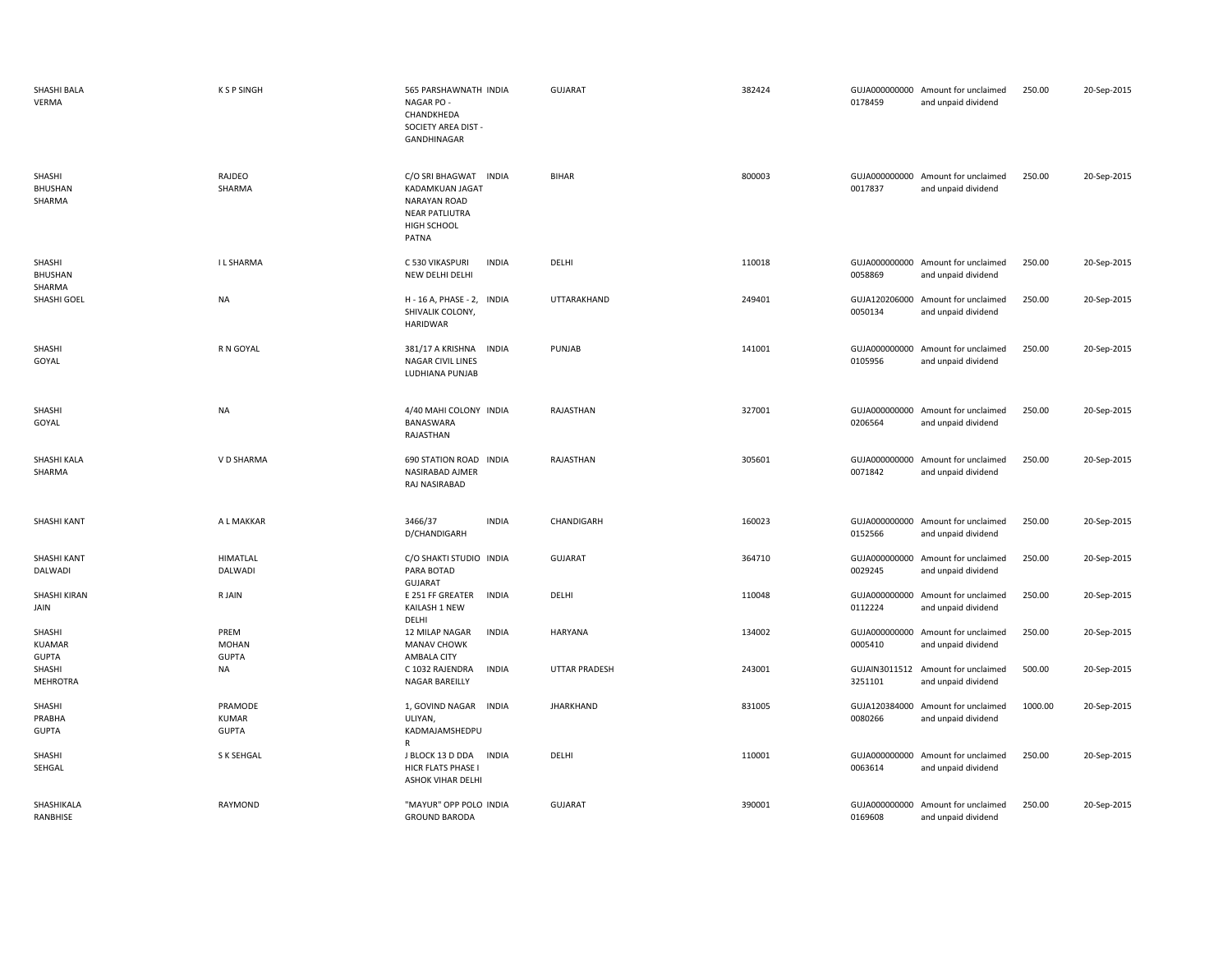| | | | | | | | | | |
|---|---|---|---|---|---|---|---|---|---|
| SHASHI BALA VERMA | K S P SINGH | 565 PARSHAWNATH NAGAR PO - CHANDKHEDA SOCIETY AREA DIST - GANDHINAGAR | INDIA | GUJARAT | 382424 | GUJA000000000 0178459 | Amount for unclaimed and unpaid dividend | 250.00 | 20-Sep-2015 |
| SHASHI BHUSHAN SHARMA | RAJDEO SHARMA | C/O SRI BHAGWAT KADAMKUAN JAGAT NARAYAN ROAD NEAR PATLIUTRA HIGH SCHOOL PATNA | INDIA | BIHAR | 800003 | GUJA000000000 0017837 | Amount for unclaimed and unpaid dividend | 250.00 | 20-Sep-2015 |
| SHASHI BHUSHAN SHARMA | I L SHARMA | C 530 VIKASPURI NEW DELHI DELHI | INDIA | DELHI | 110018 | GUJA000000000 0058869 | Amount for unclaimed and unpaid dividend | 250.00 | 20-Sep-2015 |
| SHASHI GOEL | NA | H - 16 A, PHASE - 2, SHIVALIK COLONY, HARIDWAR | INDIA | UTTARAKHAND | 249401 | GUJA120206000 0050134 | Amount for unclaimed and unpaid dividend | 250.00 | 20-Sep-2015 |
| SHASHI GOYAL | R N GOYAL | 381/17 A KRISHNA NAGAR CIVIL LINES LUDHIANA PUNJAB | INDIA | PUNJAB | 141001 | GUJA000000000 0105956 | Amount for unclaimed and unpaid dividend | 250.00 | 20-Sep-2015 |
| SHASHI GOYAL | NA | 4/40 MAHI COLONY BANASWARA RAJASTHAN | INDIA | RAJASTHAN | 327001 | GUJA000000000 0206564 | Amount for unclaimed and unpaid dividend | 250.00 | 20-Sep-2015 |
| SHASHI KALA SHARMA | V D SHARMA | 690 STATION ROAD NASIRABAD AJMER RAJ NASIRABAD | INDIA | RAJASTHAN | 305601 | GUJA000000000 0071842 | Amount for unclaimed and unpaid dividend | 250.00 | 20-Sep-2015 |
| SHASHI KANT | A L MAKKAR | 3466/37 D/CHANDIGARH | INDIA | CHANDIGARH | 160023 | GUJA000000000 0152566 | Amount for unclaimed and unpaid dividend | 250.00 | 20-Sep-2015 |
| SHASHI KANT DALWADI | HIMATLAL DALWADI | C/O SHAKTI STUDIO PARA BOTAD GUJARAT | INDIA | GUJARAT | 364710 | GUJA000000000 0029245 | Amount for unclaimed and unpaid dividend | 250.00 | 20-Sep-2015 |
| SHASHI KIRAN JAIN | R JAIN | E 251 FF GREATER KAILASH 1 NEW DELHI | INDIA | DELHI | 110048 | GUJA000000000 0112224 | Amount for unclaimed and unpaid dividend | 250.00 | 20-Sep-2015 |
| SHASHI KUAMAR GUPTA | PREM MOHAN GUPTA | 12 MILAP NAGAR MANAV CHOWK AMBALA CITY | INDIA | HARYANA | 134002 | GUJA000000000 0005410 | Amount for unclaimed and unpaid dividend | 250.00 | 20-Sep-2015 |
| SHASHI MEHROTRA | NA | C 1032 RAJENDRA NAGAR BAREILLY | INDIA | UTTAR PRADESH | 243001 | GUJAIN3011512 3251101 | Amount for unclaimed and unpaid dividend | 500.00 | 20-Sep-2015 |
| SHASHI PRABHA GUPTA | PRAMODE KUMAR GUPTA | 1, GOVIND NAGAR ULIYAN, KADMAJAMSHEDPU R | INDIA | JHARKHAND | 831005 | GUJA120384000 0080266 | Amount for unclaimed and unpaid dividend | 1000.00 | 20-Sep-2015 |
| SHASHI SEHGAL | S K SEHGAL | J BLOCK 13 D DDA HICR FLATS PHASE I ASHOK VIHAR DELHI | INDIA | DELHI | 110001 | GUJA000000000 0063614 | Amount for unclaimed and unpaid dividend | 250.00 | 20-Sep-2015 |
| SHASHIKALA RANBHISE | RAYMOND | "MAYUR" OPP POLO GROUND BARODA | INDIA | GUJARAT | 390001 | GUJA000000000 0169608 | Amount for unclaimed and unpaid dividend | 250.00 | 20-Sep-2015 |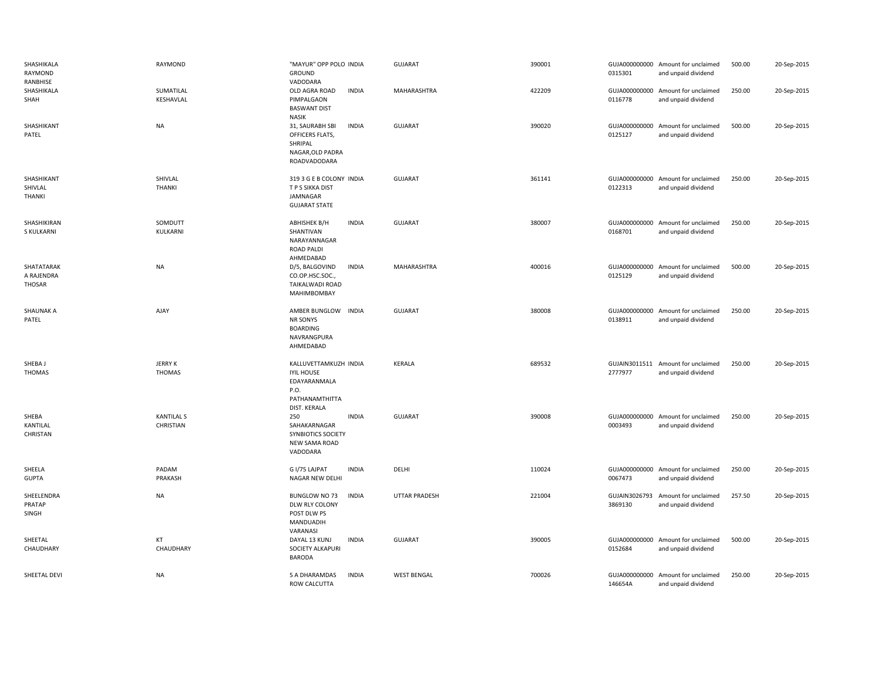| | | | | | | | | | |
|---|---|---|---|---|---|---|---|---|---|
| SHASHIKALA RAYMOND RANBHISE | RAYMOND | "MAYUR" OPP POLO GROUND VADODARA | INDIA | GUJARAT | 390001 | GUJA000000000 0315301 | Amount for unclaimed and unpaid dividend | 500.00 | 20-Sep-2015 |
| SHASHIKALA SHAH | SUMATILAL KESHAVLAL | OLD AGRA ROAD PIMPALGAON BASWANT DIST NASIK | INDIA | MAHARASHTRA | 422209 | GUJA000000000 0116778 | Amount for unclaimed and unpaid dividend | 250.00 | 20-Sep-2015 |
| SHASHIKANT PATEL | NA | 31, SAURABH SBI OFFICERS FLATS, SHRIPAL NAGAR,OLD PADRA ROADVADODARA | INDIA | GUJARAT | 390020 | GUJA000000000 0125127 | Amount for unclaimed and unpaid dividend | 500.00 | 20-Sep-2015 |
| SHASHIKANT SHIVLAL THANKI | SHIVLAL THANKI | 319 3 G E B COLONY T P S SIKKA DIST JAMNAGAR GUJARAT STATE | INDIA | GUJARAT | 361141 | GUJA000000000 0122313 | Amount for unclaimed and unpaid dividend | 250.00 | 20-Sep-2015 |
| SHASHIKIRAN S KULKARNI | SOMDUTT KULKARNI | ABHISHEK B/H SHANTIVAN NARAYANNAGAR ROAD PALDI AHMEDABAD | INDIA | GUJARAT | 380007 | GUJA000000000 0168701 | Amount for unclaimed and unpaid dividend | 250.00 | 20-Sep-2015 |
| SHATATARAK A RAJENDRA THOSAR | NA | D/5, BALGOVIND CO.OP.HSC.SOC., TAIKALWADI ROAD MAHIMBOMBAY | INDIA | MAHARASHTRA | 400016 | GUJA000000000 0125129 | Amount for unclaimed and unpaid dividend | 500.00 | 20-Sep-2015 |
| SHAUNAK A PATEL | AJAY | AMBER BUNGLOW NR SONYS BOARDING NAVRANGPURA AHMEDABAD | INDIA | GUJARAT | 380008 | GUJA000000000 0138911 | Amount for unclaimed and unpaid dividend | 250.00 | 20-Sep-2015 |
| SHEBA J THOMAS | JERRY K THOMAS | KALLUVETTAMKUZH IYIL HOUSE EDAYARANMALA P.O. PATHANAMTHITTA DIST. KERALA | INDIA | KERALA | 689532 | GUJAIN3011511 2777977 | Amount for unclaimed and unpaid dividend | 250.00 | 20-Sep-2015 |
| SHEBA KANTILAL CHRISTAN | KANTILAL S CHRISTIAN | 250 SAHAKARNAGAR SYNBIOTICS SOCIETY NEW SAMA ROAD VADODARA | INDIA | GUJARAT | 390008 | GUJA000000000 0003493 | Amount for unclaimed and unpaid dividend | 250.00 | 20-Sep-2015 |
| SHEELA GUPTA | PADAM PRAKASH | G I/75 LAJPAT NAGAR NEW DELHI | INDIA | DELHI | 110024 | GUJA000000000 0067473 | Amount for unclaimed and unpaid dividend | 250.00 | 20-Sep-2015 |
| SHEELENDRA PRATAP SINGH | NA | BUNGLOW NO 73 DLW RLY COLONY POST DLW PS MANDUADIH VARANASI | INDIA | UTTAR PRADESH | 221004 | GUJAIN3026793 3869130 | Amount for unclaimed and unpaid dividend | 257.50 | 20-Sep-2015 |
| SHEETAL CHAUDHARY | KT CHAUDHARY | DAYAL 13 KUNJ SOCIETY ALKAPURI BARODA | INDIA | GUJARAT | 390005 | GUJA000000000 0152684 | Amount for unclaimed and unpaid dividend | 500.00 | 20-Sep-2015 |
| SHEETAL DEVI | NA | 5 A DHARAMDAS ROW CALCUTTA | INDIA | WEST BENGAL | 700026 | GUJA000000000 146654A | Amount for unclaimed and unpaid dividend | 250.00 | 20-Sep-2015 |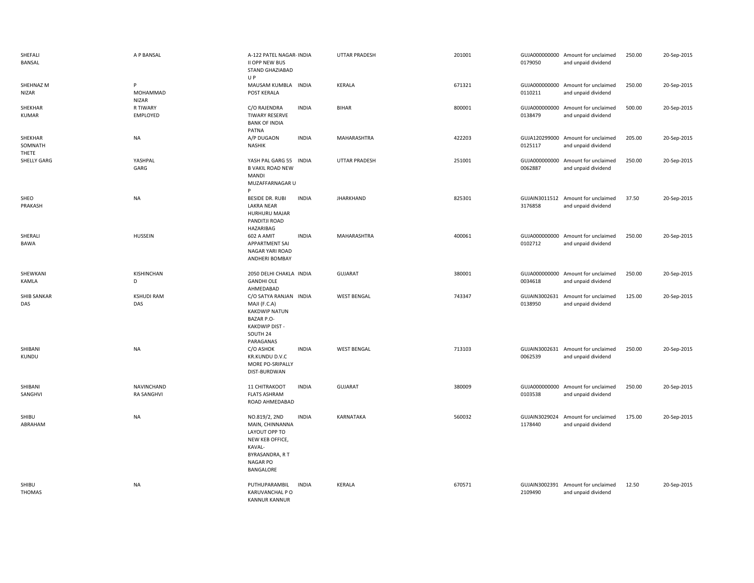| | | | | | | | | | |
|---|---|---|---|---|---|---|---|---|---|
| SHEFALI BANSAL | A P BANSAL | A-122 PATEL NAGAR-II OPP NEW BUS STAND GHAZIABAD U P | INDIA | UTTAR PRADESH | 201001 | GUJA000000000 0179050 | Amount for unclaimed and unpaid dividend | 250.00 | 20-Sep-2015 |
| SHEHNAZ M NIZAR | P MOHAMMAD NIZAR | MAUSAM KUMBLA POST KERALA | INDIA | KERALA | 671321 | GUJA000000000 0110211 | Amount for unclaimed and unpaid dividend | 250.00 | 20-Sep-2015 |
| SHEKHAR KUMAR | R TIWARY EMPLOYED | C/O RAJENDRA TIWARY RESERVE BANK OF INDIA PATNA | INDIA | BIHAR | 800001 | GUJA000000000 0138479 | Amount for unclaimed and unpaid dividend | 500.00 | 20-Sep-2015 |
| SHEKHAR SOMNATH THETE | NA | A/P DUGAON NASHIK | INDIA | MAHARASHTRA | 422203 | GUJA120299000 0125117 | Amount for unclaimed and unpaid dividend | 205.00 | 20-Sep-2015 |
| SHELLY GARG | YASHPAL GARG | YASH PAL GARG 55 B VAKIL ROAD NEW MANDI MUZAFFARNAGAR U P | INDIA | UTTAR PRADESH | 251001 | GUJA000000000 0062887 | Amount for unclaimed and unpaid dividend | 250.00 | 20-Sep-2015 |
| SHEO PRAKASH | NA | BESIDE DR. RUBI LAKRA NEAR HURHURU MAJAR PANDITJI ROAD HAZARIBAG | INDIA | JHARKHAND | 825301 | GUJAIN3011512 3176858 | Amount for unclaimed and unpaid dividend | 37.50 | 20-Sep-2015 |
| SHERALI BAWA | HUSSEIN | 602 A AMIT APPARTMENT SAI NAGAR YARI ROAD ANDHERI BOMBAY | INDIA | MAHARASHTRA | 400061 | GUJA000000000 0102712 | Amount for unclaimed and unpaid dividend | 250.00 | 20-Sep-2015 |
| SHEWKANI KAMLA | KISHINCHAN D | 2050 DELHI CHAKLA GANDHI OLE AHMEDABAD | INDIA | GUJARAT | 380001 | GUJA000000000 0034618 | Amount for unclaimed and unpaid dividend | 250.00 | 20-Sep-2015 |
| SHIB SANKAR DAS | KSHUDI RAM DAS | C/O SATYA RANJAN MAJI (F.C.A) KAKDWIP NATUN BAZAR P.O-KAKDWIP DIST - SOUTH 24 PARAGANAS | INDIA | WEST BENGAL | 743347 | GUJAIN3002631 0138950 | Amount for unclaimed and unpaid dividend | 125.00 | 20-Sep-2015 |
| SHIBANI KUNDU | NA | C/O ASHOK KR.KUNDU D.V.C MORE PO-SRIPALLY DIST-BURDWAN | INDIA | WEST BENGAL | 713103 | GUJAIN3002631 0062539 | Amount for unclaimed and unpaid dividend | 250.00 | 20-Sep-2015 |
| SHIBANI SANGHVI | NAVINCHAND RA SANGHVI | 11 CHITRAKOOT FLATS ASHRAM ROAD AHMEDABAD | INDIA | GUJARAT | 380009 | GUJA000000000 0103538 | Amount for unclaimed and unpaid dividend | 250.00 | 20-Sep-2015 |
| SHIBU ABRAHAM | NA | NO.819/2, 2ND MAIN, CHINNANNA LAYOUT OPP TO NEW KEB OFFICE, KAVAL-BYRASANDRA, R T NAGAR PO BANGALORE | INDIA | KARNATAKA | 560032 | GUJAIN3029024 1178440 | Amount for unclaimed and unpaid dividend | 175.00 | 20-Sep-2015 |
| SHIBU THOMAS | NA | PUTHUPARAMBIL KARUVANCHAL P O KANNUR KANNUR | INDIA | KERALA | 670571 | GUJAIN3002391 2109490 | Amount for unclaimed and unpaid dividend | 12.50 | 20-Sep-2015 |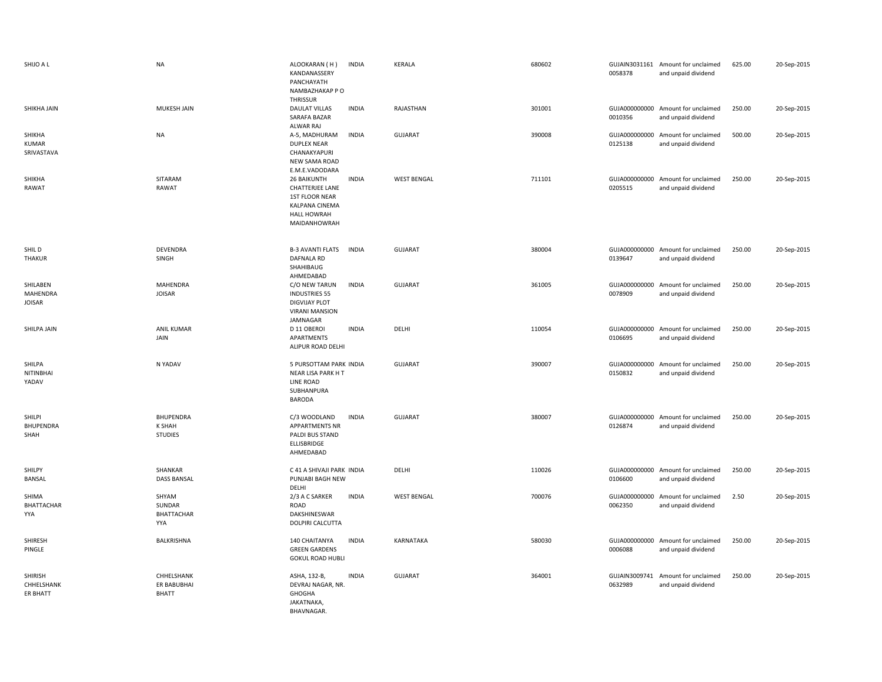| | | | | | | | | | |
|---|---|---|---|---|---|---|---|---|---|
| SHIJO A L | NA | ALOOKARAN ( H ) KANDANASSERY PANCHAYATH NAMBAZHAKAP P O THRISSUR | INDIA | KERALA | 680602 | GUJAIN3031161 0058378 | Amount for unclaimed and unpaid dividend | 625.00 | 20-Sep-2015 |
| SHIKHA JAIN | MUKESH JAIN | DAULAT VILLAS SARAFA BAZAR ALWAR RAJ | INDIA | RAJASTHAN | 301001 | GUJA000000000 0010356 | Amount for unclaimed and unpaid dividend | 250.00 | 20-Sep-2015 |
| SHIKHA KUMAR SRIVASTAVA | NA | A-5, MADHURAM DUPLEX NEAR CHANAKYAPURI NEW SAMA ROAD E.M.E.VADODARA | INDIA | GUJARAT | 390008 | GUJA000000000 0125138 | Amount for unclaimed and unpaid dividend | 500.00 | 20-Sep-2015 |
| SHIKHA RAWAT | SITARAM RAWAT | 26 BAIKUNTH CHATTERJEE LANE 1ST FLOOR NEAR KALPANA CINEMA HALL HOWRAH MAIDANHOWRAH | INDIA | WEST BENGAL | 711101 | GUJA000000000 0205515 | Amount for unclaimed and unpaid dividend | 250.00 | 20-Sep-2015 |
| SHIL D THAKUR | DEVENDRA SINGH | B-3 AVANTI FLATS DAFNALA RD SHAHIBAUG AHMEDABAD | INDIA | GUJARAT | 380004 | GUJA000000000 0139647 | Amount for unclaimed and unpaid dividend | 250.00 | 20-Sep-2015 |
| SHILABEN MAHENDRA JOISAR | MAHENDRA JOISAR | C/O NEW TARUN INDUSTRIES 55 DIGVIJAY PLOT VIRANI MANSION JAMNAGAR | INDIA | GUJARAT | 361005 | GUJA000000000 0078909 | Amount for unclaimed and unpaid dividend | 250.00 | 20-Sep-2015 |
| SHILPA JAIN | ANIL KUMAR JAIN | D 11 OBEROI APARTMENTS ALIPUR ROAD DELHI | INDIA | DELHI | 110054 | GUJA000000000 0106695 | Amount for unclaimed and unpaid dividend | 250.00 | 20-Sep-2015 |
| SHILPA NITINBHAI YADAV | N YADAV | 5 PURSOTTAM PARK NEAR LISA PARK H T LINE ROAD SUBHANPURA BARODA | INDIA | GUJARAT | 390007 | GUJA000000000 0150832 | Amount for unclaimed and unpaid dividend | 250.00 | 20-Sep-2015 |
| SHILPI BHUPENDRA SHAH | BHUPENDRA K SHAH STUDIES | C/3 WOODLAND APPARTMENTS NR PALDI BUS STAND ELLISBRIDGE AHMEDABAD | INDIA | GUJARAT | 380007 | GUJA000000000 0126874 | Amount for unclaimed and unpaid dividend | 250.00 | 20-Sep-2015 |
| SHILPY BANSAL | SHANKAR DASS BANSAL | C 41 A SHIVAJI PARK PUNJABI BAGH NEW DELHI | INDIA | DELHI | 110026 | GUJA000000000 0106600 | Amount for unclaimed and unpaid dividend | 250.00 | 20-Sep-2015 |
| SHIMA BHATTACHAR YYA | SHYAM SUNDAR BHATTACHAR YYA | 2/3 A C SARKER ROAD DAKSHINESWAR DOLPIRI CALCUTTA | INDIA | WEST BENGAL | 700076 | GUJA000000000 0062350 | Amount for unclaimed and unpaid dividend | 2.50 | 20-Sep-2015 |
| SHIRESH PINGLE | BALKRISHNA | 140 CHAITANYA GREEN GARDENS GOKUL ROAD HUBLI | INDIA | KARNATAKA | 580030 | GUJA000000000 0006088 | Amount for unclaimed and unpaid dividend | 250.00 | 20-Sep-2015 |
| SHIRISH CHHELSHANK ER BHATT | CHHELSHANK ER BABUBHAI BHATT | ASHA, 132-B, DEVRAJ NAGAR, NR. GHOGHA JAKATNAKA, BHAVNAGAR. | INDIA | GUJARAT | 364001 | GUJAIN3009741 0632989 | Amount for unclaimed and unpaid dividend | 250.00 | 20-Sep-2015 |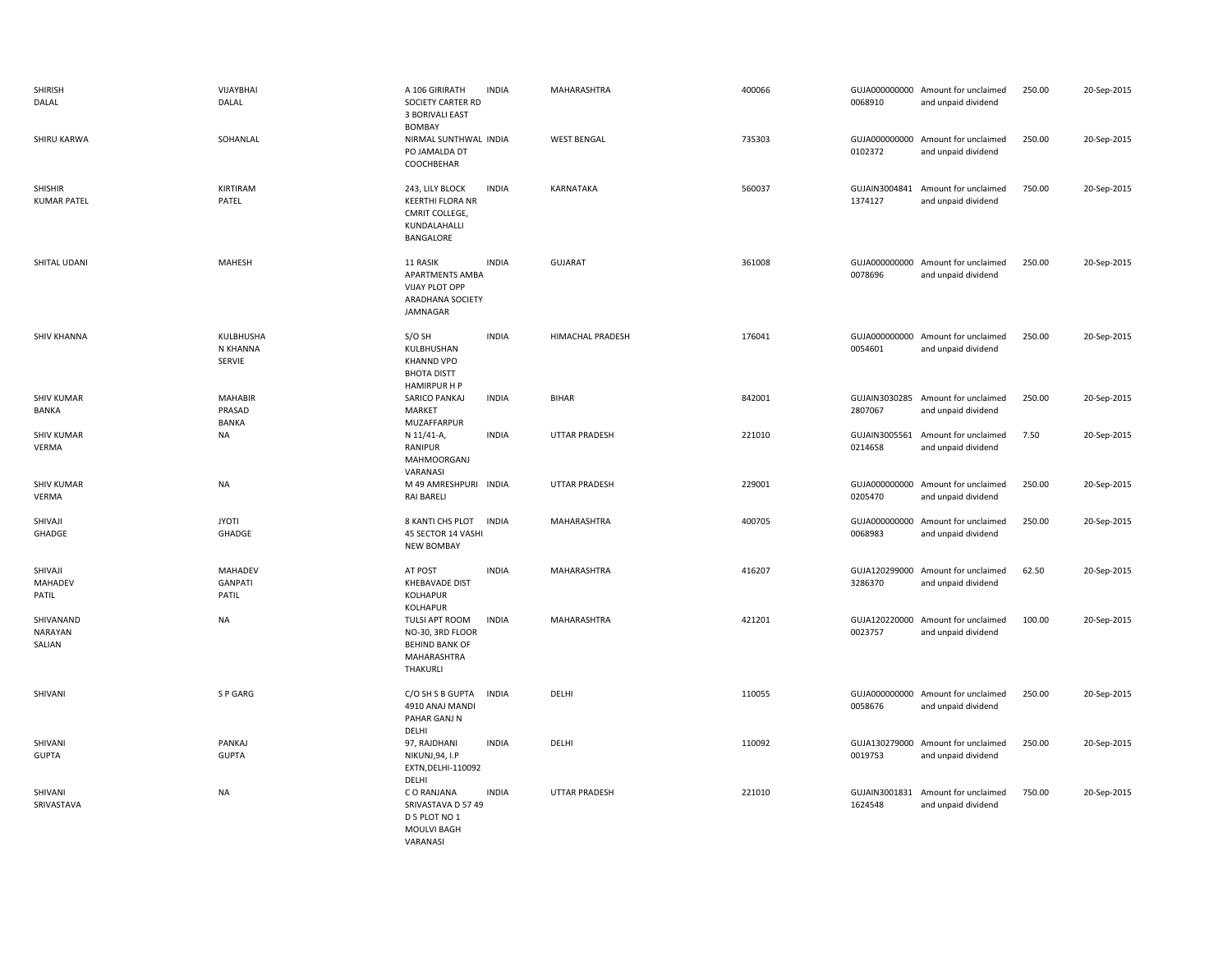| | | | | | | | | | |
|---|---|---|---|---|---|---|---|---|---|
| SHIRISH DALAL | VIJAYBHAI DALAL | A 106 GIRIRATH SOCIETY CARTER RD 3 BORIVALI EAST BOMBAY | INDIA | MAHARASHTRA | 400066 | GUJA000000000 0068910 | Amount for unclaimed and unpaid dividend | 250.00 | 20-Sep-2015 |
| SHIRU KARWA | SOHANLAL | NIRMAL SUNTHWAL PO JAMALDA DT COOCHBEHAR | INDIA | WEST BENGAL | 735303 | GUJA000000000 0102372 | Amount for unclaimed and unpaid dividend | 250.00 | 20-Sep-2015 |
| SHISHIR KUMAR PATEL | KIRTIRAM PATEL | 243, LILY BLOCK KEERTHI FLORA NR CMRIT COLLEGE, KUNDALAHALLI BANGALORE | INDIA | KARNATAKA | 560037 | GUJAIN3004841 1374127 | Amount for unclaimed and unpaid dividend | 750.00 | 20-Sep-2015 |
| SHITAL UDANI | MAHESH | 11 RASIK APARTMENTS AMBA VIJAY PLOT OPP ARADHANA SOCIETY JAMNAGAR | INDIA | GUJARAT | 361008 | GUJA000000000 0078696 | Amount for unclaimed and unpaid dividend | 250.00 | 20-Sep-2015 |
| SHIV KHANNA | KULBHUSHA N KHANNA SERVIE | S/O SH KULBHUSHAN KHANND VPO BHOTA DISTT HAMIRPUR H P | INDIA | HIMACHAL PRADESH | 176041 | GUJA000000000 0054601 | Amount for unclaimed and unpaid dividend | 250.00 | 20-Sep-2015 |
| SHIV KUMAR BANKA | MAHABIR PRASAD BANKA | SARICO PANKAJ MARKET MUZAFFARPUR | INDIA | BIHAR | 842001 | GUJAIN3030285 2807067 | Amount for unclaimed and unpaid dividend | 250.00 | 20-Sep-2015 |
| SHIV KUMAR VERMA | NA | N 11/41-A, RANIPUR MAHMOORGANJ VARANASI | INDIA | UTTAR PRADESH | 221010 | GUJAIN3005561 0214658 | Amount for unclaimed and unpaid dividend | 7.50 | 20-Sep-2015 |
| SHIV KUMAR VERMA | NA | M 49 AMRESHPURI RAI BARELI | INDIA | UTTAR PRADESH | 229001 | GUJA000000000 0205470 | Amount for unclaimed and unpaid dividend | 250.00 | 20-Sep-2015 |
| SHIVAJI GHADGE | JYOTI GHADGE | 8 KANTI CHS PLOT 45 SECTOR 14 VASHI NEW BOMBAY | INDIA | MAHARASHTRA | 400705 | GUJA000000000 0068983 | Amount for unclaimed and unpaid dividend | 250.00 | 20-Sep-2015 |
| SHIVAJI MAHADEV PATIL | MAHADEV GANPATI PATIL | AT POST KHEBAVADE DIST KOLHAPUR KOLHAPUR | INDIA | MAHARASHTRA | 416207 | GUJA120299000 3286370 | Amount for unclaimed and unpaid dividend | 62.50 | 20-Sep-2015 |
| SHIVANAND NARAYAN SALIAN | NA | TULSI APT ROOM NO-30, 3RD FLOOR BEHIND BANK OF MAHARASHTRA THAKURLI | INDIA | MAHARASHTRA | 421201 | GUJA120220000 0023757 | Amount for unclaimed and unpaid dividend | 100.00 | 20-Sep-2015 |
| SHIVANI | S P GARG | C/O SH S B GUPTA 4910 ANAJ MANDI PAHAR GANJ N DELHI | INDIA | DELHI | 110055 | GUJA000000000 0058676 | Amount for unclaimed and unpaid dividend | 250.00 | 20-Sep-2015 |
| SHIVANI GUPTA | PANKAJ GUPTA | 97, RAJDHANI NIKUNJ,94, I.P EXTN,DELHI-110092 DELHI | INDIA | DELHI | 110092 | GUJA130279000 0019753 | Amount for unclaimed and unpaid dividend | 250.00 | 20-Sep-2015 |
| SHIVANI SRIVASTAVA | NA | C O RANJANA SRIVASTAVA D 57 49 D 5 PLOT NO 1 MOULVI BAGH VARANASI | INDIA | UTTAR PRADESH | 221010 | GUJAIN3001831 1624548 | Amount for unclaimed and unpaid dividend | 750.00 | 20-Sep-2015 |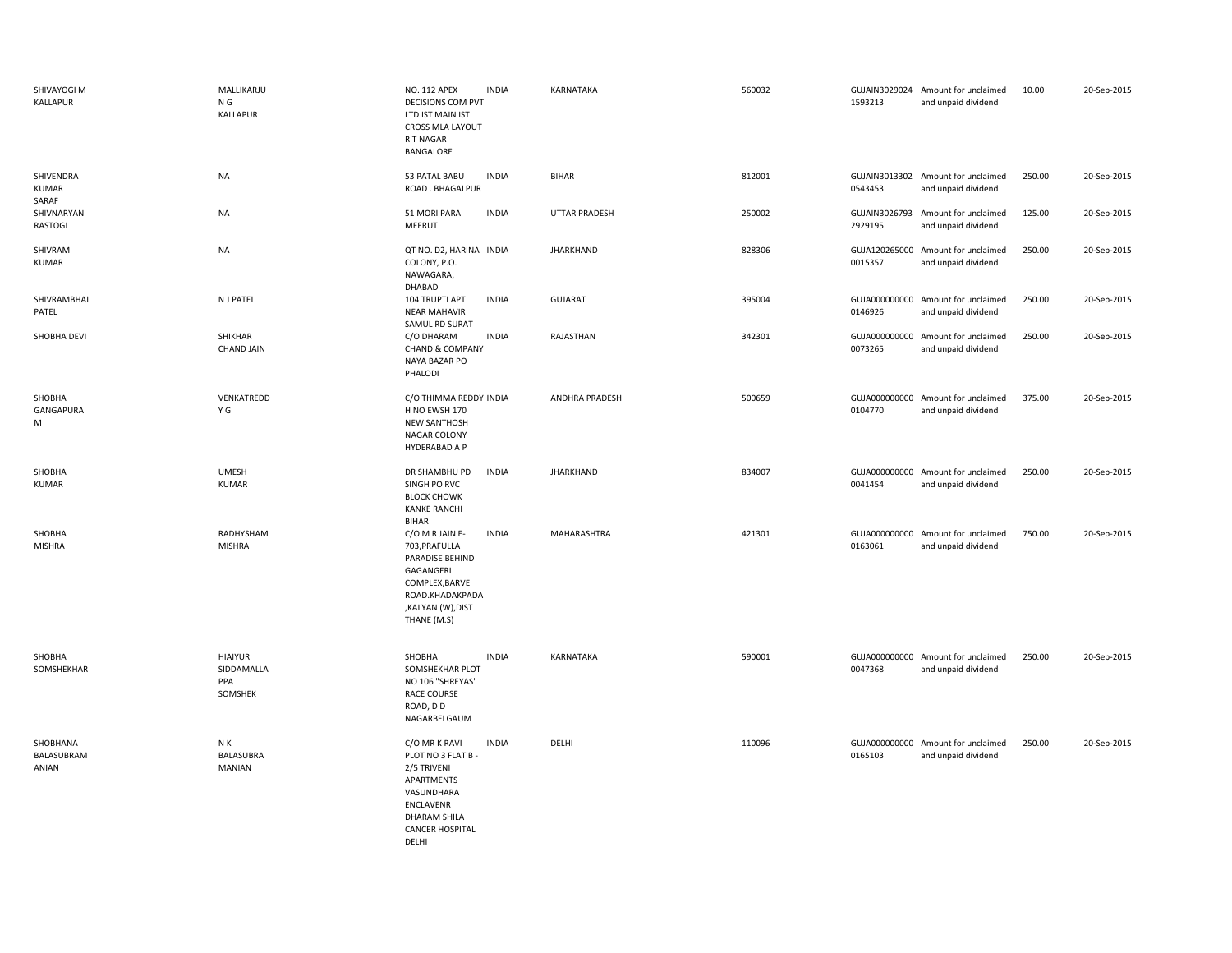| | | | | | | | | | |
|---|---|---|---|---|---|---|---|---|---|
| SHIVAYOGI M KALLAPUR | MALLIKARJUN G KALLAPUR | NO. 112 APEX DECISIONS COM PVT LTD IST MAIN IST CROSS MLA LAYOUT R T NAGAR BANGALORE | INDIA | KARNATAKA | 560032 | GUJAIN30290241593213 | Amount for unclaimed and unpaid dividend | 10.00 | 20-Sep-2015 |
| SHIVENDRA KUMAR SARAF | NA | 53 PATAL BABU ROAD . BHAGALPUR | INDIA | BIHAR | 812001 | GUJAIN30133020543453 | Amount for unclaimed and unpaid dividend | 250.00 | 20-Sep-2015 |
| SHIVNARYAN RASTOGI | NA | 51 MORI PARA MEERUT | INDIA | UTTAR PRADESH | 250002 | GUJAIN30267932929195 | Amount for unclaimed and unpaid dividend | 125.00 | 20-Sep-2015 |
| SHIVRAM KUMAR | NA | QT NO. D2, HARINA COLONY, P.O. NAWAGARA, DHABAD | INDIA | JHARKHAND | 828306 | GUJA1202650000015357 | Amount for unclaimed and unpaid dividend | 250.00 | 20-Sep-2015 |
| SHIVRAMBHAI PATEL | N J PATEL | 104 TRUPTI APT NEAR MAHAVIR SAMUL RD SURAT | INDIA | GUJARAT | 395004 | GUJA0000000000146926 | Amount for unclaimed and unpaid dividend | 250.00 | 20-Sep-2015 |
| SHOBHA DEVI | SHIKHAR CHAND JAIN | C/O DHARAM CHAND & COMPANY NAYA BAZAR PO PHALODI | INDIA | RAJASTHAN | 342301 | GUJA0000000000073265 | Amount for unclaimed and unpaid dividend | 250.00 | 20-Sep-2015 |
| SHOBHA GANGAPURA M | VENKATREDDY G | C/O THIMMA REDDY H NO EWSH 170 NEW SANTHOSH NAGAR COLONY HYDERABAD A P | INDIA | ANDHRA PRADESH | 500659 | GUJA0000000000104770 | Amount for unclaimed and unpaid dividend | 375.00 | 20-Sep-2015 |
| SHOBHA KUMAR | UMESH KUMAR | DR SHAMBHU PD SINGH PO RVC BLOCK CHOWK KANKE RANCHI BIHAR | INDIA | JHARKHAND | 834007 | GUJA0000000000041454 | Amount for unclaimed and unpaid dividend | 250.00 | 20-Sep-2015 |
| SHOBHA MISHRA | RADHYSHAM MISHRA | C/O M R JAIN E-703,PRAFULLA PARADISE BEHIND GAGANGERI COMPLEX,BARVE ROAD.KHADAKPADA ,KALYAN (W),DIST THANE (M.S) | INDIA | MAHARASHTRA | 421301 | GUJA0000000000163061 | Amount for unclaimed and unpaid dividend | 750.00 | 20-Sep-2015 |
| SHOBHA SOMSHEKHAR | HIAIYUR SIDDAMALLAPPA SOMSHEK | SHOBHA SOMSHEKHAR PLOT NO 106 "SHREYAS" RACE COURSE ROAD, D D NAGARBELGAUM | INDIA | KARNATAKA | 590001 | GUJA0000000000047368 | Amount for unclaimed and unpaid dividend | 250.00 | 20-Sep-2015 |
| SHOBHANA BALASUBRAMANIAN | N K BALASUBRAMANIAN | C/O MR K RAVI PLOT NO 3 FLAT B - 2/5 TRIVENI APARTMENTS VASUNDHARA ENCLAVENR DHARAM SHILA CANCER HOSPITAL DELHI | INDIA | DELHI | 110096 | GUJA0000000000165103 | Amount for unclaimed and unpaid dividend | 250.00 | 20-Sep-2015 |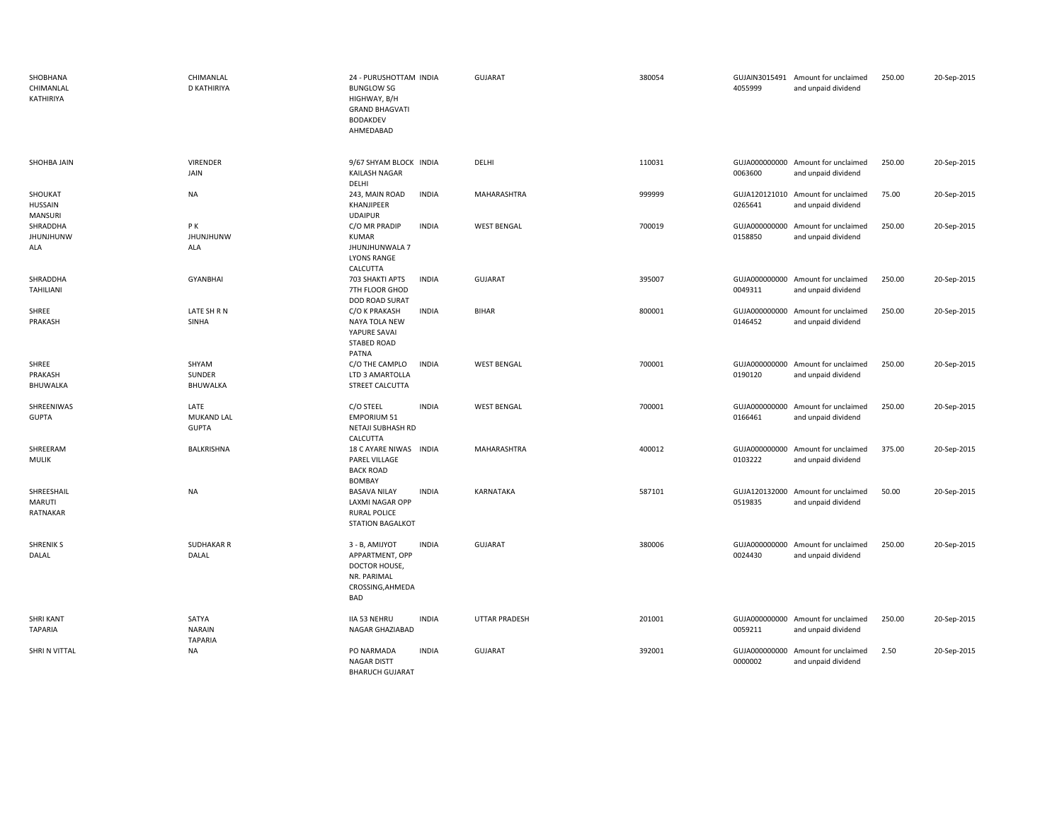| | | | | | | | | | |
|---|---|---|---|---|---|---|---|---|---|
| SHOBHANA CHIMANLAL KATHIRIYA | CHIMANLAL D KATHIRIYA | 24 - PURUSHOTTAM BUNGLOW SG HIGHWAY, B/H GRAND BHAGVATI BODAKDEV AHMEDABAD | INDIA | GUJARAT | 380054 | GUJAIN30154914055999 | Amount for unclaimed and unpaid dividend | 250.00 | 20-Sep-2015 |
| SHOHBA JAIN | VIRENDER JAIN | 9/67 SHYAM BLOCK KAILASH NAGAR DELHI | INDIA | DELHI | 110031 | GUJA0000000000063600 | Amount for unclaimed and unpaid dividend | 250.00 | 20-Sep-2015 |
| SHOUKAT HUSSAIN MANSURI | NA | 243, MAIN ROAD KHANJIPEER UDAIPUR | INDIA | MAHARASHTRA | 999999 | GUJA1201210100265641 | Amount for unclaimed and unpaid dividend | 75.00 | 20-Sep-2015 |
| SHRADDHA JHUNJHUNWALA | P K JHUNJHUNWALA | C/O MR PRADIP KUMAR JHUNJHUNWALA 7 LYONS RANGE CALCUTTA | INDIA | WEST BENGAL | 700019 | GUJA0000000000158850 | Amount for unclaimed and unpaid dividend | 250.00 | 20-Sep-2015 |
| SHRADDHA TAHILIANI | GYANBHAI | 703 SHAKTI APTS 7TH FLOOR GHOD DOD ROAD SURAT | INDIA | GUJARAT | 395007 | GUJA0000000000049311 | Amount for unclaimed and unpaid dividend | 250.00 | 20-Sep-2015 |
| SHREE PRAKASH | LATE SH R N SINHA | C/O K PRAKASH NAYA TOLA NEW YAPURE SAVAI STABED ROAD PATNA | INDIA | BIHAR | 800001 | GUJA0000000000146452 | Amount for unclaimed and unpaid dividend | 250.00 | 20-Sep-2015 |
| SHREE PRAKASH BHUWALKA | SHYAM SUNDER BHUWALKA | C/O THE CAMPLO LTD 3 AMARTOLLA STREET CALCUTTA | INDIA | WEST BENGAL | 700001 | GUJA0000000000190120 | Amount for unclaimed and unpaid dividend | 250.00 | 20-Sep-2015 |
| SHREENIWAS GUPTA | LATE MUKAND LAL GUPTA | C/O STEEL EMPORIUM 51 NETAJI SUBHASH RD CALCUTTA | INDIA | WEST BENGAL | 700001 | GUJA0000000000166461 | Amount for unclaimed and unpaid dividend | 250.00 | 20-Sep-2015 |
| SHREERAM MULIK | BALKRISHNA | 18 C AYARE NIWAS PAREL VILLAGE BACK ROAD BOMBAY | INDIA | MAHARASHTRA | 400012 | GUJA0000000000103222 | Amount for unclaimed and unpaid dividend | 375.00 | 20-Sep-2015 |
| SHREESHAIL MARUTI RATNAKAR | NA | BASAVA NILAY LAXMI NAGAR OPP RURAL POLICE STATION BAGALKOT | INDIA | KARNATAKA | 587101 | GUJA1201320000519835 | Amount for unclaimed and unpaid dividend | 50.00 | 20-Sep-2015 |
| SHRENIK S DALAL | SUDHAKAR R DALAL | 3 - B, AMIJYOT APPARTMENT, OPP DOCTOR HOUSE, NR. PARIMAL CROSSING,AHMEDABAD | INDIA | GUJARAT | 380006 | GUJA0000000000024430 | Amount for unclaimed and unpaid dividend | 250.00 | 20-Sep-2015 |
| SHRI KANT TAPARIA | SATYA NARAIN TAPARIA | IIA 53 NEHRU NAGAR GHAZIABAD | INDIA | UTTAR PRADESH | 201001 | GUJA0000000000059211 | Amount for unclaimed and unpaid dividend | 250.00 | 20-Sep-2015 |
| SHRI N VITTAL | NA | PO NARMADA NAGAR DISTT BHARUCH GUJARAT | INDIA | GUJARAT | 392001 | GUJA0000000000000002 | Amount for unclaimed and unpaid dividend | 2.50 | 20-Sep-2015 |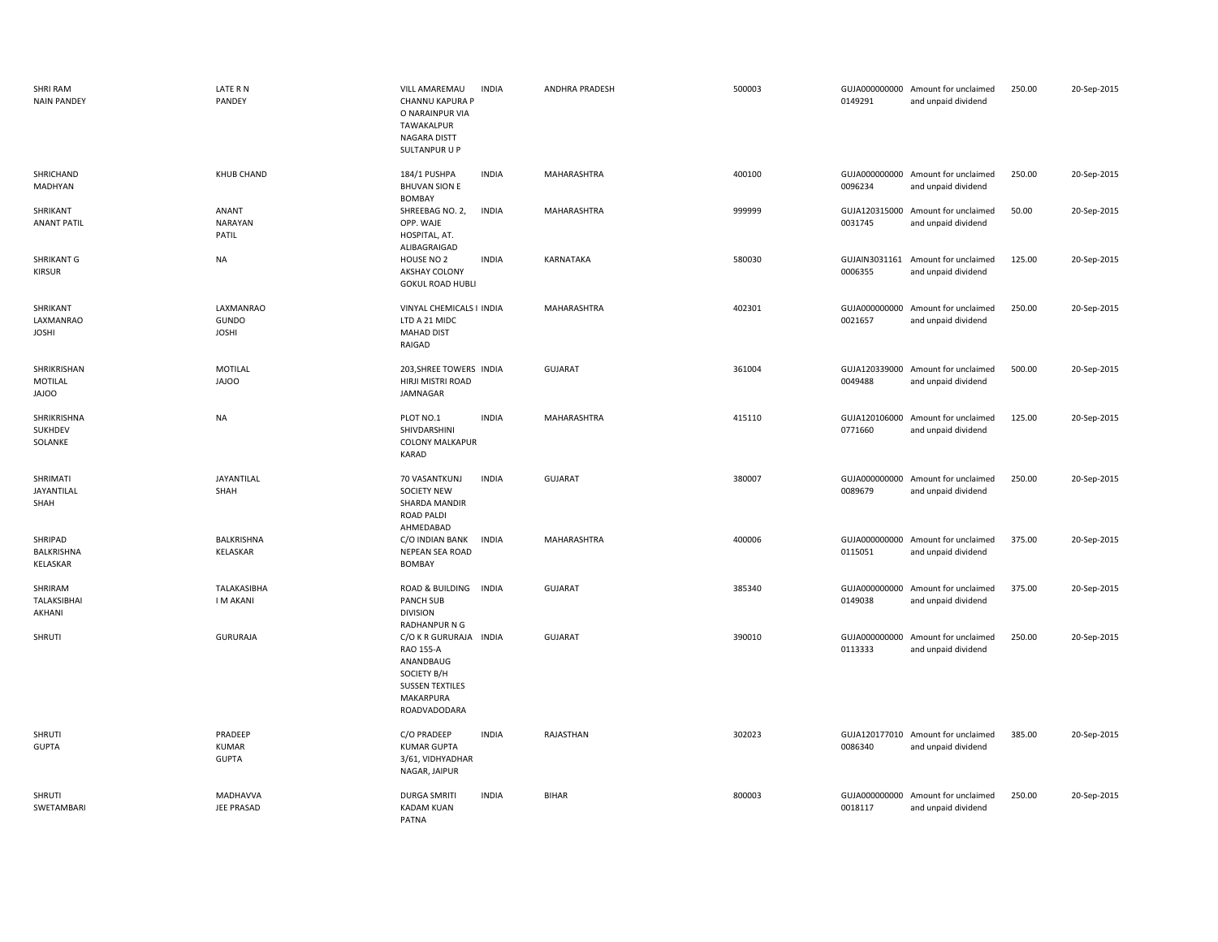| | | | | | | | | | |
|---|---|---|---|---|---|---|---|---|---|
| SHRI RAM NAIN PANDEY | LATE R N PANDEY | VILL AMAREMAU CHANNU KAPURA P O NARAINPUR VIA TAWAKALPUR NAGARA DISTT SULTANPUR U P | INDIA | ANDHRA PRADESH | 500003 | GUJA000000000 0149291 | Amount for unclaimed and unpaid dividend | 250.00 | 20-Sep-2015 |
| SHRICHAND MADHYAN | KHUB CHAND | 184/1 PUSHPA BHUVAN SION E BOMBAY | INDIA | MAHARASHTRA | 400100 | GUJA000000000 0096234 | Amount for unclaimed and unpaid dividend | 250.00 | 20-Sep-2015 |
| SHRIKANT ANANT PATIL | ANANT NARAYAN PATIL | SHREEBAG NO. 2, OPP. WAJE HOSPITAL, AT. ALIBAGRAIGAD | INDIA | MAHARASHTRA | 999999 | GUJA120315000 0031745 | Amount for unclaimed and unpaid dividend | 50.00 | 20-Sep-2015 |
| SHRIKANT G KIRSUR | NA | HOUSE NO 2 AKSHAY COLONY GOKUL ROAD HUBLI | INDIA | KARNATAKA | 580030 | GUJAIN3031161 0006355 | Amount for unclaimed and unpaid dividend | 125.00 | 20-Sep-2015 |
| SHRIKANT LAXMANRAO JOSHI | LAXMANRAO GUNDO JOSHI | VINYAL CHEMICALS I LTD A 21 MIDC MAHAD DIST RAIGAD | INDIA | MAHARASHTRA | 402301 | GUJA000000000 0021657 | Amount for unclaimed and unpaid dividend | 250.00 | 20-Sep-2015 |
| SHRIKRISHAN MOTILAL JAJOO | MOTILAL JAJOO | 203,SHREE TOWERS HIRJI MISTRI ROAD JAMNAGAR | INDIA | GUJARAT | 361004 | GUJA120339000 0049488 | Amount for unclaimed and unpaid dividend | 500.00 | 20-Sep-2015 |
| SHRIKRISHNA SUKHDEV SOLANKE | NA | PLOT NO.1 SHIVDARSHINI COLONY MALKAPUR KARAD | INDIA | MAHARASHTRA | 415110 | GUJA120106000 0771660 | Amount for unclaimed and unpaid dividend | 125.00 | 20-Sep-2015 |
| SHRIMATI JAYANTILAL SHAH | JAYANTILAL SHAH | 70 VASANTKUNJ SOCIETY NEW SHARDA MANDIR ROAD PALDI AHMEDABAD | INDIA | GUJARAT | 380007 | GUJA000000000 0089679 | Amount for unclaimed and unpaid dividend | 250.00 | 20-Sep-2015 |
| SHRIPAD BALKRISHNA KELASKAR | BALKRISHNA KELASKAR | C/O INDIAN BANK NEPEAN SEA ROAD BOMBAY | INDIA | MAHARASHTRA | 400006 | GUJA000000000 0115051 | Amount for unclaimed and unpaid dividend | 375.00 | 20-Sep-2015 |
| SHRIRAM TALAKSIBHAI AKHANI | TALAKASIBHA I M AKANI | ROAD & BUILDING PANCH SUB DIVISION RADHANPUR N G | INDIA | GUJARAT | 385340 | GUJA000000000 0149038 | Amount for unclaimed and unpaid dividend | 375.00 | 20-Sep-2015 |
| SHRUTI | GURURAJA | C/O K R GURURAJA RAO 155-A ANANDBAUG SOCIETY B/H SUSSEN TEXTILES MAKARPURA ROADVADODARA | INDIA | GUJARAT | 390010 | GUJA000000000 0113333 | Amount for unclaimed and unpaid dividend | 250.00 | 20-Sep-2015 |
| SHRUTI GUPTA | PRADEEP KUMAR GUPTA | C/O PRADEEP KUMAR GUPTA 3/61, VIDHYADHAR NAGAR, JAIPUR | INDIA | RAJASTHAN | 302023 | GUJA120177010 0086340 | Amount for unclaimed and unpaid dividend | 385.00 | 20-Sep-2015 |
| SHRUTI SWETAMBARI | MADHAVVA JEE PRASAD | DURGA SMRITI KADAM KUAN PATNA | INDIA | BIHAR | 800003 | GUJA000000000 0018117 | Amount for unclaimed and unpaid dividend | 250.00 | 20-Sep-2015 |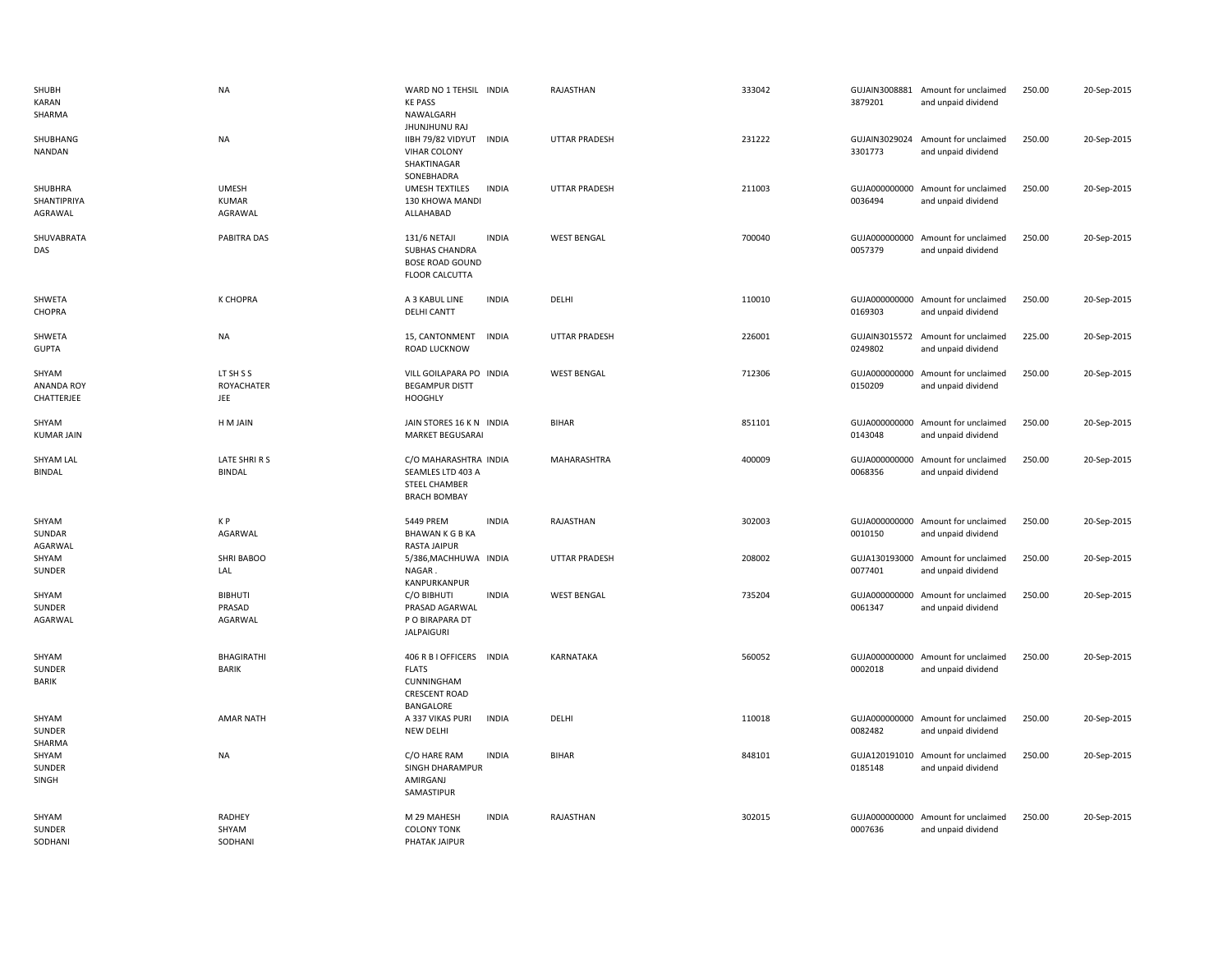| | | | | | | | | | |
|---|---|---|---|---|---|---|---|---|---|
| SHUBH KARAN SHARMA | NA | WARD NO 1 TEHSIL KE PASS NAWALGARH JHUNJHUNU RAJ | INDIA | RAJASTHAN | 333042 | GUJAIN30088813879201 | Amount for unclaimed and unpaid dividend | 250.00 | 20-Sep-2015 |
| SHUBHANG NANDAN | NA | IIBH 79/82 VIDYUT VIHAR COLONY SHAKTINAGAR SONEBHADRA | INDIA | UTTAR PRADESH | 231222 | GUJAIN30290243301773 | Amount for unclaimed and unpaid dividend | 250.00 | 20-Sep-2015 |
| SHUBHRA SHANTIPRIYA AGRAWAL | UMESH KUMAR AGRAWAL | UMESH TEXTILES 130 KHOWA MANDI ALLAHABAD | INDIA | UTTAR PRADESH | 211003 | GUJA0000000000036494 | Amount for unclaimed and unpaid dividend | 250.00 | 20-Sep-2015 |
| SHUVABRATA DAS | PABITRA DAS | 131/6 NETAJI SUBHAS CHANDRA BOSE ROAD GOUND FLOOR CALCUTTA | INDIA | WEST BENGAL | 700040 | GUJA0000000000057379 | Amount for unclaimed and unpaid dividend | 250.00 | 20-Sep-2015 |
| SHWETA CHOPRA | K CHOPRA | A 3 KABUL LINE DELHI CANTT | INDIA | DELHI | 110010 | GUJA0000000000169303 | Amount for unclaimed and unpaid dividend | 250.00 | 20-Sep-2015 |
| SHWETA GUPTA | NA | 15, CANTONMENT ROAD LUCKNOW | INDIA | UTTAR PRADESH | 226001 | GUJAIN30155720249802 | Amount for unclaimed and unpaid dividend | 225.00 | 20-Sep-2015 |
| SHYAM ANANDA ROY CHATTERJEE | LT SH S S ROYACHATER JEE | VILL GOILAPARA PO BEGAMPUR DISTT HOOGHLY | INDIA | WEST BENGAL | 712306 | GUJA0000000000150209 | Amount for unclaimed and unpaid dividend | 250.00 | 20-Sep-2015 |
| SHYAM KUMAR JAIN | H M JAIN | JAIN STORES 16 K N MARKET BEGUSARAI | INDIA | BIHAR | 851101 | GUJA0000000000143048 | Amount for unclaimed and unpaid dividend | 250.00 | 20-Sep-2015 |
| SHYAM LAL BINDAL | LATE SHRI R S BINDAL | C/O MAHARASHTRA SEAMLES LTD 403 A STEEL CHAMBER BRACH BOMBAY | INDIA | MAHARASHTRA | 400009 | GUJA0000000000068356 | Amount for unclaimed and unpaid dividend | 250.00 | 20-Sep-2015 |
| SHYAM SUNDAR AGARWAL | K P AGARWAL | 5449 PREM BHAWAN K G B KA RASTA JAIPUR | INDIA | RAJASTHAN | 302003 | GUJA0000000000010150 | Amount for unclaimed and unpaid dividend | 250.00 | 20-Sep-2015 |
| SHYAM SUNDER | SHRI BABOO LAL | 5/386,MACHHUWA NAGAR . KANPURKANPUR | INDIA | UTTAR PRADESH | 208002 | GUJA1301930000077401 | Amount for unclaimed and unpaid dividend | 250.00 | 20-Sep-2015 |
| SHYAM SUNDER AGARWAL | BIBHUTI PRASAD AGARWAL | C/O BIBHUTI PRASAD AGARWAL P O BIRAPARA DT JALPAIGURI | INDIA | WEST BENGAL | 735204 | GUJA0000000000061347 | Amount for unclaimed and unpaid dividend | 250.00 | 20-Sep-2015 |
| SHYAM SUNDER BARIK | BHAGIRATHI BARIK | 406 R B I OFFICERS FLATS CUNNINGHAM CRESCENT ROAD BANGALORE | INDIA | KARNATAKA | 560052 | GUJA0000000000002018 | Amount for unclaimed and unpaid dividend | 250.00 | 20-Sep-2015 |
| SHYAM SUNDER SHARMA | AMAR NATH | A 337 VIKAS PURI NEW DELHI | INDIA | DELHI | 110018 | GUJA0000000000082482 | Amount for unclaimed and unpaid dividend | 250.00 | 20-Sep-2015 |
| SHYAM SUNDER SINGH | NA | C/O HARE RAM SINGH DHARAMPUR AMIRGANJ SAMASTIPUR | INDIA | BIHAR | 848101 | GUJA1201910100185148 | Amount for unclaimed and unpaid dividend | 250.00 | 20-Sep-2015 |
| SHYAM SUNDER SODHANI | RADHEY SHYAM SODHANI | M 29 MAHESH COLONY TONK PHATAK JAIPUR | INDIA | RAJASTHAN | 302015 | GUJA0000000000007636 | Amount for unclaimed and unpaid dividend | 250.00 | 20-Sep-2015 |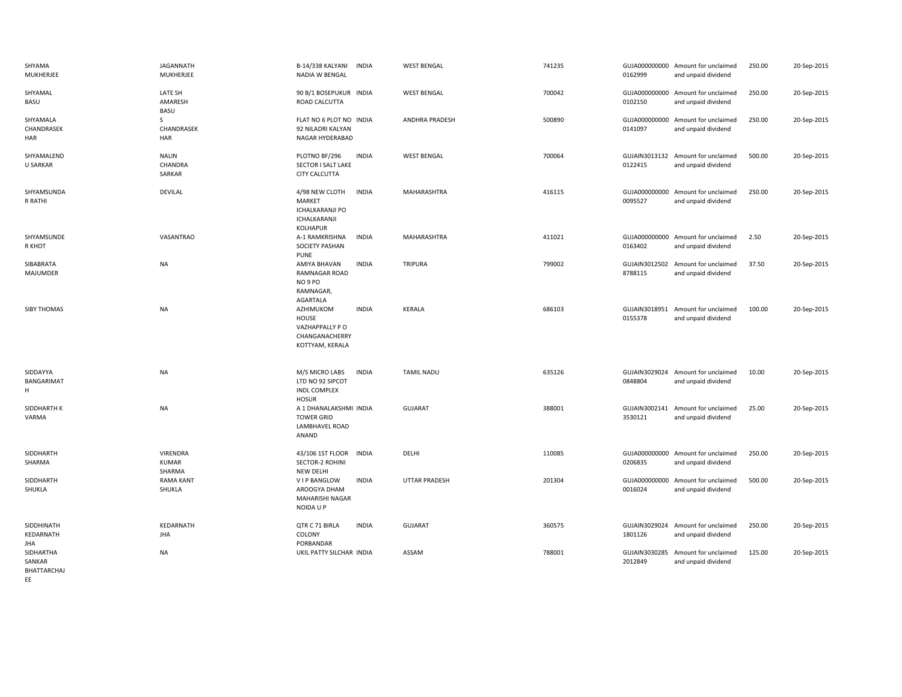| | | | | | | | | | |
|---|---|---|---|---|---|---|---|---|---|
| SHYAMA MUKHERJEE | JAGANNATH MUKHERJEE | B-14/338 KALYANI NADIA W BENGAL | INDIA | WEST BENGAL | 741235 | GUJA000000000 0162999 | Amount for unclaimed and unpaid dividend | 250.00 | 20-Sep-2015 |
| SHYAMAL BASU | LATE SH AMARESH BASU | 90 B/1 BOSEPUKUR ROAD CALCUTTA | INDIA | WEST BENGAL | 700042 | GUJA000000000 0102150 | Amount for unclaimed and unpaid dividend | 250.00 | 20-Sep-2015 |
| SHYAMALA CHANDRASEK HAR | S CHANDRASEK HAR | FLAT NO 6 PLOT NO 92 NILADRI KALYAN NAGAR HYDERABAD | INDIA | ANDHRA PRADESH | 500890 | GUJA000000000 0141097 | Amount for unclaimed and unpaid dividend | 250.00 | 20-Sep-2015 |
| SHYAMALEND U SARKAR | NALIN CHANDRA SARKAR | PLOTNO BF/296 SECTOR I SALT LAKE CITY CALCUTTA | INDIA | WEST BENGAL | 700064 | GUJAIN3013132 0122415 | Amount for unclaimed and unpaid dividend | 500.00 | 20-Sep-2015 |
| SHYAMSUNDA R RATHI | DEVILAL | 4/98 NEW CLOTH MARKET ICHALKARANJI PO ICHALKARANJI KOLHAPUR | INDIA | MAHARASHTRA | 416115 | GUJA000000000 0095527 | Amount for unclaimed and unpaid dividend | 250.00 | 20-Sep-2015 |
| SHYAMSUNDE R KHOT | VASANTRAO | A-1 RAMKRISHNA SOCIETY PASHAN PUNE | INDIA | MAHARASHTRA | 411021 | GUJA000000000 0163402 | Amount for unclaimed and unpaid dividend | 2.50 | 20-Sep-2015 |
| SIBABRATA MAJUMDER | NA | AMIYA BHAVAN RAMNAGAR ROAD NO 9 PO RAMNAGAR, AGARTALA | INDIA | TRIPURA | 799002 | GUJAIN3012502 8788115 | Amount for unclaimed and unpaid dividend | 37.50 | 20-Sep-2015 |
| SIBY THOMAS | NA | AZHIMUKOM HOUSE VAZHAPPALLY P O CHANGANACHERRY KOTTYAM, KERALA | INDIA | KERALA | 686103 | GUJAIN3018951 0155378 | Amount for unclaimed and unpaid dividend | 100.00 | 20-Sep-2015 |
| SIDDAYYA BANGARIMAT H | NA | M/S MICRO LABS LTD NO 92 SIPCOT INDL COMPLEX HOSUR | INDIA | TAMIL NADU | 635126 | GUJAIN3029024 0848804 | Amount for unclaimed and unpaid dividend | 10.00 | 20-Sep-2015 |
| SIDDHARTH K VARMA | NA | A 1 DHANALAKSHMI TOWER GRID LAMBHAVEL ROAD ANAND | INDIA | GUJARAT | 388001 | GUJAIN3002141 3530121 | Amount for unclaimed and unpaid dividend | 25.00 | 20-Sep-2015 |
| SIDDHARTH SHARMA | VIRENDRA KUMAR SHARMA | 43/106 1ST FLOOR SECTOR-2 ROHINI NEW DELHI | INDIA | DELHI | 110085 | GUJA000000000 0206835 | Amount for unclaimed and unpaid dividend | 250.00 | 20-Sep-2015 |
| SIDDHARTH SHUKLA | RAMA KANT SHUKLA | V I P BANGLOW AROOGYA DHAM MAHARISHI NAGAR NOIDA U P | INDIA | UTTAR PRADESH | 201304 | GUJA000000000 0016024 | Amount for unclaimed and unpaid dividend | 500.00 | 20-Sep-2015 |
| SIDDHINATH KEDARNATH JHA | KEDARNATH JHA | QTR C 71 BIRLA COLONY PORBANDAR | INDIA | GUJARAT | 360575 | GUJAIN3029024 1801126 | Amount for unclaimed and unpaid dividend | 250.00 | 20-Sep-2015 |
| SIDHARTHA SANKAR BHATTARCHAJ EE | NA | UKIL PATTY SILCHAR | INDIA | ASSAM | 788001 | GUJAIN3030285 2012849 | Amount for unclaimed and unpaid dividend | 125.00 | 20-Sep-2015 |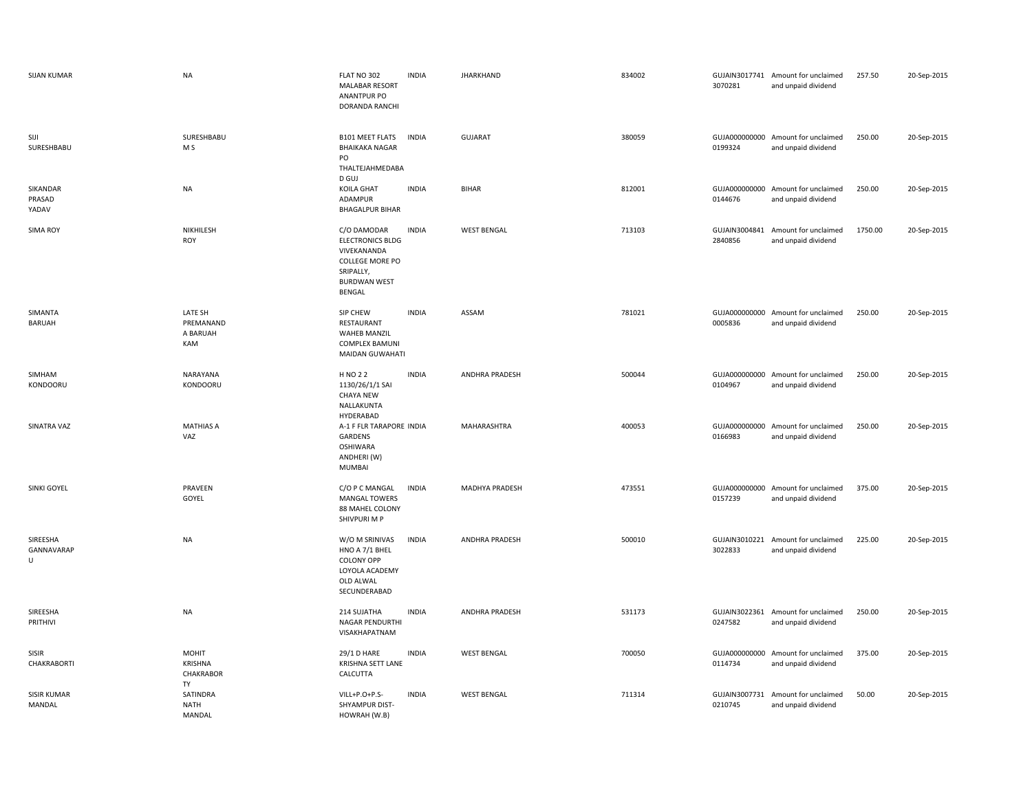| | | | | | | | | | |
|---|---|---|---|---|---|---|---|---|---|
| SIJAN KUMAR | NA | FLAT NO 302 MALABAR RESORT ANANTPUR PO DORANDA RANCHI | INDIA | JHARKHAND | 834002 | GUJAIN3017741 3070281 | Amount for unclaimed and unpaid dividend | 257.50 | 20-Sep-2015 |
| SIJI SURESHBABU | SURESHBABU M S | B101 MEET FLATS BHAIKAKA NAGAR PO THALTEJAHMEDABA D GUJ | INDIA | GUJARAT | 380059 | GUJA000000000 0199324 | Amount for unclaimed and unpaid dividend | 250.00 | 20-Sep-2015 |
| SIKANDAR PRASAD YADAV | NA | KOILA GHAT ADAMPUR BHAGALPUR BIHAR | INDIA | BIHAR | 812001 | GUJA000000000 0144676 | Amount for unclaimed and unpaid dividend | 250.00 | 20-Sep-2015 |
| SIMA ROY | NIKHILESH ROY | C/O DAMODAR ELECTRONICS BLDG VIVEKANANDA COLLEGE MORE PO SRIPALLY, BURDWAN WEST BENGAL | INDIA | WEST BENGAL | 713103 | GUJAIN3004841 2840856 | Amount for unclaimed and unpaid dividend | 1750.00 | 20-Sep-2015 |
| SIMANTA BARUAH | LATE SH PREMANAND A BARUAH KAM | SIP CHEW RESTAURANT WAHEB MANZIL COMPLEX BAMUNI MAIDAN GUWAHATI | INDIA | ASSAM | 781021 | GUJA000000000 0005836 | Amount for unclaimed and unpaid dividend | 250.00 | 20-Sep-2015 |
| SIMHAM KONDOORU | NARAYANA KONDOORU | H NO 2 2 1130/26/1/1 SAI CHAYA NEW NALLAKUNTA HYDERABAD | INDIA | ANDHRA PRADESH | 500044 | GUJA000000000 0104967 | Amount for unclaimed and unpaid dividend | 250.00 | 20-Sep-2015 |
| SINATRA VAZ | MATHIAS A VAZ | A-1 F FLR TARAPORE GARDENS OSHIWARA ANDHERI (W) MUMBAI | INDIA | MAHARASHTRA | 400053 | GUJA000000000 0166983 | Amount for unclaimed and unpaid dividend | 250.00 | 20-Sep-2015 |
| SINKI GOYEL | PRAVEEN GOYEL | C/O P C MANGAL MANGAL TOWERS 88 MAHEL COLONY SHIVPURI M P | INDIA | MADHYA PRADESH | 473551 | GUJA000000000 0157239 | Amount for unclaimed and unpaid dividend | 375.00 | 20-Sep-2015 |
| SIREESHA GANNAVARAP U | NA | W/O M SRINIVAS HNO A 7/1 BHEL COLONY OPP LOYOLA ACADEMY OLD ALWAL SECUNDERABAD | INDIA | ANDHRA PRADESH | 500010 | GUJAIN3010221 3022833 | Amount for unclaimed and unpaid dividend | 225.00 | 20-Sep-2015 |
| SIREESHA PRITHIVI | NA | 214 SUJATHA NAGAR PENDURTHI VISAKHAPATNAM | INDIA | ANDHRA PRADESH | 531173 | GUJAIN3022361 0247582 | Amount for unclaimed and unpaid dividend | 250.00 | 20-Sep-2015 |
| SISIR CHAKRABORTI | MOHIT KRISHNA CHAKRABOR TY | 29/1 D HARE KRISHNA SETT LANE CALCUTTA | INDIA | WEST BENGAL | 700050 | GUJA000000000 0114734 | Amount for unclaimed and unpaid dividend | 375.00 | 20-Sep-2015 |
| SISIR KUMAR MANDAL | SATINDRA NATH MANDAL | VILL+P.O+P.S-SHYAMPUR DIST-HOWRAH (W.B) | INDIA | WEST BENGAL | 711314 | GUJAIN3007731 0210745 | Amount for unclaimed and unpaid dividend | 50.00 | 20-Sep-2015 |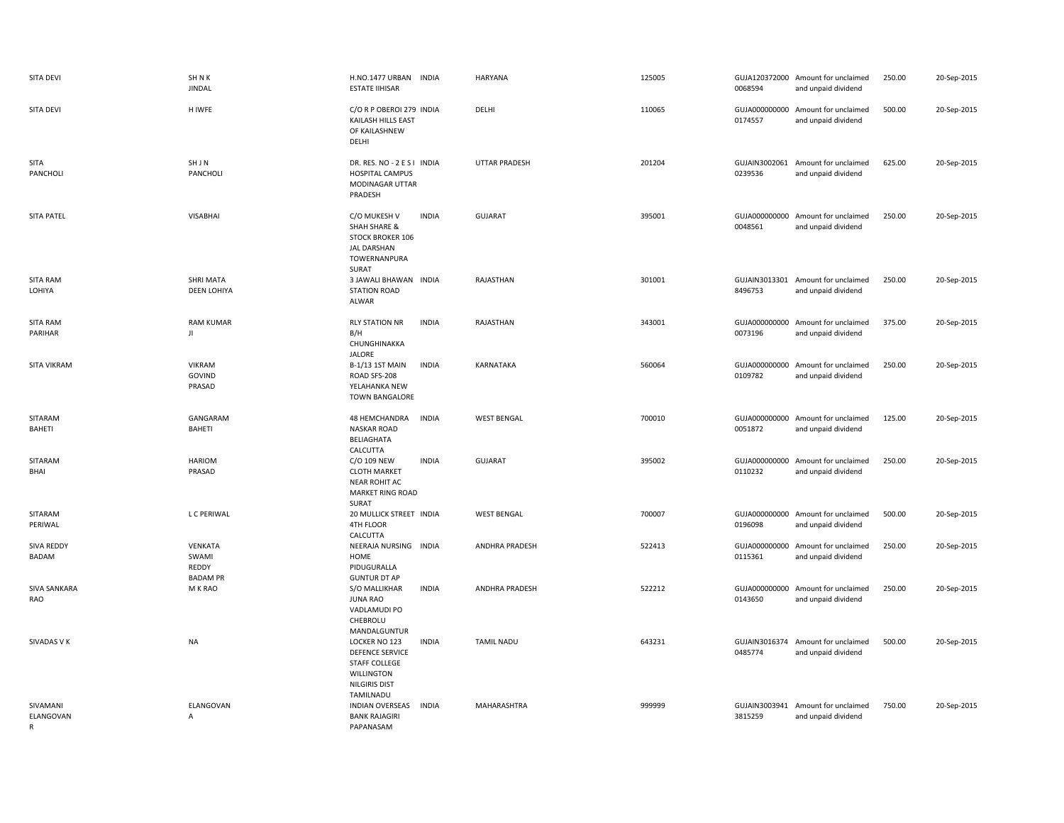| | | | | | | | | | |
|---|---|---|---|---|---|---|---|---|---|
| SITA DEVI | SH N K JINDAL | H.NO.1477 URBAN ESTATE IIHISAR | INDIA | HARYANA | 125005 | GUJA120372000 0068594 | Amount for unclaimed and unpaid dividend | 250.00 | 20-Sep-2015 |
| SITA DEVI | H IWFE | C/O R P OBEROI 279 KAILASH HILLS EAST OF KAILASHNEW DELHI | INDIA | DELHI | 110065 | GUJA000000000 0174557 | Amount for unclaimed and unpaid dividend | 500.00 | 20-Sep-2015 |
| SITA PANCHOLI | SH J N PANCHOLI | DR. RES. NO - 2 E S I HOSPITAL CAMPUS MODINAGAR UTTAR PRADESH | INDIA | UTTAR PRADESH | 201204 | GUJAIN3002061 0239536 | Amount for unclaimed and unpaid dividend | 625.00 | 20-Sep-2015 |
| SITA PATEL | VISABHAI | C/O MUKESH V SHAH SHARE & STOCK BROKER 106 JAL DARSHAN TOWERNANPURA SURAT | INDIA | GUJARAT | 395001 | GUJA000000000 0048561 | Amount for unclaimed and unpaid dividend | 250.00 | 20-Sep-2015 |
| SITA RAM LOHIYA | SHRI MATA DEEN LOHIYA | 3 JAWALI BHAWAN STATION ROAD ALWAR | INDIA | RAJASTHAN | 301001 | GUJAIN3013301 8496753 | Amount for unclaimed and unpaid dividend | 250.00 | 20-Sep-2015 |
| SITA RAM PARIHAR | RAM KUMAR JI | RLY STATION NR B/H CHUNGHINAKKA JALORE | INDIA | RAJASTHAN | 343001 | GUJA000000000 0073196 | Amount for unclaimed and unpaid dividend | 375.00 | 20-Sep-2015 |
| SITA VIKRAM | VIKRAM GOVIND PRASAD | B-1/13 1ST MAIN ROAD SFS-208 YELAHANKA NEW TOWN BANGALORE | INDIA | KARNATAKA | 560064 | GUJA000000000 0109782 | Amount for unclaimed and unpaid dividend | 250.00 | 20-Sep-2015 |
| SITARAM BAHETI | GANGARAM BAHETI | 48 HEMCHANDRA NASKAR ROAD BELIAGHATA CALCUTTA | INDIA | WEST BENGAL | 700010 | GUJA000000000 0051872 | Amount for unclaimed and unpaid dividend | 125.00 | 20-Sep-2015 |
| SITARAM BHAI | HARIOM PRASAD | C/O 109 NEW CLOTH MARKET NEAR ROHIT AC MARKET RING ROAD SURAT | INDIA | GUJARAT | 395002 | GUJA000000000 0110232 | Amount for unclaimed and unpaid dividend | 250.00 | 20-Sep-2015 |
| SITARAM PERIWAL | L C PERIWAL | 20 MULLICK STREET 4TH FLOOR CALCUTTA | INDIA | WEST BENGAL | 700007 | GUJA000000000 0196098 | Amount for unclaimed and unpaid dividend | 500.00 | 20-Sep-2015 |
| SIVA REDDY BADAM | VENKATA SWAMI REDDY BADAM PR | NEERAJA NURSING HOME PIDUGURALLA GUNTUR DT AP | INDIA | ANDHRA PRADESH | 522413 | GUJA000000000 0115361 | Amount for unclaimed and unpaid dividend | 250.00 | 20-Sep-2015 |
| SIVA SANKARA RAO | M K RAO | S/O MALLIKHAR JUNA RAO VADLAMUDI PO CHEBROLU MANDALGUNTUR | INDIA | ANDHRA PRADESH | 522212 | GUJA000000000 0143650 | Amount for unclaimed and unpaid dividend | 250.00 | 20-Sep-2015 |
| SIVADAS V K | NA | LOCKER NO 123 DEFENCE SERVICE STAFF COLLEGE WILLINGTON NILGIRIS DIST TAMILNADU | INDIA | TAMIL NADU | 643231 | GUJAIN3016374 0485774 | Amount for unclaimed and unpaid dividend | 500.00 | 20-Sep-2015 |
| SIVAMANI ELANGOVAN R | ELANGOVAN A | INDIAN OVERSEAS BANK RAJAGIRI PAPANASAM | INDIA | MAHARASHTRA | 999999 | GUJAIN3003941 3815259 | Amount for unclaimed and unpaid dividend | 750.00 | 20-Sep-2015 |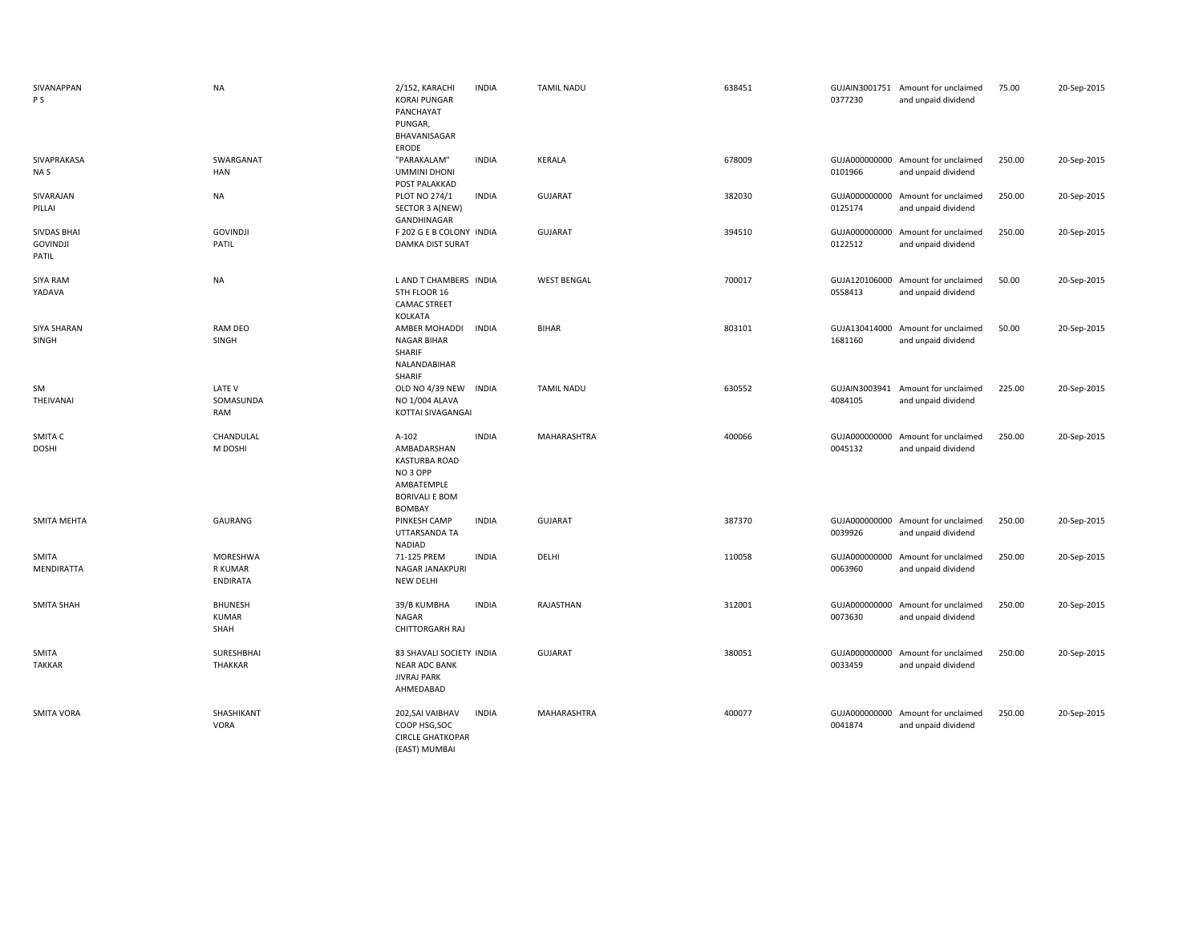| | | | | | | | | | |
|---|---|---|---|---|---|---|---|---|---|
| SIVANAPPAN P S | NA | 2/152, KARACHI KORAI PUNGAR PANCHAYAT PUNGAR, BHAVANISAGAR ERODE | INDIA | TAMIL NADU | 638451 | GUJAIN30017510377230 | Amount for unclaimed and unpaid dividend | 75.00 | 20-Sep-2015 |
| SIVAPRAKASA NA S | SWARGANAT HAN | "PARAKALAM" UMMINI DHONI POST PALAKKAD | INDIA | KERALA | 678009 | GUJA0000000000101966 | Amount for unclaimed and unpaid dividend | 250.00 | 20-Sep-2015 |
| SIVARAJAN PILLAI | NA | PLOT NO 274/1 SECTOR 3 A(NEW) GANDHINAGAR | INDIA | GUJARAT | 382030 | GUJA0000000000125174 | Amount for unclaimed and unpaid dividend | 250.00 | 20-Sep-2015 |
| SIVDAS BHAI GOVINDJI PATIL | GOVINDJI PATIL | F 202 G E B COLONY DAMKA DIST SURAT | INDIA | GUJARAT | 394510 | GUJA0000000000122512 | Amount for unclaimed and unpaid dividend | 250.00 | 20-Sep-2015 |
| SIYA RAM YADAVA | NA | L AND T CHAMBERS 5TH FLOOR 16 CAMAC STREET KOLKATA | INDIA | WEST BENGAL | 700017 | GUJA1201060000558413 | Amount for unclaimed and unpaid dividend | 50.00 | 20-Sep-2015 |
| SIYA SHARAN SINGH | RAM DEO SINGH | AMBER MOHADDI NAGAR BIHAR SHARIF NALANDABIHAR SHARIF | INDIA | BIHAR | 803101 | GUJA1304140001681160 | Amount for unclaimed and unpaid dividend | 50.00 | 20-Sep-2015 |
| SM THEIVANAI | LATE V SOMASUNDA RAM | OLD NO 4/39 NEW NO 1/004 ALAVA KOTTAI SIVAGANGAI | INDIA | TAMIL NADU | 630552 | GUJAIN30039414084105 | Amount for unclaimed and unpaid dividend | 225.00 | 20-Sep-2015 |
| SMITA C DOSHI | CHANDULAL M DOSHI | A-102 AMBADARSHAN KASTURBA ROAD NO 3 OPP AMBATEMPLE BORIVALI E BOM BOMBAY | INDIA | MAHARASHTRA | 400066 | GUJA0000000000045132 | Amount for unclaimed and unpaid dividend | 250.00 | 20-Sep-2015 |
| SMITA MEHTA | GAURANG | PINKESH CAMP UTTARSANDA TA NADIAD | INDIA | GUJARAT | 387370 | GUJA0000000000039926 | Amount for unclaimed and unpaid dividend | 250.00 | 20-Sep-2015 |
| SMITA MENDIRATTA | MORESHWA R KUMAR ENDIRATA | 71-125 PREM NAGAR JANAKPURI NEW DELHI | INDIA | DELHI | 110058 | GUJA0000000000063960 | Amount for unclaimed and unpaid dividend | 250.00 | 20-Sep-2015 |
| SMITA SHAH | BHUNESH KUMAR SHAH | 39/B KUMBHA NAGAR CHITTORGARH RAJ | INDIA | RAJASTHAN | 312001 | GUJA0000000000073630 | Amount for unclaimed and unpaid dividend | 250.00 | 20-Sep-2015 |
| SMITA TAKKAR | SURESHBHAI THAKKAR | 83 SHAVALI SOCIETY NEAR ADC BANK JIVRAJ PARK AHMEDABAD | INDIA | GUJARAT | 380051 | GUJA0000000000033459 | Amount for unclaimed and unpaid dividend | 250.00 | 20-Sep-2015 |
| SMITA VORA | SHASHIKANT VORA | 202,SAI VAIBHAV COOP HSG,SOC CIRCLE GHATKOPAR (EAST) MUMBAI | INDIA | MAHARASHTRA | 400077 | GUJA0000000000041874 | Amount for unclaimed and unpaid dividend | 250.00 | 20-Sep-2015 |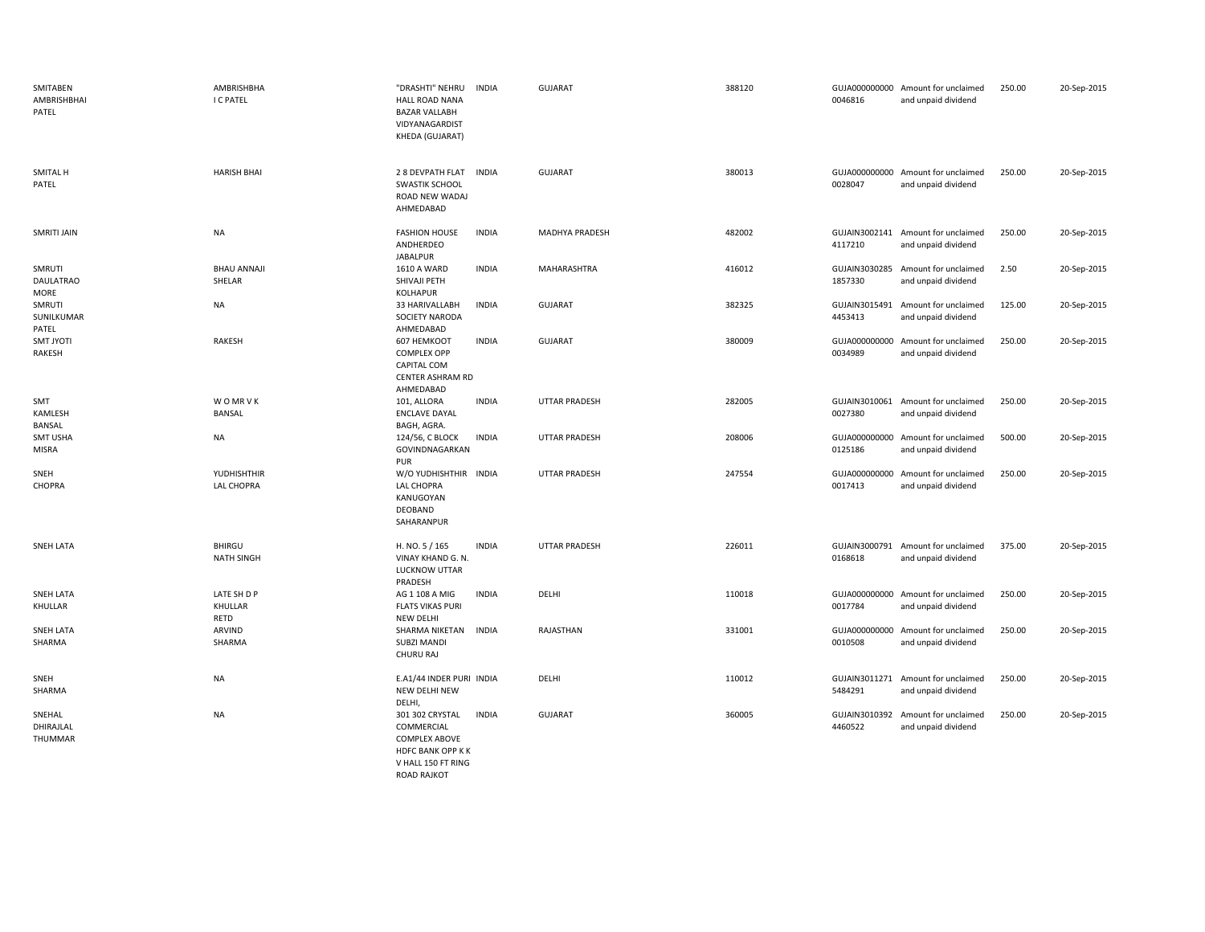| | | | | | | | | | |
|---|---|---|---|---|---|---|---|---|---|
| SMITABEN AMBRISHBHAI PATEL | AMBRISHBHA I C PATEL | "DRASHTI" NEHRU HALL ROAD NANA BAZAR VALLABH VIDYANAGARDIST KHEDA (GUJARAT) | INDIA | GUJARAT | 388120 | GUJA000000000 0046816 | Amount for unclaimed and unpaid dividend | 250.00 | 20-Sep-2015 |
| SMITAL H PATEL | HARISH BHAI | 2 8 DEVPATH FLAT SWASTIK SCHOOL ROAD NEW WADAJ AHMEDABAD | INDIA | GUJARAT | 380013 | GUJA000000000 0028047 | Amount for unclaimed and unpaid dividend | 250.00 | 20-Sep-2015 |
| SMRITI JAIN | NA | FASHION HOUSE ANDHERDEO JABALPUR | INDIA | MADHYA PRADESH | 482002 | GUJAIN3002141 4117210 | Amount for unclaimed and unpaid dividend | 250.00 | 20-Sep-2015 |
| SMRUTI DAULATRAO MORE | BHAU ANNAJI SHELAR | 1610 A WARD SHIVAJI PETH KOLHAPUR | INDIA | MAHARASHTRA | 416012 | GUJAIN3030285 1857330 | Amount for unclaimed and unpaid dividend | 2.50 | 20-Sep-2015 |
| SMRUTI SUNILKUMAR PATEL | NA | 33 HARIVALLABH SOCIETY NARODA AHMEDABAD | INDIA | GUJARAT | 382325 | GUJAIN3015491 4453413 | Amount for unclaimed and unpaid dividend | 125.00 | 20-Sep-2015 |
| SMT JYOTI RAKESH | RAKESH | 607 HEMKOOT COMPLEX OPP CAPITAL COM CENTER ASHRAM RD AHMEDABAD | INDIA | GUJARAT | 380009 | GUJA000000000 0034989 | Amount for unclaimed and unpaid dividend | 250.00 | 20-Sep-2015 |
| SMT KAMLESH BANSAL | W O MR V K BANSAL | 101, ALLORA ENCLAVE DAYAL BAGH, AGRA. | INDIA | UTTAR PRADESH | 282005 | GUJAIN3010061 0027380 | Amount for unclaimed and unpaid dividend | 250.00 | 20-Sep-2015 |
| SMT USHA MISRA | NA | 124/56, C BLOCK GOVINDNAGARKAN PUR | INDIA | UTTAR PRADESH | 208006 | GUJA000000000 0125186 | Amount for unclaimed and unpaid dividend | 500.00 | 20-Sep-2015 |
| SNEH CHOPRA | YUDHISHTHIR LAL CHOPRA | W/O YUDHISHTHIR LAL CHOPRA KANUGOYAN DEOBAND SAHARANPUR | INDIA | UTTAR PRADESH | 247554 | GUJA000000000 0017413 | Amount for unclaimed and unpaid dividend | 250.00 | 20-Sep-2015 |
| SNEH LATA | BHIRGU NATH SINGH | H. NO. 5 / 165 VINAY KHAND G. N. LUCKNOW UTTAR PRADESH | INDIA | UTTAR PRADESH | 226011 | GUJAIN3000791 0168618 | Amount for unclaimed and unpaid dividend | 375.00 | 20-Sep-2015 |
| SNEH LATA KHULLAR | LATE SH D P KHULLAR RETD | AG 1 108 A MIG FLATS VIKAS PURI NEW DELHI | INDIA | DELHI | 110018 | GUJA000000000 0017784 | Amount for unclaimed and unpaid dividend | 250.00 | 20-Sep-2015 |
| SNEH LATA SHARMA | ARVIND SHARMA | SHARMA NIKETAN SUBZI MANDI CHURU RAJ | INDIA | RAJASTHAN | 331001 | GUJA000000000 0010508 | Amount for unclaimed and unpaid dividend | 250.00 | 20-Sep-2015 |
| SNEH SHARMA | NA | E.A1/44 INDER PURI NEW DELHI NEW DELHI, | INDIA | DELHI | 110012 | GUJAIN3011271 5484291 | Amount for unclaimed and unpaid dividend | 250.00 | 20-Sep-2015 |
| SNEHAL DHIRAJLAL THUMMAR | NA | 301 302 CRYSTAL COMMERCIAL COMPLEX ABOVE HDFC BANK OPP K K V HALL 150 FT RING ROAD RAJKOT | INDIA | GUJARAT | 360005 | GUJAIN3010392 4460522 | Amount for unclaimed and unpaid dividend | 250.00 | 20-Sep-2015 |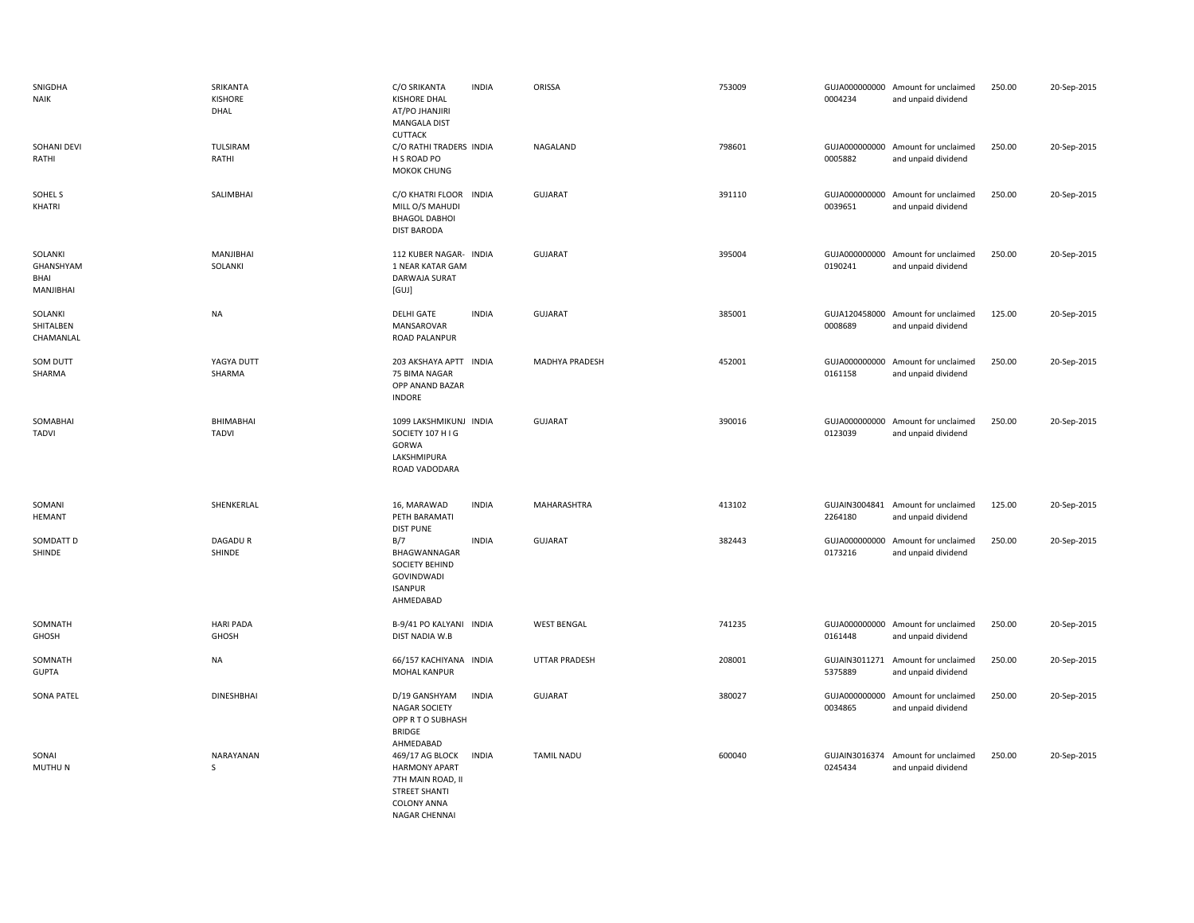| | | | | | | | | | |
|---|---|---|---|---|---|---|---|---|---|
| SNIGDHA NAIK | SRIKANTA KISHORE DHAL | C/O SRIKANTA KISHORE DHAL AT/PO JHANJIRI MANGALA DIST CUTTACK | INDIA | ORISSA | 753009 | GUJA000000000 0004234 | Amount for unclaimed and unpaid dividend | 250.00 | 20-Sep-2015 |
| SOHANI DEVI RATHI | TULSIRAM RATHI | C/O RATHI TRADERS H S ROAD PO MOKOK CHUNG | INDIA | NAGALAND | 798601 | GUJA000000000 0005882 | Amount for unclaimed and unpaid dividend | 250.00 | 20-Sep-2015 |
| SOHEL S KHATRI | SALIMBHAI | C/O KHATRI FLOOR MILL O/S MAHUDI BHAGOL DABHOI DIST BARODA | INDIA | GUJARAT | 391110 | GUJA000000000 0039651 | Amount for unclaimed and unpaid dividend | 250.00 | 20-Sep-2015 |
| SOLANKI GHANSHYAM BHAI MANJIBHAI | MANJIBHAI SOLANKI | 112 KUBER NAGAR-1 NEAR KATAR GAM DARWAJA SURAT [GUJ] | INDIA | GUJARAT | 395004 | GUJA000000000 0190241 | Amount for unclaimed and unpaid dividend | 250.00 | 20-Sep-2015 |
| SOLANKI SHITALBEN CHAMANLAL | NA | DELHI GATE MANSAROVAR ROAD PALANPUR | INDIA | GUJARAT | 385001 | GUJA120458000 0008689 | Amount for unclaimed and unpaid dividend | 125.00 | 20-Sep-2015 |
| SOM DUTT SHARMA | YAGYA DUTT SHARMA | 203 AKSHAYA APTT 75 BIMA NAGAR OPP ANAND BAZAR INDORE | INDIA | MADHYA PRADESH | 452001 | GUJA000000000 0161158 | Amount for unclaimed and unpaid dividend | 250.00 | 20-Sep-2015 |
| SOMABHAI TADVI | BHIMABHAI TADVI | 1099 LAKSHMIKUNJ SOCIETY 107 H I G GORWA LAKSHMIPURA ROAD VADODARA | INDIA | GUJARAT | 390016 | GUJA000000000 0123039 | Amount for unclaimed and unpaid dividend | 250.00 | 20-Sep-2015 |
| SOMANI HEMANT | SHENKERLAL | 16, MARAWAD PETH BARAMATI DIST PUNE | INDIA | MAHARASHTRA | 413102 | GUJAIN3004841 2264180 | Amount for unclaimed and unpaid dividend | 125.00 | 20-Sep-2015 |
| SOMDATT D SHINDE | DAGADU R SHINDE | B/7 BHAGWANNAGAR SOCIETY BEHIND GOVINDWADI ISANPUR AHMEDABAD | INDIA | GUJARAT | 382443 | GUJA000000000 0173216 | Amount for unclaimed and unpaid dividend | 250.00 | 20-Sep-2015 |
| SOMNATH GHOSH | HARI PADA GHOSH | B-9/41 PO KALYANI DIST NADIA W.B | INDIA | WEST BENGAL | 741235 | GUJA000000000 0161448 | Amount for unclaimed and unpaid dividend | 250.00 | 20-Sep-2015 |
| SOMNATH GUPTA | NA | 66/157 KACHIYANA MOHAL KANPUR | INDIA | UTTAR PRADESH | 208001 | GUJAIN3011271 5375889 | Amount for unclaimed and unpaid dividend | 250.00 | 20-Sep-2015 |
| SONA PATEL | DINESHBHAI | D/19 GANSHYAM NAGAR SOCIETY OPP R T O SUBHASH BRIDGE AHMEDABAD | INDIA | GUJARAT | 380027 | GUJA000000000 0034865 | Amount for unclaimed and unpaid dividend | 250.00 | 20-Sep-2015 |
| SONAI MUTHU N | NARAYANAN S | 469/17 AG BLOCK HARMONY APART 7TH MAIN ROAD, II STREET SHANTI COLONY ANNA NAGAR CHENNAI | INDIA | TAMIL NADU | 600040 | GUJAIN3016374 0245434 | Amount for unclaimed and unpaid dividend | 250.00 | 20-Sep-2015 |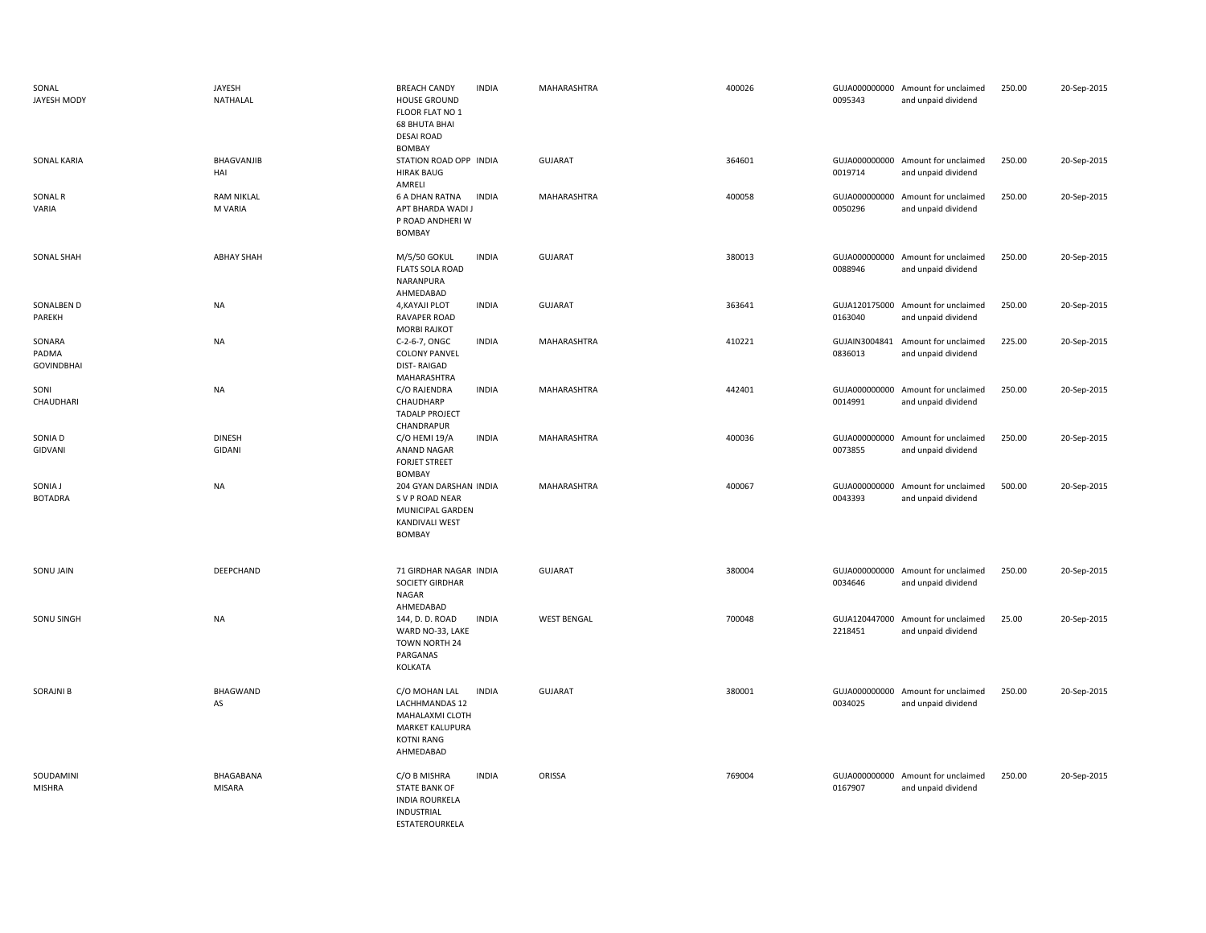| | | | | | | | | | |
|---|---|---|---|---|---|---|---|---|---|
| SONAL JAYESH MODY | JAYESH NATHALAL | BREACH CANDY HOUSE GROUND FLOOR FLAT NO 1 68 BHUTA BHAI DESAI ROAD BOMBAY | INDIA | MAHARASHTRA | 400026 | GUJA000000000 0095343 | Amount for unclaimed and unpaid dividend | 250.00 | 20-Sep-2015 |
| SONAL KARIA | BHAGVANJIB HAI | STATION ROAD OPP HIRAK BAUG AMRELI | INDIA | GUJARAT | 364601 | GUJA000000000 0019714 | Amount for unclaimed and unpaid dividend | 250.00 | 20-Sep-2015 |
| SONAL R VARIA | RAM NIKLAL M VARIA | 6 A DHAN RATNA APT BHARDA WADI J P ROAD ANDHERI W BOMBAY | INDIA | MAHARASHTRA | 400058 | GUJA000000000 0050296 | Amount for unclaimed and unpaid dividend | 250.00 | 20-Sep-2015 |
| SONAL SHAH | ABHAY SHAH | M/5/50 GOKUL FLATS SOLA ROAD NARANPURA AHMEDABAD | INDIA | GUJARAT | 380013 | GUJA000000000 0088946 | Amount for unclaimed and unpaid dividend | 250.00 | 20-Sep-2015 |
| SONALBEN D PAREKH | NA | 4,KAYAJI PLOT RAVAPER ROAD MORBI RAJKOT | INDIA | GUJARAT | 363641 | GUJA120175000 0163040 | Amount for unclaimed and unpaid dividend | 250.00 | 20-Sep-2015 |
| SONARA PADMA GOVINDBHAI | NA | C-2-6-7, ONGC COLONY PANVEL DIST- RAIGAD MAHARASHTRA | INDIA | MAHARASHTRA | 410221 | GUJAIN3004841 0836013 | Amount for unclaimed and unpaid dividend | 225.00 | 20-Sep-2015 |
| SONI CHAUDHARI | NA | C/O RAJENDRA CHAUDHARP TADALP PROJECT CHANDRAPUR | INDIA | MAHARASHTRA | 442401 | GUJA000000000 0014991 | Amount for unclaimed and unpaid dividend | 250.00 | 20-Sep-2015 |
| SONIA D GIDVANI | DINESH GIDANI | C/O HEMI 19/A ANAND NAGAR FORJET STREET BOMBAY | INDIA | MAHARASHTRA | 400036 | GUJA000000000 0073855 | Amount for unclaimed and unpaid dividend | 250.00 | 20-Sep-2015 |
| SONIA J BOTADRA | NA | 204 GYAN DARSHAN S V P ROAD NEAR MUNICIPAL GARDEN KANDIVALI WEST BOMBAY | INDIA | MAHARASHTRA | 400067 | GUJA000000000 0043393 | Amount for unclaimed and unpaid dividend | 500.00 | 20-Sep-2015 |
| SONU JAIN | DEEPCHAND | 71 GIRDHAR NAGAR SOCIETY GIRDHAR NAGAR AHMEDABAD | INDIA | GUJARAT | 380004 | GUJA000000000 0034646 | Amount for unclaimed and unpaid dividend | 250.00 | 20-Sep-2015 |
| SONU SINGH | NA | 144, D. D. ROAD WARD NO-33, LAKE TOWN NORTH 24 PARGANAS KOLKATA | INDIA | WEST BENGAL | 700048 | GUJA120447000 2218451 | Amount for unclaimed and unpaid dividend | 25.00 | 20-Sep-2015 |
| SORAJNI B | BHAGWAND AS | C/O MOHAN LAL LACHHMANDAS 12 MAHALAXMI CLOTH MARKET KALUPURA KOTNI RANG AHMEDABAD | INDIA | GUJARAT | 380001 | GUJA000000000 0034025 | Amount for unclaimed and unpaid dividend | 250.00 | 20-Sep-2015 |
| SOUDAMINI MISHRA | BHAGABANA MISARA | C/O B MISHRA STATE BANK OF INDIA ROURKELA INDUSTRIAL ESTATEROURKELA | INDIA | ORISSA | 769004 | GUJA000000000 0167907 | Amount for unclaimed and unpaid dividend | 250.00 | 20-Sep-2015 |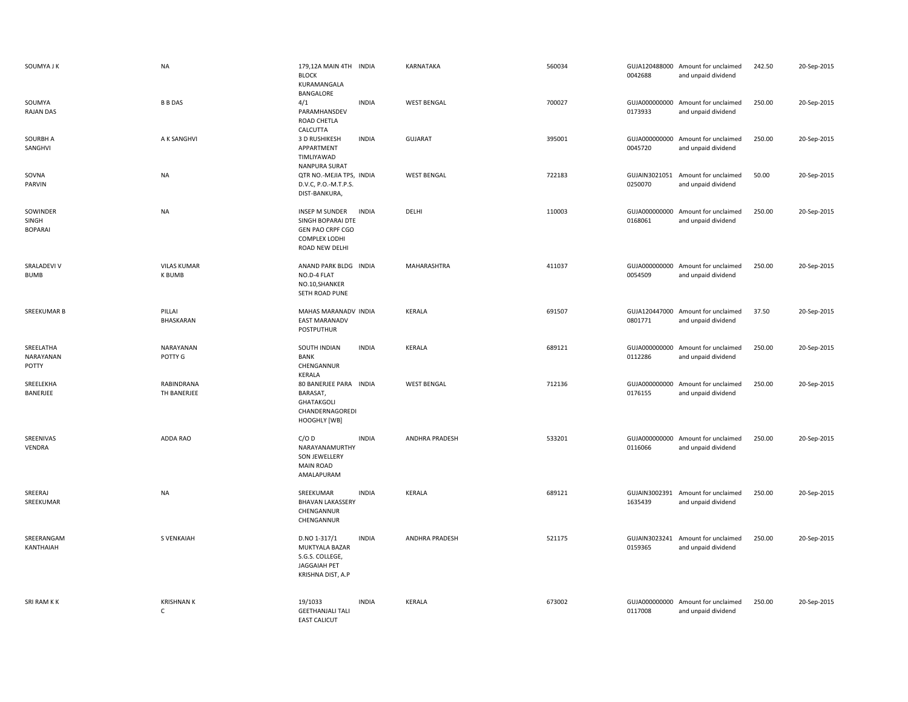| | | | | | | | | | |
|---|---|---|---|---|---|---|---|---|---|
| SOUMYA J K | NA | 179,12A MAIN 4TH BLOCK KURAMANGALA BANGALORE | INDIA | KARNATAKA | 560034 | GUJA120488000 0042688 | Amount for unclaimed and unpaid dividend | 242.50 | 20-Sep-2015 |
| SOUMYA RAJAN DAS | B B DAS | 4/1 PARAMHANSDEV ROAD CHETLA CALCUTTA | INDIA | WEST BENGAL | 700027 | GUJA000000000 0173933 | Amount for unclaimed and unpaid dividend | 250.00 | 20-Sep-2015 |
| SOURBH A SANGHVI | A K SANGHVI | 3 D RUSHIKESH APPARTMENT TIMLIYAWAD NANPURA SURAT | INDIA | GUJARAT | 395001 | GUJA000000000 0045720 | Amount for unclaimed and unpaid dividend | 250.00 | 20-Sep-2015 |
| SOVNA PARVIN | NA | QTR NO.-MEJIA TPS, D.V.C, P.O.-M.T.P.S. DIST-BANKURA, | INDIA | WEST BENGAL | 722183 | GUJAIN3021051 0250070 | Amount for unclaimed and unpaid dividend | 50.00 | 20-Sep-2015 |
| SOWINDER SINGH BOPARAI | NA | INSEP M SUNDER SINGH BOPARAI DTE GEN PAO CRPF CGO COMPLEX LODHI ROAD NEW DELHI | INDIA | DELHI | 110003 | GUJA000000000 0168061 | Amount for unclaimed and unpaid dividend | 250.00 | 20-Sep-2015 |
| SRALADEVI V BUMB | VILAS KUMAR K BUMB | ANAND PARK BLDG NO.D-4 FLAT NO.10,SHANKER SETH ROAD PUNE | INDIA | MAHARASHTRA | 411037 | GUJA000000000 0054509 | Amount for unclaimed and unpaid dividend | 250.00 | 20-Sep-2015 |
| SREEKUMAR B | PILLAI BHASKARAN | MAHAS MARANADV EAST MARANADV POSTPUTHUR | INDIA | KERALA | 691507 | GUJA120447000 0801771 | Amount for unclaimed and unpaid dividend | 37.50 | 20-Sep-2015 |
| SREELATHA NARAYANAN POTTY | NARAYANAN POTTY G | SOUTH INDIAN BANK CHENGANNUR KERALA | INDIA | KERALA | 689121 | GUJA000000000 0112286 | Amount for unclaimed and unpaid dividend | 250.00 | 20-Sep-2015 |
| SREELEKHA BANERJEE | RABINDRANA TH BANERJEE | 80 BANERJEE PARA BARASAT, GHATAKGOLI CHANDERNAGOREDI HOOGHLY [WB] | INDIA | WEST BENGAL | 712136 | GUJA000000000 0176155 | Amount for unclaimed and unpaid dividend | 250.00 | 20-Sep-2015 |
| SREENIVAS VENDRA | ADDA RAO | C/O D NARAYANAMURTHY SON JEWELLERY MAIN ROAD AMALAPURAM | INDIA | ANDHRA PRADESH | 533201 | GUJA000000000 0116066 | Amount for unclaimed and unpaid dividend | 250.00 | 20-Sep-2015 |
| SREERAJ SREEKUMAR | NA | SREEKUMAR BHAVAN LAKASSERY CHENGANNUR CHENGANNUR | INDIA | KERALA | 689121 | GUJAIN3002391 1635439 | Amount for unclaimed and unpaid dividend | 250.00 | 20-Sep-2015 |
| SREERANGAM KANTHAIAH | S VENKAIAH | D.NO 1-317/1 MUKTYALA BAZAR S.G.S. COLLEGE, JAGGAIAH PET KRISHNA DIST, A.P | INDIA | ANDHRA PRADESH | 521175 | GUJAIN3023241 0159365 | Amount for unclaimed and unpaid dividend | 250.00 | 20-Sep-2015 |
| SRI RAM K K | KRISHNAN K C | 19/1033 GEETHANJALI TALI EAST CALICUT | INDIA | KERALA | 673002 | GUJA000000000 0117008 | Amount for unclaimed and unpaid dividend | 250.00 | 20-Sep-2015 |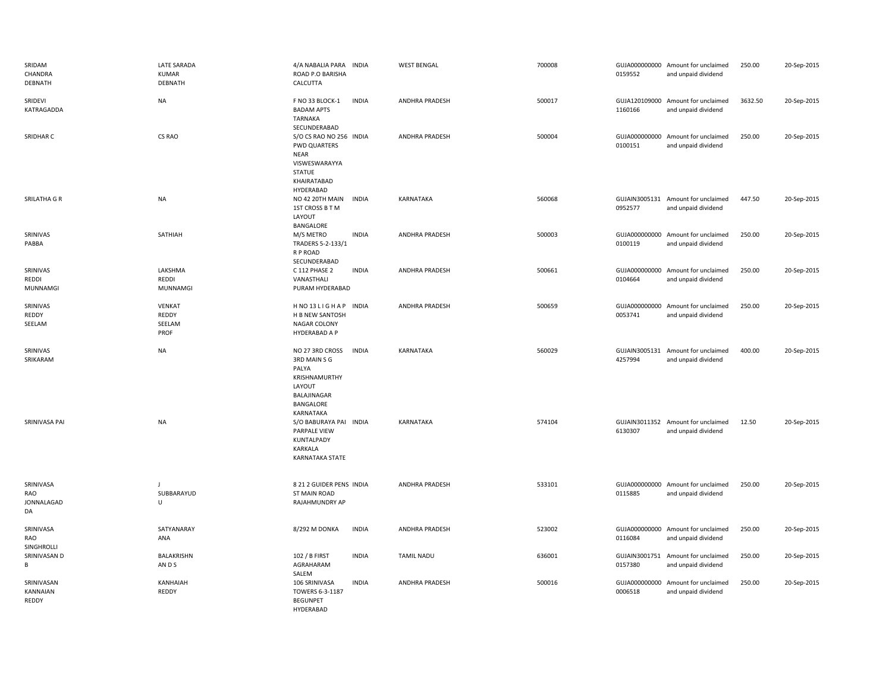| | | | | | | | | | |
|---|---|---|---|---|---|---|---|---|---|
| SRIDAM CHANDRA DEBNATH | LATE SARADA KUMAR DEBNATH | 4/A NABALIA PARA ROAD P.O BARISHA CALCUTTA | INDIA | WEST BENGAL | 700008 | GUJA000000000 0159552 | Amount for unclaimed and unpaid dividend | 250.00 | 20-Sep-2015 |
| SRIDEVI KATRAGADDA | NA | F NO 33 BLOCK-1 BADAM APTS TARNAKA SECUNDERABAD | INDIA | ANDHRA PRADESH | 500017 | GUJA120109000 1160166 | Amount for unclaimed and unpaid dividend | 3632.50 | 20-Sep-2015 |
| SRIDHAR C | CS RAO | S/O CS RAO NO 256 PWD QUARTERS NEAR VISWESWARAYYA STATUE KHAIRATABAD HYDERABAD | INDIA | ANDHRA PRADESH | 500004 | GUJA000000000 0100151 | Amount for unclaimed and unpaid dividend | 250.00 | 20-Sep-2015 |
| SRILATHA G R | NA | NO 42 20TH MAIN 1ST CROSS B T M LAYOUT BANGALORE | INDIA | KARNATAKA | 560068 | GUJAIN3005131 0952577 | Amount for unclaimed and unpaid dividend | 447.50 | 20-Sep-2015 |
| SRINIVAS PABBA | SATHIAH | M/S METRO TRADERS 5-2-133/1 R P ROAD SECUNDERABAD | INDIA | ANDHRA PRADESH | 500003 | GUJA000000000 0100119 | Amount for unclaimed and unpaid dividend | 250.00 | 20-Sep-2015 |
| SRINIVAS REDDI MUNNAMGI | LAKSHMA REDDI MUNNAMGI | C 112 PHASE 2 VANASTHALI PURAM HYDERABAD | INDIA | ANDHRA PRADESH | 500661 | GUJA000000000 0104664 | Amount for unclaimed and unpaid dividend | 250.00 | 20-Sep-2015 |
| SRINIVAS REDDY SEELAM | VENKAT REDDY SEELAM PROF | H NO 13 L I G H A P H B NEW SANTOSH NAGAR COLONY HYDERABAD A P | INDIA | ANDHRA PRADESH | 500659 | GUJA000000000 0053741 | Amount for unclaimed and unpaid dividend | 250.00 | 20-Sep-2015 |
| SRINIVAS SRIKARAM | NA | NO 27 3RD CROSS 3RD MAIN S G PALYA KRISHNAMURTHY LAYOUT BALAJINAGAR BANGALORE KARNATAKA | INDIA | KARNATAKA | 560029 | GUJAIN3005131 4257994 | Amount for unclaimed and unpaid dividend | 400.00 | 20-Sep-2015 |
| SRINIVASA PAI | NA | S/O BABURAYA PAI PARPALE VIEW KUNTALPADY KARKALA KARNATAKA STATE | INDIA | KARNATAKA | 574104 | GUJAIN3011352 6130307 | Amount for unclaimed and unpaid dividend | 12.50 | 20-Sep-2015 |
| SRINIVASA RAO JONNALAGAD DA | J SUBBARAYUD U | 8 21 2 GUIDER PENS ST MAIN ROAD RAJAHMUNDRY AP | INDIA | ANDHRA PRADESH | 533101 | GUJA000000000 0115885 | Amount for unclaimed and unpaid dividend | 250.00 | 20-Sep-2015 |
| SRINIVASA RAO SINGHROLLI | SATYANARAY ANA | 8/292 M DONKA | INDIA | ANDHRA PRADESH | 523002 | GUJA000000000 0116084 | Amount for unclaimed and unpaid dividend | 250.00 | 20-Sep-2015 |
| SRINIVASAN D B | BALAKRISHN AN D S | 102 / B FIRST AGRAHARAM SALEM | INDIA | TAMIL NADU | 636001 | GUJAIN3001751 0157380 | Amount for unclaimed and unpaid dividend | 250.00 | 20-Sep-2015 |
| SRINIVASAN KANNAIAN REDDY | KANHAIAH REDDY | 106 SRINIVASA TOWERS 6-3-1187 BEGUNPET HYDERABAD | INDIA | ANDHRA PRADESH | 500016 | GUJA000000000 0006518 | Amount for unclaimed and unpaid dividend | 250.00 | 20-Sep-2015 |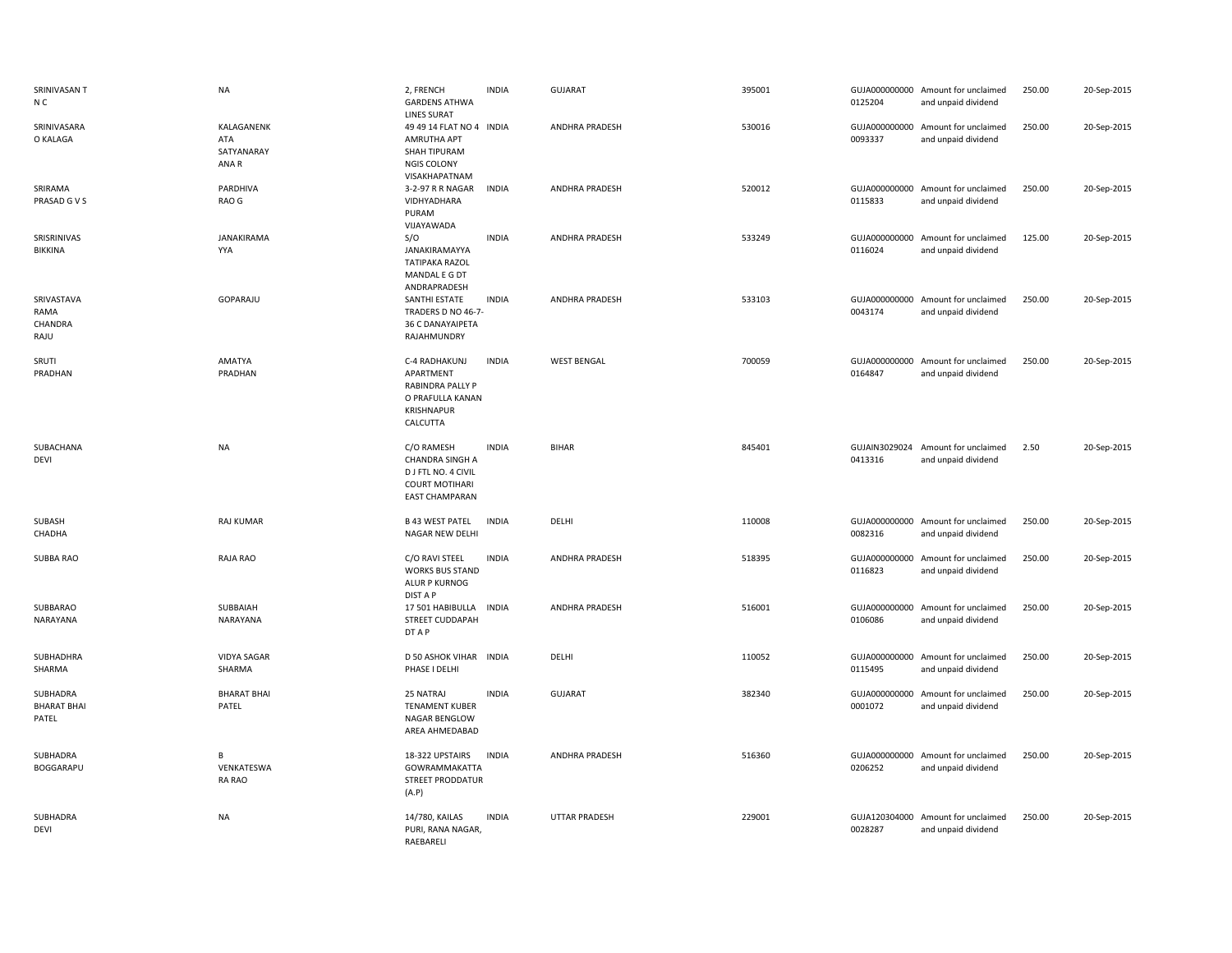| | | | | | | | | | |
|---|---|---|---|---|---|---|---|---|---|
| SRINIVASAN T N C | NA | 2, FRENCH GARDENS ATHWA LINES SURAT | INDIA | GUJARAT | 395001 | GUJA000000000 0125204 | Amount for unclaimed and unpaid dividend | 250.00 | 20-Sep-2015 |
| SRINIVASARA O KALAGA | KALAGANENK ATA SATYANARAY ANA R | 49 49 14 FLAT NO 4 AMRUTHA APT SHAH TIPURAM NGIS COLONY VISAKHAPATNAM | INDIA | ANDHRA PRADESH | 530016 | GUJA000000000 0093337 | Amount for unclaimed and unpaid dividend | 250.00 | 20-Sep-2015 |
| SRIRAMA PRASAD G V S | PARDHIVA RAO G | 3-2-97 R R NAGAR VIDHYADHARA PURAM VIJAYAWADA | INDIA | ANDHRA PRADESH | 520012 | GUJA000000000 0115833 | Amount for unclaimed and unpaid dividend | 250.00 | 20-Sep-2015 |
| SRISRINIVAS BIKKINA | JANAKIRAMA YYA | S/O JANAKIRAMAYYA TATIPAKA RAZOL MANDAL E G DT ANDRAPRADESH | INDIA | ANDHRA PRADESH | 533249 | GUJA000000000 0116024 | Amount for unclaimed and unpaid dividend | 125.00 | 20-Sep-2015 |
| SRIVASTAVA RAMA CHANDRA RAJU | GOPARAJU | SANTHI ESTATE TRADERS D NO 46-7-36 C DANAYAIPETA RAJAHMUNDRY | INDIA | ANDHRA PRADESH | 533103 | GUJA000000000 0043174 | Amount for unclaimed and unpaid dividend | 250.00 | 20-Sep-2015 |
| SRUTI PRADHAN | AMATYA PRADHAN | C-4 RADHAKUNJ APARTMENT RABINDRA PALLY P O PRAFULLA KANAN KRISHNAPUR CALCUTTA | INDIA | WEST BENGAL | 700059 | GUJA000000000 0164847 | Amount for unclaimed and unpaid dividend | 250.00 | 20-Sep-2015 |
| SUBACHANA DEVI | NA | C/O RAMESH CHANDRA SINGH A D J FTL NO. 4 CIVIL COURT MOTIHARI EAST CHAMPARAN | INDIA | BIHAR | 845401 | GUJAIN3029024 0413316 | Amount for unclaimed and unpaid dividend | 2.50 | 20-Sep-2015 |
| SUBASH CHADHA | RAJ KUMAR | B 43 WEST PATEL NAGAR NEW DELHI | INDIA | DELHI | 110008 | GUJA000000000 0082316 | Amount for unclaimed and unpaid dividend | 250.00 | 20-Sep-2015 |
| SUBBA RAO | RAJA RAO | C/O RAVI STEEL WORKS BUS STAND ALUR P KURNOG DIST A P | INDIA | ANDHRA PRADESH | 518395 | GUJA000000000 0116823 | Amount for unclaimed and unpaid dividend | 250.00 | 20-Sep-2015 |
| SUBBARAO NARAYANA | SUBBAIAH NARAYANA | 17 501 HABIBULLA STREET CUDDAPAH DT A P | INDIA | ANDHRA PRADESH | 516001 | GUJA000000000 0106086 | Amount for unclaimed and unpaid dividend | 250.00 | 20-Sep-2015 |
| SUBHADHRA SHARMA | VIDYA SAGAR SHARMA | D 50 ASHOK VIHAR PHASE I DELHI | INDIA | DELHI | 110052 | GUJA000000000 0115495 | Amount for unclaimed and unpaid dividend | 250.00 | 20-Sep-2015 |
| SUBHADRA BHARAT BHAI PATEL | BHARAT BHAI PATEL | 25 NATRAJ TENAMENT KUBER NAGAR BENGLOW AREA AHMEDABAD | INDIA | GUJARAT | 382340 | GUJA000000000 0001072 | Amount for unclaimed and unpaid dividend | 250.00 | 20-Sep-2015 |
| SUBHADRA BOGGARAPU | B VENKATESWA RA RAO | 18-322 UPSTAIRS GOWRAMMAKATTA STREET PRODDATUR (A.P) | INDIA | ANDHRA PRADESH | 516360 | GUJA000000000 0206252 | Amount for unclaimed and unpaid dividend | 250.00 | 20-Sep-2015 |
| SUBHADRA DEVI | NA | 14/780, KAILAS PURI, RANA NAGAR, RAEBARELI | INDIA | UTTAR PRADESH | 229001 | GUJA120304000 0028287 | Amount for unclaimed and unpaid dividend | 250.00 | 20-Sep-2015 |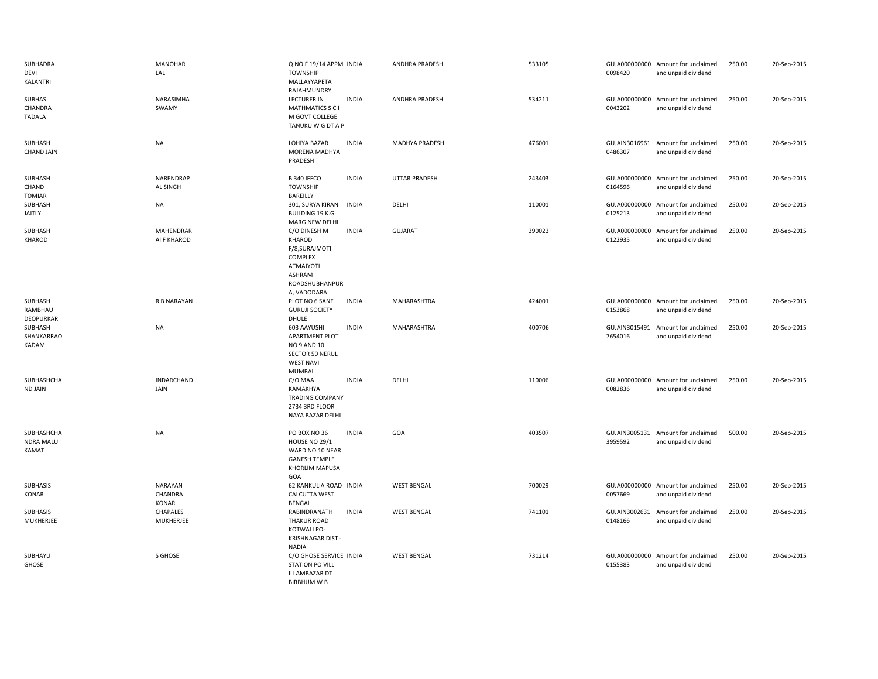| | | | | | | | | | |
|---|---|---|---|---|---|---|---|---|---|
| SUBHADRA DEVI KALANTRI | MANOHAR LAL | Q NO F 19/14 APPM TOWNSHIP MALLAYYAPETA RAJAHMUNDRY | INDIA | ANDHRA PRADESH | 533105 | GUJA000000000 0098420 | Amount for unclaimed and unpaid dividend | 250.00 | 20-Sep-2015 |
| SUBHAS CHANDRA TADALA | NARASIMHA SWAMY | LECTURER IN MATHMATICS S C I M GOVT COLLEGE TANUKU W G DT A P | INDIA | ANDHRA PRADESH | 534211 | GUJA000000000 0043202 | Amount for unclaimed and unpaid dividend | 250.00 | 20-Sep-2015 |
| SUBHASH CHAND JAIN | NA | LOHIYA BAZAR MORENA MADHYA PRADESH | INDIA | MADHYA PRADESH | 476001 | GUJAIN3016961 0486307 | Amount for unclaimed and unpaid dividend | 250.00 | 20-Sep-2015 |
| SUBHASH CHAND TOMIAR | NARENDRAP AL SINGH | B 340 IFFCO TOWNSHIP BAREILLY | INDIA | UTTAR PRADESH | 243403 | GUJA000000000 0164596 | Amount for unclaimed and unpaid dividend | 250.00 | 20-Sep-2015 |
| SUBHASH JAITLY | NA | 301, SURYA KIRAN BUILDING 19 K.G. MARG NEW DELHI | INDIA | DELHI | 110001 | GUJA000000000 0125213 | Amount for unclaimed and unpaid dividend | 250.00 | 20-Sep-2015 |
| SUBHASH KHAROD | MAHENDRAR AI F KHAROD | C/O DINESH M KHAROD F/8,SURAJMOTI COMPLEX ATMAJYOTI ASHRAM ROADSHUBHANPUR A, VADODARA | INDIA | GUJARAT | 390023 | GUJA000000000 0122935 | Amount for unclaimed and unpaid dividend | 250.00 | 20-Sep-2015 |
| SUBHASH RAMBHAU DEOPURKAR | R B NARAYAN | PLOT NO 6 SANE GURUJI SOCIETY DHULE | INDIA | MAHARASHTRA | 424001 | GUJA000000000 0153868 | Amount for unclaimed and unpaid dividend | 250.00 | 20-Sep-2015 |
| SUBHASH SHANKARRAO KADAM | NA | 603 AAYUSHI APARTMENT PLOT NO 9 AND 10 SECTOR 50 NERUL WEST NAVI MUMBAI | INDIA | MAHARASHTRA | 400706 | GUJAIN3015491 7654016 | Amount for unclaimed and unpaid dividend | 250.00 | 20-Sep-2015 |
| SUBHASHCHA ND JAIN | INDARCHAND JAIN | C/O MAA KAMAKHYA TRADING COMPANY 2734 3RD FLOOR NAYA BAZAR DELHI | INDIA | DELHI | 110006 | GUJA000000000 0082836 | Amount for unclaimed and unpaid dividend | 250.00 | 20-Sep-2015 |
| SUBHASHCHA NDRA MALU KAMAT | NA | PO BOX NO 36 HOUSE NO 29/1 WARD NO 10 NEAR GANESH TEMPLE KHORLIM MAPUSA GOA | INDIA | GOA | 403507 | GUJAIN3005131 3959592 | Amount for unclaimed and unpaid dividend | 500.00 | 20-Sep-2015 |
| SUBHASIS KONAR | NARAYAN CHANDRA KONAR | 62 KANKULIA ROAD CALCUTTA WEST BENGAL | INDIA | WEST BENGAL | 700029 | GUJA000000000 0057669 | Amount for unclaimed and unpaid dividend | 250.00 | 20-Sep-2015 |
| SUBHASIS MUKHERJEE | CHAPALES MUKHERJEE | RABINDRANATH THAKUR ROAD KOTWALI PO-KRISHNAGAR DIST - NADIA | INDIA | WEST BENGAL | 741101 | GUJAIN3002631 0148166 | Amount for unclaimed and unpaid dividend | 250.00 | 20-Sep-2015 |
| SUBHAYU GHOSE | S GHOSE | C/O GHOSE SERVICE STATION PO VILL ILLAMBAZAR DT BIRBHUM W B | INDIA | WEST BENGAL | 731214 | GUJA000000000 0155383 | Amount for unclaimed and unpaid dividend | 250.00 | 20-Sep-2015 |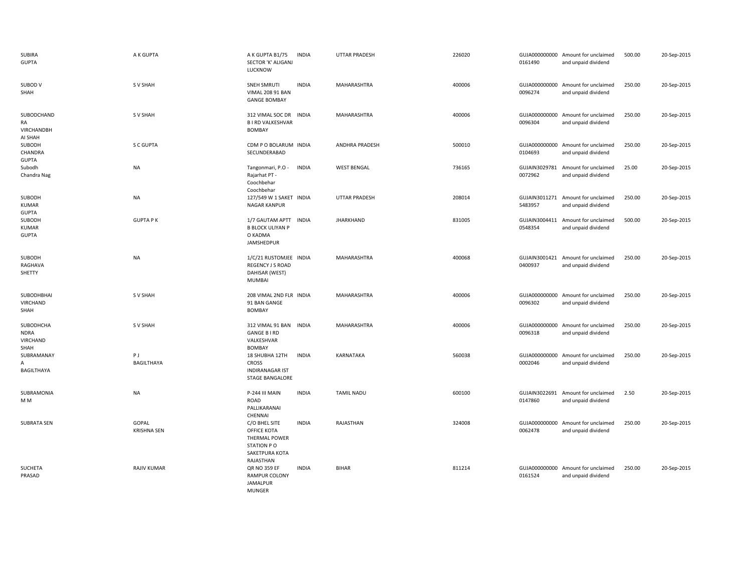| | | | | | | | | | |
|---|---|---|---|---|---|---|---|---|---|
| SUBIRA GUPTA | A K GUPTA | A K GUPTA B1/75 SECTOR 'K' ALIGANJ LUCKNOW | INDIA | UTTAR PRADESH | 226020 | GUJA000000000 0161490 | Amount for unclaimed and unpaid dividend | 500.00 | 20-Sep-2015 |
| SUBOD V SHAH | S V SHAH | SNEH SMRUTI VIMAL 208 91 BAN GANGE BOMBAY | INDIA | MAHARASHTRA | 400006 | GUJA000000000 0096274 | Amount for unclaimed and unpaid dividend | 250.00 | 20-Sep-2015 |
| SUBODCHAND RA VIRCHANDBH AI SHAH | S V SHAH | 312 VIMAL SOC DR B I RD VALKESHVAR BOMBAY | INDIA | MAHARASHTRA | 400006 | GUJA000000000 0096304 | Amount for unclaimed and unpaid dividend | 250.00 | 20-Sep-2015 |
| SUBODH CHANDRA GUPTA | S C GUPTA | CDM P O BOLARUM SECUNDERABAD | INDIA | ANDHRA PRADESH | 500010 | GUJA000000000 0104693 | Amount for unclaimed and unpaid dividend | 250.00 | 20-Sep-2015 |
| Subodh Chandra Nag | NA | Tangonmari, P.O - Rajarhat PT - Coochbehar Coochbehar | INDIA | WEST BENGAL | 736165 | GUJAIN3029781 0072962 | Amount for unclaimed and unpaid dividend | 25.00 | 20-Sep-2015 |
| SUBODH KUMAR GUPTA | NA | 127/549 W 1 SAKET NAGAR KANPUR | INDIA | UTTAR PRADESH | 208014 | GUJAIN3011271 5483957 | Amount for unclaimed and unpaid dividend | 250.00 | 20-Sep-2015 |
| SUBODH KUMAR GUPTA | GUPTA P K | 1/7 GAUTAM APTT B BLOCK ULIYAN P O KADMA JAMSHEDPUR | INDIA | JHARKHAND | 831005 | GUJAIN3004411 0548354 | Amount for unclaimed and unpaid dividend | 500.00 | 20-Sep-2015 |
| SUBODH RAGHAVA SHETTY | NA | 1/C/21 RUSTOMJEE REGENCY J S ROAD DAHISAR (WEST) MUMBAI | INDIA | MAHARASHTRA | 400068 | GUJAIN3001421 0400937 | Amount for unclaimed and unpaid dividend | 250.00 | 20-Sep-2015 |
| SUBODHBHAI VIRCHAND SHAH | S V SHAH | 208 VIMAL 2ND FLR 91 BAN GANGE BOMBAY | INDIA | MAHARASHTRA | 400006 | GUJA000000000 0096302 | Amount for unclaimed and unpaid dividend | 250.00 | 20-Sep-2015 |
| SUBODHCHA NDRA VIRCHAND SHAH | S V SHAH | 312 VIMAL 91 BAN GANGE B I RD VALKESHVAR BOMBAY | INDIA | MAHARASHTRA | 400006 | GUJA000000000 0096318 | Amount for unclaimed and unpaid dividend | 250.00 | 20-Sep-2015 |
| SUBRAMANAY A BAGILTHAYA | P J BAGILTHAYA | 18 SHUBHA 12TH CROSS INDIRANAGAR IST STAGE BANGALORE | INDIA | KARNATAKA | 560038 | GUJA000000000 0002046 | Amount for unclaimed and unpaid dividend | 250.00 | 20-Sep-2015 |
| SUBRAMONIA M M | NA | P-244 III MAIN ROAD PALLIKARANAI CHENNAI | INDIA | TAMIL NADU | 600100 | GUJAIN3022691 0147860 | Amount for unclaimed and unpaid dividend | 2.50 | 20-Sep-2015 |
| SUBRATA SEN | GOPAL KRISHNA SEN | C/O BHEL SITE OFFICE KOTA THERMAL POWER STATION P O SAKETPURA KOTA RAJASTHAN | INDIA | RAJASTHAN | 324008 | GUJA000000000 0062478 | Amount for unclaimed and unpaid dividend | 250.00 | 20-Sep-2015 |
| SUCHETA PRASAD | RAJIV KUMAR | QR NO 359 EF RAMPUR COLONY JAMALPUR MUNGER | INDIA | BIHAR | 811214 | GUJA000000000 0161524 | Amount for unclaimed and unpaid dividend | 250.00 | 20-Sep-2015 |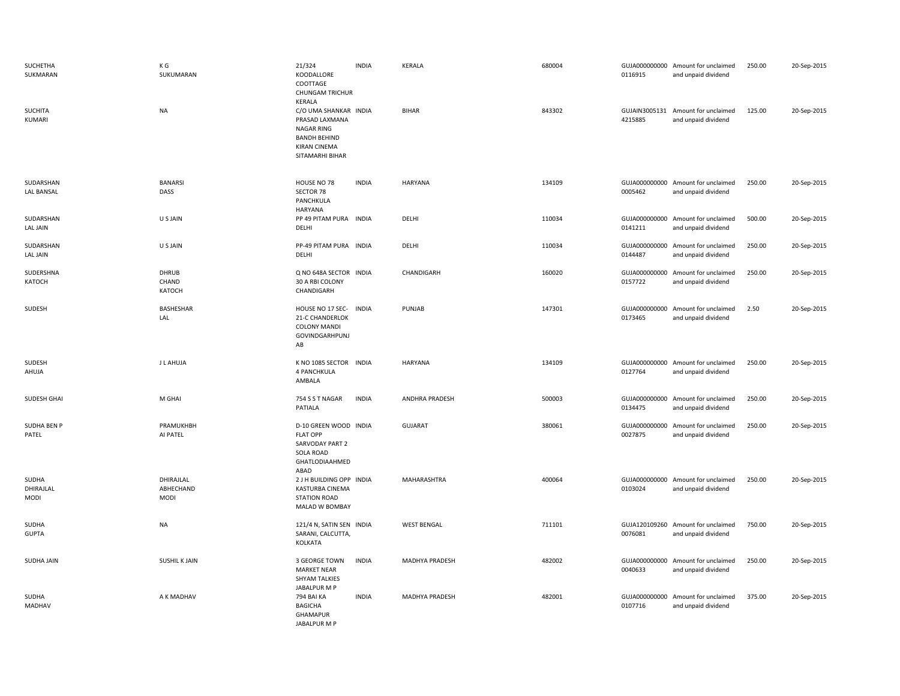| | | | | | | | | | |
|---|---|---|---|---|---|---|---|---|---|
| SUCHETHA SUKMARAN | K G SUKUMARAN | 21/324 KOODALLORE COOTTAGE CHUNGAM TRICHUR KERALA | INDIA | KERALA | 680004 | GUJA000000000 0116915 | Amount for unclaimed and unpaid dividend | 250.00 | 20-Sep-2015 |
| SUCHITA KUMARI | NA | C/O UMA SHANKAR PRASAD LAXMANA NAGAR RING BANDH BEHIND KIRAN CINEMA SITAMARHI BIHAR | INDIA | BIHAR | 843302 | GUJAIN3005131 4215885 | Amount for unclaimed and unpaid dividend | 125.00 | 20-Sep-2015 |
| SUDARSHAN LAL BANSAL | BANARSI DASS | HOUSE NO 78 SECTOR 78 PANCHKULA HARYANA | INDIA | HARYANA | 134109 | GUJA000000000 0005462 | Amount for unclaimed and unpaid dividend | 250.00 | 20-Sep-2015 |
| SUDARSHAN LAL JAIN | U S JAIN | PP 49 PITAM PURA DELHI | INDIA | DELHI | 110034 | GUJA000000000 0141211 | Amount for unclaimed and unpaid dividend | 500.00 | 20-Sep-2015 |
| SUDARSHAN LAL JAIN | U S JAIN | PP-49 PITAM PURA DELHI | INDIA | DELHI | 110034 | GUJA000000000 0144487 | Amount for unclaimed and unpaid dividend | 250.00 | 20-Sep-2015 |
| SUDERSHNA KATOCH | DHRUB CHAND KATOCH | Q NO 648A SECTOR 30 A RBI COLONY CHANDIGARH | INDIA | CHANDIGARH | 160020 | GUJA000000000 0157722 | Amount for unclaimed and unpaid dividend | 250.00 | 20-Sep-2015 |
| SUDESH | BASHESHAR LAL | HOUSE NO 17 SEC-21-C CHANDERLOK COLONY MANDI GOVINDGARHPUNJ AB | INDIA | PUNJAB | 147301 | GUJA000000000 0173465 | Amount for unclaimed and unpaid dividend | 2.50 | 20-Sep-2015 |
| SUDESH AHUJA | J L AHUJA | K NO 1085 SECTOR 4 PANCHKULA AMBALA | INDIA | HARYANA | 134109 | GUJA000000000 0127764 | Amount for unclaimed and unpaid dividend | 250.00 | 20-Sep-2015 |
| SUDESH GHAI | M GHAI | 754 S S T NAGAR PATIALA | INDIA | ANDHRA PRADESH | 500003 | GUJA000000000 0134475 | Amount for unclaimed and unpaid dividend | 250.00 | 20-Sep-2015 |
| SUDHA BEN P PATEL | PRAMUKHBH AI PATEL | D-10 GREEN WOOD FLAT OPP SARVODAY PART 2 SOLA ROAD GHATLODIAAHMED ABAD | INDIA | GUJARAT | 380061 | GUJA000000000 0027875 | Amount for unclaimed and unpaid dividend | 250.00 | 20-Sep-2015 |
| SUDHA DHIRAJLAL MODI | DHIRAJLAL ABHECHAND MODI | 2 J H BUILDING OPP KASTURBA CINEMA STATION ROAD MALAD W BOMBAY | INDIA | MAHARASHTRA | 400064 | GUJA000000000 0103024 | Amount for unclaimed and unpaid dividend | 250.00 | 20-Sep-2015 |
| SUDHA GUPTA | NA | 121/4 N, SATIN SEN SARANI, CALCUTTA, KOLKATA | INDIA | WEST BENGAL | 711101 | GUJA120109260 0076081 | Amount for unclaimed and unpaid dividend | 750.00 | 20-Sep-2015 |
| SUDHA JAIN | SUSHIL K JAIN | 3 GEORGE TOWN MARKET NEAR SHYAM TALKIES JABALPUR M P | INDIA | MADHYA PRADESH | 482002 | GUJA000000000 0040633 | Amount for unclaimed and unpaid dividend | 250.00 | 20-Sep-2015 |
| SUDHA MADHAV | A K MADHAV | 794 BAI KA BAGICHA GHAMAPUR JABALPUR M P | INDIA | MADHYA PRADESH | 482001 | GUJA000000000 0107716 | Amount for unclaimed and unpaid dividend | 375.00 | 20-Sep-2015 |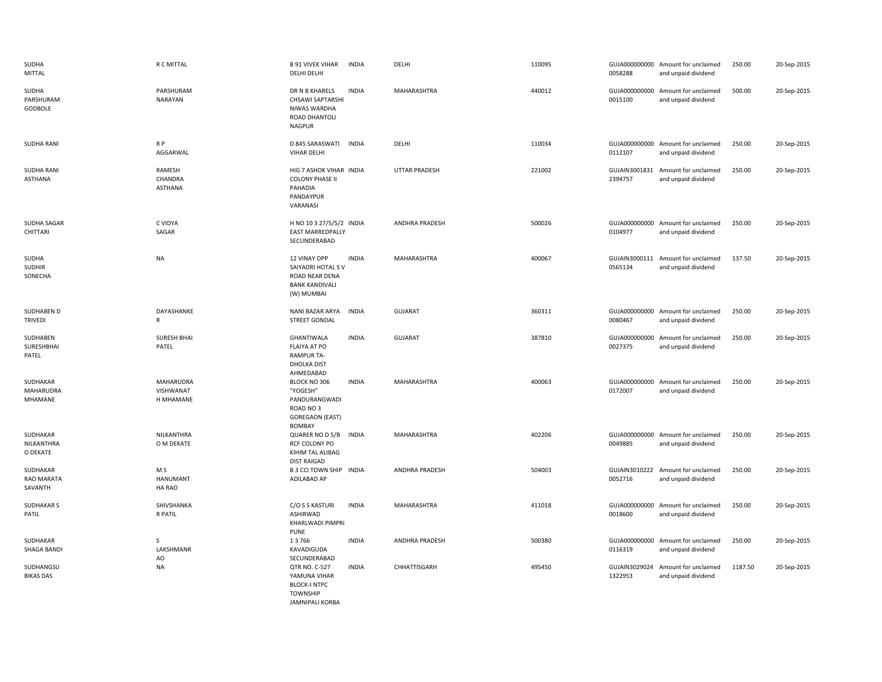| | | | | | | | | | |
|---|---|---|---|---|---|---|---|---|---|
| SUDHA MITTAL | R C MITTAL | B 91 VIVEK VIHAR DELHI DELHI | INDIA | DELHI | 110095 | GUJA000000000 0058288 | Amount for unclaimed and unpaid dividend | 250.00 | 20-Sep-2015 |
| SUDHA PARSHURAM GODBOLE | PARSHURAM NARAYAN | DR N B KHARELS CHSAWI SAPTARSHI NIWAS WARDHA ROAD DHANTOLI NAGPUR | INDIA | MAHARASHTRA | 440012 | GUJA000000000 0015100 | Amount for unclaimed and unpaid dividend | 500.00 | 20-Sep-2015 |
| SUDHA RANI | R P AGGARWAL | D 845 SARASWATI VIHAR DELHI | INDIA | DELHI | 110034 | GUJA000000000 0112107 | Amount for unclaimed and unpaid dividend | 250.00 | 20-Sep-2015 |
| SUDHA RANI ASTHANA | RAMESH CHANDRA ASTHANA | HIG 7 ASHOK VIHAR COLONY PHASE II PAHADIA PANDAYPUR VARANASI | INDIA | UTTAR PRADESH | 221002 | GUJAIN3001831 2394757 | Amount for unclaimed and unpaid dividend | 250.00 | 20-Sep-2015 |
| SUDHA SAGAR CHITTARI | C VIDYA SAGAR | H NO 10 3 27/5/5/2 EAST MARREDPALLY SECUNDERABAD | INDIA | ANDHRA PRADESH | 500026 | GUJA000000000 0104977 | Amount for unclaimed and unpaid dividend | 250.00 | 20-Sep-2015 |
| SUDHA SUDHIR SONECHA | NA | 12 VINAY OPP SAIYADRI HOTAL S V ROAD NEAR DENA BANK KANDIVALI (W) MUMBAI | INDIA | MAHARASHTRA | 400067 | GUJAIN3000111 0565134 | Amount for unclaimed and unpaid dividend | 137.50 | 20-Sep-2015 |
| SUDHABEN D TRIVEDI | DAYASHANKE R | NANI BAZAR ARYA STREET GONDAL | INDIA | GUJARAT | 360311 | GUJA000000000 0080467 | Amount for unclaimed and unpaid dividend | 250.00 | 20-Sep-2015 |
| SUDHABEN SURESHBHAI PATEL | SURESH BHAI PATEL | GHANTIWALA FLAIYA AT PO RAMPUR TA-DHOLKA DIST AHMEDABAD | INDIA | GUJARAT | 387810 | GUJA000000000 0027375 | Amount for unclaimed and unpaid dividend | 250.00 | 20-Sep-2015 |
| SUDHAKAR MAHARUDRA MHAMANE | MAHARUDRA VISHWANAT H MHAMANE | BLOCK NO 306 "YOGESH" PANDURANGWADI ROAD NO 3 GOREGAON (EAST) BOMBAY | INDIA | MAHARASHTRA | 400063 | GUJA000000000 0172007 | Amount for unclaimed and unpaid dividend | 250.00 | 20-Sep-2015 |
| SUDHAKAR NILKANTHRA O DEKATE | NILKANTHRA O M DEKATE | QUARER NO D 5/B RCF COLONY PO KIHIM TAL ALIBAG DIST RAIGAD | INDIA | MAHARASHTRA | 402206 | GUJA000000000 0049885 | Amount for unclaimed and unpaid dividend | 250.00 | 20-Sep-2015 |
| SUDHAKAR RAO MARATA SAVANTH | M S HANUMANT HA RAO | B 3 CCI TOWN SHIP ADILABAD AP | INDIA | ANDHRA PRADESH | 504003 | GUJAIN3010222 0052716 | Amount for unclaimed and unpaid dividend | 250.00 | 20-Sep-2015 |
| SUDHAKAR S PATIL | SHIVSHANKA R PATIL | C/O S S KASTURI ASHIRWAD KHARLWADI PIMPRI PUNE | INDIA | MAHARASHTRA | 411018 | GUJA000000000 0018600 | Amount for unclaimed and unpaid dividend | 250.00 | 20-Sep-2015 |
| SUDHAKAR SHAGA BANDI | S LAKSHMANR AO | 1 3 766 KAVADIGUDA SECUNDERABAD | INDIA | ANDHRA PRADESH | 500380 | GUJA000000000 0116319 | Amount for unclaimed and unpaid dividend | 250.00 | 20-Sep-2015 |
| SUDHANGSU BIKAS DAS | NA | QTR NO. C-527 YAMUNA VIHAR BLOCK-I NTPC TOWNSHIP JAMNIPALI KORBA | INDIA | CHHATTISGARH | 495450 | GUJAIN3029024 1322953 | Amount for unclaimed and unpaid dividend | 1187.50 | 20-Sep-2015 |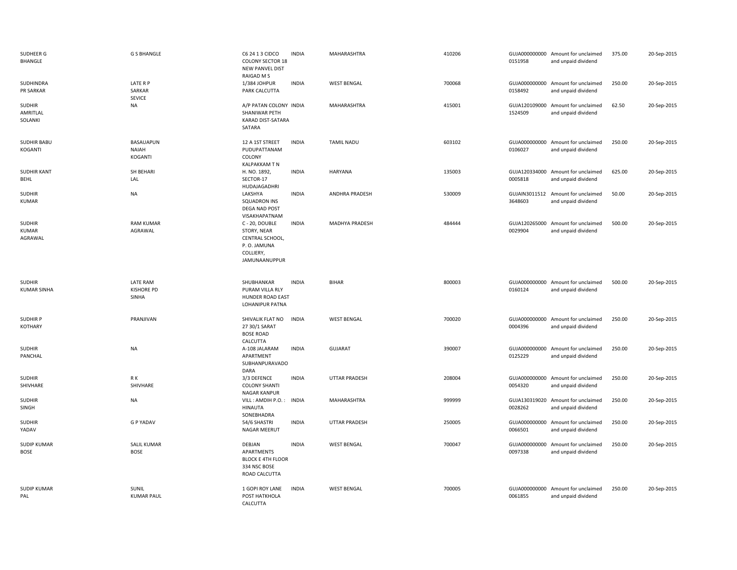| | | | | | | | | | |
|---|---|---|---|---|---|---|---|---|---|
| SUDHEER G BHANGLE | G S BHANGLE | C6 24 1 3 CIDCO COLONY SECTOR 18 NEW PANVEL DIST RAIGAD M S | INDIA | MAHARASHTRA | 410206 | GUJA000000000 0151958 | Amount for unclaimed and unpaid dividend | 375.00 | 20-Sep-2015 |
| SUDHINDRA PR SARKAR | LATE R P SARKAR SEVICE | 1/384 JOHPUR PARK CALCUTTA | INDIA | WEST BENGAL | 700068 | GUJA000000000 0158492 | Amount for unclaimed and unpaid dividend | 250.00 | 20-Sep-2015 |
| SUDHIR AMRITLAL SOLANKI | NA | A/P PATAN COLONY SHANIWAR PETH KARAD DIST-SATARA SATARA | INDIA | MAHARASHTRA | 415001 | GUJA120109000 1524509 | Amount for unclaimed and unpaid dividend | 62.50 | 20-Sep-2015 |
| SUDHIR BABU KOGANTI | BASAUAPUN NAIAH KOGANTI | 12 A 1ST STREET PUDUPATTANAM COLONY KALPAKKAM T N | INDIA | TAMIL NADU | 603102 | GUJA000000000 0106027 | Amount for unclaimed and unpaid dividend | 250.00 | 20-Sep-2015 |
| SUDHIR KANT BEHL | SH BEHARI LAL | H. NO. 1892, SECTOR-17 HUDAJAGADHRI | INDIA | HARYANA | 135003 | GUJA120334000 0005818 | Amount for unclaimed and unpaid dividend | 625.00 | 20-Sep-2015 |
| SUDHIR KUMAR | NA | LAKSHYA SQUADRON INS DEGA NAD POST VISAKHAPATNAM | INDIA | ANDHRA PRADESH | 530009 | GUJAIN3011512 3648603 | Amount for unclaimed and unpaid dividend | 50.00 | 20-Sep-2015 |
| SUDHIR KUMAR AGRAWAL | RAM KUMAR AGRAWAL | C - 20, DOUBLE STORY, NEAR CENTRAL SCHOOL, P. O. JAMUNA COLLIERY, JAMUNAANUPPUR | INDIA | MADHYA PRADESH | 484444 | GUJA120265000 0029904 | Amount for unclaimed and unpaid dividend | 500.00 | 20-Sep-2015 |
| SUDHIR KUMAR SINHA | LATE RAM KISHORE PD SINHA | SHUBHANKAR PURAM VILLA RLY HUNDER ROAD EAST LOHANIPUR PATNA | INDIA | BIHAR | 800003 | GUJA000000000 0160124 | Amount for unclaimed and unpaid dividend | 500.00 | 20-Sep-2015 |
| SUDHIR P KOTHARY | PRANJIVAN | SHIVALIK FLAT NO 27 30/1 SARAT BOSE ROAD CALCUTTA | INDIA | WEST BENGAL | 700020 | GUJA000000000 0004396 | Amount for unclaimed and unpaid dividend | 250.00 | 20-Sep-2015 |
| SUDHIR PANCHAL | NA | A-108 JALARAM APARTMENT SUBHANPURAVADO DARA | INDIA | GUJARAT | 390007 | GUJA000000000 0125229 | Amount for unclaimed and unpaid dividend | 250.00 | 20-Sep-2015 |
| SUDHIR SHIVHARE | R K SHIVHARE | 3/3 DEFENCE COLONY SHANTI NAGAR KANPUR | INDIA | UTTAR PRADESH | 208004 | GUJA000000000 0054320 | Amount for unclaimed and unpaid dividend | 250.00 | 20-Sep-2015 |
| SUDHIR SINGH | NA | VILL : AMDIH P.O. : HINAUTA SONEBHADRA | INDIA | MAHARASHTRA | 999999 | GUJA130319020 0028262 | Amount for unclaimed and unpaid dividend | 250.00 | 20-Sep-2015 |
| SUDHIR YADAV | G P YADAV | 54/6 SHASTRI NAGAR MEERUT | INDIA | UTTAR PRADESH | 250005 | GUJA000000000 0066501 | Amount for unclaimed and unpaid dividend | 250.00 | 20-Sep-2015 |
| SUDIP KUMAR BOSE | SALIL KUMAR BOSE | DEBJAN APARTMENTS BLOCK E 4TH FLOOR 334 NSC BOSE ROAD CALCUTTA | INDIA | WEST BENGAL | 700047 | GUJA000000000 0097338 | Amount for unclaimed and unpaid dividend | 250.00 | 20-Sep-2015 |
| SUDIP KUMAR PAL | SUNIL KUMAR PAUL | 1 GOPI ROY LANE POST HATKHOLA CALCUTTA | INDIA | WEST BENGAL | 700005 | GUJA000000000 0061855 | Amount for unclaimed and unpaid dividend | 250.00 | 20-Sep-2015 |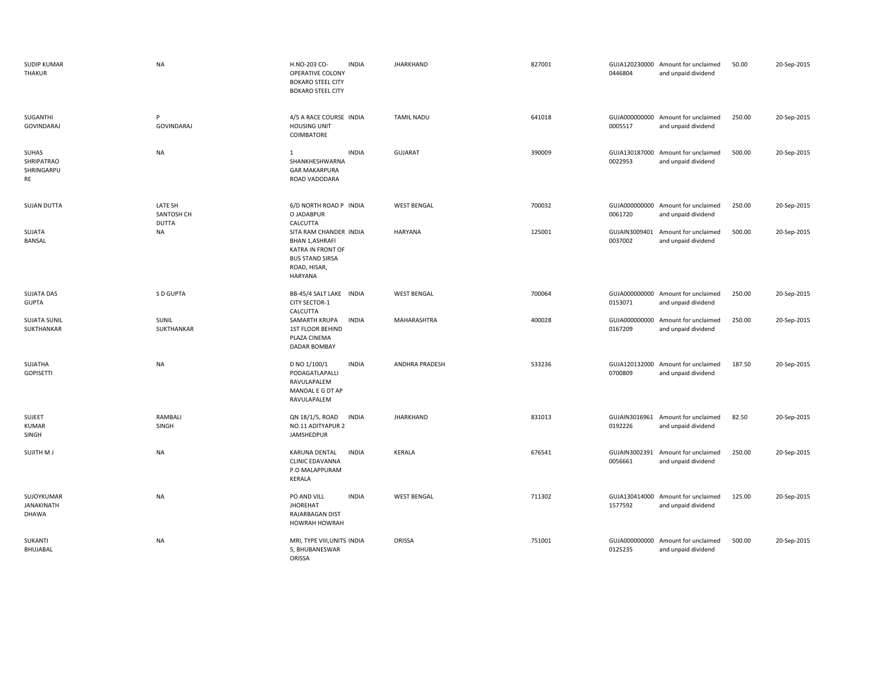| | | | | | | | | | |
|---|---|---|---|---|---|---|---|---|---|
| SUDIP KUMAR THAKUR | NA | H.NO-203 CO-OPERATIVE COLONY BOKARO STEEL CITY BOKARO STEEL CITY | INDIA | JHARKHAND | 827001 | GUJA120230000 0446804 | Amount for unclaimed and unpaid dividend | 50.00 | 20-Sep-2015 |
| SUGANTHI GOVINDARAJ | P GOVINDARAJ | 4/5 A RACE COURSE HOUSING UNIT COIMBATORE | INDIA | TAMIL NADU | 641018 | GUJA000000000 0005517 | Amount for unclaimed and unpaid dividend | 250.00 | 20-Sep-2015 |
| SUHAS SHRIPATRAO SHRINGARPU RE | NA | 1 SHANKHESHWARNA GAR MAKARPURA ROAD VADODARA | INDIA | GUJARAT | 390009 | GUJA130187000 0022953 | Amount for unclaimed and unpaid dividend | 500.00 | 20-Sep-2015 |
| SUJAN DUTTA | LATE SH SANTOSH CH DUTTA | 6/D NORTH ROAD P O JADABPUR CALCUTTA | INDIA | WEST BENGAL | 700032 | GUJA000000000 0061720 | Amount for unclaimed and unpaid dividend | 250.00 | 20-Sep-2015 |
| SUJATA BANSAL | NA | SITA RAM CHANDER BHAN 1,ASHRAFI KATRA IN FRONT OF BUS STAND SIRSA ROAD, HISAR, HARYANA | INDIA | HARYANA | 125001 | GUJAIN3009401 0037002 | Amount for unclaimed and unpaid dividend | 500.00 | 20-Sep-2015 |
| SUJATA DAS GUPTA | S D GUPTA | BB-45/4 SALT LAKE CITY SECTOR-1 CALCUTTA | INDIA | WEST BENGAL | 700064 | GUJA000000000 0153071 | Amount for unclaimed and unpaid dividend | 250.00 | 20-Sep-2015 |
| SUJATA SUNIL SUKTHANKAR | SUNIL SUKTHANKAR | SAMARTH KRUPA 1ST FLOOR BEHIND PLAZA CINEMA DADAR BOMBAY | INDIA | MAHARASHTRA | 400028 | GUJA000000000 0167209 | Amount for unclaimed and unpaid dividend | 250.00 | 20-Sep-2015 |
| SUJATHA GOPISETTI | NA | D NO 1/100/1 PODAGATLAPALLI RAVULAPALEM MANDAL E G DT AP RAVULAPALEM | INDIA | ANDHRA PRADESH | 533236 | GUJA120132000 0700809 | Amount for unclaimed and unpaid dividend | 187.50 | 20-Sep-2015 |
| SUJEET KUMAR SINGH | RAMBALI SINGH | QN 18/1/5, ROAD NO.11 ADITYAPUR 2 JAMSHEDPUR | INDIA | JHARKHAND | 831013 | GUJAIN3016961 0192226 | Amount for unclaimed and unpaid dividend | 82.50 | 20-Sep-2015 |
| SUJITH M J | NA | KARUNA DENTAL CLINIC EDAVANNA P.O MALAPPURAM KERALA | INDIA | KERALA | 676541 | GUJAIN3002391 0056661 | Amount for unclaimed and unpaid dividend | 250.00 | 20-Sep-2015 |
| SUJOYKUMAR JANAKINATH DHAWA | NA | PO AND VILL JHOREHAT RAJARBAGAN DIST HOWRAH HOWRAH | INDIA | WEST BENGAL | 711302 | GUJA130414000 1577592 | Amount for unclaimed and unpaid dividend | 125.00 | 20-Sep-2015 |
| SUKANTI BHUJABAL | NA | MRI, TYPE VIII,UNITS 5, BHUBANESWAR ORISSA | INDIA | ORISSA | 751001 | GUJA000000000 0125235 | Amount for unclaimed and unpaid dividend | 500.00 | 20-Sep-2015 |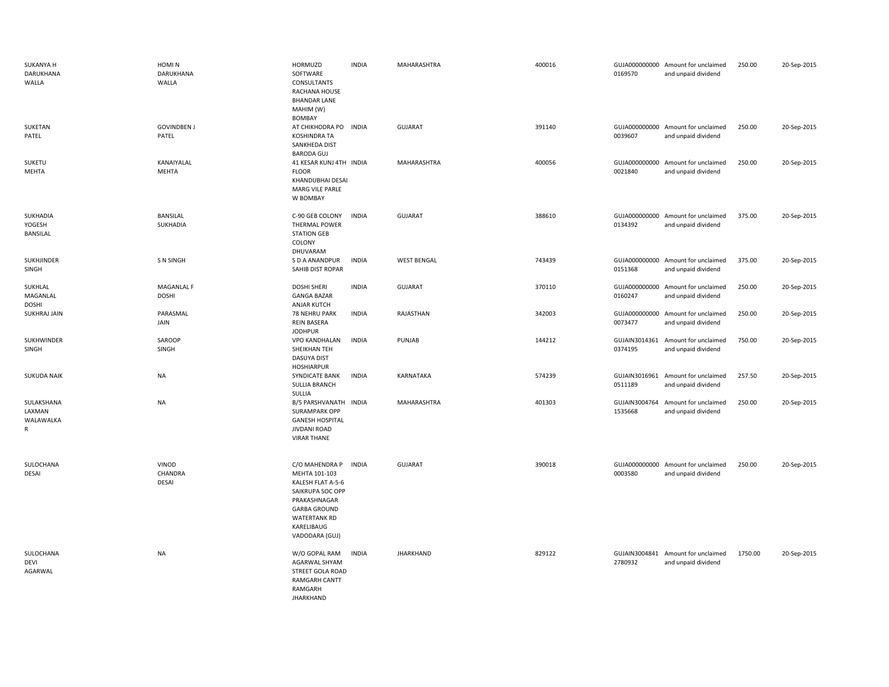| | | | | | | | | | |
|---|---|---|---|---|---|---|---|---|---|
| SUKANYA H DARUKHANA WALLA | HOMI N DARUKHANA WALLA | HORMUZD SOFTWARE CONSULTANTS RACHANA HOUSE BHANDAR LANE MAHIM (W) BOMBAY | INDIA | MAHARASHTRA | 400016 | GUJA000000000 0169570 | Amount for unclaimed and unpaid dividend | 250.00 | 20-Sep-2015 |
| SUKETAN PATEL | GOVINDBEN J PATEL | AT CHIKHODRA PO KOSHINDRA TA SANKHEDA DIST BARODA GUJ | INDIA | GUJARAT | 391140 | GUJA000000000 0039607 | Amount for unclaimed and unpaid dividend | 250.00 | 20-Sep-2015 |
| SUKETU MEHTA | KANAIYALAL MEHTA | 41 KESAR KUNJ 4TH FLOOR KHANDUBHAI DESAI MARG VILE PARLE W BOMBAY | INDIA | MAHARASHTRA | 400056 | GUJA000000000 0021840 | Amount for unclaimed and unpaid dividend | 250.00 | 20-Sep-2015 |
| SUKHADIA YOGESH BANSILAL | BANSILAL SUKHADIA | C-90 GEB COLONY THERMAL POWER STATION GEB COLONY DHUVARAM | INDIA | GUJARAT | 388610 | GUJA000000000 0134392 | Amount for unclaimed and unpaid dividend | 375.00 | 20-Sep-2015 |
| SUKHJINDER SINGH | S N SINGH | S D A ANANDPUR SAHIB DIST ROPAR | INDIA | WEST BENGAL | 743439 | GUJA000000000 0151368 | Amount for unclaimed and unpaid dividend | 375.00 | 20-Sep-2015 |
| SUKHLAL MAGANLAL DOSHI | MAGANLAL F DOSHI | DOSHI SHERI GANGA BAZAR ANJAR KUTCH | INDIA | GUJARAT | 370110 | GUJA000000000 0160247 | Amount for unclaimed and unpaid dividend | 250.00 | 20-Sep-2015 |
| SUKHRAJ JAIN | PARASMAL JAIN | 78 NEHRU PARK REIN BASERA JODHPUR | INDIA | RAJASTHAN | 342003 | GUJA000000000 0073477 | Amount for unclaimed and unpaid dividend | 250.00 | 20-Sep-2015 |
| SUKHWINDER SINGH | SAROOP SINGH | VPO KANDHALAN SHEIKHAN TEH DASUYA DIST HOSHIARPUR | INDIA | PUNJAB | 144212 | GUJAIN3014361 0374195 | Amount for unclaimed and unpaid dividend | 750.00 | 20-Sep-2015 |
| SUKUDA NAIK | NA | SYNDICATE BANK SULLIA BRANCH SULLIA | INDIA | KARNATAKA | 574239 | GUJAIN3016961 0511189 | Amount for unclaimed and unpaid dividend | 257.50 | 20-Sep-2015 |
| SULAKSHANA LAXMAN WALAWALKA R | NA | B/5 PARSHVANATH SURAMPARK OPP GANESH HOSPITAL JIVDANI ROAD VIRAR THANE | INDIA | MAHARASHTRA | 401303 | GUJAIN3004764 1535668 | Amount for unclaimed and unpaid dividend | 250.00 | 20-Sep-2015 |
| SULOCHANA DESAI | VINOD CHANDRA DESAI | C/O MAHENDRA P MEHTA 101-103 KALESH FLAT A-5-6 SAIKRUPA SOC OPP PRAKASHNAGAR GARBA GROUND WATERTANK RD KARELIBAUG VADODARA (GUJ) | INDIA | GUJARAT | 390018 | GUJA000000000 0003580 | Amount for unclaimed and unpaid dividend | 250.00 | 20-Sep-2015 |
| SULOCHANA DEVI AGARWAL | NA | W/O GOPAL RAM AGARWAL SHYAM STREET GOLA ROAD RAMGARH CANTT RAMGARH JHARKHAND | INDIA | JHARKHAND | 829122 | GUJAIN3004841 2780932 | Amount for unclaimed and unpaid dividend | 1750.00 | 20-Sep-2015 |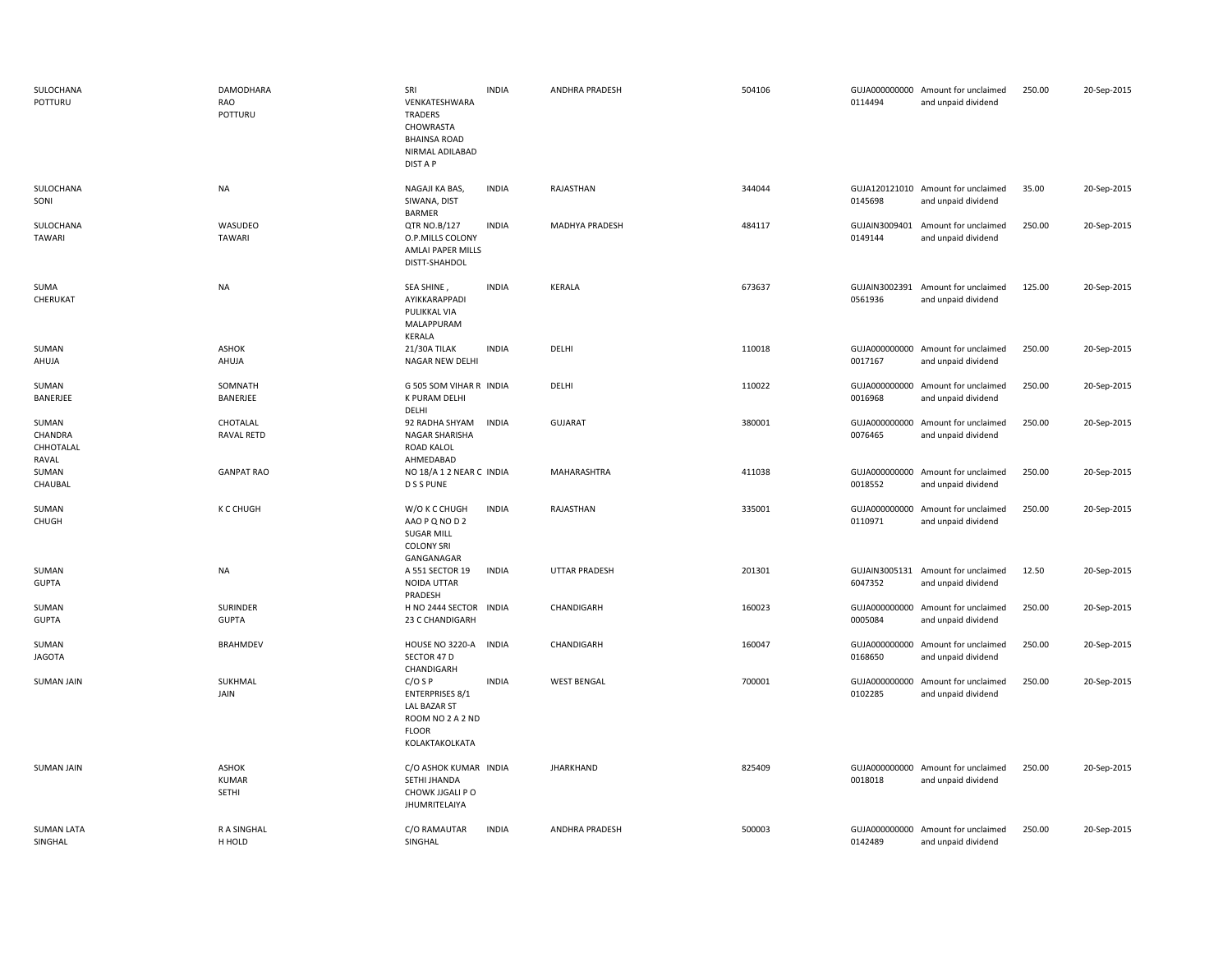| | | | | | | | | | |
|---|---|---|---|---|---|---|---|---|---|
| SULOCHANA POTTURU | DAMODHARA RAO POTTURU | SRI VENKATESHWARA TRADERS CHOWRASTA BHAINSA ROAD NIRMAL ADILABAD DIST A P | INDIA | ANDHRA PRADESH | 504106 | GUJA000000000 0114494 | Amount for unclaimed and unpaid dividend | 250.00 | 20-Sep-2015 |
| SULOCHANA SONI | NA | NAGAJI KA BAS, SIWANA, DIST BARMER | INDIA | RAJASTHAN | 344044 | GUJA120121010 0145698 | Amount for unclaimed and unpaid dividend | 35.00 | 20-Sep-2015 |
| SULOCHANA TAWARI | WASUDEO TAWARI | QTR NO.B/127 O.P.MILLS COLONY AMLAI PAPER MILLS DISTT-SHAHDOL | INDIA | MADHYA PRADESH | 484117 | GUJAIN3009401 0149144 | Amount for unclaimed and unpaid dividend | 250.00 | 20-Sep-2015 |
| SUMA CHERUKAT | NA | SEA SHINE , AYIKKARAPPADI PULIKKAL VIA MALAPPURAM KERALA | INDIA | KERALA | 673637 | GUJAIN3002391 0561936 | Amount for unclaimed and unpaid dividend | 125.00 | 20-Sep-2015 |
| SUMAN AHUJA | ASHOK AHUJA | 21/30A TILAK NAGAR NEW DELHI | INDIA | DELHI | 110018 | GUJA000000000 0017167 | Amount for unclaimed and unpaid dividend | 250.00 | 20-Sep-2015 |
| SUMAN BANERJEE | SOMNATH BANERJEE | G 505 SOM VIHAR R K PURAM DELHI DELHI | INDIA | DELHI | 110022 | GUJA000000000 0016968 | Amount for unclaimed and unpaid dividend | 250.00 | 20-Sep-2015 |
| SUMAN CHANDRA CHHOTALAL RAVAL | CHOTALAL RAVAL RETD | 92 RADHA SHYAM NAGAR SHARISHA ROAD KALOL AHMEDABAD | INDIA | GUJARAT | 380001 | GUJA000000000 0076465 | Amount for unclaimed and unpaid dividend | 250.00 | 20-Sep-2015 |
| SUMAN CHAUBAL | GANPAT RAO | NO 18/A 1 2 NEAR C D S S PUNE | INDIA | MAHARASHTRA | 411038 | GUJA000000000 0018552 | Amount for unclaimed and unpaid dividend | 250.00 | 20-Sep-2015 |
| SUMAN CHUGH | K C CHUGH | W/O K C CHUGH AAO P Q NO D 2 SUGAR MILL COLONY SRI GANGANAGAR | INDIA | RAJASTHAN | 335001 | GUJA000000000 0110971 | Amount for unclaimed and unpaid dividend | 250.00 | 20-Sep-2015 |
| SUMAN GUPTA | NA | A 551 SECTOR 19 NOIDA UTTAR PRADESH | INDIA | UTTAR PRADESH | 201301 | GUJAIN3005131 6047352 | Amount for unclaimed and unpaid dividend | 12.50 | 20-Sep-2015 |
| SUMAN GUPTA | SURINDER GUPTA | H NO 2444 SECTOR 23 C CHANDIGARH | INDIA | CHANDIGARH | 160023 | GUJA000000000 0005084 | Amount for unclaimed and unpaid dividend | 250.00 | 20-Sep-2015 |
| SUMAN JAGOTA | BRAHMDEV | HOUSE NO 3220-A SECTOR 47 D CHANDIGARH | INDIA | CHANDIGARH | 160047 | GUJA000000000 0168650 | Amount for unclaimed and unpaid dividend | 250.00 | 20-Sep-2015 |
| SUMAN JAIN | SUKHMAL JAIN | C/O S P ENTERPRISES 8/1 LAL BAZAR ST ROOM NO 2 A 2 ND FLOOR KOLAKTAKOLKATA | INDIA | WEST BENGAL | 700001 | GUJA000000000 0102285 | Amount for unclaimed and unpaid dividend | 250.00 | 20-Sep-2015 |
| SUMAN JAIN | ASHOK KUMAR SETHI | C/O ASHOK KUMAR SETHI JHANDA CHOWK JJGALI P O JHUMRITELAIYA | INDIA | JHARKHAND | 825409 | GUJA000000000 0018018 | Amount for unclaimed and unpaid dividend | 250.00 | 20-Sep-2015 |
| SUMAN LATA SINGHAL | R A SINGHAL H HOLD | C/O RAMAUTAR SINGHAL | INDIA | ANDHRA PRADESH | 500003 | GUJA000000000 0142489 | Amount for unclaimed and unpaid dividend | 250.00 | 20-Sep-2015 |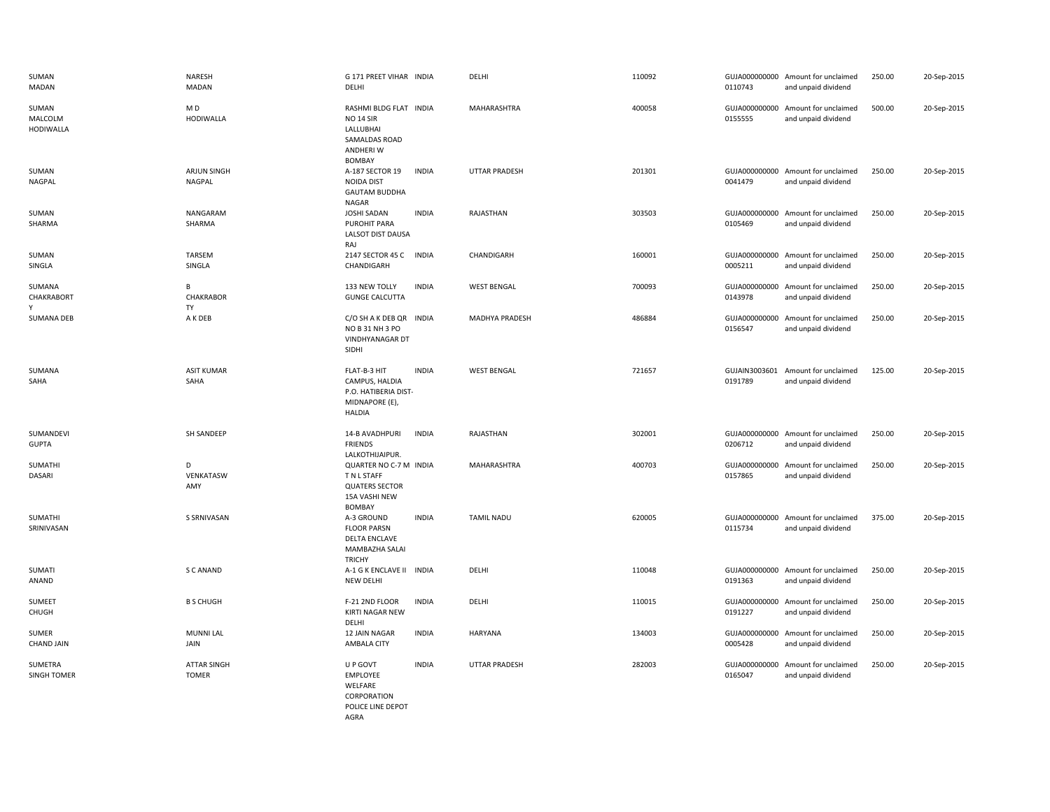| | | | | | | | | | |
|---|---|---|---|---|---|---|---|---|---|
| SUMAN MADAN | NARESH MADAN | G 171 PREET VIHAR DELHI | INDIA | DELHI | 110092 | GUJA000000000 0110743 | Amount for unclaimed and unpaid dividend | 250.00 | 20-Sep-2015 |
| SUMAN MALCOLM HODIWALLA | M D HODIWALLA | RASHMI BLDG FLAT NO 14 SIR LALLUBHAI SAMALDAS ROAD ANDHERI W BOMBAY | INDIA | MAHARASHTRA | 400058 | GUJA000000000 0155555 | Amount for unclaimed and unpaid dividend | 500.00 | 20-Sep-2015 |
| SUMAN NAGPAL | ARJUN SINGH NAGPAL | A-187 SECTOR 19 NOIDA DIST GAUTAM BUDDHA NAGAR | INDIA | UTTAR PRADESH | 201301 | GUJA000000000 0041479 | Amount for unclaimed and unpaid dividend | 250.00 | 20-Sep-2015 |
| SUMAN SHARMA | NANGARAM SHARMA | JOSHI SADAN PUROHIT PARA LALSOT DIST DAUSA RAJ | INDIA | RAJASTHAN | 303503 | GUJA000000000 0105469 | Amount for unclaimed and unpaid dividend | 250.00 | 20-Sep-2015 |
| SUMAN SINGLA | TARSEM SINGLA | 2147 SECTOR 45 C CHANDIGARH | INDIA | CHANDIGARH | 160001 | GUJA000000000 0005211 | Amount for unclaimed and unpaid dividend | 250.00 | 20-Sep-2015 |
| SUMANA CHAKRABORTY | B CHAKRABORTY | 133 NEW TOLLY GUNGE CALCUTTA | INDIA | WEST BENGAL | 700093 | GUJA000000000 0143978 | Amount for unclaimed and unpaid dividend | 250.00 | 20-Sep-2015 |
| SUMANA DEB | A K DEB | C/O SH A K DEB QR NO B 31 NH 3 PO VINDHYANAGAR DT SIDHI | INDIA | MADHYA PRADESH | 486884 | GUJA000000000 0156547 | Amount for unclaimed and unpaid dividend | 250.00 | 20-Sep-2015 |
| SUMANA SAHA | ASIT KUMAR SAHA | FLAT-B-3 HIT CAMPUS, HALDIA P.O. HATIBERIA DIST-MIDNAPORE (E), HALDIA | INDIA | WEST BENGAL | 721657 | GUJAIN3003601 0191789 | Amount for unclaimed and unpaid dividend | 125.00 | 20-Sep-2015 |
| SUMANDEVI GUPTA | SH SANDEEP | 14-B AVADHPURI FRIENDS LALKOTHIJAIPUR. | INDIA | RAJASTHAN | 302001 | GUJA000000000 0206712 | Amount for unclaimed and unpaid dividend | 250.00 | 20-Sep-2015 |
| SUMATHI DASARI | D VENKATASWAMY | QUARTER NO C-7 M T N L STAFF QUATERS SECTOR 15A VASHI NEW BOMBAY | INDIA | MAHARASHTRA | 400703 | GUJA000000000 0157865 | Amount for unclaimed and unpaid dividend | 250.00 | 20-Sep-2015 |
| SUMATHI SRINIVASAN | S SRNIVASAN | A-3 GROUND FLOOR PARSN DELTA ENCLAVE MAMBAZHA SALAI TRICHY | INDIA | TAMIL NADU | 620005 | GUJA000000000 0115734 | Amount for unclaimed and unpaid dividend | 375.00 | 20-Sep-2015 |
| SUMATI ANAND | S C ANAND | A-1 G K ENCLAVE II NEW DELHI | INDIA | DELHI | 110048 | GUJA000000000 0191363 | Amount for unclaimed and unpaid dividend | 250.00 | 20-Sep-2015 |
| SUMEET CHUGH | B S CHUGH | F-21 2ND FLOOR KIRTI NAGAR NEW DELHI | INDIA | DELHI | 110015 | GUJA000000000 0191227 | Amount for unclaimed and unpaid dividend | 250.00 | 20-Sep-2015 |
| SUMER CHAND JAIN | MUNNI LAL JAIN | 12 JAIN NAGAR AMBALA CITY | INDIA | HARYANA | 134003 | GUJA000000000 0005428 | Amount for unclaimed and unpaid dividend | 250.00 | 20-Sep-2015 |
| SUMETRA SINGH TOMER | ATTAR SINGH TOMER | U P GOVT EMPLOYEE WELFARE CORPORATION POLICE LINE DEPOT AGRA | INDIA | UTTAR PRADESH | 282003 | GUJA000000000 0165047 | Amount for unclaimed and unpaid dividend | 250.00 | 20-Sep-2015 |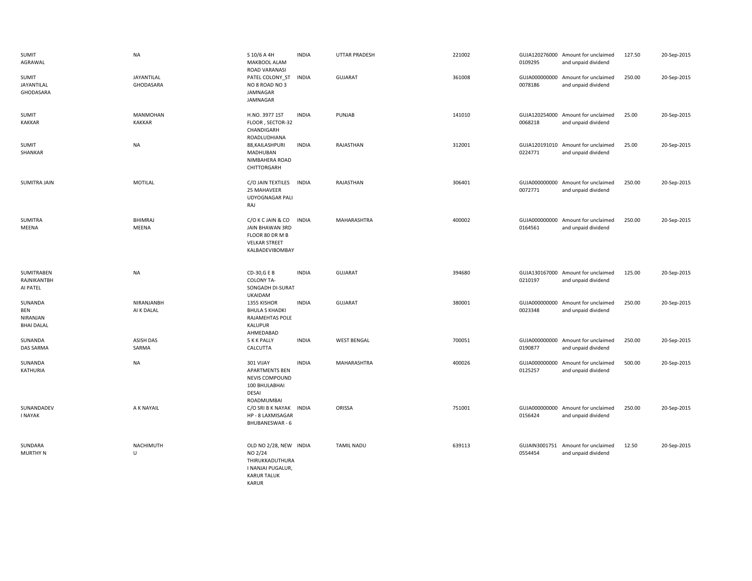| | | | | | | | | | |
|---|---|---|---|---|---|---|---|---|---|
| SUMIT AGRAWAL | NA | S 10/6 A 4H MAKBOOL ALAM ROAD VARANASI | INDIA | UTTAR PRADESH | 221002 | GUJA120276000 0109295 | Amount for unclaimed and unpaid dividend | 127.50 | 20-Sep-2015 |
| SUMIT JAYANTILAL GHODASARA | JAYANTILAL GHODASARA | PATEL COLONY_ST NO 8 ROAD NO 3 JAMNAGAR JAMNAGAR | INDIA | GUJARAT | 361008 | GUJA000000000 0078186 | Amount for unclaimed and unpaid dividend | 250.00 | 20-Sep-2015 |
| SUMIT KAKKAR | MANMOHAN KAKKAR | H.NO. 3977 1ST FLOOR , SECTOR-32 CHANDIGARH ROADLUDHIANA | INDIA | PUNJAB | 141010 | GUJA120254000 0068218 | Amount for unclaimed and unpaid dividend | 25.00 | 20-Sep-2015 |
| SUMIT SHANKAR | NA | 88,KAILASHPURI MADHUBAN NIMBAHERA ROAD CHITTORGARH | INDIA | RAJASTHAN | 312001 | GUJA120191010 0224771 | Amount for unclaimed and unpaid dividend | 25.00 | 20-Sep-2015 |
| SUMITRA JAIN | MOTILAL | C/O JAIN TEXTILES 25 MAHAVEER UDYOGNAGAR PALI RAJ | INDIA | RAJASTHAN | 306401 | GUJA000000000 0072771 | Amount for unclaimed and unpaid dividend | 250.00 | 20-Sep-2015 |
| SUMITRA MEENA | BHIMRAJ MEENA | C/O K C JAIN & CO JAIN BHAWAN 3RD FLOOR 80 DR M B VELKAR STREET KALBADEVIBOMBAY | INDIA | MAHARASHTRA | 400002 | GUJA000000000 0164561 | Amount for unclaimed and unpaid dividend | 250.00 | 20-Sep-2015 |
| SUMITRABEN RAJNIKANTBH AI PATEL | NA | CD-30,G E B COLONY TA-SONGADH DI-SURAT UKAIDAM | INDIA | GUJARAT | 394680 | GUJA130167000 0210197 | Amount for unclaimed and unpaid dividend | 125.00 | 20-Sep-2015 |
| SUNANDA BEN NIRANJAN BHAI DALAL | NIRANJANBH AI K DALAL | 1355 KISHOR BHULA S KHADKI RAJAMEHTAS POLE KALUPUR AHMEDABAD | INDIA | GUJARAT | 380001 | GUJA000000000 0023348 | Amount for unclaimed and unpaid dividend | 250.00 | 20-Sep-2015 |
| SUNANDA DAS SARMA | ASISH DAS SARMA | 5 K K PALLY CALCUTTA | INDIA | WEST BENGAL | 700051 | GUJA000000000 0190877 | Amount for unclaimed and unpaid dividend | 250.00 | 20-Sep-2015 |
| SUNANDA KATHURIA | NA | 301 VIJAY APARTMENTS BEN NEVIS COMPOUND 100 BHULABHAI DESAI ROADMUMBAI | INDIA | MAHARASHTRA | 400026 | GUJA000000000 0125257 | Amount for unclaimed and unpaid dividend | 500.00 | 20-Sep-2015 |
| SUNANDADEV I NAYAK | A K NAYAIL | C/O SRI B K NAYAK HP - 8 LAXMISAGAR BHUBANESWAR - 6 | INDIA | ORISSA | 751001 | GUJA000000000 0156424 | Amount for unclaimed and unpaid dividend | 250.00 | 20-Sep-2015 |
| SUNDARA MURTHY N | NACHIMUTH U | OLD NO 2/28, NEW NO 2/24 THIRUKKADUTHURA I NANJAI PUGALUR, KARUR TALUK KARUR | INDIA | TAMIL NADU | 639113 | GUJAIN3001751 0554454 | Amount for unclaimed and unpaid dividend | 12.50 | 20-Sep-2015 |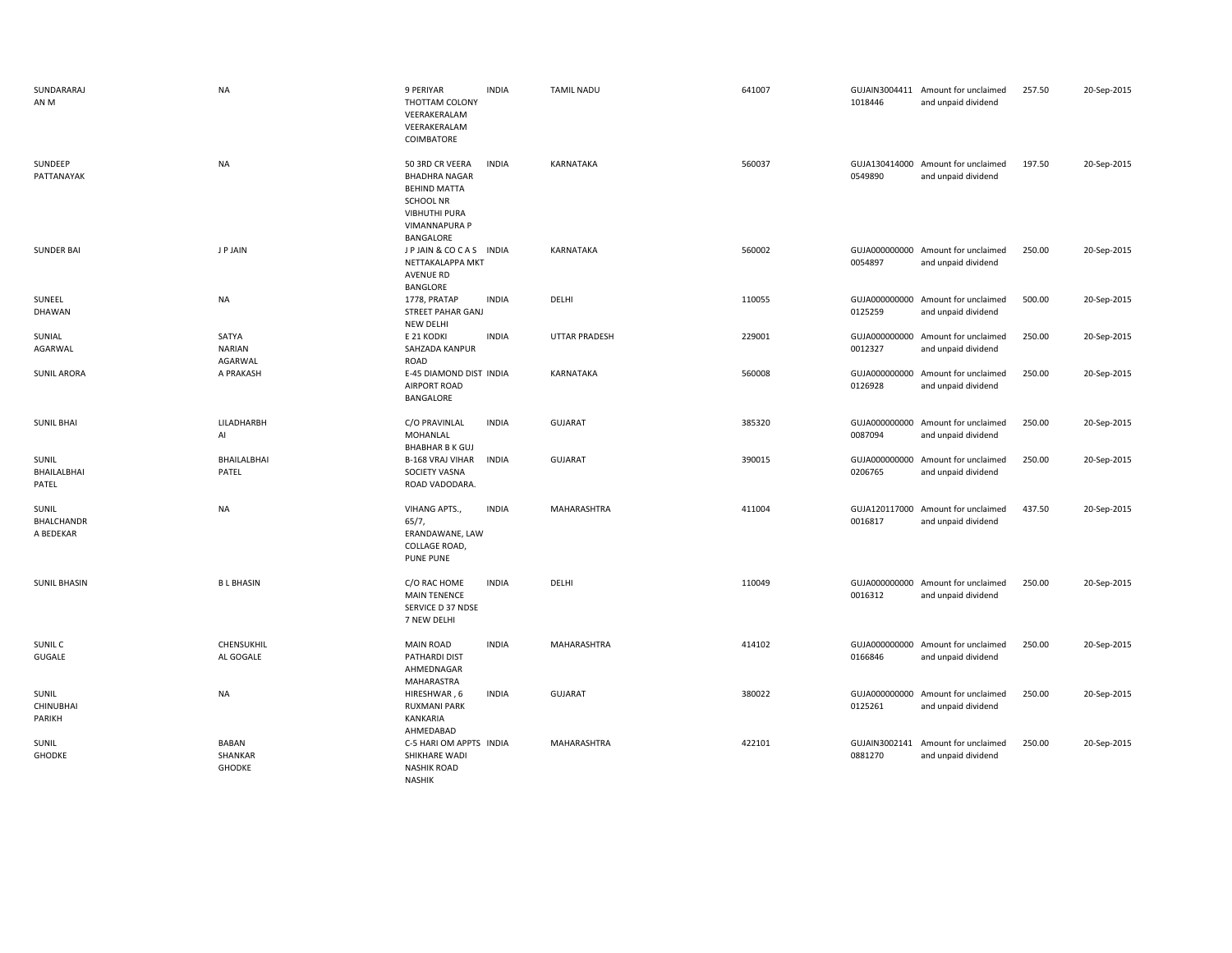| | | | | | | | | | |
|---|---|---|---|---|---|---|---|---|---|
| SUNDARARAJ AN M | NA | 9 PERIYAR THOTTAM COLONY VEERAKERALAM VEERAKERALAM COIMBATORE | INDIA | TAMIL NADU | 641007 | GUJAIN3004411 1018446 | Amount for unclaimed and unpaid dividend | 257.50 | 20-Sep-2015 |
| SUNDEEP PATTANAYAK | NA | 50 3RD CR VEERA BHADHRA NAGAR BEHIND MATTA SCHOOL NR VIBHUTHI PURA VIMANNAPURA P BANGALORE | INDIA | KARNATAKA | 560037 | GUJA130414000 0549890 | Amount for unclaimed and unpaid dividend | 197.50 | 20-Sep-2015 |
| SUNDER BAI | J P JAIN | J P JAIN & CO C A S NETTAKALAPPA MKT AVENUE RD BANGLORE | INDIA | KARNATAKA | 560002 | GUJA000000000 0054897 | Amount for unclaimed and unpaid dividend | 250.00 | 20-Sep-2015 |
| SUNEEL DHAWAN | NA | 1778, PRATAP STREET PAHAR GANJ NEW DELHI | INDIA | DELHI | 110055 | GUJA000000000 0125259 | Amount for unclaimed and unpaid dividend | 500.00 | 20-Sep-2015 |
| SUNIAL AGARWAL | SATYA NARIAN AGARWAL | E 21 KODKI SAHZADA KANPUR ROAD | INDIA | UTTAR PRADESH | 229001 | GUJA000000000 0012327 | Amount for unclaimed and unpaid dividend | 250.00 | 20-Sep-2015 |
| SUNIL ARORA | A PRAKASH | E-45 DIAMOND DIST AIRPORT ROAD BANGALORE | INDIA | KARNATAKA | 560008 | GUJA000000000 0126928 | Amount for unclaimed and unpaid dividend | 250.00 | 20-Sep-2015 |
| SUNIL BHAI | LILADHARBH AI | C/O PRAVINLAL MOHANLAL BHABHAR B K GUJ | INDIA | GUJARAT | 385320 | GUJA000000000 0087094 | Amount for unclaimed and unpaid dividend | 250.00 | 20-Sep-2015 |
| SUNIL BHAILALBHAI PATEL | BHAILALBHAI PATEL | B-168 VRAJ VIHAR SOCIETY VASNA ROAD VADODARA. | INDIA | GUJARAT | 390015 | GUJA000000000 0206765 | Amount for unclaimed and unpaid dividend | 250.00 | 20-Sep-2015 |
| SUNIL BHALCHANDR A BEDEKAR | NA | VIHANG APTS., 65/7, ERANDAWANE, LAW COLLAGE ROAD, PUNE PUNE | INDIA | MAHARASHTRA | 411004 | GUJA120117000 0016817 | Amount for unclaimed and unpaid dividend | 437.50 | 20-Sep-2015 |
| SUNIL BHASIN | B L BHASIN | C/O RAC HOME MAIN TENENCE SERVICE D 37 NDSE 7 NEW DELHI | INDIA | DELHI | 110049 | GUJA000000000 0016312 | Amount for unclaimed and unpaid dividend | 250.00 | 20-Sep-2015 |
| SUNIL C GUGALE | CHENSUKHIL AL GOGALE | MAIN ROAD PATHARDI DIST AHMEDNAGAR MAHARASTRA | INDIA | MAHARASHTRA | 414102 | GUJA000000000 0166846 | Amount for unclaimed and unpaid dividend | 250.00 | 20-Sep-2015 |
| SUNIL CHINUBHAI PARIKH | NA | HIRESHWAR , 6 RUXMANI PARK KANKARIA AHMEDABAD | INDIA | GUJARAT | 380022 | GUJA000000000 0125261 | Amount for unclaimed and unpaid dividend | 250.00 | 20-Sep-2015 |
| SUNIL GHODKE | BABAN SHANKAR GHODKE | C-5 HARI OM APPTS SHIKHARE WADI NASHIK ROAD NASHIK | INDIA | MAHARASHTRA | 422101 | GUJAIN3002141 0881270 | Amount for unclaimed and unpaid dividend | 250.00 | 20-Sep-2015 |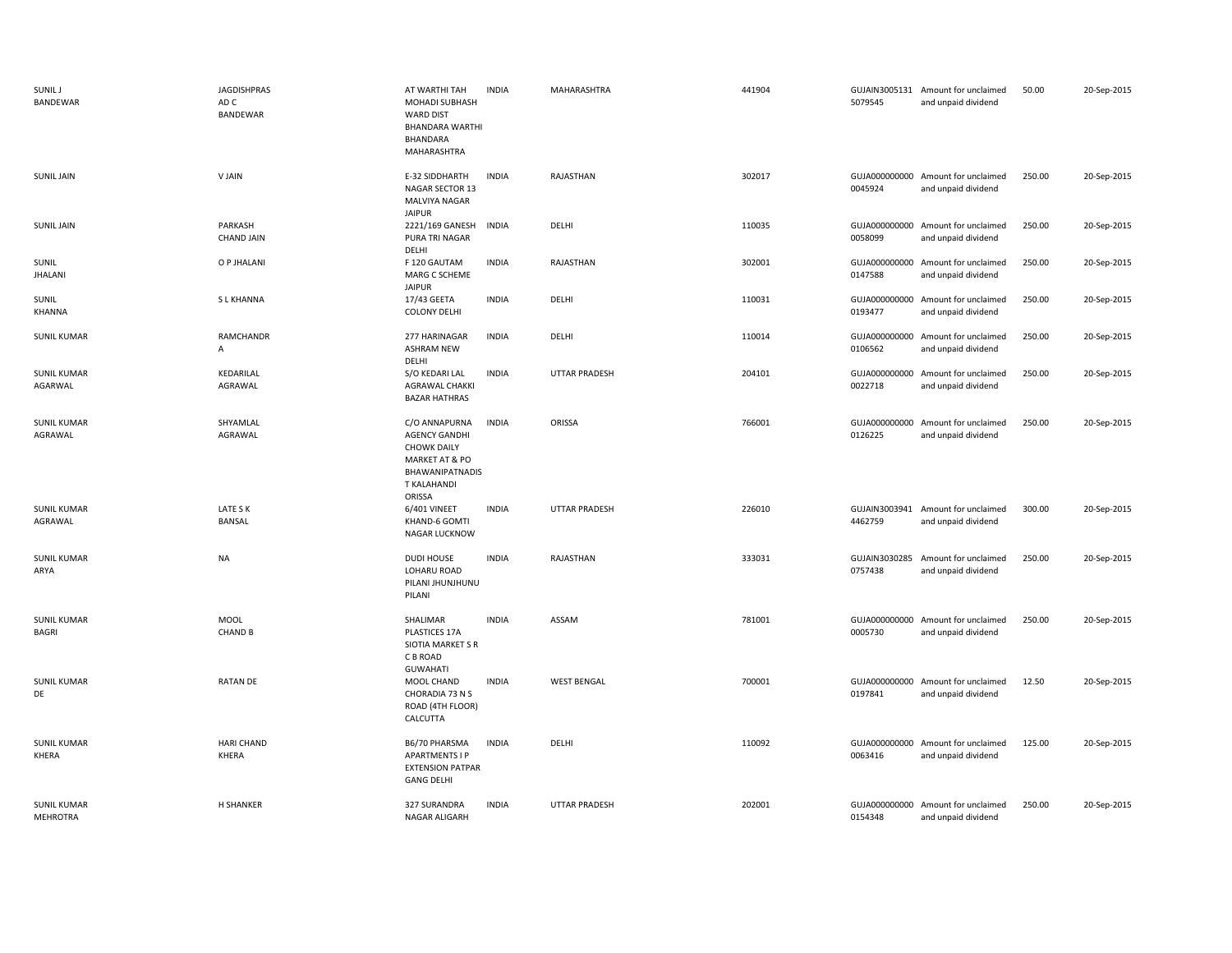| | | | | | | | | | |
|---|---|---|---|---|---|---|---|---|---|
| SUNIL J BANDEWAR | JAGDISHPRAS AD C BANDEWAR | AT WARTHI TAH MOHADI SUBHASH WARD DIST BHANDARA WARTHI BHANDARA MAHARASHTRA | INDIA | MAHARASHTRA | 441904 | GUJAIN3005131 5079545 | Amount for unclaimed and unpaid dividend | 50.00 | 20-Sep-2015 |
| SUNIL JAIN | V JAIN | E-32 SIDDHARTH NAGAR SECTOR 13 MALVIYA NAGAR JAIPUR | INDIA | RAJASTHAN | 302017 | GUJA000000000 0045924 | Amount for unclaimed and unpaid dividend | 250.00 | 20-Sep-2015 |
| SUNIL JAIN | PARKASH CHAND JAIN | 2221/169 GANESH PURA TRI NAGAR DELHI | INDIA | DELHI | 110035 | GUJA000000000 0058099 | Amount for unclaimed and unpaid dividend | 250.00 | 20-Sep-2015 |
| SUNIL JHALANI | O P JHALANI | F 120 GAUTAM MARG C SCHEME JAIPUR | INDIA | RAJASTHAN | 302001 | GUJA000000000 0147588 | Amount for unclaimed and unpaid dividend | 250.00 | 20-Sep-2015 |
| SUNIL KHANNA | S L KHANNA | 17/43 GEETA COLONY DELHI | INDIA | DELHI | 110031 | GUJA000000000 0193477 | Amount for unclaimed and unpaid dividend | 250.00 | 20-Sep-2015 |
| SUNIL KUMAR | RAMCHANDR A | 277 HARINAGAR ASHRAM NEW DELHI | INDIA | DELHI | 110014 | GUJA000000000 0106562 | Amount for unclaimed and unpaid dividend | 250.00 | 20-Sep-2015 |
| SUNIL KUMAR AGARWAL | KEDARILAL AGRAWAL | S/O KEDARI LAL AGRAWAL CHAKKI BAZAR HATHRAS | INDIA | UTTAR PRADESH | 204101 | GUJA000000000 0022718 | Amount for unclaimed and unpaid dividend | 250.00 | 20-Sep-2015 |
| SUNIL KUMAR AGRAWAL | SHYAMLAL AGRAWAL | C/O ANNAPURNA AGENCY GANDHI CHOWK DAILY MARKET AT & PO BHAWANIPATNADIS T KALAHANDI ORISSA | INDIA | ORISSA | 766001 | GUJA000000000 0126225 | Amount for unclaimed and unpaid dividend | 250.00 | 20-Sep-2015 |
| SUNIL KUMAR AGRAWAL | LATE S K BANSAL | 6/401 VINEET KHAND-6 GOMTI NAGAR LUCKNOW | INDIA | UTTAR PRADESH | 226010 | GUJAIN3003941 4462759 | Amount for unclaimed and unpaid dividend | 300.00 | 20-Sep-2015 |
| SUNIL KUMAR ARYA | NA | DUDI HOUSE LOHARU ROAD PILANI JHUNJHUNU PILANI | INDIA | RAJASTHAN | 333031 | GUJAIN3030285 0757438 | Amount for unclaimed and unpaid dividend | 250.00 | 20-Sep-2015 |
| SUNIL KUMAR BAGRI | MOOL CHAND B | SHALIMAR PLASTICES 17A SIOTIA MARKET S R C B ROAD GUWAHATI | INDIA | ASSAM | 781001 | GUJA000000000 0005730 | Amount for unclaimed and unpaid dividend | 250.00 | 20-Sep-2015 |
| SUNIL KUMAR DE | RATAN DE | MOOL CHAND CHORADIA 73 N S ROAD (4TH FLOOR) CALCUTTA | INDIA | WEST BENGAL | 700001 | GUJA000000000 0197841 | Amount for unclaimed and unpaid dividend | 12.50 | 20-Sep-2015 |
| SUNIL KUMAR KHERA | HARI CHAND KHERA | B6/70 PHARSMA APARTMENTS I P EXTENSION PATPAR GANG DELHI | INDIA | DELHI | 110092 | GUJA000000000 0063416 | Amount for unclaimed and unpaid dividend | 125.00 | 20-Sep-2015 |
| SUNIL KUMAR MEHROTRA | H SHANKER | 327 SURANDRA NAGAR ALIGARH | INDIA | UTTAR PRADESH | 202001 | GUJA000000000 0154348 | Amount for unclaimed and unpaid dividend | 250.00 | 20-Sep-2015 |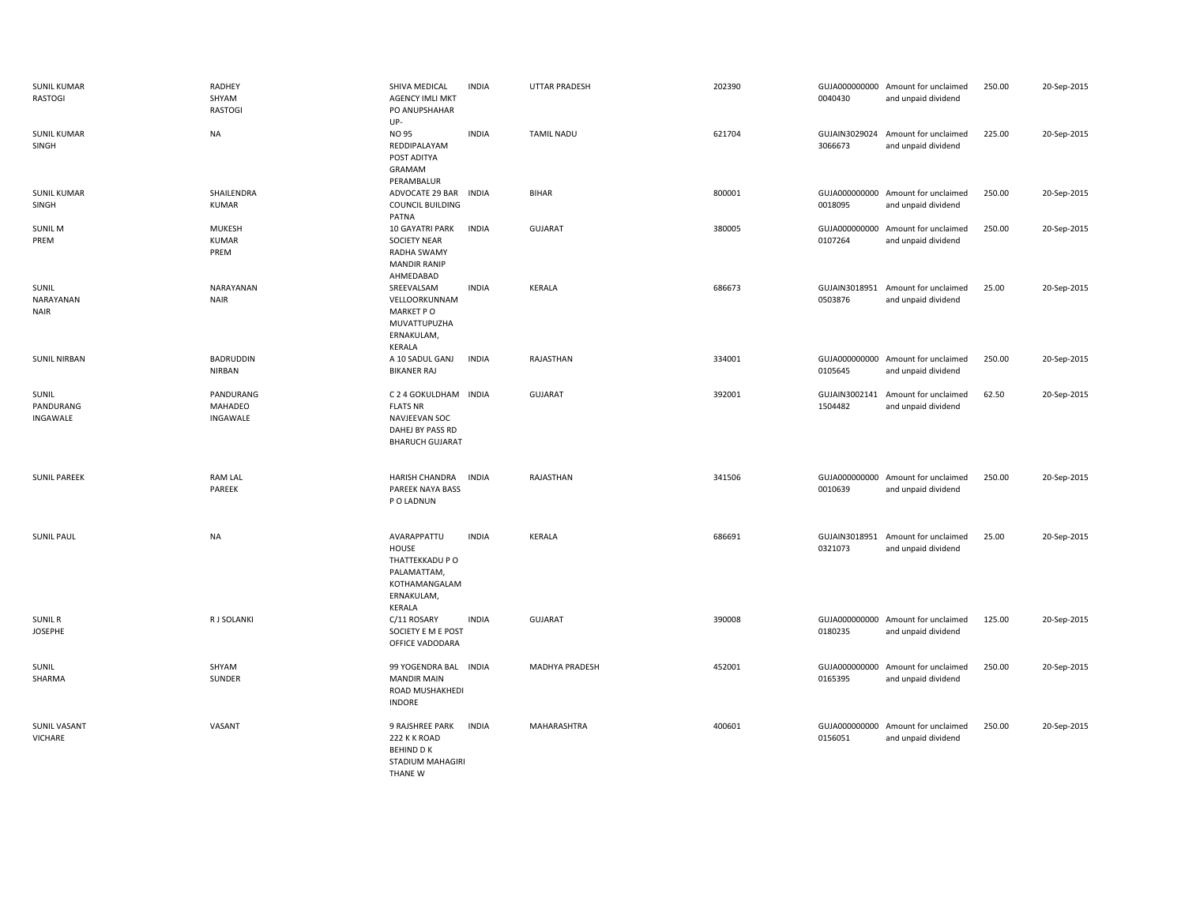| | | | | | | | | | |
|---|---|---|---|---|---|---|---|---|---|
| SUNIL KUMAR RASTOGI | RADHEY SHYAM RASTOGI | SHIVA MEDICAL AGENCY IMLI MKT PO ANUPSHAHAR UP- | INDIA | UTTAR PRADESH | 202390 | GUJA0000000000040430 | Amount for unclaimed and unpaid dividend | 250.00 | 20-Sep-2015 |
| SUNIL KUMAR SINGH | NA | NO 95 REDDIPALAYAM POST ADITYA GRAMAM PERAMBALUR | INDIA | TAMIL NADU | 621704 | GUJAIN30290243066673 | Amount for unclaimed and unpaid dividend | 225.00 | 20-Sep-2015 |
| SUNIL KUMAR SINGH | SHAILENDRA KUMAR | ADVOCATE 29 BAR COUNCIL BUILDING PATNA | INDIA | BIHAR | 800001 | GUJA0000000000018095 | Amount for unclaimed and unpaid dividend | 250.00 | 20-Sep-2015 |
| SUNIL M PREM | MUKESH KUMAR PREM | 10 GAYATRI PARK SOCIETY NEAR RADHA SWAMY MANDIR RANIP AHMEDABAD | INDIA | GUJARAT | 380005 | GUJA0000000000107264 | Amount for unclaimed and unpaid dividend | 250.00 | 20-Sep-2015 |
| SUNIL NARAYANAN NAIR | NARAYANAN NAIR | SREEVALSAM VELLOORKUNNAM MARKET P O MUVATTUPUZHA ERNAKULAM, KERALA | INDIA | KERALA | 686673 | GUJAIN30189510503876 | Amount for unclaimed and unpaid dividend | 25.00 | 20-Sep-2015 |
| SUNIL NIRBAN | BADRUDDIN NIRBAN | A 10 SADUL GANJ BIKANER RAJ | INDIA | RAJASTHAN | 334001 | GUJA0000000000105645 | Amount for unclaimed and unpaid dividend | 250.00 | 20-Sep-2015 |
| SUNIL PANDURANG INGAWALE | PANDURANG MAHADEO INGAWALE | C 2 4 GOKULDHAM FLATS NR NAVJEEVAN SOC DAHEJ BY PASS RD BHARUCH GUJARAT | INDIA | GUJARAT | 392001 | GUJAIN30021411504482 | Amount for unclaimed and unpaid dividend | 62.50 | 20-Sep-2015 |
| SUNIL PAREEK | RAM LAL PAREEK | HARISH CHANDRA PAREEK NAYA BASS P O LADNUN | INDIA | RAJASTHAN | 341506 | GUJA0000000000010639 | Amount for unclaimed and unpaid dividend | 250.00 | 20-Sep-2015 |
| SUNIL PAUL | NA | AVARAPPATTU HOUSE THATTEKKADU P O PALAMATTAM, KOTHAMANGALAM ERNAKULAM, KERALA | INDIA | KERALA | 686691 | GUJAIN30189510321073 | Amount for unclaimed and unpaid dividend | 25.00 | 20-Sep-2015 |
| SUNIL R JOSEPHE | R J SOLANKI | C/11 ROSARY SOCIETY E M E POST OFFICE VADODARA | INDIA | GUJARAT | 390008 | GUJA0000000000180235 | Amount for unclaimed and unpaid dividend | 125.00 | 20-Sep-2015 |
| SUNIL SHARMA | SHYAM SUNDER | 99 YOGENDRA BAL MANDIR MAIN ROAD MUSHAKHEDI INDORE | INDIA | MADHYA PRADESH | 452001 | GUJA0000000000165395 | Amount for unclaimed and unpaid dividend | 250.00 | 20-Sep-2015 |
| SUNIL VASANT VICHARE | VASANT | 9 RAJSHREE PARK 222 K K ROAD BEHIND D K STADIUM MAHAGIRI THANE W | INDIA | MAHARASHTRA | 400601 | GUJA0000000000156051 | Amount for unclaimed and unpaid dividend | 250.00 | 20-Sep-2015 |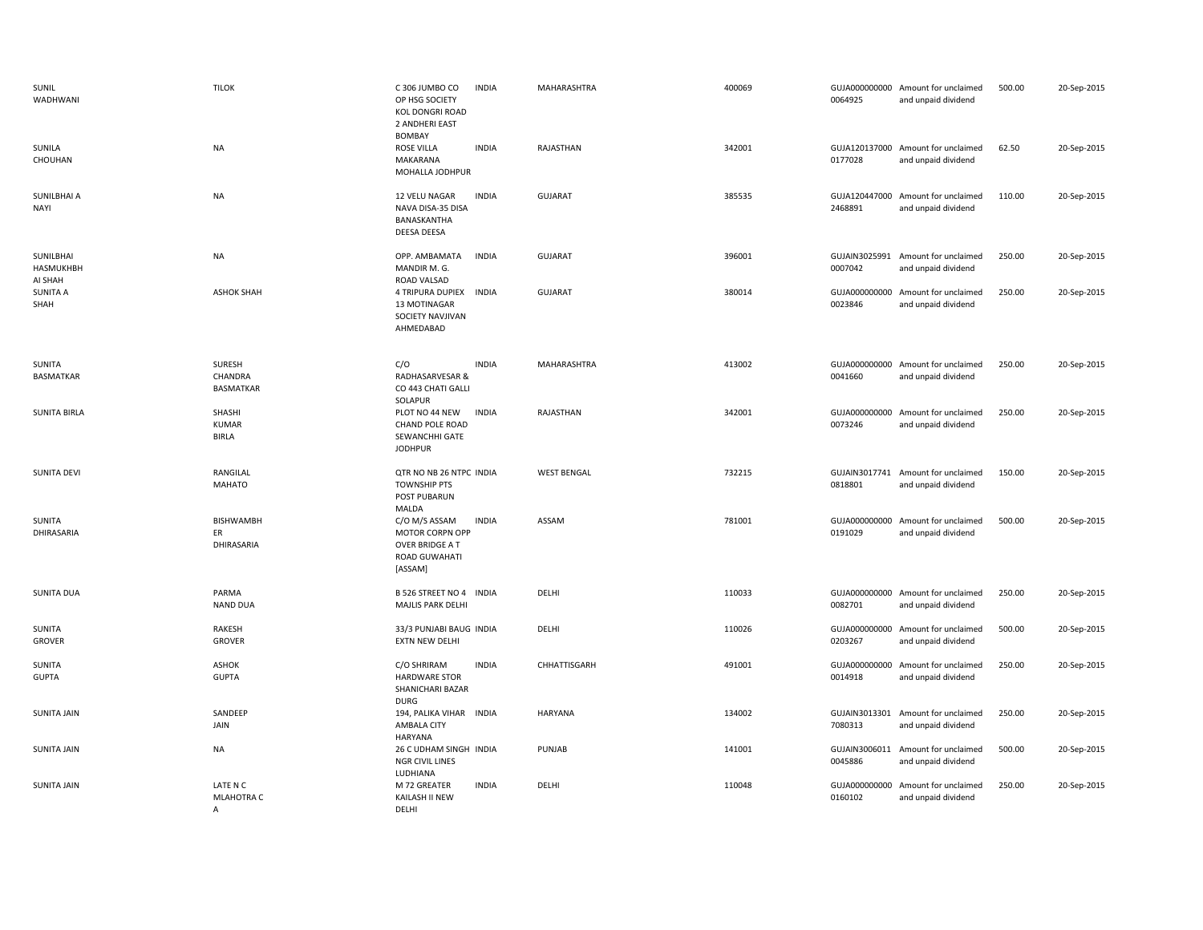| | | | | | | | | | |
|---|---|---|---|---|---|---|---|---|---|
| SUNIL WADHWANI | TILOK | C 306 JUMBO CO OP HSG SOCIETY KOL DONGRI ROAD 2 ANDHERI EAST BOMBAY | INDIA | MAHARASHTRA | 400069 | GUJA000000000 0064925 | Amount for unclaimed and unpaid dividend | 500.00 | 20-Sep-2015 |
| SUNILA CHOUHAN | NA | ROSE VILLA MAKARANA MOHALLA JODHPUR | INDIA | RAJASTHAN | 342001 | GUJA120137000 0177028 | Amount for unclaimed and unpaid dividend | 62.50 | 20-Sep-2015 |
| SUNILBHAI A NAYI | NA | 12 VELU NAGAR NAVA DISA-35 DISA BANASKANTHA DEESA DEESA | INDIA | GUJARAT | 385535 | GUJA120447000 2468891 | Amount for unclaimed and unpaid dividend | 110.00 | 20-Sep-2015 |
| SUNILBHAI HASMUKHBH AI SHAH | NA | OPP. AMBAMATA MANDIR M. G. ROAD VALSAD | INDIA | GUJARAT | 396001 | GUJAIN3025991 0007042 | Amount for unclaimed and unpaid dividend | 250.00 | 20-Sep-2015 |
| SUNITA A SHAH | ASHOK SHAH | 4 TRIPURA DUPIEX 13 MOTINAGAR SOCIETY NAVJIVAN AHMEDABAD | INDIA | GUJARAT | 380014 | GUJA000000000 0023846 | Amount for unclaimed and unpaid dividend | 250.00 | 20-Sep-2015 |
| SUNITA BASMATKAR | SURESH CHANDRA BASMATKAR | C/O RADHASARVESAR & CO 443 CHATI GALLI SOLAPUR | INDIA | MAHARASHTRA | 413002 | GUJA000000000 0041660 | Amount for unclaimed and unpaid dividend | 250.00 | 20-Sep-2015 |
| SUNITA BIRLA | SHASHI KUMAR BIRLA | PLOT NO 44 NEW CHAND POLE ROAD SEWANCHHI GATE JODHPUR | INDIA | RAJASTHAN | 342001 | GUJA000000000 0073246 | Amount for unclaimed and unpaid dividend | 250.00 | 20-Sep-2015 |
| SUNITA DEVI | RANGILAL MAHATO | QTR NO NB 26 NTPC TOWNSHIP PTS POST PUBARUN MALDA | INDIA | WEST BENGAL | 732215 | GUJAIN3017741 0818801 | Amount for unclaimed and unpaid dividend | 150.00 | 20-Sep-2015 |
| SUNITA DHIRASARIA | BISHWAMBH ER DHIRASARIA | C/O M/S ASSAM MOTOR CORPN OPP OVER BRIDGE A T ROAD GUWAHATI [ASSAM] | INDIA | ASSAM | 781001 | GUJA000000000 0191029 | Amount for unclaimed and unpaid dividend | 500.00 | 20-Sep-2015 |
| SUNITA DUA | PARMA NAND DUA | B 526 STREET NO 4 MAJLIS PARK DELHI | INDIA | DELHI | 110033 | GUJA000000000 0082701 | Amount for unclaimed and unpaid dividend | 250.00 | 20-Sep-2015 |
| SUNITA GROVER | RAKESH GROVER | 33/3 PUNJABI BAUG EXTN NEW DELHI | INDIA | DELHI | 110026 | GUJA000000000 0203267 | Amount for unclaimed and unpaid dividend | 500.00 | 20-Sep-2015 |
| SUNITA GUPTA | ASHOK GUPTA | C/O SHRIRAM HARDWARE STOR SHANICHARI BAZAR DURG | INDIA | CHHATTISGARH | 491001 | GUJA000000000 0014918 | Amount for unclaimed and unpaid dividend | 250.00 | 20-Sep-2015 |
| SUNITA JAIN | SANDEEP JAIN | 194, PALIKA VIHAR AMBALA CITY HARYANA | INDIA | HARYANA | 134002 | GUJAIN3013301 7080313 | Amount for unclaimed and unpaid dividend | 250.00 | 20-Sep-2015 |
| SUNITA JAIN | NA | 26 C UDHAM SINGH NGR CIVIL LINES LUDHIANA | INDIA | PUNJAB | 141001 | GUJAIN3006011 0045886 | Amount for unclaimed and unpaid dividend | 500.00 | 20-Sep-2015 |
| SUNITA JAIN | LATE N C MLAHOTRA C A | M 72 GREATER KAILASH II NEW DELHI | INDIA | DELHI | 110048 | GUJA000000000 0160102 | Amount for unclaimed and unpaid dividend | 250.00 | 20-Sep-2015 |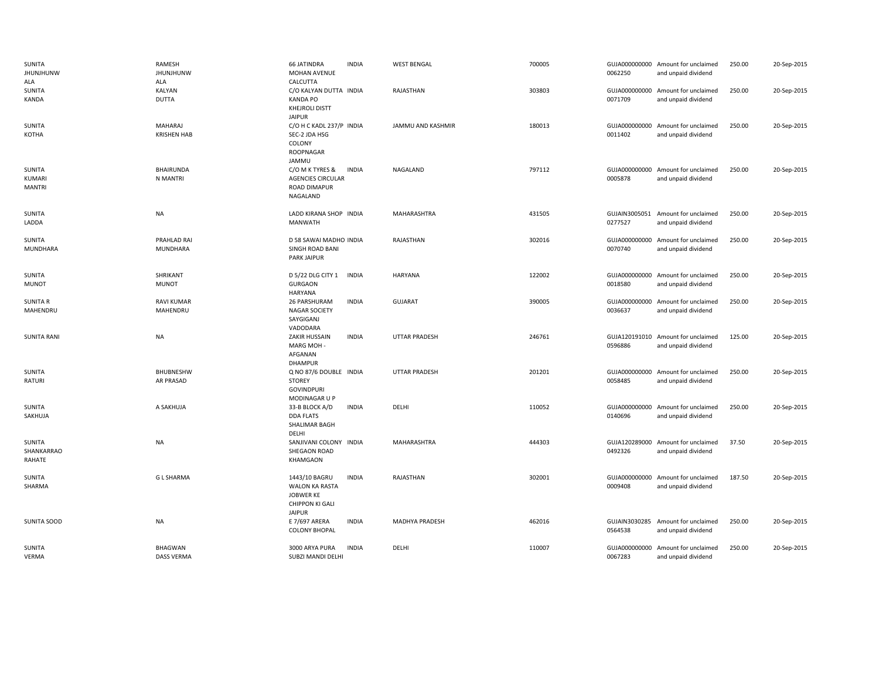| | | | | | | | | | |
|---|---|---|---|---|---|---|---|---|---|
| SUNITA JHUNJHUNW ALA | RAMESH JHUNJHUNW ALA | 66 JATINDRA MOHAN AVENUE CALCUTTA | INDIA | WEST BENGAL | 700005 | GUJA000000000 0062250 | Amount for unclaimed and unpaid dividend | 250.00 | 20-Sep-2015 |
| SUNITA KANDA | KALYAN DUTTA | C/O KALYAN DUTTA KANDA PO KHEJROLI DISTT JAIPUR | INDIA | RAJASTHAN | 303803 | GUJA000000000 0071709 | Amount for unclaimed and unpaid dividend | 250.00 | 20-Sep-2015 |
| SUNITA KOTHA | MAHARAJ KRISHEN HAB | C/O H C KADL 237/P SEC-2 JDA HSG COLONY ROOPNAGAR JAMMU | INDIA | JAMMU AND KASHMIR | 180013 | GUJA000000000 0011402 | Amount for unclaimed and unpaid dividend | 250.00 | 20-Sep-2015 |
| SUNITA KUMARI MANTRI | BHAIRUNDA N MANTRI | C/O M K TYRES & AGENCIES CIRCULAR ROAD DIMAPUR NAGALAND | INDIA | NAGALAND | 797112 | GUJA000000000 0005878 | Amount for unclaimed and unpaid dividend | 250.00 | 20-Sep-2015 |
| SUNITA LADDA | NA | LADD KIRANA SHOP MANWATH | INDIA | MAHARASHTRA | 431505 | GUJAIN3005051 0277527 | Amount for unclaimed and unpaid dividend | 250.00 | 20-Sep-2015 |
| SUNITA MUNDHARA | PRAHLAD RAI MUNDHARA | D 58 SAWAI MADHO SINGH ROAD BANI PARK JAIPUR | INDIA | RAJASTHAN | 302016 | GUJA000000000 0070740 | Amount for unclaimed and unpaid dividend | 250.00 | 20-Sep-2015 |
| SUNITA MUNOT | SHRIKANT MUNOT | D 5/22 DLG CITY 1 GURGAON HARYANA | INDIA | HARYANA | 122002 | GUJA000000000 0018580 | Amount for unclaimed and unpaid dividend | 250.00 | 20-Sep-2015 |
| SUNITA R MAHENDRU | RAVI KUMAR MAHENDRU | 26 PARSHURAM NAGAR SOCIETY SAYGIGANJ VADODARA | INDIA | GUJARAT | 390005 | GUJA000000000 0036637 | Amount for unclaimed and unpaid dividend | 250.00 | 20-Sep-2015 |
| SUNITA RANI | NA | ZAKIR HUSSAIN MARG MOH - AFGANAN DHAMPUR | INDIA | UTTAR PRADESH | 246761 | GUJA120191010 0596886 | Amount for unclaimed and unpaid dividend | 125.00 | 20-Sep-2015 |
| SUNITA RATURI | BHUBNESHW AR PRASAD | Q NO 87/6 DOUBLE STOREY GOVINDPURI MODINAGAR U P | INDIA | UTTAR PRADESH | 201201 | GUJA000000000 0058485 | Amount for unclaimed and unpaid dividend | 250.00 | 20-Sep-2015 |
| SUNITA SAKHUJA | A SAKHUJA | 33-B BLOCK A/D DDA FLATS SHALIMAR BAGH DELHI | INDIA | DELHI | 110052 | GUJA000000000 0140696 | Amount for unclaimed and unpaid dividend | 250.00 | 20-Sep-2015 |
| SUNITA SHANKARRAO RAHATE | NA | SANJIVANI COLONY SHEGAON ROAD KHAMGAON | INDIA | MAHARASHTRA | 444303 | GUJA120289000 0492326 | Amount for unclaimed and unpaid dividend | 37.50 | 20-Sep-2015 |
| SUNITA SHARMA | G L SHARMA | 1443/10 BAGRU WALON KA RASTA JOBWER KE CHIPPON KI GALI JAIPUR | INDIA | RAJASTHAN | 302001 | GUJA000000000 0009408 | Amount for unclaimed and unpaid dividend | 187.50 | 20-Sep-2015 |
| SUNITA SOOD | NA | E 7/697 ARERA COLONY BHOPAL | INDIA | MADHYA PRADESH | 462016 | GUJAIN3030285 0564538 | Amount for unclaimed and unpaid dividend | 250.00 | 20-Sep-2015 |
| SUNITA VERMA | BHAGWAN DASS VERMA | 3000 ARYA PURA SUBZI MANDI DELHI | INDIA | DELHI | 110007 | GUJA000000000 0067283 | Amount for unclaimed and unpaid dividend | 250.00 | 20-Sep-2015 |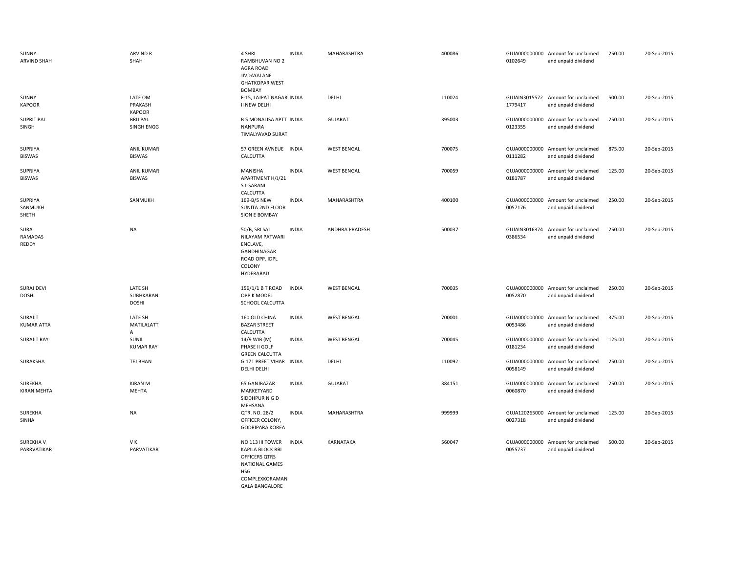| | | | | | | | | | |
|---|---|---|---|---|---|---|---|---|---|
| SUNNY ARVIND SHAH | ARVIND R SHAH | 4 SHRI RAMBHUVAN NO 2 AGRA ROAD JIVDAYALANE GHATKOPAR WEST BOMBAY | INDIA | MAHARASHTRA | 400086 | GUJA000000000 0102649 | Amount for unclaimed and unpaid dividend | 250.00 | 20-Sep-2015 |
| SUNNY KAPOOR | LATE OM PRAKASH KAPOOR | F-15, LAJPAT NAGAR-II NEW DELHI | INDIA | DELHI | 110024 | GUJAIN3015572 1779417 | Amount for unclaimed and unpaid dividend | 500.00 | 20-Sep-2015 |
| SUPRIT PAL SINGH | BRIJ PAL SINGH ENGG | B 5 MONALISA APTT NANPURA TIMALYAVAD SURAT | INDIA | GUJARAT | 395003 | GUJA000000000 0123355 | Amount for unclaimed and unpaid dividend | 250.00 | 20-Sep-2015 |
| SUPRIYA BISWAS | ANIL KUMAR BISWAS | 57 GREEN AVNEUE CALCUTTA | INDIA | WEST BENGAL | 700075 | GUJA000000000 0111282 | Amount for unclaimed and unpaid dividend | 875.00 | 20-Sep-2015 |
| SUPRIYA BISWAS | ANIL KUMAR BISWAS | MANISHA APARTMENT H/J/21 S L SARANI CALCUTTA | INDIA | WEST BENGAL | 700059 | GUJA000000000 0181787 | Amount for unclaimed and unpaid dividend | 125.00 | 20-Sep-2015 |
| SUPRIYA SANMUKH SHETH | SANMUKH | 169-B/5 NEW SUNITA 2ND FLOOR SION E BOMBAY | INDIA | MAHARASHTRA | 400100 | GUJA000000000 0057176 | Amount for unclaimed and unpaid dividend | 250.00 | 20-Sep-2015 |
| SURA RAMADAS REDDY | NA | 50/B, SRI SAI NILAYAM PATWARI ENCLAVE, GANDHINAGAR ROAD OPP. IDPL COLONY HYDERABAD | INDIA | ANDHRA PRADESH | 500037 | GUJAIN3016374 0386534 | Amount for unclaimed and unpaid dividend | 250.00 | 20-Sep-2015 |
| SURAJ DEVI DOSHI | LATE SH SUBHKARAN DOSHI | 156/1/1 B T ROAD OPP K MODEL SCHOOL CALCUTTA | INDIA | WEST BENGAL | 700035 | GUJA000000000 0052870 | Amount for unclaimed and unpaid dividend | 250.00 | 20-Sep-2015 |
| SURAJIT KUMAR ATTA | LATE SH MATILALATT A | 160 OLD CHINA BAZAR STREET CALCUTTA | INDIA | WEST BENGAL | 700001 | GUJA000000000 0053486 | Amount for unclaimed and unpaid dividend | 375.00 | 20-Sep-2015 |
| SURAJIT RAY | SUNIL KUMAR RAY | 14/9 WIB (M) PHASE II GOLF GREEN CALCUTTA | INDIA | WEST BENGAL | 700045 | GUJA000000000 0181234 | Amount for unclaimed and unpaid dividend | 125.00 | 20-Sep-2015 |
| SURAKSHA | TEJ BHAN | G 171 PREET VIHAR DELHI DELHI | INDIA | DELHI | 110092 | GUJA000000000 0058149 | Amount for unclaimed and unpaid dividend | 250.00 | 20-Sep-2015 |
| SUREKHA KIRAN MEHTA | KIRAN M MEHTA | 65 GANJBAZAR MARKETYARD SIDDHPUR N G D MEHSANA | INDIA | GUJARAT | 384151 | GUJA000000000 0060870 | Amount for unclaimed and unpaid dividend | 250.00 | 20-Sep-2015 |
| SUREKHA SINHA | NA | QTR. NO. 28/2 OFFICER COLONY, GODRIPARA KOREA | INDIA | MAHARASHTRA | 999999 | GUJA120265000 0027318 | Amount for unclaimed and unpaid dividend | 125.00 | 20-Sep-2015 |
| SUREKHA V PARRVATIKAR | V K PARVATIKAR | NO 113 III TOWER KAPILA BLOCK RBI OFFICERS QTRS NATIONAL GAMES HSG COMPLEXKORAMAN GALA BANGALORE | INDIA | KARNATAKA | 560047 | GUJA000000000 0055737 | Amount for unclaimed and unpaid dividend | 500.00 | 20-Sep-2015 |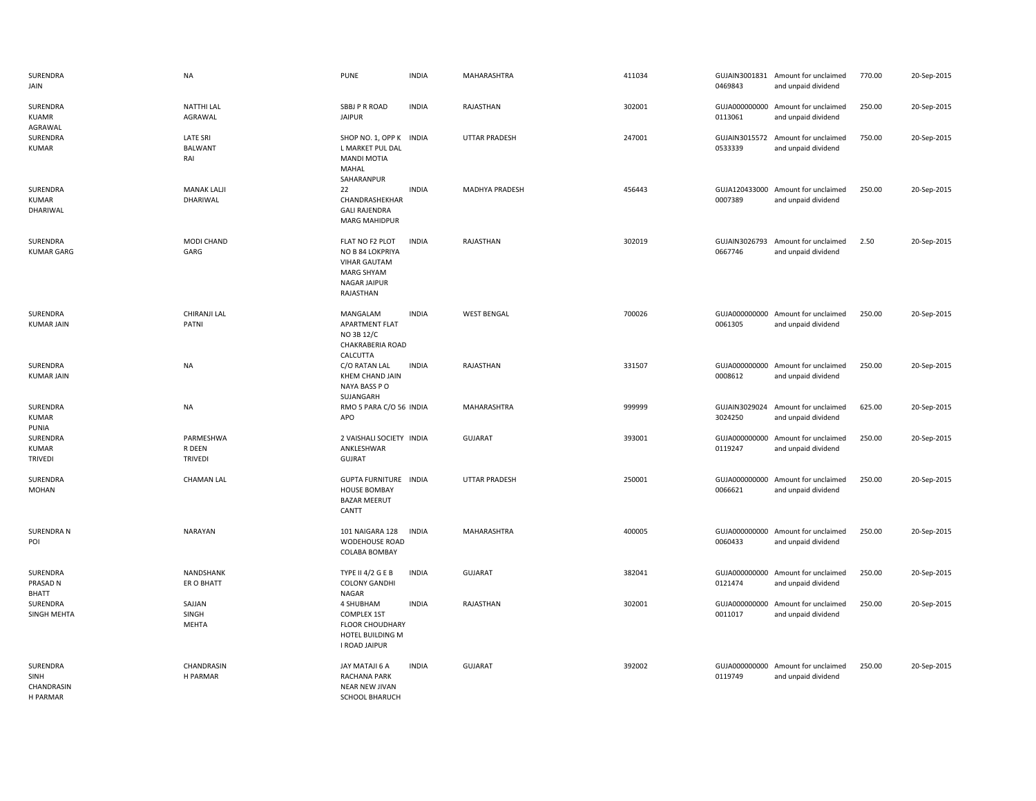| | | | | | | | | | |
|---|---|---|---|---|---|---|---|---|---|
| SURENDRA JAIN | NA | PUNE | INDIA | MAHARASHTRA | 411034 | GUJAIN30018310469843 | Amount for unclaimed and unpaid dividend | 770.00 | 20-Sep-2015 |
| SURENDRA KUAMR AGRAWAL | NATTHI LAL AGRAWAL | SBBJ P R ROAD JAIPUR | INDIA | RAJASTHAN | 302001 | GUJA0000000000113061 | Amount for unclaimed and unpaid dividend | 250.00 | 20-Sep-2015 |
| SURENDRA KUMAR | LATE SRI BALWANT RAI | SHOP NO. 1, OPP K L MARKET PUL DAL MANDI MOTIA MAHAL SAHARANPUR | INDIA | UTTAR PRADESH | 247001 | GUJAIN30155720533339 | Amount for unclaimed and unpaid dividend | 750.00 | 20-Sep-2015 |
| SURENDRA KUMAR DHARIWAL | MANAK LALJI DHARIWAL | 22 CHANDRASHEKHAR GALI RAJENDRA MARG MAHIDPUR | INDIA | MADHYA PRADESH | 456443 | GUJA1204330000007389 | Amount for unclaimed and unpaid dividend | 250.00 | 20-Sep-2015 |
| SURENDRA KUMAR GARG | MODI CHAND GARG | FLAT NO F2 PLOT NO B 84 LOKPRIYA VIHAR GAUTAM MARG SHYAM NAGAR JAIPUR RAJASTHAN | INDIA | RAJASTHAN | 302019 | GUJAIN30267930667746 | Amount for unclaimed and unpaid dividend | 2.50 | 20-Sep-2015 |
| SURENDRA KUMAR JAIN | CHIRANJI LAL PATNI | MANGALAM APARTMENT FLAT NO 3B 12/C CHAKRABERIA ROAD CALCUTTA | INDIA | WEST BENGAL | 700026 | GUJA0000000000061305 | Amount for unclaimed and unpaid dividend | 250.00 | 20-Sep-2015 |
| SURENDRA KUMAR JAIN | NA | C/O RATAN LAL KHEM CHAND JAIN NAYA BASS P O SUJANGARH | INDIA | RAJASTHAN | 331507 | GUJA0000000000008612 | Amount for unclaimed and unpaid dividend | 250.00 | 20-Sep-2015 |
| SURENDRA KUMAR PUNIA | NA | RMO 5 PARA C/O 56 APO | INDIA | MAHARASHTRA | 999999 | GUJAIN30290243024250 | Amount for unclaimed and unpaid dividend | 625.00 | 20-Sep-2015 |
| SURENDRA KUMAR TRIVEDI | PARMESHWA R DEEN TRIVEDI | 2 VAISHALI SOCIETY ANKLESHWAR GUJRAT | INDIA | GUJARAT | 393001 | GUJA0000000000119247 | Amount for unclaimed and unpaid dividend | 250.00 | 20-Sep-2015 |
| SURENDRA MOHAN | CHAMAN LAL | GUPTA FURNITURE HOUSE BOMBAY BAZAR MEERUT CANTT | INDIA | UTTAR PRADESH | 250001 | GUJA0000000000066621 | Amount for unclaimed and unpaid dividend | 250.00 | 20-Sep-2015 |
| SURENDRA N POI | NARAYAN | 101 NAIGARA 128 WODEHOUSE ROAD COLABA BOMBAY | INDIA | MAHARASHTRA | 400005 | GUJA0000000000060433 | Amount for unclaimed and unpaid dividend | 250.00 | 20-Sep-2015 |
| SURENDRA PRASAD N BHATT | NANDSHANK ER O BHATT | TYPE II 4/2 G E B COLONY GANDHI NAGAR | INDIA | GUJARAT | 382041 | GUJA0000000000121474 | Amount for unclaimed and unpaid dividend | 250.00 | 20-Sep-2015 |
| SURENDRA SINGH MEHTA | SAJJAN SINGH MEHTA | 4 SHUBHAM COMPLEX 1ST FLOOR CHOUDHARY HOTEL BUILDING M I ROAD JAIPUR | INDIA | RAJASTHAN | 302001 | GUJA0000000000011017 | Amount for unclaimed and unpaid dividend | 250.00 | 20-Sep-2015 |
| SURENDRA SINH CHANDRASIN H PARMAR | CHANDRASIN H PARMAR | JAY MATAJI 6 A RACHANA PARK NEAR NEW JIVAN SCHOOL BHARUCH | INDIA | GUJARAT | 392002 | GUJA0000000000119749 | Amount for unclaimed and unpaid dividend | 250.00 | 20-Sep-2015 |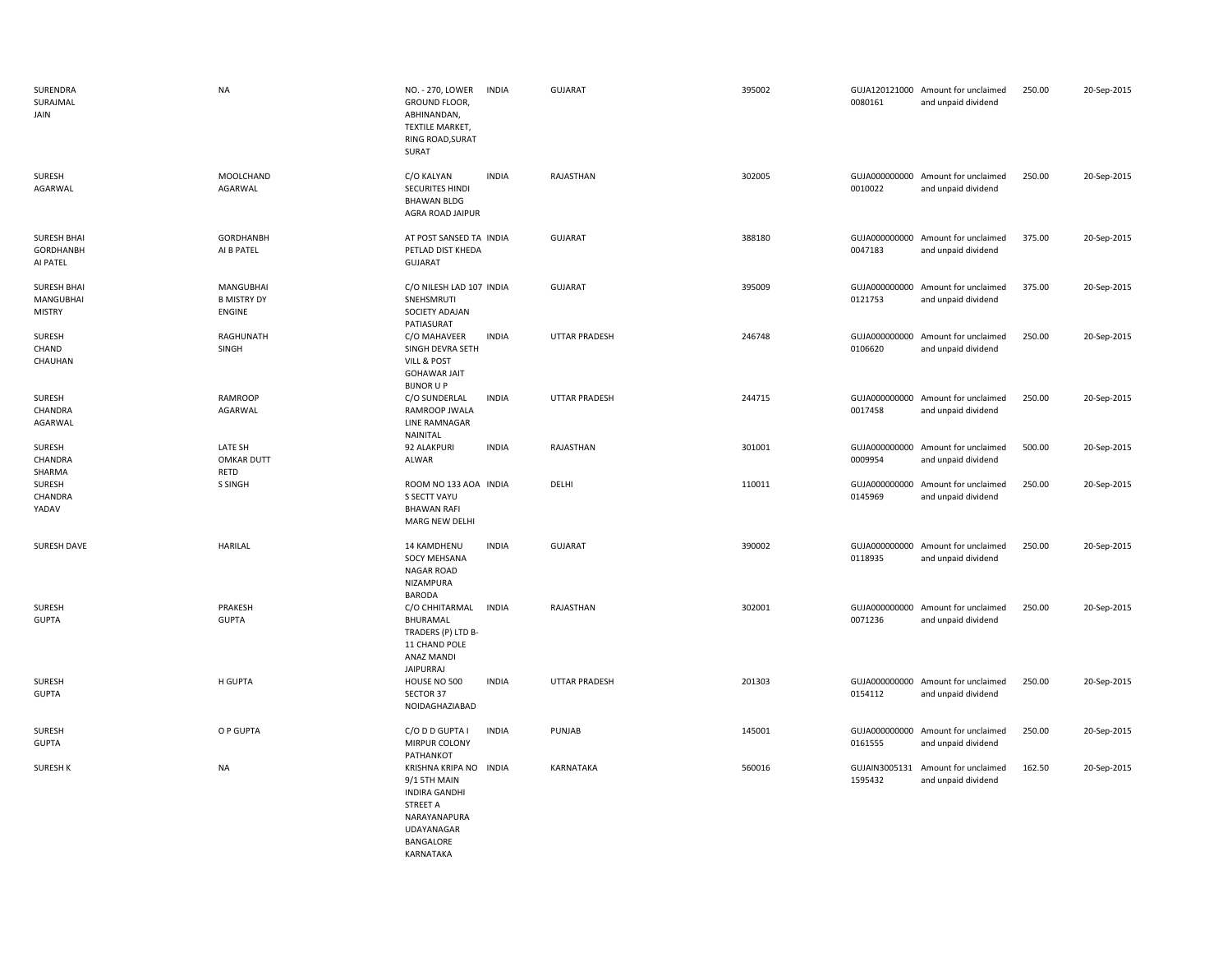| | | | | | | | | | |
|---|---|---|---|---|---|---|---|---|---|
| SURENDRA SURAJMAL JAIN | NA | NO. - 270, LOWER GROUND FLOOR, ABHINANDAN, TEXTILE MARKET, RING ROAD,SURAT SURAT | INDIA | GUJARAT | 395002 | GUJA120121000 0080161 | Amount for unclaimed and unpaid dividend | 250.00 | 20-Sep-2015 |
| SURESH AGARWAL | MOOLCHAND AGARWAL | C/O KALYAN SECURITES HINDI BHAWAN BLDG AGRA ROAD JAIPUR | INDIA | RAJASTHAN | 302005 | GUJA000000000 0010022 | Amount for unclaimed and unpaid dividend | 250.00 | 20-Sep-2015 |
| SURESH BHAI GORDHANBH AI PATEL | GORDHANBH AI B PATEL | AT POST SANSED TA PETLAD DIST KHEDA GUJARAT | INDIA | GUJARAT | 388180 | GUJA000000000 0047183 | Amount for unclaimed and unpaid dividend | 375.00 | 20-Sep-2015 |
| SURESH BHAI MANGUBHAI MISTRY | MANGUBHAI B MISTRY DY ENGINE | C/O NILESH LAD 107 SNEHSMRUTI SOCIETY ADAJAN PATIASURAT | INDIA | GUJARAT | 395009 | GUJA000000000 0121753 | Amount for unclaimed and unpaid dividend | 375.00 | 20-Sep-2015 |
| SURESH CHAND CHAUHAN | RAGHUNATH SINGH | C/O MAHAVEER SINGH DEVRA SETH VILL & POST GOHAWAR JAIT BIJNOR U P | INDIA | UTTAR PRADESH | 246748 | GUJA000000000 0106620 | Amount for unclaimed and unpaid dividend | 250.00 | 20-Sep-2015 |
| SURESH CHANDRA AGARWAL | RAMROOP AGARWAL | C/O SUNDERLAL RAMROOP JWALA LINE RAMNAGAR NAINITAL | INDIA | UTTAR PRADESH | 244715 | GUJA000000000 0017458 | Amount for unclaimed and unpaid dividend | 250.00 | 20-Sep-2015 |
| SURESH CHANDRA SHARMA | LATE SH OMKAR DUTT RETD | 92 ALAKPURI ALWAR | INDIA | RAJASTHAN | 301001 | GUJA000000000 0009954 | Amount for unclaimed and unpaid dividend | 500.00 | 20-Sep-2015 |
| SURESH CHANDRA YADAV | S SINGH | ROOM NO 133 AOA S SECTT VAYU BHAWAN RAFI MARG NEW DELHI | INDIA | DELHI | 110011 | GUJA000000000 0145969 | Amount for unclaimed and unpaid dividend | 250.00 | 20-Sep-2015 |
| SURESH DAVE | HARILAL | 14 KAMDHENU SOCY MEHSANA NAGAR ROAD NIZAMPURA BARODA | INDIA | GUJARAT | 390002 | GUJA000000000 0118935 | Amount for unclaimed and unpaid dividend | 250.00 | 20-Sep-2015 |
| SURESH GUPTA | PRAKESH GUPTA | C/O CHHITARMAL BHURAMAL TRADERS (P) LTD B-11 CHAND POLE ANAZ MANDI JAIPURRAJ | INDIA | RAJASTHAN | 302001 | GUJA000000000 0071236 | Amount for unclaimed and unpaid dividend | 250.00 | 20-Sep-2015 |
| SURESH GUPTA | H GUPTA | HOUSE NO 500 SECTOR 37 NOIDAGHAZIABAD | INDIA | UTTAR PRADESH | 201303 | GUJA000000000 0154112 | Amount for unclaimed and unpaid dividend | 250.00 | 20-Sep-2015 |
| SURESH GUPTA | O P GUPTA | C/O D D GUPTA I MIRPUR COLONY PATHANKOT | INDIA | PUNJAB | 145001 | GUJA000000000 0161555 | Amount for unclaimed and unpaid dividend | 250.00 | 20-Sep-2015 |
| SURESH K | NA | KRISHNA KRIPA NO 9/1 5TH MAIN INDIRA GANDHI STREET A NARAYANAPURA UDAYANAGAR BANGALORE KARNATAKA | INDIA | KARNATAKA | 560016 | GUJAIN3005131 1595432 | Amount for unclaimed and unpaid dividend | 162.50 | 20-Sep-2015 |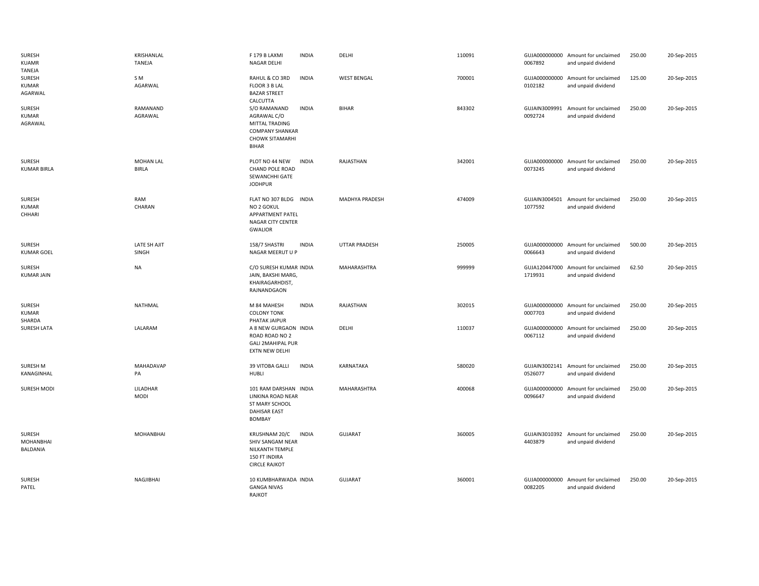| | | | | | | | | | |
|---|---|---|---|---|---|---|---|---|---|
| SURESH KUAMR TANEJA | KRISHANLAL TANEJA | F 179 B LAXMI NAGAR DELHI | INDIA | DELHI | 110091 | GUJA000000000 0067892 | Amount for unclaimed and unpaid dividend | 250.00 | 20-Sep-2015 |
| SURESH KUMAR AGARWAL | S M AGARWAL | RAHUL & CO 3RD FLOOR 3 B LAL BAZAR STREET CALCUTTA | INDIA | WEST BENGAL | 700001 | GUJA000000000 0102182 | Amount for unclaimed and unpaid dividend | 125.00 | 20-Sep-2015 |
| SURESH KUMAR AGRAWAL | RAMANAND AGRAWAL | S/O RAMANAND AGRAWAL C/O MITTAL TRADING COMPANY SHANKAR CHOWK SITAMARHI BIHAR | INDIA | BIHAR | 843302 | GUJAIN3009991 0092724 | Amount for unclaimed and unpaid dividend | 250.00 | 20-Sep-2015 |
| SURESH KUMAR BIRLA | MOHAN LAL BIRLA | PLOT NO 44 NEW CHAND POLE ROAD SEWANCHHI GATE JODHPUR | INDIA | RAJASTHAN | 342001 | GUJA000000000 0073245 | Amount for unclaimed and unpaid dividend | 250.00 | 20-Sep-2015 |
| SURESH KUMAR CHHARI | RAM CHARAN | FLAT NO 307 BLDG NO 2 GOKUL APPARTMENT PATEL NAGAR CITY CENTER GWALIOR | INDIA | MADHYA PRADESH | 474009 | GUJAIN3004501 1077592 | Amount for unclaimed and unpaid dividend | 250.00 | 20-Sep-2015 |
| SURESH KUMAR GOEL | LATE SH AJIT SINGH | 158/7 SHASTRI NAGAR MEERUT U P | INDIA | UTTAR PRADESH | 250005 | GUJA000000000 0066643 | Amount for unclaimed and unpaid dividend | 500.00 | 20-Sep-2015 |
| SURESH KUMAR JAIN | NA | C/O SURESH KUMAR JAIN, BAKSHI MARG, KHAIRAGARHDIST, RAJNANDGAON | INDIA | MAHARASHTRA | 999999 | GUJA120447000 1719931 | Amount for unclaimed and unpaid dividend | 62.50 | 20-Sep-2015 |
| SURESH KUMAR SHARDA | NATHMAL | M 84 MAHESH COLONY TONK PHATAK JAIPUR | INDIA | RAJASTHAN | 302015 | GUJA000000000 0007703 | Amount for unclaimed and unpaid dividend | 250.00 | 20-Sep-2015 |
| SURESH LATA | LALARAM | A 8 NEW GURGAON ROAD ROAD NO 2 GALI 2MAHIPAL PUR EXTN NEW DELHI | INDIA | DELHI | 110037 | GUJA000000000 0067112 | Amount for unclaimed and unpaid dividend | 250.00 | 20-Sep-2015 |
| SURESH M KANAGINHAL | MAHADAVAP PA | 39 VITOBA GALLI HUBLI | INDIA | KARNATAKA | 580020 | GUJAIN3002141 0526077 | Amount for unclaimed and unpaid dividend | 250.00 | 20-Sep-2015 |
| SURESH MODI | LILADHAR MODI | 101 RAM DARSHAN LINKINA ROAD NEAR ST MARY SCHOOL DAHISAR EAST BOMBAY | INDIA | MAHARASHTRA | 400068 | GUJA000000000 0096647 | Amount for unclaimed and unpaid dividend | 250.00 | 20-Sep-2015 |
| SURESH MOHANBHAI BALDANIA | MOHANBHAI | KRUSHNAM 20/C SHIV SANGAM NEAR NILKANTH TEMPLE 150 FT INDIRA CIRCLE RAJKOT | INDIA | GUJARAT | 360005 | GUJAIN3010392 4403879 | Amount for unclaimed and unpaid dividend | 250.00 | 20-Sep-2015 |
| SURESH PATEL | NAGJIBHAI | 10 KUMBHARWADA GANGA NIVAS RAJKOT | INDIA | GUJARAT | 360001 | GUJA000000000 0082205 | Amount for unclaimed and unpaid dividend | 250.00 | 20-Sep-2015 |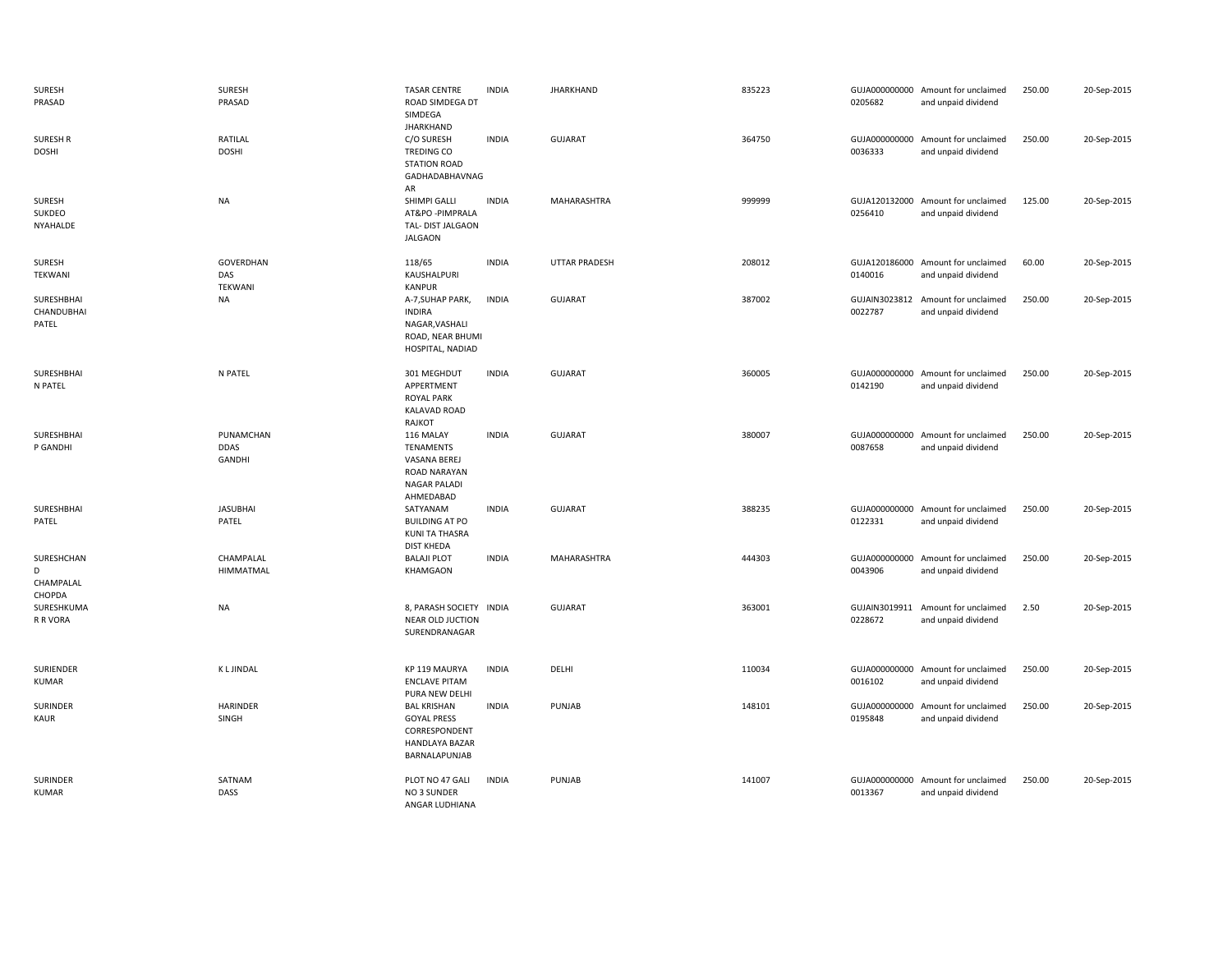| | | | | | | | | | |
|---|---|---|---|---|---|---|---|---|---|
| SURESH PRASAD | SURESH PRASAD | TASAR CENTRE ROAD SIMDEGA DT SIMDEGA JHARKHAND | INDIA | JHARKHAND | 835223 | GUJA000000000 0205682 | Amount for unclaimed and unpaid dividend | 250.00 | 20-Sep-2015 |
| SURESH R DOSHI | RATILAL DOSHI | C/O SURESH TREDING CO STATION ROAD GADHADABHAVNAG AR | INDIA | GUJARAT | 364750 | GUJA000000000 0036333 | Amount for unclaimed and unpaid dividend | 250.00 | 20-Sep-2015 |
| SURESH SUKDEO NYAHALDE | NA | SHIMPI GALLI AT&PO -PIMPRALA TAL- DIST JALGAON JALGAON | INDIA | MAHARASHTRA | 999999 | GUJA120132000 0256410 | Amount for unclaimed and unpaid dividend | 125.00 | 20-Sep-2015 |
| SURESH TEKWANI | GOVERDHAN DAS TEKWANI | 118/65 KAUSHALPURI KANPUR | INDIA | UTTAR PRADESH | 208012 | GUJA120186000 0140016 | Amount for unclaimed and unpaid dividend | 60.00 | 20-Sep-2015 |
| SURESHBHAI CHANDUBHAI PATEL | NA | A-7,SUHAP PARK, INDIRA NAGAR,VASHALI ROAD, NEAR BHUMI HOSPITAL, NADIAD | INDIA | GUJARAT | 387002 | GUJAIN3023812 0022787 | Amount for unclaimed and unpaid dividend | 250.00 | 20-Sep-2015 |
| SURESHBHAI N PATEL | N PATEL | 301 MEGHDUT APPERTMENT ROYAL PARK KALAVAD ROAD RAJKOT | INDIA | GUJARAT | 360005 | GUJA000000000 0142190 | Amount for unclaimed and unpaid dividend | 250.00 | 20-Sep-2015 |
| SURESHBHAI P GANDHI | PUNAMCHAN DDAS GANDHI | 116 MALAY TENAMENTS VASANA BEREJ ROAD NARAYAN NAGAR PALADI AHMEDABAD | INDIA | GUJARAT | 380007 | GUJA000000000 0087658 | Amount for unclaimed and unpaid dividend | 250.00 | 20-Sep-2015 |
| SURESHBHAI PATEL | JASUBHAI PATEL | SATYANAM BUILDING AT PO KUNI TA THASRA DIST KHEDA | INDIA | GUJARAT | 388235 | GUJA000000000 0122331 | Amount for unclaimed and unpaid dividend | 250.00 | 20-Sep-2015 |
| SURESHCHAN D CHAMPALAL CHOPDA | CHAMPALAL HIMMATMAL | BALAJI PLOT KHAMGAON | INDIA | MAHARASHTRA | 444303 | GUJA000000000 0043906 | Amount for unclaimed and unpaid dividend | 250.00 | 20-Sep-2015 |
| SURESHKUMA R R VORA | NA | 8, PARASH SOCIETY NEAR OLD JUCTION SURENDRANAGAR | INDIA | GUJARAT | 363001 | GUJAIN3019911 0228672 | Amount for unclaimed and unpaid dividend | 2.50 | 20-Sep-2015 |
| SURIENDER KUMAR | K L JINDAL | KP 119 MAURYA ENCLAVE PITAM PURA NEW DELHI | INDIA | DELHI | 110034 | GUJA000000000 0016102 | Amount for unclaimed and unpaid dividend | 250.00 | 20-Sep-2015 |
| SURINDER KAUR | HARINDER SINGH | BAL KRISHAN GOYAL PRESS CORRESPONDENT HANDLAYA BAZAR BARNALAPUNJAB | INDIA | PUNJAB | 148101 | GUJA000000000 0195848 | Amount for unclaimed and unpaid dividend | 250.00 | 20-Sep-2015 |
| SURINDER KUMAR | SATNAM DASS | PLOT NO 47 GALI NO 3 SUNDER ANGAR LUDHIANA | INDIA | PUNJAB | 141007 | GUJA000000000 0013367 | Amount for unclaimed and unpaid dividend | 250.00 | 20-Sep-2015 |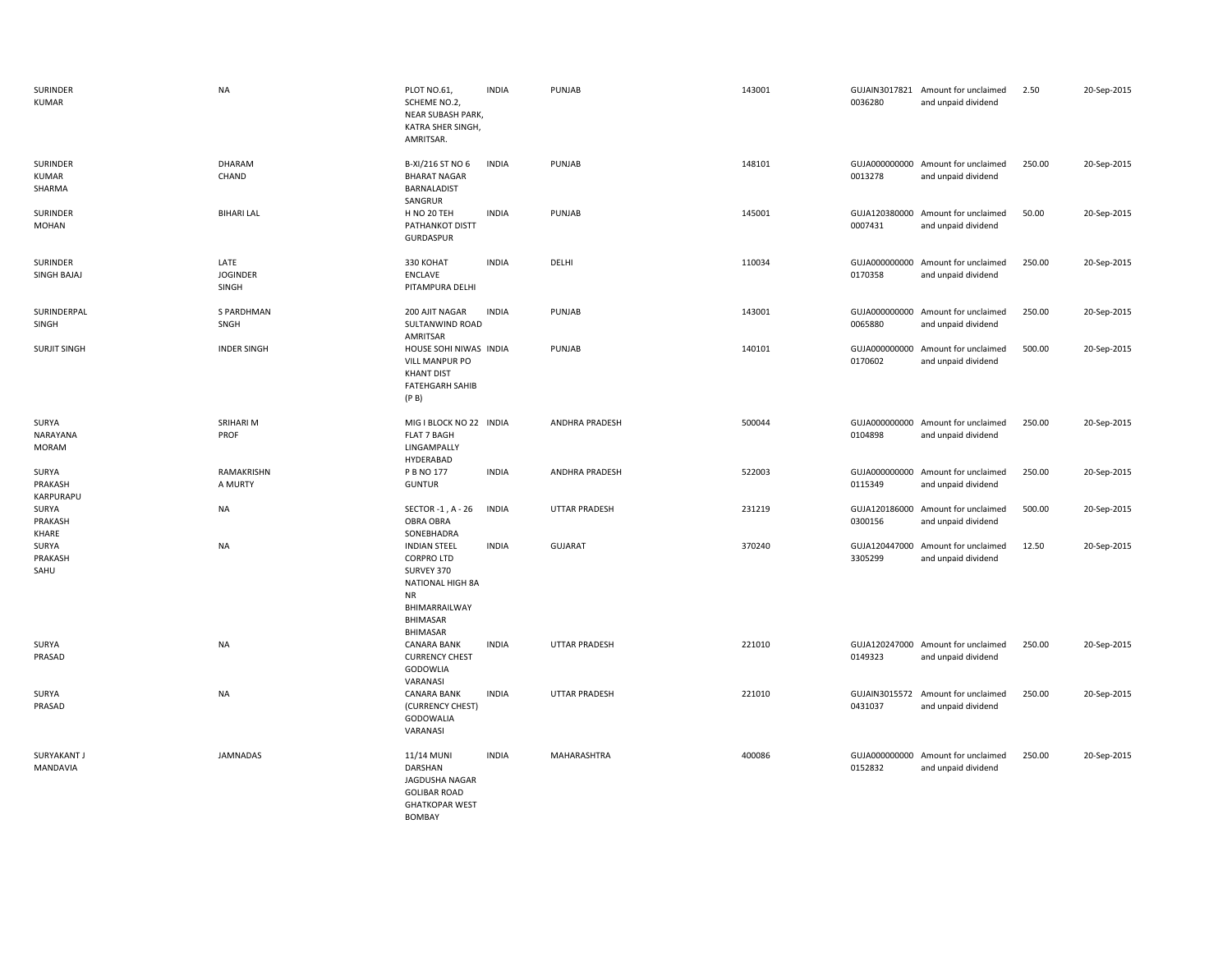| | | | | | | | | | |
|---|---|---|---|---|---|---|---|---|---|
| SURINDER KUMAR | NA | PLOT NO.61, SCHEME NO.2, NEAR SUBASH PARK, KATRA SHER SINGH, AMRITSAR. | INDIA | PUNJAB | 143001 | GUJAIN30178210036280 | Amount for unclaimed and unpaid dividend | 2.50 | 20-Sep-2015 |
| SURINDER KUMAR SHARMA | DHARAM CHAND | B-XI/216 ST NO 6 BHARAT NAGAR BARNALADIST SANGRUR | INDIA | PUNJAB | 148101 | GUJA0000000000013278 | Amount for unclaimed and unpaid dividend | 250.00 | 20-Sep-2015 |
| SURINDER MOHAN | BIHARI LAL | H NO 20 TEH PATHANKOT DISTT GURDASPUR | INDIA | PUNJAB | 145001 | GUJA1203800000007431 | Amount for unclaimed and unpaid dividend | 50.00 | 20-Sep-2015 |
| SURINDER SINGH BAJAJ | LATE JOGINDER SINGH | 330 KOHAT ENCLAVE PITAMPURA DELHI | INDIA | DELHI | 110034 | GUJA0000000000170358 | Amount for unclaimed and unpaid dividend | 250.00 | 20-Sep-2015 |
| SURINDERPAL SINGH | S PARDHMAN SNGH | 200 AJIT NAGAR SULTANWIND ROAD AMRITSAR | INDIA | PUNJAB | 143001 | GUJA0000000000065880 | Amount for unclaimed and unpaid dividend | 250.00 | 20-Sep-2015 |
| SURJIT SINGH | INDER SINGH | HOUSE SOHI NIWAS VILL MANPUR PO KHANT DIST FATEHGARH SAHIB (P B) | INDIA | PUNJAB | 140101 | GUJA0000000000170602 | Amount for unclaimed and unpaid dividend | 500.00 | 20-Sep-2015 |
| SURYA NARAYANA MORAM | SRIHARI M PROF | MIG I BLOCK NO 22 FLAT 7 BAGH LINGAMPALLY HYDERABAD | INDIA | ANDHRA PRADESH | 500044 | GUJA0000000000104898 | Amount for unclaimed and unpaid dividend | 250.00 | 20-Sep-2015 |
| SURYA PRAKASH KARPURAPU | RAMAKRISHN A MURTY | P B NO 177 GUNTUR | INDIA | ANDHRA PRADESH | 522003 | GUJA0000000000115349 | Amount for unclaimed and unpaid dividend | 250.00 | 20-Sep-2015 |
| SURYA PRAKASH KHARE | NA | SECTOR -1 , A - 26 OBRA OBRA SONEBHADRA | INDIA | UTTAR PRADESH | 231219 | GUJA1201860000300156 | Amount for unclaimed and unpaid dividend | 500.00 | 20-Sep-2015 |
| SURYA PRAKASH SAHU | NA | INDIAN STEEL CORPRO LTD SURVEY 370 NATIONAL HIGH 8A NR BHIMARRAILWAY BHIMASAR BHIMASAR | INDIA | GUJARAT | 370240 | GUJA1204470003305299 | Amount for unclaimed and unpaid dividend | 12.50 | 20-Sep-2015 |
| SURYA PRASAD | NA | CANARA BANK CURRENCY CHEST GODOWLIA VARANASI | INDIA | UTTAR PRADESH | 221010 | GUJA1202470000149323 | Amount for unclaimed and unpaid dividend | 250.00 | 20-Sep-2015 |
| SURYA PRASAD | NA | CANARA BANK (CURRENCY CHEST) GODOWALIA VARANASI | INDIA | UTTAR PRADESH | 221010 | GUJAIN30155720431037 | Amount for unclaimed and unpaid dividend | 250.00 | 20-Sep-2015 |
| SURYAKANT J MANDAVIA | JAMNADAS | 11/14 MUNI DARSHAN JAGDUSHA NAGAR GOLIBAR ROAD GHATKOPAR WEST BOMBAY | INDIA | MAHARASHTRA | 400086 | GUJA0000000000152832 | Amount for unclaimed and unpaid dividend | 250.00 | 20-Sep-2015 |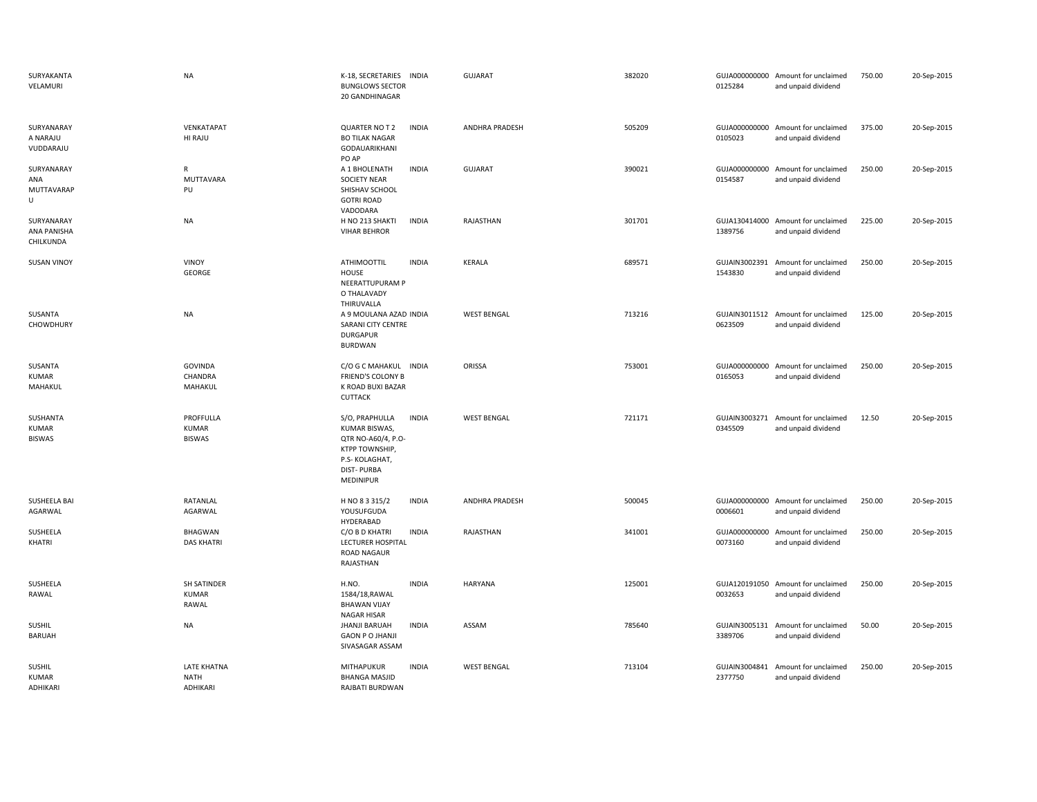| | | | | | | | | | |
|---|---|---|---|---|---|---|---|---|---|
| SURYAKANTA VELAMURI | NA | K-18, SECRETARIES BUNGLOWS SECTOR 20 GANDHINAGAR | INDIA | GUJARAT | 382020 | GUJA000000000 0125284 | Amount for unclaimed and unpaid dividend | 750.00 | 20-Sep-2015 |
| SURYANARAY A NARAJU VUDDARAJU | VENKATAPAT HI RAJU | QUARTER NO T 2 BO TILAK NAGAR GODAUARIKHANI PO AP | INDIA | ANDHRA PRADESH | 505209 | GUJA000000000 0105023 | Amount for unclaimed and unpaid dividend | 375.00 | 20-Sep-2015 |
| SURYANARAY ANA MUTTAVARAP U | R MUTTAVARA PU | A 1 BHOLENATH SOCIETY NEAR SHISHAV SCHOOL GOTRI ROAD VADODARA | INDIA | GUJARAT | 390021 | GUJA000000000 0154587 | Amount for unclaimed and unpaid dividend | 250.00 | 20-Sep-2015 |
| SURYANARAY ANA PANISHA CHILKUNDA | NA | H NO 213 SHAKTI VIHAR BEHROR | INDIA | RAJASTHAN | 301701 | GUJA130414000 1389756 | Amount for unclaimed and unpaid dividend | 225.00 | 20-Sep-2015 |
| SUSAN VINOY | VINOY GEORGE | ATHIMOOTTIL HOUSE NEERATTUPURAM P O THALAVADY THIRUVALLA | INDIA | KERALA | 689571 | GUJAIN3002391 1543830 | Amount for unclaimed and unpaid dividend | 250.00 | 20-Sep-2015 |
| SUSANTA CHOWDHURY | NA | A 9 MOULANA AZAD SARANI CITY CENTRE DURGAPUR BURDWAN | INDIA | WEST BENGAL | 713216 | GUJAIN3011512 0623509 | Amount for unclaimed and unpaid dividend | 125.00 | 20-Sep-2015 |
| SUSANTA KUMAR MAHAKUL | GOVINDA CHANDRA MAHAKUL | C/O G C MAHAKUL FRIEND'S COLONY B K ROAD BUXI BAZAR CUTTACK | INDIA | ORISSA | 753001 | GUJA000000000 0165053 | Amount for unclaimed and unpaid dividend | 250.00 | 20-Sep-2015 |
| SUSHANTA KUMAR BISWAS | PROFFULLA KUMAR BISWAS | S/O, PRAPHULLA KUMAR BISWAS, QTR NO-A60/4, P.O-KTPP TOWNSHIP, P.S- KOLAGHAT, DIST- PURBA MEDINIPUR | INDIA | WEST BENGAL | 721171 | GUJAIN3003271 0345509 | Amount for unclaimed and unpaid dividend | 12.50 | 20-Sep-2015 |
| SUSHEELA BAI AGARWAL | RATANLAL AGARWAL | H NO 8 3 315/2 YOUSUFGUDA HYDERABAD | INDIA | ANDHRA PRADESH | 500045 | GUJA000000000 0006601 | Amount for unclaimed and unpaid dividend | 250.00 | 20-Sep-2015 |
| SUSHEELA KHATRI | BHAGWAN DAS KHATRI | C/O B D KHATRI LECTURER HOSPITAL ROAD NAGAUR RAJASTHAN | INDIA | RAJASTHAN | 341001 | GUJA000000000 0073160 | Amount for unclaimed and unpaid dividend | 250.00 | 20-Sep-2015 |
| SUSHEELA RAWAL | SH SATINDER KUMAR RAWAL | H.NO. 1584/18,RAWAL BHAWAN VIJAY NAGAR HISAR | INDIA | HARYANA | 125001 | GUJA120191050 0032653 | Amount for unclaimed and unpaid dividend | 250.00 | 20-Sep-2015 |
| SUSHIL BARUAH | NA | JHANJI BARUAH GAON P O JHANJI SIVASAGAR ASSAM | INDIA | ASSAM | 785640 | GUJAIN3005131 3389706 | Amount for unclaimed and unpaid dividend | 50.00 | 20-Sep-2015 |
| SUSHIL KUMAR ADHIKARI | LATE KHATNA NATH ADHIKARI | MITHAPUKUR BHANGA MASJID RAJBATI BURDWAN | INDIA | WEST BENGAL | 713104 | GUJAIN3004841 2377750 | Amount for unclaimed and unpaid dividend | 250.00 | 20-Sep-2015 |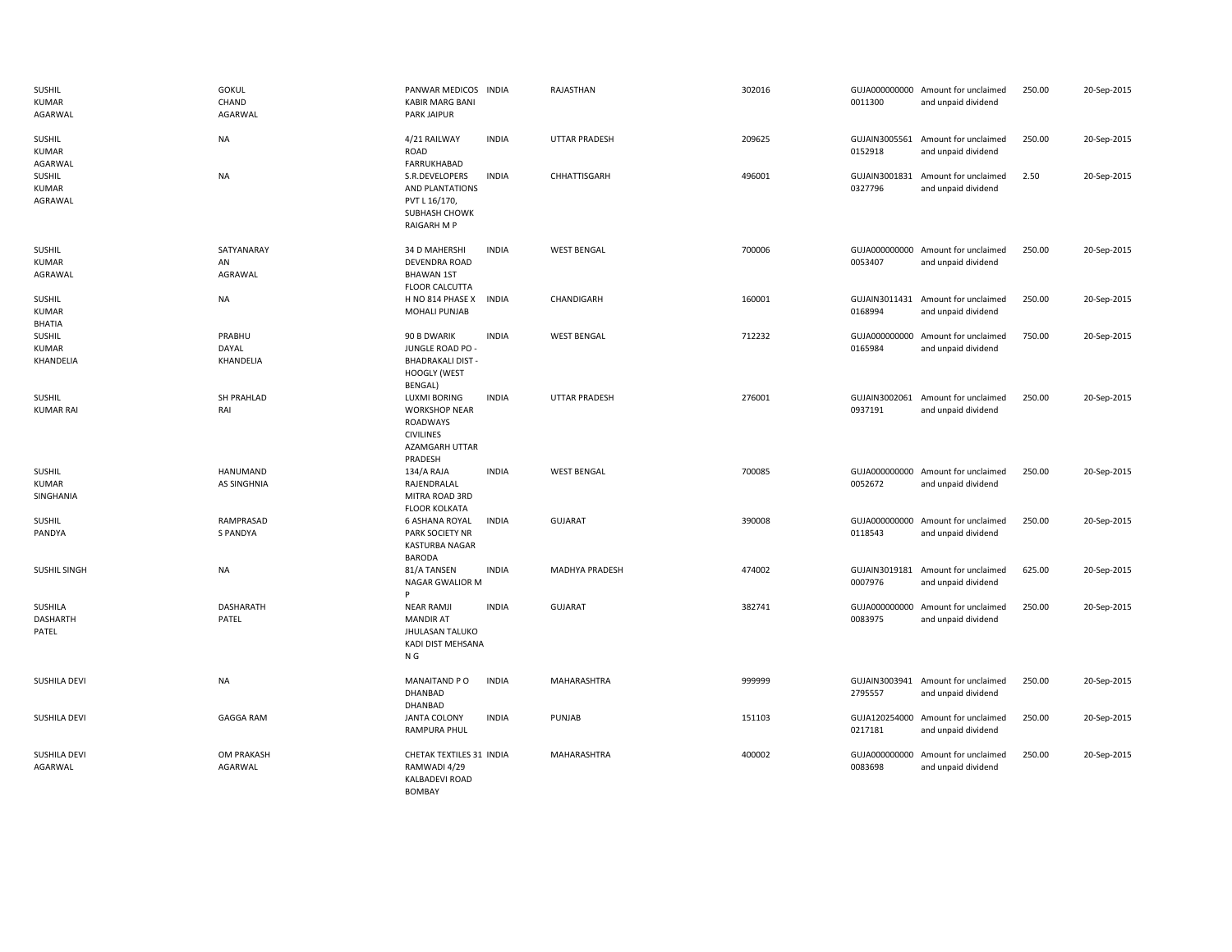| | | | | | | | | | |
|---|---|---|---|---|---|---|---|---|---|
| SUSHIL KUMAR AGARWAL | GOKUL CHAND AGARWAL | PANWAR MEDICOS KABIR MARG BANI PARK JAIPUR | INDIA | RAJASTHAN | 302016 | GUJA000000000 0011300 | Amount for unclaimed and unpaid dividend | 250.00 | 20-Sep-2015 |
| SUSHIL KUMAR AGARWAL | NA | 4/21 RAILWAY ROAD FARRUKHABAD | INDIA | UTTAR PRADESH | 209625 | GUJAIN3005561 0152918 | Amount for unclaimed and unpaid dividend | 250.00 | 20-Sep-2015 |
| SUSHIL KUMAR AGRAWAL | NA | S.R.DEVELOPERS AND PLANTATIONS PVT L 16/170, SUBHASH CHOWK RAIGARH M P | INDIA | CHHATTISGARH | 496001 | GUJAIN3001831 0327796 | Amount for unclaimed and unpaid dividend | 2.50 | 20-Sep-2015 |
| SUSHIL KUMAR AGRAWAL | SATYANARAY AN AGRAWAL | 34 D MAHERSHI DEVENDRA ROAD BHAWAN 1ST FLOOR CALCUTTA | INDIA | WEST BENGAL | 700006 | GUJA000000000 0053407 | Amount for unclaimed and unpaid dividend | 250.00 | 20-Sep-2015 |
| SUSHIL KUMAR BHATIA | NA | H NO 814 PHASE X MOHALI PUNJAB | INDIA | CHANDIGARH | 160001 | GUJAIN3011431 0168994 | Amount for unclaimed and unpaid dividend | 250.00 | 20-Sep-2015 |
| SUSHIL KUMAR KHANDELIA | PRABHU DAYAL KHANDELIA | 90 B DWARIK JUNGLE ROAD PO - BHADRAKALI DIST - HOOGLY (WEST BENGAL) | INDIA | WEST BENGAL | 712232 | GUJA000000000 0165984 | Amount for unclaimed and unpaid dividend | 750.00 | 20-Sep-2015 |
| SUSHIL KUMAR RAI | SH PRAHLAD RAI | LUXMI BORING WORKSHOP NEAR ROADWAYS CIVILINES AZAMGARH UTTAR PRADESH | INDIA | UTTAR PRADESH | 276001 | GUJAIN3002061 0937191 | Amount for unclaimed and unpaid dividend | 250.00 | 20-Sep-2015 |
| SUSHIL KUMAR SINGHANIA | HANUMAND AS SINGHNIA | 134/A RAJA RAJENDRALAL MITRA ROAD 3RD FLOOR KOLKATA | INDIA | WEST BENGAL | 700085 | GUJA000000000 0052672 | Amount for unclaimed and unpaid dividend | 250.00 | 20-Sep-2015 |
| SUSHIL PANDYA | RAMPRASAD S PANDYA | 6 ASHANA ROYAL PARK SOCIETY NR KASTURBA NAGAR BARODA | INDIA | GUJARAT | 390008 | GUJA000000000 0118543 | Amount for unclaimed and unpaid dividend | 250.00 | 20-Sep-2015 |
| SUSHIL SINGH | NA | 81/A TANSEN NAGAR GWALIOR M P | INDIA | MADHYA PRADESH | 474002 | GUJAIN3019181 0007976 | Amount for unclaimed and unpaid dividend | 625.00 | 20-Sep-2015 |
| SUSHILA DASHARTH PATEL | DASHARATH PATEL | NEAR RAMJI MANDIR AT JHULASAN TALUKO KADI DIST MEHSANA N G | INDIA | GUJARAT | 382741 | GUJA000000000 0083975 | Amount for unclaimed and unpaid dividend | 250.00 | 20-Sep-2015 |
| SUSHILA DEVI | NA | MANAITAND P O DHANBAD DHANBAD | INDIA | MAHARASHTRA | 999999 | GUJAIN3003941 2795557 | Amount for unclaimed and unpaid dividend | 250.00 | 20-Sep-2015 |
| SUSHILA DEVI | GAGGA RAM | JANTA COLONY RAMPURA PHUL | INDIA | PUNJAB | 151103 | GUJA120254000 0217181 | Amount for unclaimed and unpaid dividend | 250.00 | 20-Sep-2015 |
| SUSHILA DEVI AGARWAL | OM PRAKASH AGARWAL | CHETAK TEXTILES 31 RAMWADI 4/29 KALBADEVI ROAD BOMBAY | INDIA | MAHARASHTRA | 400002 | GUJA000000000 0083698 | Amount for unclaimed and unpaid dividend | 250.00 | 20-Sep-2015 |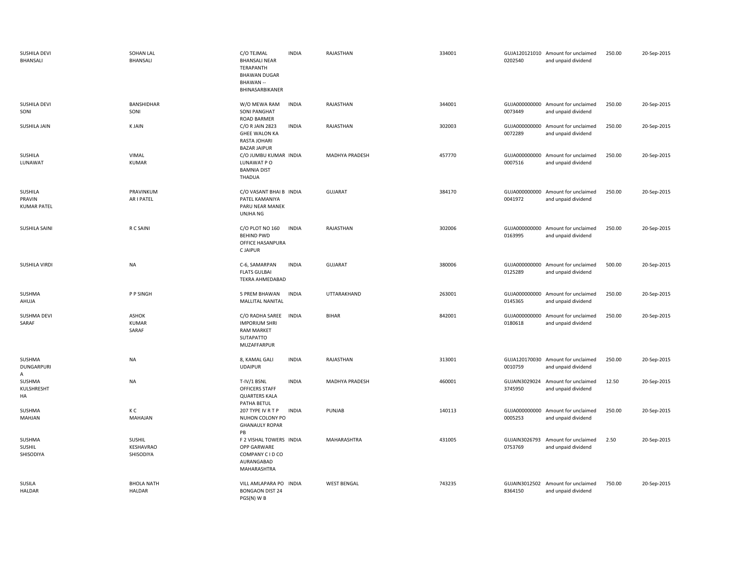| | | | | | | | | | |
|---|---|---|---|---|---|---|---|---|---|
| SUSHILA DEVI BHANSALI | SOHAN LAL BHANSALI | C/O TEJMAL BHANSALI NEAR TERAPANTH BHAWAN DUGAR BHAWAN -- BHINASARBIKANER | INDIA | RAJASTHAN | 334001 | GUJA120121010 0202540 | Amount for unclaimed and unpaid dividend | 250.00 | 20-Sep-2015 |
| SUSHILA DEVI SONI | BANSHIDHAR SONI | W/O MEWA RAM SONI PANGHAT ROAD BARMER | INDIA | RAJASTHAN | 344001 | GUJA000000000 0073449 | Amount for unclaimed and unpaid dividend | 250.00 | 20-Sep-2015 |
| SUSHILA JAIN | K JAIN | C/O R JAIN 2823 GHEE WALON KA RASTA JOHARI BAZAR JAIPUR | INDIA | RAJASTHAN | 302003 | GUJA000000000 0072289 | Amount for unclaimed and unpaid dividend | 250.00 | 20-Sep-2015 |
| SUSHILA LUNAWAT | VIMAL KUMAR | C/O JUMBU KUMAR LUNAWAT P O BAMNIA DIST THADUA | INDIA | MADHYA PRADESH | 457770 | GUJA000000000 0007516 | Amount for unclaimed and unpaid dividend | 250.00 | 20-Sep-2015 |
| SUSHILA PRAVIN KUMAR PATEL | PRAVINKUM AR I PATEL | C/O VASANT BHAI B PATEL KAMANIYA PARU NEAR MANEK UNJHA NG | INDIA | GUJARAT | 384170 | GUJA000000000 0041972 | Amount for unclaimed and unpaid dividend | 250.00 | 20-Sep-2015 |
| SUSHILA SAINI | R C SAINI | C/O PLOT NO 160 BEHIND PWD OFFICE HASANPURA C JAIPUR | INDIA | RAJASTHAN | 302006 | GUJA000000000 0163995 | Amount for unclaimed and unpaid dividend | 250.00 | 20-Sep-2015 |
| SUSHILA VIRDI | NA | C-6, SAMARPAN FLATS GULBAI TEKRA AHMEDABAD | INDIA | GUJARAT | 380006 | GUJA000000000 0125289 | Amount for unclaimed and unpaid dividend | 500.00 | 20-Sep-2015 |
| SUSHMA AHUJA | P P SINGH | 5 PREM BHAWAN MALLITAL NANITAL | INDIA | UTTARAKHAND | 263001 | GUJA000000000 0145365 | Amount for unclaimed and unpaid dividend | 250.00 | 20-Sep-2015 |
| SUSHMA DEVI SARAF | ASHOK KUMAR SARAF | C/O RADHA SAREE IMPORIUM SHRI RAM MARKET SUTAPATTO MUZAFFARPUR | INDIA | BIHAR | 842001 | GUJA000000000 0180618 | Amount for unclaimed and unpaid dividend | 250.00 | 20-Sep-2015 |
| SUSHMA DUNGARPURI A | NA | 8, KAMAL GALI UDAIPUR | INDIA | RAJASTHAN | 313001 | GUJA120170030 0010759 | Amount for unclaimed and unpaid dividend | 250.00 | 20-Sep-2015 |
| SUSHMA KULSHRESHT HA | NA | T-IV/1 BSNL OFFICERS STAFF QUARTERS KALA PATHA BETUL | INDIA | MADHYA PRADESH | 460001 | GUJAIN3029024 3745950 | Amount for unclaimed and unpaid dividend | 12.50 | 20-Sep-2015 |
| SUSHMA MAHJAN | K C MAHAJAN | 207 TYPE IV R T P NUHON COLONY PO GHANAULY ROPAR PB | INDIA | PUNJAB | 140113 | GUJA000000000 0005253 | Amount for unclaimed and unpaid dividend | 250.00 | 20-Sep-2015 |
| SUSHMA SUSHIL SHISODIYA | SUSHIL KESHAVRAO SHISODIYA | F 2 VISHAL TOWERS OPP GARWARE COMPANY C I D CO AURANGABAD MAHARASHTRA | INDIA | MAHARASHTRA | 431005 | GUJAIN3026793 0753769 | Amount for unclaimed and unpaid dividend | 2.50 | 20-Sep-2015 |
| SUSILA HALDAR | BHOLA NATH HALDAR | VILL AMLAPARA PO BONGAON DIST 24 PGS(N) W B | INDIA | WEST BENGAL | 743235 | GUJAIN3012502 8364150 | Amount for unclaimed and unpaid dividend | 750.00 | 20-Sep-2015 |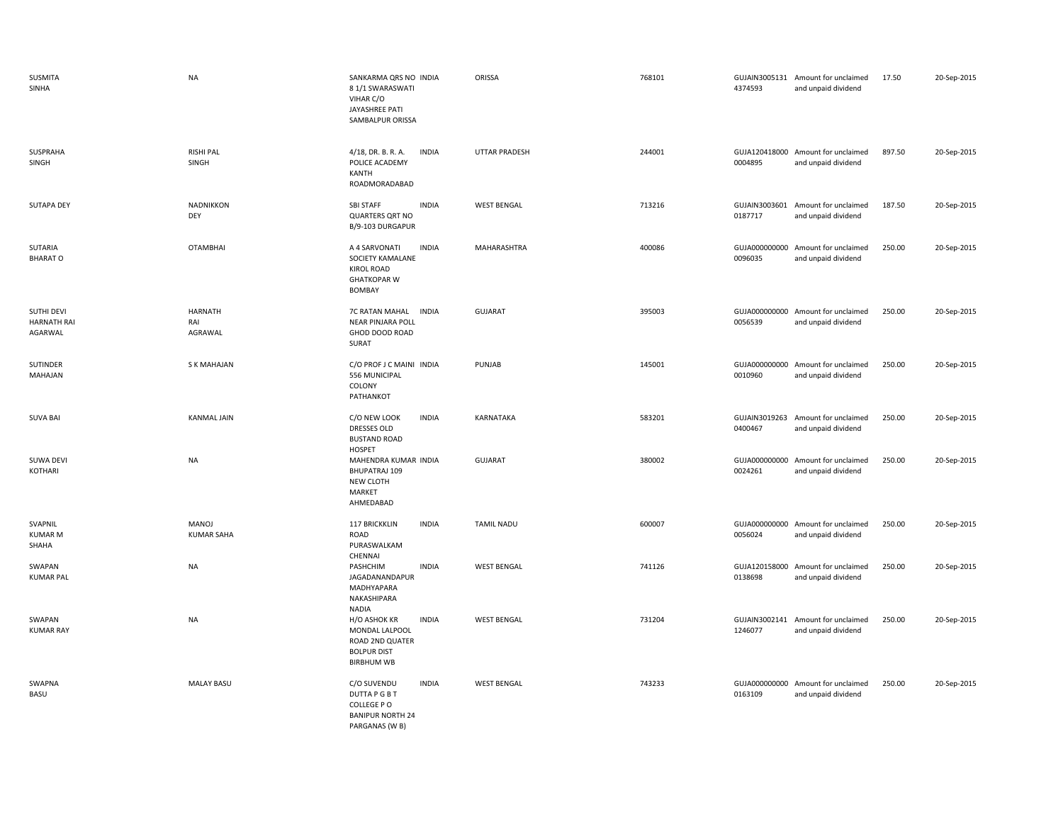| | | | | | | | | | |
|---|---|---|---|---|---|---|---|---|---|
| SUSMITA SINHA | NA | SANKARMA QRS NO 8 1/1 SWARASWATI VIHAR C/O JAYASHREE PATI SAMBALPUR ORISSA | INDIA | ORISSA | 768101 | GUJAIN30051314374593 | Amount for unclaimed and unpaid dividend | 17.50 | 20-Sep-2015 |
| SUSPRAHA SINGH | RISHI PAL SINGH | 4/18, DR. B. R. A. POLICE ACADEMY KANTH ROADMORADABAD | INDIA | UTTAR PRADESH | 244001 | GUJA1204180000004895 | Amount for unclaimed and unpaid dividend | 897.50 | 20-Sep-2015 |
| SUTAPA DEY | NADNIKKON DEY | SBI STAFF QUARTERS QRT NO B/9-103 DURGAPUR | INDIA | WEST BENGAL | 713216 | GUJAIN30036010187717 | Amount for unclaimed and unpaid dividend | 187.50 | 20-Sep-2015 |
| SUTARIA BHARAT O | OTAMBHAI | A 4 SARVONATI SOCIETY KAMALANE KIROL ROAD GHATKOPAR W BOMBAY | INDIA | MAHARASHTRA | 400086 | GUJA0000000000096035 | Amount for unclaimed and unpaid dividend | 250.00 | 20-Sep-2015 |
| SUTHI DEVI HARNATH RAI AGARWAL | HARNATH RAI AGRAWAL | 7C RATAN MAHAL NEAR PINJARA POLL GHOD DOOD ROAD SURAT | INDIA | GUJARAT | 395003 | GUJA0000000000056539 | Amount for unclaimed and unpaid dividend | 250.00 | 20-Sep-2015 |
| SUTINDER MAHAJAN | S K MAHAJAN | C/O PROF J C MAINI 556 MUNICIPAL COLONY PATHANKOT | INDIA | PUNJAB | 145001 | GUJA0000000000010960 | Amount for unclaimed and unpaid dividend | 250.00 | 20-Sep-2015 |
| SUVA BAI | KANMAL JAIN | C/O NEW LOOK DRESSES OLD BUSTAND ROAD HOSPET | INDIA | KARNATAKA | 583201 | GUJAIN30192630400467 | Amount for unclaimed and unpaid dividend | 250.00 | 20-Sep-2015 |
| SUWA DEVI KOTHARI | NA | MAHENDRA KUMAR BHUPATRAJ 109 NEW CLOTH MARKET AHMEDABAD | INDIA | GUJARAT | 380002 | GUJA0000000000024261 | Amount for unclaimed and unpaid dividend | 250.00 | 20-Sep-2015 |
| SVAPNIL KUMAR M SHAHA | MANOJ KUMAR SAHA | 117 BRICKKLIN ROAD PURASWALKAM CHENNAI | INDIA | TAMIL NADU | 600007 | GUJA0000000000056024 | Amount for unclaimed and unpaid dividend | 250.00 | 20-Sep-2015 |
| SWAPAN KUMAR PAL | NA | PASHCHIM JAGADANANDAPUR MADHYAPARA NAKASHIPARA NADIA | INDIA | WEST BENGAL | 741126 | GUJA1201580000138698 | Amount for unclaimed and unpaid dividend | 250.00 | 20-Sep-2015 |
| SWAPAN KUMAR RAY | NA | H/O ASHOK KR MONDAL LALPOOL ROAD 2ND QUATER BOLPUR DIST BIRBHUM WB | INDIA | WEST BENGAL | 731204 | GUJAIN30021411246077 | Amount for unclaimed and unpaid dividend | 250.00 | 20-Sep-2015 |
| SWAPNA BASU | MALAY BASU | C/O SUVENDU DUTTA P G B T COLLEGE P O BANIPUR NORTH 24 PARGANAS (W B) | INDIA | WEST BENGAL | 743233 | GUJA0000000000163109 | Amount for unclaimed and unpaid dividend | 250.00 | 20-Sep-2015 |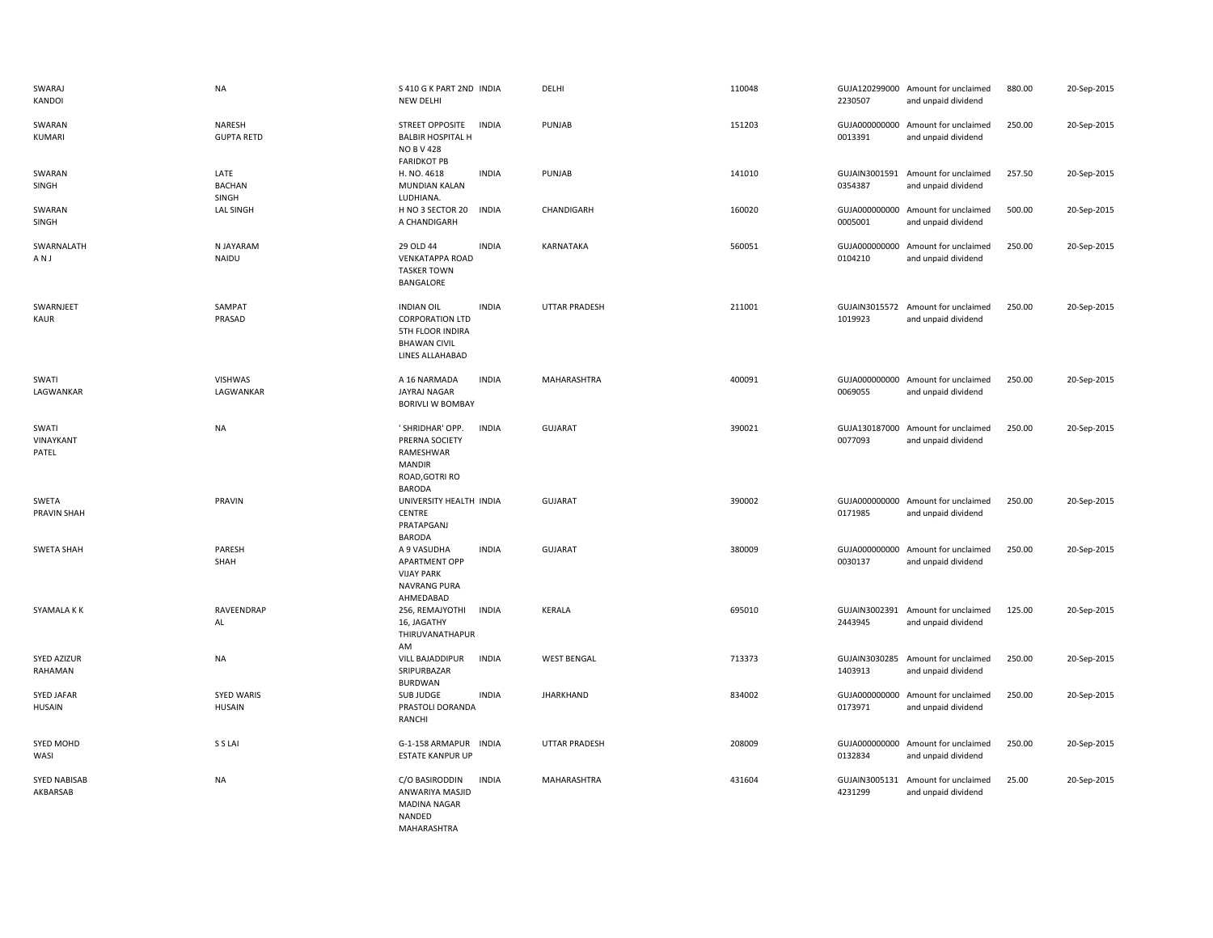| | | | | | | | | | |
|---|---|---|---|---|---|---|---|---|---|
| SWARAJ KANDOI | NA | S 410 G K PART 2ND NEW DELHI | INDIA | DELHI | 110048 | GUJA1202990002230507 | Amount for unclaimed and unpaid dividend | 880.00 | 20-Sep-2015 |
| SWARAN KUMARI | NARESH GUPTA RETD | STREET OPPOSITE BALBIR HOSPITAL H NO B V 428 FARIDKOT PB | INDIA | PUNJAB | 151203 | GUJA0000000000013391 | Amount for unclaimed and unpaid dividend | 250.00 | 20-Sep-2015 |
| SWARAN SINGH | LATE BACHAN SINGH | H. NO. 4618 MUNDIAN KALAN LUDHIANA. | INDIA | PUNJAB | 141010 | GUJAIN30015910354387 | Amount for unclaimed and unpaid dividend | 257.50 | 20-Sep-2015 |
| SWARAN SINGH | LAL SINGH | H NO 3 SECTOR 20 A CHANDIGARH | INDIA | CHANDIGARH | 160020 | GUJA0000000000005001 | Amount for unclaimed and unpaid dividend | 500.00 | 20-Sep-2015 |
| SWARNALATH A N J | N JAYARAM NAIDU | 29 OLD 44 VENKATAPPA ROAD TASKER TOWN BANGALORE | INDIA | KARNATAKA | 560051 | GUJA0000000000104210 | Amount for unclaimed and unpaid dividend | 250.00 | 20-Sep-2015 |
| SWARNJEET KAUR | SAMPAT PRASAD | INDIAN OIL CORPORATION LTD 5TH FLOOR INDIRA BHAWAN CIVIL LINES ALLAHABAD | INDIA | UTTAR PRADESH | 211001 | GUJAIN30155721019923 | Amount for unclaimed and unpaid dividend | 250.00 | 20-Sep-2015 |
| SWATI LAGWANKAR | VISHWAS LAGWANKAR | A 16 NARMADA JAYRAJ NAGAR BORIVLI W BOMBAY | INDIA | MAHARASHTRA | 400091 | GUJA0000000000069055 | Amount for unclaimed and unpaid dividend | 250.00 | 20-Sep-2015 |
| SWATI VINAYKANT PATEL | NA | ' SHRIDHAR' OPP. PRERNA SOCIETY RAMESHWAR MANDIR ROAD,GOTRI RO BARODA | INDIA | GUJARAT | 390021 | GUJA1301870000077093 | Amount for unclaimed and unpaid dividend | 250.00 | 20-Sep-2015 |
| SWETA PRAVIN SHAH | PRAVIN | UNIVERSITY HEALTH CENTRE PRATAPGANJ BARODA | INDIA | GUJARAT | 390002 | GUJA0000000000171985 | Amount for unclaimed and unpaid dividend | 250.00 | 20-Sep-2015 |
| SWETA SHAH | PARESH SHAH | A 9 VASUDHA APARTMENT OPP VIJAY PARK NAVRANG PURA AHMEDABAD | INDIA | GUJARAT | 380009 | GUJA0000000000030137 | Amount for unclaimed and unpaid dividend | 250.00 | 20-Sep-2015 |
| SYAMALA K K | RAVEENDRAP AL | 256, REMAJYOTHI 16, JAGATHY THIRUVANATHAPUR AM | INDIA | KERALA | 695010 | GUJAIN30023912443945 | Amount for unclaimed and unpaid dividend | 125.00 | 20-Sep-2015 |
| SYED AZIZUR RAHAMAN | NA | VILL BAJADDIPUR SRIPURBAZAR BURDWAN | INDIA | WEST BENGAL | 713373 | GUJAIN30302851403913 | Amount for unclaimed and unpaid dividend | 250.00 | 20-Sep-2015 |
| SYED JAFAR HUSAIN | SYED WARIS HUSAIN | SUB JUDGE PRASTOLI DORANDA RANCHI | INDIA | JHARKHAND | 834002 | GUJA0000000000173971 | Amount for unclaimed and unpaid dividend | 250.00 | 20-Sep-2015 |
| SYED MOHD WASI | S S LAI | G-1-158 ARMAPUR ESTATE KANPUR UP | INDIA | UTTAR PRADESH | 208009 | GUJA0000000000132834 | Amount for unclaimed and unpaid dividend | 250.00 | 20-Sep-2015 |
| SYED NABISAB AKBARSAB | NA | C/O BASIRODDIN ANWARIYA MASJID MADINA NAGAR NANDED MAHARASHTRA | INDIA | MAHARASHTRA | 431604 | GUJAIN30051314231299 | Amount for unclaimed and unpaid dividend | 25.00 | 20-Sep-2015 |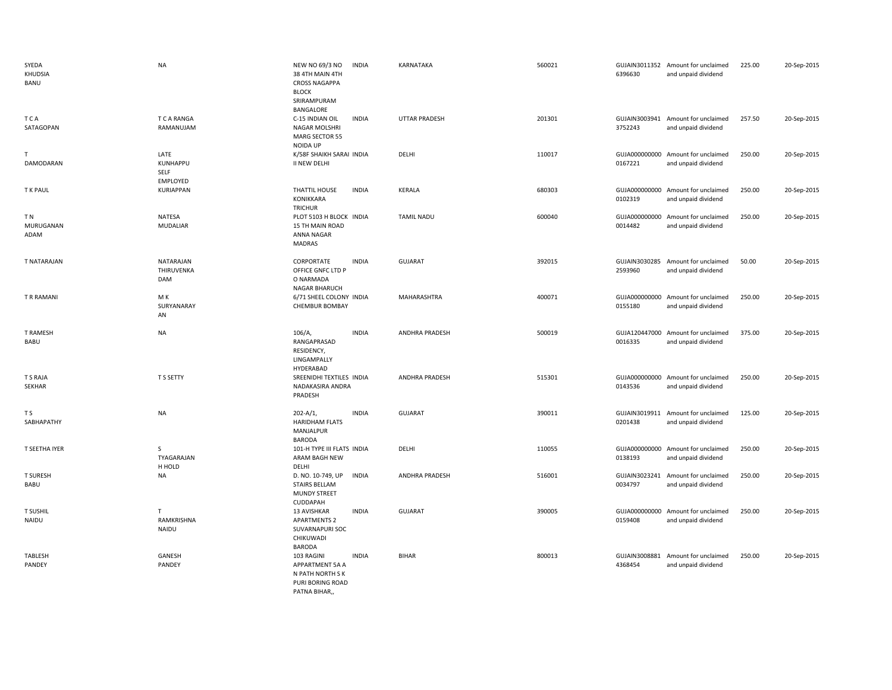| | | | | | | | | | |
|---|---|---|---|---|---|---|---|---|---|
| SYEDA KHUDSIA BANU | NA | NEW NO 69/3 NO 38 4TH MAIN 4TH CROSS NAGAPPA BLOCK SRIRAMPURAM BANGALORE | INDIA | KARNATAKA | 560021 | GUJAIN30113526396630 | Amount for unclaimed and unpaid dividend | 225.00 | 20-Sep-2015 |
| T C A SATAGOPAN | T C A RANGA RAMANUJAM | C-15 INDIAN OIL NAGAR MOLSHRI MARG SECTOR 55 NOIDA UP | INDIA | UTTAR PRADESH | 201301 | GUJAIN30039413752243 | Amount for unclaimed and unpaid dividend | 257.50 | 20-Sep-2015 |
| T DAMODARAN | LATE KUNHAPPU SELF EMPLOYED | K/58F SHAIKH SARAI II NEW DELHI | INDIA | DELHI | 110017 | GUJA0000000000167221 | Amount for unclaimed and unpaid dividend | 250.00 | 20-Sep-2015 |
| T K PAUL | KURIAPPAN | THATTIL HOUSE KONIKKARA TRICHUR | INDIA | KERALA | 680303 | GUJA0000000000102319 | Amount for unclaimed and unpaid dividend | 250.00 | 20-Sep-2015 |
| T N MURUGANAN ADAM | NATESA MUDALIAR | PLOT 5103 H BLOCK 15 TH MAIN ROAD ANNA NAGAR MADRAS | INDIA | TAMIL NADU | 600040 | GUJA0000000000014482 | Amount for unclaimed and unpaid dividend | 250.00 | 20-Sep-2015 |
| T NATARAJAN | NATARAJAN THIRUVENKA DAM | CORPORTATE OFFICE GNFC LTD P O NARMADA NAGAR BHARUCH | INDIA | GUJARAT | 392015 | GUJAIN30302852593960 | Amount for unclaimed and unpaid dividend | 50.00 | 20-Sep-2015 |
| T R RAMANI | M K SURYANARAY AN | 6/71 SHEEL COLONY CHEMBUR BOMBAY | INDIA | MAHARASHTRA | 400071 | GUJA0000000000155180 | Amount for unclaimed and unpaid dividend | 250.00 | 20-Sep-2015 |
| T RAMESH BABU | NA | 106/A, RANGAPRASAD RESIDENCY, LINGAMPALLY HYDERABAD | INDIA | ANDHRA PRADESH | 500019 | GUJA1204470000016335 | Amount for unclaimed and unpaid dividend | 375.00 | 20-Sep-2015 |
| T S RAJA SEKHAR | T S SETTY | SREENIDHI TEXTILES NADAKASIRA ANDRA PRADESH | INDIA | ANDHRA PRADESH | 515301 | GUJA0000000000143536 | Amount for unclaimed and unpaid dividend | 250.00 | 20-Sep-2015 |
| T S SABHAPATHY | NA | 202-A/1, HARIDHAM FLATS MANJALPUR BARODA | INDIA | GUJARAT | 390011 | GUJAIN30199110201438 | Amount for unclaimed and unpaid dividend | 125.00 | 20-Sep-2015 |
| T SEETHA IYER | S TYAGARAJAN H HOLD | 101-H TYPE III FLATS ARAM BAGH NEW DELHI | INDIA | DELHI | 110055 | GUJA0000000000138193 | Amount for unclaimed and unpaid dividend | 250.00 | 20-Sep-2015 |
| T SURESH BABU | NA | D. NO. 10-749, UP STAIRS BELLAM MUNDY STREET CUDDAPAH | INDIA | ANDHRA PRADESH | 516001 | GUJAIN30232410034797 | Amount for unclaimed and unpaid dividend | 250.00 | 20-Sep-2015 |
| T SUSHIL NAIDU | T RAMKRISHNA NAIDU | 13 AVISHKAR APARTMENTS 2 SUVARNAPURI SOC CHIKUWADI BARODA | INDIA | GUJARAT | 390005 | GUJA0000000000159408 | Amount for unclaimed and unpaid dividend | 250.00 | 20-Sep-2015 |
| TABLESH PANDEY | GANESH PANDEY | 103 RAGINI APPARTMENT 5A A N PATH NORTH S K PURI BORING ROAD PATNA BIHAR,, | INDIA | BIHAR | 800013 | GUJAIN30088814368454 | Amount for unclaimed and unpaid dividend | 250.00 | 20-Sep-2015 |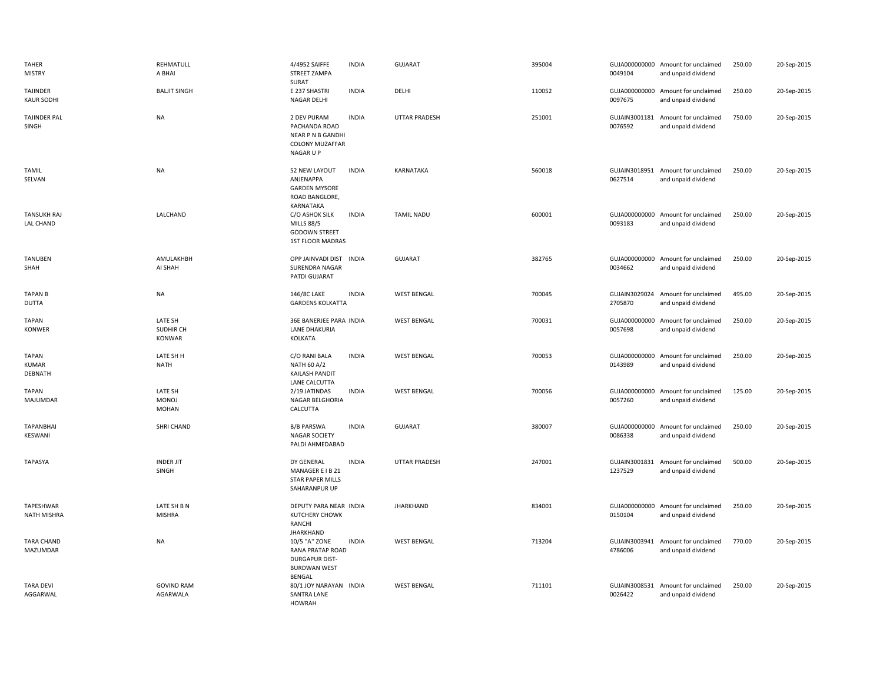| | | | | | | | | | |
|---|---|---|---|---|---|---|---|---|---|
| TAHER MISTRY | REHMATULL A BHAI | 4/4952 SAIFFE STREET ZAMPA SURAT | INDIA | GUJARAT | 395004 | GUJA000000000 0049104 | Amount for unclaimed and unpaid dividend | 250.00 | 20-Sep-2015 |
| TAJINDER KAUR SODHI | BALJIT SINGH | E 237 SHASTRI NAGAR DELHI | INDIA | DELHI | 110052 | GUJA000000000 0097675 | Amount for unclaimed and unpaid dividend | 250.00 | 20-Sep-2015 |
| TAJINDER PAL SINGH | NA | 2 DEV PURAM PACHANDA ROAD NEAR P N B GANDHI COLONY MUZAFFAR NAGAR U P | INDIA | UTTAR PRADESH | 251001 | GUJAIN3001181 0076592 | Amount for unclaimed and unpaid dividend | 750.00 | 20-Sep-2015 |
| TAMIL SELVAN | NA | 52 NEW LAYOUT ANJENAPPA GARDEN MYSORE ROAD BANGLORE, KARNATAKA | INDIA | KARNATAKA | 560018 | GUJAIN3018951 0627514 | Amount for unclaimed and unpaid dividend | 250.00 | 20-Sep-2015 |
| TANSUKH RAJ LAL CHAND | LALCHAND | C/O ASHOK SILK MILLS 88/5 GODOWN STREET 1ST FLOOR MADRAS | INDIA | TAMIL NADU | 600001 | GUJA000000000 0093183 | Amount for unclaimed and unpaid dividend | 250.00 | 20-Sep-2015 |
| TANUBEN SHAH | AMULAKHBH AI SHAH | OPP JAINVADI DIST SURENDRA NAGAR PATDI GUJARAT | INDIA | GUJARAT | 382765 | GUJA000000000 0034662 | Amount for unclaimed and unpaid dividend | 250.00 | 20-Sep-2015 |
| TAPAN B DUTTA | NA | 146/8C LAKE GARDENS KOLKATTA | INDIA | WEST BENGAL | 700045 | GUJAIN3029024 2705870 | Amount for unclaimed and unpaid dividend | 495.00 | 20-Sep-2015 |
| TAPAN KONWER | LATE SH SUDHIR CH KONWAR | 36E BANERJEE PARA LANE DHAKURIA KOLKATA | INDIA | WEST BENGAL | 700031 | GUJA000000000 0057698 | Amount for unclaimed and unpaid dividend | 250.00 | 20-Sep-2015 |
| TAPAN KUMAR DEBNATH | LATE SH H NATH | C/O RANI BALA NATH 60 A/2 KAILASH PANDIT LANE CALCUTTA | INDIA | WEST BENGAL | 700053 | GUJA000000000 0143989 | Amount for unclaimed and unpaid dividend | 250.00 | 20-Sep-2015 |
| TAPAN MAJUMDAR | LATE SH MONOJ MOHAN | 2/19 JATINDAS NAGAR BELGHORIA CALCUTTA | INDIA | WEST BENGAL | 700056 | GUJA000000000 0057260 | Amount for unclaimed and unpaid dividend | 125.00 | 20-Sep-2015 |
| TAPANBHAI KESWANI | SHRI CHAND | B/B PARSWA NAGAR SOCIETY PALDI AHMEDABAD | INDIA | GUJARAT | 380007 | GUJA000000000 0086338 | Amount for unclaimed and unpaid dividend | 250.00 | 20-Sep-2015 |
| TAPASYA | INDER JIT SINGH | DY GENERAL MANAGER E I B 21 STAR PAPER MILLS SAHARANPUR UP | INDIA | UTTAR PRADESH | 247001 | GUJAIN3001831 1237529 | Amount for unclaimed and unpaid dividend | 500.00 | 20-Sep-2015 |
| TAPESHWAR NATH MISHRA | LATE SH B N MISHRA | DEPUTY PARA NEAR KUTCHERY CHOWK RANCHI JHARKHAND | INDIA | JHARKHAND | 834001 | GUJA000000000 0150104 | Amount for unclaimed and unpaid dividend | 250.00 | 20-Sep-2015 |
| TARA CHAND MAZUMDAR | NA | 10/5 ''A'' ZONE RANA PRATAP ROAD DURGAPUR DIST-BURDWAN WEST BENGAL | INDIA | WEST BENGAL | 713204 | GUJAIN3003941 4786006 | Amount for unclaimed and unpaid dividend | 770.00 | 20-Sep-2015 |
| TARA DEVI AGGARWAL | GOVIND RAM AGARWALA | 80/1 JOY NARAYAN SANTRA LANE HOWRAH | INDIA | WEST BENGAL | 711101 | GUJAIN3008531 0026422 | Amount for unclaimed and unpaid dividend | 250.00 | 20-Sep-2015 |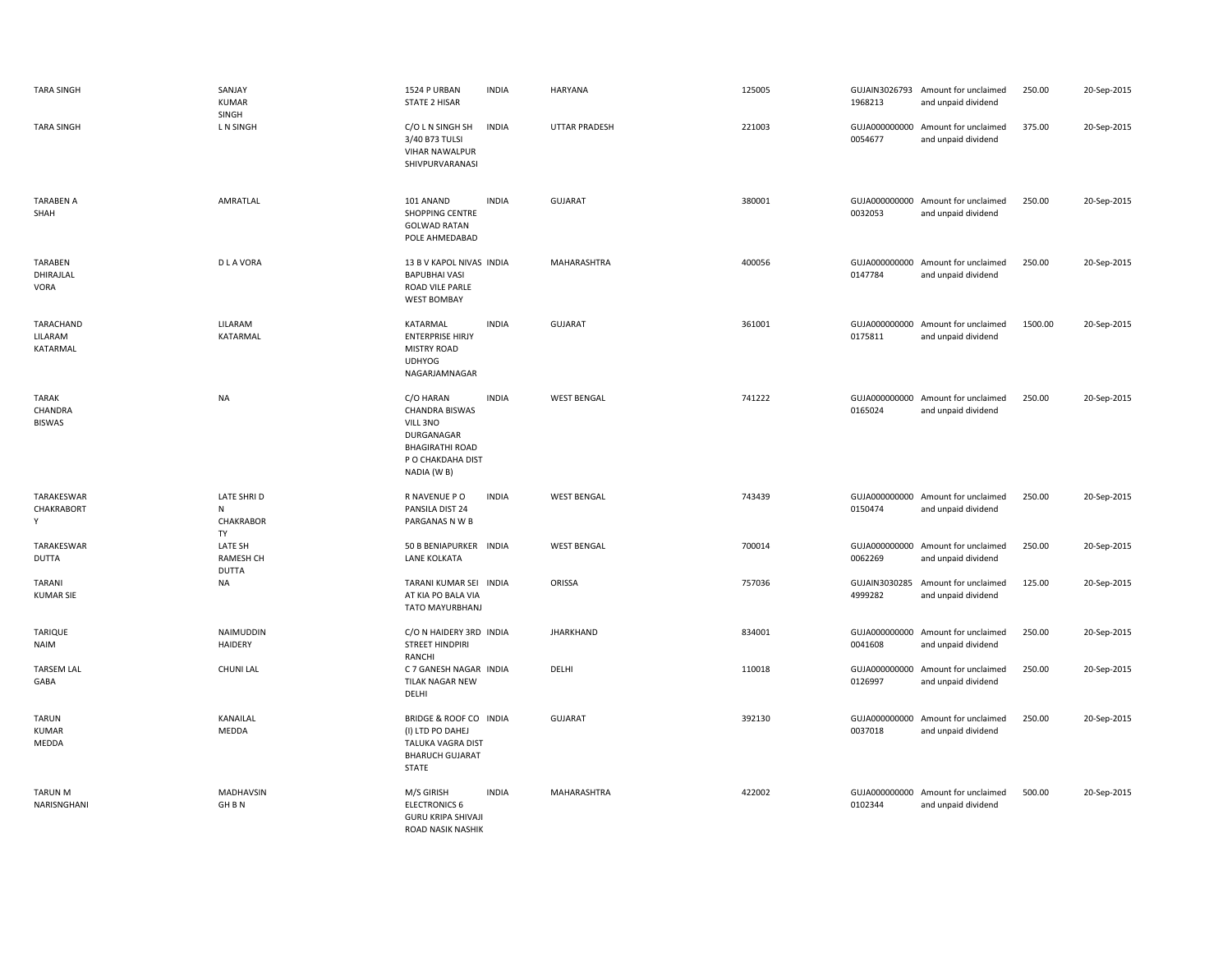| | | | | | | | | | |
|---|---|---|---|---|---|---|---|---|---|
| TARA SINGH | SANJAY KUMAR SINGH | 1524 P URBAN STATE 2 HISAR | INDIA | HARYANA | 125005 | GUJAIN30267931968213 | Amount for unclaimed and unpaid dividend | 250.00 | 20-Sep-2015 |
| TARA SINGH | L N SINGH | C/O L N SINGH SH 3/40 B73 TULSI VIHAR NAWALPUR SHIVPURVARANASI | INDIA | UTTAR PRADESH | 221003 | GUJA0000000000054677 | Amount for unclaimed and unpaid dividend | 375.00 | 20-Sep-2015 |
| TARABEN A SHAH | AMRATLAL | 101 ANAND SHOPPING CENTRE GOLWAD RATAN POLE AHMEDABAD | INDIA | GUJARAT | 380001 | GUJA0000000000032053 | Amount for unclaimed and unpaid dividend | 250.00 | 20-Sep-2015 |
| TARABEN DHIRAJLAL VORA | D L A VORA | 13 B V KAPOL NIVAS BAPUBHAI VASI ROAD VILE PARLE WEST BOMBAY | INDIA | MAHARASHTRA | 400056 | GUJA0000000000147784 | Amount for unclaimed and unpaid dividend | 250.00 | 20-Sep-2015 |
| TARACHAND LILARAM KATARMAL | LILARAM KATARMAL | KATARMAL ENTERPRISE HIRJY MISTRY ROAD UDHYOG NAGARJAMNAGAR | INDIA | GUJARAT | 361001 | GUJA0000000000175811 | Amount for unclaimed and unpaid dividend | 1500.00 | 20-Sep-2015 |
| TARAK CHANDRA BISWAS | NA | C/O HARAN CHANDRA BISWAS VILL 3NO DURGANAGAR BHAGIRATHI ROAD P O CHAKDAHA DIST NADIA (W B) | INDIA | WEST BENGAL | 741222 | GUJA0000000000165024 | Amount for unclaimed and unpaid dividend | 250.00 | 20-Sep-2015 |
| TARAKESWAR CHAKRABORTY | LATE SHRI D N CHAKRABORTY | R NAVENUE P O PANSILA DIST 24 PARGANAS N W B | INDIA | WEST BENGAL | 743439 | GUJA0000000000150474 | Amount for unclaimed and unpaid dividend | 250.00 | 20-Sep-2015 |
| TARAKESWAR DUTTA | LATE SH RAMESH CH DUTTA | 50 B BENIAPURKER LANE KOLKATA | INDIA | WEST BENGAL | 700014 | GUJA0000000000062269 | Amount for unclaimed and unpaid dividend | 250.00 | 20-Sep-2015 |
| TARANI KUMAR SIE | NA | TARANI KUMAR SEI AT KIA PO BALA VIA TATO MAYURBHANJ | INDIA | ORISSA | 757036 | GUJAIN30302854999282 | Amount for unclaimed and unpaid dividend | 125.00 | 20-Sep-2015 |
| TARIQUE NAIM | NAIMUDDIN HAIDERY | C/O N HAIDERY 3RD STREET HINDPIRI RANCHI | INDIA | JHARKHAND | 834001 | GUJA0000000000041608 | Amount for unclaimed and unpaid dividend | 250.00 | 20-Sep-2015 |
| TARSEM LAL GABA | CHUNI LAL | C 7 GANESH NAGAR TILAK NAGAR NEW DELHI | INDIA | DELHI | 110018 | GUJA0000000000126997 | Amount for unclaimed and unpaid dividend | 250.00 | 20-Sep-2015 |
| TARUN KUMAR MEDDA | KANAILAL MEDDA | BRIDGE & ROOF CO (I) LTD PO DAHEJ TALUKA VAGRA DIST BHARUCH GUJARAT STATE | INDIA | GUJARAT | 392130 | GUJA0000000000037018 | Amount for unclaimed and unpaid dividend | 250.00 | 20-Sep-2015 |
| TARUN M NARISNGHANI | MADHAVSIN GH B N | M/S GIRISH ELECTRONICS 6 GURU KRIPA SHIVAJI ROAD NASIK NASHIK | INDIA | MAHARASHTRA | 422002 | GUJA0000000000102344 | Amount for unclaimed and unpaid dividend | 500.00 | 20-Sep-2015 |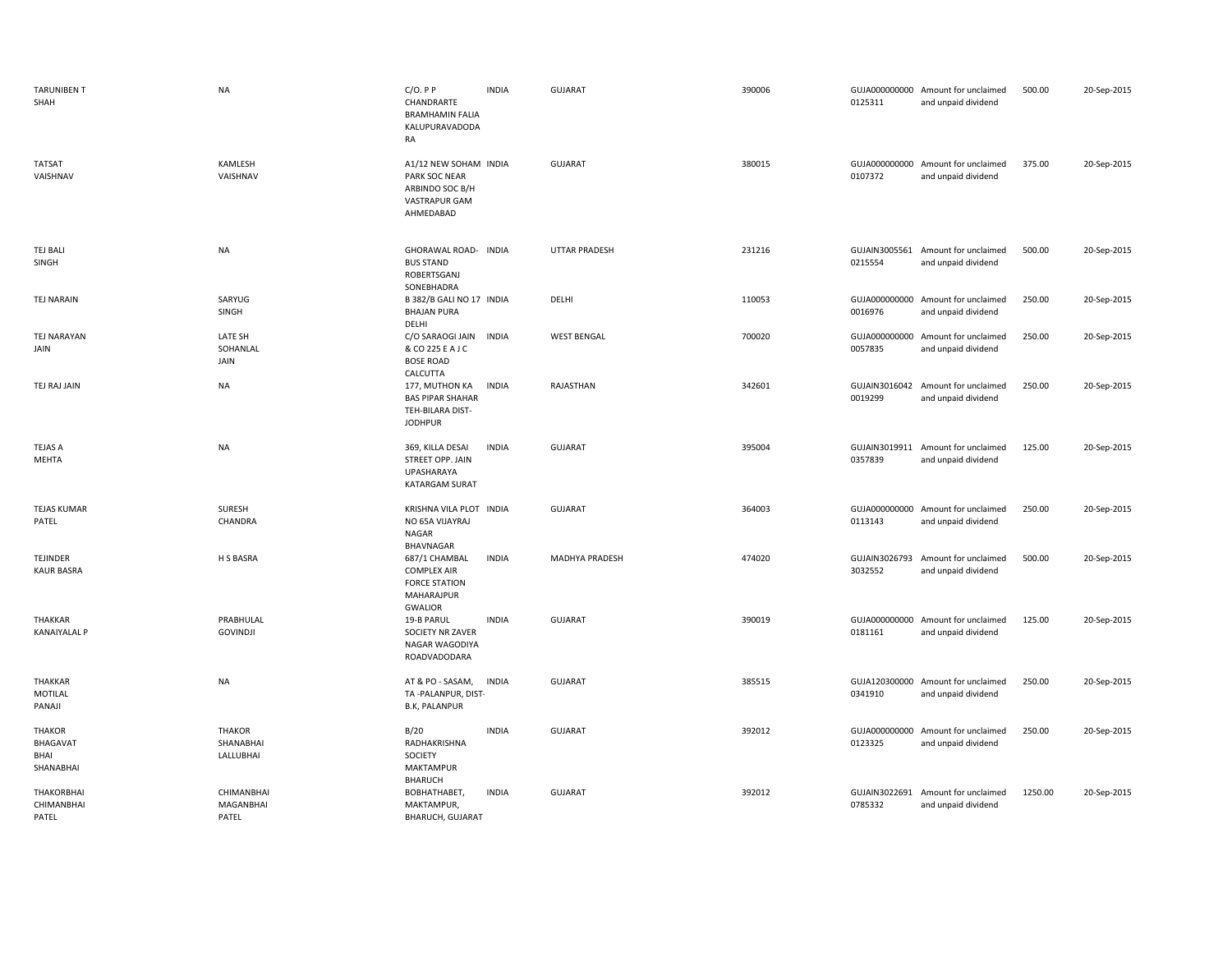| | | | | | | | | | |
|---|---|---|---|---|---|---|---|---|---|
| TARUNIBEN T SHAH | NA | C/O. P P CHANDRARTE BRAMHAMIN FALIA KALUPURAVADODA RA | INDIA | GUJARAT | 390006 | GUJA000000000 0125311 | Amount for unclaimed and unpaid dividend | 500.00 | 20-Sep-2015 |
| TATSAT VAISHNAV | KAMLESH VAISHNAV | A1/12 NEW SOHAM PARK SOC NEAR ARBINDO SOC B/H VASTRAPUR GAM AHMEDABAD | INDIA | GUJARAT | 380015 | GUJA000000000 0107372 | Amount for unclaimed and unpaid dividend | 375.00 | 20-Sep-2015 |
| TEJ BALI SINGH | NA | GHORAWAL ROAD- BUS STAND ROBERTSGANJ SONEBHADRA | INDIA | UTTAR PRADESH | 231216 | GUJAIN3005561 0215554 | Amount for unclaimed and unpaid dividend | 500.00 | 20-Sep-2015 |
| TEJ NARAIN | SARYUG SINGH | B 382/B GALI NO 17 BHAJAN PURA DELHI | INDIA | DELHI | 110053 | GUJA000000000 0016976 | Amount for unclaimed and unpaid dividend | 250.00 | 20-Sep-2015 |
| TEJ NARAYAN JAIN | LATE SH SOHANLAL JAIN | C/O SARAOGI JAIN & CO 225 E A J C BOSE ROAD CALCUTTA | INDIA | WEST BENGAL | 700020 | GUJA000000000 0057835 | Amount for unclaimed and unpaid dividend | 250.00 | 20-Sep-2015 |
| TEJ RAJ JAIN | NA | 177, MUTHON KA BAS PIPAR SHAHAR TEH-BILARA DIST-JODHPUR | INDIA | RAJASTHAN | 342601 | GUJAIN3016042 0019299 | Amount for unclaimed and unpaid dividend | 250.00 | 20-Sep-2015 |
| TEJAS A MEHTA | NA | 369, KILLA DESAI STREET OPP. JAIN UPASHARAYA KATARGAM SURAT | INDIA | GUJARAT | 395004 | GUJAIN3019911 0357839 | Amount for unclaimed and unpaid dividend | 125.00 | 20-Sep-2015 |
| TEJAS KUMAR PATEL | SURESH CHANDRA | KRISHNA VILA PLOT NO 65A VIJAYRAJ NAGAR BHAVNAGAR | INDIA | GUJARAT | 364003 | GUJA000000000 0113143 | Amount for unclaimed and unpaid dividend | 250.00 | 20-Sep-2015 |
| TEJINDER KAUR BASRA | H S BASRA | 687/1 CHAMBAL COMPLEX AIR FORCE STATION MAHARAJPUR GWALIOR | INDIA | MADHYA PRADESH | 474020 | GUJAIN3026793 3032552 | Amount for unclaimed and unpaid dividend | 500.00 | 20-Sep-2015 |
| THAKKAR KANAIYALAL P | PRABHULAL GOVINDJI | 19-B PARUL SOCIETY NR ZAVER NAGAR WAGODIYA ROADVADODARA | INDIA | GUJARAT | 390019 | GUJA000000000 0181161 | Amount for unclaimed and unpaid dividend | 125.00 | 20-Sep-2015 |
| THAKKAR MOTILAL PANAJI | NA | AT & PO - SASAM, TA -PALANPUR, DIST-B.K, PALANPUR | INDIA | GUJARAT | 385515 | GUJA120300000 0341910 | Amount for unclaimed and unpaid dividend | 250.00 | 20-Sep-2015 |
| THAKOR BHAGAVAT BHAI SHANABHAI | THAKOR SHANABHAI LALLUBHAI | B/20 RADHAKRISHNA SOCIETY MAKTAMPUR BHARUCH | INDIA | GUJARAT | 392012 | GUJA000000000 0123325 | Amount for unclaimed and unpaid dividend | 250.00 | 20-Sep-2015 |
| THAKORBHAI CHIMANBHAI PATEL | CHIMANBHAI MAGANBHAI PATEL | BOBHATHABET, MAKTAMPUR, BHARUCH, GUJARAT | INDIA | GUJARAT | 392012 | GUJAIN3022691 0785332 | Amount for unclaimed and unpaid dividend | 1250.00 | 20-Sep-2015 |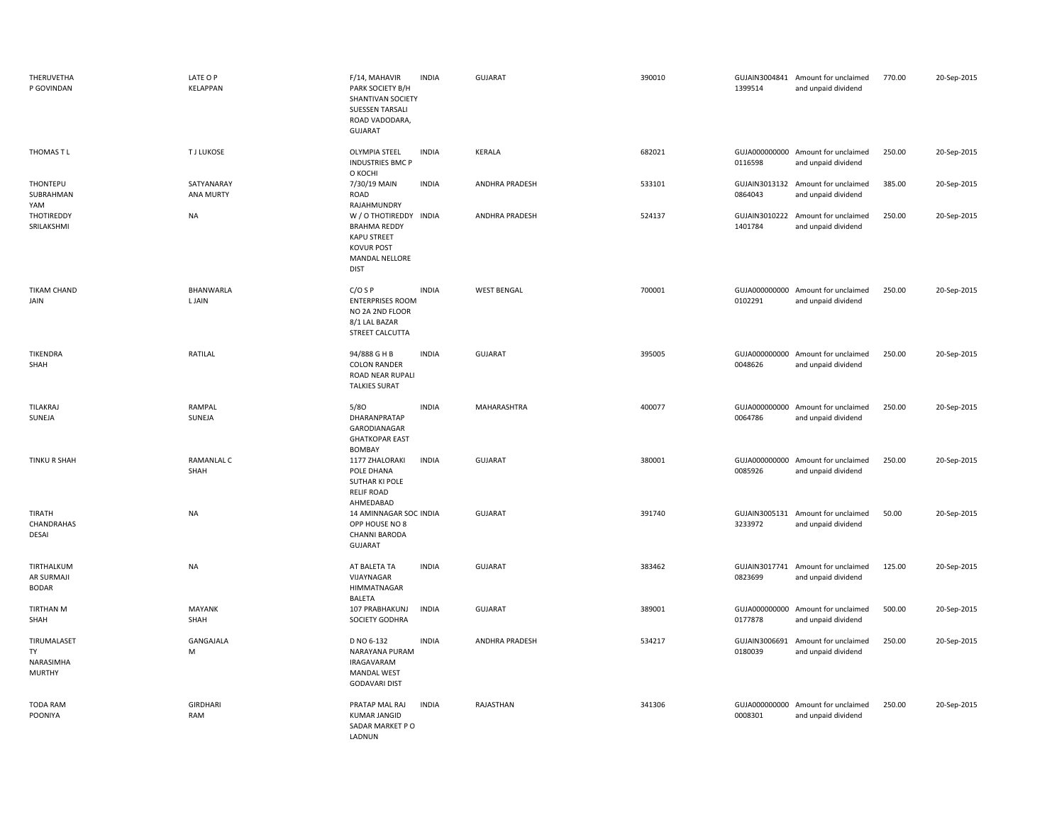| | | | | | | | | | |
|---|---|---|---|---|---|---|---|---|---|
| THERUVETHA P GOVINDAN | LATE O P KELAPPAN | F/14, MAHAVIR PARK SOCIETY B/H SHANTIVAN SOCIETY SUESSEN TARSALI ROAD VADODARA, GUJARAT | INDIA | GUJARAT | 390010 | GUJAIN3004841 1399514 | Amount for unclaimed and unpaid dividend | 770.00 | 20-Sep-2015 |
| THOMAS T L | T J LUKOSE | OLYMPIA STEEL INDUSTRIES BMC P O KOCHI | INDIA | KERALA | 682021 | GUJA000000000 0116598 | Amount for unclaimed and unpaid dividend | 250.00 | 20-Sep-2015 |
| THONTEPU SUBRAHMAN YAM | SATYANARAY ANA MURTY | 7/30/19 MAIN ROAD RAJAHMUNDRY | INDIA | ANDHRA PRADESH | 533101 | GUJAIN3013132 0864043 | Amount for unclaimed and unpaid dividend | 385.00 | 20-Sep-2015 |
| THOTIREDDY SRILAKSHMI | NA | W / O THOTIREDDY BRAHMA REDDY KAPU STREET KOVUR POST MANDAL NELLORE DIST | INDIA | ANDHRA PRADESH | 524137 | GUJAIN3010222 1401784 | Amount for unclaimed and unpaid dividend | 250.00 | 20-Sep-2015 |
| TIKAM CHAND JAIN | BHANWARLA L JAIN | C/O S P ENTERPRISES ROOM NO 2A 2ND FLOOR 8/1 LAL BAZAR STREET CALCUTTA | INDIA | WEST BENGAL | 700001 | GUJA000000000 0102291 | Amount for unclaimed and unpaid dividend | 250.00 | 20-Sep-2015 |
| TIKENDRA SHAH | RATILAL | 94/888 G H B COLON RANDER ROAD NEAR RUPALI TALKIES SURAT | INDIA | GUJARAT | 395005 | GUJA000000000 0048626 | Amount for unclaimed and unpaid dividend | 250.00 | 20-Sep-2015 |
| TILAKRAJ SUNEJA | RAMPAL SUNEJA | 5/8O DHARANPRATAP GARODIANAGAR GHATKOPAR EAST BOMBAY | INDIA | MAHARASHTRA | 400077 | GUJA000000000 0064786 | Amount for unclaimed and unpaid dividend | 250.00 | 20-Sep-2015 |
| TINKU R SHAH | RAMANLAL C SHAH | 1177 ZHALORAKI POLE DHANA SUTHAR KI POLE RELIF ROAD AHMEDABAD | INDIA | GUJARAT | 380001 | GUJA000000000 0085926 | Amount for unclaimed and unpaid dividend | 250.00 | 20-Sep-2015 |
| TIRATH CHANDRAHAS DESAI | NA | 14 AMINNAGAR SOC OPP HOUSE NO 8 CHANNI BARODA GUJARAT | INDIA | GUJARAT | 391740 | GUJAIN3005131 3233972 | Amount for unclaimed and unpaid dividend | 50.00 | 20-Sep-2015 |
| TIRTHALKUM AR SURMAJI BODAR | NA | AT BALETA TA VIJAYNAGAR HIMMATNAGAR BALETA | INDIA | GUJARAT | 383462 | GUJAIN3017741 0823699 | Amount for unclaimed and unpaid dividend | 125.00 | 20-Sep-2015 |
| TIRTHAN M SHAH | MAYANK SHAH | 107 PRABHAKUNJ SOCIETY GODHRA | INDIA | GUJARAT | 389001 | GUJA000000000 0177878 | Amount for unclaimed and unpaid dividend | 500.00 | 20-Sep-2015 |
| TIRUMALASET TY NARASIMHA MURTHY | GANGAJALA M | D NO 6-132 NARAYANA PURAM IRAGAVARAM MANDAL WEST GODAVARI DIST | INDIA | ANDHRA PRADESH | 534217 | GUJAIN3006691 0180039 | Amount for unclaimed and unpaid dividend | 250.00 | 20-Sep-2015 |
| TODA RAM POONIYA | GIRDHARI RAM | PRATAP MAL RAJ KUMAR JANGID SADAR MARKET P O LADNUN | INDIA | RAJASTHAN | 341306 | GUJA000000000 0008301 | Amount for unclaimed and unpaid dividend | 250.00 | 20-Sep-2015 |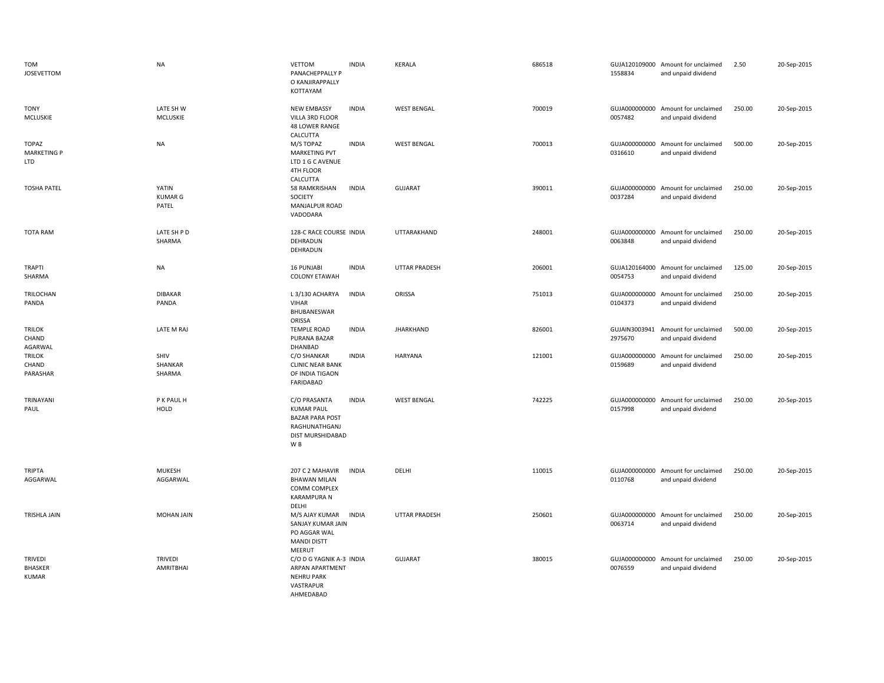| | | | | | | | | | |
|---|---|---|---|---|---|---|---|---|---|
| TOM JOSEVETTOM | NA | VETTOM PANACHEPPALLY P O KANJIRAPPALLY KOTTAYAM | INDIA | KERALA | 686518 | GUJA120109000 1558834 | Amount for unclaimed and unpaid dividend | 2.50 | 20-Sep-2015 |
| TONY MCLUSKIE | LATE SH W MCLUSKIE | NEW EMBASSY VILLA 3RD FLOOR 48 LOWER RANGE CALCUTTA | INDIA | WEST BENGAL | 700019 | GUJA000000000 0057482 | Amount for unclaimed and unpaid dividend | 250.00 | 20-Sep-2015 |
| TOPAZ MARKETING P LTD | NA | M/S TOPAZ MARKETING PVT LTD 1 G C AVENUE 4TH FLOOR CALCUTTA | INDIA | WEST BENGAL | 700013 | GUJA000000000 0316610 | Amount for unclaimed and unpaid dividend | 500.00 | 20-Sep-2015 |
| TOSHA PATEL | YATIN KUMAR G PATEL | 58 RAMKRISHAN SOCIETY MANJALPUR ROAD VADODARA | INDIA | GUJARAT | 390011 | GUJA000000000 0037284 | Amount for unclaimed and unpaid dividend | 250.00 | 20-Sep-2015 |
| TOTA RAM | LATE SH P D SHARMA | 128-C RACE COURSE DEHRADUN DEHRADUN | INDIA | UTTARAKHAND | 248001 | GUJA000000000 0063848 | Amount for unclaimed and unpaid dividend | 250.00 | 20-Sep-2015 |
| TRAPTI SHARMA | NA | 16 PUNJABI COLONY ETAWAH | INDIA | UTTAR PRADESH | 206001 | GUJA120164000 0054753 | Amount for unclaimed and unpaid dividend | 125.00 | 20-Sep-2015 |
| TRILOCHAN PANDA | DIBAKAR PANDA | L 3/130 ACHARYA VIHAR BHUBANESWAR ORISSA | INDIA | ORISSA | 751013 | GUJA000000000 0104373 | Amount for unclaimed and unpaid dividend | 250.00 | 20-Sep-2015 |
| TRILOK CHAND AGARWAL | LATE M RAJ | TEMPLE ROAD PURANA BAZAR DHANBAD | INDIA | JHARKHAND | 826001 | GUJAIN3003941 2975670 | Amount for unclaimed and unpaid dividend | 500.00 | 20-Sep-2015 |
| TRILOK CHAND PARASHAR | SHIV SHANKAR SHARMA | C/O SHANKAR CLINIC NEAR BANK OF INDIA TIGAON FARIDABAD | INDIA | HARYANA | 121001 | GUJA000000000 0159689 | Amount for unclaimed and unpaid dividend | 250.00 | 20-Sep-2015 |
| TRINAYANI PAUL | P K PAUL H HOLD | C/O PRASANTA KUMAR PAUL BAZAR PARA POST RAGHUNATHGANJ DIST MURSHIDABAD W B | INDIA | WEST BENGAL | 742225 | GUJA000000000 0157998 | Amount for unclaimed and unpaid dividend | 250.00 | 20-Sep-2015 |
| TRIPTA AGGARWAL | MUKESH AGGARWAL | 207 C 2 MAHAVIR BHAWAN MILAN COMM COMPLEX KARAMPURA N DELHI | INDIA | DELHI | 110015 | GUJA000000000 0110768 | Amount for unclaimed and unpaid dividend | 250.00 | 20-Sep-2015 |
| TRISHLA JAIN | MOHAN JAIN | M/S AJAY KUMAR SANJAY KUMAR JAIN PO AGGAR WAL MANDI DISTT MEERUT | INDIA | UTTAR PRADESH | 250601 | GUJA000000000 0063714 | Amount for unclaimed and unpaid dividend | 250.00 | 20-Sep-2015 |
| TRIVEDI BHASKER KUMAR | TRIVEDI AMRITBHAI | C/O D G YAGNIK A-3 ARPAN APARTMENT NEHRU PARK VASTRAPUR AHMEDABAD | INDIA | GUJARAT | 380015 | GUJA000000000 0076559 | Amount for unclaimed and unpaid dividend | 250.00 | 20-Sep-2015 |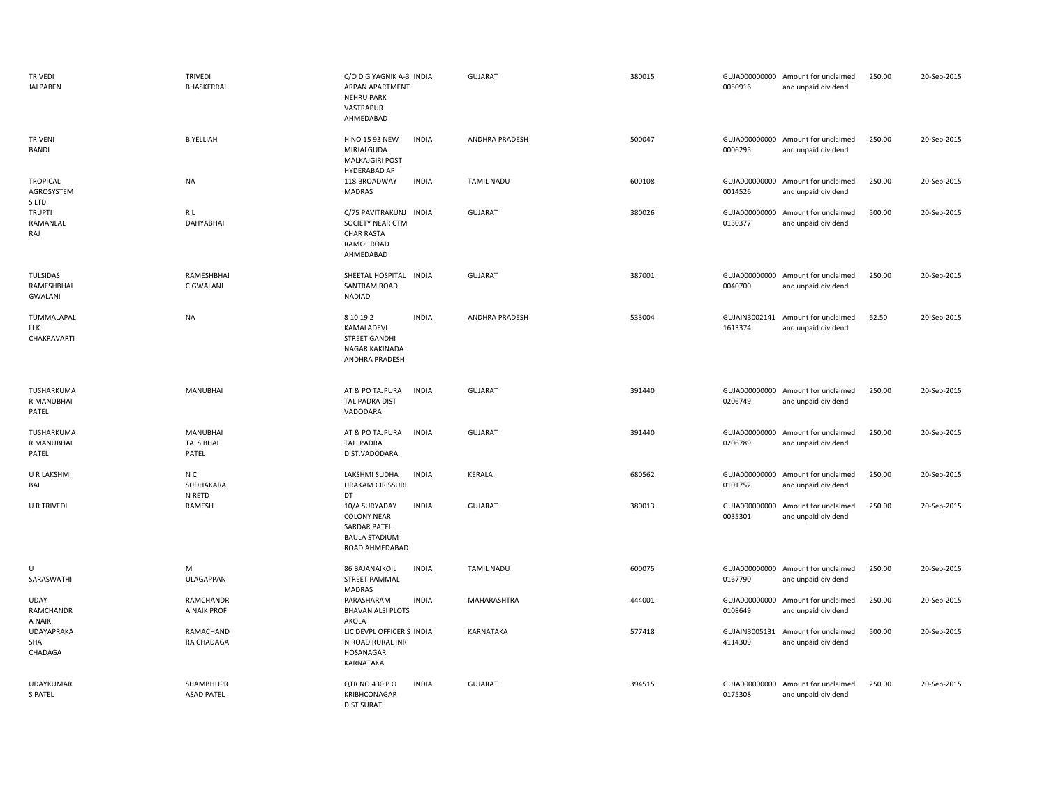| | | | | | | | | | |
|---|---|---|---|---|---|---|---|---|---|
| TRIVEDI JALPABEN | TRIVEDI BHASKERRAI | C/O D G YAGNIK A-3 ARPAN APARTMENT NEHRU PARK VASTRAPUR AHMEDABAD | INDIA | GUJARAT | 380015 | GUJA000000000 0050916 | Amount for unclaimed and unpaid dividend | 250.00 | 20-Sep-2015 |
| TRIVENI BANDI | B YELLIAH | H NO 15 93 NEW MIRJALGUDA MALKAJGIRI POST HYDERABAD AP | INDIA | ANDHRA PRADESH | 500047 | GUJA000000000 0006295 | Amount for unclaimed and unpaid dividend | 250.00 | 20-Sep-2015 |
| TROPICAL AGROSYSTEM S LTD | NA | 118 BROADWAY MADRAS | INDIA | TAMIL NADU | 600108 | GUJA000000000 0014526 | Amount for unclaimed and unpaid dividend | 250.00 | 20-Sep-2015 |
| TRUPTI RAMANLAL RAJ | R L DAHYABHAI | C/75 PAVITRAKUNJ SOCIETY NEAR CTM CHAR RASTA RAMOL ROAD AHMEDABAD | INDIA | GUJARAT | 380026 | GUJA000000000 0130377 | Amount for unclaimed and unpaid dividend | 500.00 | 20-Sep-2015 |
| TULSIDAS RAMESHBHAI GWALANI | RAMESHBHAI C GWALANI | SHEETAL HOSPITAL SANTRAM ROAD NADIAD | INDIA | GUJARAT | 387001 | GUJA000000000 0040700 | Amount for unclaimed and unpaid dividend | 250.00 | 20-Sep-2015 |
| TUMMALAPAL LI K CHAKRAVARTI | NA | 8 10 19 2 KAMALADEVI STREET GANDHI NAGAR KAKINADA ANDHRA PRADESH | INDIA | ANDHRA PRADESH | 533004 | GUJAIN3002141 1613374 | Amount for unclaimed and unpaid dividend | 62.50 | 20-Sep-2015 |
| TUSHARKUMA R MANUBHAI PATEL | MANUBHAI | AT & PO TAJPURA TAL PADRA DIST VADODARA | INDIA | GUJARAT | 391440 | GUJA000000000 0206749 | Amount for unclaimed and unpaid dividend | 250.00 | 20-Sep-2015 |
| TUSHARKUMA R MANUBHAI PATEL | MANUBHAI TALSIBHAI PATEL | AT & PO TAJPURA TAL. PADRA DIST.VADODARA | INDIA | GUJARAT | 391440 | GUJA000000000 0206789 | Amount for unclaimed and unpaid dividend | 250.00 | 20-Sep-2015 |
| U R LAKSHMI BAI | N C SUDHAKARA N RETD | LAKSHMI SUDHA URAKAM CIRISSURI DT | INDIA | KERALA | 680562 | GUJA000000000 0101752 | Amount for unclaimed and unpaid dividend | 250.00 | 20-Sep-2015 |
| U R TRIVEDI | RAMESH | 10/A SURYADAY COLONY NEAR SARDAR PATEL BAULA STADIUM ROAD AHMEDABAD | INDIA | GUJARAT | 380013 | GUJA000000000 0035301 | Amount for unclaimed and unpaid dividend | 250.00 | 20-Sep-2015 |
| U SARASWATHI | M ULAGAPPAN | 86 BAJANAIKOIL STREET PAMMAL MADRAS | INDIA | TAMIL NADU | 600075 | GUJA000000000 0167790 | Amount for unclaimed and unpaid dividend | 250.00 | 20-Sep-2015 |
| UDAY RAMCHANDR A NAIK | RAMCHANDR A NAIK PROF | PARASHARAM BHAVAN ALSI PLOTS AKOLA | INDIA | MAHARASHTRA | 444001 | GUJA000000000 0108649 | Amount for unclaimed and unpaid dividend | 250.00 | 20-Sep-2015 |
| UDAYAPRAKA SHA CHADAGA | RAMACHAND RA CHADAGA | LIC DEVPL OFFICER S N ROAD RURAL INR HOSANAGAR KARNATAKA | INDIA | KARNATAKA | 577418 | GUJAIN3005131 4114309 | Amount for unclaimed and unpaid dividend | 500.00 | 20-Sep-2015 |
| UDAYKUMAR S PATEL | SHAMBHUPR ASAD PATEL | QTR NO 430 P O KRIBHCONAGAR DIST SURAT | INDIA | GUJARAT | 394515 | GUJA000000000 0175308 | Amount for unclaimed and unpaid dividend | 250.00 | 20-Sep-2015 |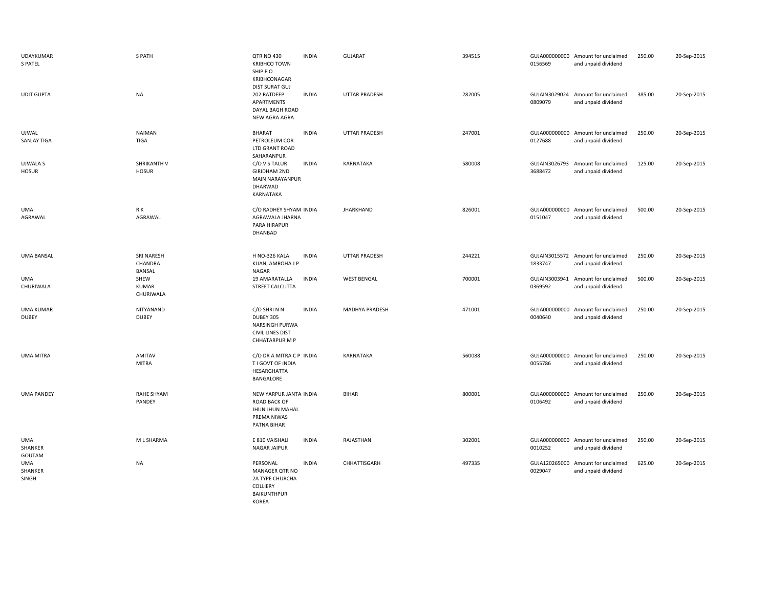| | | | | | | | | | |
|---|---|---|---|---|---|---|---|---|---|
| UDAYKUMAR S PATEL | S PATH | QTR NO 430 KRIBHCO TOWN SHIP P O KRIBHCONAGAR DIST SURAT GUJ | INDIA | GUJARAT | 394515 | GUJA000000000 0156569 | Amount for unclaimed and unpaid dividend | 250.00 | 20-Sep-2015 |
| UDIT GUPTA | NA | 202 RATDEEP APARTMENTS DAYAL BAGH ROAD NEW AGRA AGRA | INDIA | UTTAR PRADESH | 282005 | GUJAIN3029024 0809079 | Amount for unclaimed and unpaid dividend | 385.00 | 20-Sep-2015 |
| UJWAL SANJAY TIGA | NAIMAN TIGA | BHARAT PETROLEUM COR LTD GRANT ROAD SAHARANPUR | INDIA | UTTAR PRADESH | 247001 | GUJA000000000 0127688 | Amount for unclaimed and unpaid dividend | 250.00 | 20-Sep-2015 |
| UJWALA S HOSUR | SHRIKANTH V HOSUR | C/O V S TALUR GIRIDHAM 2ND MAIN NARAYANPUR DHARWAD KARNATAKA | INDIA | KARNATAKA | 580008 | GUJAIN3026793 3688472 | Amount for unclaimed and unpaid dividend | 125.00 | 20-Sep-2015 |
| UMA AGRAWAL | R K AGRAWAL | C/O RADHEY SHYAM AGRAWALA JHARNA PARA HIRAPUR DHANBAD | INDIA | JHARKHAND | 826001 | GUJA000000000 0151047 | Amount for unclaimed and unpaid dividend | 500.00 | 20-Sep-2015 |
| UMA BANSAL | SRI NARESH CHANDRA BANSAL | H NO-326 KALA KUAN, AMROHA J P NAGAR | INDIA | UTTAR PRADESH | 244221 | GUJAIN3015572 1833747 | Amount for unclaimed and unpaid dividend | 250.00 | 20-Sep-2015 |
| UMA CHURIWALA | SHEW KUMAR CHURIWALA | 19 AMARATALLA STREET CALCUTTA | INDIA | WEST BENGAL | 700001 | GUJAIN3003941 0369592 | Amount for unclaimed and unpaid dividend | 500.00 | 20-Sep-2015 |
| UMA KUMAR DUBEY | NITYANAND DUBEY | C/O SHRI N N DUBEY 305 NARSINGH PURWA CIVIL LINES DIST CHHATARPUR M P | INDIA | MADHYA PRADESH | 471001 | GUJA000000000 0040640 | Amount for unclaimed and unpaid dividend | 250.00 | 20-Sep-2015 |
| UMA MITRA | AMITAV MITRA | C/O DR A MITRA C P T I GOVT OF INDIA HESARGHATTA BANGALORE | INDIA | KARNATAKA | 560088 | GUJA000000000 0055786 | Amount for unclaimed and unpaid dividend | 250.00 | 20-Sep-2015 |
| UMA PANDEY | RAHE SHYAM PANDEY | NEW YARPUR JANTA ROAD BACK OF JHUN JHUN MAHAL PREMA NIWAS PATNA BIHAR | INDIA | BIHAR | 800001 | GUJA000000000 0106492 | Amount for unclaimed and unpaid dividend | 250.00 | 20-Sep-2015 |
| UMA SHANKER GOUTAM | M L SHARMA | E 810 VAISHALI NAGAR JAIPUR | INDIA | RAJASTHAN | 302001 | GUJA000000000 0010252 | Amount for unclaimed and unpaid dividend | 250.00 | 20-Sep-2015 |
| UMA SHANKER SINGH | NA | PERSONAL MANAGER QTR NO 2A TYPE CHURCHA COLLIERY BAIKUNTHPUR KOREA | INDIA | CHHATTISGARH | 497335 | GUJA120265000 0029047 | Amount for unclaimed and unpaid dividend | 625.00 | 20-Sep-2015 |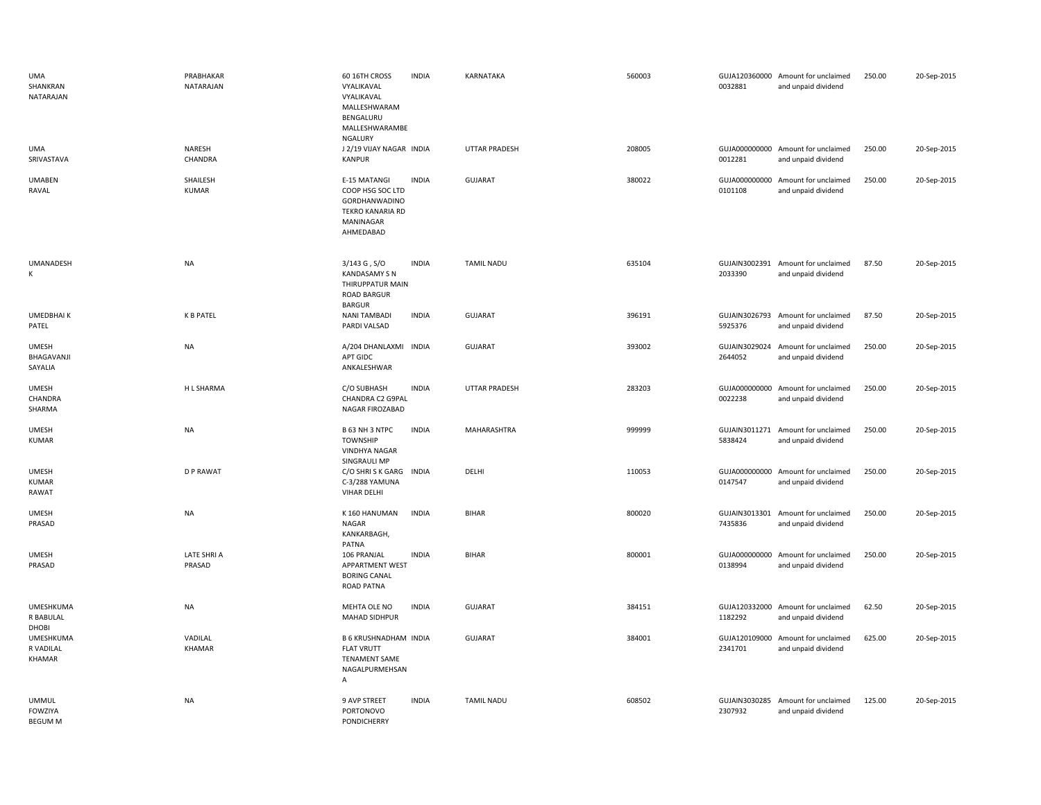| | | | | | | | | | |
|---|---|---|---|---|---|---|---|---|---|
| UMA SHANKRAN NATARAJAN | PRABHAKAR NATARAJAN | 60 16TH CROSS VYALIKAVAL VYALIKAVAL MALLESHWARAM BENGALURU MALLESHWARAMBE NGALURY | INDIA | KARNATAKA | 560003 | GUJA120360000 0032881 | Amount for unclaimed and unpaid dividend | 250.00 | 20-Sep-2015 |
| UMA SRIVASTAVA | NARESH CHANDRA | J 2/19 VIJAY NAGAR KANPUR | INDIA | UTTAR PRADESH | 208005 | GUJA000000000 0012281 | Amount for unclaimed and unpaid dividend | 250.00 | 20-Sep-2015 |
| UMABEN RAVAL | SHAILESH KUMAR | E-15 MATANGI COOP HSG SOC LTD GORDHANWADINO TEKRO KANARIA RD MANINAGAR AHMEDABAD | INDIA | GUJARAT | 380022 | GUJA000000000 0101108 | Amount for unclaimed and unpaid dividend | 250.00 | 20-Sep-2015 |
| UMANADESH K | NA | 3/143 G , S/O KANDASAMY S N THIRUPPATUR MAIN ROAD BARGUR BARGUR | INDIA | TAMIL NADU | 635104 | GUJAIN3002391 2033390 | Amount for unclaimed and unpaid dividend | 87.50 | 20-Sep-2015 |
| UMEDBHAI K PATEL | K B PATEL | NANI TAMBADI PARDI VALSAD | INDIA | GUJARAT | 396191 | GUJAIN3026793 5925376 | Amount for unclaimed and unpaid dividend | 87.50 | 20-Sep-2015 |
| UMESH BHAGAVANJI SAYALIA | NA | A/204 DHANLAXMI APT GIDC ANKALESHWAR | INDIA | GUJARAT | 393002 | GUJAIN3029024 2644052 | Amount for unclaimed and unpaid dividend | 250.00 | 20-Sep-2015 |
| UMESH CHANDRA SHARMA | H L SHARMA | C/O SUBHASH CHANDRA C2 G9PAL NAGAR FIROZABAD | INDIA | UTTAR PRADESH | 283203 | GUJA000000000 0022238 | Amount for unclaimed and unpaid dividend | 250.00 | 20-Sep-2015 |
| UMESH KUMAR | NA | B 63 NH 3 NTPC TOWNSHIP VINDHYA NAGAR SINGRAULI MP | INDIA | MAHARASHTRA | 999999 | GUJAIN3011271 5838424 | Amount for unclaimed and unpaid dividend | 250.00 | 20-Sep-2015 |
| UMESH KUMAR RAWAT | D P RAWAT | C/O SHRI S K GARG C-3/288 YAMUNA VIHAR DELHI | INDIA | DELHI | 110053 | GUJA000000000 0147547 | Amount for unclaimed and unpaid dividend | 250.00 | 20-Sep-2015 |
| UMESH PRASAD | NA | K 160 HANUMAN NAGAR KANKARBAGH, PATNA | INDIA | BIHAR | 800020 | GUJAIN3013301 7435836 | Amount for unclaimed and unpaid dividend | 250.00 | 20-Sep-2015 |
| UMESH PRASAD | LATE SHRI A PRASAD | 106 PRANJAL APPARTMENT WEST BORING CANAL ROAD PATNA | INDIA | BIHAR | 800001 | GUJA000000000 0138994 | Amount for unclaimed and unpaid dividend | 250.00 | 20-Sep-2015 |
| UMESHKUMA R BABULAL DHOBI | NA | MEHTA OLE NO MAHAD SIDHPUR | INDIA | GUJARAT | 384151 | GUJA120332000 1182292 | Amount for unclaimed and unpaid dividend | 62.50 | 20-Sep-2015 |
| UMESHKUMA R VADILAL KHAMAR | VADILAL KHAMAR | B 6 KRUSHNADHAM FLAT VRUTT TENAMENT SAME NAGALPURMEHSAN A | INDIA | GUJARAT | 384001 | GUJA120109000 2341701 | Amount for unclaimed and unpaid dividend | 625.00 | 20-Sep-2015 |
| UMMUL FOWZIYA BEGUM M | NA | 9 AVP STREET PORTONOVO PONDICHERRY | INDIA | TAMIL NADU | 608502 | GUJAIN3030285 2307932 | Amount for unclaimed and unpaid dividend | 125.00 | 20-Sep-2015 |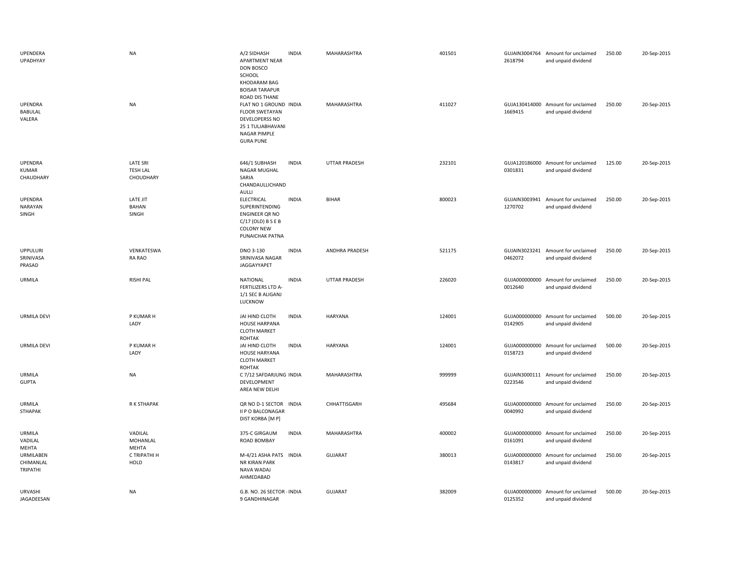| | | | | | | | | | |
|---|---|---|---|---|---|---|---|---|---|
| UPENDERA UPADHYAY | NA | A/2 SIDHASH APARTMENT NEAR DON BOSCO SCHOOL KHODARAM BAG BOISAR TARAPUR ROAD DIS THANE | INDIA | MAHARASHTRA | 401501 | GUJAIN30047642618794 | Amount for unclaimed and unpaid dividend | 250.00 | 20-Sep-2015 |
| UPENDRA BABULAL VALERA | NA | FLAT NO 1 GROUND FLOOR SWETAYAN DEVELOPERSS NO 25 1 TULJABHAVANI NAGAR PIMPLE GURA PUNE | INDIA | MAHARASHTRA | 411027 | GUJA1304140001669415 | Amount for unclaimed and unpaid dividend | 250.00 | 20-Sep-2015 |
| UPENDRA KUMAR CHAUDHARY | LATE SRI TESH LAL CHOUDHARY | 646/1 SUBHASH NAGAR MUGHAL SARIA CHANDAULLICHAND AULLI | INDIA | UTTAR PRADESH | 232101 | GUJA1201860000301831 | Amount for unclaimed and unpaid dividend | 125.00 | 20-Sep-2015 |
| UPENDRA NARAYAN SINGH | LATE JIT BAHAN SINGH | ELECTRICAL SUPERINTENDING ENGINEER QR NO C/17 (OLD) B S E B COLONY NEW PUNAICHAK PATNA | INDIA | BIHAR | 800023 | GUJAIN30039411270702 | Amount for unclaimed and unpaid dividend | 250.00 | 20-Sep-2015 |
| UPPULURI SRINIVASA PRASAD | VENKATESWA RA RAO | DNO 3-130 SRINIVASA NAGAR JAGGAYYAPET | INDIA | ANDHRA PRADESH | 521175 | GUJAIN30232410462072 | Amount for unclaimed and unpaid dividend | 250.00 | 20-Sep-2015 |
| URMILA | RISHI PAL | NATIONAL FERTILIZERS LTD A-1/1 SEC B ALIGANJ LUCKNOW | INDIA | UTTAR PRADESH | 226020 | GUJA0000000000012640 | Amount for unclaimed and unpaid dividend | 250.00 | 20-Sep-2015 |
| URMILA DEVI | P KUMAR H LADY | JAI HIND CLOTH HOUSE HARPANA CLOTH MARKET ROHTAK | INDIA | HARYANA | 124001 | GUJA0000000000142905 | Amount for unclaimed and unpaid dividend | 500.00 | 20-Sep-2015 |
| URMILA DEVI | P KUMAR H LADY | JAI HIND CLOTH HOUSE HARYANA CLOTH MARKET ROHTAK | INDIA | HARYANA | 124001 | GUJA0000000000158723 | Amount for unclaimed and unpaid dividend | 500.00 | 20-Sep-2015 |
| URMILA GUPTA | NA | C 7/12 SAFDARJUNG DEVELOPMENT AREA NEW DELHI | INDIA | MAHARASHTRA | 999999 | GUJAIN30001110223546 | Amount for unclaimed and unpaid dividend | 250.00 | 20-Sep-2015 |
| URMILA STHAPAK | R K STHAPAK | QR NO D-1 SECTOR II P O BALCONAGAR DIST KORBA [M P] | INDIA | CHHATTISGARH | 495684 | GUJA0000000000040992 | Amount for unclaimed and unpaid dividend | 250.00 | 20-Sep-2015 |
| URMILA VADILAL MEHTA | VADILAL MOHANLAL MEHTA | 375-C GIRGAUM ROAD BOMBAY | INDIA | MAHARASHTRA | 400002 | GUJA0000000000161091 | Amount for unclaimed and unpaid dividend | 250.00 | 20-Sep-2015 |
| URMILABEN CHIMANLAL TRIPATHI | C TRIPATHI H HOLD | M-4/21 ASHA PATS NR KIRAN PARK NAVA WADAJ AHMEDABAD | INDIA | GUJARAT | 380013 | GUJA0000000000143817 | Amount for unclaimed and unpaid dividend | 250.00 | 20-Sep-2015 |
| URVASHI JAGADEESAN | NA | G.B. NO. 26 SECTOR - 9 GANDHINAGAR | INDIA | GUJARAT | 382009 | GUJA0000000000125352 | Amount for unclaimed and unpaid dividend | 500.00 | 20-Sep-2015 |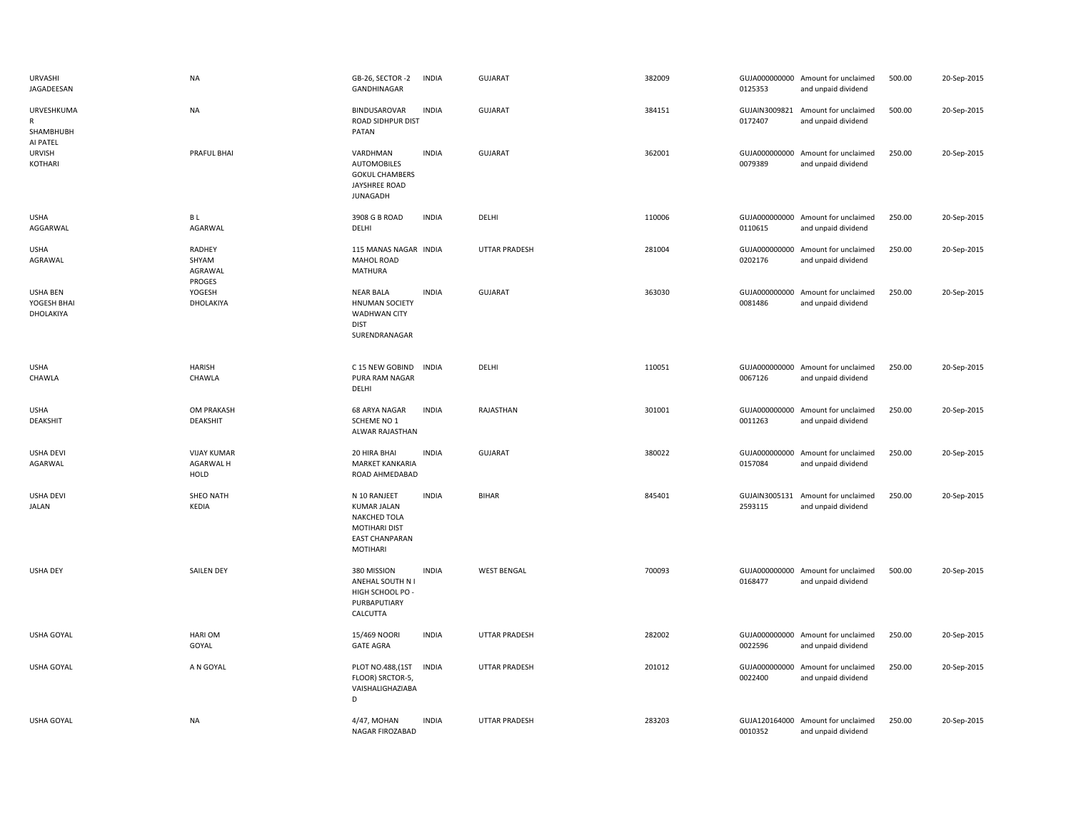| | | | | | | | | | |
|---|---|---|---|---|---|---|---|---|---|
| URVASHI JAGADEESAN | NA | GB-26, SECTOR -2 GANDHINAGAR | INDIA | GUJARAT | 382009 | GUJA000000000 0125353 | Amount for unclaimed and unpaid dividend | 500.00 | 20-Sep-2015 |
| URVESHKUMA R SHAMBHUBH AI PATEL | NA | BINDUSAROVAR ROAD SIDHPUR DIST PATAN | INDIA | GUJARAT | 384151 | GUJAIN3009821 0172407 | Amount for unclaimed and unpaid dividend | 500.00 | 20-Sep-2015 |
| URVISH KOTHARI | PRAFUL BHAI | VARDHMAN AUTOMOBILES GOKUL CHAMBERS JAYSHREE ROAD JUNAGADH | INDIA | GUJARAT | 362001 | GUJA000000000 0079389 | Amount for unclaimed and unpaid dividend | 250.00 | 20-Sep-2015 |
| USHA AGGARWAL | B L AGARWAL | 3908 G B ROAD DELHI | INDIA | DELHI | 110006 | GUJA000000000 0110615 | Amount for unclaimed and unpaid dividend | 250.00 | 20-Sep-2015 |
| USHA AGRAWAL | RADHEY SHYAM AGRAWAL PROGES | 115 MANAS NAGAR MAHOL ROAD MATHURA | INDIA | UTTAR PRADESH | 281004 | GUJA000000000 0202176 | Amount for unclaimed and unpaid dividend | 250.00 | 20-Sep-2015 |
| USHA BEN YOGESH BHAI DHOLAKIYA | YOGESH DHOLAKIYA | NEAR BALA HNUMAN SOCIETY WADHWAN CITY DIST SURENDRANAGAR | INDIA | GUJARAT | 363030 | GUJA000000000 0081486 | Amount for unclaimed and unpaid dividend | 250.00 | 20-Sep-2015 |
| USHA CHAWLA | HARISH CHAWLA | C 15 NEW GOBIND PURA RAM NAGAR DELHI | INDIA | DELHI | 110051 | GUJA000000000 0067126 | Amount for unclaimed and unpaid dividend | 250.00 | 20-Sep-2015 |
| USHA DEAKSHIT | OM PRAKASH DEAKSHIT | 68 ARYA NAGAR SCHEME NO 1 ALWAR RAJASTHAN | INDIA | RAJASTHAN | 301001 | GUJA000000000 0011263 | Amount for unclaimed and unpaid dividend | 250.00 | 20-Sep-2015 |
| USHA DEVI AGARWAL | VIJAY KUMAR AGARWAL H HOLD | 20 HIRA BHAI MARKET KANKARIA ROAD AHMEDABAD | INDIA | GUJARAT | 380022 | GUJA000000000 0157084 | Amount for unclaimed and unpaid dividend | 250.00 | 20-Sep-2015 |
| USHA DEVI JALAN | SHEO NATH KEDIA | N 10 RANJEET KUMAR JALAN NAKCHED TOLA MOTIHARI DIST EAST CHANPARAN MOTIHARI | INDIA | BIHAR | 845401 | GUJAIN3005131 2593115 | Amount for unclaimed and unpaid dividend | 250.00 | 20-Sep-2015 |
| USHA DEY | SAILEN DEY | 380 MISSION ANEHAL SOUTH N I HIGH SCHOOL PO - PURBAPUTIARY CALCUTTA | INDIA | WEST BENGAL | 700093 | GUJA000000000 0168477 | Amount for unclaimed and unpaid dividend | 500.00 | 20-Sep-2015 |
| USHA GOYAL | HARI OM GOYAL | 15/469 NOORI GATE AGRA | INDIA | UTTAR PRADESH | 282002 | GUJA000000000 0022596 | Amount for unclaimed and unpaid dividend | 250.00 | 20-Sep-2015 |
| USHA GOYAL | A N GOYAL | PLOT NO.488,(1ST FLOOR) SRCTOR-5, VAISHALIGHAZIABA D | INDIA | UTTAR PRADESH | 201012 | GUJA000000000 0022400 | Amount for unclaimed and unpaid dividend | 250.00 | 20-Sep-2015 |
| USHA GOYAL | NA | 4/47, MOHAN NAGAR FIROZABAD | INDIA | UTTAR PRADESH | 283203 | GUJA120164000 0010352 | Amount for unclaimed and unpaid dividend | 250.00 | 20-Sep-2015 |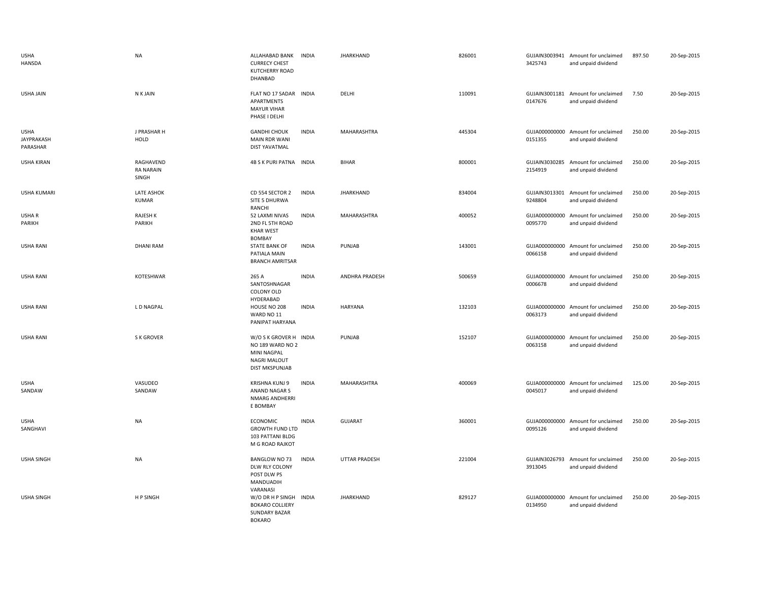| | | | | | | | | | |
|---|---|---|---|---|---|---|---|---|---|
| USHA HANSDA | NA | ALLAHABAD BANK CURRECY CHEST KUTCHERRY ROAD DHANBAD | INDIA | JHARKHAND | 826001 | GUJAIN30039413425743 | Amount for unclaimed and unpaid dividend | 897.50 | 20-Sep-2015 |
| USHA JAIN | N K JAIN | FLAT NO 17 SADAR APARTMENTS MAYUR VIHAR PHASE I DELHI | INDIA | DELHI | 110091 | GUJAIN30011810147676 | Amount for unclaimed and unpaid dividend | 7.50 | 20-Sep-2015 |
| USHA JAYPRAKASH PARASHAR | J PRASHAR H HOLD | GANDHI CHOUK MAIN RDR WANI DIST YAVATMAL | INDIA | MAHARASHTRA | 445304 | GUJA0000000000151355 | Amount for unclaimed and unpaid dividend | 250.00 | 20-Sep-2015 |
| USHA KIRAN | RAGHAVEND RA NARAIN SINGH | 4B S K PURI PATNA | INDIA | BIHAR | 800001 | GUJAIN30302852154919 | Amount for unclaimed and unpaid dividend | 250.00 | 20-Sep-2015 |
| USHA KUMARI | LATE ASHOK KUMAR | CD 554 SECTOR 2 SITE 5 DHURWA RANCHI | INDIA | JHARKHAND | 834004 | GUJAIN30133019248804 | Amount for unclaimed and unpaid dividend | 250.00 | 20-Sep-2015 |
| USHA R PARIKH | RAJESH K PARIKH | 52 LAXMI NIVAS 2ND FL 5TH ROAD KHAR WEST BOMBAY | INDIA | MAHARASHTRA | 400052 | GUJA0000000000095770 | Amount for unclaimed and unpaid dividend | 250.00 | 20-Sep-2015 |
| USHA RANI | DHANI RAM | STATE BANK OF PATIALA MAIN BRANCH AMRITSAR | INDIA | PUNJAB | 143001 | GUJA0000000000066158 | Amount for unclaimed and unpaid dividend | 250.00 | 20-Sep-2015 |
| USHA RANI | KOTESHWAR | 265 A SANTOSHNAGAR COLONY OLD HYDERABAD | INDIA | ANDHRA PRADESH | 500659 | GUJA0000000000006678 | Amount for unclaimed and unpaid dividend | 250.00 | 20-Sep-2015 |
| USHA RANI | L D NAGPAL | HOUSE NO 208 WARD NO 11 PANIPAT HARYANA | INDIA | HARYANA | 132103 | GUJA0000000000063173 | Amount for unclaimed and unpaid dividend | 250.00 | 20-Sep-2015 |
| USHA RANI | S K GROVER | W/O S K GROVER H NO 189 WARD NO 2 MINI NAGPAL NAGRI MALOUT DIST MKSPUNJAB | INDIA | PUNJAB | 152107 | GUJA0000000000063158 | Amount for unclaimed and unpaid dividend | 250.00 | 20-Sep-2015 |
| USHA SANDAW | VASUDEO SANDAW | KRISHNA KUNJ 9 ANAND NAGAR S NMARG ANDHERRI E BOMBAY | INDIA | MAHARASHTRA | 400069 | GUJA0000000000045017 | Amount for unclaimed and unpaid dividend | 125.00 | 20-Sep-2015 |
| USHA SANGHAVI | NA | ECONOMIC GROWTH FUND LTD 103 PATTANI BLDG M G ROAD RAJKOT | INDIA | GUJARAT | 360001 | GUJA0000000000095126 | Amount for unclaimed and unpaid dividend | 250.00 | 20-Sep-2015 |
| USHA SINGH | NA | BANGLOW NO 73 DLW RLY COLONY POST DLW PS MANDUADIH VARANASI | INDIA | UTTAR PRADESH | 221004 | GUJAIN30267933913045 | Amount for unclaimed and unpaid dividend | 250.00 | 20-Sep-2015 |
| USHA SINGH | H P SINGH | W/O DR H P SINGH BOKARO COLLIERY SUNDARY BAZAR BOKARO | INDIA | JHARKHAND | 829127 | GUJA0000000000134950 | Amount for unclaimed and unpaid dividend | 250.00 | 20-Sep-2015 |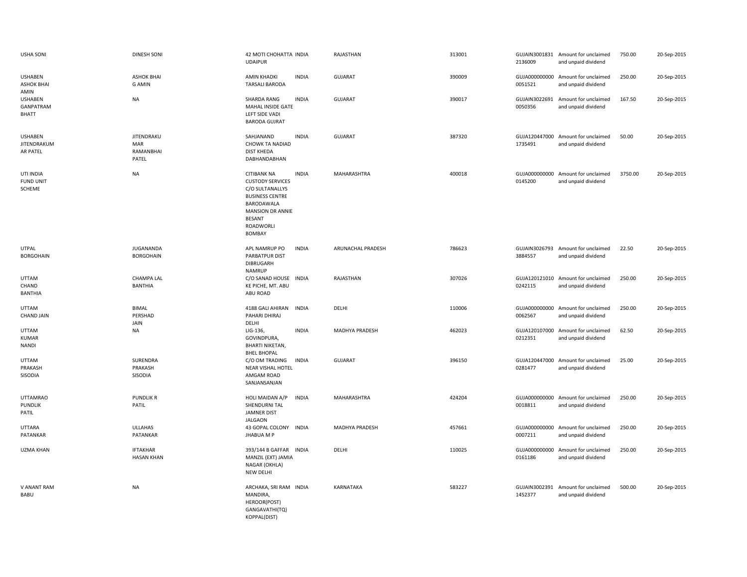| | | | | | | | | | |
|---|---|---|---|---|---|---|---|---|---|
| USHA SONI | DINESH SONI | 42 MOTI CHOHATTA UDAIPUR | INDIA | RAJASTHAN | 313001 | GUJAIN30018312136009 | Amount for unclaimed and unpaid dividend | 750.00 | 20-Sep-2015 |
| USHABEN ASHOK BHAI AMIN | ASHOK BHAI G AMIN | AMIN KHADKI TARSALI BARODA | INDIA | GUJARAT | 390009 | GUJA0000000000051521 | Amount for unclaimed and unpaid dividend | 250.00 | 20-Sep-2015 |
| USHABEN GANPATRAM BHATT | NA | SHARDA RANG MAHAL INSIDE GATE LEFT SIDE VADI BARODA GUJRAT | INDIA | GUJARAT | 390017 | GUJAIN30226910050356 | Amount for unclaimed and unpaid dividend | 167.50 | 20-Sep-2015 |
| USHABEN JITENDRAKUMAR PATEL | JITENDRAKUMAR RAMANBHAI PATEL | SAHJANAND CHOWK TA NADIAD DIST KHEDA DABHANDABHAN | INDIA | GUJARAT | 387320 | GUJA1204470001735491 | Amount for unclaimed and unpaid dividend | 50.00 | 20-Sep-2015 |
| UTI INDIA FUND UNIT SCHEME | NA | CITIBANK NA CUSTODY SERVICES C/O SULTANALLYS BUSINESS CENTRE BARODAWALA MANSION DR ANNIE BESANT ROADWORLI BOMBAY | INDIA | MAHARASHTRA | 400018 | GUJA0000000000145200 | Amount for unclaimed and unpaid dividend | 3750.00 | 20-Sep-2015 |
| UTPAL BORGOHAIN | JUGANANDA BORGOHAIN | APL NAMRUP PO PARBATPUR DIST DIBRUGARH NAMRUP | INDIA | ARUNACHAL PRADESH | 786623 | GUJAIN30267933884557 | Amount for unclaimed and unpaid dividend | 22.50 | 20-Sep-2015 |
| UTTAM CHAND BANTHIA | CHAMPA LAL BANTHIA | C/O SANAD HOUSE KE PICHE, MT. ABU ABU ROAD | INDIA | RAJASTHAN | 307026 | GUJA1201210100242115 | Amount for unclaimed and unpaid dividend | 250.00 | 20-Sep-2015 |
| UTTAM CHAND JAIN | BIMAL PERSHAD JAIN | 4188 GALI AHIRAN PAHARI DHIRAJ DELHI | INDIA | DELHI | 110006 | GUJA0000000000062567 | Amount for unclaimed and unpaid dividend | 250.00 | 20-Sep-2015 |
| UTTAM KUMAR NANDI | NA | LIG-136, GOVINDPURA, BHARTI NIKETAN, BHEL BHOPAL | INDIA | MADHYA PRADESH | 462023 | GUJA1201070000212351 | Amount for unclaimed and unpaid dividend | 62.50 | 20-Sep-2015 |
| UTTAM PRAKASH SISODIA | SURENDRA PRAKASH SISODIA | C/O OM TRADING NEAR VISHAL HOTEL AMGAM ROAD SANJANSANJAN | INDIA | GUJARAT | 396150 | GUJA1204470000281477 | Amount for unclaimed and unpaid dividend | 25.00 | 20-Sep-2015 |
| UTTAMRAO PUNDLIK PATIL | PUNDLIK R PATIL | HOLI MAIDAN A/P SHENDURNI TAL JAMNER DIST JALGAON | INDIA | MAHARASHTRA | 424204 | GUJA0000000000018811 | Amount for unclaimed and unpaid dividend | 250.00 | 20-Sep-2015 |
| UTTARA PATANKAR | ULLAHAS PATANKAR | 43 GOPAL COLONY JHABUA M P | INDIA | MADHYA PRADESH | 457661 | GUJA0000000000007211 | Amount for unclaimed and unpaid dividend | 250.00 | 20-Sep-2015 |
| UZMA KHAN | IFTAKHAR HASAN KHAN | 393/144 B GAFFAR MANZIL (EXT) JAMIA NAGAR (OKHLA) NEW DELHI | INDIA | DELHI | 110025 | GUJA0000000000161186 | Amount for unclaimed and unpaid dividend | 250.00 | 20-Sep-2015 |
| V ANANT RAM BABU | NA | ARCHAKA, SRI RAM MANDIRA, HEROOR(POST) GANGAVATHI(TQ) KOPPAL(DIST) | INDIA | KARNATAKA | 583227 | GUJAIN30023911452377 | Amount for unclaimed and unpaid dividend | 500.00 | 20-Sep-2015 |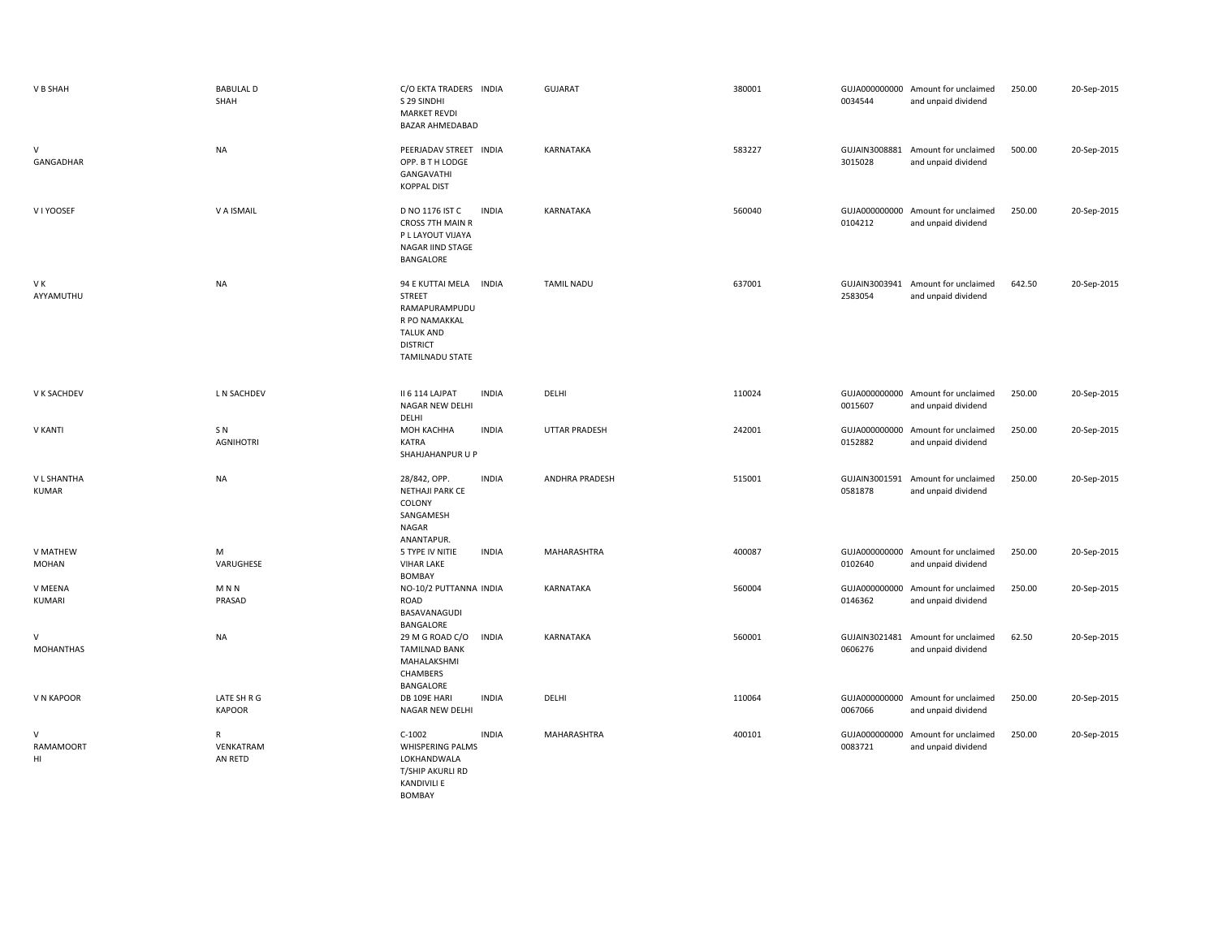| | | | | | | | | | |
|---|---|---|---|---|---|---|---|---|---|
| V B SHAH | BABULAL D SHAH | C/O EKTA TRADERS S 29 SINDHI MARKET REVDI BAZAR AHMEDABAD | INDIA | GUJARAT | 380001 | GUJA000000000 0034544 | Amount for unclaimed and unpaid dividend | 250.00 | 20-Sep-2015 |
| V GANGADHAR | NA | PEERJADAV STREET OPP. B T H LODGE GANGAVATHI KOPPAL DIST | INDIA | KARNATAKA | 583227 | GUJAIN3008881 3015028 | Amount for unclaimed and unpaid dividend | 500.00 | 20-Sep-2015 |
| V I YOOSEF | V A ISMAIL | D NO 1176 IST C CROSS 7TH MAIN R P L LAYOUT VIJAYA NAGAR IIND STAGE BANGALORE | INDIA | KARNATAKA | 560040 | GUJA000000000 0104212 | Amount for unclaimed and unpaid dividend | 250.00 | 20-Sep-2015 |
| V K AYYAMUTHU | NA | 94 E KUTTAI MELA STREET RAMAPURAMPUDU R PO NAMAKKAL TALUK AND DISTRICT TAMILNADU STATE | INDIA | TAMIL NADU | 637001 | GUJAIN3003941 2583054 | Amount for unclaimed and unpaid dividend | 642.50 | 20-Sep-2015 |
| V K SACHDEV | L N SACHDEV | II 6 114 LAJPAT NAGAR NEW DELHI DELHI | INDIA | DELHI | 110024 | GUJA000000000 0015607 | Amount for unclaimed and unpaid dividend | 250.00 | 20-Sep-2015 |
| V KANTI | S N AGNIHOTRI | MOH KACHHA KATRA SHAHJAHANPUR U P | INDIA | UTTAR PRADESH | 242001 | GUJA000000000 0152882 | Amount for unclaimed and unpaid dividend | 250.00 | 20-Sep-2015 |
| V L SHANTHA KUMAR | NA | 28/842, OPP. NETHAJI PARK CE COLONY SANGAMESH NAGAR ANANTAPUR. | INDIA | ANDHRA PRADESH | 515001 | GUJAIN3001591 0581878 | Amount for unclaimed and unpaid dividend | 250.00 | 20-Sep-2015 |
| V MATHEW MOHAN | M VARUGHESE | 5 TYPE IV NITIE VIHAR LAKE BOMBAY | INDIA | MAHARASHTRA | 400087 | GUJA000000000 0102640 | Amount for unclaimed and unpaid dividend | 250.00 | 20-Sep-2015 |
| V MEENA KUMARI | M N N PRASAD | NO-10/2 PUTTANNA ROAD BASAVANAGUDI BANGALORE | INDIA | KARNATAKA | 560004 | GUJA000000000 0146362 | Amount for unclaimed and unpaid dividend | 250.00 | 20-Sep-2015 |
| V MOHANTHAS | NA | 29 M G ROAD C/O TAMILNAD BANK MAHALAKSHMI CHAMBERS BANGALORE | INDIA | KARNATAKA | 560001 | GUJAIN3021481 0606276 | Amount for unclaimed and unpaid dividend | 62.50 | 20-Sep-2015 |
| V N KAPOOR | LATE SH R G KAPOOR | DB 109E HARI NAGAR NEW DELHI | INDIA | DELHI | 110064 | GUJA000000000 0067066 | Amount for unclaimed and unpaid dividend | 250.00 | 20-Sep-2015 |
| V RAMAMOORTHI | R VENKATRAMAN RETD | C-1002 WHISPERING PALMS LOKHANDWALA T/SHIP AKURLI RD KANDIVILI E BOMBAY | INDIA | MAHARASHTRA | 400101 | GUJA000000000 0083721 | Amount for unclaimed and unpaid dividend | 250.00 | 20-Sep-2015 |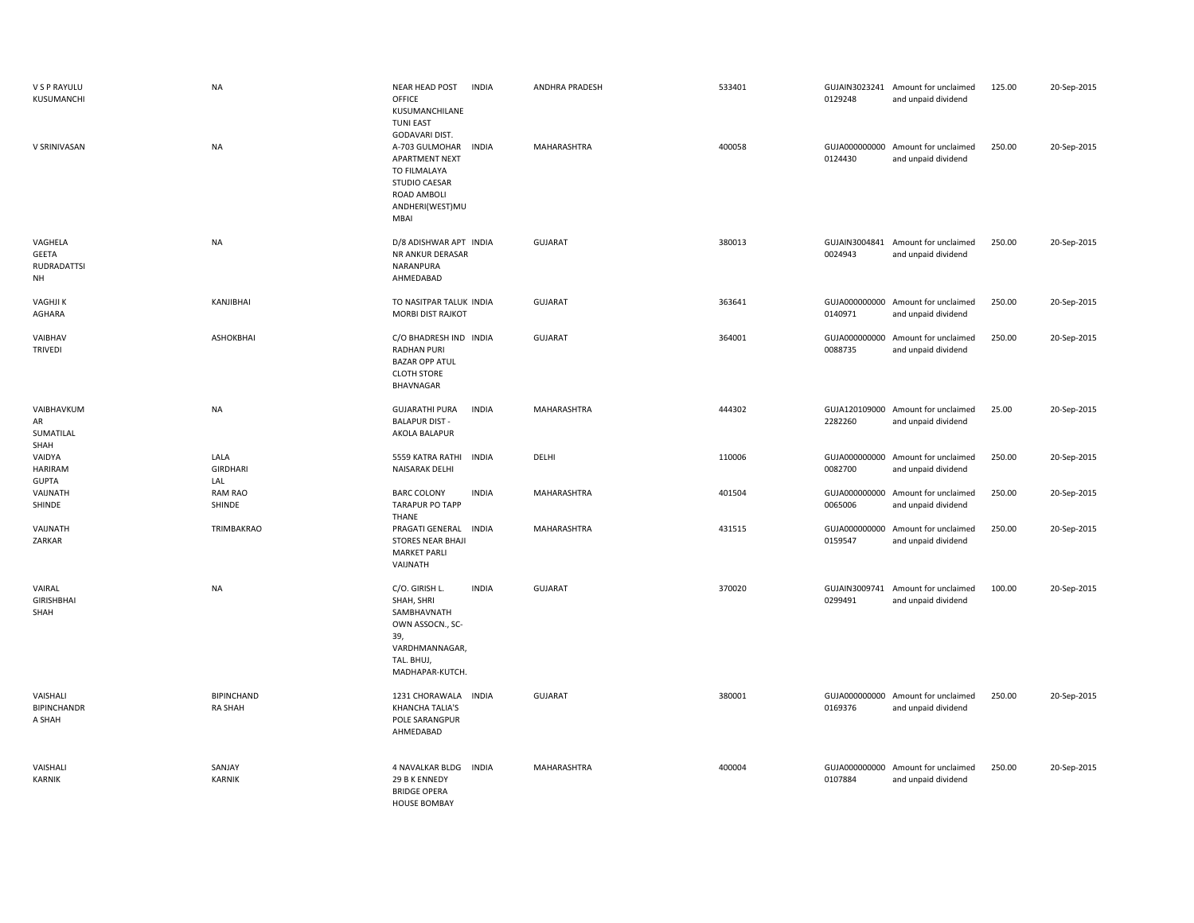| | | | | | | | | | |
|---|---|---|---|---|---|---|---|---|---|
| V S P RAYULU KUSUMANCHI | NA | NEAR HEAD POST OFFICE KUSUMANCHILANE TUNI EAST GODAVARI DIST. | INDIA | ANDHRA PRADESH | 533401 | GUJAIN3023241 0129248 | Amount for unclaimed and unpaid dividend | 125.00 | 20-Sep-2015 |
| V SRINIVASAN | NA | A-703 GULMOHAR APARTMENT NEXT TO FILMALAYA STUDIO CAESAR ROAD AMBOLI ANDHERI(WEST)MU MBAI | INDIA | MAHARASHTRA | 400058 | GUJA000000000 0124430 | Amount for unclaimed and unpaid dividend | 250.00 | 20-Sep-2015 |
| VAGHELA GEETA RUDRADATTSI NH | NA | D/8 ADISHWAR APT NR ANKUR DERASAR NARANPURA AHMEDABAD | INDIA | GUJARAT | 380013 | GUJAIN3004841 0024943 | Amount for unclaimed and unpaid dividend | 250.00 | 20-Sep-2015 |
| VAGHJI K AGHARA | KANJIBHAI | TO NASITPAR TALUK MORBI DIST RAJKOT | INDIA | GUJARAT | 363641 | GUJA000000000 0140971 | Amount for unclaimed and unpaid dividend | 250.00 | 20-Sep-2015 |
| VAIBHAV TRIVEDI | ASHOKBHAI | C/O BHADRESH IND RADHAN PURI BAZAR OPP ATUL CLOTH STORE BHAVNAGAR | INDIA | GUJARAT | 364001 | GUJA000000000 0088735 | Amount for unclaimed and unpaid dividend | 250.00 | 20-Sep-2015 |
| VAIBHAVKUM AR SUMATILAL SHAH | NA | GUJARATHI PURA BALAPUR DIST - AKOLA BALAPUR | INDIA | MAHARASHTRA | 444302 | GUJA120109000 2282260 | Amount for unclaimed and unpaid dividend | 25.00 | 20-Sep-2015 |
| VAIDYA HARIRAM GUPTA | LALA GIRDHARI LAL | 5559 KATRA RATHI NAISARAK DELHI | INDIA | DELHI | 110006 | GUJA000000000 0082700 | Amount for unclaimed and unpaid dividend | 250.00 | 20-Sep-2015 |
| VAIJNATH SHINDE | RAM RAO SHINDE | BARC COLONY TARAPUR PO TAPP THANE | INDIA | MAHARASHTRA | 401504 | GUJA000000000 0065006 | Amount for unclaimed and unpaid dividend | 250.00 | 20-Sep-2015 |
| VAIJNATH ZARKAR | TRIMBAKRAO | PRAGATI GENERAL STORES NEAR BHAJI MARKET PARLI VAIJNATH | INDIA | MAHARASHTRA | 431515 | GUJA000000000 0159547 | Amount for unclaimed and unpaid dividend | 250.00 | 20-Sep-2015 |
| VAIRAL GIRISHBHAI SHAH | NA | C/O. GIRISH L. SHAH, SHRI SAMBHAVNATH OWN ASSOCN., SC-39, VARDHMANNAGAR, TAL. BHUJ, MADHAPAR-KUTCH. | INDIA | GUJARAT | 370020 | GUJAIN3009741 0299491 | Amount for unclaimed and unpaid dividend | 100.00 | 20-Sep-2015 |
| VAISHALI BIPINCHANDR A SHAH | BIPINCHAND RA SHAH | 1231 CHORAWALA KHANCHA TALIA'S POLE SARANGPUR AHMEDABAD | INDIA | GUJARAT | 380001 | GUJA000000000 0169376 | Amount for unclaimed and unpaid dividend | 250.00 | 20-Sep-2015 |
| VAISHALI KARNIK | SANJAY KARNIK | 4 NAVALKAR BLDG 29 B K ENNEDY BRIDGE OPERA HOUSE BOMBAY | INDIA | MAHARASHTRA | 400004 | GUJA000000000 0107884 | Amount for unclaimed and unpaid dividend | 250.00 | 20-Sep-2015 |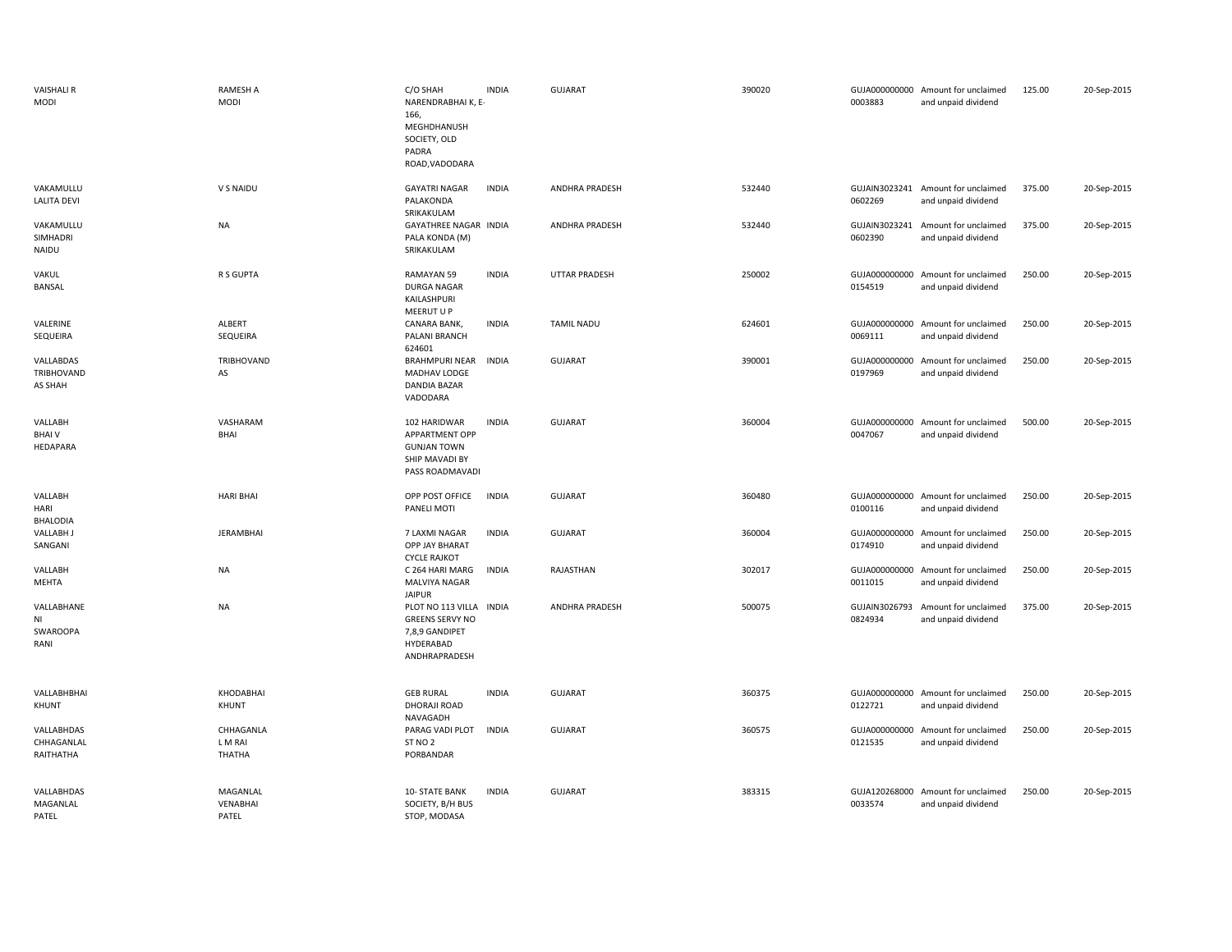| | | | | | | | | | |
|---|---|---|---|---|---|---|---|---|---|
| VAISHALI R MODI | RAMESH A MODI | C/O SHAH NARENDRABHAI K, E-166, MEGHDHANUSH SOCIETY, OLD PADRA ROAD,VADODARA | INDIA | GUJARAT | 390020 | GUJA000000000 0003883 | Amount for unclaimed and unpaid dividend | 125.00 | 20-Sep-2015 |
| VAKAMULLU LALITA DEVI | V S NAIDU | GAYATRI NAGAR PALAKONDA SRIKAKULAM | INDIA | ANDHRA PRADESH | 532440 | GUJAIN3023241 0602269 | Amount for unclaimed and unpaid dividend | 375.00 | 20-Sep-2015 |
| VAKAMULLU SIMHADRI NAIDU | NA | GAYATHREE NAGAR PALA KONDA (M) SRIKAKULAM | INDIA | ANDHRA PRADESH | 532440 | GUJAIN3023241 0602390 | Amount for unclaimed and unpaid dividend | 375.00 | 20-Sep-2015 |
| VAKUL BANSAL | R S GUPTA | RAMAYAN 59 DURGA NAGAR KAILASHPURI MEERUT U P | INDIA | UTTAR PRADESH | 250002 | GUJA000000000 0154519 | Amount for unclaimed and unpaid dividend | 250.00 | 20-Sep-2015 |
| VALERINE SEQUEIRA | ALBERT SEQUEIRA | CANARA BANK, PALANI BRANCH 624601 | INDIA | TAMIL NADU | 624601 | GUJA000000000 0069111 | Amount for unclaimed and unpaid dividend | 250.00 | 20-Sep-2015 |
| VALLABDAS TRIBHOVAND AS SHAH | TRIBHOVAND AS | BRAHMPURI NEAR MADHAV LODGE DANDIA BAZAR VADODARA | INDIA | GUJARAT | 390001 | GUJA000000000 0197969 | Amount for unclaimed and unpaid dividend | 250.00 | 20-Sep-2015 |
| VALLABH BHAI V HEDAPARA | VASHARAM BHAI | 102 HARIDWAR APPARTMENT OPP GUNJAN TOWN SHIP MAVADI BY PASS ROADMAVADI | INDIA | GUJARAT | 360004 | GUJA000000000 0047067 | Amount for unclaimed and unpaid dividend | 500.00 | 20-Sep-2015 |
| VALLABH HARI BHALODIA | HARI BHAI | OPP POST OFFICE PANELI MOTI | INDIA | GUJARAT | 360480 | GUJA000000000 0100116 | Amount for unclaimed and unpaid dividend | 250.00 | 20-Sep-2015 |
| VALLABH J SANGANI | JERAMBHAI | 7 LAXMI NAGAR OPP JAY BHARAT CYCLE RAJKOT | INDIA | GUJARAT | 360004 | GUJA000000000 0174910 | Amount for unclaimed and unpaid dividend | 250.00 | 20-Sep-2015 |
| VALLABH MEHTA | NA | C 264 HARI MARG MALVIYA NAGAR JAIPUR | INDIA | RAJASTHAN | 302017 | GUJA000000000 0011015 | Amount for unclaimed and unpaid dividend | 250.00 | 20-Sep-2015 |
| VALLABHANE NI SWAROOPA RANI | NA | PLOT NO 113 VILLA GREENS SERVY NO 7,8,9 GANDIPET HYDERABAD ANDHRAPRADESH | INDIA | ANDHRA PRADESH | 500075 | GUJAIN3026793 0824934 | Amount for unclaimed and unpaid dividend | 375.00 | 20-Sep-2015 |
| VALLABHBHAI KHUNT | KHODABHAI KHUNT | GEB RURAL DHORAJI ROAD NAVAGADH | INDIA | GUJARAT | 360375 | GUJA000000000 0122721 | Amount for unclaimed and unpaid dividend | 250.00 | 20-Sep-2015 |
| VALLABHDAS CHHAGANLAL RAITHATHA | CHHAGANLA L M RAI THATHA | PARAG VADI PLOT ST NO 2 PORBANDAR | INDIA | GUJARAT | 360575 | GUJA000000000 0121535 | Amount for unclaimed and unpaid dividend | 250.00 | 20-Sep-2015 |
| VALLABHDAS MAGANLAL PATEL | MAGANLAL VENABHAI PATEL | 10- STATE BANK SOCIETY, B/H BUS STOP, MODASA | INDIA | GUJARAT | 383315 | GUJA120268000 0033574 | Amount for unclaimed and unpaid dividend | 250.00 | 20-Sep-2015 |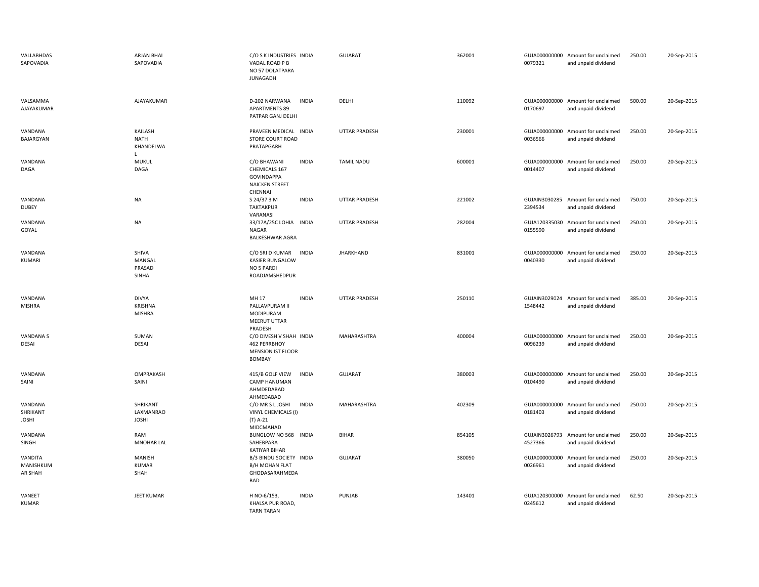| | | | | | | | | | |
|---|---|---|---|---|---|---|---|---|---|
| VALLABHDAS SAPOVADIA | ARJAN BHAI SAPOVADIA | C/O S K INDUSTRIES VADAL ROAD P B NO 57 DOLATPARA JUNAGADH | INDIA | GUJARAT | 362001 | GUJA000000000 0079321 | Amount for unclaimed and unpaid dividend | 250.00 | 20-Sep-2015 |
| VALSAMMA AJAYAKUMAR | AJAYAKUMAR | D-202 NARWANA APARTMENTS 89 PATPAR GANJ DELHI | INDIA | DELHI | 110092 | GUJA000000000 0170697 | Amount for unclaimed and unpaid dividend | 500.00 | 20-Sep-2015 |
| VANDANA BAJARGYAN | KAILASH NATH KHANDELWA L | PRAVEEN MEDICAL STORE COURT ROAD PRATAPGARH | INDIA | UTTAR PRADESH | 230001 | GUJA000000000 0036566 | Amount for unclaimed and unpaid dividend | 250.00 | 20-Sep-2015 |
| VANDANA DAGA | MUKUL DAGA | C/O BHAWANI CHEMICALS 167 GOVINDAPPA NAICKEN STREET CHENNAI | INDIA | TAMIL NADU | 600001 | GUJA000000000 0014407 | Amount for unclaimed and unpaid dividend | 250.00 | 20-Sep-2015 |
| VANDANA DUBEY | NA | S 24/37 3 M TAKTAKPUR VARANASI | INDIA | UTTAR PRADESH | 221002 | GUJAIN3030285 2394534 | Amount for unclaimed and unpaid dividend | 750.00 | 20-Sep-2015 |
| VANDANA GOYAL | NA | 33/17A/25C LOHIA NAGAR BALKESHWAR AGRA | INDIA | UTTAR PRADESH | 282004 | GUJA120335030 0155590 | Amount for unclaimed and unpaid dividend | 250.00 | 20-Sep-2015 |
| VANDANA KUMARI | SHIVA MANGAL PRASAD SINHA | C/O SRI D KUMAR KASIER BUNGALOW NO 5 PARDI ROADJAMSHEDPUR | INDIA | JHARKHAND | 831001 | GUJA000000000 0040330 | Amount for unclaimed and unpaid dividend | 250.00 | 20-Sep-2015 |
| VANDANA MISHRA | DIVYA KRISHNA MISHRA | MH 17 PALLAVPURAM II MODIPURAM MEERUT UTTAR PRADESH | INDIA | UTTAR PRADESH | 250110 | GUJAIN3029024 1548442 | Amount for unclaimed and unpaid dividend | 385.00 | 20-Sep-2015 |
| VANDANA S DESAI | SUMAN DESAI | C/O DIVESH V SHAH 462 PERRBHOY MENSION IST FLOOR BOMBAY | INDIA | MAHARASHTRA | 400004 | GUJA000000000 0096239 | Amount for unclaimed and unpaid dividend | 250.00 | 20-Sep-2015 |
| VANDANA SAINI | OMPRAKASH SAINI | 415/B GOLF VIEW CAMP HANUMAN AHMDEDABAD AHMEDABAD | INDIA | GUJARAT | 380003 | GUJA000000000 0104490 | Amount for unclaimed and unpaid dividend | 250.00 | 20-Sep-2015 |
| VANDANA SHRIKANT JOSHI | SHRIKANT LAXMANRAO JOSHI | C/O MR S L JOSHI VINYL CHEMICALS (I) (T) A-21 MIDCMAHAD | INDIA | MAHARASHTRA | 402309 | GUJA000000000 0181403 | Amount for unclaimed and unpaid dividend | 250.00 | 20-Sep-2015 |
| VANDANA SINGH | RAM MNOHAR LAL | BUNGLOW NO 568 SAHEBPARA KATIYAR BIHAR | INDIA | BIHAR | 854105 | GUJAIN3026793 4527366 | Amount for unclaimed and unpaid dividend | 250.00 | 20-Sep-2015 |
| VANDITA MANISHKUM AR SHAH | MANISH KUMAR SHAH | B/3 BINDU SOCIETY B/H MOHAN FLAT GHODASARAHMEDA BAD | INDIA | GUJARAT | 380050 | GUJA000000000 0026961 | Amount for unclaimed and unpaid dividend | 250.00 | 20-Sep-2015 |
| VANEET KUMAR | JEET KUMAR | H NO-6/153, KHALSA PUR ROAD, TARN TARAN | INDIA | PUNJAB | 143401 | GUJA120300000 0245612 | Amount for unclaimed and unpaid dividend | 62.50 | 20-Sep-2015 |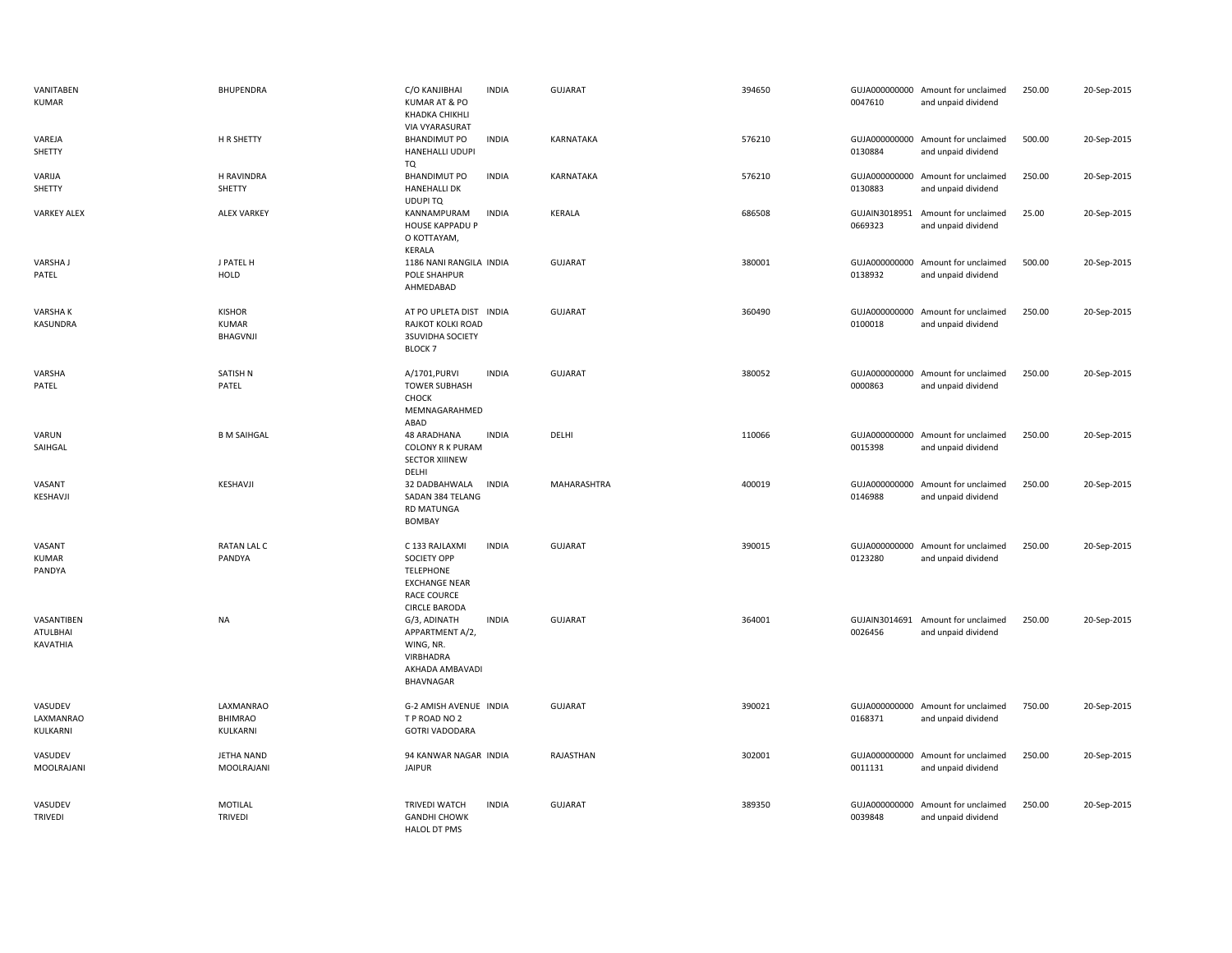| | | | | | | | | | |
|---|---|---|---|---|---|---|---|---|---|
| VANITABEN KUMAR | BHUPENDRA | C/O KANJIBHAI KUMAR AT & PO KHADKA CHIKHLI VIA VYARASURAT | INDIA | GUJARAT | 394650 | GUJA000000000 0047610 | Amount for unclaimed and unpaid dividend | 250.00 | 20-Sep-2015 |
| VAREJA SHETTY | H R SHETTY | BHANDIMUT PO HANEHALLI UDUPI TQ | INDIA | KARNATAKA | 576210 | GUJA000000000 0130884 | Amount for unclaimed and unpaid dividend | 500.00 | 20-Sep-2015 |
| VARIJA SHETTY | H RAVINDRA SHETTY | BHANDIMUT PO HANEHALLI DK UDUPI TQ | INDIA | KARNATAKA | 576210 | GUJA000000000 0130883 | Amount for unclaimed and unpaid dividend | 250.00 | 20-Sep-2015 |
| VARKEY ALEX | ALEX VARKEY | KANNAMPURAM HOUSE KAPPADU P O KOTTAYAM, KERALA | INDIA | KERALA | 686508 | GUJAIN3018951 0669323 | Amount for unclaimed and unpaid dividend | 25.00 | 20-Sep-2015 |
| VARSHA J PATEL | J PATEL H HOLD | 1186 NANI RANGILA POLE SHAHPUR AHMEDABAD | INDIA | GUJARAT | 380001 | GUJA000000000 0138932 | Amount for unclaimed and unpaid dividend | 500.00 | 20-Sep-2015 |
| VARSHA K KASUNDRA | KISHOR KUMAR BHAGVNJI | AT PO UPLETA DIST RAJKOT KOLKI ROAD 3SUVIDHA SOCIETY BLOCK 7 | INDIA | GUJARAT | 360490 | GUJA000000000 0100018 | Amount for unclaimed and unpaid dividend | 250.00 | 20-Sep-2015 |
| VARSHA PATEL | SATISH N PATEL | A/1701,PURVI TOWER SUBHASH CHOCK MEMNAGARAHMED ABAD | INDIA | GUJARAT | 380052 | GUJA000000000 0000863 | Amount for unclaimed and unpaid dividend | 250.00 | 20-Sep-2015 |
| VARUN SAIHGAL | B M SAIHGAL | 48 ARADHANA COLONY R K PURAM SECTOR XIIINEW DELHI | INDIA | DELHI | 110066 | GUJA000000000 0015398 | Amount for unclaimed and unpaid dividend | 250.00 | 20-Sep-2015 |
| VASANT KESHAVJI | KESHAVJI | 32 DADBAHWALA SADAN 384 TELANG RD MATUNGA BOMBAY | INDIA | MAHARASHTRA | 400019 | GUJA000000000 0146988 | Amount for unclaimed and unpaid dividend | 250.00 | 20-Sep-2015 |
| VASANT KUMAR PANDYA | RATAN LAL C PANDYA | C 133 RAJLAXMI SOCIETY OPP TELEPHONE EXCHANGE NEAR RACE COURCE CIRCLE BARODA | INDIA | GUJARAT | 390015 | GUJA000000000 0123280 | Amount for unclaimed and unpaid dividend | 250.00 | 20-Sep-2015 |
| VASANTIBEN ATULBHAI KAVATHIA | NA | G/3, ADINATH APPARTMENT A/2, WING, NR. VIRBHADRA AKHADA AMBAVADI BHAVNAGAR | INDIA | GUJARAT | 364001 | GUJAIN3014691 0026456 | Amount for unclaimed and unpaid dividend | 250.00 | 20-Sep-2015 |
| VASUDEV LAXMANRAO KULKARNI | LAXMANRAO BHIMRAO KULKARNI | G-2 AMISH AVENUE T P ROAD NO 2 GOTRI VADODARA | INDIA | GUJARAT | 390021 | GUJA000000000 0168371 | Amount for unclaimed and unpaid dividend | 750.00 | 20-Sep-2015 |
| VASUDEV MOOLRAJANI | JETHA NAND MOOLRAJANI | 94 KANWAR NAGAR JAIPUR | INDIA | RAJASTHAN | 302001 | GUJA000000000 0011131 | Amount for unclaimed and unpaid dividend | 250.00 | 20-Sep-2015 |
| VASUDEV TRIVEDI | MOTILAL TRIVEDI | TRIVEDI WATCH GANDHI CHOWK HALOL DT PMS | INDIA | GUJARAT | 389350 | GUJA000000000 0039848 | Amount for unclaimed and unpaid dividend | 250.00 | 20-Sep-2015 |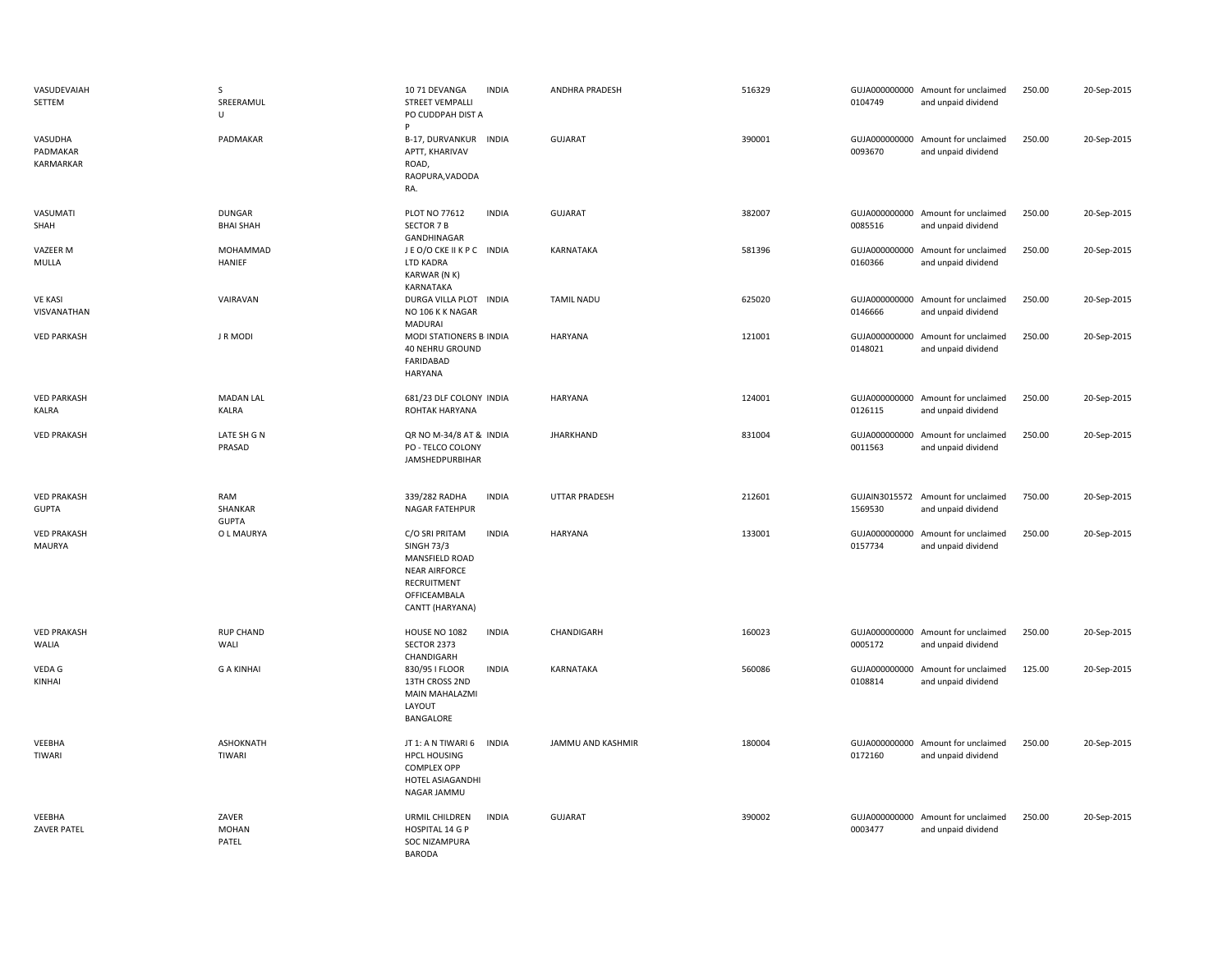| | | | | | | | | | |
|---|---|---|---|---|---|---|---|---|---|
| VASUDEVAIAH SETTEM | S SREERAMUL U | 10 71 DEVANGA STREET VEMPALLI PO CUDDPAH DIST A P | INDIA | ANDHRA PRADESH | 516329 | GUJA000000000 0104749 | Amount for unclaimed and unpaid dividend | 250.00 | 20-Sep-2015 |
| VASUDHA PADMAKAR KARMARKAR | PADMAKAR | B-17, DURVANKUR APTT, KHARIVAV ROAD, RAOPURA,VADODA RA. | INDIA | GUJARAT | 390001 | GUJA000000000 0093670 | Amount for unclaimed and unpaid dividend | 250.00 | 20-Sep-2015 |
| VASUMATI SHAH | DUNGAR BHAI SHAH | PLOT NO 77612 SECTOR 7 B GANDHINAGAR | INDIA | GUJARAT | 382007 | GUJA000000000 0085516 | Amount for unclaimed and unpaid dividend | 250.00 | 20-Sep-2015 |
| VAZEER M MULLA | MOHAMMAD HANIEF | J E O/O CKE II K P C LTD KADRA KARWAR (N K) KARNATAKA | INDIA | KARNATAKA | 581396 | GUJA000000000 0160366 | Amount for unclaimed and unpaid dividend | 250.00 | 20-Sep-2015 |
| VE KASI VISVANATHAN | VAIRAVAN | DURGA VILLA PLOT NO 106 K K NAGAR MADURAI | INDIA | TAMIL NADU | 625020 | GUJA000000000 0146666 | Amount for unclaimed and unpaid dividend | 250.00 | 20-Sep-2015 |
| VED PARKASH | J R MODI | MODI STATIONERS B 40 NEHRU GROUND FARIDABAD HARYANA | INDIA | HARYANA | 121001 | GUJA000000000 0148021 | Amount for unclaimed and unpaid dividend | 250.00 | 20-Sep-2015 |
| VED PARKASH KALRA | MADAN LAL KALRA | 681/23 DLF COLONY ROHTAK HARYANA | INDIA | HARYANA | 124001 | GUJA000000000 0126115 | Amount for unclaimed and unpaid dividend | 250.00 | 20-Sep-2015 |
| VED PRAKASH | LATE SH G N PRASAD | QR NO M-34/8 AT & PO - TELCO COLONY JAMSHEDPURBIHAR | INDIA | JHARKHAND | 831004 | GUJA000000000 0011563 | Amount for unclaimed and unpaid dividend | 250.00 | 20-Sep-2015 |
| VED PRAKASH GUPTA | RAM SHANKAR GUPTA | 339/282 RADHA NAGAR FATEHPUR | INDIA | UTTAR PRADESH | 212601 | GUJAIN3015572 1569530 | Amount for unclaimed and unpaid dividend | 750.00 | 20-Sep-2015 |
| VED PRAKASH MAURYA | O L MAURYA | C/O SRI PRITAM SINGH 73/3 MANSFIELD ROAD NEAR AIRFORCE RECRUITMENT OFFICEAMBALA CANTT (HARYANA) | INDIA | HARYANA | 133001 | GUJA000000000 0157734 | Amount for unclaimed and unpaid dividend | 250.00 | 20-Sep-2015 |
| VED PRAKASH WALIA | RUP CHAND WALI | HOUSE NO 1082 SECTOR 2373 CHANDIGARH | INDIA | CHANDIGARH | 160023 | GUJA000000000 0005172 | Amount for unclaimed and unpaid dividend | 250.00 | 20-Sep-2015 |
| VEDA G KINHAI | G A KINHAI | 830/95 I FLOOR 13TH CROSS 2ND MAIN MAHALAZMI LAYOUT BANGALORE | INDIA | KARNATAKA | 560086 | GUJA000000000 0108814 | Amount for unclaimed and unpaid dividend | 125.00 | 20-Sep-2015 |
| VEEBHA TIWARI | ASHOKNATH TIWARI | JT 1: A N TIWARI 6 HPCL HOUSING COMPLEX OPP HOTEL ASIAGANDHI NAGAR JAMMU | INDIA | JAMMU AND KASHMIR | 180004 | GUJA000000000 0172160 | Amount for unclaimed and unpaid dividend | 250.00 | 20-Sep-2015 |
| VEEBHA ZAVER PATEL | ZAVER MOHAN PATEL | URMIL CHILDREN HOSPITAL 14 G P SOC NIZAMPURA BARODA | INDIA | GUJARAT | 390002 | GUJA000000000 0003477 | Amount for unclaimed and unpaid dividend | 250.00 | 20-Sep-2015 |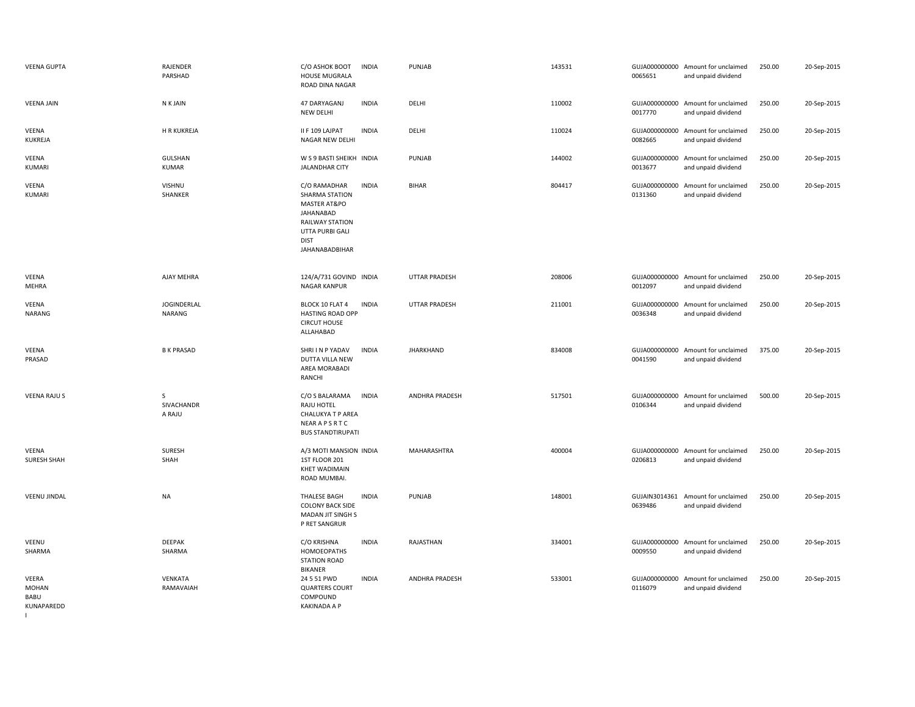| | | | | | | | | | |
|---|---|---|---|---|---|---|---|---|---|
| VEENA GUPTA | RAJENDER PARSHAD | C/O ASHOK BOOT HOUSE MUGRALA ROAD DINA NAGAR | INDIA | PUNJAB | 143531 | GUJA000000000 0065651 | Amount for unclaimed and unpaid dividend | 250.00 | 20-Sep-2015 |
| VEENA JAIN | N K JAIN | 47 DARYAGANJ NEW DELHI | INDIA | DELHI | 110002 | GUJA000000000 0017770 | Amount for unclaimed and unpaid dividend | 250.00 | 20-Sep-2015 |
| VEENA KUKREJA | H R KUKREJA | II F 109 LAJPAT NAGAR NEW DELHI | INDIA | DELHI | 110024 | GUJA000000000 0082665 | Amount for unclaimed and unpaid dividend | 250.00 | 20-Sep-2015 |
| VEENA KUMARI | GULSHAN KUMAR | W S 9 BASTI SHEIKH JALANDHAR CITY | INDIA | PUNJAB | 144002 | GUJA000000000 0013677 | Amount for unclaimed and unpaid dividend | 250.00 | 20-Sep-2015 |
| VEENA KUMARI | VISHNU SHANKER | C/O RAMADHAR SHARMA STATION MASTER AT&PO JAHANABAD RAILWAY STATION UTTA PURBI GALI DIST JAHANABADBIHAR | INDIA | BIHAR | 804417 | GUJA000000000 0131360 | Amount for unclaimed and unpaid dividend | 250.00 | 20-Sep-2015 |
| VEENA MEHRA | AJAY MEHRA | 124/A/731 GOVIND NAGAR KANPUR | INDIA | UTTAR PRADESH | 208006 | GUJA000000000 0012097 | Amount for unclaimed and unpaid dividend | 250.00 | 20-Sep-2015 |
| VEENA NARANG | JOGINDERLAL NARANG | BLOCK 10 FLAT 4 HASTING ROAD OPP CIRCUT HOUSE ALLAHABAD | INDIA | UTTAR PRADESH | 211001 | GUJA000000000 0036348 | Amount for unclaimed and unpaid dividend | 250.00 | 20-Sep-2015 |
| VEENA PRASAD | B K PRASAD | SHRI I N P YADAV DUTTA VILLA NEW AREA MORABADI RANCHI | INDIA | JHARKHAND | 834008 | GUJA000000000 0041590 | Amount for unclaimed and unpaid dividend | 375.00 | 20-Sep-2015 |
| VEENA RAJU S | S SIVACHANDR A RAJU | C/O S BALARAMA RAJU HOTEL CHALUKYA T P AREA NEAR A P S R T C BUS STANDTIRUPATI | INDIA | ANDHRA PRADESH | 517501 | GUJA000000000 0106344 | Amount for unclaimed and unpaid dividend | 500.00 | 20-Sep-2015 |
| VEENA SURESH SHAH | SURESH SHAH | A/3 MOTI MANSION 1ST FLOOR 201 KHET WADIMAIN ROAD MUMBAI. | INDIA | MAHARASHTRA | 400004 | GUJA000000000 0206813 | Amount for unclaimed and unpaid dividend | 250.00 | 20-Sep-2015 |
| VEENU JINDAL | NA | THALESE BAGH COLONY BACK SIDE MADAN JIT SINGH S P RET SANGRUR | INDIA | PUNJAB | 148001 | GUJAIN3014361 0639486 | Amount for unclaimed and unpaid dividend | 250.00 | 20-Sep-2015 |
| VEENU SHARMA | DEEPAK SHARMA | C/O KRISHNA HOMOEOPATHS STATION ROAD BIKANER | INDIA | RAJASTHAN | 334001 | GUJA000000000 0009550 | Amount for unclaimed and unpaid dividend | 250.00 | 20-Sep-2015 |
| VEERA MOHAN BABU KUNAPAREDD I | VENKATA RAMAVAIAH | 24 5 51 PWD QUARTERS COURT COMPOUND KAKINADA A P | INDIA | ANDHRA PRADESH | 533001 | GUJA000000000 0116079 | Amount for unclaimed and unpaid dividend | 250.00 | 20-Sep-2015 |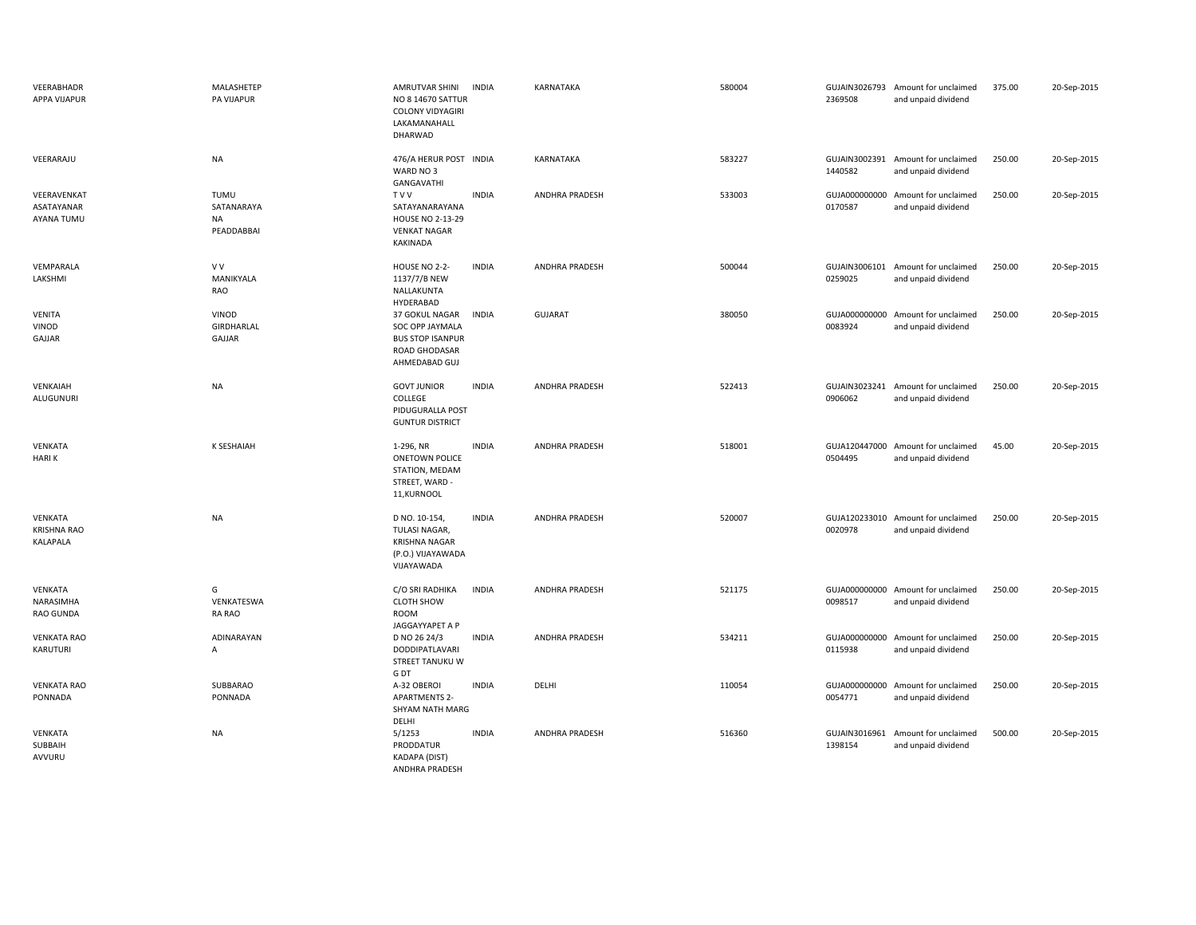| | | | | | | | | | |
|---|---|---|---|---|---|---|---|---|---|
| VEERABHADR APPA VIJAPUR | MALASHETEP PA VIJAPUR | AMRUTVAR SHINI NO 8 14670 SATTUR COLONY VIDYAGIRI LAKAMANAHALL DHARWAD | INDIA | KARNATAKA | 580004 | GUJAIN3026793 2369508 | Amount for unclaimed and unpaid dividend | 375.00 | 20-Sep-2015 |
| VEERARAJU | NA | 476/A HERUR POST WARD NO 3 GANGAVATHI | INDIA | KARNATAKA | 583227 | GUJAIN3002391 1440582 | Amount for unclaimed and unpaid dividend | 250.00 | 20-Sep-2015 |
| VEERAVENKAT ASATAYANAR AYANA TUMU | TUMU SATANARAYA NA PEADDABBAI | T V V SATAYANARAYANA HOUSE NO 2-13-29 VENKAT NAGAR KAKINADA | INDIA | ANDHRA PRADESH | 533003 | GUJA000000000 0170587 | Amount for unclaimed and unpaid dividend | 250.00 | 20-Sep-2015 |
| VEMPARALA LAKSHMI | V V MANIKYALA RAO | HOUSE NO 2-2-1137/7/B NEW NALLAKUNTA HYDERABAD | INDIA | ANDHRA PRADESH | 500044 | GUJAIN3006101 0259025 | Amount for unclaimed and unpaid dividend | 250.00 | 20-Sep-2015 |
| VENITA VINOD GAJJAR | VINOD GIRDHARLAL GAJJAR | 37 GOKUL NAGAR SOC OPP JAYMALA BUS STOP ISANPUR ROAD GHODASAR AHMEDABAD GUJ | INDIA | GUJARAT | 380050 | GUJA000000000 0083924 | Amount for unclaimed and unpaid dividend | 250.00 | 20-Sep-2015 |
| VENKAIAH ALUGUNURI | NA | GOVT JUNIOR COLLEGE PIDUGURALLA POST GUNTUR DISTRICT | INDIA | ANDHRA PRADESH | 522413 | GUJAIN3023241 0906062 | Amount for unclaimed and unpaid dividend | 250.00 | 20-Sep-2015 |
| VENKATA HARI K | K SESHAIAH | 1-296, NR ONETOWN POLICE STATION, MEDAM STREET, WARD - 11,KURNOOL | INDIA | ANDHRA PRADESH | 518001 | GUJA120447000 0504495 | Amount for unclaimed and unpaid dividend | 45.00 | 20-Sep-2015 |
| VENKATA KRISHNA RAO KALAPALA | NA | D NO. 10-154, TULASI NAGAR, KRISHNA NAGAR (P.O.) VIJAYAWADA VIJAYAWADA | INDIA | ANDHRA PRADESH | 520007 | GUJA120233010 0020978 | Amount for unclaimed and unpaid dividend | 250.00 | 20-Sep-2015 |
| VENKATA NARASIMHA RAO GUNDA | G VENKATESWA RA RAO | C/O SRI RADHIKA CLOTH SHOW ROOM JAGGAYYAPET A P | INDIA | ANDHRA PRADESH | 521175 | GUJA000000000 0098517 | Amount for unclaimed and unpaid dividend | 250.00 | 20-Sep-2015 |
| VENKATA RAO KARUTURI | ADINARAYAN A | D NO 26 24/3 DODDIPATLAVARI STREET TANUKU W G DT | INDIA | ANDHRA PRADESH | 534211 | GUJA000000000 0115938 | Amount for unclaimed and unpaid dividend | 250.00 | 20-Sep-2015 |
| VENKATA RAO PONNADA | SUBBARAO PONNADA | A-32 OBEROI APARTMENTS 2-SHYAM NATH MARG DELHI | INDIA | DELHI | 110054 | GUJA000000000 0054771 | Amount for unclaimed and unpaid dividend | 250.00 | 20-Sep-2015 |
| VENKATA SUBBAIH AVVURU | NA | 5/1253 PRODDATUR KADAPA (DIST) ANDHRA PRADESH | INDIA | ANDHRA PRADESH | 516360 | GUJAIN3016961 1398154 | Amount for unclaimed and unpaid dividend | 500.00 | 20-Sep-2015 |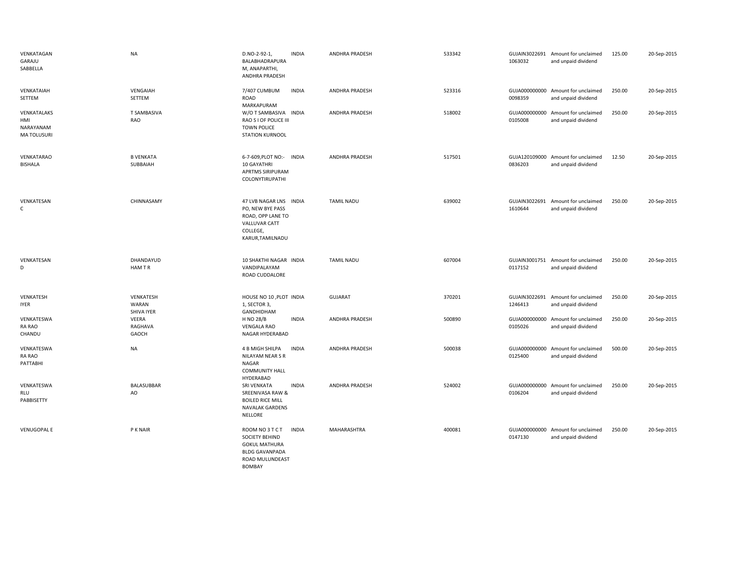| | | | | | | | | | |
|---|---|---|---|---|---|---|---|---|---|
| VENKATAGAN GARAJU SABBELLA | NA | D.NO-2-92-1, BALABHADRAPURA M, ANAPARTHI, ANDHRA PRADESH | INDIA | ANDHRA PRADESH | 533342 | GUJAIN3022691 1063032 | Amount for unclaimed and unpaid dividend | 125.00 | 20-Sep-2015 |
| VENKATAIAH SETTEM | VENGAIAH SETTEM | 7/407 CUMBUM ROAD MARKAPURAM | INDIA | ANDHRA PRADESH | 523316 | GUJA000000000 0098359 | Amount for unclaimed and unpaid dividend | 250.00 | 20-Sep-2015 |
| VENKATALAKS HMI NARAYANAM MA TOLUSURI | T SAMBASIVA RAO | W/O T SAMBASIVA RAO S I OF POLICE III TOWN POLICE STATION KURNOOL | INDIA | ANDHRA PRADESH | 518002 | GUJA000000000 0105008 | Amount for unclaimed and unpaid dividend | 250.00 | 20-Sep-2015 |
| VENKATARAO BISHALA | B VENKATA SUBBAIAH | 6-7-609,PLOT NO:- 10 GAYATHRI APRTMS SIRIPURAM COLONYTIRUPATHI | INDIA | ANDHRA PRADESH | 517501 | GUJA120109000 0836203 | Amount for unclaimed and unpaid dividend | 12.50 | 20-Sep-2015 |
| VENKATESAN C | CHINNASAMY | 47 LVB NAGAR LNS PO, NEW BYE PASS ROAD, OPP LANE TO VALLUVAR CATT COLLEGE, KARUR,TAMILNADU | INDIA | TAMIL NADU | 639002 | GUJAIN3022691 1610644 | Amount for unclaimed and unpaid dividend | 250.00 | 20-Sep-2015 |
| VENKATESAN D | DHANDAYUD HAM T R | 10 SHAKTHI NAGAR VANDIPALAYAM ROAD CUDDALORE | INDIA | TAMIL NADU | 607004 | GUJAIN3001751 0117152 | Amount for unclaimed and unpaid dividend | 250.00 | 20-Sep-2015 |
| VENKATESH IYER | VENKATESH WARAN SHIVA IYER | HOUSE NO 10 ,PLOT 1, SECTOR 3, GANDHIDHAM | INDIA | GUJARAT | 370201 | GUJAIN3022691 1246413 | Amount for unclaimed and unpaid dividend | 250.00 | 20-Sep-2015 |
| VENKATESWA RA RAO CHANDU | VEERA RAGHAVA GAOCH | H NO 28/B VENGALA RAO NAGAR HYDERABAD | INDIA | ANDHRA PRADESH | 500890 | GUJA000000000 0105026 | Amount for unclaimed and unpaid dividend | 250.00 | 20-Sep-2015 |
| VENKATESWA RA RAO PATTABHI | NA | 4 B MIGH SHILPA NILAYAM NEAR S R NAGAR COMMUNITY HALL HYDERABAD | INDIA | ANDHRA PRADESH | 500038 | GUJA000000000 0125400 | Amount for unclaimed and unpaid dividend | 500.00 | 20-Sep-2015 |
| VENKATESWA RLU PABBISETTY | BALASUBBAR AO | SRI VENKATA SREENIVASA RAW & BOILED RICE MILL NAVALAK GARDENS NELLORE | INDIA | ANDHRA PRADESH | 524002 | GUJA000000000 0106204 | Amount for unclaimed and unpaid dividend | 250.00 | 20-Sep-2015 |
| VENUGOPAL E | P K NAIR | ROOM NO 3 T C T SOCIETY BEHIND GOKUL MATHURA BLDG GAVANPADA ROAD MULUNDEAST BOMBAY | INDIA | MAHARASHTRA | 400081 | GUJA000000000 0147130 | Amount for unclaimed and unpaid dividend | 250.00 | 20-Sep-2015 |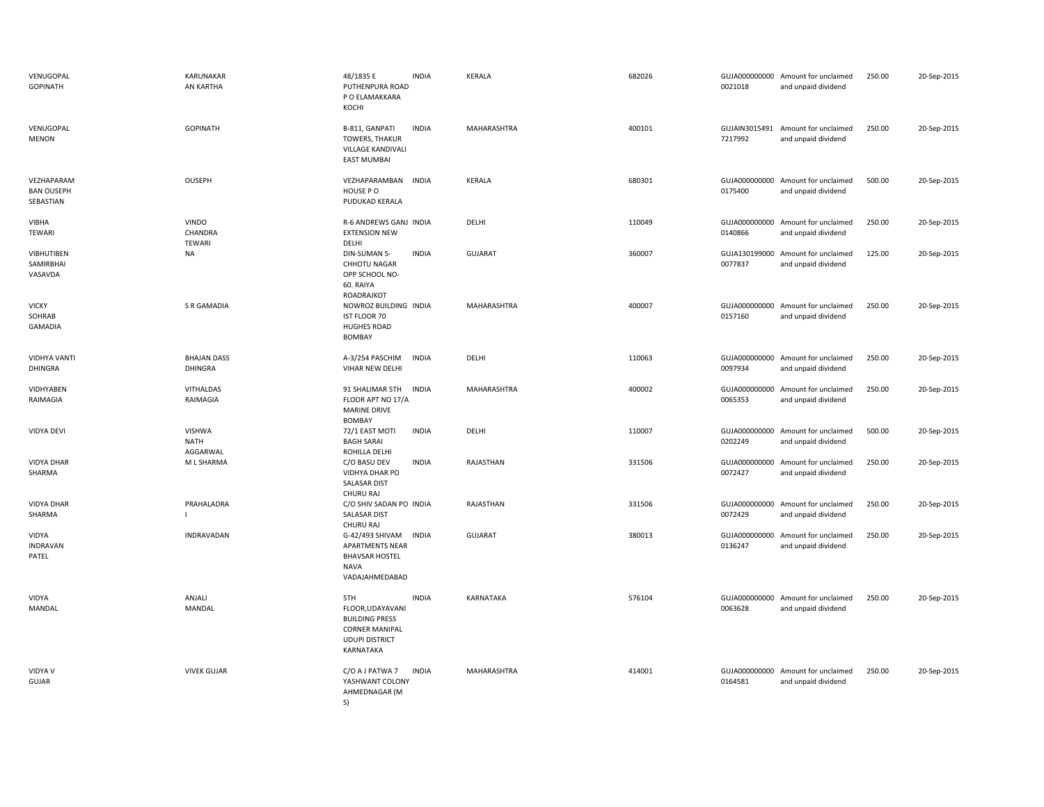| | | | | | | | | | |
|---|---|---|---|---|---|---|---|---|---|
| VENUGOPAL GOPINATH | KARUNAKAR AN KARTHA | 48/1835 E PUTHENPURA ROAD P O ELAMAKKARA KOCHI | INDIA | KERALA | 682026 | GUJA000000000 0021018 | Amount for unclaimed and unpaid dividend | 250.00 | 20-Sep-2015 |
| VENUGOPAL MENON | GOPINATH | B-811, GANPATI TOWERS, THAKUR VILLAGE KANDIVALI EAST MUMBAI | INDIA | MAHARASHTRA | 400101 | GUJAIN3015491 7217992 | Amount for unclaimed and unpaid dividend | 250.00 | 20-Sep-2015 |
| VEZHAPARAM BAN OUSEPH SEBASTIAN | OUSEPH | VEZHAPARAMBAN HOUSE P O PUDUKAD KERALA | INDIA | KERALA | 680301 | GUJA000000000 0175400 | Amount for unclaimed and unpaid dividend | 500.00 | 20-Sep-2015 |
| VIBHA TEWARI | VINDO CHANDRA TEWARI | R-6 ANDREWS GANJ EXTENSION NEW DELHI | INDIA | DELHI | 110049 | GUJA000000000 0140866 | Amount for unclaimed and unpaid dividend | 250.00 | 20-Sep-2015 |
| VIBHUTIBEN SAMIRBHAI VASAVDA | NA | DIN-SUMAN 5-CHHOTU NAGAR OPP SCHOOL NO-60. RAIYA ROADRAJKOT | INDIA | GUJARAT | 360007 | GUJA130199000 0077837 | Amount for unclaimed and unpaid dividend | 125.00 | 20-Sep-2015 |
| VICKY SOHRAB GAMADIA | S R GAMADIA | NOWROZ BUILDING IST FLOOR 70 HUGHES ROAD BOMBAY | INDIA | MAHARASHTRA | 400007 | GUJA000000000 0157160 | Amount for unclaimed and unpaid dividend | 250.00 | 20-Sep-2015 |
| VIDHYA VANTI DHINGRA | BHAJAN DASS DHINGRA | A-3/254 PASCHIM VIHAR NEW DELHI | INDIA | DELHI | 110063 | GUJA000000000 0097934 | Amount for unclaimed and unpaid dividend | 250.00 | 20-Sep-2015 |
| VIDHYABEN RAIMAGIA | VITHALDAS RAIMAGIA | 91 SHALIMAR 5TH FLOOR APT NO 17/A MARINE DRIVE BOMBAY | INDIA | MAHARASHTRA | 400002 | GUJA000000000 0065353 | Amount for unclaimed and unpaid dividend | 250.00 | 20-Sep-2015 |
| VIDYA DEVI | VISHWA NATH AGGARWAL | 72/1 EAST MOTI BAGH SARAI ROHILLA DELHI | INDIA | DELHI | 110007 | GUJA000000000 0202249 | Amount for unclaimed and unpaid dividend | 500.00 | 20-Sep-2015 |
| VIDYA DHAR SHARMA | M L SHARMA | C/O BASU DEV VIDHYA DHAR PO SALASAR DIST CHURU RAJ | INDIA | RAJASTHAN | 331506 | GUJA000000000 0072427 | Amount for unclaimed and unpaid dividend | 250.00 | 20-Sep-2015 |
| VIDYA DHAR SHARMA | PRAHALADRA I | C/O SHIV SADAN PO SALASAR DIST CHURU RAJ | INDIA | RAJASTHAN | 331506 | GUJA000000000 0072429 | Amount for unclaimed and unpaid dividend | 250.00 | 20-Sep-2015 |
| VIDYA INDRAVAN PATEL | INDRAVADAN | G-42/493 SHIVAM APARTMENTS NEAR BHAVSAR HOSTEL NAVA VADAJAHMEDABAD | INDIA | GUJARAT | 380013 | GUJA000000000 0136247 | Amount for unclaimed and unpaid dividend | 250.00 | 20-Sep-2015 |
| VIDYA MANDAL | ANJALI MANDAL | 5TH FLOOR,UDAYAVANI BUILDING PRESS CORNER MANIPAL UDUPI DISTRICT KARNATAKA | INDIA | KARNATAKA | 576104 | GUJA000000000 0063628 | Amount for unclaimed and unpaid dividend | 250.00 | 20-Sep-2015 |
| VIDYA V GUJAR | VIVEK GUJAR | C/O A J PATWA 7 YASHWANT COLONY AHMEDNAGAR (M S) | INDIA | MAHARASHTRA | 414001 | GUJA000000000 0164581 | Amount for unclaimed and unpaid dividend | 250.00 | 20-Sep-2015 |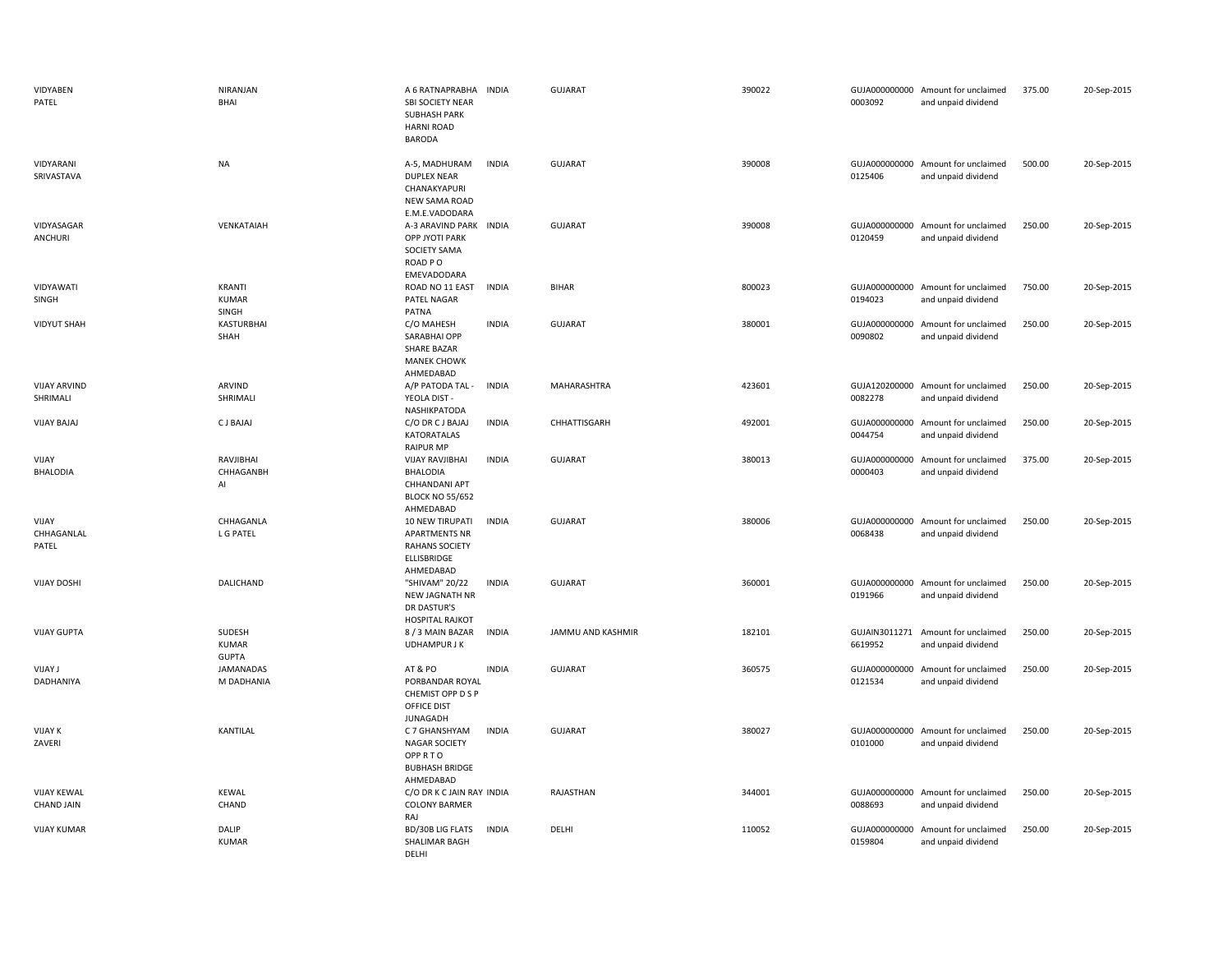| | | | | | | | | | |
|---|---|---|---|---|---|---|---|---|---|
| VIDYABEN PATEL | NIRANJAN BHAI | A 6 RATNAPRABHA SBI SOCIETY NEAR SUBHASH PARK HARNI ROAD BARODA | INDIA | GUJARAT | 390022 | GUJA000000000 0003092 | Amount for unclaimed and unpaid dividend | 375.00 | 20-Sep-2015 |
| VIDYARANI SRIVASTAVA | NA | A-5, MADHURAM DUPLEX NEAR CHANAKYAPURI NEW SAMA ROAD E.M.E.VADODARA | INDIA | GUJARAT | 390008 | GUJA000000000 0125406 | Amount for unclaimed and unpaid dividend | 500.00 | 20-Sep-2015 |
| VIDYASAGAR ANCHURI | VENKATAIAH | A-3 ARAVIND PARK OPP JYOTI PARK SOCIETY SAMA ROAD P O EMEVADODARA | INDIA | GUJARAT | 390008 | GUJA000000000 0120459 | Amount for unclaimed and unpaid dividend | 250.00 | 20-Sep-2015 |
| VIDYAWATI SINGH | KRANTI KUMAR SINGH | ROAD NO 11 EAST PATEL NAGAR PATNA | INDIA | BIHAR | 800023 | GUJA000000000 0194023 | Amount for unclaimed and unpaid dividend | 750.00 | 20-Sep-2015 |
| VIDYUT SHAH | KASTURBHAI SHAH | C/O MAHESH SARABHAI OPP SHARE BAZAR MANEK CHOWK AHMEDABAD | INDIA | GUJARAT | 380001 | GUJA000000000 0090802 | Amount for unclaimed and unpaid dividend | 250.00 | 20-Sep-2015 |
| VIJAY ARVIND SHRIMALI | ARVIND SHRIMALI | A/P PATODA TAL - YEOLA DIST - NASHIKPATODA | INDIA | MAHARASHTRA | 423601 | GUJA120200000 0082278 | Amount for unclaimed and unpaid dividend | 250.00 | 20-Sep-2015 |
| VIJAY BAJAJ | C J BAJAJ | C/O DR C J BAJAJ KATORATALAS RAIPUR MP | INDIA | CHHATTISGARH | 492001 | GUJA000000000 0044754 | Amount for unclaimed and unpaid dividend | 250.00 | 20-Sep-2015 |
| VIJAY BHALODIA | RAVJIBHAI CHHAGANBH AI | VIJAY RAVJIBHAI BHALODIA CHHANDANI APT BLOCK NO 55/652 AHMEDABAD | INDIA | GUJARAT | 380013 | GUJA000000000 0000403 | Amount for unclaimed and unpaid dividend | 375.00 | 20-Sep-2015 |
| VIJAY CHHAGANLAL PATEL | CHHAGANLA L G PATEL | 10 NEW TIRUPATI APARTMENTS NR RAHANS SOCIETY ELLISBRIDGE AHMEDABAD | INDIA | GUJARAT | 380006 | GUJA000000000 0068438 | Amount for unclaimed and unpaid dividend | 250.00 | 20-Sep-2015 |
| VIJAY DOSHI | DALICHAND | "SHIVAM" 20/22 NEW JAGNATH NR DR DASTUR'S HOSPITAL RAJKOT | INDIA | GUJARAT | 360001 | GUJA000000000 0191966 | Amount for unclaimed and unpaid dividend | 250.00 | 20-Sep-2015 |
| VIJAY GUPTA | SUDESH KUMAR GUPTA | 8 / 3 MAIN BAZAR UDHAMPUR J K | INDIA | JAMMU AND KASHMIR | 182101 | GUJAIN3011271 6619952 | Amount for unclaimed and unpaid dividend | 250.00 | 20-Sep-2015 |
| VIJAY J DADHANIYA | JAMANADAS M DADHANIA | AT & PO PORBANDAR ROYAL CHEMIST OPP D S P OFFICE DIST JUNAGADH | INDIA | GUJARAT | 360575 | GUJA000000000 0121534 | Amount for unclaimed and unpaid dividend | 250.00 | 20-Sep-2015 |
| VIJAY K ZAVERI | KANTILAL | C 7 GHANSHYAM NAGAR SOCIETY OPP R T O BUBHASH BRIDGE AHMEDABAD | INDIA | GUJARAT | 380027 | GUJA000000000 0101000 | Amount for unclaimed and unpaid dividend | 250.00 | 20-Sep-2015 |
| VIJAY KEWAL CHAND JAIN | KEWAL CHAND | C/O DR K C JAIN RAY COLONY BARMER RAJ | INDIA | RAJASTHAN | 344001 | GUJA000000000 0088693 | Amount for unclaimed and unpaid dividend | 250.00 | 20-Sep-2015 |
| VIJAY KUMAR | DALIP KUMAR | BD/30B LIG FLATS SHALIMAR BAGH DELHI | INDIA | DELHI | 110052 | GUJA000000000 0159804 | Amount for unclaimed and unpaid dividend | 250.00 | 20-Sep-2015 |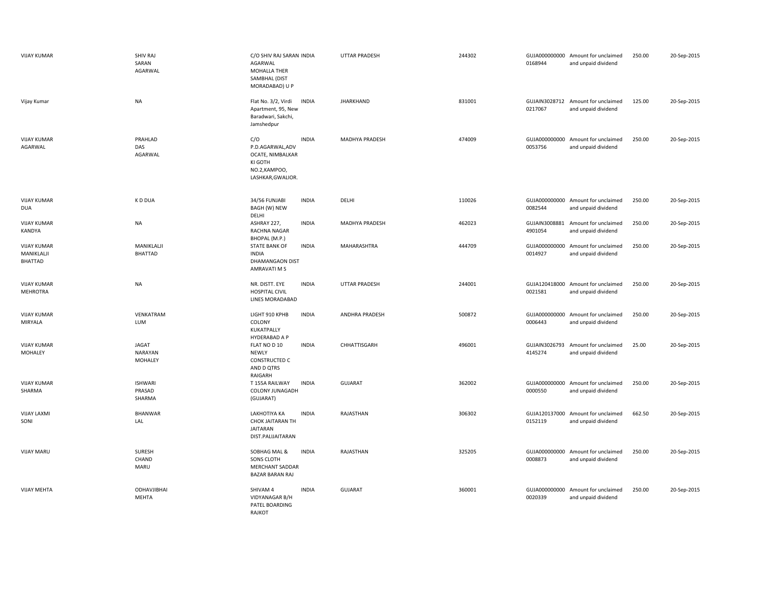| | | | | | | | | | |
|---|---|---|---|---|---|---|---|---|---|
| VIJAY KUMAR | SHIV RAJ SARAN AGARWAL | C/O SHIV RAJ SARAN AGARWAL MOHALLA THER SAMBHAL (DIST MORADABAD) U P | INDIA | UTTAR PRADESH | 244302 | GUJA000000000 0168944 | Amount for unclaimed and unpaid dividend | 250.00 | 20-Sep-2015 |
| Vijay Kumar | NA | Flat No. 3/2, Virdi Apartment, 95, New Baradwari, Sakchi, Jamshedpur | INDIA | JHARKHAND | 831001 | GUJAIN3028712 0217067 | Amount for unclaimed and unpaid dividend | 125.00 | 20-Sep-2015 |
| VIJAY KUMAR AGARWAL | PRAHLAD DAS AGARWAL | C/O P.D.AGARWAL,ADV OCATE, NIMBALKAR KI GOTH NO.2,KAMPOO, LASHKAR,GWALIOR. | INDIA | MADHYA PRADESH | 474009 | GUJA000000000 0053756 | Amount for unclaimed and unpaid dividend | 250.00 | 20-Sep-2015 |
| VIJAY KUMAR DUA | K D DUA | 34/56 FUNJABI BAGH (W) NEW DELHI | INDIA | DELHI | 110026 | GUJA000000000 0082544 | Amount for unclaimed and unpaid dividend | 250.00 | 20-Sep-2015 |
| VIJAY KUMAR KANDYA | NA | ASHRAY 227, RACHNA NAGAR BHOPAL (M.P.) | INDIA | MADHYA PRADESH | 462023 | GUJAIN3008881 4901054 | Amount for unclaimed and unpaid dividend | 250.00 | 20-Sep-2015 |
| VIJAY KUMAR MANIKLALJI BHATTAD | MANIKLALJI BHATTAD | STATE BANK OF INDIA DHAMANGAON DIST AMRAVATI M S | INDIA | MAHARASHTRA | 444709 | GUJA000000000 0014927 | Amount for unclaimed and unpaid dividend | 250.00 | 20-Sep-2015 |
| VIJAY KUMAR MEHROTRA | NA | NR. DISTT. EYE HOSPITAL CIVIL LINES MORADABAD | INDIA | UTTAR PRADESH | 244001 | GUJA120418000 0021581 | Amount for unclaimed and unpaid dividend | 250.00 | 20-Sep-2015 |
| VIJAY KUMAR MIRYALA | VENKATRAM LUM | LIGHT 910 KPHB COLONY KUKATPALLY HYDERABAD A P | INDIA | ANDHRA PRADESH | 500872 | GUJA000000000 0006443 | Amount for unclaimed and unpaid dividend | 250.00 | 20-Sep-2015 |
| VIJAY KUMAR MOHALEY | JAGAT NARAYAN MOHALEY | FLAT NO D 10 NEWLY CONSTRUCTED C AND D QTRS RAIGARH | INDIA | CHHATTISGARH | 496001 | GUJAIN3026793 4145274 | Amount for unclaimed and unpaid dividend | 25.00 | 20-Sep-2015 |
| VIJAY KUMAR SHARMA | ISHWARI PRASAD SHARMA | T 155A RAILWAY COLONY JUNAGADH (GUJARAT) | INDIA | GUJARAT | 362002 | GUJA000000000 0000550 | Amount for unclaimed and unpaid dividend | 250.00 | 20-Sep-2015 |
| VIJAY LAXMI SONI | BHANWAR LAL | LAKHOTIYA KA CHOK JAITARAN TH JAITARAN DIST.PALIJAITARAN | INDIA | RAJASTHAN | 306302 | GUJA120137000 0152119 | Amount for unclaimed and unpaid dividend | 662.50 | 20-Sep-2015 |
| VIJAY MARU | SURESH CHAND MARU | SOBHAG MAL & SONS CLOTH MERCHANT SADDAR BAZAR BARAN RAJ | INDIA | RAJASTHAN | 325205 | GUJA000000000 0008873 | Amount for unclaimed and unpaid dividend | 250.00 | 20-Sep-2015 |
| VIJAY MEHTA | ODHAVJIBHAI MEHTA | SHIVAM 4 VIDYANAGAR B/H PATEL BOARDING RAJKOT | INDIA | GUJARAT | 360001 | GUJA000000000 0020339 | Amount for unclaimed and unpaid dividend | 250.00 | 20-Sep-2015 |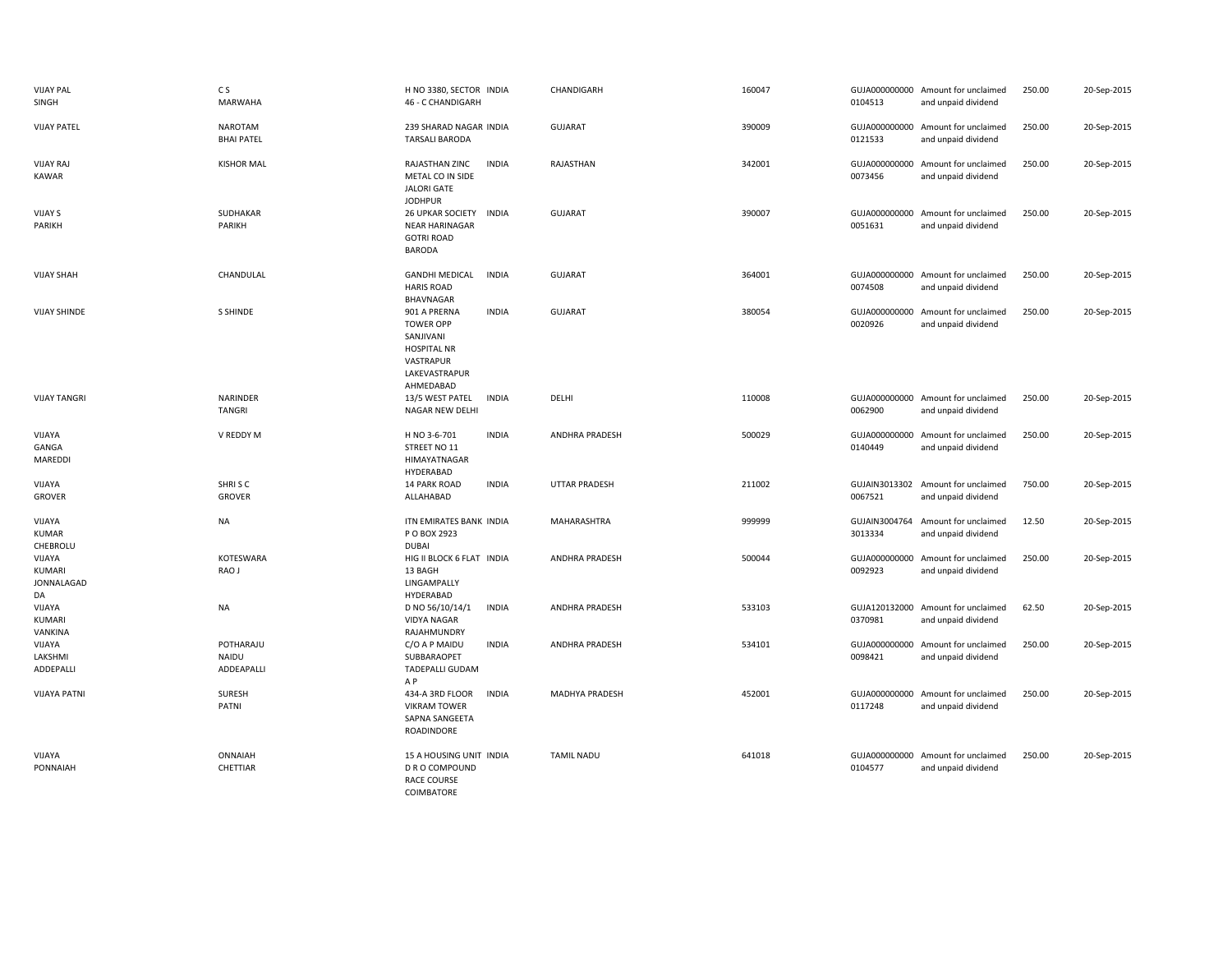| | | | | | | | | | |
|---|---|---|---|---|---|---|---|---|---|
| VIJAY PAL SINGH | C S MARWAHA | H NO 3380, SECTOR 46 - C CHANDIGARH | INDIA | CHANDIGARH | 160047 | GUJA000000000 0104513 | Amount for unclaimed and unpaid dividend | 250.00 | 20-Sep-2015 |
| VIJAY PATEL | NAROTAM BHAI PATEL | 239 SHARAD NAGAR TARSALI BARODA | INDIA | GUJARAT | 390009 | GUJA000000000 0121533 | Amount for unclaimed and unpaid dividend | 250.00 | 20-Sep-2015 |
| VIJAY RAJ KAWAR | KISHOR MAL | RAJASTHAN ZINC METAL CO IN SIDE JALORI GATE JODHPUR | INDIA | RAJASTHAN | 342001 | GUJA000000000 0073456 | Amount for unclaimed and unpaid dividend | 250.00 | 20-Sep-2015 |
| VIJAY S PARIKH | SUDHAKAR PARIKH | 26 UPKAR SOCIETY NEAR HARINAGAR GOTRI ROAD BARODA | INDIA | GUJARAT | 390007 | GUJA000000000 0051631 | Amount for unclaimed and unpaid dividend | 250.00 | 20-Sep-2015 |
| VIJAY SHAH | CHANDULAL | GANDHI MEDICAL HARIS ROAD BHAVNAGAR | INDIA | GUJARAT | 364001 | GUJA000000000 0074508 | Amount for unclaimed and unpaid dividend | 250.00 | 20-Sep-2015 |
| VIJAY SHINDE | S SHINDE | 901 A PRERNA TOWER OPP SANJIVANI HOSPITAL NR VASTRAPUR LAKEVASTRAPUR AHMEDABAD | INDIA | GUJARAT | 380054 | GUJA000000000 0020926 | Amount for unclaimed and unpaid dividend | 250.00 | 20-Sep-2015 |
| VIJAY TANGRI | NARINDER TANGRI | 13/5 WEST PATEL NAGAR NEW DELHI | INDIA | DELHI | 110008 | GUJA000000000 0062900 | Amount for unclaimed and unpaid dividend | 250.00 | 20-Sep-2015 |
| VIJAYA GANGA MAREDDI | V REDDY M | H NO 3-6-701 STREET NO 11 HIMAYATNAGAR HYDERABAD | INDIA | ANDHRA PRADESH | 500029 | GUJA000000000 0140449 | Amount for unclaimed and unpaid dividend | 250.00 | 20-Sep-2015 |
| VIJAYA GROVER | SHRI S C GROVER | 14 PARK ROAD ALLAHABAD | INDIA | UTTAR PRADESH | 211002 | GUJAIN3013302 0067521 | Amount for unclaimed and unpaid dividend | 750.00 | 20-Sep-2015 |
| VIJAYA KUMAR CHEBROLU | NA | ITN EMIRATES BANK P O BOX 2923 DUBAI | INDIA | MAHARASHTRA | 999999 | GUJAIN3004764 3013334 | Amount for unclaimed and unpaid dividend | 12.50 | 20-Sep-2015 |
| VIJAYA KUMARI JONNALAGAD DA | KOTESWARA RAO J | HIG II BLOCK 6 FLAT 13 BAGH LINGAMPALLY HYDERABAD | INDIA | ANDHRA PRADESH | 500044 | GUJA000000000 0092923 | Amount for unclaimed and unpaid dividend | 250.00 | 20-Sep-2015 |
| VIJAYA KUMARI VANKINA | NA | D NO 56/10/14/1 VIDYA NAGAR RAJAHMUNDRY | INDIA | ANDHRA PRADESH | 533103 | GUJA120132000 0370981 | Amount for unclaimed and unpaid dividend | 62.50 | 20-Sep-2015 |
| VIJAYA LAKSHMI ADDEPALLI | POTHARAJU NAIDU ADDEAPALLI | C/O A P MAIDU SUBBARAOPET TADEPALLI GUDAM A P | INDIA | ANDHRA PRADESH | 534101 | GUJA000000000 0098421 | Amount for unclaimed and unpaid dividend | 250.00 | 20-Sep-2015 |
| VIJAYA PATNI | SURESH PATNI | 434-A 3RD FLOOR VIKRAM TOWER SAPNA SANGEETA ROADINDORE | INDIA | MADHYA PRADESH | 452001 | GUJA000000000 0117248 | Amount for unclaimed and unpaid dividend | 250.00 | 20-Sep-2015 |
| VIJAYA PONNAIAH | ONNAIAH CHETTIAR | 15 A HOUSING UNIT D R O COMPOUND RACE COURSE COIMBATORE | INDIA | TAMIL NADU | 641018 | GUJA000000000 0104577 | Amount for unclaimed and unpaid dividend | 250.00 | 20-Sep-2015 |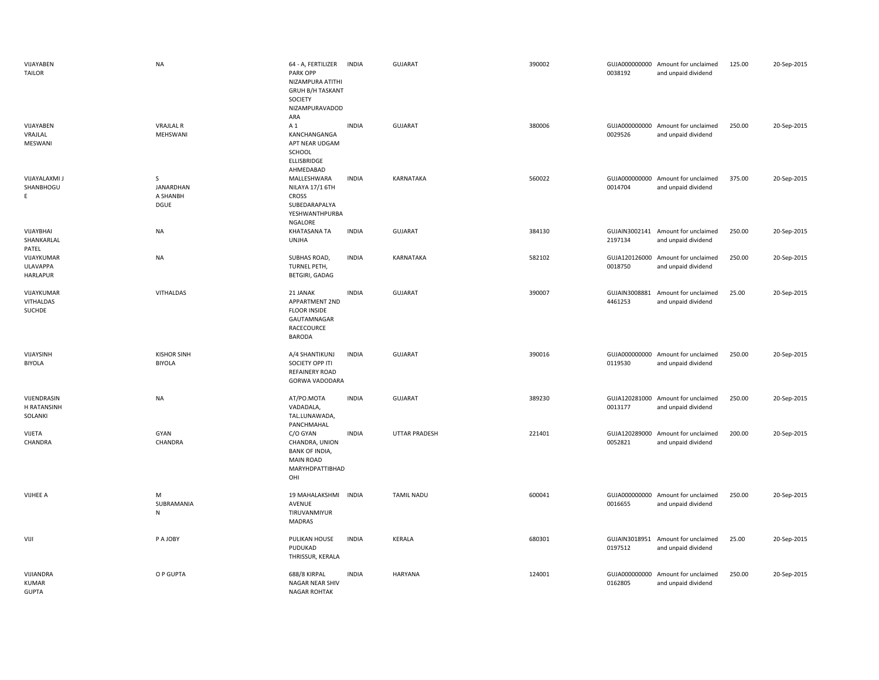| | | | | | | | | | |
|---|---|---|---|---|---|---|---|---|---|
| VIJAYABEN TAILOR | NA | 64 - A, FERTILIZER PARK OPP NIZAMPURA ATITHI GRUH B/H TASKANT SOCIETY NIZAMPURAVADODARA | INDIA | GUJARAT | 390002 | GUJA000000000 0038192 | Amount for unclaimed and unpaid dividend | 125.00 | 20-Sep-2015 |
| VIJAYABEN VRAJLAL MESWANI | VRAJLAL R MEHSWANI | A 1 KANCHANGANGA APT NEAR UDGAM SCHOOL ELLISBRIDGE AHMEDABAD | INDIA | GUJARAT | 380006 | GUJA000000000 0029526 | Amount for unclaimed and unpaid dividend | 250.00 | 20-Sep-2015 |
| VIJAYALAXMI J SHANBHOGUE | S JANARDHAN A SHANBHDGUE | MALLESHWARA NILAYA 17/1 6TH CROSS SUBEDARAPALYA YESHWANTHPURBANGALORE | INDIA | KARNATAKA | 560022 | GUJA000000000 0014704 | Amount for unclaimed and unpaid dividend | 375.00 | 20-Sep-2015 |
| VIJAYBHAI SHANKARLAL PATEL | NA | KHATASANA TA UNJHA | INDIA | GUJARAT | 384130 | GUJAIN3002141 2197134 | Amount for unclaimed and unpaid dividend | 250.00 | 20-Sep-2015 |
| VIJAYKUMAR ULAVAPPA HARLAPUR | NA | SUBHAS ROAD, TURNEL PETH, BETGIRI, GADAG | INDIA | KARNATAKA | 582102 | GUJA120126000 0018750 | Amount for unclaimed and unpaid dividend | 250.00 | 20-Sep-2015 |
| VIJAYKUMAR VITHALDAS SUCHDE | VITHALDAS | 21 JANAK APPARTMENT 2ND FLOOR INSIDE GAUTAMNAGAR RACECOURCE BARODA | INDIA | GUJARAT | 390007 | GUJAIN3008881 4461253 | Amount for unclaimed and unpaid dividend | 25.00 | 20-Sep-2015 |
| VIJAYSINH BIYOLA | KISHOR SINH BIYOLA | A/4 SHANTIKUNJ SOCIETY OPP ITI REFAINERY ROAD GORWA VADODARA | INDIA | GUJARAT | 390016 | GUJA000000000 0119530 | Amount for unclaimed and unpaid dividend | 250.00 | 20-Sep-2015 |
| VIJENDRASINH RATANSINH SOLANKI | NA | AT/PO.MOTA VADADALA, TAL.LUNAWADA, PANCHMAHAL | INDIA | GUJARAT | 389230 | GUJA120281000 0013177 | Amount for unclaimed and unpaid dividend | 250.00 | 20-Sep-2015 |
| VIJETA CHANDRA | GYAN CHANDRA | C/O GYAN CHANDRA, UNION BANK OF INDIA, MAIN ROAD MARYHDPATTIBHADOHI | INDIA | UTTAR PRADESH | 221401 | GUJA120289000 0052821 | Amount for unclaimed and unpaid dividend | 200.00 | 20-Sep-2015 |
| VIJHEE A | M SUBRAMANIAN | 19 MAHALAKSHMI AVENUE TIRUVANMIYUR MADRAS | INDIA | TAMIL NADU | 600041 | GUJA000000000 0016655 | Amount for unclaimed and unpaid dividend | 250.00 | 20-Sep-2015 |
| VIJI | P A JOBY | PULIKAN HOUSE PUDUKAD THRISSUR, KERALA | INDIA | KERALA | 680301 | GUJAIN3018951 0197512 | Amount for unclaimed and unpaid dividend | 25.00 | 20-Sep-2015 |
| VIJIANDRA KUMAR GUPTA | O P GUPTA | 688/8 KIRPAL NAGAR NEAR SHIV NAGAR ROHTAK | INDIA | HARYANA | 124001 | GUJA000000000 0162805 | Amount for unclaimed and unpaid dividend | 250.00 | 20-Sep-2015 |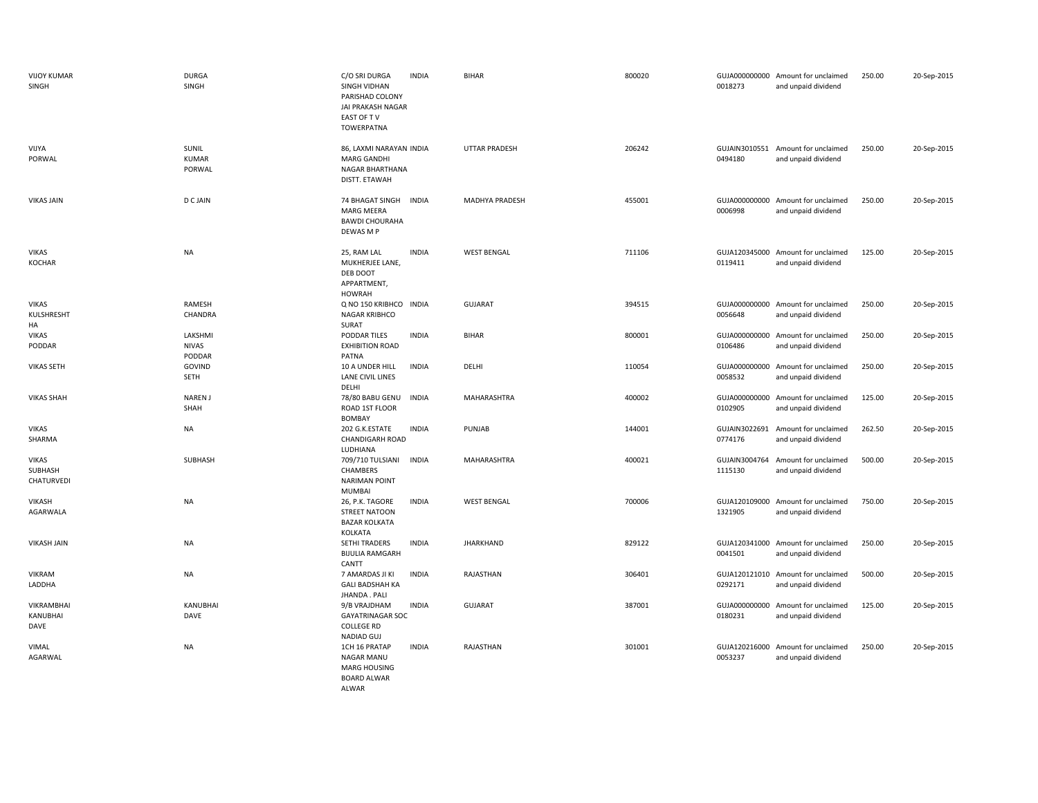| | | | | | | | | | |
|---|---|---|---|---|---|---|---|---|---|
| VIJOY KUMAR SINGH | DURGA SINGH | C/O SRI DURGA SINGH VIDHAN PARISHAD COLONY JAI PRAKASH NAGAR EAST OF T V TOWERPATNA | INDIA | BIHAR | 800020 | GUJA000000000 0018273 | Amount for unclaimed and unpaid dividend | 250.00 | 20-Sep-2015 |
| VIJYA PORWAL | SUNIL KUMAR PORWAL | 86, LAXMI NARAYAN MARG GANDHI NAGAR BHARTHANA DISTT. ETAWAH | INDIA | UTTAR PRADESH | 206242 | GUJAIN3010551 0494180 | Amount for unclaimed and unpaid dividend | 250.00 | 20-Sep-2015 |
| VIKAS JAIN | D C JAIN | 74 BHAGAT SINGH MARG MEERA BAWDI CHOURAHA DEWAS M P | INDIA | MADHYA PRADESH | 455001 | GUJA000000000 0006998 | Amount for unclaimed and unpaid dividend | 250.00 | 20-Sep-2015 |
| VIKAS KOCHAR | NA | 25, RAM LAL MUKHERJEE LANE, DEB DOOT APPARTMENT, HOWRAH | INDIA | WEST BENGAL | 711106 | GUJA120345000 0119411 | Amount for unclaimed and unpaid dividend | 125.00 | 20-Sep-2015 |
| VIKAS KULSHRESHT HA | RAMESH CHANDRA | Q NO 150 KRIBHCO NAGAR KRIBHCO SURAT | INDIA | GUJARAT | 394515 | GUJA000000000 0056648 | Amount for unclaimed and unpaid dividend | 250.00 | 20-Sep-2015 |
| VIKAS PODDAR | LAKSHMI NIVAS PODDAR | PODDAR TILES EXHIBITION ROAD PATNA | INDIA | BIHAR | 800001 | GUJA000000000 0106486 | Amount for unclaimed and unpaid dividend | 250.00 | 20-Sep-2015 |
| VIKAS SETH | GOVIND SETH | 10 A UNDER HILL LANE CIVIL LINES DELHI | INDIA | DELHI | 110054 | GUJA000000000 0058532 | Amount for unclaimed and unpaid dividend | 250.00 | 20-Sep-2015 |
| VIKAS SHAH | NAREN J SHAH | 78/80 BABU GENU ROAD 1ST FLOOR BOMBAY | INDIA | MAHARASHTRA | 400002 | GUJA000000000 0102905 | Amount for unclaimed and unpaid dividend | 125.00 | 20-Sep-2015 |
| VIKAS SHARMA | NA | 202 G.K.ESTATE CHANDIGARH ROAD LUDHIANA | INDIA | PUNJAB | 144001 | GUJAIN3022691 0774176 | Amount for unclaimed and unpaid dividend | 262.50 | 20-Sep-2015 |
| VIKAS SUBHASH CHATURVEDI | SUBHASH | 709/710 TULSIANI CHAMBERS NARIMAN POINT MUMBAI | INDIA | MAHARASHTRA | 400021 | GUJAIN3004764 1115130 | Amount for unclaimed and unpaid dividend | 500.00 | 20-Sep-2015 |
| VIKASH AGARWALA | NA | 26, P.K. TAGORE STREET NATOON BAZAR KOLKATA KOLKATA | INDIA | WEST BENGAL | 700006 | GUJA120109000 1321905 | Amount for unclaimed and unpaid dividend | 750.00 | 20-Sep-2015 |
| VIKASH JAIN | NA | SETHI TRADERS BIJULIA RAMGARH CANTT | INDIA | JHARKHAND | 829122 | GUJA120341000 0041501 | Amount for unclaimed and unpaid dividend | 250.00 | 20-Sep-2015 |
| VIKRAM LADDHA | NA | 7 AMARDAS JI KI GALI BADSHAH KA JHANDA . PALI | INDIA | RAJASTHAN | 306401 | GUJA120121010 0292171 | Amount for unclaimed and unpaid dividend | 500.00 | 20-Sep-2015 |
| VIKRAMBHAI KANUBHAI DAVE | KANUBHAI DAVE | 9/B VRAJDHAM GAYATRINAGAR SOC COLLEGE RD NADIAD GUJ | INDIA | GUJARAT | 387001 | GUJA000000000 0180231 | Amount for unclaimed and unpaid dividend | 125.00 | 20-Sep-2015 |
| VIMAL AGARWAL | NA | 1CH 16 PRATAP NAGAR MANU MARG HOUSING BOARD ALWAR ALWAR | INDIA | RAJASTHAN | 301001 | GUJA120216000 0053237 | Amount for unclaimed and unpaid dividend | 250.00 | 20-Sep-2015 |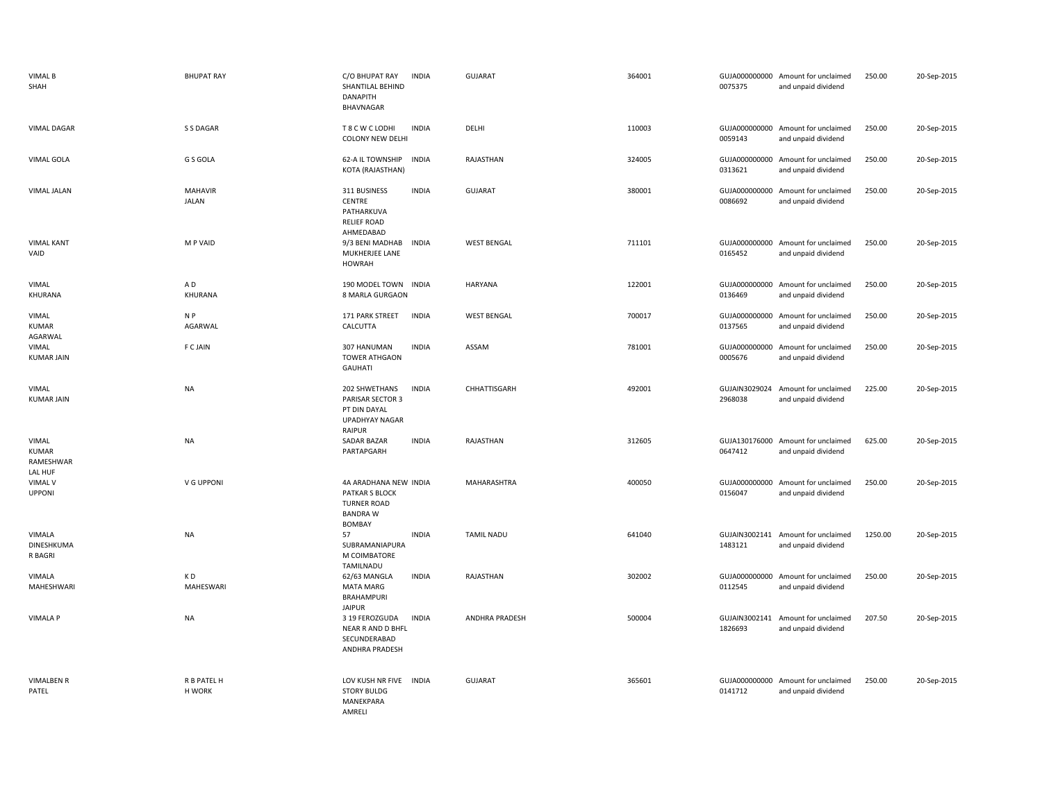| | | | | | | | | | |
|---|---|---|---|---|---|---|---|---|---|
| VIMAL B SHAH | BHUPAT RAY | C/O BHUPAT RAY SHANTILAL BEHIND DANAPITH BHAVNAGAR | INDIA | GUJARAT | 364001 | GUJA000000000 0075375 | Amount for unclaimed and unpaid dividend | 250.00 | 20-Sep-2015 |
| VIMAL DAGAR | S S DAGAR | T 8 C W C LODHI COLONY NEW DELHI | INDIA | DELHI | 110003 | GUJA000000000 0059143 | Amount for unclaimed and unpaid dividend | 250.00 | 20-Sep-2015 |
| VIMAL GOLA | G S GOLA | 62-A IL TOWNSHIP KOTA (RAJASTHAN) | INDIA | RAJASTHAN | 324005 | GUJA000000000 0313621 | Amount for unclaimed and unpaid dividend | 250.00 | 20-Sep-2015 |
| VIMAL JALAN | MAHAVIR JALAN | 311 BUSINESS CENTRE PATHARKUVA RELIEF ROAD AHMEDABAD | INDIA | GUJARAT | 380001 | GUJA000000000 0086692 | Amount for unclaimed and unpaid dividend | 250.00 | 20-Sep-2015 |
| VIMAL KANT VAID | M P VAID | 9/3 BENI MADHAB MUKHERJEE LANE HOWRAH | INDIA | WEST BENGAL | 711101 | GUJA000000000 0165452 | Amount for unclaimed and unpaid dividend | 250.00 | 20-Sep-2015 |
| VIMAL KHURANA | A D KHURANA | 190 MODEL TOWN 8 MARLA GURGAON | INDIA | HARYANA | 122001 | GUJA000000000 0136469 | Amount for unclaimed and unpaid dividend | 250.00 | 20-Sep-2015 |
| VIMAL KUMAR AGARWAL | N P AGARWAL | 171 PARK STREET CALCUTTA | INDIA | WEST BENGAL | 700017 | GUJA000000000 0137565 | Amount for unclaimed and unpaid dividend | 250.00 | 20-Sep-2015 |
| VIMAL KUMAR JAIN | F C JAIN | 307 HANUMAN TOWER ATHGAON GAUHATI | INDIA | ASSAM | 781001 | GUJA000000000 0005676 | Amount for unclaimed and unpaid dividend | 250.00 | 20-Sep-2015 |
| VIMAL KUMAR JAIN | NA | 202 SHWETHANS PARISAR SECTOR 3 PT DIN DAYAL UPADHYAY NAGAR RAIPUR | INDIA | CHHATTISGARH | 492001 | GUJAIN3029024 2968038 | Amount for unclaimed and unpaid dividend | 225.00 | 20-Sep-2015 |
| VIMAL KUMAR RAMESHWAR LAL HUF | NA | SADAR BAZAR PARTAPGARH | INDIA | RAJASTHAN | 312605 | GUJA130176000 0647412 | Amount for unclaimed and unpaid dividend | 625.00 | 20-Sep-2015 |
| VIMAL V UPPONI | V G UPPONI | 4A ARADHANA NEW PATKAR S BLOCK TURNER ROAD BANDRA W BOMBAY | INDIA | MAHARASHTRA | 400050 | GUJA000000000 0156047 | Amount for unclaimed and unpaid dividend | 250.00 | 20-Sep-2015 |
| VIMALA DINESHKUMA R BAGRI | NA | 57 SUBRAMANIAPURA M COIMBATORE TAMILNADU | INDIA | TAMIL NADU | 641040 | GUJAIN3002141 1483121 | Amount for unclaimed and unpaid dividend | 1250.00 | 20-Sep-2015 |
| VIMALA MAHESWARI | K D MAHESWARI | 62/63 MANGLA MATA MARG BRAHAMPURI JAIPUR | INDIA | RAJASTHAN | 302002 | GUJA000000000 0112545 | Amount for unclaimed and unpaid dividend | 250.00 | 20-Sep-2015 |
| VIMALA P | NA | 3 19 FEROZGUDA NEAR R AND D BHFL SECUNDERABAD ANDHRA PRADESH | INDIA | ANDHRA PRADESH | 500004 | GUJAIN3002141 1826693 | Amount for unclaimed and unpaid dividend | 207.50 | 20-Sep-2015 |
| VIMALBEN R PATEL | R B PATEL H H WORK | LOV KUSH NR FIVE STORY BULDG MANEKPARA AMRELI | INDIA | GUJARAT | 365601 | GUJA000000000 0141712 | Amount for unclaimed and unpaid dividend | 250.00 | 20-Sep-2015 |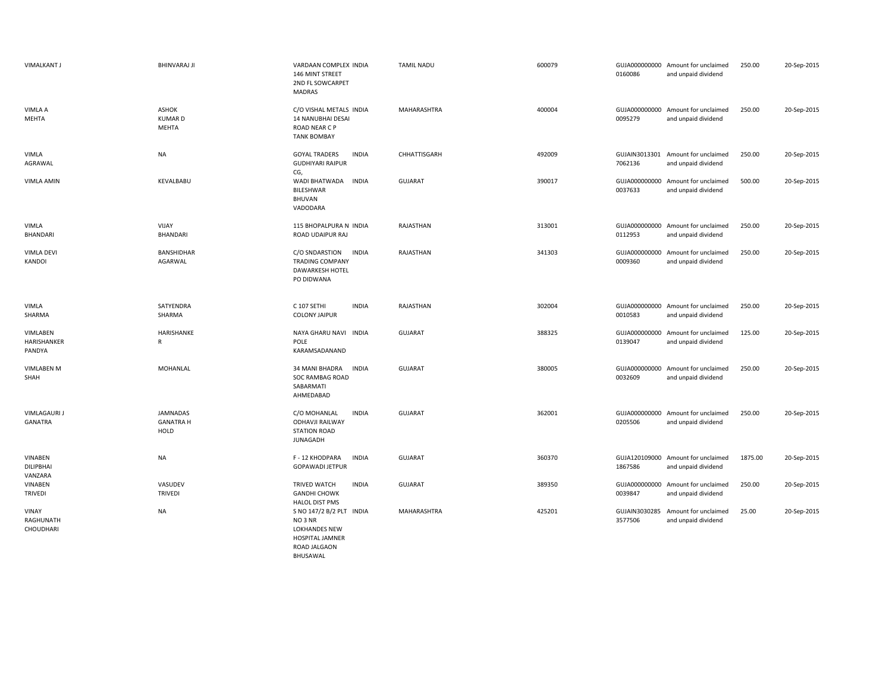| | | | | | | | | | |
|---|---|---|---|---|---|---|---|---|---|
| VIMALKANT J | BHINVARAJ JI | VARDAAN COMPLEX 146 MINT STREET 2ND FL SOWCARPET MADRAS | INDIA | TAMIL NADU | 600079 | GUJA000000000 0160086 | Amount for unclaimed and unpaid dividend | 250.00 | 20-Sep-2015 |
| VIMLA A MEHTA | ASHOK KUMAR D MEHTA | C/O VISHAL METALS 14 NANUBHAI DESAI ROAD NEAR C P TANK BOMBAY | INDIA | MAHARASHTRA | 400004 | GUJA000000000 0095279 | Amount for unclaimed and unpaid dividend | 250.00 | 20-Sep-2015 |
| VIMLA AGRAWAL | NA | GOYAL TRADERS GUDHIYARI RAIPUR CG, | INDIA | CHHATTISGARH | 492009 | GUJAIN3013301 7062136 | Amount for unclaimed and unpaid dividend | 250.00 | 20-Sep-2015 |
| VIMLA AMIN | KEVALBABU | WADI BHATWADA BILESHWAR BHUVAN VADODARA | INDIA | GUJARAT | 390017 | GUJA000000000 0037633 | Amount for unclaimed and unpaid dividend | 500.00 | 20-Sep-2015 |
| VIMLA BHANDARI | VIJAY BHANDARI | 115 BHOPALPURA N ROAD UDAIPUR RAJ | INDIA | RAJASTHAN | 313001 | GUJA000000000 0112953 | Amount for unclaimed and unpaid dividend | 250.00 | 20-Sep-2015 |
| VIMLA DEVI KANDOI | BANSHIDHAR AGARWAL | C/O SNDARSTION TRADING COMPANY DAWARKESH HOTEL PO DIDWANA | INDIA | RAJASTHAN | 341303 | GUJA000000000 0009360 | Amount for unclaimed and unpaid dividend | 250.00 | 20-Sep-2015 |
| VIMLA SHARMA | SATYENDRA SHARMA | C 107 SETHI COLONY JAIPUR | INDIA | RAJASTHAN | 302004 | GUJA000000000 0010583 | Amount for unclaimed and unpaid dividend | 250.00 | 20-Sep-2015 |
| VIMLABEN HARISHANKER PANDYA | HARISHANKE R | NAYA GHARU NAVI POLE KARAMSADANAND | INDIA | GUJARAT | 388325 | GUJA000000000 0139047 | Amount for unclaimed and unpaid dividend | 125.00 | 20-Sep-2015 |
| VIMLABEN M SHAH | MOHANLAL | 34 MANI BHADRA SOC RAMBAG ROAD SABARMATI AHMEDABAD | INDIA | GUJARAT | 380005 | GUJA000000000 0032609 | Amount for unclaimed and unpaid dividend | 250.00 | 20-Sep-2015 |
| VIMLAGAURI J GANATRA | JAMNADAS GANATRA H HOLD | C/O MOHANLAL ODHAVJI RAILWAY STATION ROAD JUNAGADH | INDIA | GUJARAT | 362001 | GUJA000000000 0205506 | Amount for unclaimed and unpaid dividend | 250.00 | 20-Sep-2015 |
| VINABEN DILIPBHAI VANZARA | NA | F - 12 KHODPARA GOPAWADI JETPUR | INDIA | GUJARAT | 360370 | GUJA120109000 1867586 | Amount for unclaimed and unpaid dividend | 1875.00 | 20-Sep-2015 |
| VINABEN TRIVEDI | VASUDEV TRIVEDI | TRIVED WATCH GANDHI CHOWK HALOL DIST PMS | INDIA | GUJARAT | 389350 | GUJA000000000 0039847 | Amount for unclaimed and unpaid dividend | 250.00 | 20-Sep-2015 |
| VINAY RAGHUNATH CHOUDHARI | NA | S NO 147/2 B/2 PLT NO 3 NR LOKHANDES NEW HOSPITAL JAMNER ROAD JALGAON BHUSAWAL | INDIA | MAHARASHTRA | 425201 | GUJAIN3030285 3577506 | Amount for unclaimed and unpaid dividend | 25.00 | 20-Sep-2015 |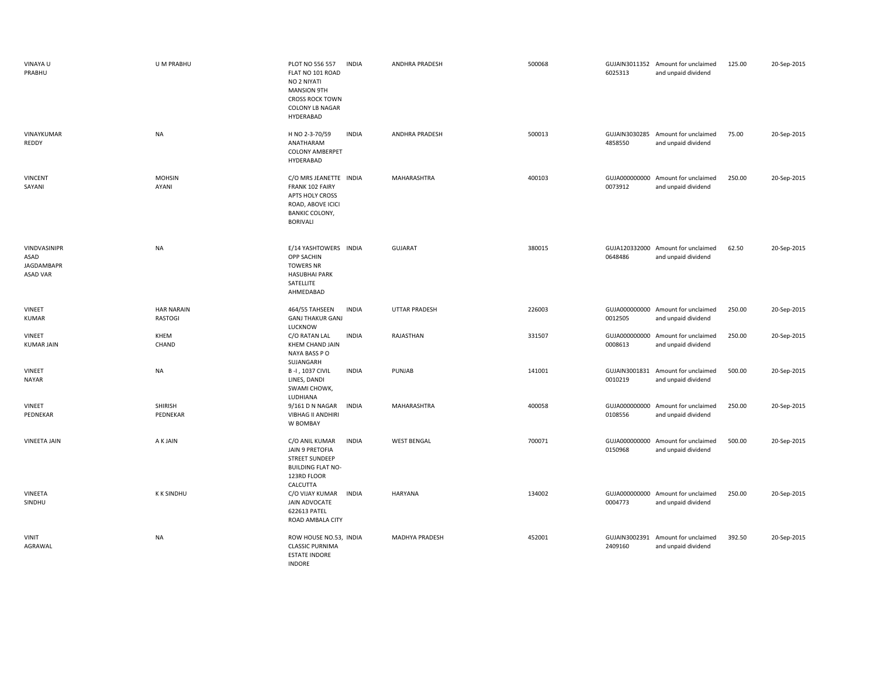| | | | | | | | | | |
|---|---|---|---|---|---|---|---|---|---|
| VINAYA U PRABHU | U M PRABHU | PLOT NO 556 557 FLAT NO 101 ROAD NO 2 NIYATI MANSION 9TH CROSS ROCK TOWN COLONY LB NAGAR HYDERABAD | INDIA | ANDHRA PRADESH | 500068 | GUJAIN30113526025313 | Amount for unclaimed and unpaid dividend | 125.00 | 20-Sep-2015 |
| VINAYKUMAR REDDY | NA | H NO 2-3-70/59 ANATHARAM COLONY AMBERPET HYDERABAD | INDIA | ANDHRA PRADESH | 500013 | GUJAIN30302854858550 | Amount for unclaimed and unpaid dividend | 75.00 | 20-Sep-2015 |
| VINCENT SAYANI | MOHSIN AYANI | C/O MRS JEANETTE FRANK 102 FAIRY APTS HOLY CROSS ROAD, ABOVE ICICI BANKIC COLONY, BORIVALI | INDIA | MAHARASHTRA | 400103 | GUJA0000000000073912 | Amount for unclaimed and unpaid dividend | 250.00 | 20-Sep-2015 |
| VINDVASINIPR ASAD JAGDAMBAPR ASAD VAR | NA | E/14 YASHTOWERS OPP SACHIN TOWERS NR HASUBHAI PARK SATELLITE AHMEDABAD | INDIA | GUJARAT | 380015 | GUJA1203320000648486 | Amount for unclaimed and unpaid dividend | 62.50 | 20-Sep-2015 |
| VINEET KUMAR | HAR NARAIN RASTOGI | 464/55 TAHSEEN GANJ THAKUR GANJ LUCKNOW | INDIA | UTTAR PRADESH | 226003 | GUJA0000000000012505 | Amount for unclaimed and unpaid dividend | 250.00 | 20-Sep-2015 |
| VINEET KUMAR JAIN | KHEM CHAND | C/O RATAN LAL KHEM CHAND JAIN NAYA BASS P O SUJANGARH | INDIA | RAJASTHAN | 331507 | GUJA0000000000008613 | Amount for unclaimed and unpaid dividend | 250.00 | 20-Sep-2015 |
| VINEET NAYAR | NA | B -I , 1037 CIVIL LINES, DANDI SWAMI CHOWK, LUDHIANA | INDIA | PUNJAB | 141001 | GUJAIN30018310010219 | Amount for unclaimed and unpaid dividend | 500.00 | 20-Sep-2015 |
| VINEET PEDNEKAR | SHIRISH PEDNEKAR | 9/161 D N NAGAR VIBHAG II ANDHIRI W BOMBAY | INDIA | MAHARASHTRA | 400058 | GUJA0000000000108556 | Amount for unclaimed and unpaid dividend | 250.00 | 20-Sep-2015 |
| VINEETA JAIN | A K JAIN | C/O ANIL KUMAR JAIN 9 PRETOFIA STREET SUNDEEP BUILDING FLAT NO-123RD FLOOR CALCUTTA | INDIA | WEST BENGAL | 700071 | GUJA0000000000150968 | Amount for unclaimed and unpaid dividend | 500.00 | 20-Sep-2015 |
| VINEETA SINDHU | K K SINDHU | C/O VIJAY KUMAR JAIN ADVOCATE 622613 PATEL ROAD AMBALA CITY | INDIA | HARYANA | 134002 | GUJA0000000000004773 | Amount for unclaimed and unpaid dividend | 250.00 | 20-Sep-2015 |
| VINIT AGRAWAL | NA | ROW HOUSE NO.53, CLASSIC PURNIMA ESTATE INDORE INDORE | INDIA | MADHYA PRADESH | 452001 | GUJAIN30023912409160 | Amount for unclaimed and unpaid dividend | 392.50 | 20-Sep-2015 |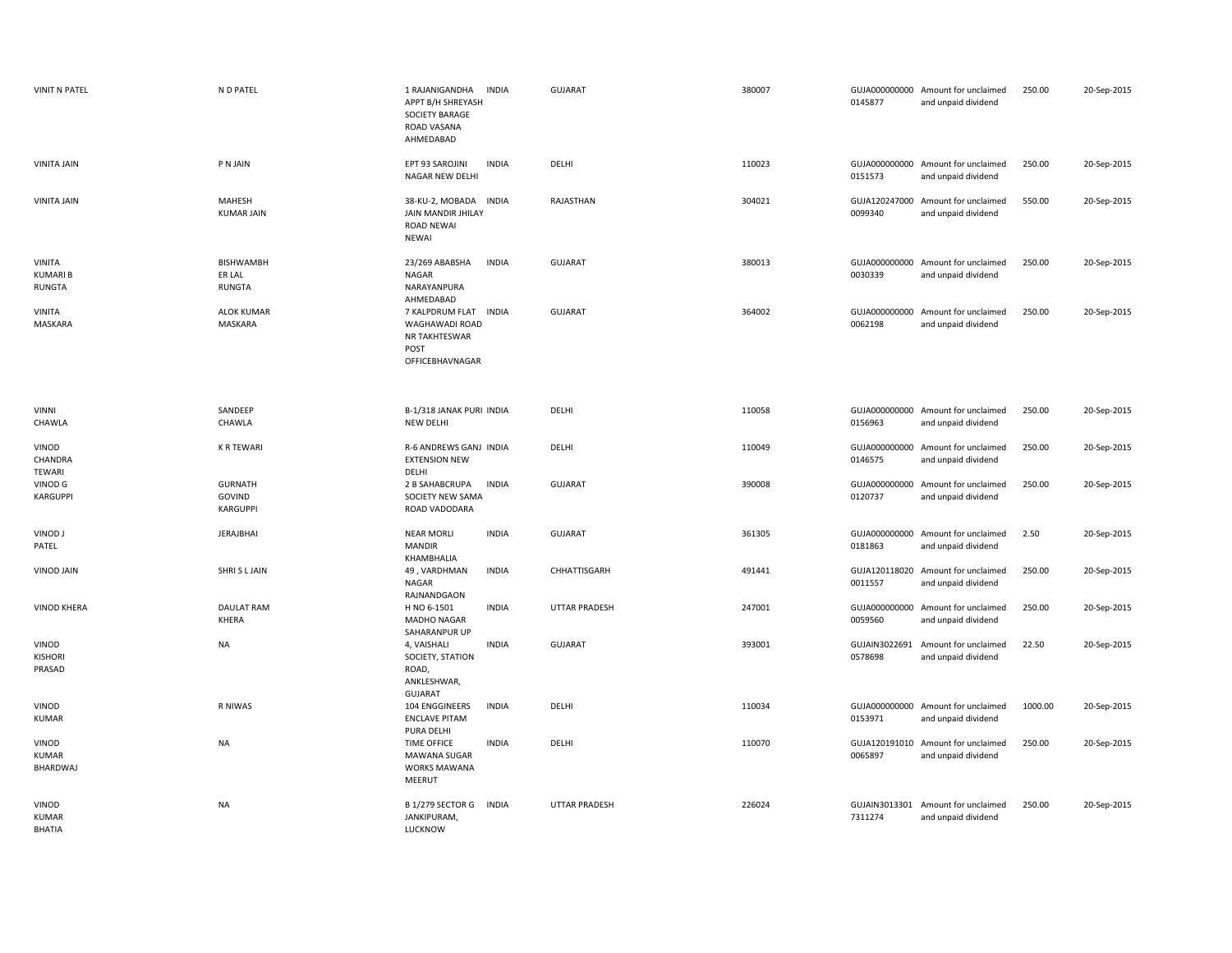| | | | | | | | | | |
|---|---|---|---|---|---|---|---|---|---|
| VINIT N PATEL | N D PATEL | 1 RAJANIGANDHA APPT B/H SHREYASH SOCIETY BARAGE ROAD VASANA AHMEDABAD | INDIA | GUJARAT | 380007 | GUJA000000000 0145877 | Amount for unclaimed and unpaid dividend | 250.00 | 20-Sep-2015 |
| VINITA JAIN | P N JAIN | EPT 93 SAROJINI NAGAR NEW DELHI | INDIA | DELHI | 110023 | GUJA000000000 0151573 | Amount for unclaimed and unpaid dividend | 250.00 | 20-Sep-2015 |
| VINITA JAIN | MAHESH KUMAR JAIN | 38-KU-2, MOBADA JAIN MANDIR JHILAY ROAD NEWAI NEWAI | INDIA | RAJASTHAN | 304021 | GUJA120247000 0099340 | Amount for unclaimed and unpaid dividend | 550.00 | 20-Sep-2015 |
| VINITA KUMARI B RUNGTA | BISHWAMBH ER LAL RUNGTA | 23/269 ABABSHA NAGAR NARAYANPURA AHMEDABAD | INDIA | GUJARAT | 380013 | GUJA000000000 0030339 | Amount for unclaimed and unpaid dividend | 250.00 | 20-Sep-2015 |
| VINITA MASKARA | ALOK KUMAR MASKARA | 7 KALPDRUM FLAT WAGHAWADI ROAD NR TAKHTESWAR POST OFFICEBHAVNAGAR | INDIA | GUJARAT | 364002 | GUJA000000000 0062198 | Amount for unclaimed and unpaid dividend | 250.00 | 20-Sep-2015 |
| VINNI CHAWLA | SANDEEP CHAWLA | B-1/318 JANAK PURI NEW DELHI | INDIA | DELHI | 110058 | GUJA000000000 0156963 | Amount for unclaimed and unpaid dividend | 250.00 | 20-Sep-2015 |
| VINOD CHANDRA TEWARI | K R TEWARI | R-6 ANDREWS GANJ EXTENSION NEW DELHI | INDIA | DELHI | 110049 | GUJA000000000 0146575 | Amount for unclaimed and unpaid dividend | 250.00 | 20-Sep-2015 |
| VINOD G KARGUPPI | GURNATH GOVIND KARGUPPI | 2 B SAHABCRUPA SOCIETY NEW SAMA ROAD VADODARA | INDIA | GUJARAT | 390008 | GUJA000000000 0120737 | Amount for unclaimed and unpaid dividend | 250.00 | 20-Sep-2015 |
| VINOD J PATEL | JERAJBHAI | NEAR MORLI MANDIR KHAMBHALIA | INDIA | GUJARAT | 361305 | GUJA000000000 0181863 | Amount for unclaimed and unpaid dividend | 2.50 | 20-Sep-2015 |
| VINOD JAIN | SHRI S L JAIN | 49 , VARDHMAN NAGAR RAJNANDGAON | INDIA | CHHATTISGARH | 491441 | GUJA120118020 0011557 | Amount for unclaimed and unpaid dividend | 250.00 | 20-Sep-2015 |
| VINOD KHERA | DAULAT RAM KHERA | H NO 6-1501 MADHO NAGAR SAHARANPUR UP | INDIA | UTTAR PRADESH | 247001 | GUJA000000000 0059560 | Amount for unclaimed and unpaid dividend | 250.00 | 20-Sep-2015 |
| VINOD KISHORI PRASAD | NA | 4, VAISHALI SOCIETY, STATION ROAD, ANKLESHWAR, GUJARAT | INDIA | GUJARAT | 393001 | GUJAIN3022691 0578698 | Amount for unclaimed and unpaid dividend | 22.50 | 20-Sep-2015 |
| VINOD KUMAR | R NIWAS | 104 ENGGINEERS ENCLAVE PITAM PURA DELHI | INDIA | DELHI | 110034 | GUJA000000000 0153971 | Amount for unclaimed and unpaid dividend | 1000.00 | 20-Sep-2015 |
| VINOD KUMAR BHARDWAJ | NA | TIME OFFICE MAWANA SUGAR WORKS MAWANA MEERUT | INDIA | DELHI | 110070 | GUJA120191010 0065897 | Amount for unclaimed and unpaid dividend | 250.00 | 20-Sep-2015 |
| VINOD KUMAR BHATIA | NA | B 1/279 SECTOR G JANKIPURAM, LUCKNOW | INDIA | UTTAR PRADESH | 226024 | GUJAIN3013301 7311274 | Amount for unclaimed and unpaid dividend | 250.00 | 20-Sep-2015 |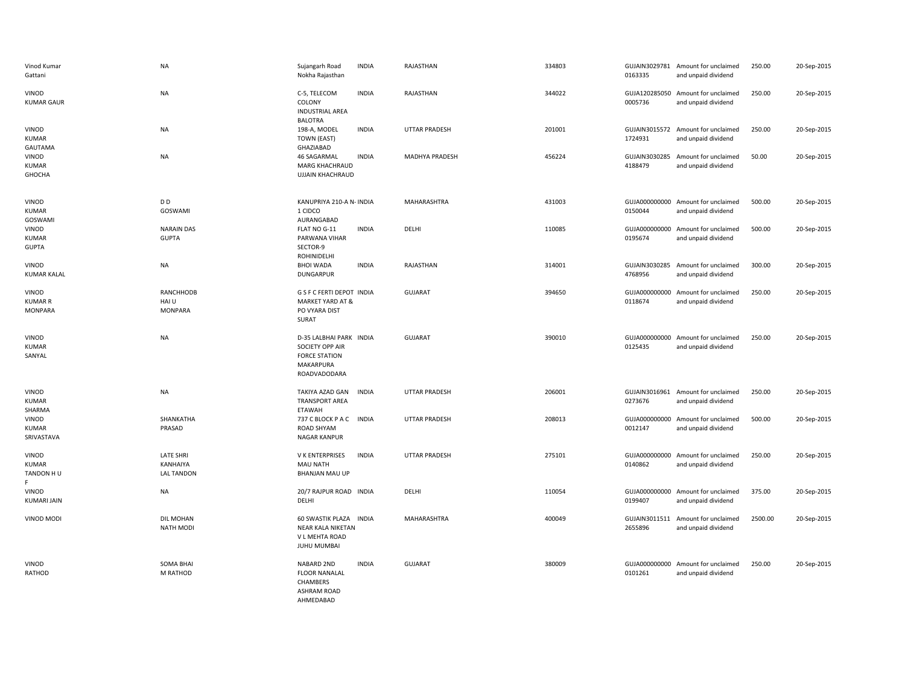| | | | | | | | | | |
|---|---|---|---|---|---|---|---|---|---|
| Vinod Kumar Gattani | NA | Sujangarh Road Nokha Rajasthan | INDIA | RAJASTHAN | 334803 | GUJAIN30297810163335 | Amount for unclaimed and unpaid dividend | 250.00 | 20-Sep-2015 |
| VINOD KUMAR GAUR | NA | C-5, TELECOM COLONY INDUSTRIAL AREA BALOTRA | INDIA | RAJASTHAN | 344022 | GUJA1202850500005736 | Amount for unclaimed and unpaid dividend | 250.00 | 20-Sep-2015 |
| VINOD KUMAR GAUTAMA | NA | 198-A, MODEL TOWN (EAST) GHAZIABAD | INDIA | UTTAR PRADESH | 201001 | GUJAIN30155721724931 | Amount for unclaimed and unpaid dividend | 250.00 | 20-Sep-2015 |
| VINOD KUMAR GHOCHA | NA | 46 SAGARMAL MARG KHACHRAUD UJJAIN KHACHRAUD | INDIA | MADHYA PRADESH | 456224 | GUJAIN30302854188479 | Amount for unclaimed and unpaid dividend | 50.00 | 20-Sep-2015 |
| VINOD KUMAR GOSWAMI | D D GOSWAMI | KANUPRIYA 210-A N-1 CIDCO AURANGABAD | INDIA | MAHARASHTRA | 431003 | GUJA0000000000150044 | Amount for unclaimed and unpaid dividend | 500.00 | 20-Sep-2015 |
| VINOD KUMAR GUPTA | NARAIN DAS GUPTA | FLAT NO G-11 PARWANA VIHAR SECTOR-9 ROHINIDELHI | INDIA | DELHI | 110085 | GUJA0000000000195674 | Amount for unclaimed and unpaid dividend | 500.00 | 20-Sep-2015 |
| VINOD KUMAR KALAL | NA | BHOI WADA DUNGARPUR | INDIA | RAJASTHAN | 314001 | GUJAIN30302854768956 | Amount for unclaimed and unpaid dividend | 300.00 | 20-Sep-2015 |
| VINOD KUMAR R MONPARA | RANCHHODB HAI U MONPARA | G S F C FERTI DEPOT MARKET YARD AT & PO VYARA DIST SURAT | INDIA | GUJARAT | 394650 | GUJA0000000000118674 | Amount for unclaimed and unpaid dividend | 250.00 | 20-Sep-2015 |
| VINOD KUMAR SANYAL | NA | D-35 LALBHAI PARK SOCIETY OPP AIR FORCE STATION MAKARPURA ROADVADODARA | INDIA | GUJARAT | 390010 | GUJA0000000000125435 | Amount for unclaimed and unpaid dividend | 250.00 | 20-Sep-2015 |
| VINOD KUMAR SHARMA | NA | TAKIYA AZAD GAN TRANSPORT AREA ETAWAH | INDIA | UTTAR PRADESH | 206001 | GUJAIN30169610273676 | Amount for unclaimed and unpaid dividend | 250.00 | 20-Sep-2015 |
| VINOD KUMAR SRIVASTAVA | SHANKATHA PRASAD | 737 C BLOCK P A C ROAD SHYAM NAGAR KANPUR | INDIA | UTTAR PRADESH | 208013 | GUJA0000000000012147 | Amount for unclaimed and unpaid dividend | 500.00 | 20-Sep-2015 |
| VINOD KUMAR TANDON H U F | LATE SHRI KANHAIYA LAL TANDON | V K ENTERPRISES MAU NATH BHANJAN MAU UP | INDIA | UTTAR PRADESH | 275101 | GUJA0000000000140862 | Amount for unclaimed and unpaid dividend | 250.00 | 20-Sep-2015 |
| VINOD KUMARI JAIN | NA | 20/7 RAJPUR ROAD DELHI | INDIA | DELHI | 110054 | GUJA0000000000199407 | Amount for unclaimed and unpaid dividend | 375.00 | 20-Sep-2015 |
| VINOD MODI | DIL MOHAN NATH MODI | 60 SWASTIK PLAZA NEAR KALA NIKETAN V L MEHTA ROAD JUHU MUMBAI | INDIA | MAHARASHTRA | 400049 | GUJAIN30115112655896 | Amount for unclaimed and unpaid dividend | 2500.00 | 20-Sep-2015 |
| VINOD RATHOD | SOMA BHAI M RATHOD | NABARD 2ND FLOOR NANALAL CHAMBERS ASHRAM ROAD AHMEDABAD | INDIA | GUJARAT | 380009 | GUJA0000000000101261 | Amount for unclaimed and unpaid dividend | 250.00 | 20-Sep-2015 |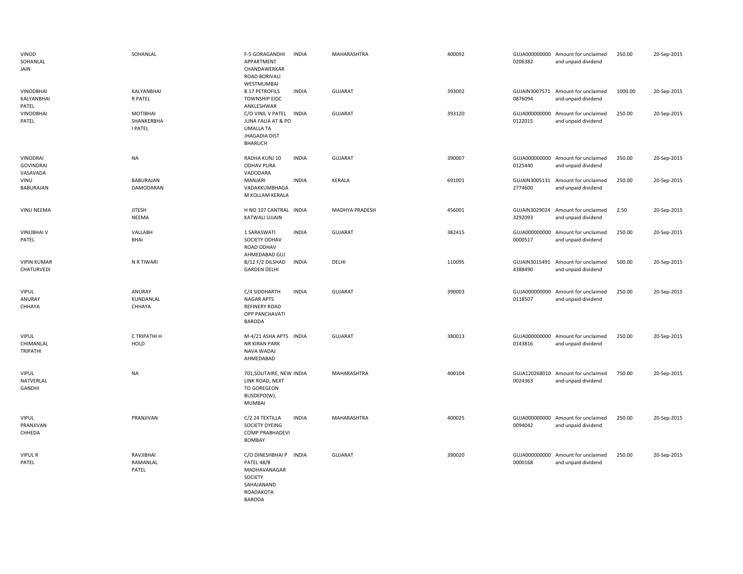| | | | | | | | | | |
|---|---|---|---|---|---|---|---|---|---|
| VINOD SOHANLAL JAIN | SOHANLAL | F-5 GORAGANDHI APPARTMENT CHANDAWERKAR ROAD BORIVALI WESTMUMBAI | INDIA | MAHARASHTRA | 400092 | GUJA000000000 0206382 | Amount for unclaimed and unpaid dividend | 250.00 | 20-Sep-2015 |
| VINODBHAI KALYANBHAI PATEL | KALYANBHAI R PATEL | B 17 PETROFILS TOWNSHIP EIDC ANKLESHWAR | INDIA | GUJARAT | 393002 | GUJAIN3007571 0876094 | Amount for unclaimed and unpaid dividend | 1000.00 | 20-Sep-2015 |
| VINODBHAI PATEL | MOTIBHAI SHANKERBHA I PATEL | C/O VINIL V PATEL JUNA FALIA AT & PO UMALLA TA JHAGADIA DIST BHARUCH | INDIA | GUJARAT | 393120 | GUJA000000000 0122015 | Amount for unclaimed and unpaid dividend | 250.00 | 20-Sep-2015 |
| VINODRAI GOVINDRAI VASAVADA | NA | RADHA KUNJ 10 ODHAV PURA VADODARA | INDIA | GUJARAT | 390007 | GUJA000000000 0125440 | Amount for unclaimed and unpaid dividend | 250.00 | 20-Sep-2015 |
| VINU BABURAJAN | BABURAJAN DAMODARAN | MANJARI VADAKKUMBHAGA M KOLLAM KERALA | INDIA | KERALA | 691001 | GUJAIN3005131 2774600 | Amount for unclaimed and unpaid dividend | 250.00 | 20-Sep-2015 |
| VINU NEEMA | JITESH NEEMA | H NO 107 CANTRAL KATWALI UJJAIN | INDIA | MADHYA PRADESH | 456001 | GUJAIN3029024 3292093 | Amount for unclaimed and unpaid dividend | 2.50 | 20-Sep-2015 |
| VINUBHAI V PATEL | VALLABH BHAI | 1 SARASWATI SOCIETY ODHAV ROAD ODHAV AHMEDABAD GUJ | INDIA | GUJARAT | 382415 | GUJA000000000 0000517 | Amount for unclaimed and unpaid dividend | 250.00 | 20-Sep-2015 |
| VIPIN KUMAR CHATURVEDI | N R TIWARI | B/12 F/2 DILSHAD GARDEN DELHI | INDIA | DELHI | 110095 | GUJAIN3015491 4388490 | Amount for unclaimed and unpaid dividend | 500.00 | 20-Sep-2015 |
| VIPUL ANURAY CHHAYA | ANURAY KUNDANLAL CHHAYA | C/4 SIDDHARTH NAGAR APTS REFINERY ROAD OPP PANCHAVATI BARODA | INDIA | GUJARAT | 390003 | GUJA000000000 0118507 | Amount for unclaimed and unpaid dividend | 250.00 | 20-Sep-2015 |
| VIPUL CHIMANLAL TRIPATHI | C TRIPATHI H HOLD | M-4/21 ASHA APTS NR KIRAN PARK NAVA WADAJ AHMEDABAD | INDIA | GUJARAT | 380013 | GUJA000000000 0143816 | Amount for unclaimed and unpaid dividend | 250.00 | 20-Sep-2015 |
| VIPUL NATVERLAL GANDHI | NA | 701,SOLITAIRE, NEW LINK ROAD, NEXT TO GOREGEON BUSDEPO(W), MUMBAI | INDIA | MAHARASHTRA | 400104 | GUJA120268010 0024363 | Amount for unclaimed and unpaid dividend | 750.00 | 20-Sep-2015 |
| VIPUL PRANJIVAN CHHEDA | PRANJIVAN | C/2 24 TEXTILLA SOCIETY DYEING COMP PRABHADEVI BOMBAY | INDIA | MAHARASHTRA | 400025 | GUJA000000000 0094042 | Amount for unclaimed and unpaid dividend | 250.00 | 20-Sep-2015 |
| VIPUL R PATEL | RAVJIBHAI RAMANLAL PATEL | C/O DINESHBHAI P PATEL 48/B MADHAVANAGAR SOCIETY SAHAJANAND ROADAKOTA BARODA | INDIA | GUJARAT | 390020 | GUJA000000000 0000168 | Amount for unclaimed and unpaid dividend | 250.00 | 20-Sep-2015 |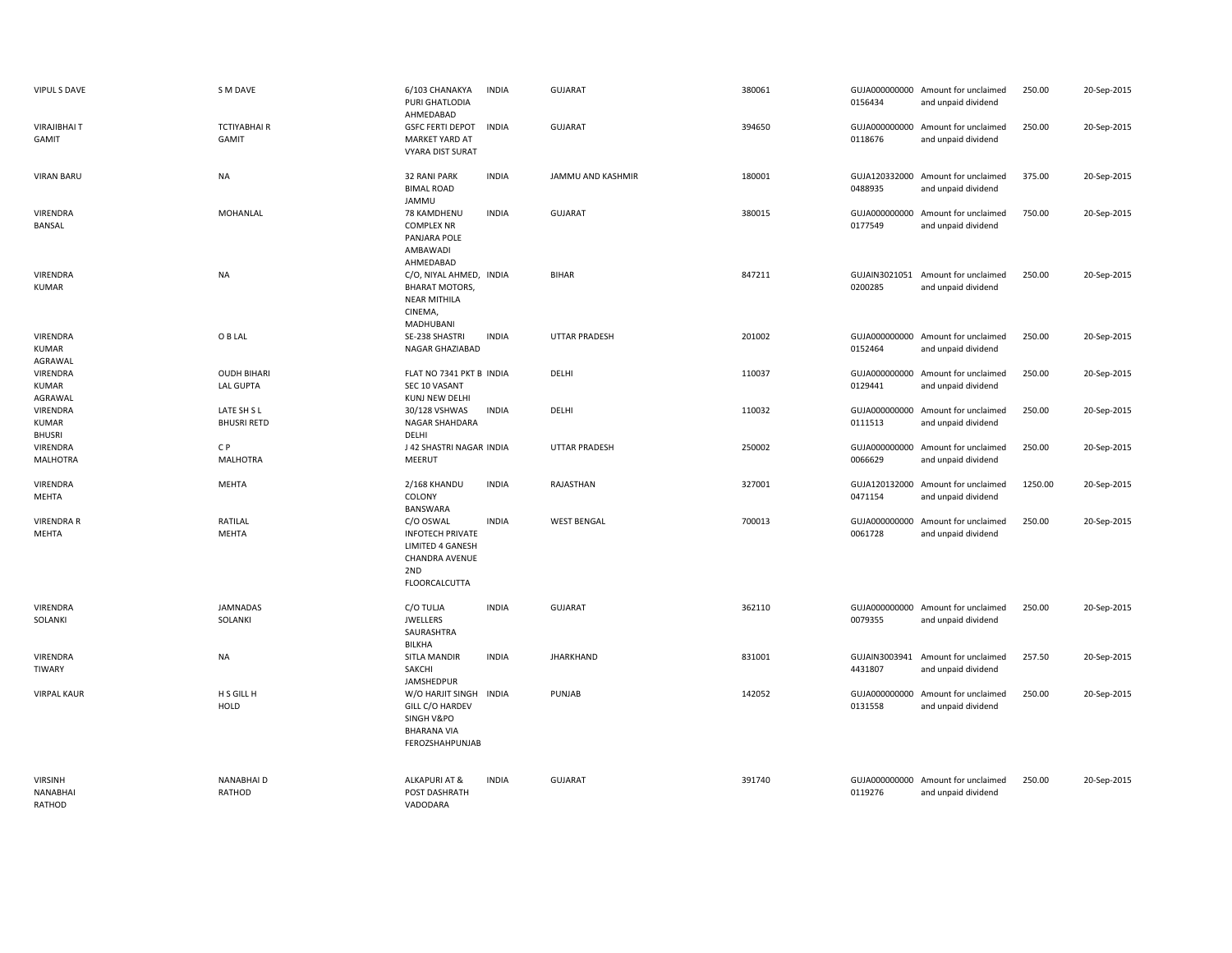| | | | | | | | | | |
|---|---|---|---|---|---|---|---|---|---|
| VIPUL S DAVE | S M DAVE | 6/103 CHANAKYA PURI GHATLODIA AHMEDABAD | INDIA | GUJARAT | 380061 | GUJA000000000 0156434 | Amount for unclaimed and unpaid dividend | 250.00 | 20-Sep-2015 |
| VIRAJIBHAI T GAMIT | TCTIYABHAI R GAMIT | GSFC FERTI DEPOT MARKET YARD AT VYARA DIST SURAT | INDIA | GUJARAT | 394650 | GUJA000000000 0118676 | Amount for unclaimed and unpaid dividend | 250.00 | 20-Sep-2015 |
| VIRAN BARU | NA | 32 RANI PARK BIMAL ROAD JAMMU | INDIA | JAMMU AND KASHMIR | 180001 | GUJA120332000 0488935 | Amount for unclaimed and unpaid dividend | 375.00 | 20-Sep-2015 |
| VIRENDRA BANSAL | MOHANLAL | 78 KAMDHENU COMPLEX NR PANJARA POLE AMBAWADI AHMEDABAD | INDIA | GUJARAT | 380015 | GUJA000000000 0177549 | Amount for unclaimed and unpaid dividend | 750.00 | 20-Sep-2015 |
| VIRENDRA KUMAR | NA | C/O, NIYAL AHMED, BHARAT MOTORS, NEAR MITHILA CINEMA, MADHUBANI | INDIA | BIHAR | 847211 | GUJAIN3021051 0200285 | Amount for unclaimed and unpaid dividend | 250.00 | 20-Sep-2015 |
| VIRENDRA KUMAR AGRAWAL | O B LAL | SE-238 SHASTRI NAGAR GHAZIABAD | INDIA | UTTAR PRADESH | 201002 | GUJA000000000 0152464 | Amount for unclaimed and unpaid dividend | 250.00 | 20-Sep-2015 |
| VIRENDRA KUMAR AGRAWAL | OUDH BIHARI LAL GUPTA | FLAT NO 7341 PKT B SEC 10 VASANT KUNJ NEW DELHI | INDIA | DELHI | 110037 | GUJA000000000 0129441 | Amount for unclaimed and unpaid dividend | 250.00 | 20-Sep-2015 |
| VIRENDRA KUMAR BHUSRI | LATE SH S L BHUSRI RETD | 30/128 VSHWAS NAGAR SHAHDARA DELHI | INDIA | DELHI | 110032 | GUJA000000000 0111513 | Amount for unclaimed and unpaid dividend | 250.00 | 20-Sep-2015 |
| VIRENDRA MALHOTRA | C P MALHOTRA | J 42 SHASTRI NAGAR MEERUT | INDIA | UTTAR PRADESH | 250002 | GUJA000000000 0066629 | Amount for unclaimed and unpaid dividend | 250.00 | 20-Sep-2015 |
| VIRENDRA MEHTA | MEHTA | 2/168 KHANDU COLONY BANSWARA | INDIA | RAJASTHAN | 327001 | GUJA120132000 0471154 | Amount for unclaimed and unpaid dividend | 1250.00 | 20-Sep-2015 |
| VIRENDRA R MEHTA | RATILAL MEHTA | C/O OSWAL INFOTECH PRIVATE LIMITED 4 GANESH CHANDRA AVENUE 2ND FLOORCALCUTTA | INDIA | WEST BENGAL | 700013 | GUJA000000000 0061728 | Amount for unclaimed and unpaid dividend | 250.00 | 20-Sep-2015 |
| VIRENDRA SOLANKI | JAMNADAS SOLANKI | C/O TULJA JWELLERS SAURASHTRA BILKHA | INDIA | GUJARAT | 362110 | GUJA000000000 0079355 | Amount for unclaimed and unpaid dividend | 250.00 | 20-Sep-2015 |
| VIRENDRA TIWARY | NA | SITLA MANDIR SAKCHI JAMSHEDPUR | INDIA | JHARKHAND | 831001 | GUJAIN3003941 4431807 | Amount for unclaimed and unpaid dividend | 257.50 | 20-Sep-2015 |
| VIRPAL KAUR | H S GILL H HOLD | W/O HARJIT SINGH GILL C/O HARDEV SINGH V&PO BHARANA VIA FEROZSHAHPUNJAB | INDIA | PUNJAB | 142052 | GUJA000000000 0131558 | Amount for unclaimed and unpaid dividend | 250.00 | 20-Sep-2015 |
| VIRSINH NANABHAI RATHOD | NANABHAI D RATHOD | ALKAPURI AT & POST DASHRATH VADODARA | INDIA | GUJARAT | 391740 | GUJA000000000 0119276 | Amount for unclaimed and unpaid dividend | 250.00 | 20-Sep-2015 |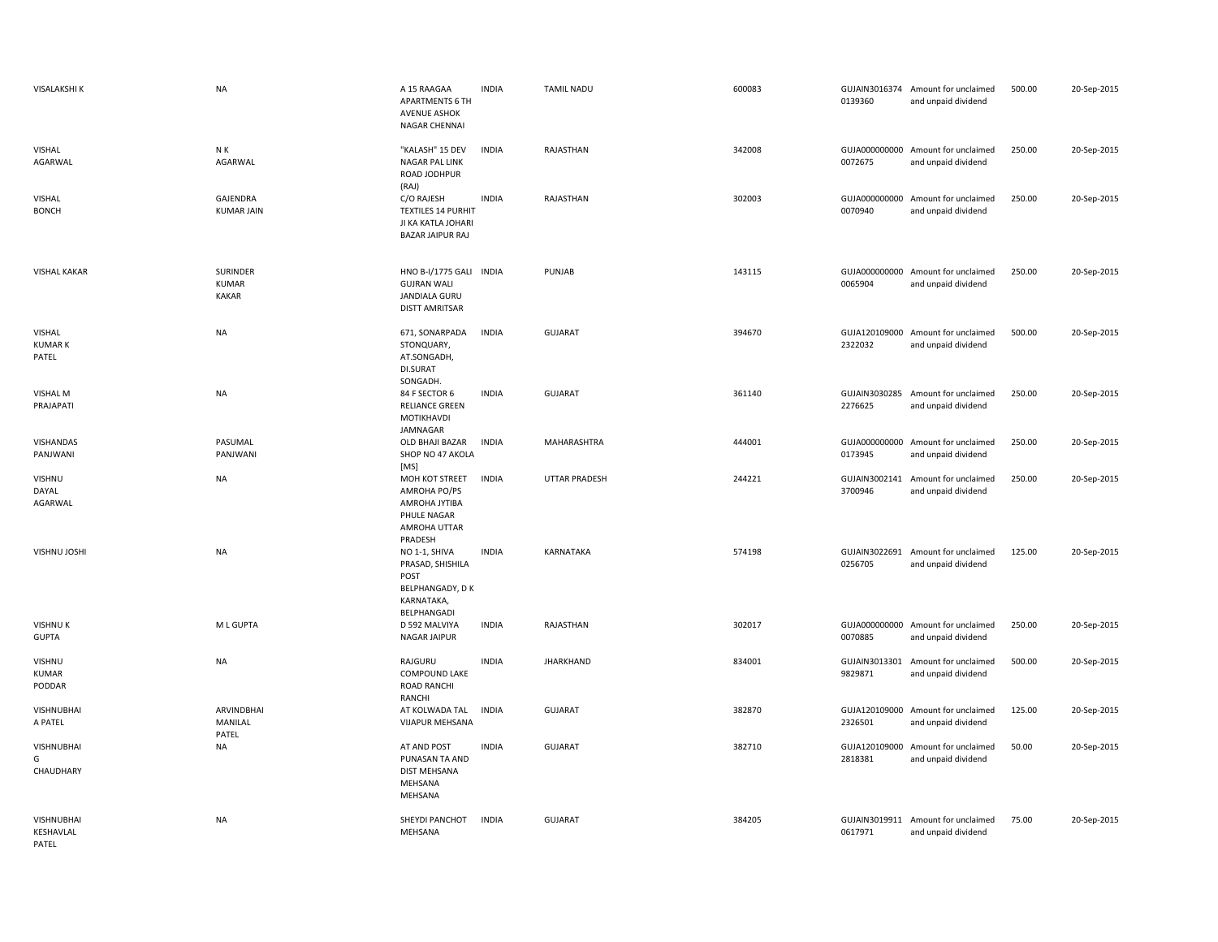| | | | | | | | | | |
|---|---|---|---|---|---|---|---|---|---|
| VISALAKSHI K | NA | A 15 RAAGAA APARTMENTS 6 TH AVENUE ASHOK NAGAR CHENNAI | INDIA | TAMIL NADU | 600083 | GUJAIN3016374 0139360 | Amount for unclaimed and unpaid dividend | 500.00 | 20-Sep-2015 |
| VISHAL AGARWAL | N K AGARWAL | "KALASH" 15 DEV NAGAR PAL LINK ROAD JODHPUR (RAJ) | INDIA | RAJASTHAN | 342008 | GUJA000000000 0072675 | Amount for unclaimed and unpaid dividend | 250.00 | 20-Sep-2015 |
| VISHAL BONCH | GAJENDRA KUMAR JAIN | C/O RAJESH TEXTILES 14 PURHIT JI KA KATLA JOHARI BAZAR JAIPUR RAJ | INDIA | RAJASTHAN | 302003 | GUJA000000000 0070940 | Amount for unclaimed and unpaid dividend | 250.00 | 20-Sep-2015 |
| VISHAL KAKAR | SURINDER KUMAR KAKAR | HNO B-I/1775 GALI GUJRAN WALI JANDIALA GURU DISTT AMRITSAR | INDIA | PUNJAB | 143115 | GUJA000000000 0065904 | Amount for unclaimed and unpaid dividend | 250.00 | 20-Sep-2015 |
| VISHAL KUMAR K PATEL | NA | 671, SONARPADA STONQUARY, AT.SONGADH, DI.SURAT SONGADH. | INDIA | GUJARAT | 394670 | GUJA120109000 2322032 | Amount for unclaimed and unpaid dividend | 500.00 | 20-Sep-2015 |
| VISHAL M PRAJAPATI | NA | 84 F SECTOR 6 RELIANCE GREEN MOTIKHAVDI JAMNAGAR | INDIA | GUJARAT | 361140 | GUJAIN3030285 2276625 | Amount for unclaimed and unpaid dividend | 250.00 | 20-Sep-2015 |
| VISHANDAS PANJWANI | PASUMAL PANJWANI | OLD BHAJI BAZAR SHOP NO 47 AKOLA [MS] | INDIA | MAHARASHTRA | 444001 | GUJA000000000 0173945 | Amount for unclaimed and unpaid dividend | 250.00 | 20-Sep-2015 |
| VISHNU DAYAL AGARWAL | NA | MOH KOT STREET AMROHA PO/PS AMROHA JYTIBA PHULE NAGAR AMROHA UTTAR PRADESH | INDIA | UTTAR PRADESH | 244221 | GUJAIN3002141 3700946 | Amount for unclaimed and unpaid dividend | 250.00 | 20-Sep-2015 |
| VISHNU JOSHI | NA | NO 1-1, SHIVA PRASAD, SHISHILA POST BELPHANGADY, D K KARNATAKA, BELPHANGADI | INDIA | KARNATAKA | 574198 | GUJAIN3022691 0256705 | Amount for unclaimed and unpaid dividend | 125.00 | 20-Sep-2015 |
| VISHNU K GUPTA | M L GUPTA | D 592 MALVIYA NAGAR JAIPUR | INDIA | RAJASTHAN | 302017 | GUJA000000000 0070885 | Amount for unclaimed and unpaid dividend | 250.00 | 20-Sep-2015 |
| VISHNU KUMAR PODDAR | NA | RAJGURU COMPOUND LAKE ROAD RANCHI RANCHI | INDIA | JHARKHAND | 834001 | GUJAIN3013301 9829871 | Amount for unclaimed and unpaid dividend | 500.00 | 20-Sep-2015 |
| VISHNUBHAI A PATEL | ARVINDBHAI MANILAL PATEL | AT KOLWADA TAL VIJAPUR MEHSANA | INDIA | GUJARAT | 382870 | GUJA120109000 2326501 | Amount for unclaimed and unpaid dividend | 125.00 | 20-Sep-2015 |
| VISHNUBHAI G CHAUDHARY | NA | AT AND POST PUNASAN TA AND DIST MEHSANA MEHSANA MEHSANA | INDIA | GUJARAT | 382710 | GUJA120109000 2818381 | Amount for unclaimed and unpaid dividend | 50.00 | 20-Sep-2015 |
| VISHNUBHAI KESHAVLAL PATEL | NA | SHEYDI PANCHOT MEHSANA | INDIA | GUJARAT | 384205 | GUJAIN3019911 0617971 | Amount for unclaimed and unpaid dividend | 75.00 | 20-Sep-2015 |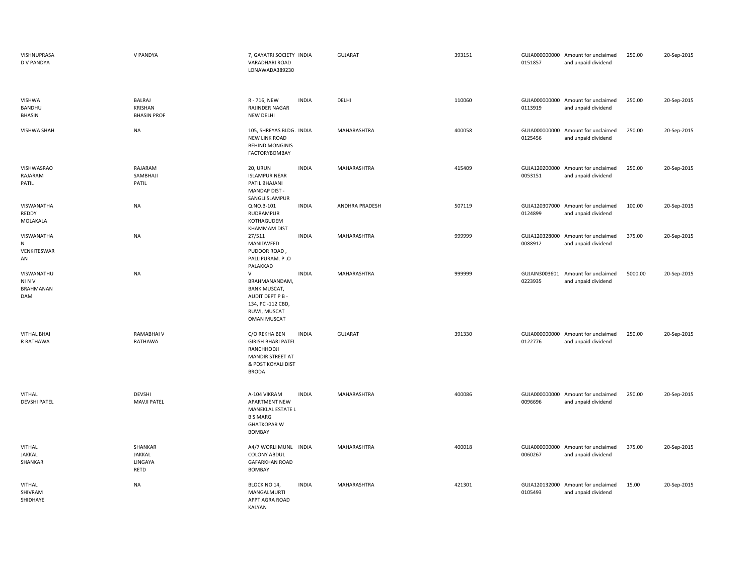| | | | | | | | | | |
|---|---|---|---|---|---|---|---|---|---|
| VISHNUPRASA D V PANDYA | V PANDYA | 7, GAYATRI SOCIETY VARADHARI ROAD LONAWADA389230 | INDIA | GUJARAT | 393151 | GUJA000000000 0151857 | Amount for unclaimed and unpaid dividend | 250.00 | 20-Sep-2015 |
| VISHWA BANDHU BHASIN | BALRAJ KRISHAN BHASIN PROF | R - 716, NEW RAJINDER NAGAR NEW DELHI | INDIA | DELHI | 110060 | GUJA000000000 0113919 | Amount for unclaimed and unpaid dividend | 250.00 | 20-Sep-2015 |
| VISHWA SHAH | NA | 105, SHREYAS BLDG. NEW LINK ROAD BEHIND MONGINIS FACTORYBOMBAY | INDIA | MAHARASHTRA | 400058 | GUJA000000000 0125456 | Amount for unclaimed and unpaid dividend | 250.00 | 20-Sep-2015 |
| VISHWASRAO RAJARAM PATIL | RAJARAM SAMBHAJI PATIL | 20, URUN ISLAMPUR NEAR PATIL BHAJANI MANDAP DIST - SANGLIISLAMPUR | INDIA | MAHARASHTRA | 415409 | GUJA120200000 0053151 | Amount for unclaimed and unpaid dividend | 250.00 | 20-Sep-2015 |
| VISWANATHA REDDY MOLAKALA | NA | Q.NO.B-101 RUDRAMPUR KOTHAGUDEM KHAMMAM DIST | INDIA | ANDHRA PRADESH | 507119 | GUJA120307000 0124899 | Amount for unclaimed and unpaid dividend | 100.00 | 20-Sep-2015 |
| VISWANATHA N VENKITESWAR AN | NA | 27/511 MANIDWEED PUDOOR ROAD , PALLIPURAM. P .O PALAKKAD | INDIA | MAHARASHTRA | 999999 | GUJA120328000 0088912 | Amount for unclaimed and unpaid dividend | 375.00 | 20-Sep-2015 |
| VISWANATHU NI N V BRAHMANAN DAM | NA | V BRAHMANANDAM, BANK MUSCAT, AUDIT DEPT P B - 134, PC -112 CBD, RUWI, MUSCAT OMAN MUSCAT | INDIA | MAHARASHTRA | 999999 | GUJAIN3003601 0223935 | Amount for unclaimed and unpaid dividend | 5000.00 | 20-Sep-2015 |
| VITHAL BHAI R RATHAWA | RAMABHAI V RATHAWA | C/O REKHA BEN GIRISH BHARI PATEL RANCHHODJI MANDIR STREET AT & POST KOYALI DIST BRODA | INDIA | GUJARAT | 391330 | GUJA000000000 0122776 | Amount for unclaimed and unpaid dividend | 250.00 | 20-Sep-2015 |
| VITHAL DEVSHI PATEL | DEVSHI MAVJI PATEL | A-104 VIKRAM APARTMENT NEW MANEKLAL ESTATE L B S MARG GHATKOPAR W BOMBAY | INDIA | MAHARASHTRA | 400086 | GUJA000000000 0096696 | Amount for unclaimed and unpaid dividend | 250.00 | 20-Sep-2015 |
| VITHAL JAKKAL SHANKAR | SHANKAR JAKKAL LINGAYA RETD | A4/7 WORLI MUNL COLONY ABDUL GAFARKHAN ROAD BOMBAY | INDIA | MAHARASHTRA | 400018 | GUJA000000000 0060267 | Amount for unclaimed and unpaid dividend | 375.00 | 20-Sep-2015 |
| VITHAL SHIVRAM SHIDHAYE | NA | BLOCK NO 14, MANGALMURTI APPT AGRA ROAD KALYAN | INDIA | MAHARASHTRA | 421301 | GUJA120132000 0105493 | Amount for unclaimed and unpaid dividend | 15.00 | 20-Sep-2015 |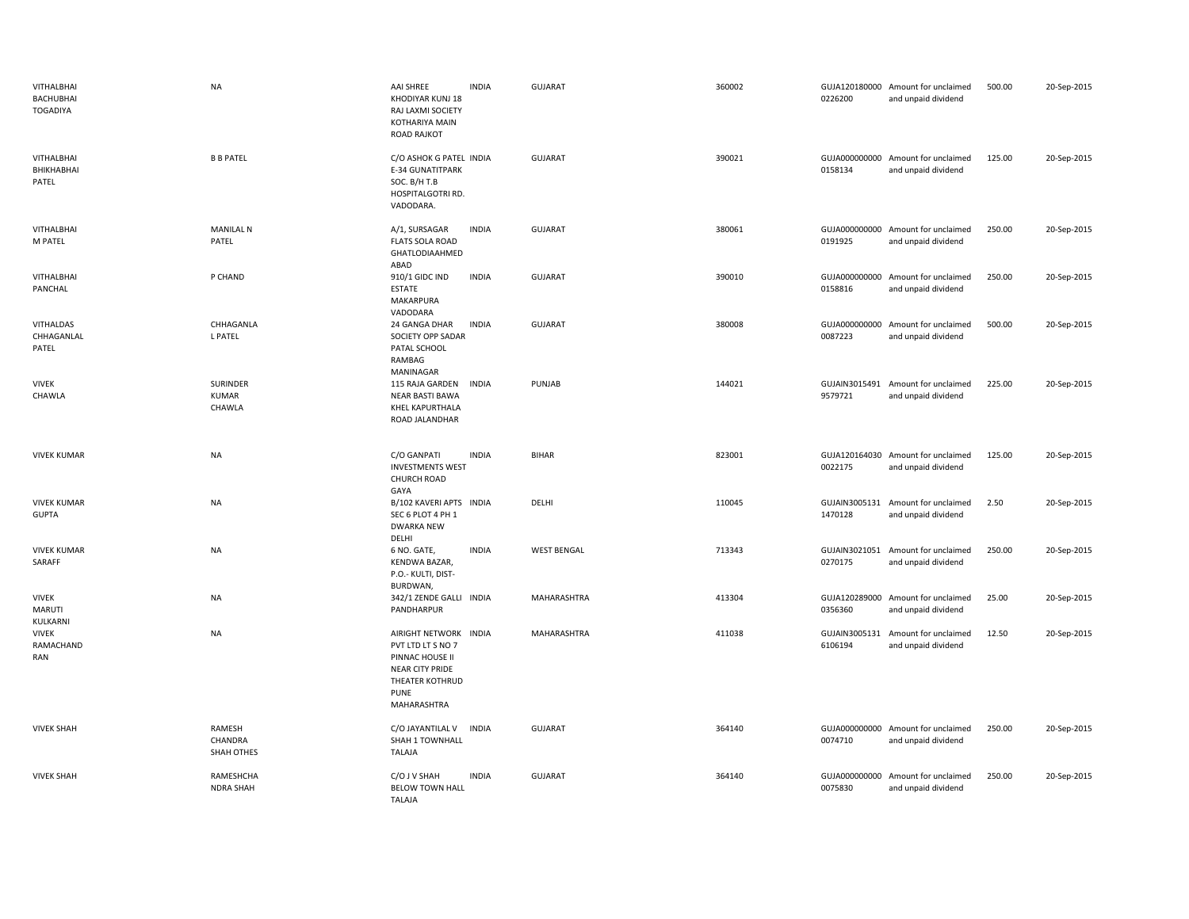| | | | | | | | | | |
|---|---|---|---|---|---|---|---|---|---|
| VITHALBHAI BACHUBHAI TOGADIYA | NA | AAI SHREE KHODIYAR KUNJ 18 RAJ LAXMI SOCIETY KOTHARIYA MAIN ROAD RAJKOT | INDIA | GUJARAT | 360002 | GUJA120180000 0226200 | Amount for unclaimed and unpaid dividend | 500.00 | 20-Sep-2015 |
| VITHALBHAI BHIKHABHAI PATEL | B B PATEL | C/O ASHOK G PATEL E-34 GUNATITPARK SOC. B/H T.B HOSPITALGOTRI RD. VADODARA. | INDIA | GUJARAT | 390021 | GUJA000000000 0158134 | Amount for unclaimed and unpaid dividend | 125.00 | 20-Sep-2015 |
| VITHALBHAI M PATEL | MANILAL N PATEL | A/1, SURSAGAR FLATS SOLA ROAD GHATLODIAAHMED ABAD | INDIA | GUJARAT | 380061 | GUJA000000000 0191925 | Amount for unclaimed and unpaid dividend | 250.00 | 20-Sep-2015 |
| VITHALBHAI PANCHAL | P CHAND | 910/1 GIDC IND ESTATE MAKARPURA VADODARA | INDIA | GUJARAT | 390010 | GUJA000000000 0158816 | Amount for unclaimed and unpaid dividend | 250.00 | 20-Sep-2015 |
| VITHALDAS CHHAGANLAL PATEL | CHHAGANLA L PATEL | 24 GANGA DHAR SOCIETY OPP SADAR PATAL SCHOOL RAMBAG MANINAGAR | INDIA | GUJARAT | 380008 | GUJA000000000 0087223 | Amount for unclaimed and unpaid dividend | 500.00 | 20-Sep-2015 |
| VIVEK CHAWLA | SURINDER KUMAR CHAWLA | 115 RAJA GARDEN NEAR BASTI BAWA KHEL KAPURTHALA ROAD JALANDHAR | INDIA | PUNJAB | 144021 | GUJAIN3015491 9579721 | Amount for unclaimed and unpaid dividend | 225.00 | 20-Sep-2015 |
| VIVEK KUMAR | NA | C/O GANPATI INVESTMENTS WEST CHURCH ROAD GAYA | INDIA | BIHAR | 823001 | GUJA120164030 0022175 | Amount for unclaimed and unpaid dividend | 125.00 | 20-Sep-2015 |
| VIVEK KUMAR GUPTA | NA | B/102 KAVERI APTS SEC 6 PLOT 4 PH 1 DWARKA NEW DELHI | INDIA | DELHI | 110045 | GUJAIN3005131 1470128 | Amount for unclaimed and unpaid dividend | 2.50 | 20-Sep-2015 |
| VIVEK KUMAR SARAFF | NA | 6 NO. GATE, KENDWA BAZAR, P.O.- KULTI, DIST- BURDWAN, | INDIA | WEST BENGAL | 713343 | GUJAIN3021051 0270175 | Amount for unclaimed and unpaid dividend | 250.00 | 20-Sep-2015 |
| VIVEK MARUTI KULKARNI | NA | 342/1 ZENDE GALLI PANDHARPUR | INDIA | MAHARASHTRA | 413304 | GUJA120289000 0356360 | Amount for unclaimed and unpaid dividend | 25.00 | 20-Sep-2015 |
| VIVEK RAMACHAND RAN | NA | AIRIGHT NETWORK PVT LTD LT S NO 7 PINNAC HOUSE II NEAR CITY PRIDE THEATER KOTHRUD PUNE MAHARASHTRA | INDIA | MAHARASHTRA | 411038 | GUJAIN3005131 6106194 | Amount for unclaimed and unpaid dividend | 12.50 | 20-Sep-2015 |
| VIVEK SHAH | RAMESH CHANDRA SHAH OTHES | C/O JAYANTILAL V SHAH 1 TOWNHALL TALAJA | INDIA | GUJARAT | 364140 | GUJA000000000 0074710 | Amount for unclaimed and unpaid dividend | 250.00 | 20-Sep-2015 |
| VIVEK SHAH | RAMESHCHA NDRA SHAH | C/O J V SHAH BELOW TOWN HALL TALAJA | INDIA | GUJARAT | 364140 | GUJA000000000 0075830 | Amount for unclaimed and unpaid dividend | 250.00 | 20-Sep-2015 |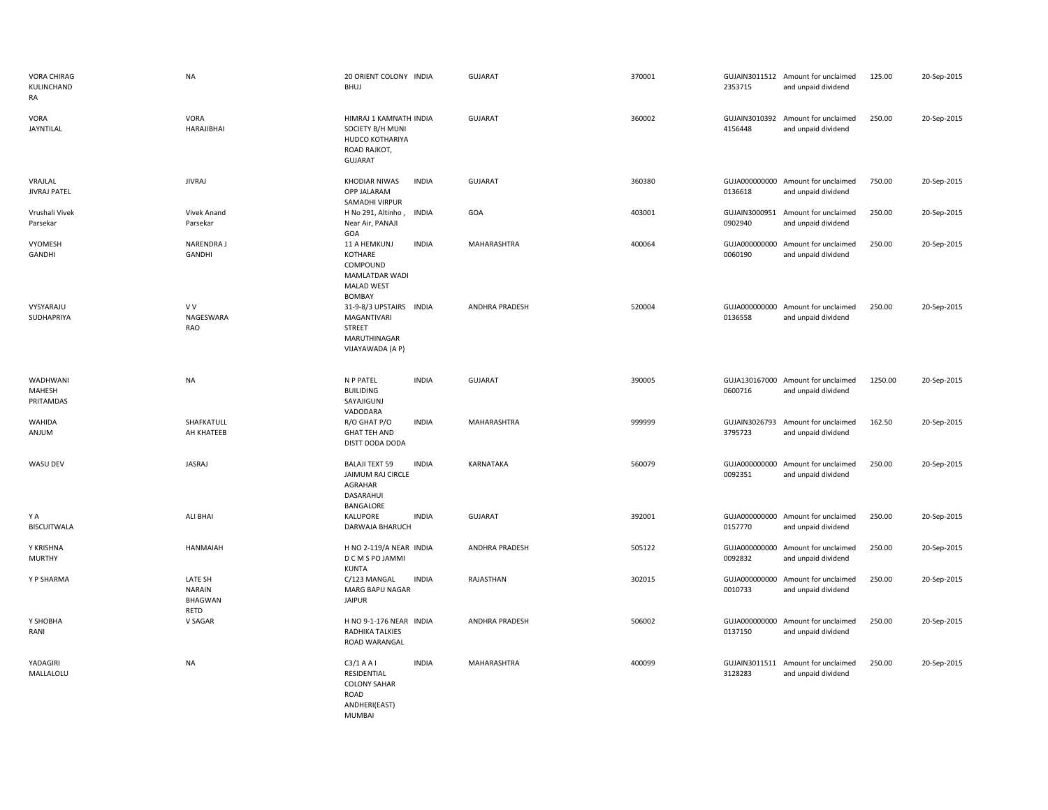| | | | | | | | | | |
|---|---|---|---|---|---|---|---|---|---|
| VORA CHIRAG KULINCHAND RA | NA | 20 ORIENT COLONY BHUJ | INDIA | GUJARAT | 370001 | GUJAIN3011512 2353715 | Amount for unclaimed and unpaid dividend | 125.00 | 20-Sep-2015 |
| VORA JAYNTILAL | VORA HARAJIBHAI | HIMRAJ 1 KAMNATH SOCIETY B/H MUNI HUDCO KOTHARIYA ROAD RAJKOT, GUJARAT | INDIA | GUJARAT | 360002 | GUJAIN3010392 4156448 | Amount for unclaimed and unpaid dividend | 250.00 | 20-Sep-2015 |
| VRAJLAL JIVRAJ PATEL | JIVRAJ | KHODIAR NIWAS OPP JALARAM SAMADHI VIRPUR | INDIA | GUJARAT | 360380 | GUJA000000000 0136618 | Amount for unclaimed and unpaid dividend | 750.00 | 20-Sep-2015 |
| Vrushali Vivek Parsekar | Vivek Anand Parsekar | H No 291, Altinho , Near Air, PANAJI GOA | INDIA | GOA | 403001 | GUJAIN3000951 0902940 | Amount for unclaimed and unpaid dividend | 250.00 | 20-Sep-2015 |
| VYOMESH GANDHI | NARENDRA J GANDHI | 11 A HEMKUNJ KOTHARE COMPOUND MAMLATDAR WADI MALAD WEST BOMBAY | INDIA | MAHARASHTRA | 400064 | GUJA000000000 0060190 | Amount for unclaimed and unpaid dividend | 250.00 | 20-Sep-2015 |
| VYSYARAJU SUDHAPRIYA | V V NAGESWARA RAO | 31-9-8/3 UPSTAIRS MAGANTIVARI STREET MARUTHINAGAR VIJAYAWADA (A P) | INDIA | ANDHRA PRADESH | 520004 | GUJA000000000 0136558 | Amount for unclaimed and unpaid dividend | 250.00 | 20-Sep-2015 |
| WADHWANI MAHESH PRITAMDAS | NA | N P PATEL BUILIDING SAYAJIGUNJ VADODARA | INDIA | GUJARAT | 390005 | GUJA130167000 0600716 | Amount for unclaimed and unpaid dividend | 1250.00 | 20-Sep-2015 |
| WAHIDA ANJUM | SHAFKATULL AH KHATEEB | R/O GHAT P/O GHAT TEH AND DISTT DODA DODA | INDIA | MAHARASHTRA | 999999 | GUJAIN3026793 3795723 | Amount for unclaimed and unpaid dividend | 162.50 | 20-Sep-2015 |
| WASU DEV | JASRAJ | BALAJI TEXT 59 JAIMUM RAJ CIRCLE AGRAHAR DASARAHUI BANGALORE | INDIA | KARNATAKA | 560079 | GUJA000000000 0092351 | Amount for unclaimed and unpaid dividend | 250.00 | 20-Sep-2015 |
| Y A BISCUITWALA | ALI BHAI | KALUPORE DARWAJA BHARUCH | INDIA | GUJARAT | 392001 | GUJA000000000 0157770 | Amount for unclaimed and unpaid dividend | 250.00 | 20-Sep-2015 |
| Y KRISHNA MURTHY | HANMAIAH | H NO 2-119/A NEAR D C M S PO JAMMI KUNTA | INDIA | ANDHRA PRADESH | 505122 | GUJA000000000 0092832 | Amount for unclaimed and unpaid dividend | 250.00 | 20-Sep-2015 |
| Y P SHARMA | LATE SH NARAIN BHAGWAN RETD | C/123 MANGAL MARG BAPU NAGAR JAIPUR | INDIA | RAJASTHAN | 302015 | GUJA000000000 0010733 | Amount for unclaimed and unpaid dividend | 250.00 | 20-Sep-2015 |
| Y SHOBHA RANI | V SAGAR | H NO 9-1-176 NEAR RADHIKA TALKIES ROAD WARANGAL | INDIA | ANDHRA PRADESH | 506002 | GUJA000000000 0137150 | Amount for unclaimed and unpaid dividend | 250.00 | 20-Sep-2015 |
| YADAGIRI MALLALOLU | NA | C3/1 A A I RESIDENTIAL COLONY SAHAR ROAD ANDHERI(EAST) MUMBAI | INDIA | MAHARASHTRA | 400099 | GUJAIN3011511 3128283 | Amount for unclaimed and unpaid dividend | 250.00 | 20-Sep-2015 |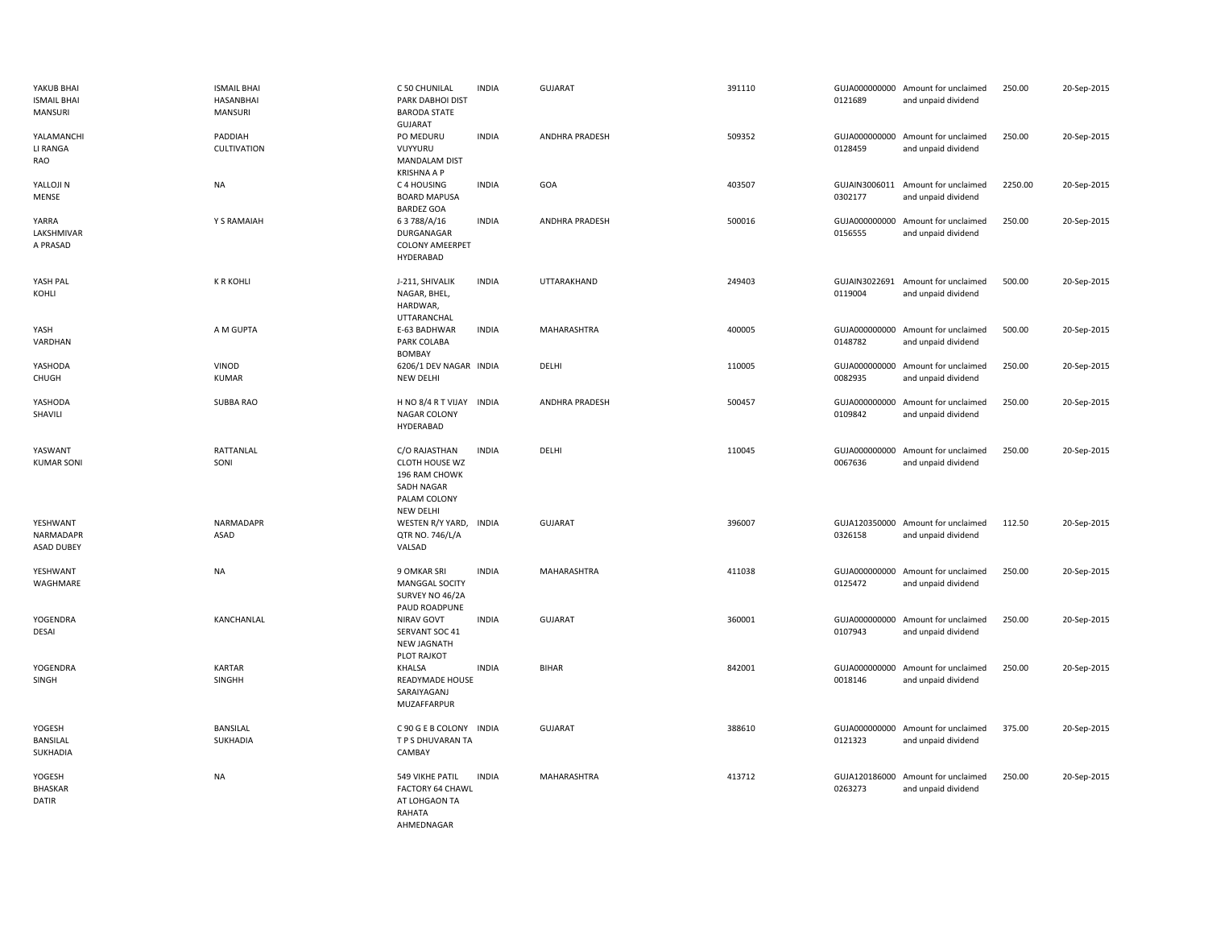| | | | | | | | | | |
|---|---|---|---|---|---|---|---|---|---|
| YAKUB BHAI ISMAIL BHAI MANSURI | ISMAIL BHAI HASANBHAI MANSURI | C 50 CHUNILAL PARK DABHOI DIST BARODA STATE GUJARAT | INDIA | GUJARAT | 391110 | GUJA000000000 0121689 | Amount for unclaimed and unpaid dividend | 250.00 | 20-Sep-2015 |
| YALAMANCHI LI RANGA RAO | PADDIAH CULTIVATION | PO MEDURU VUYYURU MANDALAM DIST KRISHNA A P | INDIA | ANDHRA PRADESH | 509352 | GUJA000000000 0128459 | Amount for unclaimed and unpaid dividend | 250.00 | 20-Sep-2015 |
| YALLOJI N MENSE | NA | C 4 HOUSING BOARD MAPUSA BARDEZ GOA | INDIA | GOA | 403507 | GUJAIN3006011 0302177 | Amount for unclaimed and unpaid dividend | 2250.00 | 20-Sep-2015 |
| YARRA LAKSHMIVAR A PRASAD | Y S RAMAIAH | 6 3 788/A/16 DURGANAGAR COLONY AMEERPET HYDERABAD | INDIA | ANDHRA PRADESH | 500016 | GUJA000000000 0156555 | Amount for unclaimed and unpaid dividend | 250.00 | 20-Sep-2015 |
| YASH PAL KOHLI | K R KOHLI | J-211, SHIVALIK NAGAR, BHEL, HARDWAR, UTTARANCHAL | INDIA | UTTARAKHAND | 249403 | GUJAIN3022691 0119004 | Amount for unclaimed and unpaid dividend | 500.00 | 20-Sep-2015 |
| YASH VARDHAN | A M GUPTA | E-63 BADHWAR PARK COLABA BOMBAY | INDIA | MAHARASHTRA | 400005 | GUJA000000000 0148782 | Amount for unclaimed and unpaid dividend | 500.00 | 20-Sep-2015 |
| YASHODA CHUGH | VINOD KUMAR | 6206/1 DEV NAGAR NEW DELHI | INDIA | DELHI | 110005 | GUJA000000000 0082935 | Amount for unclaimed and unpaid dividend | 250.00 | 20-Sep-2015 |
| YASHODA SHAVILI | SUBBA RAO | H NO 8/4 R T VIJAY NAGAR COLONY HYDERABAD | INDIA | ANDHRA PRADESH | 500457 | GUJA000000000 0109842 | Amount for unclaimed and unpaid dividend | 250.00 | 20-Sep-2015 |
| YASWANT KUMAR SONI | RATTANLAL SONI | C/O RAJASTHAN CLOTH HOUSE WZ 196 RAM CHOWK SADH NAGAR PALAM COLONY NEW DELHI | INDIA | DELHI | 110045 | GUJA000000000 0067636 | Amount for unclaimed and unpaid dividend | 250.00 | 20-Sep-2015 |
| YESHWANT NARMADAPR ASAD DUBEY | NARMADAPR ASAD | WESTEN R/Y YARD, QTR NO. 746/L/A VALSAD | INDIA | GUJARAT | 396007 | GUJA120350000 0326158 | Amount for unclaimed and unpaid dividend | 112.50 | 20-Sep-2015 |
| YESHWANT WAGHMARE | NA | 9 OMKAR SRI MANGGAL SOCITY SURVEY NO 46/2A PAUD ROADPUNE | INDIA | MAHARASHTRA | 411038 | GUJA000000000 0125472 | Amount for unclaimed and unpaid dividend | 250.00 | 20-Sep-2015 |
| YOGENDRA DESAI | KANCHANLAL | NIRAV GOVT SERVANT SOC 41 NEW JAGNATH PLOT RAJKOT | INDIA | GUJARAT | 360001 | GUJA000000000 0107943 | Amount for unclaimed and unpaid dividend | 250.00 | 20-Sep-2015 |
| YOGENDRA SINGH | KARTAR SINGHH | KHALSA READYMADE HOUSE SARAIYAGANJ MUZAFFARPUR | INDIA | BIHAR | 842001 | GUJA000000000 0018146 | Amount for unclaimed and unpaid dividend | 250.00 | 20-Sep-2015 |
| YOGESH BANSILAL SUKHADIA | BANSILAL SUKHADIA | C 90 G E B COLONY T P S DHUVARAN TA CAMBAY | INDIA | GUJARAT | 388610 | GUJA000000000 0121323 | Amount for unclaimed and unpaid dividend | 375.00 | 20-Sep-2015 |
| YOGESH BHASKAR DATIR | NA | 549 VIKHE PATIL FACTORY 64 CHAWL AT LOHGAON TA RAHATA AHMEDNAGAR | INDIA | MAHARASHTRA | 413712 | GUJA120186000 0263273 | Amount for unclaimed and unpaid dividend | 250.00 | 20-Sep-2015 |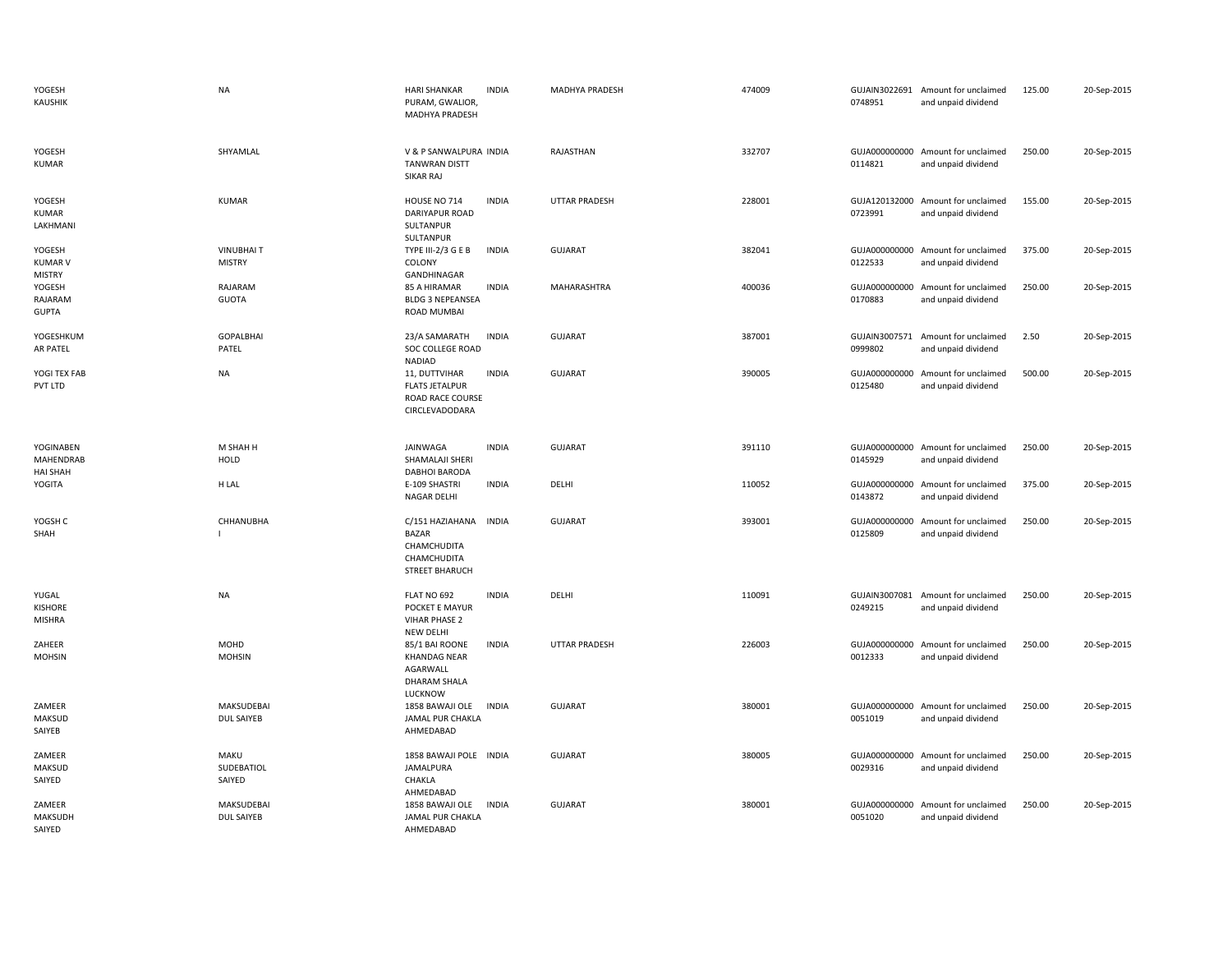| | | | | | | | | | |
|---|---|---|---|---|---|---|---|---|---|
| YOGESH KAUSHIK | NA | HARI SHANKAR PURAM, GWALIOR, MADHYA PRADESH | INDIA | MADHYA PRADESH | 474009 | GUJAIN3022691 0748951 | Amount for unclaimed and unpaid dividend | 125.00 | 20-Sep-2015 |
| YOGESH KUMAR | SHYAMLAL | V & P SANWALPURA TANWRAN DISTT SIKAR RAJ | INDIA | RAJASTHAN | 332707 | GUJA000000000 0114821 | Amount for unclaimed and unpaid dividend | 250.00 | 20-Sep-2015 |
| YOGESH KUMAR LAKHMANI | KUMAR | HOUSE NO 714 DARIYAPUR ROAD SULTANPUR SULTANPUR | INDIA | UTTAR PRADESH | 228001 | GUJA120132000 0723991 | Amount for unclaimed and unpaid dividend | 155.00 | 20-Sep-2015 |
| YOGESH KUMAR V MISTRY | VINUBHAI T MISTRY | TYPE III-2/3 G E B COLONY GANDHINAGAR | INDIA | GUJARAT | 382041 | GUJA000000000 0122533 | Amount for unclaimed and unpaid dividend | 375.00 | 20-Sep-2015 |
| YOGESH RAJARAM GUPTA | RAJARAM GUOTA | 85 A HIRAMAR BLDG 3 NEPEANSEA ROAD MUMBAI | INDIA | MAHARASHTRA | 400036 | GUJA000000000 0170883 | Amount for unclaimed and unpaid dividend | 250.00 | 20-Sep-2015 |
| YOGESHKUM AR PATEL | GOPALBHAI PATEL | 23/A SAMARATH SOC COLLEGE ROAD NADIAD | INDIA | GUJARAT | 387001 | GUJAIN3007571 0999802 | Amount for unclaimed and unpaid dividend | 2.50 | 20-Sep-2015 |
| YOGI TEX FAB PVT LTD | NA | 11, DUTTVIHAR FLATS JETALPUR ROAD RACE COURSE CIRCLEVADODARA | INDIA | GUJARAT | 390005 | GUJA000000000 0125480 | Amount for unclaimed and unpaid dividend | 500.00 | 20-Sep-2015 |
| YOGINABEN MAHENDRAB HAI SHAH | M SHAH H HOLD | JAINWAGA SHAMALAJI SHERI DABHOI BARODA | INDIA | GUJARAT | 391110 | GUJA000000000 0145929 | Amount for unclaimed and unpaid dividend | 250.00 | 20-Sep-2015 |
| YOGITA | H LAL | E-109 SHASTRI NAGAR DELHI | INDIA | DELHI | 110052 | GUJA000000000 0143872 | Amount for unclaimed and unpaid dividend | 375.00 | 20-Sep-2015 |
| YOGSH C SHAH | CHHANUBHA I | C/151 HAZIAHANA BAZAR CHAMCHUDITA CHAMCHUDITA STREET BHARUCH | INDIA | GUJARAT | 393001 | GUJA000000000 0125809 | Amount for unclaimed and unpaid dividend | 250.00 | 20-Sep-2015 |
| YUGAL KISHORE MISHRA | NA | FLAT NO 692 POCKET E MAYUR VIHAR PHASE 2 NEW DELHI | INDIA | DELHI | 110091 | GUJAIN3007081 0249215 | Amount for unclaimed and unpaid dividend | 250.00 | 20-Sep-2015 |
| ZAHEER MOHSIN | MOHD MOHSIN | 85/1 BAI ROONE KHANDAG NEAR AGARWALL DHARAM SHALA LUCKNOW | INDIA | UTTAR PRADESH | 226003 | GUJA000000000 0012333 | Amount for unclaimed and unpaid dividend | 250.00 | 20-Sep-2015 |
| ZAMEER MAKSUD SAIYEB | MAKSUDEBAI DUL SAIYEB | 1858 BAWAJI OLE JAMAL PUR CHAKLA AHMEDABAD | INDIA | GUJARAT | 380001 | GUJA000000000 0051019 | Amount for unclaimed and unpaid dividend | 250.00 | 20-Sep-2015 |
| ZAMEER MAKSUD SAIYED | MAKU SUDEBATIOL SAIYED | 1858 BAWAJI POLE JAMALPURA CHAKLA AHMEDABAD | INDIA | GUJARAT | 380005 | GUJA000000000 0029316 | Amount for unclaimed and unpaid dividend | 250.00 | 20-Sep-2015 |
| ZAMEER MAKSUDH SAIYED | MAKSUDEBAI DUL SAIYEB | 1858 BAWAJI OLE JAMAL PUR CHAKLA AHMEDABAD | INDIA | GUJARAT | 380001 | GUJA000000000 0051020 | Amount for unclaimed and unpaid dividend | 250.00 | 20-Sep-2015 |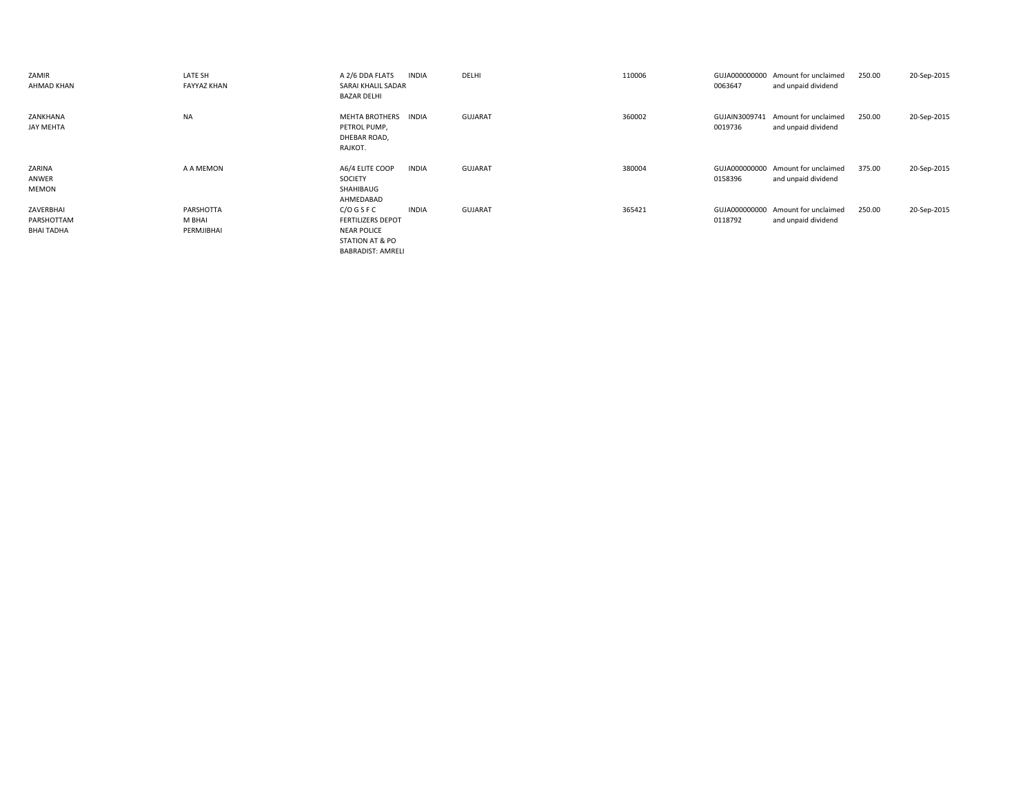| | | | | | | | | | |
|---|---|---|---|---|---|---|---|---|---|
| ZAMIR AHMAD KHAN | LATE SH FAYYAZ KHAN | A 2/6 DDA FLATS SARAI KHALIL SADAR BAZAR DELHI | INDIA | DELHI | 110006 | GUJA000000000 0063647 | Amount for unclaimed and unpaid dividend | 250.00 | 20-Sep-2015 |
| ZANKHANA JAY MEHTA | NA | MEHTA BROTHERS PETROL PUMP, DHEBAR ROAD, RAJKOT. | INDIA | GUJARAT | 360002 | GUJAIN3009741 0019736 | Amount for unclaimed and unpaid dividend | 250.00 | 20-Sep-2015 |
| ZARINA ANWER MEMON | A A MEMON | A6/4 ELITE COOP SOCIETY SHAHIBAUG AHMEDABAD | INDIA | GUJARAT | 380004 | GUJA000000000 0158396 | Amount for unclaimed and unpaid dividend | 375.00 | 20-Sep-2015 |
| ZAVERBHAI PARSHOTTAM BHAI TADHA | PARSHOTTA M BHAI PERMJIBHAI | C/O G S F C FERTILIZERS DEPOT NEAR POLICE STATION AT & PO BABRADIST: AMRELI | INDIA | GUJARAT | 365421 | GUJA000000000 0118792 | Amount for unclaimed and unpaid dividend | 250.00 | 20-Sep-2015 |